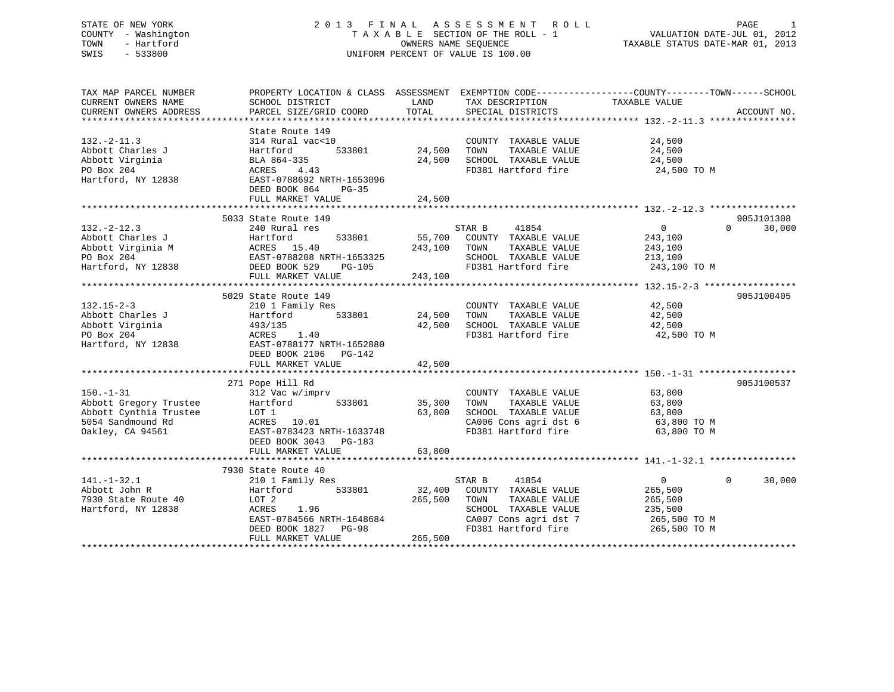STATE OF NEW YORK
COUNTY - Washington
TOWN - Hartford
SWIS - 533800

# 2013 FINAL ASSESSMENT ROLL

TAXABLE SECTION OF THE ROLL - 1
OWNERS NAME SEQUENCE
UNIFORM PERCENT OF VALUE IS 100.00

VALUATION DATE-JUL 01, 2012
TAXABLE STATUS DATE-MAR 01, 2013

| TAX MAP PARCEL NUMBER / CURRENT OWNERS NAME / CURRENT OWNERS ADDRESS | PROPERTY LOCATION & CLASS / SCHOOL DISTRICT / PARCEL SIZE/GRID COORD | ASSESSMENT LAND / TOTAL | EXEMPTION CODE / TAX DESCRIPTION / SPECIAL DISTRICTS | COUNTY TAXABLE VALUE | TOWN | SCHOOL | ACCOUNT NO. |
|---|---|---|---|---|---|---|---|
| **132.-2-11.3** | State Route 149 | | | | | | |
| 132.-2-11.3 | 314 Rural vac<10 | | COUNTY TAXABLE VALUE | 24,500 | | | |
| Abbott Charles J | Hartford 533801 | 24,500 | TOWN TAXABLE VALUE | 24,500 | | | |
| Abbott Virginia | BLA 864-335 | 24,500 | SCHOOL TAXABLE VALUE | 24,500 | | | |
| PO Box 204 | ACRES 4.43 | | FD381 Hartford fire | 24,500 TO M | | | |
| Hartford, NY 12838 | EAST-0788692 NRTH-1653096 | | | | | | |
| | DEED BOOK 864 PG-35 | | | | | | |
| | FULL MARKET VALUE | 24,500 | | | | | |
| **132.-2-12.3** | 5033 State Route 149 | | | | | | 905J101308 |
| 132.-2-12.3 | 240 Rural res | | STAR B 41854 | 0 | 0 | 30,000 | |
| Abbott Charles J | Hartford 533801 | 55,700 | COUNTY TAXABLE VALUE | 243,100 | | | |
| Abbott Virginia M | ACRES 15.40 | 243,100 | TOWN TAXABLE VALUE | 243,100 | | | |
| PO Box 204 | EAST-0788208 NRTH-1653325 | | SCHOOL TAXABLE VALUE | 213,100 | | | |
| Hartford, NY 12838 | DEED BOOK 529 PG-105 | | FD381 Hartford fire | 243,100 TO M | | | |
| | FULL MARKET VALUE | 243,100 | | | | | |
| **132.15-2-3** | 5029 State Route 149 | | | | | | 905J100405 |
| 132.15-2-3 | 210 1 Family Res | | COUNTY TAXABLE VALUE | 42,500 | | | |
| Abbott Charles J | Hartford 533801 | 24,500 | TOWN TAXABLE VALUE | 42,500 | | | |
| Abbott Virginia | 493/135 | 42,500 | SCHOOL TAXABLE VALUE | 42,500 | | | |
| PO Box 204 | ACRES 1.40 | | FD381 Hartford fire | 42,500 TO M | | | |
| Hartford, NY 12838 | EAST-0788177 NRTH-1652880 | | | | | | |
| | DEED BOOK 2106 PG-142 | | | | | | |
| | FULL MARKET VALUE | 42,500 | | | | | |
| **150.-1-31** | 271 Pope Hill Rd | | | | | | 905J100537 |
| 150.-1-31 | 312 Vac w/imprv | | COUNTY TAXABLE VALUE | 63,800 | | | |
| Abbott Gregory Trustee | Hartford 533801 | 35,300 | TOWN TAXABLE VALUE | 63,800 | | | |
| Abbott Cynthia Trustee | LOT 1 | 63,800 | SCHOOL TAXABLE VALUE | 63,800 | | | |
| 5054 Sandmound Rd | ACRES 10.01 | | CA006 Cons agri dst 6 | 63,800 TO M | | | |
| Oakley, CA 94561 | EAST-0783423 NRTH-1633748 | | FD381 Hartford fire | 63,800 TO M | | | |
| | DEED BOOK 3043 PG-183 | | | | | | |
| | FULL MARKET VALUE | 63,800 | | | | | |
| **141.-1-32.1** | 7930 State Route 40 | | | | | | |
| 141.-1-32.1 | 210 1 Family Res | | STAR B 41854 | 0 | 0 | 30,000 | |
| Abbott John R | Hartford 533801 | 32,400 | COUNTY TAXABLE VALUE | 265,500 | | | |
| 7930 State Route 40 | LOT 2 | 265,500 | TOWN TAXABLE VALUE | 265,500 | | | |
| Hartford, NY 12838 | ACRES 1.96 | | SCHOOL TAXABLE VALUE | 235,500 | | | |
| | EAST-0784566 NRTH-1648684 | | CA007 Cons agri dst 7 | 265,500 TO M | | | |
| | DEED BOOK 1827 PG-98 | | FD381 Hartford fire | 265,500 TO M | | | |
| | FULL MARKET VALUE | 265,500 | | | | | |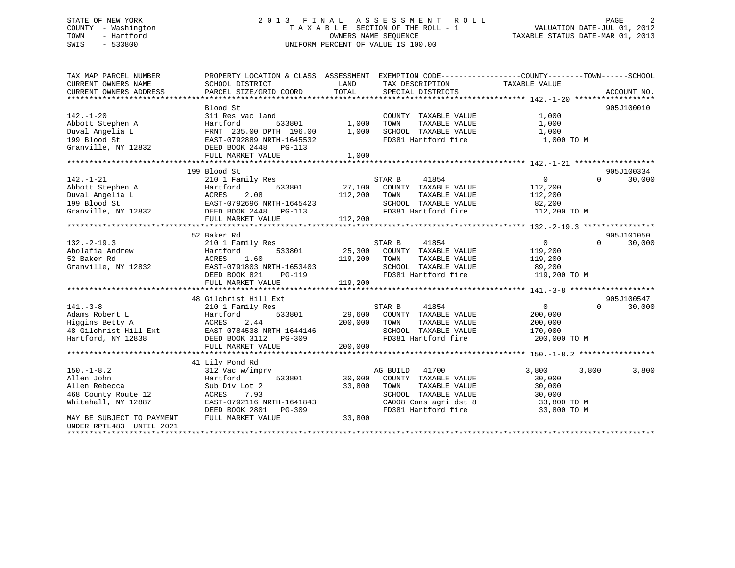STATE OF NEW YORK
COUNTY - Washington
TOWN - Hartford
SWIS - 533800

# 2013 FINAL ASSESSMENT ROLL

TAXABLE SECTION OF THE ROLL - 1
OWNERS NAME SEQUENCE
UNIFORM PERCENT OF VALUE IS 100.00

VALUATION DATE-JUL 01, 2012
TAXABLE STATUS DATE-MAR 01, 2013

```
TAX MAP PARCEL NUMBER          PROPERTY LOCATION & CLASS  ASSESSMENT  EXEMPTION CODE------------------COUNTY--------TOWN------SCHOOL
CURRENT OWNERS NAME            SCHOOL DISTRICT               LAND      TAX DESCRIPTION            TAXABLE VALUE
CURRENT OWNERS ADDRESS         PARCEL SIZE/GRID COORD        TOTAL     SPECIAL DISTRICTS                                    ACCOUNT NO.
******************************************************************************************************* 142.-1-20 ******************
                               Blood St                                                                                905J100010
142.-1-20                      311 Res vac land                        COUNTY  TAXABLE VALUE             1,000
Abbott Stephen A               Hartford          533801        1,000   TOWN    TAXABLE VALUE             1,000
Duval Angelia L                FRNT  235.00 DPTH  196.00       1,000   SCHOOL  TAXABLE VALUE             1,000
199 Blood St                   EAST-0792889 NRTH-1645532               FD381 Hartford fire                1,000 TO M
Granville, NY 12832            DEED BOOK 2448   PG-113
                               FULL MARKET VALUE               1,000
******************************************************************************************************* 142.-1-21 ******************
                               199 Blood St                                                                            905J100334
142.-1-21                      210 1 Family Res                        STAR B     41854                  0             0      30,000
Abbott Stephen A               Hartford          533801       27,100   COUNTY  TAXABLE VALUE           112,200
Duval Angelia L                ACRES     2.08                112,200   TOWN    TAXABLE VALUE           112,200
199 Blood St                   EAST-0792696 NRTH-1645423               SCHOOL  TAXABLE VALUE            82,200
Granville, NY 12832            DEED BOOK 2448   PG-113                 FD381 Hartford fire              112,200 TO M
                               FULL MARKET VALUE             112,200
******************************************************************************************************* 132.-2-19.3 ****************
                               52 Baker Rd                                                                             905J101050
132.-2-19.3                    210 1 Family Res                        STAR B     41854                  0             0      30,000
Abolafia Andrew                Hartford          533801       25,300   COUNTY  TAXABLE VALUE           119,200
52 Baker Rd                    ACRES     1.60                119,200   TOWN    TAXABLE VALUE           119,200
Granville, NY 12832            EAST-0791803 NRTH-1653403               SCHOOL  TAXABLE VALUE            89,200
                               DEED BOOK 821    PG-119                 FD381 Hartford fire              119,200 TO M
                               FULL MARKET VALUE             119,200
******************************************************************************************************* 141.-3-8 *******************
                               48 Gilchrist Hill Ext                                                                   905J100547
141.-3-8                       210 1 Family Res                        STAR B     41854                  0             0      30,000
Adams Robert L                 Hartford          533801       29,600   COUNTY  TAXABLE VALUE           200,000
Higgins Betty A                ACRES     2.44                200,000   TOWN    TAXABLE VALUE           200,000
48 Gilchrist Hill Ext          EAST-0784538 NRTH-1644146               SCHOOL  TAXABLE VALUE           170,000
Hartford, NY 12838             DEED BOOK 3112   PG-309                 FD381 Hartford fire              200,000 TO M
                               FULL MARKET VALUE             200,000
******************************************************************************************************* 150.-1-8.2 *****************
                               41 Lily Pond Rd
150.-1-8.2                     312 Vac w/imprv                         AG BUILD   41700              3,800         3,800       3,800
Allen John                     Hartford          533801       30,000   COUNTY  TAXABLE VALUE            30,000
Allen Rebecca                  Sub Div Lot 2                  33,800   TOWN    TAXABLE VALUE            30,000
468 County Route 12            ACRES     7.93                          SCHOOL  TAXABLE VALUE            30,000
Whitehall, NY 12887            EAST-0792116 NRTH-1641843               CA008 Cons agri dst 8             33,800 TO M
                               DEED BOOK 2801   PG-309                 FD381 Hartford fire               33,800 TO M
MAY BE SUBJECT TO PAYMENT      FULL MARKET VALUE              33,800
UNDER RPTL483  UNTIL 2021
************************************************************************************************************************************
```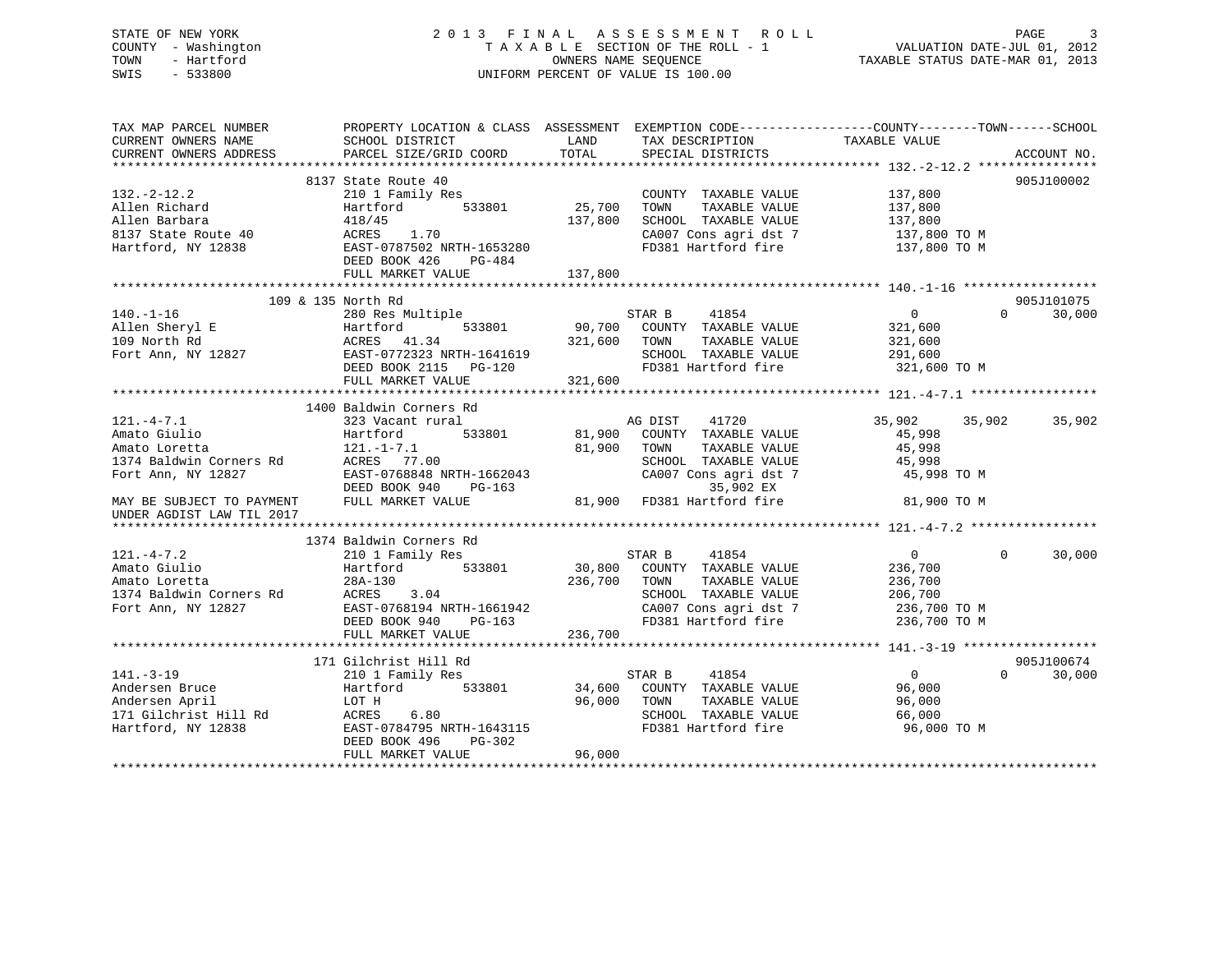STATE OF NEW YORK
COUNTY - Washington
TOWN - Hartford
SWIS - 533800

2013 FINAL ASSESSMENT ROLL
TAXABLE SECTION OF THE ROLL - 1
OWNERS NAME SEQUENCE
UNIFORM PERCENT OF VALUE IS 100.00

VALUATION DATE-JUL 01, 2012
TAXABLE STATUS DATE-MAR 01, 2013

```
TAX MAP PARCEL NUMBER          PROPERTY LOCATION & CLASS  ASSESSMENT  EXEMPTION CODE------------------COUNTY--------TOWN------SCHOOL
CURRENT OWNERS NAME            SCHOOL DISTRICT               LAND       TAX DESCRIPTION             TAXABLE VALUE
CURRENT OWNERS ADDRESS         PARCEL SIZE/GRID COORD        TOTAL      SPECIAL DISTRICTS                                        ACCOUNT NO.
******************************************************************************************************* 132.-2-12.2 ****************
                         8137 State Route 40                                                                                  905J100002
132.-2-12.2                    210 1 Family Res                         COUNTY  TAXABLE VALUE            137,800
Allen Richard                  Hartford        533801        25,700     TOWN    TAXABLE VALUE            137,800
Allen Barbara                  418/45                       137,800     SCHOOL  TAXABLE VALUE            137,800
8137 State Route 40            ACRES    1.70                            CA007 Cons agri dst 7             137,800 TO M
Hartford, NY 12838             EAST-0787502 NRTH-1653280                FD381 Hartford fire               137,800 TO M
                               DEED BOOK 426    PG-484
                               FULL MARKET VALUE            137,800
******************************************************************************************************* 140.-1-16 ******************
                      109 & 135 North Rd                                                                                      905J101075
140.-1-16                      280 Res Multiple                         STAR B     41854                       0             0    30,000
Allen Sheryl E                 Hartford        533801        90,700     COUNTY  TAXABLE VALUE            321,600
109 North Rd                   ACRES   41.34                321,600     TOWN    TAXABLE VALUE            321,600
Fort Ann, NY 12827             EAST-0772323 NRTH-1641619                SCHOOL  TAXABLE VALUE            291,600
                               DEED BOOK 2115   PG-120                  FD381 Hartford fire               321,600 TO M
                               FULL MARKET VALUE            321,600
******************************************************************************************************* 121.-4-7.1 *****************
                         1400 Baldwin Corners Rd
121.-4-7.1                     323 Vacant rural                         AG DIST    41720                  35,902        35,902    35,902
Amato Giulio                   Hartford        533801        81,900     COUNTY  TAXABLE VALUE             45,998
Amato Loretta                  121.-1-7.1                    81,900     TOWN    TAXABLE VALUE             45,998
1374 Baldwin Corners Rd        ACRES   77.00                            SCHOOL  TAXABLE VALUE             45,998
Fort Ann, NY 12827             EAST-0768848 NRTH-1662043                CA007 Cons agri dst 7              45,998 TO M
                               DEED BOOK 940    PG-163                            35,902 EX
MAY BE SUBJECT TO PAYMENT      FULL MARKET VALUE             81,900     FD381 Hartford fire                81,900 TO M
UNDER AGDIST LAW TIL 2017
******************************************************************************************************* 121.-4-7.2 *****************
                         1374 Baldwin Corners Rd
121.-4-7.2                     210 1 Family Res                         STAR B     41854                       0             0    30,000
Amato Giulio                   Hartford        533801        30,800     COUNTY  TAXABLE VALUE            236,700
Amato Loretta                  28A-130                      236,700     TOWN    TAXABLE VALUE            236,700
1374 Baldwin Corners Rd        ACRES    3.04                            SCHOOL  TAXABLE VALUE            206,700
Fort Ann, NY 12827             EAST-0768194 NRTH-1661942                CA007 Cons agri dst 7             236,700 TO M
                               DEED BOOK 940    PG-163                  FD381 Hartford fire               236,700 TO M
                               FULL MARKET VALUE            236,700
******************************************************************************************************* 141.-3-19 ******************
                         171 Gilchrist Hill Rd                                                                                905J100674
141.-3-19                      210 1 Family Res                         STAR B     41854                       0             0    30,000
Andersen Bruce                 Hartford        533801        34,600     COUNTY  TAXABLE VALUE             96,000
Andersen April                 LOT H                         96,000     TOWN    TAXABLE VALUE             96,000
171 Gilchrist Hill Rd          ACRES    6.80                            SCHOOL  TAXABLE VALUE             66,000
Hartford, NY 12838             EAST-0784795 NRTH-1643115                FD381 Hartford fire                96,000 TO M
                               DEED BOOK 496    PG-302
                               FULL MARKET VALUE             96,000
************************************************************************************************************************************
```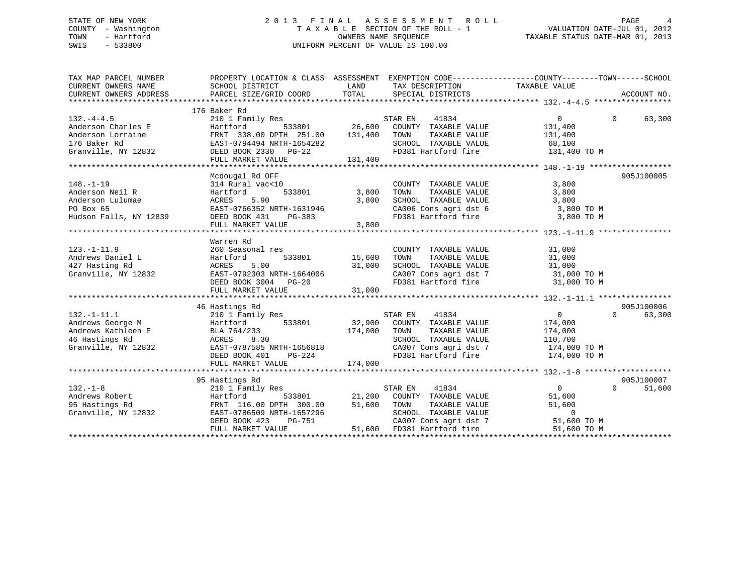STATE OF NEW YORK
COUNTY - Washington
TOWN - Hartford
SWIS - 533800

# 2013 FINAL ASSESSMENT ROLL

TAXABLE SECTION OF THE ROLL - 1
OWNERS NAME SEQUENCE
UNIFORM PERCENT OF VALUE IS 100.00

VALUATION DATE-JUL 01, 2012
TAXABLE STATUS DATE-MAR 01, 2013

| TAX MAP PARCEL NUMBER / CURRENT OWNERS NAME / CURRENT OWNERS ADDRESS | PROPERTY LOCATION & CLASS / SCHOOL DISTRICT / PARCEL SIZE/GRID COORD | ASSESSMENT LAND / TOTAL | EXEMPTION CODE / TAX DESCRIPTION / SPECIAL DISTRICTS | COUNTY / TAXABLE VALUE | TOWN | SCHOOL / ACCOUNT NO. |
|---|---|---|---|---|---|---|
| 132.-4-4.5 | 176 Baker Rd | | | | | |
| | 210 1 Family Res | | STAR EN 41834 | 0 | 0 | 63,300 |
| Anderson Charles E | Hartford 533801 | 26,600 | COUNTY TAXABLE VALUE | 131,400 | | |
| Anderson Lorraine | FRNT 338.00 DPTH 251.00 | 131,400 | TOWN TAXABLE VALUE | 131,400 | | |
| 176 Baker Rd | EAST-0794494 NRTH-1654282 | | SCHOOL TAXABLE VALUE | 68,100 | | |
| Granville, NY 12832 | DEED BOOK 2330 PG-22 | | FD381 Hartford fire | 131,400 TO M | | |
| | FULL MARKET VALUE | 131,400 | | | | |
| 148.-1-19 | Mcdougal Rd OFF | | | | | 905J100005 |
| | 314 Rural vac<10 | | COUNTY TAXABLE VALUE | 3,800 | | |
| Anderson Neil R | Hartford 533801 | 3,800 | TOWN TAXABLE VALUE | 3,800 | | |
| Anderson Lulumae | ACRES 5.90 | 3,800 | SCHOOL TAXABLE VALUE | 3,800 | | |
| PO Box 65 | EAST-0766352 NRTH-1631946 | | CA006 Cons agri dst 6 | 3,800 TO M | | |
| Hudson Falls, NY 12839 | DEED BOOK 431 PG-383 | | FD381 Hartford fire | 3,800 TO M | | |
| | FULL MARKET VALUE | 3,800 | | | | |
| 123.-1-11.9 | Warren Rd | | | | | |
| | 260 Seasonal res | | COUNTY TAXABLE VALUE | 31,000 | | |
| Andrews Daniel L | Hartford 533801 | 15,600 | TOWN TAXABLE VALUE | 31,000 | | |
| 427 Hasting Rd | ACRES 5.00 | 31,000 | SCHOOL TAXABLE VALUE | 31,000 | | |
| Granville, NY 12832 | EAST-0792303 NRTH-1664006 | | CA007 Cons agri dst 7 | 31,000 TO M | | |
| | DEED BOOK 3004 PG-20 | | FD381 Hartford fire | 31,000 TO M | | |
| | FULL MARKET VALUE | 31,000 | | | | |
| 132.-1-11.1 | 46 Hastings Rd | | | | | 905J100006 |
| | 210 1 Family Res | | STAR EN 41834 | 0 | 0 | 63,300 |
| Andrews George M | Hartford 533801 | 32,900 | COUNTY TAXABLE VALUE | 174,000 | | |
| Andrews Kathleen E | BLA 764/233 | 174,000 | TOWN TAXABLE VALUE | 174,000 | | |
| 46 Hastings Rd | ACRES 8.30 | | SCHOOL TAXABLE VALUE | 110,700 | | |
| Granville, NY 12832 | EAST-0787585 NRTH-1656818 | | CA007 Cons agri dst 7 | 174,000 TO M | | |
| | DEED BOOK 401 PG-224 | | FD381 Hartford fire | 174,000 TO M | | |
| | FULL MARKET VALUE | 174,000 | | | | |
| 132.-1-8 | 95 Hastings Rd | | | | | 905J100007 |
| | 210 1 Family Res | | STAR EN 41834 | 0 | 0 | 51,600 |
| Andrews Robert | Hartford 533801 | 21,200 | COUNTY TAXABLE VALUE | 51,600 | | |
| 95 Hastings Rd | FRNT 116.00 DPTH 300.00 | 51,600 | TOWN TAXABLE VALUE | 51,600 | | |
| Granville, NY 12832 | EAST-0786509 NRTH-1657296 | | SCHOOL TAXABLE VALUE | 0 | | |
| | DEED BOOK 423 PG-751 | | CA007 Cons agri dst 7 | 51,600 TO M | | |
| | FULL MARKET VALUE | 51,600 | FD381 Hartford fire | 51,600 TO M | | |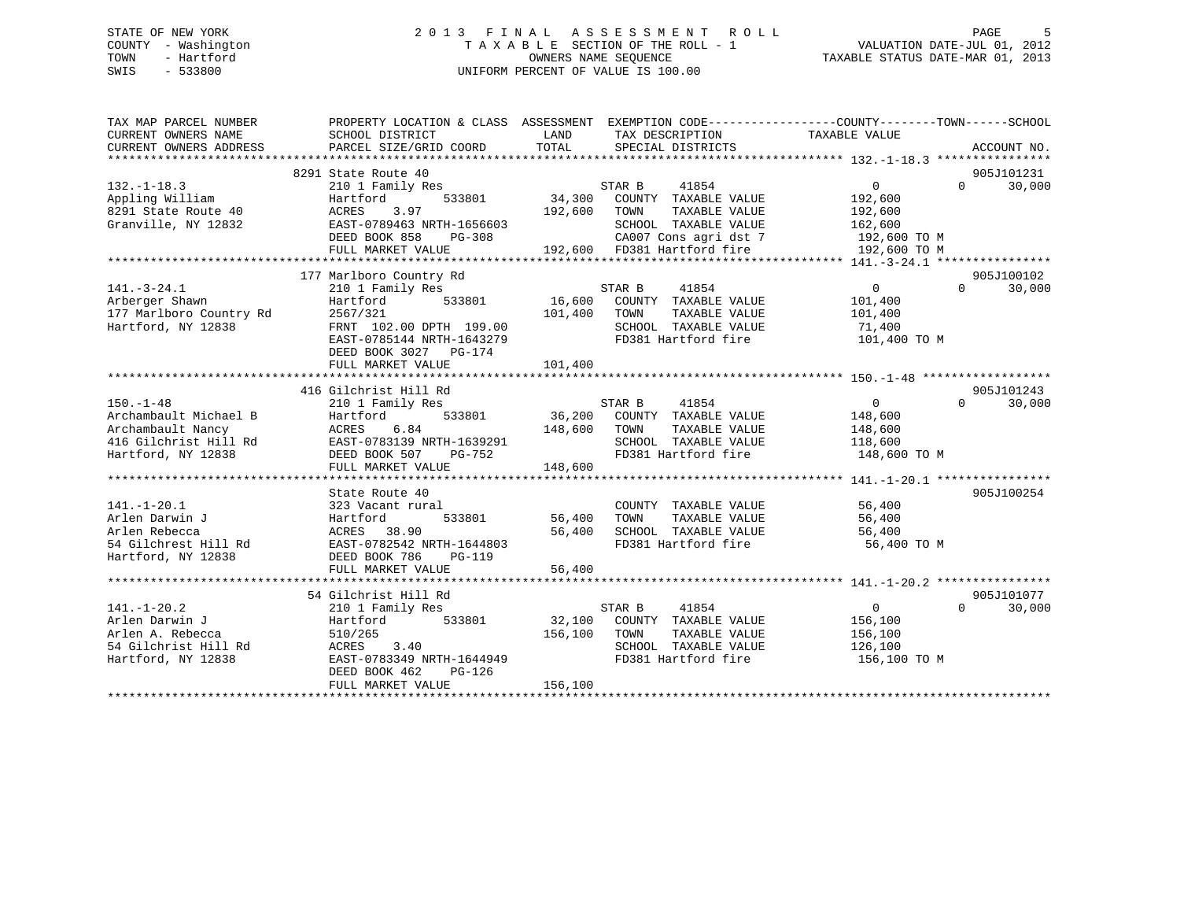STATE OF NEW YORK
COUNTY - Washington
TOWN - Hartford
SWIS - 533800

# 2013 FINAL ASSESSMENT ROLL

TAXABLE SECTION OF THE ROLL - 1
OWNERS NAME SEQUENCE
UNIFORM PERCENT OF VALUE IS 100.00

VALUATION DATE-JUL 01, 2012
TAXABLE STATUS DATE-MAR 01, 2013

```
TAX MAP PARCEL NUMBER          PROPERTY LOCATION & CLASS  ASSESSMENT  EXEMPTION CODE-----------------COUNTY--------TOWN------SCHOOL
CURRENT OWNERS NAME            SCHOOL DISTRICT               LAND       TAX DESCRIPTION              TAXABLE VALUE
CURRENT OWNERS ADDRESS         PARCEL SIZE/GRID COORD        TOTAL      SPECIAL DISTRICTS                                     ACCOUNT NO.
******************************************************************************************************* 132.-1-18.3 ****************
                         8291 State Route 40                                                                                905J101231
132.-1-18.3                    210 1 Family Res                    STAR B      41854                0            0       30,000
Appling William                Hartford         533801      34,300    COUNTY  TAXABLE VALUE         192,600
8291 State Route 40            ACRES    3.97               192,600    TOWN    TAXABLE VALUE         192,600
Granville, NY 12832            EAST-0789463 NRTH-1656603              SCHOOL  TAXABLE VALUE         162,600
                               DEED BOOK 858    PG-308                CA007 Cons agri dst 7          192,600 TO M
                               FULL MARKET VALUE           192,600    FD381 Hartford fire            192,600 TO M
******************************************************************************************************* 141.-3-24.1 ****************
                         177 Marlboro Country Rd                                                                            905J100102
141.-3-24.1                    210 1 Family Res                    STAR B      41854                0            0       30,000
Arberger Shawn                 Hartford         533801      16,600    COUNTY  TAXABLE VALUE         101,400
177 Marlboro Country Rd        2567/321                    101,400    TOWN    TAXABLE VALUE         101,400
Hartford, NY 12838             FRNT 102.00 DPTH 199.00                SCHOOL  TAXABLE VALUE          71,400
                               EAST-0785144 NRTH-1643279              FD381 Hartford fire            101,400 TO M
                               DEED BOOK 3027   PG-174
                               FULL MARKET VALUE           101,400
******************************************************************************************************* 150.-1-48 ******************
                         416 Gilchrist Hill Rd                                                                              905J101243
150.-1-48                      210 1 Family Res                    STAR B      41854                0            0       30,000
Archambault Michael B          Hartford         533801      36,200    COUNTY  TAXABLE VALUE         148,600
Archambault Nancy              ACRES    6.84               148,600    TOWN    TAXABLE VALUE         148,600
416 Gilchrist Hill Rd          EAST-0783139 NRTH-1639291              SCHOOL  TAXABLE VALUE         118,600
Hartford, NY 12838             DEED BOOK 507    PG-752                FD381 Hartford fire            148,600 TO M
                               FULL MARKET VALUE           148,600
******************************************************************************************************* 141.-1-20.1 ****************
                               State Route 40                                                                               905J100254
141.-1-20.1                    323 Vacant rural                       COUNTY  TAXABLE VALUE          56,400
Arlen Darwin J                 Hartford         533801      56,400    TOWN    TAXABLE VALUE          56,400
Arlen Rebecca                  ACRES   38.90                56,400    SCHOOL  TAXABLE VALUE          56,400
54 Gilchrest Hill Rd           EAST-0782542 NRTH-1644803              FD381 Hartford fire             56,400 TO M
Hartford, NY 12838             DEED BOOK 786    PG-119
                               FULL MARKET VALUE            56,400
******************************************************************************************************* 141.-1-20.2 ****************
                         54 Gilchrist Hill Rd                                                                               905J101077
141.-1-20.2                    210 1 Family Res                    STAR B      41854                0            0       30,000
Arlen Darwin J                 Hartford         533801      32,100    COUNTY  TAXABLE VALUE         156,100
Arlen A. Rebecca               510/265                     156,100    TOWN    TAXABLE VALUE         156,100
54 Gilchrist Hill Rd           ACRES    3.40                          SCHOOL  TAXABLE VALUE         126,100
Hartford, NY 12838             EAST-0783349 NRTH-1644949              FD381 Hartford fire            156,100 TO M
                               DEED BOOK 462    PG-126
                               FULL MARKET VALUE           156,100
************************************************************************************************************************************
```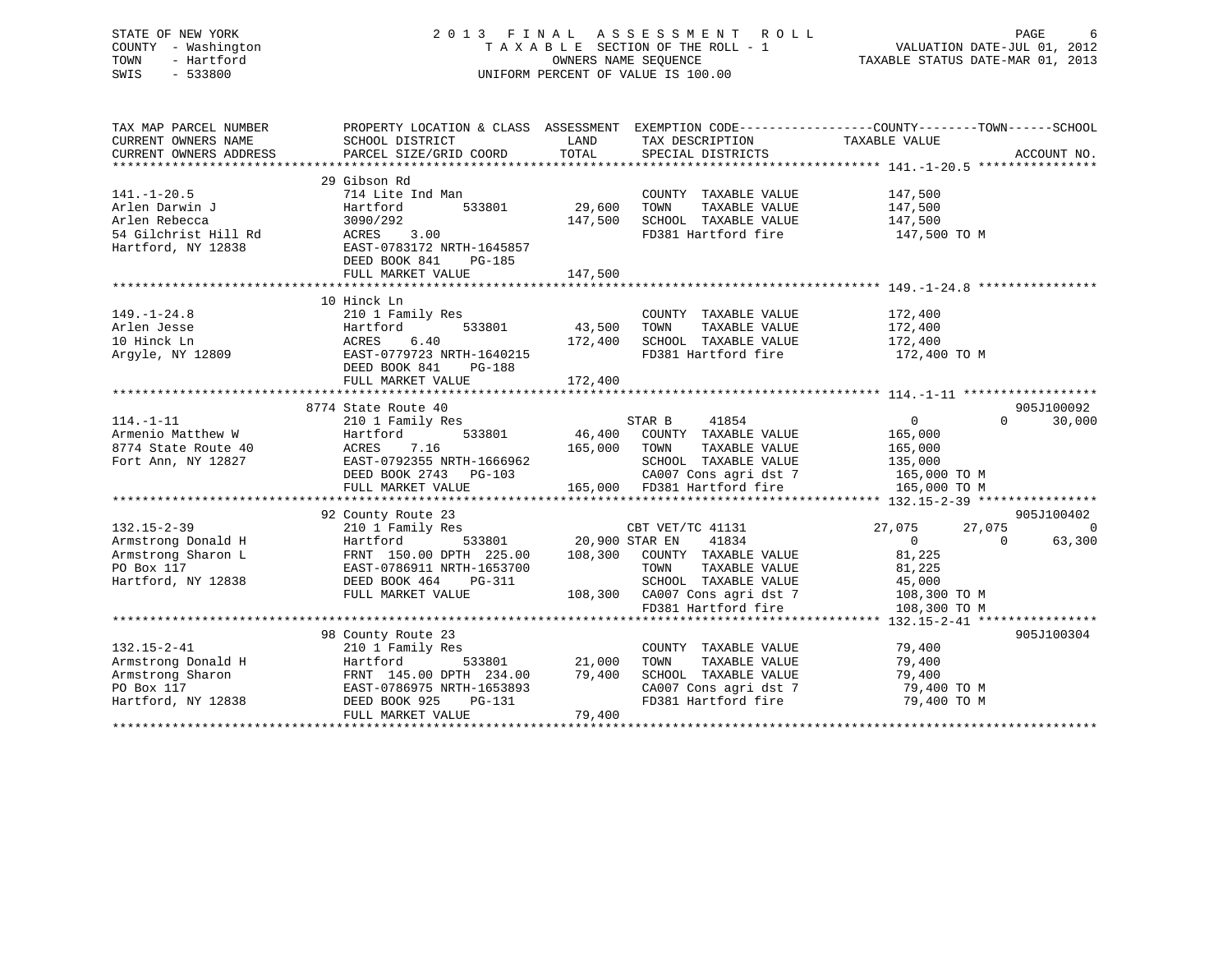STATE OF NEW YORK
COUNTY - Washington
TOWN - Hartford
SWIS - 533800

# 2013 FINAL ASSESSMENT ROLL

TAXABLE SECTION OF THE ROLL - 1
OWNERS NAME SEQUENCE
UNIFORM PERCENT OF VALUE IS 100.00

VALUATION DATE-JUL 01, 2012
TAXABLE STATUS DATE-MAR 01, 2013

| TAX MAP PARCEL NUMBER / CURRENT OWNERS NAME / CURRENT OWNERS ADDRESS | PROPERTY LOCATION & CLASS / SCHOOL DISTRICT / PARCEL SIZE/GRID COORD | ASSESSMENT LAND | TOTAL | EXEMPTION CODE / TAX DESCRIPTION / SPECIAL DISTRICTS | COUNTY TAXABLE VALUE | TOWN | SCHOOL | ACCOUNT NO. |
|---|---|---|---|---|---|---|---|---|
| **141.-1-20.5** | 29 Gibson Rd | | | | | | | |
| 141.-1-20.5 | 714 Lite Ind Man | | | COUNTY TAXABLE VALUE | 147,500 | | | |
| Arlen Darwin J | Hartford 533801 | 29,600 | | TOWN TAXABLE VALUE | 147,500 | | | |
| Arlen Rebecca | 3090/292 | | 147,500 | SCHOOL TAXABLE VALUE | 147,500 | | | |
| 54 Gilchrist Hill Rd | ACRES 3.00 | | | FD381 Hartford fire | 147,500 TO M | | | |
| Hartford, NY 12838 | EAST-0783172 NRTH-1645857 | | | | | | | |
| | DEED BOOK 841 PG-185 | | | | | | | |
| | FULL MARKET VALUE | | 147,500 | | | | | |
| **149.-1-24.8** | 10 Hinck Ln | | | | | | | |
| 149.-1-24.8 | 210 1 Family Res | | | COUNTY TAXABLE VALUE | 172,400 | | | |
| Arlen Jesse | Hartford 533801 | 43,500 | | TOWN TAXABLE VALUE | 172,400 | | | |
| 10 Hinck Ln | ACRES 6.40 | | 172,400 | SCHOOL TAXABLE VALUE | 172,400 | | | |
| Argyle, NY 12809 | EAST-0779723 NRTH-1640215 | | | FD381 Hartford fire | 172,400 TO M | | | |
| | DEED BOOK 841 PG-188 | | | | | | | |
| | FULL MARKET VALUE | | 172,400 | | | | | |
| **114.-1-11** | 8774 State Route 40 | | | | | | | 905J100092 |
| 114.-1-11 | 210 1 Family Res | | | STAR B 41854 | 0 | 0 | 30,000 | |
| Armenio Matthew W | Hartford 533801 | 46,400 | | COUNTY TAXABLE VALUE | 165,000 | | | |
| 8774 State Route 40 | ACRES 7.16 | | 165,000 | TOWN TAXABLE VALUE | 165,000 | | | |
| Fort Ann, NY 12827 | EAST-0792355 NRTH-1666962 | | | SCHOOL TAXABLE VALUE | 135,000 | | | |
| | DEED BOOK 2743 PG-103 | | | CA007 Cons agri dst 7 | 165,000 TO M | | | |
| | FULL MARKET VALUE | | 165,000 | FD381 Hartford fire | 165,000 TO M | | | |
| **132.15-2-39** | 92 County Route 23 | | | | | | | 905J100402 |
| 132.15-2-39 | 210 1 Family Res | | | CBT VET/TC 41131 | 27,075 | 27,075 | 0 | |
| Armstrong Donald H | Hartford 533801 | 20,900 | | STAR EN 41834 | 0 | 0 | 63,300 | |
| Armstrong Sharon L | FRNT 150.00 DPTH 225.00 | | 108,300 | COUNTY TAXABLE VALUE | 81,225 | | | |
| PO Box 117 | EAST-0786911 NRTH-1653700 | | | TOWN TAXABLE VALUE | 81,225 | | | |
| Hartford, NY 12838 | DEED BOOK 464 PG-311 | | | SCHOOL TAXABLE VALUE | 45,000 | | | |
| | FULL MARKET VALUE | | 108,300 | CA007 Cons agri dst 7 | 108,300 TO M | | | |
| | | | | FD381 Hartford fire | 108,300 TO M | | | |
| **132.15-2-41** | 98 County Route 23 | | | | | | | 905J100304 |
| 132.15-2-41 | 210 1 Family Res | | | COUNTY TAXABLE VALUE | 79,400 | | | |
| Armstrong Donald H | Hartford 533801 | 21,000 | | TOWN TAXABLE VALUE | 79,400 | | | |
| Armstrong Sharon | FRNT 145.00 DPTH 234.00 | | 79,400 | SCHOOL TAXABLE VALUE | 79,400 | | | |
| PO Box 117 | EAST-0786975 NRTH-1653893 | | | CA007 Cons agri dst 7 | 79,400 TO M | | | |
| Hartford, NY 12838 | DEED BOOK 925 PG-131 | | | FD381 Hartford fire | 79,400 TO M | | | |
| | FULL MARKET VALUE | | 79,400 | | | | | |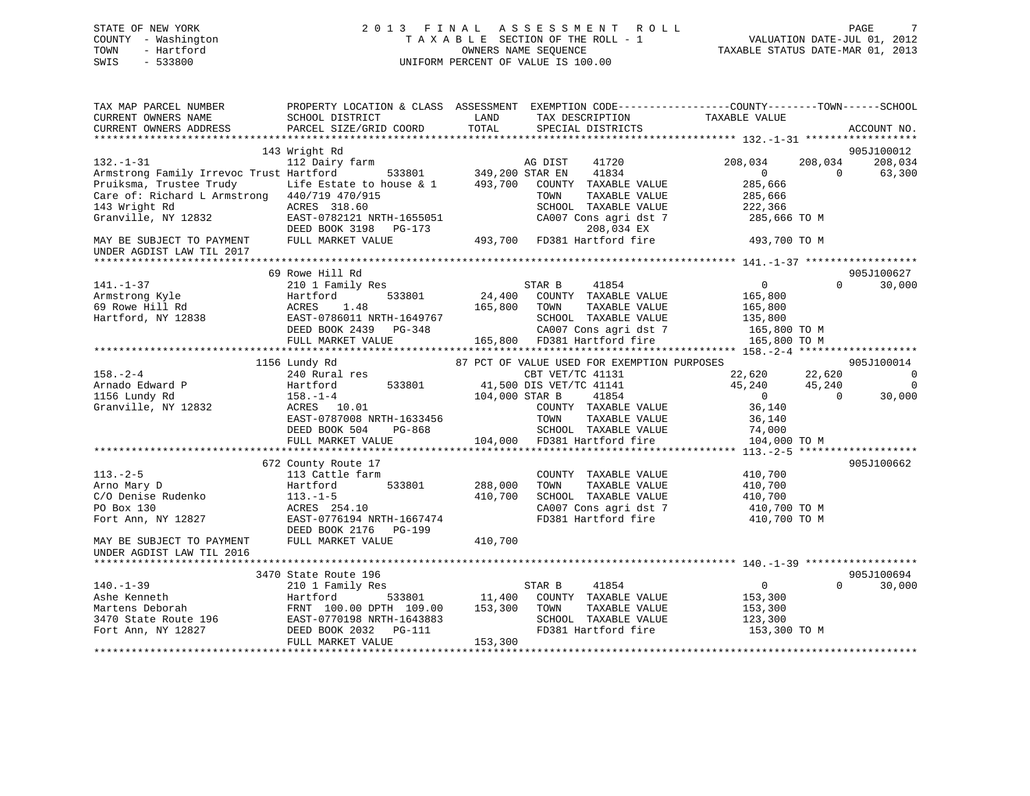STATE OF NEW YORK
COUNTY - Washington
TOWN - Hartford
SWIS - 533800

# 2013 FINAL ASSESSMENT ROLL
TAXABLE SECTION OF THE ROLL - 1
OWNERS NAME SEQUENCE
UNIFORM PERCENT OF VALUE IS 100.00

VALUATION DATE-JUL 01, 2012
TAXABLE STATUS DATE-MAR 01, 2013

```
TAX MAP PARCEL NUMBER          PROPERTY LOCATION & CLASS  ASSESSMENT  EXEMPTION CODE-----------------COUNTY--------TOWN------SCHOOL
CURRENT OWNERS NAME            SCHOOL DISTRICT               LAND      TAX DESCRIPTION             TAXABLE VALUE
CURRENT OWNERS ADDRESS         PARCEL SIZE/GRID COORD        TOTAL     SPECIAL DISTRICTS                                      ACCOUNT NO.
*********************************************************************************************** 132.-1-31 ******************
                          143 Wright Rd                                                                                   905J100012
132.-1-31                      112 Dairy farm                        AG DIST     41720          208,034     208,034     208,034
Armstrong Family Irrevoc Trust Hartford       533801       349,200 STAR EN     41834                0           0       63,300
Pruiksma, Trustee Trudy        Life Estate to house & 1    493,700    COUNTY  TAXABLE VALUE         285,666
Care of: Richard L Armstrong   440/719 470/915                        TOWN    TAXABLE VALUE         285,666
143 Wright Rd                  ACRES  318.60                          SCHOOL  TAXABLE VALUE         222,366
Granville, NY 12832            EAST-0782121 NRTH-1655051              CA007 Cons agri dst 7          285,666 TO M
                               DEED BOOK 3198   PG-173                     208,034 EX
MAY BE SUBJECT TO PAYMENT      FULL MARKET VALUE           493,700    FD381 Hartford fire            493,700 TO M
UNDER AGDIST LAW TIL 2017
*********************************************************************************************** 141.-1-37 ******************
                          69 Rowe Hill Rd                                                                                 905J100627
141.-1-37                      210 1 Family Res                       STAR B      41854                0           0       30,000
Armstrong Kyle                 Hartford       533801        24,400    COUNTY  TAXABLE VALUE         165,800
69 Rowe Hill Rd                ACRES    1.48               165,800    TOWN    TAXABLE VALUE         165,800
Hartford, NY 12838             EAST-0786011 NRTH-1649767              SCHOOL  TAXABLE VALUE         135,800
                               DEED BOOK 2439   PG-348                CA007 Cons agri dst 7          165,800 TO M
                               FULL MARKET VALUE           165,800    FD381 Hartford fire            165,800 TO M
*********************************************************************************************** 158.-2-4 *******************
                          1156 Lundy Rd                   87 PCT OF VALUE USED FOR EXEMPTION PURPOSES                     905J100014
158.-2-4                       240 Rural res                          CBT VET/TC 41131             22,620      22,620           0
Arnado Edward P                Hartford       533801        41,500 DIS VET/TC 41141             45,240      45,240           0
1156 Lundy Rd                  158.-1-4                    104,000 STAR B      41854                0           0       30,000
Granville, NY 12832            ACRES   10.01                          COUNTY  TAXABLE VALUE          36,140
                               EAST-0787008 NRTH-1633456              TOWN    TAXABLE VALUE          36,140
                               DEED BOOK 504    PG-868                SCHOOL  TAXABLE VALUE          74,000
                               FULL MARKET VALUE           104,000    FD381 Hartford fire            104,000 TO M
*********************************************************************************************** 113.-2-5 *******************
                          672 County Route 17                                                                             905J100662
113.-2-5                       113 Cattle farm                        COUNTY  TAXABLE VALUE         410,700
Arno Mary D                    Hartford       533801       288,000    TOWN    TAXABLE VALUE         410,700
C/O Denise Rudenko             113.-1-5                    410,700    SCHOOL  TAXABLE VALUE         410,700
PO Box 130                     ACRES  254.10                          CA007 Cons agri dst 7          410,700 TO M
Fort Ann, NY 12827             EAST-0776194 NRTH-1667474              FD381 Hartford fire            410,700 TO M
                               DEED BOOK 2176   PG-199
MAY BE SUBJECT TO PAYMENT      FULL MARKET VALUE           410,700
UNDER AGDIST LAW TIL 2016
*********************************************************************************************** 140.-1-39 ******************
                          3470 State Route 196                                                                            905J100694
140.-1-39                      210 1 Family Res                       STAR B      41854                0           0       30,000
Ashe Kenneth                   Hartford       533801        11,400    COUNTY  TAXABLE VALUE         153,300
Martens Deborah                FRNT 100.00 DPTH 109.00     153,300    TOWN    TAXABLE VALUE         153,300
3470 State Route 196           EAST-0770198 NRTH-1643883              SCHOOL  TAXABLE VALUE         123,300
Fort Ann, NY 12827             DEED BOOK 2032   PG-111                FD381 Hartford fire            153,300 TO M
                               FULL MARKET VALUE           153,300
****************************************************************************************************************************
```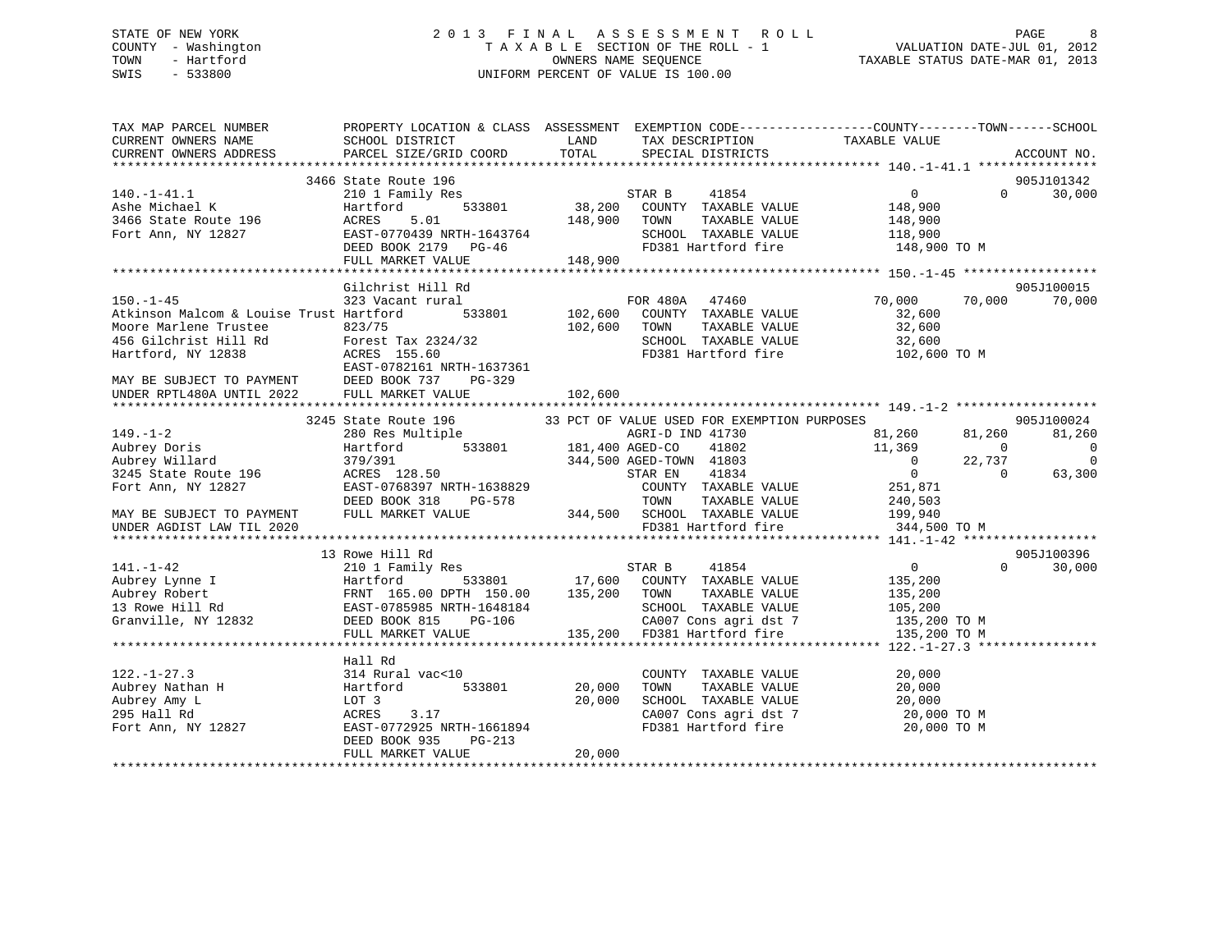STATE OF NEW YORK
COUNTY - Washington
TOWN - Hartford
SWIS - 533800

2 0 1 3 F I N A L A S S E S S M E N T R O L L
T A X A B L E SECTION OF THE ROLL - 1
OWNERS NAME SEQUENCE
UNIFORM PERCENT OF VALUE IS 100.00

VALUATION DATE-JUL 01, 2012
TAXABLE STATUS DATE-MAR 01, 2013

```
TAX MAP PARCEL NUMBER          PROPERTY LOCATION & CLASS  ASSESSMENT  EXEMPTION CODE------------------COUNTY--------TOWN------SCHOOL
CURRENT OWNERS NAME            SCHOOL DISTRICT               LAND      TAX DESCRIPTION              TAXABLE VALUE
CURRENT OWNERS ADDRESS         PARCEL SIZE/GRID COORD        TOTAL     SPECIAL DISTRICTS                                         ACCOUNT NO.
******************************************************************************************************* 140.-1-41.1 ****************
                       3466 State Route 196                                                                                  905J101342
140.-1-41.1                    210 1 Family Res                        STAR B     41854              0              0         30,000
Ashe Michael K                 Hartford          533801       38,200   COUNTY  TAXABLE VALUE           148,900
3466 State Route 196           ACRES     5.01                148,900   TOWN    TAXABLE VALUE           148,900
Fort Ann, NY 12827             EAST-0770439 NRTH-1643764                SCHOOL  TAXABLE VALUE           118,900
                               DEED BOOK 2179   PG-46                   FD381 Hartford fire              148,900 TO M
                               FULL MARKET VALUE             148,900
******************************************************************************************************* 150.-1-45 ******************
                       Gilchrist Hill Rd                                                                                     905J100015
150.-1-45                      323 Vacant rural                        FOR 480A   47460            70,000         70,000         70,000
Atkinson Malcom & Louise Trust Hartford          533801      102,600   COUNTY  TAXABLE VALUE            32,600
Moore Marlene Trustee          823/75                        102,600   TOWN    TAXABLE VALUE            32,600
456 Gilchrist Hill Rd          Forest Tax 2324/32                       SCHOOL  TAXABLE VALUE            32,600
Hartford, NY 12838             ACRES   155.60                           FD381 Hartford fire              102,600 TO M
                               EAST-0782161 NRTH-1637361
MAY BE SUBJECT TO PAYMENT      DEED BOOK 737    PG-329
UNDER RPTL480A UNTIL 2022      FULL MARKET VALUE             102,600
******************************************************************************************************* 149.-1-2 *******************
                       3245 State Route 196           33 PCT OF VALUE USED FOR EXEMPTION PURPOSES                            905J100024
149.-1-2                       280 Res Multiple                        AGRI-D IND 41730            81,260         81,260         81,260
Aubrey Doris                   Hartford          533801      181,400 AGED-CO    41802            11,369              0              0
Aubrey Willard                 379/391                       344,500 AGED-TOWN  41803                 0         22,737              0
3245 State Route 196           ACRES   128.50                          STAR EN    41834                 0              0         63,300
Fort Ann, NY 12827             EAST-0768397 NRTH-1638829                COUNTY  TAXABLE VALUE           251,871
                               DEED BOOK 318    PG-578                  TOWN    TAXABLE VALUE           240,503
MAY BE SUBJECT TO PAYMENT      FULL MARKET VALUE             344,500   SCHOOL  TAXABLE VALUE           199,940
UNDER AGDIST LAW TIL 2020                                               FD381 Hartford fire              344,500 TO M
******************************************************************************************************* 141.-1-42 ******************
                       13 Rowe Hill Rd                                                                                       905J100396
141.-1-42                      210 1 Family Res                        STAR B     41854              0              0         30,000
Aubrey Lynne I                 Hartford          533801       17,600   COUNTY  TAXABLE VALUE           135,200
Aubrey Robert                  FRNT 165.00 DPTH 150.00       135,200   TOWN    TAXABLE VALUE           135,200
13 Rowe Hill Rd                EAST-0785985 NRTH-1648184                SCHOOL  TAXABLE VALUE           105,200
Granville, NY 12832            DEED BOOK 815    PG-106                  CA007 Cons agri dst 7            135,200 TO M
                               FULL MARKET VALUE             135,200   FD381 Hartford fire              135,200 TO M
******************************************************************************************************* 122.-1-27.3 ****************
                       Hall Rd
122.-1-27.3                    314 Rural vac<10                         COUNTY  TAXABLE VALUE            20,000
Aubrey Nathan H                Hartford          533801       20,000   TOWN    TAXABLE VALUE            20,000
Aubrey Amy L                   LOT 3                          20,000   SCHOOL  TAXABLE VALUE            20,000
295 Hall Rd                    ACRES     3.17                           CA007 Cons agri dst 7             20,000 TO M
Fort Ann, NY 12827             EAST-0772925 NRTH-1661894                FD381 Hartford fire               20,000 TO M
                               DEED BOOK 935    PG-213
                               FULL MARKET VALUE              20,000
************************************************************************************************************************************
```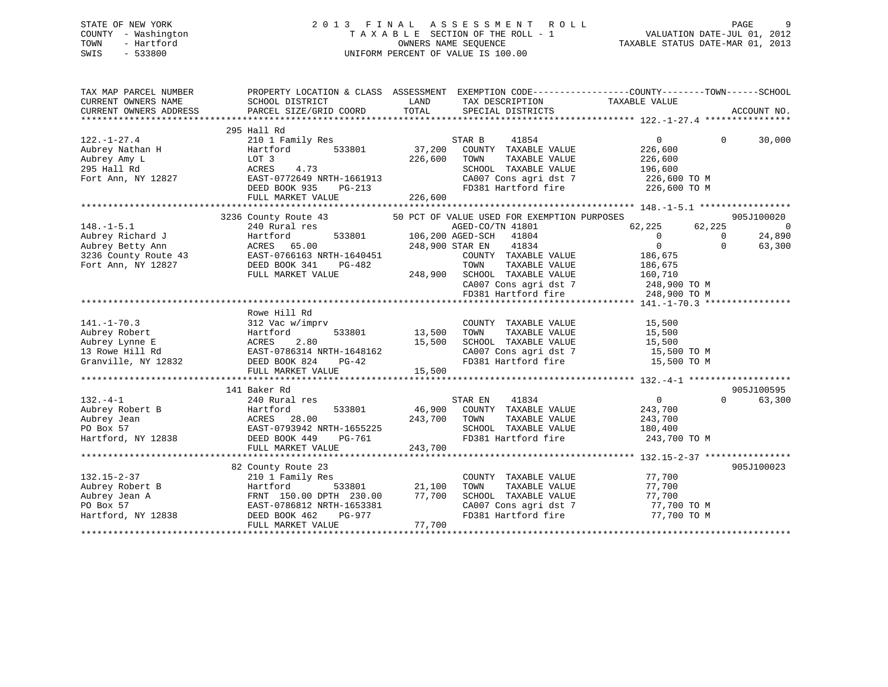STATE OF NEW YORK
COUNTY - Washington
TOWN - Hartford
SWIS - 533800

# 2013 FINAL ASSESSMENT ROLL

TAXABLE SECTION OF THE ROLL - 1
OWNERS NAME SEQUENCE
UNIFORM PERCENT OF VALUE IS 100.00

VALUATION DATE-JUL 01, 2012
TAXABLE STATUS DATE-MAR 01, 2013

```
TAX MAP PARCEL NUMBER          PROPERTY LOCATION & CLASS  ASSESSMENT  EXEMPTION CODE-----------------COUNTY--------TOWN------SCHOOL
CURRENT OWNERS NAME            SCHOOL DISTRICT               LAND      TAX DESCRIPTION            TAXABLE VALUE
CURRENT OWNERS ADDRESS         PARCEL SIZE/GRID COORD        TOTAL     SPECIAL DISTRICTS                                  ACCOUNT NO.
******************************************************************************************************* 122.-1-27.4 ****************
                               295 Hall Rd
122.-1-27.4                    210 1 Family Res                        STAR B    41854                 0            0      30,000
Aubrey Nathan H                Hartford        533801       37,200     COUNTY  TAXABLE VALUE         226,600
Aubrey Amy L                   LOT 3                       226,600     TOWN    TAXABLE VALUE         226,600
295 Hall Rd                    ACRES    4.73                           SCHOOL  TAXABLE VALUE         196,600
Fort Ann, NY 12827             EAST-0772649 NRTH-1661913               CA007 Cons agri dst 7          226,600 TO M
                               DEED BOOK 935    PG-213                 FD381 Hartford fire            226,600 TO M
                               FULL MARKET VALUE           226,600
******************************************************************************************************* 148.-1-5.1 *****************
                               3236 County Route 43        50 PCT OF VALUE USED FOR EXEMPTION PURPOSES                        905J100020
148.-1-5.1                     240 Rural res                           AGED-CO/TN 41801              62,225       62,225           0
Aubrey Richard J               Hartford        533801      106,200 AGED-SCH   41804                    0            0      24,890
Aubrey Betty Ann               ACRES   65.00               248,900 STAR EN    41834                    0            0      63,300
3236 County Route 43           EAST-0766163 NRTH-1640451               COUNTY  TAXABLE VALUE         186,675
Fort Ann, NY 12827             DEED BOOK 341    PG-482                 TOWN    TAXABLE VALUE         186,675
                               FULL MARKET VALUE           248,900     SCHOOL  TAXABLE VALUE         160,710
                                                                       CA007 Cons agri dst 7          248,900 TO M
                                                                       FD381 Hartford fire            248,900 TO M
******************************************************************************************************* 141.-1-70.3 ****************
                               Rowe Hill Rd
141.-1-70.3                    312 Vac w/imprv                         COUNTY  TAXABLE VALUE          15,500
Aubrey Robert                  Hartford        533801       13,500     TOWN    TAXABLE VALUE          15,500
Aubrey Lynne E                 ACRES    2.80                15,500     SCHOOL  TAXABLE VALUE          15,500
13 Rowe Hill Rd                EAST-0786314 NRTH-1648162               CA007 Cons agri dst 7           15,500 TO M
Granville, NY 12832            DEED BOOK 824    PG-42                  FD381 Hartford fire             15,500 TO M
                               FULL MARKET VALUE            15,500
******************************************************************************************************* 132.-4-1 *******************
                               141 Baker Rd                                                                            905J100595
132.-4-1                       240 Rural res                           STAR EN    41834                    0            0      63,300
Aubrey Robert B                Hartford        533801       46,900     COUNTY  TAXABLE VALUE         243,700
Aubrey Jean                    ACRES   28.00               243,700     TOWN    TAXABLE VALUE         243,700
PO Box 57                      EAST-0793942 NRTH-1655225               SCHOOL  TAXABLE VALUE         180,400
Hartford, NY 12838             DEED BOOK 449    PG-761                 FD381 Hartford fire            243,700 TO M
                               FULL MARKET VALUE           243,700
******************************************************************************************************* 132.15-2-37 ****************
                               82 County Route 23                                                                      905J100023
132.15-2-37                    210 1 Family Res                        COUNTY  TAXABLE VALUE          77,700
Aubrey Robert B                Hartford        533801       21,100     TOWN    TAXABLE VALUE          77,700
Aubrey Jean A                  FRNT 150.00 DPTH 230.00      77,700     SCHOOL  TAXABLE VALUE          77,700
PO Box 57                      EAST-0786812 NRTH-1653381               CA007 Cons agri dst 7           77,700 TO M
Hartford, NY 12838             DEED BOOK 462    PG-977                 FD381 Hartford fire             77,700 TO M
                               FULL MARKET VALUE            77,700
************************************************************************************************************************************
```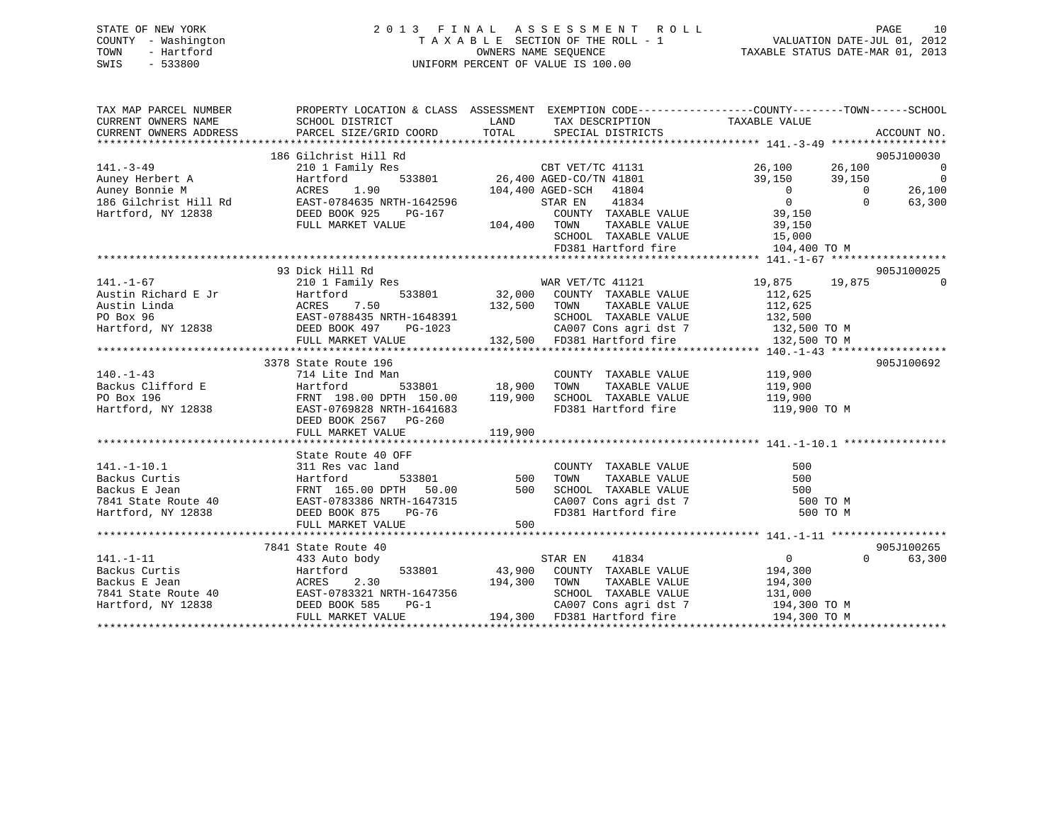STATE OF NEW YORK
COUNTY - Washington
TOWN - Hartford
SWIS - 533800

# 2013 FINAL ASSESSMENT ROLL

TAXABLE SECTION OF THE ROLL - 1
OWNERS NAME SEQUENCE
UNIFORM PERCENT OF VALUE IS 100.00

VALUATION DATE-JUL 01, 2012
TAXABLE STATUS DATE-MAR 01, 2013

| TAX MAP PARCEL NUMBER / CURRENT OWNERS NAME / CURRENT OWNERS ADDRESS | PROPERTY LOCATION & CLASS / SCHOOL DISTRICT / PARCEL SIZE/GRID COORD | ASSESSMENT LAND / TOTAL | EXEMPTION CODE / TAX DESCRIPTION / SPECIAL DISTRICTS | COUNTY TAXABLE VALUE | TOWN | SCHOOL | ACCOUNT NO. |
|---|---|---|---|---|---|---|---|
| 141.-3-49 | 186 Gilchrist Hill Rd | | | | | | 905J100030 |
| | 210 1 Family Res | | CBT VET/TC 41131 | 26,100 | 26,100 | 0 | |
| Auney Herbert A | Hartford 533801 | 26,400 | AGED-CO/TN 41801 | 39,150 | 39,150 | 0 | |
| Auney Bonnie M | ACRES 1.90 | 104,400 | AGED-SCH 41804 | 0 | 0 | 26,100 | |
| 186 Gilchrist Hill Rd | EAST-0784635 NRTH-1642596 | | STAR EN 41834 | 0 | 0 | 63,300 | |
| Hartford, NY 12838 | DEED BOOK 925 PG-167 | | COUNTY TAXABLE VALUE | 39,150 | | | |
| | FULL MARKET VALUE | 104,400 | TOWN TAXABLE VALUE | 39,150 | | | |
| | | | SCHOOL TAXABLE VALUE | 15,000 | | | |
| | | | FD381 Hartford fire | 104,400 TO M | | | |
| 141.-1-67 | 93 Dick Hill Rd | | | | | | 905J100025 |
| | 210 1 Family Res | | WAR VET/TC 41121 | 19,875 | 19,875 | 0 | |
| Austin Richard E Jr | Hartford 533801 | 32,000 | COUNTY TAXABLE VALUE | 112,625 | | | |
| Austin Linda | ACRES 7.50 | 132,500 | TOWN TAXABLE VALUE | 112,625 | | | |
| PO Box 96 | EAST-0788435 NRTH-1648391 | | SCHOOL TAXABLE VALUE | 132,500 | | | |
| Hartford, NY 12838 | DEED BOOK 497 PG-1023 | | CA007 Cons agri dst 7 | 132,500 TO M | | | |
| | FULL MARKET VALUE | 132,500 | FD381 Hartford fire | 132,500 TO M | | | |
| 140.-1-43 | 3378 State Route 196 | | | | | | 905J100692 |
| | 714 Lite Ind Man | | COUNTY TAXABLE VALUE | 119,900 | | | |
| Backus Clifford E | Hartford 533801 | 18,900 | TOWN TAXABLE VALUE | 119,900 | | | |
| PO Box 196 | FRNT 198.00 DPTH 150.00 | 119,900 | SCHOOL TAXABLE VALUE | 119,900 | | | |
| Hartford, NY 12838 | EAST-0769828 NRTH-1641683 | | FD381 Hartford fire | 119,900 TO M | | | |
| | DEED BOOK 2567 PG-260 | | | | | | |
| | FULL MARKET VALUE | 119,900 | | | | | |
| 141.-1-10.1 | State Route 40 OFF | | | | | | |
| | 311 Res vac land | | COUNTY TAXABLE VALUE | 500 | | | |
| Backus Curtis | Hartford 533801 | 500 | TOWN TAXABLE VALUE | 500 | | | |
| Backus E Jean | FRNT 165.00 DPTH 50.00 | 500 | SCHOOL TAXABLE VALUE | 500 | | | |
| 7841 State Route 40 | EAST-0783386 NRTH-1647315 | | CA007 Cons agri dst 7 | 500 TO M | | | |
| Hartford, NY 12838 | DEED BOOK 875 PG-76 | | FD381 Hartford fire | 500 TO M | | | |
| | FULL MARKET VALUE | 500 | | | | | |
| 141.-1-11 | 7841 State Route 40 | | | | | | 905J100265 |
| | 433 Auto body | | STAR EN 41834 | 0 | 0 | 63,300 | |
| Backus Curtis | Hartford 533801 | 43,900 | COUNTY TAXABLE VALUE | 194,300 | | | |
| Backus E Jean | ACRES 2.30 | 194,300 | TOWN TAXABLE VALUE | 194,300 | | | |
| 7841 State Route 40 | EAST-0783321 NRTH-1647356 | | SCHOOL TAXABLE VALUE | 131,000 | | | |
| Hartford, NY 12838 | DEED BOOK 585 PG-1 | | CA007 Cons agri dst 7 | 194,300 TO M | | | |
| | FULL MARKET VALUE | 194,300 | FD381 Hartford fire | 194,300 TO M | | | |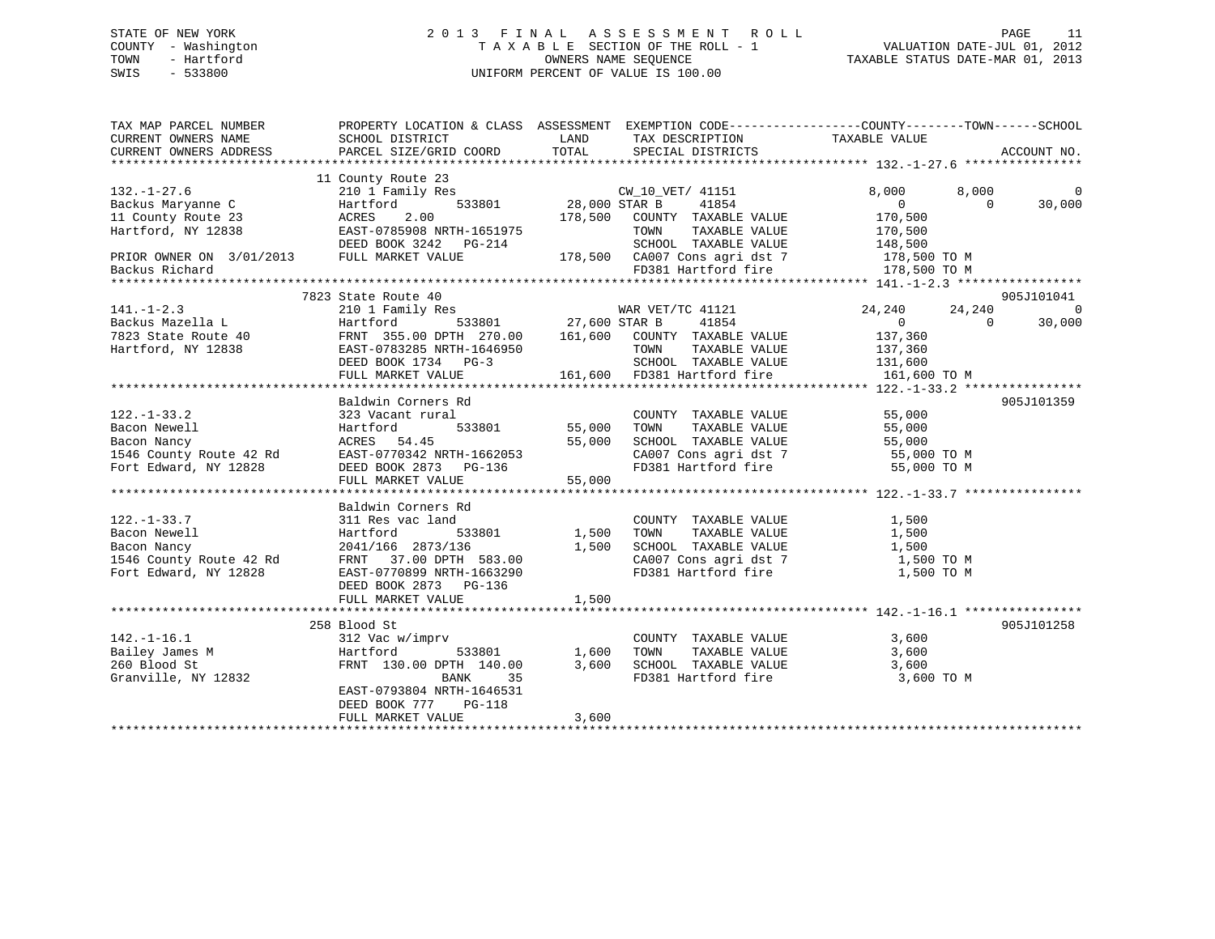STATE OF NEW YORK
COUNTY - Washington
TOWN - Hartford
SWIS - 533800

# 2013 FINAL ASSESSMENT ROLL

TAXABLE SECTION OF THE ROLL - 1
OWNERS NAME SEQUENCE
UNIFORM PERCENT OF VALUE IS 100.00

VALUATION DATE-JUL 01, 2012
TAXABLE STATUS DATE-MAR 01, 2013

| TAX MAP PARCEL NUMBER / CURRENT OWNERS NAME / CURRENT OWNERS ADDRESS | PROPERTY LOCATION & CLASS / SCHOOL DISTRICT / PARCEL SIZE/GRID COORD | ASSESSMENT LAND | TOTAL | EXEMPTION CODE / TAX DESCRIPTION / SPECIAL DISTRICTS | COUNTY TAXABLE VALUE | TOWN | SCHOOL | ACCOUNT NO. |
|---|---|---|---|---|---|---|---|---|
| 132.-1-27.6 | 11 County Route 23 | | | | | | | |
| | 210 1 Family Res | | | CW_10_VET/ 41151 | 8,000 | 8,000 | 0 | |
| Backus Maryanne C | Hartford 533801 | 28,000 | | STAR B 41854 | 0 | 0 | 30,000 | |
| 11 County Route 23 | ACRES 2.00 | | 178,500 | COUNTY TAXABLE VALUE | 170,500 | | | |
| Hartford, NY 12838 | EAST-0785908 NRTH-1651975 | | | TOWN TAXABLE VALUE | 170,500 | | | |
| | DEED BOOK 3242 PG-214 | | | SCHOOL TAXABLE VALUE | 148,500 | | | |
| PRIOR OWNER ON 3/01/2013 | FULL MARKET VALUE | | 178,500 | CA007 Cons agri dst 7 | 178,500 TO M | | | |
| Backus Richard | | | | FD381 Hartford fire | 178,500 TO M | | | |
| 141.-1-2.3 | 7823 State Route 40 | | | | | | | 905J101041 |
| | 210 1 Family Res | | | WAR VET/TC 41121 | 24,240 | 24,240 | 0 | |
| Backus Mazella L | Hartford 533801 | 27,600 | | STAR B 41854 | 0 | 0 | 30,000 | |
| 7823 State Route 40 | FRNT 355.00 DPTH 270.00 | | 161,600 | COUNTY TAXABLE VALUE | 137,360 | | | |
| Hartford, NY 12838 | EAST-0783285 NRTH-1646950 | | | TOWN TAXABLE VALUE | 137,360 | | | |
| | DEED BOOK 1734 PG-3 | | | SCHOOL TAXABLE VALUE | 131,600 | | | |
| | FULL MARKET VALUE | | 161,600 | FD381 Hartford fire | 161,600 TO M | | | |
| 122.-1-33.2 | Baldwin Corners Rd | | | | | | | 905J101359 |
| | 323 Vacant rural | | | COUNTY TAXABLE VALUE | 55,000 | | | |
| Bacon Newell | Hartford 533801 | 55,000 | | TOWN TAXABLE VALUE | 55,000 | | | |
| Bacon Nancy | ACRES 54.45 | | 55,000 | SCHOOL TAXABLE VALUE | 55,000 | | | |
| 1546 County Route 42 Rd | EAST-0770342 NRTH-1662053 | | | CA007 Cons agri dst 7 | 55,000 TO M | | | |
| Fort Edward, NY 12828 | DEED BOOK 2873 PG-136 | | | FD381 Hartford fire | 55,000 TO M | | | |
| | FULL MARKET VALUE | | 55,000 | | | | | |
| 122.-1-33.7 | Baldwin Corners Rd | | | | | | | |
| | 311 Res vac land | | | COUNTY TAXABLE VALUE | 1,500 | | | |
| Bacon Newell | Hartford 533801 | 1,500 | | TOWN TAXABLE VALUE | 1,500 | | | |
| Bacon Nancy | 2041/166 2873/136 | | 1,500 | SCHOOL TAXABLE VALUE | 1,500 | | | |
| 1546 County Route 42 Rd | FRNT 37.00 DPTH 583.00 | | | CA007 Cons agri dst 7 | 1,500 TO M | | | |
| Fort Edward, NY 12828 | EAST-0770899 NRTH-1663290 | | | FD381 Hartford fire | 1,500 TO M | | | |
| | DEED BOOK 2873 PG-136 | | | | | | | |
| | FULL MARKET VALUE | | 1,500 | | | | | |
| 142.-1-16.1 | 258 Blood St | | | | | | | 905J101258 |
| | 312 Vac w/imprv | | | COUNTY TAXABLE VALUE | 3,600 | | | |
| Bailey James M | Hartford 533801 | 1,600 | | TOWN TAXABLE VALUE | 3,600 | | | |
| 260 Blood St | FRNT 130.00 DPTH 140.00 | | 3,600 | SCHOOL TAXABLE VALUE | 3,600 | | | |
| Granville, NY 12832 | BANK 35 | | | FD381 Hartford fire | 3,600 TO M | | | |
| | EAST-0793804 NRTH-1646531 | | | | | | | |
| | DEED BOOK 777 PG-118 | | | | | | | |
| | FULL MARKET VALUE | | 3,600 | | | | | |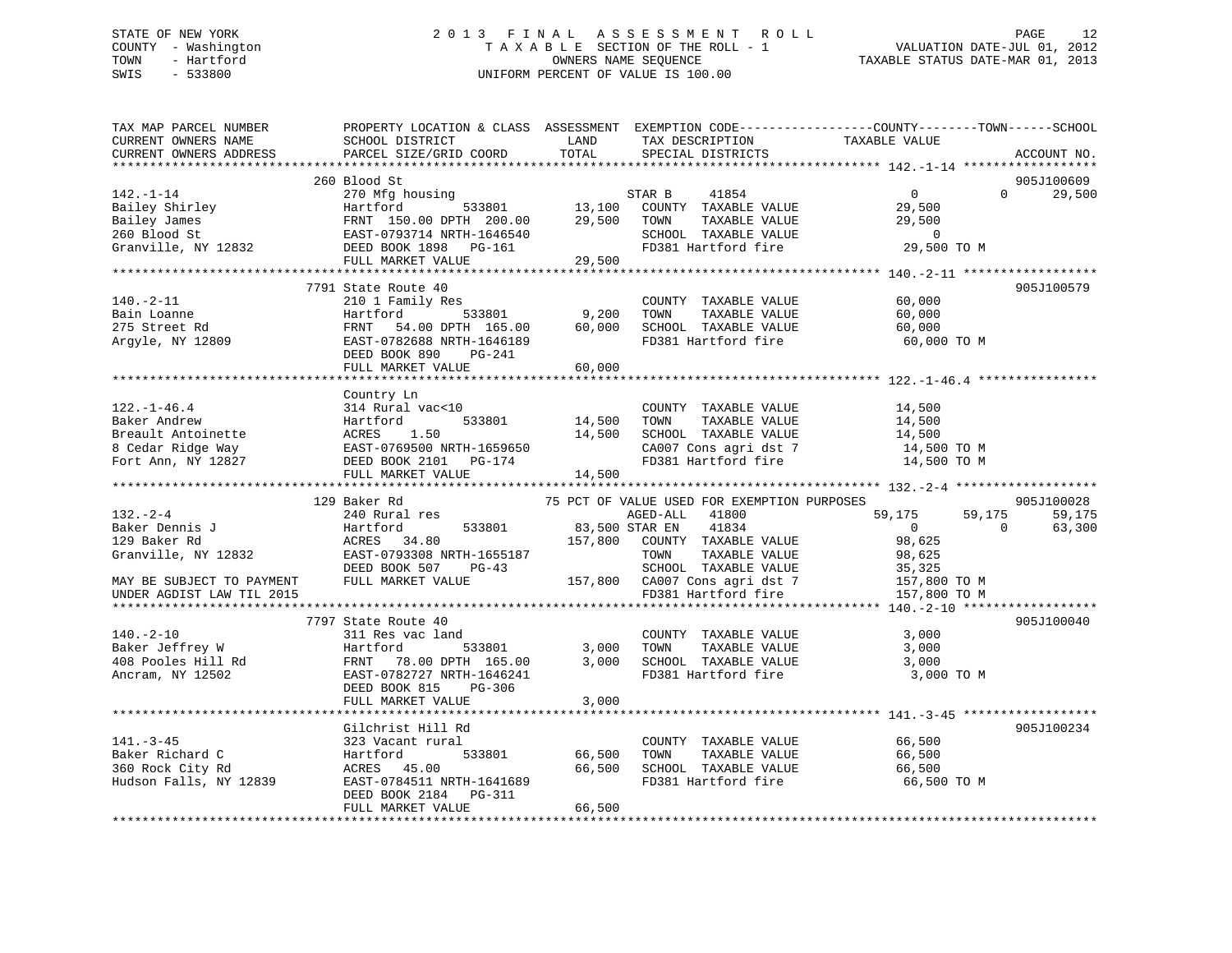STATE OF NEW YORK
COUNTY - Washington
TOWN - Hartford
SWIS - 533800

# 2013 FINAL ASSESSMENT ROLL

TAXABLE SECTION OF THE ROLL - 1
OWNERS NAME SEQUENCE
UNIFORM PERCENT OF VALUE IS 100.00

VALUATION DATE-JUL 01, 2012
TAXABLE STATUS DATE-MAR 01, 2013

```
TAX MAP PARCEL NUMBER          PROPERTY LOCATION & CLASS  ASSESSMENT  EXEMPTION CODE------------------COUNTY--------TOWN------SCHOOL
CURRENT OWNERS NAME            SCHOOL DISTRICT               LAND      TAX DESCRIPTION            TAXABLE VALUE
CURRENT OWNERS ADDRESS         PARCEL SIZE/GRID COORD        TOTAL     SPECIAL DISTRICTS                                    ACCOUNT NO.
******************************************************************************************************* 142.-1-14 ******************
                               260 Blood St                                                                               905J100609
142.-1-14                      270 Mfg housing                         STAR B     41854                 0             0      29,500
Bailey Shirley                 Hartford           533801      13,100   COUNTY  TAXABLE VALUE           29,500
Bailey James                   FRNT  150.00 DPTH  200.00      29,500   TOWN    TAXABLE VALUE           29,500
260 Blood St                   EAST-0793714 NRTH-1646540               SCHOOL  TAXABLE VALUE                0
Granville, NY 12832            DEED BOOK 1898   PG-161                 FD381 Hartford fire              29,500 TO M
                               FULL MARKET VALUE              29,500
******************************************************************************************************* 140.-2-11 ******************
                               7791 State Route 40                                                                        905J100579
140.-2-11                      210 1 Family Res                        COUNTY  TAXABLE VALUE           60,000
Bain Loanne                    Hartford           533801       9,200   TOWN    TAXABLE VALUE           60,000
275 Street Rd                  FRNT   54.00 DPTH  165.00      60,000   SCHOOL  TAXABLE VALUE           60,000
Argyle, NY 12809               EAST-0782688 NRTH-1646189               FD381 Hartford fire              60,000 TO M
                               DEED BOOK 890    PG-241
                               FULL MARKET VALUE              60,000
******************************************************************************************************* 122.-1-46.4 ****************
                               Country Ln
122.-1-46.4                    314 Rural vac<10                        COUNTY  TAXABLE VALUE           14,500
Baker Andrew                   Hartford           533801      14,500   TOWN    TAXABLE VALUE           14,500
Breault Antoinette             ACRES    1.50                  14,500   SCHOOL  TAXABLE VALUE           14,500
8 Cedar Ridge Way              EAST-0769500 NRTH-1659650               CA007 Cons agri dst 7            14,500 TO M
Fort Ann, NY 12827             DEED BOOK 2101   PG-174                 FD381 Hartford fire              14,500 TO M
                               FULL MARKET VALUE              14,500
******************************************************************************************************* 132.-2-4 *******************
                               129 Baker Rd                 75 PCT OF VALUE USED FOR EXEMPTION PURPOSES                   905J100028
132.-2-4                       240 Rural res                           AGED-ALL   41800            59,175        59,175      59,175
Baker Dennis J                 Hartford           533801      83,500   STAR EN    41834                 0             0      63,300
129 Baker Rd                   ACRES   34.80                 157,800   COUNTY  TAXABLE VALUE           98,625
Granville, NY 12832            EAST-0793308 NRTH-1655187               TOWN    TAXABLE VALUE           98,625
                               DEED BOOK 507    PG-43                  SCHOOL  TAXABLE VALUE           35,325
MAY BE SUBJECT TO PAYMENT      FULL MARKET VALUE             157,800   CA007 Cons agri dst 7           157,800 TO M
UNDER AGDIST LAW TIL 2015                                              FD381 Hartford fire             157,800 TO M
******************************************************************************************************* 140.-2-10 ******************
                               7797 State Route 40                                                                        905J100040
140.-2-10                      311 Res vac land                        COUNTY  TAXABLE VALUE            3,000
Baker Jeffrey W                Hartford           533801       3,000   TOWN    TAXABLE VALUE            3,000
408 Pooles Hill Rd             FRNT   78.00 DPTH  165.00       3,000   SCHOOL  TAXABLE VALUE            3,000
Ancram, NY 12502               EAST-0782727 NRTH-1646241               FD381 Hartford fire               3,000 TO M
                               DEED BOOK 815    PG-306
                               FULL MARKET VALUE               3,000
******************************************************************************************************* 141.-3-45 ******************
                               Gilchrist Hill Rd                                                                          905J100234
141.-3-45                      323 Vacant rural                        COUNTY  TAXABLE VALUE           66,500
Baker Richard C                Hartford           533801      66,500   TOWN    TAXABLE VALUE           66,500
360 Rock City Rd               ACRES   45.00                  66,500   SCHOOL  TAXABLE VALUE           66,500
Hudson Falls, NY 12839         EAST-0784511 NRTH-1641689               FD381 Hartford fire              66,500 TO M
                               DEED BOOK 2184   PG-311
                               FULL MARKET VALUE              66,500
************************************************************************************************************************************
```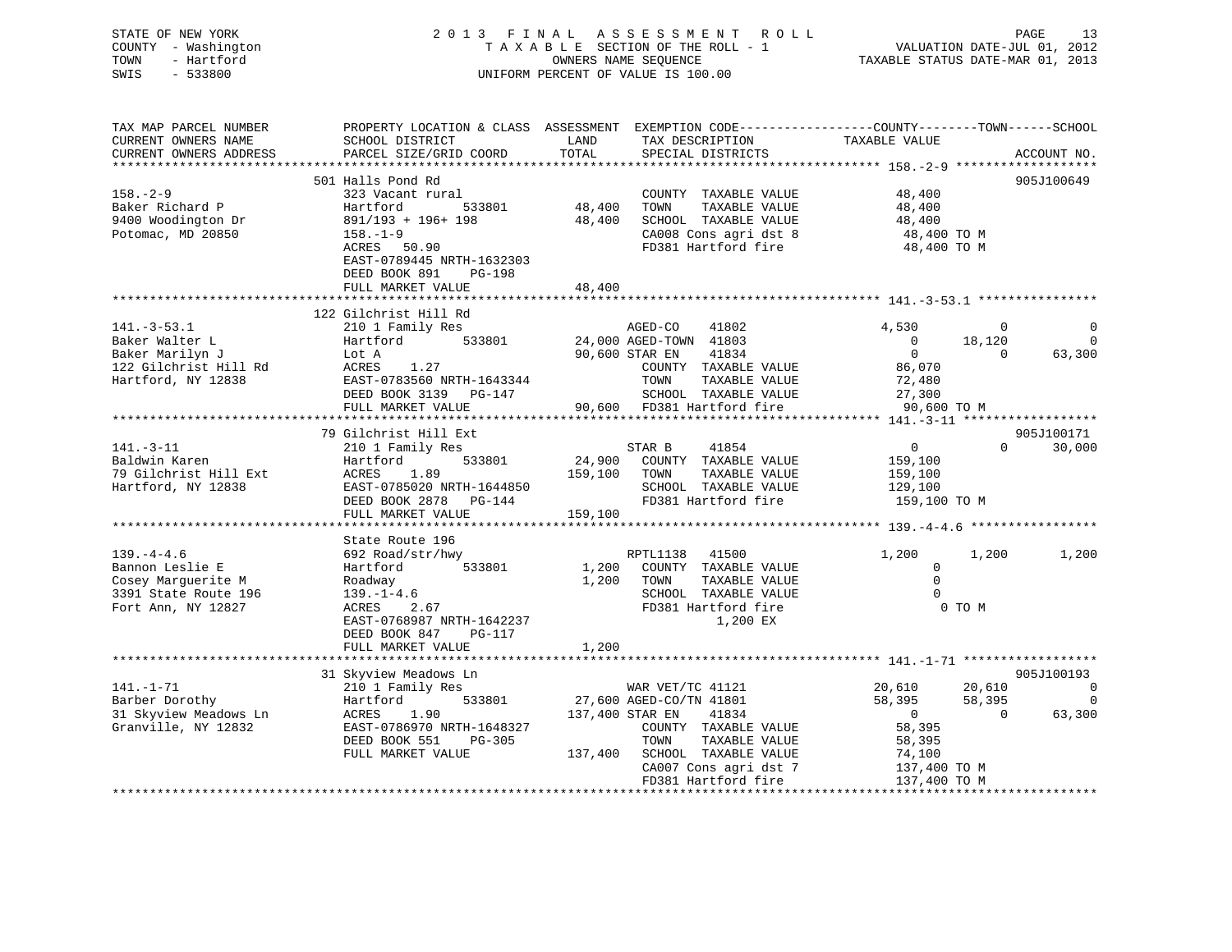STATE OF NEW YORK
COUNTY - Washington
TOWN - Hartford
SWIS - 533800

2013 FINAL ASSESSMENT ROLL
TAXABLE SECTION OF THE ROLL - 1
OWNERS NAME SEQUENCE
UNIFORM PERCENT OF VALUE IS 100.00

VALUATION DATE-JUL 01, 2012
TAXABLE STATUS DATE-MAR 01, 2013

```
TAX MAP PARCEL NUMBER          PROPERTY LOCATION & CLASS  ASSESSMENT  EXEMPTION CODE------------------COUNTY--------TOWN------SCHOOL
CURRENT OWNERS NAME            SCHOOL DISTRICT             LAND        TAX DESCRIPTION              TAXABLE VALUE
CURRENT OWNERS ADDRESS         PARCEL SIZE/GRID COORD      TOTAL       SPECIAL DISTRICTS                                       ACCOUNT NO.
******************************************************************************************************* 158.-2-9 *******************
                               501 Halls Pond Rd                                                                            905J100649
158.-2-9                       323 Vacant rural                        COUNTY  TAXABLE VALUE          48,400
Baker Richard P                Hartford        533801       48,400     TOWN    TAXABLE VALUE          48,400
9400 Woodington Dr             891/193 + 196+ 198           48,400     SCHOOL  TAXABLE VALUE          48,400
Potomac, MD 20850              158.-1-9                                CA008 Cons agri dst 8           48,400 TO M
                               ACRES  50.90                            FD381 Hartford fire             48,400 TO M
                               EAST-0789445 NRTH-1632303
                               DEED BOOK 891    PG-198
                               FULL MARKET VALUE            48,400
******************************************************************************************************* 141.-3-53.1 ****************
                               122 Gilchrist Hill Rd
141.-3-53.1                    210 1 Family Res                        AGED-CO    41802               4,530           0            0
Baker Walter L                 Hartford        533801       24,000 AGED-TOWN  41803                   0      18,120            0
Baker Marilyn J                Lot A                        90,600 STAR EN    41834                   0           0       63,300
122 Gilchrist Hill Rd          ACRES   1.27                            COUNTY  TAXABLE VALUE          86,070
Hartford, NY 12838             EAST-0783560 NRTH-1643344               TOWN    TAXABLE VALUE          72,480
                               DEED BOOK 3139   PG-147                 SCHOOL  TAXABLE VALUE          27,300
                               FULL MARKET VALUE            90,600     FD381 Hartford fire             90,600 TO M
******************************************************************************************************* 141.-3-11 ******************
                               79 Gilchrist Hill Ext                                                                        905J100171
141.-3-11                      210 1 Family Res                        STAR B     41854                   0           0       30,000
Baldwin Karen                  Hartford        533801       24,900     COUNTY  TAXABLE VALUE         159,100
79 Gilchrist Hill Ext          ACRES   1.89                159,100     TOWN    TAXABLE VALUE         159,100
Hartford, NY 12838             EAST-0785020 NRTH-1644850               SCHOOL  TAXABLE VALUE         129,100
                               DEED BOOK 2878   PG-144                 FD381 Hartford fire            159,100 TO M
                               FULL MARKET VALUE           159,100
******************************************************************************************************* 139.-4-4.6 *****************
                               State Route 196
139.-4-4.6                     692 Road/str/hwy                        RPTL1138   41500               1,200       1,200        1,200
Bannon Leslie E                Hartford        533801        1,200     COUNTY  TAXABLE VALUE               0
Cosey Marguerite M             Roadway                       1,200     TOWN    TAXABLE VALUE               0
3391 State Route 196           139.-1-4.6                              SCHOOL  TAXABLE VALUE               0
Fort Ann, NY 12827             ACRES   2.67                            FD381 Hartford fire                  0 TO M
                               EAST-0768987 NRTH-1642237                      1,200 EX
                               DEED BOOK 847    PG-117
                               FULL MARKET VALUE             1,200
******************************************************************************************************* 141.-1-71 ******************
                               31 Skyview Meadows Ln                                                                        905J100193
141.-1-71                      210 1 Family Res                        WAR VET/TC 41121              20,610      20,610            0
Barber Dorothy                 Hartford        533801       27,600 AGED-CO/TN 41801                  58,395      58,395            0
31 Skyview Meadows Ln          ACRES   1.90                137,400 STAR EN    41834                   0           0       63,300
Granville, NY 12832            EAST-0786970 NRTH-1648327               COUNTY  TAXABLE VALUE          58,395
                               DEED BOOK 551    PG-305                 TOWN    TAXABLE VALUE          58,395
                               FULL MARKET VALUE           137,400     SCHOOL  TAXABLE VALUE          74,100
                                                                       CA007 Cons agri dst 7          137,400 TO M
                                                                       FD381 Hartford fire            137,400 TO M
************************************************************************************************************************************
```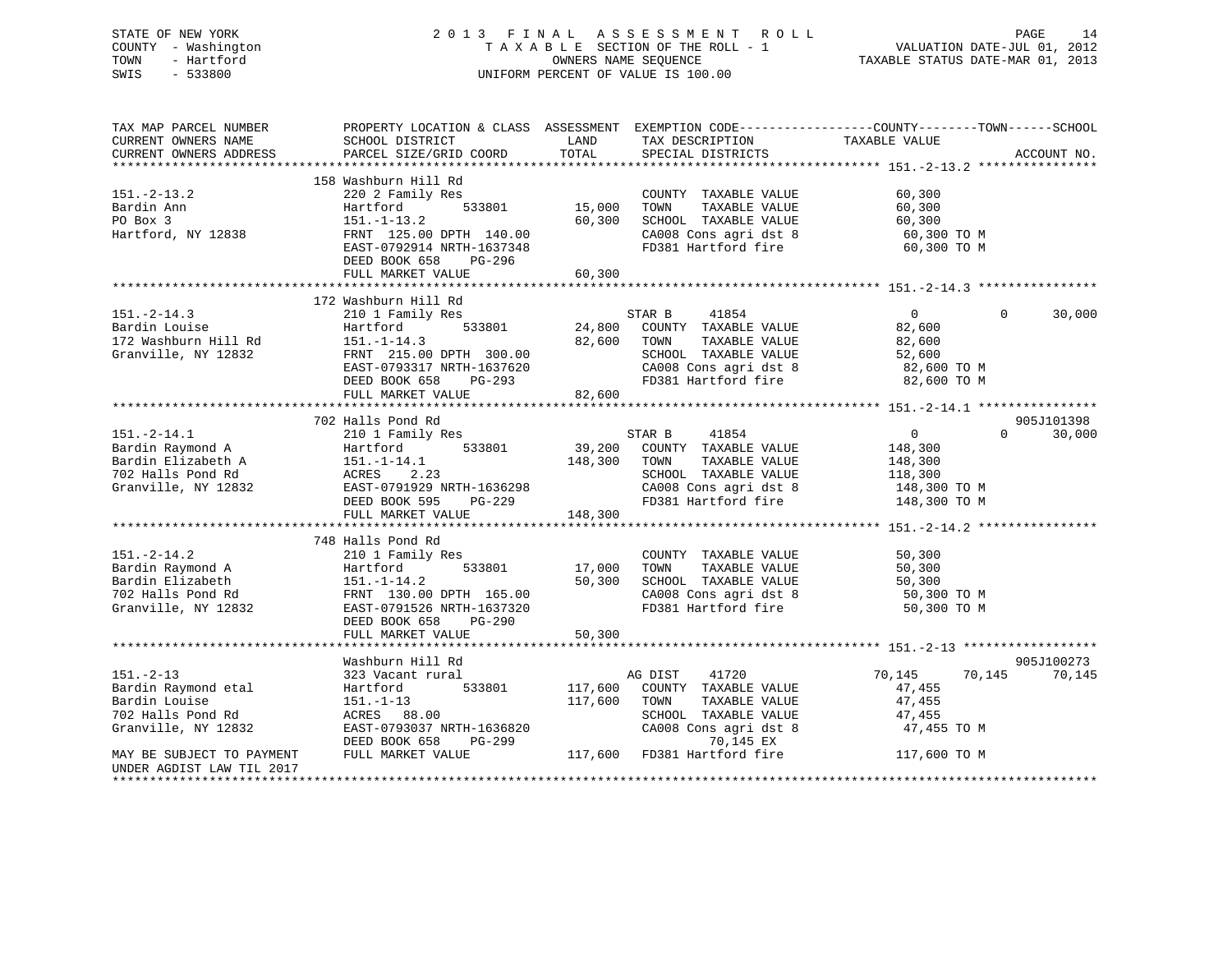STATE OF NEW YORK
COUNTY - Washington
TOWN - Hartford
SWIS - 533800

# 2013 FINAL ASSESSMENT ROLL

TAXABLE SECTION OF THE ROLL - 1
OWNERS NAME SEQUENCE
UNIFORM PERCENT OF VALUE IS 100.00

VALUATION DATE-JUL 01, 2012
TAXABLE STATUS DATE-MAR 01, 2013

| TAX MAP PARCEL NUMBER / CURRENT OWNERS NAME / CURRENT OWNERS ADDRESS | PROPERTY LOCATION & CLASS / SCHOOL DISTRICT / PARCEL SIZE/GRID COORD | ASSESSMENT LAND / TOTAL | EXEMPTION CODE / TAX DESCRIPTION / SPECIAL DISTRICTS | COUNTY | TOWN | SCHOOL | ACCOUNT NO. |
|---|---|---|---|---|---|---|---|
| **151.-2-13.2** | 158 Washburn Hill Rd | | | | | | |
| 151.-2-13.2 | 220 2 Family Res | | COUNTY TAXABLE VALUE | 60,300 | | | |
| Bardin Ann | Hartford 533801 | 15,000 | TOWN TAXABLE VALUE | | 60,300 | | |
| PO Box 3 | 151.-1-13.2 | 60,300 | SCHOOL TAXABLE VALUE | | | 60,300 | |
| Hartford, NY 12838 | FRNT 125.00 DPTH 140.00 | | CA008 Cons agri dst 8 | 60,300 TO M | | | |
| | EAST-0792914 NRTH-1637348 | | FD381 Hartford fire | 60,300 TO M | | | |
| | DEED BOOK 658 PG-296 | | | | | | |
| | FULL MARKET VALUE | 60,300 | | | | | |
| **151.-2-14.3** | 172 Washburn Hill Rd | | | | | | |
| 151.-2-14.3 | 210 1 Family Res | | STAR B 41854 | 0 | 0 | 30,000 | |
| Bardin Louise | Hartford 533801 | 24,800 | COUNTY TAXABLE VALUE | 82,600 | | | |
| 172 Washburn Hill Rd | 151.-1-14.3 | 82,600 | TOWN TAXABLE VALUE | | 82,600 | | |
| Granville, NY 12832 | FRNT 215.00 DPTH 300.00 | | SCHOOL TAXABLE VALUE | | | 52,600 | |
| | EAST-0793317 NRTH-1637620 | | CA008 Cons agri dst 8 | 82,600 TO M | | | |
| | DEED BOOK 658 PG-293 | | FD381 Hartford fire | 82,600 TO M | | | |
| | FULL MARKET VALUE | 82,600 | | | | | |
| **151.-2-14.1** | 702 Halls Pond Rd | | | | | | 905J101398 |
| 151.-2-14.1 | 210 1 Family Res | | STAR B 41854 | 0 | 0 | 30,000 | |
| Bardin Raymond A | Hartford 533801 | 39,200 | COUNTY TAXABLE VALUE | 148,300 | | | |
| Bardin Elizabeth A | 151.-1-14.1 | 148,300 | TOWN TAXABLE VALUE | | 148,300 | | |
| 702 Halls Pond Rd | ACRES 2.23 | | SCHOOL TAXABLE VALUE | | | 118,300 | |
| Granville, NY 12832 | EAST-0791929 NRTH-1636298 | | CA008 Cons agri dst 8 | 148,300 TO M | | | |
| | DEED BOOK 595 PG-229 | | FD381 Hartford fire | 148,300 TO M | | | |
| | FULL MARKET VALUE | 148,300 | | | | | |
| **151.-2-14.2** | 748 Halls Pond Rd | | | | | | |
| 151.-2-14.2 | 210 1 Family Res | | COUNTY TAXABLE VALUE | 50,300 | | | |
| Bardin Raymond A | Hartford 533801 | 17,000 | TOWN TAXABLE VALUE | | 50,300 | | |
| Bardin Elizabeth | 151.-1-14.2 | 50,300 | SCHOOL TAXABLE VALUE | | | 50,300 | |
| 702 Halls Pond Rd | FRNT 130.00 DPTH 165.00 | | CA008 Cons agri dst 8 | 50,300 TO M | | | |
| Granville, NY 12832 | EAST-0791526 NRTH-1637320 | | FD381 Hartford fire | 50,300 TO M | | | |
| | DEED BOOK 658 PG-290 | | | | | | |
| | FULL MARKET VALUE | 50,300 | | | | | |
| **151.-2-13** | Washburn Hill Rd | | | | | | 905J100273 |
| 151.-2-13 | 323 Vacant rural | | AG DIST 41720 | 70,145 | 70,145 | 70,145 | |
| Bardin Raymond etal | Hartford 533801 | 117,600 | COUNTY TAXABLE VALUE | 47,455 | | | |
| Bardin Louise | 151.-1-13 | 117,600 | TOWN TAXABLE VALUE | | 47,455 | | |
| 702 Halls Pond Rd | ACRES 88.00 | | SCHOOL TAXABLE VALUE | | | 47,455 | |
| Granville, NY 12832 | EAST-0793037 NRTH-1636820 | | CA008 Cons agri dst 8 | 47,455 TO M | | | |
| | DEED BOOK 658 PG-299 | | 70,145 EX | | | | |
| MAY BE SUBJECT TO PAYMENT UNDER AGDIST LAW TIL 2017 | FULL MARKET VALUE | 117,600 | FD381 Hartford fire | 117,600 TO M | | | |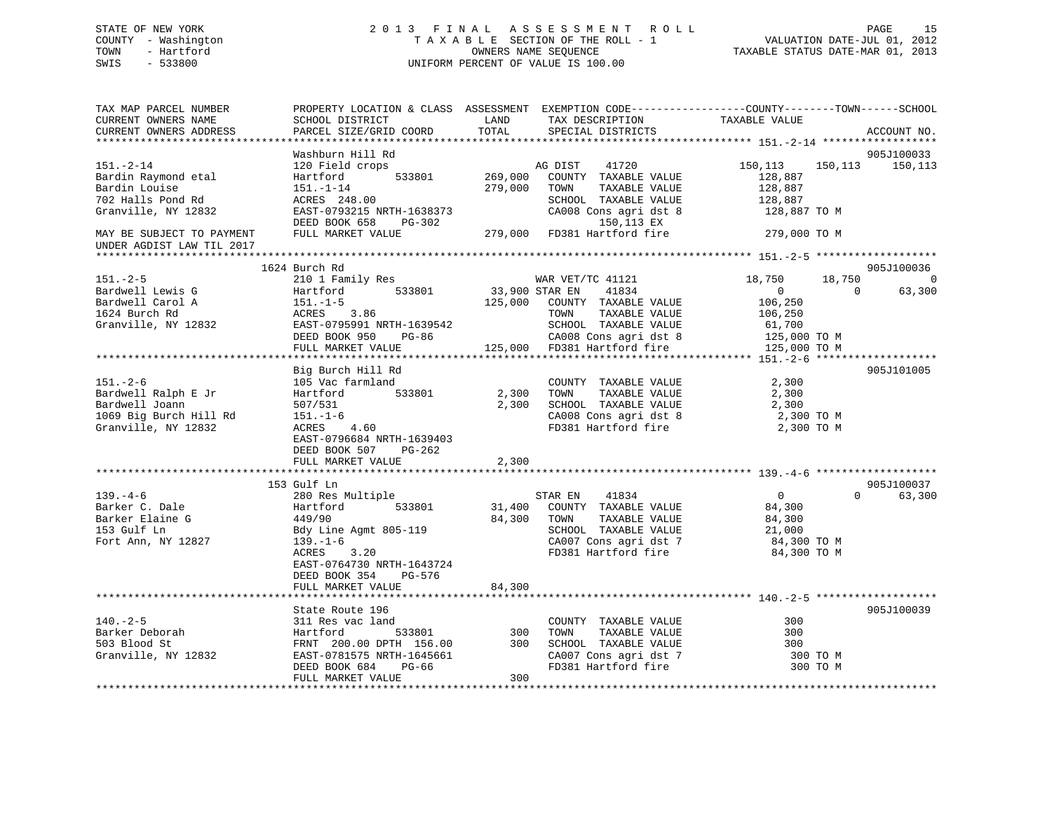STATE OF NEW YORK
COUNTY - Washington
TOWN - Hartford
SWIS - 533800

2 0 1 3 F I N A L A S S E S S M E N T R O L L
T A X A B L E SECTION OF THE ROLL - 1
OWNERS NAME SEQUENCE
UNIFORM PERCENT OF VALUE IS 100.00

VALUATION DATE-JUL 01, 2012
TAXABLE STATUS DATE-MAR 01, 2013

```
TAX MAP PARCEL NUMBER          PROPERTY LOCATION & CLASS  ASSESSMENT  EXEMPTION CODE------------------COUNTY--------TOWN------SCHOOL
CURRENT OWNERS NAME            SCHOOL DISTRICT              LAND       TAX DESCRIPTION              TAXABLE VALUE
CURRENT OWNERS ADDRESS         PARCEL SIZE/GRID COORD       TOTAL      SPECIAL DISTRICTS                                        ACCOUNT NO.
*********************************************************************************************** 151.-2-14 ******************
                               Washburn Hill Rd                                                                             905J100033
151.-2-14                      120 Field crops                          AG DIST     41720            150,113      150,113     150,113
Bardin Raymond etal            Hartford         533801       269,000   COUNTY  TAXABLE VALUE          128,887
Bardin Louise                  151.-1-14                     279,000   TOWN    TAXABLE VALUE          128,887
702 Halls Pond Rd              ACRES  248.00                            SCHOOL  TAXABLE VALUE          128,887
Granville, NY 12832            EAST-0793215 NRTH-1638373                CA008 Cons agri dst 8          128,887 TO M
                               DEED BOOK 658    PG-302                          150,113 EX
MAY BE SUBJECT TO PAYMENT      FULL MARKET VALUE             279,000   FD381 Hartford fire            279,000 TO M
UNDER AGDIST LAW TIL 2017
*********************************************************************************************** 151.-2-5 *******************
                               1624 Burch Rd                                                                                905J100036
151.-2-5                       210 1 Family Res                         WAR VET/TC 41121              18,750       18,750           0
Bardwell Lewis G               Hartford         533801        33,900 STAR EN     41834                   0            0      63,300
Bardwell Carol A               151.-1-5                      125,000   COUNTY  TAXABLE VALUE          106,250
1624 Burch Rd                  ACRES    3.86                            TOWN    TAXABLE VALUE          106,250
Granville, NY 12832            EAST-0795991 NRTH-1639542                SCHOOL  TAXABLE VALUE           61,700
                               DEED BOOK 950    PG-86                   CA008 Cons agri dst 8          125,000 TO M
                               FULL MARKET VALUE             125,000   FD381 Hartford fire            125,000 TO M
*********************************************************************************************** 151.-2-6 *******************
                               Big Burch Hill Rd                                                                            905J101005
151.-2-6                       105 Vac farmland                         COUNTY  TAXABLE VALUE            2,300
Bardwell Ralph E Jr            Hartford         533801         2,300   TOWN    TAXABLE VALUE            2,300
Bardwell Joann                 507/531                         2,300   SCHOOL  TAXABLE VALUE            2,300
1069 Big Burch Hill Rd         151.-1-6                                 CA008 Cons agri dst 8            2,300 TO M
Granville, NY 12832            ACRES    4.60                            FD381 Hartford fire              2,300 TO M
                               EAST-0796684 NRTH-1639403
                               DEED BOOK 507    PG-262
                               FULL MARKET VALUE               2,300
*********************************************************************************************** 139.-4-6 *******************
                               153 Gulf Ln                                                                                  905J100037
139.-4-6                       280 Res Multiple                         STAR EN     41834                   0            0      63,300
Barker C. Dale                 Hartford         533801        31,400   COUNTY  TAXABLE VALUE           84,300
Barker Elaine G                449/90                         84,300   TOWN    TAXABLE VALUE           84,300
153 Gulf Ln                    Bdy Line Agmt 805-119                    SCHOOL  TAXABLE VALUE           21,000
Fort Ann, NY 12827             139.-1-6                                 CA007 Cons agri dst 7           84,300 TO M
                               ACRES    3.20                            FD381 Hartford fire             84,300 TO M
                               EAST-0764730 NRTH-1643724
                               DEED BOOK 354    PG-576
                               FULL MARKET VALUE              84,300
*********************************************************************************************** 140.-2-5 *******************
                               State Route 196                                                                              905J100039
140.-2-5                       311 Res vac land                         COUNTY  TAXABLE VALUE              300
Barker Deborah                 Hartford         533801           300   TOWN    TAXABLE VALUE              300
503 Blood St                   FRNT 200.00 DPTH 156.00           300   SCHOOL  TAXABLE VALUE              300
Granville, NY 12832            EAST-0781575 NRTH-1645661                CA007 Cons agri dst 7              300 TO M
                               DEED BOOK 684    PG-66                   FD381 Hartford fire                300 TO M
                               FULL MARKET VALUE                 300
****************************************************************************************************************************
```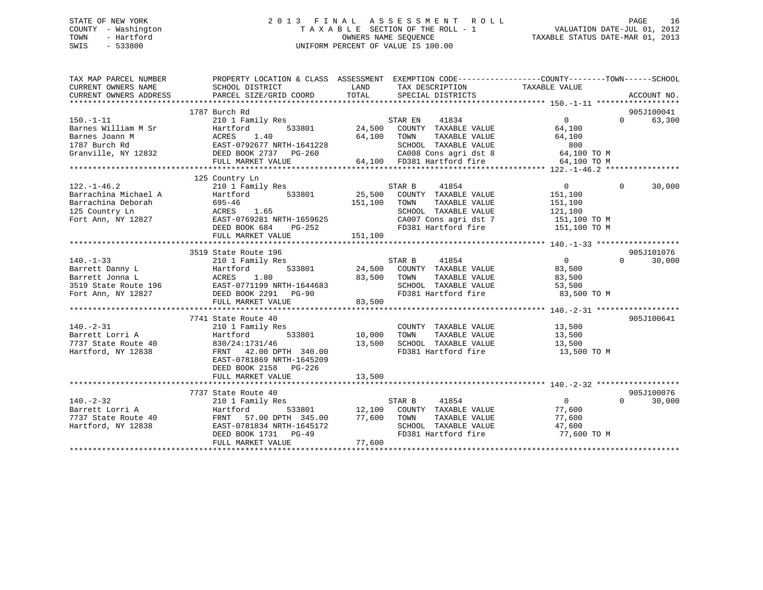STATE OF NEW YORK
COUNTY - Washington
TOWN - Hartford
SWIS - 533800

2013 FINAL ASSESSMENT ROLL
TAXABLE SECTION OF THE ROLL - 1
OWNERS NAME SEQUENCE
UNIFORM PERCENT OF VALUE IS 100.00

VALUATION DATE-JUL 01, 2012
TAXABLE STATUS DATE-MAR 01, 2013

| TAX MAP PARCEL NUMBER / CURRENT OWNERS NAME / CURRENT OWNERS ADDRESS | PROPERTY LOCATION & CLASS / SCHOOL DISTRICT / PARCEL SIZE/GRID COORD | ASSESSMENT LAND / TOTAL | EXEMPTION CODE / TAX DESCRIPTION / SPECIAL DISTRICTS | COUNTY TAXABLE VALUE | TOWN | SCHOOL / ACCOUNT NO. |
|---|---|---|---|---|---|---|
| **150.-1-11** | 1787 Burch Rd | | | | | 905J100041 |
| Barnes William M Sr | 210 1 Family Res | | STAR EN 41834 | 0 | 0 | 63,300 |
| Barnes Joann M | Hartford 533801 | 24,500 | COUNTY TAXABLE VALUE | 64,100 | | |
| 1787 Burch Rd | ACRES 1.40 | 64,100 | TOWN TAXABLE VALUE | 64,100 | | |
| Granville, NY 12832 | EAST-0792677 NRTH-1641228 | | SCHOOL TAXABLE VALUE | 800 | | |
| | DEED BOOK 2737 PG-260 | | CA008 Cons agri dst 8 | 64,100 TO M | | |
| | FULL MARKET VALUE | 64,100 | FD381 Hartford fire | 64,100 TO M | | |
| **122.-1-46.2** | 125 Country Ln | | | | | |
| Barrachina Michael A | 210 1 Family Res | | STAR B 41854 | 0 | 0 | 30,000 |
| Barrachina Deborah | Hartford 533801 | 25,500 | COUNTY TAXABLE VALUE | 151,100 | | |
| 125 Country Ln | 695-46 | 151,100 | TOWN TAXABLE VALUE | 151,100 | | |
| Fort Ann, NY 12827 | ACRES 1.65 | | SCHOOL TAXABLE VALUE | 121,100 | | |
| | EAST-0769281 NRTH-1659625 | | CA007 Cons agri dst 7 | 151,100 TO M | | |
| | DEED BOOK 684 PG-252 | | FD381 Hartford fire | 151,100 TO M | | |
| | FULL MARKET VALUE | 151,100 | | | | |
| **140.-1-33** | 3519 State Route 196 | | | | | 905J101076 |
| Barrett Danny L | 210 1 Family Res | | STAR B 41854 | 0 | 0 | 30,000 |
| Barrett Jonna L | Hartford 533801 | 24,500 | COUNTY TAXABLE VALUE | 83,500 | | |
| 3519 State Route 196 | ACRES 1.80 | 83,500 | TOWN TAXABLE VALUE | 83,500 | | |
| Fort Ann, NY 12827 | EAST-0771199 NRTH-1644683 | | SCHOOL TAXABLE VALUE | 53,500 | | |
| | DEED BOOK 2291 PG-90 | | FD381 Hartford fire | 83,500 TO M | | |
| | FULL MARKET VALUE | 83,500 | | | | |
| **140.-2-31** | 7741 State Route 40 | | | | | 905J100641 |
| Barrett Lorri A | 210 1 Family Res | | COUNTY TAXABLE VALUE | 13,500 | | |
| 7737 State Route 40 | Hartford 533801 | 10,000 | TOWN TAXABLE VALUE | 13,500 | | |
| Hartford, NY 12838 | 830/24:1731/46 | 13,500 | SCHOOL TAXABLE VALUE | 13,500 | | |
| | FRNT 42.00 DPTH 340.00 | | FD381 Hartford fire | 13,500 TO M | | |
| | EAST-0781869 NRTH-1645209 | | | | | |
| | DEED BOOK 2158 PG-226 | | | | | |
| | FULL MARKET VALUE | 13,500 | | | | |
| **140.-2-32** | 7737 State Route 40 | | | | | 905J100076 |
| Barrett Lorri A | 210 1 Family Res | | STAR B 41854 | 0 | 0 | 30,000 |
| 7737 State Route 40 | Hartford 533801 | 12,100 | COUNTY TAXABLE VALUE | 77,600 | | |
| Hartford, NY 12838 | FRNT 57.00 DPTH 345.00 | 77,600 | TOWN TAXABLE VALUE | 77,600 | | |
| | EAST-0781834 NRTH-1645172 | | SCHOOL TAXABLE VALUE | 47,600 | | |
| | DEED BOOK 1731 PG-49 | | FD381 Hartford fire | 77,600 TO M | | |
| | FULL MARKET VALUE | 77,600 | | | | |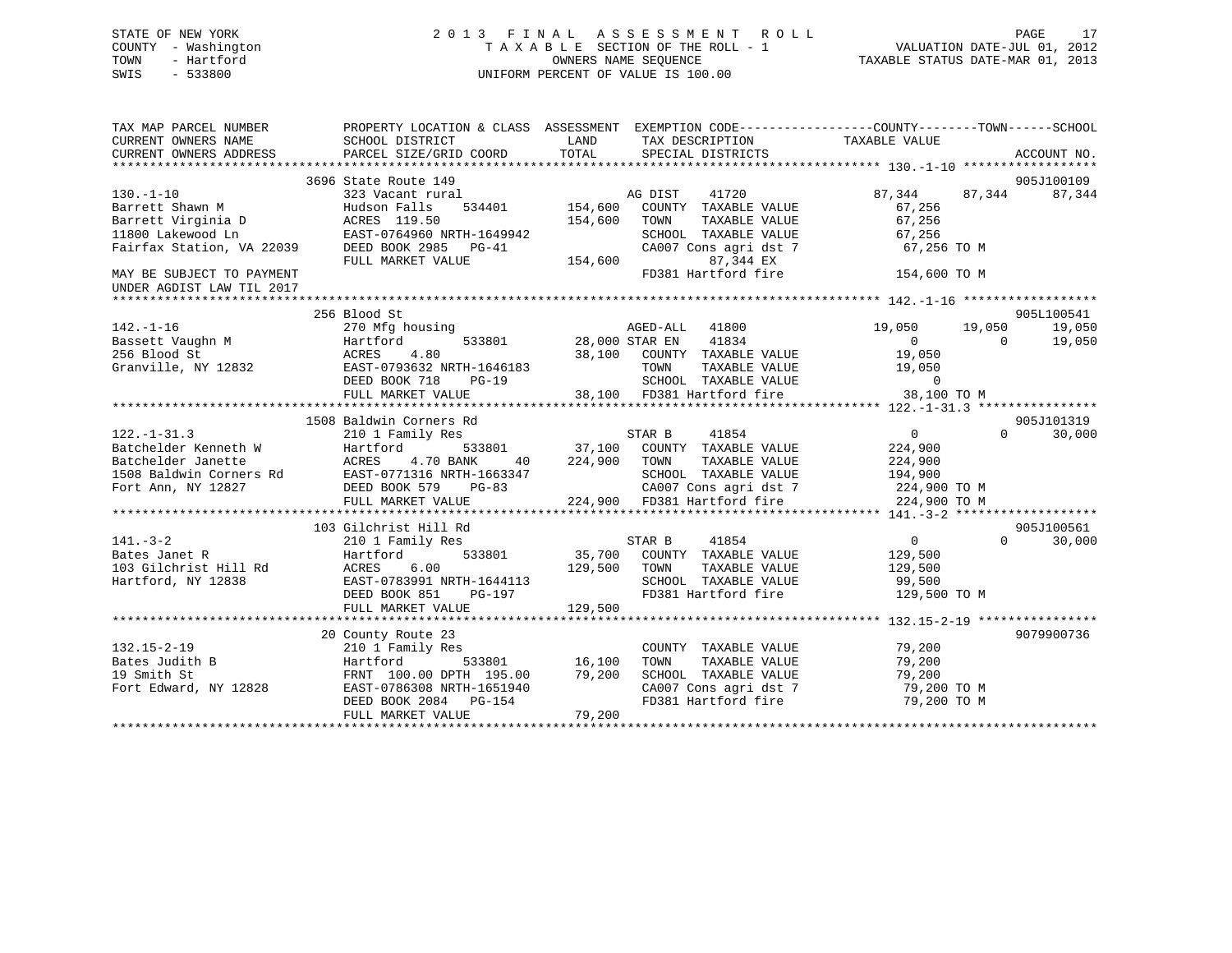STATE OF NEW YORK
COUNTY - Washington
TOWN - Hartford
SWIS - 533800

# 2013 FINAL ASSESSMENT ROLL

TAXABLE SECTION OF THE ROLL - 1
OWNERS NAME SEQUENCE
UNIFORM PERCENT OF VALUE IS 100.00

VALUATION DATE-JUL 01, 2012
TAXABLE STATUS DATE-MAR 01, 2013

```
TAX MAP PARCEL NUMBER          PROPERTY LOCATION & CLASS  ASSESSMENT  EXEMPTION CODE------------------COUNTY--------TOWN------SCHOOL
CURRENT OWNERS NAME            SCHOOL DISTRICT               LAND      TAX DESCRIPTION             TAXABLE VALUE
CURRENT OWNERS ADDRESS         PARCEL SIZE/GRID COORD       TOTAL      SPECIAL DISTRICTS                                    ACCOUNT NO.
******************************************************************************************************* 130.-1-10 ******************
                           3696 State Route 149                                                                   905J100109
130.-1-10                  323 Vacant rural                   AG DIST    41720              87,344      87,344      87,344
Barrett Shawn M            Hudson Falls      534401    154,600   COUNTY  TAXABLE VALUE           67,256
Barrett Virginia D         ACRES  119.50                154,600   TOWN    TAXABLE VALUE           67,256
11800 Lakewood Ln          EAST-0764960 NRTH-1649942              SCHOOL  TAXABLE VALUE           67,256
Fairfax Station, VA 22039  DEED BOOK 2985   PG-41                 CA007 Cons agri dst 7            67,256 TO M
                           FULL MARKET VALUE            154,600           87,344 EX
MAY BE SUBJECT TO PAYMENT                                         FD381 Hartford fire             154,600 TO M
UNDER AGDIST LAW TIL 2017
******************************************************************************************************* 142.-1-16 ******************
                           256 Blood St                                                                           905L100541
142.-1-16                  270 Mfg housing                    AGED-ALL   41800              19,050      19,050      19,050
Bassett Vaughn M           Hartford          533801     28,000 STAR EN   41834                   0           0      19,050
256 Blood St               ACRES    4.80                 38,100   COUNTY  TAXABLE VALUE           19,050
Granville, NY 12832        EAST-0793632 NRTH-1646183              TOWN    TAXABLE VALUE           19,050
                           DEED BOOK 718    PG-19                 SCHOOL  TAXABLE VALUE                0
                           FULL MARKET VALUE             38,100   FD381 Hartford fire              38,100 TO M
******************************************************************************************************* 122.-1-31.3 ****************
                           1508 Baldwin Corners Rd                                                                905J101319
122.-1-31.3                210 1 Family Res                   STAR B     41854                   0           0      30,000
Batchelder Kenneth W       Hartford          533801     37,100   COUNTY  TAXABLE VALUE          224,900
Batchelder Janette         ACRES    4.70 BANK     40    224,900   TOWN    TAXABLE VALUE          224,900
1508 Baldwin Corners Rd    EAST-0771316 NRTH-1663347              SCHOOL  TAXABLE VALUE          194,900
Fort Ann, NY 12827         DEED BOOK 579    PG-83                 CA007 Cons agri dst 7           224,900 TO M
                           FULL MARKET VALUE            224,900   FD381 Hartford fire             224,900 TO M
******************************************************************************************************* 141.-3-2 *******************
                           103 Gilchrist Hill Rd                                                                  905J100561
141.-3-2                   210 1 Family Res                   STAR B     41854                   0           0      30,000
Bates Janet R              Hartford          533801     35,700   COUNTY  TAXABLE VALUE          129,500
103 Gilchrist Hill Rd      ACRES    6.00                129,500   TOWN    TAXABLE VALUE          129,500
Hartford, NY 12838         EAST-0783991 NRTH-1644113              SCHOOL  TAXABLE VALUE           99,500
                           DEED BOOK 851    PG-197                FD381 Hartford fire             129,500 TO M
                           FULL MARKET VALUE            129,500
******************************************************************************************************* 132.15-2-19 ****************
                           20 County Route 23                                                                     9079900736
132.15-2-19                210 1 Family Res                       COUNTY  TAXABLE VALUE           79,200
Bates Judith B             Hartford          533801     16,100   TOWN    TAXABLE VALUE           79,200
19 Smith St                FRNT 100.00 DPTH 195.00      79,200   SCHOOL  TAXABLE VALUE           79,200
Fort Edward, NY 12828      EAST-0786308 NRTH-1651940              CA007 Cons agri dst 7            79,200 TO M
                           DEED BOOK 2084   PG-154                FD381 Hartford fire              79,200 TO M
                           FULL MARKET VALUE             79,200
************************************************************************************************************************************
```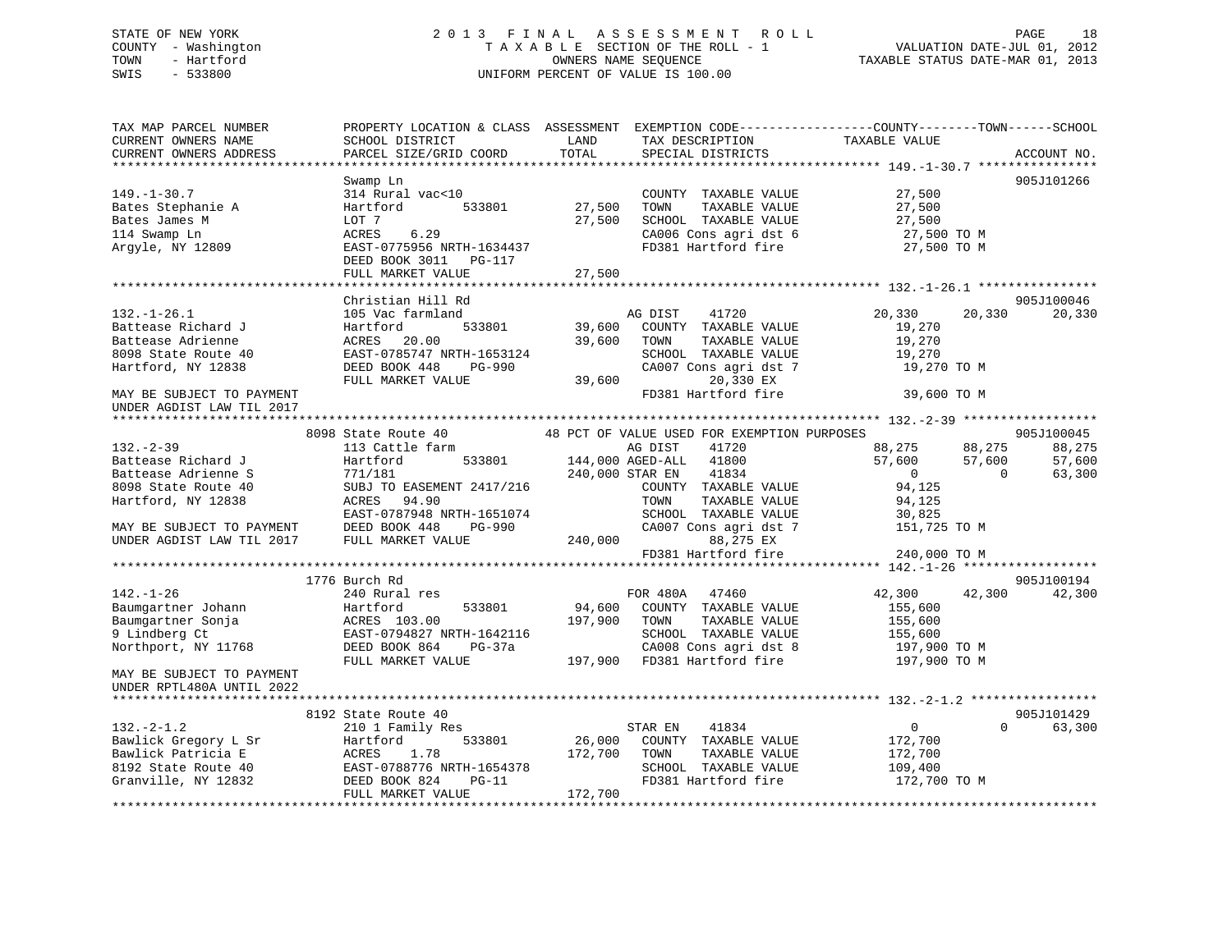STATE OF NEW YORK
COUNTY - Washington
TOWN - Hartford
SWIS - 533800

2 0 1 3 F I N A L A S S E S S M E N T R O L L
T A X A B L E SECTION OF THE ROLL - 1
OWNERS NAME SEQUENCE
UNIFORM PERCENT OF VALUE IS 100.00

VALUATION DATE-JUL 01, 2012
TAXABLE STATUS DATE-MAR 01, 2013

```
TAX MAP PARCEL NUMBER        PROPERTY LOCATION & CLASS  ASSESSMENT  EXEMPTION CODE-----------------COUNTY--------TOWN------SCHOOL
CURRENT OWNERS NAME          SCHOOL DISTRICT               LAND      TAX DESCRIPTION              TAXABLE VALUE
CURRENT OWNERS ADDRESS       PARCEL SIZE/GRID COORD        TOTAL     SPECIAL DISTRICTS                                      ACCOUNT NO.
******************************************************************************************************* 149.-1-30.7 ***************
                             Swamp Ln                                                                                  905J101266
149.-1-30.7                  314 Rural vac<10                         COUNTY  TAXABLE VALUE             27,500
Bates Stephanie A            Hartford          533801       27,500   TOWN    TAXABLE VALUE             27,500
Bates James M                LOT 7                          27,500   SCHOOL  TAXABLE VALUE             27,500
114 Swamp Ln                 ACRES    6.29                           CA006 Cons agri dst 6              27,500 TO M
Argyle, NY 12809             EAST-0775956 NRTH-1634437               FD381 Hartford fire                27,500 TO M
                             DEED BOOK 3011   PG-117
                             FULL MARKET VALUE              27,500
******************************************************************************************************* 132.-1-26.1 ***************
                             Christian Hill Rd                                                                         905J100046
132.-1-26.1                  105 Vac farmland                         AG DIST     41720            20,330     20,330     20,330
Battease Richard J           Hartford          533801       39,600   COUNTY  TAXABLE VALUE             19,270
Battease Adrienne            ACRES   20.00                  39,600   TOWN    TAXABLE VALUE             19,270
8098 State Route 40          EAST-0785747 NRTH-1653124               SCHOOL  TAXABLE VALUE             19,270
Hartford, NY 12838           DEED BOOK 448    PG-990                 CA007 Cons agri dst 7              19,270 TO M
                             FULL MARKET VALUE              39,600          20,330 EX
MAY BE SUBJECT TO PAYMENT                                            FD381 Hartford fire                39,600 TO M
UNDER AGDIST LAW TIL 2017
******************************************************************************************************* 132.-2-39 *****************
                           8098 State Route 40          48 PCT OF VALUE USED FOR EXEMPTION PURPOSES                    905J100045
132.-2-39                    113 Cattle farm                          AG DIST     41720            88,275     88,275     88,275
Battease Richard J           Hartford          533801      144,000 AGED-ALL    41800               57,600     57,600     57,600
Battease Adrienne S          771/181                       240,000 STAR EN     41834                    0          0     63,300
8098 State Route 40          SUBJ TO EASEMENT 2417/216               COUNTY  TAXABLE VALUE             94,125
Hartford, NY 12838           ACRES   94.90                           TOWN    TAXABLE VALUE             94,125
                             EAST-0787948 NRTH-1651074               SCHOOL  TAXABLE VALUE             30,825
MAY BE SUBJECT TO PAYMENT    DEED BOOK 448    PG-990                 CA007 Cons agri dst 7             151,725 TO M
UNDER AGDIST LAW TIL 2017    FULL MARKET VALUE             240,000          88,275 EX
                                                                     FD381 Hartford fire               240,000 TO M
******************************************************************************************************* 142.-1-26 *****************
                           1776 Burch Rd                                                                               905J100194
142.-1-26                    240 Rural res                            FOR 480A    47460            42,300     42,300     42,300
Baumgartner Johann           Hartford          533801       94,600   COUNTY  TAXABLE VALUE            155,600
Baumgartner Sonja            ACRES  103.00                 197,900   TOWN    TAXABLE VALUE            155,600
9 Lindberg Ct                EAST-0794827 NRTH-1642116               SCHOOL  TAXABLE VALUE            155,600
Northport, NY 11768          DEED BOOK 864    PG-37a                 CA008 Cons agri dst 8             197,900 TO M
                             FULL MARKET VALUE             197,900   FD381 Hartford fire               197,900 TO M
MAY BE SUBJECT TO PAYMENT
UNDER RPTL480A UNTIL 2022
******************************************************************************************************* 132.-2-1.2 ****************
                           8192 State Route 40                                                                         905J101429
132.-2-1.2                   210 1 Family Res                         STAR EN     41834                 0          0     63,300
Bawlick Gregory L Sr         Hartford          533801       26,000   COUNTY  TAXABLE VALUE            172,700
Bawlick Patricia E           ACRES    1.78                 172,700   TOWN    TAXABLE VALUE            172,700
8192 State Route 40          EAST-0788776 NRTH-1654378               SCHOOL  TAXABLE VALUE            109,400
Granville, NY 12832          DEED BOOK 824    PG-11                  FD381 Hartford fire               172,700 TO M
                             FULL MARKET VALUE             172,700
************************************************************************************************************************************
```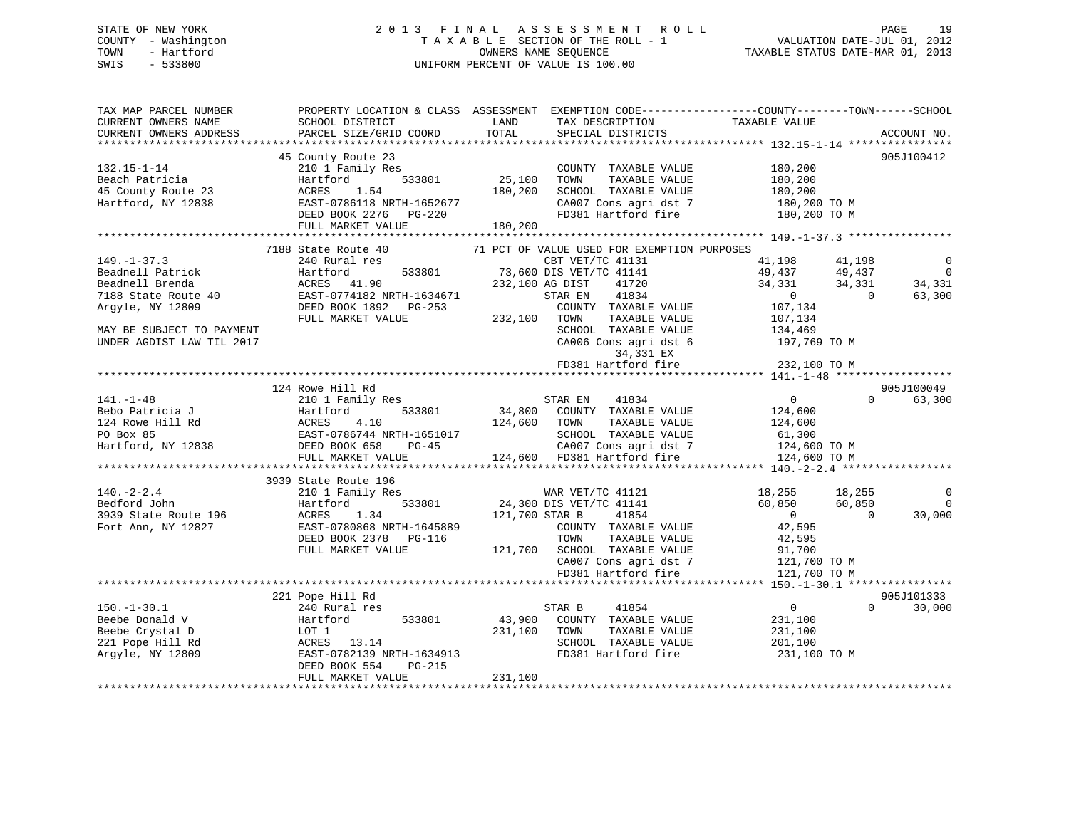STATE OF NEW YORK
COUNTY - Washington
TOWN - Hartford
SWIS - 533800

# 2013 FINAL ASSESSMENT ROLL

TAXABLE SECTION OF THE ROLL - 1
OWNERS NAME SEQUENCE
UNIFORM PERCENT OF VALUE IS 100.00

VALUATION DATE-JUL 01, 2012
TAXABLE STATUS DATE-MAR 01, 2013

| TAX MAP PARCEL NUMBER / CURRENT OWNERS NAME / CURRENT OWNERS ADDRESS | PROPERTY LOCATION & CLASS / SCHOOL DISTRICT / PARCEL SIZE/GRID COORD | ASSESSMENT LAND / TOTAL | EXEMPTION CODE / TAX DESCRIPTION / SPECIAL DISTRICTS | COUNTY TAXABLE VALUE | TOWN | SCHOOL | ACCOUNT NO. |
|---|---|---|---|---|---|---|---|
| **132.15-1-14** | 45 County Route 23 | | | | | | 905J100412 |
| 132.15-1-14 | 210 1 Family Res | | COUNTY TAXABLE VALUE | 180,200 | | | |
| Beach Patricia | Hartford 533801 | 25,100 | TOWN TAXABLE VALUE | 180,200 | | | |
| 45 County Route 23 | ACRES 1.54 | 180,200 | SCHOOL TAXABLE VALUE | 180,200 | | | |
| Hartford, NY 12838 | EAST-0786118 NRTH-1652677 | | CA007 Cons agri dst 7 | 180,200 TO M | | | |
| | DEED BOOK 2276 PG-220 | | FD381 Hartford fire | 180,200 TO M | | | |
| | FULL MARKET VALUE | 180,200 | | | | | |
| **149.-1-37.3** | 7188 State Route 40 | | 71 PCT OF VALUE USED FOR EXEMPTION PURPOSES | | | | |
| 149.-1-37.3 | 240 Rural res | | CBT VET/TC 41131 | 41,198 | 41,198 | 0 | |
| Beadnell Patrick | Hartford 533801 | 73,600 | DIS VET/TC 41141 | 49,437 | 49,437 | 0 | |
| Beadnell Brenda | ACRES 41.90 | 232,100 | AG DIST 41720 | 34,331 | 34,331 | 34,331 | |
| 7188 State Route 40 | EAST-0774182 NRTH-1634671 | | STAR EN 41834 | 0 | 0 | 63,300 | |
| Argyle, NY 12809 | DEED BOOK 1892 PG-253 | | COUNTY TAXABLE VALUE | 107,134 | | | |
| | FULL MARKET VALUE | 232,100 | TOWN TAXABLE VALUE | 107,134 | | | |
| MAY BE SUBJECT TO PAYMENT | | | SCHOOL TAXABLE VALUE | 134,469 | | | |
| UNDER AGDIST LAW TIL 2017 | | | CA006 Cons agri dst 6 | 197,769 TO M | | | |
| | | | 34,331 EX | | | | |
| | | | FD381 Hartford fire | 232,100 TO M | | | |
| **141.-1-48** | 124 Rowe Hill Rd | | | | | | 905J100049 |
| 141.-1-48 | 210 1 Family Res | | STAR EN 41834 | 0 | 0 | 63,300 | |
| Bebo Patricia J | Hartford 533801 | 34,800 | COUNTY TAXABLE VALUE | 124,600 | | | |
| 124 Rowe Hill Rd | ACRES 4.10 | 124,600 | TOWN TAXABLE VALUE | 124,600 | | | |
| PO Box 85 | EAST-0786744 NRTH-1651017 | | SCHOOL TAXABLE VALUE | 61,300 | | | |
| Hartford, NY 12838 | DEED BOOK 658 PG-45 | | CA007 Cons agri dst 7 | 124,600 TO M | | | |
| | FULL MARKET VALUE | 124,600 | FD381 Hartford fire | 124,600 TO M | | | |
| **140.-2-2.4** | 3939 State Route 196 | | | | | | |
| 140.-2-2.4 | 210 1 Family Res | | WAR VET/TC 41121 | 18,255 | 18,255 | 0 | |
| Bedford John | Hartford 533801 | 24,300 | DIS VET/TC 41141 | 60,850 | 60,850 | 0 | |
| 3939 State Route 196 | ACRES 1.34 | 121,700 | STAR B 41854 | 0 | 0 | 30,000 | |
| Fort Ann, NY 12827 | EAST-0780868 NRTH-1645889 | | COUNTY TAXABLE VALUE | 42,595 | | | |
| | DEED BOOK 2378 PG-116 | | TOWN TAXABLE VALUE | 42,595 | | | |
| | FULL MARKET VALUE | 121,700 | SCHOOL TAXABLE VALUE | 91,700 | | | |
| | | | CA007 Cons agri dst 7 | 121,700 TO M | | | |
| | | | FD381 Hartford fire | 121,700 TO M | | | |
| **150.-1-30.1** | 221 Pope Hill Rd | | | | | | 905J101333 |
| 150.-1-30.1 | 240 Rural res | | STAR B 41854 | 0 | 0 | 30,000 | |
| Beebe Donald V | Hartford 533801 | 43,900 | COUNTY TAXABLE VALUE | 231,100 | | | |
| Beebe Crystal D | LOT 1 | 231,100 | TOWN TAXABLE VALUE | 231,100 | | | |
| 221 Pope Hill Rd | ACRES 13.14 | | SCHOOL TAXABLE VALUE | 201,100 | | | |
| Argyle, NY 12809 | EAST-0782139 NRTH-1634913 | | FD381 Hartford fire | 231,100 TO M | | | |
| | DEED BOOK 554 PG-215 | | | | | | |
| | FULL MARKET VALUE | 231,100 | | | | | |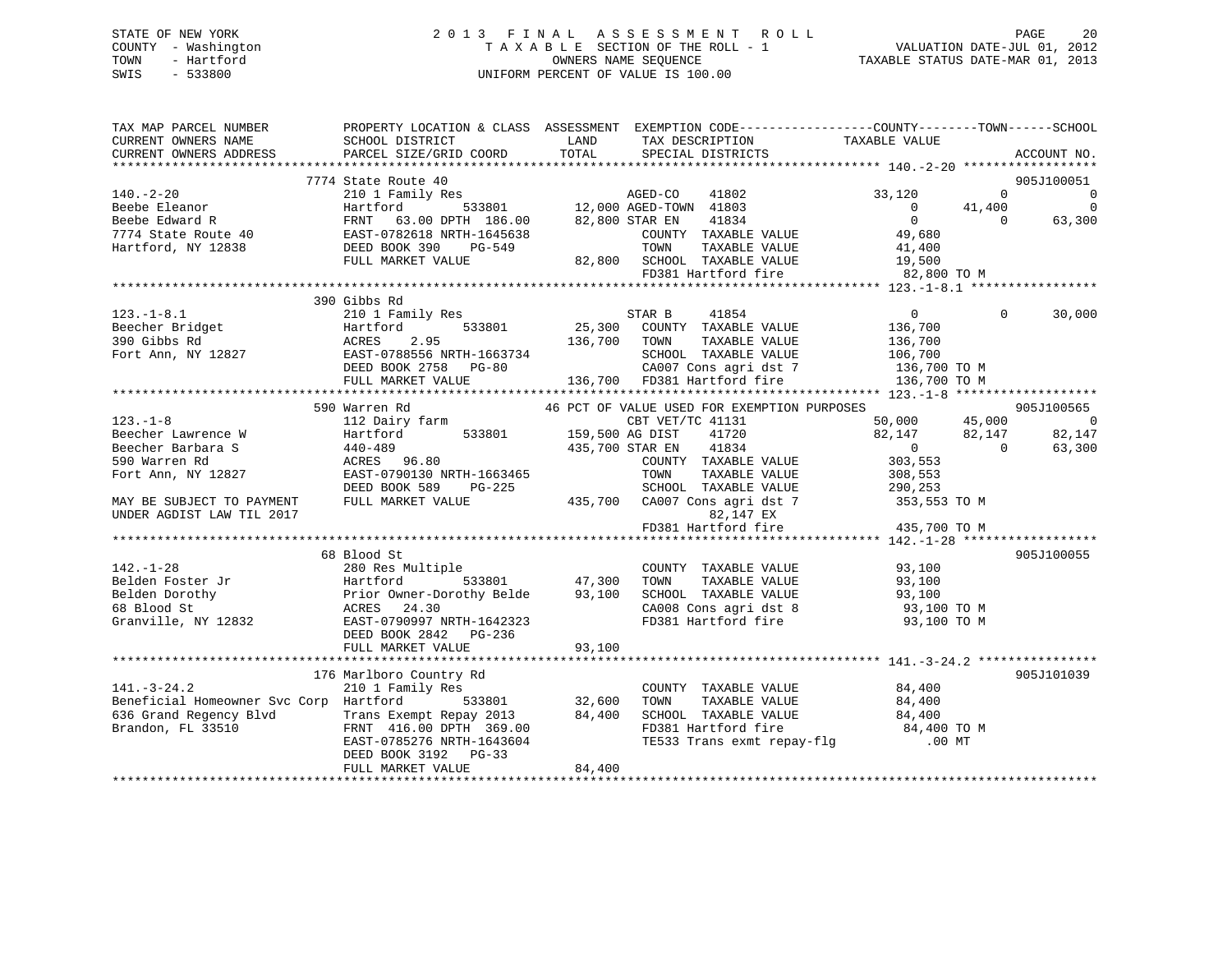STATE OF NEW YORK
COUNTY - Washington
TOWN - Hartford
SWIS - 533800

2013 FINAL ASSESSMENT ROLL
TAXABLE SECTION OF THE ROLL - 1
OWNERS NAME SEQUENCE
UNIFORM PERCENT OF VALUE IS 100.00

VALUATION DATE-JUL 01, 2012
TAXABLE STATUS DATE-MAR 01, 2013

```
TAX MAP PARCEL NUMBER          PROPERTY LOCATION & CLASS  ASSESSMENT  EXEMPTION CODE------------------COUNTY--------TOWN------SCHOOL
CURRENT OWNERS NAME            SCHOOL DISTRICT             LAND        TAX DESCRIPTION              TAXABLE VALUE
CURRENT OWNERS ADDRESS         PARCEL SIZE/GRID COORD      TOTAL       SPECIAL DISTRICTS                                         ACCOUNT NO.
******************************************************************************************************* 140.-2-20 ******************
                               7774 State Route 40                                                                           905J100051
140.-2-20                      210 1 Family Res                        AGED-CO     41802            33,120          0              0
Beebe Eleanor                  Hartford          533801       12,000 AGED-TOWN 41803                 0         41,400              0
Beebe Edward R                 FRNT   63.00 DPTH 186.00       82,800 STAR EN     41834                 0              0         63,300
7774 State Route 40            EAST-0782618 NRTH-1645638              COUNTY  TAXABLE VALUE          49,680
Hartford, NY 12838             DEED BOOK 390    PG-549                TOWN    TAXABLE VALUE          41,400
                               FULL MARKET VALUE              82,800  SCHOOL  TAXABLE VALUE          19,500
                                                                      FD381 Hartford fire             82,800 TO M
******************************************************************************************************* 123.-1-8.1 *****************
                               390 Gibbs Rd
123.-1-8.1                     210 1 Family Res                        STAR B      41854                 0              0         30,000
Beecher Bridget                Hartford          533801       25,300   COUNTY  TAXABLE VALUE         136,700
390 Gibbs Rd                   ACRES    2.95                 136,700   TOWN    TAXABLE VALUE         136,700
Fort Ann, NY 12827             EAST-0788556 NRTH-1663734               SCHOOL  TAXABLE VALUE         106,700
                               DEED BOOK 2758   PG-80                  CA007 Cons agri dst 7          136,700 TO M
                               FULL MARKET VALUE             136,700   FD381 Hartford fire            136,700 TO M
******************************************************************************************************* 123.-1-8 *******************
                               590 Warren Rd                  46 PCT OF VALUE USED FOR EXEMPTION PURPOSES                    905J100565
123.-1-8                       112 Dairy farm                          CBT VET/TC 41131             50,000         45,000              0
Beecher Lawrence W             Hartford          533801      159,500 AG DIST     41720              82,147         82,147         82,147
Beecher Barbara S              440-489                       435,700 STAR EN     41834                  0              0         63,300
590 Warren Rd                  ACRES   96.80                           COUNTY  TAXABLE VALUE         303,553
Fort Ann, NY 12827             EAST-0790130 NRTH-1663465               TOWN    TAXABLE VALUE         308,553
                               DEED BOOK 589    PG-225                 SCHOOL  TAXABLE VALUE         290,253
MAY BE SUBJECT TO PAYMENT      FULL MARKET VALUE             435,700   CA007 Cons agri dst 7          353,553 TO M
UNDER AGDIST LAW TIL 2017                                                   82,147 EX
                                                                       FD381 Hartford fire            435,700 TO M
******************************************************************************************************* 142.-1-28 ******************
                               68 Blood St                                                                                   905J100055
142.-1-28                      280 Res Multiple                        COUNTY  TAXABLE VALUE          93,100
Belden Foster Jr               Hartford          533801       47,300   TOWN    TAXABLE VALUE          93,100
Belden Dorothy                 Prior Owner-Dorothy Belde      93,100   SCHOOL  TAXABLE VALUE          93,100
68 Blood St                    ACRES   24.30                           CA008 Cons agri dst 8           93,100 TO M
Granville, NY 12832            EAST-0790997 NRTH-1642323               FD381 Hartford fire             93,100 TO M
                               DEED BOOK 2842   PG-236
                               FULL MARKET VALUE              93,100
******************************************************************************************************* 141.-3-24.2 ****************
                               176 Marlboro Country Rd                                                                       905J101039
141.-3-24.2                    210 1 Family Res                        COUNTY  TAXABLE VALUE          84,400
Beneficial Homeowner Svc Corp  Hartford          533801       32,600   TOWN    TAXABLE VALUE          84,400
636 Grand Regency Blvd         Trans Exempt Repay 2013        84,400   SCHOOL  TAXABLE VALUE          84,400
Brandon, FL 33510              FRNT  416.00 DPTH 369.00                FD381 Hartford fire             84,400 TO M
                               EAST-0785276 NRTH-1643604               TE533 Trans exmt repay-flg         .00 MT
                               DEED BOOK 3192   PG-33
                               FULL MARKET VALUE              84,400
************************************************************************************************************************************
```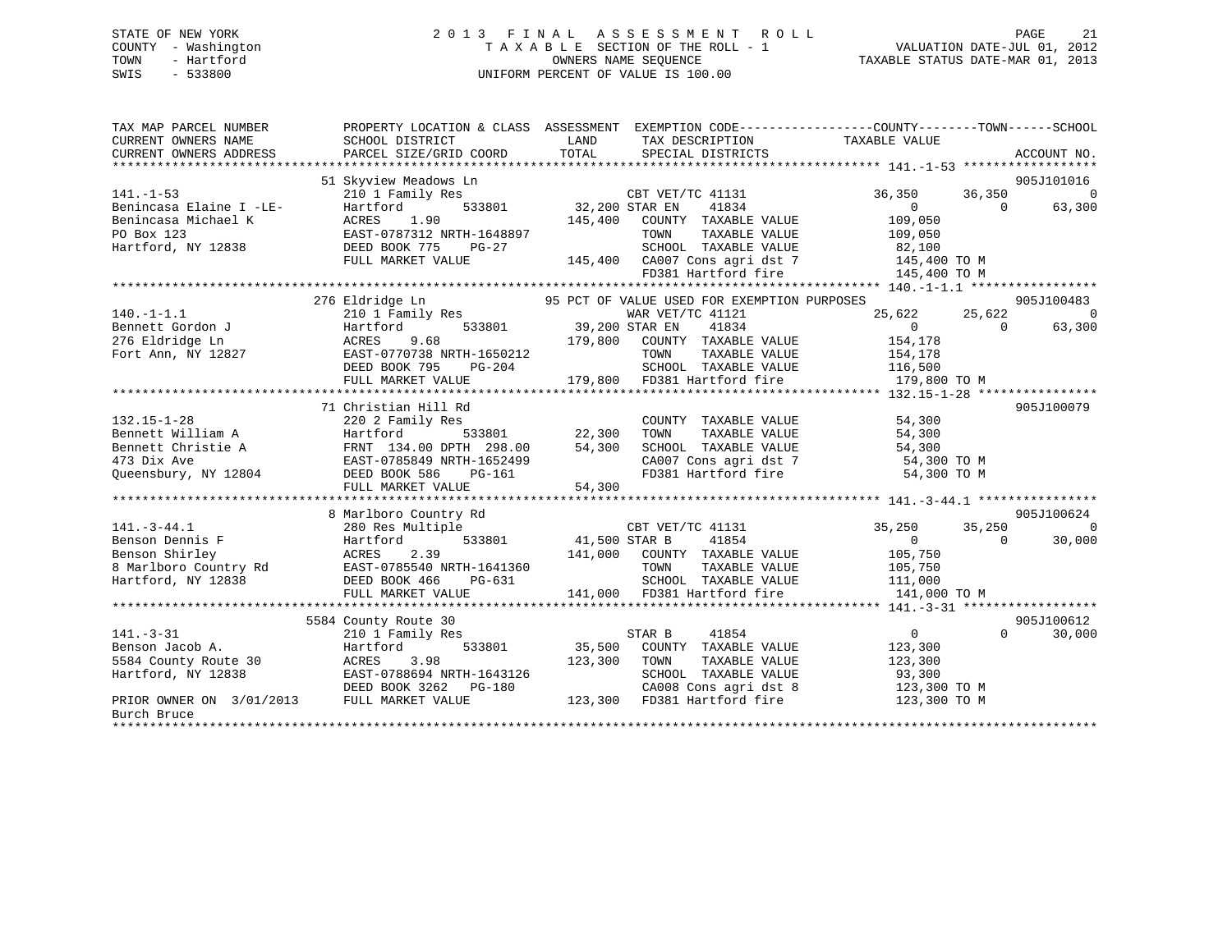STATE OF NEW YORK
COUNTY - Washington
TOWN - Hartford
SWIS - 533800

# 2013 FINAL ASSESSMENT ROLL
TAXABLE SECTION OF THE ROLL - 1
OWNERS NAME SEQUENCE
UNIFORM PERCENT OF VALUE IS 100.00

VALUATION DATE-JUL 01, 2012
TAXABLE STATUS DATE-MAR 01, 2013

```
TAX MAP PARCEL NUMBER     PROPERTY LOCATION & CLASS  ASSESSMENT  EXEMPTION CODE------------------COUNTY--------TOWN------SCHOOL
CURRENT OWNERS NAME       SCHOOL DISTRICT               LAND      TAX DESCRIPTION            TAXABLE VALUE
CURRENT OWNERS ADDRESS    PARCEL SIZE/GRID COORD        TOTAL     SPECIAL DISTRICTS                                    ACCOUNT NO.
******************************************************************************************** 141.-1-53 ******************
                          51 Skyview Meadows Ln                                                                        905J101016
141.-1-53                 210 1 Family Res                    CBT VET/TC 41131           36,350      36,350          0
Benincasa Elaine I -LE-   Hartford        533801     32,200 STAR EN     41834                 0           0     63,300
Benincasa Michael K       ACRES    1.90             145,400   COUNTY  TAXABLE VALUE        109,050
PO Box 123                EAST-0787312 NRTH-1648897           TOWN    TAXABLE VALUE        109,050
Hartford, NY 12838        DEED BOOK 775    PG-27              SCHOOL  TAXABLE VALUE         82,100
                          FULL MARKET VALUE         145,400   CA007 Cons agri dst 7        145,400 TO M
                                                              FD381 Hartford fire          145,400 TO M
******************************************************************************************** 140.-1-1.1 *****************
                          276 Eldridge Ln              95 PCT OF VALUE USED FOR EXEMPTION PURPOSES                     905J100483
140.-1-1.1                210 1 Family Res                    WAR VET/TC 41121           25,622      25,622          0
Bennett Gordon J          Hartford        533801     39,200 STAR EN     41834                 0           0     63,300
276 Eldridge Ln           ACRES    9.68             179,800   COUNTY  TAXABLE VALUE        154,178
Fort Ann, NY 12827        EAST-0770738 NRTH-1650212           TOWN    TAXABLE VALUE        154,178
                          DEED BOOK 795    PG-204             SCHOOL  TAXABLE VALUE        116,500
                          FULL MARKET VALUE         179,800   FD381 Hartford fire          179,800 TO M
******************************************************************************************** 132.15-1-28 ****************
                          71 Christian Hill Rd                                                                         905J100079
132.15-1-28               220 2 Family Res                    COUNTY  TAXABLE VALUE         54,300
Bennett William A         Hartford        533801     22,300   TOWN    TAXABLE VALUE         54,300
Bennett Christie A        FRNT 134.00 DPTH 298.00    54,300   SCHOOL  TAXABLE VALUE         54,300
473 Dix Ave               EAST-0785849 NRTH-1652499           CA007 Cons agri dst 7         54,300 TO M
Queensbury, NY 12804      DEED BOOK 586    PG-161             FD381 Hartford fire           54,300 TO M
                          FULL MARKET VALUE          54,300
******************************************************************************************** 141.-3-44.1 ****************
                          8 Marlboro Country Rd                                                                        905J100624
141.-3-44.1               280 Res Multiple                    CBT VET/TC 41131           35,250      35,250          0
Benson Dennis F           Hartford        533801     41,500 STAR B      41854                 0           0     30,000
Benson Shirley            ACRES    2.39             141,000   COUNTY  TAXABLE VALUE        105,750
8 Marlboro Country Rd     EAST-0785540 NRTH-1641360           TOWN    TAXABLE VALUE        105,750
Hartford, NY 12838        DEED BOOK 466    PG-631             SCHOOL  TAXABLE VALUE        111,000
                          FULL MARKET VALUE         141,000   FD381 Hartford fire          141,000 TO M
******************************************************************************************** 141.-3-31 ******************
                          5584 County Route 30                                                                         905J100612
141.-3-31                 210 1 Family Res                    STAR B      41854                   0           0     30,000
Benson Jacob A.           Hartford        533801     35,500   COUNTY  TAXABLE VALUE        123,300
5584 County Route 30      ACRES    3.98             123,300   TOWN    TAXABLE VALUE        123,300
Hartford, NY 12838        EAST-0788694 NRTH-1643126           SCHOOL  TAXABLE VALUE         93,300
                          DEED BOOK 3262   PG-180             CA008 Cons agri dst 8        123,300 TO M
PRIOR OWNER ON 3/01/2013  FULL MARKET VALUE         123,300   FD381 Hartford fire          123,300 TO M
Burch Bruce
****************************************************************************************************************************
```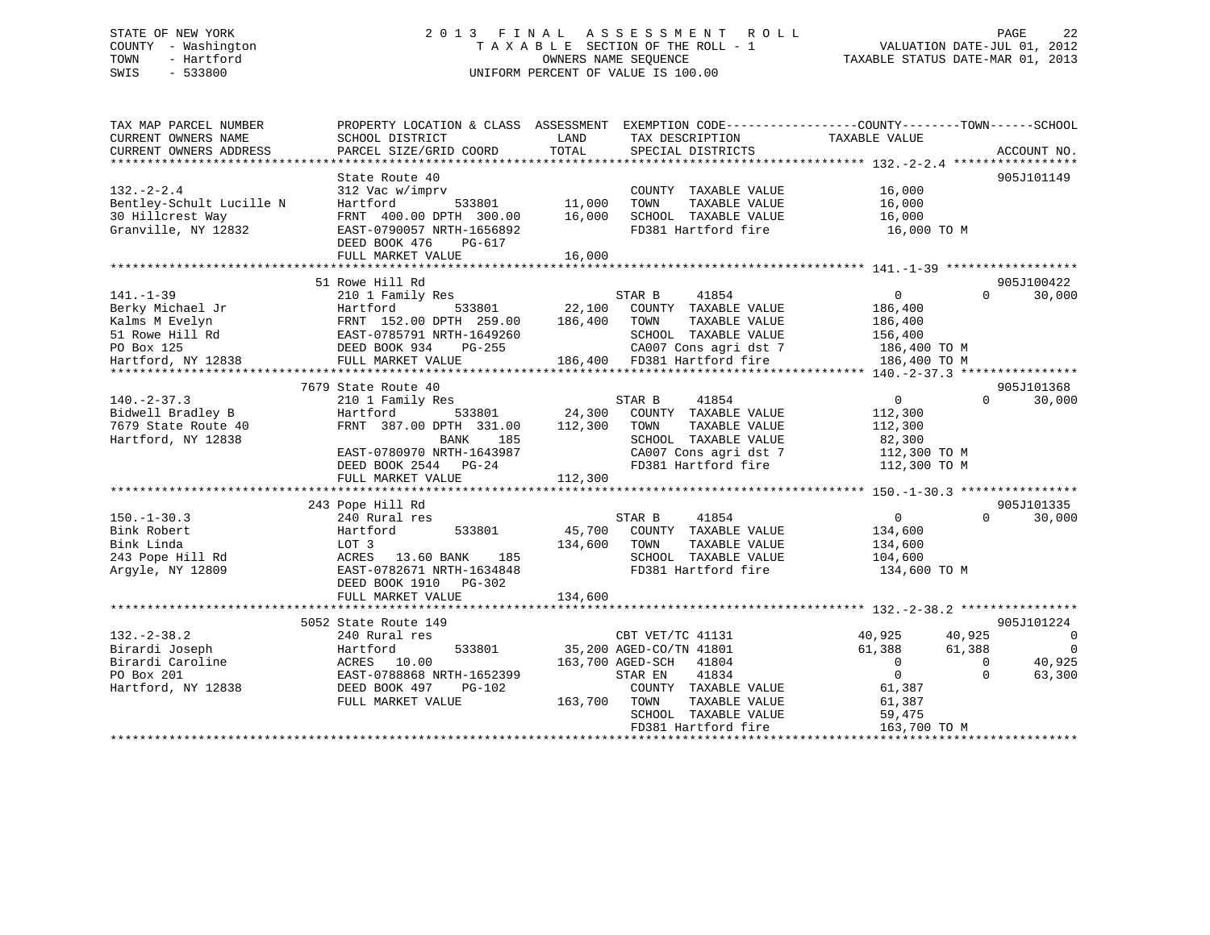STATE OF NEW YORK — COUNTY - Washington — TOWN - Hartford — SWIS - 533800

# 2013 FINAL ASSESSMENT ROLL

TAXABLE SECTION OF THE ROLL - 1
OWNERS NAME SEQUENCE
UNIFORM PERCENT OF VALUE IS 100.00

VALUATION DATE-JUL 01, 2012
TAXABLE STATUS DATE-MAR 01, 2013

| TAX MAP PARCEL NUMBER / CURRENT OWNERS NAME / CURRENT OWNERS ADDRESS | PROPERTY LOCATION & CLASS / SCHOOL DISTRICT / PARCEL SIZE/GRID COORD | ASSESSMENT LAND / TOTAL | EXEMPTION CODE / TAX DESCRIPTION / SPECIAL DISTRICTS | COUNTY | TOWN | SCHOOL | ACCOUNT NO. |
|---|---|---|---|---|---|---|---|
| 132.-2-2.4 | State Route 40 | | | | | | 905J101149 |
| | 312 Vac w/imprv | | COUNTY TAXABLE VALUE | 16,000 | | | |
| Bentley-Schult Lucille N | Hartford 533801 | 11,000 | TOWN TAXABLE VALUE | | 16,000 | | |
| 30 Hillcrest Way | FRNT 400.00 DPTH 300.00 | 16,000 | SCHOOL TAXABLE VALUE | | | 16,000 | |
| Granville, NY 12832 | EAST-0790057 NRTH-1656892 | | FD381 Hartford fire | 16,000 TO M | | | |
| | DEED BOOK 476 PG-617 | | | | | | |
| | FULL MARKET VALUE | 16,000 | | | | | |
| 141.-1-39 | 51 Rowe Hill Rd | | | | | | 905J100422 |
| | 210 1 Family Res | | STAR B 41854 | 0 | 0 | 30,000 | |
| Berky Michael Jr | Hartford 533801 | 22,100 | COUNTY TAXABLE VALUE | 186,400 | | | |
| Kalms M Evelyn | FRNT 152.00 DPTH 259.00 | 186,400 | TOWN TAXABLE VALUE | | 186,400 | | |
| 51 Rowe Hill Rd | EAST-0785791 NRTH-1649260 | | SCHOOL TAXABLE VALUE | | | 156,400 | |
| PO Box 125 | DEED BOOK 934 PG-255 | | CA007 Cons agri dst 7 | 186,400 TO M | | | |
| Hartford, NY 12838 | FULL MARKET VALUE | 186,400 | FD381 Hartford fire | 186,400 TO M | | | |
| 140.-2-37.3 | 7679 State Route 40 | | | | | | 905J101368 |
| | 210 1 Family Res | | STAR B 41854 | 0 | 0 | 30,000 | |
| Bidwell Bradley B | Hartford 533801 | 24,300 | COUNTY TAXABLE VALUE | 112,300 | | | |
| 7679 State Route 40 | FRNT 387.00 DPTH 331.00 | 112,300 | TOWN TAXABLE VALUE | | 112,300 | | |
| Hartford, NY 12838 | BANK 185 | | SCHOOL TAXABLE VALUE | | | 82,300 | |
| | EAST-0780970 NRTH-1643987 | | CA007 Cons agri dst 7 | 112,300 TO M | | | |
| | DEED BOOK 2544 PG-24 | | FD381 Hartford fire | 112,300 TO M | | | |
| | FULL MARKET VALUE | 112,300 | | | | | |
| 150.-1-30.3 | 243 Pope Hill Rd | | | | | | 905J101335 |
| | 240 Rural res | | STAR B 41854 | 0 | 0 | 30,000 | |
| Bink Robert | Hartford 533801 | 45,700 | COUNTY TAXABLE VALUE | 134,600 | | | |
| Bink Linda | LOT 3 | 134,600 | TOWN TAXABLE VALUE | | 134,600 | | |
| 243 Pope Hill Rd | ACRES 13.60 BANK 185 | | SCHOOL TAXABLE VALUE | | | 104,600 | |
| Argyle, NY 12809 | EAST-0782671 NRTH-1634848 | | FD381 Hartford fire | 134,600 TO M | | | |
| | DEED BOOK 1910 PG-302 | | | | | | |
| | FULL MARKET VALUE | 134,600 | | | | | |
| 132.-2-38.2 | 5052 State Route 149 | | | | | | 905J101224 |
| | 240 Rural res | | CBT VET/TC 41131 | 40,925 | 40,925 | 0 | |
| Birardi Joseph | Hartford 533801 | 35,200 | AGED-CO/TN 41801 | 61,388 | 61,388 | 0 | |
| Birardi Caroline | ACRES 10.00 | 163,700 | AGED-SCH 41804 | 0 | 0 | 40,925 | |
| PO Box 201 | EAST-0788868 NRTH-1652399 | | STAR EN 41834 | 0 | 0 | 63,300 | |
| Hartford, NY 12838 | DEED BOOK 497 PG-102 | | COUNTY TAXABLE VALUE | 61,387 | | | |
| | FULL MARKET VALUE | 163,700 | TOWN TAXABLE VALUE | | 61,387 | | |
| | | | SCHOOL TAXABLE VALUE | | | 59,475 | |
| | | | FD381 Hartford fire | 163,700 TO M | | | |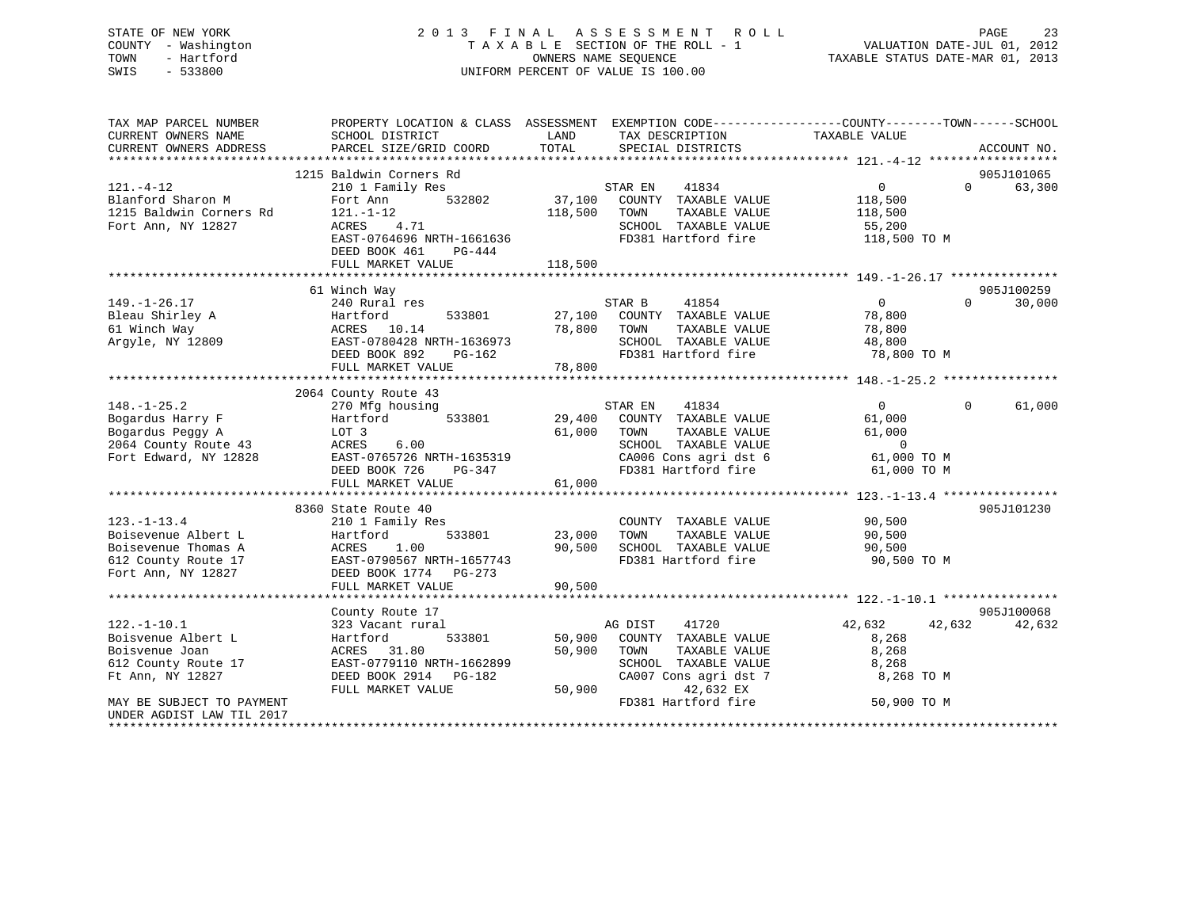STATE OF NEW YORK
COUNTY - Washington
TOWN - Hartford
SWIS - 533800

2 0 1 3 F I N A L A S S E S S M E N T R O L L
T A X A B L E SECTION OF THE ROLL - 1
OWNERS NAME SEQUENCE
UNIFORM PERCENT OF VALUE IS 100.00

VALUATION DATE-JUL 01, 2012
TAXABLE STATUS DATE-MAR 01, 2013

```
TAX MAP PARCEL NUMBER          PROPERTY LOCATION & CLASS  ASSESSMENT  EXEMPTION CODE------------------COUNTY--------TOWN------SCHOOL
CURRENT OWNERS NAME            SCHOOL DISTRICT               LAND      TAX DESCRIPTION              TAXABLE VALUE
CURRENT OWNERS ADDRESS         PARCEL SIZE/GRID COORD        TOTAL     SPECIAL DISTRICTS                                      ACCOUNT NO.
******************************************************************************************************* 121.-4-12 ******************
                               1215 Baldwin Corners Rd                                                                    905J101065
121.-4-12                      210 1 Family Res                        STAR EN      41834                0             0      63,300
Blanford Sharon M              Fort Ann         532802       37,100    COUNTY  TAXABLE VALUE        118,500
1215 Baldwin Corners Rd        121.-1-12                    118,500    TOWN    TAXABLE VALUE        118,500
Fort Ann, NY 12827             ACRES    4.71                           SCHOOL  TAXABLE VALUE         55,200
                               EAST-0764696 NRTH-1661636               FD381 Hartford fire              118,500 TO M
                               DEED BOOK 461    PG-444
                               FULL MARKET VALUE            118,500
******************************************************************************************************* 149.-1-26.17 ***************
                               61 Winch Way                                                                               905J100259
149.-1-26.17                   240 Rural res                           STAR B       41854                0             0      30,000
Bleau Shirley A                Hartford         533801       27,100    COUNTY  TAXABLE VALUE         78,800
61 Winch Way                   ACRES   10.14                 78,800    TOWN    TAXABLE VALUE         78,800
Argyle, NY 12809               EAST-0780428 NRTH-1636973               SCHOOL  TAXABLE VALUE         48,800
                               DEED BOOK 892    PG-162                 FD381 Hartford fire               78,800 TO M
                               FULL MARKET VALUE             78,800
******************************************************************************************************* 148.-1-25.2 ****************
                               2064 County Route 43
148.-1-25.2                    270 Mfg housing                         STAR EN      41834                0             0      61,000
Bogardus Harry F               Hartford         533801       29,400    COUNTY  TAXABLE VALUE         61,000
Bogardus Peggy A               LOT 3                         61,000    TOWN    TAXABLE VALUE         61,000
2064 County Route 43           ACRES    6.00                           SCHOOL  TAXABLE VALUE              0
Fort Edward, NY 12828          EAST-0765726 NRTH-1635319               CA006 Cons agri dst 6             61,000 TO M
                               DEED BOOK 726    PG-347                 FD381 Hartford fire               61,000 TO M
                               FULL MARKET VALUE             61,000
******************************************************************************************************* 123.-1-13.4 ****************
                               8360 State Route 40                                                                        905J101230
123.-1-13.4                    210 1 Family Res                        COUNTY  TAXABLE VALUE         90,500
Boisevenue Albert L            Hartford         533801       23,000    TOWN    TAXABLE VALUE         90,500
Boisevenue Thomas A            ACRES    1.00                 90,500    SCHOOL  TAXABLE VALUE         90,500
612 County Route 17            EAST-0790567 NRTH-1657743               FD381 Hartford fire               90,500 TO M
Fort Ann, NY 12827             DEED BOOK 1774   PG-273
                               FULL MARKET VALUE             90,500
******************************************************************************************************* 122.-1-10.1 ****************
                               County Route 17                                                                            905J100068
122.-1-10.1                    323 Vacant rural                        AG DIST      41720           42,632        42,632      42,632
Boisvenue Albert L             Hartford         533801       50,900    COUNTY  TAXABLE VALUE          8,268
Boisvenue Joan                 ACRES   31.80                 50,900    TOWN    TAXABLE VALUE          8,268
612 County Route 17            EAST-0779110 NRTH-1662899               SCHOOL  TAXABLE VALUE          8,268
Ft Ann, NY 12827               DEED BOOK 2914   PG-182                 CA007 Cons agri dst 7              8,268 TO M
                               FULL MARKET VALUE             50,900           42,632 EX
MAY BE SUBJECT TO PAYMENT                                              FD381 Hartford fire               50,900 TO M
UNDER AGDIST LAW TIL 2017
************************************************************************************************************************************
```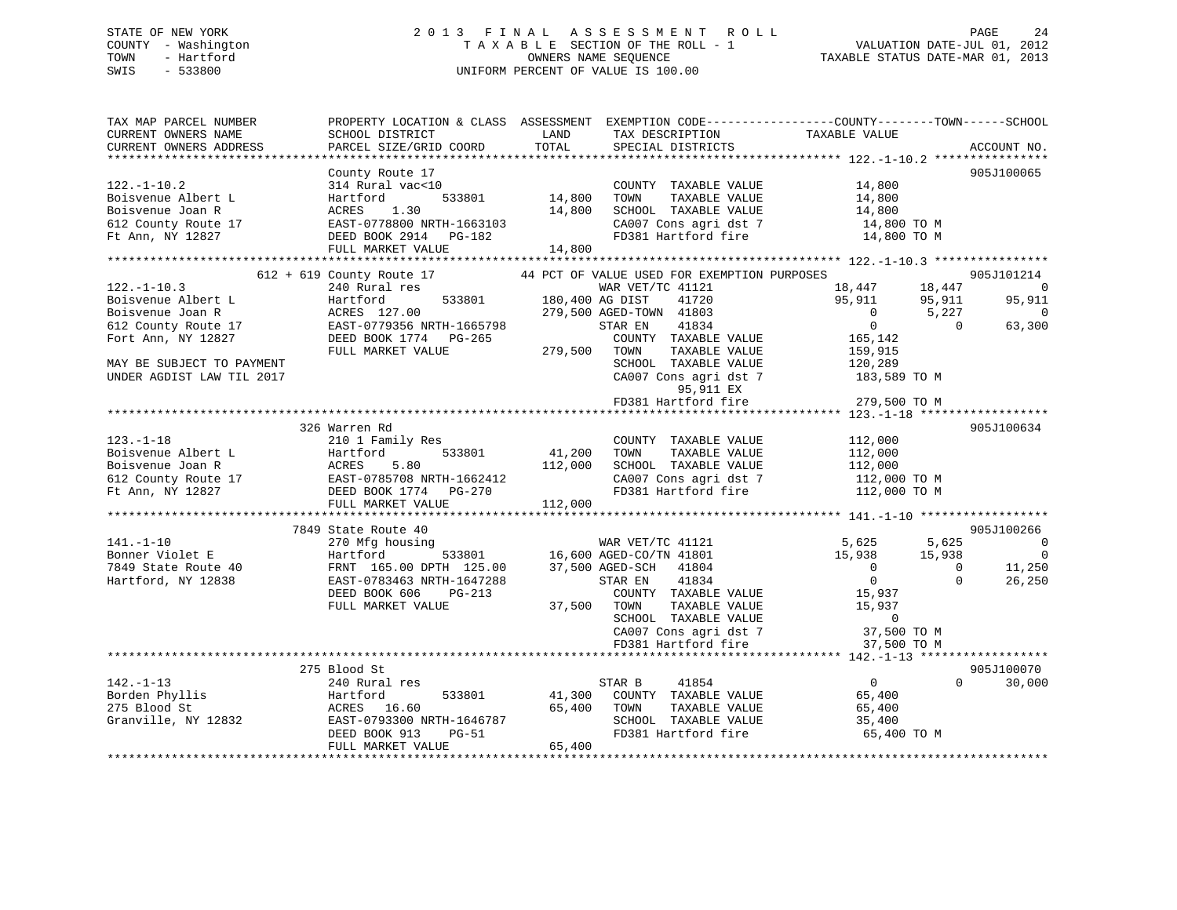STATE OF NEW YORK
COUNTY - Washington
TOWN - Hartford
SWIS - 533800

# 2013 FINAL ASSESSMENT ROLL

TAXABLE SECTION OF THE ROLL - 1
OWNERS NAME SEQUENCE
UNIFORM PERCENT OF VALUE IS 100.00

VALUATION DATE-JUL 01, 2012
TAXABLE STATUS DATE-MAR 01, 2013

```
TAX MAP PARCEL NUMBER          PROPERTY LOCATION & CLASS  ASSESSMENT  EXEMPTION CODE-----------------COUNTY--------TOWN------SCHOOL
CURRENT OWNERS NAME            SCHOOL DISTRICT               LAND      TAX DESCRIPTION            TAXABLE VALUE
CURRENT OWNERS ADDRESS         PARCEL SIZE/GRID COORD        TOTAL     SPECIAL DISTRICTS                                        ACCOUNT NO.
******************************************************************************************************* 122.-1-10.2 ****************
                               County Route 17                                                                           905J100065
122.-1-10.2                    314 Rural vac<10                         COUNTY  TAXABLE VALUE           14,800
Boisvenue Albert L             Hartford         533801       14,800     TOWN    TAXABLE VALUE           14,800
Boisvenue Joan R               ACRES    1.30                 14,800     SCHOOL  TAXABLE VALUE           14,800
612 County Route 17            EAST-0778800 NRTH-1663103                CA007 Cons agri dst 7            14,800 TO M
Ft Ann, NY 12827               DEED BOOK 2914   PG-182                  FD381 Hartford fire              14,800 TO M
                               FULL MARKET VALUE             14,800
******************************************************************************************************* 122.-1-10.3 ****************
                         612 + 619 County Route 17          44 PCT OF VALUE USED FOR EXEMPTION PURPOSES                  905J101214
122.-1-10.3                    240 Rural res                            WAR VET/TC 41121            18,447      18,447          0
Boisvenue Albert L             Hartford         533801      180,400 AG DIST     41720             95,911      95,911     95,911
Boisvenue Joan R               ACRES  127.00                279,500 AGED-TOWN  41803                   0       5,227          0
612 County Route 17            EAST-0779356 NRTH-1665798                STAR EN     41834                   0           0     63,300
Fort Ann, NY 12827             DEED BOOK 1774   PG-265                  COUNTY  TAXABLE VALUE          165,142
                               FULL MARKET VALUE            279,500     TOWN    TAXABLE VALUE          159,915
MAY BE SUBJECT TO PAYMENT                                               SCHOOL  TAXABLE VALUE          120,289
UNDER AGDIST LAW TIL 2017                                               CA007 Cons agri dst 7           183,589 TO M
                                                                              95,911 EX
                                                                        FD381 Hartford fire             279,500 TO M
******************************************************************************************************* 123.-1-18 ******************
                               326 Warren Rd                                                                             905J100634
123.-1-18                      210 1 Family Res                         COUNTY  TAXABLE VALUE          112,000
Boisvenue Albert L             Hartford         533801       41,200     TOWN    TAXABLE VALUE          112,000
Boisvenue Joan R               ACRES    5.80                112,000     SCHOOL  TAXABLE VALUE          112,000
612 County Route 17            EAST-0785708 NRTH-1662412                CA007 Cons agri dst 7           112,000 TO M
Ft Ann, NY 12827               DEED BOOK 1774   PG-270                  FD381 Hartford fire             112,000 TO M
                               FULL MARKET VALUE            112,000
******************************************************************************************************* 141.-1-10 ******************
                               7849 State Route 40                                                                       905J100266
141.-1-10                      270 Mfg housing                          WAR VET/TC 41121             5,625       5,625          0
Bonner Violet E                Hartford         533801       16,600 AGED-CO/TN 41801             15,938      15,938          0
7849 State Route 40            FRNT 165.00 DPTH 125.00       37,500 AGED-SCH   41804                   0           0     11,250
Hartford, NY 12838             EAST-0783463 NRTH-1647288                STAR EN     41834                   0           0     26,250
                               DEED BOOK 606    PG-213                  COUNTY  TAXABLE VALUE           15,937
                               FULL MARKET VALUE             37,500     TOWN    TAXABLE VALUE           15,937
                                                                        SCHOOL  TAXABLE VALUE                0
                                                                        CA007 Cons agri dst 7            37,500 TO M
                                                                        FD381 Hartford fire              37,500 TO M
******************************************************************************************************* 142.-1-13 ******************
                               275 Blood St                                                                              905J100070
142.-1-13                      240 Rural res                            STAR B      41854                   0           0     30,000
Borden Phyllis                 Hartford         533801       41,300     COUNTY  TAXABLE VALUE           65,400
275 Blood St                   ACRES   16.60                 65,400     TOWN    TAXABLE VALUE           65,400
Granville, NY 12832            EAST-0793300 NRTH-1646787                SCHOOL  TAXABLE VALUE           35,400
                               DEED BOOK 913    PG-51                   FD381 Hartford fire              65,400 TO M
                               FULL MARKET VALUE             65,400
************************************************************************************************************************************
```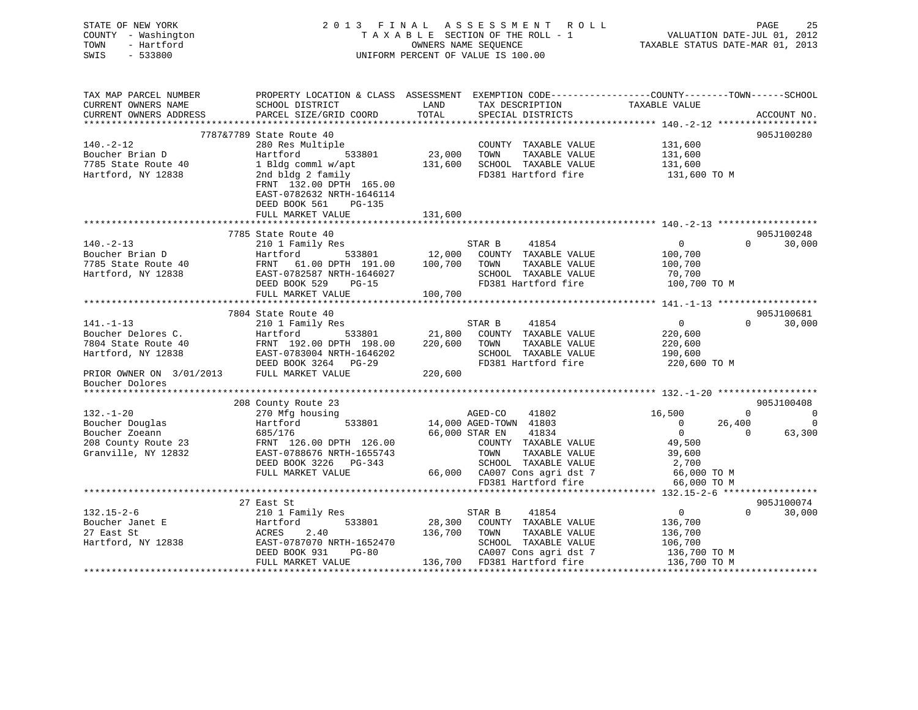STATE OF NEW YORK — COUNTY - Washington — TOWN - Hartford — SWIS - 533800

# 2013 FINAL ASSESSMENT ROLL

TAXABLE SECTION OF THE ROLL - 1
OWNERS NAME SEQUENCE
UNIFORM PERCENT OF VALUE IS 100.00

VALUATION DATE-JUL 01, 2012
TAXABLE STATUS DATE-MAR 01, 2013

```
TAX MAP PARCEL NUMBER          PROPERTY LOCATION & CLASS  ASSESSMENT  EXEMPTION CODE-----------------COUNTY--------TOWN------SCHOOL
CURRENT OWNERS NAME            SCHOOL DISTRICT               LAND      TAX DESCRIPTION              TAXABLE VALUE
CURRENT OWNERS ADDRESS         PARCEL SIZE/GRID COORD        TOTAL     SPECIAL DISTRICTS                                   ACCOUNT NO.
******************************************************************************************************* 140.-2-12 ******************
                         7787&7789 State Route 40                                                                     905J100280
140.-2-12                      280 Res Multiple                         COUNTY  TAXABLE VALUE          131,600
Boucher Brian D                Hartford        533801        23,000     TOWN    TAXABLE VALUE          131,600
7785 State Route 40            1 Bldg comml w/apt           131,600     SCHOOL  TAXABLE VALUE          131,600
Hartford, NY 12838             2nd bldg 2 family                        FD381 Hartford fire             131,600 TO M
                               FRNT 132.00 DPTH 165.00
                               EAST-0782632 NRTH-1646114
                               DEED BOOK 561    PG-135
                               FULL MARKET VALUE            131,600
******************************************************************************************************* 140.-2-13 ******************
                         7785 State Route 40                                                                          905J100248
140.-2-13                      210 1 Family Res                        STAR B     41854                  0              0      30,000
Boucher Brian D                Hartford        533801        12,000     COUNTY  TAXABLE VALUE          100,700
7785 State Route 40            FRNT  61.00 DPTH 191.00      100,700     TOWN    TAXABLE VALUE          100,700
Hartford, NY 12838             EAST-0782587 NRTH-1646027                SCHOOL  TAXABLE VALUE           70,700
                               DEED BOOK 529    PG-15                   FD381 Hartford fire             100,700 TO M
                               FULL MARKET VALUE            100,700
******************************************************************************************************* 141.-1-13 ******************
                         7804 State Route 40                                                                          905J100681
141.-1-13                      210 1 Family Res                        STAR B     41854                  0              0      30,000
Boucher Delores C.             Hartford        533801        21,800     COUNTY  TAXABLE VALUE          220,600
7804 State Route 40            FRNT 192.00 DPTH 198.00      220,600     TOWN    TAXABLE VALUE          220,600
Hartford, NY 12838             EAST-0783004 NRTH-1646202                SCHOOL  TAXABLE VALUE          190,600
                               DEED BOOK 3264   PG-29                   FD381 Hartford fire             220,600 TO M
PRIOR OWNER ON 3/01/2013       FULL MARKET VALUE            220,600
Boucher Dolores
******************************************************************************************************* 132.-1-20 ******************
                         208 County Route 23                                                                          905J100408
132.-1-20                      270 Mfg housing                         AGED-CO    41802             16,500              0           0
Boucher Douglas                Hartford        533801        14,000 AGED-TOWN 41803                  0         26,400           0
Boucher Zoeann                 685/176                       66,000 STAR EN   41834                  0              0      63,300
208 County Route 23            FRNT 126.00 DPTH 126.00                  COUNTY  TAXABLE VALUE           49,500
Granville, NY 12832            EAST-0788676 NRTH-1655743                TOWN    TAXABLE VALUE           39,600
                               DEED BOOK 3226   PG-343                  SCHOOL  TAXABLE VALUE            2,700
                               FULL MARKET VALUE             66,000     CA007 Cons agri dst 7            66,000 TO M
                                                                        FD381 Hartford fire              66,000 TO M
******************************************************************************************************* 132.15-2-6 *****************
                         27 East St                                                                                   905J100074
132.15-2-6                     210 1 Family Res                        STAR B     41854                  0              0      30,000
Boucher Janet E                Hartford        533801        28,300     COUNTY  TAXABLE VALUE          136,700
27 East St                     ACRES    2.40                136,700     TOWN    TAXABLE VALUE          136,700
Hartford, NY 12838             EAST-0787070 NRTH-1652470                SCHOOL  TAXABLE VALUE          106,700
                               DEED BOOK 931    PG-80                   CA007 Cons agri dst 7           136,700 TO M
                               FULL MARKET VALUE            136,700     FD381 Hartford fire             136,700 TO M
************************************************************************************************************************************
```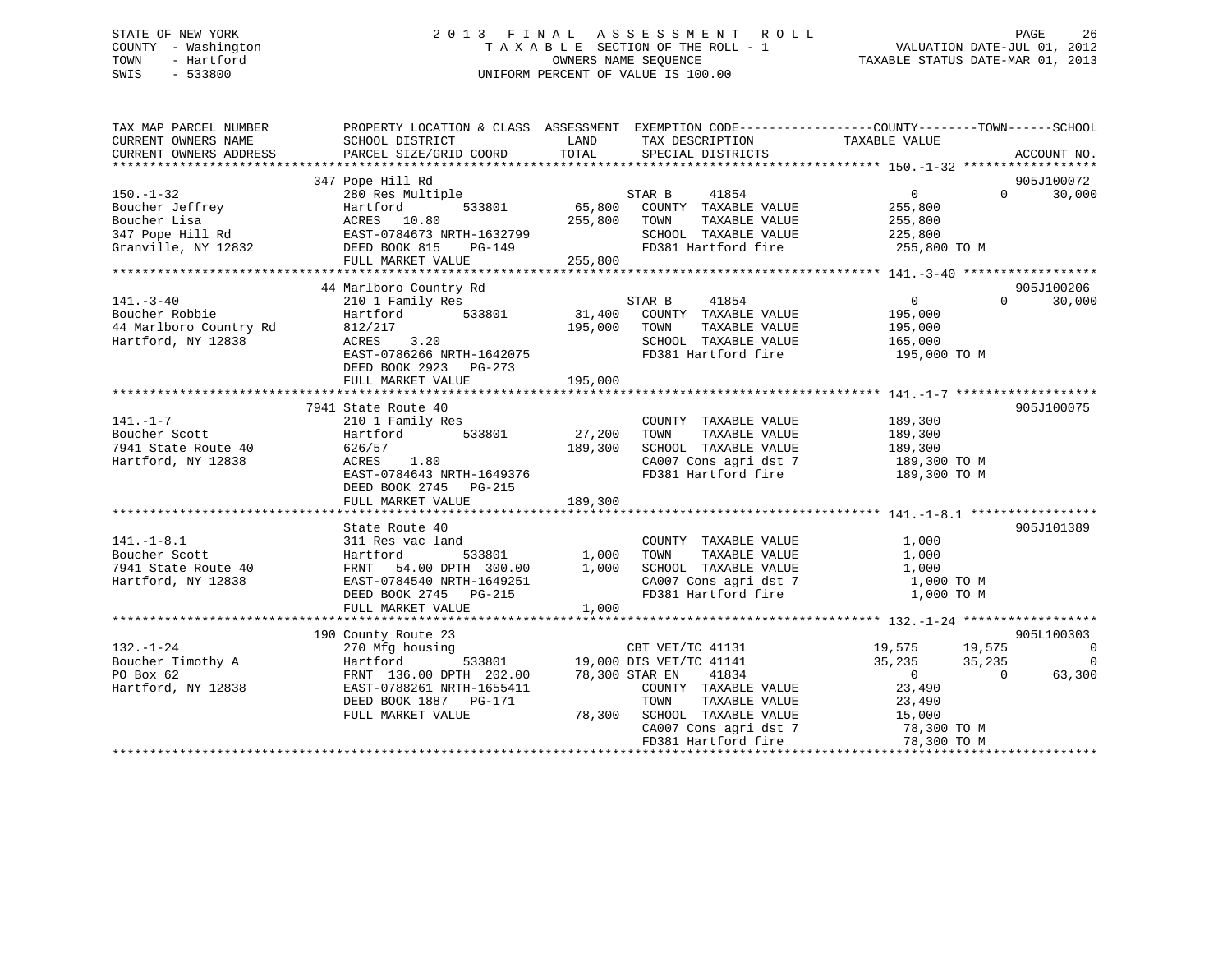STATE OF NEW YORK
COUNTY - Washington
TOWN - Hartford
SWIS - 533800

2013 FINAL ASSESSMENT ROLL
TAXABLE SECTION OF THE ROLL - 1
OWNERS NAME SEQUENCE
UNIFORM PERCENT OF VALUE IS 100.00

VALUATION DATE-JUL 01, 2012
TAXABLE STATUS DATE-MAR 01, 2013

```
TAX MAP PARCEL NUMBER          PROPERTY LOCATION & CLASS  ASSESSMENT  EXEMPTION CODE-----------------COUNTY--------TOWN------SCHOOL
CURRENT OWNERS NAME            SCHOOL DISTRICT              LAND      TAX DESCRIPTION            TAXABLE VALUE
CURRENT OWNERS ADDRESS         PARCEL SIZE/GRID COORD      TOTAL      SPECIAL DISTRICTS                                      ACCOUNT NO.
******************************************************************************************************* 150.-1-32 ******************
                               347 Pope Hill Rd                                                                          905J100072
150.-1-32                      280 Res Multiple                    STAR B      41854                    0          0        30,000
Boucher Jeffrey                Hartford          533801    65,800    COUNTY  TAXABLE VALUE           255,800
Boucher Lisa                   ACRES   10.80              255,800    TOWN    TAXABLE VALUE           255,800
347 Pope Hill Rd               EAST-0784673 NRTH-1632799             SCHOOL  TAXABLE VALUE           225,800
Granville, NY 12832            DEED BOOK 815    PG-149               FD381 Hartford fire              255,800 TO M
                               FULL MARKET VALUE          255,800
******************************************************************************************************* 141.-3-40 ******************
                               44 Marlboro Country Rd                                                                    905J100206
141.-3-40                      210 1 Family Res                    STAR B      41854                    0          0        30,000
Boucher Robbie                 Hartford          533801    31,400    COUNTY  TAXABLE VALUE           195,000
44 Marlboro Country Rd         812/217                    195,000    TOWN    TAXABLE VALUE           195,000
Hartford, NY 12838             ACRES    3.20                         SCHOOL  TAXABLE VALUE           165,000
                               EAST-0786266 NRTH-1642075             FD381 Hartford fire              195,000 TO M
                               DEED BOOK 2923   PG-273
                               FULL MARKET VALUE          195,000
******************************************************************************************************* 141.-1-7 *******************
                               7941 State Route 40                                                                       905J100075
141.-1-7                       210 1 Family Res                      COUNTY  TAXABLE VALUE           189,300
Boucher Scott                  Hartford          533801    27,200    TOWN    TAXABLE VALUE           189,300
7941 State Route 40            626/57                     189,300    SCHOOL  TAXABLE VALUE           189,300
Hartford, NY 12838             ACRES    1.80                         CA007 Cons agri dst 7            189,300 TO M
                               EAST-0784643 NRTH-1649376             FD381 Hartford fire              189,300 TO M
                               DEED BOOK 2745   PG-215
                               FULL MARKET VALUE          189,300
******************************************************************************************************* 141.-1-8.1 *****************
                               State Route 40                                                                            905J101389
141.-1-8.1                     311 Res vac land                      COUNTY  TAXABLE VALUE             1,000
Boucher Scott                  Hartford          533801     1,000    TOWN    TAXABLE VALUE             1,000
7941 State Route 40            FRNT   54.00 DPTH 300.00     1,000    SCHOOL  TAXABLE VALUE             1,000
Hartford, NY 12838             EAST-0784540 NRTH-1649251             CA007 Cons agri dst 7              1,000 TO M
                               DEED BOOK 2745   PG-215               FD381 Hartford fire                1,000 TO M
                               FULL MARKET VALUE            1,000
******************************************************************************************************* 132.-1-24 ******************
                               190 County Route 23                                                                       905L100303
132.-1-24                      270 Mfg housing                     CBT VET/TC 41131                19,575     19,575             0
Boucher Timothy A              Hartford          533801    19,000 DIS VET/TC 41141                 35,235     35,235             0
PO Box 62                      FRNT  136.00 DPTH 202.00    78,300 STAR EN     41834                     0          0        63,300
Hartford, NY 12838             EAST-0788261 NRTH-1655411             COUNTY  TAXABLE VALUE            23,490
                               DEED BOOK 1887   PG-171               TOWN    TAXABLE VALUE            23,490
                               FULL MARKET VALUE           78,300    SCHOOL  TAXABLE VALUE            15,000
                                                                     CA007 Cons agri dst 7             78,300 TO M
                                                                     FD381 Hartford fire               78,300 TO M
************************************************************************************************************************************
```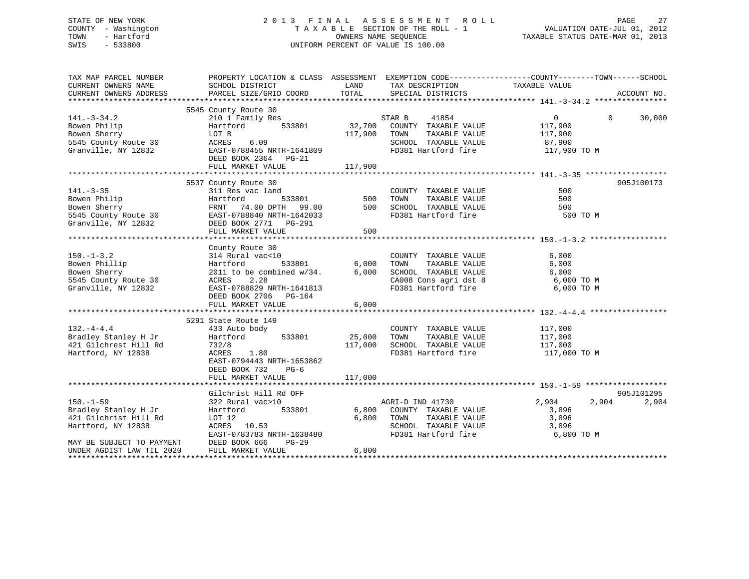STATE OF NEW YORK
COUNTY - Washington
TOWN - Hartford
SWIS - 533800

2013 FINAL ASSESSMENT ROLL
TAXABLE SECTION OF THE ROLL - 1
OWNERS NAME SEQUENCE
UNIFORM PERCENT OF VALUE IS 100.00

VALUATION DATE-JUL 01, 2012
TAXABLE STATUS DATE-MAR 01, 2013

| TAX MAP PARCEL NUMBER / CURRENT OWNERS NAME / CURRENT OWNERS ADDRESS | PROPERTY LOCATION & CLASS / SCHOOL DISTRICT / PARCEL SIZE/GRID COORD | ASSESSMENT LAND / TOTAL | EXEMPTION CODE / TAX DESCRIPTION / SPECIAL DISTRICTS | COUNTY TAXABLE VALUE | TOWN | SCHOOL / ACCOUNT NO. |
|---|---|---|---|---|---|---|
| | 5545 County Route 30 | | | | | |
| 141.-3-34.2 | 210 1 Family Res | | STAR B 41854 | 0 | 0 | 30,000 |
| Bowen Philip | Hartford 533801 | 32,700 | COUNTY TAXABLE VALUE | 117,900 | | |
| Bowen Sherry | LOT B | 117,900 | TOWN TAXABLE VALUE | 117,900 | | |
| 5545 County Route 30 | ACRES 6.09 | | SCHOOL TAXABLE VALUE | 87,900 | | |
| Granville, NY 12832 | EAST-0788455 NRTH-1641809 | | FD381 Hartford fire | 117,900 TO M | | |
| | DEED BOOK 2364 PG-21 | | | | | |
| | FULL MARKET VALUE | 117,900 | | | | |
| | 5537 County Route 30 | | | | | 905J100173 |
| 141.-3-35 | 311 Res vac land | | COUNTY TAXABLE VALUE | 500 | | |
| Bowen Philip | Hartford 533801 | 500 | TOWN TAXABLE VALUE | 500 | | |
| Bowen Sherry | FRNT 74.00 DPTH 99.00 | 500 | SCHOOL TAXABLE VALUE | 500 | | |
| 5545 County Route 30 | EAST-0788840 NRTH-1642033 | | FD381 Hartford fire | 500 TO M | | |
| Granville, NY 12832 | DEED BOOK 2771 PG-291 | | | | | |
| | FULL MARKET VALUE | 500 | | | | |
| | County Route 30 | | | | | |
| 150.-1-3.2 | 314 Rural vac<10 | | COUNTY TAXABLE VALUE | 6,000 | | |
| Bowen Phillip | Hartford 533801 | 6,000 | TOWN TAXABLE VALUE | 6,000 | | |
| Bowen Sherry | 2011 to be combined w/34. | 6,000 | SCHOOL TAXABLE VALUE | 6,000 | | |
| 5545 County Route 30 | ACRES 2.28 | | CA008 Cons agri dst 8 | 6,000 TO M | | |
| Granville, NY 12832 | EAST-0788829 NRTH-1641813 | | FD381 Hartford fire | 6,000 TO M | | |
| | DEED BOOK 2706 PG-164 | | | | | |
| | FULL MARKET VALUE | 6,000 | | | | |
| | 5291 State Route 149 | | | | | |
| 132.-4-4.4 | 433 Auto body | | COUNTY TAXABLE VALUE | 117,000 | | |
| Bradley Stanley H Jr | Hartford 533801 | 25,000 | TOWN TAXABLE VALUE | 117,000 | | |
| 421 Gilchrest Hill Rd | 732/8 | 117,000 | SCHOOL TAXABLE VALUE | 117,000 | | |
| Hartford, NY 12838 | ACRES 1.80 | | FD381 Hartford fire | 117,000 TO M | | |
| | EAST-0794443 NRTH-1653862 | | | | | |
| | DEED BOOK 732 PG-6 | | | | | |
| | FULL MARKET VALUE | 117,000 | | | | |
| | Gilchrist Hill Rd OFF | | | | | 905J101295 |
| 150.-1-59 | 322 Rural vac>10 | | AGRI-D IND 41730 | 2,904 | 2,904 | 2,904 |
| Bradley Stanley H Jr | Hartford 533801 | 6,800 | COUNTY TAXABLE VALUE | 3,896 | | |
| 421 Gilchrist Hill Rd | LOT 12 | 6,800 | TOWN TAXABLE VALUE | 3,896 | | |
| Hartford, NY 12838 | ACRES 10.53 | | SCHOOL TAXABLE VALUE | 3,896 | | |
| | EAST-0783783 NRTH-1638480 | | FD381 Hartford fire | 6,800 TO M | | |
| MAY BE SUBJECT TO PAYMENT | DEED BOOK 666 PG-29 | | | | | |
| UNDER AGDIST LAW TIL 2020 | FULL MARKET VALUE | 6,800 | | | | |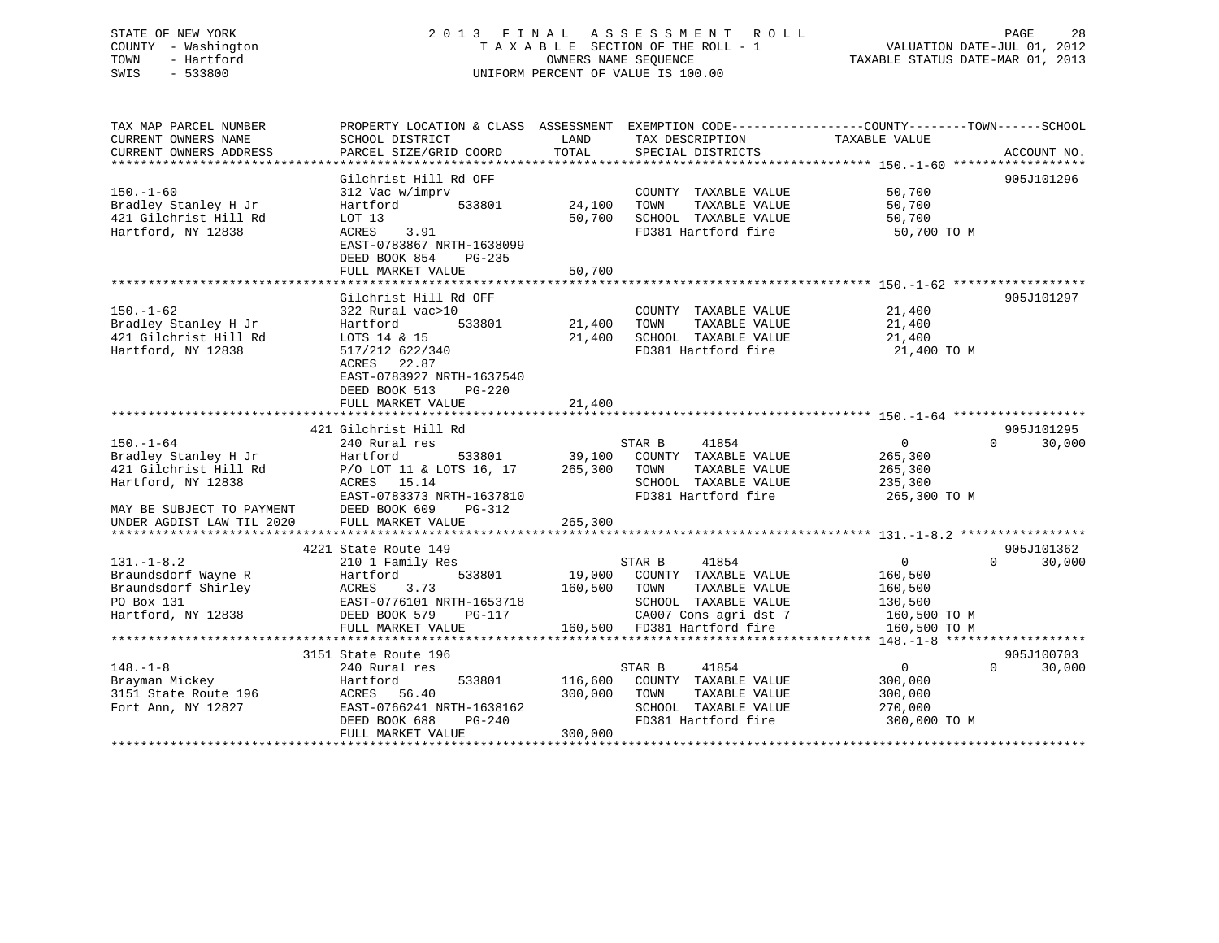STATE OF NEW YORK
COUNTY - Washington
TOWN - Hartford
SWIS - 533800

2013 FINAL ASSESSMENT ROLL
TAXABLE SECTION OF THE ROLL - 1
OWNERS NAME SEQUENCE
UNIFORM PERCENT OF VALUE IS 100.00

VALUATION DATE-JUL 01, 2012
TAXABLE STATUS DATE-MAR 01, 2013

```
TAX MAP PARCEL NUMBER          PROPERTY LOCATION & CLASS  ASSESSMENT  EXEMPTION CODE------------------COUNTY--------TOWN------SCHOOL
CURRENT OWNERS NAME            SCHOOL DISTRICT              LAND      TAX DESCRIPTION              TAXABLE VALUE
CURRENT OWNERS ADDRESS         PARCEL SIZE/GRID COORD       TOTAL     SPECIAL DISTRICTS                                       ACCOUNT NO.
******************************************************************************************************** 150.-1-60 ******************
                               Gilchrist Hill Rd OFF                                                                          905J101296
150.-1-60                      312 Vac w/imprv                         COUNTY  TAXABLE VALUE            50,700
Bradley Stanley H Jr           Hartford        533801       24,100     TOWN    TAXABLE VALUE            50,700
421 Gilchrist Hill Rd          LOT 13                       50,700     SCHOOL  TAXABLE VALUE            50,700
Hartford, NY 12838             ACRES    3.91                           FD381 Hartford fire               50,700 TO M
                               EAST-0783867 NRTH-1638099
                               DEED BOOK 854    PG-235
                               FULL MARKET VALUE            50,700
******************************************************************************************************** 150.-1-62 ******************
                               Gilchrist Hill Rd OFF                                                                          905J101297
150.-1-62                      322 Rural vac>10                        COUNTY  TAXABLE VALUE            21,400
Bradley Stanley H Jr           Hartford        533801       21,400     TOWN    TAXABLE VALUE            21,400
421 Gilchrist Hill Rd          LOTS 14 & 15                 21,400     SCHOOL  TAXABLE VALUE            21,400
Hartford, NY 12838             517/212 622/340                         FD381 Hartford fire               21,400 TO M
                               ACRES   22.87
                               EAST-0783927 NRTH-1637540
                               DEED BOOK 513    PG-220
                               FULL MARKET VALUE            21,400
******************************************************************************************************** 150.-1-64 ******************
                               421 Gilchrist Hill Rd                                                                          905J101295
150.-1-64                      240 Rural res                           STAR B     41854                  0            0       30,000
Bradley Stanley H Jr           Hartford        533801       39,100     COUNTY  TAXABLE VALUE           265,300
421 Gilchrist Hill Rd          P/O LOT 11 & LOTS 16, 17    265,300     TOWN    TAXABLE VALUE           265,300
Hartford, NY 12838             ACRES   15.14                           SCHOOL  TAXABLE VALUE           235,300
                               EAST-0783373 NRTH-1637810               FD381 Hartford fire              265,300 TO M
MAY BE SUBJECT TO PAYMENT      DEED BOOK 609    PG-312
UNDER AGDIST LAW TIL 2020      FULL MARKET VALUE           265,300
******************************************************************************************************** 131.-1-8.2 *****************
                               4221 State Route 149                                                                           905J101362
131.-1-8.2                     210 1 Family Res                        STAR B     41854                  0            0       30,000
Braundsdorf Wayne R            Hartford        533801       19,000     COUNTY  TAXABLE VALUE           160,500
Braundsdorf Shirley            ACRES    3.73               160,500     TOWN    TAXABLE VALUE           160,500
PO Box 131                     EAST-0776101 NRTH-1653718               SCHOOL  TAXABLE VALUE           130,500
Hartford, NY 12838             DEED BOOK 579    PG-117                 CA007 Cons agri dst 7            160,500 TO M
                               FULL MARKET VALUE           160,500     FD381 Hartford fire              160,500 TO M
******************************************************************************************************** 148.-1-8 *******************
                               3151 State Route 196                                                                           905J100703
148.-1-8                       240 Rural res                           STAR B     41854                  0            0       30,000
Brayman Mickey                 Hartford        533801      116,600     COUNTY  TAXABLE VALUE           300,000
3151 State Route 196           ACRES   56.40               300,000     TOWN    TAXABLE VALUE           300,000
Fort Ann, NY 12827             EAST-0766241 NRTH-1638162               SCHOOL  TAXABLE VALUE           270,000
                               DEED BOOK 688    PG-240                 FD381 Hartford fire              300,000 TO M
                               FULL MARKET VALUE           300,000
************************************************************************************************************************************
```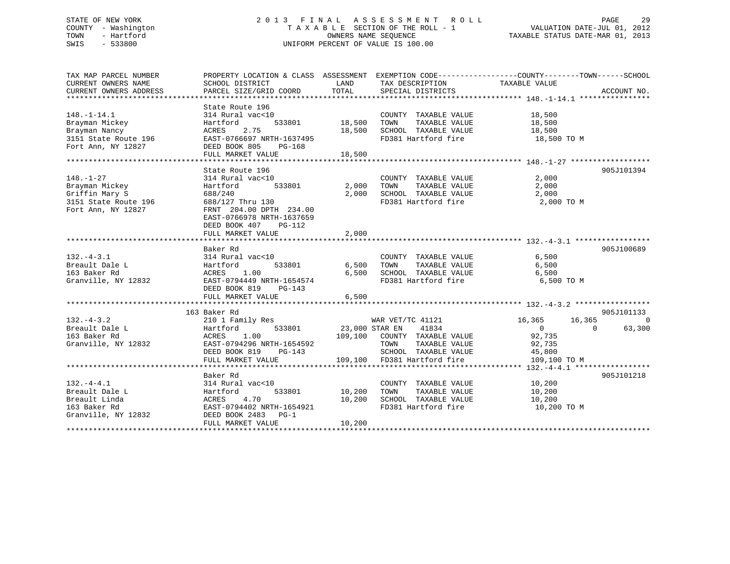STATE OF NEW YORK
COUNTY - Washington
TOWN - Hartford
SWIS - 533800

2013 FINAL ASSESSMENT ROLL
TAXABLE SECTION OF THE ROLL - 1
OWNERS NAME SEQUENCE
UNIFORM PERCENT OF VALUE IS 100.00

VALUATION DATE-JUL 01, 2012
TAXABLE STATUS DATE-MAR 01, 2013

| TAX MAP PARCEL NUMBER / CURRENT OWNERS NAME / CURRENT OWNERS ADDRESS | PROPERTY LOCATION & CLASS / SCHOOL DISTRICT / PARCEL SIZE/GRID COORD | ASSESSMENT LAND / TOTAL | EXEMPTION CODE / TAX DESCRIPTION / SPECIAL DISTRICTS | COUNTY TAXABLE VALUE | TOWN | SCHOOL | ACCOUNT NO. |
|---|---|---|---|---|---|---|---|
| **148.-1-14.1** | State Route 196 | | | | | | |
| 148.-1-14.1 | 314 Rural vac<10 | | COUNTY TAXABLE VALUE | 18,500 | | | |
| Brayman Mickey | Hartford 533801 | 18,500 | TOWN TAXABLE VALUE | 18,500 | | | |
| Brayman Nancy | ACRES 2.75 | 18,500 | SCHOOL TAXABLE VALUE | 18,500 | | | |
| 3151 State Route 196 | EAST-0766697 NRTH-1637495 | | FD381 Hartford fire | 18,500 TO M | | | |
| Fort Ann, NY 12827 | DEED BOOK 805 PG-168 | | | | | | |
| | FULL MARKET VALUE | 18,500 | | | | | |
| **148.-1-27** | State Route 196 | | | | | | 905J101394 |
| 148.-1-27 | 314 Rural vac<10 | | COUNTY TAXABLE VALUE | 2,000 | | | |
| Brayman Mickey | Hartford 533801 | 2,000 | TOWN TAXABLE VALUE | 2,000 | | | |
| Griffin Mary S | 688/240 | 2,000 | SCHOOL TAXABLE VALUE | 2,000 | | | |
| 3151 State Route 196 | 688/127 Thru 130 | | FD381 Hartford fire | 2,000 TO M | | | |
| Fort Ann, NY 12827 | FRNT 204.00 DPTH 234.00 | | | | | | |
| | EAST-0766978 NRTH-1637659 | | | | | | |
| | DEED BOOK 407 PG-112 | | | | | | |
| | FULL MARKET VALUE | 2,000 | | | | | |
| **132.-4-3.1** | Baker Rd | | | | | | 905J100689 |
| 132.-4-3.1 | 314 Rural vac<10 | | COUNTY TAXABLE VALUE | 6,500 | | | |
| Breault Dale L | Hartford 533801 | 6,500 | TOWN TAXABLE VALUE | 6,500 | | | |
| 163 Baker Rd | ACRES 1.00 | 6,500 | SCHOOL TAXABLE VALUE | 6,500 | | | |
| Granville, NY 12832 | EAST-0794449 NRTH-1654574 | | FD381 Hartford fire | 6,500 TO M | | | |
| | DEED BOOK 819 PG-143 | | | | | | |
| | FULL MARKET VALUE | 6,500 | | | | | |
| **132.-4-3.2** | 163 Baker Rd | | | | | | 905J101133 |
| 132.-4-3.2 | 210 1 Family Res | | WAR VET/TC 41121 | 16,365 | 16,365 | 0 | |
| Breault Dale L | Hartford 533801 | 23,000 | STAR EN 41834 | 0 | 0 | 63,300 | |
| 163 Baker Rd | ACRES 1.00 | 109,100 | COUNTY TAXABLE VALUE | 92,735 | | | |
| Granville, NY 12832 | EAST-0794296 NRTH-1654592 | | TOWN TAXABLE VALUE | 92,735 | | | |
| | DEED BOOK 819 PG-143 | | SCHOOL TAXABLE VALUE | 45,800 | | | |
| | FULL MARKET VALUE | 109,100 | FD381 Hartford fire | 109,100 TO M | | | |
| **132.-4-4.1** | Baker Rd | | | | | | 905J101218 |
| 132.-4-4.1 | 314 Rural vac<10 | | COUNTY TAXABLE VALUE | 10,200 | | | |
| Breault Dale L | Hartford 533801 | 10,200 | TOWN TAXABLE VALUE | 10,200 | | | |
| Breault Linda | ACRES 4.70 | 10,200 | SCHOOL TAXABLE VALUE | 10,200 | | | |
| 163 Baker Rd | EAST-0794402 NRTH-1654921 | | FD381 Hartford fire | 10,200 TO M | | | |
| Granville, NY 12832 | DEED BOOK 2483 PG-1 | | | | | | |
| | FULL MARKET VALUE | 10,200 | | | | | |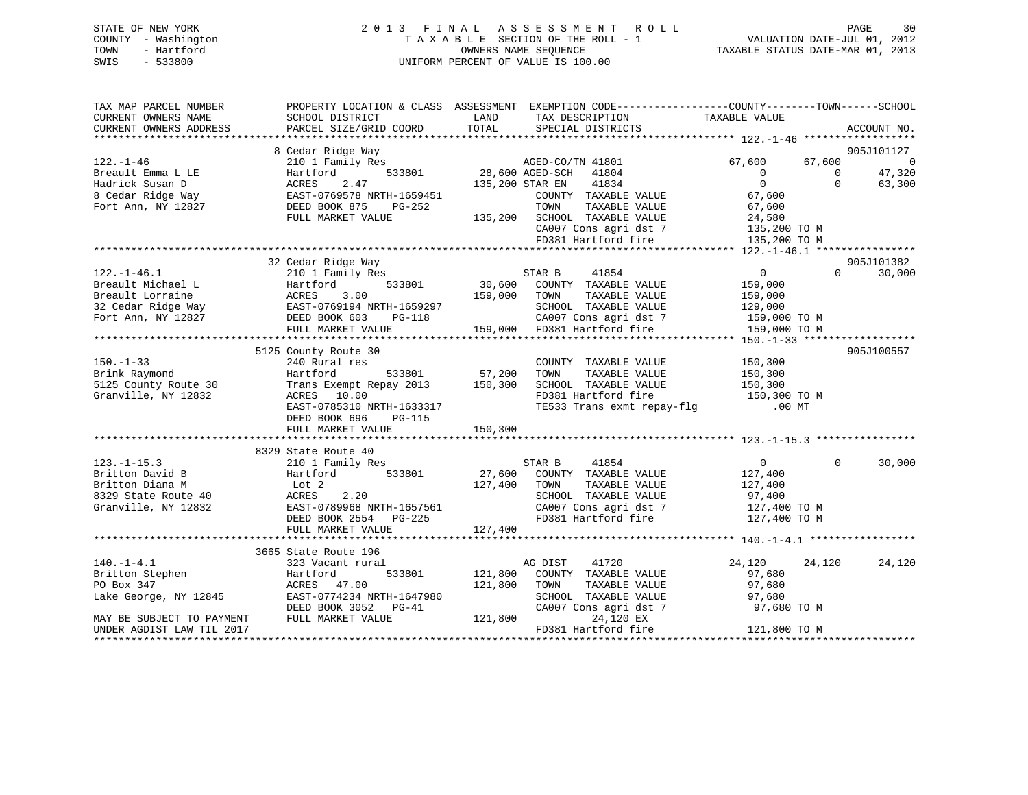STATE OF NEW YORK
COUNTY - Washington
TOWN - Hartford
SWIS - 533800

# 2013 FINAL ASSESSMENT ROLL

TAXABLE SECTION OF THE ROLL - 1
OWNERS NAME SEQUENCE
UNIFORM PERCENT OF VALUE IS 100.00

VALUATION DATE-JUL 01, 2012
TAXABLE STATUS DATE-MAR 01, 2013

```
TAX MAP PARCEL NUMBER          PROPERTY LOCATION & CLASS  ASSESSMENT  EXEMPTION CODE-----------------COUNTY--------TOWN------SCHOOL
CURRENT OWNERS NAME            SCHOOL DISTRICT               LAND      TAX DESCRIPTION            TAXABLE VALUE
CURRENT OWNERS ADDRESS         PARCEL SIZE/GRID COORD        TOTAL     SPECIAL DISTRICTS                                    ACCOUNT NO.
*********************************************************************************************** 122.-1-46 ******************
                               8 Cedar Ridge Way                                                                         905J101127
122.-1-46                      210 1 Family Res                  AGED-CO/TN 41801             67,600      67,600            0
Breault Emma L LE              Hartford        533801     28,600 AGED-SCH   41804                  0           0       47,320
Hadrick Susan D                ACRES    2.47             135,200 STAR EN    41834                  0           0       63,300
8 Cedar Ridge Way              EAST-0769578 NRTH-1659451          COUNTY  TAXABLE VALUE       67,600
Fort Ann, NY 12827             DEED BOOK 875    PG-252            TOWN    TAXABLE VALUE       67,600
                               FULL MARKET VALUE         135,200  SCHOOL  TAXABLE VALUE       24,580
                                                                  CA007 Cons agri dst 7          135,200 TO M
                                                                  FD381 Hartford fire            135,200 TO M
*********************************************************************************************** 122.-1-46.1 ****************
                               32 Cedar Ridge Way                                                                        905J101382
122.-1-46.1                    210 1 Family Res                  STAR B     41854                  0           0       30,000
Breault Michael L              Hartford        533801     30,600  COUNTY  TAXABLE VALUE      159,000
Breault Lorraine               ACRES    3.00             159,000  TOWN    TAXABLE VALUE      159,000
32 Cedar Ridge Way             EAST-0769194 NRTH-1659297          SCHOOL  TAXABLE VALUE      129,000
Fort Ann, NY 12827             DEED BOOK 603    PG-118            CA007 Cons agri dst 7          159,000 TO M
                               FULL MARKET VALUE         159,000  FD381 Hartford fire            159,000 TO M
*********************************************************************************************** 150.-1-33 ******************
                               5125 County Route 30                                                                      905J100557
150.-1-33                      240 Rural res                      COUNTY  TAXABLE VALUE      150,300
Brink Raymond                  Hartford        533801     57,200  TOWN    TAXABLE VALUE      150,300
5125 County Route 30           Trans Exempt Repay 2013   150,300  SCHOOL  TAXABLE VALUE      150,300
Granville, NY 12832            ACRES   10.00                      FD381 Hartford fire            150,300 TO M
                               EAST-0785310 NRTH-1633317          TE533 Trans exmt repay-flg          .00 MT
                               DEED BOOK 696    PG-115
                               FULL MARKET VALUE         150,300
*********************************************************************************************** 123.-1-15.3 ****************
                               8329 State Route 40
123.-1-15.3                    210 1 Family Res                  STAR B     41854                  0           0       30,000
Britton David B                Hartford        533801     27,600  COUNTY  TAXABLE VALUE      127,400
Britton Diana M                Lot 2                     127,400  TOWN    TAXABLE VALUE      127,400
8329 State Route 40            ACRES    2.20                      SCHOOL  TAXABLE VALUE       97,400
Granville, NY 12832            EAST-0789968 NRTH-1657561          CA007 Cons agri dst 7          127,400 TO M
                               DEED BOOK 2554   PG-225            FD381 Hartford fire            127,400 TO M
                               FULL MARKET VALUE         127,400
*********************************************************************************************** 140.-1-4.1 *****************
                               3665 State Route 196
140.-1-4.1                     323 Vacant rural                  AG DIST    41720             24,120      24,120       24,120
Britton Stephen                Hartford        533801    121,800  COUNTY  TAXABLE VALUE       97,680
PO Box 347                     ACRES   47.00             121,800  TOWN    TAXABLE VALUE       97,680
Lake George, NY 12845          EAST-0774234 NRTH-1647980          SCHOOL  TAXABLE VALUE       97,680
                               DEED BOOK 3052   PG-41             CA007 Cons agri dst 7           97,680 TO M
MAY BE SUBJECT TO PAYMENT      FULL MARKET VALUE         121,800        24,120 EX
UNDER AGDIST LAW TIL 2017                                         FD381 Hartford fire            121,800 TO M
****************************************************************************************************************************
```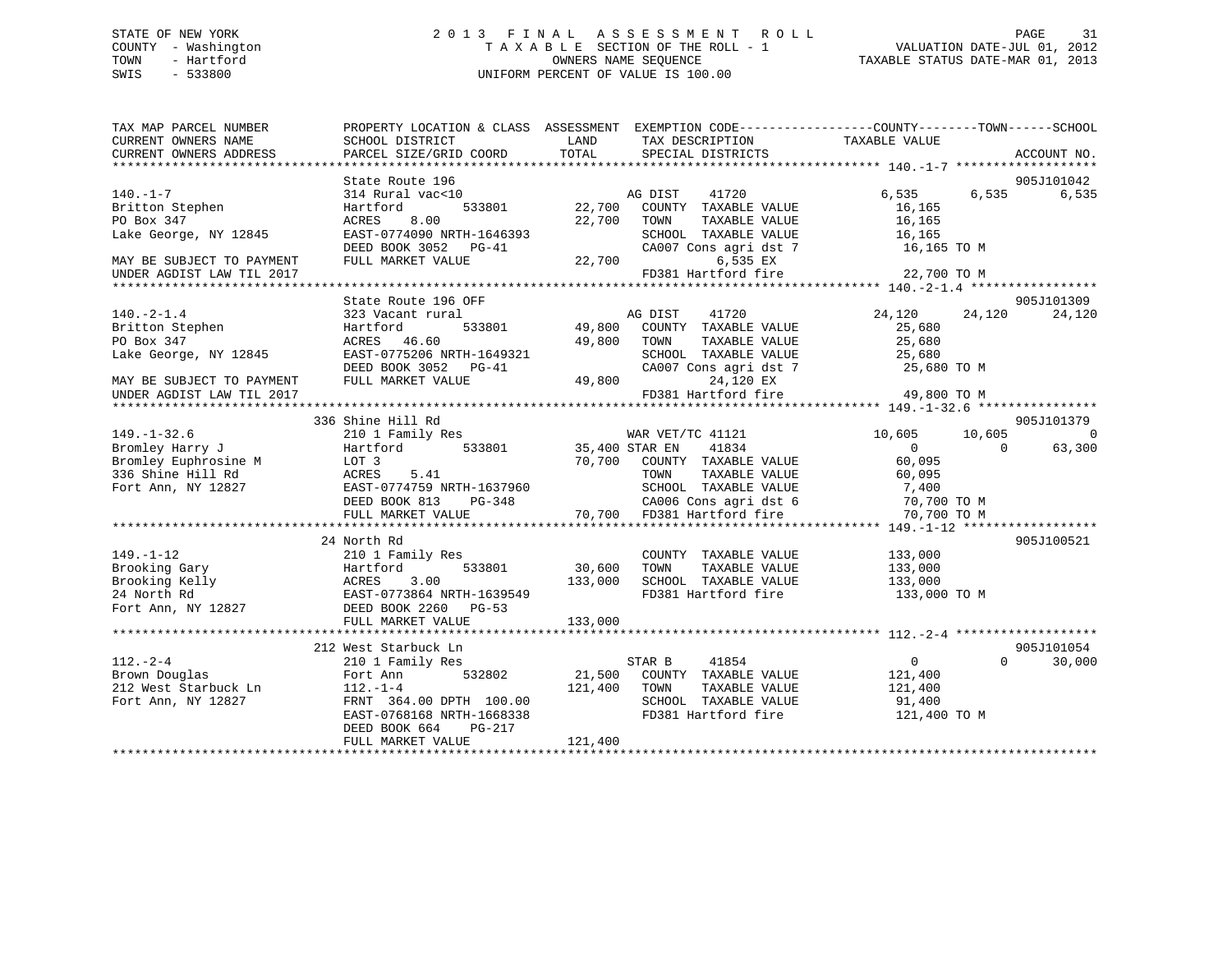STATE OF NEW YORK
COUNTY - Washington
TOWN - Hartford
SWIS - 533800

# 2013 FINAL ASSESSMENT ROLL
TAXABLE SECTION OF THE ROLL - 1
OWNERS NAME SEQUENCE
UNIFORM PERCENT OF VALUE IS 100.00

VALUATION DATE-JUL 01, 2012
TAXABLE STATUS DATE-MAR 01, 2013

| TAX MAP PARCEL NUMBER / CURRENT OWNERS NAME / CURRENT OWNERS ADDRESS | PROPERTY LOCATION & CLASS / SCHOOL DISTRICT / PARCEL SIZE/GRID COORD | LAND | ASSESSMENT TOTAL | EXEMPTION CODE / TAX DESCRIPTION / SPECIAL DISTRICTS | COUNTY TAXABLE VALUE | TOWN | SCHOOL | ACCOUNT NO. |
|---|---|---|---|---|---|---|---|---|
| 140.-1-7 | State Route 196 | | | | | | | 905J101042 |
| Britton Stephen | 314 Rural vac<10 | | | AG DIST 41720 | 6,535 | 6,535 | 6,535 | |
| PO Box 347 | Hartford 533801 | 22,700 | | COUNTY TAXABLE VALUE | 16,165 | | | |
| Lake George, NY 12845 | ACRES 8.00 | | 22,700 | TOWN TAXABLE VALUE | 16,165 | | | |
| | EAST-0774090 NRTH-1646393 | | | SCHOOL TAXABLE VALUE | 16,165 | | | |
| | DEED BOOK 3052 PG-41 | | | CA007 Cons agri dst 7 | 16,165 TO M | | | |
| MAY BE SUBJECT TO PAYMENT | FULL MARKET VALUE | | 22,700 | 6,535 EX | | | | |
| UNDER AGDIST LAW TIL 2017 | | | | FD381 Hartford fire | 22,700 TO M | | | |
| 140.-2-1.4 | State Route 196 OFF | | | | | | | 905J101309 |
| Britton Stephen | 323 Vacant rural | | | AG DIST 41720 | 24,120 | 24,120 | 24,120 | |
| PO Box 347 | Hartford 533801 | 49,800 | | COUNTY TAXABLE VALUE | 25,680 | | | |
| Lake George, NY 12845 | ACRES 46.60 | | 49,800 | TOWN TAXABLE VALUE | 25,680 | | | |
| | EAST-0775206 NRTH-1649321 | | | SCHOOL TAXABLE VALUE | 25,680 | | | |
| | DEED BOOK 3052 PG-41 | | | CA007 Cons agri dst 7 | 25,680 TO M | | | |
| MAY BE SUBJECT TO PAYMENT | FULL MARKET VALUE | | 49,800 | 24,120 EX | | | | |
| UNDER AGDIST LAW TIL 2017 | | | | FD381 Hartford fire | 49,800 TO M | | | |
| 149.-1-32.6 | 336 Shine Hill Rd | | | | | | | 905J101379 |
| Bromley Harry J | 210 1 Family Res | | | WAR VET/TC 41121 | 10,605 | 10,605 | 0 | |
| Bromley Euphrosine M | Hartford 533801 | 35,400 | | STAR EN 41834 | 0 | 0 | 63,300 | |
| 336 Shine Hill Rd | LOT 3 | | 70,700 | COUNTY TAXABLE VALUE | 60,095 | | | |
| Fort Ann, NY 12827 | ACRES 5.41 | | | TOWN TAXABLE VALUE | 60,095 | | | |
| | EAST-0774759 NRTH-1637960 | | | SCHOOL TAXABLE VALUE | 7,400 | | | |
| | DEED BOOK 813 PG-348 | | | CA006 Cons agri dst 6 | 70,700 TO M | | | |
| | FULL MARKET VALUE | | 70,700 | FD381 Hartford fire | 70,700 TO M | | | |
| 149.-1-12 | 24 North Rd | | | | | | | 905J100521 |
| Brooking Gary | 210 1 Family Res | | | COUNTY TAXABLE VALUE | 133,000 | | | |
| Brooking Kelly | Hartford 533801 | 30,600 | | TOWN TAXABLE VALUE | 133,000 | | | |
| 24 North Rd | ACRES 3.00 | | 133,000 | SCHOOL TAXABLE VALUE | 133,000 | | | |
| Fort Ann, NY 12827 | EAST-0773864 NRTH-1639549 | | | FD381 Hartford fire | 133,000 TO M | | | |
| | DEED BOOK 2260 PG-53 | | | | | | | |
| | FULL MARKET VALUE | | 133,000 | | | | | |
| 112.-2-4 | 212 West Starbuck Ln | | | | | | | 905J101054 |
| Brown Douglas | 210 1 Family Res | | | STAR B 41854 | 0 | 0 | 30,000 | |
| 212 West Starbuck Ln | Fort Ann 532802 | 21,500 | | COUNTY TAXABLE VALUE | 121,400 | | | |
| Fort Ann, NY 12827 | 112.-1-4 | | 121,400 | TOWN TAXABLE VALUE | 121,400 | | | |
| | FRNT 364.00 DPTH 100.00 | | | SCHOOL TAXABLE VALUE | 91,400 | | | |
| | EAST-0768168 NRTH-1668338 | | | FD381 Hartford fire | 121,400 TO M | | | |
| | DEED BOOK 664 PG-217 | | | | | | | |
| | FULL MARKET VALUE | | 121,400 | | | | | |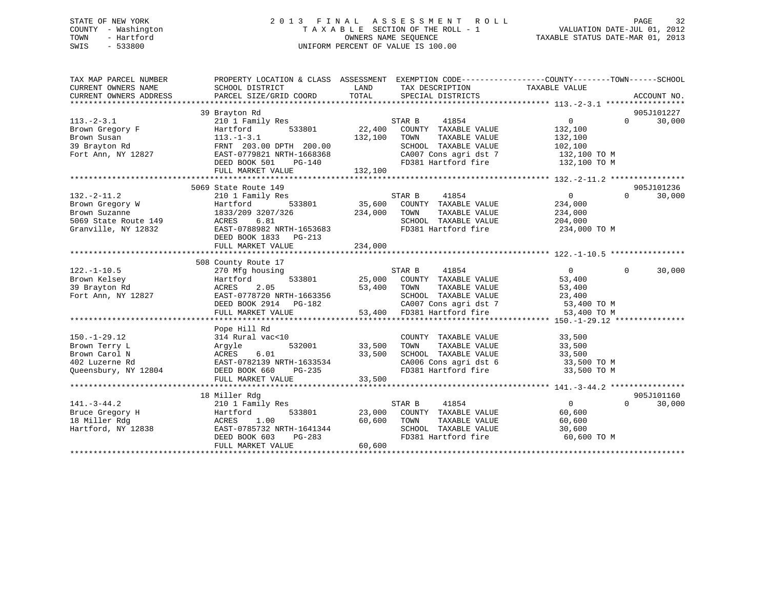STATE OF NEW YORK
COUNTY - Washington
TOWN - Hartford
SWIS - 533800

# 2013 FINAL ASSESSMENT ROLL

TAXABLE SECTION OF THE ROLL - 1
OWNERS NAME SEQUENCE
UNIFORM PERCENT OF VALUE IS 100.00

VALUATION DATE-JUL 01, 2012
TAXABLE STATUS DATE-MAR 01, 2013

| TAX MAP PARCEL NUMBER / CURRENT OWNERS NAME / CURRENT OWNERS ADDRESS | PROPERTY LOCATION & CLASS / SCHOOL DISTRICT / PARCEL SIZE/GRID COORD | ASSESSMENT LAND | TOTAL | EXEMPTION CODE / TAX DESCRIPTION / SPECIAL DISTRICTS | COUNTY / TOWN TAXABLE VALUE | SCHOOL | ACCOUNT NO. |
|---|---|---|---|---|---|---|---|
| 113.-2-3.1 | 39 Brayton Rd | | | | | | 905J101227 |
| Brown Gregory F | 210 1 Family Res | | | STAR B 41854 | 0 | 0 | 30,000 |
| Brown Susan | Hartford 533801 | 22,400 | | COUNTY TAXABLE VALUE | 132,100 | | |
| 39 Brayton Rd | 113.-1-3.1 | | 132,100 | TOWN TAXABLE VALUE | 132,100 | | |
| Fort Ann, NY 12827 | FRNT 203.00 DPTH 200.00 | | | SCHOOL TAXABLE VALUE | 102,100 | | |
| | EAST-0779821 NRTH-1668368 | | | CA007 Cons agri dst 7 | 132,100 TO M | | |
| | DEED BOOK 501 PG-140 | | | FD381 Hartford fire | 132,100 TO M | | |
| | FULL MARKET VALUE | | 132,100 | | | | |
| 132.-2-11.2 | 5069 State Route 149 | | | | | | 905J101236 |
| Brown Gregory W | 210 1 Family Res | | | STAR B 41854 | 0 | 0 | 30,000 |
| Brown Suzanne | Hartford 533801 | 35,600 | | COUNTY TAXABLE VALUE | 234,000 | | |
| 5069 State Route 149 | 1833/209 3207/326 | | 234,000 | TOWN TAXABLE VALUE | 234,000 | | |
| Granville, NY 12832 | ACRES 6.81 | | | SCHOOL TAXABLE VALUE | 204,000 | | |
| | EAST-0788982 NRTH-1653683 | | | FD381 Hartford fire | 234,000 TO M | | |
| | DEED BOOK 1833 PG-213 | | | | | | |
| | FULL MARKET VALUE | | 234,000 | | | | |
| 122.-1-10.5 | 508 County Route 17 | | | | | | |
| Brown Kelsey | 270 Mfg housing | | | STAR B 41854 | 0 | 0 | 30,000 |
| 39 Brayton Rd | Hartford 533801 | 25,000 | | COUNTY TAXABLE VALUE | 53,400 | | |
| Fort Ann, NY 12827 | ACRES 2.05 | | 53,400 | TOWN TAXABLE VALUE | 53,400 | | |
| | EAST-0778720 NRTH-1663356 | | | SCHOOL TAXABLE VALUE | 23,400 | | |
| | DEED BOOK 2914 PG-182 | | | CA007 Cons agri dst 7 | 53,400 TO M | | |
| | FULL MARKET VALUE | | 53,400 | FD381 Hartford fire | 53,400 TO M | | |
| 150.-1-29.12 | Pope Hill Rd | | | | | | |
| Brown Terry L | 314 Rural vac<10 | | | COUNTY TAXABLE VALUE | 33,500 | | |
| Brown Carol N | Argyle 532001 | 33,500 | | TOWN TAXABLE VALUE | 33,500 | | |
| 402 Luzerne Rd | ACRES 6.01 | | 33,500 | SCHOOL TAXABLE VALUE | 33,500 | | |
| Queensbury, NY 12804 | EAST-0782139 NRTH-1633534 | | | CA006 Cons agri dst 6 | 33,500 TO M | | |
| | DEED BOOK 660 PG-235 | | | FD381 Hartford fire | 33,500 TO M | | |
| | FULL MARKET VALUE | | 33,500 | | | | |
| 141.-3-44.2 | 18 Miller Rdg | | | | | | 905J101160 |
| Bruce Gregory H | 210 1 Family Res | | | STAR B 41854 | 0 | 0 | 30,000 |
| 18 Miller Rdg | Hartford 533801 | 23,000 | | COUNTY TAXABLE VALUE | 60,600 | | |
| Hartford, NY 12838 | ACRES 1.00 | | 60,600 | TOWN TAXABLE VALUE | 60,600 | | |
| | EAST-0785732 NRTH-1641344 | | | SCHOOL TAXABLE VALUE | 30,600 | | |
| | DEED BOOK 603 PG-283 | | | FD381 Hartford fire | 60,600 TO M | | |
| | FULL MARKET VALUE | | 60,600 | | | | |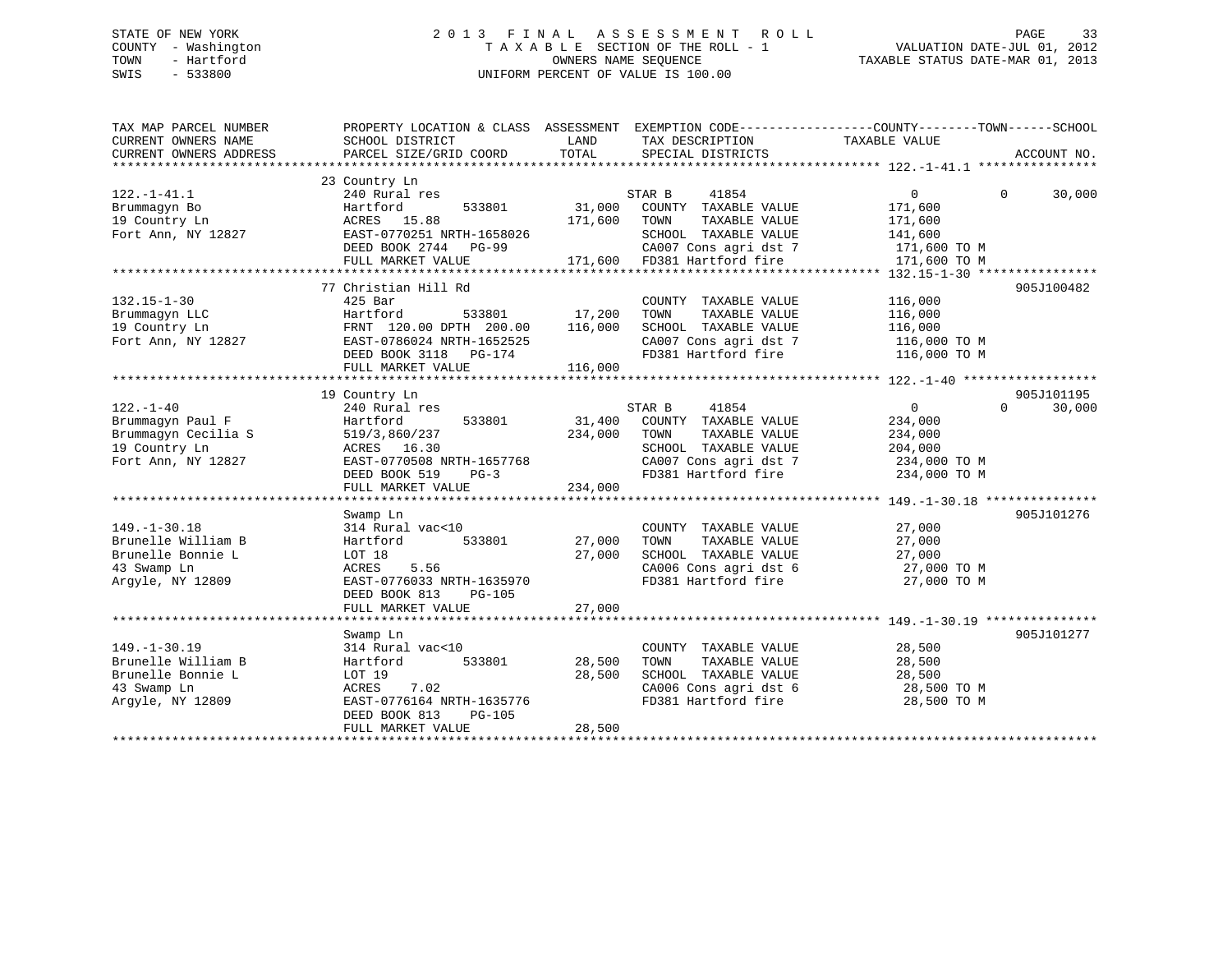STATE OF NEW YORK
COUNTY - Washington
TOWN - Hartford
SWIS - 533800

2 0 1 3 F I N A L A S S E S S M E N T R O L L
T A X A B L E SECTION OF THE ROLL - 1
OWNERS NAME SEQUENCE
UNIFORM PERCENT OF VALUE IS 100.00

VALUATION DATE-JUL 01, 2012
TAXABLE STATUS DATE-MAR 01, 2013

```
TAX MAP PARCEL NUMBER          PROPERTY LOCATION & CLASS  ASSESSMENT  EXEMPTION CODE------------------COUNTY--------TOWN------SCHOOL
CURRENT OWNERS NAME            SCHOOL DISTRICT               LAND      TAX DESCRIPTION            TAXABLE VALUE
CURRENT OWNERS ADDRESS         PARCEL SIZE/GRID COORD        TOTAL     SPECIAL DISTRICTS                                    ACCOUNT NO.
******************************************************************************************************* 122.-1-41.1 ****************
                               23 Country Ln
122.-1-41.1                    240 Rural res                          STAR B     41854                 0          0     30,000
Brummagyn Bo                   Hartford        533801        31,000   COUNTY  TAXABLE VALUE          171,600
19 Country Ln                  ACRES  15.88                 171,600   TOWN    TAXABLE VALUE          171,600
Fort Ann, NY 12827             EAST-0770251 NRTH-1658026              SCHOOL  TAXABLE VALUE          141,600
                               DEED BOOK 2744   PG-99                 CA007 Cons agri dst 7           171,600 TO M
                               FULL MARKET VALUE            171,600   FD381 Hartford fire             171,600 TO M
******************************************************************************************************* 132.15-1-30 ****************
                               77 Christian Hill Rd                                                             905J100482
132.15-1-30                    425 Bar                                COUNTY  TAXABLE VALUE          116,000
Brummagyn LLC                  Hartford        533801        17,200   TOWN    TAXABLE VALUE          116,000
19 Country Ln                  FRNT 120.00 DPTH 200.00      116,000   SCHOOL  TAXABLE VALUE          116,000
Fort Ann, NY 12827             EAST-0786024 NRTH-1652525              CA007 Cons agri dst 7           116,000 TO M
                               DEED BOOK 3118   PG-174                FD381 Hartford fire             116,000 TO M
                               FULL MARKET VALUE            116,000
******************************************************************************************************* 122.-1-40 ******************
                               19 Country Ln                                                                    905J101195
122.-1-40                      240 Rural res                          STAR B     41854                 0          0     30,000
Brummagyn Paul F               Hartford        533801        31,400   COUNTY  TAXABLE VALUE          234,000
Brummagyn Cecilia S            519/3,860/237                234,000   TOWN    TAXABLE VALUE          234,000
19 Country Ln                  ACRES  16.30                           SCHOOL  TAXABLE VALUE          204,000
Fort Ann, NY 12827             EAST-0770508 NRTH-1657768              CA007 Cons agri dst 7           234,000 TO M
                               DEED BOOK 519    PG-3                  FD381 Hartford fire             234,000 TO M
                               FULL MARKET VALUE            234,000
******************************************************************************************************* 149.-1-30.18 ***************
                               Swamp Ln                                                                         905J101276
149.-1-30.18                   314 Rural vac<10                       COUNTY  TAXABLE VALUE           27,000
Brunelle William B             Hartford        533801        27,000   TOWN    TAXABLE VALUE           27,000
Brunelle Bonnie L              LOT 18                        27,000   SCHOOL  TAXABLE VALUE           27,000
43 Swamp Ln                    ACRES   5.56                           CA006 Cons agri dst 6            27,000 TO M
Argyle, NY 12809               EAST-0776033 NRTH-1635970              FD381 Hartford fire              27,000 TO M
                               DEED BOOK 813    PG-105
                               FULL MARKET VALUE             27,000
******************************************************************************************************* 149.-1-30.19 ***************
                               Swamp Ln                                                                         905J101277
149.-1-30.19                   314 Rural vac<10                       COUNTY  TAXABLE VALUE           28,500
Brunelle William B             Hartford        533801        28,500   TOWN    TAXABLE VALUE           28,500
Brunelle Bonnie L              LOT 19                        28,500   SCHOOL  TAXABLE VALUE           28,500
43 Swamp Ln                    ACRES   7.02                           CA006 Cons agri dst 6            28,500 TO M
Argyle, NY 12809               EAST-0776164 NRTH-1635776              FD381 Hartford fire              28,500 TO M
                               DEED BOOK 813    PG-105
                               FULL MARKET VALUE             28,500
************************************************************************************************************************************
```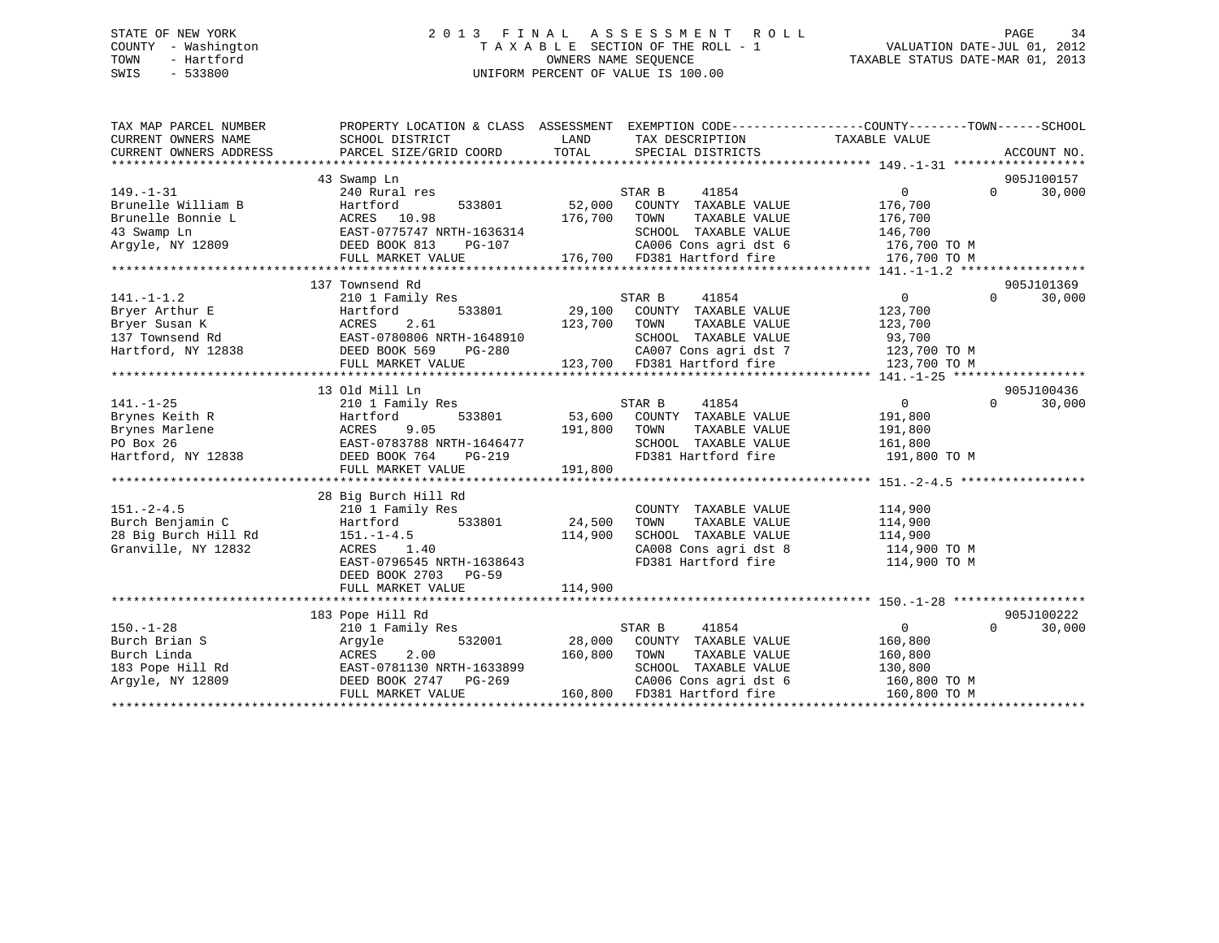STATE OF NEW YORK
COUNTY - Washington
TOWN - Hartford
SWIS - 533800

# 2013 FINAL ASSESSMENT ROLL

TAXABLE SECTION OF THE ROLL - 1
OWNERS NAME SEQUENCE
UNIFORM PERCENT OF VALUE IS 100.00

VALUATION DATE-JUL 01, 2012
TAXABLE STATUS DATE-MAR 01, 2013

| TAX MAP PARCEL NUMBER / CURRENT OWNERS NAME / CURRENT OWNERS ADDRESS | PROPERTY LOCATION & CLASS / SCHOOL DISTRICT / PARCEL SIZE/GRID COORD | ASSESSMENT LAND / TOTAL | EXEMPTION CODE / TAX DESCRIPTION / SPECIAL DISTRICTS | COUNTY TAXABLE VALUE | TOWN | SCHOOL / ACCOUNT NO. |
|---|---|---|---|---|---|---|
| 149.-1-31 | 43 Swamp Ln | | | | | 905J100157 |
| | 240 Rural res | | STAR B 41854 | 0 | 0 | 30,000 |
| Brunelle William B | Hartford 533801 | 52,000 | COUNTY TAXABLE VALUE | 176,700 | | |
| Brunelle Bonnie L | ACRES 10.98 | 176,700 | TOWN TAXABLE VALUE | 176,700 | | |
| 43 Swamp Ln | EAST-0775747 NRTH-1636314 | | SCHOOL TAXABLE VALUE | 146,700 | | |
| Argyle, NY 12809 | DEED BOOK 813 PG-107 | | CA006 Cons agri dst 6 | 176,700 TO M | | |
| | FULL MARKET VALUE | 176,700 | FD381 Hartford fire | 176,700 TO M | | |
| 141.-1-1.2 | 137 Townsend Rd | | | | | 905J101369 |
| | 210 1 Family Res | | STAR B 41854 | 0 | 0 | 30,000 |
| Bryer Arthur E | Hartford 533801 | 29,100 | COUNTY TAXABLE VALUE | 123,700 | | |
| Bryer Susan K | ACRES 2.61 | 123,700 | TOWN TAXABLE VALUE | 123,700 | | |
| 137 Townsend Rd | EAST-0780806 NRTH-1648910 | | SCHOOL TAXABLE VALUE | 93,700 | | |
| Hartford, NY 12838 | DEED BOOK 569 PG-280 | | CA007 Cons agri dst 7 | 123,700 TO M | | |
| | FULL MARKET VALUE | 123,700 | FD381 Hartford fire | 123,700 TO M | | |
| 141.-1-25 | 13 Old Mill Ln | | | | | 905J100436 |
| | 210 1 Family Res | | STAR B 41854 | 0 | 0 | 30,000 |
| Brynes Keith R | Hartford 533801 | 53,600 | COUNTY TAXABLE VALUE | 191,800 | | |
| Brynes Marlene | ACRES 9.05 | 191,800 | TOWN TAXABLE VALUE | 191,800 | | |
| PO Box 26 | EAST-0783788 NRTH-1646477 | | SCHOOL TAXABLE VALUE | 161,800 | | |
| Hartford, NY 12838 | DEED BOOK 764 PG-219 | | FD381 Hartford fire | 191,800 TO M | | |
| | FULL MARKET VALUE | 191,800 | | | | |
| 151.-2-4.5 | 28 Big Burch Hill Rd | | | | | |
| | 210 1 Family Res | | COUNTY TAXABLE VALUE | 114,900 | | |
| Burch Benjamin C | Hartford 533801 | 24,500 | TOWN TAXABLE VALUE | 114,900 | | |
| 28 Big Burch Hill Rd | 151.-1-4.5 | 114,900 | SCHOOL TAXABLE VALUE | 114,900 | | |
| Granville, NY 12832 | ACRES 1.40 | | CA008 Cons agri dst 8 | 114,900 TO M | | |
| | EAST-0796545 NRTH-1638643 | | FD381 Hartford fire | 114,900 TO M | | |
| | DEED BOOK 2703 PG-59 | | | | | |
| | FULL MARKET VALUE | 114,900 | | | | |
| 150.-1-28 | 183 Pope Hill Rd | | | | | 905J100222 |
| | 210 1 Family Res | | STAR B 41854 | 0 | 0 | 30,000 |
| Burch Brian S | Argyle 532001 | 28,000 | COUNTY TAXABLE VALUE | 160,800 | | |
| Burch Linda | ACRES 2.00 | 160,800 | TOWN TAXABLE VALUE | 160,800 | | |
| 183 Pope Hill Rd | EAST-0781130 NRTH-1633899 | | SCHOOL TAXABLE VALUE | 130,800 | | |
| Argyle, NY 12809 | DEED BOOK 2747 PG-269 | | CA006 Cons agri dst 6 | 160,800 TO M | | |
| | FULL MARKET VALUE | 160,800 | FD381 Hartford fire | 160,800 TO M | | |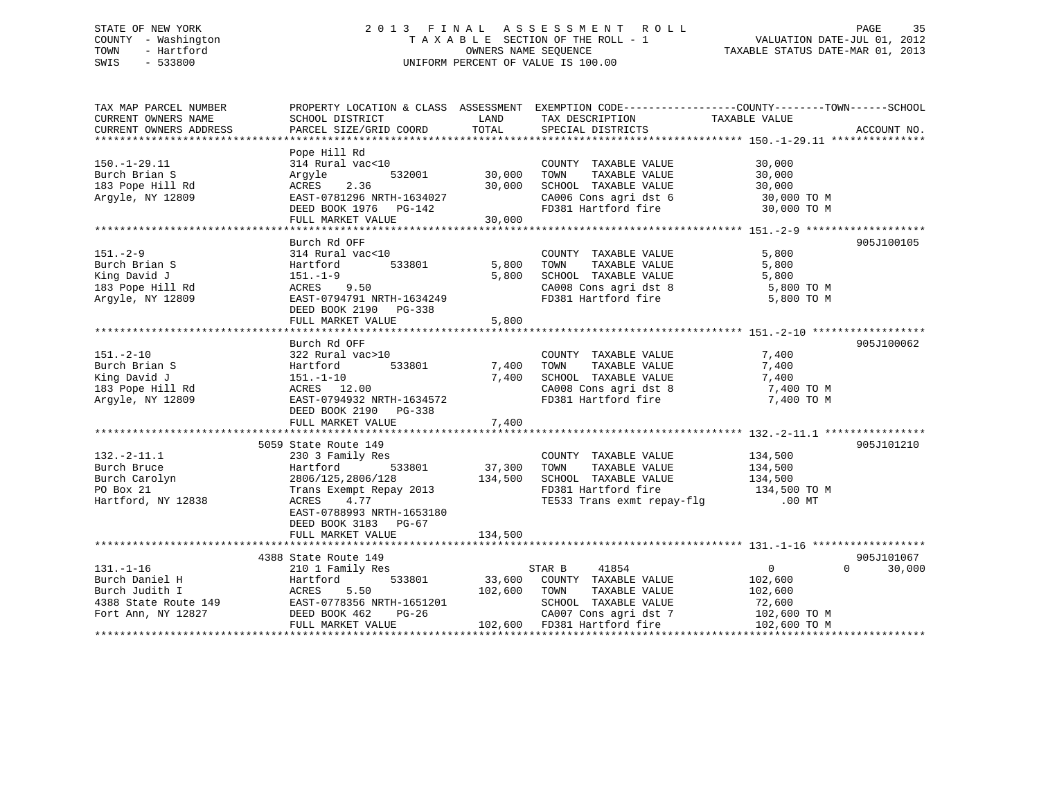STATE OF NEW YORK
COUNTY - Washington
TOWN - Hartford
SWIS - 533800

2 0 1 3 F I N A L A S S E S S M E N T R O L L
T A X A B L E SECTION OF THE ROLL - 1
OWNERS NAME SEQUENCE
UNIFORM PERCENT OF VALUE IS 100.00

VALUATION DATE-JUL 01, 2012
TAXABLE STATUS DATE-MAR 01, 2013

| TAX MAP PARCEL NUMBER / CURRENT OWNERS NAME / CURRENT OWNERS ADDRESS | PROPERTY LOCATION & CLASS / SCHOOL DISTRICT / PARCEL SIZE/GRID COORD | ASSESSMENT LAND / TOTAL | EXEMPTION CODE / TAX DESCRIPTION / SPECIAL DISTRICTS | COUNTY / TOWN / SCHOOL TAXABLE VALUE | ACCOUNT NO. |
|---|---|---|---|---|---|
| **150.-1-29.11** | Pope Hill Rd | | | | |
| 150.-1-29.11 | 314 Rural vac<10 | | COUNTY TAXABLE VALUE | 30,000 | |
| Burch Brian S | Argyle 532001 | 30,000 | TOWN TAXABLE VALUE | 30,000 | |
| 183 Pope Hill Rd | ACRES 2.36 | 30,000 | SCHOOL TAXABLE VALUE | 30,000 | |
| Argyle, NY 12809 | EAST-0781296 NRTH-1634027 | | CA006 Cons agri dst 6 | 30,000 TO M | |
| | DEED BOOK 1976 PG-142 | | FD381 Hartford fire | 30,000 TO M | |
| | FULL MARKET VALUE | 30,000 | | | |
| **151.-2-9** | Burch Rd OFF | | | | 905J100105 |
| 151.-2-9 | 314 Rural vac<10 | | COUNTY TAXABLE VALUE | 5,800 | |
| Burch Brian S | Hartford 533801 | 5,800 | TOWN TAXABLE VALUE | 5,800 | |
| King David J | 151.-1-9 | 5,800 | SCHOOL TAXABLE VALUE | 5,800 | |
| 183 Pope Hill Rd | ACRES 9.50 | | CA008 Cons agri dst 8 | 5,800 TO M | |
| Argyle, NY 12809 | EAST-0794791 NRTH-1634249 | | FD381 Hartford fire | 5,800 TO M | |
| | DEED BOOK 2190 PG-338 | | | | |
| | FULL MARKET VALUE | 5,800 | | | |
| **151.-2-10** | Burch Rd OFF | | | | 905J100062 |
| 151.-2-10 | 322 Rural vac>10 | | COUNTY TAXABLE VALUE | 7,400 | |
| Burch Brian S | Hartford 533801 | 7,400 | TOWN TAXABLE VALUE | 7,400 | |
| King David J | 151.-1-10 | 7,400 | SCHOOL TAXABLE VALUE | 7,400 | |
| 183 Pope Hill Rd | ACRES 12.00 | | CA008 Cons agri dst 8 | 7,400 TO M | |
| Argyle, NY 12809 | EAST-0794932 NRTH-1634572 | | FD381 Hartford fire | 7,400 TO M | |
| | DEED BOOK 2190 PG-338 | | | | |
| | FULL MARKET VALUE | 7,400 | | | |
| **132.-2-11.1** | 5059 State Route 149 | | | | 905J101210 |
| 132.-2-11.1 | 230 3 Family Res | | COUNTY TAXABLE VALUE | 134,500 | |
| Burch Bruce | Hartford 533801 | 37,300 | TOWN TAXABLE VALUE | 134,500 | |
| Burch Carolyn | 2806/125,2806/128 | 134,500 | SCHOOL TAXABLE VALUE | 134,500 | |
| PO Box 21 | Trans Exempt Repay 2013 | | FD381 Hartford fire | 134,500 TO M | |
| Hartford, NY 12838 | ACRES 4.77 | | TE533 Trans exmt repay-flg | .00 MT | |
| | EAST-0788993 NRTH-1653180 | | | | |
| | DEED BOOK 3183 PG-67 | | | | |
| | FULL MARKET VALUE | 134,500 | | | |
| **131.-1-16** | 4388 State Route 149 | | | | 905J101067 |
| 131.-1-16 | 210 1 Family Res | | STAR B 41854 | 0 0 30,000 | |
| Burch Daniel H | Hartford 533801 | 33,600 | COUNTY TAXABLE VALUE | 102,600 | |
| Burch Judith I | ACRES 5.50 | 102,600 | TOWN TAXABLE VALUE | 102,600 | |
| 4388 State Route 149 | EAST-0778356 NRTH-1651201 | | SCHOOL TAXABLE VALUE | 72,600 | |
| Fort Ann, NY 12827 | DEED BOOK 462 PG-26 | | CA007 Cons agri dst 7 | 102,600 TO M | |
| | FULL MARKET VALUE | 102,600 | FD381 Hartford fire | 102,600 TO M | |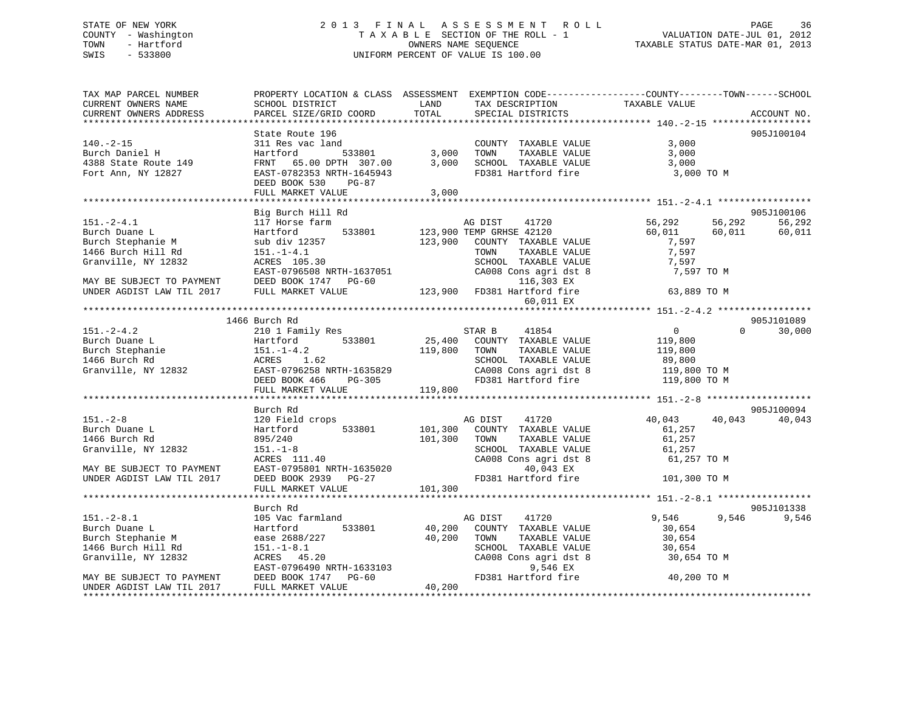STATE OF NEW YORK
COUNTY - Washington
TOWN - Hartford
SWIS - 533800

2013 FINAL ASSESSMENT ROLL
TAXABLE SECTION OF THE ROLL - 1
OWNERS NAME SEQUENCE
UNIFORM PERCENT OF VALUE IS 100.00

VALUATION DATE-JUL 01, 2012
TAXABLE STATUS DATE-MAR 01, 2013

| TAX MAP PARCEL NUMBER / CURRENT OWNERS NAME / CURRENT OWNERS ADDRESS | PROPERTY LOCATION & CLASS / SCHOOL DISTRICT / PARCEL SIZE/GRID COORD | ASSESSMENT LAND | TOTAL | EXEMPTION CODE / TAX DESCRIPTION / SPECIAL DISTRICTS | COUNTY TAXABLE VALUE | TOWN | SCHOOL | ACCOUNT NO. |
|---|---|---|---|---|---|---|---|---|
| **140.-2-15** | State Route 196 | | | | | | | 905J100104 |
| 140.-2-15 | 311 Res vac land | | | COUNTY TAXABLE VALUE | 3,000 | | | |
| Burch Daniel H | Hartford 533801 | 3,000 | | TOWN TAXABLE VALUE | 3,000 | | | |
| 4388 State Route 149 | FRNT 65.00 DPTH 307.00 | | 3,000 | SCHOOL TAXABLE VALUE | 3,000 | | | |
| Fort Ann, NY 12827 | EAST-0782353 NRTH-1645943 | | | FD381 Hartford fire | 3,000 TO M | | | |
| | DEED BOOK 530 PG-87 | | | | | | | |
| | FULL MARKET VALUE | | 3,000 | | | | | |
| **151.-2-4.1** | Big Burch Hill Rd | | | | | | | 905J100106 |
| 151.-2-4.1 | 117 Horse farm | | | AG DIST 41720 | 56,292 | 56,292 | 56,292 | |
| Burch Duane L | Hartford 533801 | 123,900 | | TEMP GRHSE 42120 | 60,011 | 60,011 | 60,011 | |
| Burch Stephanie M | sub div 12357 | | 123,900 | COUNTY TAXABLE VALUE | 7,597 | | | |
| 1466 Burch Hill Rd | 151.-1-4.1 | | | TOWN TAXABLE VALUE | 7,597 | | | |
| Granville, NY 12832 | ACRES 105.30 | | | SCHOOL TAXABLE VALUE | 7,597 | | | |
| | EAST-0796508 NRTH-1637051 | | | CA008 Cons agri dst 8 | 7,597 TO M | | | |
| MAY BE SUBJECT TO PAYMENT | DEED BOOK 1747 PG-60 | | | 116,303 EX | | | | |
| UNDER AGDIST LAW TIL 2017 | FULL MARKET VALUE | | 123,900 | FD381 Hartford fire | 63,889 TO M | | | |
| | | | | 60,011 EX | | | | |
| **151.-2-4.2** | 1466 Burch Rd | | | | | | | 905J101089 |
| 151.-2-4.2 | 210 1 Family Res | | | STAR B 41854 | 0 | 0 | 30,000 | |
| Burch Duane L | Hartford 533801 | 25,400 | | COUNTY TAXABLE VALUE | 119,800 | | | |
| Burch Stephanie | 151.-1-4.2 | | 119,800 | TOWN TAXABLE VALUE | 119,800 | | | |
| 1466 Burch Rd | ACRES 1.62 | | | SCHOOL TAXABLE VALUE | 89,800 | | | |
| Granville, NY 12832 | EAST-0796258 NRTH-1635829 | | | CA008 Cons agri dst 8 | 119,800 TO M | | | |
| | DEED BOOK 466 PG-305 | | | FD381 Hartford fire | 119,800 TO M | | | |
| | FULL MARKET VALUE | | 119,800 | | | | | |
| **151.-2-8** | Burch Rd | | | | | | | 905J100094 |
| 151.-2-8 | 120 Field crops | | | AG DIST 41720 | 40,043 | 40,043 | 40,043 | |
| Burch Duane L | Hartford 533801 | 101,300 | | COUNTY TAXABLE VALUE | 61,257 | | | |
| 1466 Burch Rd | 895/240 | | 101,300 | TOWN TAXABLE VALUE | 61,257 | | | |
| Granville, NY 12832 | 151.-1-8 | | | SCHOOL TAXABLE VALUE | 61,257 | | | |
| | ACRES 111.40 | | | CA008 Cons agri dst 8 | 61,257 TO M | | | |
| MAY BE SUBJECT TO PAYMENT | EAST-0795801 NRTH-1635020 | | | 40,043 EX | | | | |
| UNDER AGDIST LAW TIL 2017 | DEED BOOK 2939 PG-27 | | | FD381 Hartford fire | 101,300 TO M | | | |
| | FULL MARKET VALUE | | 101,300 | | | | | |
| **151.-2-8.1** | Burch Rd | | | | | | | 905J101338 |
| 151.-2-8.1 | 105 Vac farmland | | | AG DIST 41720 | 9,546 | 9,546 | 9,546 | |
| Burch Duane L | Hartford 533801 | 40,200 | | COUNTY TAXABLE VALUE | 30,654 | | | |
| Burch Stephanie M | ease 2688/227 | | 40,200 | TOWN TAXABLE VALUE | 30,654 | | | |
| 1466 Burch Hill Rd | 151.-1-8.1 | | | SCHOOL TAXABLE VALUE | 30,654 | | | |
| Granville, NY 12832 | ACRES 45.20 | | | CA008 Cons agri dst 8 | 30,654 TO M | | | |
| | EAST-0796490 NRTH-1633103 | | | 9,546 EX | | | | |
| MAY BE SUBJECT TO PAYMENT | DEED BOOK 1747 PG-60 | | | FD381 Hartford fire | 40,200 TO M | | | |
| UNDER AGDIST LAW TIL 2017 | FULL MARKET VALUE | | 40,200 | | | | | |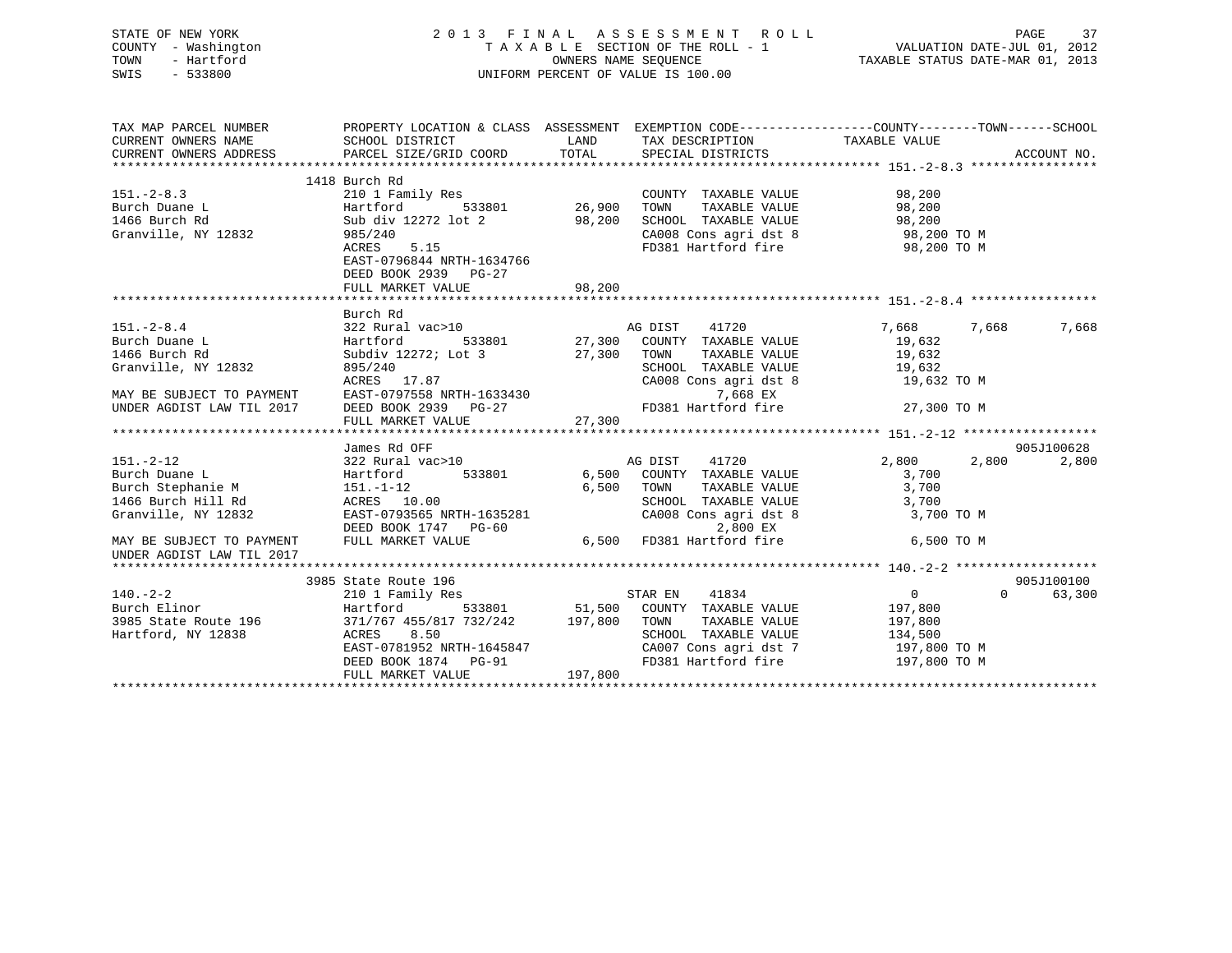STATE OF NEW YORK
COUNTY - Washington
TOWN - Hartford
SWIS - 533800

2 0 1 3 F I N A L A S S E S S M E N T R O L L
T A X A B L E SECTION OF THE ROLL - 1
OWNERS NAME SEQUENCE
UNIFORM PERCENT OF VALUE IS 100.00

VALUATION DATE-JUL 01, 2012
TAXABLE STATUS DATE-MAR 01, 2013

```
TAX MAP PARCEL NUMBER          PROPERTY LOCATION & CLASS  ASSESSMENT  EXEMPTION CODE------------------COUNTY--------TOWN------SCHOOL
CURRENT OWNERS NAME            SCHOOL DISTRICT              LAND      TAX DESCRIPTION              TAXABLE VALUE
CURRENT OWNERS ADDRESS         PARCEL SIZE/GRID COORD       TOTAL     SPECIAL DISTRICTS                                  ACCOUNT NO.
******************************************************************************************************* 151.-2-8.3 *****************
                               1418 Burch Rd
151.-2-8.3                     210 1 Family Res                       COUNTY  TAXABLE VALUE            98,200
Burch Duane L                  Hartford         533801      26,900    TOWN    TAXABLE VALUE            98,200
1466 Burch Rd                  Sub div 12272 lot 2          98,200    SCHOOL  TAXABLE VALUE            98,200
Granville, NY 12832            985/240                                CA008 Cons agri dst 8             98,200 TO M
                               ACRES     5.15                         FD381 Hartford fire               98,200 TO M
                               EAST-0796844 NRTH-1634766
                               DEED BOOK 2939   PG-27
                               FULL MARKET VALUE            98,200
******************************************************************************************************* 151.-2-8.4 *****************
                               Burch Rd
151.-2-8.4                     322 Rural vac>10                       AG DIST     41720            7,668      7,668       7,668
Burch Duane L                  Hartford         533801      27,300    COUNTY  TAXABLE VALUE            19,632
1466 Burch Rd                  Subdiv 12272; Lot 3          27,300    TOWN    TAXABLE VALUE            19,632
Granville, NY 12832            895/240                                SCHOOL  TAXABLE VALUE            19,632
                               ACRES    17.87                         CA008 Cons agri dst 8             19,632 TO M
MAY BE SUBJECT TO PAYMENT      EAST-0797558 NRTH-1633430                     7,668 EX
UNDER AGDIST LAW TIL 2017      DEED BOOK 2939   PG-27                 FD381 Hartford fire               27,300 TO M
                               FULL MARKET VALUE            27,300
******************************************************************************************************* 151.-2-12 ******************
                               James Rd OFF                                                                          905J100628
151.-2-12                      322 Rural vac>10                       AG DIST     41720            2,800      2,800       2,800
Burch Duane L                  Hartford         533801       6,500    COUNTY  TAXABLE VALUE             3,700
Burch Stephanie M              151.-1-12                     6,500    TOWN    TAXABLE VALUE             3,700
1466 Burch Hill Rd             ACRES    10.00                         SCHOOL  TAXABLE VALUE             3,700
Granville, NY 12832            EAST-0793565 NRTH-1635281              CA008 Cons agri dst 8              3,700 TO M
                               DEED BOOK 1747   PG-60                        2,800 EX
MAY BE SUBJECT TO PAYMENT      FULL MARKET VALUE             6,500    FD381 Hartford fire                6,500 TO M
UNDER AGDIST LAW TIL 2017
******************************************************************************************************* 140.-2-2 *******************
                               3985 State Route 196                                                                  905J100100
140.-2-2                       210 1 Family Res                       STAR EN     41834                0          0      63,300
Burch Elinor                   Hartford         533801      51,500    COUNTY  TAXABLE VALUE           197,800
3985 State Route 196           371/767 455/817 732/242     197,800    TOWN    TAXABLE VALUE           197,800
Hartford, NY 12838             ACRES     8.50                         SCHOOL  TAXABLE VALUE           134,500
                               EAST-0781952 NRTH-1645847              CA007 Cons agri dst 7            197,800 TO M
                               DEED BOOK 1874   PG-91                 FD381 Hartford fire              197,800 TO M
                               FULL MARKET VALUE           197,800
************************************************************************************************************************************
```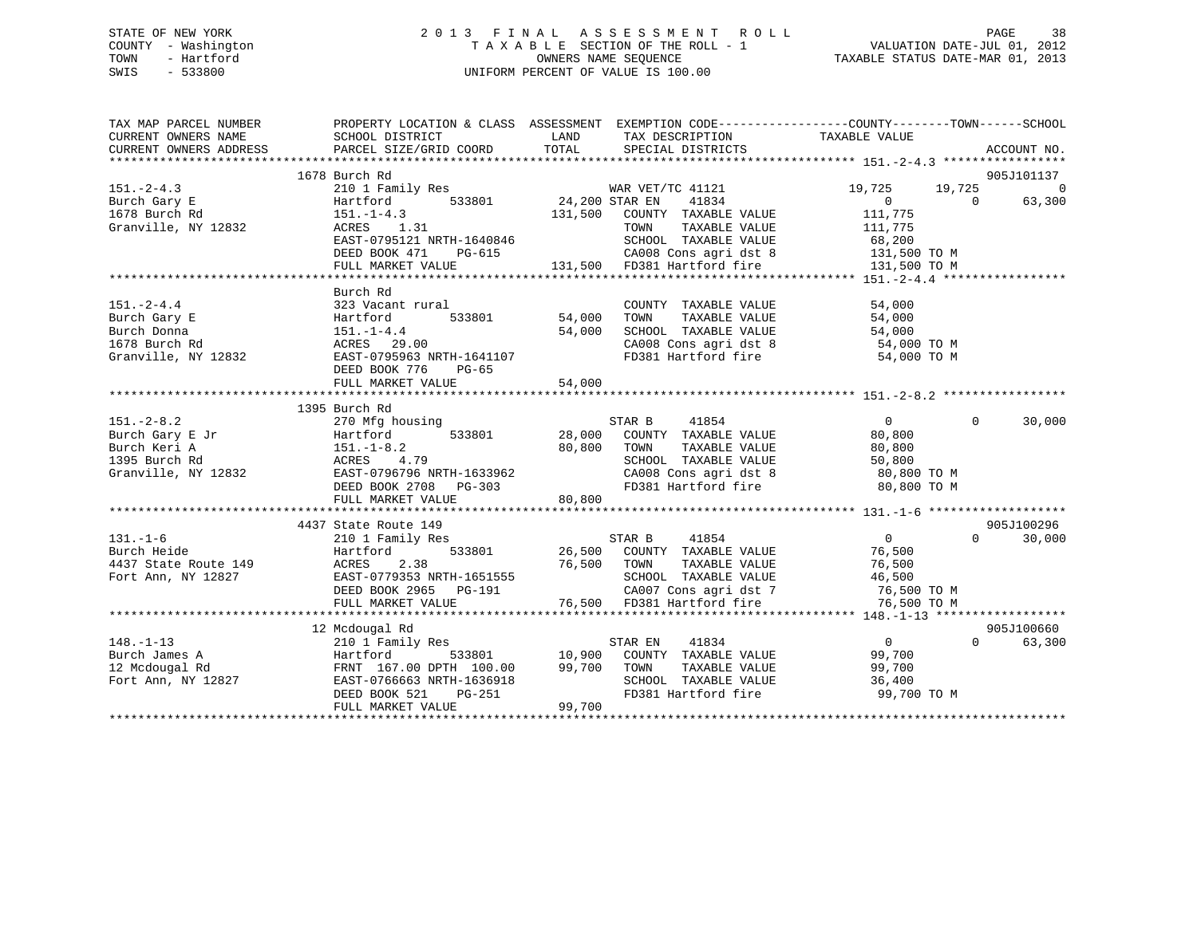STATE OF NEW YORK
COUNTY - Washington
TOWN - Hartford
SWIS - 533800

# 2013 FINAL ASSESSMENT ROLL
TAXABLE SECTION OF THE ROLL - 1
OWNERS NAME SEQUENCE
UNIFORM PERCENT OF VALUE IS 100.00

VALUATION DATE-JUL 01, 2012
TAXABLE STATUS DATE-MAR 01, 2013

```
TAX MAP PARCEL NUMBER          PROPERTY LOCATION & CLASS  ASSESSMENT  EXEMPTION CODE-----------------COUNTY--------TOWN------SCHOOL
CURRENT OWNERS NAME            SCHOOL DISTRICT               LAND      TAX DESCRIPTION              TAXABLE VALUE
CURRENT OWNERS ADDRESS         PARCEL SIZE/GRID COORD        TOTAL     SPECIAL DISTRICTS                                      ACCOUNT NO.
******************************************************************************************************* 151.-2-4.3 *****************
                               1678 Burch Rd                                                                               905J101137
151.-2-4.3                     210 1 Family Res                   WAR VET/TC 41121          19,725      19,725           0
Burch Gary E                   Hartford        533801      24,200 STAR EN     41834               0           0      63,300
1678 Burch Rd                  151.-1-4.3                 131,500   COUNTY  TAXABLE VALUE        111,775
Granville, NY 12832            ACRES    1.31                        TOWN    TAXABLE VALUE        111,775
                               EAST-0795121 NRTH-1640846            SCHOOL  TAXABLE VALUE         68,200
                               DEED BOOK 471    PG-615              CA008 Cons agri dst 8        131,500 TO M
                               FULL MARKET VALUE          131,500   FD381 Hartford fire          131,500 TO M
******************************************************************************************************* 151.-2-4.4 *****************
                               Burch Rd
151.-2-4.4                     323 Vacant rural                     COUNTY  TAXABLE VALUE         54,000
Burch Gary E                   Hartford        533801      54,000   TOWN    TAXABLE VALUE         54,000
Burch Donna                    151.-1-4.4                  54,000   SCHOOL  TAXABLE VALUE         54,000
1678 Burch Rd                  ACRES   29.00                        CA008 Cons agri dst 8         54,000 TO M
Granville, NY 12832            EAST-0795963 NRTH-1641107            FD381 Hartford fire           54,000 TO M
                               DEED BOOK 776    PG-65
                               FULL MARKET VALUE           54,000
******************************************************************************************************* 151.-2-8.2 *****************
                               1395 Burch Rd
151.-2-8.2                     270 Mfg housing                      STAR B     41854                  0           0      30,000
Burch Gary E Jr                Hartford        533801      28,000   COUNTY  TAXABLE VALUE         80,800
Burch Keri A                   151.-1-8.2                  80,800   TOWN    TAXABLE VALUE         80,800
1395 Burch Rd                  ACRES    4.79                        SCHOOL  TAXABLE VALUE         50,800
Granville, NY 12832            EAST-0796796 NRTH-1633962            CA008 Cons agri dst 8         80,800 TO M
                               DEED BOOK 2708   PG-303              FD381 Hartford fire           80,800 TO M
                               FULL MARKET VALUE           80,800
******************************************************************************************************* 131.-1-6 *******************
                               4437 State Route 149                                                                        905J100296
131.-1-6                       210 1 Family Res                     STAR B     41854                  0           0      30,000
Burch Heide                    Hartford        533801      26,500   COUNTY  TAXABLE VALUE         76,500
4437 State Route 149           ACRES    2.38               76,500   TOWN    TAXABLE VALUE         76,500
Fort Ann, NY 12827             EAST-0779353 NRTH-1651555            SCHOOL  TAXABLE VALUE         46,500
                               DEED BOOK 2965   PG-191              CA007 Cons agri dst 7         76,500 TO M
                               FULL MARKET VALUE           76,500   FD381 Hartford fire           76,500 TO M
******************************************************************************************************* 148.-1-13 ******************
                               12 Mcdougal Rd                                                                              905J100660
148.-1-13                      210 1 Family Res                     STAR EN    41834                  0           0      63,300
Burch James A                  Hartford        533801      10,900   COUNTY  TAXABLE VALUE         99,700
12 Mcdougal Rd                 FRNT 167.00 DPTH 100.00     99,700   TOWN    TAXABLE VALUE         99,700
Fort Ann, NY 12827             EAST-0766663 NRTH-1636918            SCHOOL  TAXABLE VALUE         36,400
                               DEED BOOK 521    PG-251              FD381 Hartford fire           99,700 TO M
                               FULL MARKET VALUE           99,700
************************************************************************************************************************************
```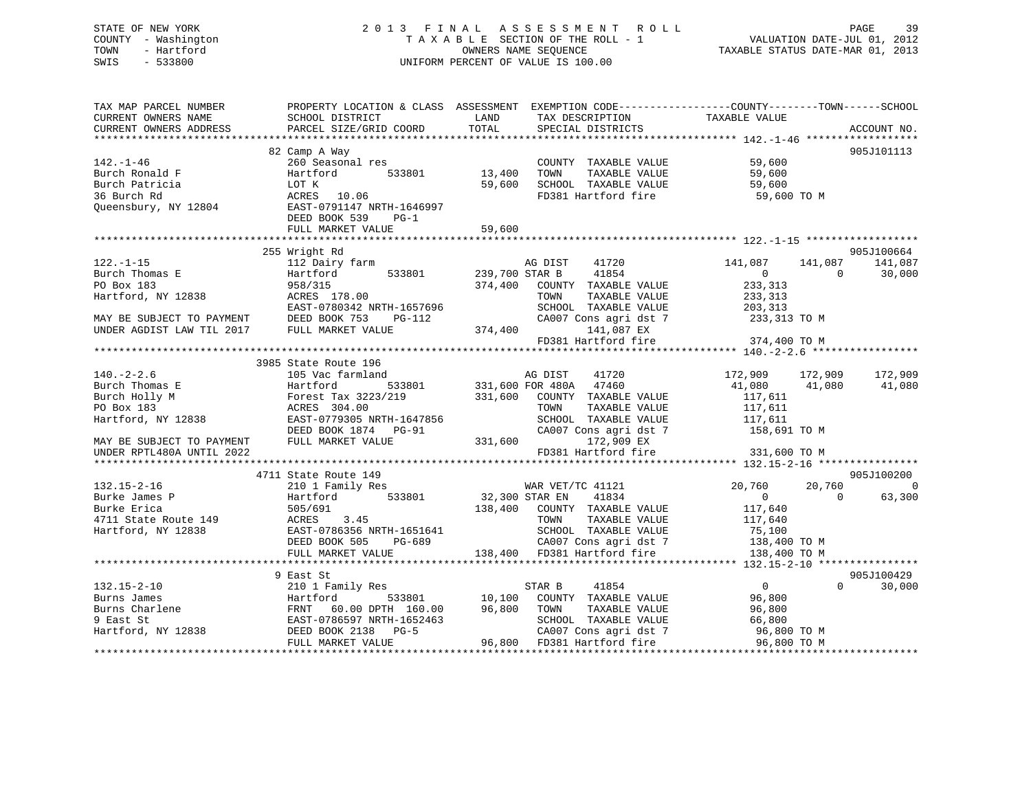STATE OF NEW YORK | COUNTY - Washington | TOWN - Hartford | SWIS - 533800

# 2013 FINAL ASSESSMENT ROLL

TAXABLE SECTION OF THE ROLL - 1
OWNERS NAME SEQUENCE
UNIFORM PERCENT OF VALUE IS 100.00

VALUATION DATE-JUL 01, 2012
TAXABLE STATUS DATE-MAR 01, 2013

| TAX MAP PARCEL NUMBER / CURRENT OWNERS NAME / CURRENT OWNERS ADDRESS | PROPERTY LOCATION & CLASS / SCHOOL DISTRICT / PARCEL SIZE/GRID COORD | ASSESSMENT LAND / TOTAL | EXEMPTION CODE / TAX DESCRIPTION / SPECIAL DISTRICTS | COUNTY TAXABLE VALUE | TOWN | SCHOOL | ACCOUNT NO. |
|---|---|---|---|---|---|---|---|
| 142.-1-46 | 82 Camp A Way | | | | | | 905J101113 |
| Burch Ronald F | 260 Seasonal res | | COUNTY TAXABLE VALUE | 59,600 | | | |
| Burch Patricia | Hartford 533801 | 13,400 | TOWN TAXABLE VALUE | 59,600 | | | |
| 36 Burch Rd | LOT K | 59,600 | SCHOOL TAXABLE VALUE | 59,600 | | | |
| Queensbury, NY 12804 | ACRES 10.06 | | FD381 Hartford fire | 59,600 TO M | | | |
| | EAST-0791147 NRTH-1646997 | | | | | | |
| | DEED BOOK 539 PG-1 | | | | | | |
| | FULL MARKET VALUE | 59,600 | | | | | |
| 122.-1-15 | 255 Wright Rd | | | | | | 905J100664 |
| Burch Thomas E | 112 Dairy farm | | AG DIST 41720 | 141,087 | 141,087 | 141,087 | |
| PO Box 183 | Hartford 533801 | 239,700 | STAR B 41854 | 0 | 0 | 30,000 | |
| Hartford, NY 12838 | 958/315 | 374,400 | COUNTY TAXABLE VALUE | 233,313 | | | |
| | ACRES 178.00 | | TOWN TAXABLE VALUE | 233,313 | | | |
| | EAST-0780342 NRTH-1657696 | | SCHOOL TAXABLE VALUE | 203,313 | | | |
| MAY BE SUBJECT TO PAYMENT | DEED BOOK 753 PG-112 | | CA007 Cons agri dst 7 | 233,313 TO M | | | |
| UNDER AGDIST LAW TIL 2017 | FULL MARKET VALUE | 374,400 | 141,087 EX | | | | |
| | | | FD381 Hartford fire | 374,400 TO M | | | |
| 140.-2-2.6 | 3985 State Route 196 | | | | | | |
| Burch Thomas E | 105 Vac farmland | | AG DIST 41720 | 172,909 | 172,909 | 172,909 | |
| Burch Holly M | Hartford 533801 | 331,600 | FOR 480A 47460 | 41,080 | 41,080 | 41,080 | |
| PO Box 183 | Forest Tax 3223/219 | 331,600 | COUNTY TAXABLE VALUE | 117,611 | | | |
| Hartford, NY 12838 | ACRES 304.00 | | TOWN TAXABLE VALUE | 117,611 | | | |
| | EAST-0779305 NRTH-1647856 | | SCHOOL TAXABLE VALUE | 117,611 | | | |
| | DEED BOOK 1874 PG-91 | | CA007 Cons agri dst 7 | 158,691 TO M | | | |
| MAY BE SUBJECT TO PAYMENT | FULL MARKET VALUE | 331,600 | 172,909 EX | | | | |
| UNDER RPTL480A UNTIL 2022 | | | FD381 Hartford fire | 331,600 TO M | | | |
| 132.15-2-16 | 4711 State Route 149 | | | | | | 905J100200 |
| Burke James P | 210 1 Family Res | | WAR VET/TC 41121 | 20,760 | 20,760 | 0 | |
| Burke Erica | Hartford 533801 | 32,300 | STAR EN 41834 | 0 | 0 | 63,300 | |
| 4711 State Route 149 | 505/691 | 138,400 | COUNTY TAXABLE VALUE | 117,640 | | | |
| Hartford, NY 12838 | ACRES 3.45 | | TOWN TAXABLE VALUE | 117,640 | | | |
| | EAST-0786356 NRTH-1651641 | | SCHOOL TAXABLE VALUE | 75,100 | | | |
| | DEED BOOK 505 PG-689 | | CA007 Cons agri dst 7 | 138,400 TO M | | | |
| | FULL MARKET VALUE | 138,400 | FD381 Hartford fire | 138,400 TO M | | | |
| 132.15-2-10 | 9 East St | | | | | | 905J100429 |
| Burns James | 210 1 Family Res | | STAR B 41854 | 0 | 0 | 30,000 | |
| Burns Charlene | Hartford 533801 | 10,100 | COUNTY TAXABLE VALUE | 96,800 | | | |
| 9 East St | FRNT 60.00 DPTH 160.00 | 96,800 | TOWN TAXABLE VALUE | 96,800 | | | |
| Hartford, NY 12838 | EAST-0786597 NRTH-1652463 | | SCHOOL TAXABLE VALUE | 66,800 | | | |
| | DEED BOOK 2138 PG-5 | | CA007 Cons agri dst 7 | 96,800 TO M | | | |
| | FULL MARKET VALUE | 96,800 | FD381 Hartford fire | 96,800 TO M | | | |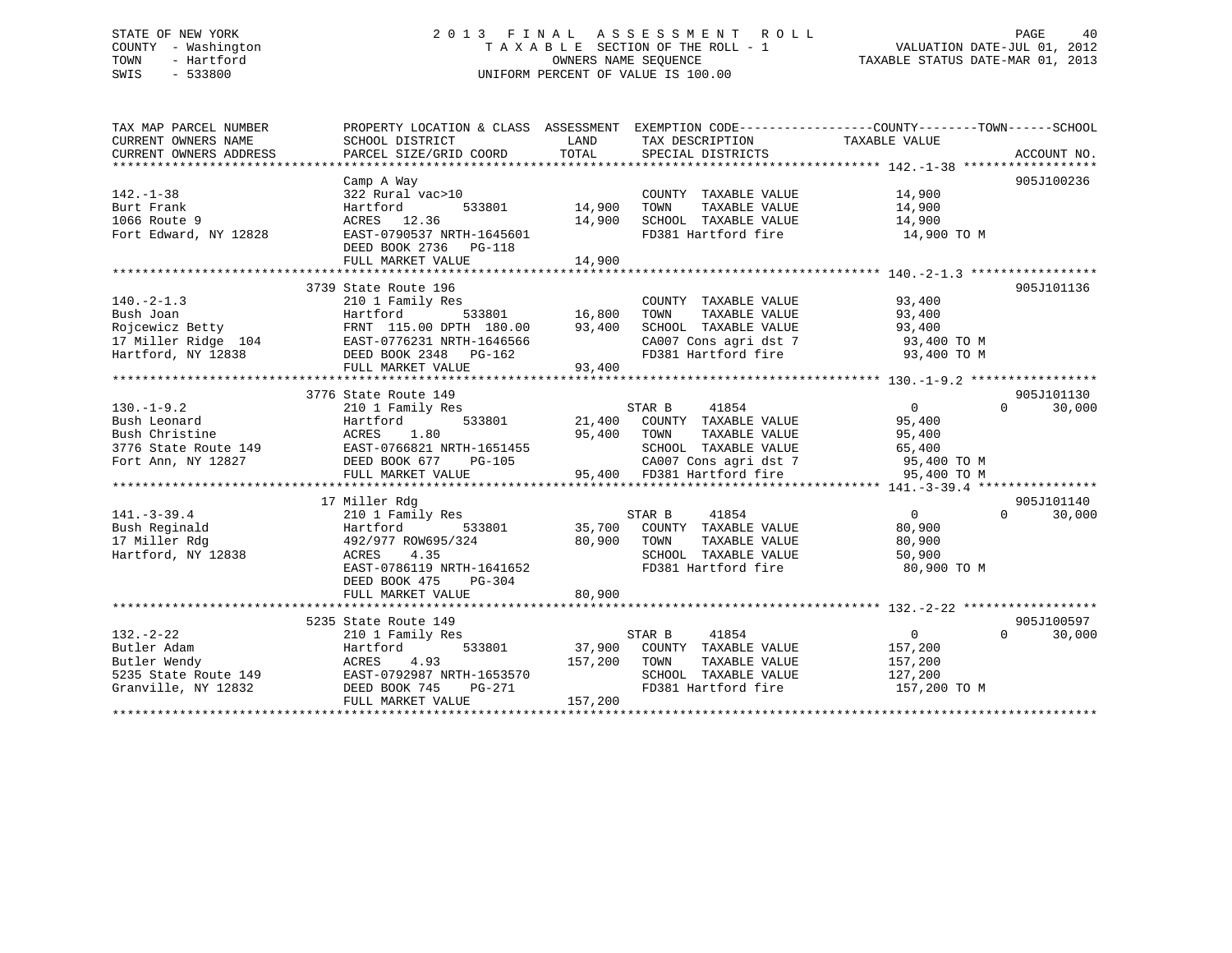STATE OF NEW YORK
COUNTY - Washington
TOWN - Hartford
SWIS - 533800

# 2013 FINAL ASSESSMENT ROLL

TAXABLE SECTION OF THE ROLL - 1
OWNERS NAME SEQUENCE
UNIFORM PERCENT OF VALUE IS 100.00

VALUATION DATE-JUL 01, 2012
TAXABLE STATUS DATE-MAR 01, 2013

| TAX MAP PARCEL NUMBER / CURRENT OWNERS NAME / CURRENT OWNERS ADDRESS | PROPERTY LOCATION & CLASS / SCHOOL DISTRICT / PARCEL SIZE/GRID COORD | ASSESSMENT LAND | TOTAL | EXEMPTION CODE / TAX DESCRIPTION / SPECIAL DISTRICTS | COUNTY TAXABLE VALUE | TOWN | SCHOOL | ACCOUNT NO. |
|---|---|---|---|---|---|---|---|---|
| 142.-1-38 | Camp A Way | | | | | | | 905J100236 |
| Burt Frank | 322 Rural vac>10 | | | COUNTY TAXABLE VALUE | 14,900 | | | |
| 1066 Route 9 | Hartford 533801 | 14,900 | | TOWN TAXABLE VALUE | 14,900 | | | |
| Fort Edward, NY 12828 | ACRES 12.36 | | 14,900 | SCHOOL TAXABLE VALUE | 14,900 | | | |
| | EAST-0790537 NRTH-1645601 | | | FD381 Hartford fire | 14,900 TO M | | | |
| | DEED BOOK 2736 PG-118 | | | | | | | |
| | FULL MARKET VALUE | | 14,900 | | | | | |
| 140.-2-1.3 | 3739 State Route 196 | | | | | | | 905J101136 |
| Bush Joan | 210 1 Family Res | | | COUNTY TAXABLE VALUE | 93,400 | | | |
| Rojcewicz Betty | Hartford 533801 | 16,800 | | TOWN TAXABLE VALUE | 93,400 | | | |
| 17 Miller Ridge 104 | FRNT 115.00 DPTH 180.00 | | 93,400 | SCHOOL TAXABLE VALUE | 93,400 | | | |
| Hartford, NY 12838 | EAST-0776231 NRTH-1646566 | | | CA007 Cons agri dst 7 | 93,400 TO M | | | |
| | DEED BOOK 2348 PG-162 | | | FD381 Hartford fire | 93,400 TO M | | | |
| | FULL MARKET VALUE | | 93,400 | | | | | |
| 130.-1-9.2 | 3776 State Route 149 | | | STAR B 41854 | 0 | 0 | 30,000 | 905J101130 |
| Bush Leonard | 210 1 Family Res | | | | | | | |
| Bush Christine | Hartford 533801 | 21,400 | | COUNTY TAXABLE VALUE | 95,400 | | | |
| 3776 State Route 149 | ACRES 1.80 | | 95,400 | TOWN TAXABLE VALUE | 95,400 | | | |
| Fort Ann, NY 12827 | EAST-0766821 NRTH-1651455 | | | SCHOOL TAXABLE VALUE | 65,400 | | | |
| | DEED BOOK 677 PG-105 | | | CA007 Cons agri dst 7 | 95,400 TO M | | | |
| | FULL MARKET VALUE | | 95,400 | FD381 Hartford fire | 95,400 TO M | | | |
| 141.-3-39.4 | 17 Miller Rdg | | | STAR B 41854 | 0 | 0 | 30,000 | 905J101140 |
| Bush Reginald | 210 1 Family Res | | | | | | | |
| 17 Miller Rdg | Hartford 533801 | 35,700 | | COUNTY TAXABLE VALUE | 80,900 | | | |
| Hartford, NY 12838 | 492/977 ROW695/324 | | 80,900 | TOWN TAXABLE VALUE | 80,900 | | | |
| | ACRES 4.35 | | | SCHOOL TAXABLE VALUE | 50,900 | | | |
| | EAST-0786119 NRTH-1641652 | | | FD381 Hartford fire | 80,900 TO M | | | |
| | DEED BOOK 475 PG-304 | | | | | | | |
| | FULL MARKET VALUE | | 80,900 | | | | | |
| 132.-2-22 | 5235 State Route 149 | | | STAR B 41854 | 0 | 0 | 30,000 | 905J100597 |
| Butler Adam | 210 1 Family Res | | | | | | | |
| Butler Wendy | Hartford 533801 | 37,900 | | COUNTY TAXABLE VALUE | 157,200 | | | |
| 5235 State Route 149 | ACRES 4.93 | | 157,200 | TOWN TAXABLE VALUE | 157,200 | | | |
| Granville, NY 12832 | EAST-0792987 NRTH-1653570 | | | SCHOOL TAXABLE VALUE | 127,200 | | | |
| | DEED BOOK 745 PG-271 | | | FD381 Hartford fire | 157,200 TO M | | | |
| | FULL MARKET VALUE | | 157,200 | | | | | |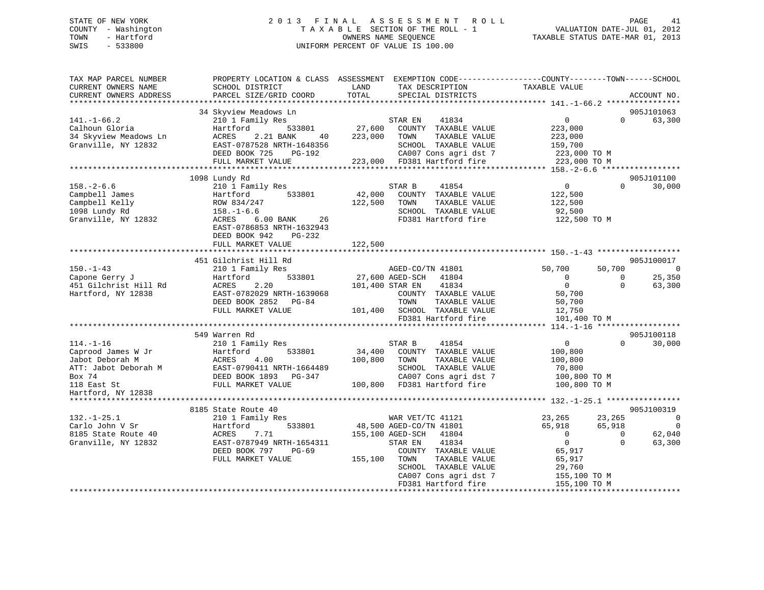STATE OF NEW YORK
COUNTY - Washington
TOWN - Hartford
SWIS - 533800

2013 FINAL ASSESSMENT ROLL
TAXABLE SECTION OF THE ROLL - 1
OWNERS NAME SEQUENCE
UNIFORM PERCENT OF VALUE IS 100.00

VALUATION DATE-JUL 01, 2012
TAXABLE STATUS DATE-MAR 01, 2013

```
TAX MAP PARCEL NUMBER          PROPERTY LOCATION & CLASS  ASSESSMENT  EXEMPTION CODE------------------COUNTY--------TOWN------SCHOOL
CURRENT OWNERS NAME            SCHOOL DISTRICT               LAND      TAX DESCRIPTION              TAXABLE VALUE
CURRENT OWNERS ADDRESS         PARCEL SIZE/GRID COORD        TOTAL     SPECIAL DISTRICTS                                        ACCOUNT NO.
******************************************************************************************************* 141.-1-66.2 ****************
                               34 Skyview Meadows Ln                                                                           905J101063
141.-1-66.2                    210 1 Family Res                        STAR EN    41834                 0             0     63,300
Calhoun Gloria                 Hartford         533801        27,600    COUNTY  TAXABLE VALUE       223,000
34 Skyview Meadows Ln          ACRES     2.21 BANK      40   223,000    TOWN    TAXABLE VALUE       223,000
Granville, NY 12832            EAST-0787528 NRTH-1648356               SCHOOL  TAXABLE VALUE       159,700
                               DEED BOOK 725     PG-192                CA007 Cons agri dst 7        223,000 TO M
                               FULL MARKET VALUE            223,000   FD381 Hartford fire          223,000 TO M
******************************************************************************************************* 158.-2-6.6 *****************
                               1098 Lundy Rd                                                                                   905J101100
158.-2-6.6                     210 1 Family Res                        STAR B     41854                 0             0     30,000
Campbell James                 Hartford         533801        42,000    COUNTY  TAXABLE VALUE       122,500
Campbell Kelly                 ROW 834/247                   122,500    TOWN    TAXABLE VALUE       122,500
1098 Lundy Rd                  158.-1-6.6                              SCHOOL  TAXABLE VALUE        92,500
Granville, NY 12832            ACRES     6.00 BANK      26             FD381 Hartford fire          122,500 TO M
                               EAST-0786853 NRTH-1632943
                               DEED BOOK 942     PG-232
                               FULL MARKET VALUE            122,500
******************************************************************************************************* 150.-1-43 ******************
                               451 Gilchrist Hill Rd                                                                           905J100017
150.-1-43                      210 1 Family Res                        AGED-CO/TN 41801             50,700        50,700          0
Capone Gerry J                 Hartford         533801        27,600 AGED-SCH   41804                 0             0     25,350
451 Gilchrist Hill Rd          ACRES     2.20                101,400 STAR EN    41834                 0             0     63,300
Hartford, NY 12838             EAST-0782029 NRTH-1639068               COUNTY  TAXABLE VALUE        50,700
                               DEED BOOK 2852    PG-84                 TOWN    TAXABLE VALUE        50,700
                               FULL MARKET VALUE            101,400   SCHOOL  TAXABLE VALUE        12,750
                                                                       FD381 Hartford fire          101,400 TO M
******************************************************************************************************* 114.-1-16 ******************
                               549 Warren Rd                                                                                   905J100118
114.-1-16                      210 1 Family Res                        STAR B     41854                 0             0     30,000
Caprood James W Jr             Hartford         533801        34,400    COUNTY  TAXABLE VALUE       100,800
Jabot Deborah M                ACRES     4.00                100,800    TOWN    TAXABLE VALUE       100,800
ATT: Jabot Deborah M           EAST-0790411 NRTH-1664489               SCHOOL  TAXABLE VALUE        70,800
Box 74                         DEED BOOK 1893    PG-347                CA007 Cons agri dst 7        100,800 TO M
118 East St                    FULL MARKET VALUE            100,800   FD381 Hartford fire          100,800 TO M
Hartford, NY 12838
******************************************************************************************************* 132.-1-25.1 ****************
                               8185 State Route 40                                                                             905J100319
132.-1-25.1                    210 1 Family Res                        WAR VET/TC 41121             23,265        23,265          0
Carlo John V Sr                Hartford         533801        48,500 AGED-CO/TN 41801             65,918        65,918          0
8185 State Route 40            ACRES     7.71                155,100 AGED-SCH   41804                 0             0     62,040
Granville, NY 12832            EAST-0787949 NRTH-1654311               STAR EN    41834                 0             0     63,300
                               DEED BOOK 797     PG-69                 COUNTY  TAXABLE VALUE        65,917
                               FULL MARKET VALUE            155,100    TOWN    TAXABLE VALUE        65,917
                                                                       SCHOOL  TAXABLE VALUE        29,760
                                                                       CA007 Cons agri dst 7        155,100 TO M
                                                                       FD381 Hartford fire          155,100 TO M
************************************************************************************************************************************
```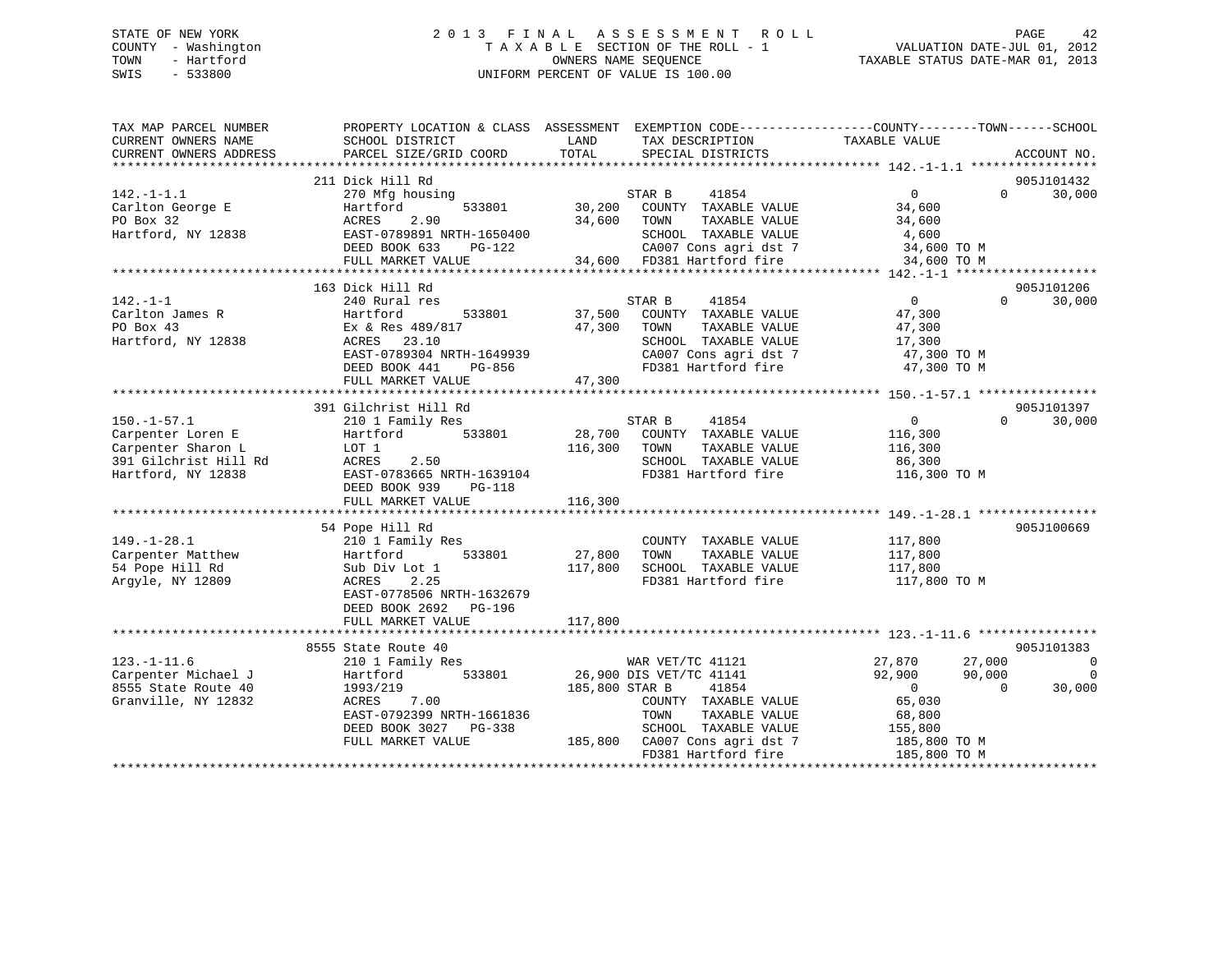STATE OF NEW YORK
COUNTY - Washington
TOWN - Hartford
SWIS - 533800

# 2013 FINAL ASSESSMENT ROLL

TAXABLE SECTION OF THE ROLL - 1
OWNERS NAME SEQUENCE
UNIFORM PERCENT OF VALUE IS 100.00

VALUATION DATE-JUL 01, 2012
TAXABLE STATUS DATE-MAR 01, 2013

| TAX MAP PARCEL NUMBER / CURRENT OWNERS NAME / CURRENT OWNERS ADDRESS | PROPERTY LOCATION & CLASS / SCHOOL DISTRICT / PARCEL SIZE/GRID COORD | ASSESSMENT LAND / TOTAL | EXEMPTION CODE / TAX DESCRIPTION / SPECIAL DISTRICTS | COUNTY TAXABLE VALUE | TOWN | SCHOOL / ACCOUNT NO. |
|---|---|---|---|---|---|---|
| **142.-1-1.1** | 211 Dick Hill Rd | | | | | 905J101432 |
| 142.-1-1.1 | 270 Mfg housing | | STAR B 41854 | 0 | 0 | 30,000 |
| Carlton George E | Hartford 533801 | 30,200 | COUNTY TAXABLE VALUE | 34,600 | | |
| PO Box 32 | ACRES 2.90 | 34,600 | TOWN TAXABLE VALUE | 34,600 | | |
| Hartford, NY 12838 | EAST-0789891 NRTH-1650400 | | SCHOOL TAXABLE VALUE | 4,600 | | |
| | DEED BOOK 633 PG-122 | | CA007 Cons agri dst 7 | 34,600 TO M | | |
| | FULL MARKET VALUE | 34,600 | FD381 Hartford fire | 34,600 TO M | | |
| **142.-1-1** | 163 Dick Hill Rd | | | | | 905J101206 |
| 142.-1-1 | 240 Rural res | | STAR B 41854 | 0 | 0 | 30,000 |
| Carlton James R | Hartford 533801 | 37,500 | COUNTY TAXABLE VALUE | 47,300 | | |
| PO Box 43 | Ex & Res 489/817 | 47,300 | TOWN TAXABLE VALUE | 47,300 | | |
| Hartford, NY 12838 | ACRES 23.10 | | SCHOOL TAXABLE VALUE | 17,300 | | |
| | EAST-0789304 NRTH-1649939 | | CA007 Cons agri dst 7 | 47,300 TO M | | |
| | DEED BOOK 441 PG-856 | | FD381 Hartford fire | 47,300 TO M | | |
| | FULL MARKET VALUE | 47,300 | | | | |
| **150.-1-57.1** | 391 Gilchrist Hill Rd | | | | | 905J101397 |
| 150.-1-57.1 | 210 1 Family Res | | STAR B 41854 | 0 | 0 | 30,000 |
| Carpenter Loren E | Hartford 533801 | 28,700 | COUNTY TAXABLE VALUE | 116,300 | | |
| Carpenter Sharon L | LOT 1 | 116,300 | TOWN TAXABLE VALUE | 116,300 | | |
| 391 Gilchrist Hill Rd | ACRES 2.50 | | SCHOOL TAXABLE VALUE | 86,300 | | |
| Hartford, NY 12838 | EAST-0783665 NRTH-1639104 | | FD381 Hartford fire | 116,300 TO M | | |
| | DEED BOOK 939 PG-118 | | | | | |
| | FULL MARKET VALUE | 116,300 | | | | |
| **149.-1-28.1** | 54 Pope Hill Rd | | | | | 905J100669 |
| 149.-1-28.1 | 210 1 Family Res | | COUNTY TAXABLE VALUE | 117,800 | | |
| Carpenter Matthew | Hartford 533801 | 27,800 | TOWN TAXABLE VALUE | 117,800 | | |
| 54 Pope Hill Rd | Sub Div Lot 1 | 117,800 | SCHOOL TAXABLE VALUE | 117,800 | | |
| Argyle, NY 12809 | ACRES 2.25 | | FD381 Hartford fire | 117,800 TO M | | |
| | EAST-0778506 NRTH-1632679 | | | | | |
| | DEED BOOK 2692 PG-196 | | | | | |
| | FULL MARKET VALUE | 117,800 | | | | |
| **123.-1-11.6** | 8555 State Route 40 | | | | | 905J101383 |
| 123.-1-11.6 | 210 1 Family Res | | WAR VET/TC 41121 | 27,870 | 27,000 | 0 |
| Carpenter Michael J | Hartford 533801 | 26,900 | DIS VET/TC 41141 | 92,900 | 90,000 | 0 |
| 8555 State Route 40 | 1993/219 | 185,800 | STAR B 41854 | 0 | 0 | 30,000 |
| Granville, NY 12832 | ACRES 7.00 | | COUNTY TAXABLE VALUE | 65,030 | | |
| | EAST-0792399 NRTH-1661836 | | TOWN TAXABLE VALUE | 68,800 | | |
| | DEED BOOK 3027 PG-338 | | SCHOOL TAXABLE VALUE | 155,800 | | |
| | FULL MARKET VALUE | 185,800 | CA007 Cons agri dst 7 | 185,800 TO M | | |
| | | | FD381 Hartford fire | 185,800 TO M | | |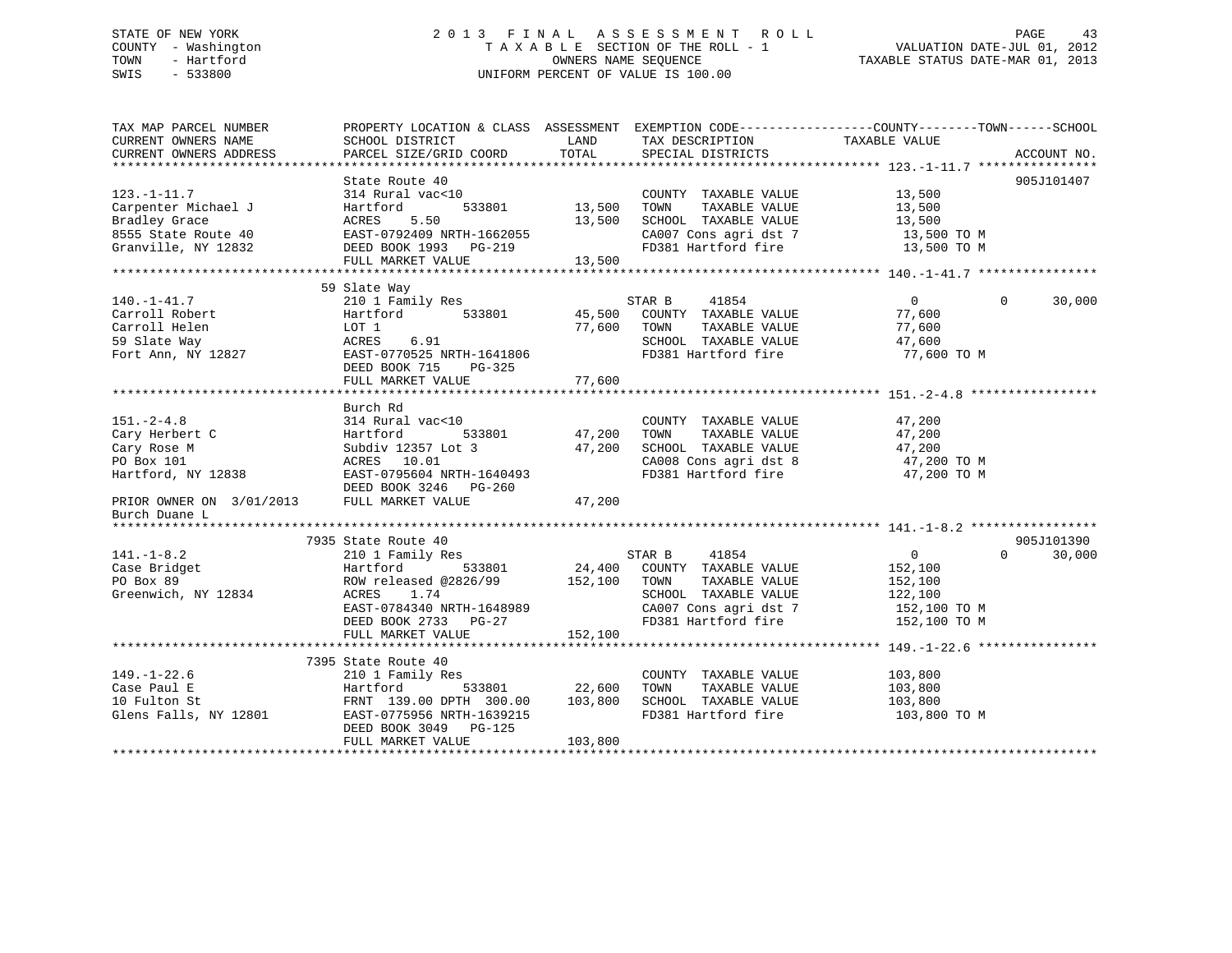STATE OF NEW YORK
COUNTY - Washington
TOWN - Hartford
SWIS - 533800

2 0 1 3 F I N A L A S S E S S M E N T R O L L
T A X A B L E SECTION OF THE ROLL - 1
OWNERS NAME SEQUENCE
UNIFORM PERCENT OF VALUE IS 100.00

VALUATION DATE-JUL 01, 2012
TAXABLE STATUS DATE-MAR 01, 2013

| TAX MAP PARCEL NUMBER / CURRENT OWNERS NAME / CURRENT OWNERS ADDRESS | PROPERTY LOCATION & CLASS / SCHOOL DISTRICT / PARCEL SIZE/GRID COORD | ASSESSMENT LAND | TOTAL | EXEMPTION CODE / TAX DESCRIPTION / SPECIAL DISTRICTS | COUNTY TAXABLE VALUE | TOWN | SCHOOL / ACCOUNT NO. |
|---|---|---|---|---|---|---|---|
| **123.-1-11.7** | State Route 40 | | | | | | 905J101407 |
| Carpenter Michael J | 314 Rural vac<10 | | | COUNTY TAXABLE VALUE | 13,500 | | |
| Bradley Grace | Hartford 533801 | 13,500 | | TOWN TAXABLE VALUE | 13,500 | | |
| 8555 State Route 40 | ACRES 5.50 | | 13,500 | SCHOOL TAXABLE VALUE | 13,500 | | |
| Granville, NY 12832 | EAST-0792409 NRTH-1662055 | | | CA007 Cons agri dst 7 | 13,500 TO M | | |
| | DEED BOOK 1993 PG-219 | | | FD381 Hartford fire | 13,500 TO M | | |
| | FULL MARKET VALUE | | 13,500 | | | | |
| **140.-1-41.7** | 59 Slate Way | | | | | | |
| Carroll Robert | 210 1 Family Res | | | STAR B 41854 | 0 | 0 | 30,000 |
| Carroll Helen | Hartford 533801 | 45,500 | | COUNTY TAXABLE VALUE | 77,600 | | |
| 59 Slate Way | LOT 1 | | 77,600 | TOWN TAXABLE VALUE | 77,600 | | |
| Fort Ann, NY 12827 | ACRES 6.91 | | | SCHOOL TAXABLE VALUE | 47,600 | | |
| | EAST-0770525 NRTH-1641806 | | | FD381 Hartford fire | 77,600 TO M | | |
| | DEED BOOK 715 PG-325 | | | | | | |
| | FULL MARKET VALUE | | 77,600 | | | | |
| **151.-2-4.8** | Burch Rd | | | | | | |
| Cary Herbert C | 314 Rural vac<10 | | | COUNTY TAXABLE VALUE | 47,200 | | |
| Cary Rose M | Hartford 533801 | 47,200 | | TOWN TAXABLE VALUE | 47,200 | | |
| PO Box 101 | Subdiv 12357 Lot 3 | | 47,200 | SCHOOL TAXABLE VALUE | 47,200 | | |
| Hartford, NY 12838 | ACRES 10.01 | | | CA008 Cons agri dst 8 | 47,200 TO M | | |
| | EAST-0795604 NRTH-1640493 | | | FD381 Hartford fire | 47,200 TO M | | |
| | DEED BOOK 3246 PG-260 | | | | | | |
| PRIOR OWNER ON 3/01/2013 | FULL MARKET VALUE | | 47,200 | | | | |
| Burch Duane L | | | | | | | |
| **141.-1-8.2** | 7935 State Route 40 | | | | | | 905J101390 |
| Case Bridget | 210 1 Family Res | | | STAR B 41854 | 0 | 0 | 30,000 |
| PO Box 89 | Hartford 533801 | 24,400 | | COUNTY TAXABLE VALUE | 152,100 | | |
| Greenwich, NY 12834 | ROW released @2826/99 | | 152,100 | TOWN TAXABLE VALUE | 152,100 | | |
| | ACRES 1.74 | | | SCHOOL TAXABLE VALUE | 122,100 | | |
| | EAST-0784340 NRTH-1648989 | | | CA007 Cons agri dst 7 | 152,100 TO M | | |
| | DEED BOOK 2733 PG-27 | | | FD381 Hartford fire | 152,100 TO M | | |
| | FULL MARKET VALUE | | 152,100 | | | | |
| **149.-1-22.6** | 7395 State Route 40 | | | | | | |
| Case Paul E | 210 1 Family Res | | | COUNTY TAXABLE VALUE | 103,800 | | |
| 10 Fulton St | Hartford 533801 | 22,600 | | TOWN TAXABLE VALUE | 103,800 | | |
| Glens Falls, NY 12801 | FRNT 139.00 DPTH 300.00 | | 103,800 | SCHOOL TAXABLE VALUE | 103,800 | | |
| | EAST-0775956 NRTH-1639215 | | | FD381 Hartford fire | 103,800 TO M | | |
| | DEED BOOK 3049 PG-125 | | | | | | |
| | FULL MARKET VALUE | | 103,800 | | | | |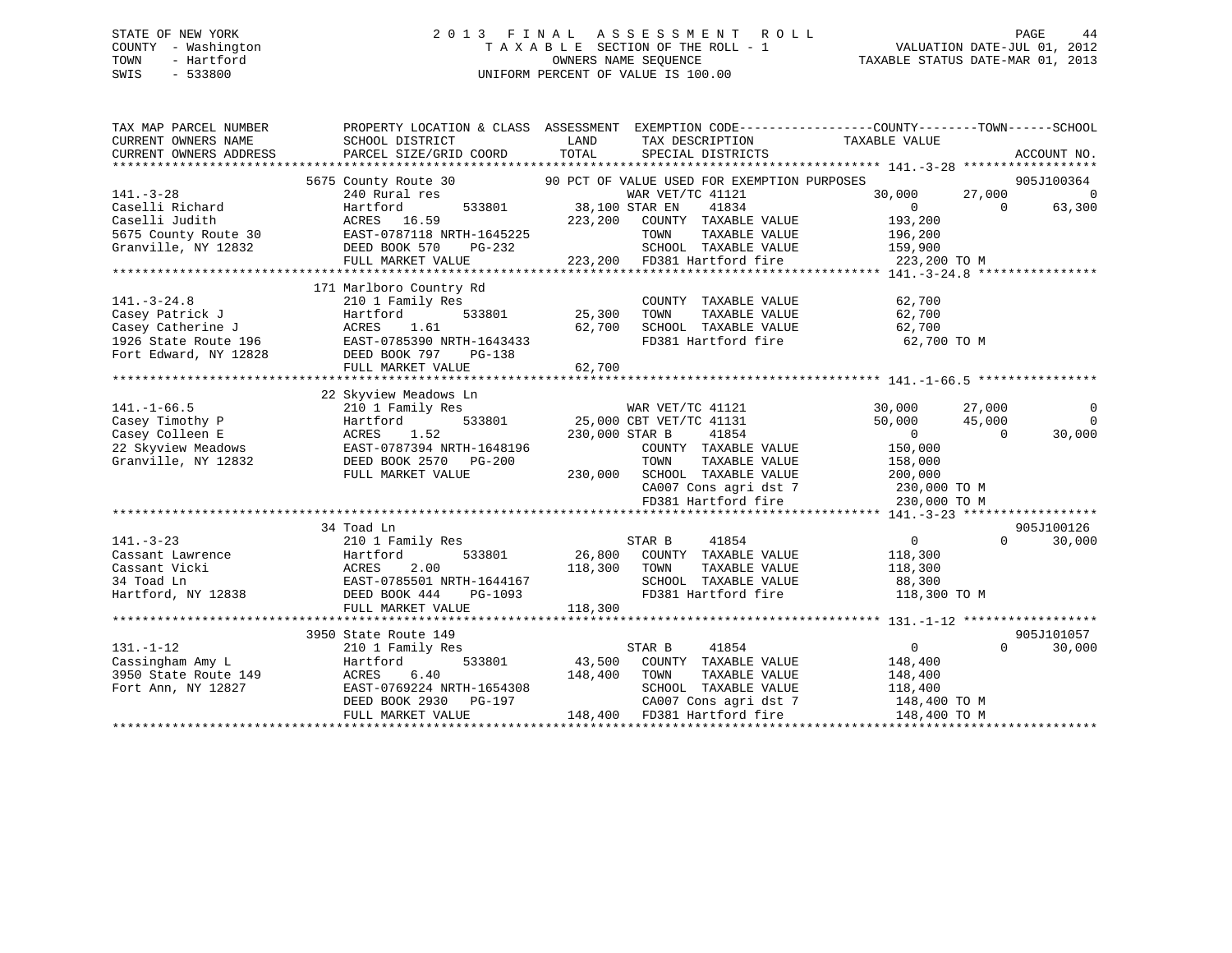STATE OF NEW YORK
COUNTY - Washington
TOWN - Hartford
SWIS - 533800

2013 FINAL ASSESSMENT ROLL
TAXABLE SECTION OF THE ROLL - 1
OWNERS NAME SEQUENCE
UNIFORM PERCENT OF VALUE IS 100.00

VALUATION DATE-JUL 01, 2012
TAXABLE STATUS DATE-MAR 01, 2013

```
TAX MAP PARCEL NUMBER      PROPERTY LOCATION & CLASS  ASSESSMENT  EXEMPTION CODE------------------COUNTY--------TOWN------SCHOOL
CURRENT OWNERS NAME        SCHOOL DISTRICT              LAND      TAX DESCRIPTION              TAXABLE VALUE
CURRENT OWNERS ADDRESS     PARCEL SIZE/GRID COORD       TOTAL     SPECIAL DISTRICTS                                      ACCOUNT NO.
******************************************************************************************************* 141.-3-28 *****************
                           5675 County Route 30          90 PCT OF VALUE USED FOR EXEMPTION PURPOSES                     905J100364
141.-3-28                  240 Rural res                          WAR VET/TC 41121              30,000        27,000          0
Caselli Richard            Hartford        533801       38,100 STAR EN     41834                    0             0      63,300
Caselli Judith             ACRES  16.59                223,200    COUNTY  TAXABLE VALUE          193,200
5675 County Route 30       EAST-0787118 NRTH-1645225              TOWN    TAXABLE VALUE          196,200
Granville, NY 12832        DEED BOOK 570    PG-232                SCHOOL  TAXABLE VALUE          159,900
                           FULL MARKET VALUE           223,200    FD381 Hartford fire            223,200 TO M
******************************************************************************************************* 141.-3-24.8 ***************
                           171 Marlboro Country Rd
141.-3-24.8                210 1 Family Res                       COUNTY  TAXABLE VALUE           62,700
Casey Patrick J            Hartford        533801       25,300    TOWN    TAXABLE VALUE           62,700
Casey Catherine J          ACRES   1.61                 62,700    SCHOOL  TAXABLE VALUE           62,700
1926 State Route 196       EAST-0785390 NRTH-1643433              FD381 Hartford fire             62,700 TO M
Fort Edward, NY 12828      DEED BOOK 797    PG-138
                           FULL MARKET VALUE            62,700
******************************************************************************************************* 141.-1-66.5 ***************
                           22 Skyview Meadows Ln
141.-1-66.5                210 1 Family Res                       WAR VET/TC 41121              30,000        27,000          0
Casey Timothy P            Hartford        533801       25,000 CBT VET/TC 41131                 50,000        45,000          0
Casey Colleen E            ACRES   1.52                230,000 STAR B      41854                    0             0      30,000
22 Skyview Meadows         EAST-0787394 NRTH-1648196              COUNTY  TAXABLE VALUE          150,000
Granville, NY 12832        DEED BOOK 2570   PG-200                TOWN    TAXABLE VALUE          158,000
                           FULL MARKET VALUE           230,000    SCHOOL  TAXABLE VALUE          200,000
                                                                  CA007 Cons agri dst 7          230,000 TO M
                                                                  FD381 Hartford fire            230,000 TO M
******************************************************************************************************* 141.-3-23 *****************
                           34 Toad Ln                                                                                905J100126
141.-3-23                  210 1 Family Res                       STAR B      41854                    0             0      30,000
Cassant Lawrence           Hartford        533801       26,800    COUNTY  TAXABLE VALUE          118,300
Cassant Vicki              ACRES   2.00                118,300    TOWN    TAXABLE VALUE          118,300
34 Toad Ln                 EAST-0785501 NRTH-1644167              SCHOOL  TAXABLE VALUE           88,300
Hartford, NY 12838         DEED BOOK 444    PG-1093               FD381 Hartford fire            118,300 TO M
                           FULL MARKET VALUE           118,300
******************************************************************************************************* 131.-1-12 *****************
                           3950 State Route 149                                                                      905J101057
131.-1-12                  210 1 Family Res                       STAR B      41854                    0             0      30,000
Cassingham Amy L           Hartford        533801       43,500    COUNTY  TAXABLE VALUE          148,400
3950 State Route 149       ACRES   6.40                148,400    TOWN    TAXABLE VALUE          148,400
Fort Ann, NY 12827         EAST-0769224 NRTH-1654308              SCHOOL  TAXABLE VALUE          118,400
                           DEED BOOK 2930   PG-197                CA007 Cons agri dst 7          148,400 TO M
                           FULL MARKET VALUE           148,400    FD381 Hartford fire            148,400 TO M
************************************************************************************************************************************
```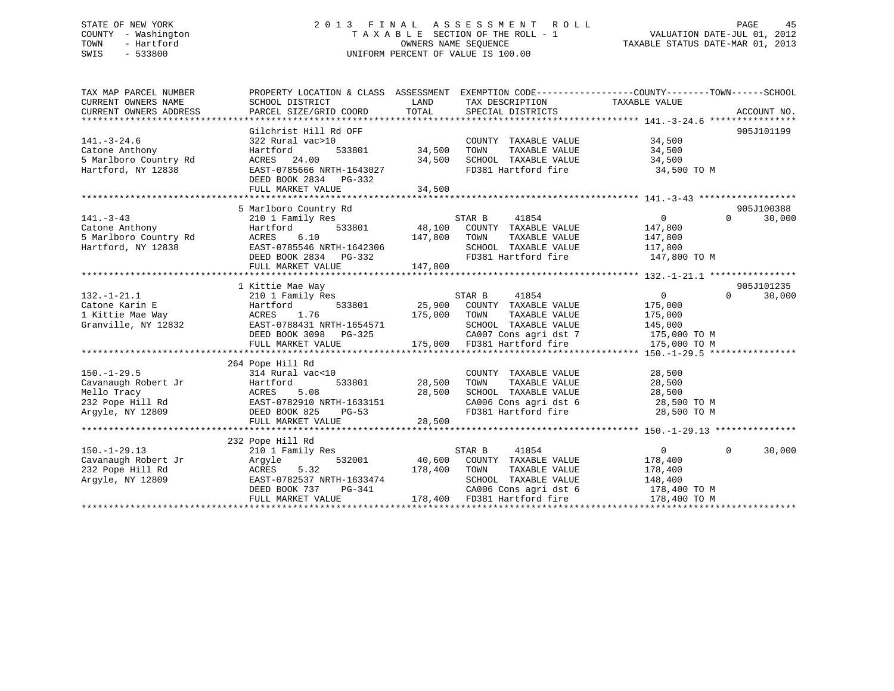STATE OF NEW YORK
COUNTY - Washington
TOWN - Hartford
SWIS - 533800

2 0 1 3 F I N A L A S S E S S M E N T R O L L
T A X A B L E SECTION OF THE ROLL - 1
OWNERS NAME SEQUENCE
UNIFORM PERCENT OF VALUE IS 100.00

VALUATION DATE-JUL 01, 2012
TAXABLE STATUS DATE-MAR 01, 2013

```
TAX MAP PARCEL NUMBER      PROPERTY LOCATION & CLASS  ASSESSMENT  EXEMPTION CODE------------------COUNTY--------TOWN------SCHOOL
CURRENT OWNERS NAME        SCHOOL DISTRICT              LAND      TAX DESCRIPTION            TAXABLE VALUE
CURRENT OWNERS ADDRESS     PARCEL SIZE/GRID COORD       TOTAL     SPECIAL DISTRICTS                                      ACCOUNT NO.
******************************************************************************************************* 141.-3-24.6 ****************
                           Gilchrist Hill Rd OFF                                                                      905J101199
141.-3-24.6                322 Rural vac>10                        COUNTY  TAXABLE VALUE             34,500
Catone Anthony             Hartford         533801       34,500    TOWN    TAXABLE VALUE             34,500
5 Marlboro Country Rd      ACRES   24.00                 34,500    SCHOOL  TAXABLE VALUE             34,500
Hartford, NY 12838         EAST-0785666 NRTH-1643027               FD381 Hartford fire                34,500 TO M
                           DEED BOOK 2834   PG-332
                           FULL MARKET VALUE             34,500
******************************************************************************************************* 141.-3-43 ******************
                           5 Marlboro Country Rd                                                                      905J100388
141.-3-43                  210 1 Family Res                        STAR B     41854                   0           0      30,000
Catone Anthony             Hartford         533801       48,100    COUNTY  TAXABLE VALUE            147,800
5 Marlboro Country Rd      ACRES    6.10                147,800    TOWN    TAXABLE VALUE            147,800
Hartford, NY 12838         EAST-0785546 NRTH-1642306               SCHOOL  TAXABLE VALUE            117,800
                           DEED BOOK 2834   PG-332                 FD381 Hartford fire               147,800 TO M
                           FULL MARKET VALUE            147,800
******************************************************************************************************* 132.-1-21.1 ****************
                           1 Kittie Mae Way                                                                           905J101235
132.-1-21.1                210 1 Family Res                        STAR B     41854                   0           0      30,000
Catone Karin E             Hartford         533801       25,900    COUNTY  TAXABLE VALUE            175,000
1 Kittie Mae Way           ACRES    1.76                175,000    TOWN    TAXABLE VALUE            175,000
Granville, NY 12832        EAST-0788431 NRTH-1654571               SCHOOL  TAXABLE VALUE            145,000
                           DEED BOOK 3098   PG-325                 CA007 Cons agri dst 7             175,000 TO M
                           FULL MARKET VALUE            175,000    FD381 Hartford fire               175,000 TO M
******************************************************************************************************* 150.-1-29.5 ****************
                           264 Pope Hill Rd
150.-1-29.5                314 Rural vac<10                        COUNTY  TAXABLE VALUE             28,500
Cavanaugh Robert Jr        Hartford         533801       28,500    TOWN    TAXABLE VALUE             28,500
Mello Tracy                ACRES    5.08                 28,500    SCHOOL  TAXABLE VALUE             28,500
232 Pope Hill Rd           EAST-0782910 NRTH-1633151               CA006 Cons agri dst 6              28,500 TO M
Argyle, NY 12809           DEED BOOK 825    PG-53                  FD381 Hartford fire                28,500 TO M
                           FULL MARKET VALUE             28,500
******************************************************************************************************* 150.-1-29.13 ***************
                           232 Pope Hill Rd
150.-1-29.13               210 1 Family Res                        STAR B     41854                   0           0      30,000
Cavanaugh Robert Jr        Argyle           532001       40,600    COUNTY  TAXABLE VALUE            178,400
232 Pope Hill Rd           ACRES    5.32                178,400    TOWN    TAXABLE VALUE            178,400
Argyle, NY 12809           EAST-0782537 NRTH-1633474               SCHOOL  TAXABLE VALUE            148,400
                           DEED BOOK 737    PG-341                 CA006 Cons agri dst 6             178,400 TO M
                           FULL MARKET VALUE            178,400    FD381 Hartford fire               178,400 TO M
************************************************************************************************************************************
```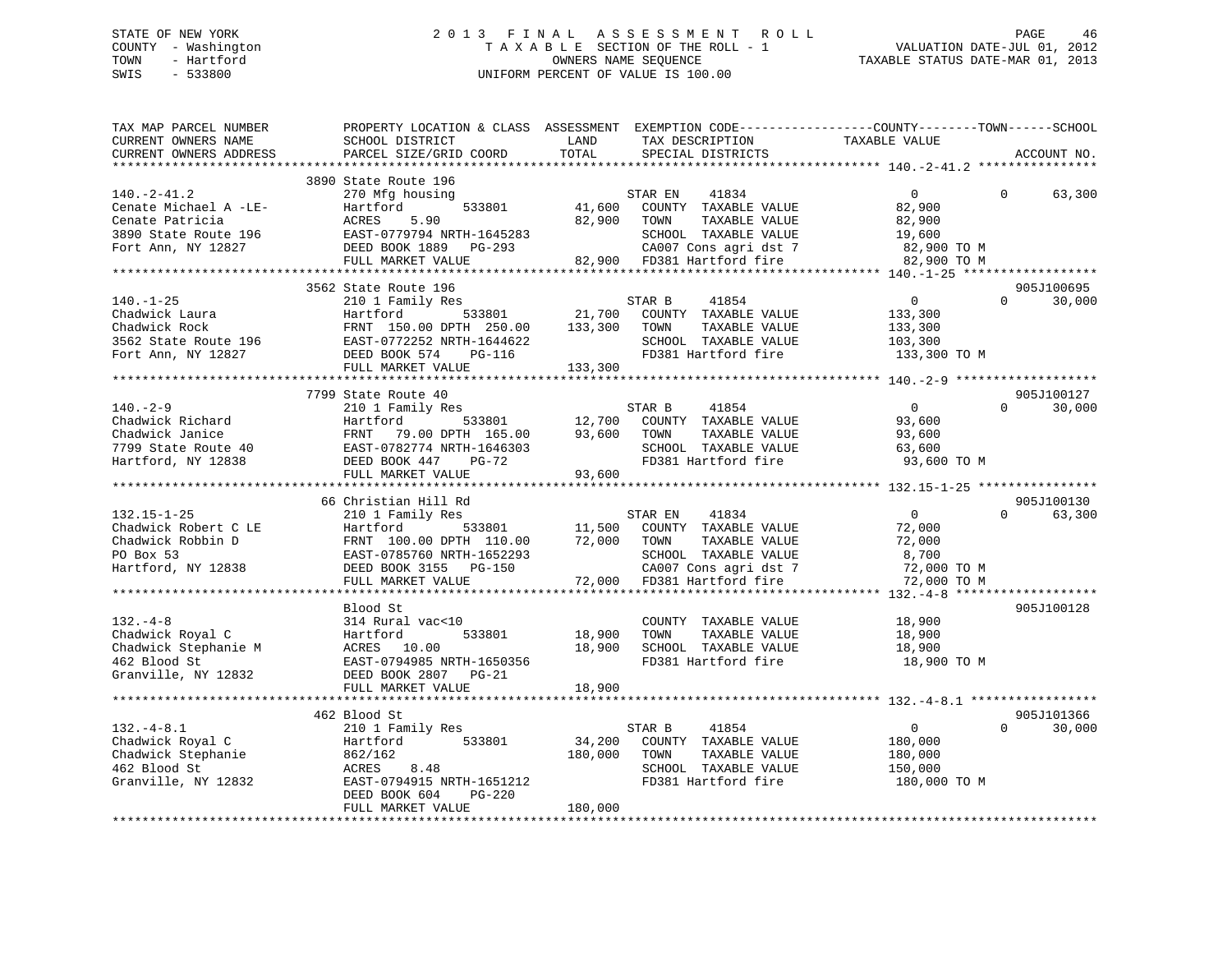STATE OF NEW YORK
COUNTY - Washington
TOWN - Hartford
SWIS - 533800

2 0 1 3 F I N A L A S S E S S M E N T R O L L
T A X A B L E SECTION OF THE ROLL - 1
OWNERS NAME SEQUENCE
UNIFORM PERCENT OF VALUE IS 100.00

VALUATION DATE-JUL 01, 2012
TAXABLE STATUS DATE-MAR 01, 2013

| TAX MAP PARCEL NUMBER / CURRENT OWNERS NAME / CURRENT OWNERS ADDRESS | PROPERTY LOCATION & CLASS / SCHOOL DISTRICT / PARCEL SIZE/GRID COORD | ASSESSMENT LAND | ASSESSMENT TOTAL | EXEMPTION CODE / TAX DESCRIPTION / SPECIAL DISTRICTS | COUNTY TAXABLE VALUE | TOWN | SCHOOL | ACCOUNT NO. |
|---|---|---|---|---|---|---|---|---|
| 140.-2-41.2 | 3890 State Route 196 | | | | | | | |
| | 270 Mfg housing | | | STAR EN 41834 | 0 | 0 | 63,300 | |
| Cenate Michael A -LE- | Hartford 533801 | 41,600 | | COUNTY TAXABLE VALUE | 82,900 | | | |
| Cenate Patricia | ACRES 5.90 | | 82,900 | TOWN TAXABLE VALUE | 82,900 | | | |
| 3890 State Route 196 | EAST-0779794 NRTH-1645283 | | | SCHOOL TAXABLE VALUE | 19,600 | | | |
| Fort Ann, NY 12827 | DEED BOOK 1889 PG-293 | | | CA007 Cons agri dst 7 | 82,900 TO M | | | |
| | FULL MARKET VALUE | | 82,900 | FD381 Hartford fire | 82,900 TO M | | | |
| 140.-1-25 | 3562 State Route 196 | | | | | | | 905J100695 |
| | 210 1 Family Res | | | STAR B 41854 | 0 | 0 | 30,000 | |
| Chadwick Laura | Hartford 533801 | 21,700 | | COUNTY TAXABLE VALUE | 133,300 | | | |
| Chadwick Rock | FRNT 150.00 DPTH 250.00 | | 133,300 | TOWN TAXABLE VALUE | 133,300 | | | |
| 3562 State Route 196 | EAST-0772252 NRTH-1644622 | | | SCHOOL TAXABLE VALUE | 103,300 | | | |
| Fort Ann, NY 12827 | DEED BOOK 574 PG-116 | | | FD381 Hartford fire | 133,300 TO M | | | |
| | FULL MARKET VALUE | | 133,300 | | | | | |
| 140.-2-9 | 7799 State Route 40 | | | | | | | 905J100127 |
| | 210 1 Family Res | | | STAR B 41854 | 0 | 0 | 30,000 | |
| Chadwick Richard | Hartford 533801 | 12,700 | | COUNTY TAXABLE VALUE | 93,600 | | | |
| Chadwick Janice | FRNT 79.00 DPTH 165.00 | | 93,600 | TOWN TAXABLE VALUE | 93,600 | | | |
| 7799 State Route 40 | EAST-0782774 NRTH-1646303 | | | SCHOOL TAXABLE VALUE | 63,600 | | | |
| Hartford, NY 12838 | DEED BOOK 447 PG-72 | | | FD381 Hartford fire | 93,600 TO M | | | |
| | FULL MARKET VALUE | | 93,600 | | | | | |
| 132.15-1-25 | 66 Christian Hill Rd | | | | | | | 905J100130 |
| | 210 1 Family Res | | | STAR EN 41834 | 0 | 0 | 63,300 | |
| Chadwick Robert C LE | Hartford 533801 | 11,500 | | COUNTY TAXABLE VALUE | 72,000 | | | |
| Chadwick Robbin D | FRNT 100.00 DPTH 110.00 | | 72,000 | TOWN TAXABLE VALUE | 72,000 | | | |
| PO Box 53 | EAST-0785760 NRTH-1652293 | | | SCHOOL TAXABLE VALUE | 8,700 | | | |
| Hartford, NY 12838 | DEED BOOK 3155 PG-150 | | | CA007 Cons agri dst 7 | 72,000 TO M | | | |
| | FULL MARKET VALUE | | 72,000 | FD381 Hartford fire | 72,000 TO M | | | |
| 132.-4-8 | Blood St | | | | | | | 905J100128 |
| | 314 Rural vac<10 | | | COUNTY TAXABLE VALUE | 18,900 | | | |
| Chadwick Royal C | Hartford 533801 | 18,900 | | TOWN TAXABLE VALUE | 18,900 | | | |
| Chadwick Stephanie M | ACRES 10.00 | | 18,900 | SCHOOL TAXABLE VALUE | 18,900 | | | |
| 462 Blood St | EAST-0794985 NRTH-1650356 | | | FD381 Hartford fire | 18,900 TO M | | | |
| Granville, NY 12832 | DEED BOOK 2807 PG-21 | | | | | | | |
| | FULL MARKET VALUE | | 18,900 | | | | | |
| 132.-4-8.1 | 462 Blood St | | | | | | | 905J101366 |
| | 210 1 Family Res | | | STAR B 41854 | 0 | 0 | 30,000 | |
| Chadwick Royal C | Hartford 533801 | 34,200 | | COUNTY TAXABLE VALUE | 180,000 | | | |
| Chadwick Stephanie | 862/162 | | 180,000 | TOWN TAXABLE VALUE | 180,000 | | | |
| 462 Blood St | ACRES 8.48 | | | SCHOOL TAXABLE VALUE | 150,000 | | | |
| Granville, NY 12832 | EAST-0794915 NRTH-1651212 | | | FD381 Hartford fire | 180,000 TO M | | | |
| | DEED BOOK 604 PG-220 | | | | | | | |
| | FULL MARKET VALUE | | 180,000 | | | | | |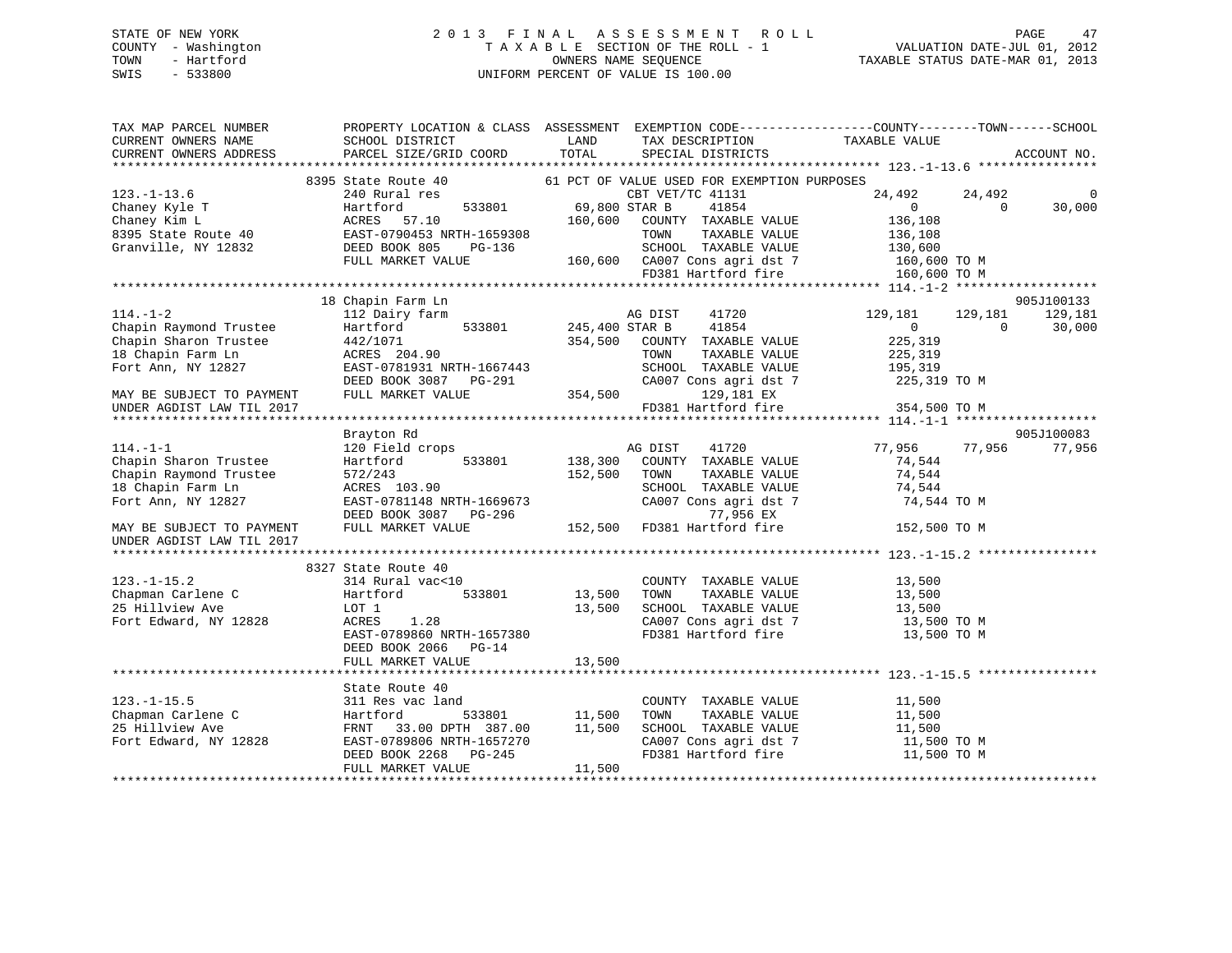STATE OF NEW YORK
COUNTY - Washington
TOWN - Hartford
SWIS - 533800

2013 FINAL ASSESSMENT ROLL
TAXABLE SECTION OF THE ROLL - 1
OWNERS NAME SEQUENCE
UNIFORM PERCENT OF VALUE IS 100.00

VALUATION DATE-JUL 01, 2012
TAXABLE STATUS DATE-MAR 01, 2013

```
TAX MAP PARCEL NUMBER          PROPERTY LOCATION & CLASS  ASSESSMENT  EXEMPTION CODE------------------COUNTY--------TOWN------SCHOOL
CURRENT OWNERS NAME            SCHOOL DISTRICT               LAND      TAX DESCRIPTION            TAXABLE VALUE
CURRENT OWNERS ADDRESS         PARCEL SIZE/GRID COORD        TOTAL     SPECIAL DISTRICTS                                    ACCOUNT NO.
******************************************************************************************************* 123.-1-13.6 ****************
                        8395 State Route 40           61 PCT OF VALUE USED FOR EXEMPTION PURPOSES
123.-1-13.6                    240 Rural res                   CBT VET/TC 41131            24,492      24,492           0
Chaney Kyle T                  Hartford         533801       69,800 STAR B      41854             0           0      30,000
Chaney Kim L                   ACRES   57.10                160,600   COUNTY  TAXABLE VALUE        136,108
8395 State Route 40            EAST-0790453 NRTH-1659308             TOWN    TAXABLE VALUE        136,108
Granville, NY 12832            DEED BOOK 805    PG-136               SCHOOL  TAXABLE VALUE        130,600
                               FULL MARKET VALUE            160,600   CA007 Cons agri dst 7          160,600 TO M
                                                                      FD381 Hartford fire            160,600 TO M
******************************************************************************************************* 114.-1-2 *******************
                        18 Chapin Farm Ln                                                                           905J100133
114.-1-2                       112 Dairy farm                  AG DIST     41720           129,181     129,181     129,181
Chapin Raymond Trustee         Hartford         533801      245,400 STAR B      41854             0           0      30,000
Chapin Sharon Trustee          442/1071                     354,500   COUNTY  TAXABLE VALUE        225,319
18 Chapin Farm Ln              ACRES  204.90                          TOWN    TAXABLE VALUE        225,319
Fort Ann, NY 12827             EAST-0781931 NRTH-1667443              SCHOOL  TAXABLE VALUE        195,319
                               DEED BOOK 3087   PG-291                CA007 Cons agri dst 7          225,319 TO M
MAY BE SUBJECT TO PAYMENT      FULL MARKET VALUE            354,500         129,181 EX
UNDER AGDIST LAW TIL 2017                                             FD381 Hartford fire            354,500 TO M
******************************************************************************************************* 114.-1-1 *******************
                               Brayton Rd                                                                           905J100083
114.-1-1                       120 Field crops                 AG DIST     41720            77,956      77,956      77,956
Chapin Sharon Trustee          Hartford         533801      138,300   COUNTY  TAXABLE VALUE         74,544
Chapin Raymond Trustee         572/243                      152,500   TOWN    TAXABLE VALUE         74,544
18 Chapin Farm Ln              ACRES  103.90                          SCHOOL  TAXABLE VALUE         74,544
Fort Ann, NY 12827             EAST-0781148 NRTH-1669673              CA007 Cons agri dst 7           74,544 TO M
                               DEED BOOK 3087   PG-296                      77,956 EX
MAY BE SUBJECT TO PAYMENT      FULL MARKET VALUE            152,500   FD381 Hartford fire            152,500 TO M
UNDER AGDIST LAW TIL 2017
******************************************************************************************************* 123.-1-15.2 ****************
                        8327 State Route 40
123.-1-15.2                    314 Rural vac<10                       COUNTY  TAXABLE VALUE         13,500
Chapman Carlene C              Hartford         533801       13,500   TOWN    TAXABLE VALUE         13,500
25 Hillview Ave                LOT 1                         13,500   SCHOOL  TAXABLE VALUE         13,500
Fort Edward, NY 12828          ACRES    1.28                          CA007 Cons agri dst 7           13,500 TO M
                               EAST-0789860 NRTH-1657380              FD381 Hartford fire             13,500 TO M
                               DEED BOOK 2066   PG-14
                               FULL MARKET VALUE             13,500
******************************************************************************************************* 123.-1-15.5 ****************
                               State Route 40
123.-1-15.5                    311 Res vac land                       COUNTY  TAXABLE VALUE         11,500
Chapman Carlene C              Hartford         533801       11,500   TOWN    TAXABLE VALUE         11,500
25 Hillview Ave                FRNT   33.00 DPTH  387.00     11,500   SCHOOL  TAXABLE VALUE         11,500
Fort Edward, NY 12828          EAST-0789806 NRTH-1657270              CA007 Cons agri dst 7           11,500 TO M
                               DEED BOOK 2268   PG-245                FD381 Hartford fire             11,500 TO M
                               FULL MARKET VALUE             11,500
************************************************************************************************************************************
```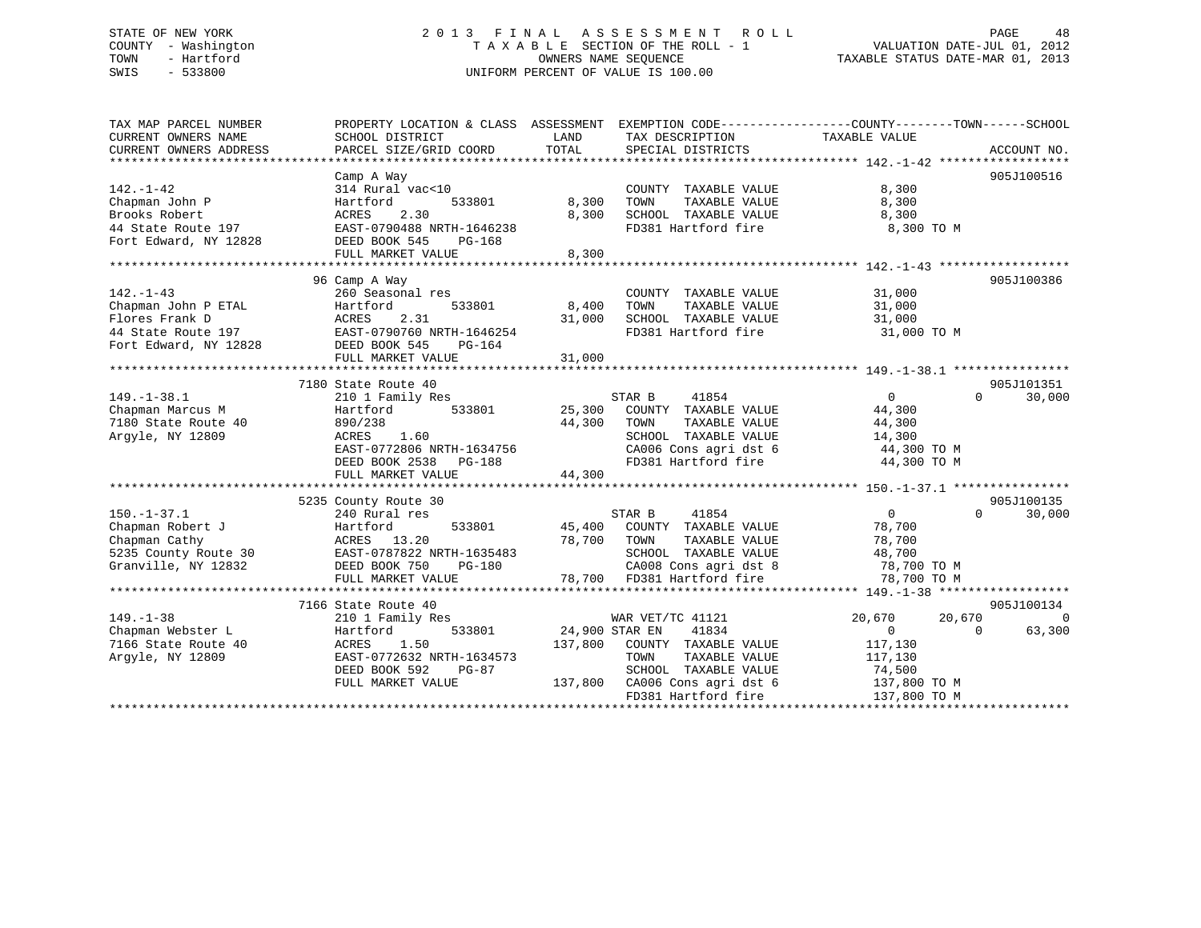STATE OF NEW YORK
COUNTY - Washington
TOWN - Hartford
SWIS - 533800

# 2013 FINAL ASSESSMENT ROLL

TAXABLE SECTION OF THE ROLL - 1
OWNERS NAME SEQUENCE
UNIFORM PERCENT OF VALUE IS 100.00

VALUATION DATE-JUL 01, 2012
TAXABLE STATUS DATE-MAR 01, 2013

| TAX MAP PARCEL NUMBER / CURRENT OWNERS NAME / CURRENT OWNERS ADDRESS | PROPERTY LOCATION & CLASS / SCHOOL DISTRICT / PARCEL SIZE/GRID COORD | ASSESSMENT LAND / TOTAL | EXEMPTION CODE / TAX DESCRIPTION / SPECIAL DISTRICTS | COUNTY | TOWN | SCHOOL / ACCOUNT NO. |
|---|---|---|---|---|---|---|
| **142.-1-42** | Camp A Way | | | | | 905J100516 |
| Chapman John P | 314 Rural vac<10 | | COUNTY TAXABLE VALUE | 8,300 | | |
| Brooks Robert | Hartford 533801 | 8,300 | TOWN TAXABLE VALUE | | 8,300 | |
| 44 State Route 197 | ACRES 2.30 | 8,300 | SCHOOL TAXABLE VALUE | | | 8,300 |
| Fort Edward, NY 12828 | EAST-0790488 NRTH-1646238 | | FD381 Hartford fire | 8,300 TO M | | |
| | DEED BOOK 545 PG-168 | | | | | |
| | FULL MARKET VALUE | 8,300 | | | | |
| **142.-1-43** | 96 Camp A Way | | | | | 905J100386 |
| Chapman John P ETAL | 260 Seasonal res | | COUNTY TAXABLE VALUE | 31,000 | | |
| Flores Frank D | Hartford 533801 | 8,400 | TOWN TAXABLE VALUE | | 31,000 | |
| 44 State Route 197 | ACRES 2.31 | 31,000 | SCHOOL TAXABLE VALUE | | | 31,000 |
| Fort Edward, NY 12828 | EAST-0790760 NRTH-1646254 | | FD381 Hartford fire | 31,000 TO M | | |
| | DEED BOOK 545 PG-164 | | | | | |
| | FULL MARKET VALUE | 31,000 | | | | |
| **149.-1-38.1** | 7180 State Route 40 | | | | | 905J101351 |
| Chapman Marcus M | 210 1 Family Res | | STAR B 41854 | 0 | 0 | 30,000 |
| 7180 State Route 40 | Hartford 533801 | 25,300 | COUNTY TAXABLE VALUE | 44,300 | | |
| Argyle, NY 12809 | 890/238 | 44,300 | TOWN TAXABLE VALUE | | 44,300 | |
| | ACRES 1.60 | | SCHOOL TAXABLE VALUE | | | 14,300 |
| | EAST-0772806 NRTH-1634756 | | CA006 Cons agri dst 6 | 44,300 TO M | | |
| | DEED BOOK 2538 PG-188 | | FD381 Hartford fire | 44,300 TO M | | |
| | FULL MARKET VALUE | 44,300 | | | | |
| **150.-1-37.1** | 5235 County Route 30 | | | | | 905J100135 |
| Chapman Robert J | 240 Rural res | | STAR B 41854 | 0 | 0 | 30,000 |
| Chapman Cathy | Hartford 533801 | 45,400 | COUNTY TAXABLE VALUE | 78,700 | | |
| 5235 County Route 30 | ACRES 13.20 | 78,700 | TOWN TAXABLE VALUE | | 78,700 | |
| Granville, NY 12832 | EAST-0787822 NRTH-1635483 | | SCHOOL TAXABLE VALUE | | | 48,700 |
| | DEED BOOK 750 PG-180 | | CA008 Cons agri dst 8 | 78,700 TO M | | |
| | FULL MARKET VALUE | 78,700 | FD381 Hartford fire | 78,700 TO M | | |
| **149.-1-38** | 7166 State Route 40 | | | | | 905J100134 |
| Chapman Webster L | 210 1 Family Res | | WAR VET/TC 41121 | 20,670 | 20,670 | 0 |
| 7166 State Route 40 | Hartford 533801 | 24,900 | STAR EN 41834 | 0 | 0 | 63,300 |
| Argyle, NY 12809 | ACRES 1.50 | 137,800 | COUNTY TAXABLE VALUE | 117,130 | | |
| | EAST-0772632 NRTH-1634573 | | TOWN TAXABLE VALUE | | 117,130 | |
| | DEED BOOK 592 PG-87 | | SCHOOL TAXABLE VALUE | | | 74,500 |
| | FULL MARKET VALUE | 137,800 | CA006 Cons agri dst 6 | 137,800 TO M | | |
| | | | FD381 Hartford fire | 137,800 TO M | | |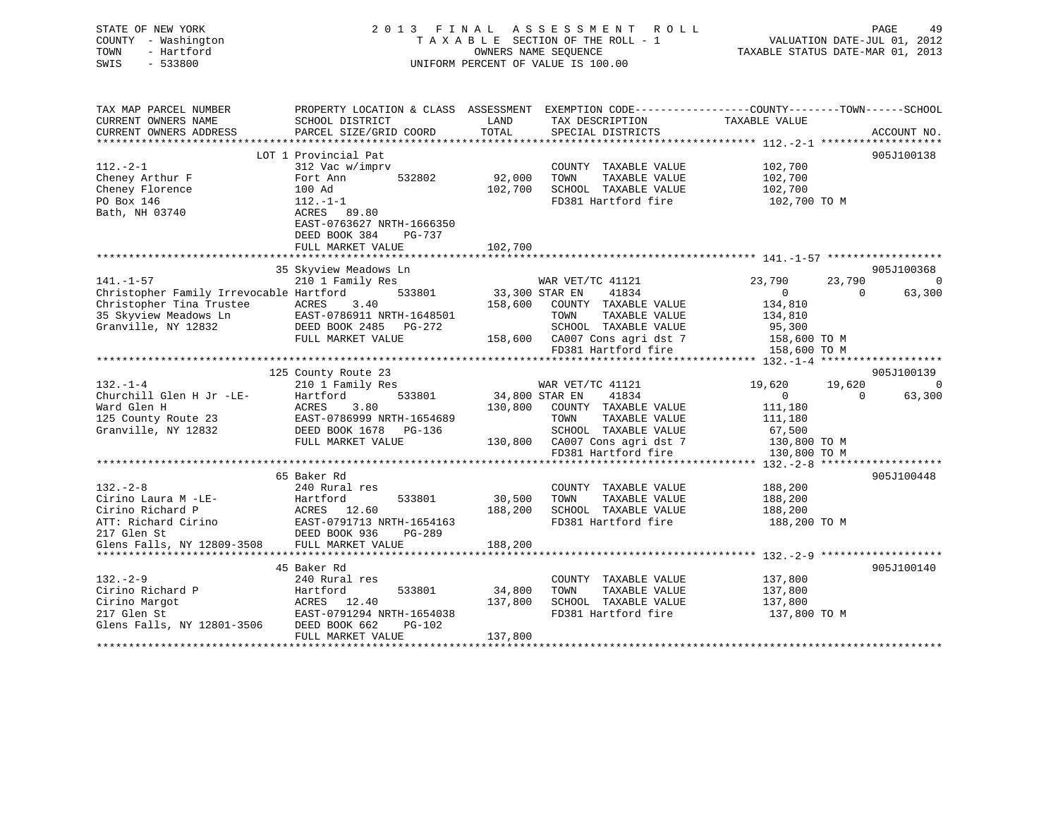STATE OF NEW YORK
COUNTY - Washington
TOWN - Hartford
SWIS - 533800

2013 FINAL ASSESSMENT ROLL
TAXABLE SECTION OF THE ROLL - 1
OWNERS NAME SEQUENCE
UNIFORM PERCENT OF VALUE IS 100.00

VALUATION DATE-JUL 01, 2012
TAXABLE STATUS DATE-MAR 01, 2013

```
TAX MAP PARCEL NUMBER          PROPERTY LOCATION & CLASS  ASSESSMENT  EXEMPTION CODE------------------COUNTY--------TOWN------SCHOOL
CURRENT OWNERS NAME            SCHOOL DISTRICT              LAND      TAX DESCRIPTION              TAXABLE VALUE
CURRENT OWNERS ADDRESS         PARCEL SIZE/GRID COORD       TOTAL     SPECIAL DISTRICTS                                        ACCOUNT NO.
******************************************************************************************************* 112.-2-1 *******************
                               LOT 1 Provincial Pat                                                                             905J100138
112.-2-1                       312 Vac w/imprv                        COUNTY  TAXABLE VALUE          102,700
Cheney Arthur F                Fort Ann      532802        92,000     TOWN    TAXABLE VALUE          102,700
Cheney Florence                100 Ad                     102,700     SCHOOL  TAXABLE VALUE          102,700
PO Box 146                     112.-1-1                               FD381 Hartford fire             102,700 TO M
Bath, NH 03740                 ACRES  89.80
                               EAST-0763627 NRTH-1666350
                               DEED BOOK 384    PG-737
                               FULL MARKET VALUE          102,700
******************************************************************************************************* 141.-1-57 ******************
                               35 Skyview Meadows Ln                                                                            905J100368
141.-1-57                      210 1 Family Res                       WAR VET/TC 41121          23,790      23,790           0
Christopher Family Irrevocable Hartford      533801        33,300 STAR EN     41834                  0           0      63,300
Christopher Tina Trustee       ACRES    3.40              158,600     COUNTY  TAXABLE VALUE          134,810
35 Skyview Meadows Ln          EAST-0786911 NRTH-1648501              TOWN    TAXABLE VALUE          134,810
Granville, NY 12832            DEED BOOK 2485   PG-272                SCHOOL  TAXABLE VALUE           95,300
                               FULL MARKET VALUE          158,600     CA007 Cons agri dst 7           158,600 TO M
                                                                      FD381 Hartford fire             158,600 TO M
******************************************************************************************************* 132.-1-4 *******************
                               125 County Route 23                                                                              905J100139
132.-1-4                       210 1 Family Res                       WAR VET/TC 41121          19,620      19,620           0
Churchill Glen H Jr -LE-       Hartford      533801        34,800 STAR EN     41834                  0           0      63,300
Ward Glen H                    ACRES    3.80              130,800     COUNTY  TAXABLE VALUE          111,180
125 County Route 23            EAST-0786999 NRTH-1654689              TOWN    TAXABLE VALUE          111,180
Granville, NY 12832            DEED BOOK 1678   PG-136                SCHOOL  TAXABLE VALUE           67,500
                               FULL MARKET VALUE          130,800     CA007 Cons agri dst 7           130,800 TO M
                                                                      FD381 Hartford fire             130,800 TO M
******************************************************************************************************* 132.-2-8 *******************
                               65 Baker Rd                                                                                      905J100448
132.-2-8                       240 Rural res                          COUNTY  TAXABLE VALUE          188,200
Cirino Laura M -LE-            Hartford      533801        30,500     TOWN    TAXABLE VALUE          188,200
Cirino Richard P               ACRES   12.60              188,200     SCHOOL  TAXABLE VALUE          188,200
ATT: Richard Cirino            EAST-0791713 NRTH-1654163              FD381 Hartford fire             188,200 TO M
217 Glen St                    DEED BOOK 936    PG-289
Glens Falls, NY 12809-3508     FULL MARKET VALUE          188,200
******************************************************************************************************* 132.-2-9 *******************
                               45 Baker Rd                                                                                      905J100140
132.-2-9                       240 Rural res                          COUNTY  TAXABLE VALUE          137,800
Cirino Richard P               Hartford      533801        34,800     TOWN    TAXABLE VALUE          137,800
Cirino Margot                  ACRES   12.40              137,800     SCHOOL  TAXABLE VALUE          137,800
217 Glen St                    EAST-0791294 NRTH-1654038              FD381 Hartford fire             137,800 TO M
Glens Falls, NY 12801-3506     DEED BOOK 662    PG-102
                               FULL MARKET VALUE          137,800
************************************************************************************************************************************
```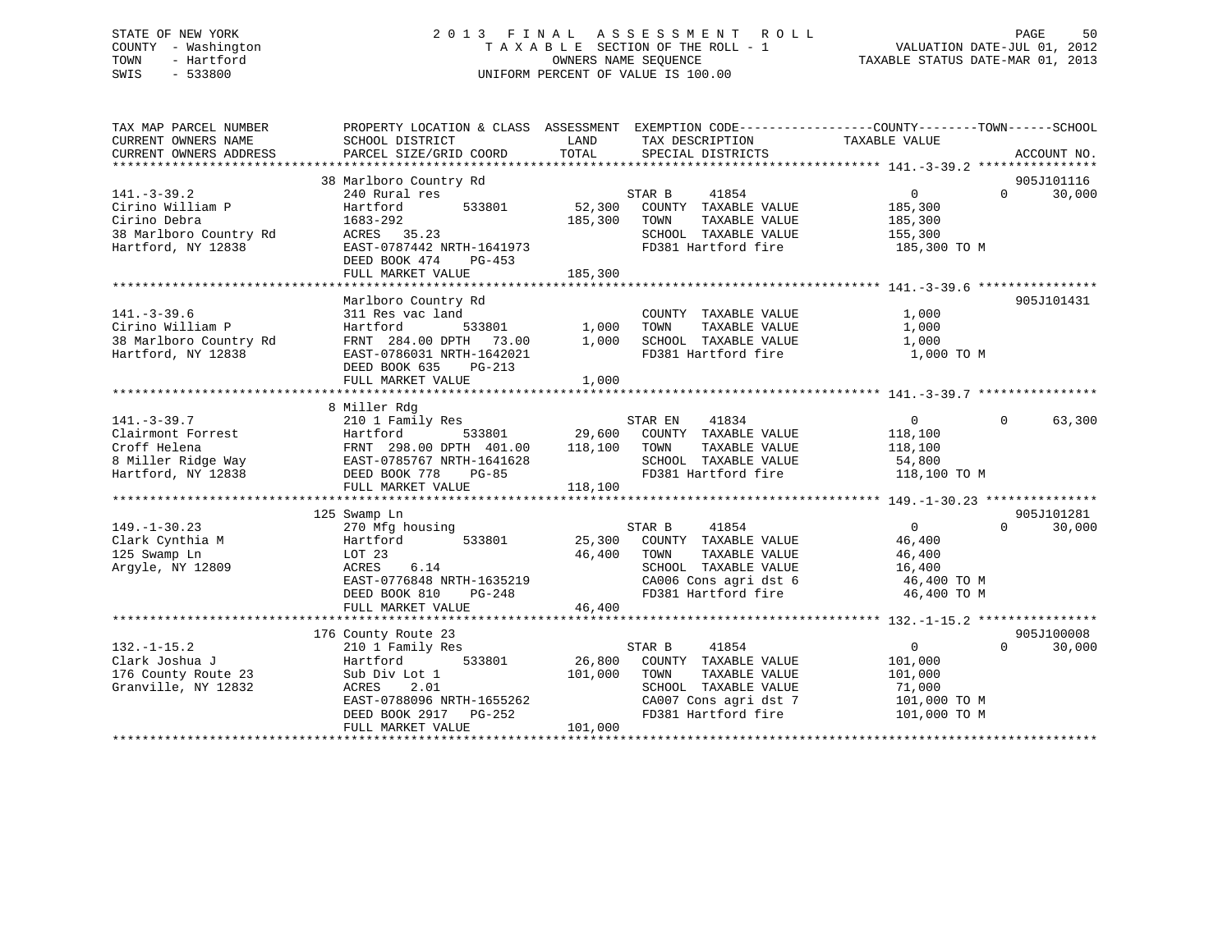STATE OF NEW YORK
COUNTY - Washington
TOWN - Hartford
SWIS - 533800

# 2013 FINAL ASSESSMENT ROLL

TAXABLE SECTION OF THE ROLL - 1
OWNERS NAME SEQUENCE
UNIFORM PERCENT OF VALUE IS 100.00

VALUATION DATE-JUL 01, 2012
TAXABLE STATUS DATE-MAR 01, 2013

| TAX MAP PARCEL NUMBER / CURRENT OWNERS NAME / CURRENT OWNERS ADDRESS | PROPERTY LOCATION & CLASS / SCHOOL DISTRICT / PARCEL SIZE/GRID COORD | ASSESSMENT LAND | TOTAL | EXEMPTION CODE / TAX DESCRIPTION / SPECIAL DISTRICTS | COUNTY TAXABLE VALUE | TOWN | SCHOOL | ACCOUNT NO. |
|---|---|---|---|---|---|---|---|---|
| **141.-3-39.2** | 38 Marlboro Country Rd | | | | | | | 905J101116 |
| 141.-3-39.2 | 240 Rural res | | | STAR B 41854 | 0 | 0 | 30,000 | |
| Cirino William P | Hartford 533801 | 52,300 | | COUNTY TAXABLE VALUE | 185,300 | | | |
| Cirino Debra | 1683-292 | | 185,300 | TOWN TAXABLE VALUE | 185,300 | | | |
| 38 Marlboro Country Rd | ACRES 35.23 | | | SCHOOL TAXABLE VALUE | 155,300 | | | |
| Hartford, NY 12838 | EAST-0787442 NRTH-1641973 | | | FD381 Hartford fire | 185,300 TO M | | | |
| | DEED BOOK 474 PG-453 | | | | | | | |
| | FULL MARKET VALUE | | 185,300 | | | | | |
| **141.-3-39.6** | Marlboro Country Rd | | | | | | | 905J101431 |
| 141.-3-39.6 | 311 Res vac land | | | COUNTY TAXABLE VALUE | 1,000 | | | |
| Cirino William P | Hartford 533801 | 1,000 | | TOWN TAXABLE VALUE | 1,000 | | | |
| 38 Marlboro Country Rd | FRNT 284.00 DPTH 73.00 | | 1,000 | SCHOOL TAXABLE VALUE | 1,000 | | | |
| Hartford, NY 12838 | EAST-0786031 NRTH-1642021 | | | FD381 Hartford fire | 1,000 TO M | | | |
| | DEED BOOK 635 PG-213 | | | | | | | |
| | FULL MARKET VALUE | | 1,000 | | | | | |
| **141.-3-39.7** | 8 Miller Rdg | | | | | | | |
| 141.-3-39.7 | 210 1 Family Res | | | STAR EN 41834 | 0 | 0 | 63,300 | |
| Clairmont Forrest | Hartford 533801 | 29,600 | | COUNTY TAXABLE VALUE | 118,100 | | | |
| Croff Helena | FRNT 298.00 DPTH 401.00 | | 118,100 | TOWN TAXABLE VALUE | 118,100 | | | |
| 8 Miller Ridge Way | EAST-0785767 NRTH-1641628 | | | SCHOOL TAXABLE VALUE | 54,800 | | | |
| Hartford, NY 12838 | DEED BOOK 778 PG-85 | | | FD381 Hartford fire | 118,100 TO M | | | |
| | FULL MARKET VALUE | | 118,100 | | | | | |
| **149.-1-30.23** | 125 Swamp Ln | | | | | | | 905J101281 |
| 149.-1-30.23 | 270 Mfg housing | | | STAR B 41854 | 0 | 0 | 30,000 | |
| Clark Cynthia M | Hartford 533801 | 25,300 | | COUNTY TAXABLE VALUE | 46,400 | | | |
| 125 Swamp Ln | LOT 23 | | 46,400 | TOWN TAXABLE VALUE | 46,400 | | | |
| Argyle, NY 12809 | ACRES 6.14 | | | SCHOOL TAXABLE VALUE | 16,400 | | | |
| | EAST-0776848 NRTH-1635219 | | | CA006 Cons agri dst 6 | 46,400 TO M | | | |
| | DEED BOOK 810 PG-248 | | | FD381 Hartford fire | 46,400 TO M | | | |
| | FULL MARKET VALUE | | 46,400 | | | | | |
| **132.-1-15.2** | 176 County Route 23 | | | | | | | 905J100008 |
| 132.-1-15.2 | 210 1 Family Res | | | STAR B 41854 | 0 | 0 | 30,000 | |
| Clark Joshua J | Hartford 533801 | 26,800 | | COUNTY TAXABLE VALUE | 101,000 | | | |
| 176 County Route 23 | Sub Div Lot 1 | | 101,000 | TOWN TAXABLE VALUE | 101,000 | | | |
| Granville, NY 12832 | ACRES 2.01 | | | SCHOOL TAXABLE VALUE | 71,000 | | | |
| | EAST-0788096 NRTH-1655262 | | | CA007 Cons agri dst 7 | 101,000 TO M | | | |
| | DEED BOOK 2917 PG-252 | | | FD381 Hartford fire | 101,000 TO M | | | |
| | FULL MARKET VALUE | | 101,000 | | | | | |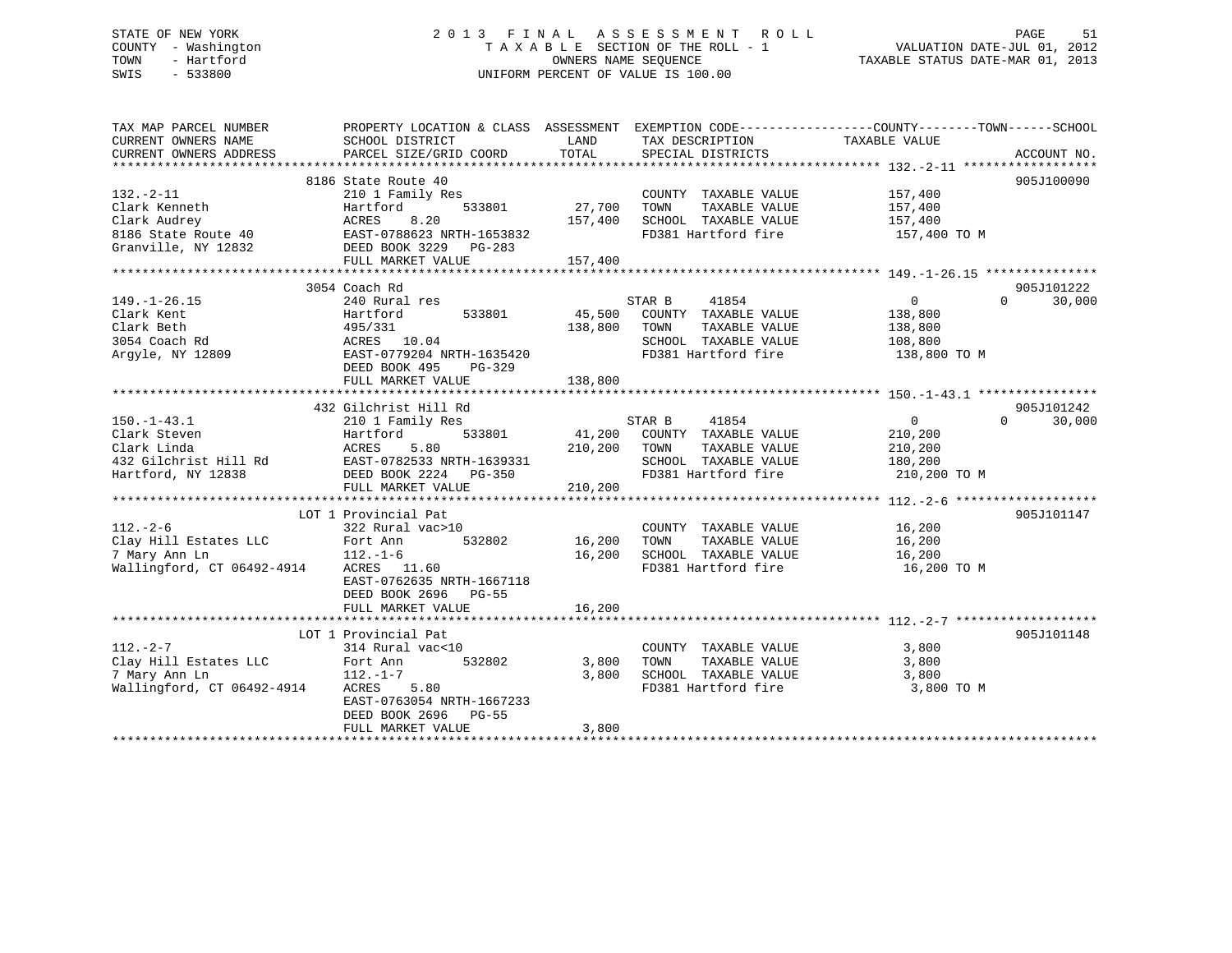STATE OF NEW YORK
COUNTY - Washington
TOWN - Hartford
SWIS - 533800

2013 FINAL ASSESSMENT ROLL
TAXABLE SECTION OF THE ROLL - 1
OWNERS NAME SEQUENCE
UNIFORM PERCENT OF VALUE IS 100.00

VALUATION DATE-JUL 01, 2012
TAXABLE STATUS DATE-MAR 01, 2013

```
TAX MAP PARCEL NUMBER          PROPERTY LOCATION & CLASS  ASSESSMENT  EXEMPTION CODE------------------COUNTY--------TOWN------SCHOOL
CURRENT OWNERS NAME            SCHOOL DISTRICT               LAND      TAX DESCRIPTION            TAXABLE VALUE
CURRENT OWNERS ADDRESS         PARCEL SIZE/GRID COORD        TOTAL     SPECIAL DISTRICTS                                    ACCOUNT NO.
******************************************************************************************************* 132.-2-11 ******************
                           8186 State Route 40                                                                          905J100090
132.-2-11                      210 1 Family Res                         COUNTY  TAXABLE VALUE         157,400
Clark Kenneth                  Hartford        533801       27,700     TOWN    TAXABLE VALUE         157,400
Clark Audrey                   ACRES    8.20               157,400     SCHOOL  TAXABLE VALUE         157,400
8186 State Route 40            EAST-0788623 NRTH-1653832               FD381 Hartford fire            157,400 TO M
Granville, NY 12832            DEED BOOK 3229   PG-283
                               FULL MARKET VALUE           157,400
******************************************************************************************************* 149.-1-26.15 ***************
                           3054 Coach Rd                                                                                905J101222
149.-1-26.15                   240 Rural res                            STAR B     41854                   0            0     30,000
Clark Kent                     Hartford        533801       45,500     COUNTY  TAXABLE VALUE         138,800
Clark Beth                     495/331                     138,800     TOWN    TAXABLE VALUE         138,800
3054 Coach Rd                  ACRES   10.04                           SCHOOL  TAXABLE VALUE         108,800
Argyle, NY 12809               EAST-0779204 NRTH-1635420               FD381 Hartford fire            138,800 TO M
                               DEED BOOK 495    PG-329
                               FULL MARKET VALUE           138,800
******************************************************************************************************* 150.-1-43.1 ****************
                           432 Gilchrist Hill Rd                                                                        905J101242
150.-1-43.1                    210 1 Family Res                         STAR B     41854                   0            0     30,000
Clark Steven                   Hartford        533801       41,200     COUNTY  TAXABLE VALUE         210,200
Clark Linda                    ACRES    5.80               210,200     TOWN    TAXABLE VALUE         210,200
432 Gilchrist Hill Rd          EAST-0782533 NRTH-1639331               SCHOOL  TAXABLE VALUE         180,200
Hartford, NY 12838             DEED BOOK 2224   PG-350                 FD381 Hartford fire            210,200 TO M
                               FULL MARKET VALUE           210,200
******************************************************************************************************* 112.-2-6 *******************
                           LOT 1 Provincial Pat                                                                         905J101147
112.-2-6                       322 Rural vac>10                         COUNTY  TAXABLE VALUE          16,200
Clay Hill Estates LLC          Fort Ann        532802       16,200     TOWN    TAXABLE VALUE          16,200
7 Mary Ann Ln                  112.-1-6                     16,200     SCHOOL  TAXABLE VALUE          16,200
Wallingford, CT 06492-4914     ACRES   11.60                           FD381 Hartford fire             16,200 TO M
                               EAST-0762635 NRTH-1667118
                               DEED BOOK 2696   PG-55
                               FULL MARKET VALUE            16,200
******************************************************************************************************* 112.-2-7 *******************
                           LOT 1 Provincial Pat                                                                         905J101148
112.-2-7                       314 Rural vac<10                         COUNTY  TAXABLE VALUE           3,800
Clay Hill Estates LLC          Fort Ann        532802        3,800     TOWN    TAXABLE VALUE           3,800
7 Mary Ann Ln                  112.-1-7                      3,800     SCHOOL  TAXABLE VALUE           3,800
Wallingford, CT 06492-4914     ACRES    5.80                           FD381 Hartford fire              3,800 TO M
                               EAST-0763054 NRTH-1667233
                               DEED BOOK 2696   PG-55
                               FULL MARKET VALUE             3,800
************************************************************************************************************************************
```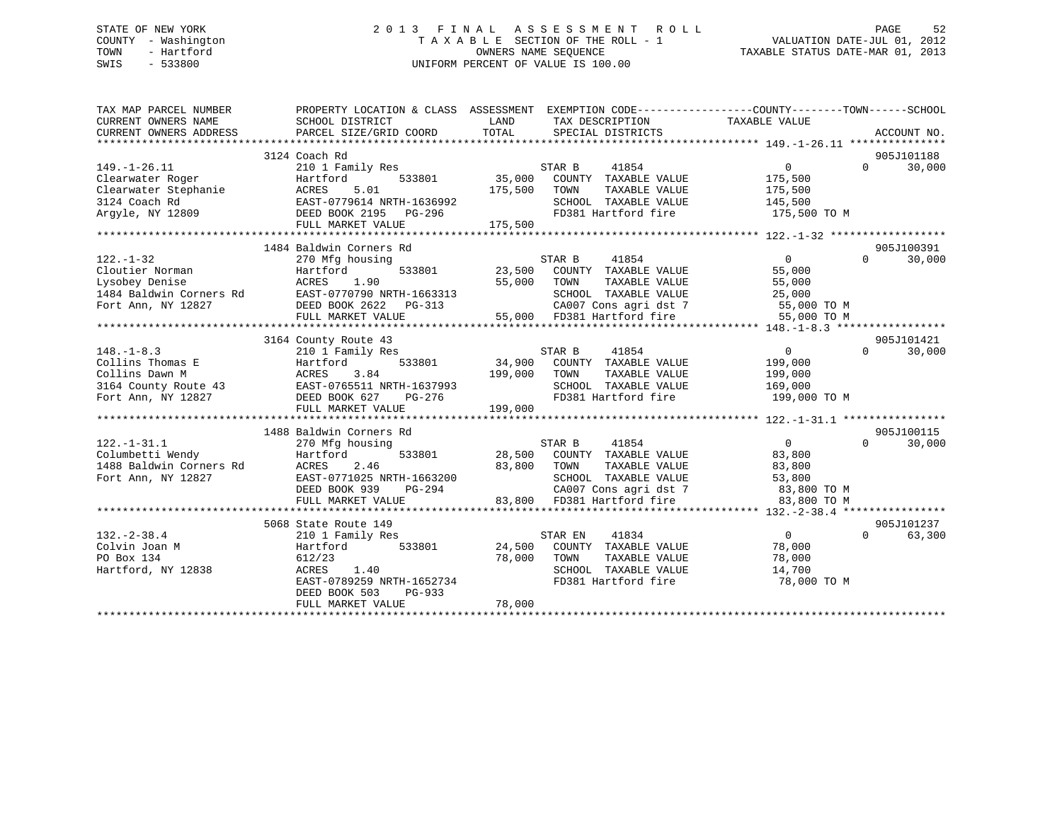STATE OF NEW YORK
COUNTY - Washington
TOWN - Hartford
SWIS - 533800

2 0 1 3 F I N A L A S S E S S M E N T R O L L
T A X A B L E SECTION OF THE ROLL - 1
OWNERS NAME SEQUENCE
UNIFORM PERCENT OF VALUE IS 100.00

VALUATION DATE-JUL 01, 2012
TAXABLE STATUS DATE-MAR 01, 2013

| TAX MAP PARCEL NUMBER / CURRENT OWNERS NAME / CURRENT OWNERS ADDRESS | PROPERTY LOCATION & CLASS / SCHOOL DISTRICT / PARCEL SIZE/GRID COORD | ASSESSMENT LAND / TOTAL | EXEMPTION CODE / TAX DESCRIPTION / SPECIAL DISTRICTS | COUNTY / TOWN / SCHOOL TAXABLE VALUE | ACCOUNT NO. |
|---|---|---|---|---|---|
| 149.-1-26.11 | 3124 Coach Rd | | | | 905J101188 |
| Clearwater Roger | 210 1 Family Res | | STAR B 41854 | 0 0 30,000 | |
| Clearwater Stephanie | Hartford 533801 | 35,000 | COUNTY TAXABLE VALUE | 175,500 | |
| 3124 Coach Rd | ACRES 5.01 | 175,500 | TOWN TAXABLE VALUE | 175,500 | |
| Argyle, NY 12809 | EAST-0779614 NRTH-1636992 | | SCHOOL TAXABLE VALUE | 145,500 | |
| | DEED BOOK 2195 PG-296 | | FD381 Hartford fire | 175,500 TO M | |
| | FULL MARKET VALUE | 175,500 | | | |
| 122.-1-32 | 1484 Baldwin Corners Rd | | | | 905J100391 |
| Cloutier Norman | 270 Mfg housing | | STAR B 41854 | 0 0 30,000 | |
| Lysobey Denise | Hartford 533801 | 23,500 | COUNTY TAXABLE VALUE | 55,000 | |
| 1484 Baldwin Corners Rd | ACRES 1.90 | 55,000 | TOWN TAXABLE VALUE | 55,000 | |
| Fort Ann, NY 12827 | EAST-0770790 NRTH-1663313 | | SCHOOL TAXABLE VALUE | 25,000 | |
| | DEED BOOK 2622 PG-313 | | CA007 Cons agri dst 7 | 55,000 TO M | |
| | FULL MARKET VALUE | 55,000 | FD381 Hartford fire | 55,000 TO M | |
| 148.-1-8.3 | 3164 County Route 43 | | | | 905J101421 |
| Collins Thomas E | 210 1 Family Res | | STAR B 41854 | 0 0 30,000 | |
| Collins Dawn M | Hartford 533801 | 34,900 | COUNTY TAXABLE VALUE | 199,000 | |
| 3164 County Route 43 | ACRES 3.84 | 199,000 | TOWN TAXABLE VALUE | 199,000 | |
| Fort Ann, NY 12827 | EAST-0765511 NRTH-1637993 | | SCHOOL TAXABLE VALUE | 169,000 | |
| | DEED BOOK 627 PG-276 | | FD381 Hartford fire | 199,000 TO M | |
| | FULL MARKET VALUE | 199,000 | | | |
| 122.-1-31.1 | 1488 Baldwin Corners Rd | | | | 905J100115 |
| Columbetti Wendy | 270 Mfg housing | | STAR B 41854 | 0 0 30,000 | |
| 1488 Baldwin Corners Rd | Hartford 533801 | 28,500 | COUNTY TAXABLE VALUE | 83,800 | |
| Fort Ann, NY 12827 | ACRES 2.46 | 83,800 | TOWN TAXABLE VALUE | 83,800 | |
| | EAST-0771025 NRTH-1663200 | | SCHOOL TAXABLE VALUE | 53,800 | |
| | DEED BOOK 939 PG-294 | | CA007 Cons agri dst 7 | 83,800 TO M | |
| | FULL MARKET VALUE | 83,800 | FD381 Hartford fire | 83,800 TO M | |
| 132.-2-38.4 | 5068 State Route 149 | | | | 905J101237 |
| Colvin Joan M | 210 1 Family Res | | STAR EN 41834 | 0 0 63,300 | |
| PO Box 134 | Hartford 533801 | 24,500 | COUNTY TAXABLE VALUE | 78,000 | |
| Hartford, NY 12838 | 612/23 | 78,000 | TOWN TAXABLE VALUE | 78,000 | |
| | ACRES 1.40 | | SCHOOL TAXABLE VALUE | 14,700 | |
| | EAST-0789259 NRTH-1652734 | | FD381 Hartford fire | 78,000 TO M | |
| | DEED BOOK 503 PG-933 | | | | |
| | FULL MARKET VALUE | 78,000 | | | |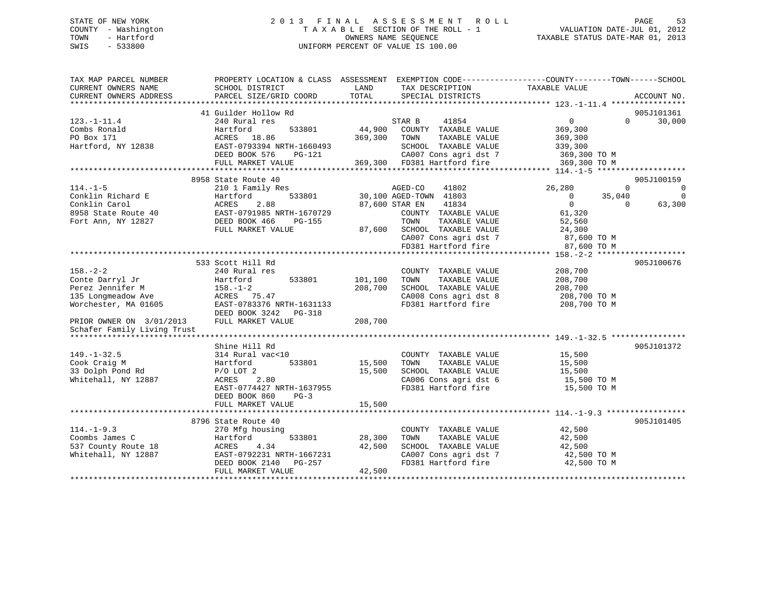STATE OF NEW YORK
COUNTY - Washington
TOWN - Hartford
SWIS - 533800

2 0 1 3 F I N A L A S S E S S M E N T R O L L
T A X A B L E SECTION OF THE ROLL - 1
OWNERS NAME SEQUENCE
UNIFORM PERCENT OF VALUE IS 100.00

VALUATION DATE-JUL 01, 2012
TAXABLE STATUS DATE-MAR 01, 2013

```
TAX MAP PARCEL NUMBER          PROPERTY LOCATION & CLASS  ASSESSMENT  EXEMPTION CODE-----------------COUNTY--------TOWN------SCHOOL
CURRENT OWNERS NAME            SCHOOL DISTRICT               LAND      TAX DESCRIPTION              TAXABLE VALUE
CURRENT OWNERS ADDRESS         PARCEL SIZE/GRID COORD        TOTAL     SPECIAL DISTRICTS                                      ACCOUNT NO.
******************************************************************************************************* 123.-1-11.4 ****************
                              41 Guilder Hollow Rd                                                                          905J101361
123.-1-11.4                   240 Rural res                        STAR B    41854                    0            0     30,000
Combs Ronald                  Hartford        533801      44,900   COUNTY  TAXABLE VALUE         369,300
PO Box 171                    ACRES  18.86               369,300   TOWN    TAXABLE VALUE         369,300
Hartford, NY 12838            EAST-0793394 NRTH-1660493            SCHOOL  TAXABLE VALUE         339,300
                              DEED BOOK 576    PG-121              CA007 Cons agri dst 7          369,300 TO M
                              FULL MARKET VALUE          369,300   FD381 Hartford fire            369,300 TO M
******************************************************************************************************* 114.-1-5 *******************
                              8958 State Route 40                                                                           905J100159
114.-1-5                      210 1 Family Res                     AGED-CO    41802               26,280            0          0
Conklin Richard E             Hartford        533801      30,100 AGED-TOWN  41803                     0       35,040          0
Conklin Carol                 ACRES   2.88                87,600 STAR EN    41834                     0            0     63,300
8958 State Route 40           EAST-0791985 NRTH-1670729            COUNTY  TAXABLE VALUE          61,320
Fort Ann, NY 12827            DEED BOOK 466    PG-155              TOWN    TAXABLE VALUE          52,560
                              FULL MARKET VALUE           87,600   SCHOOL  TAXABLE VALUE          24,300
                                                                   CA007 Cons agri dst 7           87,600 TO M
                                                                   FD381 Hartford fire             87,600 TO M
******************************************************************************************************* 158.-2-2 *******************
                              533 Scott Hill Rd                                                                             905J100676
158.-2-2                      240 Rural res                        COUNTY  TAXABLE VALUE         208,700
Conte Darryl Jr               Hartford        533801     101,100   TOWN    TAXABLE VALUE         208,700
Perez Jennifer M              158.-1-2                   208,700   SCHOOL  TAXABLE VALUE         208,700
135 Longmeadow Ave            ACRES  75.47                         CA008 Cons agri dst 8          208,700 TO M
Worchester, MA 01605          EAST-0783376 NRTH-1631133            FD381 Hartford fire            208,700 TO M
                              DEED BOOK 3242   PG-318
PRIOR OWNER ON 3/01/2013      FULL MARKET VALUE          208,700
Schafer Family Living Trust
******************************************************************************************************* 149.-1-32.5 ****************
                              Shine Hill Rd                                                                                 905J101372
149.-1-32.5                   314 Rural vac<10                     COUNTY  TAXABLE VALUE          15,500
Cook Craig M                  Hartford        533801      15,500   TOWN    TAXABLE VALUE          15,500
33 Dolph Pond Rd              P/O LOT 2                   15,500   SCHOOL  TAXABLE VALUE          15,500
Whitehall, NY 12887           ACRES   2.80                         CA006 Cons agri dst 6           15,500 TO M
                              EAST-0774427 NRTH-1637955            FD381 Hartford fire             15,500 TO M
                              DEED BOOK 860    PG-3
                              FULL MARKET VALUE           15,500
******************************************************************************************************* 114.-1-9.3 *****************
                              8796 State Route 40                                                                           905J101405
114.-1-9.3                    270 Mfg housing                      COUNTY  TAXABLE VALUE          42,500
Coombs James C                Hartford        533801      28,300   TOWN    TAXABLE VALUE          42,500
537 County Route 18           ACRES   4.34                42,500   SCHOOL  TAXABLE VALUE          42,500
Whitehall, NY 12887           EAST-0792231 NRTH-1667231            CA007 Cons agri dst 7           42,500 TO M
                              DEED BOOK 2140   PG-257              FD381 Hartford fire             42,500 TO M
                              FULL MARKET VALUE           42,500
************************************************************************************************************************************
```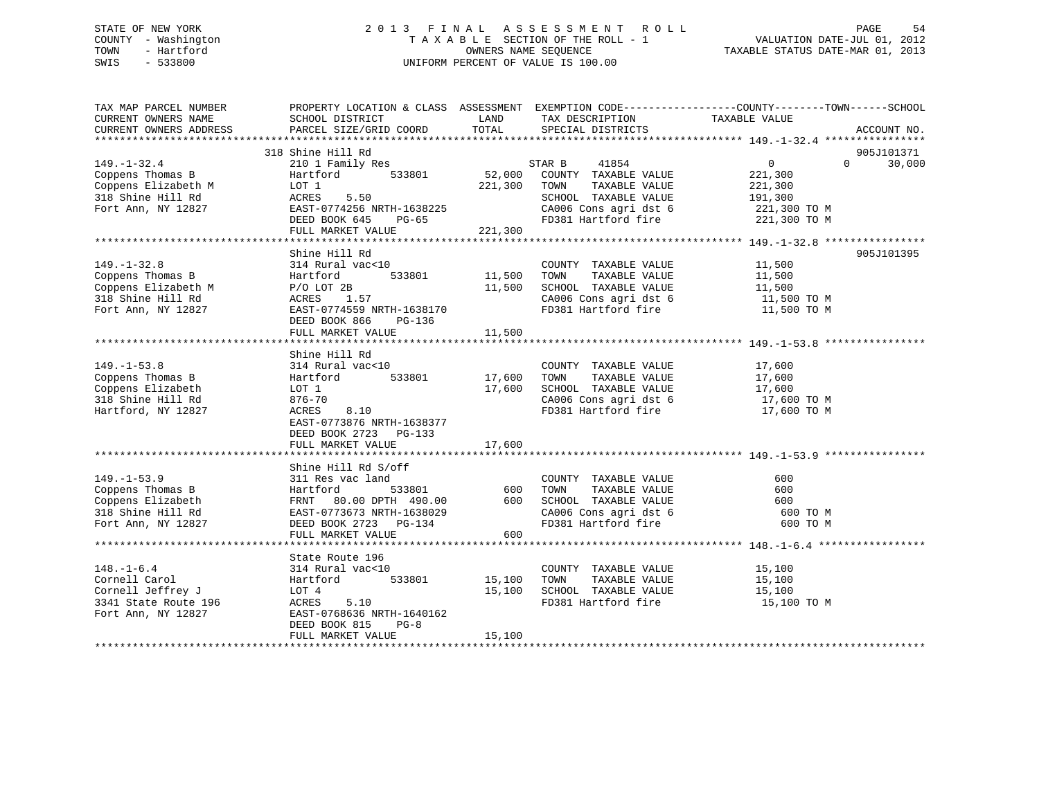STATE OF NEW YORK
COUNTY - Washington
TOWN - Hartford
SWIS - 533800

2013 FINAL ASSESSMENT ROLL
TAXABLE SECTION OF THE ROLL - 1
OWNERS NAME SEQUENCE
UNIFORM PERCENT OF VALUE IS 100.00

VALUATION DATE-JUL 01, 2012
TAXABLE STATUS DATE-MAR 01, 2013

```
TAX MAP PARCEL NUMBER      PROPERTY LOCATION & CLASS  ASSESSMENT  EXEMPTION CODE-----------------COUNTY--------TOWN------SCHOOL
CURRENT OWNERS NAME        SCHOOL DISTRICT             LAND       TAX DESCRIPTION            TAXABLE VALUE
CURRENT OWNERS ADDRESS     PARCEL SIZE/GRID COORD      TOTAL      SPECIAL DISTRICTS                                    ACCOUNT NO.
******************************************************************************************************* 149.-1-32.4 ****************
                           318 Shine Hill Rd                                                                          905J101371
149.-1-32.4                210 1 Family Res                       STAR B     41854              0            0       30,000
Coppens Thomas B           Hartford       533801        52,000    COUNTY  TAXABLE VALUE         221,300
Coppens Elizabeth M        LOT 1                       221,300    TOWN    TAXABLE VALUE         221,300
318 Shine Hill Rd          ACRES     5.50                         SCHOOL  TAXABLE VALUE         191,300
Fort Ann, NY 12827         EAST-0774256 NRTH-1638225              CA006 Cons agri dst 6          221,300 TO M
                           DEED BOOK 645     PG-65                FD381 Hartford fire            221,300 TO M
                           FULL MARKET VALUE           221,300
******************************************************************************************************* 149.-1-32.8 ****************
                           Shine Hill Rd                                                                              905J101395
149.-1-32.8                314 Rural vac<10                       COUNTY  TAXABLE VALUE          11,500
Coppens Thomas B           Hartford       533801        11,500    TOWN    TAXABLE VALUE          11,500
Coppens Elizabeth M        P/O LOT 2B                   11,500    SCHOOL  TAXABLE VALUE          11,500
318 Shine Hill Rd          ACRES     1.57                         CA006 Cons agri dst 6           11,500 TO M
Fort Ann, NY 12827         EAST-0774559 NRTH-1638170              FD381 Hartford fire             11,500 TO M
                           DEED BOOK 866     PG-136
                           FULL MARKET VALUE            11,500
******************************************************************************************************* 149.-1-53.8 ****************
                           Shine Hill Rd
149.-1-53.8                314 Rural vac<10                       COUNTY  TAXABLE VALUE          17,600
Coppens Thomas B           Hartford       533801        17,600    TOWN    TAXABLE VALUE          17,600
Coppens Elizabeth          LOT 1                        17,600    SCHOOL  TAXABLE VALUE          17,600
318 Shine Hill Rd          876-70                                 CA006 Cons agri dst 6           17,600 TO M
Hartford, NY 12827         ACRES     8.10                         FD381 Hartford fire             17,600 TO M
                           EAST-0773876 NRTH-1638377
                           DEED BOOK 2723    PG-133
                           FULL MARKET VALUE            17,600
******************************************************************************************************* 149.-1-53.9 ****************
                           Shine Hill Rd S/off
149.-1-53.9                311 Res vac land                       COUNTY  TAXABLE VALUE             600
Coppens Thomas B           Hartford       533801           600    TOWN    TAXABLE VALUE             600
Coppens Elizabeth          FRNT  80.00 DPTH 490.00         600    SCHOOL  TAXABLE VALUE             600
318 Shine Hill Rd          EAST-0773673 NRTH-1638029              CA006 Cons agri dst 6              600 TO M
Fort Ann, NY 12827         DEED BOOK 2723    PG-134               FD381 Hartford fire                600 TO M
                           FULL MARKET VALUE               600
******************************************************************************************************* 148.-1-6.4 *****************
                           State Route 196
148.-1-6.4                 314 Rural vac<10                       COUNTY  TAXABLE VALUE          15,100
Cornell Carol              Hartford       533801        15,100    TOWN    TAXABLE VALUE          15,100
Cornell Jeffrey J          LOT 4                        15,100    SCHOOL  TAXABLE VALUE          15,100
3341 State Route 196       ACRES     5.10                         FD381 Hartford fire             15,100 TO M
Fort Ann, NY 12827         EAST-0768636 NRTH-1640162
                           DEED BOOK 815     PG-8
                           FULL MARKET VALUE            15,100
************************************************************************************************************************************
```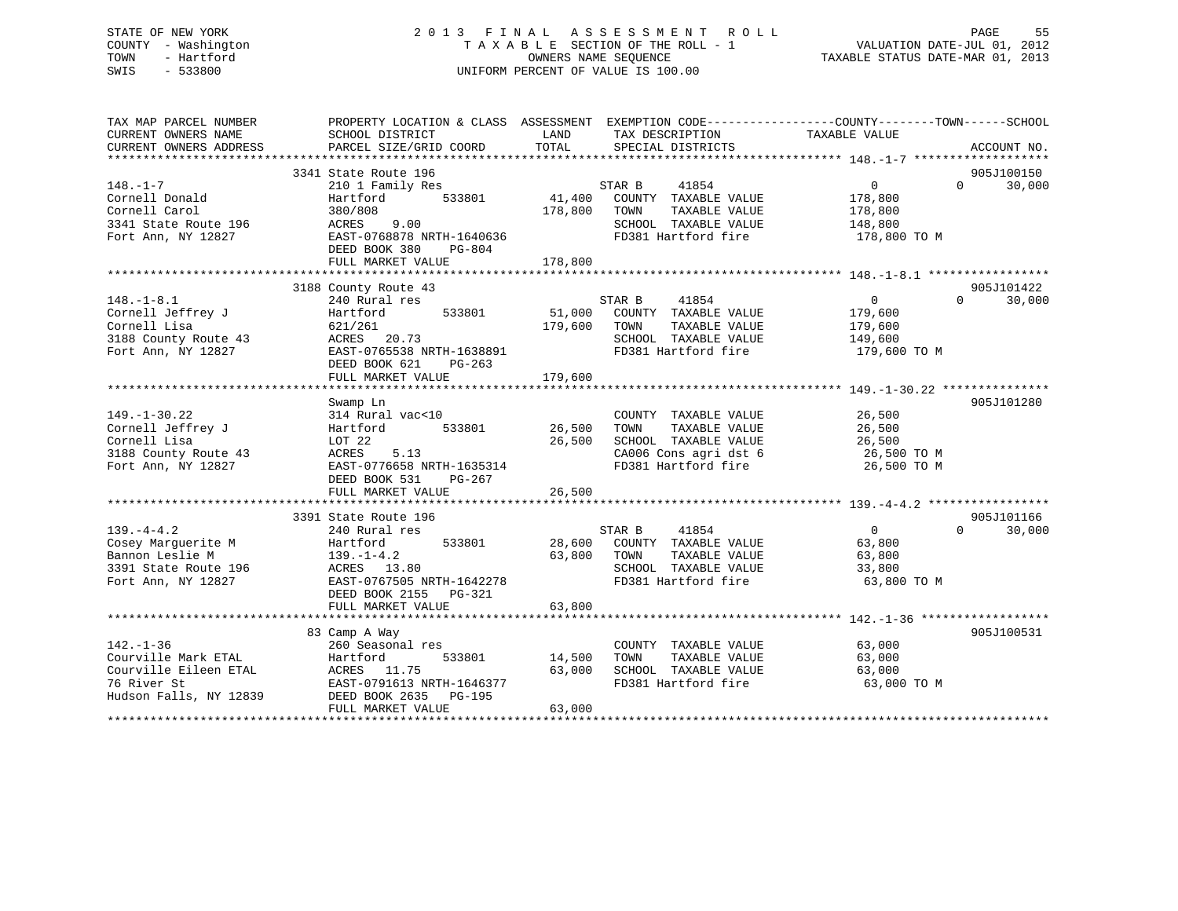STATE OF NEW YORK
COUNTY - Washington
TOWN - Hartford
SWIS - 533800

# 2013 FINAL ASSESSMENT ROLL
TAXABLE SECTION OF THE ROLL - 1
OWNERS NAME SEQUENCE
UNIFORM PERCENT OF VALUE IS 100.00

VALUATION DATE-JUL 01, 2012
TAXABLE STATUS DATE-MAR 01, 2013

| TAX MAP PARCEL NUMBER / CURRENT OWNERS NAME / CURRENT OWNERS ADDRESS | PROPERTY LOCATION & CLASS / SCHOOL DISTRICT / PARCEL SIZE/GRID COORD | ASSESSMENT LAND | TOTAL | EXEMPTION CODE / TAX DESCRIPTION / SPECIAL DISTRICTS | COUNTY TAXABLE VALUE | TOWN | SCHOOL | ACCOUNT NO. |
|---|---|---|---|---|---|---|---|---|
| 148.-1-7 | 3341 State Route 196 | | | | | | | 905J100150 |
| 148.-1-7 | 210 1 Family Res | | | STAR B 41854 | 0 | 0 | 30,000 | |
| Cornell Donald | Hartford 533801 | 41,400 | | COUNTY TAXABLE VALUE | 178,800 | | | |
| Cornell Carol | 380/808 | | 178,800 | TOWN TAXABLE VALUE | 178,800 | | | |
| 3341 State Route 196 | ACRES 9.00 | | | SCHOOL TAXABLE VALUE | 148,800 | | | |
| Fort Ann, NY 12827 | EAST-0768878 NRTH-1640636 | | | FD381 Hartford fire | 178,800 TO M | | | |
| | DEED BOOK 380 PG-804 | | | | | | | |
| | FULL MARKET VALUE | | 178,800 | | | | | |
| 148.-1-8.1 | 3188 County Route 43 | | | | | | | 905J101422 |
| 148.-1-8.1 | 240 Rural res | | | STAR B 41854 | 0 | 0 | 30,000 | |
| Cornell Jeffrey J | Hartford 533801 | 51,000 | | COUNTY TAXABLE VALUE | 179,600 | | | |
| Cornell Lisa | 621/261 | | 179,600 | TOWN TAXABLE VALUE | 179,600 | | | |
| 3188 County Route 43 | ACRES 20.73 | | | SCHOOL TAXABLE VALUE | 149,600 | | | |
| Fort Ann, NY 12827 | EAST-0765538 NRTH-1638891 | | | FD381 Hartford fire | 179,600 TO M | | | |
| | DEED BOOK 621 PG-263 | | | | | | | |
| | FULL MARKET VALUE | | 179,600 | | | | | |
| 149.-1-30.22 | Swamp Ln | | | | | | | 905J101280 |
| 149.-1-30.22 | 314 Rural vac<10 | | | COUNTY TAXABLE VALUE | 26,500 | | | |
| Cornell Jeffrey J | Hartford 533801 | 26,500 | | TOWN TAXABLE VALUE | 26,500 | | | |
| Cornell Lisa | LOT 22 | | 26,500 | SCHOOL TAXABLE VALUE | 26,500 | | | |
| 3188 County Route 43 | ACRES 5.13 | | | CA006 Cons agri dst 6 | 26,500 TO M | | | |
| Fort Ann, NY 12827 | EAST-0776658 NRTH-1635314 | | | FD381 Hartford fire | 26,500 TO M | | | |
| | DEED BOOK 531 PG-267 | | | | | | | |
| | FULL MARKET VALUE | | 26,500 | | | | | |
| 139.-4-4.2 | 3391 State Route 196 | | | | | | | 905J101166 |
| 139.-4-4.2 | 240 Rural res | | | STAR B 41854 | 0 | 0 | 30,000 | |
| Cosey Marguerite M | Hartford 533801 | 28,600 | | COUNTY TAXABLE VALUE | 63,800 | | | |
| Bannon Leslie M | 139.-1-4.2 | | 63,800 | TOWN TAXABLE VALUE | 63,800 | | | |
| 3391 State Route 196 | ACRES 13.80 | | | SCHOOL TAXABLE VALUE | 33,800 | | | |
| Fort Ann, NY 12827 | EAST-0767505 NRTH-1642278 | | | FD381 Hartford fire | 63,800 TO M | | | |
| | DEED BOOK 2155 PG-321 | | | | | | | |
| | FULL MARKET VALUE | | 63,800 | | | | | |
| 142.-1-36 | 83 Camp A Way | | | | | | | 905J100531 |
| 142.-1-36 | 260 Seasonal res | | | COUNTY TAXABLE VALUE | 63,000 | | | |
| Courville Mark ETAL | Hartford 533801 | 14,500 | | TOWN TAXABLE VALUE | 63,000 | | | |
| Courville Eileen ETAL | ACRES 11.75 | | 63,000 | SCHOOL TAXABLE VALUE | 63,000 | | | |
| 76 River St | EAST-0791613 NRTH-1646377 | | | FD381 Hartford fire | 63,000 TO M | | | |
| Hudson Falls, NY 12839 | DEED BOOK 2635 PG-195 | | | | | | | |
| | FULL MARKET VALUE | | 63,000 | | | | | |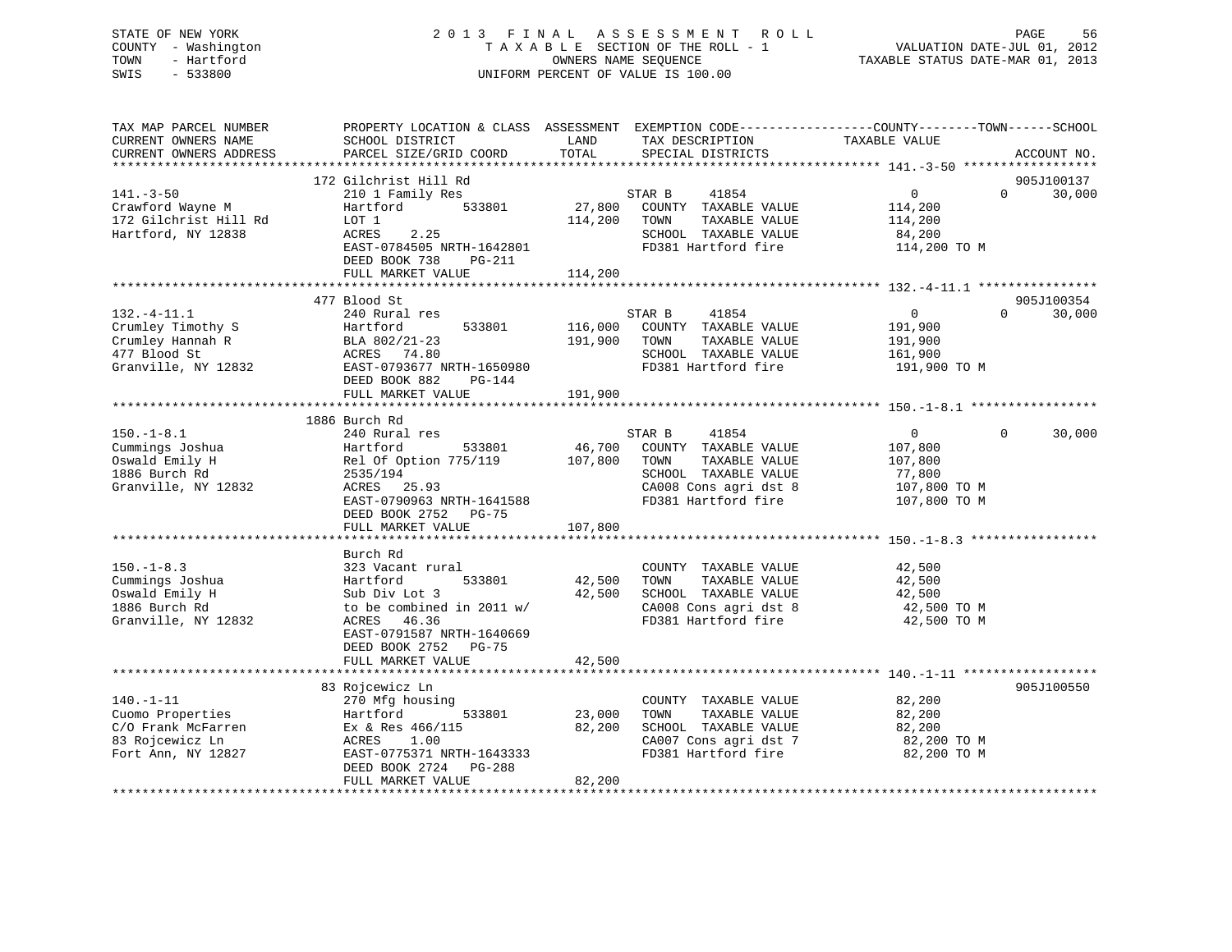STATE OF NEW YORK
COUNTY - Washington
TOWN - Hartford
SWIS - 533800

2013 FINAL ASSESSMENT ROLL
TAXABLE SECTION OF THE ROLL - 1
OWNERS NAME SEQUENCE
UNIFORM PERCENT OF VALUE IS 100.00

VALUATION DATE-JUL 01, 2012
TAXABLE STATUS DATE-MAR 01, 2013

```
TAX MAP PARCEL NUMBER          PROPERTY LOCATION & CLASS  ASSESSMENT  EXEMPTION CODE------------------COUNTY--------TOWN------SCHOOL
CURRENT OWNERS NAME            SCHOOL DISTRICT            LAND        TAX DESCRIPTION              TAXABLE VALUE
CURRENT OWNERS ADDRESS         PARCEL SIZE/GRID COORD     TOTAL       SPECIAL DISTRICTS                                         ACCOUNT NO.
******************************************************************************************************* 141.-3-50 ******************
                               172 Gilchrist Hill Rd                                                                          905J100137
141.-3-50                      210 1 Family Res                        STAR B     41854                  0            0      30,000
Crawford Wayne M               Hartford          533801      27,800    COUNTY  TAXABLE VALUE          114,200
172 Gilchrist Hill Rd          LOT 1                        114,200    TOWN    TAXABLE VALUE          114,200
Hartford, NY 12838             ACRES     2.25                          SCHOOL  TAXABLE VALUE           84,200
                               EAST-0784505 NRTH-1642801               FD381 Hartford fire            114,200 TO M
                               DEED BOOK 738     PG-211
                               FULL MARKET VALUE            114,200
******************************************************************************************************* 132.-4-11.1 ****************
                               477 Blood St                                                                                   905J100354
132.-4-11.1                    240 Rural res                           STAR B     41854                  0            0      30,000
Crumley Timothy S              Hartford          533801     116,000    COUNTY  TAXABLE VALUE          191,900
Crumley Hannah R               BLA 802/21-23                191,900    TOWN    TAXABLE VALUE          191,900
477 Blood St                   ACRES    74.80                          SCHOOL  TAXABLE VALUE          161,900
Granville, NY 12832            EAST-0793677 NRTH-1650980               FD381 Hartford fire            191,900 TO M
                               DEED BOOK 882     PG-144
                               FULL MARKET VALUE            191,900
******************************************************************************************************* 150.-1-8.1 *****************
                               1886 Burch Rd
150.-1-8.1                     240 Rural res                           STAR B     41854                  0            0      30,000
Cummings Joshua                Hartford          533801      46,700    COUNTY  TAXABLE VALUE          107,800
Oswald Emily H                 Rel Of Option 775/119        107,800    TOWN    TAXABLE VALUE          107,800
1886 Burch Rd                  2535/194                                SCHOOL  TAXABLE VALUE           77,800
Granville, NY 12832            ACRES    25.93                          CA008 Cons agri dst 8          107,800 TO M
                               EAST-0790963 NRTH-1641588               FD381 Hartford fire            107,800 TO M
                               DEED BOOK 2752    PG-75
                               FULL MARKET VALUE            107,800
******************************************************************************************************* 150.-1-8.3 *****************
                               Burch Rd
150.-1-8.3                     323 Vacant rural                        COUNTY  TAXABLE VALUE           42,500
Cummings Joshua                Hartford          533801      42,500    TOWN    TAXABLE VALUE           42,500
Oswald Emily H                 Sub Div Lot 3                 42,500    SCHOOL  TAXABLE VALUE           42,500
1886 Burch Rd                  to be combined in 2011 w/               CA008 Cons agri dst 8           42,500 TO M
Granville, NY 12832            ACRES    46.36                          FD381 Hartford fire             42,500 TO M
                               EAST-0791587 NRTH-1640669
                               DEED BOOK 2752    PG-75
                               FULL MARKET VALUE             42,500
******************************************************************************************************* 140.-1-11 ******************
                               83 Rojcewicz Ln                                                                                905J100550
140.-1-11                      270 Mfg housing                         COUNTY  TAXABLE VALUE           82,200
Cuomo Properties               Hartford          533801      23,000    TOWN    TAXABLE VALUE           82,200
C/O Frank McFarren             Ex & Res 466/115              82,200    SCHOOL  TAXABLE VALUE           82,200
83 Rojcewicz Ln                ACRES     1.00                          CA007 Cons agri dst 7           82,200 TO M
Fort Ann, NY 12827             EAST-0775371 NRTH-1643333               FD381 Hartford fire             82,200 TO M
                               DEED BOOK 2724    PG-288
                               FULL MARKET VALUE             82,200
************************************************************************************************************************************
```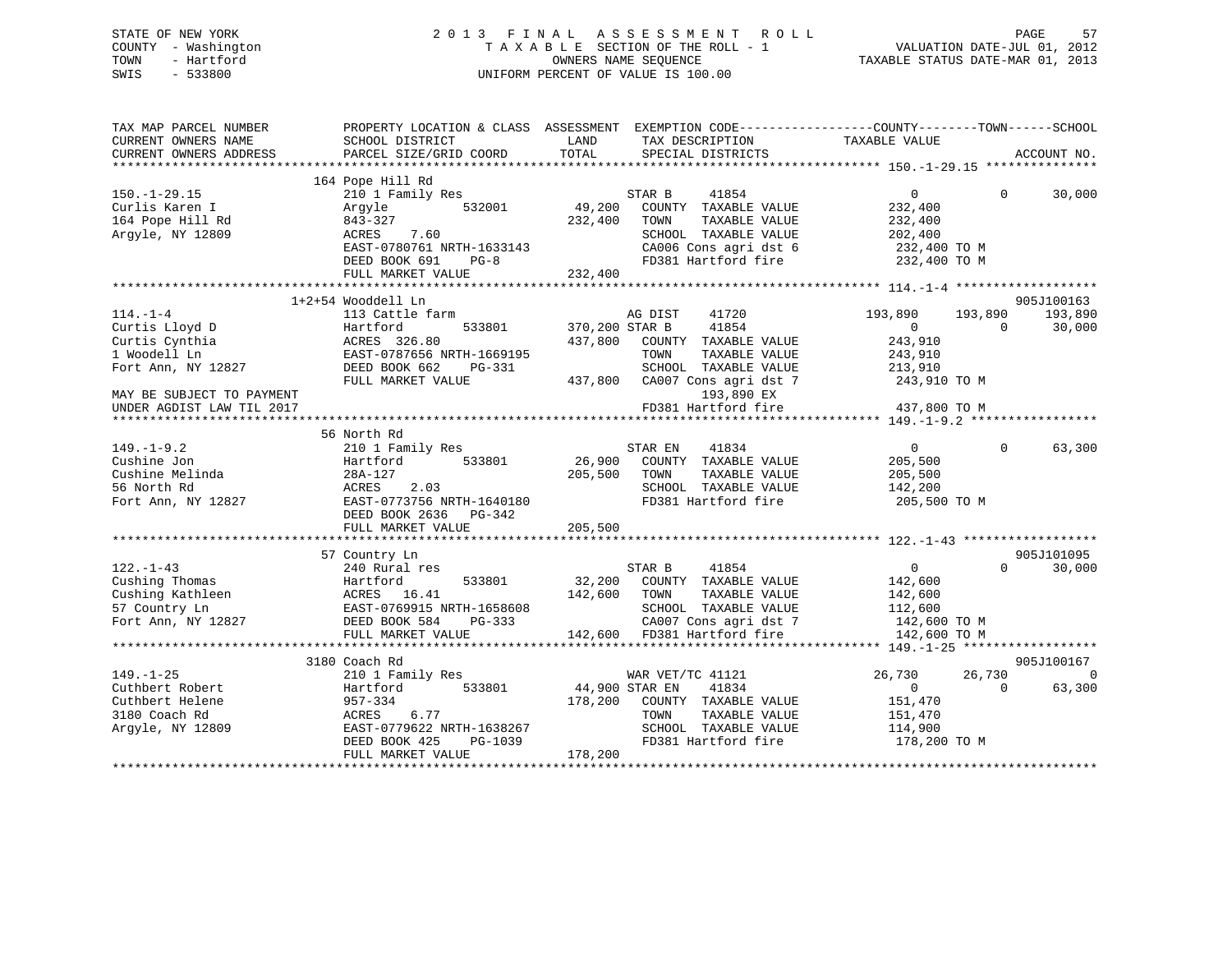STATE OF NEW YORK
COUNTY - Washington
TOWN - Hartford
SWIS - 533800

2013 FINAL ASSESSMENT ROLL
TAXABLE SECTION OF THE ROLL - 1
OWNERS NAME SEQUENCE
UNIFORM PERCENT OF VALUE IS 100.00

VALUATION DATE-JUL 01, 2012
TAXABLE STATUS DATE-MAR 01, 2013

```
TAX MAP PARCEL NUMBER          PROPERTY LOCATION & CLASS  ASSESSMENT  EXEMPTION CODE------------------COUNTY--------TOWN------SCHOOL
CURRENT OWNERS NAME            SCHOOL DISTRICT              LAND       TAX DESCRIPTION              TAXABLE VALUE
CURRENT OWNERS ADDRESS         PARCEL SIZE/GRID COORD       TOTAL      SPECIAL DISTRICTS                                        ACCOUNT NO.
******************************************************************************************************* 150.-1-29.15 ***************
                               164 Pope Hill Rd
150.-1-29.15                   210 1 Family Res                        STAR B     41854                  0          0       30,000
Curlis Karen I                 Argyle          532001       49,200     COUNTY  TAXABLE VALUE          232,400
164 Pope Hill Rd               843-327                     232,400     TOWN    TAXABLE VALUE          232,400
Argyle, NY 12809               ACRES    7.60                           SCHOOL  TAXABLE VALUE          202,400
                               EAST-0780761 NRTH-1633143               CA006 Cons agri dst 6           232,400 TO M
                               DEED BOOK 691    PG-8                   FD381 Hartford fire             232,400 TO M
                               FULL MARKET VALUE           232,400
******************************************************************************************************* 114.-1-4 *******************
                           1+2+54 Wooddell Ln                                                                          905J100163
114.-1-4                       113 Cattle farm                         AG DIST    41720             193,890    193,890     193,890
Curtis Lloyd D                 Hartford        533801      370,200 STAR B     41854                  0          0       30,000
Curtis Cynthia                 ACRES  326.80               437,800     COUNTY  TAXABLE VALUE          243,910
1 Woodell Ln                   EAST-0787656 NRTH-1669195               TOWN    TAXABLE VALUE          243,910
Fort Ann, NY 12827             DEED BOOK 662    PG-331                 SCHOOL  TAXABLE VALUE          213,910
                               FULL MARKET VALUE           437,800     CA007 Cons agri dst 7           243,910 TO M
MAY BE SUBJECT TO PAYMENT                                                  193,890 EX
UNDER AGDIST LAW TIL 2017                                              FD381 Hartford fire             437,800 TO M
******************************************************************************************************* 149.-1-9.2 *****************
                               56 North Rd
149.-1-9.2                     210 1 Family Res                        STAR EN    41834                  0          0       63,300
Cushine Jon                    Hartford        533801       26,900     COUNTY  TAXABLE VALUE          205,500
Cushine Melinda                28A-127                     205,500     TOWN    TAXABLE VALUE          205,500
56 North Rd                    ACRES    2.03                           SCHOOL  TAXABLE VALUE          142,200
Fort Ann, NY 12827             EAST-0773756 NRTH-1640180               FD381 Hartford fire             205,500 TO M
                               DEED BOOK 2636   PG-342
                               FULL MARKET VALUE           205,500
******************************************************************************************************* 122.-1-43 ******************
                               57 Country Ln                                                                            905J101095
122.-1-43                      240 Rural res                           STAR B     41854                  0          0       30,000
Cushing Thomas                 Hartford        533801       32,200     COUNTY  TAXABLE VALUE          142,600
Cushing Kathleen               ACRES   16.41               142,600     TOWN    TAXABLE VALUE          142,600
57 Country Ln                  EAST-0769915 NRTH-1658608               SCHOOL  TAXABLE VALUE          112,600
Fort Ann, NY 12827             DEED BOOK 584    PG-333                 CA007 Cons agri dst 7           142,600 TO M
                               FULL MARKET VALUE           142,600     FD381 Hartford fire             142,600 TO M
******************************************************************************************************* 149.-1-25 ******************
                               3180 Coach Rd                                                                            905J100167
149.-1-25                      210 1 Family Res                        WAR VET/TC 41121              26,730     26,730           0
Cuthbert Robert                Hartford        533801       44,900 STAR EN    41834                  0          0       63,300
Cuthbert Helene                957-334                     178,200     COUNTY  TAXABLE VALUE          151,470
3180 Coach Rd                  ACRES    6.77                           TOWN    TAXABLE VALUE          151,470
Argyle, NY 12809               EAST-0779622 NRTH-1638267               SCHOOL  TAXABLE VALUE          114,900
                               DEED BOOK 425    PG-1039                FD381 Hartford fire             178,200 TO M
                               FULL MARKET VALUE           178,200
************************************************************************************************************************************
```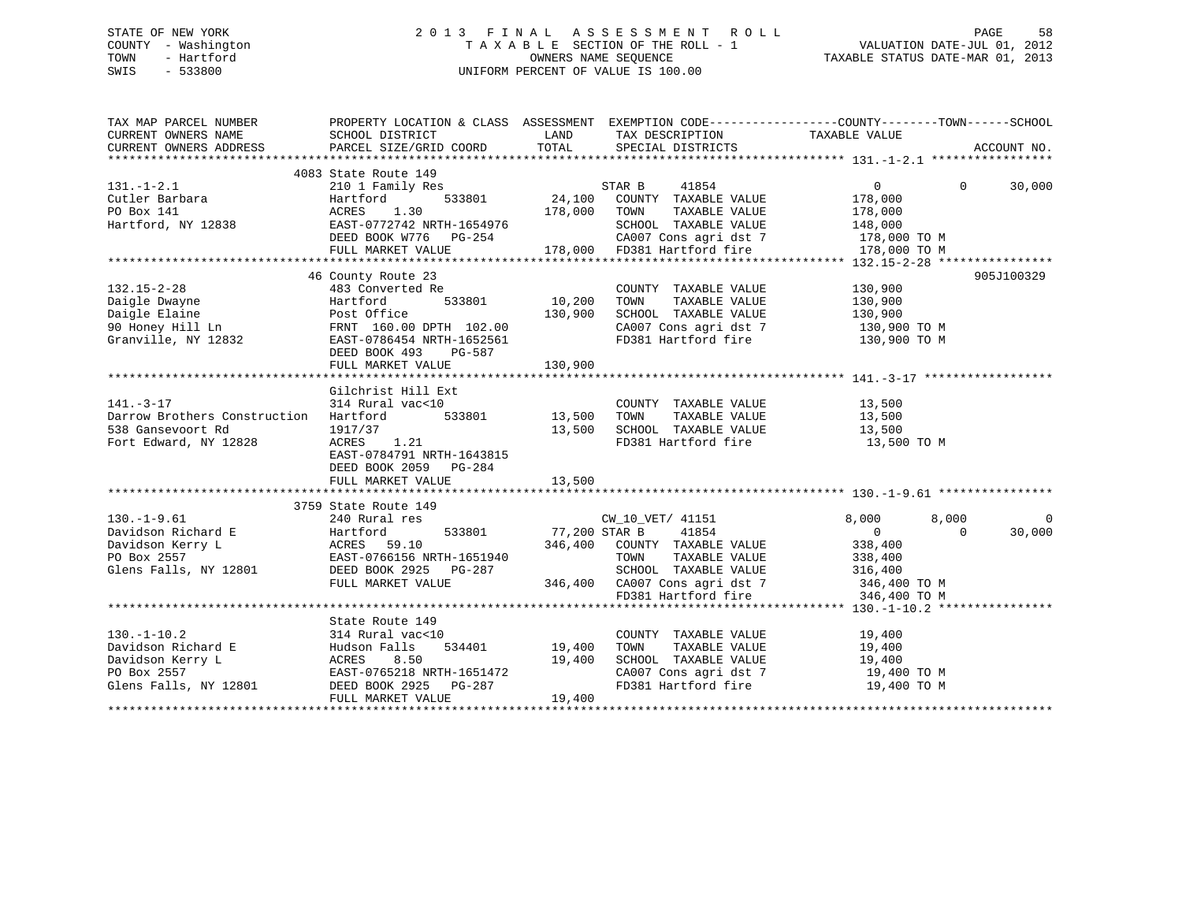STATE OF NEW YORK
COUNTY - Washington
TOWN - Hartford
SWIS - 533800

2013 FINAL ASSESSMENT ROLL
TAXABLE SECTION OF THE ROLL - 1
OWNERS NAME SEQUENCE
UNIFORM PERCENT OF VALUE IS 100.00

VALUATION DATE-JUL 01, 2012
TAXABLE STATUS DATE-MAR 01, 2013

| TAX MAP PARCEL NUMBER / CURRENT OWNERS NAME / CURRENT OWNERS ADDRESS | PROPERTY LOCATION & CLASS / SCHOOL DISTRICT / PARCEL SIZE/GRID COORD | ASSESSMENT LAND / TOTAL | EXEMPTION CODE / TAX DESCRIPTION / SPECIAL DISTRICTS | COUNTY | TOWN | SCHOOL | ACCOUNT NO. |
|---|---|---|---|---|---|---|---|
| **131.-1-2.1** | 4083 State Route 149 | | | | | | |
| 131.-1-2.1 | 210 1 Family Res | | STAR B 41854 | 0 | 0 | 30,000 | |
| Cutler Barbara | Hartford 533801 | 24,100 | COUNTY TAXABLE VALUE | 178,000 | | | |
| PO Box 141 | ACRES 1.30 | 178,000 | TOWN TAXABLE VALUE | 178,000 | | | |
| Hartford, NY 12838 | EAST-0772742 NRTH-1654976 | | SCHOOL TAXABLE VALUE | 148,000 | | | |
| | DEED BOOK W776 PG-254 | | CA007 Cons agri dst 7 | 178,000 TO M | | | |
| | FULL MARKET VALUE | 178,000 | FD381 Hartford fire | 178,000 TO M | | | |
| **132.15-2-28** | 46 County Route 23 | | | | | | 905J100329 |
| 132.15-2-28 | 483 Converted Re | | COUNTY TAXABLE VALUE | 130,900 | | | |
| Daigle Dwayne | Hartford 533801 | 10,200 | TOWN TAXABLE VALUE | 130,900 | | | |
| Daigle Elaine | Post Office | 130,900 | SCHOOL TAXABLE VALUE | 130,900 | | | |
| 90 Honey Hill Ln | FRNT 160.00 DPTH 102.00 | | CA007 Cons agri dst 7 | 130,900 TO M | | | |
| Granville, NY 12832 | EAST-0786454 NRTH-1652561 | | FD381 Hartford fire | 130,900 TO M | | | |
| | DEED BOOK 493 PG-587 | | | | | | |
| | FULL MARKET VALUE | 130,900 | | | | | |
| **141.-3-17** | Gilchrist Hill Ext | | | | | | |
| 141.-3-17 | 314 Rural vac<10 | | COUNTY TAXABLE VALUE | 13,500 | | | |
| Darrow Brothers Construction | Hartford 533801 | 13,500 | TOWN TAXABLE VALUE | 13,500 | | | |
| 538 Gansevoort Rd | 1917/37 | 13,500 | SCHOOL TAXABLE VALUE | 13,500 | | | |
| Fort Edward, NY 12828 | ACRES 1.21 | | FD381 Hartford fire | 13,500 TO M | | | |
| | EAST-0784791 NRTH-1643815 | | | | | | |
| | DEED BOOK 2059 PG-284 | | | | | | |
| | FULL MARKET VALUE | 13,500 | | | | | |
| **130.-1-9.61** | 3759 State Route 149 | | | | | | |
| 130.-1-9.61 | 240 Rural res | | CW_10_VET/ 41151 | 8,000 | 8,000 | 0 | |
| Davidson Richard E | Hartford 533801 | 77,200 | STAR B 41854 | 0 | 0 | 30,000 | |
| Davidson Kerry L | ACRES 59.10 | 346,400 | COUNTY TAXABLE VALUE | 338,400 | | | |
| PO Box 2557 | EAST-0766156 NRTH-1651940 | | TOWN TAXABLE VALUE | 338,400 | | | |
| Glens Falls, NY 12801 | DEED BOOK 2925 PG-287 | | SCHOOL TAXABLE VALUE | 316,400 | | | |
| | FULL MARKET VALUE | 346,400 | CA007 Cons agri dst 7 | 346,400 TO M | | | |
| | | | FD381 Hartford fire | 346,400 TO M | | | |
| **130.-1-10.2** | State Route 149 | | | | | | |
| 130.-1-10.2 | 314 Rural vac<10 | | COUNTY TAXABLE VALUE | 19,400 | | | |
| Davidson Richard E | Hudson Falls 534401 | 19,400 | TOWN TAXABLE VALUE | 19,400 | | | |
| Davidson Kerry L | ACRES 8.50 | 19,400 | SCHOOL TAXABLE VALUE | 19,400 | | | |
| PO Box 2557 | EAST-0765218 NRTH-1651472 | | CA007 Cons agri dst 7 | 19,400 TO M | | | |
| Glens Falls, NY 12801 | DEED BOOK 2925 PG-287 | | FD381 Hartford fire | 19,400 TO M | | | |
| | FULL MARKET VALUE | 19,400 | | | | | |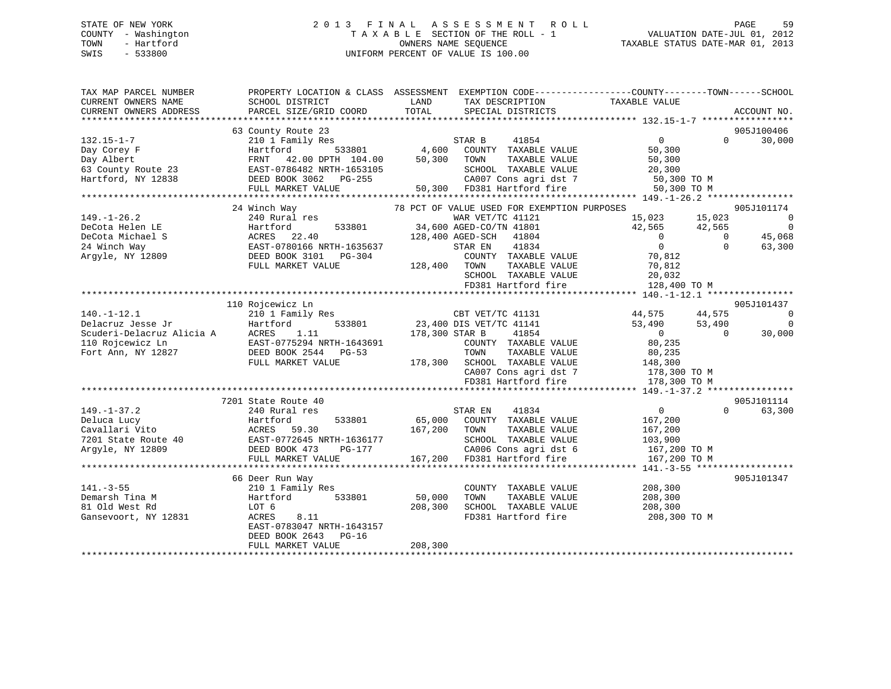STATE OF NEW YORK
COUNTY - Washington
TOWN - Hartford
SWIS - 533800

# 2013 FINAL ASSESSMENT ROLL
TAXABLE SECTION OF THE ROLL - 1
OWNERS NAME SEQUENCE
UNIFORM PERCENT OF VALUE IS 100.00

VALUATION DATE-JUL 01, 2012
TAXABLE STATUS DATE-MAR 01, 2013

```
TAX MAP PARCEL NUMBER          PROPERTY LOCATION & CLASS  ASSESSMENT  EXEMPTION CODE------------------COUNTY--------TOWN------SCHOOL
CURRENT OWNERS NAME            SCHOOL DISTRICT               LAND      TAX DESCRIPTION              TAXABLE VALUE
CURRENT OWNERS ADDRESS         PARCEL SIZE/GRID COORD        TOTAL     SPECIAL DISTRICTS                                      ACCOUNT NO.
*********************************************************************************************** 132.15-1-7 *****************
                             63 County Route 23                                                                           905J100406
132.15-1-7                   210 1 Family Res                      STAR B      41854                  0             0       30,000
Day Corey F                  Hartford        533801        4,600    COUNTY  TAXABLE VALUE             50,300
Day Albert                   FRNT  42.00 DPTH 104.00      50,300    TOWN    TAXABLE VALUE             50,300
63 County Route 23           EAST-0786482 NRTH-1653105              SCHOOL  TAXABLE VALUE             20,300
Hartford, NY 12838           DEED BOOK 3062   PG-255                CA007 Cons agri dst 7              50,300 TO M
                             FULL MARKET VALUE            50,300    FD381 Hartford fire                50,300 TO M
*********************************************************************************************** 149.-1-26.2 ****************
                             24 Winch Way                      78 PCT OF VALUE USED FOR EXEMPTION PURPOSES                 905J101174
149.-1-26.2                  240 Rural res                         WAR VET/TC 41121              15,023        15,023            0
DeCota Helen LE              Hartford        533801       34,600 AGED-CO/TN 41801               42,565        42,565            0
DeCota Michael S             ACRES  22.40                128,400 AGED-SCH   41804                    0             0       45,068
24 Winch Way                 EAST-0780166 NRTH-1635637             STAR EN     41834                  0             0       63,300
Argyle, NY 12809             DEED BOOK 3101   PG-304                COUNTY  TAXABLE VALUE             70,812
                             FULL MARKET VALUE           128,400    TOWN    TAXABLE VALUE             70,812
                                                                    SCHOOL  TAXABLE VALUE             20,032
                                                                    FD381 Hartford fire               128,400 TO M
*********************************************************************************************** 140.-1-12.1 ****************
                             110 Rojcewicz Ln                                                                              905J101437
140.-1-12.1                  210 1 Family Res                      CBT VET/TC 41131              44,575        44,575            0
Delacruz Jesse Jr            Hartford        533801       23,400 DIS VET/TC 41141               53,490        53,490            0
Scuderi-Delacruz Alicia A    ACRES   1.11                178,300 STAR B     41854                    0             0       30,000
110 Rojcewicz Ln             EAST-0775294 NRTH-1643691              COUNTY  TAXABLE VALUE             80,235
Fort Ann, NY 12827           DEED BOOK 2544   PG-53                 TOWN    TAXABLE VALUE             80,235
                             FULL MARKET VALUE           178,300    SCHOOL  TAXABLE VALUE            148,300
                                                                    CA007 Cons agri dst 7             178,300 TO M
                                                                    FD381 Hartford fire               178,300 TO M
*********************************************************************************************** 149.-1-37.2 ****************
                             7201 State Route 40                                                                           905J101114
149.-1-37.2                  240 Rural res                         STAR EN     41834                  0             0       63,300
Deluca Lucy                  Hartford        533801       65,000    COUNTY  TAXABLE VALUE            167,200
Cavallari Vito               ACRES  59.30                167,200    TOWN    TAXABLE VALUE            167,200
7201 State Route 40          EAST-0772645 NRTH-1636177              SCHOOL  TAXABLE VALUE            103,900
Argyle, NY 12809             DEED BOOK 473    PG-177                CA006 Cons agri dst 6             167,200 TO M
                             FULL MARKET VALUE           167,200    FD381 Hartford fire               167,200 TO M
*********************************************************************************************** 141.-3-55 ******************
                             66 Deer Run Way                                                                               905J101347
141.-3-55                    210 1 Family Res                       COUNTY  TAXABLE VALUE            208,300
Demarsh Tina M               Hartford        533801       50,000    TOWN    TAXABLE VALUE            208,300
81 Old West Rd               LOT 6                       208,300    SCHOOL  TAXABLE VALUE            208,300
Gansevoort, NY 12831         ACRES   8.11                           FD381 Hartford fire               208,300 TO M
                             EAST-0783047 NRTH-1643157
                             DEED BOOK 2643   PG-16
                             FULL MARKET VALUE           208,300
******************************************************************************************************************************
```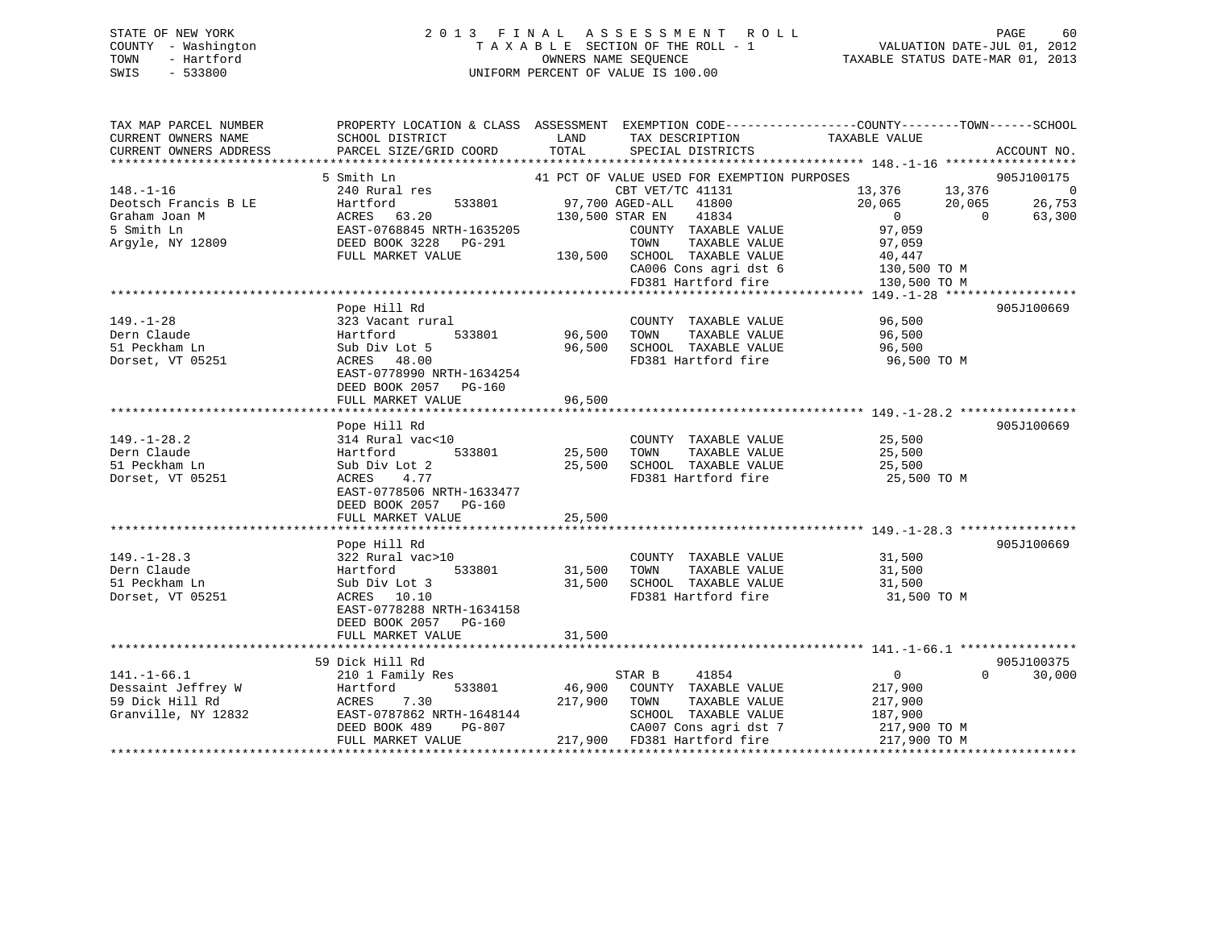STATE OF NEW YORK
COUNTY - Washington
TOWN - Hartford
SWIS - 533800

2013 FINAL ASSESSMENT ROLL
TAXABLE SECTION OF THE ROLL - 1
OWNERS NAME SEQUENCE
UNIFORM PERCENT OF VALUE IS 100.00

VALUATION DATE-JUL 01, 2012
TAXABLE STATUS DATE-MAR 01, 2013

| TAX MAP PARCEL NUMBER / CURRENT OWNERS NAME / CURRENT OWNERS ADDRESS | PROPERTY LOCATION & CLASS / SCHOOL DISTRICT / PARCEL SIZE/GRID COORD | ASSESSMENT LAND / TOTAL | EXEMPTION CODE / TAX DESCRIPTION / SPECIAL DISTRICTS | COUNTY TAXABLE VALUE | TOWN | SCHOOL | ACCOUNT NO. |
|---|---|---|---|---|---|---|---|
| **148.-1-16** | 5 Smith Ln | | 41 PCT OF VALUE USED FOR EXEMPTION PURPOSES | | | | 905J100175 |
| 148.-1-16 | 240 Rural res | | CBT VET/TC 41131 | 13,376 | 13,376 | 0 | |
| Deotsch Francis B LE | Hartford 533801 | 97,700 | AGED-ALL 41800 | 20,065 | 20,065 | 26,753 | |
| Graham Joan M | ACRES 63.20 | 130,500 | STAR EN 41834 | 0 | 0 | 63,300 | |
| 5 Smith Ln | EAST-0768845 NRTH-1635205 | | COUNTY TAXABLE VALUE | 97,059 | | | |
| Argyle, NY 12809 | DEED BOOK 3228 PG-291 | | TOWN TAXABLE VALUE | 97,059 | | | |
| | FULL MARKET VALUE | 130,500 | SCHOOL TAXABLE VALUE | 40,447 | | | |
| | | | CA006 Cons agri dst 6 | 130,500 TO M | | | |
| | | | FD381 Hartford fire | 130,500 TO M | | | |
| **149.-1-28** | Pope Hill Rd | | | | | | 905J100669 |
| 149.-1-28 | 323 Vacant rural | | COUNTY TAXABLE VALUE | 96,500 | | | |
| Dern Claude | Hartford 533801 | 96,500 | TOWN TAXABLE VALUE | 96,500 | | | |
| 51 Peckham Ln | Sub Div Lot 5 | 96,500 | SCHOOL TAXABLE VALUE | 96,500 | | | |
| Dorset, VT 05251 | ACRES 48.00 | | FD381 Hartford fire | 96,500 TO M | | | |
| | EAST-0778990 NRTH-1634254 | | | | | | |
| | DEED BOOK 2057 PG-160 | | | | | | |
| | FULL MARKET VALUE | 96,500 | | | | | |
| **149.-1-28.2** | Pope Hill Rd | | | | | | 905J100669 |
| 149.-1-28.2 | 314 Rural vac<10 | | COUNTY TAXABLE VALUE | 25,500 | | | |
| Dern Claude | Hartford 533801 | 25,500 | TOWN TAXABLE VALUE | 25,500 | | | |
| 51 Peckham Ln | Sub Div Lot 2 | 25,500 | SCHOOL TAXABLE VALUE | 25,500 | | | |
| Dorset, VT 05251 | ACRES 4.77 | | FD381 Hartford fire | 25,500 TO M | | | |
| | EAST-0778506 NRTH-1633477 | | | | | | |
| | DEED BOOK 2057 PG-160 | | | | | | |
| | FULL MARKET VALUE | 25,500 | | | | | |
| **149.-1-28.3** | Pope Hill Rd | | | | | | 905J100669 |
| 149.-1-28.3 | 322 Rural vac>10 | | COUNTY TAXABLE VALUE | 31,500 | | | |
| Dern Claude | Hartford 533801 | 31,500 | TOWN TAXABLE VALUE | 31,500 | | | |
| 51 Peckham Ln | Sub Div Lot 3 | 31,500 | SCHOOL TAXABLE VALUE | 31,500 | | | |
| Dorset, VT 05251 | ACRES 10.10 | | FD381 Hartford fire | 31,500 TO M | | | |
| | EAST-0778288 NRTH-1634158 | | | | | | |
| | DEED BOOK 2057 PG-160 | | | | | | |
| | FULL MARKET VALUE | 31,500 | | | | | |
| **141.-1-66.1** | 59 Dick Hill Rd | | | | | | 905J100375 |
| 141.-1-66.1 | 210 1 Family Res | | STAR B 41854 | 0 | 0 | 30,000 | |
| Dessaint Jeffrey W | Hartford 533801 | 46,900 | COUNTY TAXABLE VALUE | 217,900 | | | |
| 59 Dick Hill Rd | ACRES 7.30 | 217,900 | TOWN TAXABLE VALUE | 217,900 | | | |
| Granville, NY 12832 | EAST-0787862 NRTH-1648144 | | SCHOOL TAXABLE VALUE | 187,900 | | | |
| | DEED BOOK 489 PG-807 | | CA007 Cons agri dst 7 | 217,900 TO M | | | |
| | FULL MARKET VALUE | 217,900 | FD381 Hartford fire | 217,900 TO M | | | |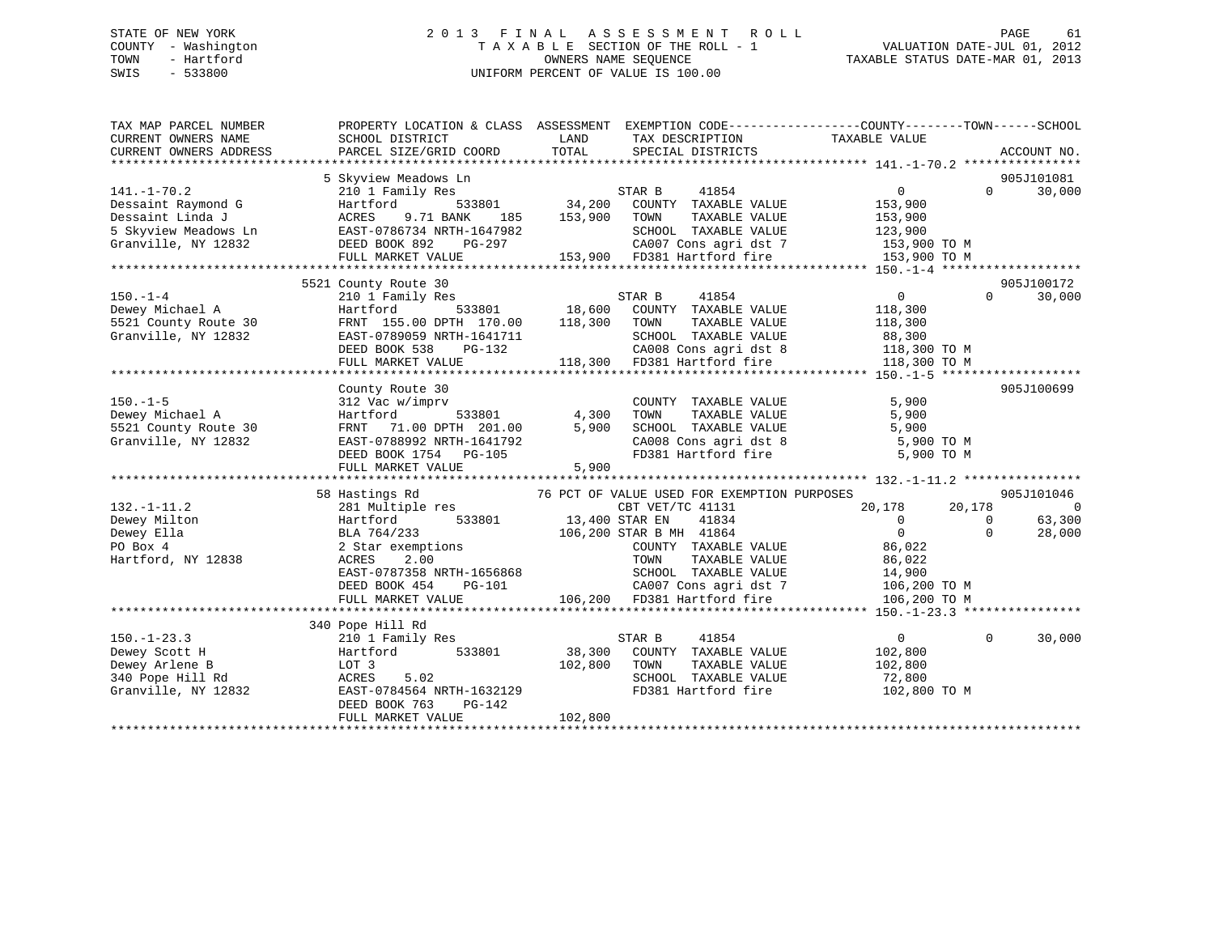STATE OF NEW YORK
COUNTY - Washington
TOWN - Hartford
SWIS - 533800

# 2013 FINAL ASSESSMENT ROLL

TAXABLE SECTION OF THE ROLL - 1
OWNERS NAME SEQUENCE
UNIFORM PERCENT OF VALUE IS 100.00

VALUATION DATE-JUL 01, 2012
TAXABLE STATUS DATE-MAR 01, 2013

| TAX MAP PARCEL NUMBER / CURRENT OWNERS NAME / CURRENT OWNERS ADDRESS | PROPERTY LOCATION & CLASS / SCHOOL DISTRICT / PARCEL SIZE/GRID COORD | ASSESSMENT LAND / TOTAL | EXEMPTION CODE / TAX DESCRIPTION / SPECIAL DISTRICTS | COUNTY TAXABLE VALUE | TOWN | SCHOOL | ACCOUNT NO. |
|---|---|---|---|---|---|---|---|
| 141.-1-70.2 | 5 Skyview Meadows Ln | | | | | | 905J101081 |
| Dessaint Raymond G | 210 1 Family Res | | STAR B 41854 | 0 | 0 | 30,000 | |
| Dessaint Linda J | Hartford 533801 | 34,200 | COUNTY TAXABLE VALUE | 153,900 | | | |
| 5 Skyview Meadows Ln | ACRES 9.71 BANK 185 | 153,900 | TOWN TAXABLE VALUE | 153,900 | | | |
| Granville, NY 12832 | EAST-0786734 NRTH-1647982 | | SCHOOL TAXABLE VALUE | 123,900 | | | |
| | DEED BOOK 892 PG-297 | | CA007 Cons agri dst 7 | 153,900 TO M | | | |
| | FULL MARKET VALUE | 153,900 | FD381 Hartford fire | 153,900 TO M | | | |
| 150.-1-4 | 5521 County Route 30 | | | | | | 905J100172 |
| Dewey Michael A | 210 1 Family Res | | STAR B 41854 | 0 | 0 | 30,000 | |
| 5521 County Route 30 | Hartford 533801 | 18,600 | COUNTY TAXABLE VALUE | 118,300 | | | |
| Granville, NY 12832 | FRNT 155.00 DPTH 170.00 | 118,300 | TOWN TAXABLE VALUE | 118,300 | | | |
| | EAST-0789059 NRTH-1641711 | | SCHOOL TAXABLE VALUE | 88,300 | | | |
| | DEED BOOK 538 PG-132 | | CA008 Cons agri dst 8 | 118,300 TO M | | | |
| | FULL MARKET VALUE | 118,300 | FD381 Hartford fire | 118,300 TO M | | | |
| 150.-1-5 | County Route 30 | | | | | | 905J100699 |
| Dewey Michael A | 312 Vac w/imprv | | COUNTY TAXABLE VALUE | 5,900 | | | |
| 5521 County Route 30 | Hartford 533801 | 4,300 | TOWN TAXABLE VALUE | 5,900 | | | |
| Granville, NY 12832 | FRNT 71.00 DPTH 201.00 | 5,900 | SCHOOL TAXABLE VALUE | 5,900 | | | |
| | EAST-0788992 NRTH-1641792 | | CA008 Cons agri dst 8 | 5,900 TO M | | | |
| | DEED BOOK 1754 PG-105 | | FD381 Hartford fire | 5,900 TO M | | | |
| | FULL MARKET VALUE | 5,900 | | | | | |
| 132.-1-11.2 | 58 Hastings Rd | | 76 PCT OF VALUE USED FOR EXEMPTION PURPOSES | | | | 905J101046 |
| Dewey Milton | 281 Multiple res | | CBT VET/TC 41131 | 20,178 | 20,178 | 0 | |
| Dewey Ella | Hartford 533801 | 13,400 | STAR EN 41834 | 0 | 0 | 63,300 | |
| PO Box 4 | BLA 764/233 | 106,200 | STAR B MH 41864 | 0 | 0 | 28,000 | |
| Hartford, NY 12838 | 2 Star exemptions | | COUNTY TAXABLE VALUE | 86,022 | | | |
| | ACRES 2.00 | | TOWN TAXABLE VALUE | 86,022 | | | |
| | EAST-0787358 NRTH-1656868 | | SCHOOL TAXABLE VALUE | 14,900 | | | |
| | DEED BOOK 454 PG-101 | | CA007 Cons agri dst 7 | 106,200 TO M | | | |
| | FULL MARKET VALUE | 106,200 | FD381 Hartford fire | 106,200 TO M | | | |
| 150.-1-23.3 | 340 Pope Hill Rd | | | | | | |
| Dewey Scott H | 210 1 Family Res | | STAR B 41854 | 0 | 0 | 30,000 | |
| Dewey Arlene B | Hartford 533801 | 38,300 | COUNTY TAXABLE VALUE | 102,800 | | | |
| 340 Pope Hill Rd | LOT 3 | 102,800 | TOWN TAXABLE VALUE | 102,800 | | | |
| Granville, NY 12832 | ACRES 5.02 | | SCHOOL TAXABLE VALUE | 72,800 | | | |
| | EAST-0784564 NRTH-1632129 | | FD381 Hartford fire | 102,800 TO M | | | |
| | DEED BOOK 763 PG-142 | | | | | | |
| | FULL MARKET VALUE | 102,800 | | | | | |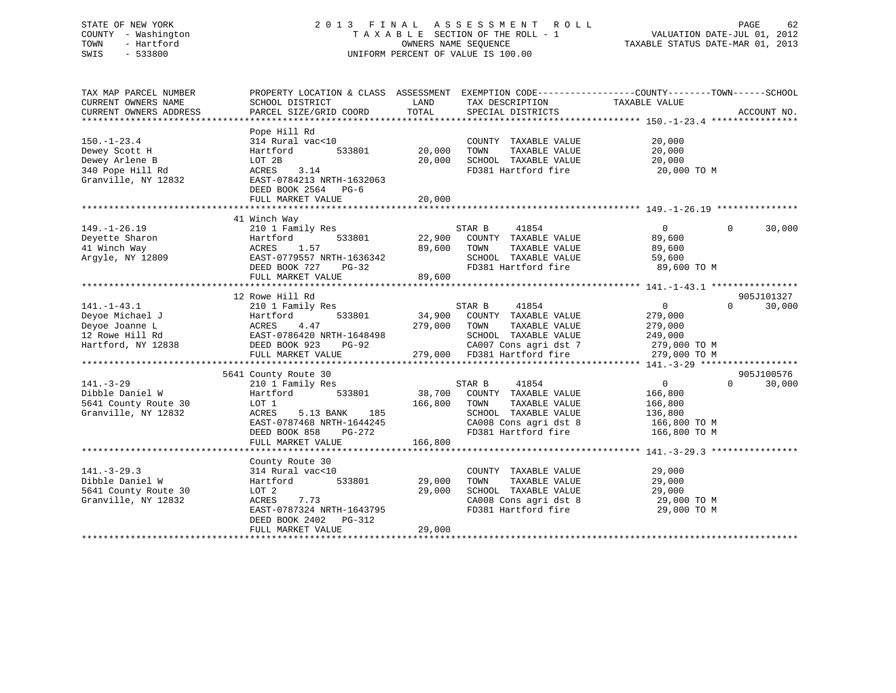STATE OF NEW YORK
COUNTY - Washington
TOWN - Hartford
SWIS - 533800

# 2013 FINAL ASSESSMENT ROLL

TAXABLE SECTION OF THE ROLL - 1
OWNERS NAME SEQUENCE
UNIFORM PERCENT OF VALUE IS 100.00

VALUATION DATE-JUL 01, 2012
TAXABLE STATUS DATE-MAR 01, 2013

| TAX MAP PARCEL NUMBER / CURRENT OWNERS NAME / CURRENT OWNERS ADDRESS | PROPERTY LOCATION & CLASS / SCHOOL DISTRICT / PARCEL SIZE/GRID COORD | ASSESSMENT LAND | TOTAL | EXEMPTION CODE / TAX DESCRIPTION / SPECIAL DISTRICTS | COUNTY TAXABLE VALUE | TOWN | SCHOOL | ACCOUNT NO. |
|---|---|---|---|---|---|---|---|---|
| **150.-1-23.4** | Pope Hill Rd | | | | | | | |
| 150.-1-23.4 | 314 Rural vac<10 | | | COUNTY TAXABLE VALUE | 20,000 | | | |
| Dewey Scott H | Hartford 533801 | 20,000 | | TOWN TAXABLE VALUE | 20,000 | | | |
| Dewey Arlene B | LOT 2B | | 20,000 | SCHOOL TAXABLE VALUE | 20,000 | | | |
| 340 Pope Hill Rd | ACRES 3.14 | | | FD381 Hartford fire | 20,000 TO M | | | |
| Granville, NY 12832 | EAST-0784213 NRTH-1632063 | | | | | | | |
| | DEED BOOK 2564 PG-6 | | | | | | | |
| | FULL MARKET VALUE | | 20,000 | | | | | |
| **149.-1-26.19** | 41 Winch Way | | | | | | | |
| 149.-1-26.19 | 210 1 Family Res | | | STAR B 41854 | 0 | 0 | 30,000 | |
| Deyette Sharon | Hartford 533801 | 22,900 | | COUNTY TAXABLE VALUE | 89,600 | | | |
| 41 Winch Way | ACRES 1.57 | | 89,600 | TOWN TAXABLE VALUE | 89,600 | | | |
| Argyle, NY 12809 | EAST-0779557 NRTH-1636342 | | | SCHOOL TAXABLE VALUE | 59,600 | | | |
| | DEED BOOK 727 PG-32 | | | FD381 Hartford fire | 89,600 TO M | | | |
| | FULL MARKET VALUE | | 89,600 | | | | | |
| **141.-1-43.1** | 12 Rowe Hill Rd | | | | | | | 905J101327 |
| 141.-1-43.1 | 210 1 Family Res | | | STAR B 41854 | 0 | 0 | 30,000 | |
| Deyoe Michael J | Hartford 533801 | 34,900 | | COUNTY TAXABLE VALUE | 279,000 | | | |
| Deyoe Joanne L | ACRES 4.47 | | 279,000 | TOWN TAXABLE VALUE | 279,000 | | | |
| 12 Rowe Hill Rd | EAST-0786420 NRTH-1648498 | | | SCHOOL TAXABLE VALUE | 249,000 | | | |
| Hartford, NY 12838 | DEED BOOK 923 PG-92 | | | CA007 Cons agri dst 7 | 279,000 TO M | | | |
| | FULL MARKET VALUE | | 279,000 | FD381 Hartford fire | 279,000 TO M | | | |
| **141.-3-29** | 5641 County Route 30 | | | | | | | 905J100576 |
| 141.-3-29 | 210 1 Family Res | | | STAR B 41854 | 0 | 0 | 30,000 | |
| Dibble Daniel W | Hartford 533801 | 38,700 | | COUNTY TAXABLE VALUE | 166,800 | | | |
| 5641 County Route 30 | LOT 1 | | 166,800 | TOWN TAXABLE VALUE | 166,800 | | | |
| Granville, NY 12832 | ACRES 5.13 BANK 185 | | | SCHOOL TAXABLE VALUE | 136,800 | | | |
| | EAST-0787468 NRTH-1644245 | | | CA008 Cons agri dst 8 | 166,800 TO M | | | |
| | DEED BOOK 858 PG-272 | | | FD381 Hartford fire | 166,800 TO M | | | |
| | FULL MARKET VALUE | | 166,800 | | | | | |
| **141.-3-29.3** | County Route 30 | | | | | | | |
| 141.-3-29.3 | 314 Rural vac<10 | | | COUNTY TAXABLE VALUE | 29,000 | | | |
| Dibble Daniel W | Hartford 533801 | 29,000 | | TOWN TAXABLE VALUE | 29,000 | | | |
| 5641 County Route 30 | LOT 2 | | 29,000 | SCHOOL TAXABLE VALUE | 29,000 | | | |
| Granville, NY 12832 | ACRES 7.73 | | | CA008 Cons agri dst 8 | 29,000 TO M | | | |
| | EAST-0787324 NRTH-1643795 | | | FD381 Hartford fire | 29,000 TO M | | | |
| | DEED BOOK 2402 PG-312 | | | | | | | |
| | FULL MARKET VALUE | | 29,000 | | | | | |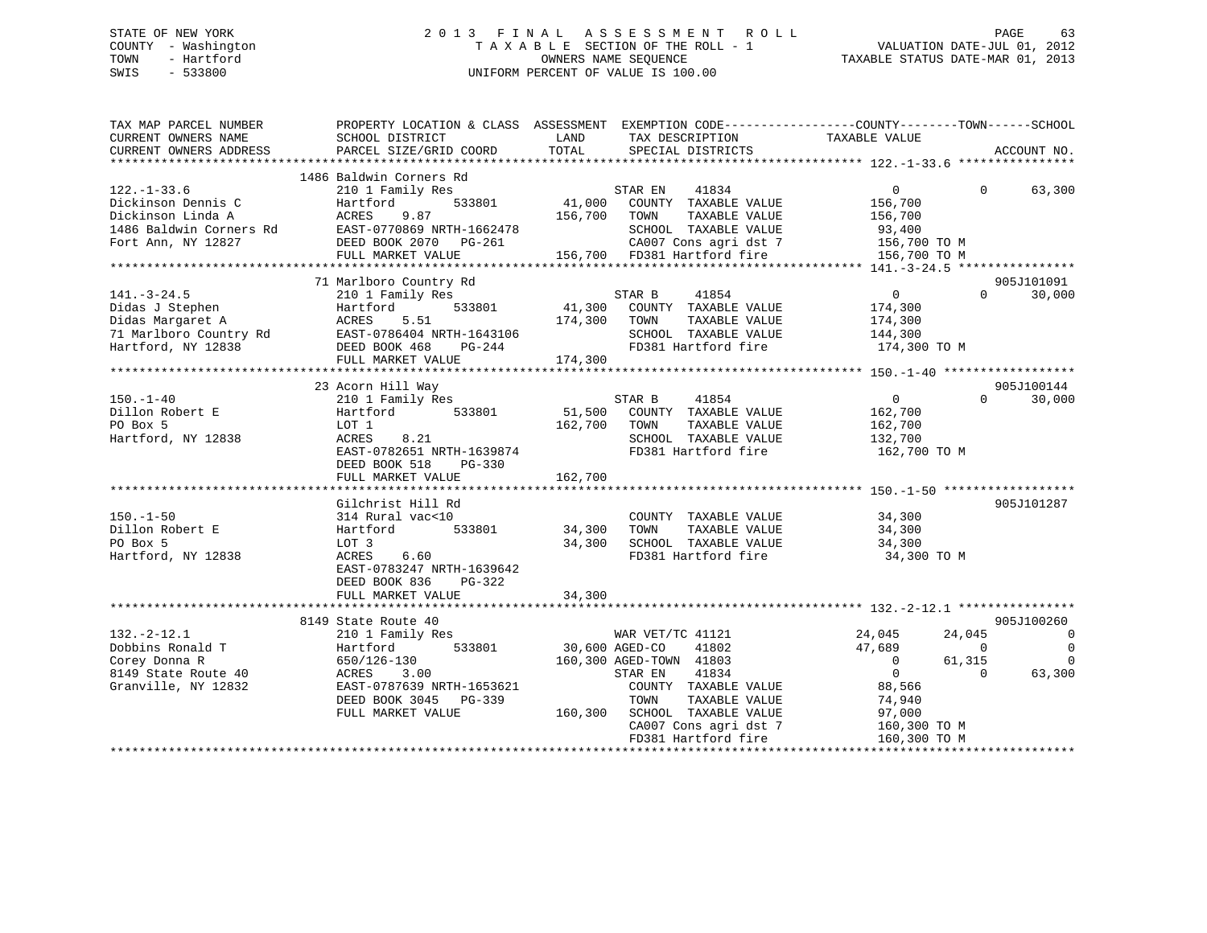STATE OF NEW YORK
COUNTY - Washington
TOWN - Hartford
SWIS - 533800

2 0 1 3 F I N A L A S S E S S M E N T R O L L
T A X A B L E SECTION OF THE ROLL - 1
OWNERS NAME SEQUENCE
UNIFORM PERCENT OF VALUE IS 100.00

VALUATION DATE-JUL 01, 2012
TAXABLE STATUS DATE-MAR 01, 2013

```
TAX MAP PARCEL NUMBER          PROPERTY LOCATION & CLASS  ASSESSMENT  EXEMPTION CODE-----------------COUNTY--------TOWN------SCHOOL
CURRENT OWNERS NAME            SCHOOL DISTRICT              LAND      TAX DESCRIPTION             TAXABLE VALUE
CURRENT OWNERS ADDRESS         PARCEL SIZE/GRID COORD       TOTAL     SPECIAL DISTRICTS                                  ACCOUNT NO.
******************************************************************************************************* 122.-1-33.6 ****************
                               1486 Baldwin Corners Rd
122.-1-33.6                    210 1 Family Res                   STAR EN    41834              0            0        63,300
Dickinson Dennis C             Hartford        533801      41,000    COUNTY  TAXABLE VALUE        156,700
Dickinson Linda A              ACRES    9.87              156,700    TOWN    TAXABLE VALUE        156,700
1486 Baldwin Corners Rd        EAST-0770869 NRTH-1662478             SCHOOL  TAXABLE VALUE         93,400
Fort Ann, NY 12827             DEED BOOK 2070   PG-261               CA007 Cons agri dst 7        156,700 TO M
                               FULL MARKET VALUE          156,700    FD381 Hartford fire          156,700 TO M
******************************************************************************************************* 141.-3-24.5 ****************
                               71 Marlboro Country Rd                                                              905J101091
141.-3-24.5                    210 1 Family Res                   STAR B     41854              0            0        30,000
Didas J Stephen                Hartford        533801      41,300    COUNTY  TAXABLE VALUE        174,300
Didas Margaret A               ACRES    5.51              174,300    TOWN    TAXABLE VALUE        174,300
71 Marlboro Country Rd         EAST-0786404 NRTH-1643106             SCHOOL  TAXABLE VALUE        144,300
Hartford, NY 12838             DEED BOOK 468    PG-244               FD381 Hartford fire          174,300 TO M
                               FULL MARKET VALUE          174,300
******************************************************************************************************* 150.-1-40 ******************
                               23 Acorn Hill Way                                                                   905J100144
150.-1-40                      210 1 Family Res                   STAR B     41854              0            0        30,000
Dillon Robert E                Hartford        533801      51,500    COUNTY  TAXABLE VALUE        162,700
PO Box 5                       LOT 1                      162,700    TOWN    TAXABLE VALUE        162,700
Hartford, NY 12838             ACRES    8.21                         SCHOOL  TAXABLE VALUE        132,700
                               EAST-0782651 NRTH-1639874             FD381 Hartford fire          162,700 TO M
                               DEED BOOK 518    PG-330
                               FULL MARKET VALUE          162,700
******************************************************************************************************* 150.-1-50 ******************
                               Gilchrist Hill Rd                                                                   905J101287
150.-1-50                      314 Rural vac<10                      COUNTY  TAXABLE VALUE         34,300
Dillon Robert E                Hartford        533801      34,300    TOWN    TAXABLE VALUE         34,300
PO Box 5                       LOT 3                       34,300    SCHOOL  TAXABLE VALUE         34,300
Hartford, NY 12838             ACRES    6.60                         FD381 Hartford fire           34,300 TO M
                               EAST-0783247 NRTH-1639642
                               DEED BOOK 836    PG-322
                               FULL MARKET VALUE           34,300
******************************************************************************************************* 132.-2-12.1 ****************
                               8149 State Route 40                                                                 905J100260
132.-2-12.1                    210 1 Family Res                   WAR VET/TC 41121         24,045       24,045             0
Dobbins Ronald T               Hartford        533801      30,600 AGED-CO    41802         47,689            0             0
Corey Donna R                  650/126-130                160,300 AGED-TOWN  41803              0       61,315             0
8149 State Route 40            ACRES    3.00                      STAR EN    41834              0            0        63,300
Granville, NY 12832            EAST-0787639 NRTH-1653621             COUNTY  TAXABLE VALUE         88,566
                               DEED BOOK 3045   PG-339               TOWN    TAXABLE VALUE         74,940
                               FULL MARKET VALUE          160,300    SCHOOL  TAXABLE VALUE         97,000
                                                                     CA007 Cons agri dst 7        160,300 TO M
                                                                     FD381 Hartford fire          160,300 TO M
************************************************************************************************************************************
```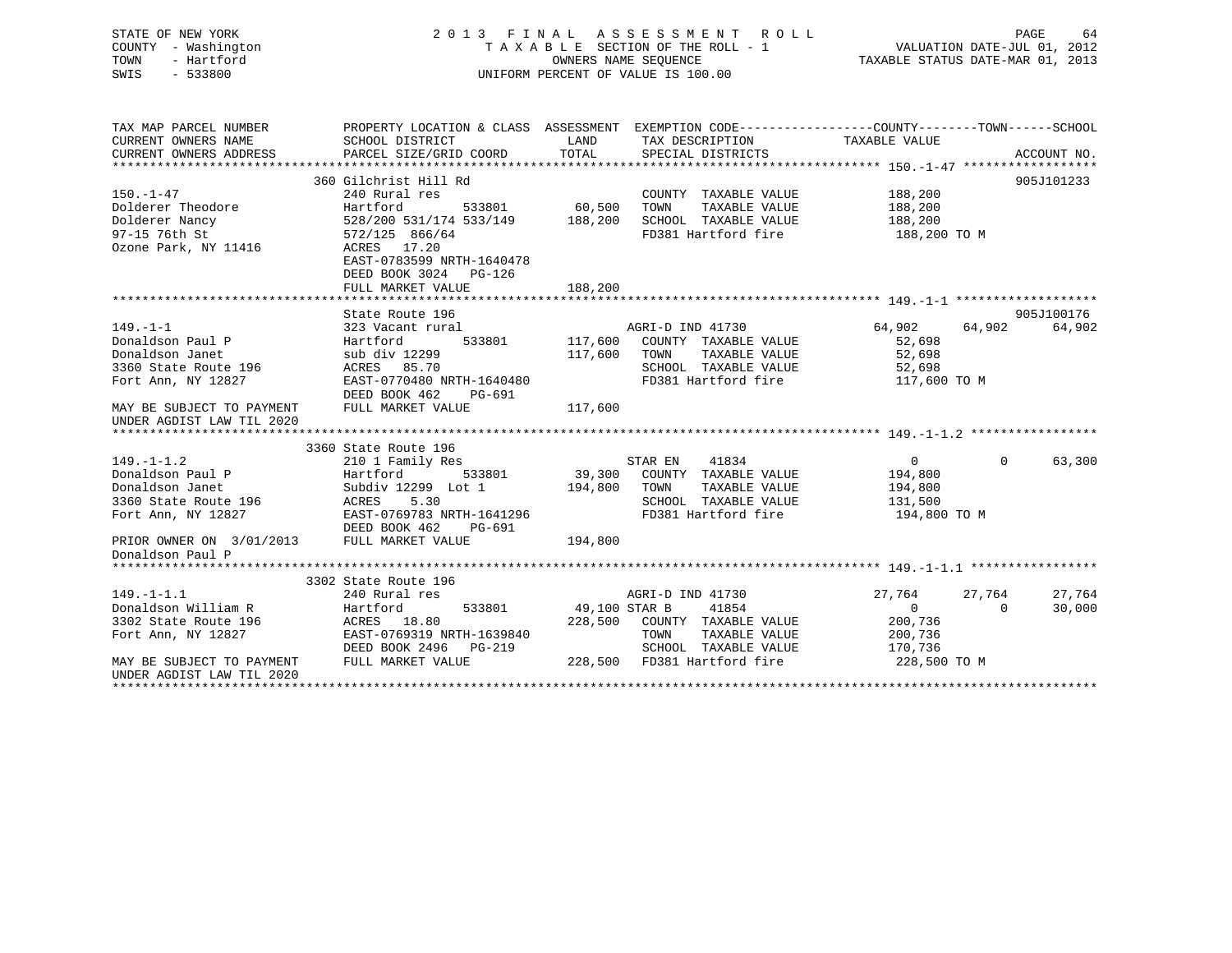STATE OF NEW YORK
COUNTY - Washington
TOWN - Hartford
SWIS - 533800

2 0 1 3 F I N A L A S S E S S M E N T R O L L
T A X A B L E SECTION OF THE ROLL - 1
OWNERS NAME SEQUENCE
UNIFORM PERCENT OF VALUE IS 100.00

VALUATION DATE-JUL 01, 2012
TAXABLE STATUS DATE-MAR 01, 2013

```
TAX MAP PARCEL NUMBER          PROPERTY LOCATION & CLASS  ASSESSMENT  EXEMPTION CODE------------------COUNTY--------TOWN------SCHOOL
CURRENT OWNERS NAME            SCHOOL DISTRICT              LAND      TAX DESCRIPTION              TAXABLE VALUE
CURRENT OWNERS ADDRESS         PARCEL SIZE/GRID COORD       TOTAL     SPECIAL DISTRICTS                                         ACCOUNT NO.
******************************************************************************************************* 150.-1-47 ******************
                               360 Gilchrist Hill Rd                                                                            905J101233
150.-1-47                      240 Rural res                          COUNTY  TAXABLE VALUE             188,200
Dolderer Theodore              Hartford          533801      60,500   TOWN    TAXABLE VALUE             188,200
Dolderer Nancy                 528/200 531/174 533/149      188,200   SCHOOL  TAXABLE VALUE             188,200
97-15 76th St                  572/125 866/64                         FD381 Hartford fire                188,200 TO M
Ozone Park, NY 11416           ACRES  17.20
                               EAST-0783599 NRTH-1640478
                               DEED BOOK 3024   PG-126
                               FULL MARKET VALUE            188,200
******************************************************************************************************* 149.-1-1 *******************
                               State Route 196                                                                                  905J100176
149.-1-1                       323 Vacant rural                       AGRI-D IND 41730               64,902      64,902      64,902
Donaldson Paul P               Hartford          533801     117,600   COUNTY  TAXABLE VALUE              52,698
Donaldson Janet                sub div 12299                117,600   TOWN    TAXABLE VALUE              52,698
3360 State Route 196           ACRES  85.70                           SCHOOL  TAXABLE VALUE              52,698
Fort Ann, NY 12827             EAST-0770480 NRTH-1640480              FD381 Hartford fire                117,600 TO M
                               DEED BOOK 462    PG-691
MAY BE SUBJECT TO PAYMENT      FULL MARKET VALUE            117,600
UNDER AGDIST LAW TIL 2020
******************************************************************************************************* 149.-1-1.2 *****************
                               3360 State Route 196
149.-1-1.2                     210 1 Family Res                       STAR EN    41834                    0           0      63,300
Donaldson Paul P               Hartford          533801      39,300   COUNTY  TAXABLE VALUE             194,800
Donaldson Janet                Subdiv 12299  Lot 1          194,800   TOWN    TAXABLE VALUE             194,800
3360 State Route 196           ACRES   5.30                           SCHOOL  TAXABLE VALUE             131,500
Fort Ann, NY 12827             EAST-0769783 NRTH-1641296              FD381 Hartford fire                194,800 TO M
                               DEED BOOK 462    PG-691
PRIOR OWNER ON  3/01/2013      FULL MARKET VALUE            194,800
Donaldson Paul P
******************************************************************************************************* 149.-1-1.1 *****************
                               3302 State Route 196
149.-1-1.1                     240 Rural res                          AGRI-D IND 41730               27,764      27,764      27,764
Donaldson William R            Hartford          533801      49,100 STAR B     41854                    0           0      30,000
3302 State Route 196           ACRES  18.80                 228,500   COUNTY  TAXABLE VALUE             200,736
Fort Ann, NY 12827             EAST-0769319 NRTH-1639840              TOWN    TAXABLE VALUE             200,736
                               DEED BOOK 2496   PG-219                SCHOOL  TAXABLE VALUE             170,736
MAY BE SUBJECT TO PAYMENT      FULL MARKET VALUE            228,500   FD381 Hartford fire                228,500 TO M
UNDER AGDIST LAW TIL 2020
************************************************************************************************************************************
```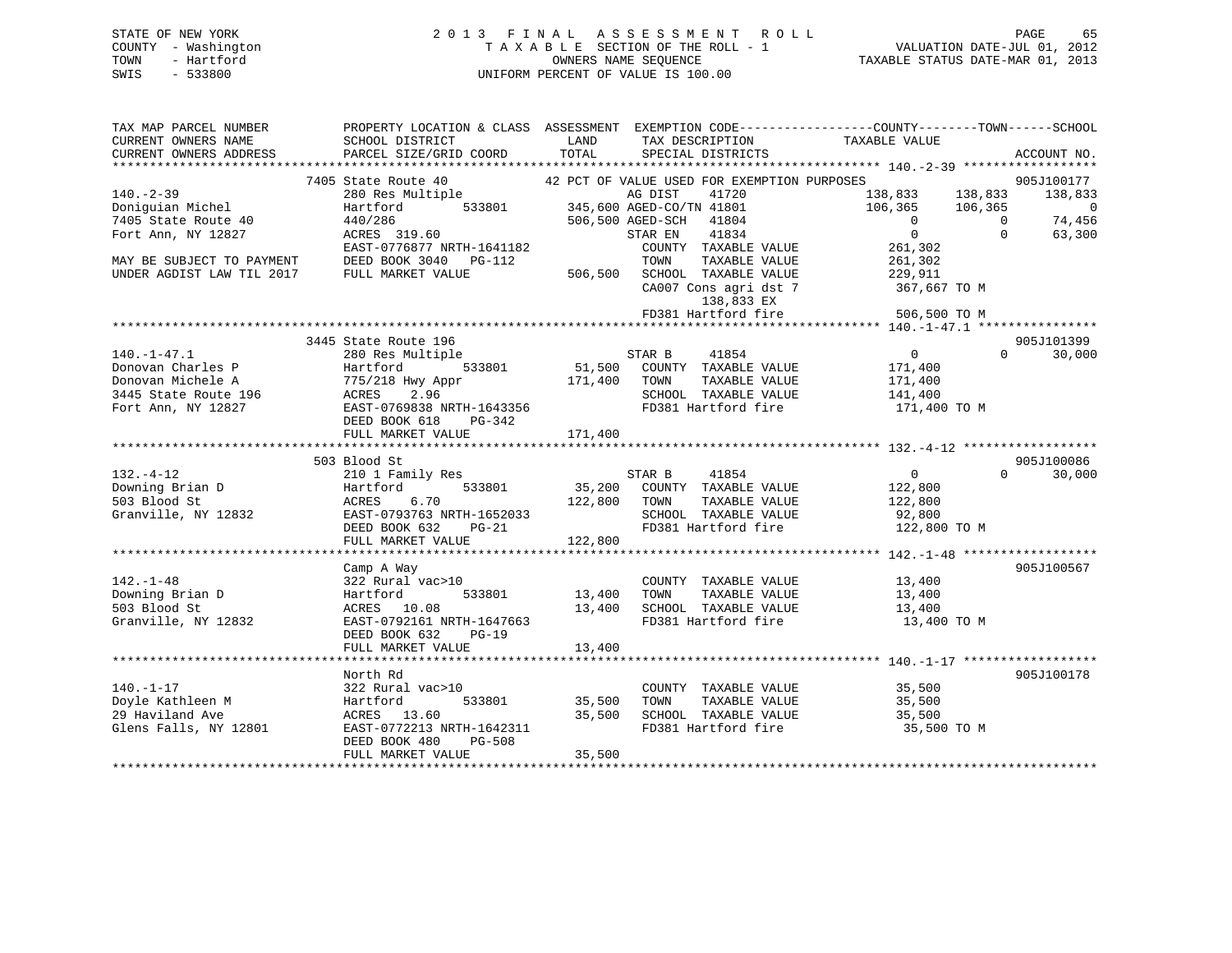STATE OF NEW YORK
COUNTY - Washington
TOWN - Hartford
SWIS - 533800

# 2013 FINAL ASSESSMENT ROLL
TAXABLE SECTION OF THE ROLL - 1
OWNERS NAME SEQUENCE
UNIFORM PERCENT OF VALUE IS 100.00

VALUATION DATE-JUL 01, 2012
TAXABLE STATUS DATE-MAR 01, 2013

```
TAX MAP PARCEL NUMBER          PROPERTY LOCATION & CLASS  ASSESSMENT  EXEMPTION CODE------------------COUNTY--------TOWN------SCHOOL
CURRENT OWNERS NAME            SCHOOL DISTRICT               LAND      TAX DESCRIPTION            TAXABLE VALUE
CURRENT OWNERS ADDRESS         PARCEL SIZE/GRID COORD        TOTAL     SPECIAL DISTRICTS                                        ACCOUNT NO.
******************************************************************************************************* 140.-2-39 ******************
                            7405 State Route 40          42 PCT OF VALUE USED FOR EXEMPTION PURPOSES                          905J100177
140.-2-39                      280 Res Multiple                  AG DIST     41720           138,833    138,833    138,833
Doniguian Michel               Hartford       533801      345,600 AGED-CO/TN 41801           106,365    106,365          0
7405 State Route 40            440/286                    506,500 AGED-SCH   41804                 0          0     74,456
Fort Ann, NY 12827             ACRES 319.60                       STAR EN    41834                 0          0     63,300
                               EAST-0776877 NRTH-1641182            COUNTY  TAXABLE VALUE         261,302
MAY BE SUBJECT TO PAYMENT      DEED BOOK 3040   PG-112              TOWN    TAXABLE VALUE         261,302
UNDER AGDIST LAW TIL 2017      FULL MARKET VALUE          506,500   SCHOOL  TAXABLE VALUE         229,911
                                                                    CA007 Cons agri dst 7          367,667 TO M
                                                                          138,833 EX
                                                                    FD381 Hartford fire            506,500 TO M
******************************************************************************************************* 140.-1-47.1 ****************
                            3445 State Route 196                                                                               905J101399
140.-1-47.1                    280 Res Multiple                   STAR B     41854                 0          0     30,000
Donovan Charles P              Hartford       533801       51,500   COUNTY  TAXABLE VALUE         171,400
Donovan Michele A              775/218 Hwy Appr           171,400   TOWN    TAXABLE VALUE         171,400
3445 State Route 196           ACRES     2.96                       SCHOOL  TAXABLE VALUE         141,400
Fort Ann, NY 12827             EAST-0769838 NRTH-1643356            FD381 Hartford fire            171,400 TO M
                               DEED BOOK 618    PG-342
                               FULL MARKET VALUE          171,400
******************************************************************************************************* 132.-4-12 ******************
                            503 Blood St                                                                                       905J100086
132.-4-12                      210 1 Family Res                   STAR B     41854                 0          0     30,000
Downing Brian D                Hartford       533801       35,200   COUNTY  TAXABLE VALUE         122,800
503 Blood St                   ACRES     6.70             122,800   TOWN    TAXABLE VALUE         122,800
Granville, NY 12832            EAST-0793763 NRTH-1652033            SCHOOL  TAXABLE VALUE          92,800
                               DEED BOOK 632    PG-21               FD381 Hartford fire            122,800 TO M
                               FULL MARKET VALUE          122,800
******************************************************************************************************* 142.-1-48 ******************
                               Camp A Way                                                                                      905J100567
142.-1-48                      322 Rural vac>10                     COUNTY  TAXABLE VALUE          13,400
Downing Brian D                Hartford       533801       13,400   TOWN    TAXABLE VALUE          13,400
503 Blood St                   ACRES    10.08              13,400   SCHOOL  TAXABLE VALUE          13,400
Granville, NY 12832            EAST-0792161 NRTH-1647663            FD381 Hartford fire             13,400 TO M
                               DEED BOOK 632    PG-19
                               FULL MARKET VALUE           13,400
******************************************************************************************************* 140.-1-17 ******************
                               North Rd                                                                                        905J100178
140.-1-17                      322 Rural vac>10                     COUNTY  TAXABLE VALUE          35,500
Doyle Kathleen M               Hartford       533801       35,500   TOWN    TAXABLE VALUE          35,500
29 Haviland Ave                ACRES    13.60              35,500   SCHOOL  TAXABLE VALUE          35,500
Glens Falls, NY 12801          EAST-0772213 NRTH-1642311            FD381 Hartford fire             35,500 TO M
                               DEED BOOK 480    PG-508
                               FULL MARKET VALUE           35,500
************************************************************************************************************************************
```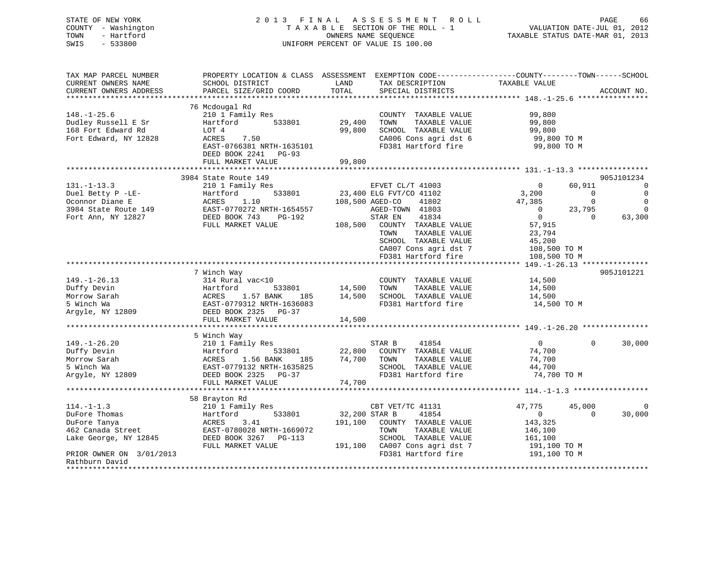STATE OF NEW YORK
COUNTY - Washington
TOWN - Hartford
SWIS - 533800

# 2013 FINAL ASSESSMENT ROLL
TAXABLE SECTION OF THE ROLL - 1
OWNERS NAME SEQUENCE
UNIFORM PERCENT OF VALUE IS 100.00

VALUATION DATE-JUL 01, 2012
TAXABLE STATUS DATE-MAR 01, 2013

```
TAX MAP PARCEL NUMBER     PROPERTY LOCATION & CLASS  ASSESSMENT  EXEMPTION CODE------------------COUNTY--------TOWN------SCHOOL
CURRENT OWNERS NAME       SCHOOL DISTRICT              LAND      TAX DESCRIPTION            TAXABLE VALUE
CURRENT OWNERS ADDRESS    PARCEL SIZE/GRID COORD       TOTAL     SPECIAL DISTRICTS                                      ACCOUNT NO.
******************************************************************************************* 148.-1-25.6 ****************
                          76 Mcdougal Rd
148.-1-25.6               210 1 Family Res                       COUNTY  TAXABLE VALUE          99,800
Dudley Russell E Sr       Hartford        533801       29,400    TOWN    TAXABLE VALUE          99,800
168 Fort Edward Rd        LOT 4                        99,800    SCHOOL  TAXABLE VALUE          99,800
Fort Edward, NY 12828     ACRES    7.50                          CA006 Cons agri dst 6           99,800 TO M
                          EAST-0766381 NRTH-1635101              FD381 Hartford fire             99,800 TO M
                          DEED BOOK 2241   PG-93
                          FULL MARKET VALUE            99,800
******************************************************************************************* 131.-1-13.3 ****************
                          3984 State Route 149                                                                905J101234
131.-1-13.3               210 1 Family Res                       EFVET CL/T 41003                 0      60,911          0
Duel Betty P -LE-         Hartford        533801       23,400 ELG FVT/CO 41102               3,200           0           0
Oconnor Diane E           ACRES    1.10               108,500 AGED-CO    41802              47,385           0           0
3984 State Route 149      EAST-0770272 NRTH-1654557              AGED-TOWN  41803                 0      23,795           0
Fort Ann, NY 12827        DEED BOOK 743    PG-192                STAR EN    41834                 0           0      63,300
                          FULL MARKET VALUE           108,500    COUNTY  TAXABLE VALUE          57,915
                                                                 TOWN    TAXABLE VALUE          23,794
                                                                 SCHOOL  TAXABLE VALUE          45,200
                                                                 CA007 Cons agri dst 7          108,500 TO M
                                                                 FD381 Hartford fire            108,500 TO M
******************************************************************************************* 149.-1-26.13 ***************
                          7 Winch Way                                                                         905J101221
149.-1-26.13              314 Rural vac<10                       COUNTY  TAXABLE VALUE          14,500
Duffy Devin               Hartford        533801       14,500    TOWN    TAXABLE VALUE          14,500
Morrow Sarah              ACRES    1.57 BANK    185    14,500    SCHOOL  TAXABLE VALUE          14,500
5 Winch Wa                EAST-0779312 NRTH-1636083              FD381 Hartford fire             14,500 TO M
Argyle, NY 12809          DEED BOOK 2325   PG-37
                          FULL MARKET VALUE            14,500
******************************************************************************************* 149.-1-26.20 ***************
                          5 Winch Way
149.-1-26.20              210 1 Family Res                       STAR B     41854                 0           0      30,000
Duffy Devin               Hartford        533801       22,800    COUNTY  TAXABLE VALUE          74,700
Morrow Sarah              ACRES    1.56 BANK    185    74,700    TOWN    TAXABLE VALUE          74,700
5 Winch Wa                EAST-0779132 NRTH-1635825              SCHOOL  TAXABLE VALUE          44,700
Argyle, NY 12809          DEED BOOK 2325   PG-37                 FD381 Hartford fire             74,700 TO M
                          FULL MARKET VALUE            74,700
******************************************************************************************* 114.-1-1.3 *****************
                          58 Brayton Rd
114.-1-1.3                210 1 Family Res                       CBT VET/TC 41131            47,775      45,000           0
DuFore Thomas             Hartford        533801       32,200 STAR B     41854                    0           0      30,000
DuFore Tanya              ACRES    3.41               191,100    COUNTY  TAXABLE VALUE         143,325
462 Canada Street         EAST-0780028 NRTH-1669072              TOWN    TAXABLE VALUE         146,100
Lake George, NY 12845     DEED BOOK 3267   PG-113                SCHOOL  TAXABLE VALUE         161,100
                          FULL MARKET VALUE           191,100    CA007 Cons agri dst 7          191,100 TO M
PRIOR OWNER ON 3/01/2013                                         FD381 Hartford fire            191,100 TO M
Rathburn David
**************************************************************************************************************************
```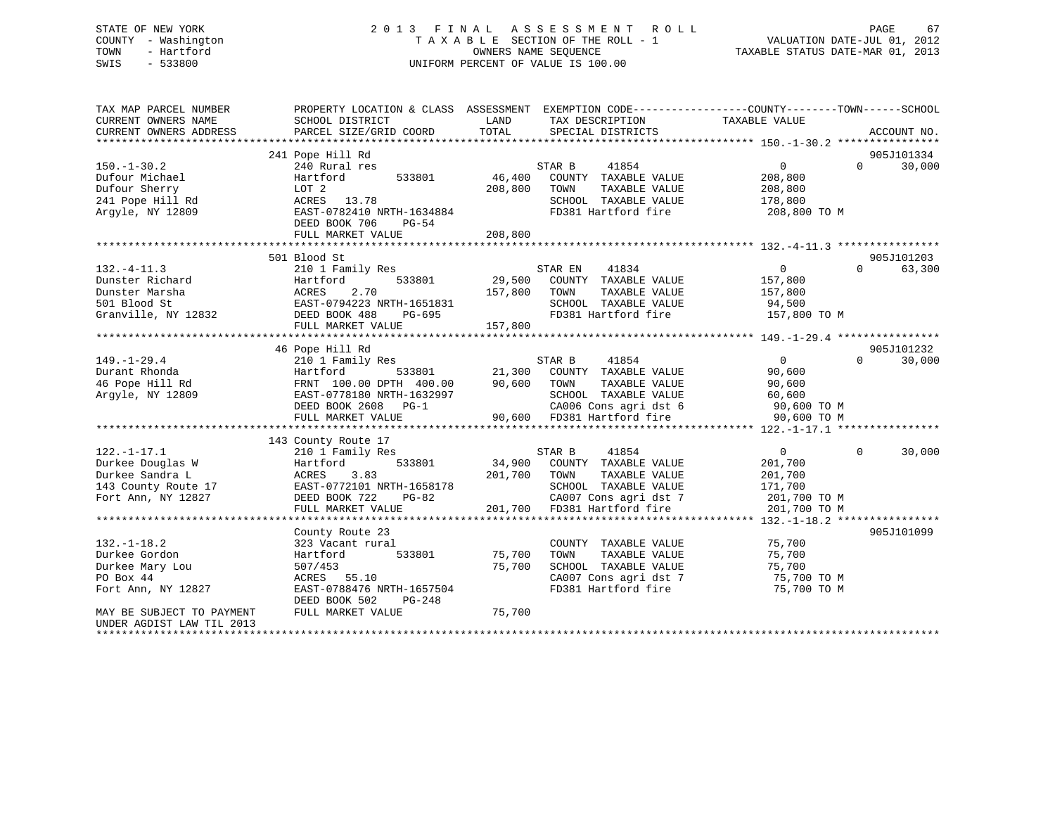STATE OF NEW YORK
COUNTY - Washington
TOWN - Hartford
SWIS - 533800

# 2013 FINAL ASSESSMENT ROLL
TAXABLE SECTION OF THE ROLL - 1
OWNERS NAME SEQUENCE
UNIFORM PERCENT OF VALUE IS 100.00

VALUATION DATE-JUL 01, 2012
TAXABLE STATUS DATE-MAR 01, 2013

```
TAX MAP PARCEL NUMBER          PROPERTY LOCATION & CLASS  ASSESSMENT  EXEMPTION CODE------------------COUNTY--------TOWN------SCHOOL
CURRENT OWNERS NAME            SCHOOL DISTRICT               LAND      TAX DESCRIPTION               TAXABLE VALUE
CURRENT OWNERS ADDRESS         PARCEL SIZE/GRID COORD        TOTAL     SPECIAL DISTRICTS                                       ACCOUNT NO.
******************************************************************************************************* 150.-1-30.2 ****************
                               241 Pope Hill Rd                                                                            905J101334
150.-1-30.2                    240 Rural res                           STAR B     41854                 0            0      30,000
Dufour Michael                 Hartford      533801         46,400     COUNTY  TAXABLE VALUE         208,800
Dufour Sherry                  LOT 2                       208,800     TOWN    TAXABLE VALUE         208,800
241 Pope Hill Rd               ACRES  13.78                            SCHOOL  TAXABLE VALUE         178,800
Argyle, NY 12809               EAST-0782410 NRTH-1634884               FD381 Hartford fire            208,800 TO M
                               DEED BOOK 706    PG-54
                               FULL MARKET VALUE           208,800
******************************************************************************************************* 132.-4-11.3 ****************
                               501 Blood St                                                                                905J101203
132.-4-11.3                    210 1 Family Res                        STAR EN    41834                 0            0      63,300
Dunster Richard                Hartford      533801         29,500     COUNTY  TAXABLE VALUE         157,800
Dunster Marsha                 ACRES    2.70               157,800     TOWN    TAXABLE VALUE         157,800
501 Blood St                   EAST-0794223 NRTH-1651831               SCHOOL  TAXABLE VALUE          94,500
Granville, NY 12832            DEED BOOK 488    PG-695                 FD381 Hartford fire            157,800 TO M
                               FULL MARKET VALUE           157,800
******************************************************************************************************* 149.-1-29.4 ****************
                               46 Pope Hill Rd                                                                             905J101232
149.-1-29.4                    210 1 Family Res                        STAR B     41854                 0            0      30,000
Durant Rhonda                  Hartford      533801         21,300     COUNTY  TAXABLE VALUE          90,600
46 Pope Hill Rd                FRNT 100.00 DPTH 400.00      90,600     TOWN    TAXABLE VALUE          90,600
Argyle, NY 12809               EAST-0778180 NRTH-1632997               SCHOOL  TAXABLE VALUE          60,600
                               DEED BOOK 2608   PG-1                   CA006 Cons agri dst 6           90,600 TO M
                               FULL MARKET VALUE            90,600     FD381 Hartford fire             90,600 TO M
******************************************************************************************************* 122.-1-17.1 ****************
                               143 County Route 17
122.-1-17.1                    210 1 Family Res                        STAR B     41854                 0            0      30,000
Durkee Douglas W               Hartford      533801         34,900     COUNTY  TAXABLE VALUE         201,700
Durkee Sandra L                ACRES    3.83               201,700     TOWN    TAXABLE VALUE         201,700
143 County Route 17            EAST-0772101 NRTH-1658178               SCHOOL  TAXABLE VALUE         171,700
Fort Ann, NY 12827             DEED BOOK 722    PG-82                  CA007 Cons agri dst 7          201,700 TO M
                               FULL MARKET VALUE           201,700     FD381 Hartford fire            201,700 TO M
******************************************************************************************************* 132.-1-18.2 ****************
                               County Route 23                                                                             905J101099
132.-1-18.2                    323 Vacant rural                        COUNTY  TAXABLE VALUE          75,700
Durkee Gordon                  Hartford      533801         75,700     TOWN    TAXABLE VALUE          75,700
Durkee Mary Lou                507/453                      75,700     SCHOOL  TAXABLE VALUE          75,700
PO Box 44                      ACRES  55.10                            CA007 Cons agri dst 7           75,700 TO M
Fort Ann, NY 12827             EAST-0788476 NRTH-1657504               FD381 Hartford fire             75,700 TO M
                               DEED BOOK 502    PG-248
MAY BE SUBJECT TO PAYMENT      FULL MARKET VALUE            75,700
UNDER AGDIST LAW TIL 2013
************************************************************************************************************************************
```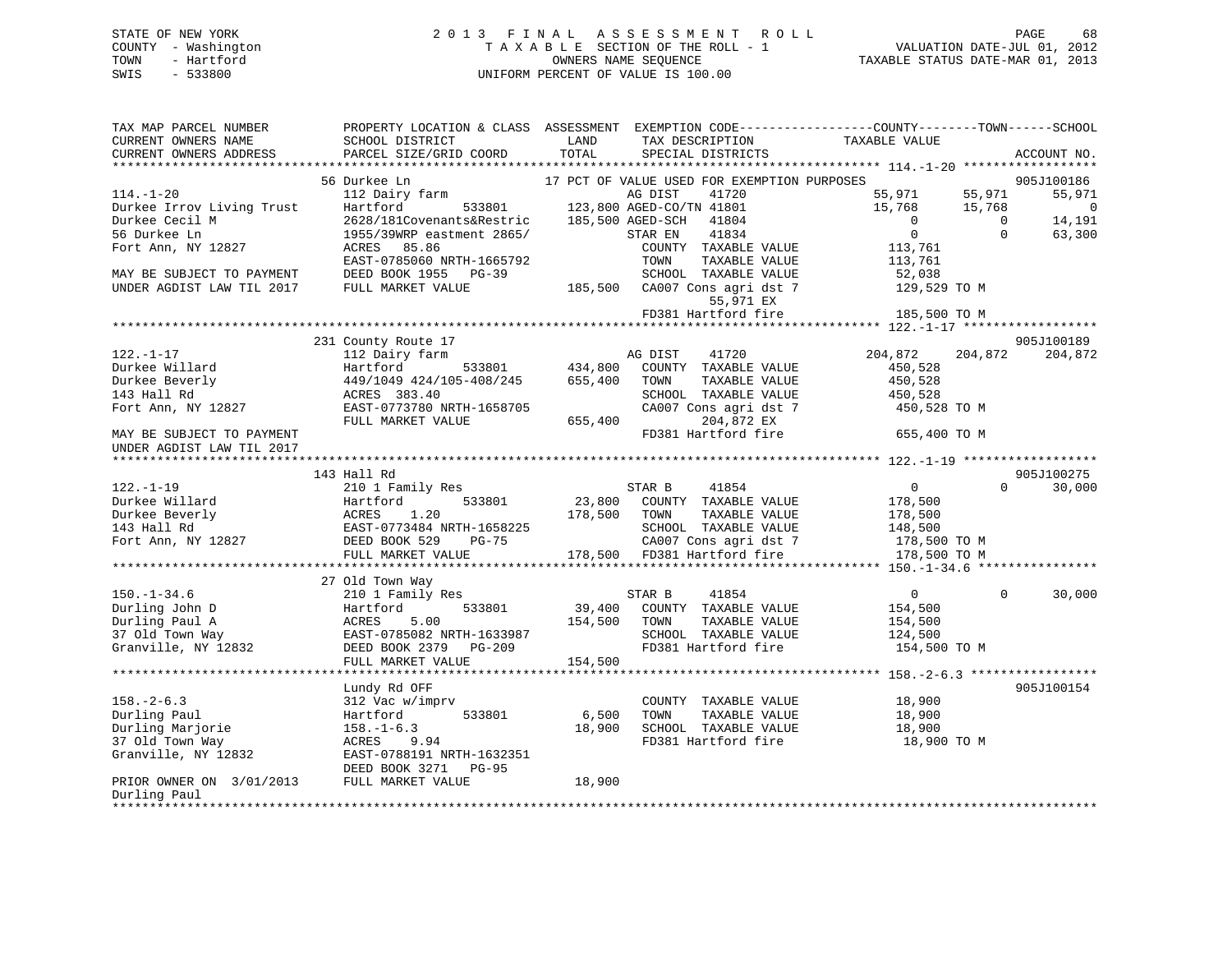STATE OF NEW YORK
COUNTY - Washington
TOWN - Hartford
SWIS - 533800

# 2013 FINAL ASSESSMENT ROLL
TAXABLE SECTION OF THE ROLL - 1
OWNERS NAME SEQUENCE
UNIFORM PERCENT OF VALUE IS 100.00

VALUATION DATE-JUL 01, 2012
TAXABLE STATUS DATE-MAR 01, 2013

| TAX MAP PARCEL NUMBER / CURRENT OWNERS NAME / CURRENT OWNERS ADDRESS | PROPERTY LOCATION & CLASS / SCHOOL DISTRICT / PARCEL SIZE/GRID COORD | ASSESSMENT LAND / TOTAL | EXEMPTION CODE / TAX DESCRIPTION / SPECIAL DISTRICTS | COUNTY TAXABLE VALUE | TOWN | SCHOOL | ACCOUNT NO. |
|---|---|---|---|---|---|---|---|
| **114.-1-20** | 56 Durkee Ln | | 17 PCT OF VALUE USED FOR EXEMPTION PURPOSES | | | | 905J100186 |
| 114.-1-20 | 112 Dairy farm | | AG DIST 41720 | 55,971 | 55,971 | 55,971 | |
| Durkee Irrov Living Trust | Hartford 533801 | 123,800 | AGED-CO/TN 41801 | 15,768 | 15,768 | 0 | |
| Durkee Cecil M | 2628/181Covenants&Restric | 185,500 | AGED-SCH 41804 | 0 | 0 | 14,191 | |
| 56 Durkee Ln | 1955/39WRP eastment 2865/ | | STAR EN 41834 | 0 | 0 | 63,300 | |
| Fort Ann, NY 12827 | ACRES 85.86 | | COUNTY TAXABLE VALUE | 113,761 | | | |
| | EAST-0785060 NRTH-1665792 | | TOWN TAXABLE VALUE | 113,761 | | | |
| MAY BE SUBJECT TO PAYMENT | DEED BOOK 1955 PG-39 | | SCHOOL TAXABLE VALUE | 52,038 | | | |
| UNDER AGDIST LAW TIL 2017 | FULL MARKET VALUE | 185,500 | CA007 Cons agri dst 7 / 55,971 EX | 129,529 TO M | | | |
| | | | FD381 Hartford fire | 185,500 TO M | | | |
| **122.-1-17** | 231 County Route 17 | | | | | | 905J100189 |
| 122.-1-17 | 112 Dairy farm | | AG DIST 41720 | 204,872 | 204,872 | 204,872 | |
| Durkee Willard | Hartford 533801 | 434,800 | COUNTY TAXABLE VALUE | 450,528 | | | |
| Durkee Beverly | 449/1049 424/105-408/245 | 655,400 | TOWN TAXABLE VALUE | 450,528 | | | |
| 143 Hall Rd | ACRES 383.40 | | SCHOOL TAXABLE VALUE | 450,528 | | | |
| Fort Ann, NY 12827 | EAST-0773780 NRTH-1658705 | | CA007 Cons agri dst 7 | 450,528 TO M | | | |
| | FULL MARKET VALUE | 655,400 | 204,872 EX | | | | |
| MAY BE SUBJECT TO PAYMENT UNDER AGDIST LAW TIL 2017 | | | FD381 Hartford fire | 655,400 TO M | | | |
| **122.-1-19** | 143 Hall Rd | | | | | | 905J100275 |
| 122.-1-19 | 210 1 Family Res | | STAR B 41854 | 0 | 0 | 30,000 | |
| Durkee Willard | Hartford 533801 | 23,800 | COUNTY TAXABLE VALUE | 178,500 | | | |
| Durkee Beverly | ACRES 1.20 | 178,500 | TOWN TAXABLE VALUE | 178,500 | | | |
| 143 Hall Rd | EAST-0773484 NRTH-1658225 | | SCHOOL TAXABLE VALUE | 148,500 | | | |
| Fort Ann, NY 12827 | DEED BOOK 529 PG-75 | | CA007 Cons agri dst 7 | 178,500 TO M | | | |
| | FULL MARKET VALUE | 178,500 | FD381 Hartford fire | 178,500 TO M | | | |
| **150.-1-34.6** | 27 Old Town Way | | | | | | |
| 150.-1-34.6 | 210 1 Family Res | | STAR B 41854 | 0 | 0 | 30,000 | |
| Durling John D | Hartford 533801 | 39,400 | COUNTY TAXABLE VALUE | 154,500 | | | |
| Durling Paul A | ACRES 5.00 | 154,500 | TOWN TAXABLE VALUE | 154,500 | | | |
| 37 Old Town Way | EAST-0785082 NRTH-1633987 | | SCHOOL TAXABLE VALUE | 124,500 | | | |
| Granville, NY 12832 | DEED BOOK 2379 PG-209 | | FD381 Hartford fire | 154,500 TO M | | | |
| | FULL MARKET VALUE | 154,500 | | | | | |
| **158.-2-6.3** | Lundy Rd OFF | | | | | | 905J100154 |
| 158.-2-6.3 | 312 Vac w/imprv | | COUNTY TAXABLE VALUE | 18,900 | | | |
| Durling Paul | Hartford 533801 | 6,500 | TOWN TAXABLE VALUE | 18,900 | | | |
| Durling Marjorie | 158.-1-6.3 | 18,900 | SCHOOL TAXABLE VALUE | 18,900 | | | |
| 37 Old Town Way | ACRES 9.94 | | FD381 Hartford fire | 18,900 TO M | | | |
| Granville, NY 12832 | EAST-0788191 NRTH-1632351 | | | | | | |
| | DEED BOOK 3271 PG-95 | | | | | | |
| PRIOR OWNER ON 3/01/2013 Durling Paul | FULL MARKET VALUE | 18,900 | | | | | |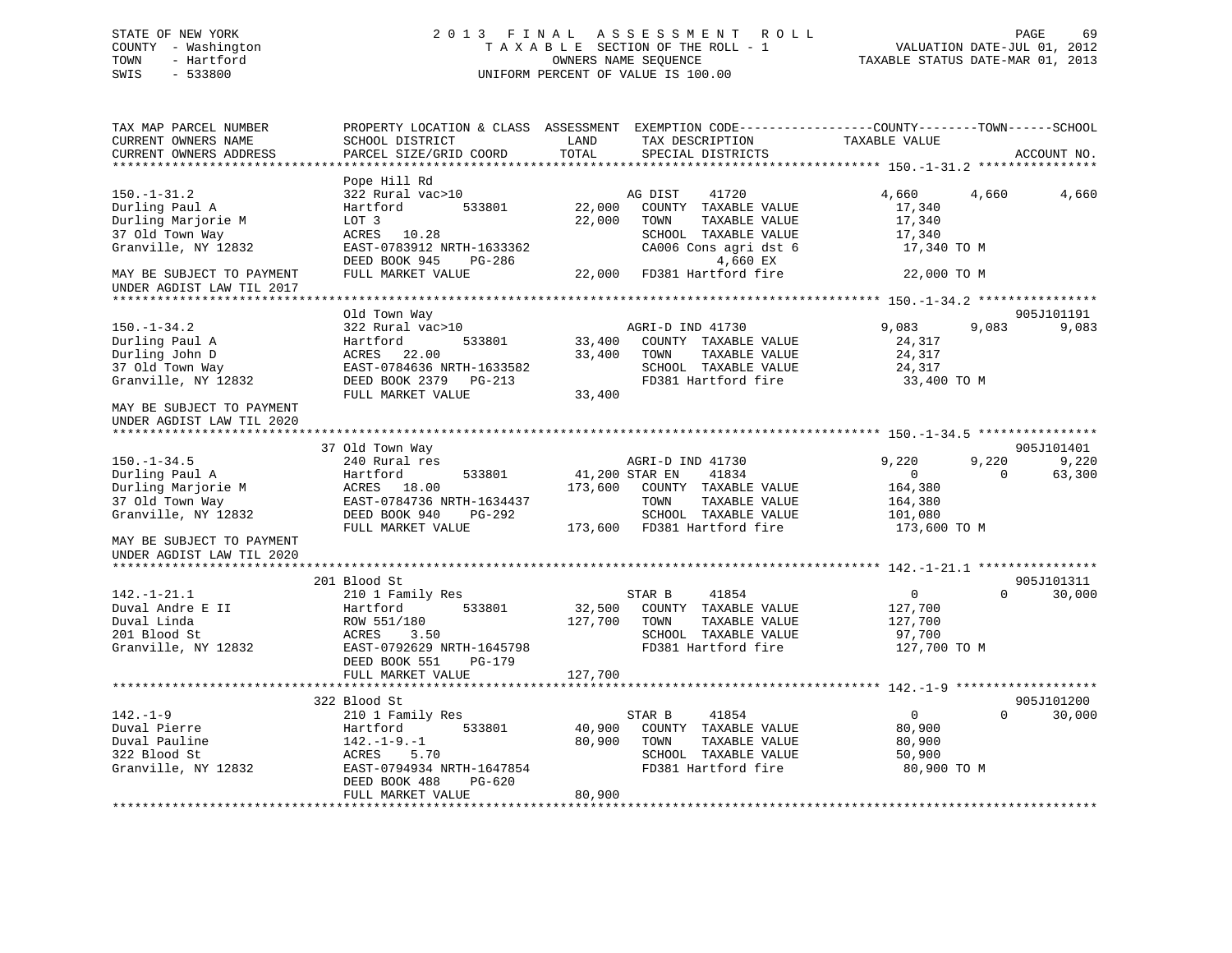STATE OF NEW YORK
COUNTY - Washington
TOWN - Hartford
SWIS - 533800

2 0 1 3 F I N A L A S S E S S M E N T R O L L
T A X A B L E SECTION OF THE ROLL - 1
OWNERS NAME SEQUENCE
UNIFORM PERCENT OF VALUE IS 100.00

VALUATION DATE-JUL 01, 2012
TAXABLE STATUS DATE-MAR 01, 2013

```
TAX MAP PARCEL NUMBER          PROPERTY LOCATION & CLASS  ASSESSMENT  EXEMPTION CODE------------------COUNTY--------TOWN------SCHOOL
CURRENT OWNERS NAME            SCHOOL DISTRICT               LAND      TAX DESCRIPTION              TAXABLE VALUE
CURRENT OWNERS ADDRESS         PARCEL SIZE/GRID COORD        TOTAL     SPECIAL DISTRICTS                                       ACCOUNT NO.
*********************************************************************************************** 150.-1-31.2 ****************
                               Pope Hill Rd
150.-1-31.2                    322 Rural vac>10                     AG DIST     41720              4,660      4,660       4,660
Durling Paul A                 Hartford         533801       22,000   COUNTY  TAXABLE VALUE         17,340
Durling Marjorie M             LOT 3                         22,000   TOWN    TAXABLE VALUE         17,340
37 Old Town Way                ACRES   10.28                          SCHOOL  TAXABLE VALUE         17,340
Granville, NY 12832            EAST-0783912 NRTH-1633362              CA006 Cons agri dst 6          17,340 TO M
                               DEED BOOK 945     PG-286                      4,660 EX
MAY BE SUBJECT TO PAYMENT      FULL MARKET VALUE             22,000   FD381 Hartford fire            22,000 TO M
UNDER AGDIST LAW TIL 2017
*********************************************************************************************** 150.-1-34.2 ****************
                               Old Town Way                                                                          905J101191
150.-1-34.2                    322 Rural vac>10                     AGRI-D IND 41730                 9,083      9,083       9,083
Durling Paul A                 Hartford         533801       33,400   COUNTY  TAXABLE VALUE         24,317
Durling John D                 ACRES   22.00                 33,400   TOWN    TAXABLE VALUE         24,317
37 Old Town Way                EAST-0784636 NRTH-1633582              SCHOOL  TAXABLE VALUE         24,317
Granville, NY 12832            DEED BOOK 2379    PG-213               FD381 Hartford fire            33,400 TO M
                               FULL MARKET VALUE             33,400
MAY BE SUBJECT TO PAYMENT
UNDER AGDIST LAW TIL 2020
*********************************************************************************************** 150.-1-34.5 ****************
                               37 Old Town Way                                                                       905J101401
150.-1-34.5                    240 Rural res                        AGRI-D IND 41730                 9,220      9,220       9,220
Durling Paul A                 Hartford         533801       41,200 STAR EN     41834                    0          0      63,300
Durling Marjorie M             ACRES   18.00                173,600   COUNTY  TAXABLE VALUE        164,380
37 Old Town Way                EAST-0784736 NRTH-1634437              TOWN    TAXABLE VALUE        164,380
Granville, NY 12832            DEED BOOK 940     PG-292               SCHOOL  TAXABLE VALUE        101,080
                               FULL MARKET VALUE            173,600   FD381 Hartford fire           173,600 TO M
MAY BE SUBJECT TO PAYMENT
UNDER AGDIST LAW TIL 2020
*********************************************************************************************** 142.-1-21.1 ****************
                               201 Blood St                                                                          905J101311
142.-1-21.1                    210 1 Family Res                     STAR B      41854                    0          0      30,000
Duval Andre E II               Hartford         533801       32,500   COUNTY  TAXABLE VALUE        127,700
Duval Linda                    ROW 551/180                  127,700   TOWN    TAXABLE VALUE        127,700
201 Blood St                   ACRES    3.50                          SCHOOL  TAXABLE VALUE         97,700
Granville, NY 12832            EAST-0792629 NRTH-1645798              FD381 Hartford fire           127,700 TO M
                               DEED BOOK 551     PG-179
                               FULL MARKET VALUE            127,700
*********************************************************************************************** 142.-1-9 *******************
                               322 Blood St                                                                          905J101200
142.-1-9                       210 1 Family Res                     STAR B      41854                    0          0      30,000
Duval Pierre                   Hartford         533801       40,900   COUNTY  TAXABLE VALUE         80,900
Duval Pauline                  142.-1-9.-1                   80,900   TOWN    TAXABLE VALUE         80,900
322 Blood St                   ACRES    5.70                          SCHOOL  TAXABLE VALUE         50,900
Granville, NY 12832            EAST-0794934 NRTH-1647854              FD381 Hartford fire            80,900 TO M
                               DEED BOOK 488     PG-620
                               FULL MARKET VALUE             80,900
****************************************************************************************************************************
```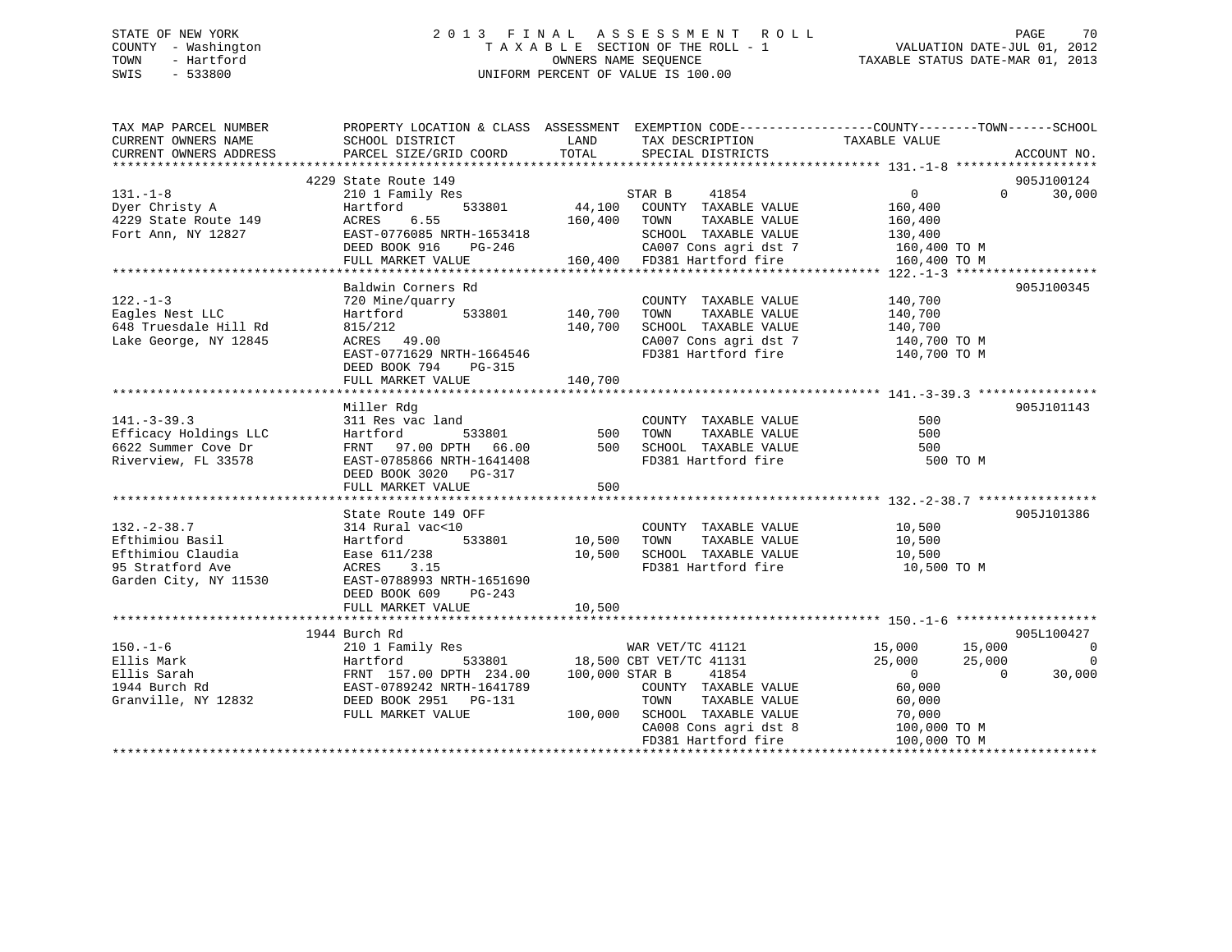STATE OF NEW YORK
COUNTY - Washington
TOWN - Hartford
SWIS - 533800

# 2013 FINAL ASSESSMENT ROLL

TAXABLE SECTION OF THE ROLL - 1
OWNERS NAME SEQUENCE
UNIFORM PERCENT OF VALUE IS 100.00

VALUATION DATE-JUL 01, 2012
TAXABLE STATUS DATE-MAR 01, 2013

```
TAX MAP PARCEL NUMBER          PROPERTY LOCATION & CLASS  ASSESSMENT  EXEMPTION CODE------------------COUNTY--------TOWN------SCHOOL
CURRENT OWNERS NAME            SCHOOL DISTRICT              LAND      TAX DESCRIPTION              TAXABLE VALUE
CURRENT OWNERS ADDRESS         PARCEL SIZE/GRID COORD       TOTAL     SPECIAL DISTRICTS                                    ACCOUNT NO.
******************************************************************************************************* 131.-1-8 *******************
                               4229 State Route 149                                                                        905J100124
131.-1-8                       210 1 Family Res                       STAR B     41854              0             0       30,000
Dyer Christy A                 Hartford          533801     44,100    COUNTY  TAXABLE VALUE      160,400
4229 State Route 149           ACRES    6.55               160,400    TOWN    TAXABLE VALUE      160,400
Fort Ann, NY 12827             EAST-0776085 NRTH-1653418              SCHOOL  TAXABLE VALUE      130,400
                               DEED BOOK 916    PG-246                CA007 Cons agri dst 7       160,400 TO M
                               FULL MARKET VALUE           160,400    FD381 Hartford fire         160,400 TO M
******************************************************************************************************* 122.-1-3 *******************
                               Baldwin Corners Rd                                                                          905J100345
122.-1-3                       720 Mine/quarry                        COUNTY  TAXABLE VALUE      140,700
Eagles Nest LLC                Hartford          533801    140,700    TOWN    TAXABLE VALUE      140,700
648 Truesdale Hill Rd          815/212                     140,700    SCHOOL  TAXABLE VALUE      140,700
Lake George, NY 12845          ACRES   49.00                          CA007 Cons agri dst 7       140,700 TO M
                               EAST-0771629 NRTH-1664546              FD381 Hartford fire         140,700 TO M
                               DEED BOOK 794    PG-315
                               FULL MARKET VALUE           140,700
******************************************************************************************************* 141.-3-39.3 ****************
                               Miller Rdg                                                                                  905J101143
141.-3-39.3                    311 Res vac land                       COUNTY  TAXABLE VALUE          500
Efficacy Holdings LLC          Hartford          533801        500    TOWN    TAXABLE VALUE          500
6622 Summer Cove Dr            FRNT   97.00 DPTH   66.00       500    SCHOOL  TAXABLE VALUE          500
Riverview, FL 33578            EAST-0785866 NRTH-1641408              FD381 Hartford fire             500 TO M
                               DEED BOOK 3020   PG-317
                               FULL MARKET VALUE               500
******************************************************************************************************* 132.-2-38.7 ****************
                               State Route 149 OFF                                                                         905J101386
132.-2-38.7                    314 Rural vac<10                       COUNTY  TAXABLE VALUE       10,500
Efthimiou Basil                Hartford          533801     10,500    TOWN    TAXABLE VALUE       10,500
Efthimiou Claudia              Ease 611/238                 10,500    SCHOOL  TAXABLE VALUE       10,500
95 Stratford Ave               ACRES    3.15                          FD381 Hartford fire          10,500 TO M
Garden City, NY 11530          EAST-0788993 NRTH-1651690
                               DEED BOOK 609    PG-243
                               FULL MARKET VALUE            10,500
******************************************************************************************************* 150.-1-6 *******************
                               1944 Burch Rd                                                                               905L100427
150.-1-6                       210 1 Family Res                       WAR VET/TC 41121          15,000        15,000            0
Ellis Mark                     Hartford          533801     18,500 CBT VET/TC 41131             25,000        25,000            0
Ellis Sarah                    FRNT  157.00 DPTH  234.00   100,000 STAR B     41854                  0             0       30,000
1944 Burch Rd                  EAST-0789242 NRTH-1641789              COUNTY  TAXABLE VALUE       60,000
Granville, NY 12832            DEED BOOK 2951   PG-131                TOWN    TAXABLE VALUE       60,000
                               FULL MARKET VALUE           100,000    SCHOOL  TAXABLE VALUE       70,000
                                                                      CA008 Cons agri dst 8       100,000 TO M
                                                                      FD381 Hartford fire         100,000 TO M
************************************************************************************************************************************
```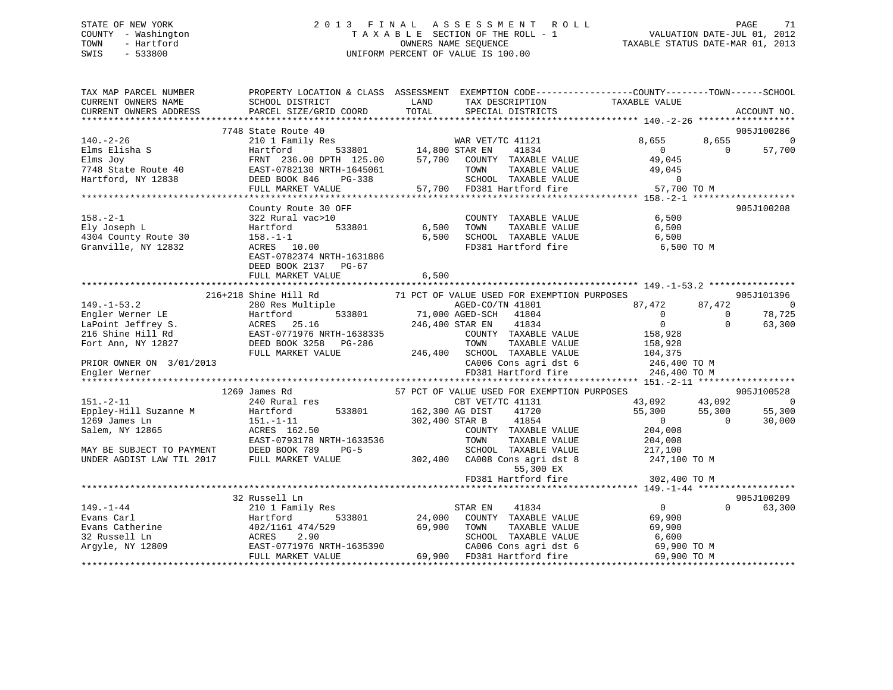STATE OF NEW YORK
COUNTY - Washington
TOWN - Hartford
SWIS - 533800

# 2013 FINAL ASSESSMENT ROLL
TAXABLE SECTION OF THE ROLL - 1
OWNERS NAME SEQUENCE
UNIFORM PERCENT OF VALUE IS 100.00

VALUATION DATE-JUL 01, 2012
TAXABLE STATUS DATE-MAR 01, 2013

```
TAX MAP PARCEL NUMBER          PROPERTY LOCATION & CLASS  ASSESSMENT  EXEMPTION CODE-----------------COUNTY--------TOWN------SCHOOL
CURRENT OWNERS NAME            SCHOOL DISTRICT             LAND       TAX DESCRIPTION           TAXABLE VALUE
CURRENT OWNERS ADDRESS         PARCEL SIZE/GRID COORD      TOTAL      SPECIAL DISTRICTS                                      ACCOUNT NO.
************************************************************************************************** 140.-2-26 ******************
                    7748 State Route 40                                                                                905J100286
140.-2-26                      210 1 Family Res                WAR VET/TC 41121           8,655        8,655            0
Elms Elisha S                  Hartford        533801    14,800 STAR EN    41834             0            0       57,700
Elms Joy                       FRNT 236.00 DPTH 125.00   57,700   COUNTY  TAXABLE VALUE    49,045
7748 State Route 40            EAST-0782130 NRTH-1645061          TOWN    TAXABLE VALUE    49,045
Hartford, NY 12838             DEED BOOK 846    PG-338            SCHOOL  TAXABLE VALUE         0
                               FULL MARKET VALUE          57,700  FD381 Hartford fire         57,700 TO M
************************************************************************************************** 158.-2-1 *******************
                    County Route 30 OFF                                                                                905J100208
158.-2-1                       322 Rural vac>10                   COUNTY  TAXABLE VALUE     6,500
Ely Joseph L                   Hartford        533801     6,500   TOWN    TAXABLE VALUE     6,500
4304 County Route 30           158.-1-1                   6,500   SCHOOL  TAXABLE VALUE     6,500
Granville, NY 12832            ACRES  10.00                       FD381 Hartford fire          6,500 TO M
                               EAST-0782374 NRTH-1631886
                               DEED BOOK 2137   PG-67
                               FULL MARKET VALUE           6,500
************************************************************************************************** 149.-1-53.2 ****************
                    216+218 Shine Hill Rd          71 PCT OF VALUE USED FOR EXEMPTION PURPOSES                         905J101396
149.-1-53.2                    280 Res Multiple                AGED-CO/TN 41801          87,472       87,472            0
Engler Werner LE               Hartford        533801    71,000 AGED-SCH   41804             0            0       78,725
LaPoint Jeffrey S.             ACRES  25.16             246,400 STAR EN    41834             0            0       63,300
216 Shine Hill Rd              EAST-0771976 NRTH-1638335          COUNTY  TAXABLE VALUE   158,928
Fort Ann, NY 12827             DEED BOOK 3258   PG-286            TOWN    TAXABLE VALUE   158,928
                               FULL MARKET VALUE         246,400  SCHOOL  TAXABLE VALUE   104,375
PRIOR OWNER ON  3/01/2013                                         CA006 Cons agri dst 6      246,400 TO M
Engler Werner                                                     FD381 Hartford fire        246,400 TO M
************************************************************************************************** 151.-2-11 ******************
                    1269 James Rd                  57 PCT OF VALUE USED FOR EXEMPTION PURPOSES                         905J100528
151.-2-11                      240 Rural res                   CBT VET/TC 41131          43,092       43,092            0
Eppley-Hill Suzanne M          Hartford        533801   162,300 AG DIST    41720         55,300       55,300       55,300
1269 James Ln                  151.-1-11                302,400 STAR B     41854             0            0       30,000
Salem, NY 12865                ACRES 162.50                       COUNTY  TAXABLE VALUE   204,008
                               EAST-0793178 NRTH-1633536          TOWN    TAXABLE VALUE   204,008
MAY BE SUBJECT TO PAYMENT      DEED BOOK 789    PG-5              SCHOOL  TAXABLE VALUE   217,100
UNDER AGDIST LAW TIL 2017      FULL MARKET VALUE         302,400  CA008 Cons agri dst 8      247,100 TO M
                                                                       55,300 EX
                                                                  FD381 Hartford fire        302,400 TO M
************************************************************************************************** 149.-1-44 ******************
                    32 Russell Ln                                                                                      905J100209
149.-1-44                      210 1 Family Res                STAR EN    41834              0            0       63,300
Evans Carl                     Hartford        533801    24,000   COUNTY  TAXABLE VALUE    69,900
Evans Catherine                402/1161 474/529          69,900   TOWN    TAXABLE VALUE    69,900
32 Russell Ln                  ACRES   2.90                       SCHOOL  TAXABLE VALUE     6,600
Argyle, NY 12809               EAST-0771976 NRTH-1635390          CA006 Cons agri dst 6       69,900 TO M
                               FULL MARKET VALUE          69,900  FD381 Hartford fire         69,900 TO M
********************************************************************************************************************************
```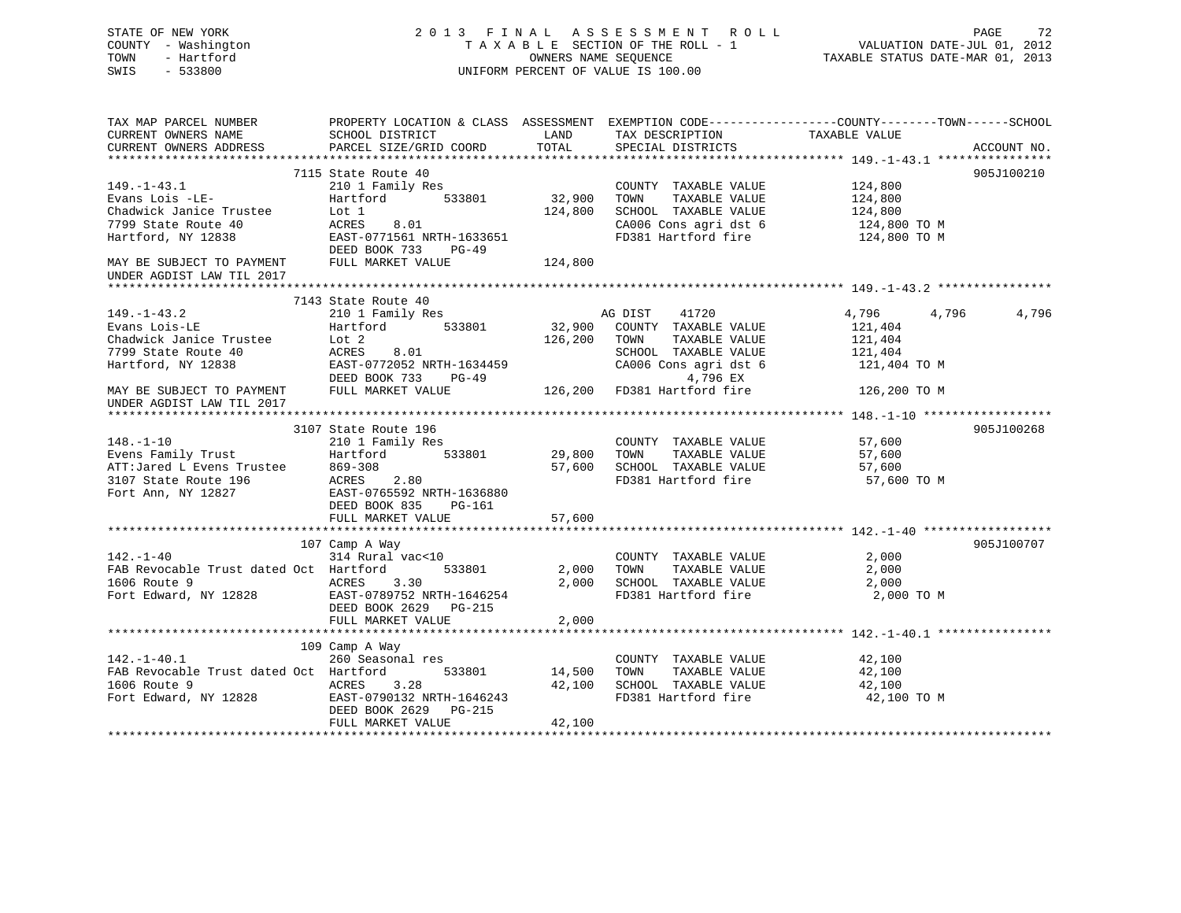STATE OF NEW YORK
COUNTY - Washington
TOWN - Hartford
SWIS - 533800

2 0 1 3 F I N A L A S S E S S M E N T R O L L
T A X A B L E SECTION OF THE ROLL - 1
OWNERS NAME SEQUENCE
UNIFORM PERCENT OF VALUE IS 100.00

VALUATION DATE-JUL 01, 2012
TAXABLE STATUS DATE-MAR 01, 2013

```
TAX MAP PARCEL NUMBER          PROPERTY LOCATION & CLASS  ASSESSMENT  EXEMPTION CODE------------------COUNTY--------TOWN------SCHOOL
CURRENT OWNERS NAME            SCHOOL DISTRICT               LAND      TAX DESCRIPTION              TAXABLE VALUE
CURRENT OWNERS ADDRESS         PARCEL SIZE/GRID COORD        TOTAL     SPECIAL DISTRICTS                                    ACCOUNT NO.
******************************************************************************************************* 149.-1-43.1 ****************
                          7115 State Route 40                                                                           905J100210
149.-1-43.1                    210 1 Family Res                         COUNTY  TAXABLE VALUE           124,800
Evans Lois -LE-                Hartford        533801        32,900     TOWN    TAXABLE VALUE           124,800
Chadwick Janice Trustee        Lot 1                        124,800     SCHOOL  TAXABLE VALUE           124,800
7799 State Route 40            ACRES    8.01                            CA006 Cons agri dst 6            124,800 TO M
Hartford, NY 12838             EAST-0771561 NRTH-1633651                FD381 Hartford fire              124,800 TO M
                               DEED BOOK 733    PG-49
MAY BE SUBJECT TO PAYMENT      FULL MARKET VALUE            124,800
UNDER AGDIST LAW TIL 2017
******************************************************************************************************* 149.-1-43.2 ****************
                          7143 State Route 40
149.-1-43.2                    210 1 Family Res                  AG DIST     41720              4,796        4,796        4,796
Evans Lois-LE                  Hartford        533801        32,900   COUNTY  TAXABLE VALUE           121,404
Chadwick Janice Trustee        Lot 2                        126,200   TOWN    TAXABLE VALUE           121,404
7799 State Route 40            ACRES    8.01                          SCHOOL  TAXABLE VALUE           121,404
Hartford, NY 12838             EAST-0772052 NRTH-1634459              CA006 Cons agri dst 6            121,404 TO M
                               DEED BOOK 733    PG-49                        4,796 EX
MAY BE SUBJECT TO PAYMENT      FULL MARKET VALUE            126,200   FD381 Hartford fire              126,200 TO M
UNDER AGDIST LAW TIL 2017
******************************************************************************************************* 148.-1-10 ******************
                          3107 State Route 196                                                                          905J100268
148.-1-10                      210 1 Family Res                         COUNTY  TAXABLE VALUE            57,600
Evens Family Trust             Hartford        533801        29,800     TOWN    TAXABLE VALUE            57,600
ATT:Jared L Evens Trustee      869-308                       57,600     SCHOOL  TAXABLE VALUE            57,600
3107 State Route 196           ACRES    2.80                            FD381 Hartford fire               57,600 TO M
Fort Ann, NY 12827             EAST-0765592 NRTH-1636880
                               DEED BOOK 835    PG-161
                               FULL MARKET VALUE             57,600
******************************************************************************************************* 142.-1-40 ******************
                          107 Camp A Way                                                                                905J100707
142.-1-40                      314 Rural vac<10                         COUNTY  TAXABLE VALUE             2,000
FAB Revocable Trust dated Oct  Hartford        533801         2,000     TOWN    TAXABLE VALUE             2,000
1606 Route 9                   ACRES    3.30                  2,000     SCHOOL  TAXABLE VALUE             2,000
Fort Edward, NY 12828          EAST-0789752 NRTH-1646254                FD381 Hartford fire                2,000 TO M
                               DEED BOOK 2629   PG-215
                               FULL MARKET VALUE              2,000
******************************************************************************************************* 142.-1-40.1 ****************
                          109 Camp A Way
142.-1-40.1                    260 Seasonal res                         COUNTY  TAXABLE VALUE            42,100
FAB Revocable Trust dated Oct  Hartford        533801        14,500     TOWN    TAXABLE VALUE            42,100
1606 Route 9                   ACRES    3.28                 42,100     SCHOOL  TAXABLE VALUE            42,100
Fort Edward, NY 12828          EAST-0790132 NRTH-1646243                FD381 Hartford fire               42,100 TO M
                               DEED BOOK 2629   PG-215
                               FULL MARKET VALUE             42,100
************************************************************************************************************************************
```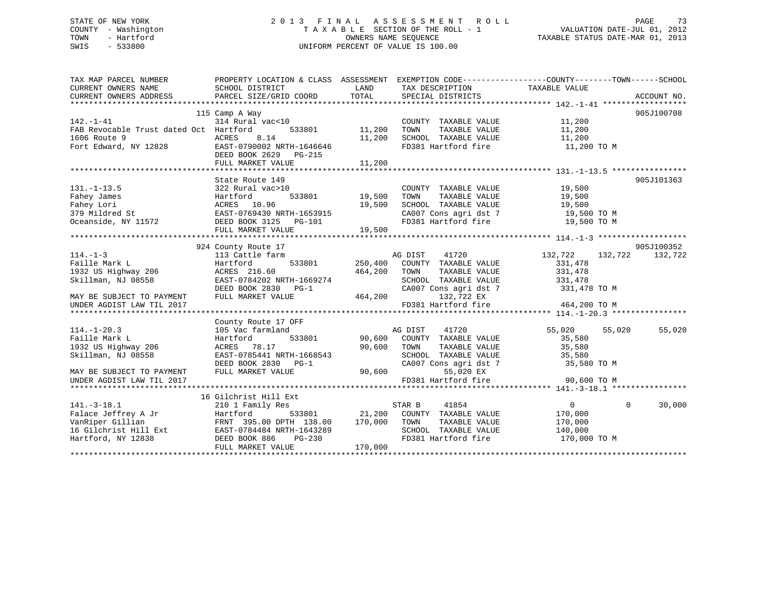STATE OF NEW YORK                          2 0 1 3   F I N A L   A S S E S S M E N T   R O L L
COUNTY - Washington                        T A X A B L E SECTION OF THE ROLL - 1                    VALUATION DATE-JUL 01, 2012
TOWN   - Hartford                          OWNERS NAME SEQUENCE                                      TAXABLE STATUS DATE-MAR 01, 2013
SWIS   - 533800                            UNIFORM PERCENT OF VALUE IS 100.00

| TAX MAP PARCEL NUMBER / CURRENT OWNERS NAME / CURRENT OWNERS ADDRESS | PROPERTY LOCATION & CLASS / SCHOOL DISTRICT / PARCEL SIZE/GRID COORD | ASSESSMENT LAND | TOTAL | EXEMPTION CODE / TAX DESCRIPTION / SPECIAL DISTRICTS | COUNTY TAXABLE VALUE | TOWN | SCHOOL | ACCOUNT NO. |
|---|---|---|---|---|---|---|---|---|
| **142.-1-41** | 115 Camp A Way | | | | | | | 905J100708 |
| FAB Revocable Trust dated Oct | 314 Rural vac<10 | | | COUNTY TAXABLE VALUE | 11,200 | | | |
| 1606 Route 9 | Hartford 533801 | 11,200 | | TOWN TAXABLE VALUE | 11,200 | | | |
| Fort Edward, NY 12828 | ACRES 8.14 | | 11,200 | SCHOOL TAXABLE VALUE | 11,200 | | | |
| | EAST-0790002 NRTH-1646646 | | | FD381 Hartford fire | 11,200 TO M | | | |
| | DEED BOOK 2629 PG-215 | | | | | | | |
| | FULL MARKET VALUE | | 11,200 | | | | | |
| **131.-1-13.5** | State Route 149 | | | | | | | 905J101363 |
| Fahey James | 322 Rural vac>10 | | | COUNTY TAXABLE VALUE | 19,500 | | | |
| Fahey Lori | Hartford 533801 | 19,500 | | TOWN TAXABLE VALUE | 19,500 | | | |
| 379 Mildred St | ACRES 10.96 | | 19,500 | SCHOOL TAXABLE VALUE | 19,500 | | | |
| Oceanside, NY 11572 | EAST-0769430 NRTH-1653915 | | | CA007 Cons agri dst 7 | 19,500 TO M | | | |
| | DEED BOOK 3125 PG-101 | | | FD381 Hartford fire | 19,500 TO M | | | |
| | FULL MARKET VALUE | | 19,500 | | | | | |
| **114.-1-3** | 924 County Route 17 | | | | | | | 905J100352 |
| Faille Mark L | 113 Cattle farm | | | AG DIST 41720 | 132,722 | 132,722 | 132,722 | |
| 1932 US Highway 206 | Hartford 533801 | 250,400 | | COUNTY TAXABLE VALUE | 331,478 | | | |
| Skillman, NJ 08558 | ACRES 216.60 | | 464,200 | TOWN TAXABLE VALUE | 331,478 | | | |
| | EAST-0784202 NRTH-1669274 | | | SCHOOL TAXABLE VALUE | 331,478 | | | |
| | DEED BOOK 2830 PG-1 | | | CA007 Cons agri dst 7 | 331,478 TO M | | | |
| MAY BE SUBJECT TO PAYMENT | FULL MARKET VALUE | | 464,200 | 132,722 EX | | | | |
| UNDER AGDIST LAW TIL 2017 | | | | FD381 Hartford fire | 464,200 TO M | | | |
| **114.-1-20.3** | County Route 17 OFF | | | | | | | |
| Faille Mark L | 105 Vac farmland | | | AG DIST 41720 | 55,020 | 55,020 | 55,020 | |
| 1932 US Highway 206 | Hartford 533801 | 90,600 | | COUNTY TAXABLE VALUE | 35,580 | | | |
| Skillman, NJ 08558 | ACRES 78.17 | | 90,600 | TOWN TAXABLE VALUE | 35,580 | | | |
| | EAST-0785441 NRTH-1668543 | | | SCHOOL TAXABLE VALUE | 35,580 | | | |
| | DEED BOOK 2830 PG-1 | | | CA007 Cons agri dst 7 | 35,580 TO M | | | |
| MAY BE SUBJECT TO PAYMENT | FULL MARKET VALUE | | 90,600 | 55,020 EX | | | | |
| UNDER AGDIST LAW TIL 2017 | | | | FD381 Hartford fire | 90,600 TO M | | | |
| **141.-3-18.1** | 16 Gilchrist Hill Ext | | | | | | | |
| Falace Jeffrey A Jr | 210 1 Family Res | | | STAR B 41854 | 0 | 0 | 30,000 | |
| VanRiper Gillian | Hartford 533801 | 21,200 | | COUNTY TAXABLE VALUE | 170,000 | | | |
| 16 Gilchrist Hill Ext | FRNT 395.00 DPTH 138.00 | | 170,000 | TOWN TAXABLE VALUE | 170,000 | | | |
| Hartford, NY 12838 | EAST-0784484 NRTH-1643289 | | | SCHOOL TAXABLE VALUE | 140,000 | | | |
| | DEED BOOK 886 PG-230 | | | FD381 Hartford fire | 170,000 TO M | | | |
| | FULL MARKET VALUE | | 170,000 | | | | | |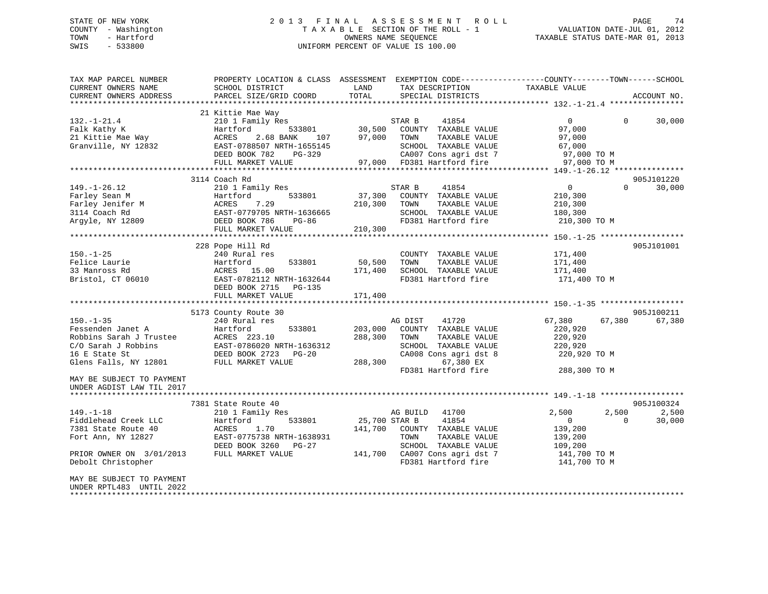STATE OF NEW YORK
COUNTY - Washington
TOWN - Hartford
SWIS - 533800

# 2013 FINAL ASSESSMENT ROLL
TAXABLE SECTION OF THE ROLL - 1
OWNERS NAME SEQUENCE
UNIFORM PERCENT OF VALUE IS 100.00

VALUATION DATE-JUL 01, 2012
TAXABLE STATUS DATE-MAR 01, 2013

```
TAX MAP PARCEL NUMBER          PROPERTY LOCATION & CLASS  ASSESSMENT  EXEMPTION CODE------------------COUNTY--------TOWN------SCHOOL
CURRENT OWNERS NAME            SCHOOL DISTRICT               LAND      TAX DESCRIPTION               TAXABLE VALUE
CURRENT OWNERS ADDRESS         PARCEL SIZE/GRID COORD        TOTAL     SPECIAL DISTRICTS                                   ACCOUNT NO.
******************************************************************************************************* 132.-1-21.4 ****************
                               21 Kittie Mae Way
132.-1-21.4                    210 1 Family Res                  STAR B    41854                  0             0      30,000
Falk Kathy K                   Hartford        533801      30,500   COUNTY  TAXABLE VALUE            97,000
21 Kittie Mae Way              ACRES    2.68 BANK    107    97,000   TOWN    TAXABLE VALUE            97,000
Granville, NY 12832            EAST-0788507 NRTH-1655145             SCHOOL  TAXABLE VALUE            67,000
                               DEED BOOK 782    PG-329               CA007 Cons agri dst 7             97,000 TO M
                               FULL MARKET VALUE            97,000   FD381 Hartford fire               97,000 TO M
******************************************************************************************************* 149.-1-26.12 ***************
                               3114 Coach Rd                                                                            905J101220
149.-1-26.12                   210 1 Family Res                  STAR B    41854                  0             0      30,000
Farley Sean M                  Hartford        533801      37,300   COUNTY  TAXABLE VALUE           210,300
Farley Jenifer M               ACRES    7.29              210,300   TOWN    TAXABLE VALUE           210,300
3114 Coach Rd                  EAST-0779705 NRTH-1636665             SCHOOL  TAXABLE VALUE           180,300
Argyle, NY 12809               DEED BOOK 786    PG-86                FD381 Hartford fire              210,300 TO M
                               FULL MARKET VALUE           210,300
******************************************************************************************************* 150.-1-25 ******************
                               228 Pope Hill Rd                                                                         905J101001
150.-1-25                      240 Rural res                         COUNTY  TAXABLE VALUE           171,400
Felice Laurie                  Hartford        533801      50,500   TOWN    TAXABLE VALUE           171,400
33 Manross Rd                  ACRES   15.00              171,400   SCHOOL  TAXABLE VALUE           171,400
Bristol, CT 06010              EAST-0782112 NRTH-1632644             FD381 Hartford fire              171,400 TO M
                               DEED BOOK 2715   PG-135
                               FULL MARKET VALUE           171,400
******************************************************************************************************* 150.-1-35 ******************
                               5173 County Route 30                                                                     905J100211
150.-1-35                      240 Rural res                     AG DIST   41720              67,380        67,380      67,380
Fessenden Janet A              Hartford        533801     203,000   COUNTY  TAXABLE VALUE           220,920
Robbins Sarah J Trustee        ACRES  223.10              288,300   TOWN    TAXABLE VALUE           220,920
C/O Sarah J Robbins            EAST-0786020 NRTH-1636312             SCHOOL  TAXABLE VALUE           220,920
16 E State St                  DEED BOOK 2723   PG-20                CA008 Cons agri dst 8            220,920 TO M
Glens Falls, NY 12801          FULL MARKET VALUE           288,300         67,380 EX
                                                                     FD381 Hartford fire              288,300 TO M
MAY BE SUBJECT TO PAYMENT
UNDER AGDIST LAW TIL 2017
******************************************************************************************************* 149.-1-18 ******************
                               7381 State Route 40                                                                      905J100324
149.-1-18                      210 1 Family Res                  AG BUILD  41700               2,500         2,500       2,500
Fiddlehead Creek LLC           Hartford        533801      25,700 STAR B    41854                  0             0      30,000
7381 State Route 40            ACRES    1.70              141,700   COUNTY  TAXABLE VALUE           139,200
Fort Ann, NY 12827             EAST-0775738 NRTH-1638931             TOWN    TAXABLE VALUE           139,200
                               DEED BOOK 3260   PG-27                SCHOOL  TAXABLE VALUE           109,200
PRIOR OWNER ON  3/01/2013      FULL MARKET VALUE           141,700   CA007 Cons agri dst 7            141,700 TO M
Debolt Christopher                                                   FD381 Hartford fire              141,700 TO M

MAY BE SUBJECT TO PAYMENT
UNDER RPTL483  UNTIL 2022
************************************************************************************************************************************
```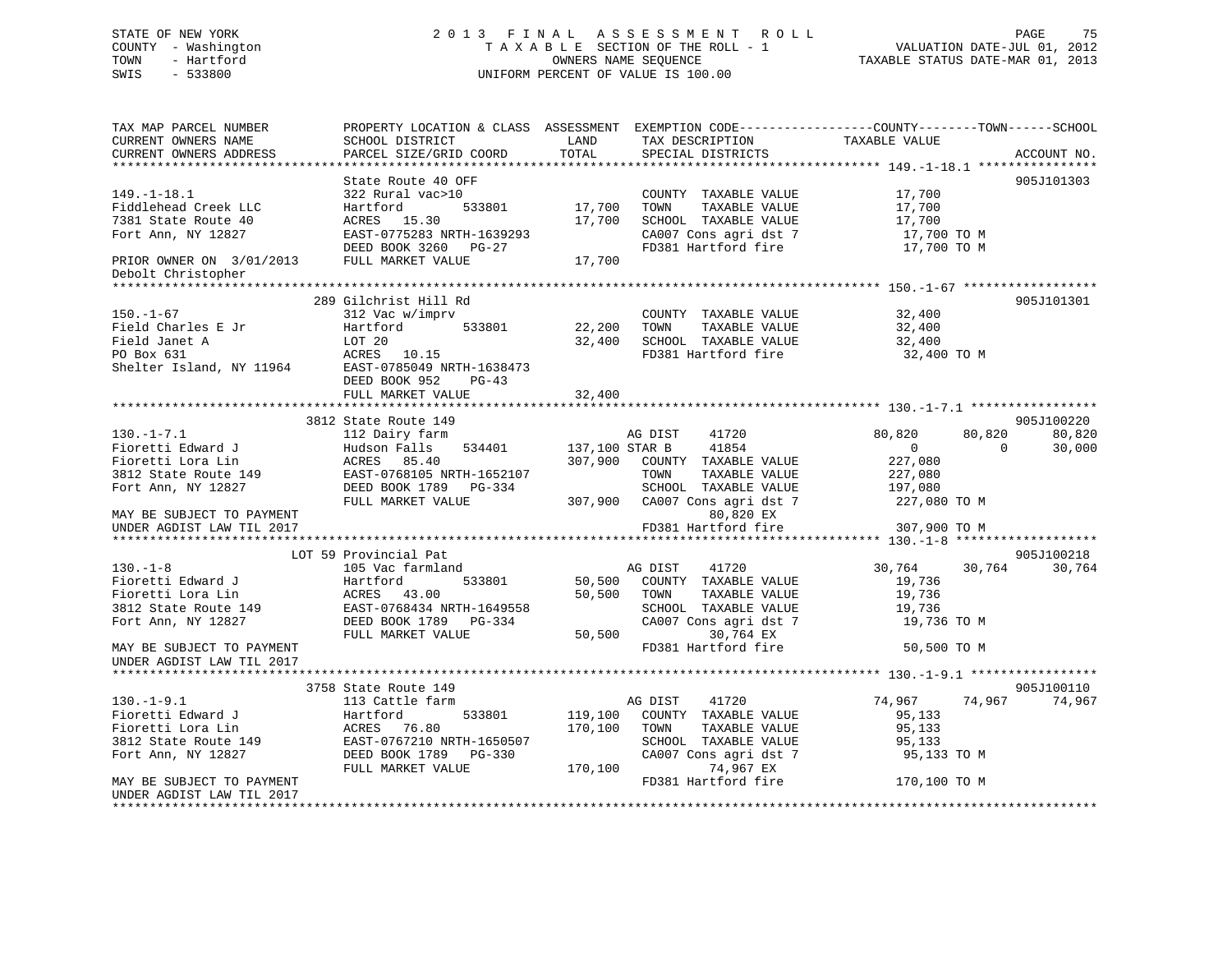STATE OF NEW YORK
COUNTY - Washington
TOWN - Hartford
SWIS - 533800

# 2013 FINAL ASSESSMENT ROLL

TAXABLE SECTION OF THE ROLL - 1
OWNERS NAME SEQUENCE
UNIFORM PERCENT OF VALUE IS 100.00

VALUATION DATE-JUL 01, 2012
TAXABLE STATUS DATE-MAR 01, 2013

```
TAX MAP PARCEL NUMBER          PROPERTY LOCATION & CLASS  ASSESSMENT  EXEMPTION CODE------------------COUNTY--------TOWN------SCHOOL
CURRENT OWNERS NAME            SCHOOL DISTRICT             LAND       TAX DESCRIPTION            TAXABLE VALUE
CURRENT OWNERS ADDRESS         PARCEL SIZE/GRID COORD      TOTAL      SPECIAL DISTRICTS                                   ACCOUNT NO.
****************************************************************************************************** 149.-1-18.1 ****************
                               State Route 40 OFF                                                                         905J101303
149.-1-18.1                    322 Rural vac>10                       COUNTY  TAXABLE VALUE            17,700
Fiddlehead Creek LLC           Hartford         533801      17,700    TOWN    TAXABLE VALUE            17,700
7381 State Route 40            ACRES  15.30                 17,700    SCHOOL  TAXABLE VALUE            17,700
Fort Ann, NY 12827             EAST-0775283 NRTH-1639293              CA007 Cons agri dst 7             17,700 TO M
                               DEED BOOK 3260   PG-27                 FD381 Hartford fire               17,700 TO M
PRIOR OWNER ON  3/01/2013      FULL MARKET VALUE            17,700
Debolt Christopher
****************************************************************************************************** 150.-1-67 ******************
                          289 Gilchrist Hill Rd                                                                           905J101301
150.-1-67                      312 Vac w/imprv                        COUNTY  TAXABLE VALUE            32,400
Field Charles E Jr             Hartford         533801      22,200    TOWN    TAXABLE VALUE            32,400
Field Janet A                  LOT 20                       32,400    SCHOOL  TAXABLE VALUE            32,400
PO Box 631                     ACRES  10.15                           FD381 Hartford fire               32,400 TO M
Shelter Island, NY 11964       EAST-0785049 NRTH-1638473
                               DEED BOOK 952    PG-43
                               FULL MARKET VALUE            32,400
****************************************************************************************************** 130.-1-7.1 *****************
                         3812 State Route 149                                                                             905J100220
130.-1-7.1                     112 Dairy farm                         AG DIST     41720           80,820      80,820      80,820
Fioretti Edward J              Hudson Falls     534401     137,100 STAR B      41854                0           0      30,000
Fioretti Lora Lin              ACRES  85.40                307,900    COUNTY  TAXABLE VALUE           227,080
3812 State Route 149           EAST-0768105 NRTH-1652107              TOWN    TAXABLE VALUE           227,080
Fort Ann, NY 12827             DEED BOOK 1789   PG-334                SCHOOL  TAXABLE VALUE           197,080
                               FULL MARKET VALUE           307,900    CA007 Cons agri dst 7            227,080 TO M
MAY BE SUBJECT TO PAYMENT                                                      80,820 EX
UNDER AGDIST LAW TIL 2017                                             FD381 Hartford fire              307,900 TO M
****************************************************************************************************** 130.-1-8 *******************
                          LOT 59 Provincial Pat                                                                           905J100218
130.-1-8                       105 Vac farmland                       AG DIST     41720           30,764      30,764      30,764
Fioretti Edward J              Hartford         533801      50,500    COUNTY  TAXABLE VALUE            19,736
Fioretti Lora Lin              ACRES  43.00                 50,500    TOWN    TAXABLE VALUE            19,736
3812 State Route 149           EAST-0768434 NRTH-1649558              SCHOOL  TAXABLE VALUE            19,736
Fort Ann, NY 12827             DEED BOOK 1789   PG-334                CA007 Cons agri dst 7             19,736 TO M
                               FULL MARKET VALUE            50,500             30,764 EX
MAY BE SUBJECT TO PAYMENT                                             FD381 Hartford fire               50,500 TO M
UNDER AGDIST LAW TIL 2017
****************************************************************************************************** 130.-1-9.1 *****************
                         3758 State Route 149                                                                             905J100110
130.-1-9.1                     113 Cattle farm                        AG DIST     41720           74,967      74,967      74,967
Fioretti Edward J              Hartford         533801     119,100    COUNTY  TAXABLE VALUE            95,133
Fioretti Lora Lin              ACRES  76.80                170,100    TOWN    TAXABLE VALUE            95,133
3812 State Route 149           EAST-0767210 NRTH-1650507              SCHOOL  TAXABLE VALUE            95,133
Fort Ann, NY 12827             DEED BOOK 1789   PG-330                CA007 Cons agri dst 7             95,133 TO M
                               FULL MARKET VALUE           170,100             74,967 EX
MAY BE SUBJECT TO PAYMENT                                             FD381 Hartford fire              170,100 TO M
UNDER AGDIST LAW TIL 2017
************************************************************************************************************************************
```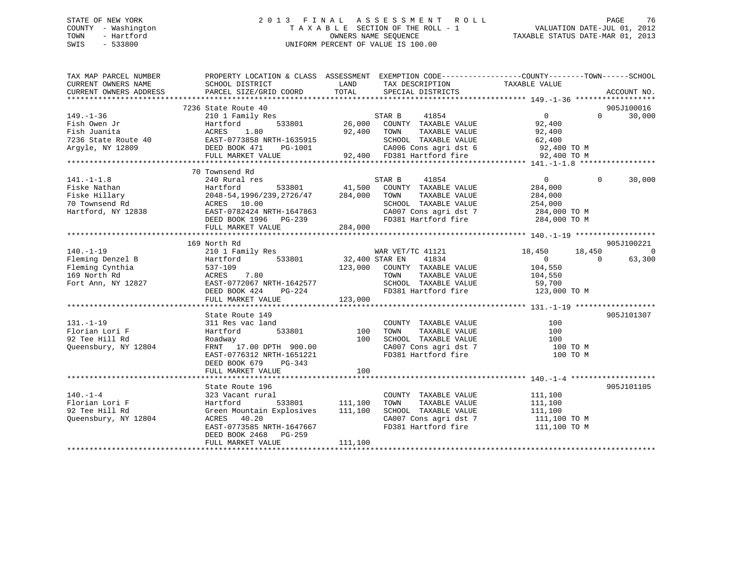STATE OF NEW YORK
COUNTY - Washington
TOWN - Hartford
SWIS - 533800

# 2013 FINAL ASSESSMENT ROLL

TAXABLE SECTION OF THE ROLL - 1
OWNERS NAME SEQUENCE
UNIFORM PERCENT OF VALUE IS 100.00

VALUATION DATE-JUL 01, 2012
TAXABLE STATUS DATE-MAR 01, 2013

```
TAX MAP PARCEL NUMBER          PROPERTY LOCATION & CLASS  ASSESSMENT  EXEMPTION CODE------------------COUNTY--------TOWN------SCHOOL
CURRENT OWNERS NAME            SCHOOL DISTRICT               LAND      TAX DESCRIPTION             TAXABLE VALUE
CURRENT OWNERS ADDRESS         PARCEL SIZE/GRID COORD        TOTAL     SPECIAL DISTRICTS                                         ACCOUNT NO.
******************************************************************************************************* 149.-1-36 ******************
                               7236 State Route 40                                                                          905J100016
149.-1-36                      210 1 Family Res                         STAR B     41854              0            0       30,000
Fish Owen Jr                   Hartford        533801        26,000    COUNTY  TAXABLE VALUE          92,400
Fish Juanita                   ACRES    1.80                 92,400    TOWN    TAXABLE VALUE          92,400
7236 State Route 40            EAST-0773858 NRTH-1635915               SCHOOL  TAXABLE VALUE          62,400
Argyle, NY 12809               DEED BOOK 471    PG-1001                CA006 Cons agri dst 6           92,400 TO M
                               FULL MARKET VALUE             92,400    FD381 Hartford fire             92,400 TO M
******************************************************************************************************* 141.-1-1.8 *****************
                               70 Townsend Rd
141.-1-1.8                     240 Rural res                            STAR B     41854              0            0       30,000
Fiske Nathan                   Hartford        533801        41,500    COUNTY  TAXABLE VALUE         284,000
Fiske Hillary                  2048-54,1996/239,2726/47     284,000    TOWN    TAXABLE VALUE         284,000
70 Townsend Rd                 ACRES   10.00                           SCHOOL  TAXABLE VALUE         254,000
Hartford, NY 12838             EAST-0782424 NRTH-1647863               CA007 Cons agri dst 7          284,000 TO M
                               DEED BOOK 1996   PG-239                 FD381 Hartford fire            284,000 TO M
                               FULL MARKET VALUE            284,000
******************************************************************************************************* 140.-1-19 ******************
                               169 North Rd                                                                                 905J100221
140.-1-19                      210 1 Family Res                         WAR VET/TC 41121          18,450       18,450            0
Fleming Denzel B               Hartford        533801        32,400 STAR EN    41834                  0            0       63,300
Fleming Cynthia                537-109                      123,000    COUNTY  TAXABLE VALUE         104,550
169 North Rd                   ACRES    7.80                           TOWN    TAXABLE VALUE         104,550
Fort Ann, NY 12827             EAST-0772067 NRTH-1642577               SCHOOL  TAXABLE VALUE          59,700
                               DEED BOOK 424    PG-224                 FD381 Hartford fire            123,000 TO M
                               FULL MARKET VALUE            123,000
******************************************************************************************************* 131.-1-19 ******************
                               State Route 149                                                                              905J101307
131.-1-19                      311 Res vac land                        COUNTY  TAXABLE VALUE             100
Florian Lori F                 Hartford        533801           100    TOWN    TAXABLE VALUE             100
92 Tee Hill Rd                 Roadway                          100    SCHOOL  TAXABLE VALUE             100
Queensbury, NY 12804           FRNT   17.00 DPTH 900.00                CA007 Cons agri dst 7              100 TO M
                               EAST-0776312 NRTH-1651221               FD381 Hartford fire                100 TO M
                               DEED BOOK 679    PG-343
                               FULL MARKET VALUE                100
******************************************************************************************************* 140.-1-4 *******************
                               State Route 196                                                                              905J101105
140.-1-4                       323 Vacant rural                        COUNTY  TAXABLE VALUE         111,100
Florian Lori F                 Hartford        533801       111,100    TOWN    TAXABLE VALUE         111,100
92 Tee Hill Rd                 Green Mountain Explosives    111,100    SCHOOL  TAXABLE VALUE         111,100
Queensbury, NY 12804           ACRES   40.20                           CA007 Cons agri dst 7          111,100 TO M
                               EAST-0773585 NRTH-1647667               FD381 Hartford fire            111,100 TO M
                               DEED BOOK 2468   PG-259
                               FULL MARKET VALUE            111,100
************************************************************************************************************************************
```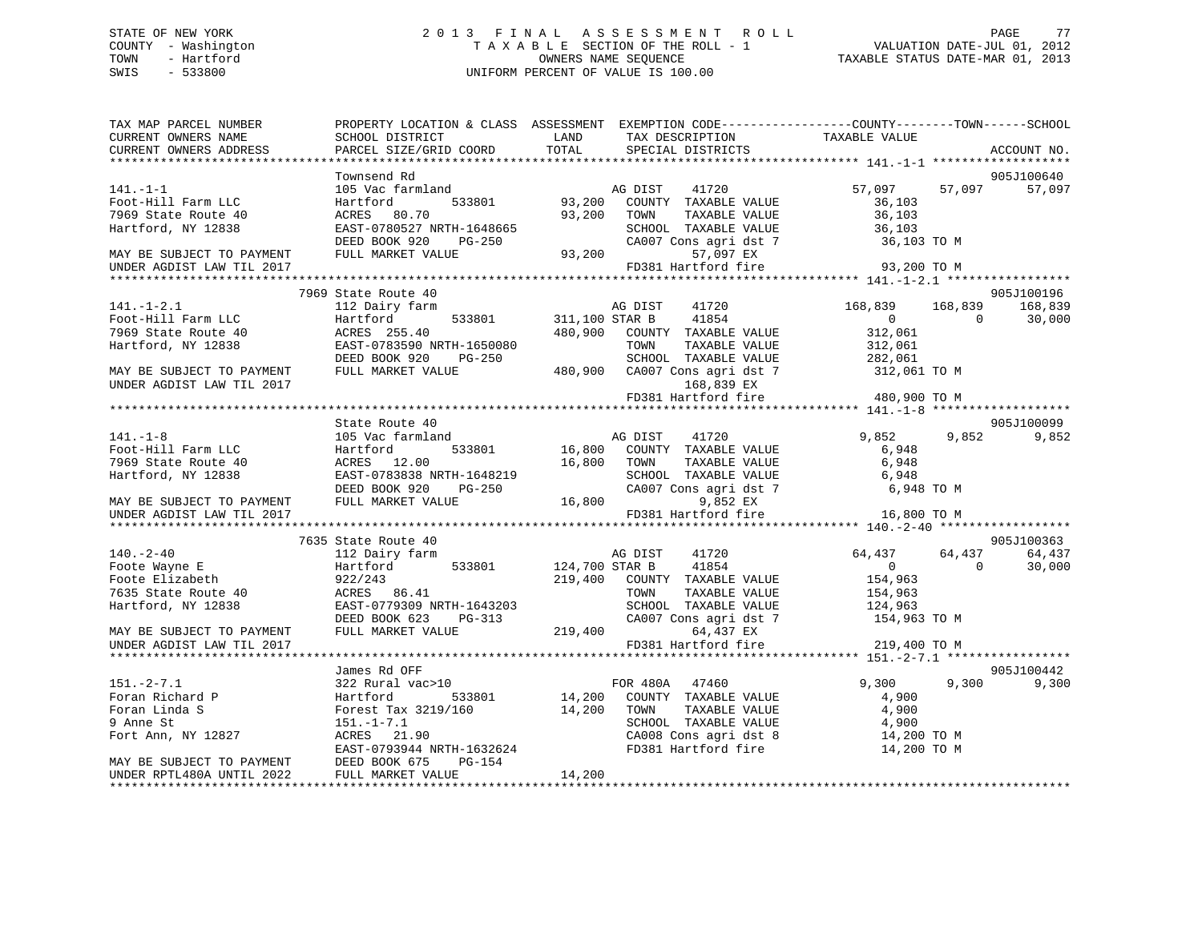STATE OF NEW YORK
COUNTY - Washington
TOWN - Hartford
SWIS - 533800

2 0 1 3 F I N A L A S S E S S M E N T R O L L
T A X A B L E SECTION OF THE ROLL - 1
OWNERS NAME SEQUENCE
UNIFORM PERCENT OF VALUE IS 100.00

VALUATION DATE-JUL 01, 2012
TAXABLE STATUS DATE-MAR 01, 2013

```
TAX MAP PARCEL NUMBER         PROPERTY LOCATION & CLASS  ASSESSMENT  EXEMPTION CODE-----------------COUNTY--------TOWN------SCHOOL
CURRENT OWNERS NAME           SCHOOL DISTRICT               LAND      TAX DESCRIPTION            TAXABLE VALUE
CURRENT OWNERS ADDRESS        PARCEL SIZE/GRID COORD        TOTAL     SPECIAL DISTRICTS                                   ACCOUNT NO.
******************************************************************************************************* 141.-1-1 *******************
                              Townsend Rd                                                                                 905J100640
141.-1-1                      105 Vac farmland                         AG DIST    41720              57,097      57,097      57,097
Foot-Hill Farm LLC            Hartford       533801         93,200    COUNTY  TAXABLE VALUE            36,103
7969 State Route 40           ACRES   80.70                 93,200    TOWN    TAXABLE VALUE            36,103
Hartford, NY 12838            EAST-0780527 NRTH-1648665               SCHOOL  TAXABLE VALUE            36,103
                              DEED BOOK 920    PG-250                 CA007 Cons agri dst 7             36,103 TO M
MAY BE SUBJECT TO PAYMENT     FULL MARKET VALUE             93,200          57,097 EX
UNDER AGDIST LAW TIL 2017                                             FD381 Hartford fire               93,200 TO M
******************************************************************************************************* 141.-1-2.1 *****************
                              7969 State Route 40                                                                         905J100196
141.-1-2.1                    112 Dairy farm                           AG DIST    41720             168,839     168,839     168,839
Foot-Hill Farm LLC            Hartford       533801        311,100 STAR B     41854                   0           0      30,000
7969 State Route 40           ACRES  255.40                480,900    COUNTY  TAXABLE VALUE           312,061
Hartford, NY 12838            EAST-0783590 NRTH-1650080               TOWN    TAXABLE VALUE           312,061
                              DEED BOOK 920    PG-250                 SCHOOL  TAXABLE VALUE           282,061
MAY BE SUBJECT TO PAYMENT     FULL MARKET VALUE            480,900    CA007 Cons agri dst 7            312,061 TO M
UNDER AGDIST LAW TIL 2017                                                  168,839 EX
                                                                      FD381 Hartford fire              480,900 TO M
******************************************************************************************************* 141.-1-8 *******************
                              State Route 40                                                                              905J100099
141.-1-8                      105 Vac farmland                         AG DIST    41720               9,852       9,852       9,852
Foot-Hill Farm LLC            Hartford       533801         16,800    COUNTY  TAXABLE VALUE             6,948
7969 State Route 40           ACRES   12.00                 16,800    TOWN    TAXABLE VALUE             6,948
Hartford, NY 12838            EAST-0783838 NRTH-1648219               SCHOOL  TAXABLE VALUE             6,948
                              DEED BOOK 920    PG-250                 CA007 Cons agri dst 7              6,948 TO M
MAY BE SUBJECT TO PAYMENT     FULL MARKET VALUE             16,800           9,852 EX
UNDER AGDIST LAW TIL 2017                                             FD381 Hartford fire               16,800 TO M
******************************************************************************************************* 140.-2-40 ******************
                              7635 State Route 40                                                                         905J100363
140.-2-40                     112 Dairy farm                           AG DIST    41720              64,437      64,437      64,437
Foote Wayne E                 Hartford       533801        124,700 STAR B     41854                   0           0      30,000
Foote Elizabeth               922/243                      219,400    COUNTY  TAXABLE VALUE           154,963
7635 State Route 40           ACRES   86.41                           TOWN    TAXABLE VALUE           154,963
Hartford, NY 12838            EAST-0779309 NRTH-1643203               SCHOOL  TAXABLE VALUE           124,963
                              DEED BOOK 623    PG-313                 CA007 Cons agri dst 7            154,963 TO M
MAY BE SUBJECT TO PAYMENT     FULL MARKET VALUE            219,400          64,437 EX
UNDER AGDIST LAW TIL 2017                                             FD381 Hartford fire              219,400 TO M
******************************************************************************************************* 151.-2-7.1 *****************
                              James Rd OFF                                                                                905J100442
151.-2-7.1                    322 Rural vac>10                         FOR 480A   47460               9,300       9,300       9,300
Foran Richard P               Hartford       533801         14,200    COUNTY  TAXABLE VALUE             4,900
Foran Linda S                 Forest Tax 3219/160           14,200    TOWN    TAXABLE VALUE             4,900
9 Anne St                     151.-1-7.1                              SCHOOL  TAXABLE VALUE             4,900
Fort Ann, NY 12827            ACRES   21.90                           CA008 Cons agri dst 8             14,200 TO M
                              EAST-0793944 NRTH-1632624               FD381 Hartford fire               14,200 TO M
MAY BE SUBJECT TO PAYMENT     DEED BOOK 675    PG-154
UNDER RPTL480A UNTIL 2022     FULL MARKET VALUE             14,200
************************************************************************************************************************************
```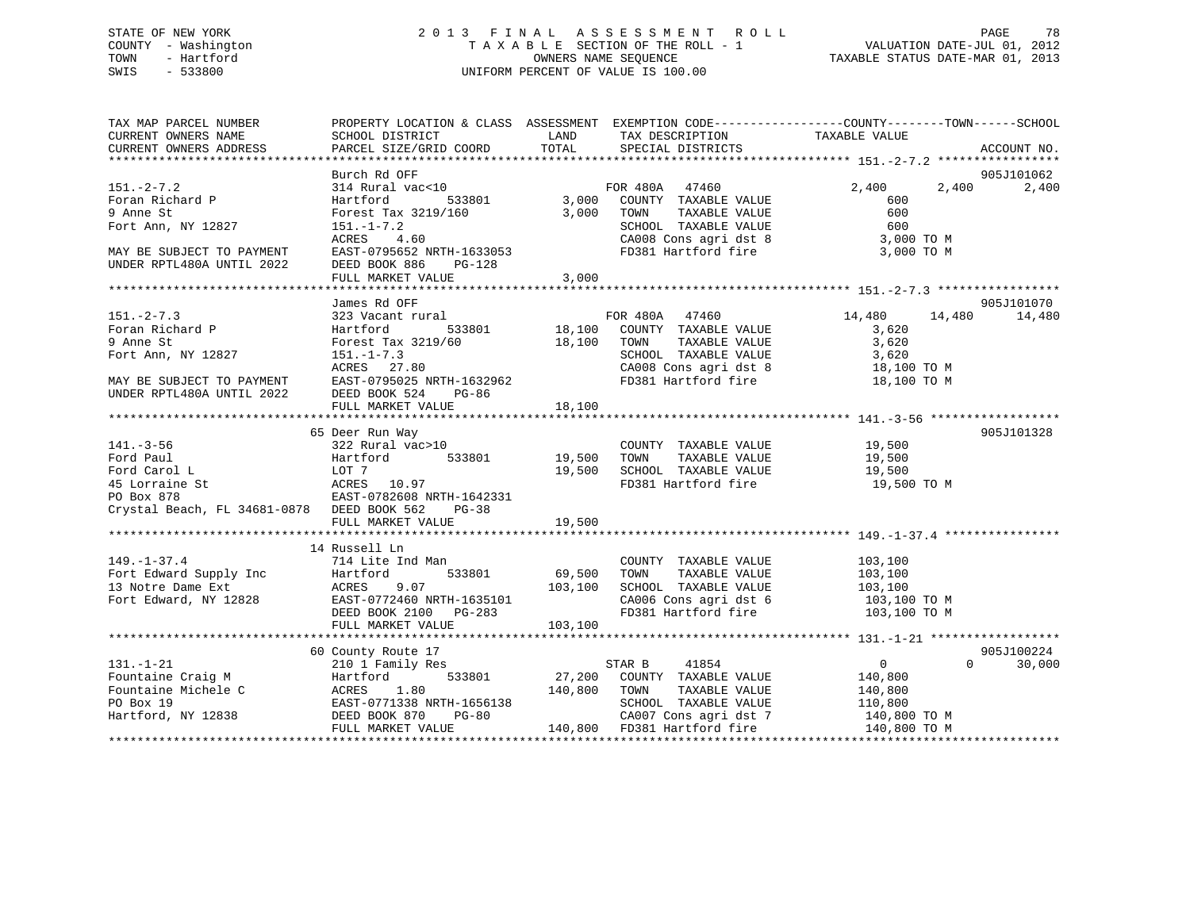STATE OF NEW YORK                2 0 1 3   F I N A L   A S S E S S M E N T   R O L L
COUNTY - Washington              T A X A B L E  SECTION OF THE ROLL - 1          VALUATION DATE-JUL 01, 2012
TOWN   - Hartford                OWNERS NAME SEQUENCE                            TAXABLE STATUS DATE-MAR 01, 2013
SWIS   - 533800                  UNIFORM PERCENT OF VALUE IS 100.00

```
TAX MAP PARCEL NUMBER          PROPERTY LOCATION & CLASS  ASSESSMENT  EXEMPTION CODE------------------COUNTY--------TOWN------SCHOOL
CURRENT OWNERS NAME            SCHOOL DISTRICT               LAND      TAX DESCRIPTION              TAXABLE VALUE
CURRENT OWNERS ADDRESS         PARCEL SIZE/GRID COORD        TOTAL     SPECIAL DISTRICTS                                  ACCOUNT NO.
******************************************************************************************************* 151.-2-7.2 *****************
                               Burch Rd OFF                                                                              905J101062
151.-2-7.2                     314 Rural vac<10                  FOR 480A   47460          2,400      2,400      2,400
Foran Richard P                Hartford        533801      3,000   COUNTY  TAXABLE VALUE              600
9 Anne St                      Forest Tax 3219/160         3,000   TOWN    TAXABLE VALUE              600
Fort Ann, NY 12827             151.-1-7.2                          SCHOOL  TAXABLE VALUE              600
                               ACRES    4.60                       CA008 Cons agri dst 8            3,000 TO M
MAY BE SUBJECT TO PAYMENT      EAST-0795652 NRTH-1633053           FD381 Hartford fire              3,000 TO M
UNDER RPTL480A UNTIL 2022      DEED BOOK 886    PG-128
                               FULL MARKET VALUE           3,000
******************************************************************************************************* 151.-2-7.3 *****************
                               James Rd OFF                                                                              905J101070
151.-2-7.3                     323 Vacant rural                  FOR 480A   47460         14,480     14,480     14,480
Foran Richard P                Hartford        533801     18,100   COUNTY  TAXABLE VALUE            3,620
9 Anne St                      Forest Tax 3219/60         18,100   TOWN    TAXABLE VALUE            3,620
Fort Ann, NY 12827             151.-1-7.3                          SCHOOL  TAXABLE VALUE            3,620
                               ACRES   27.80                       CA008 Cons agri dst 8           18,100 TO M
MAY BE SUBJECT TO PAYMENT      EAST-0795025 NRTH-1632962           FD381 Hartford fire             18,100 TO M
UNDER RPTL480A UNTIL 2022      DEED BOOK 524    PG-86
                               FULL MARKET VALUE          18,100
******************************************************************************************************* 141.-3-56 ******************
                               65 Deer Run Way                                                                           905J101328
141.-3-56                      322 Rural vac>10                    COUNTY  TAXABLE VALUE           19,500
Ford Paul                      Hartford        533801     19,500   TOWN    TAXABLE VALUE           19,500
Ford Carol L                   LOT 7                      19,500   SCHOOL  TAXABLE VALUE           19,500
45 Lorraine St                 ACRES   10.97                       FD381 Hartford fire             19,500 TO M
PO Box 878                     EAST-0782608 NRTH-1642331
Crystal Beach, FL 34681-0878   DEED BOOK 562    PG-38
                               FULL MARKET VALUE          19,500
******************************************************************************************************* 149.-1-37.4 ****************
                               14 Russell Ln
149.-1-37.4                    714 Lite Ind Man                    COUNTY  TAXABLE VALUE          103,100
Fort Edward Supply Inc         Hartford        533801     69,500   TOWN    TAXABLE VALUE          103,100
13 Notre Dame Ext              ACRES    9.07             103,100   SCHOOL  TAXABLE VALUE          103,100
Fort Edward, NY 12828          EAST-0772460 NRTH-1635101           CA006 Cons agri dst 6          103,100 TO M
                               DEED BOOK 2100   PG-283             FD381 Hartford fire            103,100 TO M
                               FULL MARKET VALUE         103,100
******************************************************************************************************* 131.-1-21 ******************
                               60 County Route 17                                                                        905J100224
131.-1-21                      210 1 Family Res                  STAR B     41854              0          0     30,000
Fountaine Craig M              Hartford        533801     27,200   COUNTY  TAXABLE VALUE          140,800
Fountaine Michele C            ACRES    1.80             140,800   TOWN    TAXABLE VALUE          140,800
PO Box 19                      EAST-0771338 NRTH-1656138           SCHOOL  TAXABLE VALUE          110,800
Hartford, NY 12838             DEED BOOK 870    PG-80              CA007 Cons agri dst 7          140,800 TO M
                               FULL MARKET VALUE         140,800   FD381 Hartford fire            140,800 TO M
************************************************************************************************************************************
```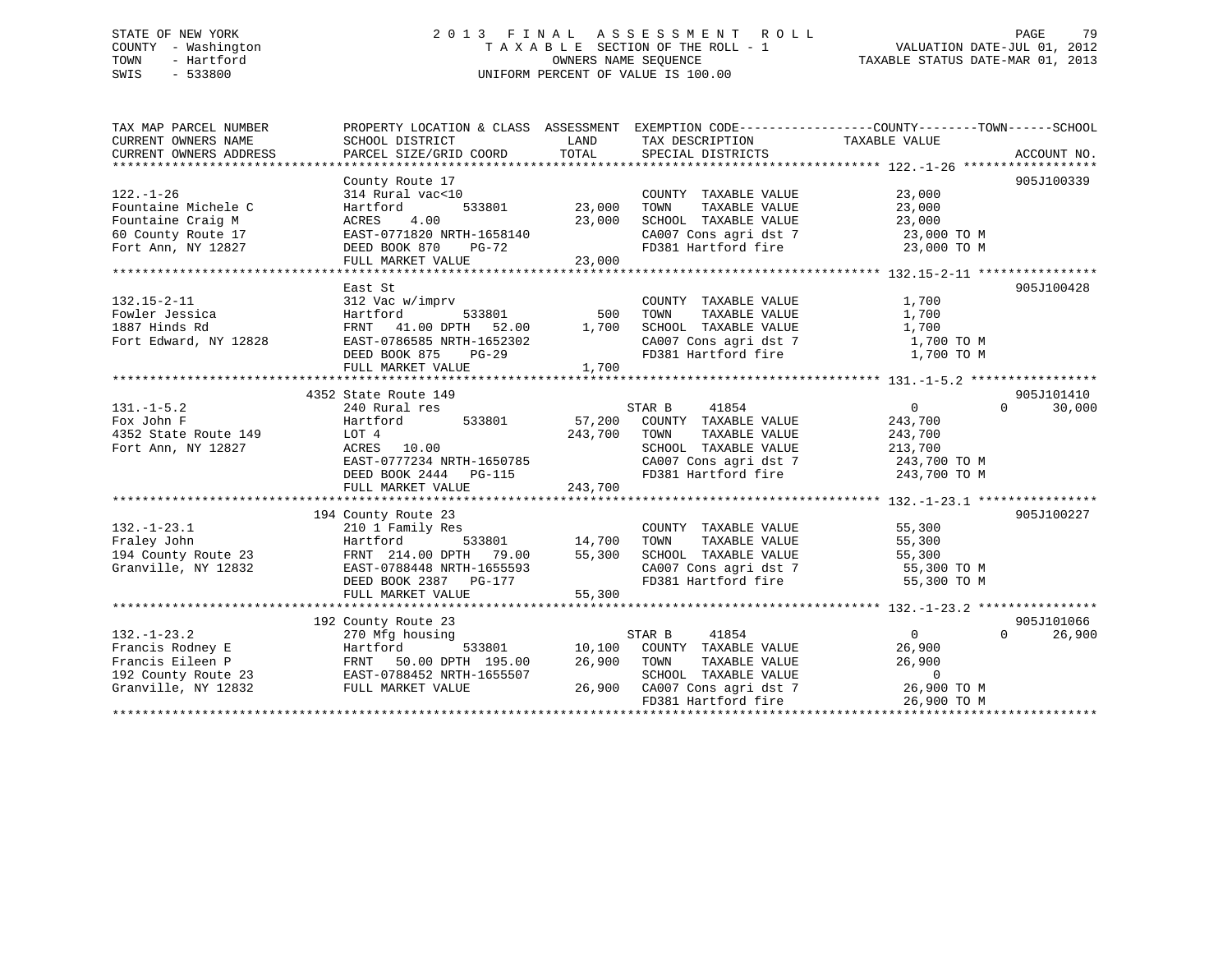STATE OF NEW YORK
COUNTY - Washington
TOWN - Hartford
SWIS - 533800

# 2013 FINAL ASSESSMENT ROLL

TAXABLE SECTION OF THE ROLL - 1
OWNERS NAME SEQUENCE
UNIFORM PERCENT OF VALUE IS 100.00

VALUATION DATE-JUL 01, 2012
TAXABLE STATUS DATE-MAR 01, 2013

| TAX MAP PARCEL NUMBER / CURRENT OWNERS NAME / CURRENT OWNERS ADDRESS | PROPERTY LOCATION & CLASS / SCHOOL DISTRICT / PARCEL SIZE/GRID COORD | ASSESSMENT LAND | TOTAL | EXEMPTION CODE / TAX DESCRIPTION / SPECIAL DISTRICTS | COUNTY | TOWN | SCHOOL / TAXABLE VALUE | ACCOUNT NO. |
|---|---|---|---|---|---|---|---|---|
| **122.-1-26** | County Route 17 | | | | | | | 905J100339 |
| 122.-1-26 | 314 Rural vac<10 | | | COUNTY TAXABLE VALUE | 23,000 | | | |
| Fountaine Michele C | Hartford 533801 | 23,000 | | TOWN TAXABLE VALUE | | 23,000 | | |
| Fountaine Craig M | ACRES 4.00 | | 23,000 | SCHOOL TAXABLE VALUE | | | 23,000 | |
| 60 County Route 17 | EAST-0771820 NRTH-1658140 | | | CA007 Cons agri dst 7 | 23,000 TO M | | | |
| Fort Ann, NY 12827 | DEED BOOK 870 PG-72 | | | FD381 Hartford fire | 23,000 TO M | | | |
| | FULL MARKET VALUE | | 23,000 | | | | | |
| **132.15-2-11** | East St | | | | | | | 905J100428 |
| 132.15-2-11 | 312 Vac w/imprv | | | COUNTY TAXABLE VALUE | 1,700 | | | |
| Fowler Jessica | Hartford 533801 | 500 | | TOWN TAXABLE VALUE | | 1,700 | | |
| 1887 Hinds Rd | FRNT 41.00 DPTH 52.00 | | 1,700 | SCHOOL TAXABLE VALUE | | | 1,700 | |
| Fort Edward, NY 12828 | EAST-0786585 NRTH-1652302 | | | CA007 Cons agri dst 7 | 1,700 TO M | | | |
| | DEED BOOK 875 PG-29 | | | FD381 Hartford fire | 1,700 TO M | | | |
| | FULL MARKET VALUE | | 1,700 | | | | | |
| **131.-1-5.2** | 4352 State Route 149 | | | | | | | 905J101410 |
| 131.-1-5.2 | 240 Rural res | | | STAR B 41854 | 0 | 0 | 30,000 | |
| Fox John F | Hartford 533801 | 57,200 | | COUNTY TAXABLE VALUE | 243,700 | | | |
| 4352 State Route 149 | LOT 4 | | 243,700 | TOWN TAXABLE VALUE | | 243,700 | | |
| Fort Ann, NY 12827 | ACRES 10.00 | | | SCHOOL TAXABLE VALUE | | | 213,700 | |
| | EAST-0777234 NRTH-1650785 | | | CA007 Cons agri dst 7 | 243,700 TO M | | | |
| | DEED BOOK 2444 PG-115 | | | FD381 Hartford fire | 243,700 TO M | | | |
| | FULL MARKET VALUE | | 243,700 | | | | | |
| **132.-1-23.1** | 194 County Route 23 | | | | | | | 905J100227 |
| 132.-1-23.1 | 210 1 Family Res | | | COUNTY TAXABLE VALUE | 55,300 | | | |
| Fraley John | Hartford 533801 | 14,700 | | TOWN TAXABLE VALUE | | 55,300 | | |
| 194 County Route 23 | FRNT 214.00 DPTH 79.00 | | 55,300 | SCHOOL TAXABLE VALUE | | | 55,300 | |
| Granville, NY 12832 | EAST-0788448 NRTH-1655593 | | | CA007 Cons agri dst 7 | 55,300 TO M | | | |
| | DEED BOOK 2387 PG-177 | | | FD381 Hartford fire | 55,300 TO M | | | |
| | FULL MARKET VALUE | | 55,300 | | | | | |
| **132.-1-23.2** | 192 County Route 23 | | | | | | | 905J101066 |
| 132.-1-23.2 | 270 Mfg housing | | | STAR B 41854 | 0 | 0 | 26,900 | |
| Francis Rodney E | Hartford 533801 | 10,100 | | COUNTY TAXABLE VALUE | 26,900 | | | |
| Francis Eileen P | FRNT 50.00 DPTH 195.00 | | 26,900 | TOWN TAXABLE VALUE | | 26,900 | | |
| 192 County Route 23 | EAST-0788452 NRTH-1655507 | | | SCHOOL TAXABLE VALUE | | | 0 | |
| Granville, NY 12832 | FULL MARKET VALUE | | 26,900 | CA007 Cons agri dst 7 | 26,900 TO M | | | |
| | | | | FD381 Hartford fire | 26,900 TO M | | | |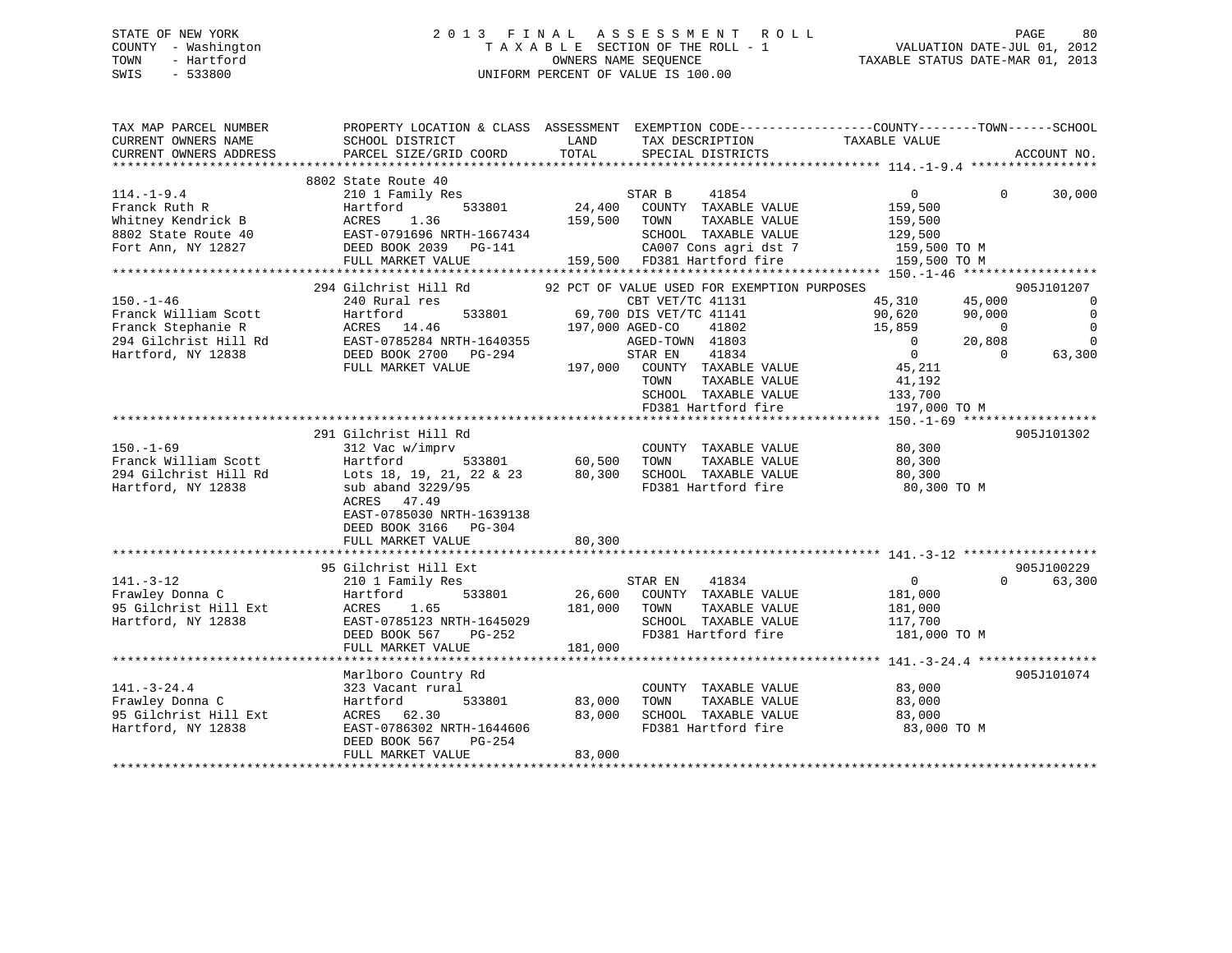STATE OF NEW YORK
COUNTY - Washington
TOWN - Hartford
SWIS - 533800

2013 FINAL ASSESSMENT ROLL
TAXABLE SECTION OF THE ROLL - 1
OWNERS NAME SEQUENCE
UNIFORM PERCENT OF VALUE IS 100.00

VALUATION DATE-JUL 01, 2012
TAXABLE STATUS DATE-MAR 01, 2013

```
TAX MAP PARCEL NUMBER      PROPERTY LOCATION & CLASS  ASSESSMENT  EXEMPTION CODE-----------------COUNTY--------TOWN------SCHOOL
CURRENT OWNERS NAME        SCHOOL DISTRICT               LAND      TAX DESCRIPTION            TAXABLE VALUE
CURRENT OWNERS ADDRESS     PARCEL SIZE/GRID COORD       TOTAL      SPECIAL DISTRICTS                                        ACCOUNT NO.
******************************************************************************************************* 114.-1-9.4 *****************
                           8802 State Route 40
114.-1-9.4                 210 1 Family Res                 STAR B     41854                0             0      30,000
Franck Ruth R              Hartford        533801       24,400   COUNTY  TAXABLE VALUE          159,500
Whitney Kendrick B         ACRES    1.36               159,500   TOWN    TAXABLE VALUE          159,500
8802 State Route 40        EAST-0791696 NRTH-1667434             SCHOOL  TAXABLE VALUE          129,500
Fort Ann, NY 12827         DEED BOOK 2039   PG-141               CA007 Cons agri dst 7           159,500 TO M
                           FULL MARKET VALUE           159,500   FD381 Hartford fire             159,500 TO M
******************************************************************************************************* 150.-1-46 ******************
                           294 Gilchrist Hill Rd         92 PCT OF VALUE USED FOR EXEMPTION PURPOSES                  905J101207
150.-1-46                  240 Rural res                      CBT VET/TC 41131           45,310      45,000             0
Franck William Scott       Hartford        533801        69,700 DIS VET/TC 41141           90,620      90,000             0
Franck Stephanie R         ACRES   14.46                197,000 AGED-CO    41802           15,859           0             0
294 Gilchrist Hill Rd      EAST-0785284 NRTH-1640355           AGED-TOWN  41803                0      20,808             0
Hartford, NY 12838         DEED BOOK 2700   PG-294             STAR EN    41834                0           0        63,300
                           FULL MARKET VALUE           197,000   COUNTY  TAXABLE VALUE           45,211
                                                                 TOWN    TAXABLE VALUE           41,192
                                                                 SCHOOL  TAXABLE VALUE          133,700
                                                                 FD381 Hartford fire             197,000 TO M
******************************************************************************************************* 150.-1-69 ******************
                           291 Gilchrist Hill Rd                                                                  905J101302
150.-1-69                  312 Vac w/imprv                       COUNTY  TAXABLE VALUE           80,300
Franck William Scott       Hartford        533801        60,500  TOWN    TAXABLE VALUE           80,300
294 Gilchrist Hill Rd      Lots 18, 19, 21, 22 & 23      80,300  SCHOOL  TAXABLE VALUE           80,300
Hartford, NY 12838         sub aband 3229/95                     FD381 Hartford fire              80,300 TO M
                           ACRES   47.49
                           EAST-0785030 NRTH-1639138
                           DEED BOOK 3166   PG-304
                           FULL MARKET VALUE            80,300
******************************************************************************************************* 141.-3-12 ******************
                           95 Gilchrist Hill Ext                                                                  905J100229
141.-3-12                  210 1 Family Res                 STAR EN    41834                0             0      63,300
Frawley Donna C            Hartford        533801       26,600   COUNTY  TAXABLE VALUE          181,000
95 Gilchrist Hill Ext      ACRES    1.65               181,000   TOWN    TAXABLE VALUE          181,000
Hartford, NY 12838         EAST-0785123 NRTH-1645029             SCHOOL  TAXABLE VALUE          117,700
                           DEED BOOK 567    PG-252               FD381 Hartford fire             181,000 TO M
                           FULL MARKET VALUE           181,000
******************************************************************************************************* 141.-3-24.4 ****************
                           Marlboro Country Rd                                                                    905J101074
141.-3-24.4                323 Vacant rural                      COUNTY  TAXABLE VALUE           83,000
Frawley Donna C            Hartford        533801        83,000  TOWN    TAXABLE VALUE           83,000
95 Gilchrist Hill Ext      ACRES   62.30                 83,000  SCHOOL  TAXABLE VALUE           83,000
Hartford, NY 12838         EAST-0786302 NRTH-1644606             FD381 Hartford fire              83,000 TO M
                           DEED BOOK 567    PG-254
                           FULL MARKET VALUE            83,000
************************************************************************************************************************************
```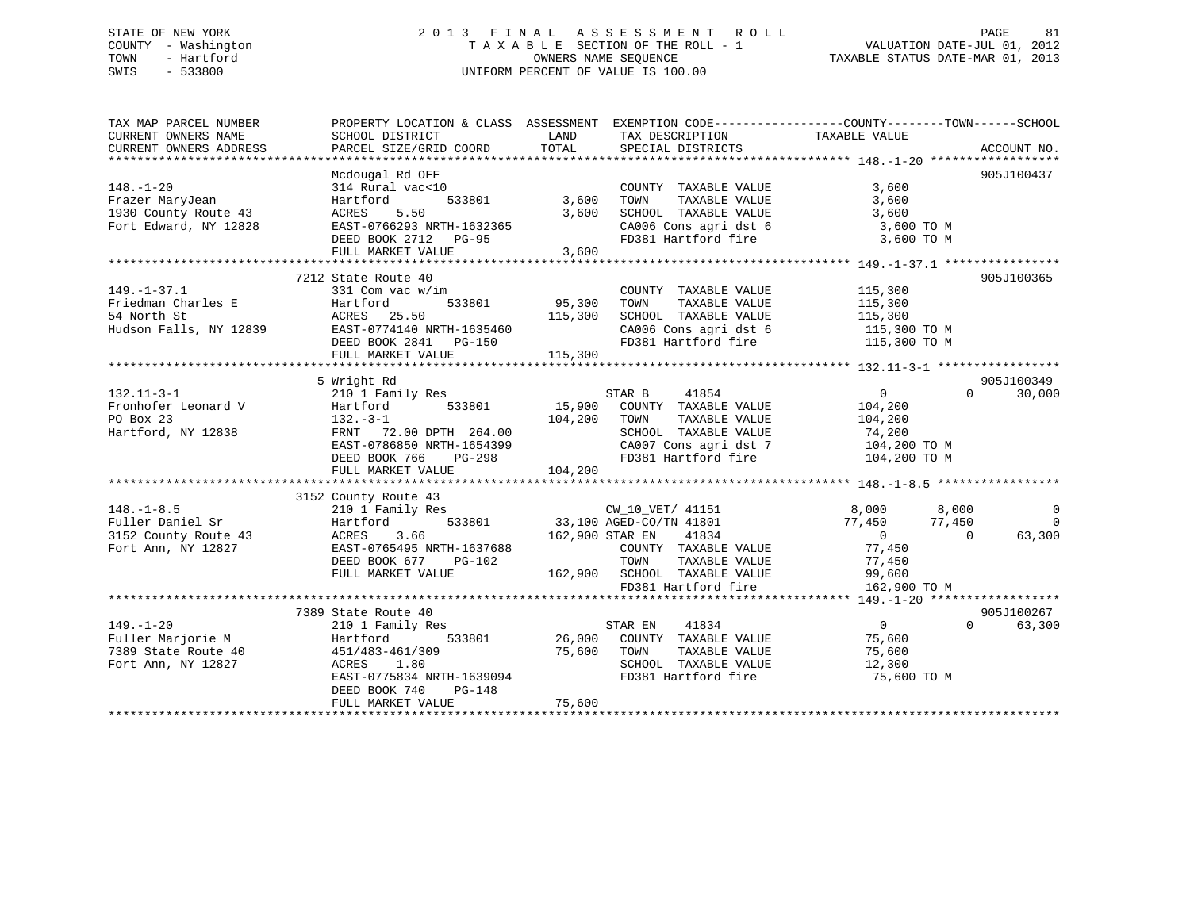STATE OF NEW YORK
COUNTY - Washington
TOWN - Hartford
SWIS - 533800

# 2013 FINAL ASSESSMENT ROLL

TAXABLE SECTION OF THE ROLL - 1
OWNERS NAME SEQUENCE
UNIFORM PERCENT OF VALUE IS 100.00

VALUATION DATE-JUL 01, 2012
TAXABLE STATUS DATE-MAR 01, 2013

| TAX MAP PARCEL NUMBER / CURRENT OWNERS NAME / CURRENT OWNERS ADDRESS | PROPERTY LOCATION & CLASS / SCHOOL DISTRICT / PARCEL SIZE/GRID COORD | ASSESSMENT LAND / TOTAL | EXEMPTION CODE / TAX DESCRIPTION / SPECIAL DISTRICTS | COUNTY | TOWN | SCHOOL | ACCOUNT NO. |
|---|---|---|---|---|---|---|---|
| 148.-1-20 | Mcdougal Rd OFF | | | | | | 905J100437 |
| Frazer MaryJean | 314 Rural vac<10 | | COUNTY TAXABLE VALUE | 3,600 | | | |
| 1930 County Route 43 | Hartford 533801 | 3,600 | TOWN TAXABLE VALUE | 3,600 | | | |
| Fort Edward, NY 12828 | ACRES 5.50 | 3,600 | SCHOOL TAXABLE VALUE | 3,600 | | | |
| | EAST-0766293 NRTH-1632365 | | CA006 Cons agri dst 6 | 3,600 TO M | | | |
| | DEED BOOK 2712 PG-95 | | FD381 Hartford fire | 3,600 TO M | | | |
| | FULL MARKET VALUE | 3,600 | | | | | |
| 149.-1-37.1 | 7212 State Route 40 | | | | | | 905J100365 |
| Friedman Charles E | 331 Com vac w/im | | COUNTY TAXABLE VALUE | 115,300 | | | |
| 54 North St | Hartford 533801 | 95,300 | TOWN TAXABLE VALUE | 115,300 | | | |
| Hudson Falls, NY 12839 | ACRES 25.50 | 115,300 | SCHOOL TAXABLE VALUE | 115,300 | | | |
| | EAST-0774140 NRTH-1635460 | | CA006 Cons agri dst 6 | 115,300 TO M | | | |
| | DEED BOOK 2841 PG-150 | | FD381 Hartford fire | 115,300 TO M | | | |
| | FULL MARKET VALUE | 115,300 | | | | | |
| 132.11-3-1 | 5 Wright Rd | | | | | | 905J100349 |
| Fronhofer Leonard V | 210 1 Family Res | | STAR B 41854 | 0 | 0 | 30,000 | |
| PO Box 23 | Hartford 533801 | 15,900 | COUNTY TAXABLE VALUE | 104,200 | | | |
| Hartford, NY 12838 | 132.-3-1 | 104,200 | TOWN TAXABLE VALUE | 104,200 | | | |
| | FRNT 72.00 DPTH 264.00 | | SCHOOL TAXABLE VALUE | 74,200 | | | |
| | EAST-0786850 NRTH-1654399 | | CA007 Cons agri dst 7 | 104,200 TO M | | | |
| | DEED BOOK 766 PG-298 | | FD381 Hartford fire | 104,200 TO M | | | |
| | FULL MARKET VALUE | 104,200 | | | | | |
| 148.-1-8.5 | 3152 County Route 43 | | | | | | |
| Fuller Daniel Sr | 210 1 Family Res | | CW_10_VET/ 41151 | 8,000 | 8,000 | 0 | |
| 3152 County Route 43 | Hartford 533801 | 33,100 | AGED-CO/TN 41801 | 77,450 | 77,450 | 0 | |
| Fort Ann, NY 12827 | ACRES 3.66 | 162,900 | STAR EN 41834 | 0 | 0 | 63,300 | |
| | EAST-0765495 NRTH-1637688 | | COUNTY TAXABLE VALUE | 77,450 | | | |
| | DEED BOOK 677 PG-102 | | TOWN TAXABLE VALUE | 77,450 | | | |
| | FULL MARKET VALUE | 162,900 | SCHOOL TAXABLE VALUE | 99,600 | | | |
| | | | FD381 Hartford fire | 162,900 TO M | | | |
| 149.-1-20 | 7389 State Route 40 | | | | | | 905J100267 |
| Fuller Marjorie M | 210 1 Family Res | | STAR EN 41834 | 0 | 0 | 63,300 | |
| 7389 State Route 40 | Hartford 533801 | 26,000 | COUNTY TAXABLE VALUE | 75,600 | | | |
| Fort Ann, NY 12827 | 451/483-461/309 | 75,600 | TOWN TAXABLE VALUE | 75,600 | | | |
| | ACRES 1.80 | | SCHOOL TAXABLE VALUE | 12,300 | | | |
| | EAST-0775834 NRTH-1639094 | | FD381 Hartford fire | 75,600 TO M | | | |
| | DEED BOOK 740 PG-148 | | | | | | |
| | FULL MARKET VALUE | 75,600 | | | | | |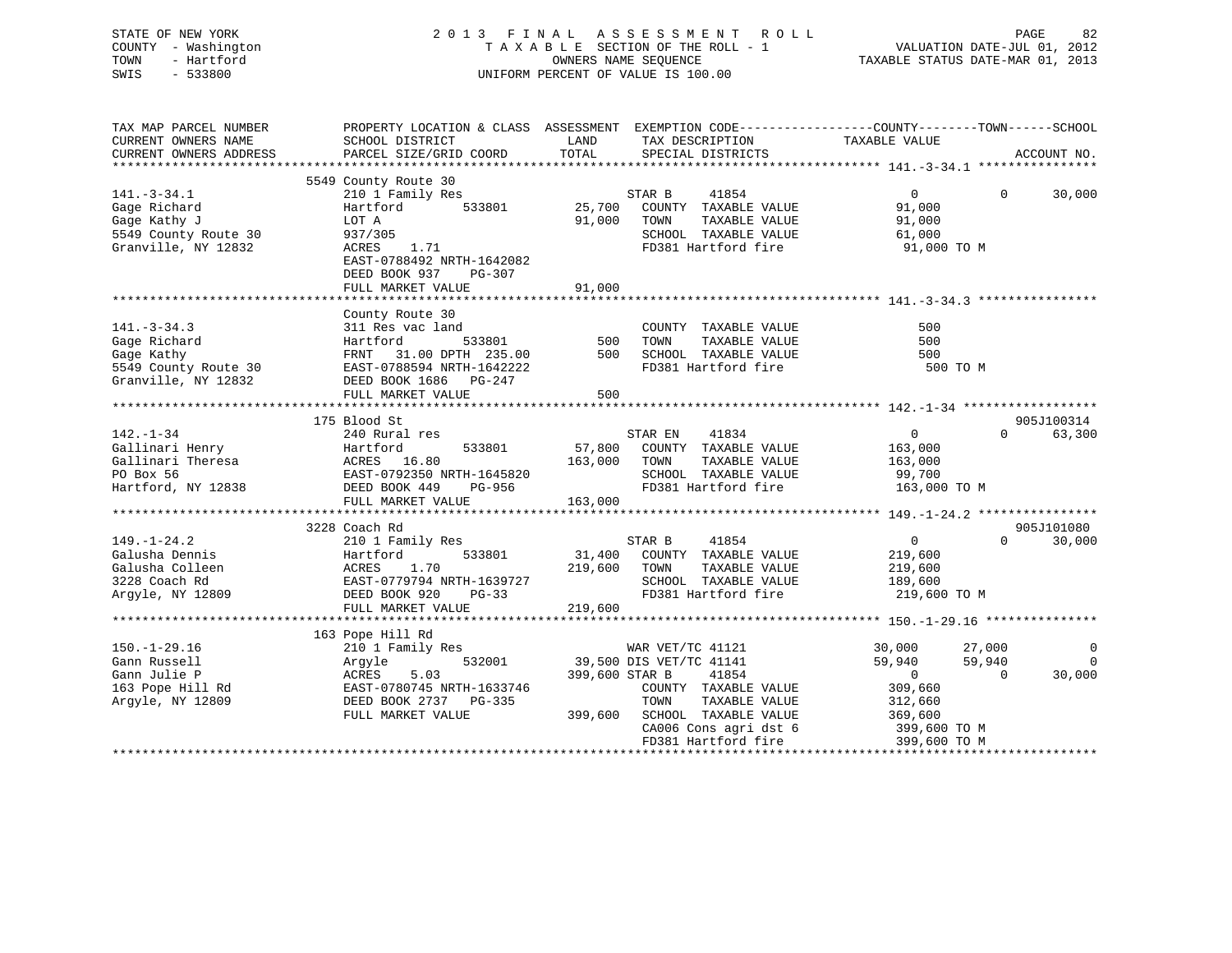STATE OF NEW YORK
COUNTY - Washington
TOWN - Hartford
SWIS - 533800

# 2013 FINAL ASSESSMENT ROLL

TAXABLE SECTION OF THE ROLL - 1
OWNERS NAME SEQUENCE
UNIFORM PERCENT OF VALUE IS 100.00

VALUATION DATE-JUL 01, 2012
TAXABLE STATUS DATE-MAR 01, 2013

```
TAX MAP PARCEL NUMBER          PROPERTY LOCATION & CLASS  ASSESSMENT  EXEMPTION CODE------------------COUNTY--------TOWN------SCHOOL
CURRENT OWNERS NAME            SCHOOL DISTRICT               LAND      TAX DESCRIPTION             TAXABLE VALUE
CURRENT OWNERS ADDRESS         PARCEL SIZE/GRID COORD        TOTAL     SPECIAL DISTRICTS                                  ACCOUNT NO.
****************************************************************************************************** 141.-3-34.1 ****************
                               5549 County Route 30
141.-3-34.1                    210 1 Family Res                         STAR B     41854              0            0      30,000
Gage Richard                   Hartford         533801       25,700    COUNTY  TAXABLE VALUE          91,000
Gage Kathy J                   LOT A                         91,000    TOWN    TAXABLE VALUE          91,000
5549 County Route 30           937/305                                 SCHOOL  TAXABLE VALUE          61,000
Granville, NY 12832            ACRES    1.71                           FD381 Hartford fire             91,000 TO M
                               EAST-0788492 NRTH-1642082
                               DEED BOOK 937     PG-307
                               FULL MARKET VALUE             91,000
****************************************************************************************************** 141.-3-34.3 ****************
                               County Route 30
141.-3-34.3                    311 Res vac land                        COUNTY  TAXABLE VALUE             500
Gage Richard                   Hartford         533801          500    TOWN    TAXABLE VALUE             500
Gage Kathy                     FRNT   31.00 DPTH 235.00         500    SCHOOL  TAXABLE VALUE             500
5549 County Route 30           EAST-0788594 NRTH-1642222               FD381 Hartford fire                500 TO M
Granville, NY 12832            DEED BOOK 1686    PG-247
                               FULL MARKET VALUE                500
****************************************************************************************************** 142.-1-34 ******************
                               175 Blood St                                                                          905J100314
142.-1-34                      240 Rural res                            STAR EN    41834              0            0      63,300
Gallinari Henry                Hartford         533801       57,800    COUNTY  TAXABLE VALUE         163,000
Gallinari Theresa              ACRES   16.80                163,000    TOWN    TAXABLE VALUE         163,000
PO Box 56                      EAST-0792350 NRTH-1645820               SCHOOL  TAXABLE VALUE          99,700
Hartford, NY 12838             DEED BOOK 449     PG-956                FD381 Hartford fire            163,000 TO M
                               FULL MARKET VALUE            163,000
****************************************************************************************************** 149.-1-24.2 ****************
                               3228 Coach Rd                                                                         905J101080
149.-1-24.2                    210 1 Family Res                         STAR B     41854              0            0      30,000
Galusha Dennis                 Hartford         533801       31,400    COUNTY  TAXABLE VALUE         219,600
Galusha Colleen                ACRES    1.70                219,600    TOWN    TAXABLE VALUE         219,600
3228 Coach Rd                  EAST-0779794 NRTH-1639727               SCHOOL  TAXABLE VALUE         189,600
Argyle, NY 12809               DEED BOOK 920     PG-33                 FD381 Hartford fire            219,600 TO M
                               FULL MARKET VALUE            219,600
****************************************************************************************************** 150.-1-29.16 ***************
                               163 Pope Hill Rd
150.-1-29.16                   210 1 Family Res                     WAR VET/TC 41121             30,000       27,000           0
Gann Russell                   Argyle           532001       39,500 DIS VET/TC 41141             59,940       59,940           0
Gann Julie P                   ACRES    5.03                399,600 STAR B     41854                  0            0      30,000
163 Pope Hill Rd               EAST-0780745 NRTH-1633746               COUNTY  TAXABLE VALUE         309,660
Argyle, NY 12809               DEED BOOK 2737    PG-335                TOWN    TAXABLE VALUE         312,660
                               FULL MARKET VALUE            399,600    SCHOOL  TAXABLE VALUE         369,600
                                                                       CA006 Cons agri dst 6          399,600 TO M
                                                                       FD381 Hartford fire            399,600 TO M
************************************************************************************************************************************
```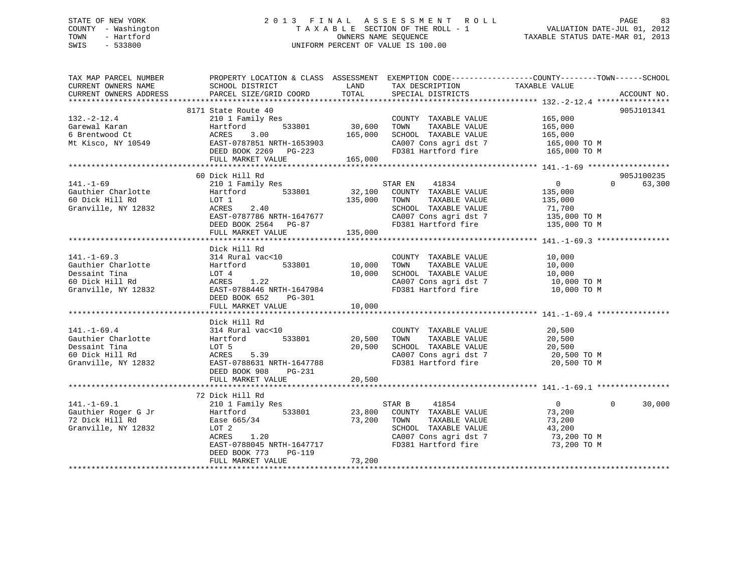STATE OF NEW YORK
COUNTY - Washington
TOWN - Hartford
SWIS - 533800

2013 FINAL ASSESSMENT ROLL
TAXABLE SECTION OF THE ROLL - 1
OWNERS NAME SEQUENCE
UNIFORM PERCENT OF VALUE IS 100.00

VALUATION DATE-JUL 01, 2012
TAXABLE STATUS DATE-MAR 01, 2013

| TAX MAP PARCEL NUMBER / CURRENT OWNERS NAME / CURRENT OWNERS ADDRESS | PROPERTY LOCATION & CLASS / SCHOOL DISTRICT / PARCEL SIZE/GRID COORD | ASSESSMENT LAND | TOTAL | EXEMPTION CODE / TAX DESCRIPTION / SPECIAL DISTRICTS | COUNTY TAXABLE VALUE | TOWN | SCHOOL | ACCOUNT NO. |
|---|---|---|---|---|---|---|---|---|
| **132.-2-12.4** | 8171 State Route 40 | | | | | | | 905J101341 |
| Garewal Karan | 210 1 Family Res | | | COUNTY TAXABLE VALUE | 165,000 | | | |
| 6 Brentwood Ct | Hartford 533801 | 30,600 | | TOWN TAXABLE VALUE | 165,000 | | | |
| Mt Kisco, NY 10549 | ACRES 3.00 | | 165,000 | SCHOOL TAXABLE VALUE | 165,000 | | | |
| | EAST-0787851 NRTH-1653903 | | | CA007 Cons agri dst 7 | 165,000 TO M | | | |
| | DEED BOOK 2269 PG-223 | | | FD381 Hartford fire | 165,000 TO M | | | |
| | FULL MARKET VALUE | | 165,000 | | | | | |
| **141.-1-69** | 60 Dick Hill Rd | | | | | | | 905J100235 |
| Gauthier Charlotte | 210 1 Family Res | | | STAR EN 41834 | 0 | 0 | 63,300 | |
| 60 Dick Hill Rd | Hartford 533801 | 32,100 | | COUNTY TAXABLE VALUE | 135,000 | | | |
| Granville, NY 12832 | LOT 1 | | 135,000 | TOWN TAXABLE VALUE | 135,000 | | | |
| | ACRES 2.40 | | | SCHOOL TAXABLE VALUE | 71,700 | | | |
| | EAST-0787786 NRTH-1647677 | | | CA007 Cons agri dst 7 | 135,000 TO M | | | |
| | DEED BOOK 2564 PG-87 | | | FD381 Hartford fire | 135,000 TO M | | | |
| | FULL MARKET VALUE | | 135,000 | | | | | |
| **141.-1-69.3** | Dick Hill Rd | | | | | | | |
| Gauthier Charlotte | 314 Rural vac<10 | | | COUNTY TAXABLE VALUE | 10,000 | | | |
| Dessaint Tina | Hartford 533801 | 10,000 | | TOWN TAXABLE VALUE | 10,000 | | | |
| 60 Dick Hill Rd | LOT 4 | | 10,000 | SCHOOL TAXABLE VALUE | 10,000 | | | |
| Granville, NY 12832 | ACRES 1.22 | | | CA007 Cons agri dst 7 | 10,000 TO M | | | |
| | EAST-0788446 NRTH-1647984 | | | FD381 Hartford fire | 10,000 TO M | | | |
| | DEED BOOK 652 PG-301 | | | | | | | |
| | FULL MARKET VALUE | | 10,000 | | | | | |
| **141.-1-69.4** | Dick Hill Rd | | | | | | | |
| Gauthier Charlotte | 314 Rural vac<10 | | | COUNTY TAXABLE VALUE | 20,500 | | | |
| Dessaint Tina | Hartford 533801 | 20,500 | | TOWN TAXABLE VALUE | 20,500 | | | |
| 60 Dick Hill Rd | LOT 5 | | 20,500 | SCHOOL TAXABLE VALUE | 20,500 | | | |
| Granville, NY 12832 | ACRES 5.39 | | | CA007 Cons agri dst 7 | 20,500 TO M | | | |
| | EAST-0788631 NRTH-1647788 | | | FD381 Hartford fire | 20,500 TO M | | | |
| | DEED BOOK 908 PG-231 | | | | | | | |
| | FULL MARKET VALUE | | 20,500 | | | | | |
| **141.-1-69.1** | 72 Dick Hill Rd | | | | | | | |
| Gauthier Roger G Jr | 210 1 Family Res | | | STAR B 41854 | 0 | 0 | 30,000 | |
| 72 Dick Hill Rd | Hartford 533801 | 23,800 | | COUNTY TAXABLE VALUE | 73,200 | | | |
| Granville, NY 12832 | Ease 665/34 | | 73,200 | TOWN TAXABLE VALUE | 73,200 | | | |
| | LOT 2 | | | SCHOOL TAXABLE VALUE | 43,200 | | | |
| | ACRES 1.20 | | | CA007 Cons agri dst 7 | 73,200 TO M | | | |
| | EAST-0788045 NRTH-1647717 | | | FD381 Hartford fire | 73,200 TO M | | | |
| | DEED BOOK 773 PG-119 | | | | | | | |
| | FULL MARKET VALUE | | 73,200 | | | | | |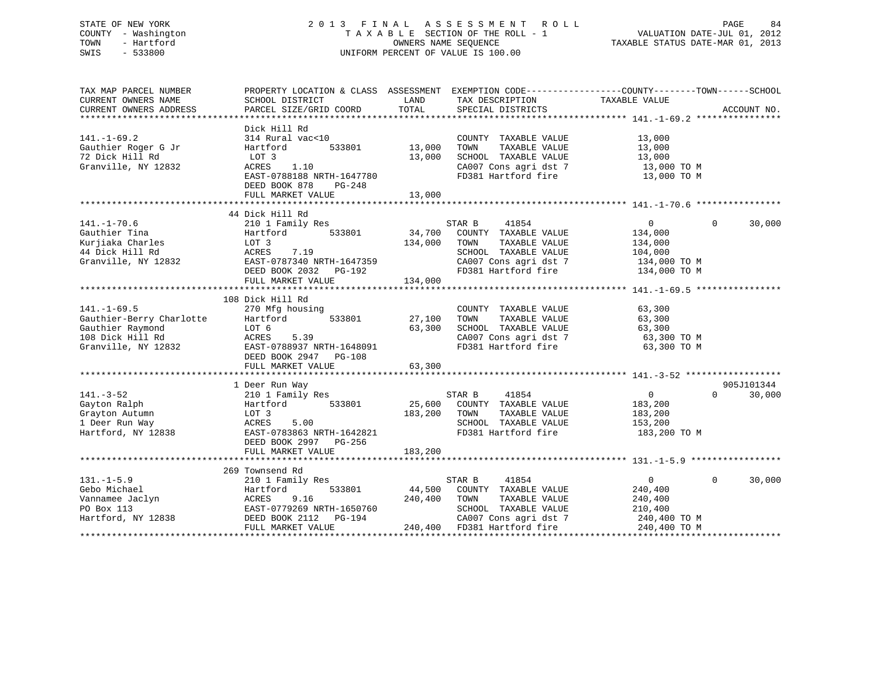STATE OF NEW YORK
COUNTY - Washington
TOWN - Hartford
SWIS - 533800

2 0 1 3 F I N A L A S S E S S M E N T R O L L
T A X A B L E SECTION OF THE ROLL - 1
OWNERS NAME SEQUENCE
UNIFORM PERCENT OF VALUE IS 100.00

VALUATION DATE-JUL 01, 2012
TAXABLE STATUS DATE-MAR 01, 2013

| TAX MAP PARCEL NUMBER / CURRENT OWNERS NAME / CURRENT OWNERS ADDRESS | PROPERTY LOCATION & CLASS / SCHOOL DISTRICT / PARCEL SIZE/GRID COORD | ASSESSMENT LAND | TOTAL | EXEMPTION CODE / TAX DESCRIPTION / SPECIAL DISTRICTS | COUNTY / TOWN TAXABLE VALUE | SCHOOL | ACCOUNT NO. |
|---|---|---|---|---|---|---|---|
| **141.-1-69.2** | Dick Hill Rd | | | | | | |
| 141.-1-69.2 | 314 Rural vac<10 | | | COUNTY TAXABLE VALUE | 13,000 | | |
| Gauthier Roger G Jr | Hartford 533801 | 13,000 | | TOWN TAXABLE VALUE | 13,000 | | |
| 72 Dick Hill Rd | LOT 3 | | 13,000 | SCHOOL TAXABLE VALUE | 13,000 | | |
| Granville, NY 12832 | ACRES 1.10 | | | CA007 Cons agri dst 7 | 13,000 TO M | | |
| | EAST-0788188 NRTH-1647780 | | | FD381 Hartford fire | 13,000 TO M | | |
| | DEED BOOK 878 PG-248 | | | | | | |
| | FULL MARKET VALUE | | 13,000 | | | | |
| **141.-1-70.6** | 44 Dick Hill Rd | | | | | | |
| 141.-1-70.6 | 210 1 Family Res | | | STAR B 41854 | 0 | 0 | 30,000 |
| Gauthier Tina | Hartford 533801 | 34,700 | | COUNTY TAXABLE VALUE | 134,000 | | |
| Kurjiaka Charles | LOT 3 | | 134,000 | TOWN TAXABLE VALUE | 134,000 | | |
| 44 Dick Hill Rd | ACRES 7.19 | | | SCHOOL TAXABLE VALUE | 104,000 | | |
| Granville, NY 12832 | EAST-0787340 NRTH-1647359 | | | CA007 Cons agri dst 7 | 134,000 TO M | | |
| | DEED BOOK 2032 PG-192 | | | FD381 Hartford fire | 134,000 TO M | | |
| | FULL MARKET VALUE | | 134,000 | | | | |
| **141.-1-69.5** | 108 Dick Hill Rd | | | | | | |
| 141.-1-69.5 | 270 Mfg housing | | | COUNTY TAXABLE VALUE | 63,300 | | |
| Gauthier-Berry Charlotte | Hartford 533801 | 27,100 | | TOWN TAXABLE VALUE | 63,300 | | |
| Gauthier Raymond | LOT 6 | | 63,300 | SCHOOL TAXABLE VALUE | 63,300 | | |
| 108 Dick Hill Rd | ACRES 5.39 | | | CA007 Cons agri dst 7 | 63,300 TO M | | |
| Granville, NY 12832 | EAST-0788937 NRTH-1648091 | | | FD381 Hartford fire | 63,300 TO M | | |
| | DEED BOOK 2947 PG-108 | | | | | | |
| | FULL MARKET VALUE | | 63,300 | | | | |
| **141.-3-52** | 1 Deer Run Way | | | | | | 905J101344 |
| 141.-3-52 | 210 1 Family Res | | | STAR B 41854 | 0 | 0 | 30,000 |
| Gayton Ralph | Hartford 533801 | 25,600 | | COUNTY TAXABLE VALUE | 183,200 | | |
| Grayton Autumn | LOT 3 | | 183,200 | TOWN TAXABLE VALUE | 183,200 | | |
| 1 Deer Run Way | ACRES 5.00 | | | SCHOOL TAXABLE VALUE | 153,200 | | |
| Hartford, NY 12838 | EAST-0783863 NRTH-1642821 | | | FD381 Hartford fire | 183,200 TO M | | |
| | DEED BOOK 2997 PG-256 | | | | | | |
| | FULL MARKET VALUE | | 183,200 | | | | |
| **131.-1-5.9** | 269 Townsend Rd | | | | | | |
| 131.-1-5.9 | 210 1 Family Res | | | STAR B 41854 | 0 | 0 | 30,000 |
| Gebo Michael | Hartford 533801 | 44,500 | | COUNTY TAXABLE VALUE | 240,400 | | |
| Vannamee Jaclyn | ACRES 9.16 | | 240,400 | TOWN TAXABLE VALUE | 240,400 | | |
| PO Box 113 | EAST-0779269 NRTH-1650760 | | | SCHOOL TAXABLE VALUE | 210,400 | | |
| Hartford, NY 12838 | DEED BOOK 2112 PG-194 | | | CA007 Cons agri dst 7 | 240,400 TO M | | |
| | FULL MARKET VALUE | | 240,400 | FD381 Hartford fire | 240,400 TO M | | |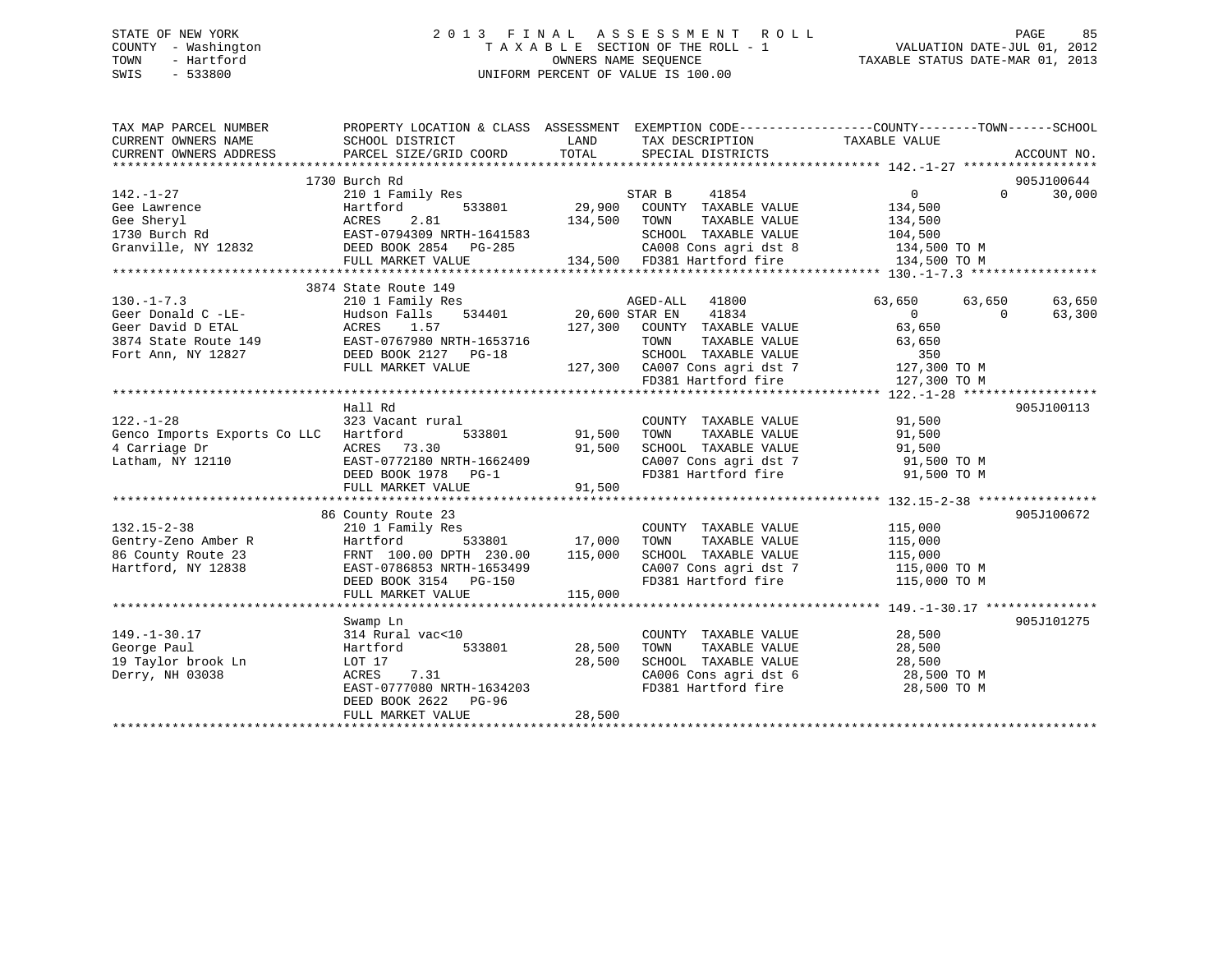STATE OF NEW YORK  
COUNTY - Washington  
TOWN - Hartford  
SWIS - 533800

2013 FINAL ASSESSMENT ROLL  
TAXABLE SECTION OF THE ROLL - 1  
OWNERS NAME SEQUENCE  
UNIFORM PERCENT OF VALUE IS 100.00

VALUATION DATE-JUL 01, 2012  
TAXABLE STATUS DATE-MAR 01, 2013

| TAX MAP PARCEL NUMBER / CURRENT OWNERS NAME / CURRENT OWNERS ADDRESS | PROPERTY LOCATION & CLASS / SCHOOL DISTRICT / PARCEL SIZE/GRID COORD | ASSESSMENT LAND | TOTAL | EXEMPTION CODE / TAX DESCRIPTION / SPECIAL DISTRICTS | COUNTY TAXABLE VALUE | TOWN | SCHOOL | ACCOUNT NO. |
|---|---|---|---|---|---|---|---|---|
| **142.-1-27** | 1730 Burch Rd | | | | | | | 905J100644 |
| 142.-1-27 | 210 1 Family Res | | | STAR B 41854 | 0 | 0 | 30,000 | |
| Gee Lawrence | Hartford 533801 | 29,900 | | COUNTY TAXABLE VALUE | 134,500 | | | |
| Gee Sheryl | ACRES 2.81 | | 134,500 | TOWN TAXABLE VALUE | 134,500 | | | |
| 1730 Burch Rd | EAST-0794309 NRTH-1641583 | | | SCHOOL TAXABLE VALUE | 104,500 | | | |
| Granville, NY 12832 | DEED BOOK 2854 PG-285 | | | CA008 Cons agri dst 8 | 134,500 TO M | | | |
| | FULL MARKET VALUE | | 134,500 | FD381 Hartford fire | 134,500 TO M | | | |
| **130.-1-7.3** | 3874 State Route 149 | | | | | | | |
| 130.-1-7.3 | 210 1 Family Res | | | AGED-ALL 41800 | 63,650 | 63,650 | 63,650 | |
| Geer Donald C -LE- | Hudson Falls 534401 | 20,600 | | STAR EN 41834 | 0 | 0 | 63,300 | |
| Geer David D ETAL | ACRES 1.57 | | 127,300 | COUNTY TAXABLE VALUE | 63,650 | | | |
| 3874 State Route 149 | EAST-0767980 NRTH-1653716 | | | TOWN TAXABLE VALUE | 63,650 | | | |
| Fort Ann, NY 12827 | DEED BOOK 2127 PG-18 | | | SCHOOL TAXABLE VALUE | 350 | | | |
| | FULL MARKET VALUE | | 127,300 | CA007 Cons agri dst 7 | 127,300 TO M | | | |
| | | | | FD381 Hartford fire | 127,300 TO M | | | |
| **122.-1-28** | Hall Rd | | | | | | | 905J100113 |
| 122.-1-28 | 323 Vacant rural | | | COUNTY TAXABLE VALUE | 91,500 | | | |
| Genco Imports Exports Co LLC | Hartford 533801 | 91,500 | | TOWN TAXABLE VALUE | 91,500 | | | |
| 4 Carriage Dr | ACRES 73.30 | | 91,500 | SCHOOL TAXABLE VALUE | 91,500 | | | |
| Latham, NY 12110 | EAST-0772180 NRTH-1662409 | | | CA007 Cons agri dst 7 | 91,500 TO M | | | |
| | DEED BOOK 1978 PG-1 | | | FD381 Hartford fire | 91,500 TO M | | | |
| | FULL MARKET VALUE | | 91,500 | | | | | |
| **132.15-2-38** | 86 County Route 23 | | | | | | | 905J100672 |
| 132.15-2-38 | 210 1 Family Res | | | COUNTY TAXABLE VALUE | 115,000 | | | |
| Gentry-Zeno Amber R | Hartford 533801 | 17,000 | | TOWN TAXABLE VALUE | 115,000 | | | |
| 86 County Route 23 | FRNT 100.00 DPTH 230.00 | | 115,000 | SCHOOL TAXABLE VALUE | 115,000 | | | |
| Hartford, NY 12838 | EAST-0786853 NRTH-1653499 | | | CA007 Cons agri dst 7 | 115,000 TO M | | | |
| | DEED BOOK 3154 PG-150 | | | FD381 Hartford fire | 115,000 TO M | | | |
| | FULL MARKET VALUE | | 115,000 | | | | | |
| **149.-1-30.17** | Swamp Ln | | | | | | | 905J101275 |
| 149.-1-30.17 | 314 Rural vac<10 | | | COUNTY TAXABLE VALUE | 28,500 | | | |
| George Paul | Hartford 533801 | 28,500 | | TOWN TAXABLE VALUE | 28,500 | | | |
| 19 Taylor brook Ln | LOT 17 | | 28,500 | SCHOOL TAXABLE VALUE | 28,500 | | | |
| Derry, NH 03038 | ACRES 7.31 | | | CA006 Cons agri dst 6 | 28,500 TO M | | | |
| | EAST-0777080 NRTH-1634203 | | | FD381 Hartford fire | 28,500 TO M | | | |
| | DEED BOOK 2622 PG-96 | | | | | | | |
| | FULL MARKET VALUE | | 28,500 | | | | | |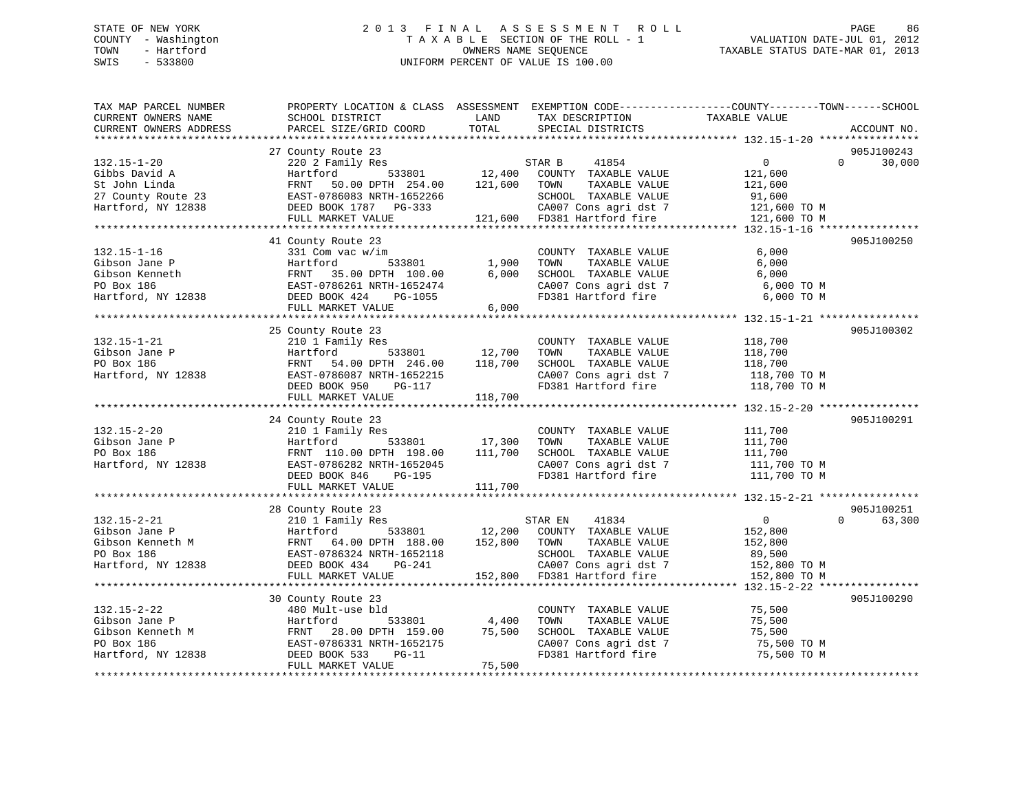STATE OF NEW YORK
COUNTY - Washington
TOWN - Hartford
SWIS - 533800

2 0 1 3 F I N A L A S S E S S M E N T R O L L
T A X A B L E SECTION OF THE ROLL - 1
OWNERS NAME SEQUENCE
UNIFORM PERCENT OF VALUE IS 100.00

VALUATION DATE-JUL 01, 2012
TAXABLE STATUS DATE-MAR 01, 2013

```
TAX MAP PARCEL NUMBER     PROPERTY LOCATION & CLASS  ASSESSMENT  EXEMPTION CODE-----------------COUNTY--------TOWN------SCHOOL
CURRENT OWNERS NAME       SCHOOL DISTRICT               LAND      TAX DESCRIPTION              TAXABLE VALUE
CURRENT OWNERS ADDRESS    PARCEL SIZE/GRID COORD        TOTAL     SPECIAL DISTRICTS                                     ACCOUNT NO.
******************************************************************************************************* 132.15-1-20 ****************
                          27 County Route 23                                                                           905J100243
132.15-1-20               220 2 Family Res                        STAR B      41854              0             0      30,000
Gibbs David A             Hartford           533801      12,400   COUNTY  TAXABLE VALUE          121,600
St John Linda             FRNT   50.00 DPTH  254.00     121,600   TOWN    TAXABLE VALUE          121,600
27 County Route 23        EAST-0786083 NRTH-1652266               SCHOOL  TAXABLE VALUE           91,600
Hartford, NY 12838        DEED BOOK 1787   PG-333                 CA007 Cons agri dst 7          121,600 TO M
                          FULL MARKET VALUE             121,600   FD381 Hartford fire            121,600 TO M
******************************************************************************************************* 132.15-1-16 ****************
                          41 County Route 23                                                                           905J100250
132.15-1-16               331 Com vac w/im                        COUNTY  TAXABLE VALUE            6,000
Gibson Jane P             Hartford           533801       1,900   TOWN    TAXABLE VALUE            6,000
Gibson Kenneth            FRNT   35.00 DPTH  100.00       6,000   SCHOOL  TAXABLE VALUE            6,000
PO Box 186                EAST-0786261 NRTH-1652474               CA007 Cons agri dst 7            6,000 TO M
Hartford, NY 12838        DEED BOOK 424    PG-1055                FD381 Hartford fire              6,000 TO M
                          FULL MARKET VALUE               6,000
******************************************************************************************************* 132.15-1-21 ****************
                          25 County Route 23                                                                           905J100302
132.15-1-21               210 1 Family Res                        COUNTY  TAXABLE VALUE          118,700
Gibson Jane P             Hartford           533801      12,700   TOWN    TAXABLE VALUE          118,700
PO Box 186                FRNT   54.00 DPTH  246.00     118,700   SCHOOL  TAXABLE VALUE          118,700
Hartford, NY 12838        EAST-0786087 NRTH-1652215               CA007 Cons agri dst 7          118,700 TO M
                          DEED BOOK 950    PG-117                 FD381 Hartford fire            118,700 TO M
                          FULL MARKET VALUE             118,700
******************************************************************************************************* 132.15-2-20 ****************
                          24 County Route 23                                                                           905J100291
132.15-2-20               210 1 Family Res                        COUNTY  TAXABLE VALUE          111,700
Gibson Jane P             Hartford           533801      17,300   TOWN    TAXABLE VALUE          111,700
PO Box 186                FRNT  110.00 DPTH  198.00     111,700   SCHOOL  TAXABLE VALUE          111,700
Hartford, NY 12838        EAST-0786282 NRTH-1652045               CA007 Cons agri dst 7          111,700 TO M
                          DEED BOOK 846    PG-195                 FD381 Hartford fire            111,700 TO M
                          FULL MARKET VALUE             111,700
******************************************************************************************************* 132.15-2-21 ****************
                          28 County Route 23                                                                           905J100251
132.15-2-21               210 1 Family Res                        STAR EN     41834              0             0      63,300
Gibson Jane P             Hartford           533801      12,200   COUNTY  TAXABLE VALUE          152,800
Gibson Kenneth M          FRNT   64.00 DPTH  188.00     152,800   TOWN    TAXABLE VALUE          152,800
PO Box 186                EAST-0786324 NRTH-1652118               SCHOOL  TAXABLE VALUE           89,500
Hartford, NY 12838        DEED BOOK 434    PG-241                 CA007 Cons agri dst 7          152,800 TO M
                          FULL MARKET VALUE             152,800   FD381 Hartford fire            152,800 TO M
******************************************************************************************************* 132.15-2-22 ****************
                          30 County Route 23                                                                           905J100290
132.15-2-22               480 Mult-use bld                        COUNTY  TAXABLE VALUE           75,500
Gibson Jane P             Hartford           533801       4,400   TOWN    TAXABLE VALUE           75,500
Gibson Kenneth M          FRNT   28.00 DPTH  159.00      75,500   SCHOOL  TAXABLE VALUE           75,500
PO Box 186                EAST-0786331 NRTH-1652175               CA007 Cons agri dst 7           75,500 TO M
Hartford, NY 12838        DEED BOOK 533    PG-11                  FD381 Hartford fire             75,500 TO M
                          FULL MARKET VALUE              75,500
************************************************************************************************************************************
```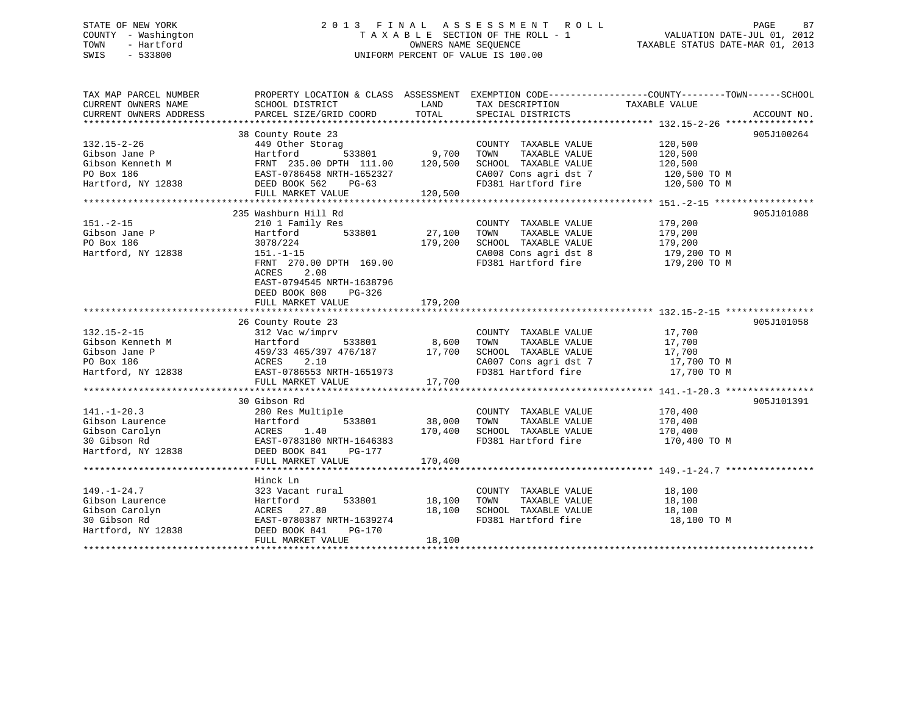STATE OF NEW YORK
COUNTY - Washington
TOWN - Hartford
SWIS - 533800

2 0 1 3 F I N A L A S S E S S M E N T R O L L
T A X A B L E SECTION OF THE ROLL - 1
OWNERS NAME SEQUENCE
UNIFORM PERCENT OF VALUE IS 100.00

VALUATION DATE-JUL 01, 2012
TAXABLE STATUS DATE-MAR 01, 2013

| TAX MAP PARCEL NUMBER / CURRENT OWNERS NAME / CURRENT OWNERS ADDRESS | PROPERTY LOCATION & CLASS / SCHOOL DISTRICT / PARCEL SIZE/GRID COORD | ASSESSMENT LAND | TOTAL | EXEMPTION CODE / TAX DESCRIPTION / SPECIAL DISTRICTS | COUNTY--------TOWN------SCHOOL TAXABLE VALUE | ACCOUNT NO. |
|---|---|---|---|---|---|---|
| **132.15-2-26** | 38 County Route 23 | | | | | 905J100264 |
| 132.15-2-26 | 449 Other Storag | | | COUNTY TAXABLE VALUE | 120,500 | |
| Gibson Jane P | Hartford 533801 | 9,700 | | TOWN TAXABLE VALUE | 120,500 | |
| Gibson Kenneth M | FRNT 235.00 DPTH 111.00 | | 120,500 | SCHOOL TAXABLE VALUE | 120,500 | |
| PO Box 186 | EAST-0786458 NRTH-1652327 | | | CA007 Cons agri dst 7 | 120,500 TO M | |
| Hartford, NY 12838 | DEED BOOK 562 PG-63 | | | FD381 Hartford fire | 120,500 TO M | |
| | FULL MARKET VALUE | | 120,500 | | | |
| **151.-2-15** | 235 Washburn Hill Rd | | | | | 905J101088 |
| 151.-2-15 | 210 1 Family Res | | | COUNTY TAXABLE VALUE | 179,200 | |
| Gibson Jane P | Hartford 533801 | 27,100 | | TOWN TAXABLE VALUE | 179,200 | |
| PO Box 186 | 3078/224 | | 179,200 | SCHOOL TAXABLE VALUE | 179,200 | |
| Hartford, NY 12838 | 151.-1-15 | | | CA008 Cons agri dst 8 | 179,200 TO M | |
| | FRNT 270.00 DPTH 169.00 | | | FD381 Hartford fire | 179,200 TO M | |
| | ACRES 2.08 | | | | | |
| | EAST-0794545 NRTH-1638796 | | | | | |
| | DEED BOOK 808 PG-326 | | | | | |
| | FULL MARKET VALUE | | 179,200 | | | |
| **132.15-2-15** | 26 County Route 23 | | | | | 905J101058 |
| 132.15-2-15 | 312 Vac w/imprv | | | COUNTY TAXABLE VALUE | 17,700 | |
| Gibson Kenneth M | Hartford 533801 | 8,600 | | TOWN TAXABLE VALUE | 17,700 | |
| Gibson Jane P | 459/33 465/397 476/187 | | 17,700 | SCHOOL TAXABLE VALUE | 17,700 | |
| PO Box 186 | ACRES 2.10 | | | CA007 Cons agri dst 7 | 17,700 TO M | |
| Hartford, NY 12838 | EAST-0786553 NRTH-1651973 | | | FD381 Hartford fire | 17,700 TO M | |
| | FULL MARKET VALUE | | 17,700 | | | |
| **141.-1-20.3** | 30 Gibson Rd | | | | | 905J101391 |
| 141.-1-20.3 | 280 Res Multiple | | | COUNTY TAXABLE VALUE | 170,400 | |
| Gibson Laurence | Hartford 533801 | 38,000 | | TOWN TAXABLE VALUE | 170,400 | |
| Gibson Carolyn | ACRES 1.40 | | 170,400 | SCHOOL TAXABLE VALUE | 170,400 | |
| 30 Gibson Rd | EAST-0783180 NRTH-1646383 | | | FD381 Hartford fire | 170,400 TO M | |
| Hartford, NY 12838 | DEED BOOK 841 PG-177 | | | | | |
| | FULL MARKET VALUE | | 170,400 | | | |
| **149.-1-24.7** | Hinck Ln | | | | | |
| 149.-1-24.7 | 323 Vacant rural | | | COUNTY TAXABLE VALUE | 18,100 | |
| Gibson Laurence | Hartford 533801 | 18,100 | | TOWN TAXABLE VALUE | 18,100 | |
| Gibson Carolyn | ACRES 27.80 | | 18,100 | SCHOOL TAXABLE VALUE | 18,100 | |
| 30 Gibson Rd | EAST-0780387 NRTH-1639274 | | | FD381 Hartford fire | 18,100 TO M | |
| Hartford, NY 12838 | DEED BOOK 841 PG-170 | | | | | |
| | FULL MARKET VALUE | | 18,100 | | | |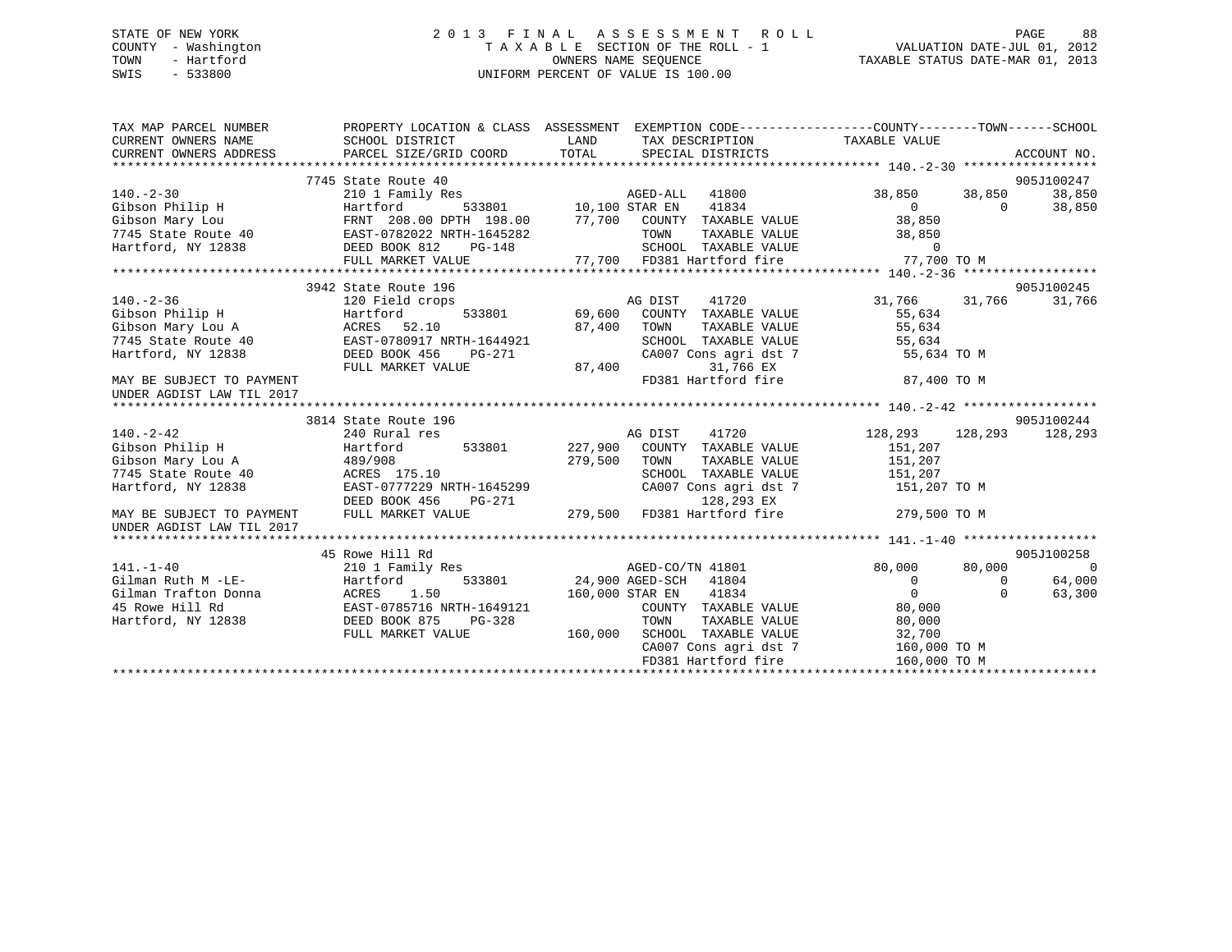STATE OF NEW YORK
COUNTY - Washington
TOWN - Hartford
SWIS - 533800

# 2013 FINAL ASSESSMENT ROLL

TAXABLE SECTION OF THE ROLL - 1
OWNERS NAME SEQUENCE
UNIFORM PERCENT OF VALUE IS 100.00

VALUATION DATE-JUL 01, 2012
TAXABLE STATUS DATE-MAR 01, 2013

| TAX MAP PARCEL NUMBER / CURRENT OWNERS NAME / CURRENT OWNERS ADDRESS | PROPERTY LOCATION & CLASS / SCHOOL DISTRICT / PARCEL SIZE/GRID COORD | ASSESSMENT LAND | TOTAL | EXEMPTION CODE / TAX DESCRIPTION / SPECIAL DISTRICTS | COUNTY TAXABLE VALUE | TOWN | SCHOOL | ACCOUNT NO. |
|---|---|---|---|---|---|---|---|---|
| 140.-2-30 | 7745 State Route 40 | | | | | | | 905J100247 |
| 140.-2-30 | 210 1 Family Res | | | AGED-ALL 41800 | 38,850 | 38,850 | 38,850 | |
| Gibson Philip H | Hartford 533801 | 10,100 | | STAR EN 41834 | 0 | 0 | 38,850 | |
| Gibson Mary Lou | FRNT 208.00 DPTH 198.00 | | 77,700 | COUNTY TAXABLE VALUE | 38,850 | | | |
| 7745 State Route 40 | EAST-0782022 NRTH-1645282 | | | TOWN TAXABLE VALUE | 38,850 | | | |
| Hartford, NY 12838 | DEED BOOK 812 PG-148 | | | SCHOOL TAXABLE VALUE | 0 | | | |
| | FULL MARKET VALUE | | 77,700 | FD381 Hartford fire | 77,700 TO M | | | |
| 140.-2-36 | 3942 State Route 196 | | | | | | | 905J100245 |
| 140.-2-36 | 120 Field crops | | | AG DIST 41720 | 31,766 | 31,766 | 31,766 | |
| Gibson Philip H | Hartford 533801 | 69,600 | | COUNTY TAXABLE VALUE | 55,634 | | | |
| Gibson Mary Lou A | ACRES 52.10 | | 87,400 | TOWN TAXABLE VALUE | 55,634 | | | |
| 7745 State Route 40 | EAST-0780917 NRTH-1644921 | | | SCHOOL TAXABLE VALUE | 55,634 | | | |
| Hartford, NY 12838 | DEED BOOK 456 PG-271 | | | CA007 Cons agri dst 7 | 55,634 TO M | | | |
| | FULL MARKET VALUE | | 87,400 | 31,766 EX | | | | |
| MAY BE SUBJECT TO PAYMENT UNDER AGDIST LAW TIL 2017 | | | | FD381 Hartford fire | 87,400 TO M | | | |
| 140.-2-42 | 3814 State Route 196 | | | | | | | 905J100244 |
| 140.-2-42 | 240 Rural res | | | AG DIST 41720 | 128,293 | 128,293 | 128,293 | |
| Gibson Philip H | Hartford 533801 | 227,900 | | COUNTY TAXABLE VALUE | 151,207 | | | |
| Gibson Mary Lou A | 489/908 | | 279,500 | TOWN TAXABLE VALUE | 151,207 | | | |
| 7745 State Route 40 | ACRES 175.10 | | | SCHOOL TAXABLE VALUE | 151,207 | | | |
| Hartford, NY 12838 | EAST-0777229 NRTH-1645299 | | | CA007 Cons agri dst 7 | 151,207 TO M | | | |
| | DEED BOOK 456 PG-271 | | | 128,293 EX | | | | |
| MAY BE SUBJECT TO PAYMENT UNDER AGDIST LAW TIL 2017 | FULL MARKET VALUE | | 279,500 | FD381 Hartford fire | 279,500 TO M | | | |
| 141.-1-40 | 45 Rowe Hill Rd | | | | | | | 905J100258 |
| 141.-1-40 | 210 1 Family Res | | | AGED-CO/TN 41801 | 80,000 | 80,000 | 0 | |
| Gilman Ruth M -LE- | Hartford 533801 | 24,900 | | AGED-SCH 41804 | 0 | 0 | 64,000 | |
| Gilman Trafton Donna | ACRES 1.50 | | 160,000 | STAR EN 41834 | 0 | 0 | 63,300 | |
| 45 Rowe Hill Rd | EAST-0785716 NRTH-1649121 | | | COUNTY TAXABLE VALUE | 80,000 | | | |
| Hartford, NY 12838 | DEED BOOK 875 PG-328 | | | TOWN TAXABLE VALUE | 80,000 | | | |
| | FULL MARKET VALUE | | 160,000 | SCHOOL TAXABLE VALUE | 32,700 | | | |
| | | | | CA007 Cons agri dst 7 | 160,000 TO M | | | |
| | | | | FD381 Hartford fire | 160,000 TO M | | | |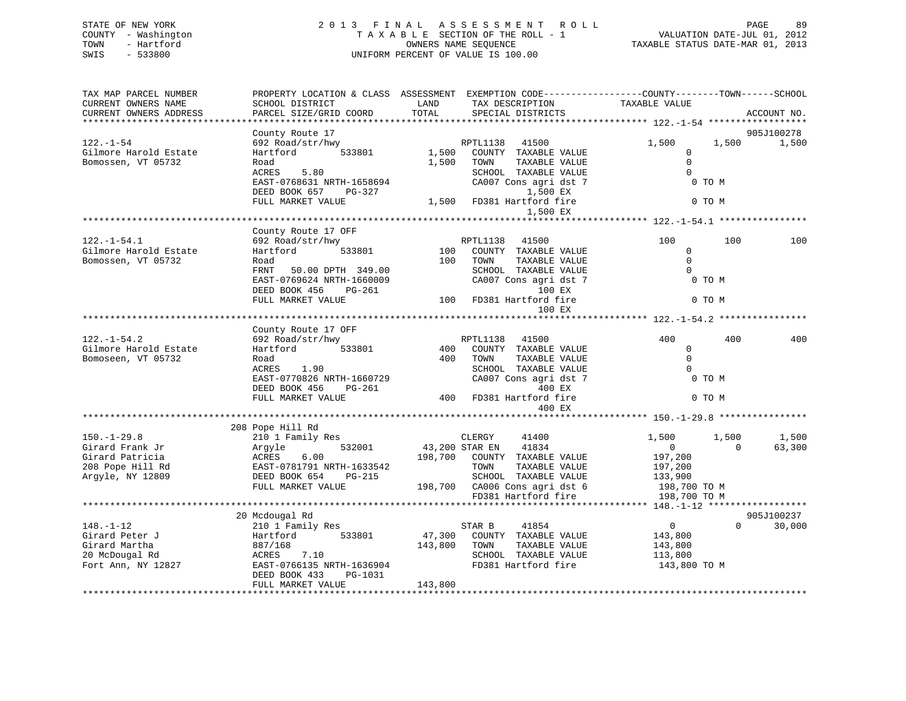STATE OF NEW YORK
COUNTY - Washington
TOWN - Hartford
SWIS - 533800

# 2013 FINAL ASSESSMENT ROLL

TAXABLE SECTION OF THE ROLL - 1
OWNERS NAME SEQUENCE
UNIFORM PERCENT OF VALUE IS 100.00

VALUATION DATE-JUL 01, 2012
TAXABLE STATUS DATE-MAR 01, 2013

| TAX MAP PARCEL NUMBER / CURRENT OWNERS NAME / CURRENT OWNERS ADDRESS | PROPERTY LOCATION & CLASS / SCHOOL DISTRICT / PARCEL SIZE/GRID COORD | ASSESSMENT LAND / TOTAL | EXEMPTION CODE / TAX DESCRIPTION / SPECIAL DISTRICTS | COUNTY | TOWN | SCHOOL | ACCOUNT NO. |
|---|---|---|---|---|---|---|---|
| **122.-1-54** | County Route 17 | | | | | | 905J100278 |
| | 692 Road/str/hwy | | RPTL1138 41500 | 1,500 | 1,500 | 1,500 | |
| Gilmore Harold Estate | Hartford 533801 | 1,500 | COUNTY TAXABLE VALUE | 0 | | | |
| Bomossen, VT 05732 | Road | 1,500 | TOWN TAXABLE VALUE | 0 | | | |
| | ACRES 5.80 | | SCHOOL TAXABLE VALUE | 0 | | | |
| | EAST-0768631 NRTH-1658694 | | CA007 Cons agri dst 7 | 0 TO M | | | |
| | DEED BOOK 657 PG-327 | | 1,500 EX | | | | |
| | FULL MARKET VALUE | 1,500 | FD381 Hartford fire | 0 TO M | | | |
| | | | 1,500 EX | | | | |
| **122.-1-54.1** | County Route 17 OFF | | | | | | |
| | 692 Road/str/hwy | | RPTL1138 41500 | 100 | 100 | 100 | |
| Gilmore Harold Estate | Hartford 533801 | 100 | COUNTY TAXABLE VALUE | 0 | | | |
| Bomossen, VT 05732 | Road | 100 | TOWN TAXABLE VALUE | 0 | | | |
| | FRNT 50.00 DPTH 349.00 | | SCHOOL TAXABLE VALUE | 0 | | | |
| | EAST-0769624 NRTH-1660009 | | CA007 Cons agri dst 7 | 0 TO M | | | |
| | DEED BOOK 456 PG-261 | | 100 EX | | | | |
| | FULL MARKET VALUE | 100 | FD381 Hartford fire | 0 TO M | | | |
| | | | 100 EX | | | | |
| **122.-1-54.2** | County Route 17 OFF | | | | | | |
| | 692 Road/str/hwy | | RPTL1138 41500 | 400 | 400 | 400 | |
| Gilmore Harold Estate | Hartford 533801 | 400 | COUNTY TAXABLE VALUE | 0 | | | |
| Bomoseen, VT 05732 | Road | 400 | TOWN TAXABLE VALUE | 0 | | | |
| | ACRES 1.90 | | SCHOOL TAXABLE VALUE | 0 | | | |
| | EAST-0770826 NRTH-1660729 | | CA007 Cons agri dst 7 | 0 TO M | | | |
| | DEED BOOK 456 PG-261 | | 400 EX | | | | |
| | FULL MARKET VALUE | 400 | FD381 Hartford fire | 0 TO M | | | |
| | | | 400 EX | | | | |
| **150.-1-29.8** | 208 Pope Hill Rd | | | | | | |
| | 210 1 Family Res | | CLERGY 41400 | 1,500 | 1,500 | 1,500 | |
| Girard Frank Jr | Argyle 532001 | 43,200 | STAR EN 41834 | 0 | 0 | 63,300 | |
| Girard Patricia | ACRES 6.00 | 198,700 | COUNTY TAXABLE VALUE | 197,200 | | | |
| 208 Pope Hill Rd | EAST-0781791 NRTH-1633542 | | TOWN TAXABLE VALUE | 197,200 | | | |
| Argyle, NY 12809 | DEED BOOK 654 PG-215 | | SCHOOL TAXABLE VALUE | 133,900 | | | |
| | FULL MARKET VALUE | 198,700 | CA006 Cons agri dst 6 | 198,700 TO M | | | |
| | | | FD381 Hartford fire | 198,700 TO M | | | |
| **148.-1-12** | 20 Mcdougal Rd | | | | | | 905J100237 |
| | 210 1 Family Res | | STAR B 41854 | 0 | 0 | 30,000 | |
| Girard Peter J | Hartford 533801 | 47,300 | COUNTY TAXABLE VALUE | 143,800 | | | |
| Girard Martha | 887/168 | 143,800 | TOWN TAXABLE VALUE | 143,800 | | | |
| 20 McDougal Rd | ACRES 7.10 | | SCHOOL TAXABLE VALUE | 113,800 | | | |
| Fort Ann, NY 12827 | EAST-0766135 NRTH-1636904 | | FD381 Hartford fire | 143,800 TO M | | | |
| | DEED BOOK 433 PG-1031 | | | | | | |
| | FULL MARKET VALUE | 143,800 | | | | | |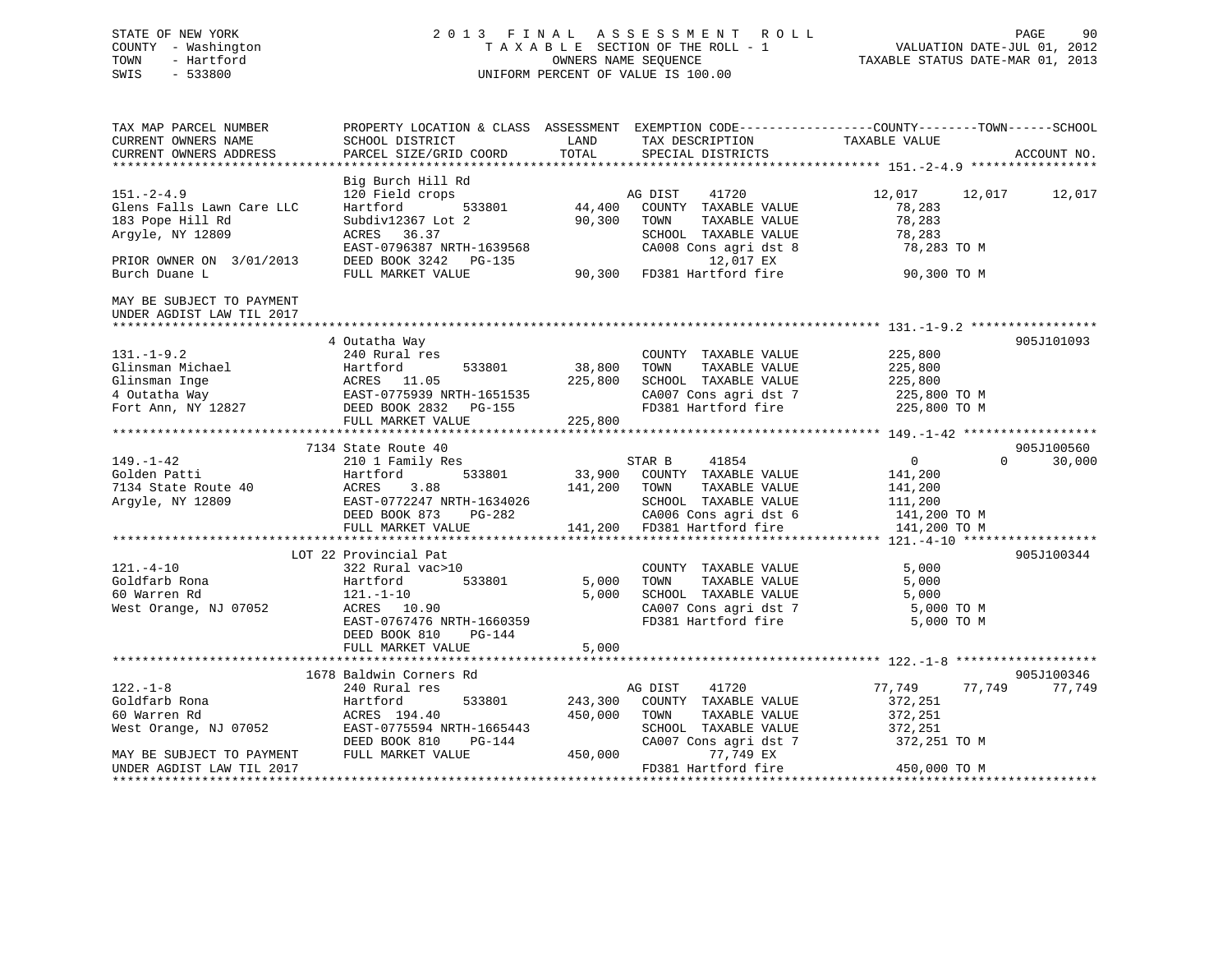STATE OF NEW YORK  
COUNTY - Washington  
TOWN - Hartford  
SWIS - 533800

2013 FINAL ASSESSMENT ROLL  
TAXABLE SECTION OF THE ROLL - 1  
OWNERS NAME SEQUENCE  
UNIFORM PERCENT OF VALUE IS 100.00

VALUATION DATE-JUL 01, 2012  
TAXABLE STATUS DATE-MAR 01, 2013

```
TAX MAP PARCEL NUMBER          PROPERTY LOCATION & CLASS  ASSESSMENT  EXEMPTION CODE------------------COUNTY--------TOWN------SCHOOL
CURRENT OWNERS NAME            SCHOOL DISTRICT               LAND      TAX DESCRIPTION            TAXABLE VALUE
CURRENT OWNERS ADDRESS         PARCEL SIZE/GRID COORD        TOTAL     SPECIAL DISTRICTS                                      ACCOUNT NO.
******************************************************************************************************* 151.-2-4.9 *****************
                               Big Burch Hill Rd
151.-2-4.9                     120 Field crops                      AG DIST    41720              12,017      12,017      12,017
Glens Falls Lawn Care LLC      Hartford          533801      44,400   COUNTY  TAXABLE VALUE          78,283
183 Pope Hill Rd               Subdiv12367 Lot 2             90,300   TOWN    TAXABLE VALUE          78,283
Argyle, NY 12809               ACRES  36.37                           SCHOOL  TAXABLE VALUE          78,283
                               EAST-0796387 NRTH-1639568              CA008 Cons agri dst 8           78,283 TO M
PRIOR OWNER ON  3/01/2013      DEED BOOK 3242   PG-135                      12,017 EX
Burch Duane L                  FULL MARKET VALUE             90,300   FD381 Hartford fire             90,300 TO M

MAY BE SUBJECT TO PAYMENT
UNDER AGDIST LAW TIL 2017
******************************************************************************************************* 131.-1-9.2 *****************
                               4 Outatha Way                                                                        905J101093
131.-1-9.2                     240 Rural res                          COUNTY  TAXABLE VALUE         225,800
Glinsman Michael               Hartford          533801      38,800   TOWN    TAXABLE VALUE         225,800
Glinsman Inge                  ACRES  11.05                 225,800   SCHOOL  TAXABLE VALUE         225,800
4 Outatha Way                  EAST-0775939 NRTH-1651535              CA007 Cons agri dst 7          225,800 TO M
Fort Ann, NY 12827             DEED BOOK 2832   PG-155                FD381 Hartford fire            225,800 TO M
                               FULL MARKET VALUE            225,800
******************************************************************************************************* 149.-1-42 ******************
                               7134 State Route 40                                                                  905J100560
149.-1-42                      210 1 Family Res                     STAR B     41854                   0           0      30,000
Golden Patti                   Hartford          533801      33,900   COUNTY  TAXABLE VALUE         141,200
7134 State Route 40            ACRES   3.88                 141,200   TOWN    TAXABLE VALUE         141,200
Argyle, NY 12809               EAST-0772247 NRTH-1634026              SCHOOL  TAXABLE VALUE         111,200
                               DEED BOOK 873    PG-282                CA006 Cons agri dst 6          141,200 TO M
                               FULL MARKET VALUE            141,200   FD381 Hartford fire            141,200 TO M
******************************************************************************************************* 121.-4-10 ******************
                          LOT 22 Provincial Pat                                                                     905J100344
121.-4-10                      322 Rural vac>10                       COUNTY  TAXABLE VALUE           5,000
Goldfarb Rona                  Hartford          533801       5,000   TOWN    TAXABLE VALUE           5,000
60 Warren Rd                   121.-1-10                      5,000   SCHOOL  TAXABLE VALUE           5,000
West Orange, NJ 07052          ACRES  10.90                           CA007 Cons agri dst 7            5,000 TO M
                               EAST-0767476 NRTH-1660359              FD381 Hartford fire              5,000 TO M
                               DEED BOOK 810    PG-144
                               FULL MARKET VALUE              5,000
******************************************************************************************************* 122.-1-8 *******************
                          1678 Baldwin Corners Rd                                                                   905J100346
122.-1-8                       240 Rural res                        AG DIST    41720              77,749      77,749      77,749
Goldfarb Rona                  Hartford          533801     243,300   COUNTY  TAXABLE VALUE         372,251
60 Warren Rd                   ACRES 194.40                 450,000   TOWN    TAXABLE VALUE         372,251
West Orange, NJ 07052          EAST-0775594 NRTH-1665443              SCHOOL  TAXABLE VALUE         372,251
                               DEED BOOK 810    PG-144                CA007 Cons agri dst 7          372,251 TO M
MAY BE SUBJECT TO PAYMENT      FULL MARKET VALUE            450,000         77,749 EX
UNDER AGDIST LAW TIL 2017                                             FD381 Hartford fire            450,000 TO M
************************************************************************************************************************************
```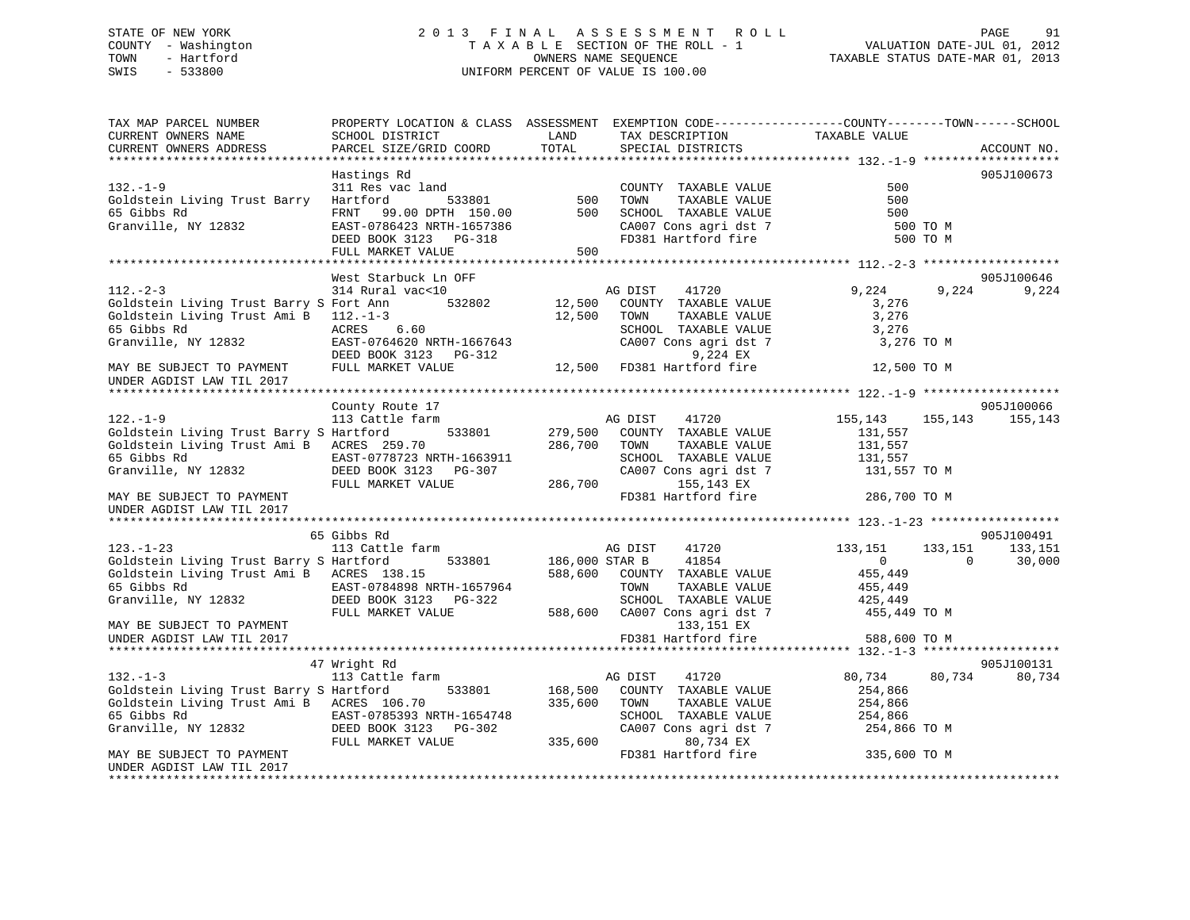STATE OF NEW YORK
COUNTY - Washington
TOWN - Hartford
SWIS - 533800

2 0 1 3 F I N A L A S S E S S M E N T R O L L
T A X A B L E SECTION OF THE ROLL - 1
OWNERS NAME SEQUENCE
UNIFORM PERCENT OF VALUE IS 100.00

VALUATION DATE-JUL 01, 2012
TAXABLE STATUS DATE-MAR 01, 2013

```
TAX MAP PARCEL NUMBER          PROPERTY LOCATION & CLASS  ASSESSMENT  EXEMPTION CODE------------------COUNTY--------TOWN------SCHOOL
CURRENT OWNERS NAME            SCHOOL DISTRICT             LAND       TAX DESCRIPTION            TAXABLE VALUE
CURRENT OWNERS ADDRESS         PARCEL SIZE/GRID COORD      TOTAL      SPECIAL DISTRICTS                                      ACCOUNT NO.
******************************************************************************************************* 132.-1-9 ******************
                               Hastings Rd                                                                                 905J100673
132.-1-9                       311 Res vac land                       COUNTY  TAXABLE VALUE              500
Goldstein Living Trust Barry   Hartford          533801        500    TOWN    TAXABLE VALUE              500
65 Gibbs Rd                    FRNT  99.00 DPTH 150.00         500    SCHOOL  TAXABLE VALUE              500
Granville, NY 12832            EAST-0786423 NRTH-1657386              CA007 Cons agri dst 7               500 TO M
                               DEED BOOK 3123   PG-318                FD381 Hartford fire                 500 TO M
                               FULL MARKET VALUE               500
******************************************************************************************************* 112.-2-3 ******************
                               West Starbuck Ln OFF                                                                        905J100646
112.-2-3                       314 Rural vac<10                       AG DIST     41720              9,224      9,224       9,224
Goldstein Living Trust Barry S Fort Ann          532802     12,500    COUNTY  TAXABLE VALUE            3,276
Goldstein Living Trust Ami B   112.-1-3                     12,500    TOWN    TAXABLE VALUE            3,276
65 Gibbs Rd                    ACRES    6.60                          SCHOOL  TAXABLE VALUE            3,276
Granville, NY 12832            EAST-0764620 NRTH-1667643              CA007 Cons agri dst 7             3,276 TO M
                               DEED BOOK 3123   PG-312                      9,224 EX
MAY BE SUBJECT TO PAYMENT      FULL MARKET VALUE            12,500    FD381 Hartford fire              12,500 TO M
UNDER AGDIST LAW TIL 2017
******************************************************************************************************* 122.-1-9 ******************
                               County Route 17                                                                             905J100066
122.-1-9                       113 Cattle farm                        AG DIST     41720            155,143    155,143     155,143
Goldstein Living Trust Barry S Hartford          533801    279,500    COUNTY  TAXABLE VALUE          131,557
Goldstein Living Trust Ami B   ACRES  259.70               286,700    TOWN    TAXABLE VALUE          131,557
65 Gibbs Rd                    EAST-0778723 NRTH-1663911              SCHOOL  TAXABLE VALUE          131,557
Granville, NY 12832            DEED BOOK 3123   PG-307                CA007 Cons agri dst 7           131,557 TO M
                               FULL MARKET VALUE           286,700          155,143 EX
MAY BE SUBJECT TO PAYMENT                                             FD381 Hartford fire             286,700 TO M
UNDER AGDIST LAW TIL 2017
******************************************************************************************************* 123.-1-23 *****************
                            65 Gibbs Rd                                                                                    905J100491
123.-1-23                      113 Cattle farm                        AG DIST     41720            133,151    133,151     133,151
Goldstein Living Trust Barry S Hartford          533801    186,000 STAR B         41854                  0          0      30,000
Goldstein Living Trust Ami B   ACRES  138.15               588,600    COUNTY  TAXABLE VALUE          455,449
65 Gibbs Rd                    EAST-0784898 NRTH-1657964              TOWN    TAXABLE VALUE          455,449
Granville, NY 12832            DEED BOOK 3123   PG-322                SCHOOL  TAXABLE VALUE          425,449
                               FULL MARKET VALUE           588,600    CA007 Cons agri dst 7           455,449 TO M
MAY BE SUBJECT TO PAYMENT                                                   133,151 EX
UNDER AGDIST LAW TIL 2017                                             FD381 Hartford fire             588,600 TO M
******************************************************************************************************* 132.-1-3 ******************
                            47 Wright Rd                                                                                   905J100131
132.-1-3                       113 Cattle farm                        AG DIST     41720             80,734     80,734      80,734
Goldstein Living Trust Barry S Hartford          533801    168,500    COUNTY  TAXABLE VALUE          254,866
Goldstein Living Trust Ami B   ACRES  106.70               335,600    TOWN    TAXABLE VALUE          254,866
65 Gibbs Rd                    EAST-0785393 NRTH-1654748              SCHOOL  TAXABLE VALUE          254,866
Granville, NY 12832            DEED BOOK 3123   PG-302                CA007 Cons agri dst 7           254,866 TO M
                               FULL MARKET VALUE           335,600           80,734 EX
MAY BE SUBJECT TO PAYMENT                                             FD381 Hartford fire             335,600 TO M
UNDER AGDIST LAW TIL 2017
************************************************************************************************************************************
```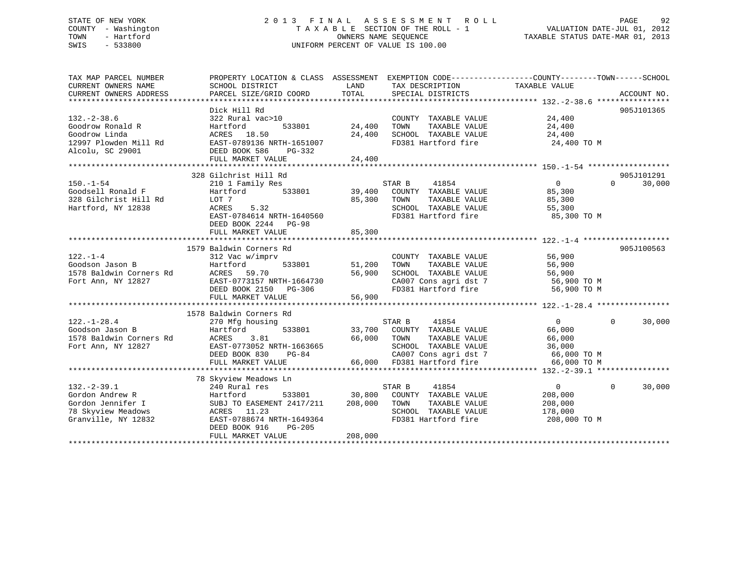STATE OF NEW YORK
COUNTY - Washington
TOWN - Hartford
SWIS - 533800

# 2013 FINAL ASSESSMENT ROLL
TAXABLE SECTION OF THE ROLL - 1
OWNERS NAME SEQUENCE
UNIFORM PERCENT OF VALUE IS 100.00

VALUATION DATE-JUL 01, 2012
TAXABLE STATUS DATE-MAR 01, 2013

```
TAX MAP PARCEL NUMBER          PROPERTY LOCATION & CLASS  ASSESSMENT  EXEMPTION CODE------------------COUNTY--------TOWN------SCHOOL
CURRENT OWNERS NAME            SCHOOL DISTRICT            LAND        TAX DESCRIPTION            TAXABLE VALUE
CURRENT OWNERS ADDRESS         PARCEL SIZE/GRID COORD     TOTAL       SPECIAL DISTRICTS                                   ACCOUNT NO.
******************************************************************************************************* 132.-2-38.6 ****************
                               Dick Hill Rd                                                                              905J101365
132.-2-38.6                    322 Rural vac>10                        COUNTY  TAXABLE VALUE          24,400
Goodrow Ronald R               Hartford         533801      24,400     TOWN    TAXABLE VALUE          24,400
Goodrow Linda                  ACRES  18.50                 24,400     SCHOOL  TAXABLE VALUE          24,400
12997 Plowden Mill Rd          EAST-0789136 NRTH-1651007               FD381 Hartford fire             24,400 TO M
Alcolu, SC 29001               DEED BOOK 586    PG-332
                               FULL MARKET VALUE            24,400
******************************************************************************************************* 150.-1-54 ******************
                               328 Gilchrist Hill Rd                                                                     905J101291
150.-1-54                      210 1 Family Res                        STAR B     41854                0           0      30,000
Goodsell Ronald F              Hartford         533801      39,400     COUNTY  TAXABLE VALUE          85,300
328 Gilchrist Hill Rd          LOT 7                        85,300     TOWN    TAXABLE VALUE          85,300
Hartford, NY 12838             ACRES   5.32                            SCHOOL  TAXABLE VALUE          55,300
                               EAST-0784614 NRTH-1640560               FD381 Hartford fire             85,300 TO M
                               DEED BOOK 2244   PG-98
                               FULL MARKET VALUE            85,300
******************************************************************************************************* 122.-1-4 *******************
                               1579 Baldwin Corners Rd                                                                   905J100563
122.-1-4                       312 Vac w/imprv                         COUNTY  TAXABLE VALUE          56,900
Goodson Jason B                Hartford         533801      51,200     TOWN    TAXABLE VALUE          56,900
1578 Baldwin Corners Rd        ACRES  59.70                 56,900     SCHOOL  TAXABLE VALUE          56,900
Fort Ann, NY 12827             EAST-0773157 NRTH-1664730               CA007 Cons agri dst 7           56,900 TO M
                               DEED BOOK 2150   PG-306                 FD381 Hartford fire             56,900 TO M
                               FULL MARKET VALUE            56,900
******************************************************************************************************* 122.-1-28.4 ****************
                               1578 Baldwin Corners Rd
122.-1-28.4                    270 Mfg housing                         STAR B     41854                0           0      30,000
Goodson Jason B                Hartford         533801      33,700     COUNTY  TAXABLE VALUE          66,000
1578 Baldwin Corners Rd        ACRES   3.81                 66,000     TOWN    TAXABLE VALUE          66,000
Fort Ann, NY 12827             EAST-0773052 NRTH-1663665               SCHOOL  TAXABLE VALUE          36,000
                               DEED BOOK 830    PG-84                  CA007 Cons agri dst 7           66,000 TO M
                               FULL MARKET VALUE            66,000     FD381 Hartford fire             66,000 TO M
******************************************************************************************************* 132.-2-39.1 ****************
                               78 Skyview Meadows Ln
132.-2-39.1                    240 Rural res                           STAR B     41854                0           0      30,000
Gordon Andrew R                Hartford         533801      30,800     COUNTY  TAXABLE VALUE         208,000
Gordon Jennifer I              SUBJ TO EASEMENT 2417/211   208,000     TOWN    TAXABLE VALUE         208,000
78 Skyview Meadows             ACRES  11.23                            SCHOOL  TAXABLE VALUE         178,000
Granville, NY 12832            EAST-0788674 NRTH-1649364               FD381 Hartford fire            208,000 TO M
                               DEED BOOK 916    PG-205
                               FULL MARKET VALUE           208,000
************************************************************************************************************************************
```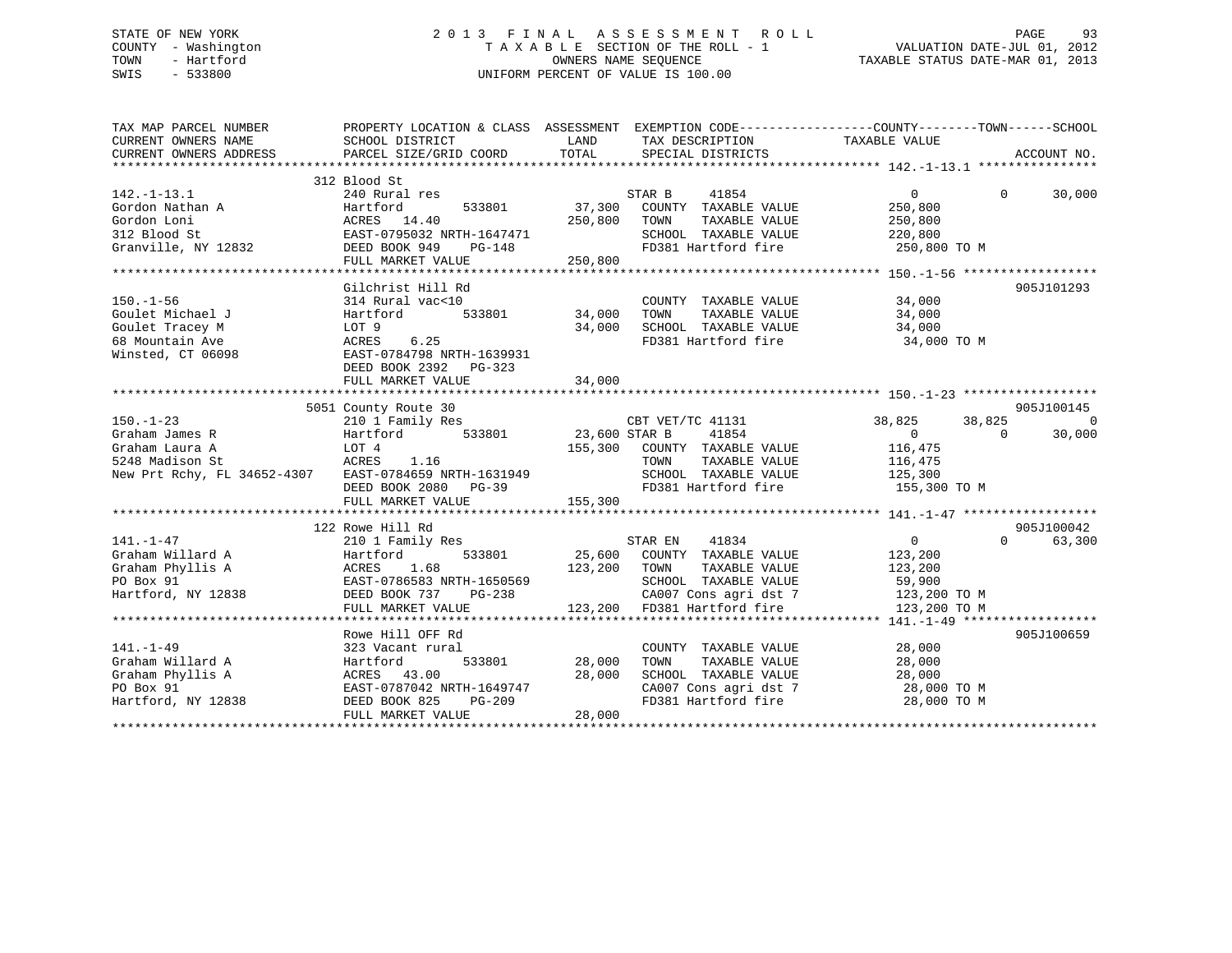STATE OF NEW YORK
COUNTY - Washington
TOWN - Hartford
SWIS - 533800

# 2013 FINAL ASSESSMENT ROLL

TAXABLE SECTION OF THE ROLL - 1
OWNERS NAME SEQUENCE
UNIFORM PERCENT OF VALUE IS 100.00

VALUATION DATE-JUL 01, 2012
TAXABLE STATUS DATE-MAR 01, 2013

| TAX MAP PARCEL NUMBER / CURRENT OWNERS NAME / CURRENT OWNERS ADDRESS | PROPERTY LOCATION & CLASS / SCHOOL DISTRICT / PARCEL SIZE/GRID COORD | ASSESSMENT LAND | TOTAL | EXEMPTION CODE / TAX DESCRIPTION / SPECIAL DISTRICTS | COUNTY TAXABLE VALUE | TOWN | SCHOOL | ACCOUNT NO. |
|---|---|---|---|---|---|---|---|---|
| 142.-1-13.1 | 312 Blood St | | | | | | | |
| | 240 Rural res | | | STAR B 41854 | 0 | 0 | 30,000 | |
| Gordon Nathan A | Hartford 533801 | 37,300 | | COUNTY TAXABLE VALUE | 250,800 | | | |
| Gordon Loni | ACRES 14.40 | | 250,800 | TOWN TAXABLE VALUE | 250,800 | | | |
| 312 Blood St | EAST-0795032 NRTH-1647471 | | | SCHOOL TAXABLE VALUE | 220,800 | | | |
| Granville, NY 12832 | DEED BOOK 949 PG-148 | | | FD381 Hartford fire | 250,800 TO M | | | |
| | FULL MARKET VALUE | | 250,800 | | | | | |
| 150.-1-56 | Gilchrist Hill Rd | | | | | | | 905J101293 |
| | 314 Rural vac<10 | | | COUNTY TAXABLE VALUE | 34,000 | | | |
| Goulet Michael J | Hartford 533801 | 34,000 | | TOWN TAXABLE VALUE | 34,000 | | | |
| Goulet Tracey M | LOT 9 | | 34,000 | SCHOOL TAXABLE VALUE | 34,000 | | | |
| 68 Mountain Ave | ACRES 6.25 | | | FD381 Hartford fire | 34,000 TO M | | | |
| Winsted, CT 06098 | EAST-0784798 NRTH-1639931 | | | | | | | |
| | DEED BOOK 2392 PG-323 | | | | | | | |
| | FULL MARKET VALUE | | 34,000 | | | | | |
| 150.-1-23 | 5051 County Route 30 | | | | | | | 905J100145 |
| | 210 1 Family Res | | | CBT VET/TC 41131 | 38,825 | 38,825 | 0 | |
| Graham James R | Hartford 533801 | 23,600 | | STAR B 41854 | 0 | 0 | 30,000 | |
| Graham Laura A | LOT 4 | | 155,300 | COUNTY TAXABLE VALUE | 116,475 | | | |
| 5248 Madison St | ACRES 1.16 | | | TOWN TAXABLE VALUE | 116,475 | | | |
| New Prt Rchy, FL 34652-4307 | EAST-0784659 NRTH-1631949 | | | SCHOOL TAXABLE VALUE | 125,300 | | | |
| | DEED BOOK 2080 PG-39 | | | FD381 Hartford fire | 155,300 TO M | | | |
| | FULL MARKET VALUE | | 155,300 | | | | | |
| 141.-1-47 | 122 Rowe Hill Rd | | | | | | | 905J100042 |
| | 210 1 Family Res | | | STAR EN 41834 | 0 | 0 | 63,300 | |
| Graham Willard A | Hartford 533801 | 25,600 | | COUNTY TAXABLE VALUE | 123,200 | | | |
| Graham Phyllis A | ACRES 1.68 | | 123,200 | TOWN TAXABLE VALUE | 123,200 | | | |
| PO Box 91 | EAST-0786583 NRTH-1650569 | | | SCHOOL TAXABLE VALUE | 59,900 | | | |
| Hartford, NY 12838 | DEED BOOK 737 PG-238 | | | CA007 Cons agri dst 7 | 123,200 TO M | | | |
| | FULL MARKET VALUE | | 123,200 | FD381 Hartford fire | 123,200 TO M | | | |
| 141.-1-49 | Rowe Hill OFF Rd | | | | | | | 905J100659 |
| | 323 Vacant rural | | | COUNTY TAXABLE VALUE | 28,000 | | | |
| Graham Willard A | Hartford 533801 | 28,000 | | TOWN TAXABLE VALUE | 28,000 | | | |
| Graham Phyllis A | ACRES 43.00 | | 28,000 | SCHOOL TAXABLE VALUE | 28,000 | | | |
| PO Box 91 | EAST-0787042 NRTH-1649747 | | | CA007 Cons agri dst 7 | 28,000 TO M | | | |
| Hartford, NY 12838 | DEED BOOK 825 PG-209 | | | FD381 Hartford fire | 28,000 TO M | | | |
| | FULL MARKET VALUE | | 28,000 | | | | | |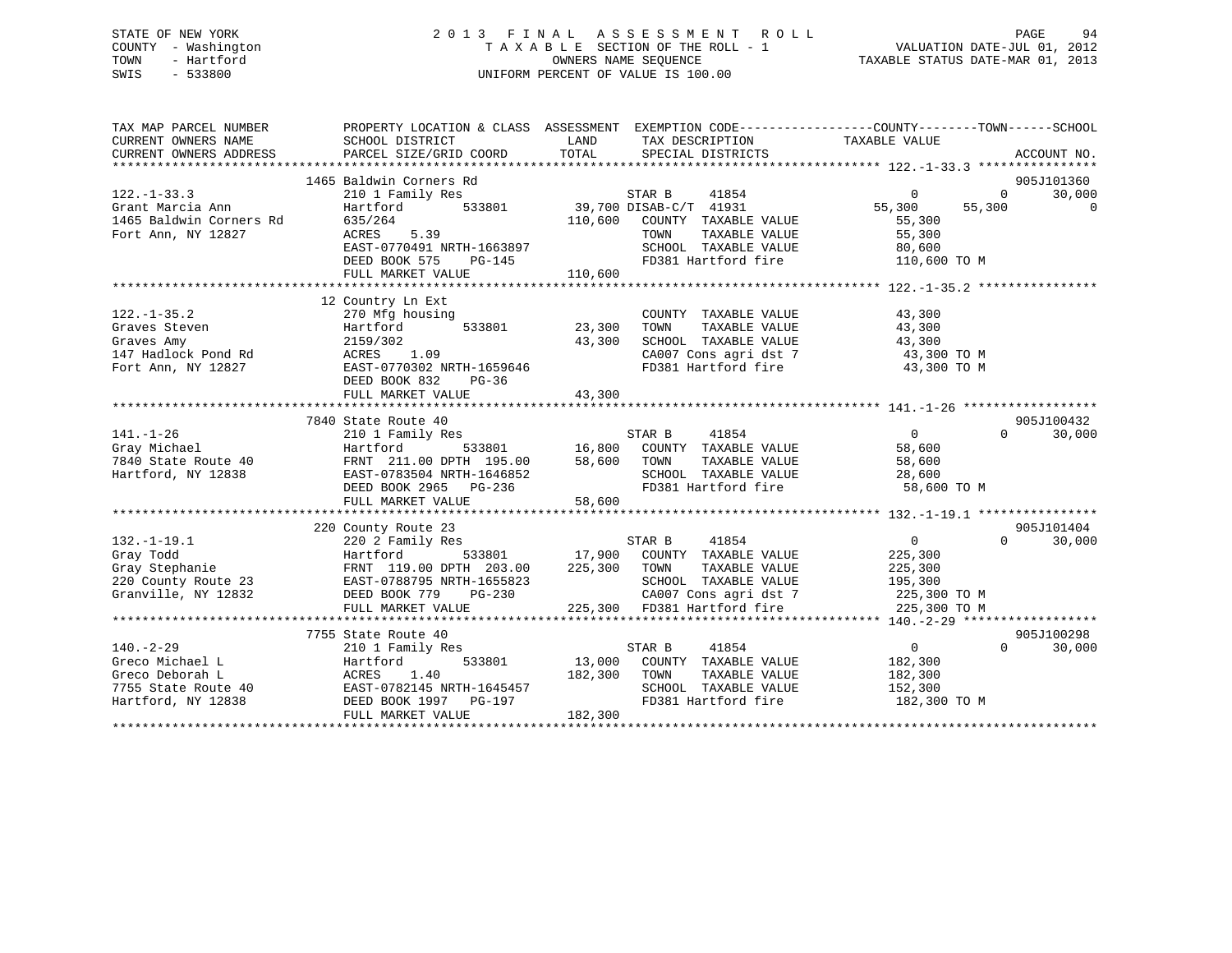STATE OF NEW YORK — 2013 FINAL ASSESSMENT ROLL
COUNTY - Washington — TAXABLE SECTION OF THE ROLL - 1 — VALUATION DATE-JUL 01, 2012
TOWN - Hartford — OWNERS NAME SEQUENCE — TAXABLE STATUS DATE-MAR 01, 2013
SWIS - 533800 — UNIFORM PERCENT OF VALUE IS 100.00

| TAX MAP PARCEL NUMBER / CURRENT OWNERS NAME / CURRENT OWNERS ADDRESS | PROPERTY LOCATION & CLASS / SCHOOL DISTRICT / PARCEL SIZE/GRID COORD | ASSESSMENT LAND / TOTAL | EXEMPTION CODE / TAX DESCRIPTION / SPECIAL DISTRICTS | COUNTY TAXABLE VALUE | TOWN | SCHOOL | ACCOUNT NO. |
|---|---|---|---|---|---|---|---|
| 122.-1-33.3 | 1465 Baldwin Corners Rd | | | | | | 905J101360 |
| Grant Marcia Ann | 210 1 Family Res | | STAR B 41854 | 0 | 0 | 30,000 | |
| 1465 Baldwin Corners Rd | Hartford 533801 | 39,700 | DISAB-C/T 41931 | 55,300 | 55,300 | 0 | |
| Fort Ann, NY 12827 | 635/264 | 110,600 | COUNTY TAXABLE VALUE | 55,300 | | | |
| | ACRES 5.39 | | TOWN TAXABLE VALUE | 55,300 | | | |
| | EAST-0770491 NRTH-1663897 | | SCHOOL TAXABLE VALUE | 80,600 | | | |
| | DEED BOOK 575 PG-145 | | FD381 Hartford fire | 110,600 TO M | | | |
| | FULL MARKET VALUE | 110,600 | | | | | |
| 122.-1-35.2 | 12 Country Ln Ext | | | | | | |
| Graves Steven | 270 Mfg housing | | COUNTY TAXABLE VALUE | 43,300 | | | |
| Graves Amy | Hartford 533801 | 23,300 | TOWN TAXABLE VALUE | 43,300 | | | |
| 147 Hadlock Pond Rd | 2159/302 | 43,300 | SCHOOL TAXABLE VALUE | 43,300 | | | |
| Fort Ann, NY 12827 | ACRES 1.09 | | CA007 Cons agri dst 7 | 43,300 TO M | | | |
| | EAST-0770302 NRTH-1659646 | | FD381 Hartford fire | 43,300 TO M | | | |
| | DEED BOOK 832 PG-36 | | | | | | |
| | FULL MARKET VALUE | 43,300 | | | | | |
| 141.-1-26 | 7840 State Route 40 | | | | | | 905J100432 |
| Gray Michael | 210 1 Family Res | | STAR B 41854 | 0 | 0 | 30,000 | |
| 7840 State Route 40 | Hartford 533801 | 16,800 | COUNTY TAXABLE VALUE | 58,600 | | | |
| Hartford, NY 12838 | FRNT 211.00 DPTH 195.00 | 58,600 | TOWN TAXABLE VALUE | 58,600 | | | |
| | EAST-0783504 NRTH-1646852 | | SCHOOL TAXABLE VALUE | 28,600 | | | |
| | DEED BOOK 2965 PG-236 | | FD381 Hartford fire | 58,600 TO M | | | |
| | FULL MARKET VALUE | 58,600 | | | | | |
| 132.-1-19.1 | 220 County Route 23 | | | | | | 905J101404 |
| Gray Todd | 220 2 Family Res | | STAR B 41854 | 0 | 0 | 30,000 | |
| Gray Stephanie | Hartford 533801 | 17,900 | COUNTY TAXABLE VALUE | 225,300 | | | |
| 220 County Route 23 | FRNT 119.00 DPTH 203.00 | 225,300 | TOWN TAXABLE VALUE | 225,300 | | | |
| Granville, NY 12832 | EAST-0788795 NRTH-1655823 | | SCHOOL TAXABLE VALUE | 195,300 | | | |
| | DEED BOOK 779 PG-230 | | CA007 Cons agri dst 7 | 225,300 TO M | | | |
| | FULL MARKET VALUE | 225,300 | FD381 Hartford fire | 225,300 TO M | | | |
| 140.-2-29 | 7755 State Route 40 | | | | | | 905J100298 |
| Greco Michael L | 210 1 Family Res | | STAR B 41854 | 0 | 0 | 30,000 | |
| Greco Deborah L | Hartford 533801 | 13,000 | COUNTY TAXABLE VALUE | 182,300 | | | |
| 7755 State Route 40 | ACRES 1.40 | 182,300 | TOWN TAXABLE VALUE | 182,300 | | | |
| Hartford, NY 12838 | EAST-0782145 NRTH-1645457 | | SCHOOL TAXABLE VALUE | 152,300 | | | |
| | DEED BOOK 1997 PG-197 | | FD381 Hartford fire | 182,300 TO M | | | |
| | FULL MARKET VALUE | 182,300 | | | | | |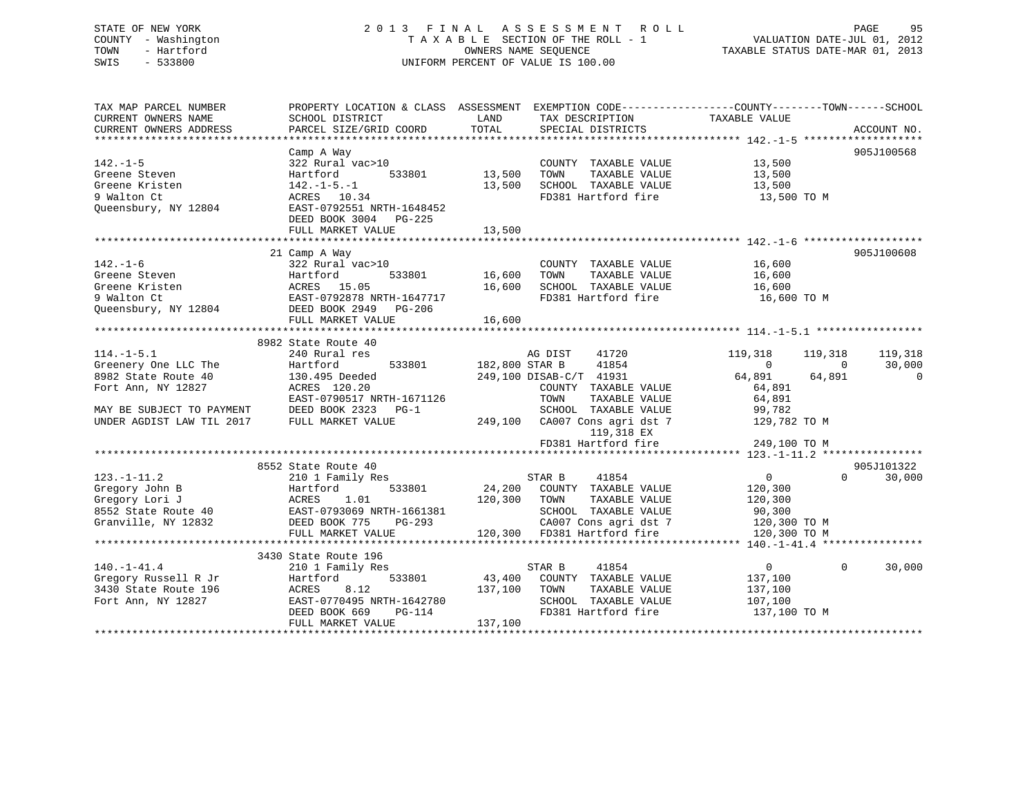STATE OF NEW YORK
COUNTY - Washington
TOWN - Hartford
SWIS - 533800

# 2013 FINAL ASSESSMENT ROLL
TAXABLE SECTION OF THE ROLL - 1
OWNERS NAME SEQUENCE
UNIFORM PERCENT OF VALUE IS 100.00

VALUATION DATE-JUL 01, 2012
TAXABLE STATUS DATE-MAR 01, 2013

```
TAX MAP PARCEL NUMBER        PROPERTY LOCATION & CLASS  ASSESSMENT  EXEMPTION CODE------------------COUNTY--------TOWN------SCHOOL
CURRENT OWNERS NAME          SCHOOL DISTRICT              LAND       TAX DESCRIPTION              TAXABLE VALUE
CURRENT OWNERS ADDRESS       PARCEL SIZE/GRID COORD       TOTAL      SPECIAL DISTRICTS                                      ACCOUNT NO.
******************************************************************************************************* 142.-1-5 *******************
                             Camp A Way                                                                                  905J100568
142.-1-5                     322 Rural vac>10                         COUNTY  TAXABLE VALUE            13,500
Greene Steven                Hartford        533801        13,500     TOWN    TAXABLE VALUE            13,500
Greene Kristen               142.-1-5.-1                   13,500     SCHOOL  TAXABLE VALUE            13,500
9 Walton Ct                  ACRES  10.34                             FD381 Hartford fire               13,500 TO M
Queensbury, NY 12804         EAST-0792551 NRTH-1648452
                             DEED BOOK 3004   PG-225
                             FULL MARKET VALUE             13,500
******************************************************************************************************* 142.-1-6 *******************
                             21 Camp A Way                                                                               905J100608
142.-1-6                     322 Rural vac>10                         COUNTY  TAXABLE VALUE            16,600
Greene Steven                Hartford        533801        16,600     TOWN    TAXABLE VALUE            16,600
Greene Kristen               ACRES  15.05                  16,600     SCHOOL  TAXABLE VALUE            16,600
9 Walton Ct                  EAST-0792878 NRTH-1647717                FD381 Hartford fire               16,600 TO M
Queensbury, NY 12804         DEED BOOK 2949   PG-206
                             FULL MARKET VALUE             16,600
******************************************************************************************************* 114.-1-5.1 *****************
                             8982 State Route 40
114.-1-5.1                   240 Rural res                            AG DIST      41720          119,318     119,318     119,318
Greenery One LLC The         Hartford        533801       182,800 STAR B       41854                0           0      30,000
8982 State Route 40          130.495 Deeded               249,100 DISAB-C/T  41931           64,891      64,891           0
Fort Ann, NY 12827           ACRES 120.20                             COUNTY  TAXABLE VALUE            64,891
                             EAST-0790517 NRTH-1671126                TOWN    TAXABLE VALUE            64,891
MAY BE SUBJECT TO PAYMENT    DEED BOOK 2323   PG-1                    SCHOOL  TAXABLE VALUE            99,782
UNDER AGDIST LAW TIL 2017    FULL MARKET VALUE            249,100     CA007 Cons agri dst 7            129,782 TO M
                                                                           119,318 EX
                                                                      FD381 Hartford fire              249,100 TO M
******************************************************************************************************* 123.-1-11.2 ****************
                             8552 State Route 40                                                                         905J101322
123.-1-11.2                  210 1 Family Res                         STAR B       41854                0           0      30,000
Gregory John B               Hartford        533801        24,200     COUNTY  TAXABLE VALUE           120,300
Gregory Lori J               ACRES   1.01                 120,300     TOWN    TAXABLE VALUE           120,300
8552 State Route 40          EAST-0793069 NRTH-1661381                SCHOOL  TAXABLE VALUE            90,300
Granville, NY 12832          DEED BOOK 775    PG-293                  CA007 Cons agri dst 7            120,300 TO M
                             FULL MARKET VALUE            120,300     FD381 Hartford fire              120,300 TO M
******************************************************************************************************* 140.-1-41.4 ****************
                             3430 State Route 196
140.-1-41.4                  210 1 Family Res                         STAR B       41854                0           0      30,000
Gregory Russell R Jr         Hartford        533801        43,400     COUNTY  TAXABLE VALUE           137,100
3430 State Route 196         ACRES   8.12                 137,100     TOWN    TAXABLE VALUE           137,100
Fort Ann, NY 12827           EAST-0770495 NRTH-1642780                SCHOOL  TAXABLE VALUE           107,100
                             DEED BOOK 669    PG-114                  FD381 Hartford fire              137,100 TO M
                             FULL MARKET VALUE            137,100
************************************************************************************************************************************
```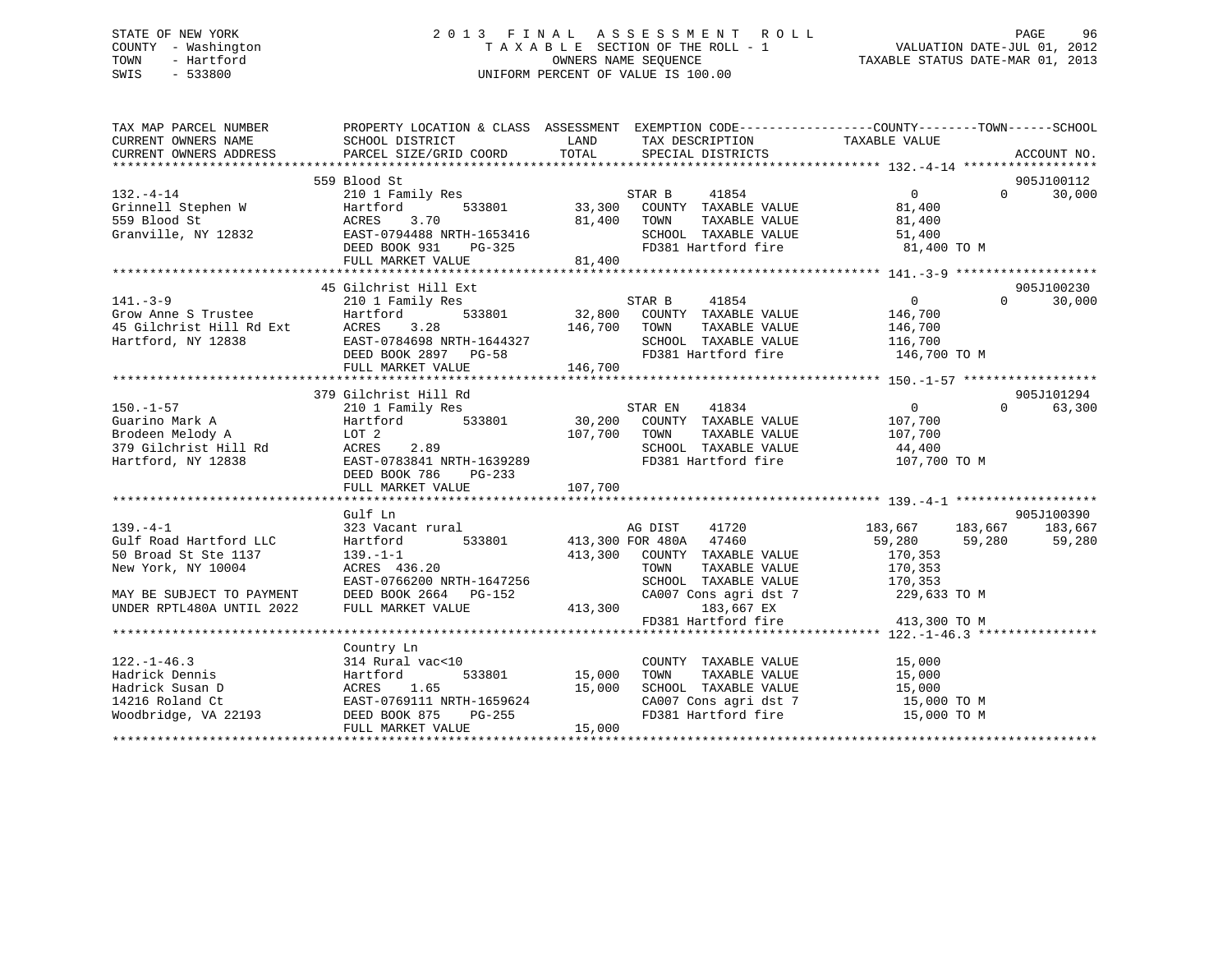STATE OF NEW YORK
COUNTY - Washington
TOWN - Hartford
SWIS - 533800

# 2013 FINAL ASSESSMENT ROLL

TAXABLE SECTION OF THE ROLL - 1
OWNERS NAME SEQUENCE
UNIFORM PERCENT OF VALUE IS 100.00

VALUATION DATE-JUL 01, 2012
TAXABLE STATUS DATE-MAR 01, 2013

```
TAX MAP PARCEL NUMBER          PROPERTY LOCATION & CLASS  ASSESSMENT  EXEMPTION CODE------------------COUNTY--------TOWN------SCHOOL
CURRENT OWNERS NAME            SCHOOL DISTRICT              LAND      TAX DESCRIPTION              TAXABLE VALUE
CURRENT OWNERS ADDRESS         PARCEL SIZE/GRID COORD      TOTAL      SPECIAL DISTRICTS                                      ACCOUNT NO.
*********************************************************************************************** 132.-4-14 ******************
                              559 Blood St                                                                               905J100112
132.-4-14                     210 1 Family Res                    STAR B      41854                0          0      30,000
Grinnell Stephen W            Hartford        533801      33,300   COUNTY  TAXABLE VALUE           81,400
559 Blood St                  ACRES    3.70               81,400   TOWN    TAXABLE VALUE           81,400
Granville, NY 12832           EAST-0794488 NRTH-1653416            SCHOOL  TAXABLE VALUE           51,400
                              DEED BOOK 931     PG-325             FD381 Hartford fire              81,400 TO M
                              FULL MARKET VALUE           81,400
*********************************************************************************************** 141.-3-9 *******************
                              45 Gilchrist Hill Ext                                                                      905J100230
141.-3-9                      210 1 Family Res                    STAR B      41854                0          0      30,000
Grow Anne S Trustee           Hartford        533801      32,800   COUNTY  TAXABLE VALUE          146,700
45 Gilchrist Hill Rd Ext      ACRES    3.28              146,700   TOWN    TAXABLE VALUE          146,700
Hartford, NY 12838            EAST-0784698 NRTH-1644327            SCHOOL  TAXABLE VALUE          116,700
                              DEED BOOK 2897    PG-58              FD381 Hartford fire             146,700 TO M
                              FULL MARKET VALUE          146,700
*********************************************************************************************** 150.-1-57 ******************
                              379 Gilchrist Hill Rd                                                                      905J101294
150.-1-57                     210 1 Family Res                    STAR EN     41834                0          0      63,300
Guarino Mark A                Hartford        533801      30,200   COUNTY  TAXABLE VALUE          107,700
Brodeen Melody A              LOT 2                      107,700   TOWN    TAXABLE VALUE          107,700
379 Gilchrist Hill Rd         ACRES    2.89                        SCHOOL  TAXABLE VALUE           44,400
Hartford, NY 12838            EAST-0783841 NRTH-1639289            FD381 Hartford fire             107,700 TO M
                              DEED BOOK 786     PG-233
                              FULL MARKET VALUE          107,700
*********************************************************************************************** 139.-4-1 *******************
                              Gulf Ln                                                                                    905J100390
139.-4-1                      323 Vacant rural                    AG DIST     41720          183,667    183,667     183,667
Gulf Road Hartford LLC        Hartford        533801     413,300 FOR 480A    47460           59,280     59,280      59,280
50 Broad St Ste 1137          139.-1-1                   413,300   COUNTY  TAXABLE VALUE          170,353
New York, NY 10004            ACRES  436.20                        TOWN    TAXABLE VALUE          170,353
                              EAST-0766200 NRTH-1647256            SCHOOL  TAXABLE VALUE          170,353
MAY BE SUBJECT TO PAYMENT     DEED BOOK 2664    PG-152             CA007 Cons agri dst 7           229,633 TO M
UNDER RPTL480A UNTIL 2022     FULL MARKET VALUE          413,300         183,667 EX
                                                                   FD381 Hartford fire             413,300 TO M
*********************************************************************************************** 122.-1-46.3 ****************
                              Country Ln
122.-1-46.3                   314 Rural vac<10                     COUNTY  TAXABLE VALUE           15,000
Hadrick Dennis                Hartford        533801      15,000   TOWN    TAXABLE VALUE           15,000
Hadrick Susan D               ACRES    1.65               15,000   SCHOOL  TAXABLE VALUE           15,000
14216 Roland Ct               EAST-0769111 NRTH-1659624            CA007 Cons agri dst 7            15,000 TO M
Woodbridge, VA 22193          DEED BOOK 875     PG-255             FD381 Hartford fire              15,000 TO M
                              FULL MARKET VALUE           15,000
******************************************************************************************************************************
```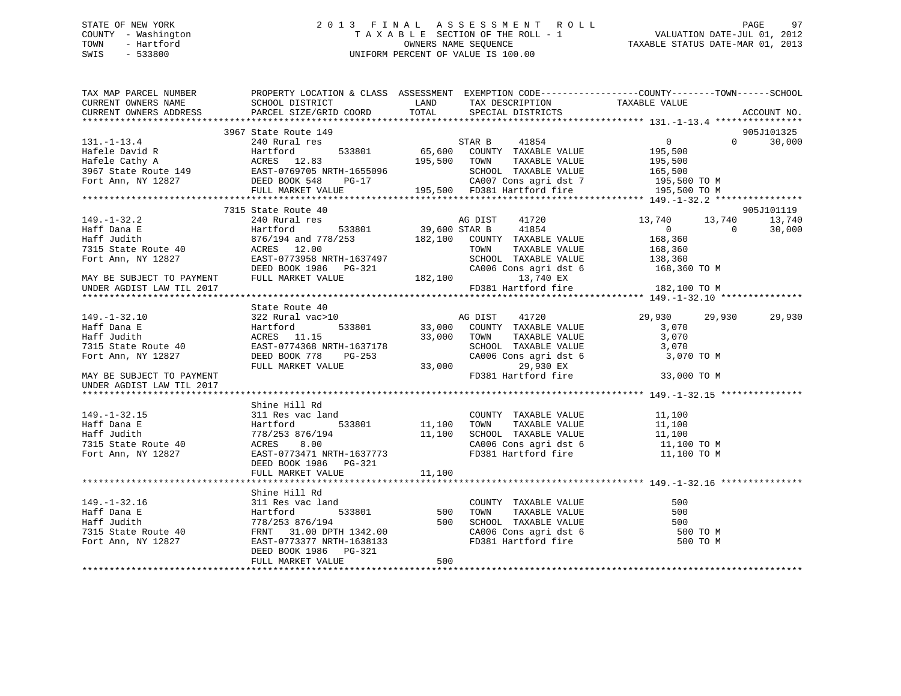STATE OF NEW YORK
COUNTY - Washington
TOWN - Hartford
SWIS - 533800

2 0 1 3 F I N A L A S S E S S M E N T R O L L
T A X A B L E SECTION OF THE ROLL - 1
OWNERS NAME SEQUENCE
UNIFORM PERCENT OF VALUE IS 100.00

VALUATION DATE-JUL 01, 2012
TAXABLE STATUS DATE-MAR 01, 2013

```
TAX MAP PARCEL NUMBER          PROPERTY LOCATION & CLASS  ASSESSMENT  EXEMPTION CODE-----------------COUNTY--------TOWN------SCHOOL
CURRENT OWNERS NAME            SCHOOL DISTRICT            LAND        TAX DESCRIPTION              TAXABLE VALUE
CURRENT OWNERS ADDRESS         PARCEL SIZE/GRID COORD     TOTAL       SPECIAL DISTRICTS                                   ACCOUNT NO.
******************************************************************************************************* 131.-1-13.4 ****************
                               3967 State Route 149                                                                    905J101325
131.-1-13.4                    240 Rural res                          STAR B     41854                 0           0      30,000
Hafele David R                 Hartford        533801       65,600    COUNTY  TAXABLE VALUE        195,500
Hafele Cathy A                 ACRES  12.83                195,500    TOWN    TAXABLE VALUE        195,500
3967 State Route 149           EAST-0769705 NRTH-1655096              SCHOOL  TAXABLE VALUE        165,500
Fort Ann, NY 12827             DEED BOOK 548    PG-17                 CA007 Cons agri dst 7          195,500 TO M
                               FULL MARKET VALUE           195,500    FD381 Hartford fire            195,500 TO M
******************************************************************************************************* 149.-1-32.2 ****************
                               7315 State Route 40                                                                     905J101119
149.-1-32.2                    240 Rural res                          AG DIST    41720            13,740      13,740      13,740
Haff Dana E                    Hartford        533801       39,600 STAR B     41854                 0           0      30,000
Haff Judith                    876/194 and 778/253         182,100    COUNTY  TAXABLE VALUE        168,360
7315 State Route 40            ACRES  12.00                           TOWN    TAXABLE VALUE        168,360
Fort Ann, NY 12827             EAST-0773958 NRTH-1637497              SCHOOL  TAXABLE VALUE        138,360
                               DEED BOOK 1986   PG-321                CA006 Cons agri dst 6          168,360 TO M
MAY BE SUBJECT TO PAYMENT      FULL MARKET VALUE           182,100          13,740 EX
UNDER AGDIST LAW TIL 2017                                             FD381 Hartford fire            182,100 TO M
******************************************************************************************************* 149.-1-32.10 ***************
                               State Route 40
149.-1-32.10                   322 Rural vac>10                       AG DIST    41720            29,930      29,930      29,930
Haff Dana E                    Hartford        533801       33,000    COUNTY  TAXABLE VALUE          3,070
Haff Judith                    ACRES  11.15                 33,000    TOWN    TAXABLE VALUE          3,070
7315 State Route 40            EAST-0774368 NRTH-1637178              SCHOOL  TAXABLE VALUE          3,070
Fort Ann, NY 12827             DEED BOOK 778    PG-253                CA006 Cons agri dst 6            3,070 TO M
                               FULL MARKET VALUE            33,000          29,930 EX
MAY BE SUBJECT TO PAYMENT                                             FD381 Hartford fire             33,000 TO M
UNDER AGDIST LAW TIL 2017
******************************************************************************************************* 149.-1-32.15 ***************
                               Shine Hill Rd
149.-1-32.15                   311 Res vac land                       COUNTY  TAXABLE VALUE         11,100
Haff Dana E                    Hartford        533801       11,100    TOWN    TAXABLE VALUE         11,100
Haff Judith                    778/253 876/194              11,100    SCHOOL  TAXABLE VALUE         11,100
7315 State Route 40            ACRES   8.00                           CA006 Cons agri dst 6           11,100 TO M
Fort Ann, NY 12827             EAST-0773471 NRTH-1637773              FD381 Hartford fire             11,100 TO M
                               DEED BOOK 1986   PG-321
                               FULL MARKET VALUE            11,100
******************************************************************************************************* 149.-1-32.16 ***************
                               Shine Hill Rd
149.-1-32.16                   311 Res vac land                       COUNTY  TAXABLE VALUE            500
Haff Dana E                    Hartford        533801          500    TOWN    TAXABLE VALUE            500
Haff Judith                    778/253 876/194                 500    SCHOOL  TAXABLE VALUE            500
7315 State Route 40            FRNT  31.00 DPTH 1342.00               CA006 Cons agri dst 6              500 TO M
Fort Ann, NY 12827             EAST-0773377 NRTH-1638133              FD381 Hartford fire                500 TO M
                               DEED BOOK 1986   PG-321
                               FULL MARKET VALUE               500
************************************************************************************************************************************
```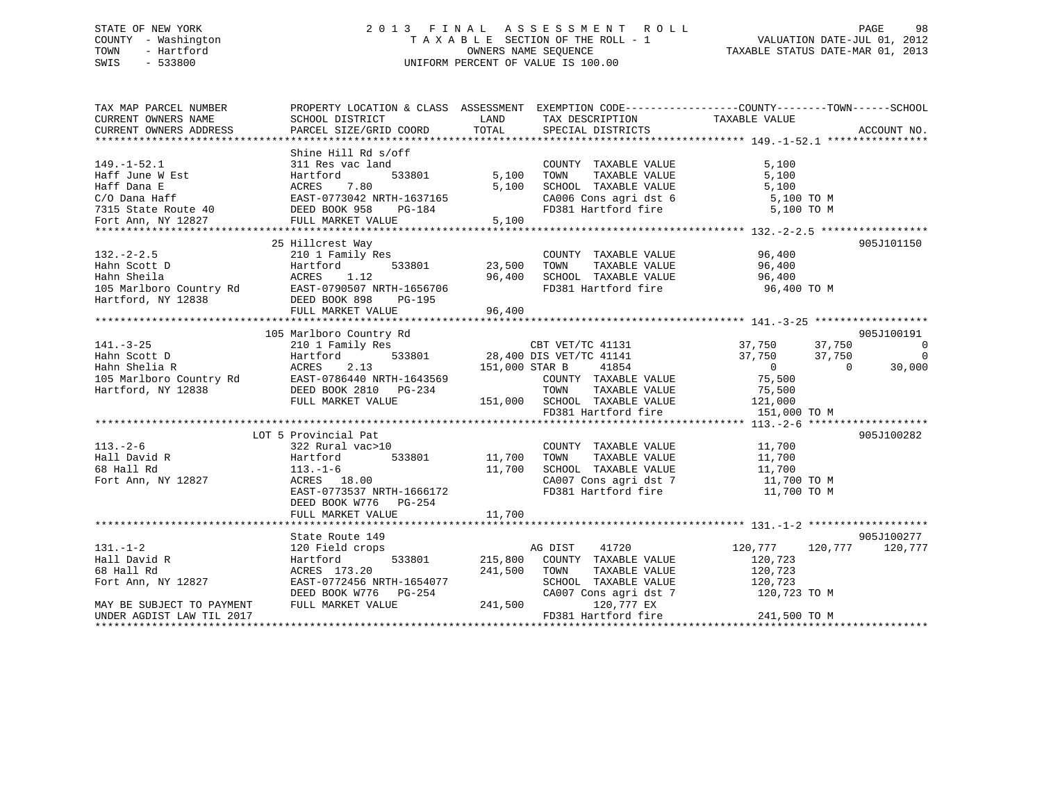STATE OF NEW YORK
COUNTY - Washington
TOWN - Hartford
SWIS - 533800

# 2013 FINAL ASSESSMENT ROLL

TAXABLE SECTION OF THE ROLL - 1
OWNERS NAME SEQUENCE
UNIFORM PERCENT OF VALUE IS 100.00

VALUATION DATE-JUL 01, 2012
TAXABLE STATUS DATE-MAR 01, 2013

```
TAX MAP PARCEL NUMBER          PROPERTY LOCATION & CLASS  ASSESSMENT  EXEMPTION CODE-----------------COUNTY--------TOWN------SCHOOL
CURRENT OWNERS NAME            SCHOOL DISTRICT              LAND      TAX DESCRIPTION            TAXABLE VALUE
CURRENT OWNERS ADDRESS         PARCEL SIZE/GRID COORD       TOTAL     SPECIAL DISTRICTS                                    ACCOUNT NO.
********************************************************************************************* 149.-1-52.1 ****************
                               Shine Hill Rd s/off
149.-1-52.1                    311 Res vac land                        COUNTY  TAXABLE VALUE          5,100
Haff June W Est                Hartford         533801       5,100    TOWN    TAXABLE VALUE          5,100
Haff Dana E                    ACRES    7.80                 5,100    SCHOOL  TAXABLE VALUE          5,100
C/O Dana Haff                  EAST-0773042 NRTH-1637165              CA006 Cons agri dst 6           5,100 TO M
7315 State Route 40            DEED BOOK 958    PG-184                FD381 Hartford fire             5,100 TO M
Fort Ann, NY 12827             FULL MARKET VALUE             5,100
********************************************************************************************* 132.-2-2.5 *****************
                               25 Hillcrest Way                                                                   905J101150
132.-2-2.5                     210 1 Family Res                        COUNTY  TAXABLE VALUE         96,400
Hahn Scott D                   Hartford         533801      23,500    TOWN    TAXABLE VALUE         96,400
Hahn Sheila                    ACRES    1.12                96,400    SCHOOL  TAXABLE VALUE         96,400
105 Marlboro Country Rd        EAST-0790507 NRTH-1656706              FD381 Hartford fire            96,400 TO M
Hartford, NY 12838             DEED BOOK 898    PG-195
                               FULL MARKET VALUE            96,400
********************************************************************************************* 141.-3-25 ******************
                               105 Marlboro Country Rd                                                            905J100191
141.-3-25                      210 1 Family Res                  CBT VET/TC 41131             37,750     37,750          0
Hahn Scott D                   Hartford         533801      28,400 DIS VET/TC 41141           37,750     37,750          0
Hahn Shelia R                  ACRES    2.13               151,000 STAR B     41854                 0          0     30,000
105 Marlboro Country Rd        EAST-0786440 NRTH-1643569              COUNTY  TAXABLE VALUE         75,500
Hartford, NY 12838             DEED BOOK 2810   PG-234                TOWN    TAXABLE VALUE         75,500
                               FULL MARKET VALUE           151,000    SCHOOL  TAXABLE VALUE        121,000
                                                                      FD381 Hartford fire           151,000 TO M
********************************************************************************************* 113.-2-6 *******************
                               LOT 5 Provincial Pat                                                               905J100282
113.-2-6                       322 Rural vac>10                        COUNTY  TAXABLE VALUE         11,700
Hall David R                   Hartford         533801      11,700    TOWN    TAXABLE VALUE         11,700
68 Hall Rd                     113.-1-6                     11,700    SCHOOL  TAXABLE VALUE         11,700
Fort Ann, NY 12827             ACRES   18.00                          CA007 Cons agri dst 7          11,700 TO M
                               EAST-0773537 NRTH-1666172              FD381 Hartford fire            11,700 TO M
                               DEED BOOK W776   PG-254
                               FULL MARKET VALUE            11,700
********************************************************************************************* 131.-1-2 *******************
                               State Route 149                                                                    905J100277
131.-1-2                       120 Field crops                   AG DIST    41720            120,777    120,777    120,777
Hall David R                   Hartford         533801     215,800    COUNTY  TAXABLE VALUE        120,723
68 Hall Rd                     ACRES  173.20               241,500    TOWN    TAXABLE VALUE        120,723
Fort Ann, NY 12827             EAST-0772456 NRTH-1654077              SCHOOL  TAXABLE VALUE        120,723
                               DEED BOOK W776   PG-254                CA007 Cons agri dst 7         120,723 TO M
MAY BE SUBJECT TO PAYMENT      FULL MARKET VALUE           241,500         120,777 EX
UNDER AGDIST LAW TIL 2017                                             FD381 Hartford fire           241,500 TO M
****************************************************************************************************************************
```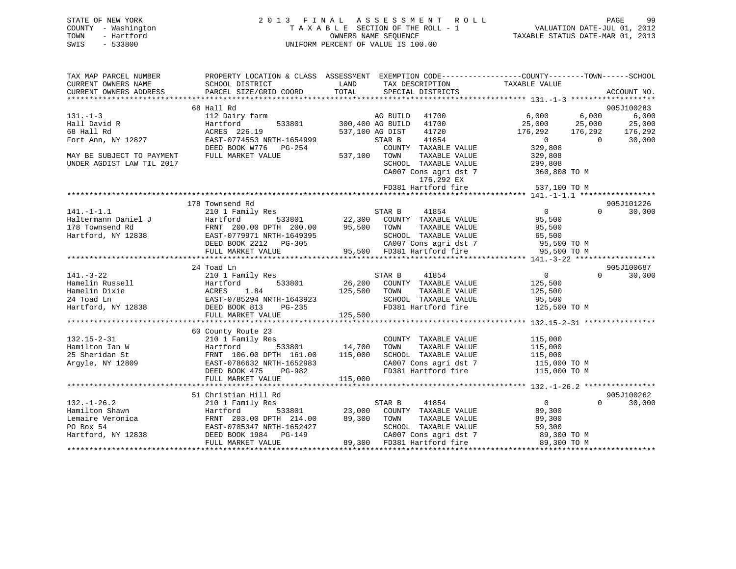STATE OF NEW YORK
COUNTY - Washington
TOWN - Hartford
SWIS - 533800

2013 FINAL ASSESSMENT ROLL
TAXABLE SECTION OF THE ROLL - 1
OWNERS NAME SEQUENCE
UNIFORM PERCENT OF VALUE IS 100.00

VALUATION DATE-JUL 01, 2012
TAXABLE STATUS DATE-MAR 01, 2013

```
TAX MAP PARCEL NUMBER        PROPERTY LOCATION & CLASS  ASSESSMENT  EXEMPTION CODE-----------------COUNTY--------TOWN------SCHOOL
CURRENT OWNERS NAME          SCHOOL DISTRICT              LAND      TAX DESCRIPTION             TAXABLE VALUE
CURRENT OWNERS ADDRESS       PARCEL SIZE/GRID COORD       TOTAL     SPECIAL DISTRICTS                                   ACCOUNT NO.
******************************************************************************************************* 131.-1-3 *******************
                             68 Hall Rd                                                                                  905J100283
131.-1-3                     112 Dairy farm                         AG BUILD   41700              6,000       6,000       6,000
Hall David R                 Hartford        533801       300,400 AG BUILD   41700             25,000      25,000      25,000
68 Hall Rd                   ACRES  226.19                537,100 AG DIST    41720            176,292     176,292     176,292
Fort Ann, NY 12827           EAST-0774553 NRTH-1654999             STAR B     41854                  0           0      30,000
                             DEED BOOK W776   PG-254                COUNTY  TAXABLE VALUE          329,808
MAY BE SUBJECT TO PAYMENT    FULL MARKET VALUE            537,100   TOWN    TAXABLE VALUE          329,808
UNDER AGDIST LAW TIL 2017                                           SCHOOL  TAXABLE VALUE          299,808
                                                                    CA007 Cons agri dst 7          360,808 TO M
                                                                          176,292 EX
                                                                    FD381 Hartford fire            537,100 TO M
******************************************************************************************************* 141.-1-1.1 *****************
                             178 Townsend Rd                                                                             905J101226
141.-1-1.1                   210 1 Family Res                       STAR B     41854                  0           0      30,000
Haltermann Daniel J          Hartford        533801        22,300   COUNTY  TAXABLE VALUE           95,500
178 Townsend Rd              FRNT 200.00 DPTH 200.00       95,500   TOWN    TAXABLE VALUE           95,500
Hartford, NY 12838           EAST-0779971 NRTH-1649395              SCHOOL  TAXABLE VALUE           65,500
                             DEED BOOK 2212   PG-305                CA007 Cons agri dst 7           95,500 TO M
                             FULL MARKET VALUE             95,500   FD381 Hartford fire             95,500 TO M
******************************************************************************************************* 141.-3-22 ******************
                             24 Toad Ln                                                                                  905J100687
141.-3-22                    210 1 Family Res                       STAR B     41854                  0           0      30,000
Hamelin Russell              Hartford        533801        26,200   COUNTY  TAXABLE VALUE          125,500
Hamelin Dixie                ACRES    1.84                125,500   TOWN    TAXABLE VALUE          125,500
24 Toad Ln                   EAST-0785294 NRTH-1643923              SCHOOL  TAXABLE VALUE           95,500
Hartford, NY 12838           DEED BOOK 813    PG-235                FD381 Hartford fire            125,500 TO M
                             FULL MARKET VALUE            125,500
******************************************************************************************************* 132.15-2-31 ****************
                             60 County Route 23
132.15-2-31                  210 1 Family Res                       COUNTY  TAXABLE VALUE          115,000
Hamilton Ian W               Hartford        533801        14,700   TOWN    TAXABLE VALUE          115,000
25 Sheridan St               FRNT 106.00 DPTH 161.00      115,000   SCHOOL  TAXABLE VALUE          115,000
Argyle, NY 12809             EAST-0786632 NRTH-1652983              CA007 Cons agri dst 7          115,000 TO M
                             DEED BOOK 475    PG-982                FD381 Hartford fire            115,000 TO M
                             FULL MARKET VALUE            115,000
******************************************************************************************************* 132.-1-26.2 ****************
                             51 Christian Hill Rd                                                                        905J100262
132.-1-26.2                  210 1 Family Res                       STAR B     41854                  0           0      30,000
Hamilton Shawn               Hartford        533801        23,000   COUNTY  TAXABLE VALUE           89,300
Lemaire Veronica             FRNT 203.00 DPTH 214.00       89,300   TOWN    TAXABLE VALUE           89,300
PO Box 54                    EAST-0785347 NRTH-1652427              SCHOOL  TAXABLE VALUE           59,300
Hartford, NY 12838           DEED BOOK 1984   PG-149                CA007 Cons agri dst 7           89,300 TO M
                             FULL MARKET VALUE             89,300   FD381 Hartford fire             89,300 TO M
************************************************************************************************************************************
```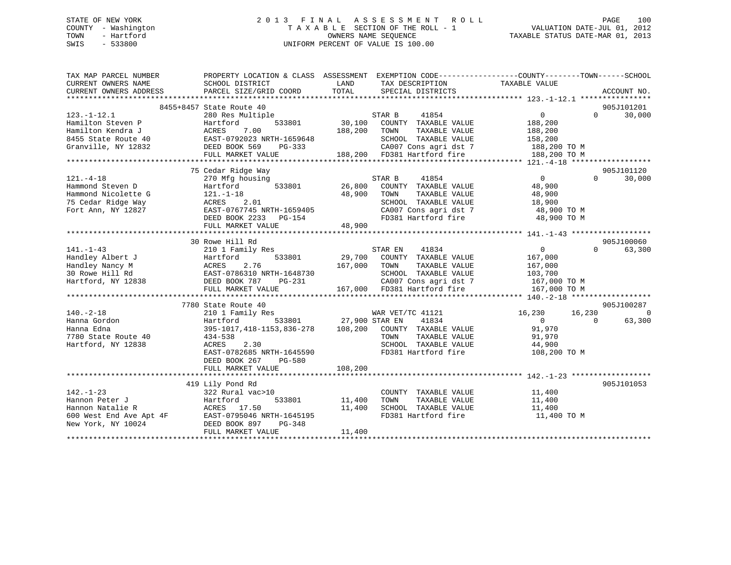STATE OF NEW YORK
COUNTY - Washington
TOWN - Hartford
SWIS - 533800

2 0 1 3 F I N A L A S S E S S M E N T R O L L
T A X A B L E SECTION OF THE ROLL - 1
OWNERS NAME SEQUENCE
UNIFORM PERCENT OF VALUE IS 100.00

VALUATION DATE-JUL 01, 2012
TAXABLE STATUS DATE-MAR 01, 2013

```
TAX MAP PARCEL NUMBER          PROPERTY LOCATION & CLASS  ASSESSMENT  EXEMPTION CODE------------------COUNTY--------TOWN------SCHOOL
CURRENT OWNERS NAME            SCHOOL DISTRICT               LAND      TAX DESCRIPTION            TAXABLE VALUE
CURRENT OWNERS ADDRESS         PARCEL SIZE/GRID COORD        TOTAL     SPECIAL DISTRICTS                                      ACCOUNT NO.
*********************************************************************************************************** 123.-1-12.1 ****************
          8455+8457 State Route 40                                                                                         905J101201
123.-1-12.1                    280 Res Multiple                    STAR B    41854                 0             0      30,000
Hamilton Steven P              Hartford          533801     30,100   COUNTY  TAXABLE VALUE        188,200
Hamilton Kendra J              ACRES    7.00               188,200   TOWN    TAXABLE VALUE        188,200
8455 State Route 40            EAST-0792023 NRTH-1659648             SCHOOL  TAXABLE VALUE        158,200
Granville, NY 12832            DEED BOOK 569    PG-333               CA007 Cons agri dst 7         188,200 TO M
                               FULL MARKET VALUE           188,200   FD381 Hartford fire           188,200 TO M
*********************************************************************************************************** 121.-4-18 ******************
          75 Cedar Ridge Way                                                                                               905J101120
121.-4-18                      270 Mfg housing                     STAR B    41854                 0             0      30,000
Hammond Steven D               Hartford          533801     26,800   COUNTY  TAXABLE VALUE         48,900
Hammond Nicolette G            121.-1-18                    48,900   TOWN    TAXABLE VALUE         48,900
75 Cedar Ridge Way             ACRES    2.01                         SCHOOL  TAXABLE VALUE         18,900
Fort Ann, NY 12827             EAST-0767745 NRTH-1659405             CA007 Cons agri dst 7          48,900 TO M
                               DEED BOOK 2233   PG-154               FD381 Hartford fire            48,900 TO M
                               FULL MARKET VALUE            48,900
*********************************************************************************************************** 141.-1-43 ******************
          30 Rowe Hill Rd                                                                                                  905J100060
141.-1-43                      210 1 Family Res                    STAR EN   41834                 0             0      63,300
Handley Albert J               Hartford          533801     29,700   COUNTY  TAXABLE VALUE        167,000
Handley Nancy M                ACRES    2.76               167,000   TOWN    TAXABLE VALUE        167,000
30 Rowe Hill Rd                EAST-0786310 NRTH-1648730             SCHOOL  TAXABLE VALUE        103,700
Hartford, NY 12838             DEED BOOK 787    PG-231               CA007 Cons agri dst 7         167,000 TO M
                               FULL MARKET VALUE           167,000   FD381 Hartford fire           167,000 TO M
*********************************************************************************************************** 140.-2-18 ******************
          7780 State Route 40                                                                                              905J100287
140.-2-18                      210 1 Family Res                    WAR VET/TC 41121           16,230        16,230           0
Hanna Gordon                   Hartford          533801     27,900 STAR EN   41834                 0             0      63,300
Hanna Edna                     395-1017,418-1153,836-278   108,200   COUNTY  TAXABLE VALUE         91,970
7780 State Route 40            434-538                               TOWN    TAXABLE VALUE         91,970
Hartford, NY 12838             ACRES    2.30                         SCHOOL  TAXABLE VALUE         44,900
                               EAST-0782685 NRTH-1645590             FD381 Hartford fire           108,200 TO M
                               DEED BOOK 267    PG-580
                               FULL MARKET VALUE           108,200
*********************************************************************************************************** 142.-1-23 ******************
          419 Lily Pond Rd                                                                                                 905J101053
142.-1-23                      322 Rural vac>10                      COUNTY  TAXABLE VALUE         11,400
Hannon Peter J                 Hartford          533801     11,400   TOWN    TAXABLE VALUE         11,400
Hannon Natalie R               ACRES   17.50                11,400   SCHOOL  TAXABLE VALUE         11,400
600 West End Ave Apt 4F        EAST-0795046 NRTH-1645195             FD381 Hartford fire            11,400 TO M
New York, NY 10024             DEED BOOK 897    PG-348
                               FULL MARKET VALUE            11,400
****************************************************************************************************************************************
```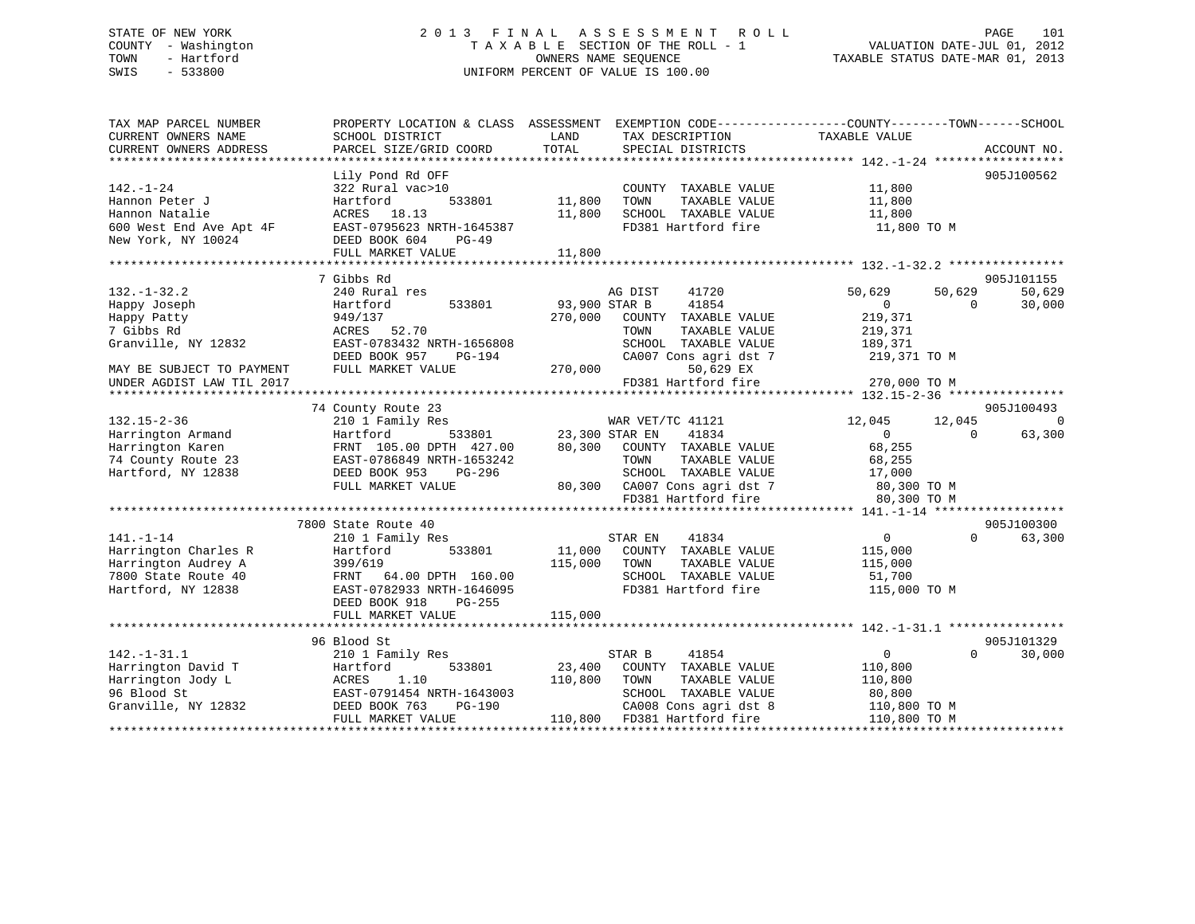STATE OF NEW YORK
COUNTY - Washington
TOWN - Hartford
SWIS - 533800

# 2013 FINAL ASSESSMENT ROLL

TAXABLE SECTION OF THE ROLL - 1
OWNERS NAME SEQUENCE
UNIFORM PERCENT OF VALUE IS 100.00

VALUATION DATE-JUL 01, 2012
TAXABLE STATUS DATE-MAR 01, 2013

```
TAX MAP PARCEL NUMBER          PROPERTY LOCATION & CLASS  ASSESSMENT  EXEMPTION CODE------------------COUNTY--------TOWN------SCHOOL
CURRENT OWNERS NAME            SCHOOL DISTRICT              LAND      TAX DESCRIPTION            TAXABLE VALUE
CURRENT OWNERS ADDRESS         PARCEL SIZE/GRID COORD       TOTAL     SPECIAL DISTRICTS                                    ACCOUNT NO.
*********************************************************************************************** 142.-1-24 ******************
                               Lily Pond Rd OFF                                                                       905J100562
142.-1-24                      322 Rural vac>10                        COUNTY  TAXABLE VALUE          11,800
Hannon Peter J                 Hartford        533801       11,800     TOWN    TAXABLE VALUE          11,800
Hannon Natalie                 ACRES  18.13                 11,800     SCHOOL  TAXABLE VALUE          11,800
600 West End Ave Apt 4F        EAST-0795623 NRTH-1645387               FD381 Hartford fire             11,800 TO M
New York, NY 10024             DEED BOOK 604    PG-49
                               FULL MARKET VALUE            11,800
*********************************************************************************************** 132.-1-32.2 ****************
                               7 Gibbs Rd                                                                             905J101155
132.-1-32.2                    240 Rural res                           AG DIST     41720            50,629      50,629      50,629
Happy Joseph                   Hartford        533801       93,900 STAR B      41854                 0           0      30,000
Happy Patty                    949/137                     270,000     COUNTY  TAXABLE VALUE         219,371
7 Gibbs Rd                     ACRES  52.70                            TOWN    TAXABLE VALUE         219,371
Granville, NY 12832            EAST-0783432 NRTH-1656808               SCHOOL  TAXABLE VALUE         189,371
                               DEED BOOK 957    PG-194                 CA007 Cons agri dst 7          219,371 TO M
MAY BE SUBJECT TO PAYMENT      FULL MARKET VALUE           270,000          50,629 EX
UNDER AGDIST LAW TIL 2017                                              FD381 Hartford fire            270,000 TO M
*********************************************************************************************** 132.15-2-36 ****************
                               74 County Route 23                                                                     905J100493
132.15-2-36                    210 1 Family Res                        WAR VET/TC 41121             12,045      12,045           0
Harrington Armand              Hartford        533801       23,300 STAR EN     41834                 0           0      63,300
Harrington Karen               FRNT 105.00 DPTH 427.00      80,300     COUNTY  TAXABLE VALUE          68,255
74 County Route 23             EAST-0786849 NRTH-1653242               TOWN    TAXABLE VALUE          68,255
Hartford, NY 12838             DEED BOOK 953    PG-296                 SCHOOL  TAXABLE VALUE          17,000
                               FULL MARKET VALUE            80,300     CA007 Cons agri dst 7           80,300 TO M
                                                                       FD381 Hartford fire             80,300 TO M
*********************************************************************************************** 141.-1-14 ******************
                               7800 State Route 40                                                                    905J100300
141.-1-14                      210 1 Family Res                        STAR EN     41834                 0           0      63,300
Harrington Charles R           Hartford        533801       11,000     COUNTY  TAXABLE VALUE         115,000
Harrington Audrey A            399/619                     115,000     TOWN    TAXABLE VALUE         115,000
7800 State Route 40            FRNT  64.00 DPTH 160.00                 SCHOOL  TAXABLE VALUE          51,700
Hartford, NY 12838             EAST-0782933 NRTH-1646095               FD381 Hartford fire            115,000 TO M
                               DEED BOOK 918    PG-255
                               FULL MARKET VALUE           115,000
*********************************************************************************************** 142.-1-31.1 ****************
                               96 Blood St                                                                            905J101329
142.-1-31.1                    210 1 Family Res                        STAR B      41854                 0           0      30,000
Harrington David T             Hartford        533801       23,400     COUNTY  TAXABLE VALUE         110,800
Harrington Jody L              ACRES   1.10                110,800     TOWN    TAXABLE VALUE         110,800
96 Blood St                    EAST-0791454 NRTH-1643003               SCHOOL  TAXABLE VALUE          80,800
Granville, NY 12832            DEED BOOK 763    PG-190                 CA008 Cons agri dst 8          110,800 TO M
                               FULL MARKET VALUE           110,800     FD381 Hartford fire            110,800 TO M
****************************************************************************************************************************
```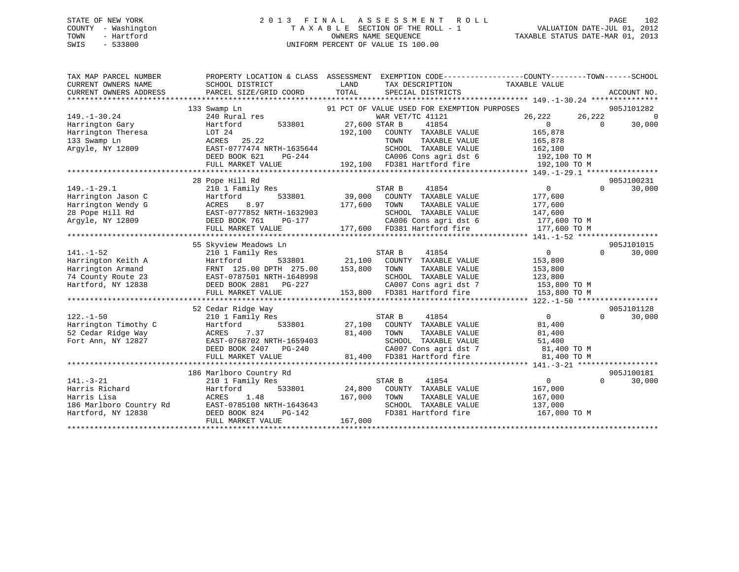STATE OF NEW YORK
COUNTY - Washington
TOWN - Hartford
SWIS - 533800

# 2013 FINAL ASSESSMENT ROLL
TAXABLE SECTION OF THE ROLL - 1
OWNERS NAME SEQUENCE
UNIFORM PERCENT OF VALUE IS 100.00

VALUATION DATE-JUL 01, 2012
TAXABLE STATUS DATE-MAR 01, 2013

| TAX MAP PARCEL NUMBER / CURRENT OWNERS NAME / CURRENT OWNERS ADDRESS | PROPERTY LOCATION & CLASS / SCHOOL DISTRICT / PARCEL SIZE/GRID COORD | ASSESSMENT LAND | TOTAL | EXEMPTION CODE / TAX DESCRIPTION / SPECIAL DISTRICTS | COUNTY TAXABLE VALUE | TOWN | SCHOOL | ACCOUNT NO. |
|---|---|---|---|---|---|---|---|---|
| 149.-1-30.24 | 133 Swamp Ln | | | 91 PCT OF VALUE USED FOR EXEMPTION PURPOSES | | | | 905J101282 |
| Harrington Gary | 240 Rural res | | | WAR VET/TC 41121 | 26,222 | 26,222 | 0 | |
| Harrington Theresa | Hartford 533801 | 27,600 | | STAR B 41854 | 0 | 0 | 30,000 | |
| 133 Swamp Ln | LOT 24 | | 192,100 | COUNTY TAXABLE VALUE | 165,878 | | | |
| Argyle, NY 12809 | ACRES 25.22 | | | TOWN TAXABLE VALUE | 165,878 | | | |
| | EAST-0777474 NRTH-1635644 | | | SCHOOL TAXABLE VALUE | 162,100 | | | |
| | DEED BOOK 621 PG-244 | | | CA006 Cons agri dst 6 | 192,100 TO M | | | |
| | FULL MARKET VALUE | | 192,100 | FD381 Hartford fire | 192,100 TO M | | | |
| 149.-1-29.1 | 28 Pope Hill Rd | | | | | | | 905J100231 |
| Harrington Jason C | 210 1 Family Res | | | STAR B 41854 | 0 | 0 | 30,000 | |
| Harrington Wendy G | Hartford 533801 | 39,000 | | COUNTY TAXABLE VALUE | 177,600 | | | |
| 28 Pope Hill Rd | ACRES 8.97 | | 177,600 | TOWN TAXABLE VALUE | 177,600 | | | |
| Argyle, NY 12809 | EAST-0777852 NRTH-1632903 | | | SCHOOL TAXABLE VALUE | 147,600 | | | |
| | DEED BOOK 761 PG-177 | | | CA006 Cons agri dst 6 | 177,600 TO M | | | |
| | FULL MARKET VALUE | | 177,600 | FD381 Hartford fire | 177,600 TO M | | | |
| 141.-1-52 | 55 Skyview Meadows Ln | | | | | | | 905J101015 |
| Harrington Keith A | 210 1 Family Res | | | STAR B 41854 | 0 | 0 | 30,000 | |
| Harrington Armand | Hartford 533801 | 21,100 | | COUNTY TAXABLE VALUE | 153,800 | | | |
| 74 County Route 23 | FRNT 125.00 DPTH 275.00 | | 153,800 | TOWN TAXABLE VALUE | 153,800 | | | |
| Hartford, NY 12838 | EAST-0787501 NRTH-1648998 | | | SCHOOL TAXABLE VALUE | 123,800 | | | |
| | DEED BOOK 2881 PG-227 | | | CA007 Cons agri dst 7 | 153,800 TO M | | | |
| | FULL MARKET VALUE | | 153,800 | FD381 Hartford fire | 153,800 TO M | | | |
| 122.-1-50 | 52 Cedar Ridge Way | | | | | | | 905J101128 |
| Harrington Timothy C | 210 1 Family Res | | | STAR B 41854 | 0 | 0 | 30,000 | |
| 52 Cedar Ridge Way | Hartford 533801 | 27,100 | | COUNTY TAXABLE VALUE | 81,400 | | | |
| Fort Ann, NY 12827 | ACRES 7.37 | | 81,400 | TOWN TAXABLE VALUE | 81,400 | | | |
| | EAST-0768702 NRTH-1659403 | | | SCHOOL TAXABLE VALUE | 51,400 | | | |
| | DEED BOOK 2407 PG-240 | | | CA007 Cons agri dst 7 | 81,400 TO M | | | |
| | FULL MARKET VALUE | | 81,400 | FD381 Hartford fire | 81,400 TO M | | | |
| 141.-3-21 | 186 Marlboro Country Rd | | | | | | | 905J100181 |
| Harris Richard | 210 1 Family Res | | | STAR B 41854 | 0 | 0 | 30,000 | |
| Harris Lisa | Hartford 533801 | 24,800 | | COUNTY TAXABLE VALUE | 167,000 | | | |
| 186 Marlboro Country Rd | ACRES 1.48 | | 167,000 | TOWN TAXABLE VALUE | 167,000 | | | |
| Hartford, NY 12838 | EAST-0785108 NRTH-1643643 | | | SCHOOL TAXABLE VALUE | 137,000 | | | |
| | DEED BOOK 824 PG-142 | | | FD381 Hartford fire | 167,000 TO M | | | |
| | FULL MARKET VALUE | | 167,000 | | | | | |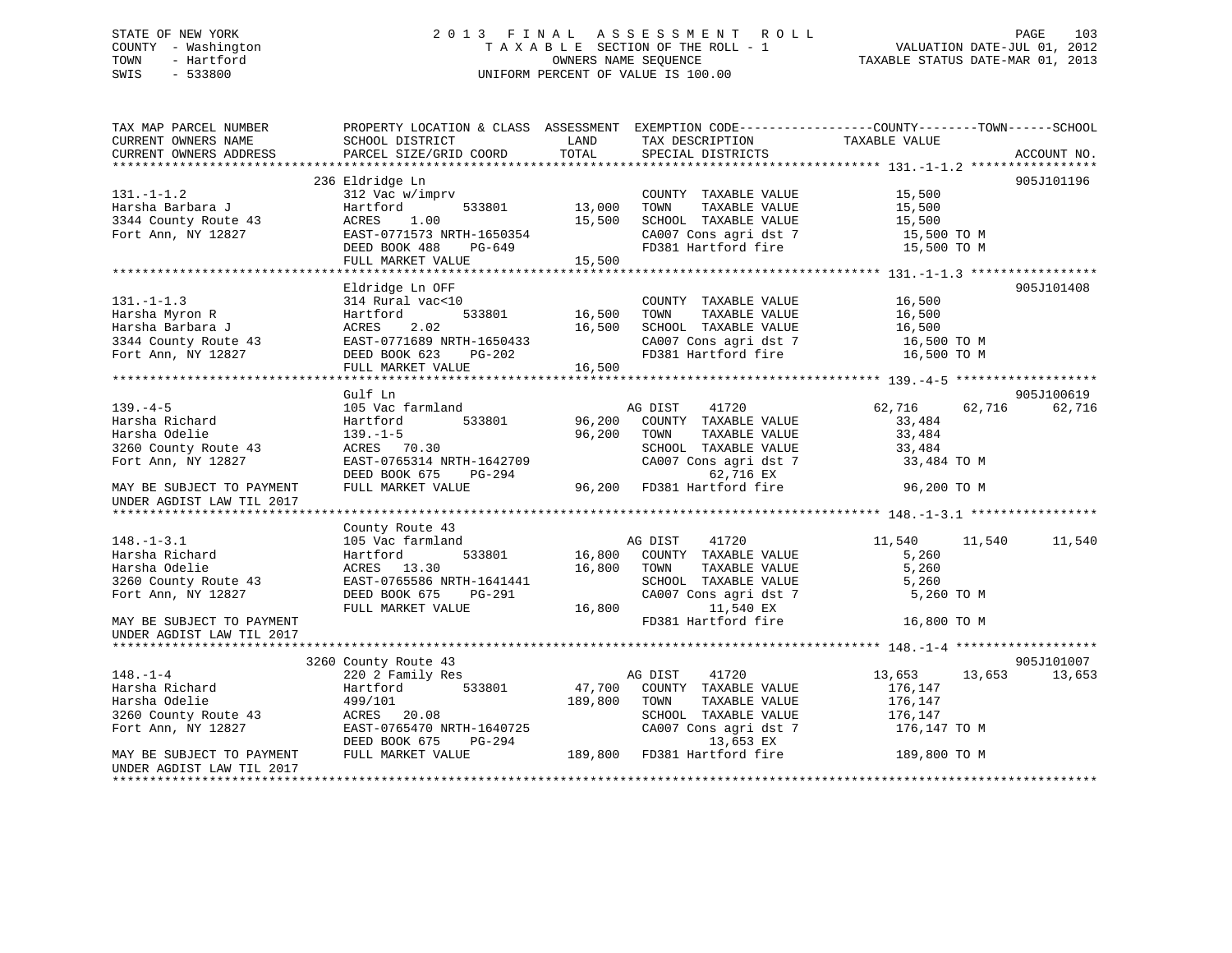STATE OF NEW YORK
COUNTY - Washington
TOWN - Hartford
SWIS - 533800

# 2013 FINAL ASSESSMENT ROLL
TAXABLE SECTION OF THE ROLL - 1
OWNERS NAME SEQUENCE
UNIFORM PERCENT OF VALUE IS 100.00

VALUATION DATE-JUL 01, 2012
TAXABLE STATUS DATE-MAR 01, 2013

```
TAX MAP PARCEL NUMBER          PROPERTY LOCATION & CLASS  ASSESSMENT  EXEMPTION CODE------------------COUNTY--------TOWN------SCHOOL
CURRENT OWNERS NAME            SCHOOL DISTRICT               LAND      TAX DESCRIPTION              TAXABLE VALUE
CURRENT OWNERS ADDRESS         PARCEL SIZE/GRID COORD        TOTAL     SPECIAL DISTRICTS                                      ACCOUNT NO.
******************************************************************************************************* 131.-1-1.2 *****************
                               236 Eldridge Ln                                                                            905J101196
131.-1-1.2                     312 Vac w/imprv                          COUNTY  TAXABLE VALUE             15,500
Harsha Barbara J               Hartford          533801      13,000     TOWN    TAXABLE VALUE             15,500
3344 County Route 43           ACRES    1.00                 15,500     SCHOOL  TAXABLE VALUE             15,500
Fort Ann, NY 12827             EAST-0771573 NRTH-1650354                CA007 Cons agri dst 7              15,500 TO M
                               DEED BOOK 488    PG-649                  FD381 Hartford fire                15,500 TO M
                               FULL MARKET VALUE             15,500
******************************************************************************************************* 131.-1-1.3 *****************
                               Eldridge Ln OFF                                                                            905J101408
131.-1-1.3                     314 Rural vac<10                         COUNTY  TAXABLE VALUE             16,500
Harsha Myron R                 Hartford          533801      16,500     TOWN    TAXABLE VALUE             16,500
Harsha Barbara J               ACRES    2.02                 16,500     SCHOOL  TAXABLE VALUE             16,500
3344 County Route 43           EAST-0771689 NRTH-1650433                CA007 Cons agri dst 7              16,500 TO M
Fort Ann, NY 12827             DEED BOOK 623    PG-202                  FD381 Hartford fire                16,500 TO M
                               FULL MARKET VALUE             16,500
******************************************************************************************************* 139.-4-5 *******************
                               Gulf Ln                                                                                    905J100619
139.-4-5                       105 Vac farmland                         AG DIST    41720               62,716     62,716     62,716
Harsha Richard                 Hartford          533801      96,200     COUNTY  TAXABLE VALUE             33,484
Harsha Odelie                  139.-1-5                      96,200     TOWN    TAXABLE VALUE             33,484
3260 County Route 43           ACRES   70.30                            SCHOOL  TAXABLE VALUE             33,484
Fort Ann, NY 12827             EAST-0765314 NRTH-1642709                CA007 Cons agri dst 7              33,484 TO M
                               DEED BOOK 675    PG-294                         62,716 EX
MAY BE SUBJECT TO PAYMENT      FULL MARKET VALUE             96,200     FD381 Hartford fire                96,200 TO M
UNDER AGDIST LAW TIL 2017
******************************************************************************************************* 148.-1-3.1 *****************
                               County Route 43
148.-1-3.1                     105 Vac farmland                         AG DIST    41720               11,540     11,540     11,540
Harsha Richard                 Hartford          533801      16,800     COUNTY  TAXABLE VALUE              5,260
Harsha Odelie                  ACRES   13.30                 16,800     TOWN    TAXABLE VALUE              5,260
3260 County Route 43           EAST-0765586 NRTH-1641441                SCHOOL  TAXABLE VALUE              5,260
Fort Ann, NY 12827             DEED BOOK 675    PG-291                  CA007 Cons agri dst 7               5,260 TO M
                               FULL MARKET VALUE             16,800            11,540 EX
MAY BE SUBJECT TO PAYMENT                                               FD381 Hartford fire                16,800 TO M
UNDER AGDIST LAW TIL 2017
******************************************************************************************************* 148.-1-4 *******************
                               3260 County Route 43                                                                       905J101007
148.-1-4                       220 2 Family Res                         AG DIST    41720               13,653     13,653     13,653
Harsha Richard                 Hartford          533801      47,700     COUNTY  TAXABLE VALUE            176,147
Harsha Odelie                  499/101                      189,800     TOWN    TAXABLE VALUE            176,147
3260 County Route 43           ACRES   20.08                            SCHOOL  TAXABLE VALUE            176,147
Fort Ann, NY 12827             EAST-0765470 NRTH-1640725                CA007 Cons agri dst 7             176,147 TO M
                               DEED BOOK 675    PG-294                         13,653 EX
MAY BE SUBJECT TO PAYMENT      FULL MARKET VALUE            189,800     FD381 Hartford fire               189,800 TO M
UNDER AGDIST LAW TIL 2017
************************************************************************************************************************************
```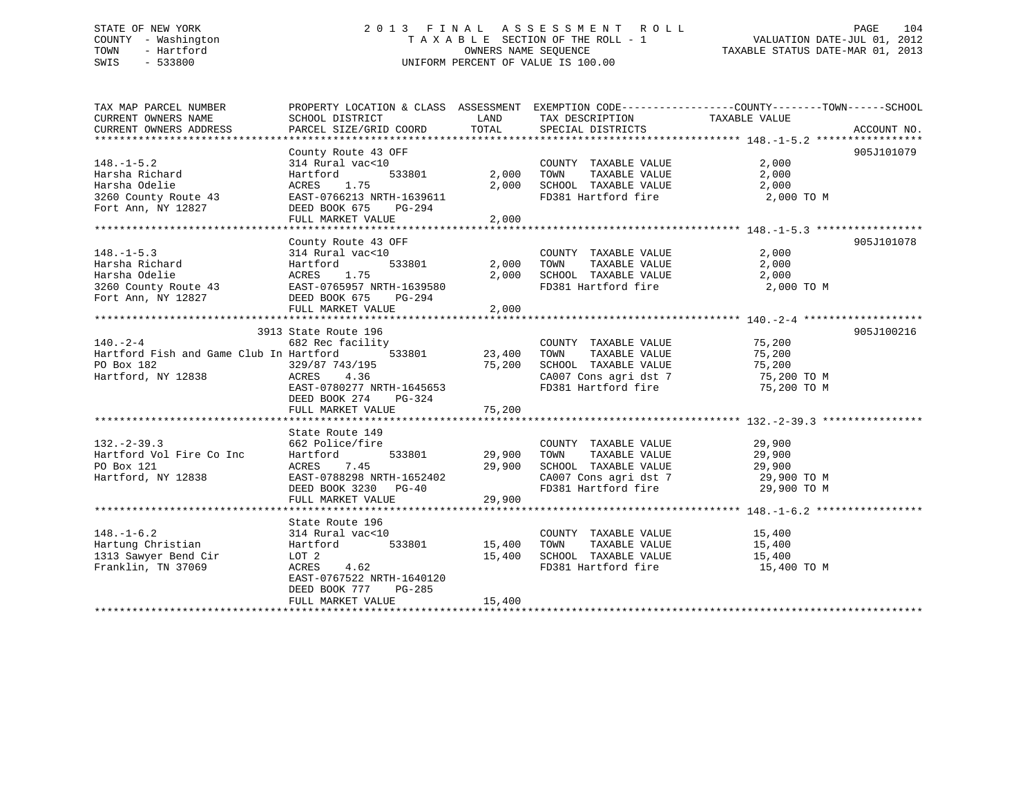STATE OF NEW YORK
COUNTY - Washington
TOWN - Hartford
SWIS - 533800

# 2013 FINAL ASSESSMENT ROLL

TAXABLE SECTION OF THE ROLL - 1
OWNERS NAME SEQUENCE
UNIFORM PERCENT OF VALUE IS 100.00

VALUATION DATE-JUL 01, 2012
TAXABLE STATUS DATE-MAR 01, 2013

| TAX MAP PARCEL NUMBER / CURRENT OWNERS NAME / CURRENT OWNERS ADDRESS | PROPERTY LOCATION & CLASS / SCHOOL DISTRICT / PARCEL SIZE/GRID COORD | ASSESSMENT LAND | TOTAL | EXEMPTION CODE / TAX DESCRIPTION / SPECIAL DISTRICTS | TAXABLE VALUE (COUNTY / TOWN / SCHOOL) | ACCOUNT NO. |
|---|---|---|---|---|---|---|
| 148.-1-5.2 | County Route 43 OFF | | | | | 905J101079 |
| | 314 Rural vac<10 | | | COUNTY TAXABLE VALUE | 2,000 | |
| Harsha Richard | Hartford 533801 | 2,000 | | TOWN TAXABLE VALUE | 2,000 | |
| Harsha Odelie | ACRES 1.75 | | 2,000 | SCHOOL TAXABLE VALUE | 2,000 | |
| 3260 County Route 43 | EAST-0766213 NRTH-1639611 | | | FD381 Hartford fire | 2,000 TO M | |
| Fort Ann, NY 12827 | DEED BOOK 675 PG-294 | | | | | |
| | FULL MARKET VALUE | | 2,000 | | | |
| 148.-1-5.3 | County Route 43 OFF | | | | | 905J101078 |
| | 314 Rural vac<10 | | | COUNTY TAXABLE VALUE | 2,000 | |
| Harsha Richard | Hartford 533801 | 2,000 | | TOWN TAXABLE VALUE | 2,000 | |
| Harsha Odelie | ACRES 1.75 | | 2,000 | SCHOOL TAXABLE VALUE | 2,000 | |
| 3260 County Route 43 | EAST-0765957 NRTH-1639580 | | | FD381 Hartford fire | 2,000 TO M | |
| Fort Ann, NY 12827 | DEED BOOK 675 PG-294 | | | | | |
| | FULL MARKET VALUE | | 2,000 | | | |
| 140.-2-4 | 3913 State Route 196 | | | | | 905J100216 |
| | 682 Rec facility | | | COUNTY TAXABLE VALUE | 75,200 | |
| Hartford Fish and Game Club In | Hartford 533801 | 23,400 | | TOWN TAXABLE VALUE | 75,200 | |
| PO Box 182 | 329/87 743/195 | | 75,200 | SCHOOL TAXABLE VALUE | 75,200 | |
| Hartford, NY 12838 | ACRES 4.36 | | | CA007 Cons agri dst 7 | 75,200 TO M | |
| | EAST-0780277 NRTH-1645653 | | | FD381 Hartford fire | 75,200 TO M | |
| | DEED BOOK 274 PG-324 | | | | | |
| | FULL MARKET VALUE | | 75,200 | | | |
| 132.-2-39.3 | State Route 149 | | | | | |
| | 662 Police/fire | | | COUNTY TAXABLE VALUE | 29,900 | |
| Hartford Vol Fire Co Inc | Hartford 533801 | 29,900 | | TOWN TAXABLE VALUE | 29,900 | |
| PO Box 121 | ACRES 7.45 | | 29,900 | SCHOOL TAXABLE VALUE | 29,900 | |
| Hartford, NY 12838 | EAST-0788298 NRTH-1652402 | | | CA007 Cons agri dst 7 | 29,900 TO M | |
| | DEED BOOK 3230 PG-40 | | | FD381 Hartford fire | 29,900 TO M | |
| | FULL MARKET VALUE | | 29,900 | | | |
| 148.-1-6.2 | State Route 196 | | | | | |
| | 314 Rural vac<10 | | | COUNTY TAXABLE VALUE | 15,400 | |
| Hartung Christian | Hartford 533801 | 15,400 | | TOWN TAXABLE VALUE | 15,400 | |
| 1313 Sawyer Bend Cir | LOT 2 | | 15,400 | SCHOOL TAXABLE VALUE | 15,400 | |
| Franklin, TN 37069 | ACRES 4.62 | | | FD381 Hartford fire | 15,400 TO M | |
| | EAST-0767522 NRTH-1640120 | | | | | |
| | DEED BOOK 777 PG-285 | | | | | |
| | FULL MARKET VALUE | | 15,400 | | | |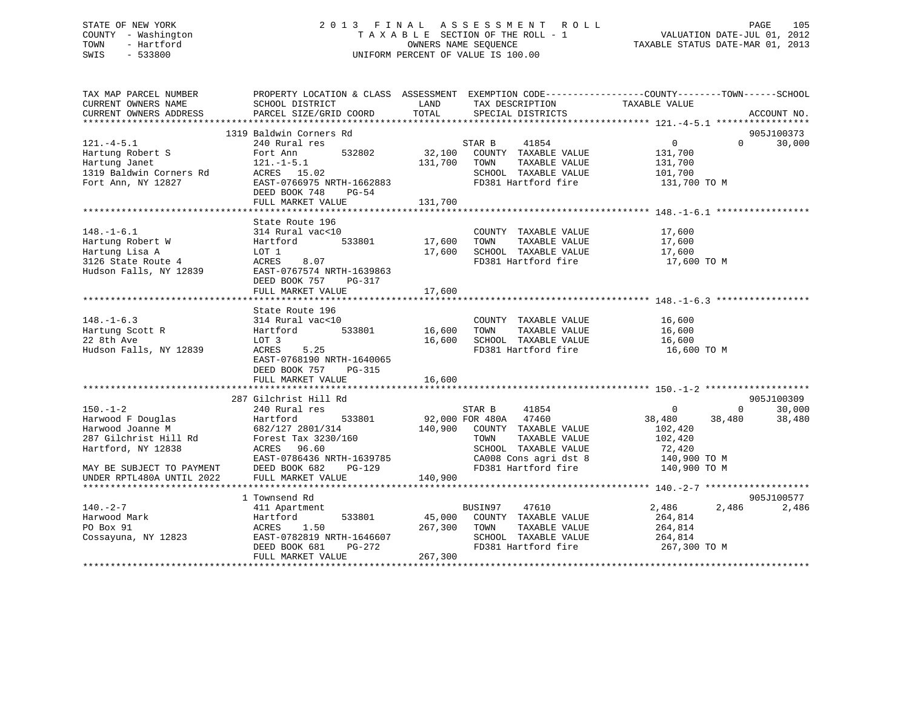STATE OF NEW YORK
COUNTY - Washington
TOWN - Hartford
SWIS - 533800

2013 FINAL ASSESSMENT ROLL
TAXABLE SECTION OF THE ROLL - 1
OWNERS NAME SEQUENCE
UNIFORM PERCENT OF VALUE IS 100.00

VALUATION DATE-JUL 01, 2012
TAXABLE STATUS DATE-MAR 01, 2013

```
TAX MAP PARCEL NUMBER        PROPERTY LOCATION & CLASS  ASSESSMENT  EXEMPTION CODE------------------COUNTY--------TOWN------SCHOOL
CURRENT OWNERS NAME          SCHOOL DISTRICT              LAND       TAX DESCRIPTION            TAXABLE VALUE
CURRENT OWNERS ADDRESS       PARCEL SIZE/GRID COORD       TOTAL      SPECIAL DISTRICTS                                    ACCOUNT NO.
******************************************************************************************************* 121.-4-5.1 *****************
                          1319 Baldwin Corners Rd                                                                          905J100373
121.-4-5.1                   240 Rural res                           STAR B     41854                 0             0       30,000
Hartung Robert S             Fort Ann        532802        32,100    COUNTY  TAXABLE VALUE         131,700
Hartung Janet                121.-1-5.1                   131,700    TOWN    TAXABLE VALUE         131,700
1319 Baldwin Corners Rd      ACRES   15.02                           SCHOOL  TAXABLE VALUE         101,700
Fort Ann, NY 12827           EAST-0766975 NRTH-1662883               FD381 Hartford fire            131,700 TO M
                             DEED BOOK 748    PG-54
                             FULL MARKET VALUE            131,700
******************************************************************************************************* 148.-1-6.1 *****************
                             State Route 196
148.-1-6.1                   314 Rural vac<10                        COUNTY  TAXABLE VALUE          17,600
Hartung Robert W             Hartford        533801        17,600    TOWN    TAXABLE VALUE          17,600
Hartung Lisa A               LOT 1                         17,600    SCHOOL  TAXABLE VALUE          17,600
3126 State Route 4           ACRES    8.07                           FD381 Hartford fire             17,600 TO M
Hudson Falls, NY 12839       EAST-0767574 NRTH-1639863
                             DEED BOOK 757    PG-317
                             FULL MARKET VALUE             17,600
******************************************************************************************************* 148.-1-6.3 *****************
                             State Route 196
148.-1-6.3                   314 Rural vac<10                        COUNTY  TAXABLE VALUE          16,600
Hartung Scott R              Hartford        533801        16,600    TOWN    TAXABLE VALUE          16,600
22 8th Ave                   LOT 3                         16,600    SCHOOL  TAXABLE VALUE          16,600
Hudson Falls, NY 12839       ACRES    5.25                           FD381 Hartford fire             16,600 TO M
                             EAST-0768190 NRTH-1640065
                             DEED BOOK 757    PG-315
                             FULL MARKET VALUE             16,600
******************************************************************************************************* 150.-1-2 *******************
                          287 Gilchrist Hill Rd                                                                            905J100309
150.-1-2                     240 Rural res                           STAR B     41854                 0             0       30,000
Harwood F Douglas            Hartford        533801        92,000 FOR 480A   47460             38,480        38,480       38,480
Harwood Joanne M             682/127 2801/314             140,900    COUNTY  TAXABLE VALUE         102,420
287 Gilchrist Hill Rd        Forest Tax 3230/160                     TOWN    TAXABLE VALUE         102,420
Hartford, NY 12838           ACRES   96.60                           SCHOOL  TAXABLE VALUE          72,420
                             EAST-0786436 NRTH-1639785               CA008 Cons agri dst 8          140,900 TO M
MAY BE SUBJECT TO PAYMENT    DEED BOOK 682    PG-129                 FD381 Hartford fire            140,900 TO M
UNDER RPTL480A UNTIL 2022    FULL MARKET VALUE            140,900
******************************************************************************************************* 140.-2-7 *******************
                             1 Townsend Rd                                                                                 905J100577
140.-2-7                     411 Apartment                           BUSIN97    47610             2,486         2,486        2,486
Harwood Mark                 Hartford        533801        45,000    COUNTY  TAXABLE VALUE         264,814
PO Box 91                    ACRES    1.50                267,300    TOWN    TAXABLE VALUE         264,814
Cossayuna, NY 12823          EAST-0782819 NRTH-1646607               SCHOOL  TAXABLE VALUE         264,814
                             DEED BOOK 681    PG-272                 FD381 Hartford fire            267,300 TO M
                             FULL MARKET VALUE            267,300
************************************************************************************************************************************
```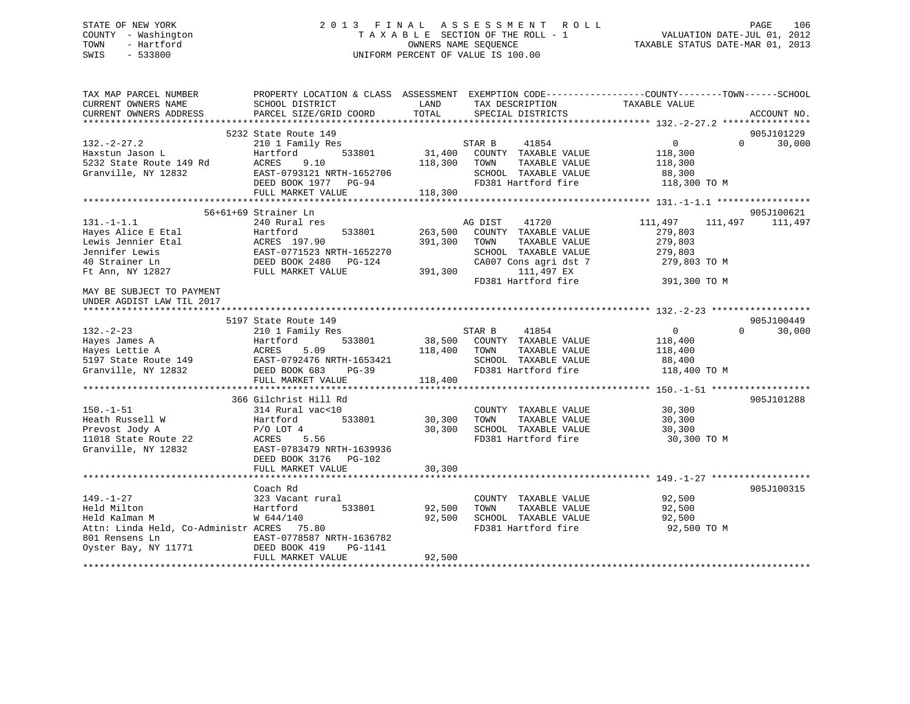STATE OF NEW YORK
COUNTY - Washington
TOWN - Hartford
SWIS - 533800

2 0 1 3 F I N A L A S S E S S M E N T R O L L
T A X A B L E SECTION OF THE ROLL - 1
OWNERS NAME SEQUENCE
UNIFORM PERCENT OF VALUE IS 100.00

VALUATION DATE-JUL 01, 2012
TAXABLE STATUS DATE-MAR 01, 2013

```
TAX MAP PARCEL NUMBER          PROPERTY LOCATION & CLASS  ASSESSMENT  EXEMPTION CODE------------------COUNTY--------TOWN------SCHOOL
CURRENT OWNERS NAME            SCHOOL DISTRICT               LAND      TAX DESCRIPTION              TAXABLE VALUE
CURRENT OWNERS ADDRESS         PARCEL SIZE/GRID COORD        TOTAL     SPECIAL DISTRICTS                                        ACCOUNT NO.
******************************************************************************************************* 132.-2-27.2 ****************
                               5232 State Route 149                                                                        905J101229
132.-2-27.2                    210 1 Family Res                         STAR B     41854                  0          0     30,000
Haxstun Jason L                Hartford          533801       31,400    COUNTY  TAXABLE VALUE          118,300
5232 State Route 149 Rd        ACRES     9.10                118,300    TOWN    TAXABLE VALUE          118,300
Granville, NY 12832            EAST-0793121 NRTH-1652706                SCHOOL  TAXABLE VALUE           88,300
                               DEED BOOK 1977   PG-94                   FD381 Hartford fire            118,300 TO M
                               FULL MARKET VALUE             118,300
******************************************************************************************************* 131.-1-1.1 *****************
                       56+61+69 Strainer Ln                                                                                905J100621
131.-1-1.1                     240 Rural res                            AG DIST    41720            111,497    111,497    111,497
Hayes Alice E Etal             Hartford          533801      263,500    COUNTY  TAXABLE VALUE          279,803
Lewis Jennier Etal             ACRES  197.90                 391,300    TOWN    TAXABLE VALUE          279,803
Jennifer Lewis                 EAST-0771523 NRTH-1652270                SCHOOL  TAXABLE VALUE          279,803
40 Strainer Ln                 DEED BOOK 2480   PG-124                  CA007 Cons agri dst 7          279,803 TO M
Ft Ann, NY 12827               FULL MARKET VALUE             391,300         111,497 EX
                                                                        FD381 Hartford fire            391,300 TO M
MAY BE SUBJECT TO PAYMENT
UNDER AGDIST LAW TIL 2017
******************************************************************************************************* 132.-2-23 ******************
                               5197 State Route 149                                                                        905J100449
132.-2-23                      210 1 Family Res                         STAR B     41854                  0          0     30,000
Hayes James A                  Hartford          533801       38,500    COUNTY  TAXABLE VALUE          118,400
Hayes Lettie A                 ACRES     5.09                118,400    TOWN    TAXABLE VALUE          118,400
5197 State Route 149           EAST-0792476 NRTH-1653421                SCHOOL  TAXABLE VALUE           88,400
Granville, NY 12832            DEED BOOK 683    PG-39                   FD381 Hartford fire            118,400 TO M
                               FULL MARKET VALUE             118,400
******************************************************************************************************* 150.-1-51 ******************
                               366 Gilchrist Hill Rd                                                                       905J101288
150.-1-51                      314 Rural vac<10                         COUNTY  TAXABLE VALUE           30,300
Heath Russell W                Hartford          533801       30,300    TOWN    TAXABLE VALUE           30,300
Prevost Jody A                 P/O LOT 4                      30,300    SCHOOL  TAXABLE VALUE           30,300
11018 State Route 22           ACRES     5.56                           FD381 Hartford fire             30,300 TO M
Granville, NY 12832            EAST-0783479 NRTH-1639936
                               DEED BOOK 3176   PG-102
                               FULL MARKET VALUE              30,300
******************************************************************************************************* 149.-1-27 ******************
                               Coach Rd                                                                                    905J100315
149.-1-27                      323 Vacant rural                         COUNTY  TAXABLE VALUE           92,500
Held Milton                    Hartford          533801       92,500    TOWN    TAXABLE VALUE           92,500
Held Kalman M                  W 644/140                      92,500    SCHOOL  TAXABLE VALUE           92,500
Attn: Linda Held, Co-Administr ACRES    75.80                           FD381 Hartford fire             92,500 TO M
801 Rensens Ln                 EAST-0778587 NRTH-1636782
Oyster Bay, NY 11771           DEED BOOK 419    PG-1141
                               FULL MARKET VALUE              92,500
************************************************************************************************************************************
```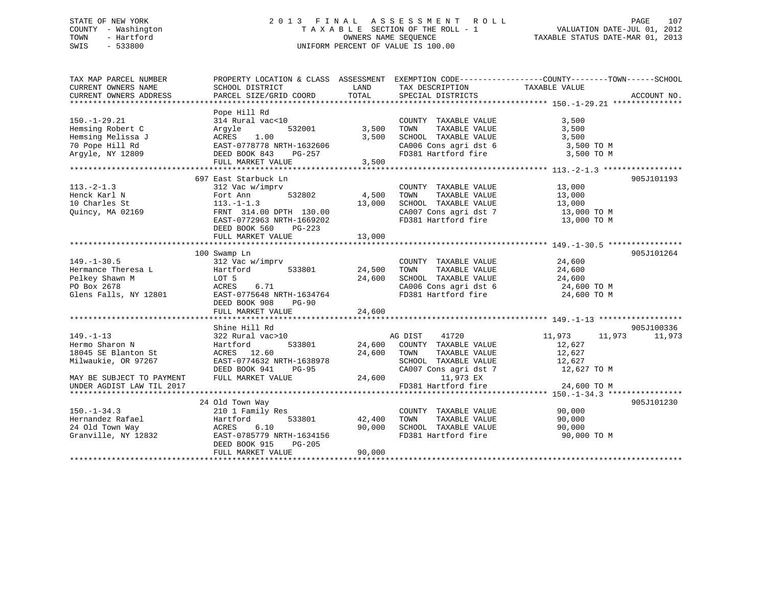STATE OF NEW YORK
COUNTY - Washington
TOWN - Hartford
SWIS - 533800

# 2013 FINAL ASSESSMENT ROLL

TAXABLE SECTION OF THE ROLL - 1
OWNERS NAME SEQUENCE
UNIFORM PERCENT OF VALUE IS 100.00

VALUATION DATE-JUL 01, 2012
TAXABLE STATUS DATE-MAR 01, 2013

| TAX MAP PARCEL NUMBER / CURRENT OWNERS NAME / CURRENT OWNERS ADDRESS | PROPERTY LOCATION & CLASS / SCHOOL DISTRICT / PARCEL SIZE/GRID COORD | ASSESSMENT LAND | TOTAL | EXEMPTION CODE / TAX DESCRIPTION / SPECIAL DISTRICTS | COUNTY TAXABLE VALUE | TOWN | SCHOOL | ACCOUNT NO. |
|---|---|---|---|---|---|---|---|---|
| **150.-1-29.21** | Pope Hill Rd | | | | | | | |
| 150.-1-29.21 | 314 Rural vac<10 | | | COUNTY TAXABLE VALUE | 3,500 | | | |
| Hemsing Robert C | Argyle 532001 | 3,500 | | TOWN TAXABLE VALUE | 3,500 | | | |
| Hemsing Melissa J | ACRES 1.00 | | 3,500 | SCHOOL TAXABLE VALUE | 3,500 | | | |
| 70 Pope Hill Rd | EAST-0778778 NRTH-1632606 | | | CA006 Cons agri dst 6 | 3,500 TO M | | | |
| Argyle, NY 12809 | DEED BOOK 843 PG-257 | | | FD381 Hartford fire | 3,500 TO M | | | |
| | FULL MARKET VALUE | | 3,500 | | | | | |
| **113.-2-1.3** | 697 East Starbuck Ln | | | | | | | 905J101193 |
| 113.-2-1.3 | 312 Vac w/imprv | | | COUNTY TAXABLE VALUE | 13,000 | | | |
| Henck Karl N | Fort Ann 532802 | 4,500 | | TOWN TAXABLE VALUE | 13,000 | | | |
| 10 Charles St | 113.-1-1.3 | | 13,000 | SCHOOL TAXABLE VALUE | 13,000 | | | |
| Quincy, MA 02169 | FRNT 314.00 DPTH 130.00 | | | CA007 Cons agri dst 7 | 13,000 TO M | | | |
| | EAST-0772963 NRTH-1669202 | | | FD381 Hartford fire | 13,000 TO M | | | |
| | DEED BOOK 560 PG-223 | | | | | | | |
| | FULL MARKET VALUE | | 13,000 | | | | | |
| **149.-1-30.5** | 100 Swamp Ln | | | | | | | 905J101264 |
| 149.-1-30.5 | 312 Vac w/imprv | | | COUNTY TAXABLE VALUE | 24,600 | | | |
| Hermance Theresa L | Hartford 533801 | 24,500 | | TOWN TAXABLE VALUE | 24,600 | | | |
| Pelkey Shawn M | LOT 5 | | 24,600 | SCHOOL TAXABLE VALUE | 24,600 | | | |
| PO Box 2678 | ACRES 6.71 | | | CA006 Cons agri dst 6 | 24,600 TO M | | | |
| Glens Falls, NY 12801 | EAST-0775648 NRTH-1634764 | | | FD381 Hartford fire | 24,600 TO M | | | |
| | DEED BOOK 908 PG-90 | | | | | | | |
| | FULL MARKET VALUE | | 24,600 | | | | | |
| **149.-1-13** | Shine Hill Rd | | | | | | | 905J100336 |
| 149.-1-13 | 322 Rural vac>10 | | | AG DIST 41720 | 11,973 | 11,973 | 11,973 | |
| Hermo Sharon N | Hartford 533801 | 24,600 | | COUNTY TAXABLE VALUE | 12,627 | | | |
| 18045 SE Blanton St | ACRES 12.60 | | 24,600 | TOWN TAXABLE VALUE | 12,627 | | | |
| Milwaukie, OR 97267 | EAST-0774632 NRTH-1638978 | | | SCHOOL TAXABLE VALUE | 12,627 | | | |
| | DEED BOOK 941 PG-95 | | | CA007 Cons agri dst 7 | 12,627 TO M | | | |
| MAY BE SUBJECT TO PAYMENT | FULL MARKET VALUE | | 24,600 | 11,973 EX | | | | |
| UNDER AGDIST LAW TIL 2017 | | | | FD381 Hartford fire | 24,600 TO M | | | |
| **150.-1-34.3** | 24 Old Town Way | | | | | | | 905J101230 |
| 150.-1-34.3 | 210 1 Family Res | | | COUNTY TAXABLE VALUE | 90,000 | | | |
| Hernandez Rafael | Hartford 533801 | 42,400 | | TOWN TAXABLE VALUE | 90,000 | | | |
| 24 Old Town Way | ACRES 6.10 | | 90,000 | SCHOOL TAXABLE VALUE | 90,000 | | | |
| Granville, NY 12832 | EAST-0785779 NRTH-1634156 | | | FD381 Hartford fire | 90,000 TO M | | | |
| | DEED BOOK 915 PG-205 | | | | | | | |
| | FULL MARKET VALUE | | 90,000 | | | | | |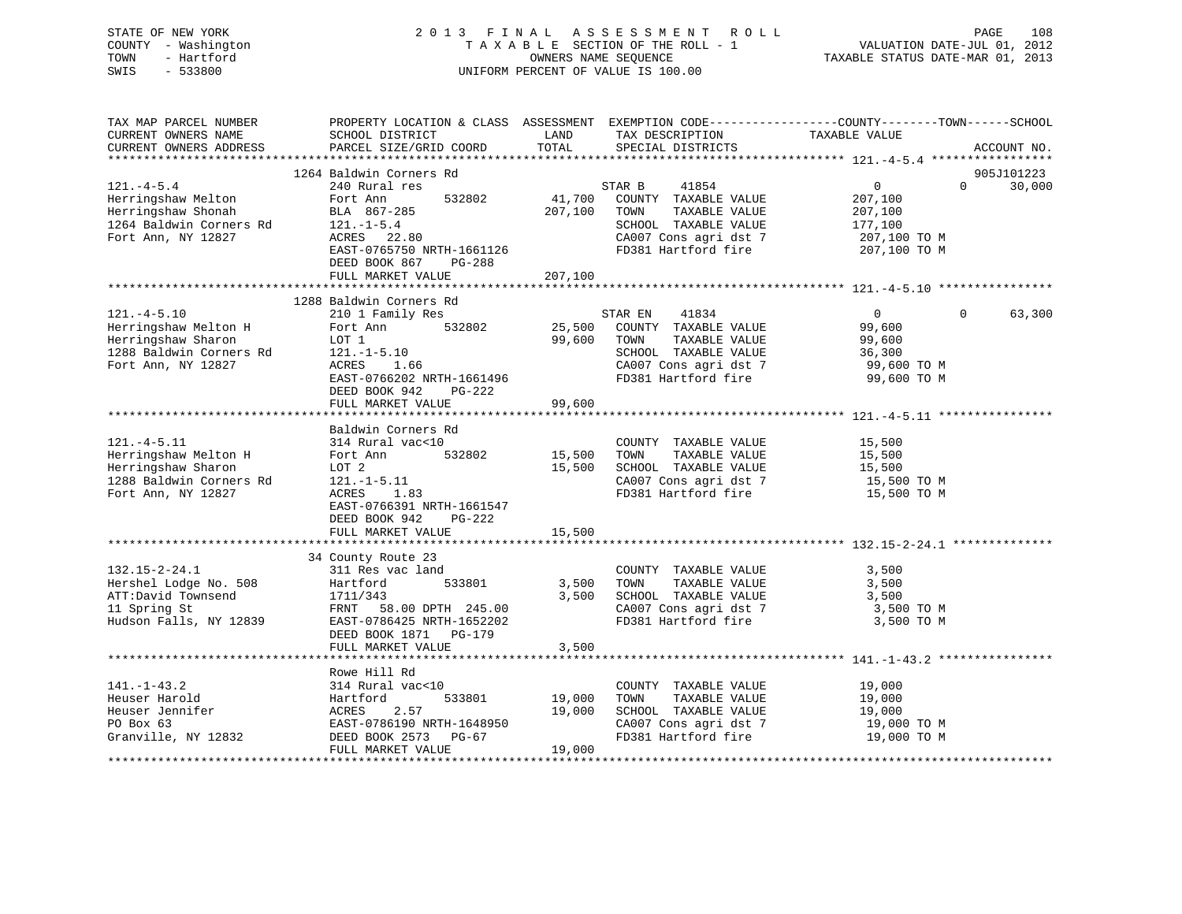STATE OF NEW YORK
COUNTY - Washington
TOWN - Hartford
SWIS - 533800

2 0 1 3 F I N A L A S S E S S M E N T R O L L
T A X A B L E SECTION OF THE ROLL - 1
OWNERS NAME SEQUENCE
UNIFORM PERCENT OF VALUE IS 100.00

VALUATION DATE-JUL 01, 2012
TAXABLE STATUS DATE-MAR 01, 2013

```
TAX MAP PARCEL NUMBER          PROPERTY LOCATION & CLASS  ASSESSMENT  EXEMPTION CODE------------------COUNTY--------TOWN------SCHOOL
CURRENT OWNERS NAME            SCHOOL DISTRICT               LAND      TAX DESCRIPTION              TAXABLE VALUE
CURRENT OWNERS ADDRESS         PARCEL SIZE/GRID COORD       TOTAL      SPECIAL DISTRICTS                                        ACCOUNT NO.
******************************************************************************************************* 121.-4-5.4 *****************
                               1264 Baldwin Corners Rd                                                                          905J101223
121.-4-5.4                     240 Rural res                           STAR B     41854                  0              0      30,000
Herringshaw Melton             Fort Ann          532802       41,700     COUNTY  TAXABLE VALUE         207,100
Herringshaw Shonah             BLA 867-285                   207,100     TOWN    TAXABLE VALUE         207,100
1264 Baldwin Corners Rd        121.-1-5.4                                SCHOOL  TAXABLE VALUE         177,100
Fort Ann, NY 12827             ACRES   22.80                             CA007 Cons agri dst 7          207,100 TO M
                               EAST-0765750 NRTH-1661126                 FD381 Hartford fire            207,100 TO M
                               DEED BOOK 867    PG-288
                               FULL MARKET VALUE             207,100
******************************************************************************************************* 121.-4-5.10 ****************
                               1288 Baldwin Corners Rd
121.-4-5.10                    210 1 Family Res                        STAR EN    41834                  0              0      63,300
Herringshaw Melton H           Fort Ann          532802       25,500     COUNTY  TAXABLE VALUE          99,600
Herringshaw Sharon             LOT 1                          99,600     TOWN    TAXABLE VALUE          99,600
1288 Baldwin Corners Rd        121.-1-5.10                               SCHOOL  TAXABLE VALUE          36,300
Fort Ann, NY 12827             ACRES    1.66                             CA007 Cons agri dst 7           99,600 TO M
                               EAST-0766202 NRTH-1661496                 FD381 Hartford fire             99,600 TO M
                               DEED BOOK 942    PG-222
                               FULL MARKET VALUE              99,600
******************************************************************************************************* 121.-4-5.11 ****************
                               Baldwin Corners Rd
121.-4-5.11                    314 Rural vac<10                          COUNTY  TAXABLE VALUE          15,500
Herringshaw Melton H           Fort Ann          532802       15,500     TOWN    TAXABLE VALUE          15,500
Herringshaw Sharon             LOT 2                          15,500     SCHOOL  TAXABLE VALUE          15,500
1288 Baldwin Corners Rd        121.-1-5.11                               CA007 Cons agri dst 7           15,500 TO M
Fort Ann, NY 12827             ACRES    1.83                             FD381 Hartford fire             15,500 TO M
                               EAST-0766391 NRTH-1661547
                               DEED BOOK 942    PG-222
                               FULL MARKET VALUE              15,500
******************************************************************************************************* 132.15-2-24.1 **************
                               34 County Route 23
132.15-2-24.1                  311 Res vac land                          COUNTY  TAXABLE VALUE           3,500
Hershel Lodge No. 508          Hartford          533801        3,500     TOWN    TAXABLE VALUE           3,500
ATT:David Townsend             1711/343                        3,500     SCHOOL  TAXABLE VALUE           3,500
11 Spring St                   FRNT   58.00 DPTH 245.00                  CA007 Cons agri dst 7            3,500 TO M
Hudson Falls, NY 12839         EAST-0786425 NRTH-1652202                 FD381 Hartford fire              3,500 TO M
                               DEED BOOK 1871   PG-179
                               FULL MARKET VALUE               3,500
******************************************************************************************************* 141.-1-43.2 ****************
                               Rowe Hill Rd
141.-1-43.2                    314 Rural vac<10                          COUNTY  TAXABLE VALUE          19,000
Heuser Harold                  Hartford          533801       19,000     TOWN    TAXABLE VALUE          19,000
Heuser Jennifer                ACRES    2.57                  19,000     SCHOOL  TAXABLE VALUE          19,000
PO Box 63                      EAST-0786190 NRTH-1648950                 CA007 Cons agri dst 7           19,000 TO M
Granville, NY 12832            DEED BOOK 2573   PG-67                    FD381 Hartford fire             19,000 TO M
                               FULL MARKET VALUE              19,000
************************************************************************************************************************************
```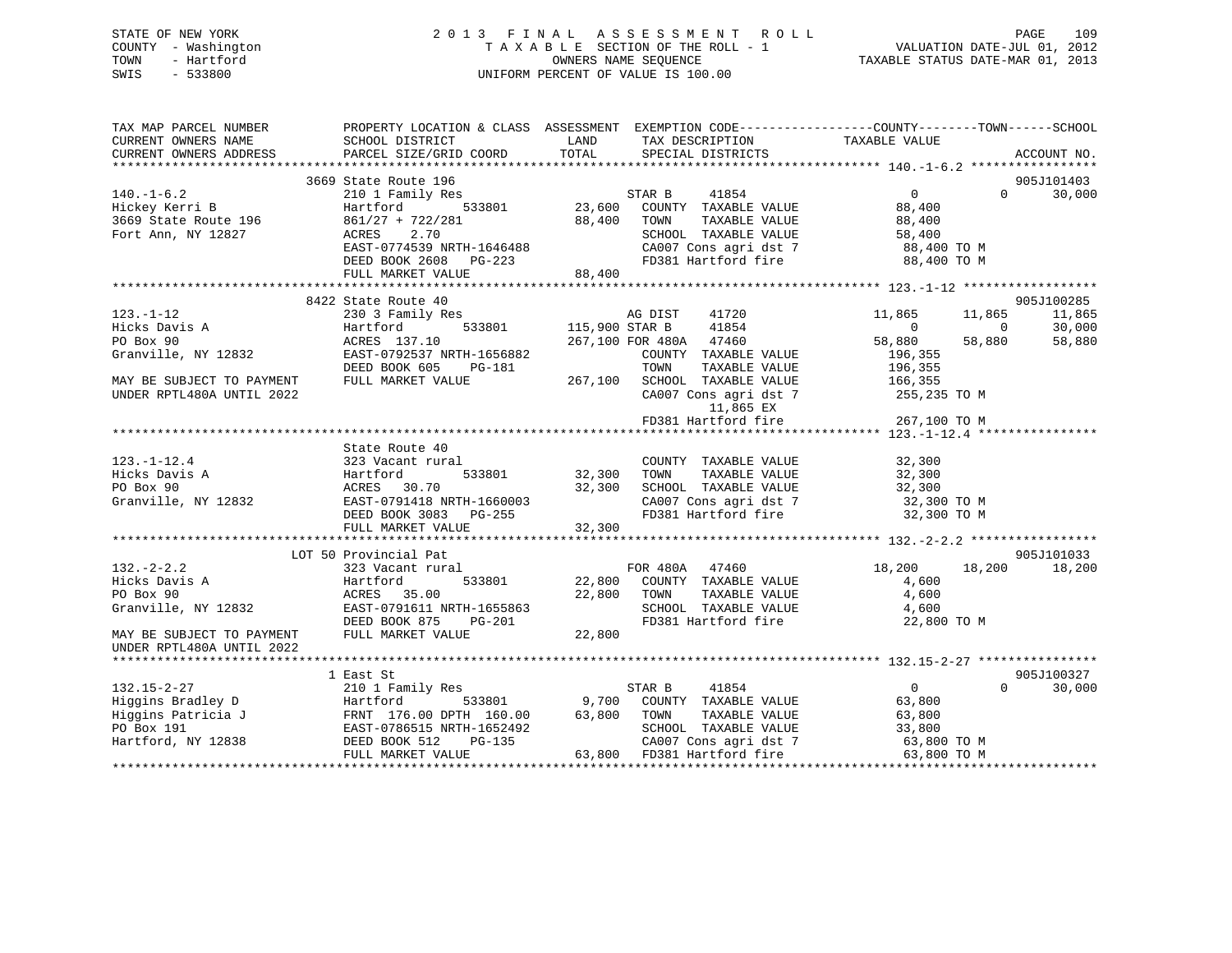STATE OF NEW YORK
COUNTY - Washington
TOWN - Hartford
SWIS - 533800

2 0 1 3 F I N A L A S S E S S M E N T R O L L
T A X A B L E SECTION OF THE ROLL - 1
OWNERS NAME SEQUENCE
UNIFORM PERCENT OF VALUE IS 100.00

VALUATION DATE-JUL 01, 2012
TAXABLE STATUS DATE-MAR 01, 2013

```
TAX MAP PARCEL NUMBER          PROPERTY LOCATION & CLASS  ASSESSMENT  EXEMPTION CODE------------------COUNTY--------TOWN------SCHOOL
CURRENT OWNERS NAME            SCHOOL DISTRICT             LAND        TAX DESCRIPTION            TAXABLE VALUE
CURRENT OWNERS ADDRESS         PARCEL SIZE/GRID COORD      TOTAL       SPECIAL DISTRICTS                                    ACCOUNT NO.
******************************************************************************************************* 140.-1-6.2 *****************
                               3669 State Route 196                                                                           905J101403
140.-1-6.2                     210 1 Family Res                        STAR B      41854             0            0       30,000
Hickey Kerri B                 Hartford        533801       23,600    COUNTY  TAXABLE VALUE         88,400
3669 State Route 196           861/27 + 722/281             88,400    TOWN    TAXABLE VALUE         88,400
Fort Ann, NY 12827             ACRES    2.70                          SCHOOL  TAXABLE VALUE         58,400
                               EAST-0774539 NRTH-1646488              CA007 Cons agri dst 7          88,400 TO M
                               DEED BOOK 2608   PG-223                FD381 Hartford fire            88,400 TO M
                               FULL MARKET VALUE            88,400
******************************************************************************************************* 123.-1-12 ******************
                               8422 State Route 40                                                                            905J100285
123.-1-12                      230 3 Family Res                        AG DIST     41720         11,865       11,865       11,865
Hicks Davis A                  Hartford        533801      115,900 STAR B      41854             0            0       30,000
PO Box 90                      ACRES  137.10               267,100 FOR 480A    47460         58,880       58,880       58,880
Granville, NY 12832            EAST-0792537 NRTH-1656882              COUNTY  TAXABLE VALUE        196,355
                               DEED BOOK 605    PG-181                TOWN    TAXABLE VALUE        196,355
MAY BE SUBJECT TO PAYMENT      FULL MARKET VALUE           267,100    SCHOOL  TAXABLE VALUE        166,355
UNDER RPTL480A UNTIL 2022                                             CA007 Cons agri dst 7         255,235 TO M
                                                                           11,865 EX
                                                                      FD381 Hartford fire           267,100 TO M
******************************************************************************************************* 123.-1-12.4 ****************
                               State Route 40
123.-1-12.4                    323 Vacant rural                        COUNTY  TAXABLE VALUE         32,300
Hicks Davis A                  Hartford        533801       32,300    TOWN    TAXABLE VALUE         32,300
PO Box 90                      ACRES   30.70                32,300    SCHOOL  TAXABLE VALUE         32,300
Granville, NY 12832            EAST-0791418 NRTH-1660003              CA007 Cons agri dst 7          32,300 TO M
                               DEED BOOK 3083   PG-255                FD381 Hartford fire            32,300 TO M
                               FULL MARKET VALUE            32,300
******************************************************************************************************* 132.-2-2.2 *****************
                               LOT 50 Provincial Pat                                                                          905J101033
132.-2-2.2                     323 Vacant rural                        FOR 480A    47460         18,200       18,200       18,200
Hicks Davis A                  Hartford        533801       22,800    COUNTY  TAXABLE VALUE          4,600
PO Box 90                      ACRES   35.00                22,800    TOWN    TAXABLE VALUE          4,600
Granville, NY 12832            EAST-0791611 NRTH-1655863              SCHOOL  TAXABLE VALUE          4,600
                               DEED BOOK 875    PG-201                FD381 Hartford fire            22,800 TO M
MAY BE SUBJECT TO PAYMENT      FULL MARKET VALUE            22,800
UNDER RPTL480A UNTIL 2022
******************************************************************************************************* 132.15-2-27 ****************
                               1 East St                                                                                      905J100327
132.15-2-27                    210 1 Family Res                        STAR B      41854             0            0       30,000
Higgins Bradley D              Hartford        533801        9,700    COUNTY  TAXABLE VALUE         63,800
Higgins Patricia J             FRNT 176.00 DPTH 160.00      63,800    TOWN    TAXABLE VALUE         63,800
PO Box 191                     EAST-0786515 NRTH-1652492              SCHOOL  TAXABLE VALUE         33,800
Hartford, NY 12838             DEED BOOK 512    PG-135                CA007 Cons agri dst 7          63,800 TO M
                               FULL MARKET VALUE            63,800    FD381 Hartford fire            63,800 TO M
************************************************************************************************************************************
```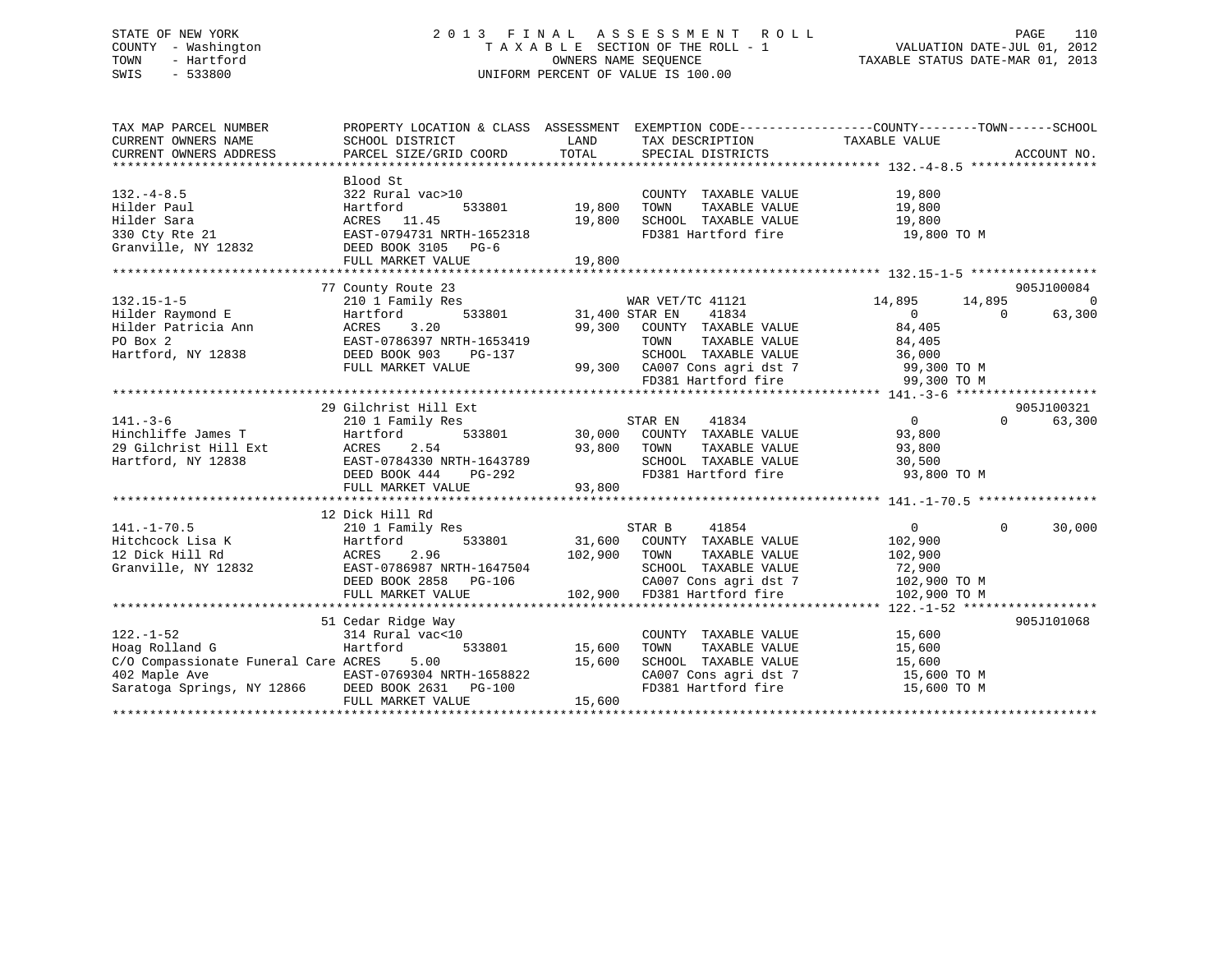STATE OF NEW YORK
COUNTY - Washington
TOWN - Hartford
SWIS - 533800

2013 FINAL ASSESSMENT ROLL
TAXABLE SECTION OF THE ROLL - 1
OWNERS NAME SEQUENCE
UNIFORM PERCENT OF VALUE IS 100.00

VALUATION DATE-JUL 01, 2012
TAXABLE STATUS DATE-MAR 01, 2013

```
TAX MAP PARCEL NUMBER          PROPERTY LOCATION & CLASS  ASSESSMENT  EXEMPTION CODE------------------COUNTY--------TOWN------SCHOOL
CURRENT OWNERS NAME            SCHOOL DISTRICT               LAND      TAX DESCRIPTION              TAXABLE VALUE
CURRENT OWNERS ADDRESS         PARCEL SIZE/GRID COORD        TOTAL     SPECIAL DISTRICTS                                          ACCOUNT NO.
*********************************************************************************************************** 132.-4-8.5 *****************
                               Blood St
132.-4-8.5                     322 Rural vac>10                        COUNTY  TAXABLE VALUE            19,800
Hilder Paul                    Hartford          533801      19,800    TOWN    TAXABLE VALUE            19,800
Hilder Sara                    ACRES   11.45                 19,800    SCHOOL  TAXABLE VALUE            19,800
330 Cty Rte 21                 EAST-0794731 NRTH-1652318               FD381 Hartford fire               19,800 TO M
Granville, NY 12832            DEED BOOK 3105   PG-6
                               FULL MARKET VALUE             19,800
*********************************************************************************************************** 132.15-1-5 *****************
                               77 County Route 23                                                                          905J100084
132.15-1-5                     210 1 Family Res                        WAR VET/TC 41121           14,895       14,895            0
Hilder Raymond E               Hartford          533801      31,400 STAR EN      41834                 0            0       63,300
Hilder Patricia Ann            ACRES    3.20                 99,300    COUNTY  TAXABLE VALUE            84,405
PO Box 2                       EAST-0786397 NRTH-1653419               TOWN    TAXABLE VALUE            84,405
Hartford, NY 12838             DEED BOOK 903    PG-137                 SCHOOL  TAXABLE VALUE            36,000
                               FULL MARKET VALUE             99,300    CA007 Cons agri dst 7             99,300 TO M
                                                                       FD381 Hartford fire               99,300 TO M
*********************************************************************************************************** 141.-3-6 *******************
                               29 Gilchrist Hill Ext                                                                       905J100321
141.-3-6                       210 1 Family Res                        STAR EN      41834                 0            0       63,300
Hinchliffe James T             Hartford          533801      30,000    COUNTY  TAXABLE VALUE            93,800
29 Gilchrist Hill Ext          ACRES    2.54                 93,800    TOWN    TAXABLE VALUE            93,800
Hartford, NY 12838             EAST-0784330 NRTH-1643789               SCHOOL  TAXABLE VALUE            30,500
                               DEED BOOK 444    PG-292                 FD381 Hartford fire               93,800 TO M
                               FULL MARKET VALUE             93,800
*********************************************************************************************************** 141.-1-70.5 ****************
                               12 Dick Hill Rd
141.-1-70.5                    210 1 Family Res                        STAR B       41854                 0            0       30,000
Hitchcock Lisa K               Hartford          533801      31,600    COUNTY  TAXABLE VALUE           102,900
12 Dick Hill Rd                ACRES    2.96                102,900    TOWN    TAXABLE VALUE           102,900
Granville, NY 12832            EAST-0786987 NRTH-1647504               SCHOOL  TAXABLE VALUE            72,900
                               DEED BOOK 2858   PG-106                 CA007 Cons agri dst 7            102,900 TO M
                               FULL MARKET VALUE            102,900    FD381 Hartford fire              102,900 TO M
*********************************************************************************************************** 122.-1-52 ******************
                               51 Cedar Ridge Way                                                                          905J101068
122.-1-52                      314 Rural vac<10                        COUNTY  TAXABLE VALUE            15,600
Hoag Rolland G                 Hartford          533801      15,600    TOWN    TAXABLE VALUE            15,600
C/O Compassionate Funeral Care ACRES    5.00                 15,600    SCHOOL  TAXABLE VALUE            15,600
402 Maple Ave                  EAST-0769304 NRTH-1658822               CA007 Cons agri dst 7             15,600 TO M
Saratoga Springs, NY 12866     DEED BOOK 2631   PG-100                 FD381 Hartford fire               15,600 TO M
                               FULL MARKET VALUE             15,600
************************************************************************************************************************************
```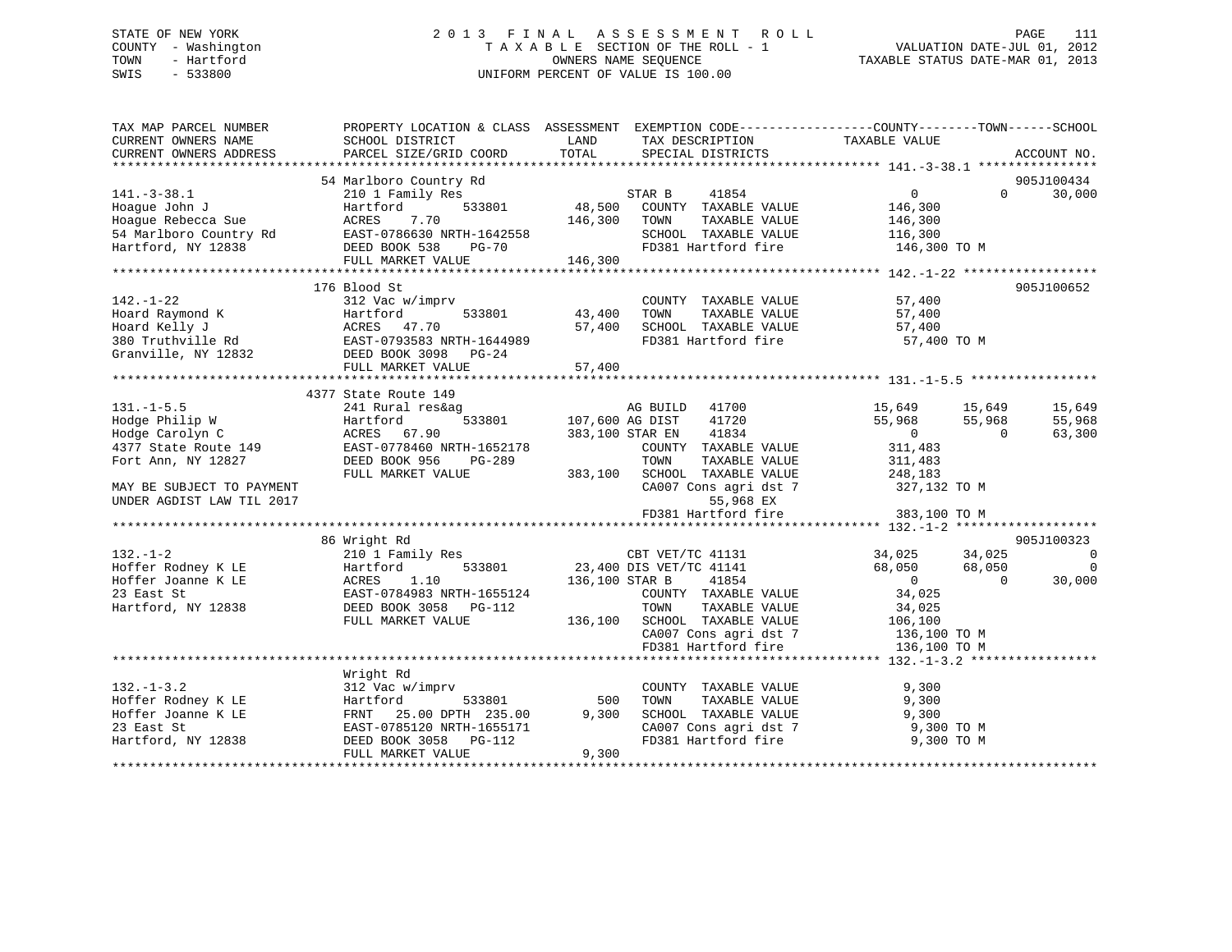STATE OF NEW YORK
COUNTY - Washington
TOWN - Hartford
SWIS - 533800

2 0 1 3 F I N A L A S S E S S M E N T R O L L
T A X A B L E SECTION OF THE ROLL - 1
OWNERS NAME SEQUENCE
UNIFORM PERCENT OF VALUE IS 100.00

VALUATION DATE-JUL 01, 2012
TAXABLE STATUS DATE-MAR 01, 2013

```
TAX MAP PARCEL NUMBER          PROPERTY LOCATION & CLASS  ASSESSMENT  EXEMPTION CODE-----------------COUNTY--------TOWN------SCHOOL
CURRENT OWNERS NAME            SCHOOL DISTRICT               LAND      TAX DESCRIPTION            TAXABLE VALUE
CURRENT OWNERS ADDRESS         PARCEL SIZE/GRID COORD       TOTAL      SPECIAL DISTRICTS                                    ACCOUNT NO.
******************************************************************************************************* 141.-3-38.1 ****************
                               54 Marlboro Country Rd                                                                    905J100434
141.-3-38.1                    210 1 Family Res                   STAR B     41854                 0             0       30,000
Hoague John J                  Hartford         533801      48,500   COUNTY  TAXABLE VALUE         146,300
Hoague Rebecca Sue             ACRES    7.70               146,300   TOWN    TAXABLE VALUE         146,300
54 Marlboro Country Rd         EAST-0786630 NRTH-1642558             SCHOOL  TAXABLE VALUE         116,300
Hartford, NY 12838             DEED BOOK 538    PG-70                FD381 Hartford fire            146,300 TO M
                               FULL MARKET VALUE           146,300
******************************************************************************************************* 142.-1-22 ******************
                               176 Blood St                                                                              905J100652
142.-1-22                      312 Vac w/imprv                       COUNTY  TAXABLE VALUE          57,400
Hoard Raymond K                Hartford         533801      43,400   TOWN    TAXABLE VALUE          57,400
Hoard Kelly J                  ACRES   47.70                57,400   SCHOOL  TAXABLE VALUE          57,400
380 Truthville Rd              EAST-0793583 NRTH-1644989             FD381 Hartford fire             57,400 TO M
Granville, NY 12832            DEED BOOK 3098   PG-24
                               FULL MARKET VALUE            57,400
******************************************************************************************************* 131.-1-5.5 *****************
                               4377 State Route 149
131.-1-5.5                     241 Rural res&ag                   AG BUILD   41700            15,649        15,649       15,649
Hodge Philip W                 Hartford         533801     107,600 AG DIST    41720            55,968        55,968       55,968
Hodge Carolyn C                ACRES   67.90               383,100 STAR EN    41834                 0             0       63,300
4377 State Route 149           EAST-0778460 NRTH-1652178             COUNTY  TAXABLE VALUE         311,483
Fort Ann, NY 12827             DEED BOOK 956    PG-289               TOWN    TAXABLE VALUE         311,483
                               FULL MARKET VALUE           383,100   SCHOOL  TAXABLE VALUE         248,183
MAY BE SUBJECT TO PAYMENT                                            CA007 Cons agri dst 7          327,132 TO M
UNDER AGDIST LAW TIL 2017                                                  55,968 EX
                                                                     FD381 Hartford fire            383,100 TO M
******************************************************************************************************* 132.-1-2 *******************
                               86 Wright Rd                                                                              905J100323
132.-1-2                       210 1 Family Res                   CBT VET/TC 41131            34,025        34,025            0
Hoffer Rodney K LE             Hartford         533801      23,400 DIS VET/TC 41141            68,050        68,050            0
Hoffer Joanne K LE             ACRES    1.10               136,100 STAR B     41854                 0             0       30,000
23 East St                     EAST-0784983 NRTH-1655124             COUNTY  TAXABLE VALUE          34,025
Hartford, NY 12838             DEED BOOK 3058   PG-112               TOWN    TAXABLE VALUE          34,025
                               FULL MARKET VALUE           136,100   SCHOOL  TAXABLE VALUE         106,100
                                                                     CA007 Cons agri dst 7          136,100 TO M
                                                                     FD381 Hartford fire            136,100 TO M
******************************************************************************************************* 132.-1-3.2 *****************
                               Wright Rd
132.-1-3.2                     312 Vac w/imprv                       COUNTY  TAXABLE VALUE           9,300
Hoffer Rodney K LE             Hartford         533801         500   TOWN    TAXABLE VALUE           9,300
Hoffer Joanne K LE             FRNT   25.00 DPTH 235.00      9,300   SCHOOL  TAXABLE VALUE           9,300
23 East St                     EAST-0785120 NRTH-1655171             CA007 Cons agri dst 7            9,300 TO M
Hartford, NY 12838             DEED BOOK 3058   PG-112               FD381 Hartford fire              9,300 TO M
                               FULL MARKET VALUE             9,300
************************************************************************************************************************************
```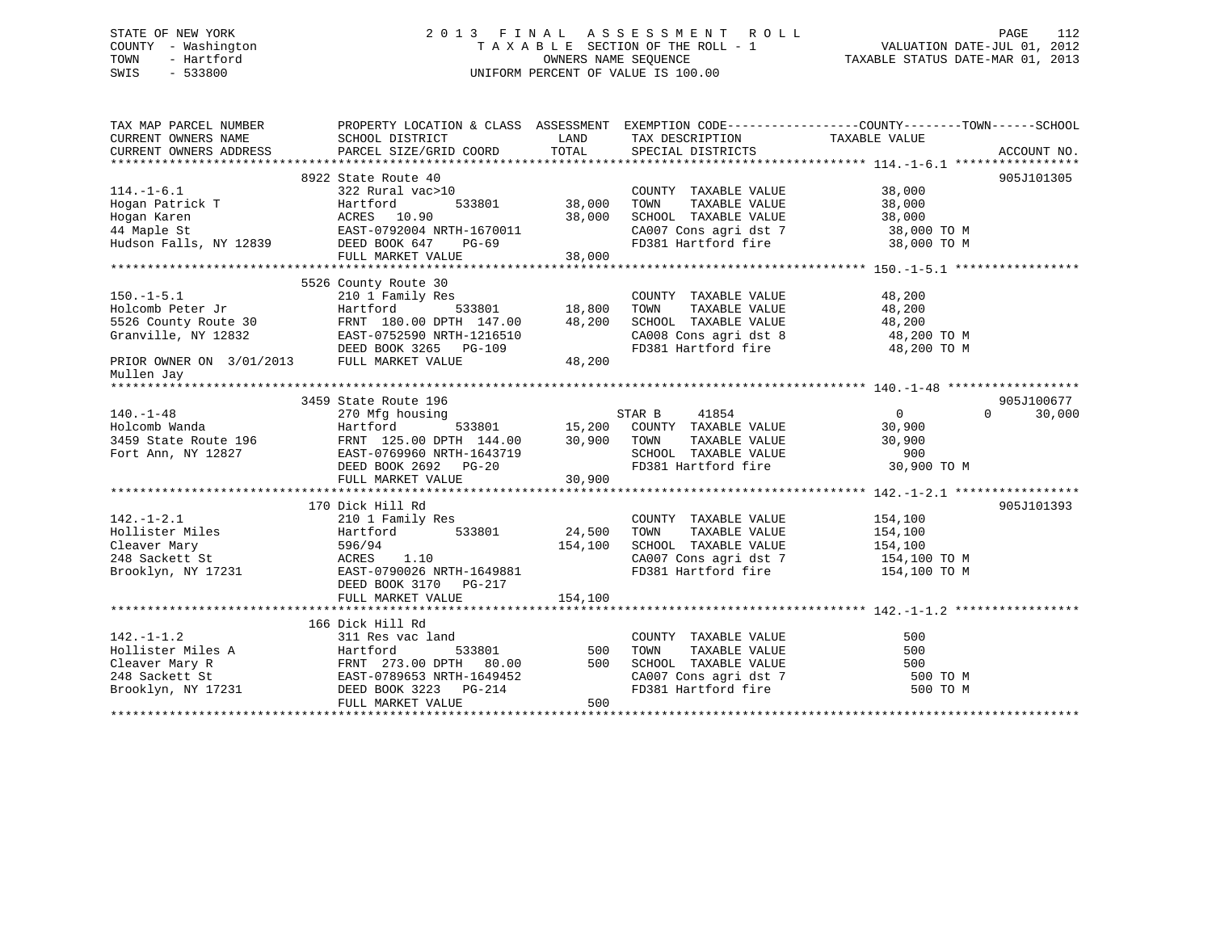STATE OF NEW YORK
COUNTY - Washington
TOWN - Hartford
SWIS - 533800

# 2013 FINAL ASSESSMENT ROLL

TAXABLE SECTION OF THE ROLL - 1
OWNERS NAME SEQUENCE
UNIFORM PERCENT OF VALUE IS 100.00

VALUATION DATE-JUL 01, 2012
TAXABLE STATUS DATE-MAR 01, 2013

| TAX MAP PARCEL NUMBER / CURRENT OWNERS NAME / CURRENT OWNERS ADDRESS | PROPERTY LOCATION & CLASS / SCHOOL DISTRICT / PARCEL SIZE/GRID COORD | ASSESSMENT LAND | TOTAL | EXEMPTION CODE / TAX DESCRIPTION / SPECIAL DISTRICTS | COUNTY TAXABLE VALUE | TOWN | SCHOOL | ACCOUNT NO. |
|---|---|---|---|---|---|---|---|---|
| 114.-1-6.1 | 8922 State Route 40 | | | | | | | 905J101305 |
| Hogan Patrick T | 322 Rural vac>10 | | | COUNTY TAXABLE VALUE | 38,000 | | | |
| Hogan Karen | Hartford 533801 | 38,000 | | TOWN TAXABLE VALUE | 38,000 | | | |
| 44 Maple St | ACRES 10.90 | | 38,000 | SCHOOL TAXABLE VALUE | 38,000 | | | |
| Hudson Falls, NY 12839 | EAST-0792004 NRTH-1670011 | | | CA007 Cons agri dst 7 | 38,000 TO M | | | |
| | DEED BOOK 647 PG-69 | | | FD381 Hartford fire | 38,000 TO M | | | |
| | FULL MARKET VALUE | | 38,000 | | | | | |
| 150.-1-5.1 | 5526 County Route 30 | | | | | | | |
| Holcomb Peter Jr | 210 1 Family Res | | | COUNTY TAXABLE VALUE | 48,200 | | | |
| 5526 County Route 30 | Hartford 533801 | 18,800 | | TOWN TAXABLE VALUE | 48,200 | | | |
| Granville, NY 12832 | FRNT 180.00 DPTH 147.00 | | 48,200 | SCHOOL TAXABLE VALUE | 48,200 | | | |
| | EAST-0752590 NRTH-1216510 | | | CA008 Cons agri dst 8 | 48,200 TO M | | | |
| | DEED BOOK 3265 PG-109 | | | FD381 Hartford fire | 48,200 TO M | | | |
| PRIOR OWNER ON 3/01/2013 Mullen Jay | FULL MARKET VALUE | | 48,200 | | | | | |
| 140.-1-48 | 3459 State Route 196 | | | | | | | 905J100677 |
| Holcomb Wanda | 270 Mfg housing | | | STAR B 41854 | 0 | 0 | 30,000 | |
| 3459 State Route 196 | Hartford 533801 | 15,200 | | COUNTY TAXABLE VALUE | 30,900 | | | |
| Fort Ann, NY 12827 | FRNT 125.00 DPTH 144.00 | | 30,900 | TOWN TAXABLE VALUE | 30,900 | | | |
| | EAST-0769960 NRTH-1643719 | | | SCHOOL TAXABLE VALUE | 900 | | | |
| | DEED BOOK 2692 PG-20 | | | FD381 Hartford fire | 30,900 TO M | | | |
| | FULL MARKET VALUE | | 30,900 | | | | | |
| 142.-1-2.1 | 170 Dick Hill Rd | | | | | | | 905J101393 |
| Hollister Miles | 210 1 Family Res | | | COUNTY TAXABLE VALUE | 154,100 | | | |
| Cleaver Mary | Hartford 533801 | 24,500 | | TOWN TAXABLE VALUE | 154,100 | | | |
| 248 Sackett St | 596/94 | | 154,100 | SCHOOL TAXABLE VALUE | 154,100 | | | |
| Brooklyn, NY 17231 | ACRES 1.10 | | | CA007 Cons agri dst 7 | 154,100 TO M | | | |
| | EAST-0790026 NRTH-1649881 | | | FD381 Hartford fire | 154,100 TO M | | | |
| | DEED BOOK 3170 PG-217 | | | | | | | |
| | FULL MARKET VALUE | | 154,100 | | | | | |
| 142.-1-1.2 | 166 Dick Hill Rd | | | | | | | |
| Hollister Miles A | 311 Res vac land | | | COUNTY TAXABLE VALUE | 500 | | | |
| Cleaver Mary R | Hartford 533801 | 500 | | TOWN TAXABLE VALUE | 500 | | | |
| 248 Sackett St | FRNT 273.00 DPTH 80.00 | | 500 | SCHOOL TAXABLE VALUE | 500 | | | |
| Brooklyn, NY 17231 | EAST-0789653 NRTH-1649452 | | | CA007 Cons agri dst 7 | 500 TO M | | | |
| | DEED BOOK 3223 PG-214 | | | FD381 Hartford fire | 500 TO M | | | |
| | FULL MARKET VALUE | | 500 | | | | | |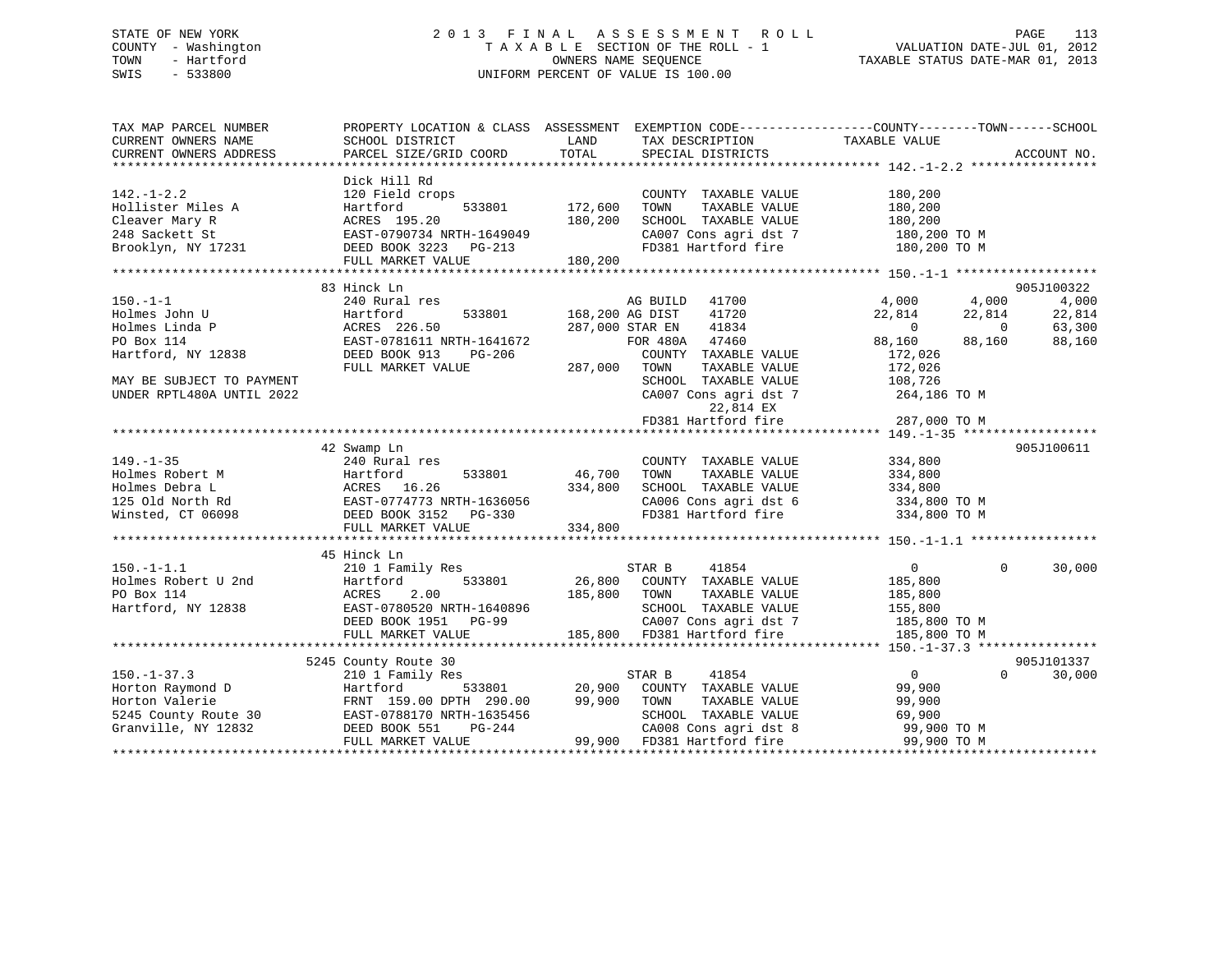STATE OF NEW YORK | COUNTY - Washington | TOWN - Hartford | SWIS - 533800

# 2013 FINAL ASSESSMENT ROLL

TAXABLE SECTION OF THE ROLL - 1
OWNERS NAME SEQUENCE
UNIFORM PERCENT OF VALUE IS 100.00

VALUATION DATE-JUL 01, 2012
TAXABLE STATUS DATE-MAR 01, 2013

```
TAX MAP PARCEL NUMBER      PROPERTY LOCATION & CLASS  ASSESSMENT  EXEMPTION CODE-----------------COUNTY--------TOWN------SCHOOL
CURRENT OWNERS NAME        SCHOOL DISTRICT              LAND      TAX DESCRIPTION            TAXABLE VALUE
CURRENT OWNERS ADDRESS     PARCEL SIZE/GRID COORD       TOTAL     SPECIAL DISTRICTS                                   ACCOUNT NO.
******************************************************************************************** 142.-1-2.2 *****************
                           Dick Hill Rd
142.-1-2.2                 120 Field crops                         COUNTY  TAXABLE VALUE         180,200
Hollister Miles A          Hartford         533801      172,600    TOWN    TAXABLE VALUE         180,200
Cleaver Mary R             ACRES 195.20                 180,200    SCHOOL  TAXABLE VALUE         180,200
248 Sackett St             EAST-0790734 NRTH-1649049               CA007 Cons agri dst 7          180,200 TO M
Brooklyn, NY 17231         DEED BOOK 3223   PG-213                 FD381 Hartford fire            180,200 TO M
                           FULL MARKET VALUE            180,200
******************************************************************************************** 150.-1-1 *******************
                           83 Hinck Ln                                                                          905J100322
150.-1-1                   240 Rural res                       AG BUILD   41700             4,000       4,000       4,000
Holmes John U              Hartford         533801      168,200 AG DIST    41720            22,814      22,814      22,814
Holmes Linda P             ACRES 226.50                 287,000 STAR EN    41834                 0           0      63,300
PO Box 114                 EAST-0781611 NRTH-1641672           FOR 480A   47460            88,160      88,160      88,160
Hartford, NY 12838         DEED BOOK 913    PG-206              COUNTY  TAXABLE VALUE         172,026
                           FULL MARKET VALUE            287,000 TOWN    TAXABLE VALUE         172,026
MAY BE SUBJECT TO PAYMENT                                       SCHOOL  TAXABLE VALUE         108,726
UNDER RPTL480A UNTIL 2022                                       CA007 Cons agri dst 7          264,186 TO M
                                                                     22,814 EX
                                                                FD381 Hartford fire            287,000 TO M
******************************************************************************************** 149.-1-35 ******************
                           42 Swamp Ln                                                                          905J100611
149.-1-35                  240 Rural res                           COUNTY  TAXABLE VALUE         334,800
Holmes Robert M            Hartford         533801       46,700    TOWN    TAXABLE VALUE         334,800
Holmes Debra L             ACRES  16.26                 334,800    SCHOOL  TAXABLE VALUE         334,800
125 Old North Rd           EAST-0774773 NRTH-1636056               CA006 Cons agri dst 6          334,800 TO M
Winsted, CT 06098          DEED BOOK 3152   PG-330                 FD381 Hartford fire            334,800 TO M
                           FULL MARKET VALUE            334,800
******************************************************************************************** 150.-1-1.1 *****************
                           45 Hinck Ln
150.-1-1.1                 210 1 Family Res                    STAR B     41854                 0           0      30,000
Holmes Robert U 2nd        Hartford         533801       26,800    COUNTY  TAXABLE VALUE         185,800
PO Box 114                 ACRES    2.00                185,800    TOWN    TAXABLE VALUE         185,800
Hartford, NY 12838         EAST-0780520 NRTH-1640896               SCHOOL  TAXABLE VALUE         155,800
                           DEED BOOK 1951   PG-99                  CA007 Cons agri dst 7          185,800 TO M
                           FULL MARKET VALUE            185,800    FD381 Hartford fire            185,800 TO M
******************************************************************************************** 150.-1-37.3 ****************
                           5245 County Route 30                                                                 905J101337
150.-1-37.3                210 1 Family Res                    STAR B     41854                 0           0      30,000
Horton Raymond D           Hartford         533801       20,900    COUNTY  TAXABLE VALUE          99,900
Horton Valerie             FRNT 159.00 DPTH 290.00       99,900    TOWN    TAXABLE VALUE          99,900
5245 County Route 30       EAST-0788170 NRTH-1635456               SCHOOL  TAXABLE VALUE          69,900
Granville, NY 12832        DEED BOOK 551    PG-244                 CA008 Cons agri dst 8           99,900 TO M
                           FULL MARKET VALUE             99,900    FD381 Hartford fire             99,900 TO M
**************************************************************************************************************************
```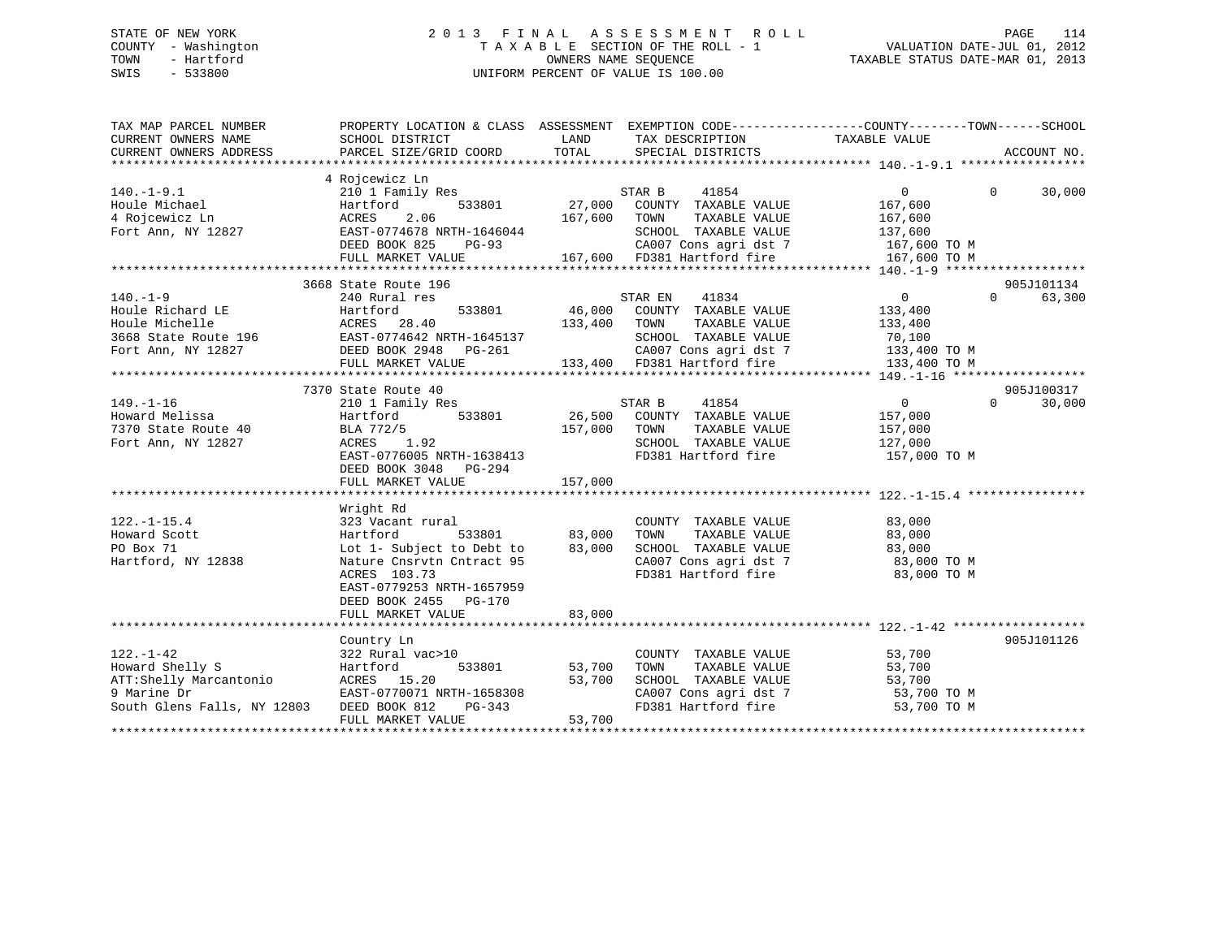STATE OF NEW YORK
COUNTY - Washington
TOWN - Hartford
SWIS - 533800

2013 FINAL ASSESSMENT ROLL
TAXABLE SECTION OF THE ROLL - 1
OWNERS NAME SEQUENCE
UNIFORM PERCENT OF VALUE IS 100.00

VALUATION DATE-JUL 01, 2012
TAXABLE STATUS DATE-MAR 01, 2013

```
TAX MAP PARCEL NUMBER          PROPERTY LOCATION & CLASS  ASSESSMENT  EXEMPTION CODE------------------COUNTY--------TOWN------SCHOOL
CURRENT OWNERS NAME            SCHOOL DISTRICT              LAND      TAX DESCRIPTION              TAXABLE VALUE
CURRENT OWNERS ADDRESS         PARCEL SIZE/GRID COORD      TOTAL      SPECIAL DISTRICTS                                      ACCOUNT NO.
****************************************************************************************************** 140.-1-9.1 *****************
                               4 Rojcewicz Ln
140.-1-9.1                     210 1 Family Res                       STAR B     41854                0           0      30,000
Houle Michael                  Hartford          533801      27,000   COUNTY  TAXABLE VALUE          167,600
4 Rojcewicz Ln                 ACRES    2.06                167,600   TOWN    TAXABLE VALUE          167,600
Fort Ann, NY 12827             EAST-0774678 NRTH-1646044              SCHOOL  TAXABLE VALUE          137,600
                               DEED BOOK 825    PG-93                 CA007 Cons agri dst 7           167,600 TO M
                               FULL MARKET VALUE            167,600   FD381 Hartford fire             167,600 TO M
****************************************************************************************************** 140.-1-9 *******************
                               3668 State Route 196                                                               905J101134
140.-1-9                       240 Rural res                          STAR EN    41834                0           0      63,300
Houle Richard LE               Hartford          533801      46,000   COUNTY  TAXABLE VALUE          133,400
Houle Michelle                 ACRES   28.40                133,400   TOWN    TAXABLE VALUE          133,400
3668 State Route 196           EAST-0774642 NRTH-1645137              SCHOOL  TAXABLE VALUE           70,100
Fort Ann, NY 12827             DEED BOOK 2948   PG-261                CA007 Cons agri dst 7           133,400 TO M
                               FULL MARKET VALUE            133,400   FD381 Hartford fire             133,400 TO M
****************************************************************************************************** 149.-1-16 ******************
                               7370 State Route 40                                                                905J100317
149.-1-16                      210 1 Family Res                       STAR B     41854                0           0      30,000
Howard Melissa                 Hartford          533801      26,500   COUNTY  TAXABLE VALUE          157,000
7370 State Route 40            BLA 772/5                    157,000   TOWN    TAXABLE VALUE          157,000
Fort Ann, NY 12827             ACRES    1.92                          SCHOOL  TAXABLE VALUE          127,000
                               EAST-0776005 NRTH-1638413              FD381 Hartford fire             157,000 TO M
                               DEED BOOK 3048   PG-294
                               FULL MARKET VALUE            157,000
****************************************************************************************************** 122.-1-15.4 ****************
                               Wright Rd
122.-1-15.4                    323 Vacant rural                       COUNTY  TAXABLE VALUE           83,000
Howard Scott                   Hartford          533801      83,000   TOWN    TAXABLE VALUE           83,000
PO Box 71                      Lot 1- Subject to Debt to     83,000   SCHOOL  TAXABLE VALUE           83,000
Hartford, NY 12838             Nature Cnsrvtn Cntract 95              CA007 Cons agri dst 7            83,000 TO M
                               ACRES  103.73                          FD381 Hartford fire              83,000 TO M
                               EAST-0779253 NRTH-1657959
                               DEED BOOK 2455   PG-170
                               FULL MARKET VALUE             83,000
****************************************************************************************************** 122.-1-42 ******************
                               Country Ln                                                                         905J101126
122.-1-42                      322 Rural vac>10                       COUNTY  TAXABLE VALUE           53,700
Howard Shelly S                Hartford          533801      53,700   TOWN    TAXABLE VALUE           53,700
ATT:Shelly Marcantonio         ACRES   15.20                 53,700   SCHOOL  TAXABLE VALUE           53,700
9 Marine Dr                    EAST-0770071 NRTH-1658308              CA007 Cons agri dst 7            53,700 TO M
South Glens Falls, NY 12803    DEED BOOK 812    PG-343                FD381 Hartford fire              53,700 TO M
                               FULL MARKET VALUE             53,700
************************************************************************************************************************************
```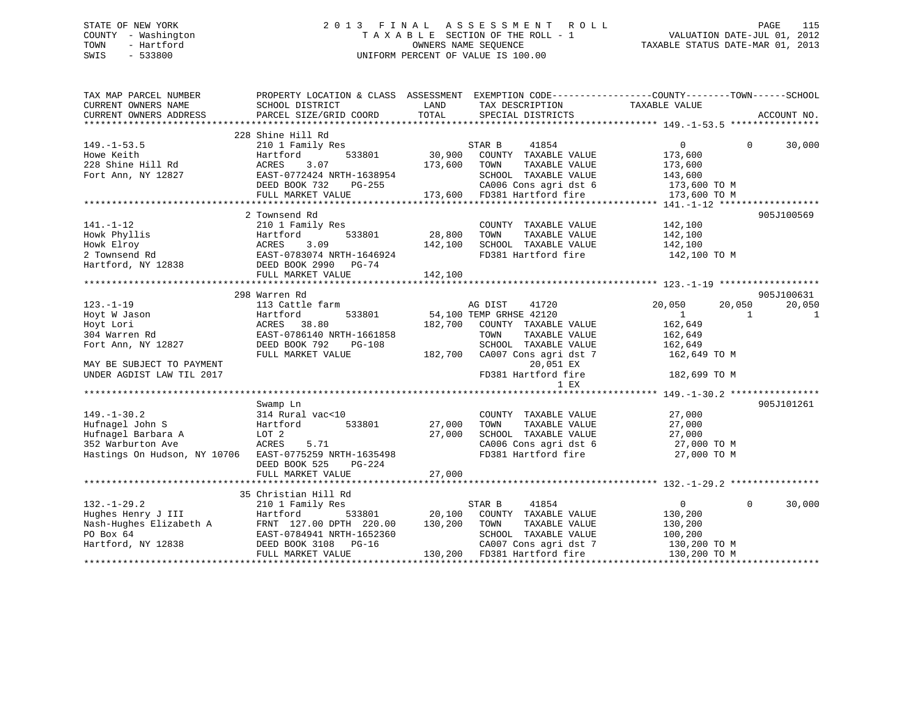STATE OF NEW YORK
COUNTY - Washington
TOWN - Hartford
SWIS - 533800

2013 FINAL ASSESSMENT ROLL
TAXABLE SECTION OF THE ROLL - 1
OWNERS NAME SEQUENCE
UNIFORM PERCENT OF VALUE IS 100.00

VALUATION DATE-JUL 01, 2012
TAXABLE STATUS DATE-MAR 01, 2013

```
TAX MAP PARCEL NUMBER          PROPERTY LOCATION & CLASS  ASSESSMENT  EXEMPTION CODE------------------COUNTY--------TOWN------SCHOOL
CURRENT OWNERS NAME            SCHOOL DISTRICT               LAND      TAX DESCRIPTION              TAXABLE VALUE
CURRENT OWNERS ADDRESS         PARCEL SIZE/GRID COORD        TOTAL     SPECIAL DISTRICTS                                      ACCOUNT NO.
****************************************************************************************************** 149.-1-53.5 ****************
                               228 Shine Hill Rd
149.-1-53.5                    210 1 Family Res                    STAR B      41854                 0            0       30,000
Howe Keith                     Hartford          533801      30,900   COUNTY  TAXABLE VALUE            173,600
228 Shine Hill Rd              ACRES     3.07              173,600   TOWN    TAXABLE VALUE            173,600
Fort Ann, NY 12827             EAST-0772424 NRTH-1638954               SCHOOL  TAXABLE VALUE            143,600
                               DEED BOOK 732    PG-255                 CA006 Cons agri dst 6             173,600 TO M
                               FULL MARKET VALUE           173,600   FD381 Hartford fire               173,600 TO M
****************************************************************************************************** 141.-1-12 ******************
                               2 Townsend Rd                                                                            905J100569
141.-1-12                      210 1 Family Res                       COUNTY  TAXABLE VALUE            142,100
Howk Phyllis                   Hartford          533801      28,800   TOWN    TAXABLE VALUE            142,100
Howk Elroy                     ACRES     3.09              142,100   SCHOOL  TAXABLE VALUE            142,100
2 Townsend Rd                  EAST-0783074 NRTH-1646924               FD381 Hartford fire               142,100 TO M
Hartford, NY 12838             DEED BOOK 2990   PG-74
                               FULL MARKET VALUE           142,100
****************************************************************************************************** 123.-1-19 ******************
                               298 Warren Rd                                                                            905J100631
123.-1-19                      113 Cattle farm                     AG DIST     41720            20,050       20,050       20,050
Hoyt W Jason                   Hartford          533801      54,100 TEMP GRHSE 42120                 1            1            1
Hoyt Lori                      ACRES    38.80              182,700   COUNTY  TAXABLE VALUE            162,649
304 Warren Rd                  EAST-0786140 NRTH-1661858               TOWN    TAXABLE VALUE            162,649
Fort Ann, NY 12827             DEED BOOK 792    PG-108                 SCHOOL  TAXABLE VALUE            162,649
                               FULL MARKET VALUE           182,700   CA007 Cons agri dst 7             162,649 TO M
MAY BE SUBJECT TO PAYMENT                                                     20,051 EX
UNDER AGDIST LAW TIL 2017                                             FD381 Hartford fire               182,699 TO M
                                                                                  1 EX
****************************************************************************************************** 149.-1-30.2 ****************
                               Swamp Ln                                                                                 905J101261
149.-1-30.2                    314 Rural vac<10                       COUNTY  TAXABLE VALUE             27,000
Hufnagel John S                Hartford          533801      27,000   TOWN    TAXABLE VALUE             27,000
Hufnagel Barbara A             LOT 2                        27,000   SCHOOL  TAXABLE VALUE             27,000
352 Warburton Ave              ACRES     5.71                         CA006 Cons agri dst 6              27,000 TO M
Hastings On Hudson, NY 10706   EAST-0775259 NRTH-1635498               FD381 Hartford fire                27,000 TO M
                               DEED BOOK 525    PG-224
                               FULL MARKET VALUE            27,000
****************************************************************************************************** 132.-1-29.2 ****************
                               35 Christian Hill Rd
132.-1-29.2                    210 1 Family Res                    STAR B      41854                 0            0       30,000
Hughes Henry J III             Hartford          533801      20,100   COUNTY  TAXABLE VALUE            130,200
Nash-Hughes Elizabeth A        FRNT 127.00 DPTH 220.00     130,200   TOWN    TAXABLE VALUE            130,200
PO Box 64                      EAST-0784941 NRTH-1652360               SCHOOL  TAXABLE VALUE            100,200
Hartford, NY 12838             DEED BOOK 3108   PG-16                  CA007 Cons agri dst 7             130,200 TO M
                               FULL MARKET VALUE           130,200   FD381 Hartford fire               130,200 TO M
************************************************************************************************************************************
```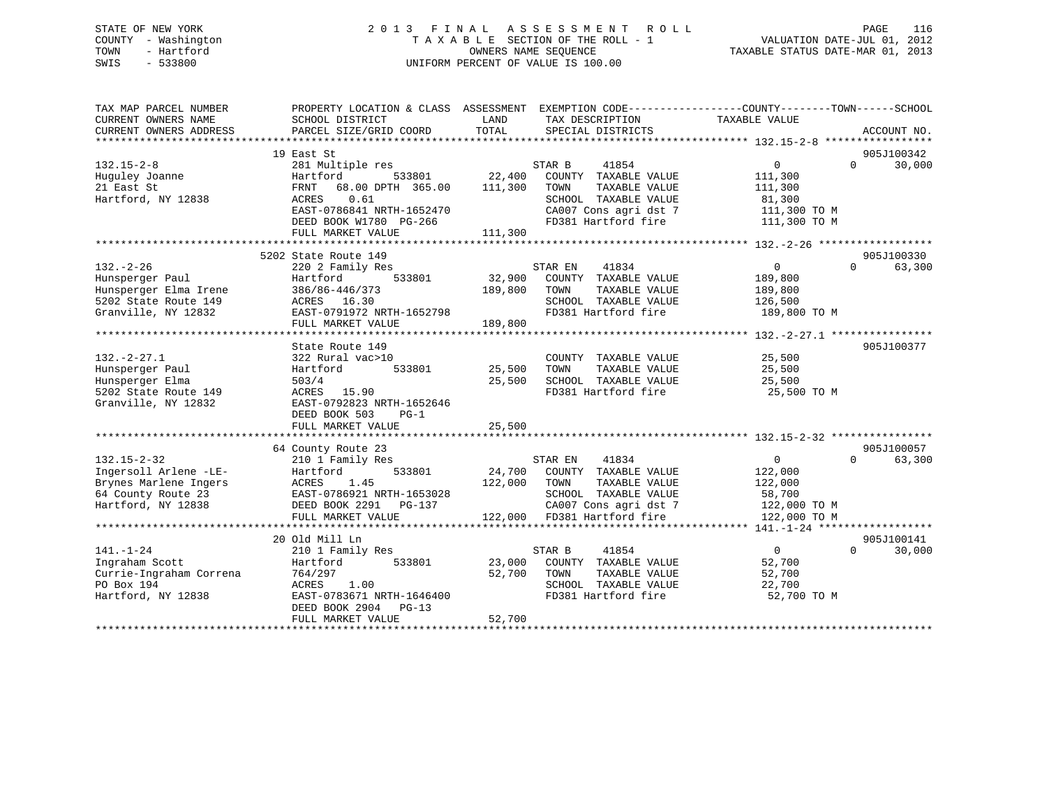STATE OF NEW YORK
COUNTY - Washington
TOWN - Hartford
SWIS - 533800

# 2013 FINAL ASSESSMENT ROLL
TAXABLE SECTION OF THE ROLL - 1
OWNERS NAME SEQUENCE
UNIFORM PERCENT OF VALUE IS 100.00

VALUATION DATE-JUL 01, 2012
TAXABLE STATUS DATE-MAR 01, 2013

```
TAX MAP PARCEL NUMBER          PROPERTY LOCATION & CLASS  ASSESSMENT  EXEMPTION CODE------------------COUNTY--------TOWN------SCHOOL
CURRENT OWNERS NAME            SCHOOL DISTRICT               LAND      TAX DESCRIPTION             TAXABLE VALUE
CURRENT OWNERS ADDRESS         PARCEL SIZE/GRID COORD        TOTAL     SPECIAL DISTRICTS                                    ACCOUNT NO.
******************************************************************************************************* 132.15-2-8 *****************
                               19 East St                                                                                   905J100342
132.15-2-8                     281 Multiple res                        STAR B     41854                  0             0     30,000
Huguley Joanne                 Hartford        533801        22,400    COUNTY  TAXABLE VALUE         111,300
21 East St                     FRNT   68.00 DPTH  365.00    111,300    TOWN    TAXABLE VALUE         111,300
Hartford, NY 12838             ACRES    0.61                           SCHOOL  TAXABLE VALUE          81,300
                               EAST-0786841 NRTH-1652470               CA007 Cons agri dst 7         111,300 TO M
                               DEED BOOK W1780  PG-266                 FD381 Hartford fire           111,300 TO M
                               FULL MARKET VALUE            111,300
******************************************************************************************************* 132.-2-26 ******************
                               5202 State Route 149                                                                         905J100330
132.-2-26                      220 2 Family Res                        STAR EN    41834                  0             0     63,300
Hunsperger Paul                Hartford        533801        32,900    COUNTY  TAXABLE VALUE         189,800
Hunsperger Elma Irene          386/86-446/373               189,800    TOWN    TAXABLE VALUE         189,800
5202 State Route 149           ACRES   16.30                           SCHOOL  TAXABLE VALUE         126,500
Granville, NY 12832            EAST-0791972 NRTH-1652798               FD381 Hartford fire           189,800 TO M
                               FULL MARKET VALUE            189,800
******************************************************************************************************* 132.-2-27.1 ****************
                               State Route 149                                                                              905J100377
132.-2-27.1                    322 Rural vac>10                        COUNTY  TAXABLE VALUE          25,500
Hunsperger Paul                Hartford        533801        25,500    TOWN    TAXABLE VALUE          25,500
Hunsperger Elma                503/4                         25,500    SCHOOL  TAXABLE VALUE          25,500
5202 State Route 149           ACRES   15.90                           FD381 Hartford fire            25,500 TO M
Granville, NY 12832            EAST-0792823 NRTH-1652646
                               DEED BOOK 503    PG-1
                               FULL MARKET VALUE             25,500
******************************************************************************************************* 132.15-2-32 ****************
                               64 County Route 23                                                                           905J100057
132.15-2-32                    210 1 Family Res                        STAR EN    41834                  0             0     63,300
Ingersoll Arlene -LE-          Hartford        533801        24,700    COUNTY  TAXABLE VALUE         122,000
Brynes Marlene Ingers          ACRES    1.45                122,000    TOWN    TAXABLE VALUE         122,000
64 County Route 23             EAST-0786921 NRTH-1653028               SCHOOL  TAXABLE VALUE          58,700
Hartford, NY 12838             DEED BOOK 2291   PG-137                 CA007 Cons agri dst 7         122,000 TO M
                               FULL MARKET VALUE            122,000    FD381 Hartford fire           122,000 TO M
******************************************************************************************************* 141.-1-24 ******************
                               20 Old Mill Ln                                                                               905J100141
141.-1-24                      210 1 Family Res                        STAR B     41854                  0             0     30,000
Ingraham Scott                 Hartford        533801        23,000    COUNTY  TAXABLE VALUE          52,700
Currie-Ingraham Correna        764/297                       52,700    TOWN    TAXABLE VALUE          52,700
PO Box 194                     ACRES    1.00                           SCHOOL  TAXABLE VALUE          22,700
Hartford, NY 12838             EAST-0783671 NRTH-1646400               FD381 Hartford fire            52,700 TO M
                               DEED BOOK 2904   PG-13
                               FULL MARKET VALUE             52,700
************************************************************************************************************************************
```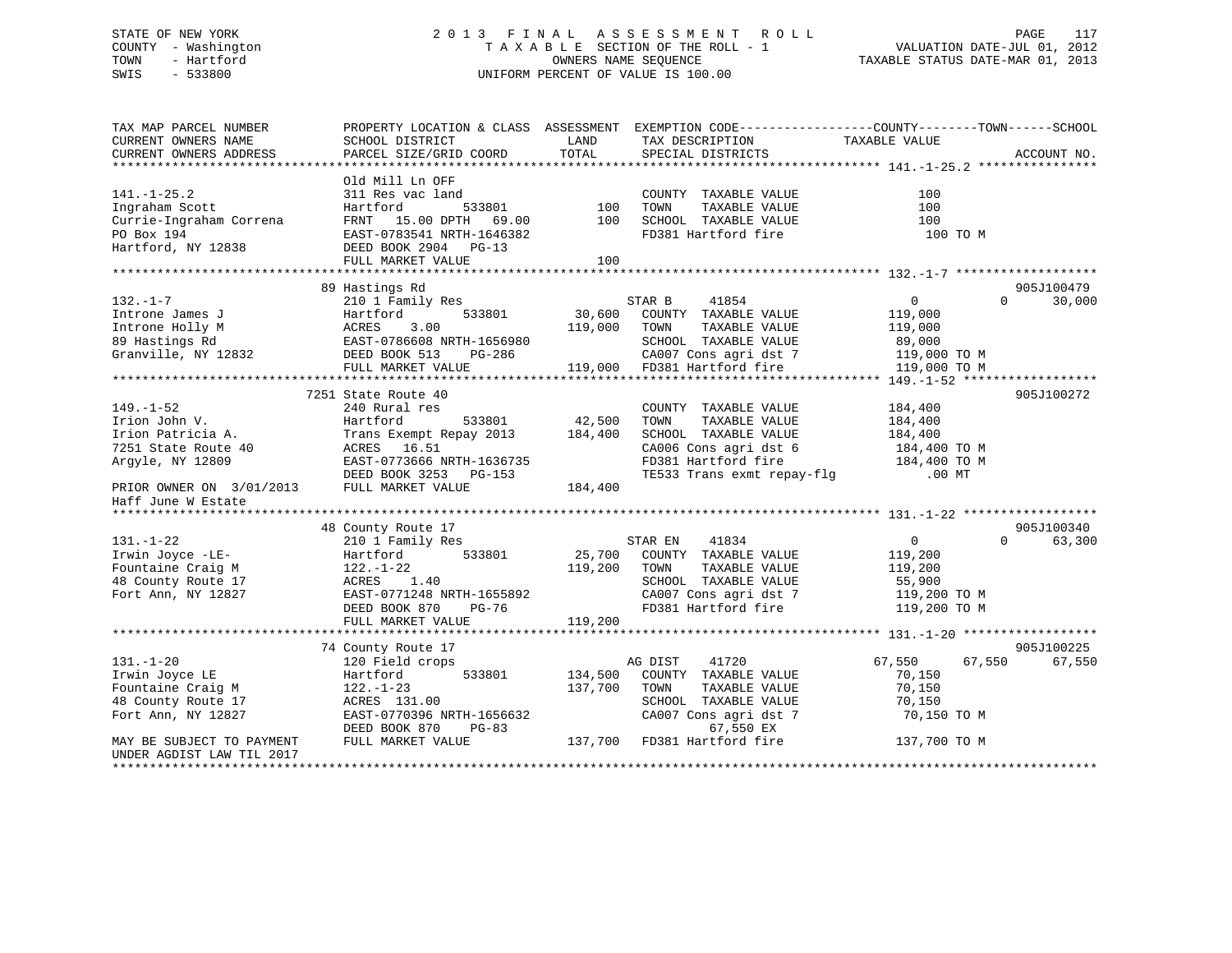STATE OF NEW YORK
COUNTY - Washington
TOWN - Hartford
SWIS - 533800

2013 FINAL ASSESSMENT ROLL
TAXABLE SECTION OF THE ROLL - 1
OWNERS NAME SEQUENCE
UNIFORM PERCENT OF VALUE IS 100.00

VALUATION DATE-JUL 01, 2012
TAXABLE STATUS DATE-MAR 01, 2013

```
TAX MAP PARCEL NUMBER          PROPERTY LOCATION & CLASS  ASSESSMENT  EXEMPTION CODE------------------COUNTY--------TOWN------SCHOOL
CURRENT OWNERS NAME            SCHOOL DISTRICT               LAND      TAX DESCRIPTION              TAXABLE VALUE
CURRENT OWNERS ADDRESS         PARCEL SIZE/GRID COORD        TOTAL     SPECIAL DISTRICTS                                      ACCOUNT NO.
****************************************************************************************************** 141.-1-25.2 ****************
                               Old Mill Ln OFF
141.-1-25.2                    311 Res vac land                        COUNTY  TAXABLE VALUE              100
Ingraham Scott                 Hartford         533801         100     TOWN    TAXABLE VALUE              100
Currie-Ingraham Correna        FRNT  15.00 DPTH  69.00         100     SCHOOL  TAXABLE VALUE              100
PO Box 194                     EAST-0783541 NRTH-1646382               FD381 Hartford fire                 100 TO M
Hartford, NY 12838             DEED BOOK 2904   PG-13
                               FULL MARKET VALUE                100
****************************************************************************************************** 132.-1-7 *******************
                               89 Hastings Rd                                                                         905J100479
132.-1-7                       210 1 Family Res                        STAR B     41854                  0             0      30,000
Introne James J                Hartford         533801      30,600     COUNTY  TAXABLE VALUE          119,000
Introne Holly M                ACRES    3.00               119,000     TOWN    TAXABLE VALUE          119,000
89 Hastings Rd                 EAST-0786608 NRTH-1656980               SCHOOL  TAXABLE VALUE           89,000
Granville, NY 12832            DEED BOOK 513    PG-286                 CA007 Cons agri dst 7          119,000 TO M
                               FULL MARKET VALUE           119,000     FD381 Hartford fire            119,000 TO M
****************************************************************************************************** 149.-1-52 ******************
                               7251 State Route 40                                                                    905J100272
149.-1-52                      240 Rural res                           COUNTY  TAXABLE VALUE          184,400
Irion John V.                  Hartford         533801      42,500     TOWN    TAXABLE VALUE          184,400
Irion Patricia A.              Trans Exempt Repay 2013     184,400     SCHOOL  TAXABLE VALUE          184,400
7251 State Route 40            ACRES   16.51                           CA006 Cons agri dst 6          184,400 TO M
Argyle, NY 12809               EAST-0773666 NRTH-1636735               FD381 Hartford fire            184,400 TO M
                               DEED BOOK 3253   PG-153                 TE533 Trans exmt repay-flg          .00 MT
PRIOR OWNER ON  3/01/2013      FULL MARKET VALUE           184,400
Haff June W Estate
****************************************************************************************************** 131.-1-22 ******************
                               48 County Route 17                                                                     905J100340
131.-1-22                      210 1 Family Res                        STAR EN    41834                  0             0      63,300
Irwin Joyce -LE-               Hartford         533801      25,700     COUNTY  TAXABLE VALUE          119,200
Fountaine Craig M              122.-1-22                   119,200     TOWN    TAXABLE VALUE          119,200
48 County Route 17             ACRES    1.40                           SCHOOL  TAXABLE VALUE           55,900
Fort Ann, NY 12827             EAST-0771248 NRTH-1655892               CA007 Cons agri dst 7          119,200 TO M
                               DEED BOOK 870    PG-76                  FD381 Hartford fire            119,200 TO M
                               FULL MARKET VALUE           119,200
****************************************************************************************************** 131.-1-20 ******************
                               74 County Route 17                                                                     905J100225
131.-1-20                      120 Field crops                         AG DIST    41720              67,550        67,550     67,550
Irwin Joyce LE                 Hartford         533801     134,500     COUNTY  TAXABLE VALUE           70,150
Fountaine Craig M              122.-1-23                   137,700     TOWN    TAXABLE VALUE           70,150
48 County Route 17             ACRES  131.00                           SCHOOL  TAXABLE VALUE           70,150
Fort Ann, NY 12827             EAST-0770396 NRTH-1656632               CA007 Cons agri dst 7           70,150 TO M
                               DEED BOOK 870    PG-83                         67,550 EX
MAY BE SUBJECT TO PAYMENT      FULL MARKET VALUE           137,700     FD381 Hartford fire            137,700 TO M
UNDER AGDIST LAW TIL 2017
************************************************************************************************************************************
```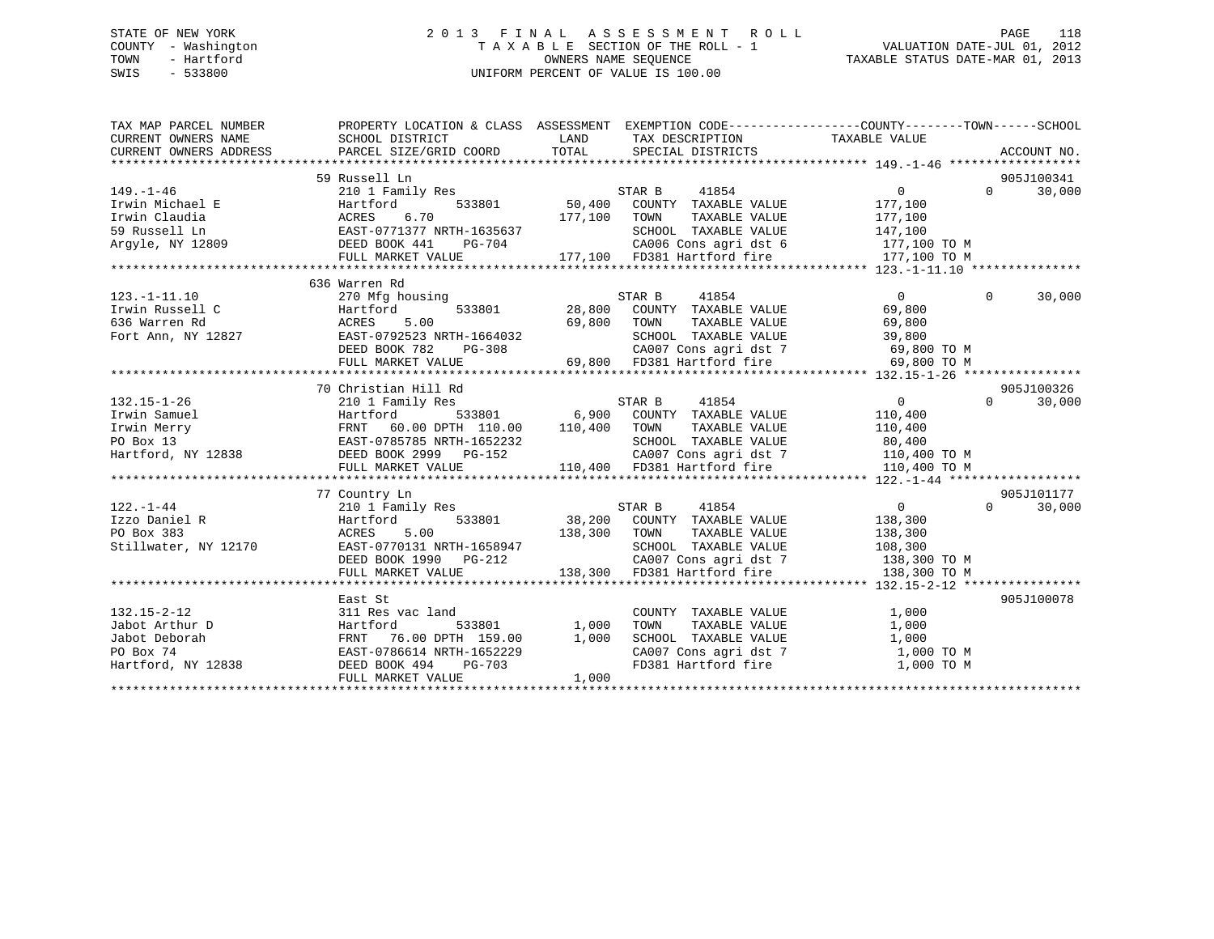STATE OF NEW YORK
COUNTY - Washington
TOWN - Hartford
SWIS - 533800

# 2013 FINAL ASSESSMENT ROLL
TAXABLE SECTION OF THE ROLL - 1
OWNERS NAME SEQUENCE
UNIFORM PERCENT OF VALUE IS 100.00

VALUATION DATE-JUL 01, 2012
TAXABLE STATUS DATE-MAR 01, 2013

```
TAX MAP PARCEL NUMBER     PROPERTY LOCATION & CLASS  ASSESSMENT  EXEMPTION CODE-----------------COUNTY--------TOWN------SCHOOL
CURRENT OWNERS NAME       SCHOOL DISTRICT               LAND      TAX DESCRIPTION             TAXABLE VALUE
CURRENT OWNERS ADDRESS    PARCEL SIZE/GRID COORD       TOTAL      SPECIAL DISTRICTS                                    ACCOUNT NO.
******************************************************************************************* 149.-1-46 ******************
                          59 Russell Ln                                                                            905J100341
149.-1-46                 210 1 Family Res                     STAR B     41854               0           0      30,000
Irwin Michael E           Hartford          533801     50,400   COUNTY  TAXABLE VALUE         177,100
Irwin Claudia             ACRES    6.70               177,100   TOWN    TAXABLE VALUE         177,100
59 Russell Ln             EAST-0771377 NRTH-1635637             SCHOOL  TAXABLE VALUE         147,100
Argyle, NY 12809          DEED BOOK 441    PG-704               CA006 Cons agri dst 6          177,100 TO M
                          FULL MARKET VALUE           177,100   FD381 Hartford fire            177,100 TO M
******************************************************************************************* 123.-1-11.10 ***************
                          636 Warren Rd
123.-1-11.10              270 Mfg housing                      STAR B     41854               0           0      30,000
Irwin Russell C           Hartford          533801     28,800   COUNTY  TAXABLE VALUE          69,800
636 Warren Rd             ACRES    5.00                69,800   TOWN    TAXABLE VALUE          69,800
Fort Ann, NY 12827        EAST-0792523 NRTH-1664032             SCHOOL  TAXABLE VALUE          39,800
                          DEED BOOK 782    PG-308               CA007 Cons agri dst 7           69,800 TO M
                          FULL MARKET VALUE            69,800   FD381 Hartford fire             69,800 TO M
******************************************************************************************* 132.15-1-26 ****************
                          70 Christian Hill Rd                                                                     905J100326
132.15-1-26               210 1 Family Res                     STAR B     41854               0           0      30,000
Irwin Samuel              Hartford          533801      6,900   COUNTY  TAXABLE VALUE         110,400
Irwin Merry               FRNT   60.00 DPTH 110.00    110,400   TOWN    TAXABLE VALUE         110,400
PO Box 13                 EAST-0785785 NRTH-1652232             SCHOOL  TAXABLE VALUE          80,400
Hartford, NY 12838        DEED BOOK 2999   PG-152               CA007 Cons agri dst 7          110,400 TO M
                          FULL MARKET VALUE           110,400   FD381 Hartford fire            110,400 TO M
******************************************************************************************* 122.-1-44 ******************
                          77 Country Ln                                                                            905J101177
122.-1-44                 210 1 Family Res                     STAR B     41854               0           0      30,000
Izzo Daniel R             Hartford          533801     38,200   COUNTY  TAXABLE VALUE         138,300
PO Box 383                ACRES    5.00               138,300   TOWN    TAXABLE VALUE         138,300
Stillwater, NY 12170      EAST-0770131 NRTH-1658947             SCHOOL  TAXABLE VALUE         108,300
                          DEED BOOK 1990   PG-212               CA007 Cons agri dst 7          138,300 TO M
                          FULL MARKET VALUE           138,300   FD381 Hartford fire            138,300 TO M
******************************************************************************************* 132.15-2-12 ****************
                          East St                                                                                  905J100078
132.15-2-12               311 Res vac land                      COUNTY  TAXABLE VALUE           1,000
Jabot Arthur D            Hartford          533801      1,000   TOWN    TAXABLE VALUE           1,000
Jabot Deborah             FRNT   76.00 DPTH 159.00      1,000   SCHOOL  TAXABLE VALUE           1,000
PO Box 74                 EAST-0786614 NRTH-1652229             CA007 Cons agri dst 7            1,000 TO M
Hartford, NY 12838        DEED BOOK 494    PG-703               FD381 Hartford fire              1,000 TO M
                          FULL MARKET VALUE             1,000
************************************************************************************************************************
```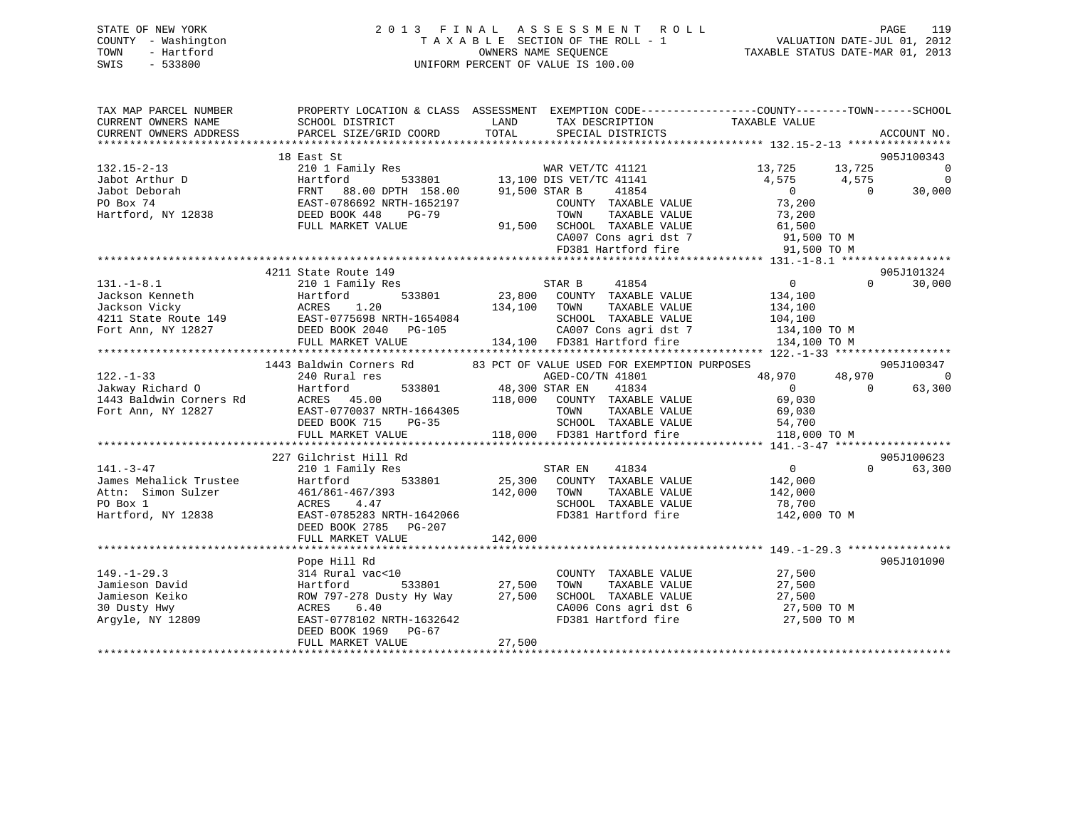STATE OF NEW YORK
COUNTY - Washington
TOWN - Hartford
SWIS - 533800

# 2013 FINAL ASSESSMENT ROLL

TAXABLE SECTION OF THE ROLL - 1
OWNERS NAME SEQUENCE
UNIFORM PERCENT OF VALUE IS 100.00

VALUATION DATE-JUL 01, 2012
TAXABLE STATUS DATE-MAR 01, 2013

```
TAX MAP PARCEL NUMBER          PROPERTY LOCATION & CLASS  ASSESSMENT  EXEMPTION CODE-----------------COUNTY--------TOWN------SCHOOL
CURRENT OWNERS NAME            SCHOOL DISTRICT               LAND      TAX DESCRIPTION             TAXABLE VALUE
CURRENT OWNERS ADDRESS         PARCEL SIZE/GRID COORD        TOTAL     SPECIAL DISTRICTS                                    ACCOUNT NO.
******************************************************************************************************* 132.15-2-13 ****************
                               18 East St                                                                                905J100343
132.15-2-13                    210 1 Family Res                     WAR VET/TC 41121              13,725      13,725             0
Jabot Arthur D                 Hartford        533801        13,100 DIS VET/TC 41141               4,575       4,575             0
Jabot Deborah                  FRNT   88.00 DPTH 158.00      91,500 STAR B     41854                   0           0        30,000
PO Box 74                      EAST-0786692 NRTH-1652197              COUNTY  TAXABLE VALUE           73,200
Hartford, NY 12838             DEED BOOK 448    PG-79                 TOWN    TAXABLE VALUE           73,200
                               FULL MARKET VALUE             91,500   SCHOOL  TAXABLE VALUE           61,500
                                                                      CA007 Cons agri dst 7            91,500 TO M
                                                                      FD381 Hartford fire              91,500 TO M
******************************************************************************************************* 131.-1-8.1 *****************
                               4211 State Route 149                                                                      905J101324
131.-1-8.1                     210 1 Family Res                     STAR B     41854                   0           0        30,000
Jackson Kenneth                Hartford        533801        23,800   COUNTY  TAXABLE VALUE          134,100
Jackson Vicky                  ACRES    1.20                134,100   TOWN    TAXABLE VALUE          134,100
4211 State Route 149           EAST-0775698 NRTH-1654084              SCHOOL  TAXABLE VALUE          104,100
Fort Ann, NY 12827             DEED BOOK 2040   PG-105                CA007 Cons agri dst 7           134,100 TO M
                               FULL MARKET VALUE            134,100   FD381 Hartford fire             134,100 TO M
******************************************************************************************************* 122.-1-33 ******************
                               1443 Baldwin Corners Rd        83 PCT OF VALUE USED FOR EXEMPTION PURPOSES                905J100347
122.-1-33                      240 Rural res                        AGED-CO/TN 41801              48,970      48,970             0
Jakway Richard O               Hartford        533801        48,300 STAR EN    41834                   0           0        63,300
1443 Baldwin Corners Rd        ACRES   45.00                118,000   COUNTY  TAXABLE VALUE           69,030
Fort Ann, NY 12827             EAST-0770037 NRTH-1664305              TOWN    TAXABLE VALUE           69,030
                               DEED BOOK 715    PG-35                 SCHOOL  TAXABLE VALUE           54,700
                               FULL MARKET VALUE            118,000   FD381 Hartford fire             118,000 TO M
******************************************************************************************************* 141.-3-47 ******************
                               227 Gilchrist Hill Rd                                                                     905J100623
141.-3-47                      210 1 Family Res                     STAR EN    41834                   0           0        63,300
James Mehalick Trustee         Hartford        533801        25,300   COUNTY  TAXABLE VALUE          142,000
Attn:  Simon Sulzer            461/861-467/393              142,000   TOWN    TAXABLE VALUE          142,000
PO Box 1                       ACRES    4.47                          SCHOOL  TAXABLE VALUE           78,700
Hartford, NY 12838             EAST-0785283 NRTH-1642066              FD381 Hartford fire             142,000 TO M
                               DEED BOOK 2785   PG-207
                               FULL MARKET VALUE            142,000
******************************************************************************************************* 149.-1-29.3 ****************
                               Pope Hill Rd                                                                              905J101090
149.-1-29.3                    314 Rural vac<10                       COUNTY  TAXABLE VALUE           27,500
Jamieson David                 Hartford        533801        27,500   TOWN    TAXABLE VALUE           27,500
Jamieson Keiko                 ROW 797-278 Dusty Hy Way      27,500   SCHOOL  TAXABLE VALUE           27,500
30 Dusty Hwy                   ACRES    6.40                          CA006 Cons agri dst 6            27,500 TO M
Argyle, NY 12809               EAST-0778102 NRTH-1632642              FD381 Hartford fire              27,500 TO M
                               DEED BOOK 1969   PG-67
                               FULL MARKET VALUE             27,500
************************************************************************************************************************************
```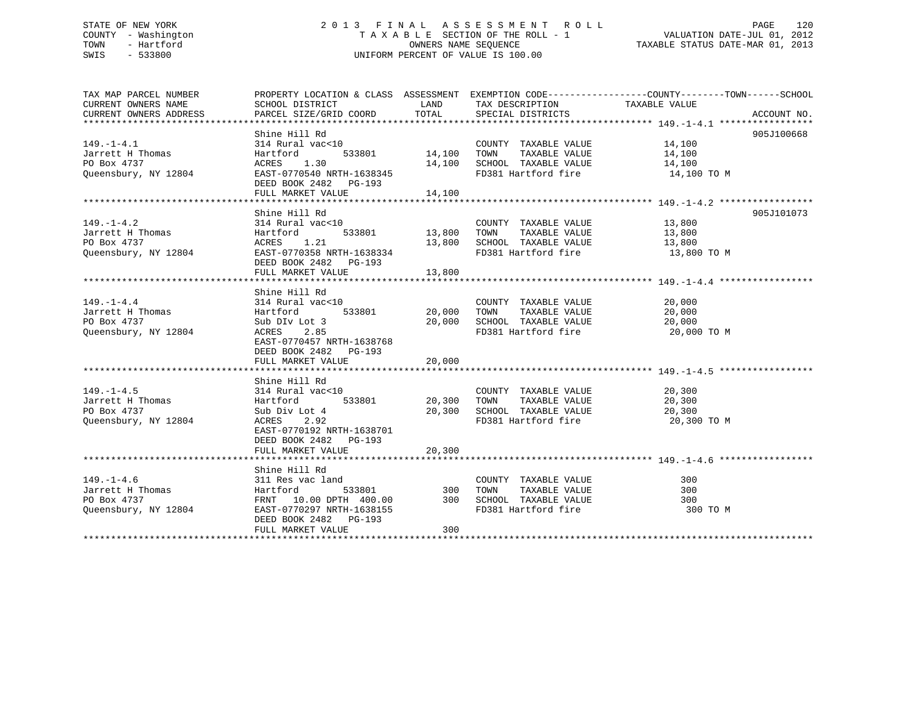STATE OF NEW YORK
COUNTY - Washington
TOWN - Hartford
SWIS - 533800

2013 FINAL ASSESSMENT ROLL
TAXABLE SECTION OF THE ROLL - 1
OWNERS NAME SEQUENCE
UNIFORM PERCENT OF VALUE IS 100.00

VALUATION DATE-JUL 01, 2012
TAXABLE STATUS DATE-MAR 01, 2013

| TAX MAP PARCEL NUMBER / CURRENT OWNERS NAME / CURRENT OWNERS ADDRESS | PROPERTY LOCATION & CLASS / SCHOOL DISTRICT / PARCEL SIZE/GRID COORD | ASSESSMENT LAND / TOTAL | EXEMPTION CODE / TAX DESCRIPTION / SPECIAL DISTRICTS | TAXABLE VALUE (COUNTY / TOWN / SCHOOL) | ACCOUNT NO. |
|---|---|---|---|---|---|
| 149.-1-4.1 | Shine Hill Rd | | | | 905J100668 |
| Jarrett H Thomas | 314 Rural vac<10 | | COUNTY TAXABLE VALUE | 14,100 | |
| PO Box 4737 | Hartford 533801 | 14,100 | TOWN TAXABLE VALUE | 14,100 | |
| Queensbury, NY 12804 | ACRES 1.30 | 14,100 | SCHOOL TAXABLE VALUE | 14,100 | |
| | EAST-0770540 NRTH-1638345 | | FD381 Hartford fire | 14,100 TO M | |
| | DEED BOOK 2482 PG-193 | | | | |
| | FULL MARKET VALUE | 14,100 | | | |
| 149.-1-4.2 | Shine Hill Rd | | | | 905J101073 |
| Jarrett H Thomas | 314 Rural vac<10 | | COUNTY TAXABLE VALUE | 13,800 | |
| PO Box 4737 | Hartford 533801 | 13,800 | TOWN TAXABLE VALUE | 13,800 | |
| Queensbury, NY 12804 | ACRES 1.21 | 13,800 | SCHOOL TAXABLE VALUE | 13,800 | |
| | EAST-0770358 NRTH-1638334 | | FD381 Hartford fire | 13,800 TO M | |
| | DEED BOOK 2482 PG-193 | | | | |
| | FULL MARKET VALUE | 13,800 | | | |
| 149.-1-4.4 | Shine Hill Rd | | | | |
| Jarrett H Thomas | 314 Rural vac<10 | | COUNTY TAXABLE VALUE | 20,000 | |
| PO Box 4737 | Hartford 533801 | 20,000 | TOWN TAXABLE VALUE | 20,000 | |
| Queensbury, NY 12804 | Sub DIv Lot 3 | 20,000 | SCHOOL TAXABLE VALUE | 20,000 | |
| | ACRES 2.85 | | FD381 Hartford fire | 20,000 TO M | |
| | EAST-0770457 NRTH-1638768 | | | | |
| | DEED BOOK 2482 PG-193 | | | | |
| | FULL MARKET VALUE | 20,000 | | | |
| 149.-1-4.5 | Shine Hill Rd | | | | |
| Jarrett H Thomas | 314 Rural vac<10 | | COUNTY TAXABLE VALUE | 20,300 | |
| PO Box 4737 | Hartford 533801 | 20,300 | TOWN TAXABLE VALUE | 20,300 | |
| Queensbury, NY 12804 | Sub Div Lot 4 | 20,300 | SCHOOL TAXABLE VALUE | 20,300 | |
| | ACRES 2.92 | | FD381 Hartford fire | 20,300 TO M | |
| | EAST-0770192 NRTH-1638701 | | | | |
| | DEED BOOK 2482 PG-193 | | | | |
| | FULL MARKET VALUE | 20,300 | | | |
| 149.-1-4.6 | Shine Hill Rd | | | | |
| Jarrett H Thomas | 311 Res vac land | | COUNTY TAXABLE VALUE | 300 | |
| PO Box 4737 | Hartford 533801 | 300 | TOWN TAXABLE VALUE | 300 | |
| Queensbury, NY 12804 | FRNT 10.00 DPTH 400.00 | 300 | SCHOOL TAXABLE VALUE | 300 | |
| | EAST-0770297 NRTH-1638155 | | FD381 Hartford fire | 300 TO M | |
| | DEED BOOK 2482 PG-193 | | | | |
| | FULL MARKET VALUE | 300 | | | |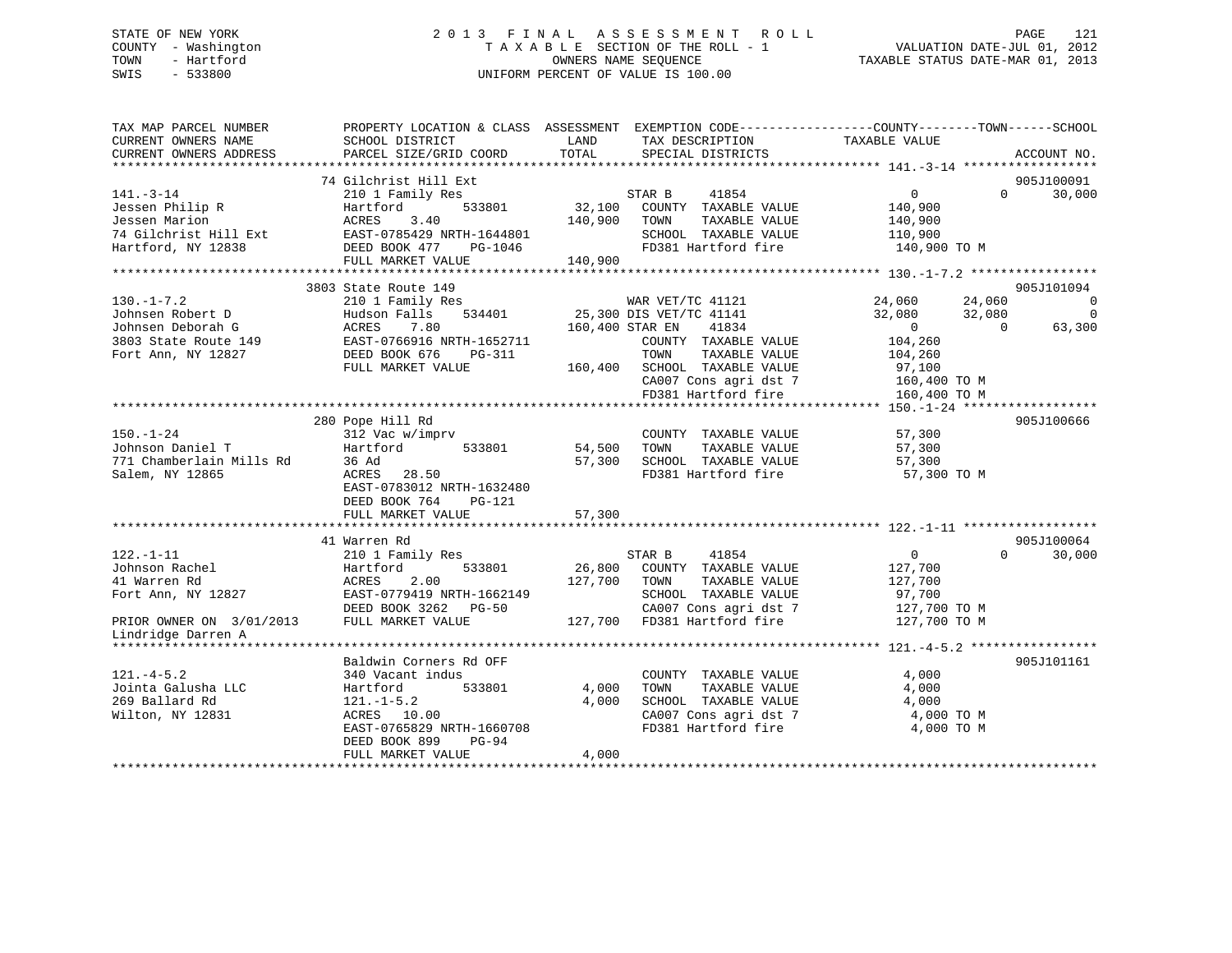STATE OF NEW YORK
COUNTY - Washington
TOWN - Hartford
SWIS - 533800

2 0 1 3 F I N A L A S S E S S M E N T R O L L
T A X A B L E SECTION OF THE ROLL - 1
OWNERS NAME SEQUENCE
UNIFORM PERCENT OF VALUE IS 100.00

VALUATION DATE-JUL 01, 2012
TAXABLE STATUS DATE-MAR 01, 2013

```
TAX MAP PARCEL NUMBER          PROPERTY LOCATION & CLASS  ASSESSMENT  EXEMPTION CODE------------------COUNTY--------TOWN------SCHOOL
CURRENT OWNERS NAME            SCHOOL DISTRICT               LAND      TAX DESCRIPTION              TAXABLE VALUE
CURRENT OWNERS ADDRESS         PARCEL SIZE/GRID COORD        TOTAL     SPECIAL DISTRICTS                                        ACCOUNT NO.
******************************************************************************************************* 141.-3-14 ******************
                               74 Gilchrist Hill Ext                                                                            905J100091
141.-3-14                      210 1 Family Res                        STAR B     41854                   0            0      30,000
Jessen Philip R                Hartford          533801      32,100    COUNTY  TAXABLE VALUE          140,900
Jessen Marion                  ACRES    3.40                140,900    TOWN    TAXABLE VALUE          140,900
74 Gilchrist Hill Ext          EAST-0785429 NRTH-1644801               SCHOOL  TAXABLE VALUE          110,900
Hartford, NY 12838             DEED BOOK 477    PG-1046                FD381 Hartford fire            140,900 TO M
                               FULL MARKET VALUE            140,900
******************************************************************************************************* 130.-1-7.2 *****************
                               3803 State Route 149                                                                             905J101094
130.-1-7.2                     210 1 Family Res                        WAR VET/TC 41121              24,060       24,060           0
Johnsen Robert D               Hudson Falls      534401      25,300 DIS VET/TC 41141              32,080       32,080           0
Johnsen Deborah G              ACRES    7.80                160,400 STAR EN    41834                   0            0      63,300
3803 State Route 149           EAST-0766916 NRTH-1652711               COUNTY  TAXABLE VALUE          104,260
Fort Ann, NY 12827             DEED BOOK 676    PG-311                 TOWN    TAXABLE VALUE          104,260
                               FULL MARKET VALUE            160,400    SCHOOL  TAXABLE VALUE           97,100
                                                                       CA007 Cons agri dst 7          160,400 TO M
                                                                       FD381 Hartford fire            160,400 TO M
******************************************************************************************************* 150.-1-24 ******************
                               280 Pope Hill Rd                                                                                 905J100666
150.-1-24                      312 Vac w/imprv                         COUNTY  TAXABLE VALUE           57,300
Johnson Daniel T               Hartford          533801      54,500    TOWN    TAXABLE VALUE           57,300
771 Chamberlain Mills Rd       36 Ad                         57,300    SCHOOL  TAXABLE VALUE           57,300
Salem, NY 12865                ACRES   28.50                           FD381 Hartford fire             57,300 TO M
                               EAST-0783012 NRTH-1632480
                               DEED BOOK 764    PG-121
                               FULL MARKET VALUE             57,300
******************************************************************************************************* 122.-1-11 ******************
                               41 Warren Rd                                                                                     905J100064
122.-1-11                      210 1 Family Res                        STAR B     41854                   0            0      30,000
Johnson Rachel                 Hartford          533801      26,800    COUNTY  TAXABLE VALUE          127,700
41 Warren Rd                   ACRES    2.00                127,700    TOWN    TAXABLE VALUE          127,700
Fort Ann, NY 12827             EAST-0779419 NRTH-1662149               SCHOOL  TAXABLE VALUE           97,700
                               DEED BOOK 3262   PG-50                  CA007 Cons agri dst 7          127,700 TO M
PRIOR OWNER ON 3/01/2013       FULL MARKET VALUE            127,700    FD381 Hartford fire            127,700 TO M
Lindridge Darren A
******************************************************************************************************* 121.-4-5.2 *****************
                               Baldwin Corners Rd OFF                                                                           905J101161
121.-4-5.2                     340 Vacant indus                        COUNTY  TAXABLE VALUE            4,000
Jointa Galusha LLC             Hartford          533801       4,000    TOWN    TAXABLE VALUE            4,000
269 Ballard Rd                 121.-1-5.2                     4,000    SCHOOL  TAXABLE VALUE            4,000
Wilton, NY 12831               ACRES   10.00                           CA007 Cons agri dst 7            4,000 TO M
                               EAST-0765829 NRTH-1660708               FD381 Hartford fire              4,000 TO M
                               DEED BOOK 899    PG-94
                               FULL MARKET VALUE              4,000
************************************************************************************************************************************
```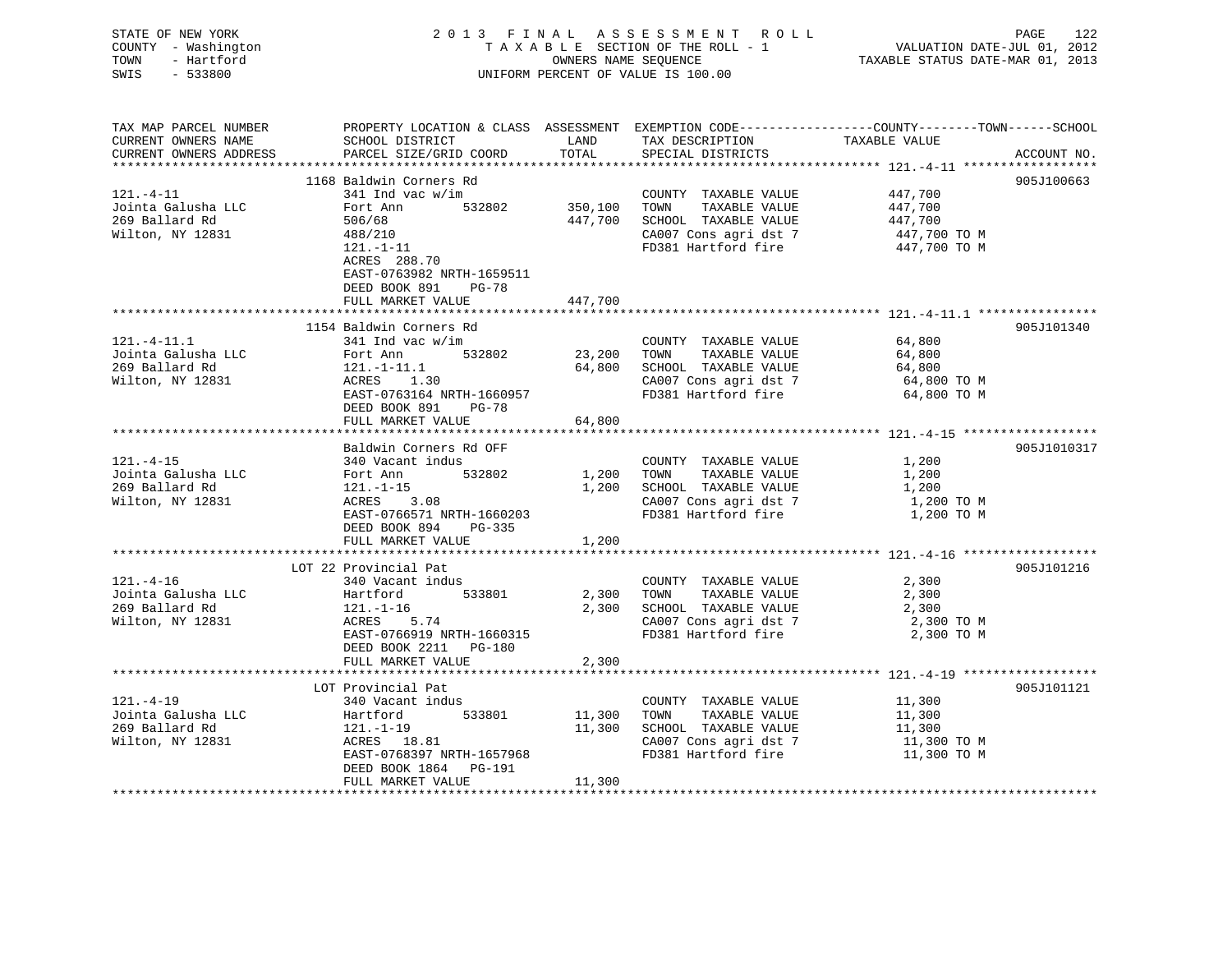STATE OF NEW YORK
COUNTY - Washington
TOWN - Hartford
SWIS - 533800

2013 FINAL ASSESSMENT ROLL
TAXABLE SECTION OF THE ROLL - 1
OWNERS NAME SEQUENCE
UNIFORM PERCENT OF VALUE IS 100.00

VALUATION DATE-JUL 01, 2012
TAXABLE STATUS DATE-MAR 01, 2013

| TAX MAP PARCEL NUMBER / CURRENT OWNERS NAME / CURRENT OWNERS ADDRESS | PROPERTY LOCATION & CLASS / SCHOOL DISTRICT / PARCEL SIZE/GRID COORD | ASSESSMENT LAND | TOTAL | EXEMPTION CODE / TAX DESCRIPTION / SPECIAL DISTRICTS | TAXABLE VALUE (COUNTY--TOWN--SCHOOL) | ACCOUNT NO. |
|---|---|---|---|---|---|---|
| 121.-4-11 | 1168 Baldwin Corners Rd | | | | | 905J100663 |
| | 341 Ind vac w/im | | | COUNTY TAXABLE VALUE | 447,700 | |
| Jointa Galusha LLC | Fort Ann 532802 | 350,100 | | TOWN TAXABLE VALUE | 447,700 | |
| 269 Ballard Rd | 506/68 | | 447,700 | SCHOOL TAXABLE VALUE | 447,700 | |
| Wilton, NY 12831 | 488/210 | | | CA007 Cons agri dst 7 | 447,700 TO M | |
| | 121.-1-11 | | | FD381 Hartford fire | 447,700 TO M | |
| | ACRES 288.70 | | | | | |
| | EAST-0763982 NRTH-1659511 | | | | | |
| | DEED BOOK 891 PG-78 | | | | | |
| | FULL MARKET VALUE | | 447,700 | | | |
| 121.-4-11.1 | 1154 Baldwin Corners Rd | | | | | 905J101340 |
| | 341 Ind vac w/im | | | COUNTY TAXABLE VALUE | 64,800 | |
| Jointa Galusha LLC | Fort Ann 532802 | 23,200 | | TOWN TAXABLE VALUE | 64,800 | |
| 269 Ballard Rd | 121.-1-11.1 | | 64,800 | SCHOOL TAXABLE VALUE | 64,800 | |
| Wilton, NY 12831 | ACRES 1.30 | | | CA007 Cons agri dst 7 | 64,800 TO M | |
| | EAST-0763164 NRTH-1660957 | | | FD381 Hartford fire | 64,800 TO M | |
| | DEED BOOK 891 PG-78 | | | | | |
| | FULL MARKET VALUE | | 64,800 | | | |
| 121.-4-15 | Baldwin Corners Rd OFF | | | | | 905J1010317 |
| | 340 Vacant indus | | | COUNTY TAXABLE VALUE | 1,200 | |
| Jointa Galusha LLC | Fort Ann 532802 | 1,200 | | TOWN TAXABLE VALUE | 1,200 | |
| 269 Ballard Rd | 121.-1-15 | | 1,200 | SCHOOL TAXABLE VALUE | 1,200 | |
| Wilton, NY 12831 | ACRES 3.08 | | | CA007 Cons agri dst 7 | 1,200 TO M | |
| | EAST-0766571 NRTH-1660203 | | | FD381 Hartford fire | 1,200 TO M | |
| | DEED BOOK 894 PG-335 | | | | | |
| | FULL MARKET VALUE | | 1,200 | | | |
| 121.-4-16 | LOT 22 Provincial Pat | | | | | 905J101216 |
| | 340 Vacant indus | | | COUNTY TAXABLE VALUE | 2,300 | |
| Jointa Galusha LLC | Hartford 533801 | 2,300 | | TOWN TAXABLE VALUE | 2,300 | |
| 269 Ballard Rd | 121.-1-16 | | 2,300 | SCHOOL TAXABLE VALUE | 2,300 | |
| Wilton, NY 12831 | ACRES 5.74 | | | CA007 Cons agri dst 7 | 2,300 TO M | |
| | EAST-0766919 NRTH-1660315 | | | FD381 Hartford fire | 2,300 TO M | |
| | DEED BOOK 2211 PG-180 | | | | | |
| | FULL MARKET VALUE | | 2,300 | | | |
| 121.-4-19 | LOT Provincial Pat | | | | | 905J101121 |
| | 340 Vacant indus | | | COUNTY TAXABLE VALUE | 11,300 | |
| Jointa Galusha LLC | Hartford 533801 | 11,300 | | TOWN TAXABLE VALUE | 11,300 | |
| 269 Ballard Rd | 121.-1-19 | | 11,300 | SCHOOL TAXABLE VALUE | 11,300 | |
| Wilton, NY 12831 | ACRES 18.81 | | | CA007 Cons agri dst 7 | 11,300 TO M | |
| | EAST-0768397 NRTH-1657968 | | | FD381 Hartford fire | 11,300 TO M | |
| | DEED BOOK 1864 PG-191 | | | | | |
| | FULL MARKET VALUE | | 11,300 | | | |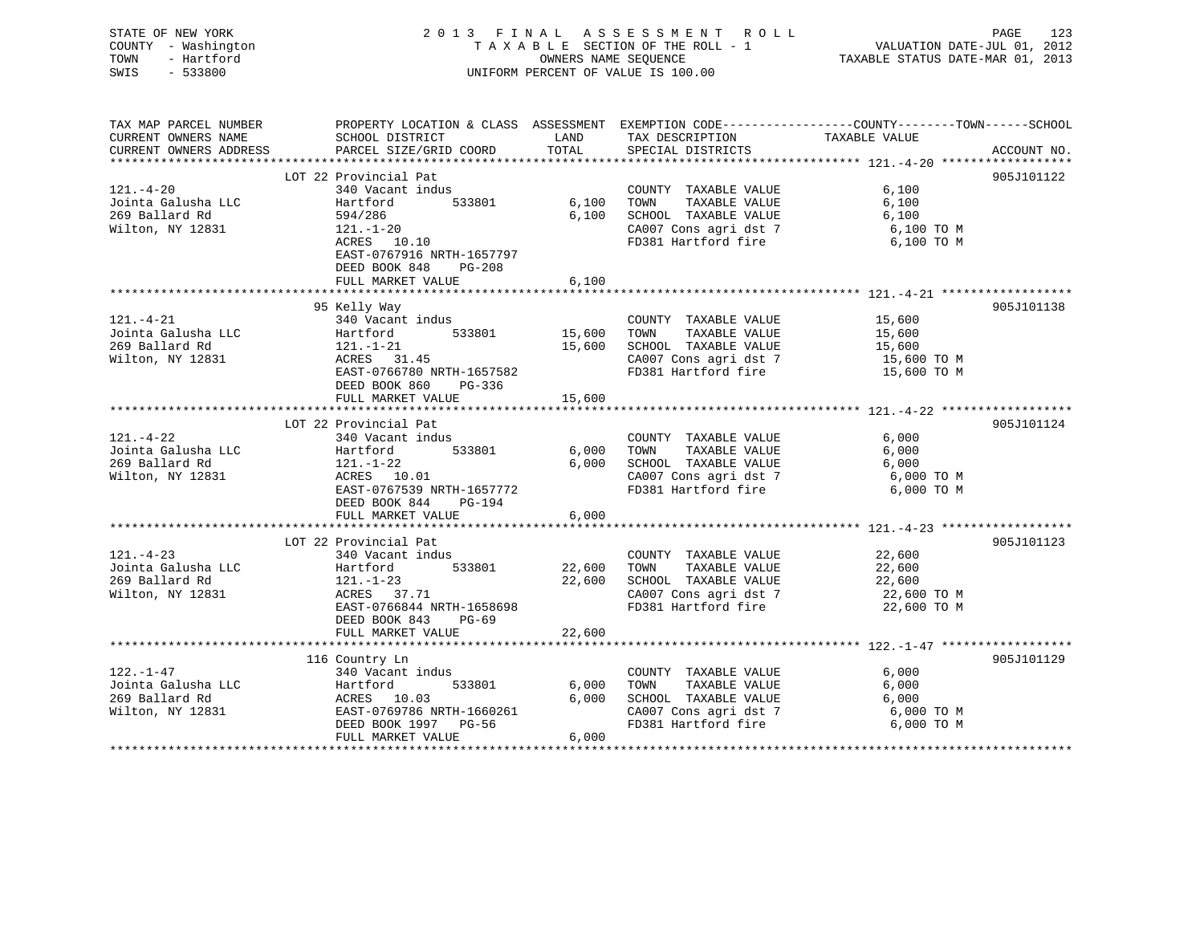STATE OF NEW YORK
COUNTY - Washington
TOWN - Hartford
SWIS - 533800

# 2013 FINAL ASSESSMENT ROLL

TAXABLE SECTION OF THE ROLL - 1
OWNERS NAME SEQUENCE
UNIFORM PERCENT OF VALUE IS 100.00

VALUATION DATE-JUL 01, 2012
TAXABLE STATUS DATE-MAR 01, 2013

| TAX MAP PARCEL NUMBER / CURRENT OWNERS NAME / CURRENT OWNERS ADDRESS | PROPERTY LOCATION & CLASS / SCHOOL DISTRICT / PARCEL SIZE/GRID COORD | ASSESSMENT LAND | TOTAL | EXEMPTION CODE / TAX DESCRIPTION / SPECIAL DISTRICTS | TAXABLE VALUE (COUNTY / TOWN / SCHOOL) | ACCOUNT NO. |
|---|---|---|---|---|---|---|
| | LOT 22 Provincial Pat | | | | | 905J101122 |
| 121.-4-20 | 340 Vacant indus | | | COUNTY TAXABLE VALUE | 6,100 | |
| Jointa Galusha LLC | Hartford 533801 | 6,100 | | TOWN TAXABLE VALUE | 6,100 | |
| 269 Ballard Rd | 594/286 | | 6,100 | SCHOOL TAXABLE VALUE | 6,100 | |
| Wilton, NY 12831 | 121.-1-20 | | | CA007 Cons agri dst 7 | 6,100 TO M | |
| | ACRES 10.10 | | | FD381 Hartford fire | 6,100 TO M | |
| | EAST-0767916 NRTH-1657797 | | | | | |
| | DEED BOOK 848 PG-208 | | | | | |
| | FULL MARKET VALUE | | 6,100 | | | |
| | 95 Kelly Way | | | | | 905J101138 |
| 121.-4-21 | 340 Vacant indus | | | COUNTY TAXABLE VALUE | 15,600 | |
| Jointa Galusha LLC | Hartford 533801 | 15,600 | | TOWN TAXABLE VALUE | 15,600 | |
| 269 Ballard Rd | 121.-1-21 | | 15,600 | SCHOOL TAXABLE VALUE | 15,600 | |
| Wilton, NY 12831 | ACRES 31.45 | | | CA007 Cons agri dst 7 | 15,600 TO M | |
| | EAST-0766780 NRTH-1657582 | | | FD381 Hartford fire | 15,600 TO M | |
| | DEED BOOK 860 PG-336 | | | | | |
| | FULL MARKET VALUE | | 15,600 | | | |
| | LOT 22 Provincial Pat | | | | | 905J101124 |
| 121.-4-22 | 340 Vacant indus | | | COUNTY TAXABLE VALUE | 6,000 | |
| Jointa Galusha LLC | Hartford 533801 | 6,000 | | TOWN TAXABLE VALUE | 6,000 | |
| 269 Ballard Rd | 121.-1-22 | | 6,000 | SCHOOL TAXABLE VALUE | 6,000 | |
| Wilton, NY 12831 | ACRES 10.01 | | | CA007 Cons agri dst 7 | 6,000 TO M | |
| | EAST-0767539 NRTH-1657772 | | | FD381 Hartford fire | 6,000 TO M | |
| | DEED BOOK 844 PG-194 | | | | | |
| | FULL MARKET VALUE | | 6,000 | | | |
| | LOT 22 Provincial Pat | | | | | 905J101123 |
| 121.-4-23 | 340 Vacant indus | | | COUNTY TAXABLE VALUE | 22,600 | |
| Jointa Galusha LLC | Hartford 533801 | 22,600 | | TOWN TAXABLE VALUE | 22,600 | |
| 269 Ballard Rd | 121.-1-23 | | 22,600 | SCHOOL TAXABLE VALUE | 22,600 | |
| Wilton, NY 12831 | ACRES 37.71 | | | CA007 Cons agri dst 7 | 22,600 TO M | |
| | EAST-0766844 NRTH-1658698 | | | FD381 Hartford fire | 22,600 TO M | |
| | DEED BOOK 843 PG-69 | | | | | |
| | FULL MARKET VALUE | | 22,600 | | | |
| | 116 Country Ln | | | | | 905J101129 |
| 122.-1-47 | 340 Vacant indus | | | COUNTY TAXABLE VALUE | 6,000 | |
| Jointa Galusha LLC | Hartford 533801 | 6,000 | | TOWN TAXABLE VALUE | 6,000 | |
| 269 Ballard Rd | ACRES 10.03 | | 6,000 | SCHOOL TAXABLE VALUE | 6,000 | |
| Wilton, NY 12831 | EAST-0769786 NRTH-1660261 | | | CA007 Cons agri dst 7 | 6,000 TO M | |
| | DEED BOOK 1997 PG-56 | | | FD381 Hartford fire | 6,000 TO M | |
| | FULL MARKET VALUE | | 6,000 | | | |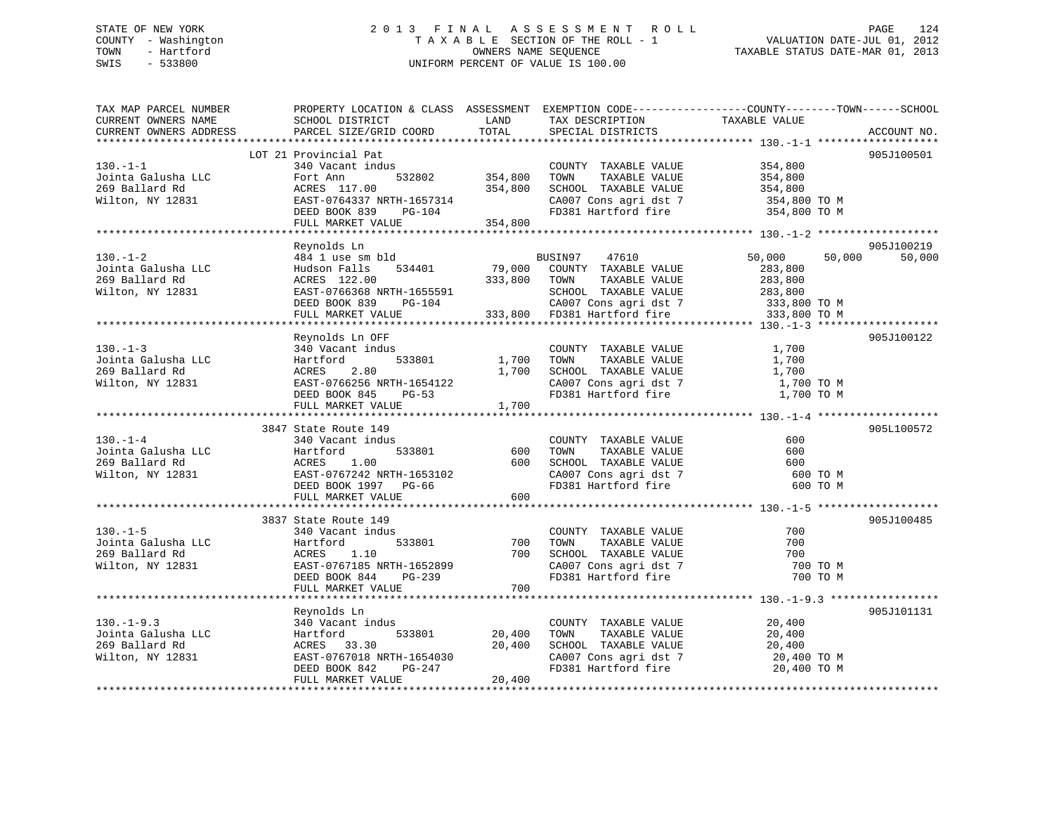STATE OF NEW YORK
COUNTY - Washington
TOWN - Hartford
SWIS - 533800

2013 FINAL ASSESSMENT ROLL
TAXABLE SECTION OF THE ROLL - 1
OWNERS NAME SEQUENCE
UNIFORM PERCENT OF VALUE IS 100.00

VALUATION DATE-JUL 01, 2012
TAXABLE STATUS DATE-MAR 01, 2013

| TAX MAP PARCEL NUMBER / CURRENT OWNERS NAME / CURRENT OWNERS ADDRESS | PROPERTY LOCATION & CLASS / SCHOOL DISTRICT / PARCEL SIZE/GRID COORD | ASSESSMENT LAND | TOTAL | EXEMPTION CODE / TAX DESCRIPTION / SPECIAL DISTRICTS | COUNTY | TOWN | SCHOOL | ACCOUNT NO. |
|---|---|---|---|---|---|---|---|---|
| 130.-1-1 | LOT 21 Provincial Pat | | | | | | | 905J100501 |
| | 340 Vacant indus | | | COUNTY TAXABLE VALUE | 354,800 | | | |
| Jointa Galusha LLC | Fort Ann 532802 | 354,800 | | TOWN TAXABLE VALUE | 354,800 | | | |
| 269 Ballard Rd | ACRES 117.00 | | 354,800 | SCHOOL TAXABLE VALUE | 354,800 | | | |
| Wilton, NY 12831 | EAST-0764337 NRTH-1657314 | | | CA007 Cons agri dst 7 | 354,800 TO M | | | |
| | DEED BOOK 839 PG-104 | | | FD381 Hartford fire | 354,800 TO M | | | |
| | FULL MARKET VALUE | | 354,800 | | | | | |
| 130.-1-2 | Reynolds Ln | | | | | | | 905J100219 |
| | 484 1 use sm bld | | | BUSIN97 47610 | 50,000 | 50,000 | 50,000 | |
| Jointa Galusha LLC | Hudson Falls 534401 | 79,000 | | COUNTY TAXABLE VALUE | 283,800 | | | |
| 269 Ballard Rd | ACRES 122.00 | | 333,800 | TOWN TAXABLE VALUE | 283,800 | | | |
| Wilton, NY 12831 | EAST-0766368 NRTH-1655591 | | | SCHOOL TAXABLE VALUE | 283,800 | | | |
| | DEED BOOK 839 PG-104 | | | CA007 Cons agri dst 7 | 333,800 TO M | | | |
| | FULL MARKET VALUE | | 333,800 | FD381 Hartford fire | 333,800 TO M | | | |
| 130.-1-3 | Reynolds Ln OFF | | | | | | | 905J100122 |
| | 340 Vacant indus | | | COUNTY TAXABLE VALUE | 1,700 | | | |
| Jointa Galusha LLC | Hartford 533801 | 1,700 | | TOWN TAXABLE VALUE | 1,700 | | | |
| 269 Ballard Rd | ACRES 2.80 | | 1,700 | SCHOOL TAXABLE VALUE | 1,700 | | | |
| Wilton, NY 12831 | EAST-0766256 NRTH-1654122 | | | CA007 Cons agri dst 7 | 1,700 TO M | | | |
| | DEED BOOK 845 PG-53 | | | FD381 Hartford fire | 1,700 TO M | | | |
| | FULL MARKET VALUE | | 1,700 | | | | | |
| 130.-1-4 | 3847 State Route 149 | | | | | | | 905L100572 |
| | 340 Vacant indus | | | COUNTY TAXABLE VALUE | 600 | | | |
| Jointa Galusha LLC | Hartford 533801 | 600 | | TOWN TAXABLE VALUE | 600 | | | |
| 269 Ballard Rd | ACRES 1.00 | | 600 | SCHOOL TAXABLE VALUE | 600 | | | |
| Wilton, NY 12831 | EAST-0767242 NRTH-1653102 | | | CA007 Cons agri dst 7 | 600 TO M | | | |
| | DEED BOOK 1997 PG-66 | | | FD381 Hartford fire | 600 TO M | | | |
| | FULL MARKET VALUE | | 600 | | | | | |
| 130.-1-5 | 3837 State Route 149 | | | | | | | 905J100485 |
| | 340 Vacant indus | | | COUNTY TAXABLE VALUE | 700 | | | |
| Jointa Galusha LLC | Hartford 533801 | 700 | | TOWN TAXABLE VALUE | 700 | | | |
| 269 Ballard Rd | ACRES 1.10 | | 700 | SCHOOL TAXABLE VALUE | 700 | | | |
| Wilton, NY 12831 | EAST-0767185 NRTH-1652899 | | | CA007 Cons agri dst 7 | 700 TO M | | | |
| | DEED BOOK 844 PG-239 | | | FD381 Hartford fire | 700 TO M | | | |
| | FULL MARKET VALUE | | 700 | | | | | |
| 130.-1-9.3 | Reynolds Ln | | | | | | | 905J101131 |
| | 340 Vacant indus | | | COUNTY TAXABLE VALUE | 20,400 | | | |
| Jointa Galusha LLC | Hartford 533801 | 20,400 | | TOWN TAXABLE VALUE | 20,400 | | | |
| 269 Ballard Rd | ACRES 33.30 | | 20,400 | SCHOOL TAXABLE VALUE | 20,400 | | | |
| Wilton, NY 12831 | EAST-0767018 NRTH-1654030 | | | CA007 Cons agri dst 7 | 20,400 TO M | | | |
| | DEED BOOK 842 PG-247 | | | FD381 Hartford fire | 20,400 TO M | | | |
| | FULL MARKET VALUE | | 20,400 | | | | | |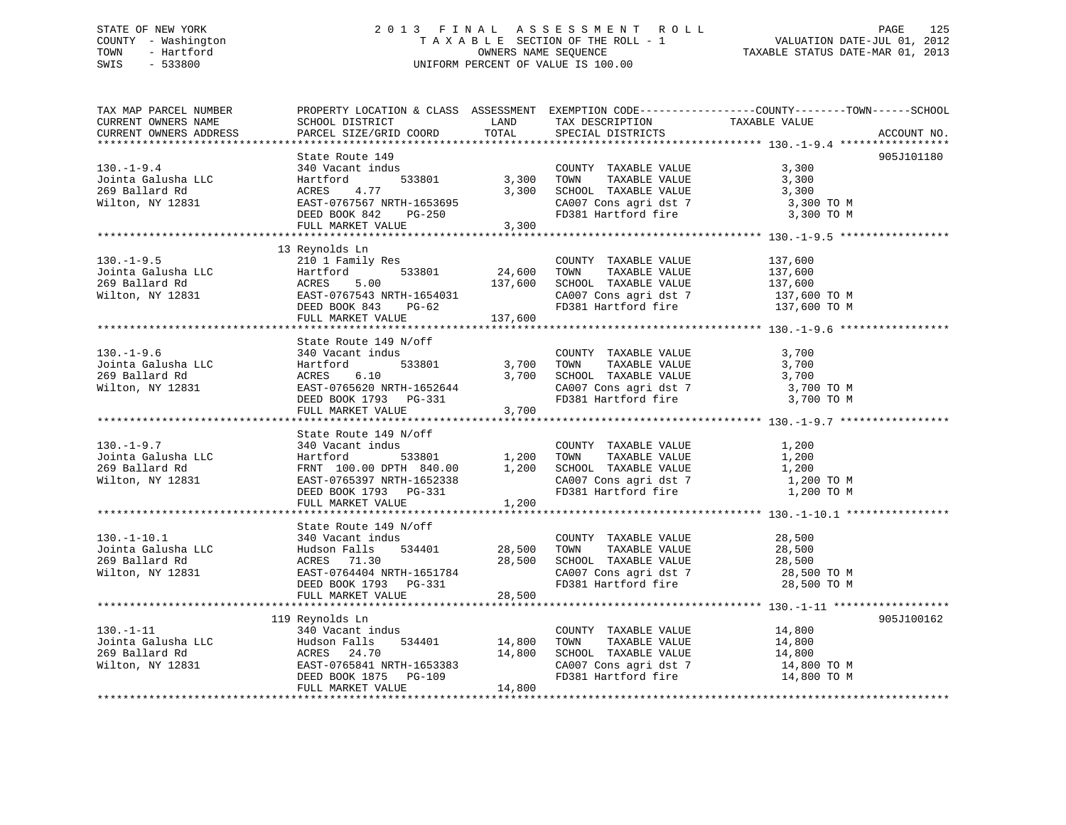STATE OF NEW YORK
COUNTY - Washington
TOWN - Hartford
SWIS - 533800

# 2013 FINAL ASSESSMENT ROLL
TAXABLE SECTION OF THE ROLL - 1
OWNERS NAME SEQUENCE
UNIFORM PERCENT OF VALUE IS 100.00

VALUATION DATE-JUL 01, 2012
TAXABLE STATUS DATE-MAR 01, 2013

| TAX MAP PARCEL NUMBER / CURRENT OWNERS NAME / CURRENT OWNERS ADDRESS | PROPERTY LOCATION & CLASS / SCHOOL DISTRICT / PARCEL SIZE/GRID COORD | ASSESSMENT LAND | TOTAL | EXEMPTION CODE / TAX DESCRIPTION / SPECIAL DISTRICTS | TAXABLE VALUE (COUNTY--TOWN--SCHOOL) | ACCOUNT NO. |
|---|---|---|---|---|---|---|
| 130.-1-9.4 | State Route 149 | | | | | 905J101180 |
| | 340 Vacant indus | | | COUNTY TAXABLE VALUE | 3,300 | |
| Jointa Galusha LLC | Hartford 533801 | 3,300 | | TOWN TAXABLE VALUE | 3,300 | |
| 269 Ballard Rd | ACRES 4.77 | | 3,300 | SCHOOL TAXABLE VALUE | 3,300 | |
| Wilton, NY 12831 | EAST-0767567 NRTH-1653695 | | | CA007 Cons agri dst 7 | 3,300 TO M | |
| | DEED BOOK 842 PG-250 | | | FD381 Hartford fire | 3,300 TO M | |
| | FULL MARKET VALUE | | 3,300 | | | |
| 130.-1-9.5 | 13 Reynolds Ln | | | | | |
| | 210 1 Family Res | | | COUNTY TAXABLE VALUE | 137,600 | |
| Jointa Galusha LLC | Hartford 533801 | 24,600 | | TOWN TAXABLE VALUE | 137,600 | |
| 269 Ballard Rd | ACRES 5.00 | | 137,600 | SCHOOL TAXABLE VALUE | 137,600 | |
| Wilton, NY 12831 | EAST-0767543 NRTH-1654031 | | | CA007 Cons agri dst 7 | 137,600 TO M | |
| | DEED BOOK 843 PG-62 | | | FD381 Hartford fire | 137,600 TO M | |
| | FULL MARKET VALUE | | 137,600 | | | |
| 130.-1-9.6 | State Route 149 N/off | | | | | |
| | 340 Vacant indus | | | COUNTY TAXABLE VALUE | 3,700 | |
| Jointa Galusha LLC | Hartford 533801 | 3,700 | | TOWN TAXABLE VALUE | 3,700 | |
| 269 Ballard Rd | ACRES 6.10 | | 3,700 | SCHOOL TAXABLE VALUE | 3,700 | |
| Wilton, NY 12831 | EAST-0765620 NRTH-1652644 | | | CA007 Cons agri dst 7 | 3,700 TO M | |
| | DEED BOOK 1793 PG-331 | | | FD381 Hartford fire | 3,700 TO M | |
| | FULL MARKET VALUE | | 3,700 | | | |
| 130.-1-9.7 | State Route 149 N/off | | | | | |
| | 340 Vacant indus | | | COUNTY TAXABLE VALUE | 1,200 | |
| Jointa Galusha LLC | Hartford 533801 | 1,200 | | TOWN TAXABLE VALUE | 1,200 | |
| 269 Ballard Rd | FRNT 100.00 DPTH 840.00 | | 1,200 | SCHOOL TAXABLE VALUE | 1,200 | |
| Wilton, NY 12831 | EAST-0765397 NRTH-1652338 | | | CA007 Cons agri dst 7 | 1,200 TO M | |
| | DEED BOOK 1793 PG-331 | | | FD381 Hartford fire | 1,200 TO M | |
| | FULL MARKET VALUE | | 1,200 | | | |
| 130.-1-10.1 | State Route 149 N/off | | | | | |
| | 340 Vacant indus | | | COUNTY TAXABLE VALUE | 28,500 | |
| Jointa Galusha LLC | Hudson Falls 534401 | 28,500 | | TOWN TAXABLE VALUE | 28,500 | |
| 269 Ballard Rd | ACRES 71.30 | | 28,500 | SCHOOL TAXABLE VALUE | 28,500 | |
| Wilton, NY 12831 | EAST-0764404 NRTH-1651784 | | | CA007 Cons agri dst 7 | 28,500 TO M | |
| | DEED BOOK 1793 PG-331 | | | FD381 Hartford fire | 28,500 TO M | |
| | FULL MARKET VALUE | | 28,500 | | | |
| 130.-1-11 | 119 Reynolds Ln | | | | | 905J100162 |
| | 340 Vacant indus | | | COUNTY TAXABLE VALUE | 14,800 | |
| Jointa Galusha LLC | Hudson Falls 534401 | 14,800 | | TOWN TAXABLE VALUE | 14,800 | |
| 269 Ballard Rd | ACRES 24.70 | | 14,800 | SCHOOL TAXABLE VALUE | 14,800 | |
| Wilton, NY 12831 | EAST-0765841 NRTH-1653383 | | | CA007 Cons agri dst 7 | 14,800 TO M | |
| | DEED BOOK 1875 PG-109 | | | FD381 Hartford fire | 14,800 TO M | |
| | FULL MARKET VALUE | | 14,800 | | | |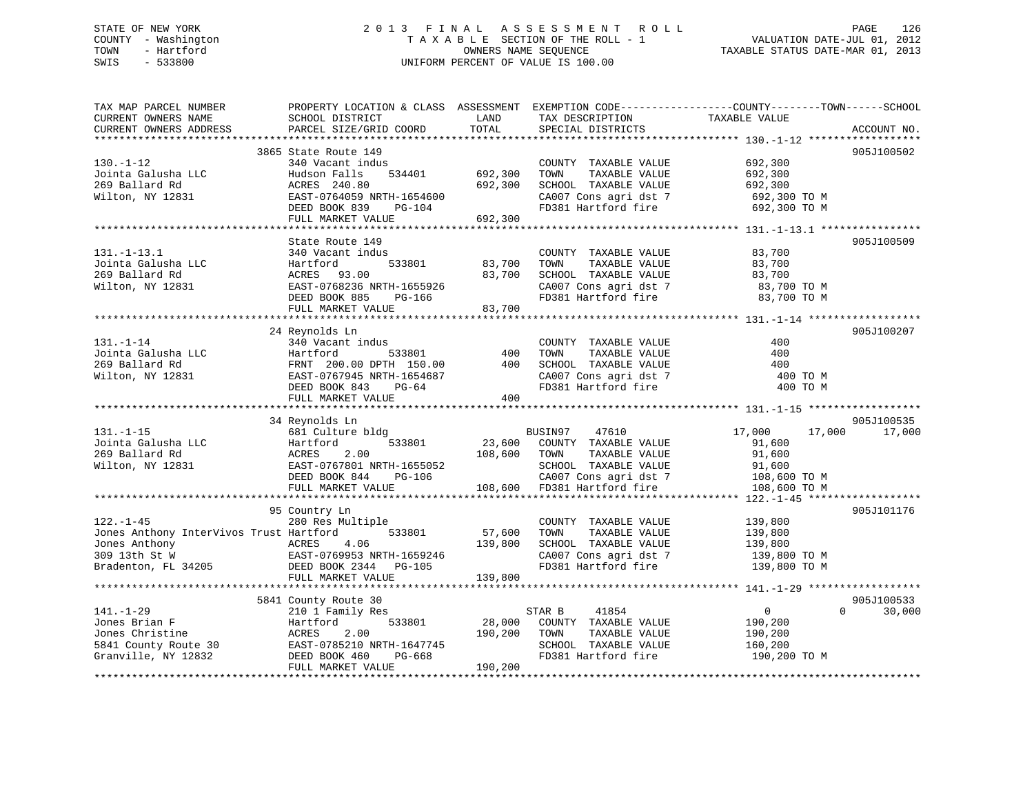STATE OF NEW YORK
COUNTY - Washington
TOWN - Hartford
SWIS - 533800

# 2013 FINAL ASSESSMENT ROLL
TAXABLE SECTION OF THE ROLL - 1
OWNERS NAME SEQUENCE
UNIFORM PERCENT OF VALUE IS 100.00

VALUATION DATE-JUL 01, 2012
TAXABLE STATUS DATE-MAR 01, 2013

```
TAX MAP PARCEL NUMBER          PROPERTY LOCATION & CLASS  ASSESSMENT  EXEMPTION CODE------------------COUNTY--------TOWN------SCHOOL
CURRENT OWNERS NAME            SCHOOL DISTRICT               LAND      TAX DESCRIPTION             TAXABLE VALUE
CURRENT OWNERS ADDRESS         PARCEL SIZE/GRID COORD        TOTAL     SPECIAL DISTRICTS                                     ACCOUNT NO.
******************************************************************************************************* 130.-1-12 ******************
                    3865 State Route 149                                                                                 905J100502
130.-1-12                      340 Vacant indus                        COUNTY  TAXABLE VALUE            692,300
Jointa Galusha LLC             Hudson Falls    534401      692,300     TOWN    TAXABLE VALUE            692,300
269 Ballard Rd                 ACRES  240.80               692,300     SCHOOL  TAXABLE VALUE            692,300
Wilton, NY 12831               EAST-0764059 NRTH-1654600               CA007 Cons agri dst 7             692,300 TO M
                               DEED BOOK 839    PG-104                 FD381 Hartford fire               692,300 TO M
                               FULL MARKET VALUE           692,300
******************************************************************************************************* 131.-1-13.1 ****************
                    State Route 149                                                                                      905J100509
131.-1-13.1                    340 Vacant indus                        COUNTY  TAXABLE VALUE             83,700
Jointa Galusha LLC             Hartford        533801       83,700     TOWN    TAXABLE VALUE             83,700
269 Ballard Rd                 ACRES   93.00                83,700     SCHOOL  TAXABLE VALUE             83,700
Wilton, NY 12831               EAST-0768236 NRTH-1655926               CA007 Cons agri dst 7              83,700 TO M
                               DEED BOOK 885    PG-166                 FD381 Hartford fire                83,700 TO M
                               FULL MARKET VALUE            83,700
******************************************************************************************************* 131.-1-14 ******************
                    24 Reynolds Ln                                                                                       905J100207
131.-1-14                      340 Vacant indus                        COUNTY  TAXABLE VALUE                400
Jointa Galusha LLC             Hartford        533801          400     TOWN    TAXABLE VALUE                400
269 Ballard Rd                 FRNT 200.00 DPTH 150.00         400     SCHOOL  TAXABLE VALUE                400
Wilton, NY 12831               EAST-0767945 NRTH-1654687               CA007 Cons agri dst 7                 400 TO M
                               DEED BOOK 843    PG-64                  FD381 Hartford fire                   400 TO M
                               FULL MARKET VALUE               400
******************************************************************************************************* 131.-1-15 ******************
                    34 Reynolds Ln                                                                                       905J100535
131.-1-15                      681 Culture bldg                        BUSIN97     47610             17,000      17,000      17,000
Jointa Galusha LLC             Hartford        533801       23,600     COUNTY  TAXABLE VALUE             91,600
269 Ballard Rd                 ACRES    2.00               108,600     TOWN    TAXABLE VALUE             91,600
Wilton, NY 12831               EAST-0767801 NRTH-1655052               SCHOOL  TAXABLE VALUE             91,600
                               DEED BOOK 844    PG-106                 CA007 Cons agri dst 7             108,600 TO M
                               FULL MARKET VALUE           108,600     FD381 Hartford fire               108,600 TO M
******************************************************************************************************* 122.-1-45 ******************
                    95 Country Ln                                                                                        905J101176
122.-1-45                      280 Res Multiple                        COUNTY  TAXABLE VALUE            139,800
Jones Anthony InterVivos Trust Hartford        533801       57,600     TOWN    TAXABLE VALUE            139,800
Jones Anthony                  ACRES    4.06               139,800     SCHOOL  TAXABLE VALUE            139,800
309 13th St W                  EAST-0769953 NRTH-1659246               CA007 Cons agri dst 7             139,800 TO M
Bradenton, FL 34205            DEED BOOK 2344   PG-105                 FD381 Hartford fire               139,800 TO M
                               FULL MARKET VALUE           139,800
******************************************************************************************************* 141.-1-29 ******************
                    5841 County Route 30                                                                                 905J100533
141.-1-29                      210 1 Family Res                        STAR B      41854                  0           0      30,000
Jones Brian F                  Hartford        533801       28,000     COUNTY  TAXABLE VALUE            190,200
Jones Christine                ACRES    2.00               190,200     TOWN    TAXABLE VALUE            190,200
5841 County Route 30           EAST-0785210 NRTH-1647745               SCHOOL  TAXABLE VALUE            160,200
Granville, NY 12832            DEED BOOK 460    PG-668                 FD381 Hartford fire               190,200 TO M
                               FULL MARKET VALUE           190,200
************************************************************************************************************************************
```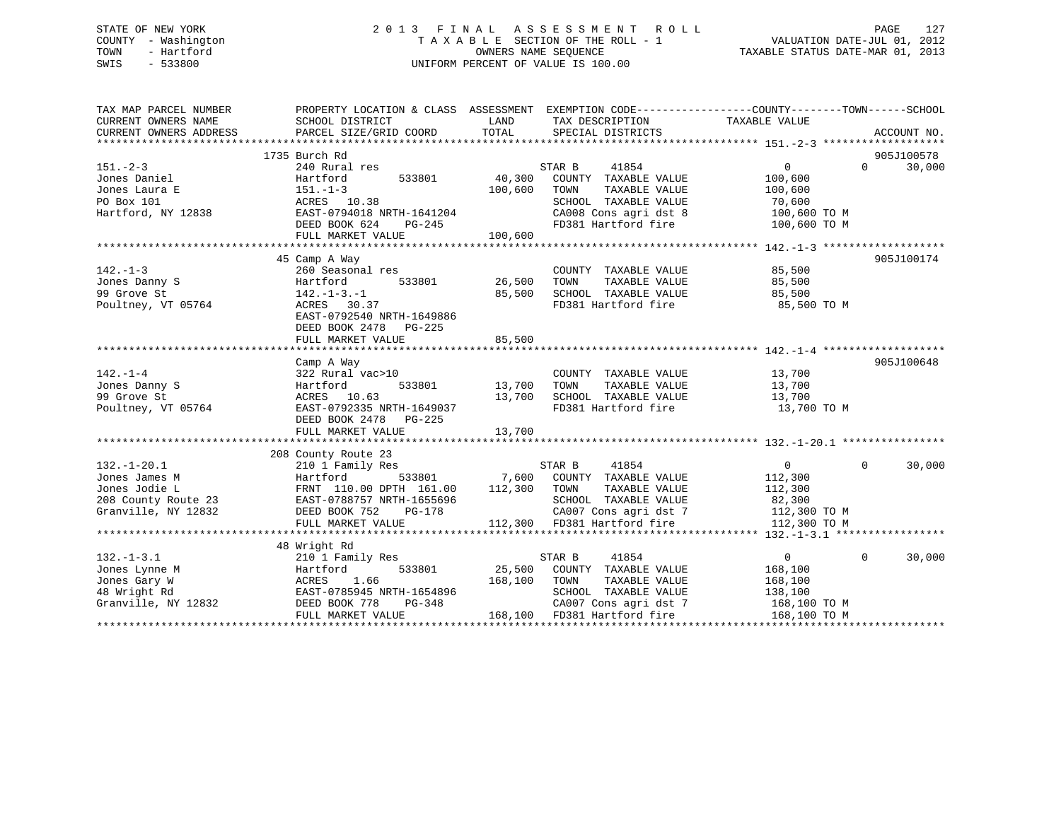STATE OF NEW YORK
COUNTY - Washington
TOWN - Hartford
SWIS - 533800

# 2013 FINAL ASSESSMENT ROLL
TAXABLE SECTION OF THE ROLL - 1
OWNERS NAME SEQUENCE
UNIFORM PERCENT OF VALUE IS 100.00

VALUATION DATE-JUL 01, 2012
TAXABLE STATUS DATE-MAR 01, 2013

| TAX MAP PARCEL NUMBER / CURRENT OWNERS NAME / CURRENT OWNERS ADDRESS | PROPERTY LOCATION & CLASS / SCHOOL DISTRICT / PARCEL SIZE/GRID COORD | ASSESSMENT LAND / TOTAL | EXEMPTION CODE / TAX DESCRIPTION / SPECIAL DISTRICTS | COUNTY TAXABLE VALUE | TOWN | SCHOOL / ACCOUNT NO. |
|---|---|---|---|---|---|---|
| **151.-2-3** | 1735 Burch Rd | | | | | 905J100578 |
| 151.-2-3 | 240 Rural res | | STAR B 41854 | 0 | 0 | 30,000 |
| Jones Daniel | Hartford 533801 | 40,300 | COUNTY TAXABLE VALUE | 100,600 | | |
| Jones Laura E | 151.-1-3 | 100,600 | TOWN TAXABLE VALUE | 100,600 | | |
| PO Box 101 | ACRES 10.38 | | SCHOOL TAXABLE VALUE | 70,600 | | |
| Hartford, NY 12838 | EAST-0794018 NRTH-1641204 | | CA008 Cons agri dst 8 | 100,600 TO M | | |
| | DEED BOOK 624 PG-245 | | FD381 Hartford fire | 100,600 TO M | | |
| | FULL MARKET VALUE | 100,600 | | | | |
| **142.-1-3** | 45 Camp A Way | | | | | 905J100174 |
| 142.-1-3 | 260 Seasonal res | | COUNTY TAXABLE VALUE | 85,500 | | |
| Jones Danny S | Hartford 533801 | 26,500 | TOWN TAXABLE VALUE | 85,500 | | |
| 99 Grove St | 142.-1-3.-1 | 85,500 | SCHOOL TAXABLE VALUE | 85,500 | | |
| Poultney, VT 05764 | ACRES 30.37 | | FD381 Hartford fire | 85,500 TO M | | |
| | EAST-0792540 NRTH-1649886 | | | | | |
| | DEED BOOK 2478 PG-225 | | | | | |
| | FULL MARKET VALUE | 85,500 | | | | |
| **142.-1-4** | Camp A Way | | | | | 905J100648 |
| 142.-1-4 | 322 Rural vac>10 | | COUNTY TAXABLE VALUE | 13,700 | | |
| Jones Danny S | Hartford 533801 | 13,700 | TOWN TAXABLE VALUE | 13,700 | | |
| 99 Grove St | ACRES 10.63 | 13,700 | SCHOOL TAXABLE VALUE | 13,700 | | |
| Poultney, VT 05764 | EAST-0792335 NRTH-1649037 | | FD381 Hartford fire | 13,700 TO M | | |
| | DEED BOOK 2478 PG-225 | | | | | |
| | FULL MARKET VALUE | 13,700 | | | | |
| **132.-1-20.1** | 208 County Route 23 | | | | | |
| 132.-1-20.1 | 210 1 Family Res | | STAR B 41854 | 0 | 0 | 30,000 |
| Jones James M | Hartford 533801 | 7,600 | COUNTY TAXABLE VALUE | 112,300 | | |
| Jones Jodie L | FRNT 110.00 DPTH 161.00 | 112,300 | TOWN TAXABLE VALUE | 112,300 | | |
| 208 County Route 23 | EAST-0788757 NRTH-1655696 | | SCHOOL TAXABLE VALUE | 82,300 | | |
| Granville, NY 12832 | DEED BOOK 752 PG-178 | | CA007 Cons agri dst 7 | 112,300 TO M | | |
| | FULL MARKET VALUE | 112,300 | FD381 Hartford fire | 112,300 TO M | | |
| **132.-1-3.1** | 48 Wright Rd | | | | | |
| 132.-1-3.1 | 210 1 Family Res | | STAR B 41854 | 0 | 0 | 30,000 |
| Jones Lynne M | Hartford 533801 | 25,500 | COUNTY TAXABLE VALUE | 168,100 | | |
| Jones Gary W | ACRES 1.66 | 168,100 | TOWN TAXABLE VALUE | 168,100 | | |
| 48 Wright Rd | EAST-0785945 NRTH-1654896 | | SCHOOL TAXABLE VALUE | 138,100 | | |
| Granville, NY 12832 | DEED BOOK 778 PG-348 | | CA007 Cons agri dst 7 | 168,100 TO M | | |
| | FULL MARKET VALUE | 168,100 | FD381 Hartford fire | 168,100 TO M | | |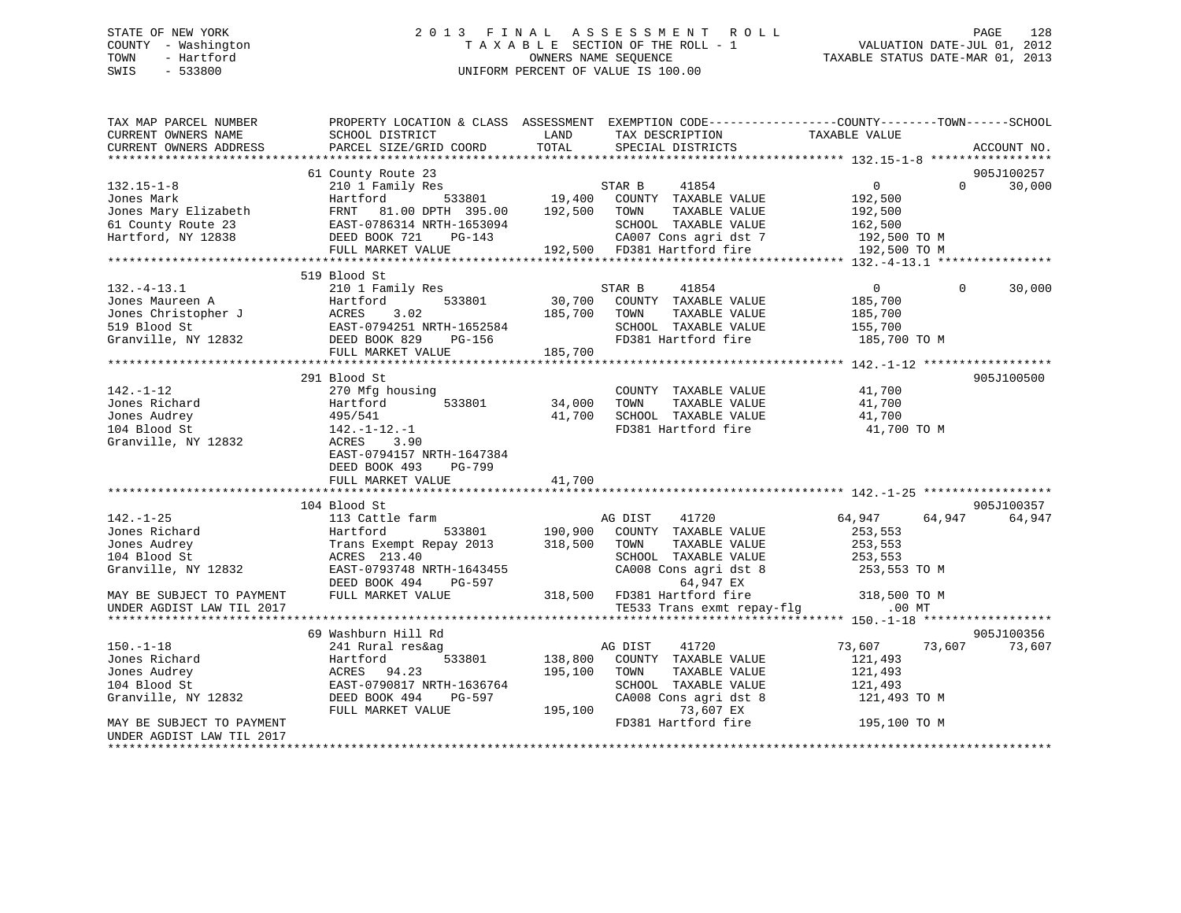STATE OF NEW YORK
COUNTY - Washington
TOWN - Hartford
SWIS - 533800

# 2013 FINAL ASSESSMENT ROLL

TAXABLE SECTION OF THE ROLL - 1
OWNERS NAME SEQUENCE
UNIFORM PERCENT OF VALUE IS 100.00

VALUATION DATE-JUL 01, 2012
TAXABLE STATUS DATE-MAR 01, 2013

```
TAX MAP PARCEL NUMBER          PROPERTY LOCATION & CLASS  ASSESSMENT  EXEMPTION CODE-----------------COUNTY--------TOWN------SCHOOL
CURRENT OWNERS NAME            SCHOOL DISTRICT               LAND      TAX DESCRIPTION            TAXABLE VALUE
CURRENT OWNERS ADDRESS         PARCEL SIZE/GRID COORD        TOTAL     SPECIAL DISTRICTS                                     ACCOUNT NO.
******************************************************************************************************* 132.15-1-8 *****************
                               61 County Route 23                                                                          905J100257
132.15-1-8                     210 1 Family Res                        STAR B     41854                  0            0     30,000
Jones Mark                     Hartford          533801       19,400   COUNTY  TAXABLE VALUE         192,500
Jones Mary Elizabeth           FRNT   81.00 DPTH 395.00      192,500   TOWN    TAXABLE VALUE         192,500
61 County Route 23             EAST-0786314 NRTH-1653094               SCHOOL  TAXABLE VALUE         162,500
Hartford, NY 12838             DEED BOOK 721    PG-143                 CA007 Cons agri dst 7          192,500 TO M
                               FULL MARKET VALUE             192,500   FD381 Hartford fire            192,500 TO M
******************************************************************************************************* 132.-4-13.1 ****************
                               519 Blood St
132.-4-13.1                    210 1 Family Res                        STAR B     41854                  0            0     30,000
Jones Maureen A                Hartford          533801       30,700   COUNTY  TAXABLE VALUE         185,700
Jones Christopher J            ACRES    3.02                 185,700   TOWN    TAXABLE VALUE         185,700
519 Blood St                   EAST-0794251 NRTH-1652584               SCHOOL  TAXABLE VALUE         155,700
Granville, NY 12832            DEED BOOK 829    PG-156                 FD381 Hartford fire            185,700 TO M
                               FULL MARKET VALUE             185,700
******************************************************************************************************* 142.-1-12 ******************
                               291 Blood St                                                                                905J100500
142.-1-12                      270 Mfg housing                         COUNTY  TAXABLE VALUE          41,700
Jones Richard                  Hartford          533801       34,000   TOWN    TAXABLE VALUE          41,700
Jones Audrey                   495/541                        41,700   SCHOOL  TAXABLE VALUE          41,700
104 Blood St                   142.-1-12.-1                            FD381 Hartford fire             41,700 TO M
Granville, NY 12832            ACRES    3.90
                               EAST-0794157 NRTH-1647384
                               DEED BOOK 493    PG-799
                               FULL MARKET VALUE              41,700
******************************************************************************************************* 142.-1-25 ******************
                               104 Blood St                                                                                905J100357
142.-1-25                      113 Cattle farm                         AG DIST    41720             64,947       64,947     64,947
Jones Richard                  Hartford          533801      190,900   COUNTY  TAXABLE VALUE         253,553
Jones Audrey                   Trans Exempt Repay 2013       318,500   TOWN    TAXABLE VALUE         253,553
104 Blood St                   ACRES  213.40                           SCHOOL  TAXABLE VALUE         253,553
Granville, NY 12832            EAST-0793748 NRTH-1643455               CA008 Cons agri dst 8          253,553 TO M
                               DEED BOOK 494    PG-597                        64,947 EX
MAY BE SUBJECT TO PAYMENT      FULL MARKET VALUE             318,500   FD381 Hartford fire            318,500 TO M
UNDER AGDIST LAW TIL 2017                                              TE533 Trans exmt repay-flg         .00 MT
******************************************************************************************************* 150.-1-18 ******************
                               69 Washburn Hill Rd                                                                         905J100356
150.-1-18                      241 Rural res&ag                        AG DIST    41720             73,607       73,607     73,607
Jones Richard                  Hartford          533801      138,800   COUNTY  TAXABLE VALUE         121,493
Jones Audrey                   ACRES   94.23                 195,100   TOWN    TAXABLE VALUE         121,493
104 Blood St                   EAST-0790817 NRTH-1636764               SCHOOL  TAXABLE VALUE         121,493
Granville, NY 12832            DEED BOOK 494    PG-597                 CA008 Cons agri dst 8          121,493 TO M
                               FULL MARKET VALUE             195,100          73,607 EX
MAY BE SUBJECT TO PAYMENT                                              FD381 Hartford fire            195,100 TO M
UNDER AGDIST LAW TIL 2017
*************************************************************************************************************************************
```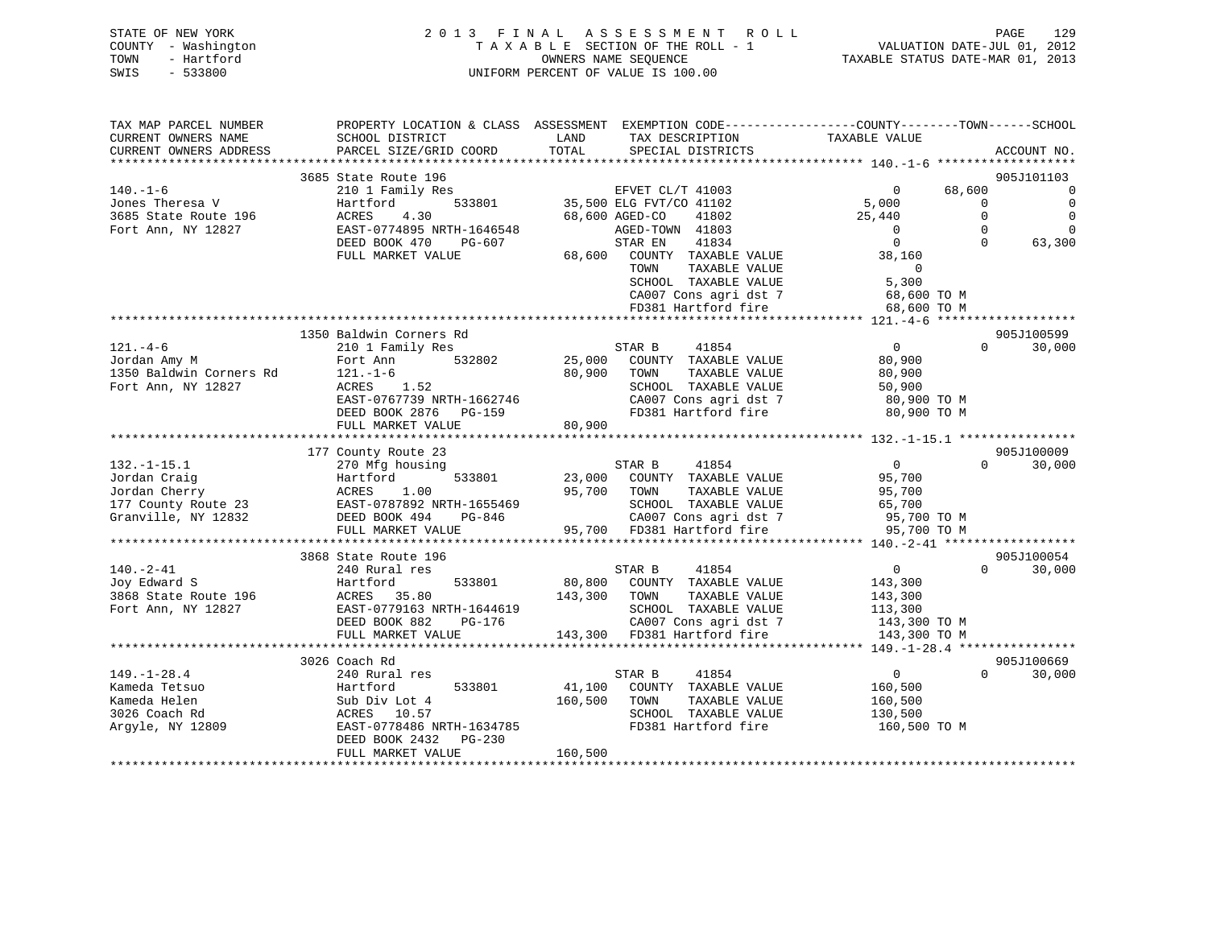STATE OF NEW YORK
COUNTY - Washington
TOWN - Hartford
SWIS - 533800

# 2013 FINAL ASSESSMENT ROLL

TAXABLE SECTION OF THE ROLL - 1
OWNERS NAME SEQUENCE
UNIFORM PERCENT OF VALUE IS 100.00

VALUATION DATE-JUL 01, 2012
TAXABLE STATUS DATE-MAR 01, 2013

```
TAX MAP PARCEL NUMBER          PROPERTY LOCATION & CLASS  ASSESSMENT  EXEMPTION CODE------------------COUNTY--------TOWN------SCHOOL
CURRENT OWNERS NAME            SCHOOL DISTRICT               LAND      TAX DESCRIPTION              TAXABLE VALUE
CURRENT OWNERS ADDRESS         PARCEL SIZE/GRID COORD        TOTAL     SPECIAL DISTRICTS                                        ACCOUNT NO.
******************************************************************************************************* 140.-1-6 *******************
                               3685 State Route 196                                                                          905J101103
140.-1-6                       210 1 Family Res                        EFVET CL/T 41003                 0       68,600             0
Jones Theresa V                Hartford          533801       35,500 ELG FVT/CO 41102              5,000            0             0
3685 State Route 196           ACRES     4.30                  68,600 AGED-CO     41802            25,440            0             0
Fort Ann, NY 12827             EAST-0774895 NRTH-1646548               AGED-TOWN  41803                 0            0             0
                               DEED BOOK 470     PG-607                STAR EN    41834                 0            0        63,300
                               FULL MARKET VALUE               68,600   COUNTY  TAXABLE VALUE          38,160
                                                                        TOWN    TAXABLE VALUE               0
                                                                        SCHOOL  TAXABLE VALUE           5,300
                                                                        CA007 Cons agri dst 7          68,600 TO M
                                                                        FD381 Hartford fire            68,600 TO M
******************************************************************************************************* 121.-4-6 *******************
                               1350 Baldwin Corners Rd                                                                       905J100599
121.-4-6                       210 1 Family Res                        STAR B     41854                 0            0        30,000
Jordan Amy M                   Fort Ann          532802       25,000   COUNTY  TAXABLE VALUE          80,900
1350 Baldwin Corners Rd        121.-1-6                       80,900   TOWN    TAXABLE VALUE          80,900
Fort Ann, NY 12827             ACRES     1.52                          SCHOOL  TAXABLE VALUE          50,900
                               EAST-0767739 NRTH-1662746               CA007 Cons agri dst 7          80,900 TO M
                               DEED BOOK 2876    PG-159                FD381 Hartford fire            80,900 TO M
                               FULL MARKET VALUE               80,900
******************************************************************************************************* 132.-1-15.1 ****************
                               177 County Route 23                                                                           905J100009
132.-1-15.1                    270 Mfg housing                         STAR B     41854                 0            0        30,000
Jordan Craig                   Hartford          533801       23,000   COUNTY  TAXABLE VALUE          95,700
Jordan Cherry                  ACRES     1.00                  95,700   TOWN    TAXABLE VALUE          95,700
177 County Route 23            EAST-0787892 NRTH-1655469               SCHOOL  TAXABLE VALUE          65,700
Granville, NY 12832            DEED BOOK 494     PG-846                CA007 Cons agri dst 7          95,700 TO M
                               FULL MARKET VALUE               95,700   FD381 Hartford fire            95,700 TO M
******************************************************************************************************* 140.-2-41 ******************
                               3868 State Route 196                                                                          905J100054
140.-2-41                      240 Rural res                           STAR B     41854                 0            0        30,000
Joy Edward S                   Hartford          533801       80,800   COUNTY  TAXABLE VALUE         143,300
3868 State Route 196           ACRES    35.80                 143,300   TOWN    TAXABLE VALUE         143,300
Fort Ann, NY 12827             EAST-0779163 NRTH-1644619               SCHOOL  TAXABLE VALUE         113,300
                               DEED BOOK 882     PG-176                CA007 Cons agri dst 7         143,300 TO M
                               FULL MARKET VALUE              143,300   FD381 Hartford fire           143,300 TO M
******************************************************************************************************* 149.-1-28.4 ****************
                               3026 Coach Rd                                                                                 905J100669
149.-1-28.4                    240 Rural res                           STAR B     41854                 0            0        30,000
Kameda Tetsuo                  Hartford          533801       41,100   COUNTY  TAXABLE VALUE         160,500
Kameda Helen                   Sub Div Lot 4                  160,500   TOWN    TAXABLE VALUE         160,500
3026 Coach Rd                  ACRES    10.57                          SCHOOL  TAXABLE VALUE         130,500
Argyle, NY 12809               EAST-0778486 NRTH-1634785               FD381 Hartford fire           160,500 TO M
                               DEED BOOK 2432    PG-230
                               FULL MARKET VALUE              160,500
************************************************************************************************************************************
```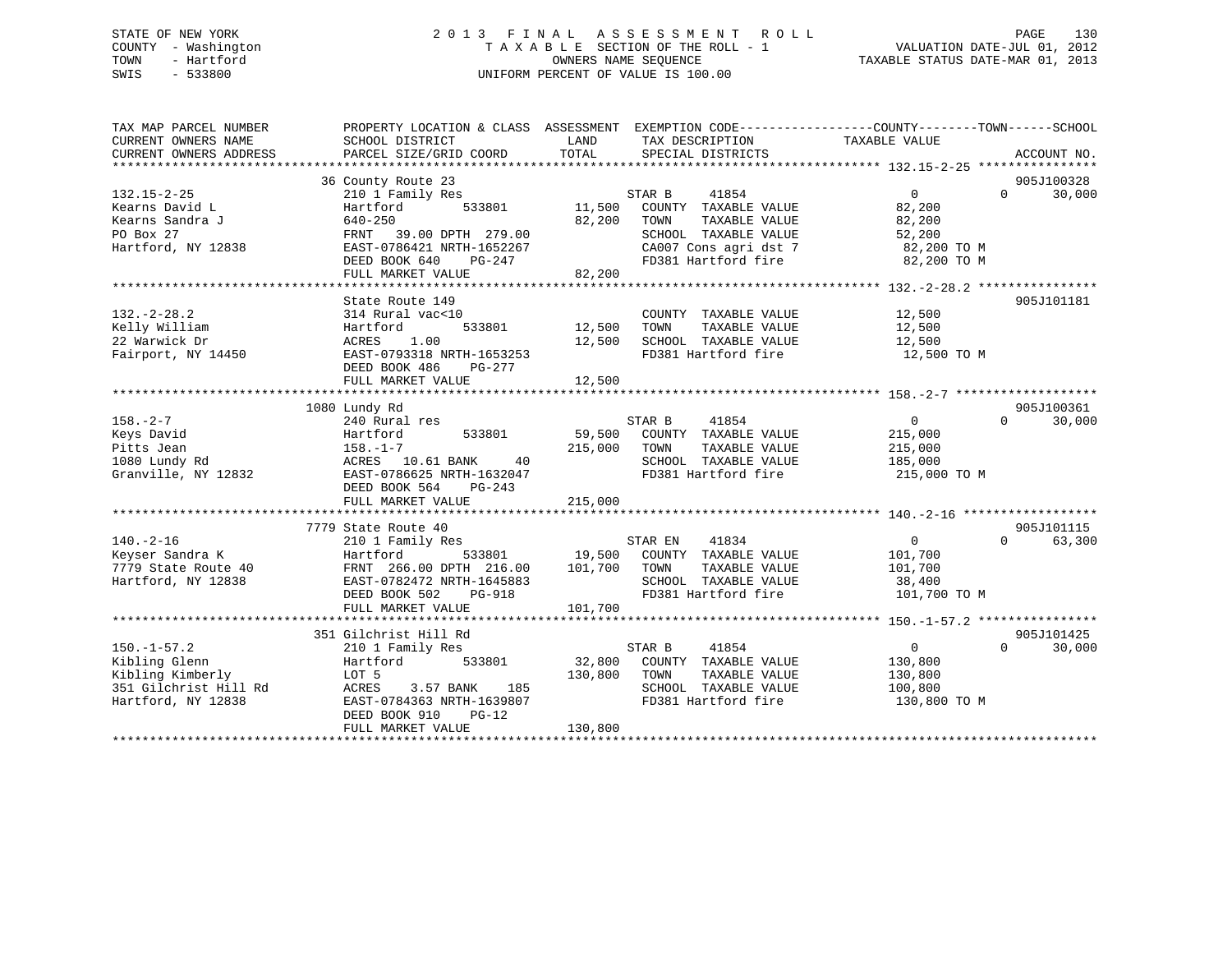STATE OF NEW YORK
COUNTY - Washington
TOWN - Hartford
SWIS - 533800

2 0 1 3 F I N A L A S S E S S M E N T R O L L
T A X A B L E SECTION OF THE ROLL - 1
OWNERS NAME SEQUENCE
UNIFORM PERCENT OF VALUE IS 100.00

VALUATION DATE-JUL 01, 2012
TAXABLE STATUS DATE-MAR 01, 2013

| TAX MAP PARCEL NUMBER / CURRENT OWNERS NAME / CURRENT OWNERS ADDRESS | PROPERTY LOCATION & CLASS / SCHOOL DISTRICT / PARCEL SIZE/GRID COORD | ASSESSMENT LAND / TOTAL | EXEMPTION CODE / TAX DESCRIPTION / SPECIAL DISTRICTS | COUNTY TAXABLE VALUE | TOWN | SCHOOL | ACCOUNT NO. |
|---|---|---|---|---|---|---|---|
| 132.15-2-25 | 36 County Route 23 | | | | | | 905J100328 |
| Kearns David L | 210 1 Family Res | | STAR B 41854 | 0 | 0 | 30,000 | |
| Kearns Sandra J | Hartford 533801 | 11,500 | COUNTY TAXABLE VALUE | 82,200 | | | |
| PO Box 27 | 640-250 | 82,200 | TOWN TAXABLE VALUE | 82,200 | | | |
| Hartford, NY 12838 | FRNT 39.00 DPTH 279.00 | | SCHOOL TAXABLE VALUE | 52,200 | | | |
| | EAST-0786421 NRTH-1652267 | | CA007 Cons agri dst 7 | 82,200 TO M | | | |
| | DEED BOOK 640 PG-247 | | FD381 Hartford fire | 82,200 TO M | | | |
| | FULL MARKET VALUE | 82,200 | | | | | |
| 132.-2-28.2 | State Route 149 | | | | | | 905J101181 |
| Kelly William | 314 Rural vac<10 | | COUNTY TAXABLE VALUE | 12,500 | | | |
| 22 Warwick Dr | Hartford 533801 | 12,500 | TOWN TAXABLE VALUE | 12,500 | | | |
| Fairport, NY 14450 | ACRES 1.00 | 12,500 | SCHOOL TAXABLE VALUE | 12,500 | | | |
| | EAST-0793318 NRTH-1653253 | | FD381 Hartford fire | 12,500 TO M | | | |
| | DEED BOOK 486 PG-277 | | | | | | |
| | FULL MARKET VALUE | 12,500 | | | | | |
| 158.-2-7 | 1080 Lundy Rd | | | | | | 905J100361 |
| Keys David | 240 Rural res | | STAR B 41854 | 0 | 0 | 30,000 | |
| Pitts Jean | Hartford 533801 | 59,500 | COUNTY TAXABLE VALUE | 215,000 | | | |
| 1080 Lundy Rd | 158.-1-7 | 215,000 | TOWN TAXABLE VALUE | 215,000 | | | |
| Granville, NY 12832 | ACRES 10.61 BANK 40 | | SCHOOL TAXABLE VALUE | 185,000 | | | |
| | EAST-0786625 NRTH-1632047 | | FD381 Hartford fire | 215,000 TO M | | | |
| | DEED BOOK 564 PG-243 | | | | | | |
| | FULL MARKET VALUE | 215,000 | | | | | |
| 140.-2-16 | 7779 State Route 40 | | | | | | 905J101115 |
| Keyser Sandra K | 210 1 Family Res | | STAR EN 41834 | 0 | 0 | 63,300 | |
| 7779 State Route 40 | Hartford 533801 | 19,500 | COUNTY TAXABLE VALUE | 101,700 | | | |
| Hartford, NY 12838 | FRNT 266.00 DPTH 216.00 | 101,700 | TOWN TAXABLE VALUE | 101,700 | | | |
| | EAST-0782472 NRTH-1645883 | | SCHOOL TAXABLE VALUE | 38,400 | | | |
| | DEED BOOK 502 PG-918 | | FD381 Hartford fire | 101,700 TO M | | | |
| | FULL MARKET VALUE | 101,700 | | | | | |
| 150.-1-57.2 | 351 Gilchrist Hill Rd | | | | | | 905J101425 |
| Kibling Glenn | 210 1 Family Res | | STAR B 41854 | 0 | 0 | 30,000 | |
| Kibling Kimberly | Hartford 533801 | 32,800 | COUNTY TAXABLE VALUE | 130,800 | | | |
| 351 Gilchrist Hill Rd | LOT 5 | 130,800 | TOWN TAXABLE VALUE | 130,800 | | | |
| Hartford, NY 12838 | ACRES 3.57 BANK 185 | | SCHOOL TAXABLE VALUE | 100,800 | | | |
| | EAST-0784363 NRTH-1639807 | | FD381 Hartford fire | 130,800 TO M | | | |
| | DEED BOOK 910 PG-12 | | | | | | |
| | FULL MARKET VALUE | 130,800 | | | | | |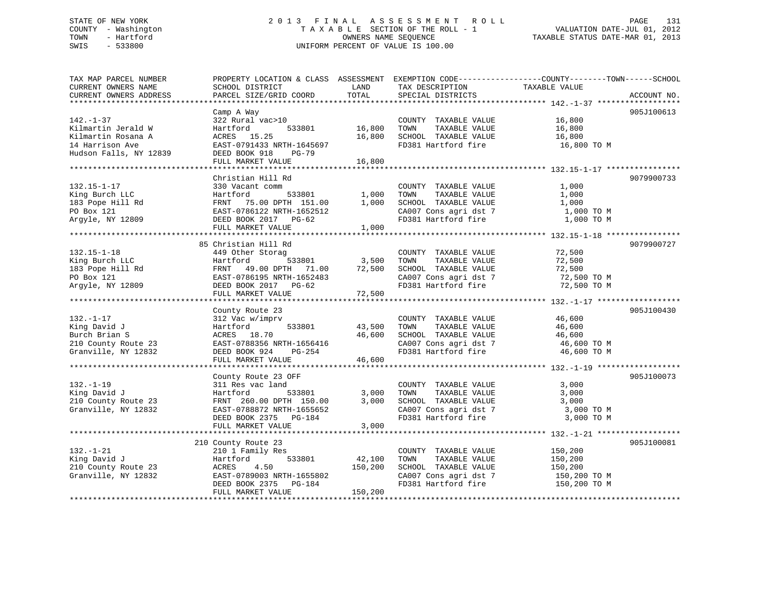STATE OF NEW YORK
COUNTY - Washington
TOWN - Hartford
SWIS - 533800

# 2013 FINAL ASSESSMENT ROLL

TAXABLE SECTION OF THE ROLL - 1
OWNERS NAME SEQUENCE
UNIFORM PERCENT OF VALUE IS 100.00

VALUATION DATE-JUL 01, 2012
TAXABLE STATUS DATE-MAR 01, 2013

| TAX MAP PARCEL NUMBER / CURRENT OWNERS NAME / CURRENT OWNERS ADDRESS | PROPERTY LOCATION & CLASS / SCHOOL DISTRICT / PARCEL SIZE/GRID COORD | ASSESSMENT LAND | TOTAL | EXEMPTION CODE / TAX DESCRIPTION / SPECIAL DISTRICTS | TAXABLE VALUE (COUNTY / TOWN / SCHOOL) | ACCOUNT NO. |
|---|---|---|---|---|---|---|
| 142.-1-37 | Camp A Way | | | | | 905J100613 |
| Kilmartin Jerald W | 322 Rural vac>10 | | | COUNTY TAXABLE VALUE | 16,800 | |
| Kilmartin Rosana A | Hartford 533801 | 16,800 | | TOWN TAXABLE VALUE | 16,800 | |
| 14 Harrison Ave | ACRES 15.25 | | 16,800 | SCHOOL TAXABLE VALUE | 16,800 | |
| Hudson Falls, NY 12839 | EAST-0791433 NRTH-1645697 | | | FD381 Hartford fire | 16,800 TO M | |
| | DEED BOOK 918 PG-79 | | | | | |
| | FULL MARKET VALUE | | 16,800 | | | |
| 132.15-1-17 | Christian Hill Rd | | | | | 9079900733 |
| King Burch LLC | 330 Vacant comm | | | COUNTY TAXABLE VALUE | 1,000 | |
| 183 Pope Hill Rd | Hartford 533801 | 1,000 | | TOWN TAXABLE VALUE | 1,000 | |
| PO Box 121 | FRNT 75.00 DPTH 151.00 | | 1,000 | SCHOOL TAXABLE VALUE | 1,000 | |
| Argyle, NY 12809 | EAST-0786122 NRTH-1652512 | | | CA007 Cons agri dst 7 | 1,000 TO M | |
| | DEED BOOK 2017 PG-62 | | | FD381 Hartford fire | 1,000 TO M | |
| | FULL MARKET VALUE | | 1,000 | | | |
| 132.15-1-18 | 85 Christian Hill Rd | | | | | 9079900727 |
| King Burch LLC | 449 Other Storag | | | COUNTY TAXABLE VALUE | 72,500 | |
| 183 Pope Hill Rd | Hartford 533801 | 3,500 | | TOWN TAXABLE VALUE | 72,500 | |
| PO Box 121 | FRNT 49.00 DPTH 71.00 | | 72,500 | SCHOOL TAXABLE VALUE | 72,500 | |
| Argyle, NY 12809 | EAST-0786195 NRTH-1652483 | | | CA007 Cons agri dst 7 | 72,500 TO M | |
| | DEED BOOK 2017 PG-62 | | | FD381 Hartford fire | 72,500 TO M | |
| | FULL MARKET VALUE | | 72,500 | | | |
| 132.-1-17 | County Route 23 | | | | | 905J100430 |
| King David J | 312 Vac w/imprv | | | COUNTY TAXABLE VALUE | 46,600 | |
| Burch Brian S | Hartford 533801 | 43,500 | | TOWN TAXABLE VALUE | 46,600 | |
| 210 County Route 23 | ACRES 18.70 | | 46,600 | SCHOOL TAXABLE VALUE | 46,600 | |
| Granville, NY 12832 | EAST-0788356 NRTH-1656416 | | | CA007 Cons agri dst 7 | 46,600 TO M | |
| | DEED BOOK 924 PG-254 | | | FD381 Hartford fire | 46,600 TO M | |
| | FULL MARKET VALUE | | 46,600 | | | |
| 132.-1-19 | County Route 23 OFF | | | | | 905J100073 |
| King David J | 311 Res vac land | | | COUNTY TAXABLE VALUE | 3,000 | |
| 210 County Route 23 | Hartford 533801 | 3,000 | | TOWN TAXABLE VALUE | 3,000 | |
| Granville, NY 12832 | FRNT 260.00 DPTH 150.00 | | 3,000 | SCHOOL TAXABLE VALUE | 3,000 | |
| | EAST-0788872 NRTH-1655652 | | | CA007 Cons agri dst 7 | 3,000 TO M | |
| | DEED BOOK 2375 PG-184 | | | FD381 Hartford fire | 3,000 TO M | |
| | FULL MARKET VALUE | | 3,000 | | | |
| 132.-1-21 | 210 County Route 23 | | | | | 905J100081 |
| King David J | 210 1 Family Res | | | COUNTY TAXABLE VALUE | 150,200 | |
| 210 County Route 23 | Hartford 533801 | 42,100 | | TOWN TAXABLE VALUE | 150,200 | |
| Granville, NY 12832 | ACRES 4.50 | | 150,200 | SCHOOL TAXABLE VALUE | 150,200 | |
| | EAST-0789003 NRTH-1655802 | | | CA007 Cons agri dst 7 | 150,200 TO M | |
| | DEED BOOK 2375 PG-184 | | | FD381 Hartford fire | 150,200 TO M | |
| | FULL MARKET VALUE | | 150,200 | | | |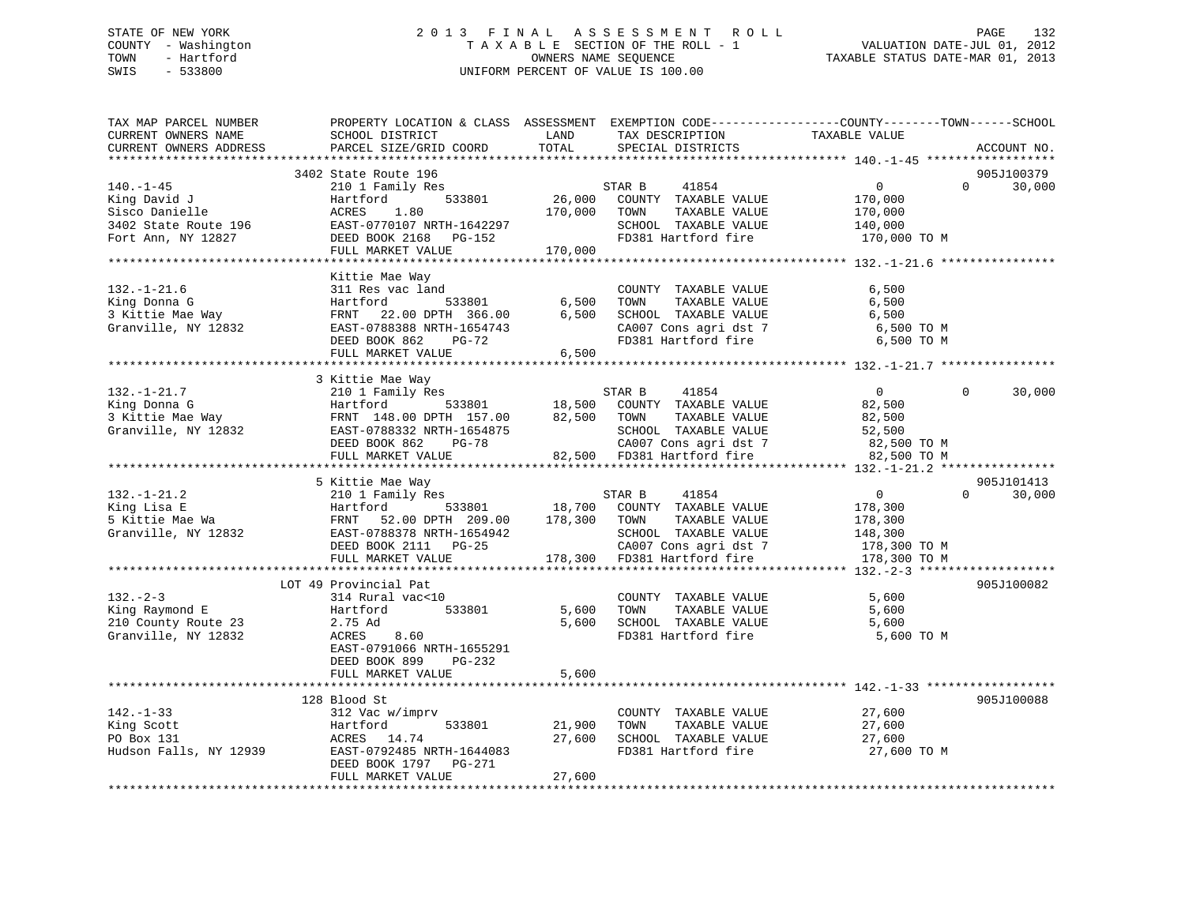STATE OF NEW YORK
COUNTY - Washington
TOWN - Hartford
SWIS - 533800

# 2013 FINAL ASSESSMENT ROLL

TAXABLE SECTION OF THE ROLL - 1
OWNERS NAME SEQUENCE
UNIFORM PERCENT OF VALUE IS 100.00

VALUATION DATE-JUL 01, 2012
TAXABLE STATUS DATE-MAR 01, 2013

| TAX MAP PARCEL NUMBER / CURRENT OWNERS NAME / CURRENT OWNERS ADDRESS | PROPERTY LOCATION & CLASS / SCHOOL DISTRICT / PARCEL SIZE/GRID COORD | ASSESSMENT LAND | TOTAL | EXEMPTION CODE / TAX DESCRIPTION / SPECIAL DISTRICTS | COUNTY | TOWN | SCHOOL TAXABLE VALUE | ACCOUNT NO. |
|---|---|---|---|---|---|---|---|---|
| 140.-1-45 | 3402 State Route 196 | | | | | | | 905J100379 |
| King David J | 210 1 Family Res | | | STAR B 41854 | 0 | 0 | 30,000 | |
| Sisco Danielle | Hartford 533801 | 26,000 | | COUNTY TAXABLE VALUE | 170,000 | | | |
| 3402 State Route 196 | ACRES 1.80 | | 170,000 | TOWN TAXABLE VALUE | | 170,000 | | |
| Fort Ann, NY 12827 | EAST-0770107 NRTH-1642297 | | | SCHOOL TAXABLE VALUE | | | 140,000 | |
| | DEED BOOK 2168 PG-152 | | | FD381 Hartford fire | 170,000 TO M | | | |
| | FULL MARKET VALUE | | 170,000 | | | | | |
| 132.-1-21.6 | Kittie Mae Way | | | | | | | |
| King Donna G | 311 Res vac land | | | COUNTY TAXABLE VALUE | 6,500 | | | |
| 3 Kittie Mae Way | Hartford 533801 | 6,500 | | TOWN TAXABLE VALUE | | 6,500 | | |
| Granville, NY 12832 | FRNT 22.00 DPTH 366.00 | | 6,500 | SCHOOL TAXABLE VALUE | | | 6,500 | |
| | EAST-0788388 NRTH-1654743 | | | CA007 Cons agri dst 7 | 6,500 TO M | | | |
| | DEED BOOK 862 PG-72 | | | FD381 Hartford fire | 6,500 TO M | | | |
| | FULL MARKET VALUE | | 6,500 | | | | | |
| 132.-1-21.7 | 3 Kittie Mae Way | | | | | | | |
| King Donna G | 210 1 Family Res | | | STAR B 41854 | 0 | 0 | 30,000 | |
| 3 Kittie Mae Way | Hartford 533801 | 18,500 | | COUNTY TAXABLE VALUE | 82,500 | | | |
| Granville, NY 12832 | FRNT 148.00 DPTH 157.00 | | 82,500 | TOWN TAXABLE VALUE | | 82,500 | | |
| | EAST-0788332 NRTH-1654875 | | | SCHOOL TAXABLE VALUE | | | 52,500 | |
| | DEED BOOK 862 PG-78 | | | CA007 Cons agri dst 7 | 82,500 TO M | | | |
| | FULL MARKET VALUE | | 82,500 | FD381 Hartford fire | 82,500 TO M | | | |
| 132.-1-21.2 | 5 Kittie Mae Way | | | | | | | 905J101413 |
| King Lisa E | 210 1 Family Res | | | STAR B 41854 | 0 | 0 | 30,000 | |
| 5 Kittie Mae Wa | Hartford 533801 | 18,700 | | COUNTY TAXABLE VALUE | 178,300 | | | |
| Granville, NY 12832 | FRNT 52.00 DPTH 209.00 | | 178,300 | TOWN TAXABLE VALUE | | 178,300 | | |
| | EAST-0788378 NRTH-1654942 | | | SCHOOL TAXABLE VALUE | | | 148,300 | |
| | DEED BOOK 2111 PG-25 | | | CA007 Cons agri dst 7 | 178,300 TO M | | | |
| | FULL MARKET VALUE | | 178,300 | FD381 Hartford fire | 178,300 TO M | | | |
| 132.-2-3 | LOT 49 Provincial Pat | | | | | | | 905J100082 |
| King Raymond E | 314 Rural vac<10 | | | COUNTY TAXABLE VALUE | 5,600 | | | |
| 210 County Route 23 | Hartford 533801 | 5,600 | | TOWN TAXABLE VALUE | | 5,600 | | |
| Granville, NY 12832 | 2.75 Ad | | 5,600 | SCHOOL TAXABLE VALUE | | | 5,600 | |
| | ACRES 8.60 | | | FD381 Hartford fire | 5,600 TO M | | | |
| | EAST-0791066 NRTH-1655291 | | | | | | | |
| | DEED BOOK 899 PG-232 | | | | | | | |
| | FULL MARKET VALUE | | 5,600 | | | | | |
| 142.-1-33 | 128 Blood St | | | | | | | 905J100088 |
| King Scott | 312 Vac w/imprv | | | COUNTY TAXABLE VALUE | 27,600 | | | |
| PO Box 131 | Hartford 533801 | 21,900 | | TOWN TAXABLE VALUE | | 27,600 | | |
| Hudson Falls, NY 12939 | ACRES 14.74 | | 27,600 | SCHOOL TAXABLE VALUE | | | 27,600 | |
| | EAST-0792485 NRTH-1644083 | | | FD381 Hartford fire | 27,600 TO M | | | |
| | DEED BOOK 1797 PG-271 | | | | | | | |
| | FULL MARKET VALUE | | 27,600 | | | | | |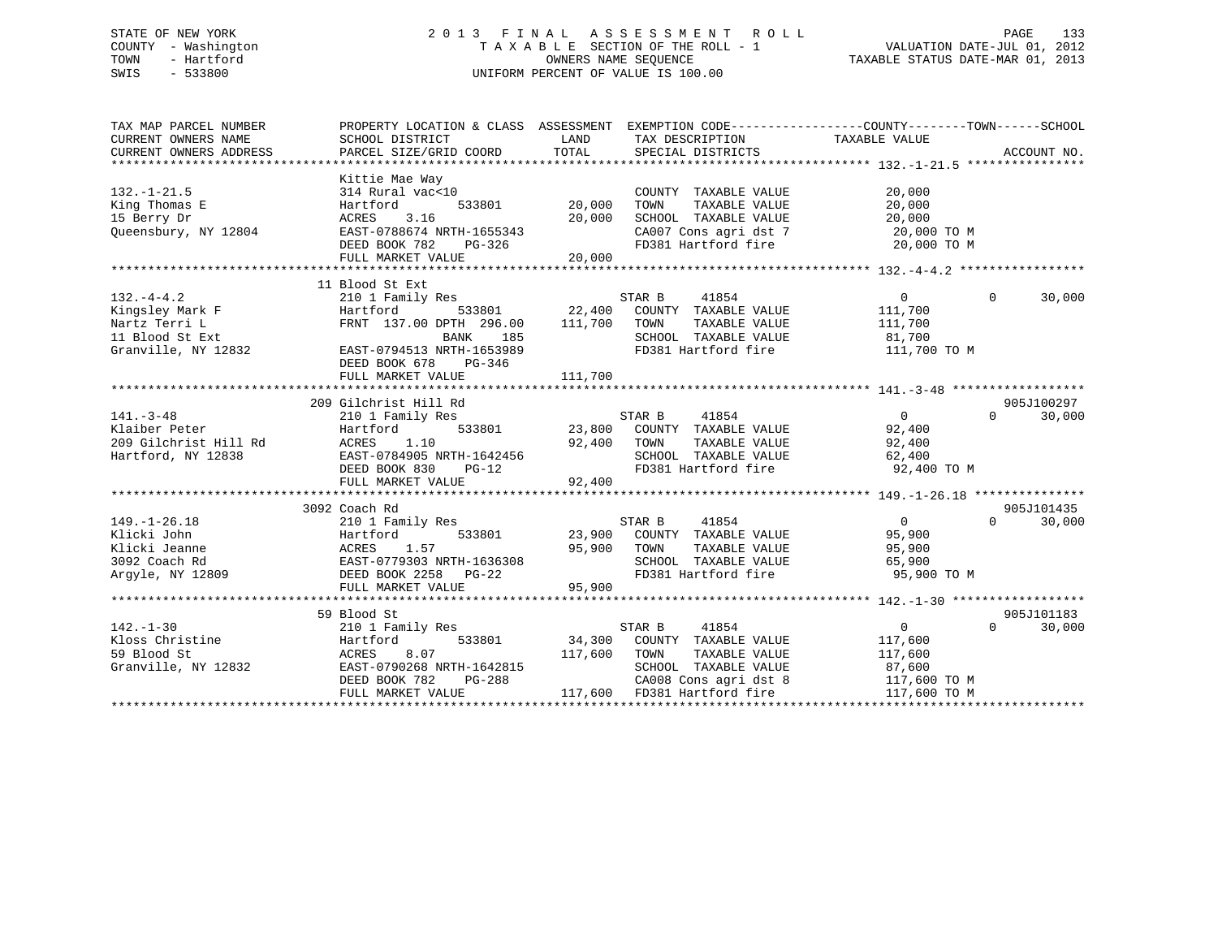STATE OF NEW YORK
COUNTY - Washington
TOWN - Hartford
SWIS - 533800

2013 FINAL ASSESSMENT ROLL
TAXABLE SECTION OF THE ROLL - 1
OWNERS NAME SEQUENCE
UNIFORM PERCENT OF VALUE IS 100.00

VALUATION DATE-JUL 01, 2012
TAXABLE STATUS DATE-MAR 01, 2013

| TAX MAP PARCEL NUMBER / CURRENT OWNERS NAME / CURRENT OWNERS ADDRESS | PROPERTY LOCATION & CLASS / SCHOOL DISTRICT / PARCEL SIZE/GRID COORD | ASSESSMENT LAND / TOTAL | EXEMPTION CODE / TAX DESCRIPTION / SPECIAL DISTRICTS | COUNTY TAXABLE VALUE | TOWN | SCHOOL | ACCOUNT NO. |
|---|---|---|---|---|---|---|---|
| **132.-1-21.5** | Kittie Mae Way | | | | | | |
| King Thomas E | 314 Rural vac<10 | | COUNTY TAXABLE VALUE | 20,000 | | | |
| 15 Berry Dr | Hartford 533801 | 20,000 | TOWN TAXABLE VALUE | 20,000 | | | |
| Queensbury, NY 12804 | ACRES 3.16 | 20,000 | SCHOOL TAXABLE VALUE | 20,000 | | | |
| | EAST-0788674 NRTH-1655343 | | CA007 Cons agri dst 7 | 20,000 TO M | | | |
| | DEED BOOK 782 PG-326 | | FD381 Hartford fire | 20,000 TO M | | | |
| | FULL MARKET VALUE | 20,000 | | | | | |
| **132.-4-4.2** | 11 Blood St Ext | | | | | | |
| Kingsley Mark F | 210 1 Family Res | | STAR B 41854 | 0 | 0 | 30,000 | |
| Nartz Terri L | Hartford 533801 | 22,400 | COUNTY TAXABLE VALUE | 111,700 | | | |
| 11 Blood St Ext | FRNT 137.00 DPTH 296.00 | 111,700 | TOWN TAXABLE VALUE | 111,700 | | | |
| Granville, NY 12832 | BANK 185 | | SCHOOL TAXABLE VALUE | 81,700 | | | |
| | EAST-0794513 NRTH-1653989 | | FD381 Hartford fire | 111,700 TO M | | | |
| | DEED BOOK 678 PG-346 | | | | | | |
| | FULL MARKET VALUE | 111,700 | | | | | |
| **141.-3-48** | 209 Gilchrist Hill Rd | | | | | | 905J100297 |
| Klaiber Peter | 210 1 Family Res | | STAR B 41854 | 0 | 0 | 30,000 | |
| 209 Gilchrist Hill Rd | Hartford 533801 | 23,800 | COUNTY TAXABLE VALUE | 92,400 | | | |
| Hartford, NY 12838 | ACRES 1.10 | 92,400 | TOWN TAXABLE VALUE | 92,400 | | | |
| | EAST-0784905 NRTH-1642456 | | SCHOOL TAXABLE VALUE | 62,400 | | | |
| | DEED BOOK 830 PG-12 | | FD381 Hartford fire | 92,400 TO M | | | |
| | FULL MARKET VALUE | 92,400 | | | | | |
| **149.-1-26.18** | 3092 Coach Rd | | | | | | 905J101435 |
| Klicki John | 210 1 Family Res | | STAR B 41854 | 0 | 0 | 30,000 | |
| Klicki Jeanne | Hartford 533801 | 23,900 | COUNTY TAXABLE VALUE | 95,900 | | | |
| 3092 Coach Rd | ACRES 1.57 | 95,900 | TOWN TAXABLE VALUE | 95,900 | | | |
| Argyle, NY 12809 | EAST-0779303 NRTH-1636308 | | SCHOOL TAXABLE VALUE | 65,900 | | | |
| | DEED BOOK 2258 PG-22 | | FD381 Hartford fire | 95,900 TO M | | | |
| | FULL MARKET VALUE | 95,900 | | | | | |
| **142.-1-30** | 59 Blood St | | | | | | 905J101183 |
| Kloss Christine | 210 1 Family Res | | STAR B 41854 | 0 | 0 | 30,000 | |
| 59 Blood St | Hartford 533801 | 34,300 | COUNTY TAXABLE VALUE | 117,600 | | | |
| Granville, NY 12832 | ACRES 8.07 | 117,600 | TOWN TAXABLE VALUE | 117,600 | | | |
| | EAST-0790268 NRTH-1642815 | | SCHOOL TAXABLE VALUE | 87,600 | | | |
| | DEED BOOK 782 PG-288 | | CA008 Cons agri dst 8 | 117,600 TO M | | | |
| | FULL MARKET VALUE | 117,600 | FD381 Hartford fire | 117,600 TO M | | | |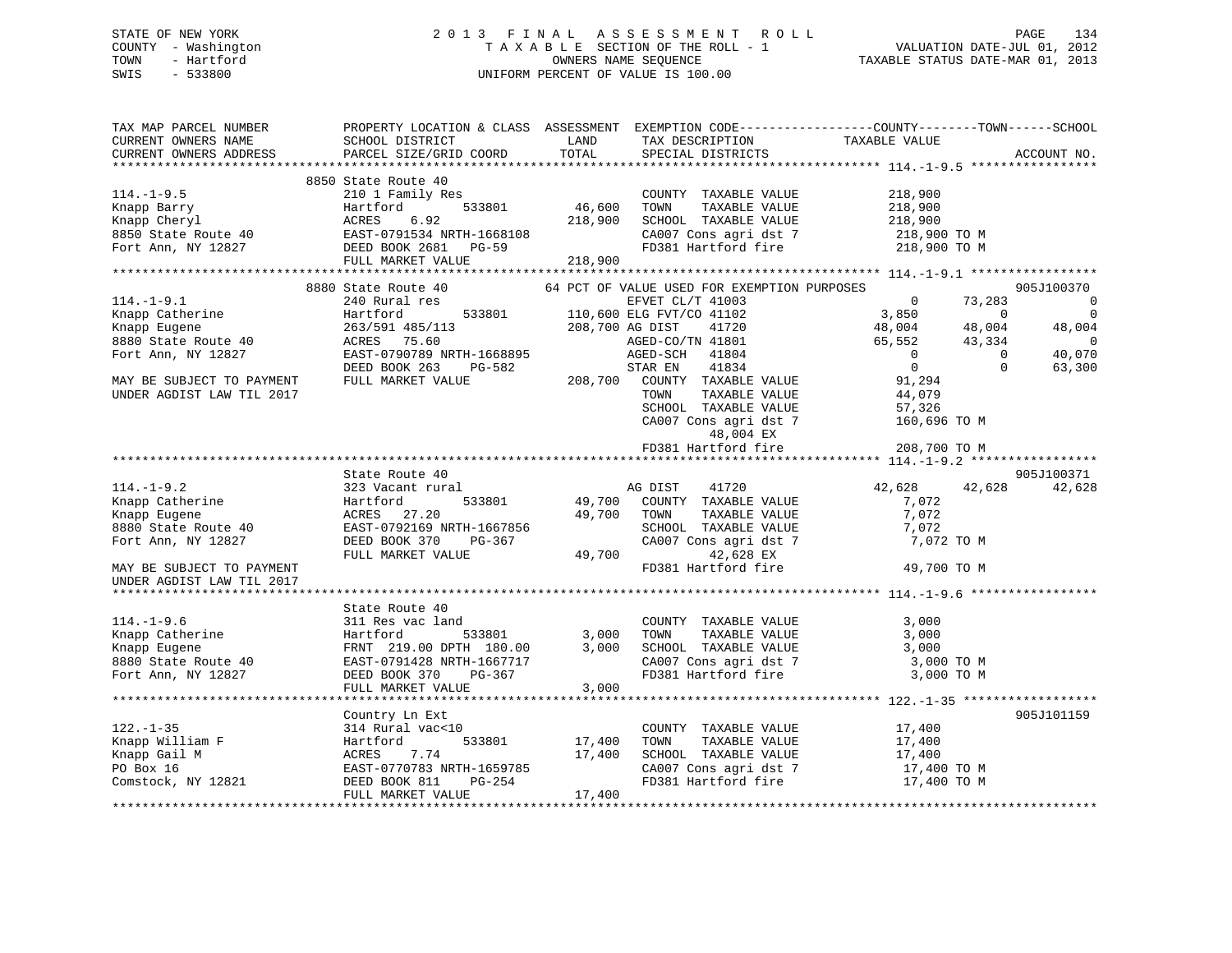STATE OF NEW YORK
COUNTY - Washington
TOWN - Hartford
SWIS - 533800

# 2013 FINAL ASSESSMENT ROLL
TAXABLE SECTION OF THE ROLL - 1
OWNERS NAME SEQUENCE
UNIFORM PERCENT OF VALUE IS 100.00

VALUATION DATE-JUL 01, 2012
TAXABLE STATUS DATE-MAR 01, 2013

```
TAX MAP PARCEL NUMBER          PROPERTY LOCATION & CLASS  ASSESSMENT  EXEMPTION CODE------------------COUNTY--------TOWN------SCHOOL
CURRENT OWNERS NAME            SCHOOL DISTRICT              LAND      TAX DESCRIPTION              TAXABLE VALUE
CURRENT OWNERS ADDRESS         PARCEL SIZE/GRID COORD       TOTAL     SPECIAL DISTRICTS                                        ACCOUNT NO.
******************************************************************************************************* 114.-1-9.5 *****************
                               8850 State Route 40
114.-1-9.5                     210 1 Family Res                       COUNTY  TAXABLE VALUE          218,900
Knapp Barry                    Hartford          533801      46,600   TOWN    TAXABLE VALUE          218,900
Knapp Cheryl                   ACRES    6.92                218,900   SCHOOL  TAXABLE VALUE          218,900
8850 State Route 40            EAST-0791534 NRTH-1668108              CA007 Cons agri dst 7           218,900 TO M
Fort Ann, NY 12827             DEED BOOK 2681   PG-59                 FD381 Hartford fire             218,900 TO M
                               FULL MARKET VALUE            218,900
******************************************************************************************************* 114.-1-9.1 *****************
                               8880 State Route 40           64 PCT OF VALUE USED FOR EXEMPTION PURPOSES                 905J100370
114.-1-9.1                     240 Rural res                          EFVET CL/T 41003                    0     73,283          0
Knapp Catherine                Hartford          533801     110,600 ELG FVT/CO 41102                3,850          0          0
Knapp Eugene                   263/591 485/113              208,700 AG DIST     41720              48,004     48,004     48,004
8880 State Route 40            ACRES   75.60                        AGED-CO/TN 41801               65,552     43,334          0
Fort Ann, NY 12827             EAST-0790789 NRTH-1668895            AGED-SCH   41804                    0          0     40,070
                               DEED BOOK 263    PG-582              STAR EN    41834                    0          0     63,300
MAY BE SUBJECT TO PAYMENT      FULL MARKET VALUE            208,700   COUNTY  TAXABLE VALUE           91,294
UNDER AGDIST LAW TIL 2017                                             TOWN    TAXABLE VALUE           44,079
                                                                      SCHOOL  TAXABLE VALUE           57,326
                                                                      CA007 Cons agri dst 7           160,696 TO M
                                                                           48,004 EX
                                                                      FD381 Hartford fire             208,700 TO M
******************************************************************************************************* 114.-1-9.2 *****************
                               State Route 40                                                                      905J100371
114.-1-9.2                     323 Vacant rural                       AG DIST     41720              42,628     42,628     42,628
Knapp Catherine                Hartford          533801      49,700   COUNTY  TAXABLE VALUE            7,072
Knapp Eugene                   ACRES   27.20                 49,700   TOWN    TAXABLE VALUE            7,072
8880 State Route 40            EAST-0792169 NRTH-1667856              SCHOOL  TAXABLE VALUE            7,072
Fort Ann, NY 12827             DEED BOOK 370    PG-367                CA007 Cons agri dst 7             7,072 TO M
                               FULL MARKET VALUE             49,700        42,628 EX
MAY BE SUBJECT TO PAYMENT                                             FD381 Hartford fire              49,700 TO M
UNDER AGDIST LAW TIL 2017
******************************************************************************************************* 114.-1-9.6 *****************
                               State Route 40
114.-1-9.6                     311 Res vac land                       COUNTY  TAXABLE VALUE            3,000
Knapp Catherine                Hartford          533801       3,000   TOWN    TAXABLE VALUE            3,000
Knapp Eugene                   FRNT 219.00 DPTH 180.00        3,000   SCHOOL  TAXABLE VALUE            3,000
8880 State Route 40            EAST-0791428 NRTH-1667717              CA007 Cons agri dst 7             3,000 TO M
Fort Ann, NY 12827             DEED BOOK 370    PG-367                FD381 Hartford fire               3,000 TO M
                               FULL MARKET VALUE              3,000
******************************************************************************************************* 122.-1-35 ******************
                               Country Ln Ext                                                                      905J101159
122.-1-35                      314 Rural vac<10                       COUNTY  TAXABLE VALUE           17,400
Knapp William F                Hartford          533801      17,400   TOWN    TAXABLE VALUE           17,400
Knapp Gail M                   ACRES    7.74                 17,400   SCHOOL  TAXABLE VALUE           17,400
PO Box 16                      EAST-0770783 NRTH-1659785              CA007 Cons agri dst 7            17,400 TO M
Comstock, NY 12821             DEED BOOK 811    PG-254                FD381 Hartford fire              17,400 TO M
                               FULL MARKET VALUE             17,400
************************************************************************************************************************************
```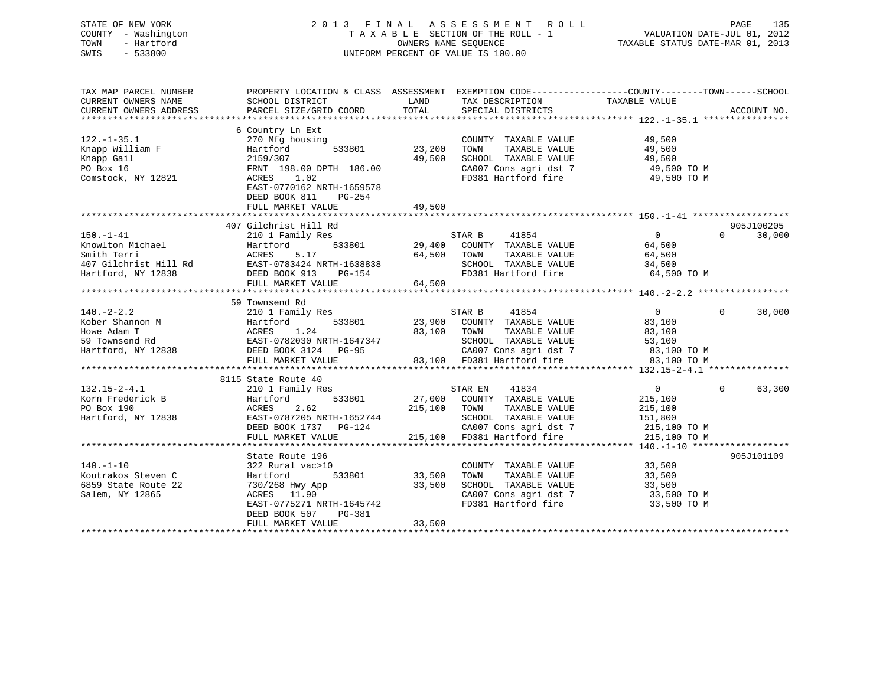STATE OF NEW YORK
COUNTY - Washington
TOWN - Hartford
SWIS - 533800

# 2013 FINAL ASSESSMENT ROLL
TAXABLE SECTION OF THE ROLL - 1
OWNERS NAME SEQUENCE
UNIFORM PERCENT OF VALUE IS 100.00

VALUATION DATE-JUL 01, 2012
TAXABLE STATUS DATE-MAR 01, 2013

| TAX MAP PARCEL NUMBER / CURRENT OWNERS NAME / CURRENT OWNERS ADDRESS | PROPERTY LOCATION & CLASS / SCHOOL DISTRICT / PARCEL SIZE/GRID COORD | ASSESSMENT LAND / TOTAL | EXEMPTION CODE / TAX DESCRIPTION / SPECIAL DISTRICTS | COUNTY / TOWN TAXABLE VALUE | SCHOOL | ACCOUNT NO. |
|---|---|---|---|---|---|---|
| **122.-1-35.1** | 6 Country Ln Ext | | | | | |
| 122.-1-35.1 | 270 Mfg housing | | COUNTY TAXABLE VALUE | 49,500 | | |
| Knapp William F | Hartford 533801 | 23,200 | TOWN TAXABLE VALUE | 49,500 | | |
| Knapp Gail | 2159/307 | 49,500 | SCHOOL TAXABLE VALUE | 49,500 | | |
| PO Box 16 | FRNT 198.00 DPTH 186.00 | | CA007 Cons agri dst 7 | 49,500 TO M | | |
| Comstock, NY 12821 | ACRES 1.02 | | FD381 Hartford fire | 49,500 TO M | | |
| | EAST-0770162 NRTH-1659578 | | | | | |
| | DEED BOOK 811 PG-254 | | | | | |
| | FULL MARKET VALUE | 49,500 | | | | |
| **150.-1-41** | 407 Gilchrist Hill Rd | | | | | 905J100205 |
| 150.-1-41 | 210 1 Family Res | | STAR B 41854 | 0 0 | 30,000 | |
| Knowlton Michael | Hartford 533801 | 29,400 | COUNTY TAXABLE VALUE | 64,500 | | |
| Smith Terri | ACRES 5.17 | 64,500 | TOWN TAXABLE VALUE | 64,500 | | |
| 407 Gilchrist Hill Rd | EAST-0783424 NRTH-1638838 | | SCHOOL TAXABLE VALUE | 34,500 | | |
| Hartford, NY 12838 | DEED BOOK 913 PG-154 | | FD381 Hartford fire | 64,500 TO M | | |
| | FULL MARKET VALUE | 64,500 | | | | |
| **140.-2-2.2** | 59 Townsend Rd | | | | | |
| 140.-2-2.2 | 210 1 Family Res | | STAR B 41854 | 0 0 | 30,000 | |
| Kober Shannon M | Hartford 533801 | 23,900 | COUNTY TAXABLE VALUE | 83,100 | | |
| Howe Adam T | ACRES 1.24 | 83,100 | TOWN TAXABLE VALUE | 83,100 | | |
| 59 Townsend Rd | EAST-0782030 NRTH-1647347 | | SCHOOL TAXABLE VALUE | 53,100 | | |
| Hartford, NY 12838 | DEED BOOK 3124 PG-95 | | CA007 Cons agri dst 7 | 83,100 TO M | | |
| | FULL MARKET VALUE | 83,100 | FD381 Hartford fire | 83,100 TO M | | |
| **132.15-2-4.1** | 8115 State Route 40 | | | | | |
| 132.15-2-4.1 | 210 1 Family Res | | STAR EN 41834 | 0 0 | 63,300 | |
| Korn Frederick B | Hartford 533801 | 27,000 | COUNTY TAXABLE VALUE | 215,100 | | |
| PO Box 190 | ACRES 2.62 | 215,100 | TOWN TAXABLE VALUE | 215,100 | | |
| Hartford, NY 12838 | EAST-0787205 NRTH-1652744 | | SCHOOL TAXABLE VALUE | 151,800 | | |
| | DEED BOOK 1737 PG-124 | | CA007 Cons agri dst 7 | 215,100 TO M | | |
| | FULL MARKET VALUE | 215,100 | FD381 Hartford fire | 215,100 TO M | | |
| **140.-1-10** | State Route 196 | | | | | 905J101109 |
| 140.-1-10 | 322 Rural vac>10 | | COUNTY TAXABLE VALUE | 33,500 | | |
| Koutrakos Steven C | Hartford 533801 | 33,500 | TOWN TAXABLE VALUE | 33,500 | | |
| 6859 State Route 22 | 730/268 Hwy App | 33,500 | SCHOOL TAXABLE VALUE | 33,500 | | |
| Salem, NY 12865 | ACRES 11.90 | | CA007 Cons agri dst 7 | 33,500 TO M | | |
| | EAST-0775271 NRTH-1645742 | | FD381 Hartford fire | 33,500 TO M | | |
| | DEED BOOK 507 PG-381 | | | | | |
| | FULL MARKET VALUE | 33,500 | | | | |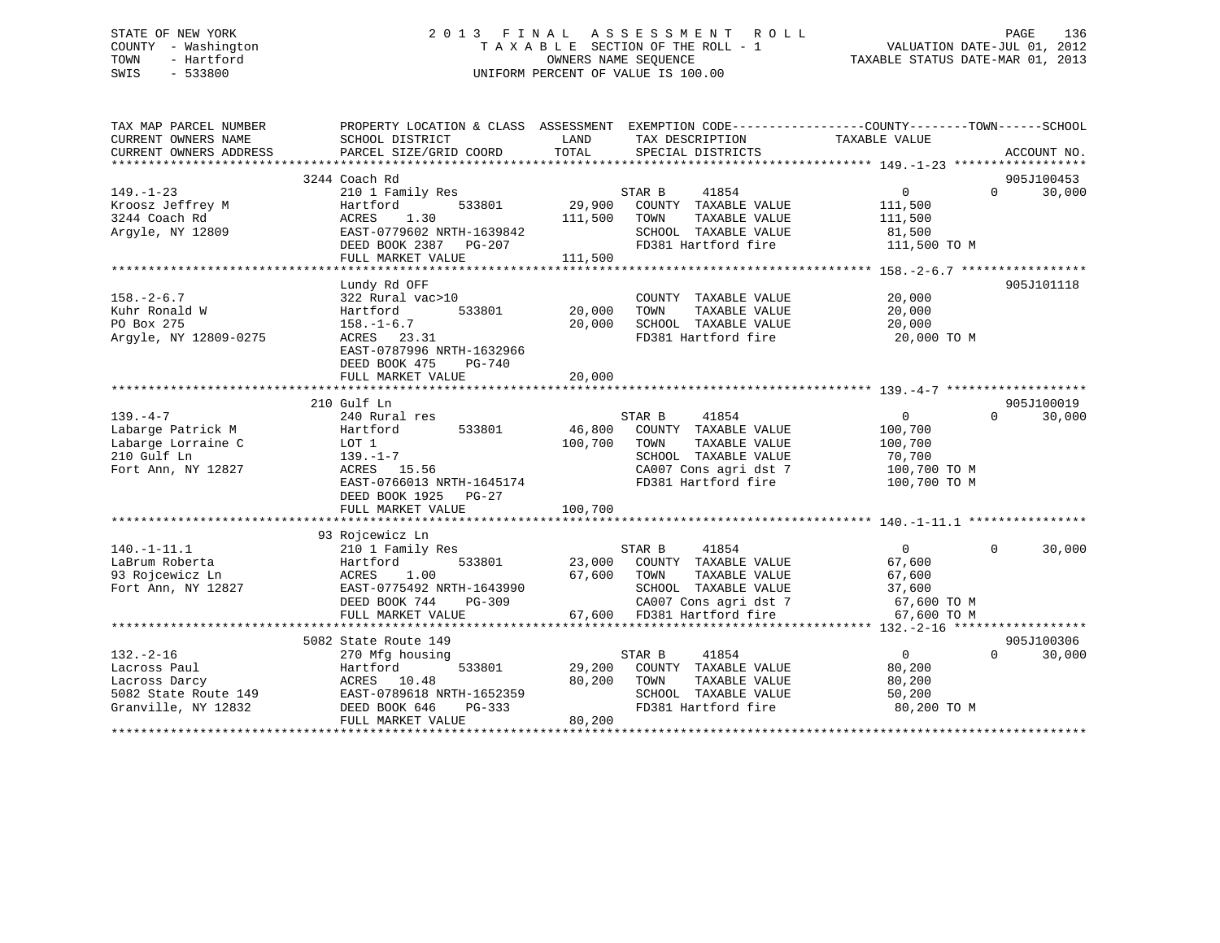STATE OF NEW YORK
COUNTY - Washington
TOWN - Hartford
SWIS - 533800

# 2013 FINAL ASSESSMENT ROLL

TAXABLE SECTION OF THE ROLL - 1
OWNERS NAME SEQUENCE
UNIFORM PERCENT OF VALUE IS 100.00

VALUATION DATE-JUL 01, 2012
TAXABLE STATUS DATE-MAR 01, 2013

| TAX MAP PARCEL NUMBER / CURRENT OWNERS NAME / CURRENT OWNERS ADDRESS | PROPERTY LOCATION & CLASS / SCHOOL DISTRICT / PARCEL SIZE/GRID COORD | ASSESSMENT LAND | ASSESSMENT TOTAL | EXEMPTION CODE / TAX DESCRIPTION / SPECIAL DISTRICTS | COUNTY TAXABLE VALUE | TOWN | SCHOOL | ACCOUNT NO. |
|---|---|---|---|---|---|---|---|---|
| 149.-1-23 | 3244 Coach Rd | | | | | | | 905J100453 |
| Kroosz Jeffrey M | 210 1 Family Res | | | STAR B 41854 | 0 | 0 | 30,000 | |
| 3244 Coach Rd | Hartford 533801 | 29,900 | | COUNTY TAXABLE VALUE | 111,500 | | | |
| Argyle, NY 12809 | ACRES 1.30 | | 111,500 | TOWN TAXABLE VALUE | 111,500 | | | |
| | EAST-0779602 NRTH-1639842 | | | SCHOOL TAXABLE VALUE | 81,500 | | | |
| | DEED BOOK 2387 PG-207 | | | FD381 Hartford fire | 111,500 TO M | | | |
| | FULL MARKET VALUE | | 111,500 | | | | | |
| 158.-2-6.7 | Lundy Rd OFF | | | | | | | 905J101118 |
| Kuhr Ronald W | 322 Rural vac>10 | | | COUNTY TAXABLE VALUE | 20,000 | | | |
| PO Box 275 | Hartford 533801 | 20,000 | | TOWN TAXABLE VALUE | 20,000 | | | |
| Argyle, NY 12809-0275 | 158.-1-6.7 | | 20,000 | SCHOOL TAXABLE VALUE | 20,000 | | | |
| | ACRES 23.31 | | | FD381 Hartford fire | 20,000 TO M | | | |
| | EAST-0787996 NRTH-1632966 | | | | | | | |
| | DEED BOOK 475 PG-740 | | | | | | | |
| | FULL MARKET VALUE | | 20,000 | | | | | |
| 139.-4-7 | 210 Gulf Ln | | | | | | | 905J100019 |
| Labarge Patrick M | 240 Rural res | | | STAR B 41854 | 0 | 0 | 30,000 | |
| Labarge Lorraine C | Hartford 533801 | 46,800 | | COUNTY TAXABLE VALUE | 100,700 | | | |
| 210 Gulf Ln | LOT 1 | | 100,700 | TOWN TAXABLE VALUE | 100,700 | | | |
| Fort Ann, NY 12827 | 139.-1-7 | | | SCHOOL TAXABLE VALUE | 70,700 | | | |
| | ACRES 15.56 | | | CA007 Cons agri dst 7 | 100,700 TO M | | | |
| | EAST-0766013 NRTH-1645174 | | | FD381 Hartford fire | 100,700 TO M | | | |
| | DEED BOOK 1925 PG-27 | | | | | | | |
| | FULL MARKET VALUE | | 100,700 | | | | | |
| 140.-1-11.1 | 93 Rojcewicz Ln | | | | | | | |
| LaBrum Roberta | 210 1 Family Res | | | STAR B 41854 | 0 | 0 | 30,000 | |
| 93 Rojcewicz Ln | Hartford 533801 | 23,000 | | COUNTY TAXABLE VALUE | 67,600 | | | |
| Fort Ann, NY 12827 | ACRES 1.00 | | 67,600 | TOWN TAXABLE VALUE | 67,600 | | | |
| | EAST-0775492 NRTH-1643990 | | | SCHOOL TAXABLE VALUE | 37,600 | | | |
| | DEED BOOK 744 PG-309 | | | CA007 Cons agri dst 7 | 67,600 TO M | | | |
| | FULL MARKET VALUE | | 67,600 | FD381 Hartford fire | 67,600 TO M | | | |
| 132.-2-16 | 5082 State Route 149 | | | | | | | 905J100306 |
| Lacross Paul | 270 Mfg housing | | | STAR B 41854 | 0 | 0 | 30,000 | |
| Lacross Darcy | Hartford 533801 | 29,200 | | COUNTY TAXABLE VALUE | 80,200 | | | |
| 5082 State Route 149 | ACRES 10.48 | | 80,200 | TOWN TAXABLE VALUE | 80,200 | | | |
| Granville, NY 12832 | EAST-0789618 NRTH-1652359 | | | SCHOOL TAXABLE VALUE | 50,200 | | | |
| | DEED BOOK 646 PG-333 | | | FD381 Hartford fire | 80,200 TO M | | | |
| | FULL MARKET VALUE | | 80,200 | | | | | |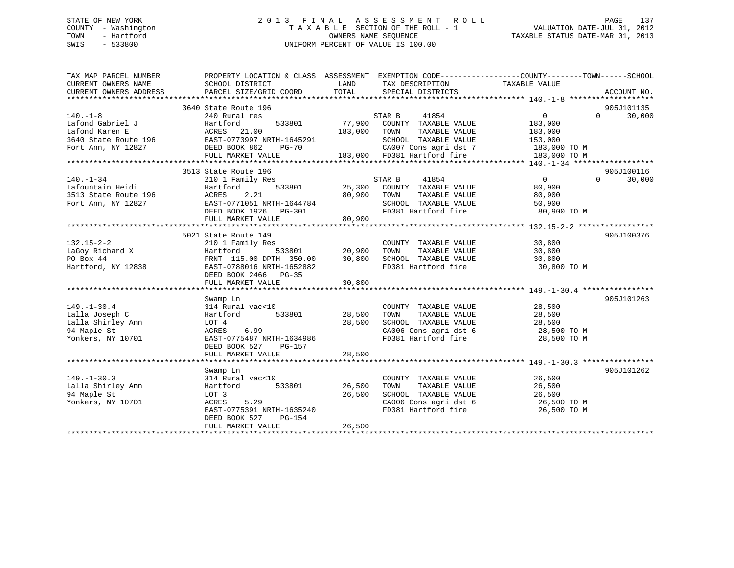STATE OF NEW YORK
COUNTY - Washington
TOWN - Hartford
SWIS - 533800

# 2013 FINAL ASSESSMENT ROLL

TAXABLE SECTION OF THE ROLL - 1
OWNERS NAME SEQUENCE
UNIFORM PERCENT OF VALUE IS 100.00

VALUATION DATE-JUL 01, 2012
TAXABLE STATUS DATE-MAR 01, 2013

| TAX MAP PARCEL NUMBER / CURRENT OWNERS NAME / CURRENT OWNERS ADDRESS | PROPERTY LOCATION & CLASS / SCHOOL DISTRICT / PARCEL SIZE/GRID COORD | ASSESSMENT LAND | TOTAL | EXEMPTION CODE / TAX DESCRIPTION / SPECIAL DISTRICTS | COUNTY | TOWN | SCHOOL | ACCOUNT NO. |
|---|---|---|---|---|---|---|---|---|
| 140.-1-8 | 3640 State Route 196 | | | | | | | 905J101135 |
| Lafond Gabriel J | 240 Rural res | | | STAR B 41854 | 0 | 0 | 30,000 | |
| Lafond Karen E | Hartford 533801 | 77,900 | | COUNTY TAXABLE VALUE | 183,000 | | | |
| 3640 State Route 196 | ACRES 21.00 | | 183,000 | TOWN TAXABLE VALUE | | 183,000 | | |
| Fort Ann, NY 12827 | EAST-0773997 NRTH-1645291 | | | SCHOOL TAXABLE VALUE | | | 153,000 | |
| | DEED BOOK 862 PG-70 | | | CA007 Cons agri dst 7 | 183,000 TO M | | | |
| | FULL MARKET VALUE | | 183,000 | FD381 Hartford fire | 183,000 TO M | | | |
| 140.-1-34 | 3513 State Route 196 | | | | | | | 905J100116 |
| Lafountain Heidi | 210 1 Family Res | | | STAR B 41854 | 0 | 0 | 30,000 | |
| 3513 State Route 196 | Hartford 533801 | 25,300 | | COUNTY TAXABLE VALUE | 80,900 | | | |
| Fort Ann, NY 12827 | ACRES 2.21 | | 80,900 | TOWN TAXABLE VALUE | | 80,900 | | |
| | EAST-0771051 NRTH-1644784 | | | SCHOOL TAXABLE VALUE | | | 50,900 | |
| | DEED BOOK 1926 PG-301 | | | FD381 Hartford fire | 80,900 TO M | | | |
| | FULL MARKET VALUE | | 80,900 | | | | | |
| 132.15-2-2 | 5021 State Route 149 | | | | | | | 905J100376 |
| LaGoy Richard X | 210 1 Family Res | | | COUNTY TAXABLE VALUE | 30,800 | | | |
| PO Box 44 | Hartford 533801 | 20,900 | | TOWN TAXABLE VALUE | | 30,800 | | |
| Hartford, NY 12838 | FRNT 115.00 DPTH 350.00 | | 30,800 | SCHOOL TAXABLE VALUE | | | 30,800 | |
| | EAST-0788016 NRTH-1652882 | | | FD381 Hartford fire | 30,800 TO M | | | |
| | DEED BOOK 2466 PG-35 | | | | | | | |
| | FULL MARKET VALUE | | 30,800 | | | | | |
| 149.-1-30.4 | Swamp Ln | | | | | | | 905J101263 |
| Lalla Joseph C | 314 Rural vac<10 | | | COUNTY TAXABLE VALUE | 28,500 | | | |
| Lalla Shirley Ann | Hartford 533801 | 28,500 | | TOWN TAXABLE VALUE | | 28,500 | | |
| 94 Maple St | LOT 4 | | 28,500 | SCHOOL TAXABLE VALUE | | | 28,500 | |
| Yonkers, NY 10701 | ACRES 6.99 | | | CA006 Cons agri dst 6 | 28,500 TO M | | | |
| | EAST-0775487 NRTH-1634986 | | | FD381 Hartford fire | 28,500 TO M | | | |
| | DEED BOOK 527 PG-157 | | | | | | | |
| | FULL MARKET VALUE | | 28,500 | | | | | |
| 149.-1-30.3 | Swamp Ln | | | | | | | 905J101262 |
| Lalla Shirley Ann | 314 Rural vac<10 | | | COUNTY TAXABLE VALUE | 26,500 | | | |
| 94 Maple St | Hartford 533801 | 26,500 | | TOWN TAXABLE VALUE | | 26,500 | | |
| Yonkers, NY 10701 | LOT 3 | | 26,500 | SCHOOL TAXABLE VALUE | | | 26,500 | |
| | ACRES 5.29 | | | CA006 Cons agri dst 6 | 26,500 TO M | | | |
| | EAST-0775391 NRTH-1635240 | | | FD381 Hartford fire | 26,500 TO M | | | |
| | DEED BOOK 527 PG-154 | | | | | | | |
| | FULL MARKET VALUE | | 26,500 | | | | | |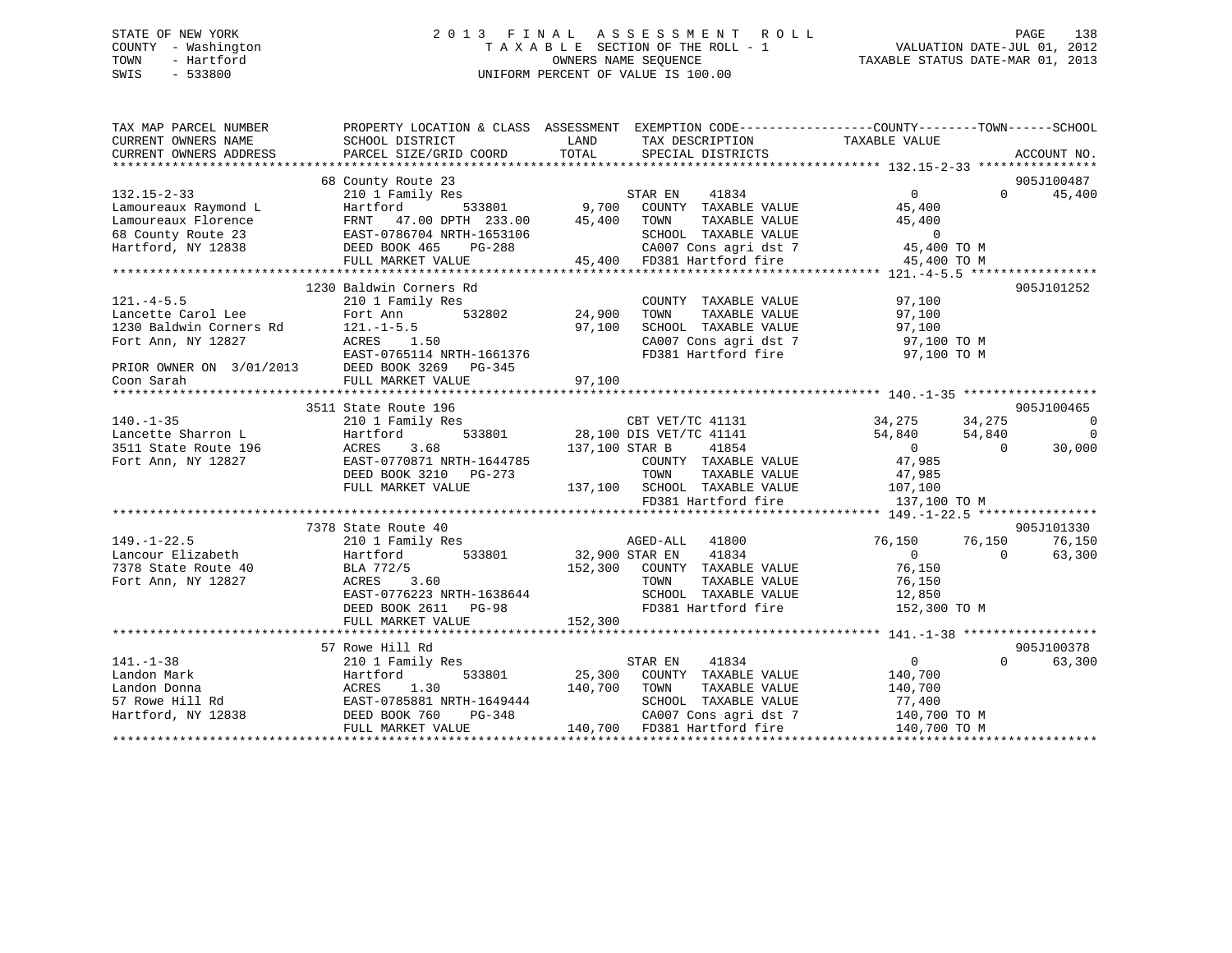STATE OF NEW YORK
COUNTY - Washington
TOWN - Hartford
SWIS - 533800

# 2013 FINAL ASSESSMENT ROLL

TAXABLE SECTION OF THE ROLL - 1
OWNERS NAME SEQUENCE
UNIFORM PERCENT OF VALUE IS 100.00

VALUATION DATE-JUL 01, 2012
TAXABLE STATUS DATE-MAR 01, 2013

```
TAX MAP PARCEL NUMBER          PROPERTY LOCATION & CLASS  ASSESSMENT  EXEMPTION CODE------------------COUNTY--------TOWN------SCHOOL
CURRENT OWNERS NAME            SCHOOL DISTRICT              LAND      TAX DESCRIPTION             TAXABLE VALUE
CURRENT OWNERS ADDRESS         PARCEL SIZE/GRID COORD       TOTAL     SPECIAL DISTRICTS                                      ACCOUNT NO.
******************************************************************************************************* 132.15-2-33 ****************
                               68 County Route 23                                                                            905J100487
132.15-2-33                    210 1 Family Res                       STAR EN    41834             0              0     45,400
Lamoureaux Raymond L           Hartford       533801        9,700     COUNTY  TAXABLE VALUE        45,400
Lamoureaux Florence            FRNT  47.00 DPTH 233.00     45,400     TOWN    TAXABLE VALUE        45,400
68 County Route 23             EAST-0786704 NRTH-1653106              SCHOOL  TAXABLE VALUE        0
Hartford, NY 12838             DEED BOOK 465    PG-288                CA007 Cons agri dst 7         45,400 TO M
                               FULL MARKET VALUE           45,400     FD381 Hartford fire           45,400 TO M
******************************************************************************************************* 121.-4-5.5 *****************
                               1230 Baldwin Corners Rd                                                                       905J101252
121.-4-5.5                     210 1 Family Res                       COUNTY  TAXABLE VALUE        97,100
Lancette Carol Lee             Fort Ann       532802       24,900     TOWN    TAXABLE VALUE        97,100
1230 Baldwin Corners Rd        121.-1-5.5                  97,100     SCHOOL  TAXABLE VALUE        97,100
Fort Ann, NY 12827             ACRES    1.50                          CA007 Cons agri dst 7         97,100 TO M
                               EAST-0765114 NRTH-1661376              FD381 Hartford fire           97,100 TO M
PRIOR OWNER ON 3/01/2013       DEED BOOK 3269   PG-345
Coon Sarah                     FULL MARKET VALUE           97,100
******************************************************************************************************* 140.-1-35 ******************
                               3511 State Route 196                                                                          905J100465
140.-1-35                      210 1 Family Res                       CBT VET/TC 41131          34,275         34,275          0
Lancette Sharron L             Hartford       533801       28,100 DIS VET/TC 41141              54,840         54,840          0
3511 State Route 196           ACRES    3.68              137,100 STAR B     41854                 0              0     30,000
Fort Ann, NY 12827             EAST-0770871 NRTH-1644785              COUNTY  TAXABLE VALUE        47,985
                               DEED BOOK 3210   PG-273                TOWN    TAXABLE VALUE        47,985
                               FULL MARKET VALUE          137,100     SCHOOL  TAXABLE VALUE        107,100
                                                                      FD381 Hartford fire           137,100 TO M
******************************************************************************************************* 149.-1-22.5 ****************
                               7378 State Route 40                                                                           905J101330
149.-1-22.5                    210 1 Family Res                       AGED-ALL   41800          76,150         76,150     76,150
Lancour Elizabeth              Hartford       533801       32,900 STAR EN    41834                 0              0     63,300
7378 State Route 40            BLA 772/5                  152,300     COUNTY  TAXABLE VALUE        76,150
Fort Ann, NY 12827             ACRES    3.60                          TOWN    TAXABLE VALUE        76,150
                               EAST-0776223 NRTH-1638644              SCHOOL  TAXABLE VALUE        12,850
                               DEED BOOK 2611   PG-98                 FD381 Hartford fire           152,300 TO M
                               FULL MARKET VALUE          152,300
******************************************************************************************************* 141.-1-38 ******************
                               57 Rowe Hill Rd                                                                               905J100378
141.-1-38                      210 1 Family Res                       STAR EN    41834             0              0     63,300
Landon Mark                    Hartford       533801       25,300     COUNTY  TAXABLE VALUE        140,700
Landon Donna                   ACRES    1.30              140,700     TOWN    TAXABLE VALUE        140,700
57 Rowe Hill Rd                EAST-0785881 NRTH-1649444              SCHOOL  TAXABLE VALUE        77,400
Hartford, NY 12838             DEED BOOK 760    PG-348                CA007 Cons agri dst 7         140,700 TO M
                               FULL MARKET VALUE          140,700     FD381 Hartford fire           140,700 TO M
************************************************************************************************************************************
```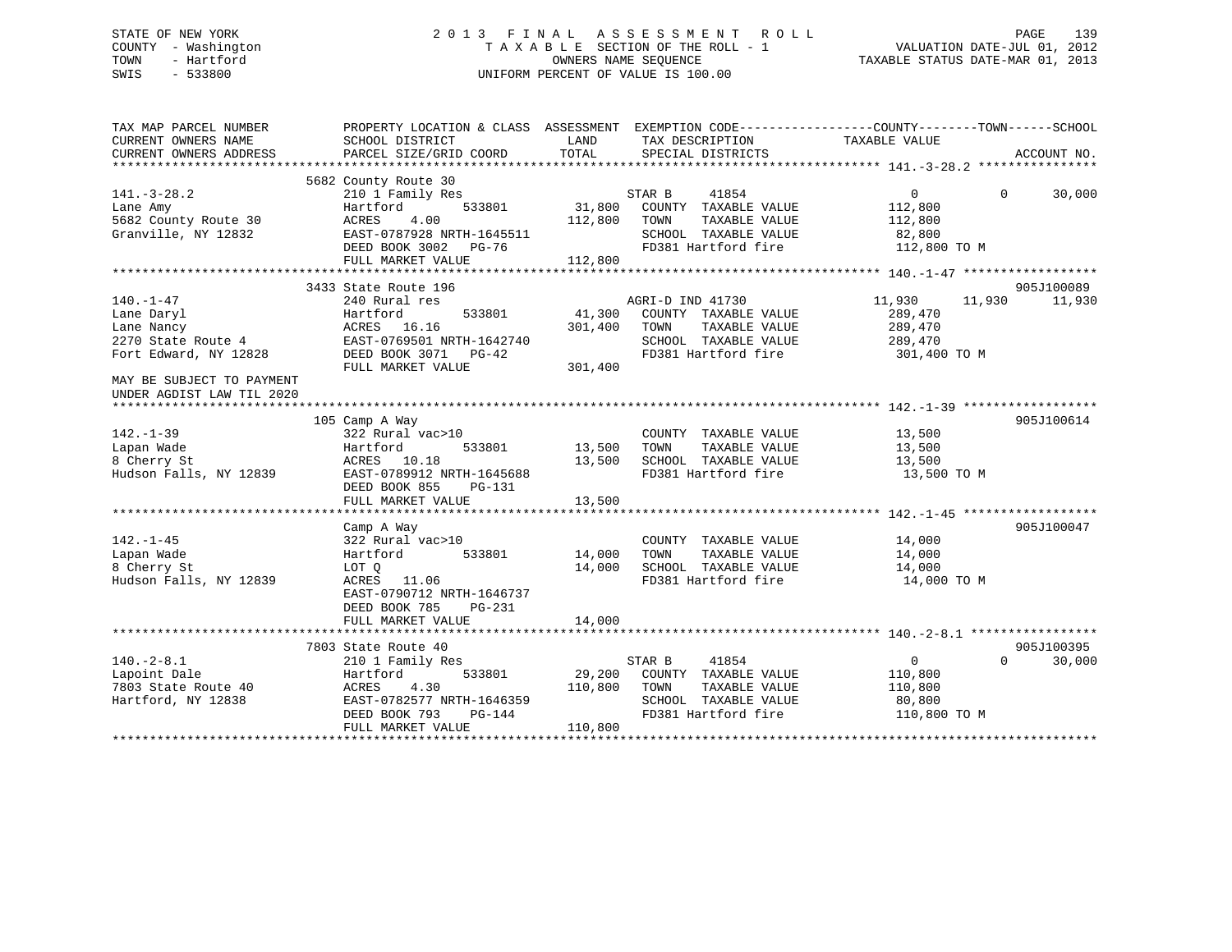STATE OF NEW YORK
COUNTY - Washington
TOWN - Hartford
SWIS - 533800

2013 FINAL ASSESSMENT ROLL
TAXABLE SECTION OF THE ROLL - 1
OWNERS NAME SEQUENCE
UNIFORM PERCENT OF VALUE IS 100.00

VALUATION DATE-JUL 01, 2012
TAXABLE STATUS DATE-MAR 01, 2013

```
TAX MAP PARCEL NUMBER          PROPERTY LOCATION & CLASS  ASSESSMENT  EXEMPTION CODE------------------COUNTY--------TOWN------SCHOOL
CURRENT OWNERS NAME            SCHOOL DISTRICT               LAND      TAX DESCRIPTION              TAXABLE VALUE
CURRENT OWNERS ADDRESS         PARCEL SIZE/GRID COORD        TOTAL     SPECIAL DISTRICTS                                    ACCOUNT NO.
******************************************************************************************************* 141.-3-28.2 ****************
                              5682 County Route 30
141.-3-28.2                    210 1 Family Res                    STAR B     41854                  0          0     30,000
Lane Amy                       Hartford        533801      31,800   COUNTY  TAXABLE VALUE          112,800
5682 County Route 30           ACRES    4.00              112,800   TOWN    TAXABLE VALUE          112,800
Granville, NY 12832            EAST-0787928 NRTH-1645511            SCHOOL  TAXABLE VALUE           82,800
                               DEED BOOK 3002   PG-76               FD381 Hartford fire             112,800 TO M
                               FULL MARKET VALUE          112,800
******************************************************************************************************* 140.-1-47 ******************
                              3433 State Route 196                                                                  905J100089
140.-1-47                      240 Rural res                       AGRI-D IND 41730              11,930     11,930     11,930
Lane Daryl                     Hartford        533801      41,300   COUNTY  TAXABLE VALUE          289,470
Lane Nancy                     ACRES   16.16              301,400   TOWN    TAXABLE VALUE          289,470
2270 State Route 4             EAST-0769501 NRTH-1642740            SCHOOL  TAXABLE VALUE          289,470
Fort Edward, NY 12828          DEED BOOK 3071   PG-42               FD381 Hartford fire             301,400 TO M
                               FULL MARKET VALUE          301,400
MAY BE SUBJECT TO PAYMENT
UNDER AGDIST LAW TIL 2020
******************************************************************************************************* 142.-1-39 ******************
                              105 Camp A Way                                                                        905J100614
142.-1-39                      322 Rural vac>10                     COUNTY  TAXABLE VALUE           13,500
Lapan Wade                     Hartford        533801      13,500   TOWN    TAXABLE VALUE           13,500
8 Cherry St                    ACRES   10.18               13,500   SCHOOL  TAXABLE VALUE           13,500
Hudson Falls, NY 12839         EAST-0789912 NRTH-1645688            FD381 Hartford fire              13,500 TO M
                               DEED BOOK 855    PG-131
                               FULL MARKET VALUE           13,500
******************************************************************************************************* 142.-1-45 ******************
                               Camp A Way                                                                           905J100047
142.-1-45                      322 Rural vac>10                     COUNTY  TAXABLE VALUE           14,000
Lapan Wade                     Hartford        533801      14,000   TOWN    TAXABLE VALUE           14,000
8 Cherry St                    LOT Q                       14,000   SCHOOL  TAXABLE VALUE           14,000
Hudson Falls, NY 12839         ACRES   11.06                        FD381 Hartford fire              14,000 TO M
                               EAST-0790712 NRTH-1646737
                               DEED BOOK 785    PG-231
                               FULL MARKET VALUE           14,000
******************************************************************************************************* 140.-2-8.1 *****************
                              7803 State Route 40                                                                   905J100395
140.-2-8.1                     210 1 Family Res                    STAR B     41854                  0          0     30,000
Lapoint Dale                   Hartford        533801      29,200   COUNTY  TAXABLE VALUE          110,800
7803 State Route 40            ACRES    4.30              110,800   TOWN    TAXABLE VALUE          110,800
Hartford, NY 12838             EAST-0782577 NRTH-1646359            SCHOOL  TAXABLE VALUE           80,800
                               DEED BOOK 793    PG-144              FD381 Hartford fire             110,800 TO M
                               FULL MARKET VALUE          110,800
************************************************************************************************************************************
```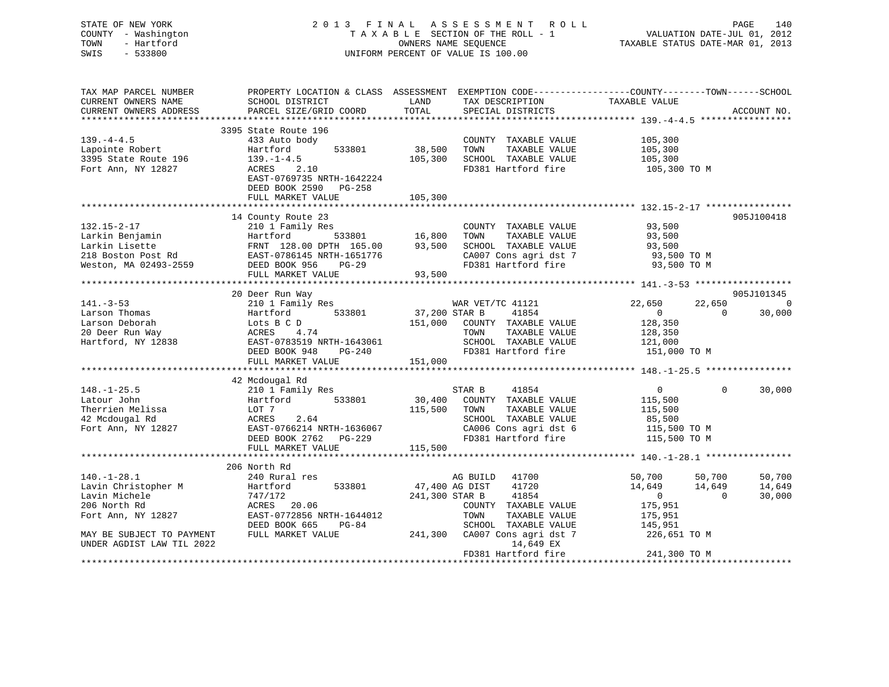STATE OF NEW YORK
COUNTY - Washington
TOWN - Hartford
SWIS - 533800

2 0 1 3 F I N A L A S S E S S M E N T R O L L
T A X A B L E SECTION OF THE ROLL - 1
OWNERS NAME SEQUENCE
UNIFORM PERCENT OF VALUE IS 100.00

VALUATION DATE-JUL 01, 2012
TAXABLE STATUS DATE-MAR 01, 2013

```
TAX MAP PARCEL NUMBER          PROPERTY LOCATION & CLASS  ASSESSMENT  EXEMPTION CODE------------------COUNTY--------TOWN------SCHOOL
CURRENT OWNERS NAME            SCHOOL DISTRICT               LAND      TAX DESCRIPTION             TAXABLE VALUE
CURRENT OWNERS ADDRESS         PARCEL SIZE/GRID COORD        TOTAL     SPECIAL DISTRICTS                                       ACCOUNT NO.
******************************************************************************************************* 139.-4-4.5 *****************
                               3395 State Route 196
139.-4-4.5                     433 Auto body                           COUNTY  TAXABLE VALUE           105,300
Lapointe Robert                Hartford          533801       38,500   TOWN    TAXABLE VALUE           105,300
3395 State Route 196           139.-1-4.5                    105,300   SCHOOL  TAXABLE VALUE           105,300
Fort Ann, NY 12827             ACRES    2.10                           FD381 Hartford fire              105,300 TO M
                               EAST-0769735 NRTH-1642224
                               DEED BOOK 2590   PG-258
                               FULL MARKET VALUE             105,300
******************************************************************************************************* 132.15-2-17 ****************
                               14 County Route 23                                                                      905J100418
132.15-2-17                    210 1 Family Res                        COUNTY  TAXABLE VALUE            93,500
Larkin Benjamin                Hartford          533801       16,800   TOWN    TAXABLE VALUE            93,500
Larkin Lisette                 FRNT 128.00 DPTH 165.00        93,500   SCHOOL  TAXABLE VALUE            93,500
218 Boston Post Rd             EAST-0786145 NRTH-1651776               CA007 Cons agri dst 7             93,500 TO M
Weston, MA 02493-2559          DEED BOOK 956    PG-29                  FD381 Hartford fire               93,500 TO M
                               FULL MARKET VALUE              93,500
******************************************************************************************************* 141.-3-53 ******************
                               20 Deer Run Way                                                                         905J101345
141.-3-53                      210 1 Family Res                   WAR VET/TC 41121              22,650     22,650           0
Larson Thomas                  Hartford          533801       37,200 STAR B    41854                 0          0      30,000
Larson Deborah                 Lots B C D                    151,000   COUNTY  TAXABLE VALUE           128,350
20 Deer Run Way                ACRES    4.74                           TOWN    TAXABLE VALUE           128,350
Hartford, NY 12838             EAST-0783519 NRTH-1643061               SCHOOL  TAXABLE VALUE           121,000
                               DEED BOOK 948    PG-240                 FD381 Hartford fire              151,000 TO M
                               FULL MARKET VALUE             151,000
******************************************************************************************************* 148.-1-25.5 ****************
                               42 Mcdougal Rd
148.-1-25.5                    210 1 Family Res                   STAR B    41854                    0          0      30,000
Latour John                    Hartford          533801       30,400   COUNTY  TAXABLE VALUE           115,500
Therrien Melissa               LOT 7                         115,500   TOWN    TAXABLE VALUE           115,500
42 Mcdougal Rd                 ACRES    2.64                           SCHOOL  TAXABLE VALUE            85,500
Fort Ann, NY 12827             EAST-0766214 NRTH-1636067               CA006 Cons agri dst 6            115,500 TO M
                               DEED BOOK 2762   PG-229                 FD381 Hartford fire              115,500 TO M
                               FULL MARKET VALUE             115,500
******************************************************************************************************* 140.-1-28.1 ****************
                               206 North Rd
140.-1-28.1                    240 Rural res                      AG BUILD  41700               50,700     50,700      50,700
Lavin Christopher M            Hartford          533801       47,400 AG DIST   41720               14,649     14,649      14,649
Lavin Michele                  747/172                       241,300 STAR B    41854                 0          0      30,000
206 North Rd                   ACRES   20.06                           COUNTY  TAXABLE VALUE           175,951
Fort Ann, NY 12827             EAST-0772856 NRTH-1644012               TOWN    TAXABLE VALUE           175,951
                               DEED BOOK 665    PG-84                  SCHOOL  TAXABLE VALUE           145,951
MAY BE SUBJECT TO PAYMENT      FULL MARKET VALUE             241,300   CA007 Cons agri dst 7            226,651 TO M
UNDER AGDIST LAW TIL 2022                                                   14,649 EX
                                                                       FD381 Hartford fire              241,300 TO M
************************************************************************************************************************************
```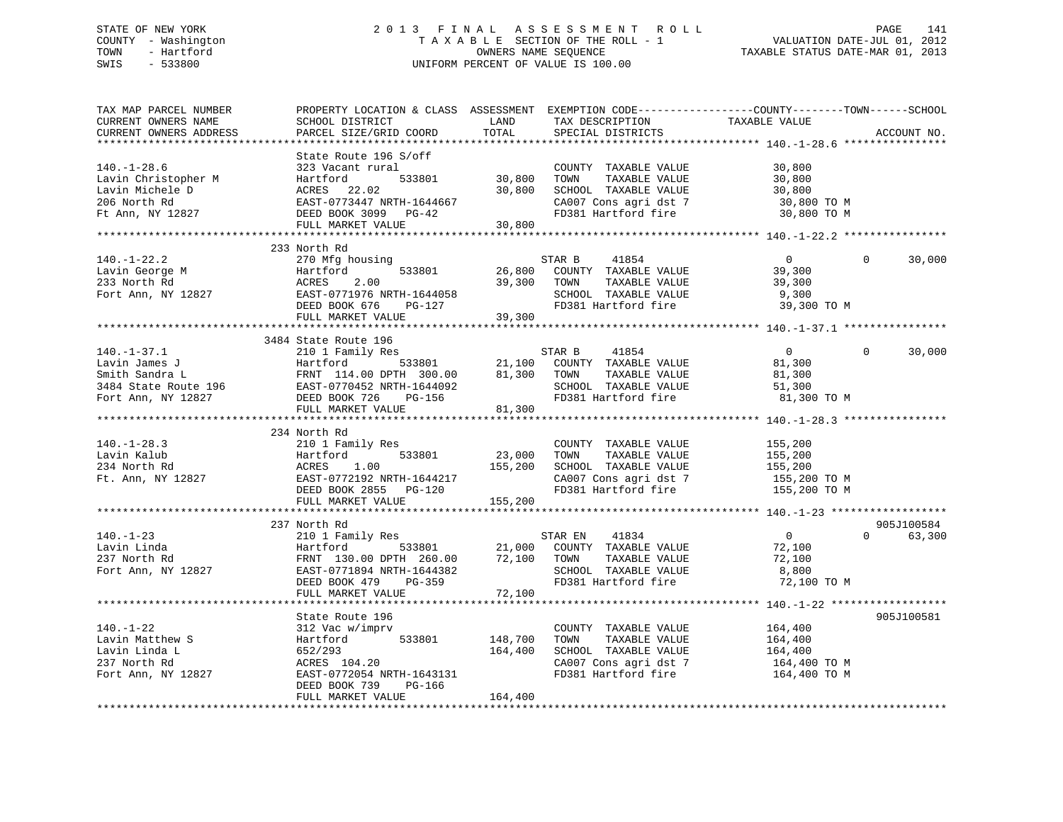STATE OF NEW YORK
COUNTY - Washington
TOWN - Hartford
SWIS - 533800

2013 FINAL ASSESSMENT ROLL
TAXABLE SECTION OF THE ROLL - 1
OWNERS NAME SEQUENCE
UNIFORM PERCENT OF VALUE IS 100.00

VALUATION DATE-JUL 01, 2012
TAXABLE STATUS DATE-MAR 01, 2013

```
TAX MAP PARCEL NUMBER          PROPERTY LOCATION & CLASS  ASSESSMENT  EXEMPTION CODE------------------COUNTY--------TOWN------SCHOOL
CURRENT OWNERS NAME            SCHOOL DISTRICT            LAND        TAX DESCRIPTION              TAXABLE VALUE
CURRENT OWNERS ADDRESS         PARCEL SIZE/GRID COORD     TOTAL       SPECIAL DISTRICTS                                    ACCOUNT NO.
******************************************************************************************************* 140.-1-28.6 ****************
                               State Route 196 S/off
140.-1-28.6                    323 Vacant rural                       COUNTY  TAXABLE VALUE          30,800
Lavin Christopher M            Hartford        533801      30,800     TOWN    TAXABLE VALUE          30,800
Lavin Michele D                ACRES   22.02               30,800     SCHOOL  TAXABLE VALUE          30,800
206 North Rd                   EAST-0773447 NRTH-1644667              CA007 Cons agri dst 7           30,800 TO M
Ft Ann, NY 12827               DEED BOOK 3099  PG-42                  FD381 Hartford fire             30,800 TO M
                               FULL MARKET VALUE           30,800
******************************************************************************************************* 140.-1-22.2 ****************
                               233 North Rd
140.-1-22.2                    270 Mfg housing                        STAR B     41854                0           0      30,000
Lavin George M                 Hartford        533801      26,800     COUNTY  TAXABLE VALUE          39,300
233 North Rd                   ACRES    2.00               39,300     TOWN    TAXABLE VALUE          39,300
Fort Ann, NY 12827             EAST-0771976 NRTH-1644058              SCHOOL  TAXABLE VALUE           9,300
                               DEED BOOK 676   PG-127                 FD381 Hartford fire             39,300 TO M
                               FULL MARKET VALUE           39,300
******************************************************************************************************* 140.-1-37.1 ****************
                               3484 State Route 196
140.-1-37.1                    210 1 Family Res                       STAR B     41854                0           0      30,000
Lavin James J                  Hartford        533801      21,100     COUNTY  TAXABLE VALUE          81,300
Smith Sandra L                 FRNT 114.00 DPTH 300.00     81,300     TOWN    TAXABLE VALUE          81,300
3484 State Route 196           EAST-0770452 NRTH-1644092              SCHOOL  TAXABLE VALUE          51,300
Fort Ann, NY 12827             DEED BOOK 726   PG-156                 FD381 Hartford fire             81,300 TO M
                               FULL MARKET VALUE           81,300
******************************************************************************************************* 140.-1-28.3 ****************
                               234 North Rd
140.-1-28.3                    210 1 Family Res                       COUNTY  TAXABLE VALUE         155,200
Lavin Kalub                    Hartford        533801      23,000     TOWN    TAXABLE VALUE         155,200
234 North Rd                   ACRES    1.00              155,200     SCHOOL  TAXABLE VALUE         155,200
Ft. Ann, NY 12827              EAST-0772192 NRTH-1644217              CA007 Cons agri dst 7          155,200 TO M
                               DEED BOOK 2855  PG-120                 FD381 Hartford fire            155,200 TO M
                               FULL MARKET VALUE          155,200
******************************************************************************************************* 140.-1-23 ******************
                               237 North Rd                                                                          905J100584
140.-1-23                      210 1 Family Res                       STAR EN    41834                0           0      63,300
Lavin Linda                    Hartford        533801      21,000     COUNTY  TAXABLE VALUE          72,100
237 North Rd                   FRNT 130.00 DPTH 260.00     72,100     TOWN    TAXABLE VALUE          72,100
Fort Ann, NY 12827             EAST-0771894 NRTH-1644382              SCHOOL  TAXABLE VALUE           8,800
                               DEED BOOK 479   PG-359                 FD381 Hartford fire             72,100 TO M
                               FULL MARKET VALUE           72,100
******************************************************************************************************* 140.-1-22 ******************
                               State Route 196                                                                       905J100581
140.-1-22                      312 Vac w/imprv                        COUNTY  TAXABLE VALUE         164,400
Lavin Matthew S                Hartford        533801     148,700     TOWN    TAXABLE VALUE         164,400
Lavin Linda L                  652/293                    164,400     SCHOOL  TAXABLE VALUE         164,400
237 North Rd                   ACRES  104.20                          CA007 Cons agri dst 7          164,400 TO M
Fort Ann, NY 12827             EAST-0772054 NRTH-1643131              FD381 Hartford fire            164,400 TO M
                               DEED BOOK 739   PG-166
                               FULL MARKET VALUE          164,400
************************************************************************************************************************************
```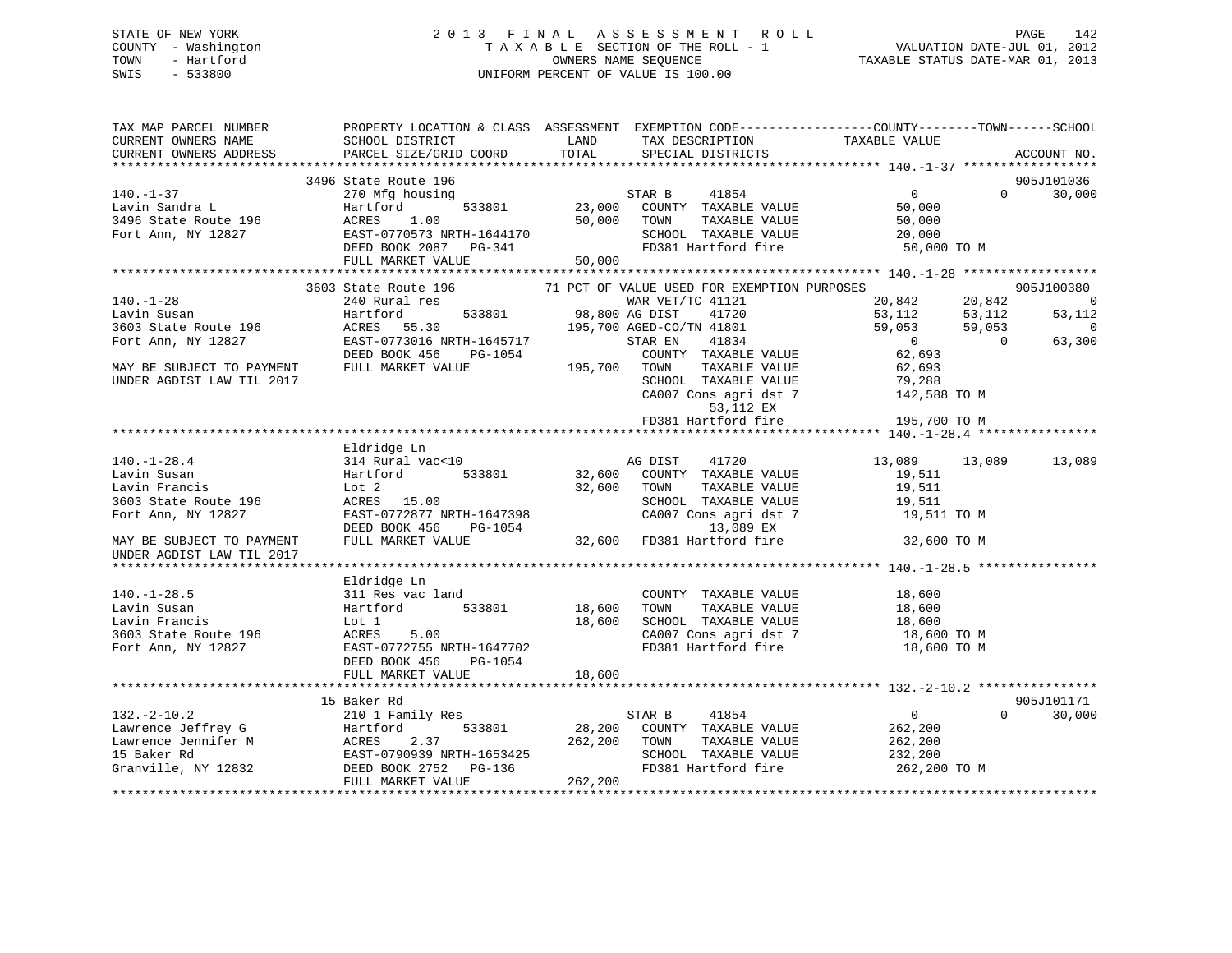STATE OF NEW YORK
COUNTY - Washington
TOWN - Hartford
SWIS - 533800

2 0 1 3 F I N A L A S S E S S M E N T R O L L
T A X A B L E SECTION OF THE ROLL - 1
OWNERS NAME SEQUENCE
UNIFORM PERCENT OF VALUE IS 100.00

VALUATION DATE-JUL 01, 2012
TAXABLE STATUS DATE-MAR 01, 2013

```
TAX MAP PARCEL NUMBER          PROPERTY LOCATION & CLASS  ASSESSMENT  EXEMPTION CODE-----------------COUNTY--------TOWN------SCHOOL
CURRENT OWNERS NAME            SCHOOL DISTRICT               LAND      TAX DESCRIPTION             TAXABLE VALUE
CURRENT OWNERS ADDRESS         PARCEL SIZE/GRID COORD        TOTAL     SPECIAL DISTRICTS                                    ACCOUNT NO.
******************************************************************************************************* 140.-1-37 ******************
                               3496 State Route 196                                                                         905J101036
140.-1-37                      270 Mfg housing                          STAR B      41854                  0          0      30,000
Lavin Sandra L                 Hartford        533801        23,000    COUNTY  TAXABLE VALUE          50,000
3496 State Route 196           ACRES    1.00                 50,000    TOWN    TAXABLE VALUE          50,000
Fort Ann, NY 12827             EAST-0770573 NRTH-1644170               SCHOOL  TAXABLE VALUE          20,000
                               DEED BOOK 2087   PG-341                 FD381 Hartford fire             50,000 TO M
                               FULL MARKET VALUE             50,000
******************************************************************************************************* 140.-1-28 ******************
                               3603 State Route 196           71 PCT OF VALUE USED FOR EXEMPTION PURPOSES                  905J100380
140.-1-28                      240 Rural res                            WAR VET/TC 41121              20,842     20,842           0
Lavin Susan                    Hartford        533801        98,800 AG DIST     41720              53,112     53,112      53,112
3603 State Route 196           ACRES   55.30                195,700 AGED-CO/TN 41801              59,053     59,053           0
Fort Ann, NY 12827             EAST-0773016 NRTH-1645717               STAR EN     41834                  0          0      63,300
                               DEED BOOK 456    PG-1054                COUNTY  TAXABLE VALUE          62,693
MAY BE SUBJECT TO PAYMENT      FULL MARKET VALUE            195,700    TOWN    TAXABLE VALUE          62,693
UNDER AGDIST LAW TIL 2017                                              SCHOOL  TAXABLE VALUE          79,288
                                                                       CA007 Cons agri dst 7          142,588 TO M
                                                                             53,112 EX
                                                                       FD381 Hartford fire            195,700 TO M
******************************************************************************************************* 140.-1-28.4 ****************
                               Eldridge Ln
140.-1-28.4                    314 Rural vac<10                         AG DIST     41720              13,089     13,089      13,089
Lavin Susan                    Hartford        533801        32,600    COUNTY  TAXABLE VALUE          19,511
Lavin Francis                  Lot 2                         32,600    TOWN    TAXABLE VALUE          19,511
3603 State Route 196           ACRES   15.00                           SCHOOL  TAXABLE VALUE          19,511
Fort Ann, NY 12827             EAST-0772877 NRTH-1647398               CA007 Cons agri dst 7           19,511 TO M
                               DEED BOOK 456    PG-1054                      13,089 EX
MAY BE SUBJECT TO PAYMENT      FULL MARKET VALUE             32,600    FD381 Hartford fire             32,600 TO M
UNDER AGDIST LAW TIL 2017
******************************************************************************************************* 140.-1-28.5 ****************
                               Eldridge Ln
140.-1-28.5                    311 Res vac land                         COUNTY  TAXABLE VALUE          18,600
Lavin Susan                    Hartford        533801        18,600    TOWN    TAXABLE VALUE          18,600
Lavin Francis                  Lot 1                         18,600    SCHOOL  TAXABLE VALUE          18,600
3603 State Route 196           ACRES    5.00                           CA007 Cons agri dst 7           18,600 TO M
Fort Ann, NY 12827             EAST-0772755 NRTH-1647702               FD381 Hartford fire             18,600 TO M
                               DEED BOOK 456    PG-1054
                               FULL MARKET VALUE             18,600
******************************************************************************************************* 132.-2-10.2 ****************
                               15 Baker Rd                                                                                  905J101171
132.-2-10.2                    210 1 Family Res                         STAR B      41854                  0          0      30,000
Lawrence Jeffrey G             Hartford        533801        28,200    COUNTY  TAXABLE VALUE         262,200
Lawrence Jennifer M            ACRES    2.37                262,200    TOWN    TAXABLE VALUE         262,200
15 Baker Rd                    EAST-0790939 NRTH-1653425               SCHOOL  TAXABLE VALUE         232,200
Granville, NY 12832            DEED BOOK 2752   PG-136                 FD381 Hartford fire            262,200 TO M
                               FULL MARKET VALUE            262,200
************************************************************************************************************************************
```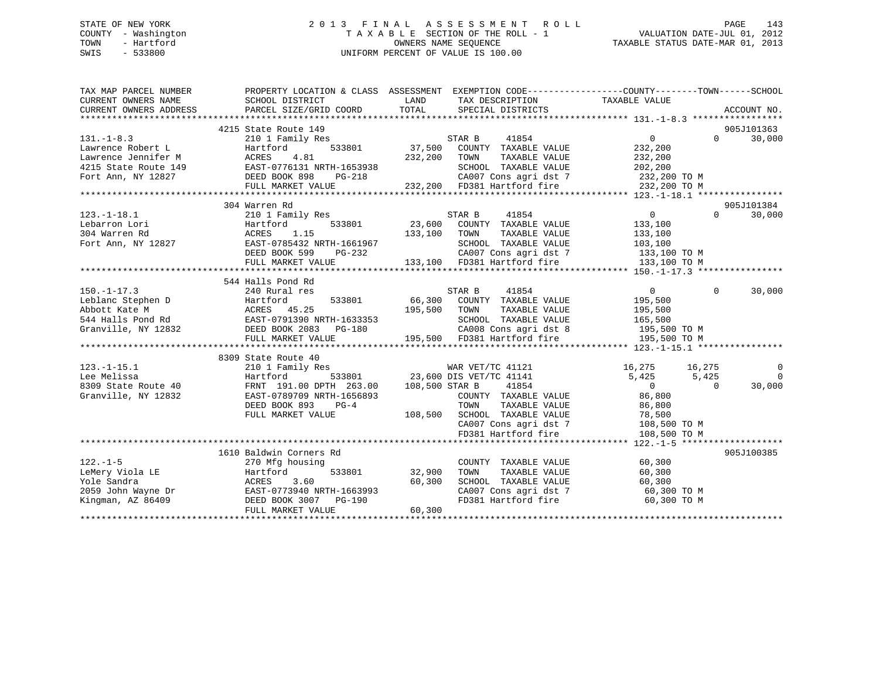STATE OF NEW YORK
COUNTY - Washington
TOWN - Hartford
SWIS - 533800

2 0 1 3 F I N A L A S S E S S M E N T R O L L
T A X A B L E SECTION OF THE ROLL - 1
OWNERS NAME SEQUENCE
UNIFORM PERCENT OF VALUE IS 100.00

VALUATION DATE-JUL 01, 2012
TAXABLE STATUS DATE-MAR 01, 2013

| TAX MAP PARCEL NUMBER / CURRENT OWNERS NAME / CURRENT OWNERS ADDRESS | PROPERTY LOCATION & CLASS / SCHOOL DISTRICT / PARCEL SIZE/GRID COORD | ASSESSMENT LAND / TOTAL | EXEMPTION CODE / TAX DESCRIPTION / SPECIAL DISTRICTS | COUNTY TAXABLE VALUE | TOWN | SCHOOL / ACCOUNT NO. |
|---|---|---|---|---|---|---|
| | 4215 State Route 149 | | | | | 905J101363 |
| 131.-1-8.3 | 210 1 Family Res | | STAR B 41854 | 0 | 0 | 30,000 |
| Lawrence Robert L | Hartford 533801 | 37,500 | COUNTY TAXABLE VALUE | 232,200 | | |
| Lawrence Jennifer M | ACRES 4.81 | 232,200 | TOWN TAXABLE VALUE | 232,200 | | |
| 4215 State Route 149 | EAST-0776131 NRTH-1653938 | | SCHOOL TAXABLE VALUE | 202,200 | | |
| Fort Ann, NY 12827 | DEED BOOK 898 PG-218 | | CA007 Cons agri dst 7 | 232,200 TO M | | |
| | FULL MARKET VALUE | 232,200 | FD381 Hartford fire | 232,200 TO M | | |
| | 304 Warren Rd | | | | | 905J101384 |
| 123.-1-18.1 | 210 1 Family Res | | STAR B 41854 | 0 | 0 | 30,000 |
| Lebarron Lori | Hartford 533801 | 23,600 | COUNTY TAXABLE VALUE | 133,100 | | |
| 304 Warren Rd | ACRES 1.15 | 133,100 | TOWN TAXABLE VALUE | 133,100 | | |
| Fort Ann, NY 12827 | EAST-0785432 NRTH-1661967 | | SCHOOL TAXABLE VALUE | 103,100 | | |
| | DEED BOOK 599 PG-232 | | CA007 Cons agri dst 7 | 133,100 TO M | | |
| | FULL MARKET VALUE | 133,100 | FD381 Hartford fire | 133,100 TO M | | |
| | 544 Halls Pond Rd | | | | | |
| 150.-1-17.3 | 240 Rural res | | STAR B 41854 | 0 | 0 | 30,000 |
| Leblanc Stephen D | Hartford 533801 | 66,300 | COUNTY TAXABLE VALUE | 195,500 | | |
| Abbott Kate M | ACRES 45.25 | 195,500 | TOWN TAXABLE VALUE | 195,500 | | |
| 544 Halls Pond Rd | EAST-0791390 NRTH-1633353 | | SCHOOL TAXABLE VALUE | 165,500 | | |
| Granville, NY 12832 | DEED BOOK 2083 PG-180 | | CA008 Cons agri dst 8 | 195,500 TO M | | |
| | FULL MARKET VALUE | 195,500 | FD381 Hartford fire | 195,500 TO M | | |
| | 8309 State Route 40 | | | | | |
| 123.-1-15.1 | 210 1 Family Res | | WAR VET/TC 41121 | 16,275 | 16,275 | 0 |
| Lee Melissa | Hartford 533801 | 23,600 | DIS VET/TC 41141 | 5,425 | 5,425 | 0 |
| 8309 State Route 40 | FRNT 191.00 DPTH 263.00 | 108,500 | STAR B 41854 | 0 | 0 | 30,000 |
| Granville, NY 12832 | EAST-0789709 NRTH-1656893 | | COUNTY TAXABLE VALUE | 86,800 | | |
| | DEED BOOK 893 PG-4 | | TOWN TAXABLE VALUE | 86,800 | | |
| | FULL MARKET VALUE | 108,500 | SCHOOL TAXABLE VALUE | 78,500 | | |
| | | | CA007 Cons agri dst 7 | 108,500 TO M | | |
| | | | FD381 Hartford fire | 108,500 TO M | | |
| | 1610 Baldwin Corners Rd | | | | | 905J100385 |
| 122.-1-5 | 270 Mfg housing | | COUNTY TAXABLE VALUE | 60,300 | | |
| LeMery Viola LE | Hartford 533801 | 32,900 | TOWN TAXABLE VALUE | 60,300 | | |
| Yole Sandra | ACRES 3.60 | 60,300 | SCHOOL TAXABLE VALUE | 60,300 | | |
| 2059 John Wayne Dr | EAST-0773940 NRTH-1663993 | | CA007 Cons agri dst 7 | 60,300 TO M | | |
| Kingman, AZ 86409 | DEED BOOK 3007 PG-190 | | FD381 Hartford fire | 60,300 TO M | | |
| | FULL MARKET VALUE | 60,300 | | | | |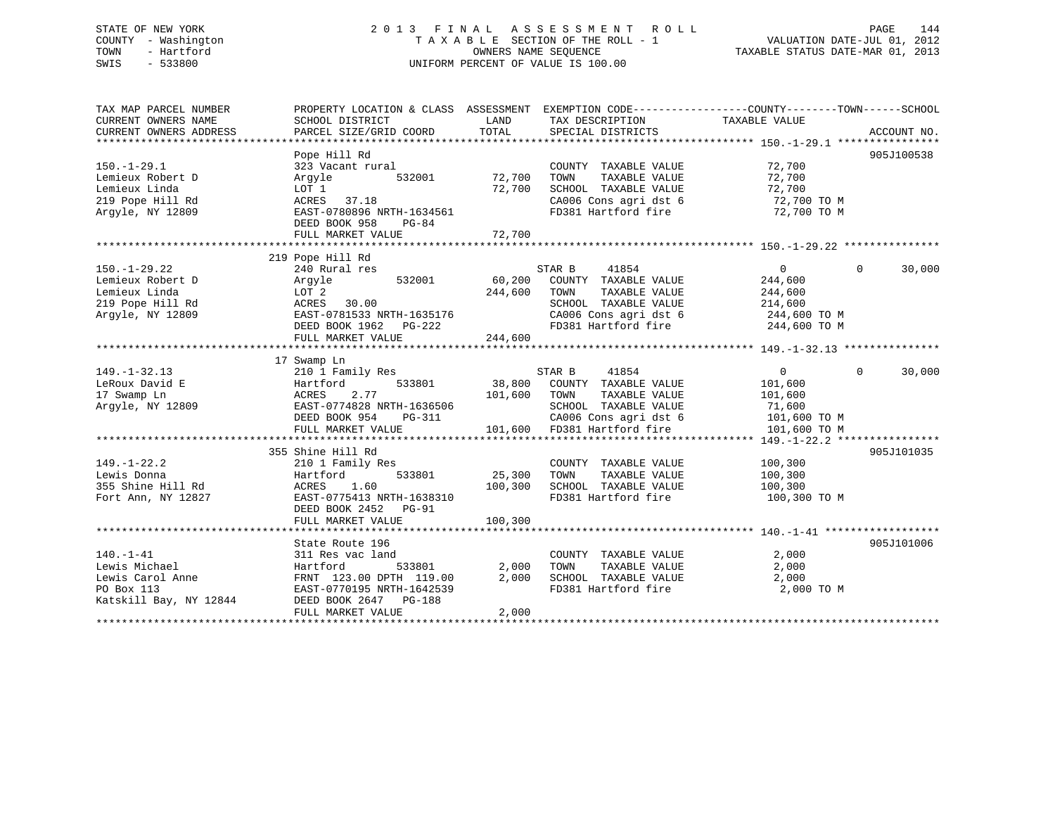STATE OF NEW YORK — 2013 FINAL ASSESSMENT ROLL
COUNTY - Washington — TAXABLE SECTION OF THE ROLL - 1 — VALUATION DATE-JUL 01, 2012
TOWN - Hartford — OWNERS NAME SEQUENCE — TAXABLE STATUS DATE-MAR 01, 2013
SWIS - 533800 — UNIFORM PERCENT OF VALUE IS 100.00

```
TAX MAP PARCEL NUMBER          PROPERTY LOCATION & CLASS  ASSESSMENT  EXEMPTION CODE------------------COUNTY--------TOWN------SCHOOL
CURRENT OWNERS NAME            SCHOOL DISTRICT               LAND      TAX DESCRIPTION             TAXABLE VALUE
CURRENT OWNERS ADDRESS         PARCEL SIZE/GRID COORD        TOTAL     SPECIAL DISTRICTS                                   ACCOUNT NO.
******************************************************************************************************* 150.-1-29.1 ****************
                               Pope Hill Rd                                                                                905J100538
150.-1-29.1                    323 Vacant rural                        COUNTY  TAXABLE VALUE            72,700
Lemieux Robert D               Argyle          532001        72,700    TOWN    TAXABLE VALUE            72,700
Lemieux Linda                  LOT 1                         72,700    SCHOOL  TAXABLE VALUE            72,700
219 Pope Hill Rd               ACRES   37.18                           CA006 Cons agri dst 6             72,700 TO M
Argyle, NY 12809               EAST-0780896 NRTH-1634561               FD381 Hartford fire               72,700 TO M
                               DEED BOOK 958    PG-84
                               FULL MARKET VALUE             72,700
******************************************************************************************************* 150.-1-29.22 ***************
                               219 Pope Hill Rd
150.-1-29.22                   240 Rural res                           STAR B     41854                   0           0      30,000
Lemieux Robert D               Argyle          532001        60,200    COUNTY  TAXABLE VALUE           244,600
Lemieux Linda                  LOT 2                        244,600    TOWN    TAXABLE VALUE           244,600
219 Pope Hill Rd               ACRES   30.00                           SCHOOL  TAXABLE VALUE           214,600
Argyle, NY 12809               EAST-0781533 NRTH-1635176               CA006 Cons agri dst 6            244,600 TO M
                               DEED BOOK 1962   PG-222                 FD381 Hartford fire              244,600 TO M
                               FULL MARKET VALUE            244,600
******************************************************************************************************* 149.-1-32.13 ***************
                               17 Swamp Ln
149.-1-32.13                   210 1 Family Res                        STAR B     41854                   0           0      30,000
LeRoux David E                 Hartford        533801        38,800    COUNTY  TAXABLE VALUE           101,600
17 Swamp Ln                    ACRES    2.77                101,600    TOWN    TAXABLE VALUE           101,600
Argyle, NY 12809               EAST-0774828 NRTH-1636506               SCHOOL  TAXABLE VALUE            71,600
                               DEED BOOK 954    PG-311                 CA006 Cons agri dst 6            101,600 TO M
                               FULL MARKET VALUE            101,600    FD381 Hartford fire              101,600 TO M
******************************************************************************************************* 149.-1-22.2 ****************
                               355 Shine Hill Rd                                                                           905J101035
149.-1-22.2                    210 1 Family Res                        COUNTY  TAXABLE VALUE           100,300
Lewis Donna                    Hartford        533801        25,300    TOWN    TAXABLE VALUE           100,300
355 Shine Hill Rd              ACRES    1.60                100,300    SCHOOL  TAXABLE VALUE           100,300
Fort Ann, NY 12827             EAST-0775413 NRTH-1638310               FD381 Hartford fire              100,300 TO M
                               DEED BOOK 2452   PG-91
                               FULL MARKET VALUE            100,300
******************************************************************************************************* 140.-1-41 ******************
                               State Route 196                                                                             905J101006
140.-1-41                      311 Res vac land                        COUNTY  TAXABLE VALUE             2,000
Lewis Michael                  Hartford        533801         2,000    TOWN    TAXABLE VALUE             2,000
Lewis Carol Anne               FRNT 123.00 DPTH 119.00        2,000    SCHOOL  TAXABLE VALUE             2,000
PO Box 113                     EAST-0770195 NRTH-1642539               FD381 Hartford fire                2,000 TO M
Katskill Bay, NY 12844         DEED BOOK 2647   PG-188
                               FULL MARKET VALUE              2,000
************************************************************************************************************************************
```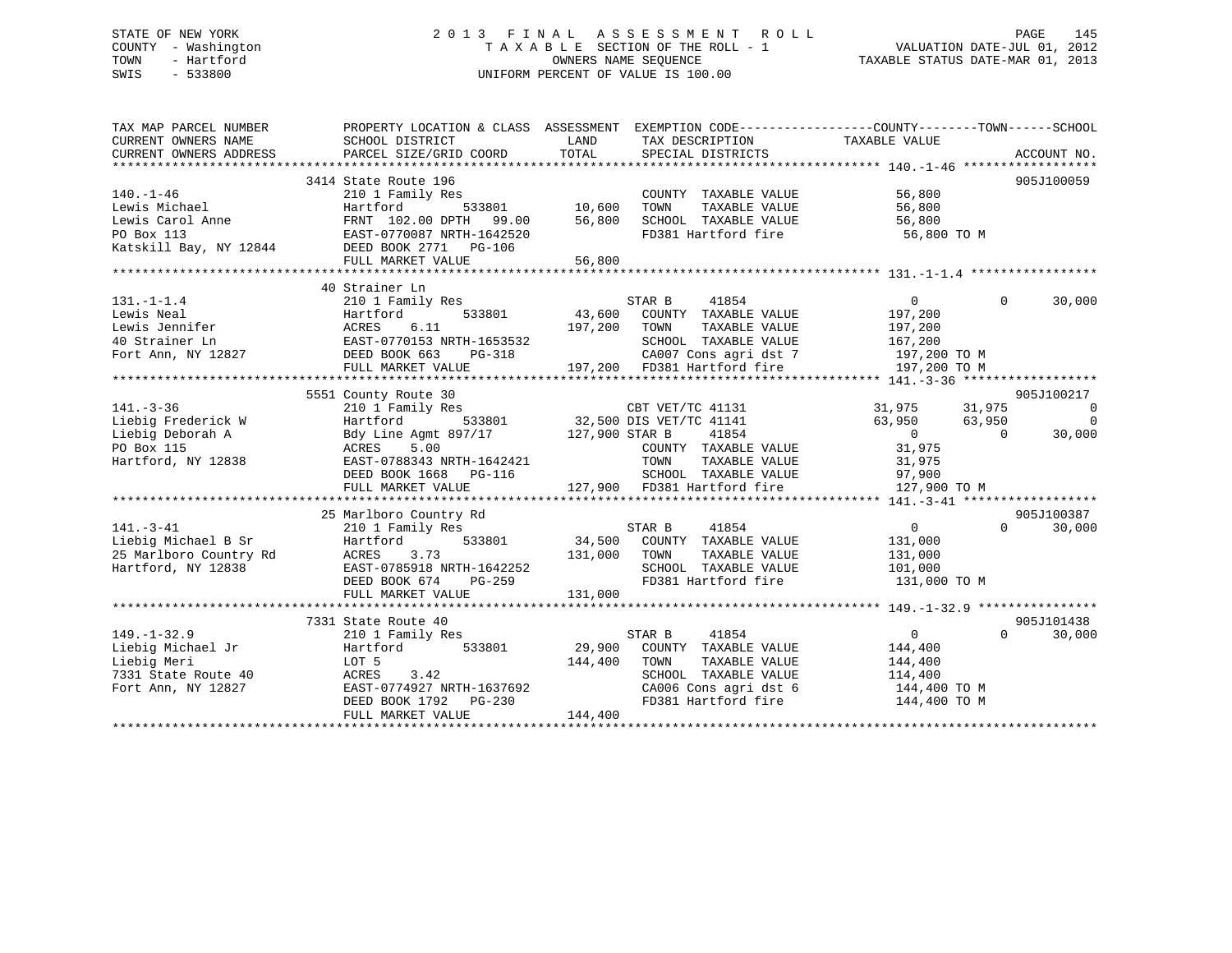STATE OF NEW YORK
COUNTY - Washington
TOWN - Hartford
SWIS - 533800

# 2013 FINAL ASSESSMENT ROLL

TAXABLE SECTION OF THE ROLL - 1
OWNERS NAME SEQUENCE
UNIFORM PERCENT OF VALUE IS 100.00

VALUATION DATE-JUL 01, 2012
TAXABLE STATUS DATE-MAR 01, 2013

```
TAX MAP PARCEL NUMBER          PROPERTY LOCATION & CLASS  ASSESSMENT  EXEMPTION CODE------------------COUNTY--------TOWN------SCHOOL
CURRENT OWNERS NAME            SCHOOL DISTRICT             LAND       TAX DESCRIPTION              TAXABLE VALUE
CURRENT OWNERS ADDRESS         PARCEL SIZE/GRID COORD      TOTAL      SPECIAL DISTRICTS                                        ACCOUNT NO.
******************************************************************************************** 140.-1-46 ******************
                    3414 State Route 196                                                                              905J100059
140.-1-46                      210 1 Family Res                       COUNTY  TAXABLE VALUE          56,800
Lewis Michael                  Hartford        533801      10,600     TOWN    TAXABLE VALUE          56,800
Lewis Carol Anne               FRNT 102.00 DPTH  99.00     56,800     SCHOOL  TAXABLE VALUE          56,800
PO Box 113                     EAST-0770087 NRTH-1642520              FD381 Hartford fire             56,800 TO M
Katskill Bay, NY 12844         DEED BOOK 2771   PG-106
                               FULL MARKET VALUE           56,800
******************************************************************************************** 131.-1-1.4 *****************
                    40 Strainer Ln
131.-1-1.4                     210 1 Family Res                       STAR B      41854                   0          0     30,000
Lewis Neal                     Hartford        533801      43,600     COUNTY  TAXABLE VALUE         197,200
Lewis Jennifer                 ACRES     6.11             197,200     TOWN    TAXABLE VALUE         197,200
40 Strainer Ln                 EAST-0770153 NRTH-1653532              SCHOOL  TAXABLE VALUE         167,200
Fort Ann, NY 12827             DEED BOOK 663    PG-318                CA007 Cons agri dst 7          197,200 TO M
                               FULL MARKET VALUE          197,200     FD381 Hartford fire            197,200 TO M
******************************************************************************************** 141.-3-36 ******************
                    5551 County Route 30                                                                              905J100217
141.-3-36                      210 1 Family Res                       CBT VET/TC 41131           31,975     31,975          0
Liebig Frederick W             Hartford        533801      32,500 DIS VET/TC 41141               63,950     63,950          0
Liebig Deborah A               Bdy Line Agmt 897/17       127,900 STAR B      41854                   0          0     30,000
PO Box 115                     ACRES     5.00                         COUNTY  TAXABLE VALUE          31,975
Hartford, NY 12838             EAST-0788343 NRTH-1642421              TOWN    TAXABLE VALUE          31,975
                               DEED BOOK 1668   PG-116                SCHOOL  TAXABLE VALUE          97,900
                               FULL MARKET VALUE          127,900     FD381 Hartford fire            127,900 TO M
******************************************************************************************** 141.-3-41 ******************
                    25 Marlboro Country Rd                                                                            905J100387
141.-3-41                      210 1 Family Res                       STAR B      41854                   0          0     30,000
Liebig Michael B Sr            Hartford        533801      34,500     COUNTY  TAXABLE VALUE         131,000
25 Marlboro Country Rd         ACRES     3.73             131,000     TOWN    TAXABLE VALUE         131,000
Hartford, NY 12838             EAST-0785918 NRTH-1642252              SCHOOL  TAXABLE VALUE         101,000
                               DEED BOOK 674    PG-259                FD381 Hartford fire            131,000 TO M
                               FULL MARKET VALUE          131,000
******************************************************************************************** 149.-1-32.9 ****************
                    7331 State Route 40                                                                               905J101438
149.-1-32.9                    210 1 Family Res                       STAR B      41854                   0          0     30,000
Liebig Michael Jr              Hartford        533801      29,900     COUNTY  TAXABLE VALUE         144,400
Liebig Meri                    LOT 5                      144,400     TOWN    TAXABLE VALUE         144,400
7331 State Route 40            ACRES     3.42                         SCHOOL  TAXABLE VALUE         114,400
Fort Ann, NY 12827             EAST-0774927 NRTH-1637692              CA006 Cons agri dst 6          144,400 TO M
                               DEED BOOK 1792   PG-230                FD381 Hartford fire            144,400 TO M
                               FULL MARKET VALUE          144,400
****************************************************************************************************************************
```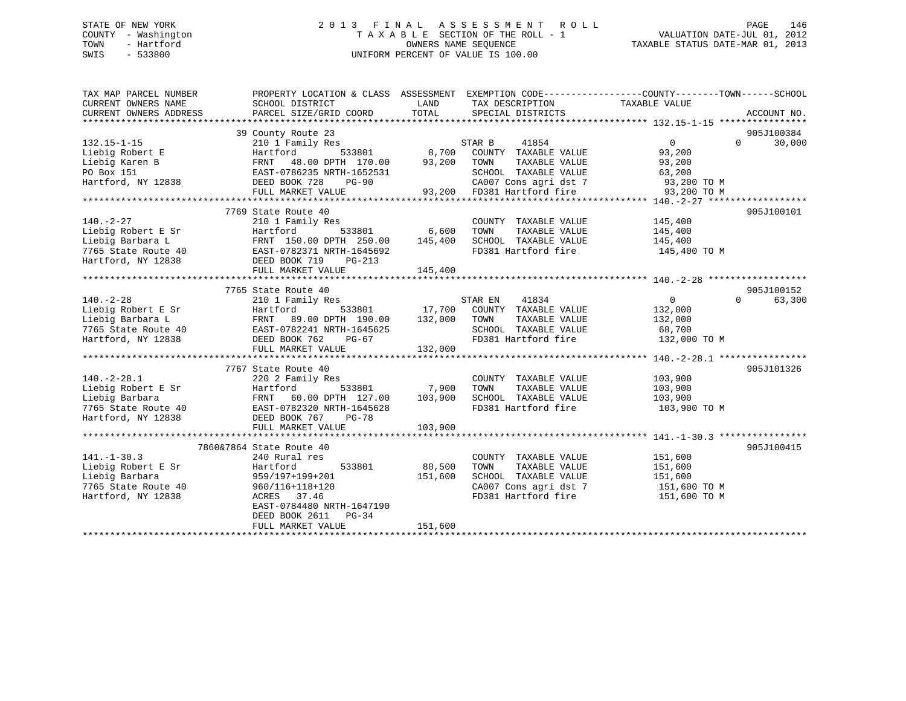STATE OF NEW YORK
COUNTY - Washington
TOWN - Hartford
SWIS - 533800

# 2013 FINAL ASSESSMENT ROLL
TAXABLE SECTION OF THE ROLL - 1
OWNERS NAME SEQUENCE
UNIFORM PERCENT OF VALUE IS 100.00

VALUATION DATE-JUL 01, 2012
TAXABLE STATUS DATE-MAR 01, 2013

| TAX MAP PARCEL NUMBER / CURRENT OWNERS NAME / CURRENT OWNERS ADDRESS | PROPERTY LOCATION & CLASS / SCHOOL DISTRICT / PARCEL SIZE/GRID COORD | ASSESSMENT LAND | TOTAL | EXEMPTION CODE / TAX DESCRIPTION / SPECIAL DISTRICTS | COUNTY/TOWN TAXABLE VALUE | SCHOOL | ACCOUNT NO. |
|---|---|---|---|---|---|---|---|
| 132.15-1-15 | 39 County Route 23 | | | | | | 905J100384 |
| Liebig Robert E | 210 1 Family Res | | | STAR B 41854 | 0 | 0 30,000 | |
| Liebig Karen B | Hartford 533801 | 8,700 | | COUNTY TAXABLE VALUE | 93,200 | | |
| PO Box 151 | FRNT 48.00 DPTH 170.00 | | 93,200 | TOWN TAXABLE VALUE | 93,200 | | |
| Hartford, NY 12838 | EAST-0786235 NRTH-1652531 | | | SCHOOL TAXABLE VALUE | 63,200 | | |
| | DEED BOOK 728 PG-90 | | | CA007 Cons agri dst 7 | 93,200 TO M | | |
| | FULL MARKET VALUE | | 93,200 | FD381 Hartford fire | 93,200 TO M | | |
| 140.-2-27 | 7769 State Route 40 | | | | | | 905J100101 |
| Liebig Robert E Sr | 210 1 Family Res | | | COUNTY TAXABLE VALUE | 145,400 | | |
| Liebig Barbara L | Hartford 533801 | 6,600 | | TOWN TAXABLE VALUE | 145,400 | | |
| 7765 State Route 40 | FRNT 150.00 DPTH 250.00 | | 145,400 | SCHOOL TAXABLE VALUE | 145,400 | | |
| Hartford, NY 12838 | EAST-0782371 NRTH-1645692 | | | FD381 Hartford fire | 145,400 TO M | | |
| | DEED BOOK 719 PG-213 | | | | | | |
| | FULL MARKET VALUE | | 145,400 | | | | |
| 140.-2-28 | 7765 State Route 40 | | | | | | 905J100152 |
| Liebig Robert E Sr | 210 1 Family Res | | | STAR EN 41834 | 0 | 0 63,300 | |
| Liebig Barbara L | Hartford 533801 | 17,700 | | COUNTY TAXABLE VALUE | 132,000 | | |
| 7765 State Route 40 | FRNT 89.00 DPTH 190.00 | | 132,000 | TOWN TAXABLE VALUE | 132,000 | | |
| Hartford, NY 12838 | EAST-0782241 NRTH-1645625 | | | SCHOOL TAXABLE VALUE | 68,700 | | |
| | DEED BOOK 762 PG-67 | | | FD381 Hartford fire | 132,000 TO M | | |
| | FULL MARKET VALUE | | 132,000 | | | | |
| 140.-2-28.1 | 7767 State Route 40 | | | | | | 905J101326 |
| Liebig Robert E Sr | 220 2 Family Res | | | COUNTY TAXABLE VALUE | 103,900 | | |
| Liebig Barbara | Hartford 533801 | 7,900 | | TOWN TAXABLE VALUE | 103,900 | | |
| 7765 State Route 40 | FRNT 60.00 DPTH 127.00 | | 103,900 | SCHOOL TAXABLE VALUE | 103,900 | | |
| Hartford, NY 12838 | EAST-0782320 NRTH-1645628 | | | FD381 Hartford fire | 103,900 TO M | | |
| | DEED BOOK 767 PG-78 | | | | | | |
| | FULL MARKET VALUE | | 103,900 | | | | |
| 141.-1-30.3 | 7860&7864 State Route 40 | | | | | | 905J100415 |
| Liebig Robert E Sr | 240 Rural res | | | COUNTY TAXABLE VALUE | 151,600 | | |
| Liebig Barbara | Hartford 533801 | 80,500 | | TOWN TAXABLE VALUE | 151,600 | | |
| 7765 State Route 40 | 959/197+199+201 | | 151,600 | SCHOOL TAXABLE VALUE | 151,600 | | |
| Hartford, NY 12838 | 960/116+118+120 | | | CA007 Cons agri dst 7 | 151,600 TO M | | |
| | ACRES 37.46 | | | FD381 Hartford fire | 151,600 TO M | | |
| | EAST-0784480 NRTH-1647190 | | | | | | |
| | DEED BOOK 2611 PG-34 | | | | | | |
| | FULL MARKET VALUE | | 151,600 | | | | |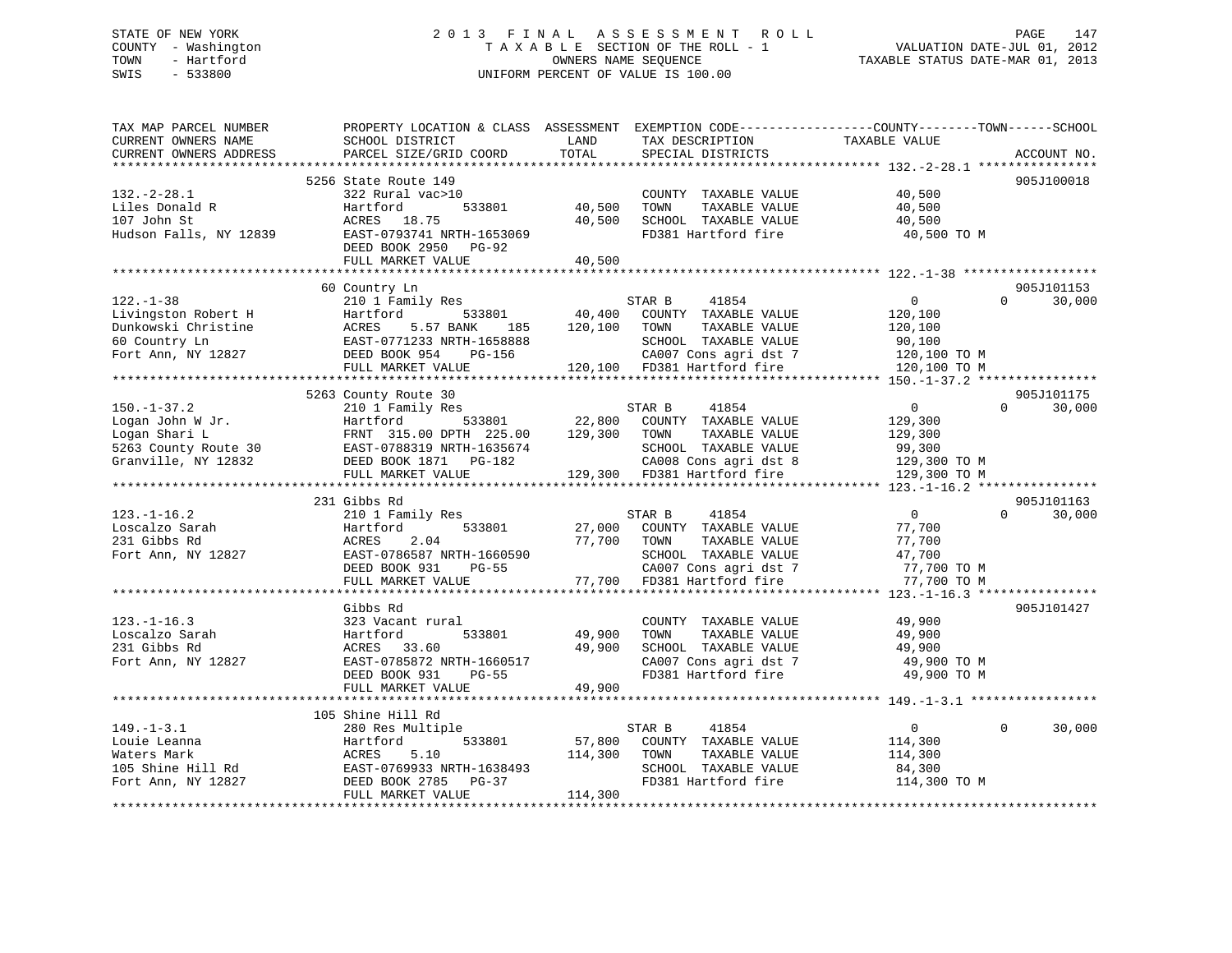STATE OF NEW YORK
COUNTY - Washington
TOWN - Hartford
SWIS - 533800

# 2013 FINAL ASSESSMENT ROLL

TAXABLE SECTION OF THE ROLL - 1
OWNERS NAME SEQUENCE
UNIFORM PERCENT OF VALUE IS 100.00

VALUATION DATE-JUL 01, 2012
TAXABLE STATUS DATE-MAR 01, 2013

```
TAX MAP PARCEL NUMBER      PROPERTY LOCATION & CLASS  ASSESSMENT  EXEMPTION CODE------------------COUNTY--------TOWN------SCHOOL
CURRENT OWNERS NAME        SCHOOL DISTRICT              LAND      TAX DESCRIPTION              TAXABLE VALUE
CURRENT OWNERS ADDRESS     PARCEL SIZE/GRID COORD       TOTAL     SPECIAL DISTRICTS                                      ACCOUNT NO.
******************************************************************************************** 132.-2-28.1 ****************
                         5256 State Route 149                                                                         905J100018
132.-2-28.1                322 Rural vac>10                          COUNTY  TAXABLE VALUE           40,500
Liles Donald R             Hartford          533801       40,500     TOWN    TAXABLE VALUE           40,500
107 John St                ACRES  18.75                   40,500     SCHOOL  TAXABLE VALUE           40,500
Hudson Falls, NY 12839     EAST-0793741 NRTH-1653069                 FD381 Hartford fire              40,500 TO M
                           DEED BOOK 2950   PG-92
                           FULL MARKET VALUE              40,500
******************************************************************************************** 122.-1-38 ******************
                         60 Country Ln                                                                                905J101153
122.-1-38                  210 1 Family Res                          STAR B      41854                0          0      30,000
Livingston Robert H        Hartford          533801       40,400     COUNTY  TAXABLE VALUE          120,100
Dunkowski Christine        ACRES    5.57 BANK    185     120,100     TOWN    TAXABLE VALUE          120,100
60 Country Ln              EAST-0771233 NRTH-1658888                 SCHOOL  TAXABLE VALUE           90,100
Fort Ann, NY 12827         DEED BOOK 954    PG-156                   CA007 Cons agri dst 7           120,100 TO M
                           FULL MARKET VALUE             120,100     FD381 Hartford fire             120,100 TO M
******************************************************************************************** 150.-1-37.2 ****************
                         5263 County Route 30                                                                         905J101175
150.-1-37.2                210 1 Family Res                          STAR B      41854                0          0      30,000
Logan John W Jr.           Hartford          533801       22,800     COUNTY  TAXABLE VALUE          129,300
Logan Shari L              FRNT 315.00 DPTH 225.00       129,300     TOWN    TAXABLE VALUE          129,300
5263 County Route 30       EAST-0788319 NRTH-1635674                 SCHOOL  TAXABLE VALUE           99,300
Granville, NY 12832        DEED BOOK 1871   PG-182                   CA008 Cons agri dst 8           129,300 TO M
                           FULL MARKET VALUE             129,300     FD381 Hartford fire             129,300 TO M
******************************************************************************************** 123.-1-16.2 ****************
                         231 Gibbs Rd                                                                                 905J101163
123.-1-16.2                210 1 Family Res                          STAR B      41854                0          0      30,000
Loscalzo Sarah             Hartford          533801       27,000     COUNTY  TAXABLE VALUE           77,700
231 Gibbs Rd               ACRES    2.04                  77,700     TOWN    TAXABLE VALUE           77,700
Fort Ann, NY 12827         EAST-0786587 NRTH-1660590                 SCHOOL  TAXABLE VALUE           47,700
                           DEED BOOK 931    PG-55                    CA007 Cons agri dst 7            77,700 TO M
                           FULL MARKET VALUE              77,700     FD381 Hartford fire              77,700 TO M
******************************************************************************************** 123.-1-16.3 ****************
                           Gibbs Rd                                                                                   905J101427
123.-1-16.3                323 Vacant rural                          COUNTY  TAXABLE VALUE           49,900
Loscalzo Sarah             Hartford          533801       49,900     TOWN    TAXABLE VALUE           49,900
231 Gibbs Rd               ACRES  33.60                   49,900     SCHOOL  TAXABLE VALUE           49,900
Fort Ann, NY 12827         EAST-0785872 NRTH-1660517                 CA007 Cons agri dst 7            49,900 TO M
                           DEED BOOK 931    PG-55                    FD381 Hartford fire              49,900 TO M
                           FULL MARKET VALUE              49,900
******************************************************************************************** 149.-1-3.1 *****************
                         105 Shine Hill Rd
149.-1-3.1                 280 Res Multiple                          STAR B      41854                0          0      30,000
Louie Leanna               Hartford          533801       57,800     COUNTY  TAXABLE VALUE          114,300
Waters Mark                ACRES    5.10                 114,300     TOWN    TAXABLE VALUE          114,300
105 Shine Hill Rd          EAST-0769933 NRTH-1638493                 SCHOOL  TAXABLE VALUE           84,300
Fort Ann, NY 12827         DEED BOOK 2785   PG-37                    FD381 Hartford fire             114,300 TO M
                           FULL MARKET VALUE             114,300
****************************************************************************************************************************
```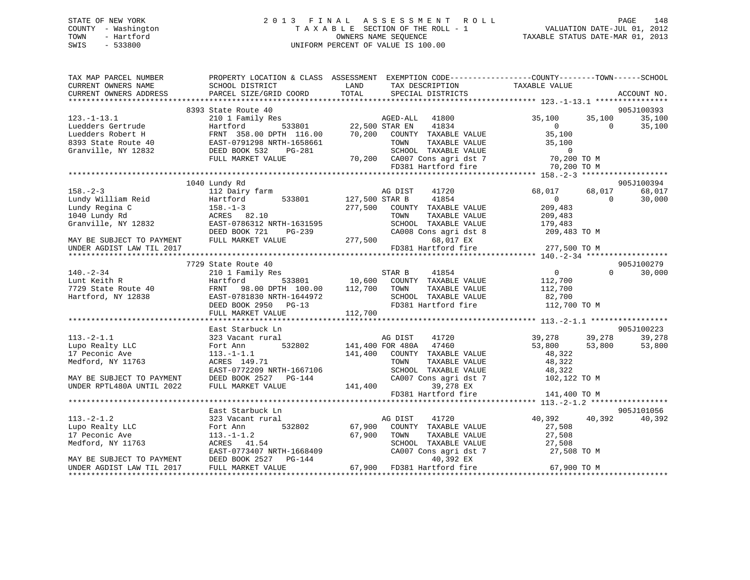STATE OF NEW YORK
COUNTY - Washington
TOWN - Hartford
SWIS - 533800

2 0 1 3 F I N A L A S S E S S M E N T R O L L
T A X A B L E SECTION OF THE ROLL - 1
OWNERS NAME SEQUENCE
UNIFORM PERCENT OF VALUE IS 100.00

VALUATION DATE-JUL 01, 2012
TAXABLE STATUS DATE-MAR 01, 2013

| TAX MAP PARCEL NUMBER / CURRENT OWNERS NAME / CURRENT OWNERS ADDRESS | PROPERTY LOCATION & CLASS / SCHOOL DISTRICT / PARCEL SIZE/GRID COORD | ASSESSMENT LAND / TOTAL | EXEMPTION CODE / TAX DESCRIPTION / SPECIAL DISTRICTS | COUNTY TAXABLE VALUE | TOWN | SCHOOL / ACCOUNT NO. |
|---|---|---|---|---|---|---|
| | 8393 State Route 40 | | | | | 905J100393 |
| 123.-1-13.1 | 210 1 Family Res | | AGED-ALL 41800 | 35,100 | 35,100 | 35,100 |
| Luedders Gertrude | Hartford 533801 | 22,500 | STAR EN 41834 | 0 | 0 | 35,100 |
| Luedders Robert H | FRNT 358.00 DPTH 116.00 | 70,200 | COUNTY TAXABLE VALUE | 35,100 | | |
| 8393 State Route 40 | EAST-0791298 NRTH-1658661 | | TOWN TAXABLE VALUE | 35,100 | | |
| Granville, NY 12832 | DEED BOOK 532 PG-281 | | SCHOOL TAXABLE VALUE | 0 | | |
| | FULL MARKET VALUE | 70,200 | CA007 Cons agri dst 7 | 70,200 TO M | | |
| | | | FD381 Hartford fire | 70,200 TO M | | |
| | 1040 Lundy Rd | | | | | 905J100394 |
| 158.-2-3 | 112 Dairy farm | | AG DIST 41720 | 68,017 | 68,017 | 68,017 |
| Lundy William Reid | Hartford 533801 | 127,500 | STAR B 41854 | 0 | 0 | 30,000 |
| Lundy Regina C | 158.-1-3 | 277,500 | COUNTY TAXABLE VALUE | 209,483 | | |
| 1040 Lundy Rd | ACRES 82.10 | | TOWN TAXABLE VALUE | 209,483 | | |
| Granville, NY 12832 | EAST-0786312 NRTH-1631595 | | SCHOOL TAXABLE VALUE | 179,483 | | |
| | DEED BOOK 721 PG-239 | | CA008 Cons agri dst 8 | 209,483 TO M | | |
| MAY BE SUBJECT TO PAYMENT | FULL MARKET VALUE | 277,500 | 68,017 EX | | | |
| UNDER AGDIST LAW TIL 2017 | | | FD381 Hartford fire | 277,500 TO M | | |
| | 7729 State Route 40 | | | | | 905J100279 |
| 140.-2-34 | 210 1 Family Res | | STAR B 41854 | 0 | 0 | 30,000 |
| Lunt Keith R | Hartford 533801 | 10,600 | COUNTY TAXABLE VALUE | 112,700 | | |
| 7729 State Route 40 | FRNT 98.00 DPTH 100.00 | 112,700 | TOWN TAXABLE VALUE | 112,700 | | |
| Hartford, NY 12838 | EAST-0781830 NRTH-1644972 | | SCHOOL TAXABLE VALUE | 82,700 | | |
| | DEED BOOK 2950 PG-13 | | FD381 Hartford fire | 112,700 TO M | | |
| | FULL MARKET VALUE | 112,700 | | | | |
| | East Starbuck Ln | | | | | 905J100223 |
| 113.-2-1.1 | 323 Vacant rural | | AG DIST 41720 | 39,278 | 39,278 | 39,278 |
| Lupo Realty LLC | Fort Ann 532802 | 141,400 | FOR 480A 47460 | 53,800 | 53,800 | 53,800 |
| 17 Peconic Ave | 113.-1-1.1 | 141,400 | COUNTY TAXABLE VALUE | 48,322 | | |
| Medford, NY 11763 | ACRES 149.71 | | TOWN TAXABLE VALUE | 48,322 | | |
| | EAST-0772209 NRTH-1667106 | | SCHOOL TAXABLE VALUE | 48,322 | | |
| MAY BE SUBJECT TO PAYMENT | DEED BOOK 2527 PG-144 | | CA007 Cons agri dst 7 | 102,122 TO M | | |
| UNDER RPTL480A UNTIL 2022 | FULL MARKET VALUE | 141,400 | 39,278 EX | | | |
| | | | FD381 Hartford fire | 141,400 TO M | | |
| | East Starbuck Ln | | | | | 905J101056 |
| 113.-2-1.2 | 323 Vacant rural | | AG DIST 41720 | 40,392 | 40,392 | 40,392 |
| Lupo Realty LLC | Fort Ann 532802 | 67,900 | COUNTY TAXABLE VALUE | 27,508 | | |
| 17 Peconic Ave | 113.-1-1.2 | 67,900 | TOWN TAXABLE VALUE | 27,508 | | |
| Medford, NY 11763 | ACRES 41.54 | | SCHOOL TAXABLE VALUE | 27,508 | | |
| | EAST-0773407 NRTH-1668409 | | CA007 Cons agri dst 7 | 27,508 TO M | | |
| MAY BE SUBJECT TO PAYMENT | DEED BOOK 2527 PG-144 | | 40,392 EX | | | |
| UNDER AGDIST LAW TIL 2017 | FULL MARKET VALUE | 67,900 | FD381 Hartford fire | 67,900 TO M | | |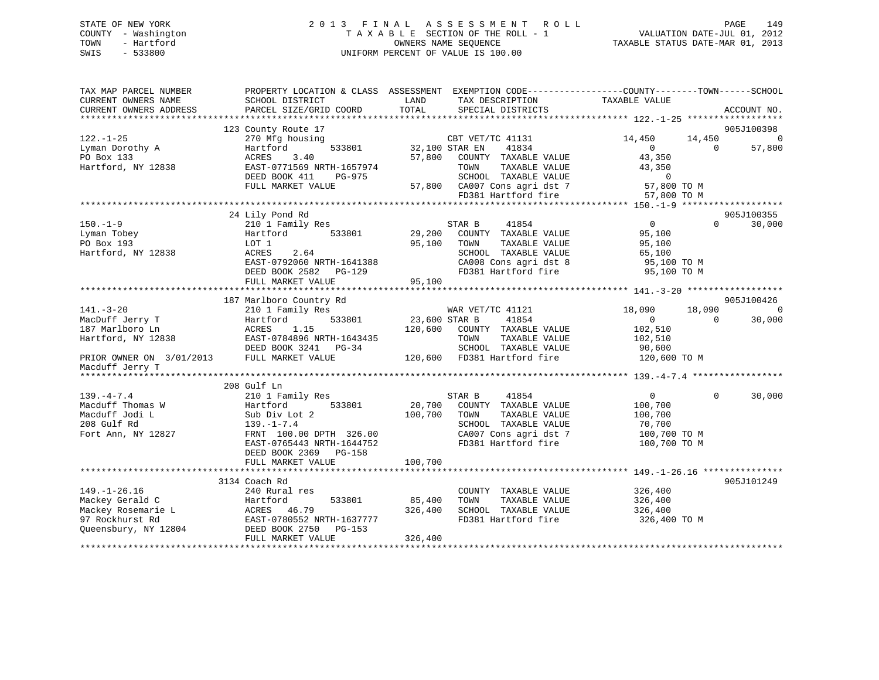STATE OF NEW YORK
COUNTY - Washington
TOWN - Hartford
SWIS - 533800

# 2013 FINAL ASSESSMENT ROLL
TAXABLE SECTION OF THE ROLL - 1
OWNERS NAME SEQUENCE
UNIFORM PERCENT OF VALUE IS 100.00

VALUATION DATE-JUL 01, 2012
TAXABLE STATUS DATE-MAR 01, 2013

```
TAX MAP PARCEL NUMBER          PROPERTY LOCATION & CLASS  ASSESSMENT  EXEMPTION CODE------------------COUNTY--------TOWN------SCHOOL
CURRENT OWNERS NAME            SCHOOL DISTRICT              LAND      TAX DESCRIPTION              TAXABLE VALUE
CURRENT OWNERS ADDRESS         PARCEL SIZE/GRID COORD       TOTAL     SPECIAL DISTRICTS                                    ACCOUNT NO.
******************************************************************************************************* 122.-1-25 ******************
                               123 County Route 17                                                                       905J100398
122.-1-25                      270 Mfg housing                       CBT VET/TC 41131             14,450      14,450             0
Lyman Dorothy A                Hartford          533801      32,100 STAR EN      41834                 0           0        57,800
PO Box 133                     ACRES     3.40                57,800   COUNTY  TAXABLE VALUE         43,350
Hartford, NY 12838             EAST-0771569 NRTH-1657974              TOWN    TAXABLE VALUE         43,350
                               DEED BOOK 411     PG-975               SCHOOL  TAXABLE VALUE              0
                               FULL MARKET VALUE             57,800   CA007 Cons agri dst 7          57,800 TO M
                                                                      FD381 Hartford fire            57,800 TO M
******************************************************************************************************* 150.-1-9 *******************
                               24 Lily Pond Rd                                                                           905J100355
150.-1-9                       210 1 Family Res                      STAR B       41854                 0           0        30,000
Lyman Tobey                    Hartford          533801      29,200   COUNTY  TAXABLE VALUE         95,100
PO Box 193                     LOT 1                         95,100   TOWN    TAXABLE VALUE         95,100
Hartford, NY 12838             ACRES     2.64                         SCHOOL  TAXABLE VALUE         65,100
                               EAST-0792060 NRTH-1641388              CA008 Cons agri dst 8          95,100 TO M
                               DEED BOOK 2582    PG-129               FD381 Hartford fire            95,100 TO M
                               FULL MARKET VALUE             95,100
******************************************************************************************************* 141.-3-20 ******************
                               187 Marlboro Country Rd                                                                   905J100426
141.-3-20                      210 1 Family Res                      WAR VET/TC 41121             18,090      18,090             0
MacDuff Jerry T                Hartford          533801      23,600 STAR B       41854                 0           0        30,000
187 Marlboro Ln                ACRES     1.15               120,600   COUNTY  TAXABLE VALUE        102,510
Hartford, NY 12838             EAST-0784896 NRTH-1643435              TOWN    TAXABLE VALUE        102,510
                               DEED BOOK 3241    PG-34                SCHOOL  TAXABLE VALUE         90,600
PRIOR OWNER ON  3/01/2013      FULL MARKET VALUE            120,600   FD381 Hartford fire           120,600 TO M
Macduff Jerry T
******************************************************************************************************* 139.-4-7.4 *****************
                               208 Gulf Ln
139.-4-7.4                     210 1 Family Res                      STAR B       41854                 0           0        30,000
Macduff Thomas W               Hartford          533801      20,700   COUNTY  TAXABLE VALUE        100,700
Macduff Jodi L                 Sub Div Lot 2                100,700   TOWN    TAXABLE VALUE        100,700
208 Gulf Rd                    139.-1-7.4                             SCHOOL  TAXABLE VALUE         70,700
Fort Ann, NY 12827             FRNT 100.00 DPTH 326.00                CA007 Cons agri dst 7         100,700 TO M
                               EAST-0765443 NRTH-1644752              FD381 Hartford fire           100,700 TO M
                               DEED BOOK 2369    PG-158
                               FULL MARKET VALUE            100,700
******************************************************************************************************* 149.-1-26.16 ***************
                               3134 Coach Rd                                                                             905J101249
149.-1-26.16                   240 Rural res                          COUNTY  TAXABLE VALUE        326,400
Mackey Gerald C                Hartford          533801      85,400   TOWN    TAXABLE VALUE        326,400
Mackey Rosemarie L             ACRES    46.79               326,400   SCHOOL  TAXABLE VALUE        326,400
97 Rockhurst Rd                EAST-0780552 NRTH-1637777              FD381 Hartford fire           326,400 TO M
Queensbury, NY 12804           DEED BOOK 2750    PG-153
                               FULL MARKET VALUE            326,400
************************************************************************************************************************************
```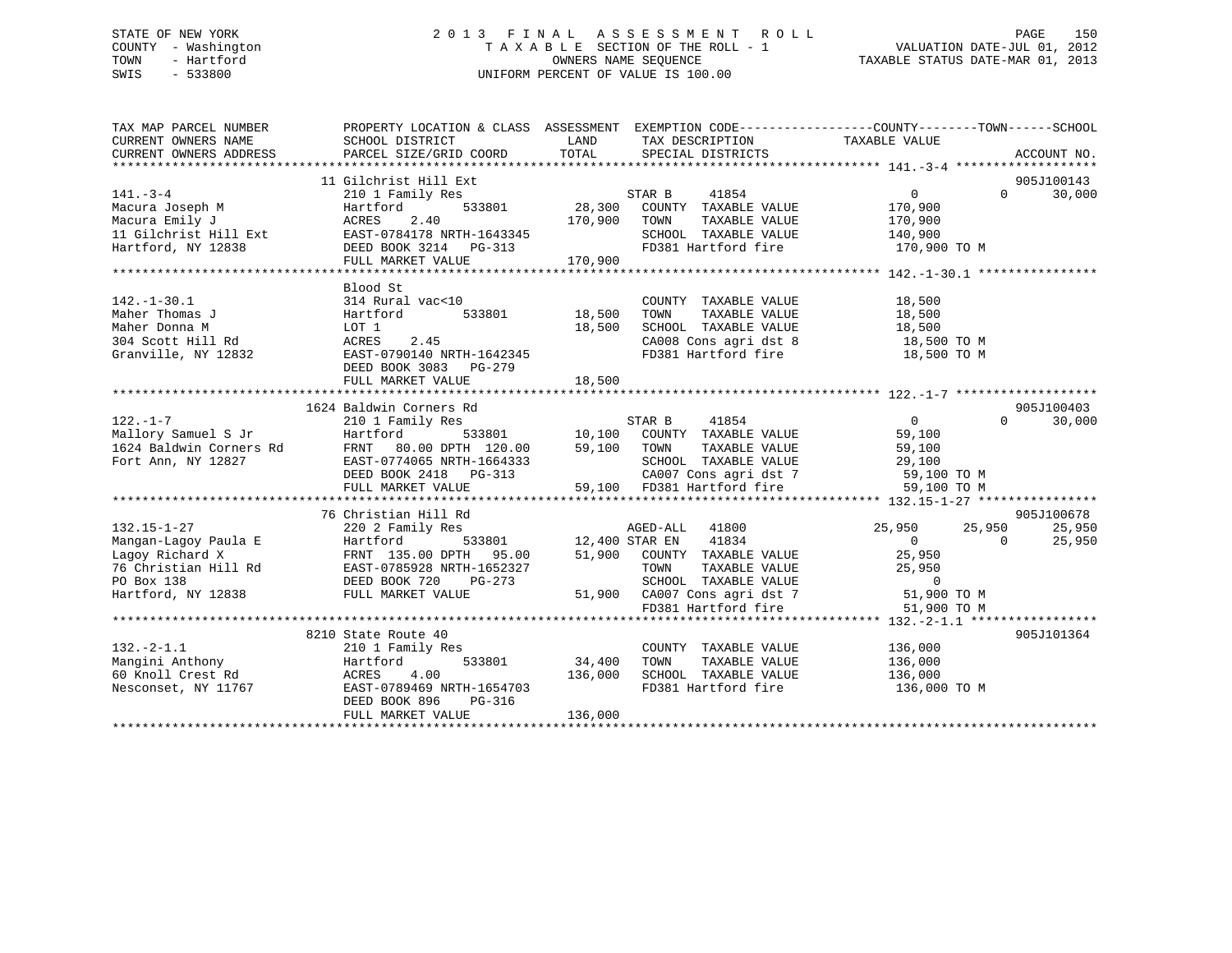STATE OF NEW YORK  
COUNTY - Washington  
TOWN - Hartford  
SWIS - 533800

2 0 1 3 F I N A L A S S E S S M E N T R O L L  
T A X A B L E SECTION OF THE ROLL - 1  
OWNERS NAME SEQUENCE  
UNIFORM PERCENT OF VALUE IS 100.00

VALUATION DATE-JUL 01, 2012  
TAXABLE STATUS DATE-MAR 01, 2013

```
TAX MAP PARCEL NUMBER          PROPERTY LOCATION & CLASS  ASSESSMENT  EXEMPTION CODE------------------COUNTY--------TOWN------SCHOOL
CURRENT OWNERS NAME            SCHOOL DISTRICT               LAND      TAX DESCRIPTION              TAXABLE VALUE
CURRENT OWNERS ADDRESS         PARCEL SIZE/GRID COORD        TOTAL     SPECIAL DISTRICTS                                     ACCOUNT NO.
******************************************************************************************************* 141.-3-4 *******************
                              11 Gilchrist Hill Ext                                                                          905J100143
141.-3-4                       210 1 Family Res                       STAR B      41854              0            0       30,000
Macura Joseph M                Hartford          533801      28,300   COUNTY  TAXABLE VALUE        170,900
Macura Emily J                 ACRES    2.40                170,900   TOWN    TAXABLE VALUE        170,900
11 Gilchrist Hill Ext          EAST-0784178 NRTH-1643345               SCHOOL  TAXABLE VALUE        140,900
Hartford, NY 12838             DEED BOOK 3214   PG-313                 FD381 Hartford fire           170,900 TO M
                               FULL MARKET VALUE            170,900
******************************************************************************************************* 142.-1-30.1 ****************
                              Blood St
142.-1-30.1                    314 Rural vac<10                        COUNTY  TAXABLE VALUE         18,500
Maher Thomas J                 Hartford          533801      18,500   TOWN    TAXABLE VALUE         18,500
Maher Donna M                  LOT 1                         18,500   SCHOOL  TAXABLE VALUE         18,500
304 Scott Hill Rd              ACRES    2.45                           CA008 Cons agri dst 8          18,500 TO M
Granville, NY 12832            EAST-0790140 NRTH-1642345               FD381 Hartford fire            18,500 TO M
                               DEED BOOK 3083   PG-279
                               FULL MARKET VALUE             18,500
******************************************************************************************************* 122.-1-7 *******************
                              1624 Baldwin Corners Rd                                                                        905J100403
122.-1-7                       210 1 Family Res                       STAR B      41854              0            0       30,000
Mallory Samuel S Jr            Hartford          533801      10,100   COUNTY  TAXABLE VALUE         59,100
1624 Baldwin Corners Rd        FRNT   80.00 DPTH 120.00      59,100   TOWN    TAXABLE VALUE         59,100
Fort Ann, NY 12827             EAST-0774065 NRTH-1664333               SCHOOL  TAXABLE VALUE         29,100
                               DEED BOOK 2418   PG-313                 CA007 Cons agri dst 7          59,100 TO M
                               FULL MARKET VALUE             59,100   FD381 Hartford fire            59,100 TO M
******************************************************************************************************* 132.15-1-27 ****************
                              76 Christian Hill Rd                                                                           905J100678
132.15-1-27                    220 2 Family Res                       AGED-ALL    41800         25,950       25,950       25,950
Mangan-Lagoy Paula E           Hartford          533801      12,400 STAR EN     41834              0            0       25,950
Lagoy Richard X                FRNT  135.00 DPTH  95.00      51,900   COUNTY  TAXABLE VALUE         25,950
76 Christian Hill Rd           EAST-0785928 NRTH-1652327               TOWN    TAXABLE VALUE         25,950
PO Box 138                     DEED BOOK 720    PG-273                 SCHOOL  TAXABLE VALUE              0
Hartford, NY 12838             FULL MARKET VALUE             51,900   CA007 Cons agri dst 7          51,900 TO M
                                                                       FD381 Hartford fire            51,900 TO M
******************************************************************************************************* 132.-2-1.1 *****************
                              8210 State Route 40                                                                            905J101364
132.-2-1.1                     210 1 Family Res                        COUNTY  TAXABLE VALUE        136,000
Mangini Anthony                Hartford          533801      34,400   TOWN    TAXABLE VALUE        136,000
60 Knoll Crest Rd              ACRES    4.00                136,000   SCHOOL  TAXABLE VALUE        136,000
Nesconset, NY 11767            EAST-0789469 NRTH-1654703               FD381 Hartford fire           136,000 TO M
                               DEED BOOK 896    PG-316
                               FULL MARKET VALUE            136,000
************************************************************************************************************************************
```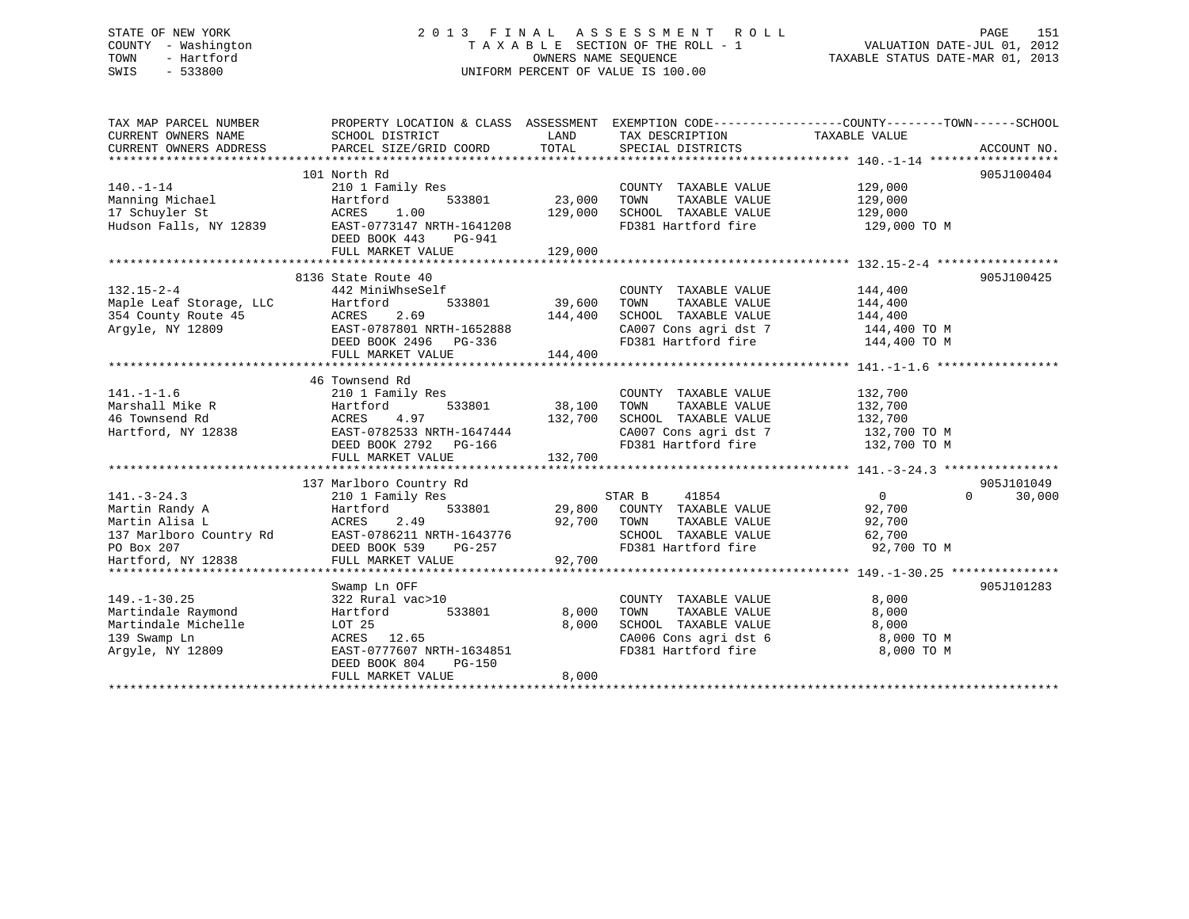STATE OF NEW YORK
COUNTY - Washington
TOWN - Hartford
SWIS - 533800

2 0 1 3 F I N A L A S S E S S M E N T R O L L
T A X A B L E SECTION OF THE ROLL - 1
OWNERS NAME SEQUENCE
UNIFORM PERCENT OF VALUE IS 100.00

VALUATION DATE-JUL 01, 2012
TAXABLE STATUS DATE-MAR 01, 2013

| TAX MAP PARCEL NUMBER / CURRENT OWNERS NAME / CURRENT OWNERS ADDRESS | PROPERTY LOCATION & CLASS / SCHOOL DISTRICT / PARCEL SIZE/GRID COORD | ASSESSMENT LAND / TOTAL | EXEMPTION CODE / TAX DESCRIPTION / SPECIAL DISTRICTS | COUNTY / TOWN / SCHOOL TAXABLE VALUE | ACCOUNT NO. |
|---|---|---|---|---|---|
| 140.-1-14 | 101 North Rd | | | | 905J100404 |
| 140.-1-14 | 210 1 Family Res | | COUNTY TAXABLE VALUE | 129,000 | |
| Manning Michael | Hartford 533801 | 23,000 | TOWN TAXABLE VALUE | 129,000 | |
| 17 Schuyler St | ACRES 1.00 | 129,000 | SCHOOL TAXABLE VALUE | 129,000 | |
| Hudson Falls, NY 12839 | EAST-0773147 NRTH-1641208 | | FD381 Hartford fire | 129,000 TO M | |
| | DEED BOOK 443 PG-941 | | | | |
| | FULL MARKET VALUE | 129,000 | | | |
| 132.15-2-4 | 8136 State Route 40 | | | | 905J100425 |
| 132.15-2-4 | 442 MiniWhseSelf | | COUNTY TAXABLE VALUE | 144,400 | |
| Maple Leaf Storage, LLC | Hartford 533801 | 39,600 | TOWN TAXABLE VALUE | 144,400 | |
| 354 County Route 45 | ACRES 2.69 | 144,400 | SCHOOL TAXABLE VALUE | 144,400 | |
| Argyle, NY 12809 | EAST-0787801 NRTH-1652888 | | CA007 Cons agri dst 7 | 144,400 TO M | |
| | DEED BOOK 2496 PG-336 | | FD381 Hartford fire | 144,400 TO M | |
| | FULL MARKET VALUE | 144,400 | | | |
| 141.-1-1.6 | 46 Townsend Rd | | | | |
| 141.-1-1.6 | 210 1 Family Res | | COUNTY TAXABLE VALUE | 132,700 | |
| Marshall Mike R | Hartford 533801 | 38,100 | TOWN TAXABLE VALUE | 132,700 | |
| 46 Townsend Rd | ACRES 4.97 | 132,700 | SCHOOL TAXABLE VALUE | 132,700 | |
| Hartford, NY 12838 | EAST-0782533 NRTH-1647444 | | CA007 Cons agri dst 7 | 132,700 TO M | |
| | DEED BOOK 2792 PG-166 | | FD381 Hartford fire | 132,700 TO M | |
| | FULL MARKET VALUE | 132,700 | | | |
| 141.-3-24.3 | 137 Marlboro Country Rd | | | | 905J101049 |
| 141.-3-24.3 | 210 1 Family Res | | STAR B 41854 | 0 0 30,000 | |
| Martin Randy A | Hartford 533801 | 29,800 | COUNTY TAXABLE VALUE | 92,700 | |
| Martin Alisa L | ACRES 2.49 | 92,700 | TOWN TAXABLE VALUE | 92,700 | |
| 137 Marlboro Country Rd | EAST-0786211 NRTH-1643776 | | SCHOOL TAXABLE VALUE | 62,700 | |
| PO Box 207 | DEED BOOK 539 PG-257 | | FD381 Hartford fire | 92,700 TO M | |
| Hartford, NY 12838 | FULL MARKET VALUE | 92,700 | | | |
| 149.-1-30.25 | Swamp Ln OFF | | | | 905J101283 |
| 149.-1-30.25 | 322 Rural vac>10 | | COUNTY TAXABLE VALUE | 8,000 | |
| Martindale Raymond | Hartford 533801 | 8,000 | TOWN TAXABLE VALUE | 8,000 | |
| Martindale Michelle | LOT 25 | 8,000 | SCHOOL TAXABLE VALUE | 8,000 | |
| 139 Swamp Ln | ACRES 12.65 | | CA006 Cons agri dst 6 | 8,000 TO M | |
| Argyle, NY 12809 | EAST-0777607 NRTH-1634851 | | FD381 Hartford fire | 8,000 TO M | |
| | DEED BOOK 804 PG-150 | | | | |
| | FULL MARKET VALUE | 8,000 | | | |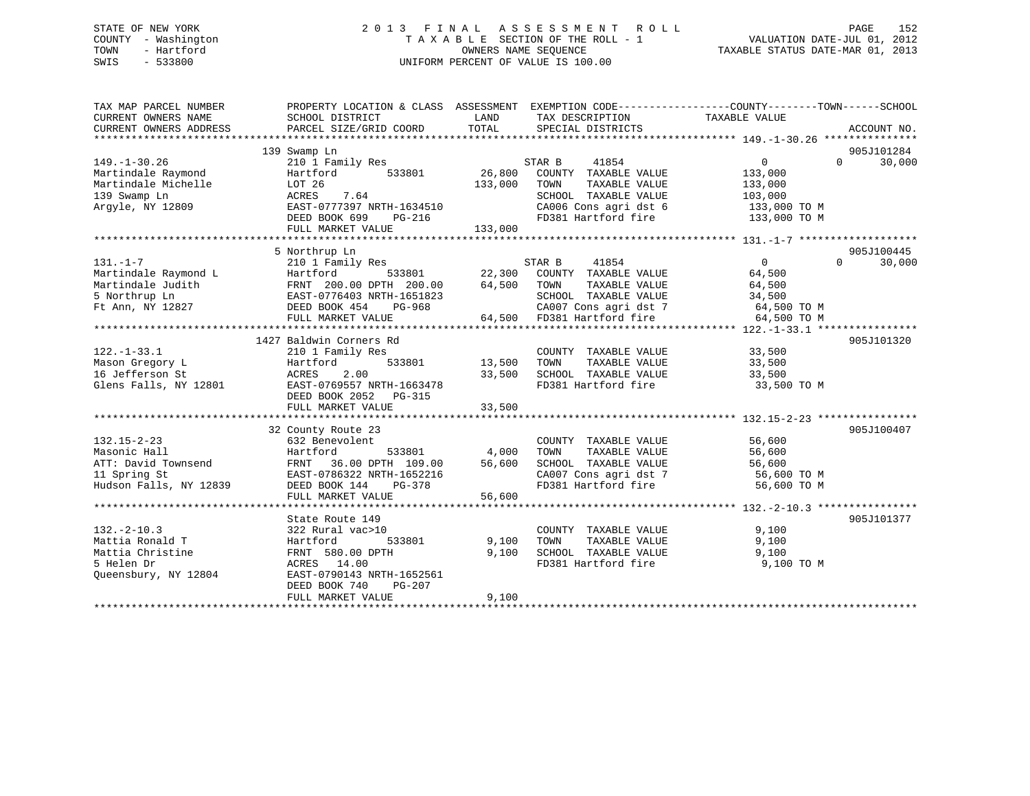STATE OF NEW YORK
COUNTY - Washington
TOWN - Hartford
SWIS - 533800

# 2013 FINAL ASSESSMENT ROLL

TAXABLE SECTION OF THE ROLL - 1
OWNERS NAME SEQUENCE
UNIFORM PERCENT OF VALUE IS 100.00

VALUATION DATE-JUL 01, 2012
TAXABLE STATUS DATE-MAR 01, 2013

| TAX MAP PARCEL NUMBER / CURRENT OWNERS NAME / CURRENT OWNERS ADDRESS | PROPERTY LOCATION & CLASS / SCHOOL DISTRICT / PARCEL SIZE/GRID COORD | ASSESSMENT LAND | TOTAL | EXEMPTION CODE / TAX DESCRIPTION / SPECIAL DISTRICTS | COUNTY TAXABLE VALUE | TOWN | SCHOOL | ACCOUNT NO. |
|---|---|---|---|---|---|---|---|---|
| **149.-1-30.26** | 139 Swamp Ln | | | | | | | 905J101284 |
| 149.-1-30.26 | 210 1 Family Res | | | STAR B 41854 | 0 | 0 | 30,000 | |
| Martindale Raymond | Hartford 533801 | 26,800 | | COUNTY TAXABLE VALUE | 133,000 | | | |
| Martindale Michelle | LOT 26 | | 133,000 | TOWN TAXABLE VALUE | 133,000 | | | |
| 139 Swamp Ln | ACRES 7.64 | | | SCHOOL TAXABLE VALUE | 103,000 | | | |
| Argyle, NY 12809 | EAST-0777397 NRTH-1634510 | | | CA006 Cons agri dst 6 | 133,000 TO M | | | |
| | DEED BOOK 699 PG-216 | | | FD381 Hartford fire | 133,000 TO M | | | |
| | FULL MARKET VALUE | | 133,000 | | | | | |
| **131.-1-7** | 5 Northrup Ln | | | | | | | 905J100445 |
| 131.-1-7 | 210 1 Family Res | | | STAR B 41854 | 0 | 0 | 30,000 | |
| Martindale Raymond L | Hartford 533801 | 22,300 | | COUNTY TAXABLE VALUE | 64,500 | | | |
| Martindale Judith | FRNT 200.00 DPTH 200.00 | | 64,500 | TOWN TAXABLE VALUE | 64,500 | | | |
| 5 Northrup Ln | EAST-0776403 NRTH-1651823 | | | SCHOOL TAXABLE VALUE | 34,500 | | | |
| Ft Ann, NY 12827 | DEED BOOK 454 PG-968 | | | CA007 Cons agri dst 7 | 64,500 TO M | | | |
| | FULL MARKET VALUE | | 64,500 | FD381 Hartford fire | 64,500 TO M | | | |
| **122.-1-33.1** | 1427 Baldwin Corners Rd | | | | | | | 905J101320 |
| 122.-1-33.1 | 210 1 Family Res | | | COUNTY TAXABLE VALUE | 33,500 | | | |
| Mason Gregory L | Hartford 533801 | 13,500 | | TOWN TAXABLE VALUE | 33,500 | | | |
| 16 Jefferson St | ACRES 2.00 | | 33,500 | SCHOOL TAXABLE VALUE | 33,500 | | | |
| Glens Falls, NY 12801 | EAST-0769557 NRTH-1663478 | | | FD381 Hartford fire | 33,500 TO M | | | |
| | DEED BOOK 2052 PG-315 | | | | | | | |
| | FULL MARKET VALUE | | 33,500 | | | | | |
| **132.15-2-23** | 32 County Route 23 | | | | | | | 905J100407 |
| 132.15-2-23 | 632 Benevolent | | | COUNTY TAXABLE VALUE | 56,600 | | | |
| Masonic Hall | Hartford 533801 | 4,000 | | TOWN TAXABLE VALUE | 56,600 | | | |
| ATT: David Townsend | FRNT 36.00 DPTH 109.00 | | 56,600 | SCHOOL TAXABLE VALUE | 56,600 | | | |
| 11 Spring St | EAST-0786322 NRTH-1652216 | | | CA007 Cons agri dst 7 | 56,600 TO M | | | |
| Hudson Falls, NY 12839 | DEED BOOK 144 PG-378 | | | FD381 Hartford fire | 56,600 TO M | | | |
| | FULL MARKET VALUE | | 56,600 | | | | | |
| **132.-2-10.3** | State Route 149 | | | | | | | 905J101377 |
| 132.-2-10.3 | 322 Rural vac>10 | | | COUNTY TAXABLE VALUE | 9,100 | | | |
| Mattia Ronald T | Hartford 533801 | 9,100 | | TOWN TAXABLE VALUE | 9,100 | | | |
| Mattia Christine | FRNT 580.00 DPTH | | 9,100 | SCHOOL TAXABLE VALUE | 9,100 | | | |
| 5 Helen Dr | ACRES 14.00 | | | FD381 Hartford fire | 9,100 TO M | | | |
| Queensbury, NY 12804 | EAST-0790143 NRTH-1652561 | | | | | | | |
| | DEED BOOK 740 PG-207 | | | | | | | |
| | FULL MARKET VALUE | | 9,100 | | | | | |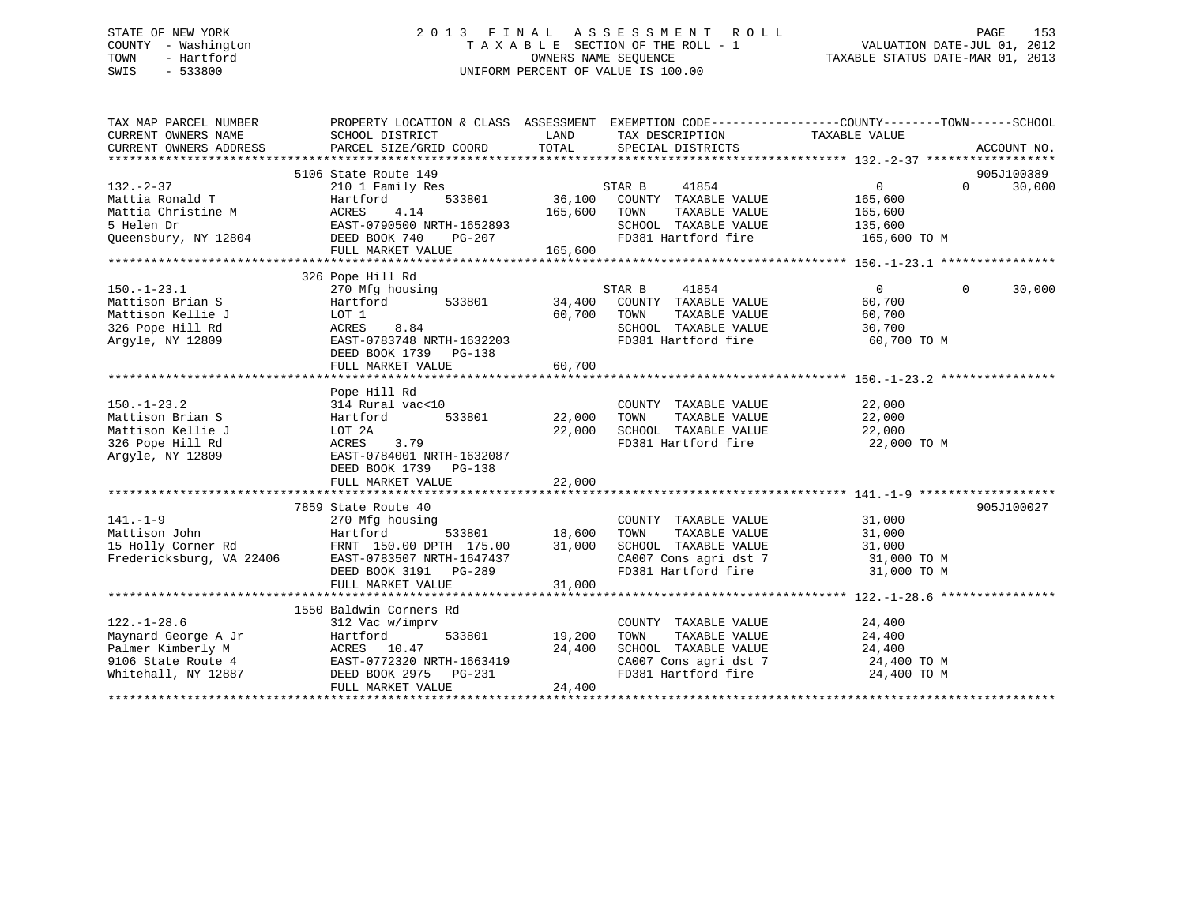STATE OF NEW YORK
COUNTY - Washington
TOWN - Hartford
SWIS - 533800

2013 FINAL ASSESSMENT ROLL
TAXABLE SECTION OF THE ROLL - 1
OWNERS NAME SEQUENCE
UNIFORM PERCENT OF VALUE IS 100.00

VALUATION DATE-JUL 01, 2012
TAXABLE STATUS DATE-MAR 01, 2013

| TAX MAP PARCEL NUMBER / CURRENT OWNERS NAME / CURRENT OWNERS ADDRESS | PROPERTY LOCATION & CLASS / SCHOOL DISTRICT / PARCEL SIZE/GRID COORD | ASSESSMENT LAND / TOTAL | EXEMPTION CODE / TAX DESCRIPTION / SPECIAL DISTRICTS | COUNTY TAXABLE VALUE | TOWN | SCHOOL / ACCOUNT NO. |
|---|---|---|---|---|---|---|
| 132.-2-37 | 5106 State Route 149 | | | | | 905J100389 |
| | 210 1 Family Res | | STAR B 41854 | 0 | 0 | 30,000 |
| Mattia Ronald T | Hartford 533801 | 36,100 | COUNTY TAXABLE VALUE | 165,600 | | |
| Mattia Christine M | ACRES 4.14 | 165,600 | TOWN TAXABLE VALUE | 165,600 | | |
| 5 Helen Dr | EAST-0790500 NRTH-1652893 | | SCHOOL TAXABLE VALUE | 135,600 | | |
| Queensbury, NY 12804 | DEED BOOK 740 PG-207 | | FD381 Hartford fire | 165,600 TO M | | |
| | FULL MARKET VALUE | 165,600 | | | | |
| 150.-1-23.1 | 326 Pope Hill Rd | | | | | |
| | 270 Mfg housing | | STAR B 41854 | 0 | 0 | 30,000 |
| Mattison Brian S | Hartford 533801 | 34,400 | COUNTY TAXABLE VALUE | 60,700 | | |
| Mattison Kellie J | LOT 1 | 60,700 | TOWN TAXABLE VALUE | 60,700 | | |
| 326 Pope Hill Rd | ACRES 8.84 | | SCHOOL TAXABLE VALUE | 30,700 | | |
| Argyle, NY 12809 | EAST-0783748 NRTH-1632203 | | FD381 Hartford fire | 60,700 TO M | | |
| | DEED BOOK 1739 PG-138 | | | | | |
| | FULL MARKET VALUE | 60,700 | | | | |
| 150.-1-23.2 | Pope Hill Rd | | | | | |
| | 314 Rural vac<10 | | COUNTY TAXABLE VALUE | 22,000 | | |
| Mattison Brian S | Hartford 533801 | 22,000 | TOWN TAXABLE VALUE | 22,000 | | |
| Mattison Kellie J | LOT 2A | 22,000 | SCHOOL TAXABLE VALUE | 22,000 | | |
| 326 Pope Hill Rd | ACRES 3.79 | | FD381 Hartford fire | 22,000 TO M | | |
| Argyle, NY 12809 | EAST-0784001 NRTH-1632087 | | | | | |
| | DEED BOOK 1739 PG-138 | | | | | |
| | FULL MARKET VALUE | 22,000 | | | | |
| 141.-1-9 | 7859 State Route 40 | | | | | 905J100027 |
| | 270 Mfg housing | | COUNTY TAXABLE VALUE | 31,000 | | |
| Mattison John | Hartford 533801 | 18,600 | TOWN TAXABLE VALUE | 31,000 | | |
| 15 Holly Corner Rd | FRNT 150.00 DPTH 175.00 | 31,000 | SCHOOL TAXABLE VALUE | 31,000 | | |
| Fredericksburg, VA 22406 | EAST-0783507 NRTH-1647437 | | CA007 Cons agri dst 7 | 31,000 TO M | | |
| | DEED BOOK 3191 PG-289 | | FD381 Hartford fire | 31,000 TO M | | |
| | FULL MARKET VALUE | 31,000 | | | | |
| 122.-1-28.6 | 1550 Baldwin Corners Rd | | | | | |
| | 312 Vac w/imprv | | COUNTY TAXABLE VALUE | 24,400 | | |
| Maynard George A Jr | Hartford 533801 | 19,200 | TOWN TAXABLE VALUE | 24,400 | | |
| Palmer Kimberly M | ACRES 10.47 | 24,400 | SCHOOL TAXABLE VALUE | 24,400 | | |
| 9106 State Route 4 | EAST-0772320 NRTH-1663419 | | CA007 Cons agri dst 7 | 24,400 TO M | | |
| Whitehall, NY 12887 | DEED BOOK 2975 PG-231 | | FD381 Hartford fire | 24,400 TO M | | |
| | FULL MARKET VALUE | 24,400 | | | | |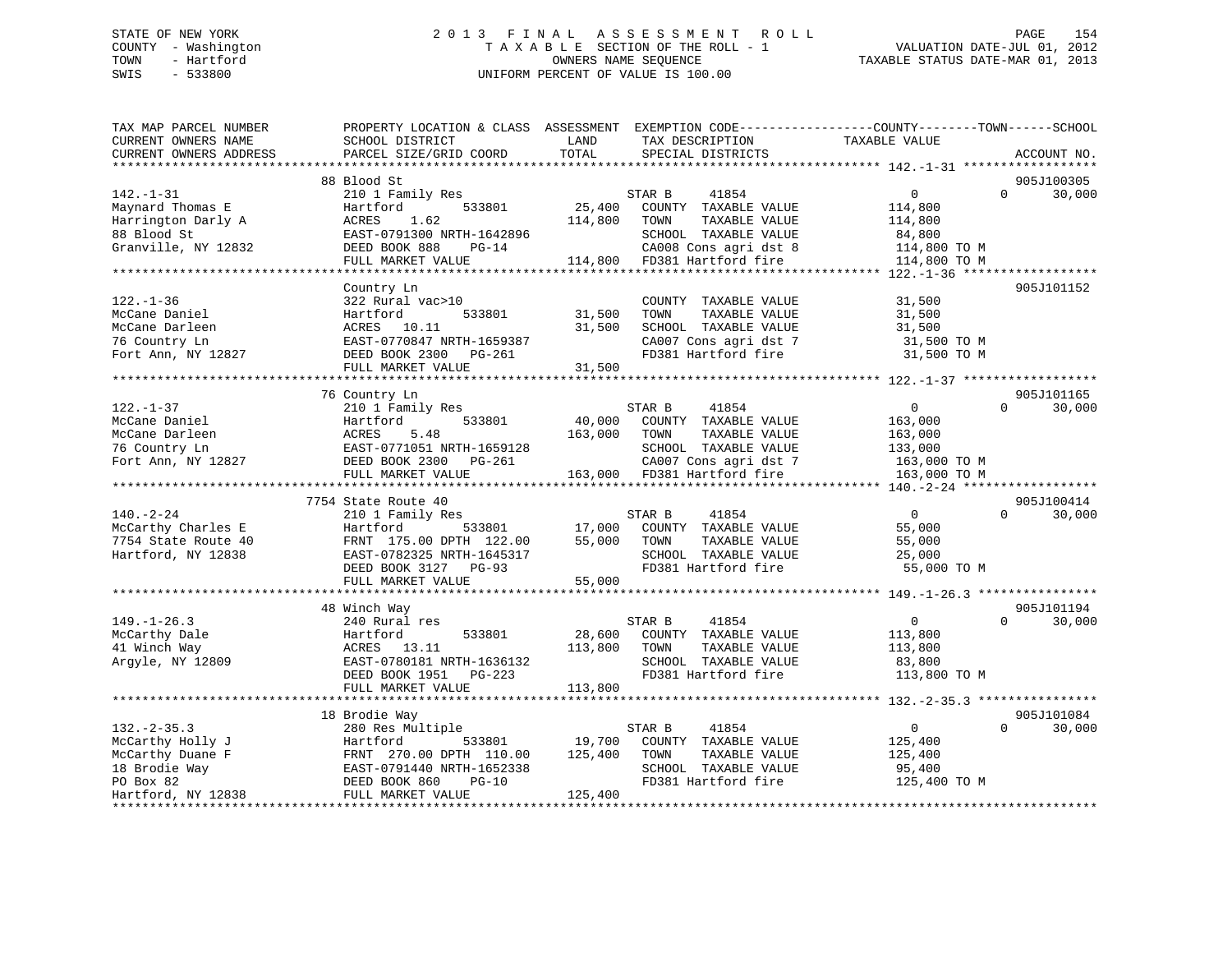STATE OF NEW YORK
COUNTY - Washington
TOWN - Hartford
SWIS - 533800

# 2013 FINAL ASSESSMENT ROLL
TAXABLE SECTION OF THE ROLL - 1
OWNERS NAME SEQUENCE
UNIFORM PERCENT OF VALUE IS 100.00

VALUATION DATE-JUL 01, 2012
TAXABLE STATUS DATE-MAR 01, 2013

| TAX MAP PARCEL NUMBER / CURRENT OWNERS NAME / CURRENT OWNERS ADDRESS | PROPERTY LOCATION & CLASS / SCHOOL DISTRICT / PARCEL SIZE/GRID COORD | ASSESSMENT LAND / TOTAL | EXEMPTION CODE / TAX DESCRIPTION / SPECIAL DISTRICTS | COUNTY / TOWN / SCHOOL TAXABLE VALUE | ACCOUNT NO. |
|---|---|---|---|---|---|
| 142.-1-31 | 88 Blood St | | | | 905J100305 |
| Maynard Thomas E | 210 1 Family Res | | STAR B 41854 | 0 0 30,000 | |
| Harrington Darly A | Hartford 533801 | 25,400 | COUNTY TAXABLE VALUE | 114,800 | |
| 88 Blood St | ACRES 1.62 | 114,800 | TOWN TAXABLE VALUE | 114,800 | |
| Granville, NY 12832 | EAST-0791300 NRTH-1642896 | | SCHOOL TAXABLE VALUE | 84,800 | |
| | DEED BOOK 888 PG-14 | | CA008 Cons agri dst 8 | 114,800 TO M | |
| | FULL MARKET VALUE | 114,800 | FD381 Hartford fire | 114,800 TO M | |
| 122.-1-36 | Country Ln | | | | 905J101152 |
| McCane Daniel | 322 Rural vac>10 | | COUNTY TAXABLE VALUE | 31,500 | |
| McCane Darleen | Hartford 533801 | 31,500 | TOWN TAXABLE VALUE | 31,500 | |
| 76 Country Ln | ACRES 10.11 | 31,500 | SCHOOL TAXABLE VALUE | 31,500 | |
| Fort Ann, NY 12827 | EAST-0770847 NRTH-1659387 | | CA007 Cons agri dst 7 | 31,500 TO M | |
| | DEED BOOK 2300 PG-261 | | FD381 Hartford fire | 31,500 TO M | |
| | FULL MARKET VALUE | 31,500 | | | |
| 122.-1-37 | 76 Country Ln | | | | 905J101165 |
| McCane Daniel | 210 1 Family Res | | STAR B 41854 | 0 0 30,000 | |
| McCane Darleen | Hartford 533801 | 40,000 | COUNTY TAXABLE VALUE | 163,000 | |
| 76 Country Ln | ACRES 5.48 | 163,000 | TOWN TAXABLE VALUE | 163,000 | |
| Fort Ann, NY 12827 | EAST-0771051 NRTH-1659128 | | SCHOOL TAXABLE VALUE | 133,000 | |
| | DEED BOOK 2300 PG-261 | | CA007 Cons agri dst 7 | 163,000 TO M | |
| | FULL MARKET VALUE | 163,000 | FD381 Hartford fire | 163,000 TO M | |
| 140.-2-24 | 7754 State Route 40 | | | | 905J100414 |
| McCarthy Charles E | 210 1 Family Res | | STAR B 41854 | 0 0 30,000 | |
| 7754 State Route 40 | Hartford 533801 | 17,000 | COUNTY TAXABLE VALUE | 55,000 | |
| Hartford, NY 12838 | FRNT 175.00 DPTH 122.00 | 55,000 | TOWN TAXABLE VALUE | 55,000 | |
| | EAST-0782325 NRTH-1645317 | | SCHOOL TAXABLE VALUE | 25,000 | |
| | DEED BOOK 3127 PG-93 | | FD381 Hartford fire | 55,000 TO M | |
| | FULL MARKET VALUE | 55,000 | | | |
| 149.-1-26.3 | 48 Winch Way | | | | 905J101194 |
| McCarthy Dale | 240 Rural res | | STAR B 41854 | 0 0 30,000 | |
| 41 Winch Way | Hartford 533801 | 28,600 | COUNTY TAXABLE VALUE | 113,800 | |
| Argyle, NY 12809 | ACRES 13.11 | 113,800 | TOWN TAXABLE VALUE | 113,800 | |
| | EAST-0780181 NRTH-1636132 | | SCHOOL TAXABLE VALUE | 83,800 | |
| | DEED BOOK 1951 PG-223 | | FD381 Hartford fire | 113,800 TO M | |
| | FULL MARKET VALUE | 113,800 | | | |
| 132.-2-35.3 | 18 Brodie Way | | | | 905J101084 |
| McCarthy Holly J | 280 Res Multiple | | STAR B 41854 | 0 0 30,000 | |
| McCarthy Duane F | Hartford 533801 | 19,700 | COUNTY TAXABLE VALUE | 125,400 | |
| 18 Brodie Way | FRNT 270.00 DPTH 110.00 | 125,400 | TOWN TAXABLE VALUE | 125,400 | |
| PO Box 82 | EAST-0791440 NRTH-1652338 | | SCHOOL TAXABLE VALUE | 95,400 | |
| Hartford, NY 12838 | DEED BOOK 860 PG-10 | | FD381 Hartford fire | 125,400 TO M | |
| | FULL MARKET VALUE | 125,400 | | | |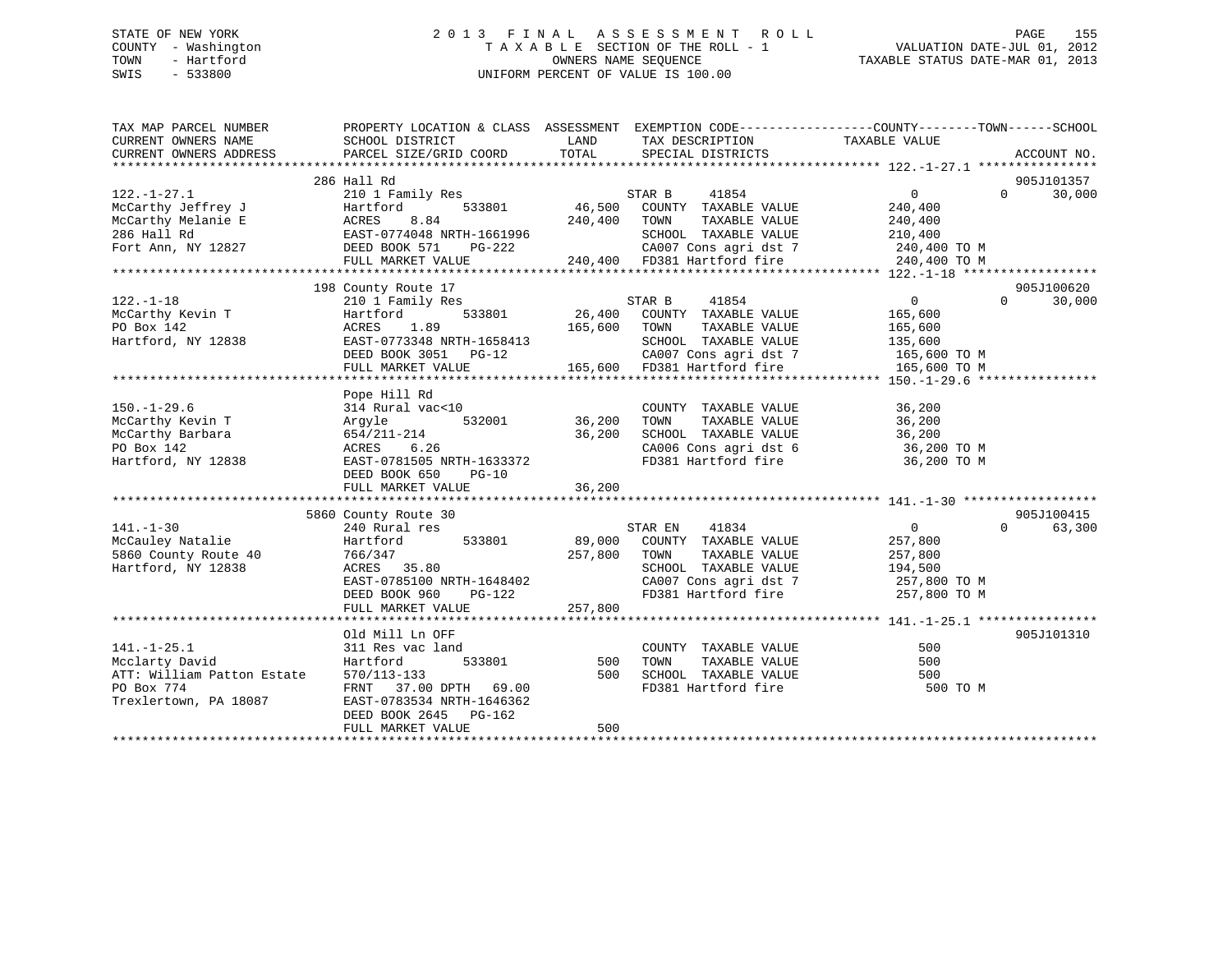STATE OF NEW YORK
COUNTY - Washington
TOWN - Hartford
SWIS - 533800

2013 FINAL ASSESSMENT ROLL
TAXABLE SECTION OF THE ROLL - 1
OWNERS NAME SEQUENCE
UNIFORM PERCENT OF VALUE IS 100.00

VALUATION DATE-JUL 01, 2012
TAXABLE STATUS DATE-MAR 01, 2013

```
TAX MAP PARCEL NUMBER          PROPERTY LOCATION & CLASS  ASSESSMENT  EXEMPTION CODE------------------COUNTY--------TOWN------SCHOOL
CURRENT OWNERS NAME            SCHOOL DISTRICT               LAND      TAX DESCRIPTION              TAXABLE VALUE
CURRENT OWNERS ADDRESS         PARCEL SIZE/GRID COORD        TOTAL     SPECIAL DISTRICTS                                     ACCOUNT NO.
******************************************************************************************************* 122.-1-27.1 ****************
                               286 Hall Rd                                                                                  905J101357
122.-1-27.1                    210 1 Family Res                        STAR B     41854                 0          0       30,000
McCarthy Jeffrey J             Hartford          533801       46,500   COUNTY  TAXABLE VALUE          240,400
McCarthy Melanie E             ACRES    8.84                 240,400   TOWN    TAXABLE VALUE          240,400
286 Hall Rd                    EAST-0774048 NRTH-1661996               SCHOOL  TAXABLE VALUE          210,400
Fort Ann, NY 12827             DEED BOOK 571     PG-222                CA007 Cons agri dst 7           240,400 TO M
                               FULL MARKET VALUE             240,400   FD381 Hartford fire             240,400 TO M
******************************************************************************************************* 122.-1-18 ******************
                               198 County Route 17                                                                          905J100620
122.-1-18                      210 1 Family Res                        STAR B     41854                 0          0       30,000
McCarthy Kevin T               Hartford          533801       26,400   COUNTY  TAXABLE VALUE          165,600
PO Box 142                     ACRES    1.89                 165,600   TOWN    TAXABLE VALUE          165,600
Hartford, NY 12838             EAST-0773348 NRTH-1658413               SCHOOL  TAXABLE VALUE          135,600
                               DEED BOOK 3051    PG-12                 CA007 Cons agri dst 7           165,600 TO M
                               FULL MARKET VALUE             165,600   FD381 Hartford fire             165,600 TO M
******************************************************************************************************* 150.-1-29.6 ****************
                               Pope Hill Rd
150.-1-29.6                    314 Rural vac<10                        COUNTY  TAXABLE VALUE           36,200
McCarthy Kevin T               Argyle            532001       36,200   TOWN    TAXABLE VALUE           36,200
McCarthy Barbara               654/211-214                    36,200   SCHOOL  TAXABLE VALUE           36,200
PO Box 142                     ACRES    6.26                           CA006 Cons agri dst 6            36,200 TO M
Hartford, NY 12838             EAST-0781505 NRTH-1633372               FD381 Hartford fire              36,200 TO M
                               DEED BOOK 650     PG-10
                               FULL MARKET VALUE              36,200
******************************************************************************************************* 141.-1-30 ******************
                               5860 County Route 30                                                                         905J100415
141.-1-30                      240 Rural res                           STAR EN    41834                 0          0       63,300
McCauley Natalie               Hartford          533801       89,000   COUNTY  TAXABLE VALUE          257,800
5860 County Route 40           766/347                       257,800   TOWN    TAXABLE VALUE          257,800
Hartford, NY 12838             ACRES   35.80                           SCHOOL  TAXABLE VALUE          194,500
                               EAST-0785100 NRTH-1648402               CA007 Cons agri dst 7           257,800 TO M
                               DEED BOOK 960     PG-122                FD381 Hartford fire             257,800 TO M
                               FULL MARKET VALUE             257,800
******************************************************************************************************* 141.-1-25.1 ****************
                               Old Mill Ln OFF                                                                              905J101310
141.-1-25.1                    311 Res vac land                        COUNTY  TAXABLE VALUE              500
Mcclarty David                 Hartford          533801          500   TOWN    TAXABLE VALUE              500
ATT: William Patton Estate     570/113-133                       500   SCHOOL  TAXABLE VALUE              500
PO Box 774                     FRNT   37.00 DPTH   69.00               FD381 Hartford fire                 500 TO M
Trexlertown, PA 18087          EAST-0783534 NRTH-1646362
                               DEED BOOK 2645    PG-162
                               FULL MARKET VALUE                 500
************************************************************************************************************************************
```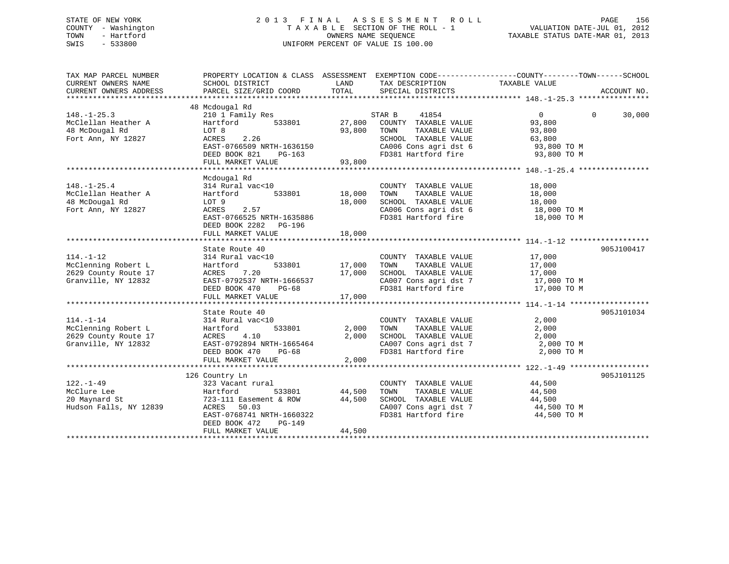STATE OF NEW YORK — 2013 FINAL ASSESSMENT ROLL
COUNTY - Washington — TAXABLE SECTION OF THE ROLL - 1 — VALUATION DATE-JUL 01, 2012
TOWN - Hartford — OWNERS NAME SEQUENCE — TAXABLE STATUS DATE-MAR 01, 2013
SWIS - 533800 — UNIFORM PERCENT OF VALUE IS 100.00

| TAX MAP PARCEL NUMBER / CURRENT OWNERS NAME / CURRENT OWNERS ADDRESS | PROPERTY LOCATION & CLASS / SCHOOL DISTRICT / PARCEL SIZE/GRID COORD | ASSESSMENT LAND | ASSESSMENT TOTAL | EXEMPTION CODE / TAX DESCRIPTION / SPECIAL DISTRICTS | COUNTY TAXABLE VALUE | TOWN | SCHOOL | ACCOUNT NO. |
|---|---|---|---|---|---|---|---|---|
| **148.-1-25.3** | 48 Mcdougal Rd | | | | | | | |
| 148.-1-25.3 | 210 1 Family Res | | | STAR B 41854 | 0 | 0 | 30,000 | |
| McClellan Heather A | Hartford 533801 | 27,800 | | COUNTY TAXABLE VALUE | 93,800 | | | |
| 48 McDougal Rd | LOT 8 | | 93,800 | TOWN TAXABLE VALUE | 93,800 | | | |
| Fort Ann, NY 12827 | ACRES 2.26 | | | SCHOOL TAXABLE VALUE | 63,800 | | | |
| | EAST-0766509 NRTH-1636150 | | | CA006 Cons agri dst 6 | 93,800 TO M | | | |
| | DEED BOOK 821 PG-163 | | | FD381 Hartford fire | 93,800 TO M | | | |
| | FULL MARKET VALUE | | 93,800 | | | | | |
| **148.-1-25.4** | Mcdougal Rd | | | | | | | |
| 148.-1-25.4 | 314 Rural vac<10 | | | COUNTY TAXABLE VALUE | 18,000 | | | |
| McClellan Heather A | Hartford 533801 | 18,000 | | TOWN TAXABLE VALUE | 18,000 | | | |
| 48 McDougal Rd | LOT 9 | | 18,000 | SCHOOL TAXABLE VALUE | 18,000 | | | |
| Fort Ann, NY 12827 | ACRES 2.57 | | | CA006 Cons agri dst 6 | 18,000 TO M | | | |
| | EAST-0766525 NRTH-1635886 | | | FD381 Hartford fire | 18,000 TO M | | | |
| | DEED BOOK 2282 PG-196 | | | | | | | |
| | FULL MARKET VALUE | | 18,000 | | | | | |
| **114.-1-12** | State Route 40 | | | | | | | 905J100417 |
| 114.-1-12 | 314 Rural vac<10 | | | COUNTY TAXABLE VALUE | 17,000 | | | |
| McClenning Robert L | Hartford 533801 | 17,000 | | TOWN TAXABLE VALUE | 17,000 | | | |
| 2629 County Route 17 | ACRES 7.20 | | 17,000 | SCHOOL TAXABLE VALUE | 17,000 | | | |
| Granville, NY 12832 | EAST-0792537 NRTH-1666537 | | | CA007 Cons agri dst 7 | 17,000 TO M | | | |
| | DEED BOOK 470 PG-68 | | | FD381 Hartford fire | 17,000 TO M | | | |
| | FULL MARKET VALUE | | 17,000 | | | | | |
| **114.-1-14** | State Route 40 | | | | | | | 905J101034 |
| 114.-1-14 | 314 Rural vac<10 | | | COUNTY TAXABLE VALUE | 2,000 | | | |
| McClenning Robert L | Hartford 533801 | 2,000 | | TOWN TAXABLE VALUE | 2,000 | | | |
| 2629 County Route 17 | ACRES 4.10 | | 2,000 | SCHOOL TAXABLE VALUE | 2,000 | | | |
| Granville, NY 12832 | EAST-0792894 NRTH-1665464 | | | CA007 Cons agri dst 7 | 2,000 TO M | | | |
| | DEED BOOK 470 PG-68 | | | FD381 Hartford fire | 2,000 TO M | | | |
| | FULL MARKET VALUE | | 2,000 | | | | | |
| **122.-1-49** | 126 Country Ln | | | | | | | 905J101125 |
| 122.-1-49 | 323 Vacant rural | | | COUNTY TAXABLE VALUE | 44,500 | | | |
| McClure Lee | Hartford 533801 | 44,500 | | TOWN TAXABLE VALUE | 44,500 | | | |
| 20 Maynard St | 723-111 Easement & ROW | | 44,500 | SCHOOL TAXABLE VALUE | 44,500 | | | |
| Hudson Falls, NY 12839 | ACRES 50.03 | | | CA007 Cons agri dst 7 | 44,500 TO M | | | |
| | EAST-0768741 NRTH-1660322 | | | FD381 Hartford fire | 44,500 TO M | | | |
| | DEED BOOK 472 PG-149 | | | | | | | |
| | FULL MARKET VALUE | | 44,500 | | | | | |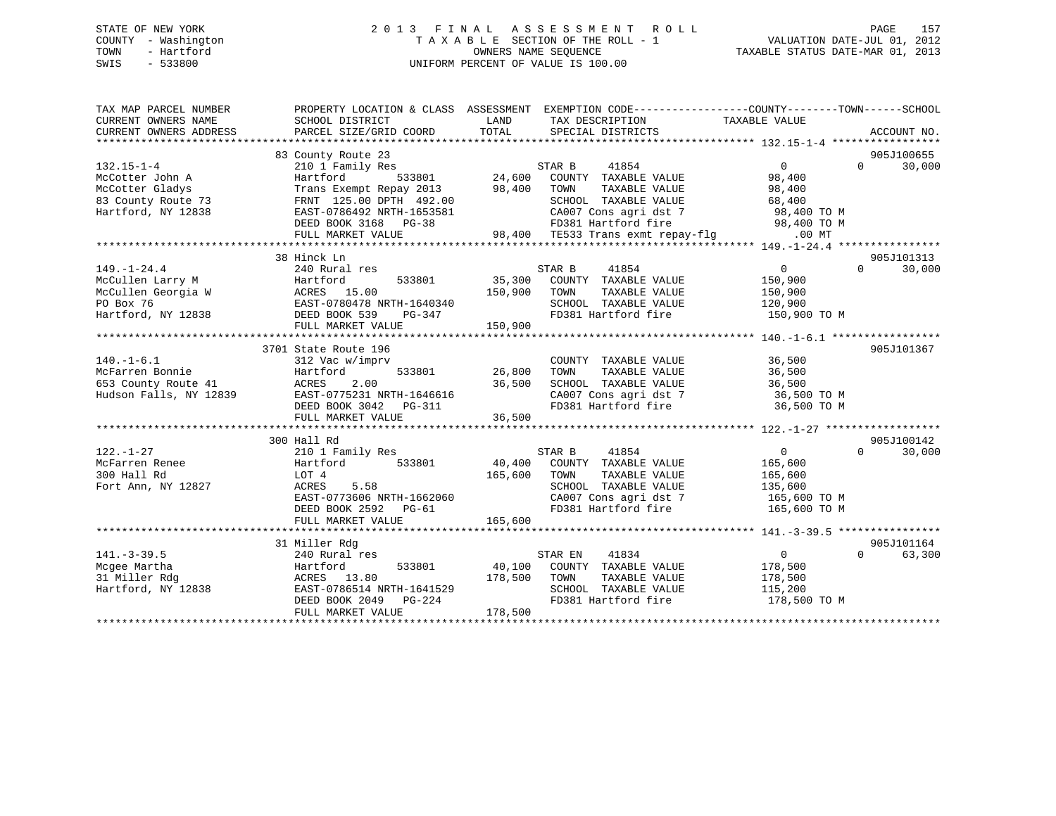STATE OF NEW YORK                    2013 FINAL ASSESSMENT ROLL                    PAGE 157
COUNTY - Washington              TAXABLE SECTION OF THE ROLL - 1              VALUATION DATE-JUL 01, 2012
TOWN - Hartford                         OWNERS NAME SEQUENCE                  TAXABLE STATUS DATE-MAR 01, 2013
SWIS - 533800                     UNIFORM PERCENT OF VALUE IS 100.00

```
TAX MAP PARCEL NUMBER     PROPERTY LOCATION & CLASS  ASSESSMENT  EXEMPTION CODE-----------------COUNTY--------TOWN------SCHOOL
CURRENT OWNERS NAME       SCHOOL DISTRICT              LAND      TAX DESCRIPTION            TAXABLE VALUE
CURRENT OWNERS ADDRESS    PARCEL SIZE/GRID COORD       TOTAL     SPECIAL DISTRICTS                                  ACCOUNT NO.
******************************************************************************************* 132.15-1-4 *****************
                          83 County Route 23                                                                    905J100655
132.15-1-4                210 1 Family Res                       STAR B     41854             0            0       30,000
McCotter John A           Hartford       533801       24,600     COUNTY  TAXABLE VALUE         98,400
McCotter Gladys           Trans Exempt Repay 2013     98,400     TOWN    TAXABLE VALUE         98,400
83 County Route 73        FRNT 125.00 DPTH 492.00                SCHOOL  TAXABLE VALUE         68,400
Hartford, NY 12838        EAST-0786492 NRTH-1653581              CA007 Cons agri dst 7          98,400 TO M
                          DEED BOOK 3168   PG-38                 FD381 Hartford fire            98,400 TO M
                          FULL MARKET VALUE           98,400     TE533 Trans exmt repay-flg        .00 MT
******************************************************************************************* 149.-1-24.4 ****************
                          38 Hinck Ln                                                                           905J101313
149.-1-24.4               240 Rural res                          STAR B     41854             0            0       30,000
McCullen Larry M          Hartford       533801       35,300     COUNTY  TAXABLE VALUE        150,900
McCullen Georgia W        ACRES  15.00               150,900     TOWN    TAXABLE VALUE        150,900
PO Box 76                 EAST-0780478 NRTH-1640340              SCHOOL  TAXABLE VALUE        120,900
Hartford, NY 12838        DEED BOOK 539    PG-347                FD381 Hartford fire           150,900 TO M
                          FULL MARKET VALUE          150,900
******************************************************************************************* 140.-1-6.1 *****************
                          3701 State Route 196                                                                  905J101367
140.-1-6.1                312 Vac w/imprv                        COUNTY  TAXABLE VALUE         36,500
McFarren Bonnie           Hartford       533801       26,800     TOWN    TAXABLE VALUE         36,500
653 County Route 41       ACRES   2.00                36,500     SCHOOL  TAXABLE VALUE         36,500
Hudson Falls, NY 12839    EAST-0775231 NRTH-1646616              CA007 Cons agri dst 7          36,500 TO M
                          DEED BOOK 3042   PG-311                FD381 Hartford fire            36,500 TO M
                          FULL MARKET VALUE           36,500
******************************************************************************************* 122.-1-27 ******************
                          300 Hall Rd                                                                           905J100142
122.-1-27                 210 1 Family Res                       STAR B     41854             0            0       30,000
McFarren Renee            Hartford       533801       40,400     COUNTY  TAXABLE VALUE        165,600
300 Hall Rd               LOT 4                      165,600     TOWN    TAXABLE VALUE        165,600
Fort Ann, NY 12827        ACRES   5.58                           SCHOOL  TAXABLE VALUE        135,600
                          EAST-0773606 NRTH-1662060              CA007 Cons agri dst 7         165,600 TO M
                          DEED BOOK 2592   PG-61                 FD381 Hartford fire           165,600 TO M
                          FULL MARKET VALUE          165,600
******************************************************************************************* 141.-3-39.5 ****************
                          31 Miller Rdg                                                                         905J101164
141.-3-39.5               240 Rural res                          STAR EN    41834             0            0       63,300
Mcgee Martha              Hartford       533801       40,100     COUNTY  TAXABLE VALUE        178,500
31 Miller Rdg             ACRES  13.80               178,500     TOWN    TAXABLE VALUE        178,500
Hartford, NY 12838        EAST-0786514 NRTH-1641529              SCHOOL  TAXABLE VALUE        115,200
                          DEED BOOK 2049   PG-224                FD381 Hartford fire           178,500 TO M
                          FULL MARKET VALUE          178,500
*************************************************************************************************************************
```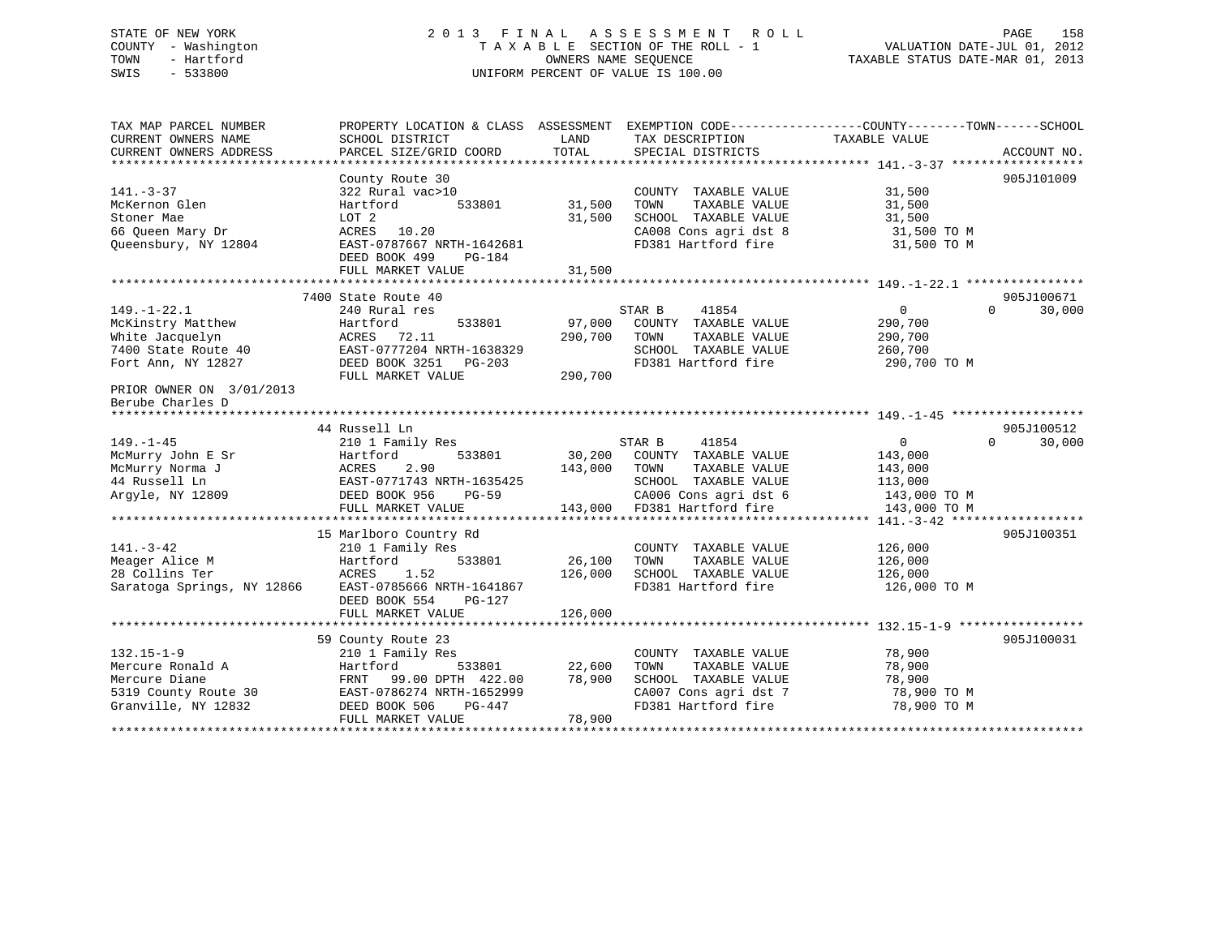STATE OF NEW YORK
COUNTY - Washington
TOWN - Hartford
SWIS - 533800

# 2013 FINAL ASSESSMENT ROLL

TAXABLE SECTION OF THE ROLL - 1
OWNERS NAME SEQUENCE
UNIFORM PERCENT OF VALUE IS 100.00

VALUATION DATE-JUL 01, 2012
TAXABLE STATUS DATE-MAR 01, 2013

```
TAX MAP PARCEL NUMBER          PROPERTY LOCATION & CLASS  ASSESSMENT  EXEMPTION CODE-----------------COUNTY--------TOWN------SCHOOL
CURRENT OWNERS NAME            SCHOOL DISTRICT              LAND      TAX DESCRIPTION            TAXABLE VALUE
CURRENT OWNERS ADDRESS         PARCEL SIZE/GRID COORD      TOTAL      SPECIAL DISTRICTS                                  ACCOUNT NO.
******************************************************************************************************* 141.-3-37 ******************
                               County Route 30                                                                        905J101009
141.-3-37                      322 Rural vac>10                        COUNTY  TAXABLE VALUE          31,500
McKernon Glen                  Hartford       533801       31,500      TOWN    TAXABLE VALUE          31,500
Stoner Mae                     LOT 2                       31,500      SCHOOL  TAXABLE VALUE          31,500
66 Queen Mary Dr               ACRES  10.20                            CA008 Cons agri dst 8          31,500 TO M
Queensbury, NY 12804           EAST-0787667 NRTH-1642681               FD381 Hartford fire            31,500 TO M
                               DEED BOOK 499    PG-184
                               FULL MARKET VALUE           31,500
******************************************************************************************************* 149.-1-22.1 ****************
                            7400 State Route 40                                                                       905J100671
149.-1-22.1                    240 Rural res                           STAR B     41854                   0           0     30,000
McKinstry Matthew              Hartford       533801       97,000      COUNTY  TAXABLE VALUE         290,700
White Jacquelyn                ACRES  72.11               290,700      TOWN    TAXABLE VALUE         290,700
7400 State Route 40            EAST-0777204 NRTH-1638329               SCHOOL  TAXABLE VALUE         260,700
Fort Ann, NY 12827             DEED BOOK 3251   PG-203                 FD381 Hartford fire           290,700 TO M
                               FULL MARKET VALUE          290,700
PRIOR OWNER ON 3/01/2013
Berube Charles D
******************************************************************************************************* 149.-1-45 ******************
                               44 Russell Ln                                                                          905J100512
149.-1-45                      210 1 Family Res                        STAR B     41854                   0           0     30,000
McMurry John E Sr              Hartford       533801       30,200      COUNTY  TAXABLE VALUE         143,000
McMurry Norma J                ACRES   2.90               143,000      TOWN    TAXABLE VALUE         143,000
44 Russell Ln                  EAST-0771743 NRTH-1635425               SCHOOL  TAXABLE VALUE         113,000
Argyle, NY 12809               DEED BOOK 956    PG-59                  CA006 Cons agri dst 6         143,000 TO M
                               FULL MARKET VALUE          143,000      FD381 Hartford fire           143,000 TO M
******************************************************************************************************* 141.-3-42 ******************
                               15 Marlboro Country Rd                                                                 905J100351
141.-3-42                      210 1 Family Res                        COUNTY  TAXABLE VALUE         126,000
Meager Alice M                 Hartford       533801       26,100      TOWN    TAXABLE VALUE         126,000
28 Collins Ter                 ACRES   1.52               126,000      SCHOOL  TAXABLE VALUE         126,000
Saratoga Springs, NY 12866     EAST-0785666 NRTH-1641867               FD381 Hartford fire           126,000 TO M
                               DEED BOOK 554    PG-127
                               FULL MARKET VALUE          126,000
******************************************************************************************************* 132.15-1-9 *****************
                               59 County Route 23                                                                     905J100031
132.15-1-9                     210 1 Family Res                        COUNTY  TAXABLE VALUE          78,900
Mercure Ronald A               Hartford       533801       22,600      TOWN    TAXABLE VALUE          78,900
Mercure Diane                  FRNT  99.00 DPTH 422.00     78,900      SCHOOL  TAXABLE VALUE          78,900
5319 County Route 30           EAST-0786274 NRTH-1652999               CA007 Cons agri dst 7          78,900 TO M
Granville, NY 12832            DEED BOOK 506    PG-447                 FD381 Hartford fire            78,900 TO M
                               FULL MARKET VALUE           78,900
************************************************************************************************************************************
```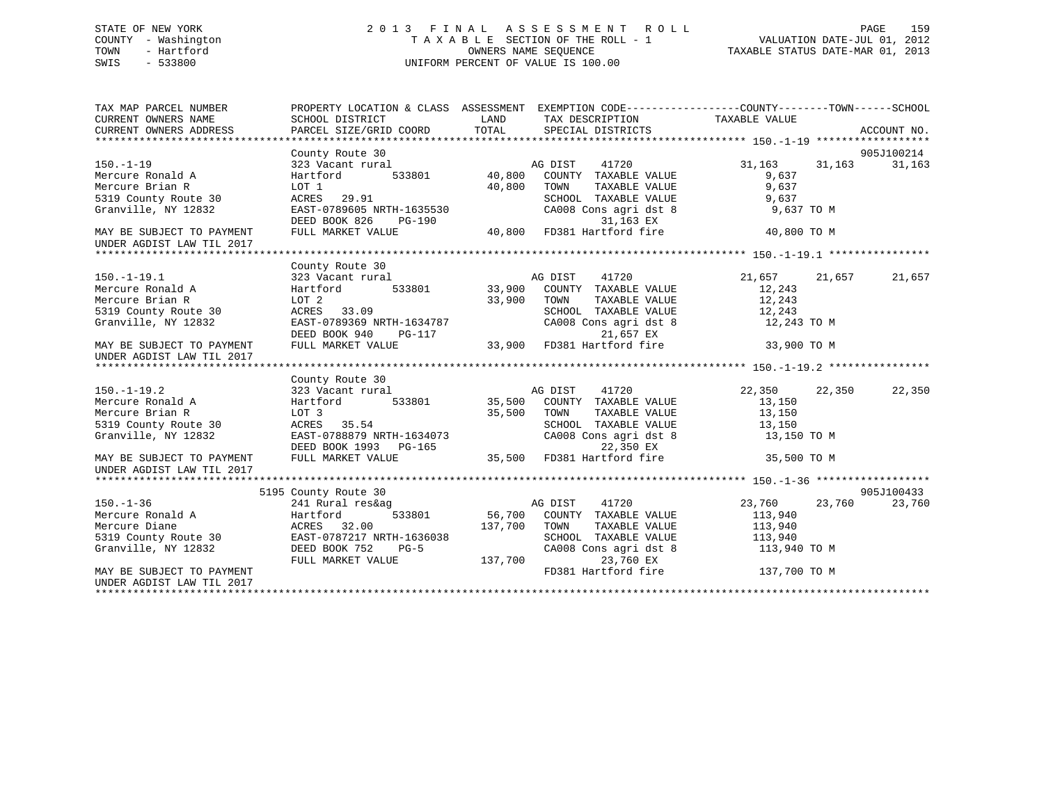STATE OF NEW YORK
COUNTY - Washington
TOWN - Hartford
SWIS - 533800

2 0 1 3 F I N A L A S S E S S M E N T R O L L
T A X A B L E SECTION OF THE ROLL - 1
OWNERS NAME SEQUENCE
UNIFORM PERCENT OF VALUE IS 100.00

VALUATION DATE-JUL 01, 2012
TAXABLE STATUS DATE-MAR 01, 2013

```
TAX MAP PARCEL NUMBER          PROPERTY LOCATION & CLASS  ASSESSMENT  EXEMPTION CODE------------------COUNTY--------TOWN------SCHOOL
CURRENT OWNERS NAME            SCHOOL DISTRICT             LAND        TAX DESCRIPTION              TAXABLE VALUE
CURRENT OWNERS ADDRESS         PARCEL SIZE/GRID COORD      TOTAL       SPECIAL DISTRICTS                                        ACCOUNT NO.
******************************************************************************************************* 150.-1-19 ******************
                               County Route 30                                                                              905J100214
150.-1-19                      323 Vacant rural                        AG DIST     41720              31,163      31,163      31,163
Mercure Ronald A               Hartford         533801        40,800   COUNTY  TAXABLE VALUE             9,637
Mercure Brian R                LOT 1                          40,800   TOWN    TAXABLE VALUE             9,637
5319 County Route 30           ACRES   29.91                           SCHOOL  TAXABLE VALUE             9,637
Granville, NY 12832            EAST-0789605 NRTH-1635530               CA008 Cons agri dst 8              9,637 TO M
                               DEED BOOK 826    PG-190                         31,163 EX
MAY BE SUBJECT TO PAYMENT      FULL MARKET VALUE              40,800   FD381 Hartford fire               40,800 TO M
UNDER AGDIST LAW TIL 2017
******************************************************************************************************* 150.-1-19.1 ****************
                               County Route 30
150.-1-19.1                    323 Vacant rural                        AG DIST     41720              21,657      21,657      21,657
Mercure Ronald A               Hartford         533801        33,900   COUNTY  TAXABLE VALUE            12,243
Mercure Brian R                LOT 2                          33,900   TOWN    TAXABLE VALUE            12,243
5319 County Route 30           ACRES   33.09                           SCHOOL  TAXABLE VALUE            12,243
Granville, NY 12832            EAST-0789369 NRTH-1634787               CA008 Cons agri dst 8             12,243 TO M
                               DEED BOOK 940    PG-117                         21,657 EX
MAY BE SUBJECT TO PAYMENT      FULL MARKET VALUE              33,900   FD381 Hartford fire               33,900 TO M
UNDER AGDIST LAW TIL 2017
******************************************************************************************************* 150.-1-19.2 ****************
                               County Route 30
150.-1-19.2                    323 Vacant rural                        AG DIST     41720              22,350      22,350      22,350
Mercure Ronald A               Hartford         533801        35,500   COUNTY  TAXABLE VALUE            13,150
Mercure Brian R                LOT 3                          35,500   TOWN    TAXABLE VALUE            13,150
5319 County Route 30           ACRES   35.54                           SCHOOL  TAXABLE VALUE            13,150
Granville, NY 12832            EAST-0788879 NRTH-1634073               CA008 Cons agri dst 8             13,150 TO M
                               DEED BOOK 1993   PG-165                         22,350 EX
MAY BE SUBJECT TO PAYMENT      FULL MARKET VALUE              35,500   FD381 Hartford fire               35,500 TO M
UNDER AGDIST LAW TIL 2017
******************************************************************************************************* 150.-1-36 ******************
                          5195 County Route 30                                                                              905J100433
150.-1-36                      241 Rural res&ag                        AG DIST     41720              23,760      23,760      23,760
Mercure Ronald A               Hartford         533801        56,700   COUNTY  TAXABLE VALUE           113,940
Mercure Diane                  ACRES   32.00                 137,700   TOWN    TAXABLE VALUE           113,940
5319 County Route 30           EAST-0787217 NRTH-1636038               SCHOOL  TAXABLE VALUE           113,940
Granville, NY 12832            DEED BOOK 752    PG-5                   CA008 Cons agri dst 8            113,940 TO M
                               FULL MARKET VALUE             137,700           23,760 EX
MAY BE SUBJECT TO PAYMENT                                              FD381 Hartford fire              137,700 TO M
UNDER AGDIST LAW TIL 2017
************************************************************************************************************************************
```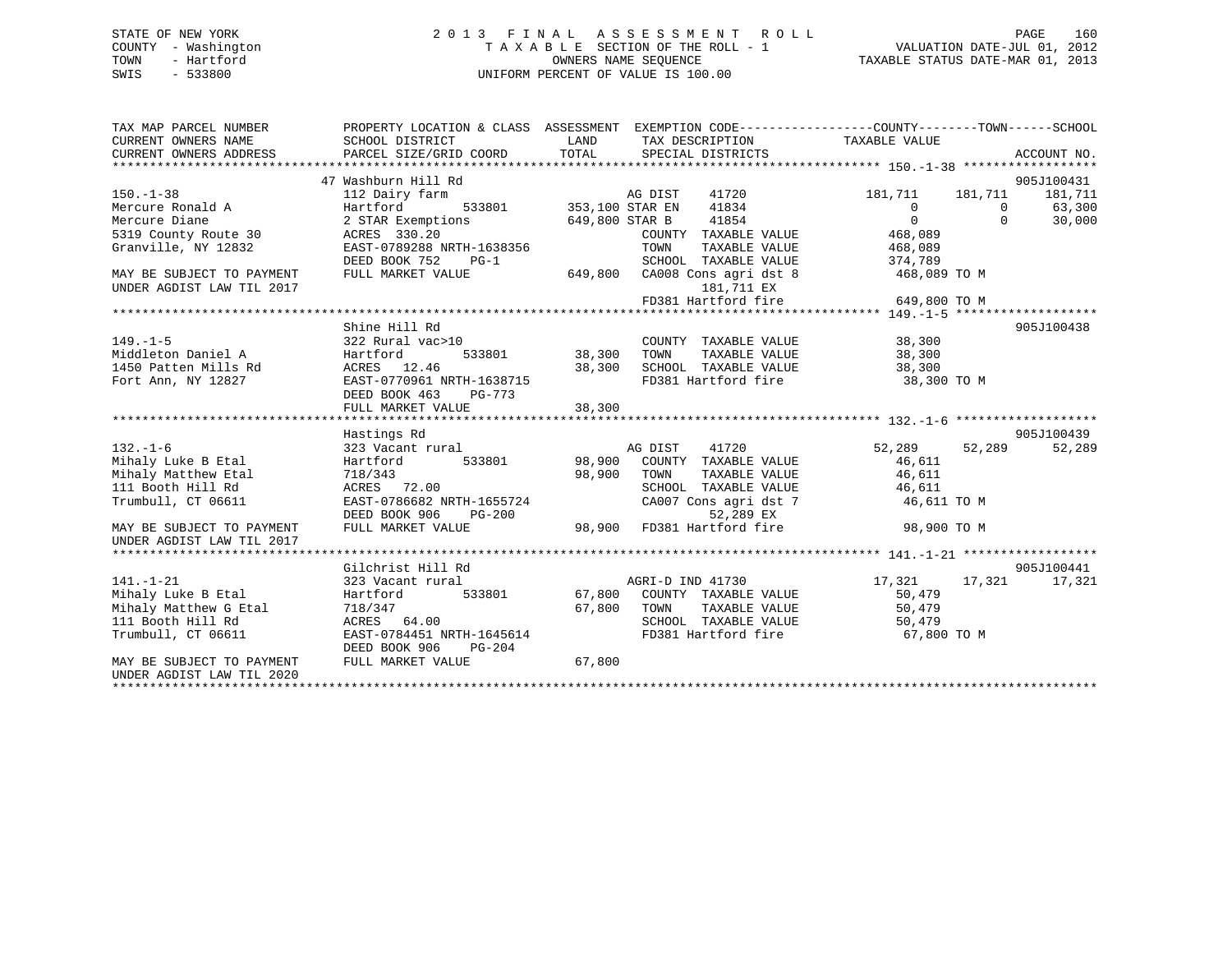STATE OF NEW YORK
COUNTY - Washington
TOWN - Hartford
SWIS - 533800

2013 FINAL ASSESSMENT ROLL
TAXABLE SECTION OF THE ROLL - 1
OWNERS NAME SEQUENCE
UNIFORM PERCENT OF VALUE IS 100.00

VALUATION DATE-JUL 01, 2012
TAXABLE STATUS DATE-MAR 01, 2013

```
TAX MAP PARCEL NUMBER          PROPERTY LOCATION & CLASS  ASSESSMENT  EXEMPTION CODE-----------------COUNTY--------TOWN------SCHOOL
CURRENT OWNERS NAME            SCHOOL DISTRICT               LAND      TAX DESCRIPTION            TAXABLE VALUE
CURRENT OWNERS ADDRESS         PARCEL SIZE/GRID COORD        TOTAL     SPECIAL DISTRICTS                                    ACCOUNT NO.
******************************************************************************************************* 150.-1-38 ******************
                               47 Washburn Hill Rd                                                                          905J100431
150.-1-38                      112 Dairy farm                     AG DIST    41720                181,711     181,711     181,711
Mercure Ronald A               Hartford       533801      353,100 STAR EN    41834                      0           0      63,300
Mercure Diane                  2 STAR Exemptions          649,800 STAR B     41854                      0           0      30,000
5319 County Route 30           ACRES  330.20                      COUNTY  TAXABLE VALUE           468,089
Granville, NY 12832            EAST-0789288 NRTH-1638356          TOWN    TAXABLE VALUE           468,089
                               DEED BOOK 752    PG-1              SCHOOL  TAXABLE VALUE           374,789
MAY BE SUBJECT TO PAYMENT      FULL MARKET VALUE          649,800 CA008 Cons agri dst 8           468,089 TO M
UNDER AGDIST LAW TIL 2017                                               181,711 EX
                                                                  FD381 Hartford fire             649,800 TO M
******************************************************************************************************* 149.-1-5 *******************
                               Shine Hill Rd                                                                                905J100438
149.-1-5                       322 Rural vac>10                   COUNTY  TAXABLE VALUE            38,300
Middleton Daniel A             Hartford       533801       38,300 TOWN    TAXABLE VALUE            38,300
1450 Patten Mills Rd           ACRES  12.46                38,300 SCHOOL  TAXABLE VALUE            38,300
Fort Ann, NY 12827             EAST-0770961 NRTH-1638715          FD381 Hartford fire              38,300 TO M
                               DEED BOOK 463    PG-773
                               FULL MARKET VALUE           38,300
******************************************************************************************************* 132.-1-6 *******************
                               Hastings Rd                                                                                  905J100439
132.-1-6                       323 Vacant rural                   AG DIST    41720                 52,289      52,289      52,289
Mihaly Luke B Etal             Hartford       533801       98,900 COUNTY  TAXABLE VALUE            46,611
Mihaly Matthew Etal            718/343                     98,900 TOWN    TAXABLE VALUE            46,611
111 Booth Hill Rd              ACRES  72.00                       SCHOOL  TAXABLE VALUE            46,611
Trumbull, CT 06611             EAST-0786682 NRTH-1655724          CA007 Cons agri dst 7            46,611 TO M
                               DEED BOOK 906    PG-200                   52,289 EX
MAY BE SUBJECT TO PAYMENT      FULL MARKET VALUE           98,900 FD381 Hartford fire              98,900 TO M
UNDER AGDIST LAW TIL 2017
******************************************************************************************************* 141.-1-21 ******************
                               Gilchrist Hill Rd                                                                            905J100441
141.-1-21                      323 Vacant rural                   AGRI-D IND 41730                 17,321      17,321      17,321
Mihaly Luke B Etal             Hartford       533801       67,800 COUNTY  TAXABLE VALUE            50,479
Mihaly Matthew G Etal          718/347                     67,800 TOWN    TAXABLE VALUE            50,479
111 Booth Hill Rd              ACRES  64.00                       SCHOOL  TAXABLE VALUE            50,479
Trumbull, CT 06611             EAST-0784451 NRTH-1645614          FD381 Hartford fire              67,800 TO M
                               DEED BOOK 906    PG-204
MAY BE SUBJECT TO PAYMENT      FULL MARKET VALUE           67,800
UNDER AGDIST LAW TIL 2020
************************************************************************************************************************************
```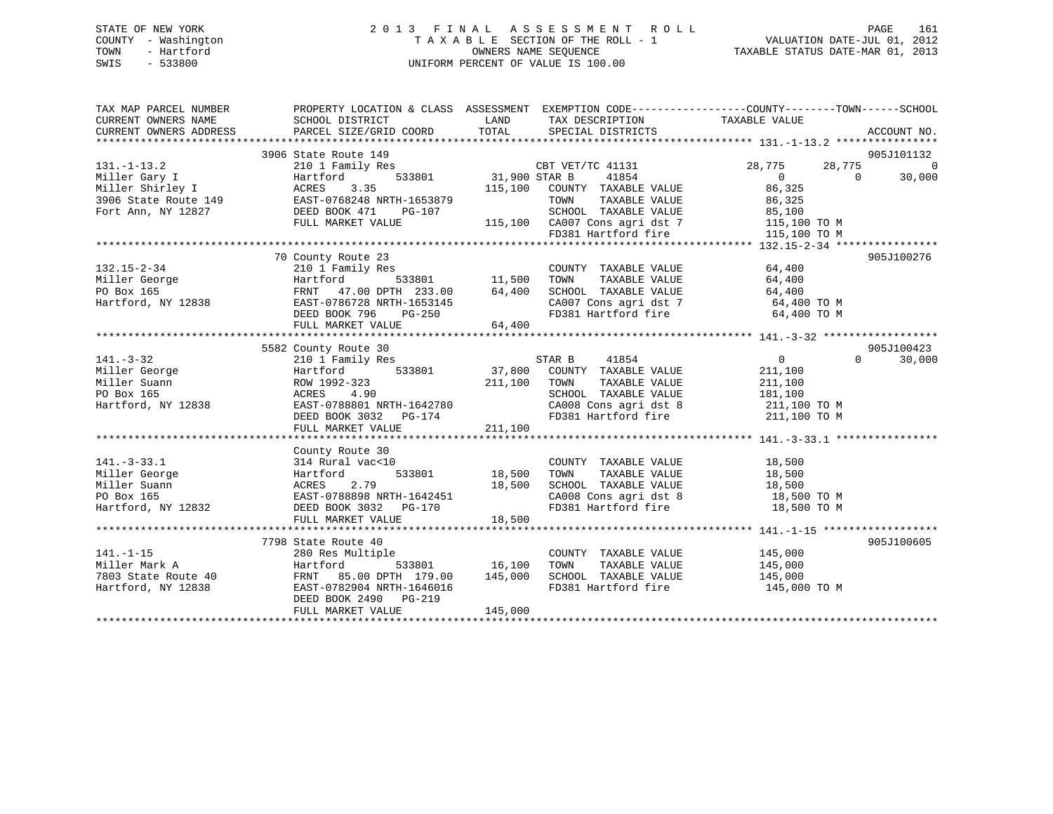STATE OF NEW YORK
COUNTY - Washington
TOWN - Hartford
SWIS - 533800

# 2013 FINAL ASSESSMENT ROLL

TAXABLE SECTION OF THE ROLL - 1
OWNERS NAME SEQUENCE
UNIFORM PERCENT OF VALUE IS 100.00

VALUATION DATE-JUL 01, 2012
TAXABLE STATUS DATE-MAR 01, 2013

```
TAX MAP PARCEL NUMBER          PROPERTY LOCATION & CLASS  ASSESSMENT  EXEMPTION CODE------------------COUNTY--------TOWN------SCHOOL
CURRENT OWNERS NAME            SCHOOL DISTRICT               LAND      TAX DESCRIPTION              TAXABLE VALUE
CURRENT OWNERS ADDRESS         PARCEL SIZE/GRID COORD        TOTAL     SPECIAL DISTRICTS                                   ACCOUNT NO.
*********************************************************************************************************** 131.-1-13.2 ****************
                         3906 State Route 149                                                                              905J101132
131.-1-13.2                    210 1 Family Res                        CBT VET/TC 41131           28,775      28,775           0
Miller Gary I                  Hartford        533801     31,900 STAR B      41854                     0           0      30,000
Miller Shirley I               ACRES    3.35             115,100   COUNTY  TAXABLE VALUE           86,325
3906 State Route 149           EAST-0768248 NRTH-1653879             TOWN    TAXABLE VALUE           86,325
Fort Ann, NY 12827             DEED BOOK 471    PG-107               SCHOOL  TAXABLE VALUE           85,100
                               FULL MARKET VALUE            115,100   CA007 Cons agri dst 7          115,100 TO M
                                                                      FD381 Hartford fire            115,100 TO M
*********************************************************************************************************** 132.15-2-34 ****************
                         70 County Route 23                                                                                905J100276
132.15-2-34                    210 1 Family Res                        COUNTY  TAXABLE VALUE           64,400
Miller George                  Hartford        533801     11,500   TOWN    TAXABLE VALUE           64,400
PO Box 165                     FRNT   47.00 DPTH 233.00   64,400   SCHOOL  TAXABLE VALUE           64,400
Hartford, NY 12838             EAST-0786728 NRTH-1653145             CA007 Cons agri dst 7           64,400 TO M
                               DEED BOOK 796    PG-250               FD381 Hartford fire             64,400 TO M
                               FULL MARKET VALUE             64,400
*********************************************************************************************************** 141.-3-32 ******************
                         5582 County Route 30                                                                              905J100423
141.-3-32                      210 1 Family Res                        STAR B      41854                     0           0      30,000
Miller George                  Hartford        533801     37,800   COUNTY  TAXABLE VALUE          211,100
Miller Suann                   ROW 1992-323              211,100   TOWN    TAXABLE VALUE          211,100
PO Box 165                     ACRES    4.90                         SCHOOL  TAXABLE VALUE          181,100
Hartford, NY 12838             EAST-0788801 NRTH-1642780             CA008 Cons agri dst 8          211,100 TO M
                               DEED BOOK 3032   PG-174               FD381 Hartford fire            211,100 TO M
                               FULL MARKET VALUE            211,100
*********************************************************************************************************** 141.-3-33.1 ****************
                               County Route 30
141.-3-33.1                    314 Rural vac<10                        COUNTY  TAXABLE VALUE           18,500
Miller George                  Hartford        533801     18,500   TOWN    TAXABLE VALUE           18,500
Miller Suann                   ACRES    2.79              18,500   SCHOOL  TAXABLE VALUE           18,500
PO Box 165                     EAST-0788898 NRTH-1642451             CA008 Cons agri dst 8           18,500 TO M
Hartford, NY 12832             DEED BOOK 3032   PG-170               FD381 Hartford fire             18,500 TO M
                               FULL MARKET VALUE             18,500
*********************************************************************************************************** 141.-1-15 ******************
                         7798 State Route 40                                                                               905J100605
141.-1-15                      280 Res Multiple                        COUNTY  TAXABLE VALUE          145,000
Miller Mark A                  Hartford        533801     16,100   TOWN    TAXABLE VALUE          145,000
7803 State Route 40            FRNT   85.00 DPTH 179.00  145,000   SCHOOL  TAXABLE VALUE          145,000
Hartford, NY 12838             EAST-0782904 NRTH-1646016             FD381 Hartford fire            145,000 TO M
                               DEED BOOK 2490   PG-219
                               FULL MARKET VALUE            145,000
************************************************************************************************************************************
```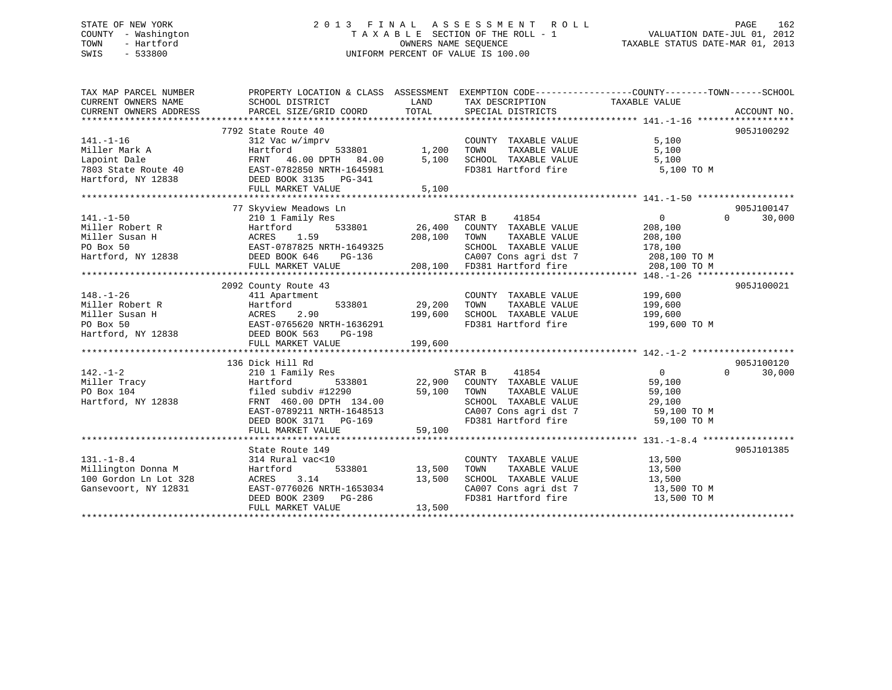STATE OF NEW YORK
COUNTY - Washington
TOWN - Hartford
SWIS - 533800

2 0 1 3 F I N A L A S S E S S M E N T R O L L
T A X A B L E SECTION OF THE ROLL - 1
OWNERS NAME SEQUENCE
UNIFORM PERCENT OF VALUE IS 100.00

VALUATION DATE-JUL 01, 2012
TAXABLE STATUS DATE-MAR 01, 2013

| TAX MAP PARCEL NUMBER / CURRENT OWNERS NAME / CURRENT OWNERS ADDRESS | PROPERTY LOCATION & CLASS / SCHOOL DISTRICT / PARCEL SIZE/GRID COORD | ASSESSMENT LAND / TOTAL | EXEMPTION CODE / TAX DESCRIPTION / SPECIAL DISTRICTS | COUNTY / TOWN / SCHOOL TAXABLE VALUE | ACCOUNT NO. |
|---|---|---|---|---|---|
| 141.-1-16 | 7792 State Route 40 | | | | 905J100292 |
| Miller Mark A | 312 Vac w/imprv | | COUNTY TAXABLE VALUE | 5,100 | |
| Lapoint Dale | Hartford 533801 | 1,200 | TOWN TAXABLE VALUE | 5,100 | |
| 7803 State Route 40 | FRNT 46.00 DPTH 84.00 | 5,100 | SCHOOL TAXABLE VALUE | 5,100 | |
| Hartford, NY 12838 | EAST-0782850 NRTH-1645981 | | FD381 Hartford fire | 5,100 TO M | |
| | DEED BOOK 3135 PG-341 | | | | |
| | FULL MARKET VALUE | 5,100 | | | |
| 141.-1-50 | 77 Skyview Meadows Ln | | | | 905J100147 |
| Miller Robert R | 210 1 Family Res | | STAR B 41854 | 0 0 30,000 | |
| Miller Susan H | Hartford 533801 | 26,400 | COUNTY TAXABLE VALUE | 208,100 | |
| PO Box 50 | ACRES 1.59 | 208,100 | TOWN TAXABLE VALUE | 208,100 | |
| Hartford, NY 12838 | EAST-0787825 NRTH-1649325 | | SCHOOL TAXABLE VALUE | 178,100 | |
| | DEED BOOK 646 PG-136 | | CA007 Cons agri dst 7 | 208,100 TO M | |
| | FULL MARKET VALUE | 208,100 | FD381 Hartford fire | 208,100 TO M | |
| 148.-1-26 | 2092 County Route 43 | | | | 905J100021 |
| Miller Robert R | 411 Apartment | | COUNTY TAXABLE VALUE | 199,600 | |
| Miller Susan H | Hartford 533801 | 29,200 | TOWN TAXABLE VALUE | 199,600 | |
| PO Box 50 | ACRES 2.90 | 199,600 | SCHOOL TAXABLE VALUE | 199,600 | |
| Hartford, NY 12838 | EAST-0765620 NRTH-1636291 | | FD381 Hartford fire | 199,600 TO M | |
| | DEED BOOK 563 PG-198 | | | | |
| | FULL MARKET VALUE | 199,600 | | | |
| 142.-1-2 | 136 Dick Hill Rd | | | | 905J100120 |
| Miller Tracy | 210 1 Family Res | | STAR B 41854 | 0 0 30,000 | |
| PO Box 104 | Hartford 533801 | 22,900 | COUNTY TAXABLE VALUE | 59,100 | |
| Hartford, NY 12838 | filed subdiv #12290 | 59,100 | TOWN TAXABLE VALUE | 59,100 | |
| | FRNT 460.00 DPTH 134.00 | | SCHOOL TAXABLE VALUE | 29,100 | |
| | EAST-0789211 NRTH-1648513 | | CA007 Cons agri dst 7 | 59,100 TO M | |
| | DEED BOOK 3171 PG-169 | | FD381 Hartford fire | 59,100 TO M | |
| | FULL MARKET VALUE | 59,100 | | | |
| 131.-1-8.4 | State Route 149 | | | | 905J101385 |
| Millington Donna M | 314 Rural vac<10 | | COUNTY TAXABLE VALUE | 13,500 | |
| 100 Gordon Ln Lot 328 | Hartford 533801 | 13,500 | TOWN TAXABLE VALUE | 13,500 | |
| Gansevoort, NY 12831 | ACRES 3.14 | 13,500 | SCHOOL TAXABLE VALUE | 13,500 | |
| | EAST-0776026 NRTH-1653034 | | CA007 Cons agri dst 7 | 13,500 TO M | |
| | DEED BOOK 2309 PG-286 | | FD381 Hartford fire | 13,500 TO M | |
| | FULL MARKET VALUE | 13,500 | | | |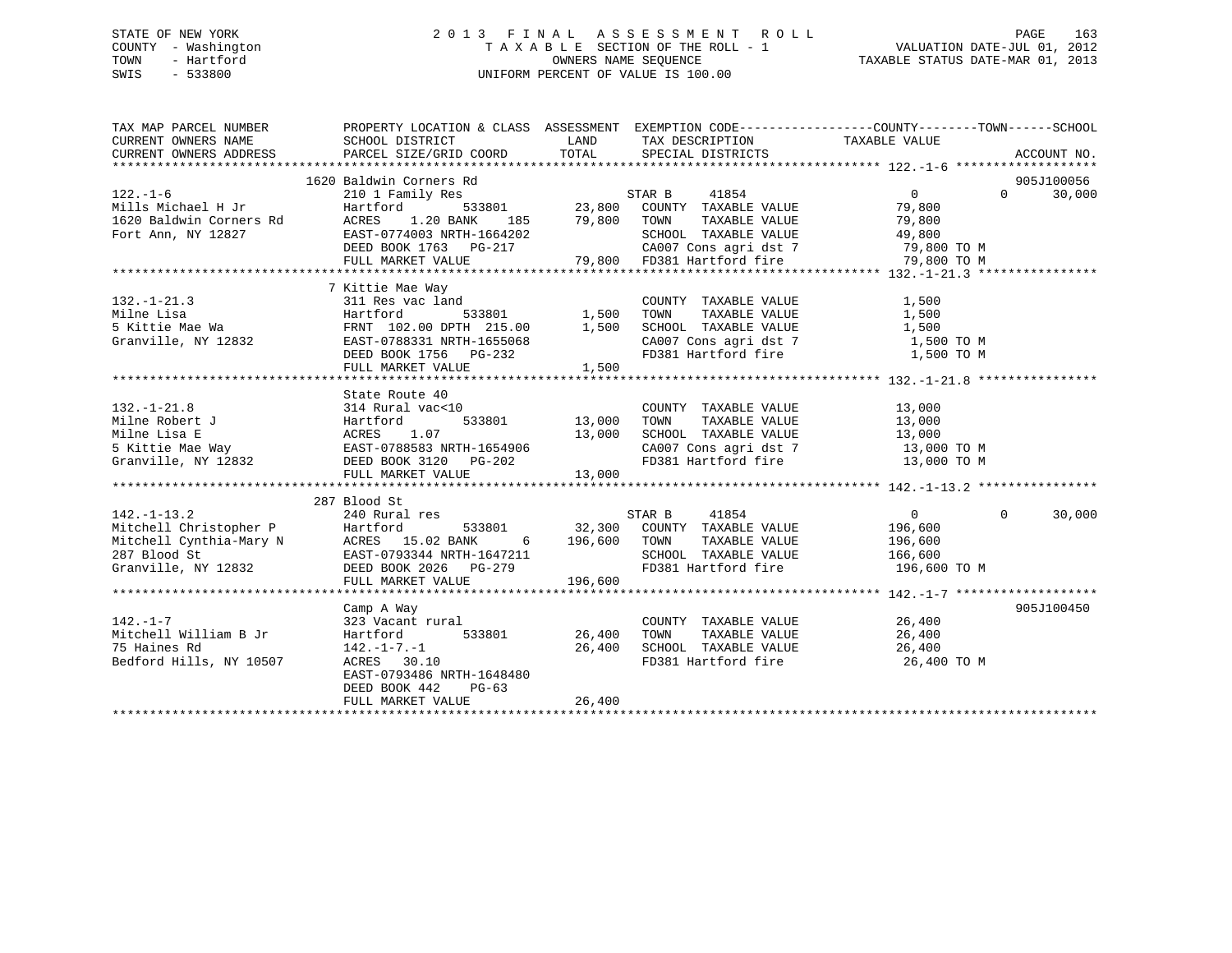STATE OF NEW YORK
COUNTY - Washington
TOWN - Hartford
SWIS - 533800

# 2013 FINAL ASSESSMENT ROLL

TAXABLE SECTION OF THE ROLL - 1
OWNERS NAME SEQUENCE
UNIFORM PERCENT OF VALUE IS 100.00

VALUATION DATE-JUL 01, 2012
TAXABLE STATUS DATE-MAR 01, 2013

```
TAX MAP PARCEL NUMBER          PROPERTY LOCATION & CLASS  ASSESSMENT  EXEMPTION CODE------------------COUNTY--------TOWN------SCHOOL
CURRENT OWNERS NAME            SCHOOL DISTRICT               LAND      TAX DESCRIPTION              TAXABLE VALUE
CURRENT OWNERS ADDRESS         PARCEL SIZE/GRID COORD        TOTAL     SPECIAL DISTRICTS                                   ACCOUNT NO.
*********************************************************************************************** 122.-1-6 *******************
                               1620 Baldwin Corners Rd                                                                      905J100056
122.-1-6                       210 1 Family Res                          STAR B      41854              0           0      30,000
Mills Michael H Jr             Hartford          533801       23,800     COUNTY  TAXABLE VALUE         79,800
1620 Baldwin Corners Rd        ACRES    1.20 BANK    185      79,800     TOWN    TAXABLE VALUE         79,800
Fort Ann, NY 12827             EAST-0774003 NRTH-1664202                 SCHOOL  TAXABLE VALUE         49,800
                               DEED BOOK 1763   PG-217                   CA007 Cons agri dst 7          79,800 TO M
                               FULL MARKET VALUE              79,800     FD381 Hartford fire            79,800 TO M
*********************************************************************************************** 132.-1-21.3 ****************
                               7 Kittie Mae Way
132.-1-21.3                    311 Res vac land                          COUNTY  TAXABLE VALUE          1,500
Milne Lisa                     Hartford          533801        1,500     TOWN    TAXABLE VALUE          1,500
5 Kittie Mae Wa                FRNT  102.00 DPTH  215.00       1,500     SCHOOL  TAXABLE VALUE          1,500
Granville, NY 12832            EAST-0788331 NRTH-1655068                 CA007 Cons agri dst 7           1,500 TO M
                               DEED BOOK 1756   PG-232                   FD381 Hartford fire             1,500 TO M
                               FULL MARKET VALUE               1,500
*********************************************************************************************** 132.-1-21.8 ****************
                               State Route 40
132.-1-21.8                    314 Rural vac<10                          COUNTY  TAXABLE VALUE         13,000
Milne Robert J                 Hartford          533801       13,000     TOWN    TAXABLE VALUE         13,000
Milne Lisa E                   ACRES    1.07                  13,000     SCHOOL  TAXABLE VALUE         13,000
5 Kittie Mae Way               EAST-0788583 NRTH-1654906                 CA007 Cons agri dst 7          13,000 TO M
Granville, NY 12832            DEED BOOK 3120   PG-202                   FD381 Hartford fire            13,000 TO M
                               FULL MARKET VALUE              13,000
*********************************************************************************************** 142.-1-13.2 ****************
                               287 Blood St
142.-1-13.2                    240 Rural res                             STAR B      41854              0           0      30,000
Mitchell Christopher P         Hartford          533801       32,300     COUNTY  TAXABLE VALUE        196,600
Mitchell Cynthia-Mary N        ACRES   15.02 BANK      6     196,600     TOWN    TAXABLE VALUE        196,600
287 Blood St                   EAST-0793344 NRTH-1647211                 SCHOOL  TAXABLE VALUE        166,600
Granville, NY 12832            DEED BOOK 2026   PG-279                   FD381 Hartford fire           196,600 TO M
                               FULL MARKET VALUE             196,600
*********************************************************************************************** 142.-1-7 *******************
                               Camp A Way                                                                                   905J100450
142.-1-7                       323 Vacant rural                          COUNTY  TAXABLE VALUE         26,400
Mitchell William B Jr          Hartford          533801       26,400     TOWN    TAXABLE VALUE         26,400
75 Haines Rd                   142.-1-7.-1                    26,400     SCHOOL  TAXABLE VALUE         26,400
Bedford Hills, NY 10507        ACRES   30.10                             FD381 Hartford fire            26,400 TO M
                               EAST-0793486 NRTH-1648480
                               DEED BOOK 442    PG-63
                               FULL MARKET VALUE              26,400
******************************************************************************************************************************
```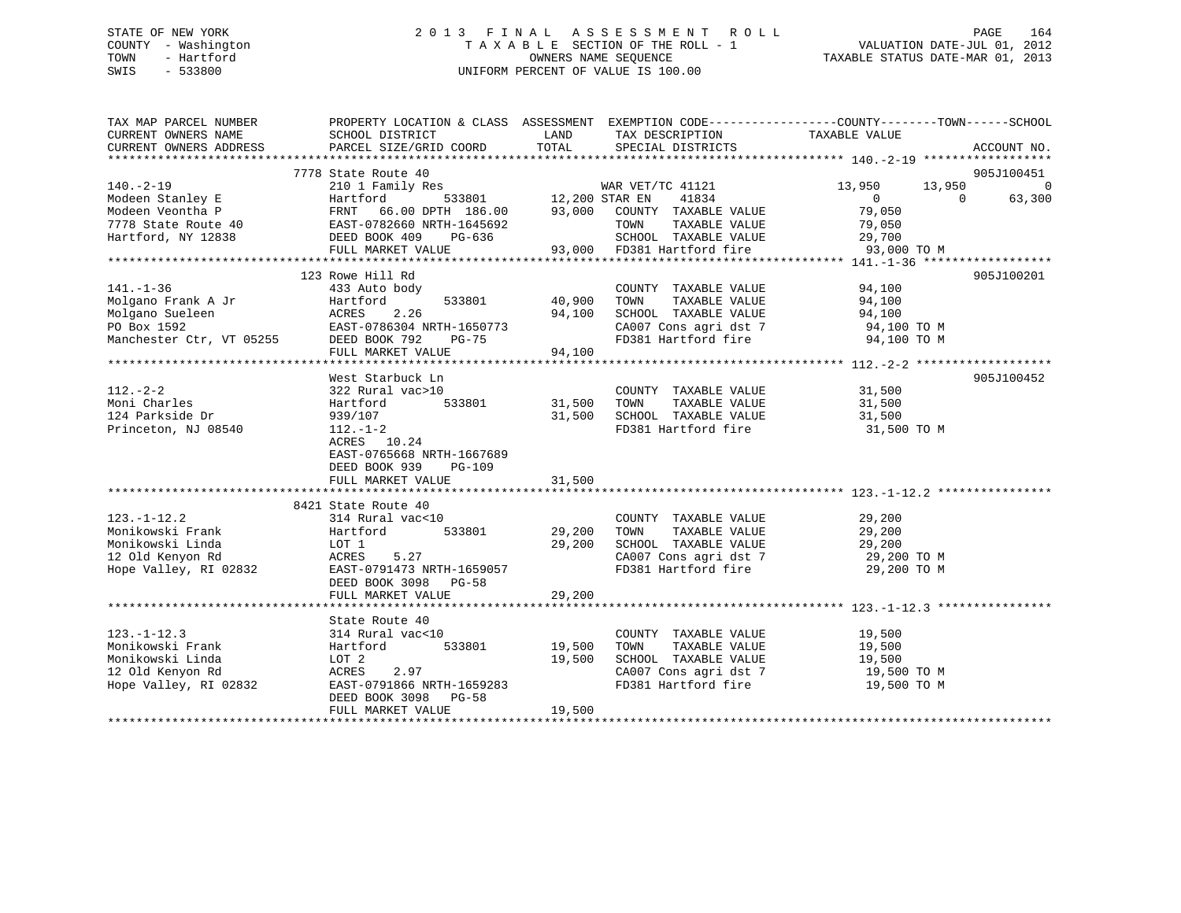STATE OF NEW YORK
COUNTY - Washington
TOWN - Hartford
SWIS - 533800

# 2013 FINAL ASSESSMENT ROLL

TAXABLE SECTION OF THE ROLL - 1
OWNERS NAME SEQUENCE
UNIFORM PERCENT OF VALUE IS 100.00

VALUATION DATE-JUL 01, 2012
TAXABLE STATUS DATE-MAR 01, 2013

| TAX MAP PARCEL NUMBER / CURRENT OWNERS NAME / CURRENT OWNERS ADDRESS | PROPERTY LOCATION & CLASS / SCHOOL DISTRICT / PARCEL SIZE/GRID COORD | ASSESSMENT LAND / TOTAL | EXEMPTION CODE / TAX DESCRIPTION / SPECIAL DISTRICTS | COUNTY | TOWN | SCHOOL | ACCOUNT NO. |
|---|---|---|---|---|---|---|---|
| 140.-2-19 | 7778 State Route 40 | | | | | | 905J100451 |
| Modeen Stanley E | 210 1 Family Res | | WAR VET/TC 41121 | 13,950 | 13,950 | 0 | |
| Modeen Veontha P | Hartford 533801 | 12,200 | STAR EN 41834 | 0 | 0 | 63,300 | |
| 7778 State Route 40 | FRNT 66.00 DPTH 186.00 | 93,000 | COUNTY TAXABLE VALUE | 79,050 | | | |
| Hartford, NY 12838 | EAST-0782660 NRTH-1645692 | | TOWN TAXABLE VALUE | 79,050 | | | |
| | DEED BOOK 409 PG-636 | | SCHOOL TAXABLE VALUE | 29,700 | | | |
| | FULL MARKET VALUE | 93,000 | FD381 Hartford fire | 93,000 TO M | | | |
| 141.-1-36 | 123 Rowe Hill Rd | | | | | | 905J100201 |
| Molgano Frank A Jr | 433 Auto body | | COUNTY TAXABLE VALUE | 94,100 | | | |
| Molgano Sueleen | Hartford 533801 | 40,900 | TOWN TAXABLE VALUE | 94,100 | | | |
| PO Box 1592 | ACRES 2.26 | 94,100 | SCHOOL TAXABLE VALUE | 94,100 | | | |
| Manchester Ctr, VT 05255 | EAST-0786304 NRTH-1650773 | | CA007 Cons agri dst 7 | 94,100 TO M | | | |
| | DEED BOOK 792 PG-75 | | FD381 Hartford fire | 94,100 TO M | | | |
| | FULL MARKET VALUE | 94,100 | | | | | |
| 112.-2-2 | West Starbuck Ln | | | | | | 905J100452 |
| Moni Charles | 322 Rural vac>10 | | COUNTY TAXABLE VALUE | 31,500 | | | |
| 124 Parkside Dr | Hartford 533801 | 31,500 | TOWN TAXABLE VALUE | 31,500 | | | |
| Princeton, NJ 08540 | 939/107 | 31,500 | SCHOOL TAXABLE VALUE | 31,500 | | | |
| | 112.-1-2 | | FD381 Hartford fire | 31,500 TO M | | | |
| | ACRES 10.24 | | | | | | |
| | EAST-0765668 NRTH-1667689 | | | | | | |
| | DEED BOOK 939 PG-109 | | | | | | |
| | FULL MARKET VALUE | 31,500 | | | | | |
| 123.-1-12.2 | 8421 State Route 40 | | | | | | |
| Monikowski Frank | 314 Rural vac<10 | | COUNTY TAXABLE VALUE | 29,200 | | | |
| Monikowski Linda | Hartford 533801 | 29,200 | TOWN TAXABLE VALUE | 29,200 | | | |
| 12 Old Kenyon Rd | LOT 1 | 29,200 | SCHOOL TAXABLE VALUE | 29,200 | | | |
| Hope Valley, RI 02832 | ACRES 5.27 | | CA007 Cons agri dst 7 | 29,200 TO M | | | |
| | EAST-0791473 NRTH-1659057 | | FD381 Hartford fire | 29,200 TO M | | | |
| | DEED BOOK 3098 PG-58 | | | | | | |
| | FULL MARKET VALUE | 29,200 | | | | | |
| 123.-1-12.3 | State Route 40 | | | | | | |
| Monikowski Frank | 314 Rural vac<10 | | COUNTY TAXABLE VALUE | 19,500 | | | |
| Monikowski Linda | Hartford 533801 | 19,500 | TOWN TAXABLE VALUE | 19,500 | | | |
| 12 Old Kenyon Rd | LOT 2 | 19,500 | SCHOOL TAXABLE VALUE | 19,500 | | | |
| Hope Valley, RI 02832 | ACRES 2.97 | | CA007 Cons agri dst 7 | 19,500 TO M | | | |
| | EAST-0791866 NRTH-1659283 | | FD381 Hartford fire | 19,500 TO M | | | |
| | DEED BOOK 3098 PG-58 | | | | | | |
| | FULL MARKET VALUE | 19,500 | | | | | |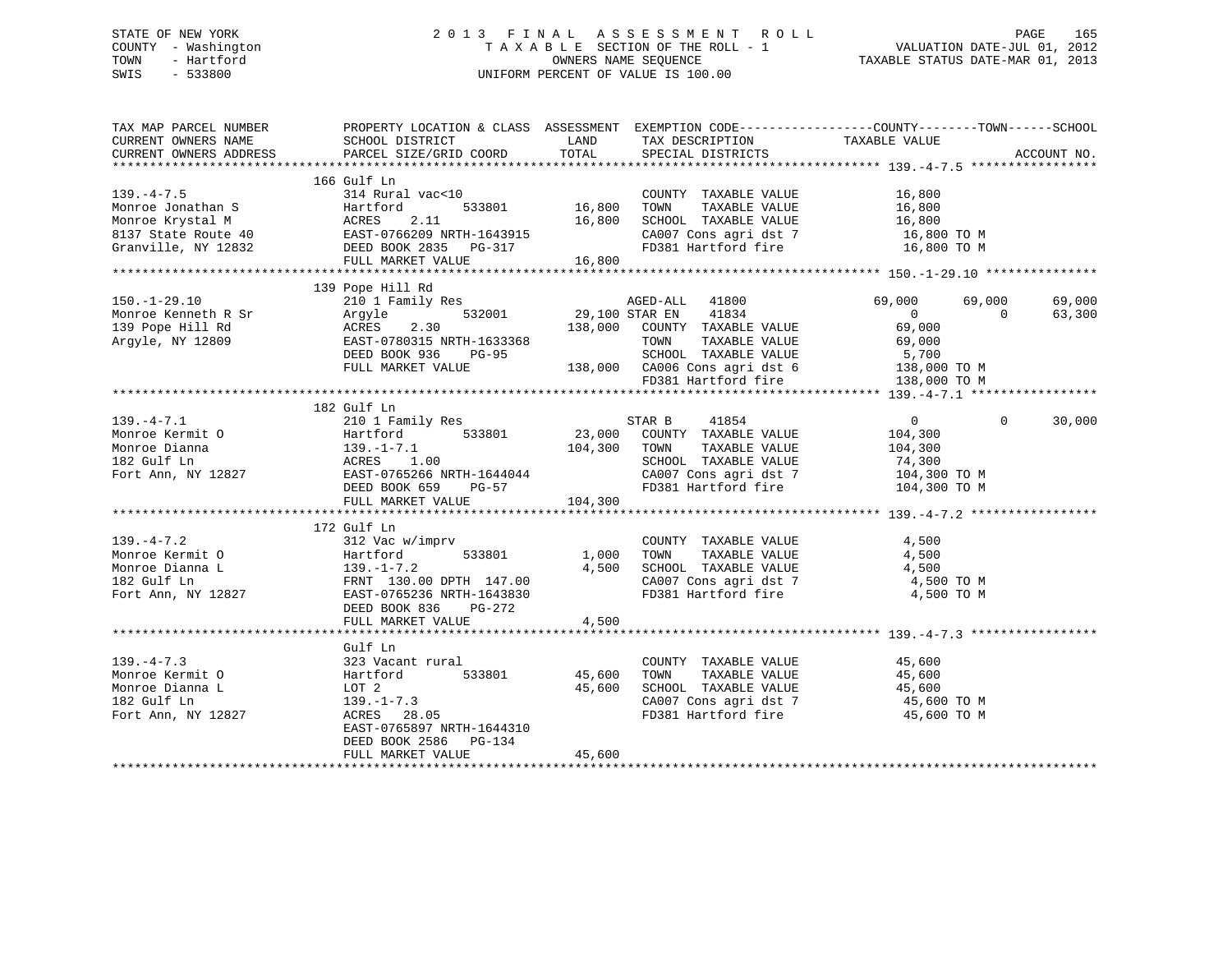STATE OF NEW YORK
COUNTY - Washington
TOWN - Hartford
SWIS - 533800

2013 FINAL ASSESSMENT ROLL
TAXABLE SECTION OF THE ROLL - 1
OWNERS NAME SEQUENCE
UNIFORM PERCENT OF VALUE IS 100.00

VALUATION DATE-JUL 01, 2012
TAXABLE STATUS DATE-MAR 01, 2013

| TAX MAP PARCEL NUMBER / CURRENT OWNERS NAME / CURRENT OWNERS ADDRESS | PROPERTY LOCATION & CLASS / SCHOOL DISTRICT / PARCEL SIZE/GRID COORD | ASSESSMENT LAND | TOTAL | EXEMPTION CODE / TAX DESCRIPTION / SPECIAL DISTRICTS | COUNTY TAXABLE VALUE | TOWN | SCHOOL | ACCOUNT NO. |
|---|---|---|---|---|---|---|---|---|
| 139.-4-7.5 | 166 Gulf Ln | | | | | | | |
| | 314 Rural vac<10 | | | COUNTY TAXABLE VALUE | 16,800 | | | |
| Monroe Jonathan S | Hartford 533801 | 16,800 | | TOWN TAXABLE VALUE | 16,800 | | | |
| Monroe Krystal M | ACRES 2.11 | | 16,800 | SCHOOL TAXABLE VALUE | 16,800 | | | |
| 8137 State Route 40 | EAST-0766209 NRTH-1643915 | | | CA007 Cons agri dst 7 | 16,800 TO M | | | |
| Granville, NY 12832 | DEED BOOK 2835 PG-317 | | | FD381 Hartford fire | 16,800 TO M | | | |
| | FULL MARKET VALUE | | 16,800 | | | | | |
| 150.-1-29.10 | 139 Pope Hill Rd | | | | | | | |
| | 210 1 Family Res | | | AGED-ALL 41800 | 69,000 | 69,000 | 69,000 | |
| Monroe Kenneth R Sr | Argyle 532001 | 29,100 | | STAR EN 41834 | 0 | 0 | 63,300 | |
| 139 Pope Hill Rd | ACRES 2.30 | | 138,000 | COUNTY TAXABLE VALUE | 69,000 | | | |
| Argyle, NY 12809 | EAST-0780315 NRTH-1633368 | | | TOWN TAXABLE VALUE | 69,000 | | | |
| | DEED BOOK 936 PG-95 | | | SCHOOL TAXABLE VALUE | 5,700 | | | |
| | FULL MARKET VALUE | | 138,000 | CA006 Cons agri dst 6 | 138,000 TO M | | | |
| | | | | FD381 Hartford fire | 138,000 TO M | | | |
| 139.-4-7.1 | 182 Gulf Ln | | | | | | | |
| | 210 1 Family Res | | | STAR B 41854 | 0 | 0 | 30,000 | |
| Monroe Kermit O | Hartford 533801 | 23,000 | | COUNTY TAXABLE VALUE | 104,300 | | | |
| Monroe Dianna | 139.-1-7.1 | | 104,300 | TOWN TAXABLE VALUE | 104,300 | | | |
| 182 Gulf Ln | ACRES 1.00 | | | SCHOOL TAXABLE VALUE | 74,300 | | | |
| Fort Ann, NY 12827 | EAST-0765266 NRTH-1644044 | | | CA007 Cons agri dst 7 | 104,300 TO M | | | |
| | DEED BOOK 659 PG-57 | | | FD381 Hartford fire | 104,300 TO M | | | |
| | FULL MARKET VALUE | | 104,300 | | | | | |
| 139.-4-7.2 | 172 Gulf Ln | | | | | | | |
| | 312 Vac w/imprv | | | COUNTY TAXABLE VALUE | 4,500 | | | |
| Monroe Kermit O | Hartford 533801 | 1,000 | | TOWN TAXABLE VALUE | 4,500 | | | |
| Monroe Dianna L | 139.-1-7.2 | | 4,500 | SCHOOL TAXABLE VALUE | 4,500 | | | |
| 182 Gulf Ln | FRNT 130.00 DPTH 147.00 | | | CA007 Cons agri dst 7 | 4,500 TO M | | | |
| Fort Ann, NY 12827 | EAST-0765236 NRTH-1643830 | | | FD381 Hartford fire | 4,500 TO M | | | |
| | DEED BOOK 836 PG-272 | | | | | | | |
| | FULL MARKET VALUE | | 4,500 | | | | | |
| 139.-4-7.3 | Gulf Ln | | | | | | | |
| | 323 Vacant rural | | | COUNTY TAXABLE VALUE | 45,600 | | | |
| Monroe Kermit O | Hartford 533801 | 45,600 | | TOWN TAXABLE VALUE | 45,600 | | | |
| Monroe Dianna L | LOT 2 | | 45,600 | SCHOOL TAXABLE VALUE | 45,600 | | | |
| 182 Gulf Ln | 139.-1-7.3 | | | CA007 Cons agri dst 7 | 45,600 TO M | | | |
| Fort Ann, NY 12827 | ACRES 28.05 | | | FD381 Hartford fire | 45,600 TO M | | | |
| | EAST-0765897 NRTH-1644310 | | | | | | | |
| | DEED BOOK 2586 PG-134 | | | | | | | |
| | FULL MARKET VALUE | | 45,600 | | | | | |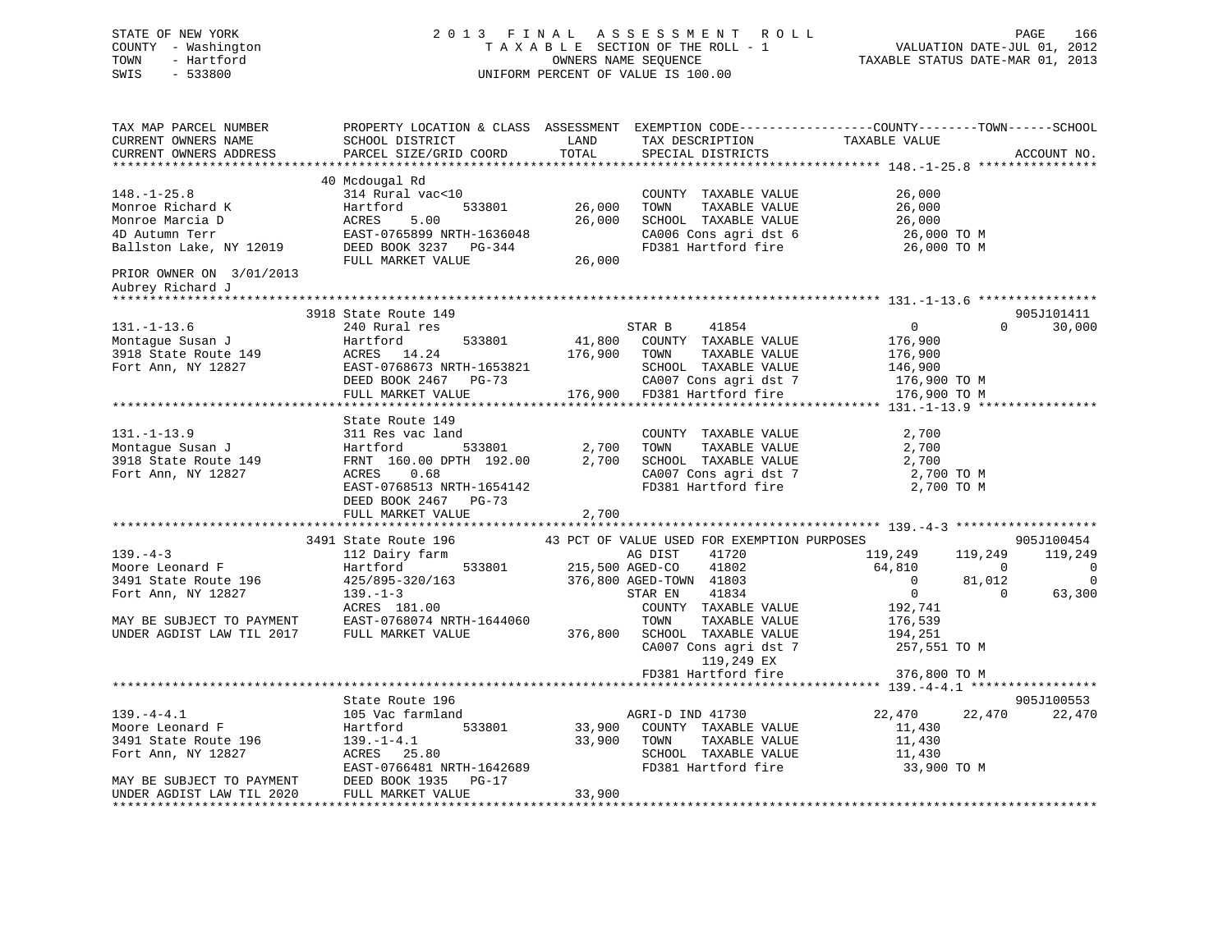STATE OF NEW YORK
COUNTY - Washington
TOWN - Hartford
SWIS - 533800

2 0 1 3 F I N A L A S S E S S M E N T R O L L
T A X A B L E SECTION OF THE ROLL - 1
OWNERS NAME SEQUENCE
UNIFORM PERCENT OF VALUE IS 100.00

VALUATION DATE-JUL 01, 2012
TAXABLE STATUS DATE-MAR 01, 2013

```
TAX MAP PARCEL NUMBER          PROPERTY LOCATION & CLASS  ASSESSMENT  EXEMPTION CODE------------------COUNTY--------TOWN------SCHOOL
CURRENT OWNERS NAME            SCHOOL DISTRICT               LAND       TAX DESCRIPTION              TAXABLE VALUE
CURRENT OWNERS ADDRESS         PARCEL SIZE/GRID COORD        TOTAL      SPECIAL DISTRICTS                                        ACCOUNT NO.
******************************************************************************************************* 148.-1-25.8 ****************
                               40 Mcdougal Rd
148.-1-25.8                    314 Rural vac<10                          COUNTY  TAXABLE VALUE           26,000
Monroe Richard K               Hartford        533801        26,000      TOWN    TAXABLE VALUE           26,000
Monroe Marcia D                ACRES    5.00                 26,000      SCHOOL  TAXABLE VALUE           26,000
4D Autumn Terr                 EAST-0765899 NRTH-1636048                 CA006 Cons agri dst 6            26,000 TO M
Ballston Lake, NY 12019        DEED BOOK 3237   PG-344                   FD381 Hartford fire              26,000 TO M
                               FULL MARKET VALUE             26,000
PRIOR OWNER ON 3/01/2013
Aubrey Richard J
******************************************************************************************************* 131.-1-13.6 ****************
                               3918 State Route 149                                                                       905J101411
131.-1-13.6                    240 Rural res                             STAR B      41854                0            0      30,000
Montague Susan J               Hartford        533801        41,800      COUNTY  TAXABLE VALUE          176,900
3918 State Route 149           ACRES   14.24                176,900      TOWN    TAXABLE VALUE          176,900
Fort Ann, NY 12827             EAST-0768673 NRTH-1653821                 SCHOOL  TAXABLE VALUE          146,900
                               DEED BOOK 2467   PG-73                    CA007 Cons agri dst 7           176,900 TO M
                               FULL MARKET VALUE            176,900      FD381 Hartford fire             176,900 TO M
******************************************************************************************************* 131.-1-13.9 ****************
                               State Route 149
131.-1-13.9                    311 Res vac land                          COUNTY  TAXABLE VALUE            2,700
Montague Susan J               Hartford        533801         2,700      TOWN    TAXABLE VALUE            2,700
3918 State Route 149           FRNT 160.00 DPTH 192.00        2,700      SCHOOL  TAXABLE VALUE            2,700
Fort Ann, NY 12827             ACRES    0.68                             CA007 Cons agri dst 7             2,700 TO M
                               EAST-0768513 NRTH-1654142                 FD381 Hartford fire               2,700 TO M
                               DEED BOOK 2467   PG-73
                               FULL MARKET VALUE              2,700
******************************************************************************************************* 139.-4-3 *******************
                               3491 State Route 196        43 PCT OF VALUE USED FOR EXEMPTION PURPOSES                    905J100454
139.-4-3                       112 Dairy farm                            AG DIST     41720          119,249      119,249     119,249
Moore Leonard F                Hartford        533801       215,500      AGED-CO     41802           64,810            0           0
3491 State Route 196           425/895-320/163              376,800      AGED-TOWN   41803                0       81,012           0
Fort Ann, NY 12827             139.-1-3                                  STAR EN     41834                0            0      63,300
                               ACRES  181.00                             COUNTY  TAXABLE VALUE          192,741
MAY BE SUBJECT TO PAYMENT      EAST-0768074 NRTH-1644060                 TOWN    TAXABLE VALUE          176,539
UNDER AGDIST LAW TIL 2017      FULL MARKET VALUE            376,800      SCHOOL  TAXABLE VALUE          194,251
                                                                         CA007 Cons agri dst 7           257,551 TO M
                                                                               119,249 EX
                                                                         FD381 Hartford fire             376,800 TO M
******************************************************************************************************* 139.-4-4.1 *****************
                               State Route 196                                                                            905J100553
139.-4-4.1                     105 Vac farmland                          AGRI-D IND  41730           22,470       22,470      22,470
Moore Leonard F                Hartford        533801        33,900      COUNTY  TAXABLE VALUE           11,430
3491 State Route 196           139.-1-4.1                    33,900      TOWN    TAXABLE VALUE           11,430
Fort Ann, NY 12827             ACRES   25.80                             SCHOOL  TAXABLE VALUE           11,430
                               EAST-0766481 NRTH-1642689                 FD381 Hartford fire              33,900 TO M
MAY BE SUBJECT TO PAYMENT      DEED BOOK 1935   PG-17
UNDER AGDIST LAW TIL 2020      FULL MARKET VALUE             33,900
************************************************************************************************************************************
```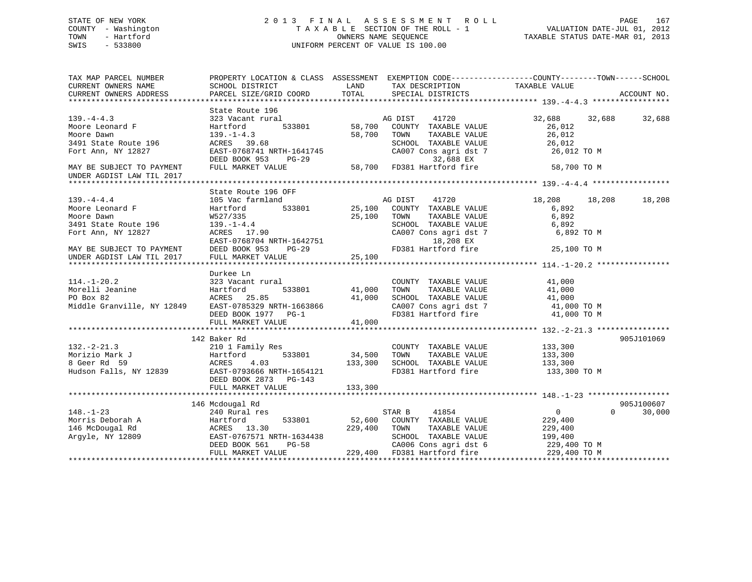STATE OF NEW YORK
COUNTY - Washington
TOWN - Hartford
SWIS - 533800

2 0 1 3 F I N A L A S S E S S M E N T R O L L
T A X A B L E SECTION OF THE ROLL - 1
OWNERS NAME SEQUENCE
UNIFORM PERCENT OF VALUE IS 100.00

VALUATION DATE-JUL 01, 2012
TAXABLE STATUS DATE-MAR 01, 2013

```
TAX MAP PARCEL NUMBER          PROPERTY LOCATION & CLASS  ASSESSMENT  EXEMPTION CODE------------------COUNTY--------TOWN------SCHOOL
CURRENT OWNERS NAME            SCHOOL DISTRICT               LAND      TAX DESCRIPTION              TAXABLE VALUE
CURRENT OWNERS ADDRESS         PARCEL SIZE/GRID COORD       TOTAL      SPECIAL DISTRICTS                                      ACCOUNT NO.
******************************************************************************************************* 139.-4-4.3 *****************
                               State Route 196
139.-4-4.3                     323 Vacant rural                        AG DIST    41720           32,688     32,688      32,688
Moore Leonard F                Hartford        533801       58,700     COUNTY  TAXABLE VALUE          26,012
Moore Dawn                     139.-1-4.3                   58,700     TOWN    TAXABLE VALUE          26,012
3491 State Route 196           ACRES  39.68                            SCHOOL  TAXABLE VALUE          26,012
Fort Ann, NY 12827             EAST-0768741 NRTH-1641745               CA007 Cons agri dst 7           26,012 TO M
                               DEED BOOK 953    PG-29                         32,688 EX
MAY BE SUBJECT TO PAYMENT      FULL MARKET VALUE            58,700     FD381 Hartford fire             58,700 TO M
UNDER AGDIST LAW TIL 2017
******************************************************************************************************* 139.-4-4.4 *****************
                               State Route 196 OFF
139.-4-4.4                     105 Vac farmland                        AG DIST    41720           18,208     18,208      18,208
Moore Leonard F                Hartford        533801       25,100     COUNTY  TAXABLE VALUE           6,892
Moore Dawn                     W527/335                     25,100     TOWN    TAXABLE VALUE           6,892
3491 State Route 196           139.-1-4.4                              SCHOOL  TAXABLE VALUE           6,892
Fort Ann, NY 12827             ACRES  17.90                            CA007 Cons agri dst 7            6,892 TO M
                               EAST-0768704 NRTH-1642751                      18,208 EX
MAY BE SUBJECT TO PAYMENT      DEED BOOK 953    PG-29                  FD381 Hartford fire             25,100 TO M
UNDER AGDIST LAW TIL 2017      FULL MARKET VALUE            25,100
******************************************************************************************************* 114.-1-20.2 ****************
                               Durkee Ln
114.-1-20.2                    323 Vacant rural                        COUNTY  TAXABLE VALUE          41,000
Morelli Jeanine                Hartford        533801       41,000     TOWN    TAXABLE VALUE          41,000
PO Box 82                      ACRES  25.85                 41,000     SCHOOL  TAXABLE VALUE          41,000
Middle Granville, NY 12849     EAST-0785329 NRTH-1663866               CA007 Cons agri dst 7           41,000 TO M
                               DEED BOOK 1977   PG-1                   FD381 Hartford fire             41,000 TO M
                               FULL MARKET VALUE            41,000
******************************************************************************************************* 132.-2-21.3 ****************
                               142 Baker Rd                                                                         905J101069
132.-2-21.3                    210 1 Family Res                        COUNTY  TAXABLE VALUE         133,300
Morizio Mark J                 Hartford        533801       34,500     TOWN    TAXABLE VALUE         133,300
8 Geer Rd  59                  ACRES   4.03                133,300     SCHOOL  TAXABLE VALUE         133,300
Hudson Falls, NY 12839         EAST-0793666 NRTH-1654121               FD381 Hartford fire            133,300 TO M
                               DEED BOOK 2873   PG-143
                               FULL MARKET VALUE           133,300
******************************************************************************************************* 148.-1-23 ******************
                               146 Mcdougal Rd                                                                      905J100607
148.-1-23                      240 Rural res                           STAR B     41854                0          0      30,000
Morris Deborah A               Hartford        533801       52,600     COUNTY  TAXABLE VALUE         229,400
146 McDougal Rd                ACRES  13.30                229,400     TOWN    TAXABLE VALUE         229,400
Argyle, NY 12809               EAST-0767571 NRTH-1634438               SCHOOL  TAXABLE VALUE         199,400
                               DEED BOOK 561    PG-58                  CA006 Cons agri dst 6          229,400 TO M
                               FULL MARKET VALUE           229,400     FD381 Hartford fire            229,400 TO M
************************************************************************************************************************************
```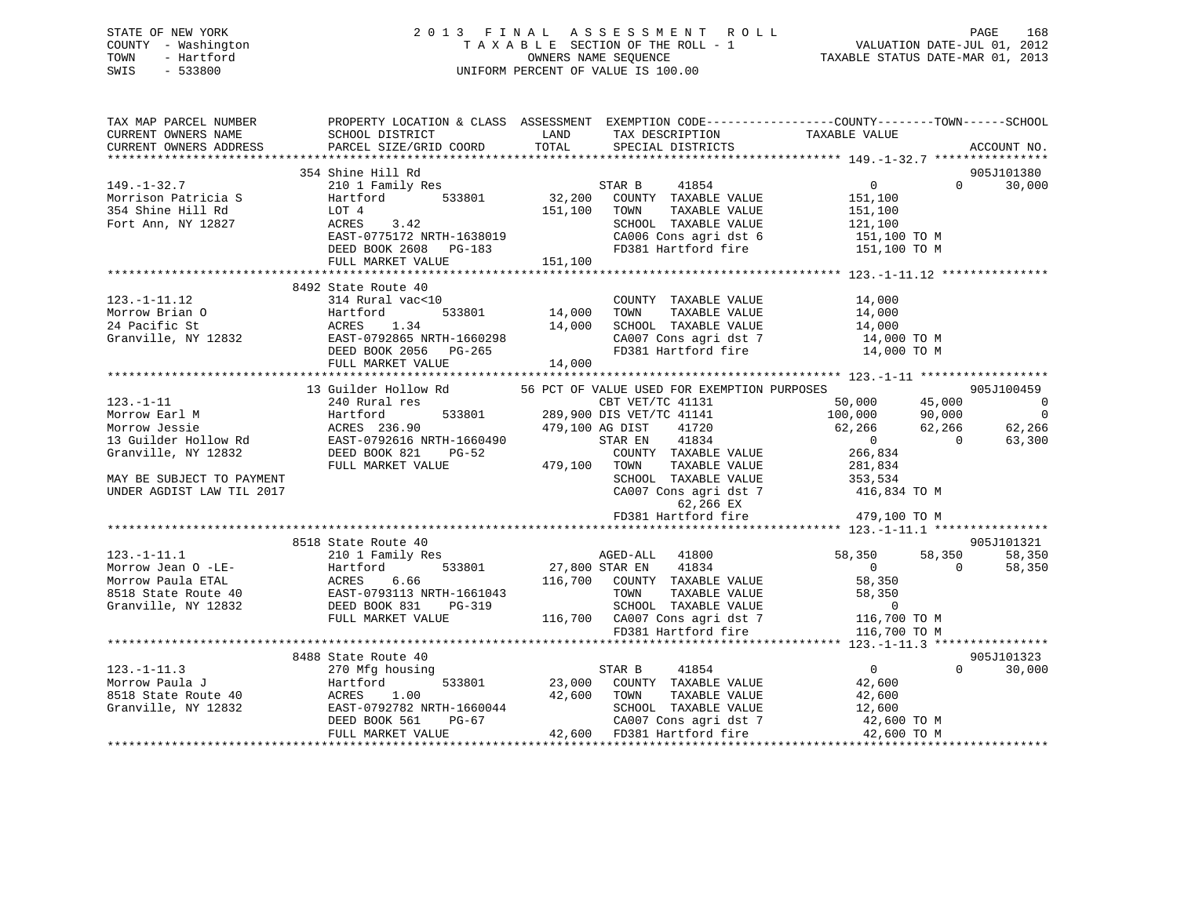STATE OF NEW YORK
COUNTY - Washington
TOWN - Hartford
SWIS - 533800

# 2013 FINAL ASSESSMENT ROLL

TAXABLE SECTION OF THE ROLL - 1
OWNERS NAME SEQUENCE
UNIFORM PERCENT OF VALUE IS 100.00

VALUATION DATE-JUL 01, 2012
TAXABLE STATUS DATE-MAR 01, 2013

```
TAX MAP PARCEL NUMBER          PROPERTY LOCATION & CLASS  ASSESSMENT  EXEMPTION CODE-----------------COUNTY--------TOWN------SCHOOL
CURRENT OWNERS NAME            SCHOOL DISTRICT            LAND        TAX DESCRIPTION              TAXABLE VALUE
CURRENT OWNERS ADDRESS         PARCEL SIZE/GRID COORD     TOTAL       SPECIAL DISTRICTS                                      ACCOUNT NO.
******************************************************************************************************* 149.-1-32.7 ****************
                               354 Shine Hill Rd                                                                            905J101380
149.-1-32.7                    210 1 Family Res                       STAR B     41854                0            0        30,000
Morrison Patricia S            Hartford       533801         32,200   COUNTY  TAXABLE VALUE           151,100
354 Shine Hill Rd              LOT 4                        151,100   TOWN    TAXABLE VALUE           151,100
Fort Ann, NY 12827             ACRES    3.42                          SCHOOL  TAXABLE VALUE           121,100
                               EAST-0775172 NRTH-1638019              CA006 Cons agri dst 6            151,100 TO M
                               DEED BOOK 2608   PG-183                FD381 Hartford fire              151,100 TO M
                               FULL MARKET VALUE            151,100
******************************************************************************************************* 123.-1-11.12 ***************
                               8492 State Route 40
123.-1-11.12                   314 Rural vac<10                       COUNTY  TAXABLE VALUE            14,000
Morrow Brian O                 Hartford       533801         14,000   TOWN    TAXABLE VALUE            14,000
24 Pacific St                  ACRES    1.34                 14,000   SCHOOL  TAXABLE VALUE            14,000
Granville, NY 12832            EAST-0792865 NRTH-1660298              CA007 Cons agri dst 7             14,000 TO M
                               DEED BOOK 2056   PG-265                FD381 Hartford fire               14,000 TO M
                               FULL MARKET VALUE             14,000
******************************************************************************************************* 123.-1-11 ******************
                               13 Guilder Hollow Rd          56 PCT OF VALUE USED FOR EXEMPTION PURPOSES                    905J100459
123.-1-11                      240 Rural res                          CBT VET/TC 41131              50,000        45,000            0
Morrow Earl M                  Hartford       533801        289,900 DIS VET/TC 41141               100,000        90,000            0
Morrow Jessie                  ACRES  236.90                479,100 AG DIST    41720                62,266        62,266       62,266
13 Guilder Hollow Rd           EAST-0792616 NRTH-1660490              STAR EN    41834                     0             0       63,300
Granville, NY 12832            DEED BOOK 821    PG-52                 COUNTY  TAXABLE VALUE           266,834
                               FULL MARKET VALUE            479,100   TOWN    TAXABLE VALUE           281,834
MAY BE SUBJECT TO PAYMENT                                             SCHOOL  TAXABLE VALUE           353,534
UNDER AGDIST LAW TIL 2017                                             CA007 Cons agri dst 7            416,834 TO M
                                                                            62,266 EX
                                                                      FD381 Hartford fire              479,100 TO M
******************************************************************************************************* 123.-1-11.1 ****************
                               8518 State Route 40                                                                          905J101321
123.-1-11.1                    210 1 Family Res                       AGED-ALL   41800              58,350        58,350       58,350
Morrow Jean O -LE-             Hartford       533801         27,800 STAR EN    41834                     0             0       58,350
Morrow Paula ETAL              ACRES    6.66                116,700   COUNTY  TAXABLE VALUE            58,350
8518 State Route 40            EAST-0793113 NRTH-1661043              TOWN    TAXABLE VALUE            58,350
Granville, NY 12832            DEED BOOK 831    PG-319                SCHOOL  TAXABLE VALUE                 0
                               FULL MARKET VALUE            116,700   CA007 Cons agri dst 7            116,700 TO M
                                                                      FD381 Hartford fire              116,700 TO M
******************************************************************************************************* 123.-1-11.3 ****************
                               8488 State Route 40                                                                          905J101323
123.-1-11.3                    270 Mfg housing                        STAR B     41854                     0             0       30,000
Morrow Paula J                 Hartford       533801         23,000   COUNTY  TAXABLE VALUE            42,600
8518 State Route 40            ACRES    1.00                 42,600   TOWN    TAXABLE VALUE            42,600
Granville, NY 12832            EAST-0792782 NRTH-1660044              SCHOOL  TAXABLE VALUE            12,600
                               DEED BOOK 561    PG-67                 CA007 Cons agri dst 7             42,600 TO M
                               FULL MARKET VALUE             42,600   FD381 Hartford fire               42,600 TO M
************************************************************************************************************************************
```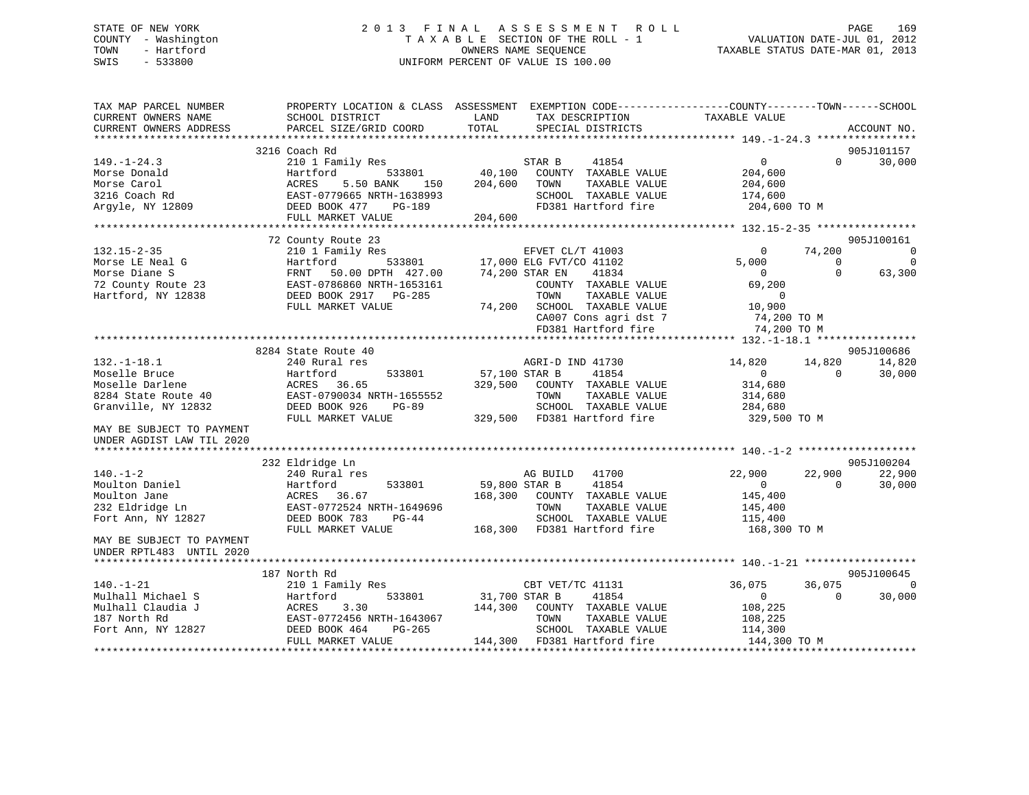STATE OF NEW YORK
COUNTY - Washington
TOWN - Hartford
SWIS - 533800

2013 FINAL ASSESSMENT ROLL
TAXABLE SECTION OF THE ROLL - 1
OWNERS NAME SEQUENCE
UNIFORM PERCENT OF VALUE IS 100.00

VALUATION DATE-JUL 01, 2012
TAXABLE STATUS DATE-MAR 01, 2013

```
TAX MAP PARCEL NUMBER          PROPERTY LOCATION & CLASS  ASSESSMENT  EXEMPTION CODE------------------COUNTY--------TOWN------SCHOOL
CURRENT OWNERS NAME            SCHOOL DISTRICT             LAND       TAX DESCRIPTION              TAXABLE VALUE
CURRENT OWNERS ADDRESS         PARCEL SIZE/GRID COORD      TOTAL      SPECIAL DISTRICTS                                       ACCOUNT NO.
******************************************************************************************************* 149.-1-24.3 ****************
                               3216 Coach Rd                                                                              905J101157
149.-1-24.3                    210 1 Family Res                        STAR B      41854              0            0       30,000
Morse Donald                   Hartford        533801       40,100    COUNTY  TAXABLE VALUE        204,600
Morse Carol                    ACRES     5.50 BANK    150  204,600    TOWN    TAXABLE VALUE        204,600
3216 Coach Rd                  EAST-0779665 NRTH-1638993              SCHOOL  TAXABLE VALUE        174,600
Argyle, NY 12809               DEED BOOK 477    PG-189                FD381 Hartford fire           204,600 TO M
                               FULL MARKET VALUE           204,600
******************************************************************************************************* 132.15-2-35 ****************
                               72 County Route 23                                                                         905J100161
132.15-2-35                    210 1 Family Res                        EFVET CL/T 41003               0       74,200            0
Morse LE Neal G                Hartford        533801       17,000 ELG FVT/CO 41102           5,000            0            0
Morse Diane S                  FRNT    50.00 DPTH  427.00   74,200 STAR EN     41834              0            0       63,300
72 County Route 23             EAST-0786860 NRTH-1653161              COUNTY  TAXABLE VALUE         69,200
Hartford, NY 12838             DEED BOOK 2917   PG-285                TOWN    TAXABLE VALUE              0
                               FULL MARKET VALUE            74,200    SCHOOL  TAXABLE VALUE         10,900
                                                                      CA007 Cons agri dst 7          74,200 TO M
                                                                      FD381 Hartford fire            74,200 TO M
******************************************************************************************************* 132.-1-18.1 ****************
                               8284 State Route 40                                                                        905J100686
132.-1-18.1                    240 Rural res                           AGRI-D IND 41730          14,820       14,820       14,820
Moselle Bruce                  Hartford        533801       57,100 STAR B      41854              0            0       30,000
Moselle Darlene                ACRES    36.65              329,500    COUNTY  TAXABLE VALUE        314,680
8284 State Route 40            EAST-0790034 NRTH-1655552              TOWN    TAXABLE VALUE        314,680
Granville, NY 12832            DEED BOOK 926    PG-89                 SCHOOL  TAXABLE VALUE        284,680
                               FULL MARKET VALUE           329,500    FD381 Hartford fire           329,500 TO M
MAY BE SUBJECT TO PAYMENT
UNDER AGDIST LAW TIL 2020
******************************************************************************************************* 140.-1-2 *******************
                               232 Eldridge Ln                                                                            905J100204
140.-1-2                       240 Rural res                           AG BUILD    41700         22,900       22,900       22,900
Moulton Daniel                 Hartford        533801       59,800 STAR B      41854              0            0       30,000
Moulton Jane                   ACRES    36.67              168,300    COUNTY  TAXABLE VALUE        145,400
232 Eldridge Ln                EAST-0772524 NRTH-1649696              TOWN    TAXABLE VALUE        145,400
Fort Ann, NY 12827             DEED BOOK 783    PG-44                 SCHOOL  TAXABLE VALUE        115,400
                               FULL MARKET VALUE           168,300    FD381 Hartford fire           168,300 TO M
MAY BE SUBJECT TO PAYMENT
UNDER RPTL483  UNTIL 2020
******************************************************************************************************* 140.-1-21 ******************
                               187 North Rd                                                                               905J100645
140.-1-21                      210 1 Family Res                        CBT VET/TC 41131          36,075       36,075            0
Mulhall Michael S              Hartford        533801       31,700 STAR B      41854              0            0       30,000
Mulhall Claudia J              ACRES     3.30              144,300    COUNTY  TAXABLE VALUE        108,225
187 North Rd                   EAST-0772456 NRTH-1643067              TOWN    TAXABLE VALUE        108,225
Fort Ann, NY 12827             DEED BOOK 464    PG-265                SCHOOL  TAXABLE VALUE        114,300
                               FULL MARKET VALUE           144,300    FD381 Hartford fire           144,300 TO M
************************************************************************************************************************************
```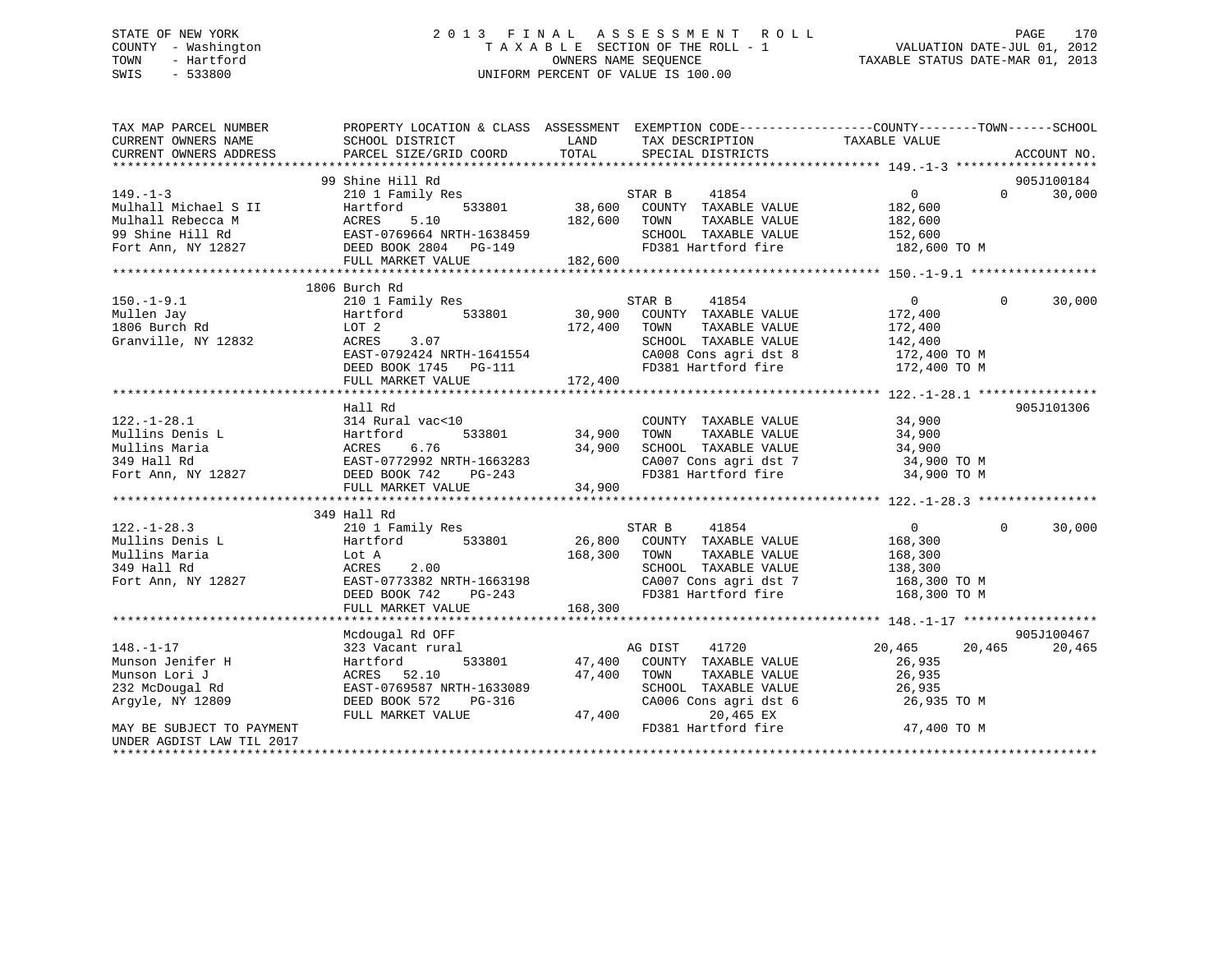STATE OF NEW YORK
COUNTY - Washington
TOWN - Hartford
SWIS - 533800

2013 FINAL ASSESSMENT ROLL
TAXABLE SECTION OF THE ROLL - 1
OWNERS NAME SEQUENCE
UNIFORM PERCENT OF VALUE IS 100.00

VALUATION DATE-JUL 01, 2012
TAXABLE STATUS DATE-MAR 01, 2013

| TAX MAP PARCEL NUMBER / CURRENT OWNERS NAME / CURRENT OWNERS ADDRESS | PROPERTY LOCATION & CLASS / SCHOOL DISTRICT / PARCEL SIZE/GRID COORD | ASSESSMENT LAND | TOTAL | EXEMPTION CODE / TAX DESCRIPTION / SPECIAL DISTRICTS | COUNTY TAXABLE VALUE | TOWN | SCHOOL | ACCOUNT NO. |
|---|---|---|---|---|---|---|---|---|
| 149.-1-3 | 99 Shine Hill Rd | | | | | | | 905J100184 |
| | 210 1 Family Res | | | STAR B 41854 | 0 | 0 | 30,000 | |
| Mulhall Michael S II | Hartford 533801 | 38,600 | | COUNTY TAXABLE VALUE | 182,600 | | | |
| Mulhall Rebecca M | ACRES 5.10 | | 182,600 | TOWN TAXABLE VALUE | 182,600 | | | |
| 99 Shine Hill Rd | EAST-0769664 NRTH-1638459 | | | SCHOOL TAXABLE VALUE | 152,600 | | | |
| Fort Ann, NY 12827 | DEED BOOK 2804 PG-149 | | | FD381 Hartford fire | 182,600 TO M | | | |
| | FULL MARKET VALUE | | 182,600 | | | | | |
| 150.-1-9.1 | 1806 Burch Rd | | | | | | | |
| | 210 1 Family Res | | | STAR B 41854 | 0 | 0 | 30,000 | |
| Mullen Jay | Hartford 533801 | 30,900 | | COUNTY TAXABLE VALUE | 172,400 | | | |
| 1806 Burch Rd | LOT 2 | | 172,400 | TOWN TAXABLE VALUE | 172,400 | | | |
| Granville, NY 12832 | ACRES 3.07 | | | SCHOOL TAXABLE VALUE | 142,400 | | | |
| | EAST-0792424 NRTH-1641554 | | | CA008 Cons agri dst 8 | 172,400 TO M | | | |
| | DEED BOOK 1745 PG-111 | | | FD381 Hartford fire | 172,400 TO M | | | |
| | FULL MARKET VALUE | | 172,400 | | | | | |
| 122.-1-28.1 | Hall Rd | | | | | | | 905J101306 |
| | 314 Rural vac<10 | | | COUNTY TAXABLE VALUE | 34,900 | | | |
| Mullins Denis L | Hartford 533801 | 34,900 | | TOWN TAXABLE VALUE | 34,900 | | | |
| Mullins Maria | ACRES 6.76 | | 34,900 | SCHOOL TAXABLE VALUE | 34,900 | | | |
| 349 Hall Rd | EAST-0772992 NRTH-1663283 | | | CA007 Cons agri dst 7 | 34,900 TO M | | | |
| Fort Ann, NY 12827 | DEED BOOK 742 PG-243 | | | FD381 Hartford fire | 34,900 TO M | | | |
| | FULL MARKET VALUE | | 34,900 | | | | | |
| 122.-1-28.3 | 349 Hall Rd | | | | | | | |
| | 210 1 Family Res | | | STAR B 41854 | 0 | 0 | 30,000 | |
| Mullins Denis L | Hartford 533801 | 26,800 | | COUNTY TAXABLE VALUE | 168,300 | | | |
| Mullins Maria | Lot A | | 168,300 | TOWN TAXABLE VALUE | 168,300 | | | |
| 349 Hall Rd | ACRES 2.00 | | | SCHOOL TAXABLE VALUE | 138,300 | | | |
| Fort Ann, NY 12827 | EAST-0773382 NRTH-1663198 | | | CA007 Cons agri dst 7 | 168,300 TO M | | | |
| | DEED BOOK 742 PG-243 | | | FD381 Hartford fire | 168,300 TO M | | | |
| | FULL MARKET VALUE | | 168,300 | | | | | |
| 148.-1-17 | Mcdougal Rd OFF | | | | | | | 905J100467 |
| | 323 Vacant rural | | | AG DIST 41720 | 20,465 | 20,465 | 20,465 | |
| Munson Jenifer H | Hartford 533801 | 47,400 | | COUNTY TAXABLE VALUE | 26,935 | | | |
| Munson Lori J | ACRES 52.10 | | 47,400 | TOWN TAXABLE VALUE | 26,935 | | | |
| 232 McDougal Rd | EAST-0769587 NRTH-1633089 | | | SCHOOL TAXABLE VALUE | 26,935 | | | |
| Argyle, NY 12809 | DEED BOOK 572 PG-316 | | | CA006 Cons agri dst 6 | 26,935 TO M | | | |
| | FULL MARKET VALUE | | 47,400 | 20,465 EX | | | | |
| MAY BE SUBJECT TO PAYMENT UNDER AGDIST LAW TIL 2017 | | | | FD381 Hartford fire | 47,400 TO M | | | |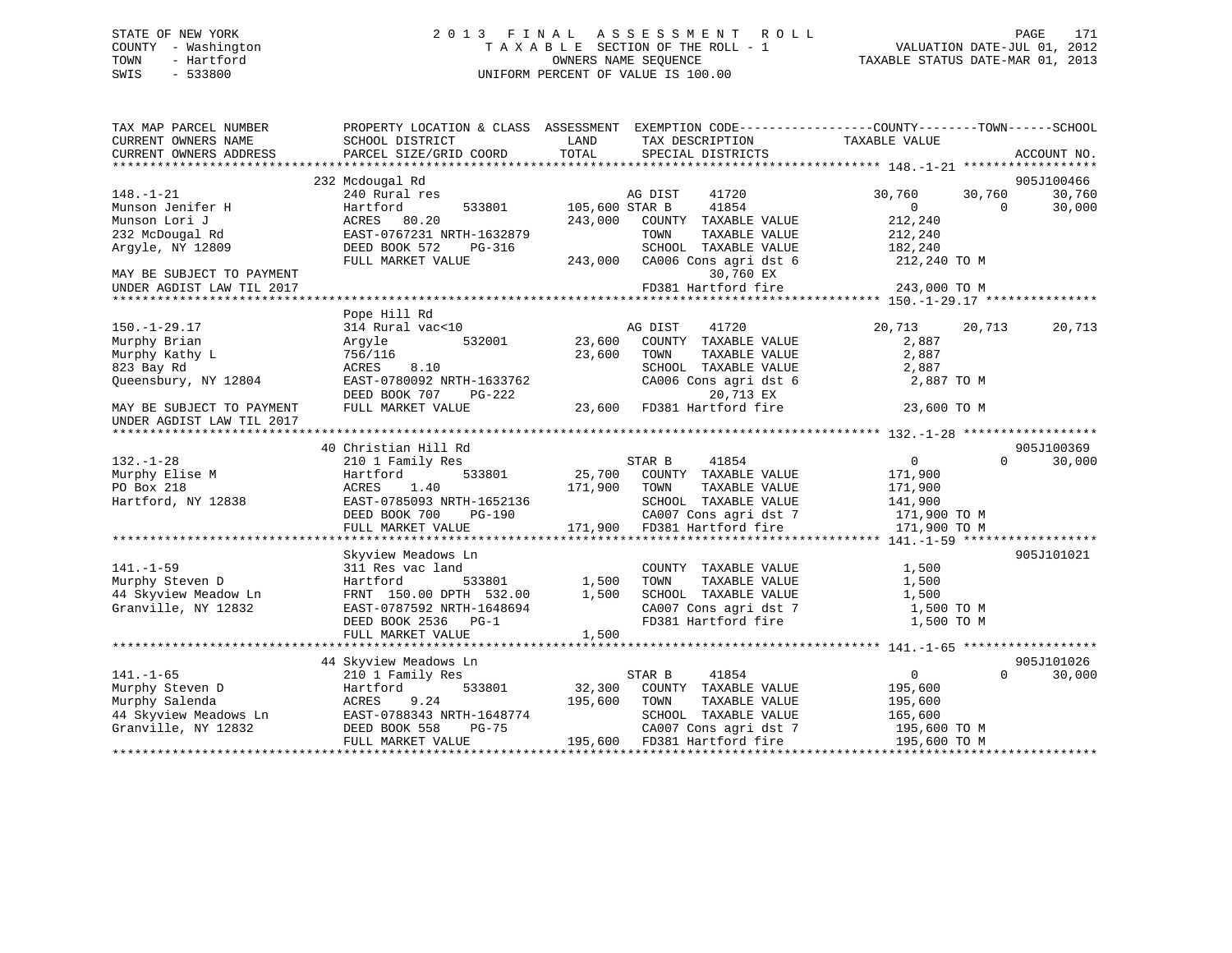STATE OF NEW YORK
COUNTY - Washington
TOWN - Hartford
SWIS - 533800

2013 FINAL ASSESSMENT ROLL
TAXABLE SECTION OF THE ROLL - 1
OWNERS NAME SEQUENCE
UNIFORM PERCENT OF VALUE IS 100.00

VALUATION DATE-JUL 01, 2012
TAXABLE STATUS DATE-MAR 01, 2013

```
TAX MAP PARCEL NUMBER          PROPERTY LOCATION & CLASS  ASSESSMENT  EXEMPTION CODE------------------COUNTY--------TOWN------SCHOOL
CURRENT OWNERS NAME            SCHOOL DISTRICT               LAND      TAX DESCRIPTION               TAXABLE VALUE
CURRENT OWNERS ADDRESS         PARCEL SIZE/GRID COORD        TOTAL     SPECIAL DISTRICTS                                          ACCOUNT NO.
*********************************************************************************************** 148.-1-21 ******************
                               232 Mcdougal Rd                                                                              905J100466
148.-1-21                      240 Rural res                          AG DIST     41720             30,760      30,760      30,760
Munson Jenifer H               Hartford          533801      105,600 STAR B       41854                  0           0      30,000
Munson Lori J                  ACRES   80.20                 243,000   COUNTY  TAXABLE VALUE         212,240
232 McDougal Rd                EAST-0767231 NRTH-1632879               TOWN    TAXABLE VALUE         212,240
Argyle, NY 12809               DEED BOOK 572     PG-316                SCHOOL  TAXABLE VALUE         182,240
                               FULL MARKET VALUE             243,000   CA006 Cons agri dst 6          212,240 TO M
MAY BE SUBJECT TO PAYMENT                                                     30,760 EX
UNDER AGDIST LAW TIL 2017                                              FD381 Hartford fire             243,000 TO M
*********************************************************************************************** 150.-1-29.17 ***************
                               Pope Hill Rd
150.-1-29.17                   314 Rural vac<10                       AG DIST     41720             20,713      20,713      20,713
Murphy Brian                   Argyle            532001       23,600   COUNTY  TAXABLE VALUE           2,887
Murphy Kathy L                 756/116                        23,600   TOWN    TAXABLE VALUE           2,887
823 Bay Rd                     ACRES    8.10                           SCHOOL  TAXABLE VALUE           2,887
Queensbury, NY 12804           EAST-0780092 NRTH-1633762               CA006 Cons agri dst 6            2,887 TO M
                               DEED BOOK 707     PG-222                       20,713 EX
MAY BE SUBJECT TO PAYMENT      FULL MARKET VALUE              23,600   FD381 Hartford fire              23,600 TO M
UNDER AGDIST LAW TIL 2017
*********************************************************************************************** 132.-1-28 ******************
                               40 Christian Hill Rd                                                                         905J100369
132.-1-28                      210 1 Family Res                       STAR B      41854                  0           0      30,000
Murphy Elise M                 Hartford          533801       25,700   COUNTY  TAXABLE VALUE         171,900
PO Box 218                     ACRES    1.40                 171,900   TOWN    TAXABLE VALUE         171,900
Hartford, NY 12838             EAST-0785093 NRTH-1652136               SCHOOL  TAXABLE VALUE         141,900
                               DEED BOOK 700     PG-190                CA007 Cons agri dst 7          171,900 TO M
                               FULL MARKET VALUE             171,900   FD381 Hartford fire            171,900 TO M
*********************************************************************************************** 141.-1-59 ******************
                               Skyview Meadows Ln                                                                           905J101021
141.-1-59                      311 Res vac land                        COUNTY  TAXABLE VALUE           1,500
Murphy Steven D                Hartford          533801        1,500   TOWN    TAXABLE VALUE           1,500
44 Skyview Meadow Ln           FRNT 150.00 DPTH 532.00         1,500   SCHOOL  TAXABLE VALUE           1,500
Granville, NY 12832            EAST-0787592 NRTH-1648694               CA007 Cons agri dst 7            1,500 TO M
                               DEED BOOK 2536    PG-1                  FD381 Hartford fire              1,500 TO M
                               FULL MARKET VALUE               1,500
*********************************************************************************************** 141.-1-65 ******************
                               44 Skyview Meadows Ln                                                                        905J101026
141.-1-65                      210 1 Family Res                       STAR B      41854                  0           0      30,000
Murphy Steven D                Hartford          533801       32,300   COUNTY  TAXABLE VALUE         195,600
Murphy Salenda                 ACRES    9.24                 195,600   TOWN    TAXABLE VALUE         195,600
44 Skyview Meadows Ln          EAST-0788343 NRTH-1648774               SCHOOL  TAXABLE VALUE         165,600
Granville, NY 12832            DEED BOOK 558     PG-75                 CA007 Cons agri dst 7          195,600 TO M
                               FULL MARKET VALUE             195,600   FD381 Hartford fire            195,600 TO M
****************************************************************************************************************************
```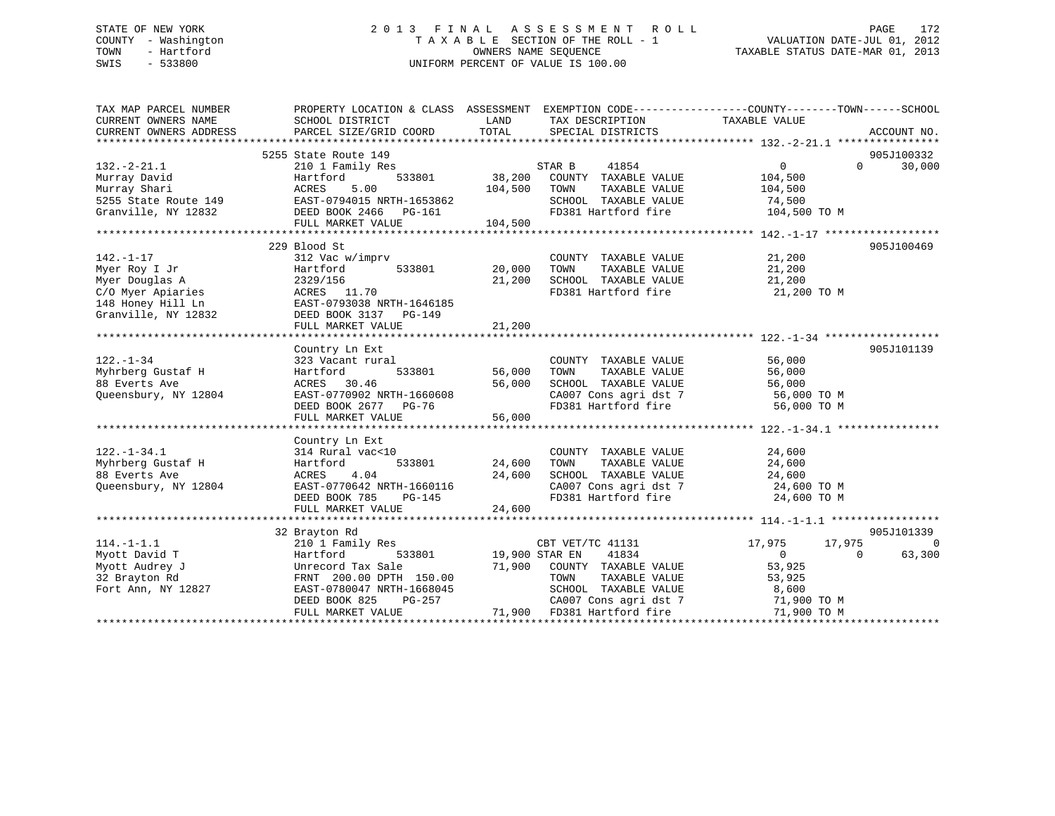STATE OF NEW YORK
COUNTY - Washington
TOWN - Hartford
SWIS - 533800

# 2013 FINAL ASSESSMENT ROLL

TAXABLE SECTION OF THE ROLL - 1
OWNERS NAME SEQUENCE
UNIFORM PERCENT OF VALUE IS 100.00

VALUATION DATE-JUL 01, 2012
TAXABLE STATUS DATE-MAR 01, 2013

| TAX MAP PARCEL NUMBER / CURRENT OWNERS NAME / CURRENT OWNERS ADDRESS | PROPERTY LOCATION & CLASS / SCHOOL DISTRICT / PARCEL SIZE/GRID COORD | ASSESSMENT LAND / TOTAL | EXEMPTION CODE / TAX DESCRIPTION / SPECIAL DISTRICTS | COUNTY | TOWN | SCHOOL | ACCOUNT NO. |
|---|---|---|---|---|---|---|---|
| **132.-2-21.1** | 5255 State Route 149 | | | | | | 905J100332 |
| Murray David | 210 1 Family Res | | STAR B 41854 | 0 | 0 | 30,000 | |
| Murray Shari | Hartford 533801 | 38,200 | COUNTY TAXABLE VALUE | 104,500 | | | |
| 5255 State Route 149 | ACRES 5.00 | 104,500 | TOWN TAXABLE VALUE | | 104,500 | | |
| Granville, NY 12832 | EAST-0794015 NRTH-1653862 | | SCHOOL TAXABLE VALUE | | | 74,500 | |
| | DEED BOOK 2466 PG-161 | | FD381 Hartford fire | 104,500 TO M | | | |
| | FULL MARKET VALUE | 104,500 | | | | | |
| **142.-1-17** | 229 Blood St | | | | | | 905J100469 |
| Myer Roy I Jr | 312 Vac w/imprv | | COUNTY TAXABLE VALUE | 21,200 | | | |
| Myer Douglas A | Hartford 533801 | 20,000 | TOWN TAXABLE VALUE | | 21,200 | | |
| C/O Myer Apiaries | 2329/156 | 21,200 | SCHOOL TAXABLE VALUE | | | 21,200 | |
| 148 Honey Hill Ln | ACRES 11.70 | | FD381 Hartford fire | 21,200 TO M | | | |
| Granville, NY 12832 | EAST-0793038 NRTH-1646185 | | | | | | |
| | DEED BOOK 3137 PG-149 | | | | | | |
| | FULL MARKET VALUE | 21,200 | | | | | |
| **122.-1-34** | Country Ln Ext | | | | | | 905J101139 |
| Myhrberg Gustaf H | 323 Vacant rural | | COUNTY TAXABLE VALUE | 56,000 | | | |
| 88 Everts Ave | Hartford 533801 | 56,000 | TOWN TAXABLE VALUE | | 56,000 | | |
| Queensbury, NY 12804 | ACRES 30.46 | 56,000 | SCHOOL TAXABLE VALUE | | | 56,000 | |
| | EAST-0770902 NRTH-1660608 | | CA007 Cons agri dst 7 | 56,000 TO M | | | |
| | DEED BOOK 2677 PG-76 | | FD381 Hartford fire | 56,000 TO M | | | |
| | FULL MARKET VALUE | 56,000 | | | | | |
| **122.-1-34.1** | Country Ln Ext | | | | | | |
| Myhrberg Gustaf H | 314 Rural vac<10 | | COUNTY TAXABLE VALUE | 24,600 | | | |
| 88 Everts Ave | Hartford 533801 | 24,600 | TOWN TAXABLE VALUE | | 24,600 | | |
| Queensbury, NY 12804 | ACRES 4.04 | 24,600 | SCHOOL TAXABLE VALUE | | | 24,600 | |
| | EAST-0770642 NRTH-1660116 | | CA007 Cons agri dst 7 | 24,600 TO M | | | |
| | DEED BOOK 785 PG-145 | | FD381 Hartford fire | 24,600 TO M | | | |
| | FULL MARKET VALUE | 24,600 | | | | | |
| **114.-1-1.1** | 32 Brayton Rd | | | | | | 905J101339 |
| Myott David T | 210 1 Family Res | | CBT VET/TC 41131 | 17,975 | 17,975 | 0 | |
| Myott Audrey J | Hartford 533801 | 19,900 | STAR EN 41834 | 0 | 0 | 63,300 | |
| 32 Brayton Rd | Unrecord Tax Sale | 71,900 | COUNTY TAXABLE VALUE | 53,925 | | | |
| Fort Ann, NY 12827 | FRNT 200.00 DPTH 150.00 | | TOWN TAXABLE VALUE | | 53,925 | | |
| | EAST-0780047 NRTH-1668045 | | SCHOOL TAXABLE VALUE | | | 8,600 | |
| | DEED BOOK 825 PG-257 | | CA007 Cons agri dst 7 | 71,900 TO M | | | |
| | FULL MARKET VALUE | 71,900 | FD381 Hartford fire | 71,900 TO M | | | |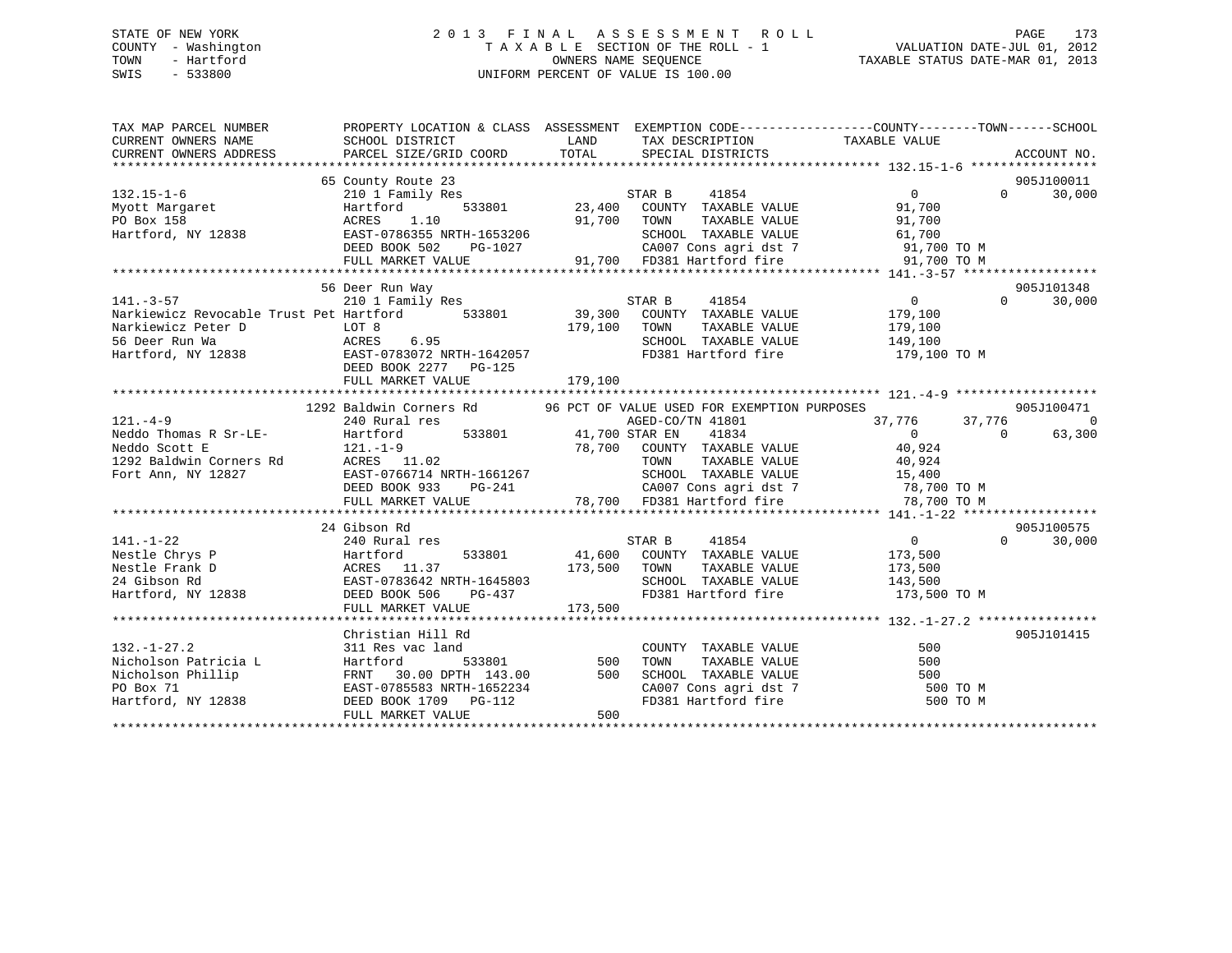STATE OF NEW YORK
COUNTY - Washington
TOWN - Hartford
SWIS - 533800

2 0 1 3 F I N A L A S S E S S M E N T R O L L
T A X A B L E SECTION OF THE ROLL - 1
OWNERS NAME SEQUENCE
UNIFORM PERCENT OF VALUE IS 100.00

VALUATION DATE-JUL 01, 2012
TAXABLE STATUS DATE-MAR 01, 2013

```
TAX MAP PARCEL NUMBER          PROPERTY LOCATION & CLASS  ASSESSMENT  EXEMPTION CODE------------------COUNTY--------TOWN------SCHOOL
CURRENT OWNERS NAME            SCHOOL DISTRICT              LAND      TAX DESCRIPTION            TAXABLE VALUE
CURRENT OWNERS ADDRESS         PARCEL SIZE/GRID COORD       TOTAL     SPECIAL DISTRICTS                                    ACCOUNT NO.
******************************************************************************************************* 132.15-1-6 *****************
                               65 County Route 23                                                                       905J100011
132.15-1-6                     210 1 Family Res                    STAR B     41854                  0            0      30,000
Myott Margaret                 Hartford        533801     23,400   COUNTY  TAXABLE VALUE            91,700
PO Box 158                     ACRES    1.10              91,700   TOWN    TAXABLE VALUE            91,700
Hartford, NY 12838             EAST-0786355 NRTH-1653206           SCHOOL  TAXABLE VALUE            61,700
                               DEED BOOK 502    PG-1027            CA007 Cons agri dst 7             91,700 TO M
                               FULL MARKET VALUE          91,700   FD381 Hartford fire               91,700 TO M
******************************************************************************************************* 141.-3-57 ******************
                               56 Deer Run Way                                                                          905J101348
141.-3-57                      210 1 Family Res                    STAR B     41854                  0            0      30,000
Narkiewicz Revocable Trust Pet Hartford        533801     39,300   COUNTY  TAXABLE VALUE           179,100
Narkiewicz Peter D             LOT 8                     179,100   TOWN    TAXABLE VALUE           179,100
56 Deer Run Wa                 ACRES    6.95                       SCHOOL  TAXABLE VALUE           149,100
Hartford, NY 12838             EAST-0783072 NRTH-1642057           FD381 Hartford fire              179,100 TO M
                               DEED BOOK 2277   PG-125
                               FULL MARKET VALUE         179,100
******************************************************************************************************* 121.-4-9 *******************
                               1292 Baldwin Corners Rd       96 PCT OF VALUE USED FOR EXEMPTION PURPOSES                905J100471
121.-4-9                       240 Rural res                       AGED-CO/TN 41801              37,776       37,776           0
Neddo Thomas R Sr-LE-          Hartford        533801     41,700 STAR EN     41834                  0            0      63,300
Neddo Scott E                  121.-1-9                   78,700   COUNTY  TAXABLE VALUE            40,924
1292 Baldwin Corners Rd        ACRES   11.02                       TOWN    TAXABLE VALUE            40,924
Fort Ann, NY 12827             EAST-0766714 NRTH-1661267           SCHOOL  TAXABLE VALUE            15,400
                               DEED BOOK 933    PG-241             CA007 Cons agri dst 7             78,700 TO M
                               FULL MARKET VALUE          78,700   FD381 Hartford fire               78,700 TO M
******************************************************************************************************* 141.-1-22 ******************
                               24 Gibson Rd                                                                             905J100575
141.-1-22                      240 Rural res                       STAR B     41854                  0            0      30,000
Nestle Chrys P                 Hartford        533801     41,600   COUNTY  TAXABLE VALUE           173,500
Nestle Frank D                 ACRES   11.37             173,500   TOWN    TAXABLE VALUE           173,500
24 Gibson Rd                   EAST-0783642 NRTH-1645803           SCHOOL  TAXABLE VALUE           143,500
Hartford, NY 12838             DEED BOOK 506    PG-437             FD381 Hartford fire              173,500 TO M
                               FULL MARKET VALUE         173,500
******************************************************************************************************* 132.-1-27.2 ****************
                               Christian Hill Rd                                                                        905J101415
132.-1-27.2                    311 Res vac land                    COUNTY  TAXABLE VALUE               500
Nicholson Patricia L           Hartford        533801        500   TOWN    TAXABLE VALUE               500
Nicholson Phillip              FRNT   30.00 DPTH 143.00      500   SCHOOL  TAXABLE VALUE               500
PO Box 71                      EAST-0785583 NRTH-1652234           CA007 Cons agri dst 7                500 TO M
Hartford, NY 12838             DEED BOOK 1709   PG-112             FD381 Hartford fire                  500 TO M
                               FULL MARKET VALUE             500
************************************************************************************************************************************
```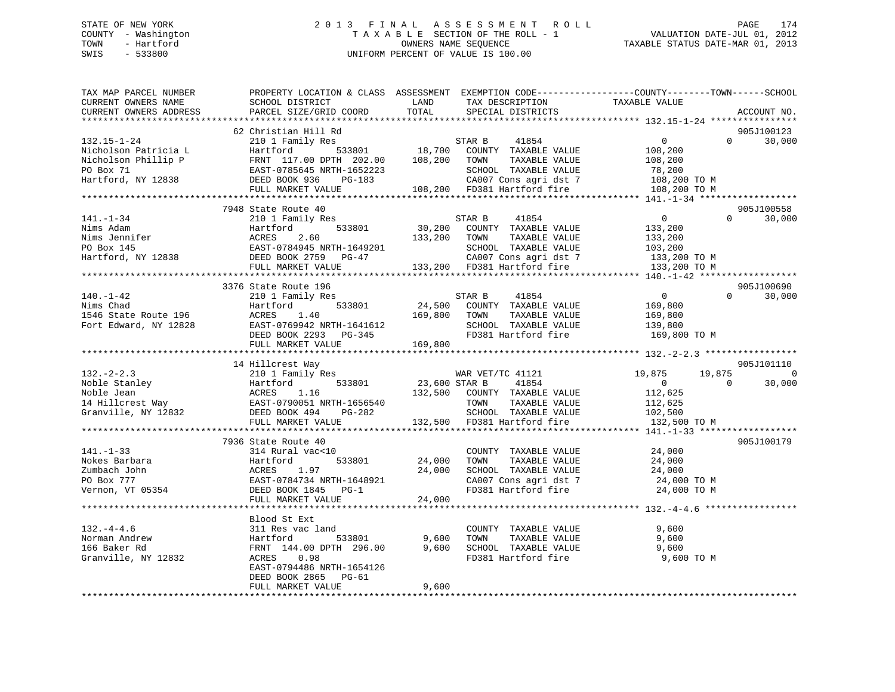STATE OF NEW YORK
COUNTY - Washington
TOWN - Hartford
SWIS - 533800

# 2013 FINAL ASSESSMENT ROLL
TAXABLE SECTION OF THE ROLL - 1
OWNERS NAME SEQUENCE
UNIFORM PERCENT OF VALUE IS 100.00

VALUATION DATE-JUL 01, 2012
TAXABLE STATUS DATE-MAR 01, 2013

| TAX MAP PARCEL NUMBER / CURRENT OWNERS NAME / CURRENT OWNERS ADDRESS | PROPERTY LOCATION & CLASS / SCHOOL DISTRICT / PARCEL SIZE/GRID COORD | ASSESSMENT LAND | TOTAL | EXEMPTION CODE / TAX DESCRIPTION / SPECIAL DISTRICTS | COUNTY TAXABLE VALUE | TOWN | SCHOOL | ACCOUNT NO. |
|---|---|---|---|---|---|---|---|---|
| 132.15-1-24 | 62 Christian Hill Rd | | | | | | | 905J100123 |
| | 210 1 Family Res | | | STAR B 41854 | 0 | 0 | 30,000 | |
| Nicholson Patricia L | Hartford 533801 | 18,700 | | COUNTY TAXABLE VALUE | 108,200 | | | |
| Nicholson Phillip P | FRNT 117.00 DPTH 202.00 | | 108,200 | TOWN TAXABLE VALUE | 108,200 | | | |
| PO Box 71 | EAST-0785645 NRTH-1652223 | | | SCHOOL TAXABLE VALUE | 78,200 | | | |
| Hartford, NY 12838 | DEED BOOK 936 PG-183 | | | CA007 Cons agri dst 7 | 108,200 TO M | | | |
| | FULL MARKET VALUE | | 108,200 | FD381 Hartford fire | 108,200 TO M | | | |
| 141.-1-34 | 7948 State Route 40 | | | | | | | 905J100558 |
| | 210 1 Family Res | | | STAR B 41854 | 0 | 0 | 30,000 | |
| Nims Adam | Hartford 533801 | 30,200 | | COUNTY TAXABLE VALUE | 133,200 | | | |
| Nims Jennifer | ACRES 2.60 | | 133,200 | TOWN TAXABLE VALUE | 133,200 | | | |
| PO Box 145 | EAST-0784945 NRTH-1649201 | | | SCHOOL TAXABLE VALUE | 103,200 | | | |
| Hartford, NY 12838 | DEED BOOK 2759 PG-47 | | | CA007 Cons agri dst 7 | 133,200 TO M | | | |
| | FULL MARKET VALUE | | 133,200 | FD381 Hartford fire | 133,200 TO M | | | |
| 140.-1-42 | 3376 State Route 196 | | | | | | | 905J100690 |
| | 210 1 Family Res | | | STAR B 41854 | 0 | 0 | 30,000 | |
| Nims Chad | Hartford 533801 | 24,500 | | COUNTY TAXABLE VALUE | 169,800 | | | |
| 1546 State Route 196 | ACRES 1.40 | | 169,800 | TOWN TAXABLE VALUE | 169,800 | | | |
| Fort Edward, NY 12828 | EAST-0769942 NRTH-1641612 | | | SCHOOL TAXABLE VALUE | 139,800 | | | |
| | DEED BOOK 2293 PG-345 | | | FD381 Hartford fire | 169,800 TO M | | | |
| | FULL MARKET VALUE | | 169,800 | | | | | |
| 132.-2-2.3 | 14 Hillcrest Way | | | | | | | 905J101110 |
| | 210 1 Family Res | | | WAR VET/TC 41121 | 19,875 | 19,875 | 0 | |
| Noble Stanley | Hartford 533801 | 23,600 | | STAR B 41854 | 0 | 0 | 30,000 | |
| Noble Jean | ACRES 1.16 | | 132,500 | COUNTY TAXABLE VALUE | 112,625 | | | |
| 14 Hillcrest Way | EAST-0790051 NRTH-1656540 | | | TOWN TAXABLE VALUE | 112,625 | | | |
| Granville, NY 12832 | DEED BOOK 494 PG-282 | | | SCHOOL TAXABLE VALUE | 102,500 | | | |
| | FULL MARKET VALUE | | 132,500 | FD381 Hartford fire | 132,500 TO M | | | |
| 141.-1-33 | 7936 State Route 40 | | | | | | | 905J100179 |
| | 314 Rural vac<10 | | | COUNTY TAXABLE VALUE | 24,000 | | | |
| Nokes Barbara | Hartford 533801 | 24,000 | | TOWN TAXABLE VALUE | 24,000 | | | |
| Zumbach John | ACRES 1.97 | | 24,000 | SCHOOL TAXABLE VALUE | 24,000 | | | |
| PO Box 777 | EAST-0784734 NRTH-1648921 | | | CA007 Cons agri dst 7 | 24,000 TO M | | | |
| Vernon, VT 05354 | DEED BOOK 1845 PG-1 | | | FD381 Hartford fire | 24,000 TO M | | | |
| | FULL MARKET VALUE | | 24,000 | | | | | |
| 132.-4-4.6 | Blood St Ext | | | | | | | |
| | 311 Res vac land | | | COUNTY TAXABLE VALUE | 9,600 | | | |
| Norman Andrew | Hartford 533801 | 9,600 | | TOWN TAXABLE VALUE | 9,600 | | | |
| 166 Baker Rd | FRNT 144.00 DPTH 296.00 | | 9,600 | SCHOOL TAXABLE VALUE | 9,600 | | | |
| Granville, NY 12832 | ACRES 0.98 | | | FD381 Hartford fire | 9,600 TO M | | | |
| | EAST-0794486 NRTH-1654126 | | | | | | | |
| | DEED BOOK 2865 PG-61 | | | | | | | |
| | FULL MARKET VALUE | | 9,600 | | | | | |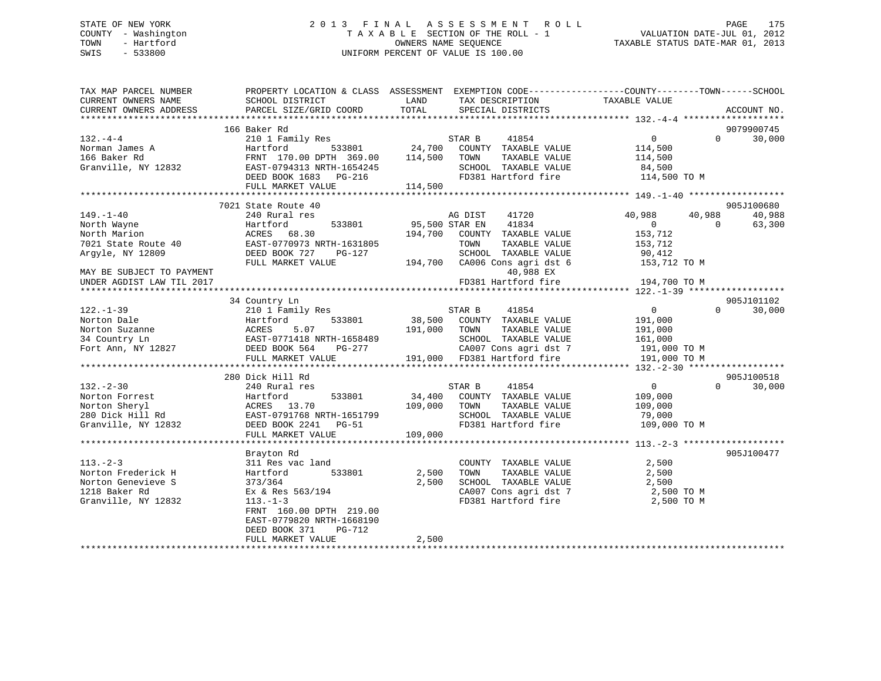STATE OF NEW YORK
COUNTY - Washington
TOWN - Hartford
SWIS - 533800

2013 FINAL ASSESSMENT ROLL
TAXABLE SECTION OF THE ROLL - 1
OWNERS NAME SEQUENCE
UNIFORM PERCENT OF VALUE IS 100.00

VALUATION DATE-JUL 01, 2012
TAXABLE STATUS DATE-MAR 01, 2013

```
TAX MAP PARCEL NUMBER          PROPERTY LOCATION & CLASS  ASSESSMENT  EXEMPTION CODE------------------COUNTY--------TOWN------SCHOOL
CURRENT OWNERS NAME            SCHOOL DISTRICT               LAND      TAX DESCRIPTION            TAXABLE VALUE
CURRENT OWNERS ADDRESS         PARCEL SIZE/GRID COORD        TOTAL     SPECIAL DISTRICTS                                      ACCOUNT NO.
******************************************************************************************************* 132.-4-4 *******************
                               166 Baker Rd                                                                                9079900745
132.-4-4                       210 1 Family Res                       STAR B     41854                  0           0       30,000
Norman James A                 Hartford          533801     24,700    COUNTY  TAXABLE VALUE          114,500
166 Baker Rd                   FRNT 170.00 DPTH 369.00     114,500    TOWN    TAXABLE VALUE          114,500
Granville, NY 12832            EAST-0794313 NRTH-1654245              SCHOOL  TAXABLE VALUE           84,500
                               DEED BOOK 1683   PG-216                FD381 Hartford fire            114,500 TO M
                               FULL MARKET VALUE           114,500
******************************************************************************************************* 149.-1-40 ******************
                               7021 State Route 40                                                                         905J100680
149.-1-40                      240 Rural res                          AG DIST    41720              40,988      40,988      40,988
North Wayne                    Hartford          533801     95,500 STAR EN    41834                  0           0       63,300
North Marion                   ACRES  68.30                194,700    COUNTY  TAXABLE VALUE          153,712
7021 State Route 40            EAST-0770973 NRTH-1631805              TOWN    TAXABLE VALUE          153,712
Argyle, NY 12809               DEED BOOK 727    PG-127                SCHOOL  TAXABLE VALUE           90,412
                               FULL MARKET VALUE           194,700    CA006 Cons agri dst 6          153,712 TO M
MAY BE SUBJECT TO PAYMENT                                                 40,988 EX
UNDER AGDIST LAW TIL 2017                                             FD381 Hartford fire            194,700 TO M
******************************************************************************************************* 122.-1-39 ******************
                               34 Country Ln                                                                               905J101102
122.-1-39                      210 1 Family Res                       STAR B     41854                  0           0       30,000
Norton Dale                    Hartford          533801     38,500    COUNTY  TAXABLE VALUE          191,000
Norton Suzanne                 ACRES   5.07                191,000    TOWN    TAXABLE VALUE          191,000
34 Country Ln                  EAST-0771418 NRTH-1658489              SCHOOL  TAXABLE VALUE          161,000
Fort Ann, NY 12827             DEED BOOK 564    PG-277                CA007 Cons agri dst 7          191,000 TO M
                               FULL MARKET VALUE           191,000    FD381 Hartford fire            191,000 TO M
******************************************************************************************************* 132.-2-30 ******************
                               280 Dick Hill Rd                                                                            905J100518
132.-2-30                      240 Rural res                          STAR B     41854                  0           0       30,000
Norton Forrest                 Hartford          533801     34,400    COUNTY  TAXABLE VALUE          109,000
Norton Sheryl                  ACRES  13.70                109,000    TOWN    TAXABLE VALUE          109,000
280 Dick Hill Rd               EAST-0791768 NRTH-1651799              SCHOOL  TAXABLE VALUE           79,000
Granville, NY 12832            DEED BOOK 2241   PG-51                 FD381 Hartford fire            109,000 TO M
                               FULL MARKET VALUE           109,000
******************************************************************************************************* 113.-2-3 *******************
                               Brayton Rd                                                                                  905J100477
113.-2-3                       311 Res vac land                       COUNTY  TAXABLE VALUE            2,500
Norton Frederick H             Hartford          533801      2,500    TOWN    TAXABLE VALUE            2,500
Norton Genevieve S             373/364                       2,500    SCHOOL  TAXABLE VALUE            2,500
1218 Baker Rd                  Ex & Res 563/194                       CA007 Cons agri dst 7            2,500 TO M
Granville, NY 12832            113.-1-3                               FD381 Hartford fire              2,500 TO M
                               FRNT 160.00 DPTH 219.00
                               EAST-0779820 NRTH-1668190
                               DEED BOOK 371    PG-712
                               FULL MARKET VALUE             2,500
************************************************************************************************************************************
```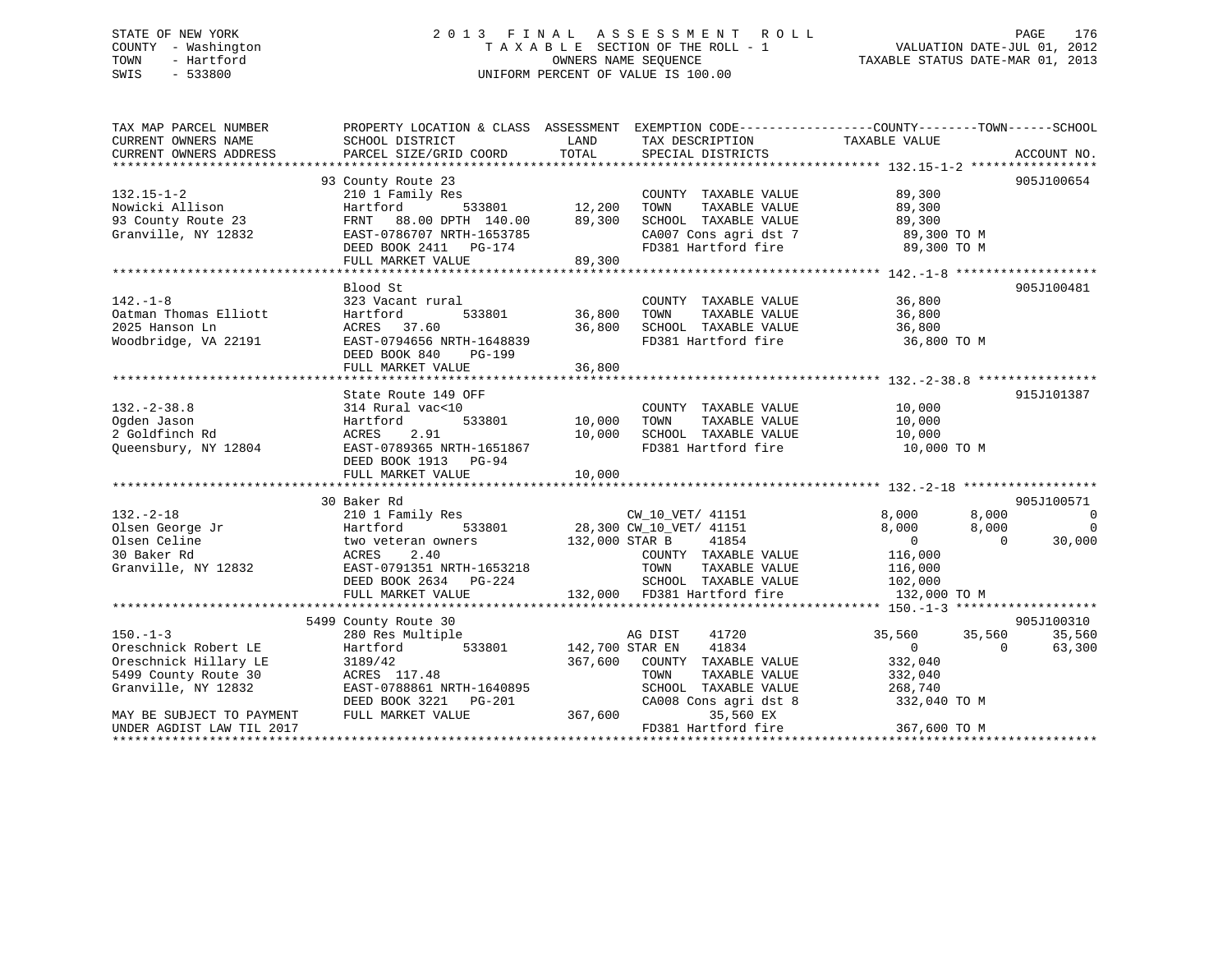STATE OF NEW YORK
COUNTY - Washington
TOWN - Hartford
SWIS - 533800

2 0 1 3 F I N A L A S S E S S M E N T R O L L
T A X A B L E SECTION OF THE ROLL - 1
OWNERS NAME SEQUENCE
UNIFORM PERCENT OF VALUE IS 100.00

VALUATION DATE-JUL 01, 2012
TAXABLE STATUS DATE-MAR 01, 2013

```
TAX MAP PARCEL NUMBER          PROPERTY LOCATION & CLASS  ASSESSMENT  EXEMPTION CODE------------------COUNTY--------TOWN------SCHOOL
CURRENT OWNERS NAME            SCHOOL DISTRICT               LAND      TAX DESCRIPTION              TAXABLE VALUE
CURRENT OWNERS ADDRESS         PARCEL SIZE/GRID COORD        TOTAL     SPECIAL DISTRICTS                                    ACCOUNT NO.
*********************************************************************************************** 132.15-1-2 *****************
                               93 County Route 23                                                                    905J100654
132.15-1-2                     210 1 Family Res                        COUNTY  TAXABLE VALUE            89,300
Nowicki Allison                Hartford          533801      12,200    TOWN    TAXABLE VALUE            89,300
93 County Route 23             FRNT   88.00 DPTH 140.00      89,300    SCHOOL  TAXABLE VALUE            89,300
Granville, NY 12832            EAST-0786707 NRTH-1653785               CA007 Cons agri dst 7             89,300 TO M
                               DEED BOOK 2411   PG-174                 FD381 Hartford fire               89,300 TO M
                               FULL MARKET VALUE             89,300
*********************************************************************************************** 142.-1-8 *******************
                               Blood St                                                                              905J100481
142.-1-8                       323 Vacant rural                        COUNTY  TAXABLE VALUE            36,800
Oatman Thomas Elliott          Hartford          533801      36,800    TOWN    TAXABLE VALUE            36,800
2025 Hanson Ln                 ACRES  37.60                  36,800    SCHOOL  TAXABLE VALUE            36,800
Woodbridge, VA 22191           EAST-0794656 NRTH-1648839               FD381 Hartford fire               36,800 TO M
                               DEED BOOK 840    PG-199
                               FULL MARKET VALUE             36,800
*********************************************************************************************** 132.-2-38.8 ****************
                               State Route 149 OFF                                                                   915J101387
132.-2-38.8                    314 Rural vac<10                        COUNTY  TAXABLE VALUE            10,000
Ogden Jason                    Hartford          533801      10,000    TOWN    TAXABLE VALUE            10,000
2 Goldfinch Rd                 ACRES   2.91                  10,000    SCHOOL  TAXABLE VALUE            10,000
Queensbury, NY 12804           EAST-0789365 NRTH-1651867               FD381 Hartford fire               10,000 TO M
                               DEED BOOK 1913   PG-94
                               FULL MARKET VALUE             10,000
*********************************************************************************************** 132.-2-18 ******************
                               30 Baker Rd                                                                           905J100571
132.-2-18                      210 1 Family Res                    CW_10_VET/ 41151               8,000       8,000            0
Olsen George Jr                Hartford          533801     28,300 CW_10_VET/ 41151               8,000       8,000            0
Olsen Celine                   two veteran owners          132,000 STAR B      41854                  0           0       30,000
30 Baker Rd                    ACRES   2.40                        COUNTY  TAXABLE VALUE         116,000
Granville, NY 12832            EAST-0791351 NRTH-1653218           TOWN    TAXABLE VALUE         116,000
                               DEED BOOK 2634   PG-224             SCHOOL  TAXABLE VALUE         102,000
                               FULL MARKET VALUE           132,000 FD381 Hartford fire            132,000 TO M
*********************************************************************************************** 150.-1-3 *******************
                               5499 County Route 30                                                                  905J100310
150.-1-3                       280 Res Multiple                    AG DIST     41720             35,560      35,560       35,560
Oreschnick Robert LE           Hartford          533801    142,700 STAR EN     41834                  0           0       63,300
Oreschnick Hillary LE          3189/42                     367,600 COUNTY  TAXABLE VALUE         332,040
5499 County Route 30           ACRES 117.48                        TOWN    TAXABLE VALUE         332,040
Granville, NY 12832            EAST-0788861 NRTH-1640895           SCHOOL  TAXABLE VALUE         268,740
                               DEED BOOK 3221   PG-201             CA008 Cons agri dst 8          332,040 TO M
MAY BE SUBJECT TO PAYMENT      FULL MARKET VALUE           367,600        35,560 EX
UNDER AGDIST LAW TIL 2017                                          FD381 Hartford fire            367,600 TO M
****************************************************************************************************************************
```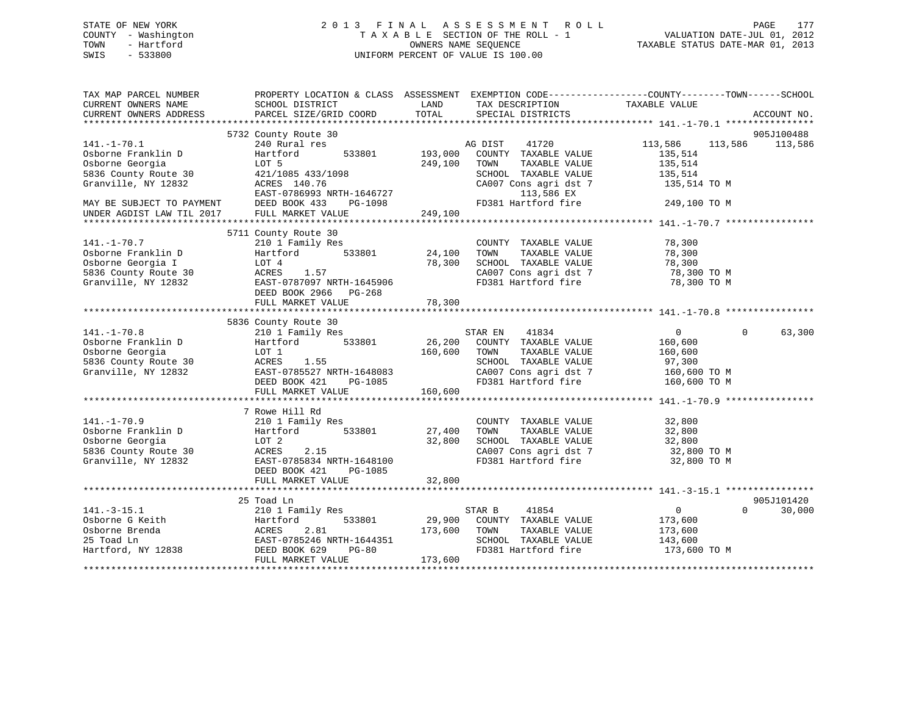STATE OF NEW YORK
COUNTY - Washington
TOWN - Hartford
SWIS - 533800

# 2013 FINAL ASSESSMENT ROLL

TAXABLE SECTION OF THE ROLL - 1
OWNERS NAME SEQUENCE
UNIFORM PERCENT OF VALUE IS 100.00

VALUATION DATE-JUL 01, 2012
TAXABLE STATUS DATE-MAR 01, 2013

```
TAX MAP PARCEL NUMBER          PROPERTY LOCATION & CLASS  ASSESSMENT  EXEMPTION CODE-----------------COUNTY--------TOWN------SCHOOL
CURRENT OWNERS NAME            SCHOOL DISTRICT               LAND      TAX DESCRIPTION              TAXABLE VALUE
CURRENT OWNERS ADDRESS         PARCEL SIZE/GRID COORD        TOTAL     SPECIAL DISTRICTS                                    ACCOUNT NO.
******************************************************************************************************* 141.-1-70.1 ****************
                               5732 County Route 30                                                                          905J100488
141.-1-70.1                    240 Rural res                             AG DIST    41720            113,586   113,586    113,586
Osborne Franklin D             Hartford        533801       193,000   COUNTY  TAXABLE VALUE          135,514
Osborne Georgia                LOT 5                        249,100   TOWN    TAXABLE VALUE          135,514
5836 County Route 30           421/1085 433/1098                      SCHOOL  TAXABLE VALUE          135,514
Granville, NY 12832            ACRES  140.76                          CA007 Cons agri dst 7           135,514 TO M
                               EAST-0786993 NRTH-1646727                   113,586 EX
MAY BE SUBJECT TO PAYMENT      DEED BOOK 433    PG-1098               FD381 Hartford fire             249,100 TO M
UNDER AGDIST LAW TIL 2017      FULL MARKET VALUE            249,100
******************************************************************************************************* 141.-1-70.7 ****************
                               5711 County Route 30
141.-1-70.7                    210 1 Family Res                       COUNTY  TAXABLE VALUE           78,300
Osborne Franklin D             Hartford        533801        24,100   TOWN    TAXABLE VALUE           78,300
Osborne Georgia I              LOT 4                         78,300   SCHOOL  TAXABLE VALUE           78,300
5836 County Route 30           ACRES    1.57                          CA007 Cons agri dst 7            78,300 TO M
Granville, NY 12832            EAST-0787097 NRTH-1645906              FD381 Hartford fire              78,300 TO M
                               DEED BOOK 2966   PG-268
                               FULL MARKET VALUE             78,300
******************************************************************************************************* 141.-1-70.8 ****************
                               5836 County Route 30
141.-1-70.8                    210 1 Family Res                       STAR EN    41834                  0         0     63,300
Osborne Franklin D             Hartford        533801        26,200   COUNTY  TAXABLE VALUE          160,600
Osborne Georgia                LOT 1                        160,600   TOWN    TAXABLE VALUE          160,600
5836 County Route 30           ACRES    1.55                          SCHOOL  TAXABLE VALUE           97,300
Granville, NY 12832            EAST-0785527 NRTH-1648083              CA007 Cons agri dst 7           160,600 TO M
                               DEED BOOK 421    PG-1085               FD381 Hartford fire             160,600 TO M
                               FULL MARKET VALUE            160,600
******************************************************************************************************* 141.-1-70.9 ****************
                               7 Rowe Hill Rd
141.-1-70.9                    210 1 Family Res                       COUNTY  TAXABLE VALUE           32,800
Osborne Franklin D             Hartford        533801        27,400   TOWN    TAXABLE VALUE           32,800
Osborne Georgia                LOT 2                         32,800   SCHOOL  TAXABLE VALUE           32,800
5836 County Route 30           ACRES    2.15                          CA007 Cons agri dst 7            32,800 TO M
Granville, NY 12832            EAST-0785834 NRTH-1648100              FD381 Hartford fire              32,800 TO M
                               DEED BOOK 421    PG-1085
                               FULL MARKET VALUE             32,800
******************************************************************************************************* 141.-3-15.1 ****************
                               25 Toad Ln                                                                                    905J101420
141.-3-15.1                    210 1 Family Res                       STAR B     41854                  0         0     30,000
Osborne G Keith                Hartford        533801        29,900   COUNTY  TAXABLE VALUE          173,600
Osborne Brenda                 ACRES    2.81                173,600   TOWN    TAXABLE VALUE          173,600
25 Toad Ln                     EAST-0785246 NRTH-1644351              SCHOOL  TAXABLE VALUE          143,600
Hartford, NY 12838             DEED BOOK 629    PG-80                 FD381 Hartford fire             173,600 TO M
                               FULL MARKET VALUE            173,600
************************************************************************************************************************************
```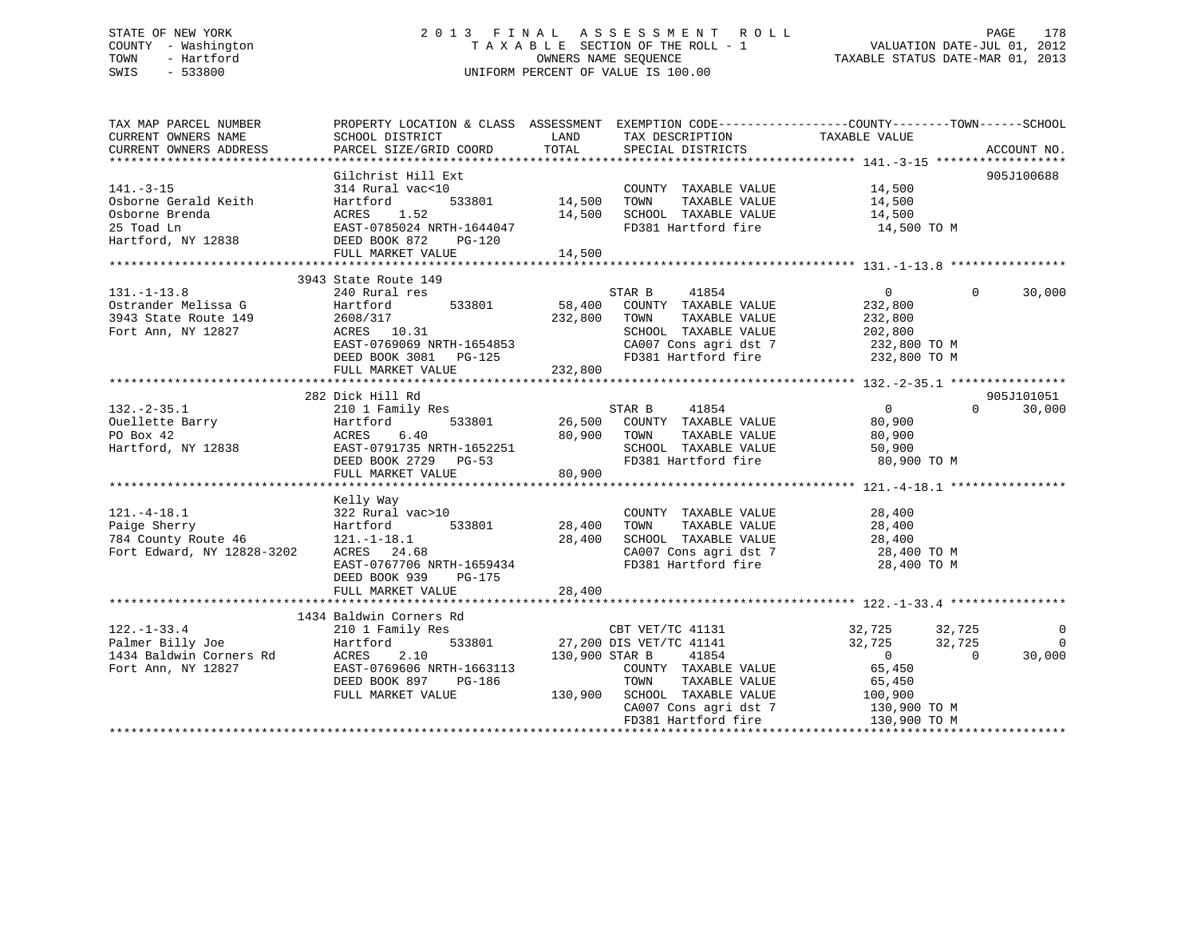STATE OF NEW YORK
COUNTY - Washington
TOWN - Hartford
SWIS - 533800

# 2013 FINAL ASSESSMENT ROLL
TAXABLE SECTION OF THE ROLL - 1
OWNERS NAME SEQUENCE
UNIFORM PERCENT OF VALUE IS 100.00

VALUATION DATE-JUL 01, 2012
TAXABLE STATUS DATE-MAR 01, 2013

| TAX MAP PARCEL NUMBER / CURRENT OWNERS NAME / CURRENT OWNERS ADDRESS | PROPERTY LOCATION & CLASS / SCHOOL DISTRICT / PARCEL SIZE/GRID COORD | ASSESSMENT LAND | TOTAL | EXEMPTION CODE / TAX DESCRIPTION / SPECIAL DISTRICTS | COUNTY TAXABLE VALUE | TOWN | SCHOOL | ACCOUNT NO. |
|---|---|---|---|---|---|---|---|---|
| 141.-3-15 | Gilchrist Hill Ext | | | | | | | 905J100688 |
| Osborne Gerald Keith | 314 Rural vac<10 | | | COUNTY TAXABLE VALUE | 14,500 | | | |
| Osborne Brenda | Hartford 533801 | 14,500 | | TOWN TAXABLE VALUE | 14,500 | | | |
| 25 Toad Ln | ACRES 1.52 | | 14,500 | SCHOOL TAXABLE VALUE | 14,500 | | | |
| Hartford, NY 12838 | EAST-0785024 NRTH-1644047 | | | FD381 Hartford fire | 14,500 TO M | | | |
| | DEED BOOK 872 PG-120 | | | | | | | |
| | FULL MARKET VALUE | | 14,500 | | | | | |
| 131.-1-13.8 | 3943 State Route 149 | | | | | | | |
| Ostrander Melissa G | 240 Rural res | | | STAR B 41854 | 0 | 0 | 30,000 | |
| 3943 State Route 149 | Hartford 533801 | 58,400 | | COUNTY TAXABLE VALUE | 232,800 | | | |
| Fort Ann, NY 12827 | 2608/317 | | 232,800 | TOWN TAXABLE VALUE | 232,800 | | | |
| | ACRES 10.31 | | | SCHOOL TAXABLE VALUE | 202,800 | | | |
| | EAST-0769069 NRTH-1654853 | | | CA007 Cons agri dst 7 | 232,800 TO M | | | |
| | DEED BOOK 3081 PG-125 | | | FD381 Hartford fire | 232,800 TO M | | | |
| | FULL MARKET VALUE | | 232,800 | | | | | |
| 132.-2-35.1 | 282 Dick Hill Rd | | | | | | | 905J101051 |
| Ouellette Barry | 210 1 Family Res | | | STAR B 41854 | 0 | 0 | 30,000 | |
| PO Box 42 | Hartford 533801 | 26,500 | | COUNTY TAXABLE VALUE | 80,900 | | | |
| Hartford, NY 12838 | ACRES 6.40 | | 80,900 | TOWN TAXABLE VALUE | 80,900 | | | |
| | EAST-0791735 NRTH-1652251 | | | SCHOOL TAXABLE VALUE | 50,900 | | | |
| | DEED BOOK 2729 PG-53 | | | FD381 Hartford fire | 80,900 TO M | | | |
| | FULL MARKET VALUE | | 80,900 | | | | | |
| 121.-4-18.1 | Kelly Way | | | | | | | |
| Paige Sherry | 322 Rural vac>10 | | | COUNTY TAXABLE VALUE | 28,400 | | | |
| 784 County Route 46 | Hartford 533801 | 28,400 | | TOWN TAXABLE VALUE | 28,400 | | | |
| Fort Edward, NY 12828-3202 | 121.-1-18.1 | | 28,400 | SCHOOL TAXABLE VALUE | 28,400 | | | |
| | ACRES 24.68 | | | CA007 Cons agri dst 7 | 28,400 TO M | | | |
| | EAST-0767706 NRTH-1659434 | | | FD381 Hartford fire | 28,400 TO M | | | |
| | DEED BOOK 939 PG-175 | | | | | | | |
| | FULL MARKET VALUE | | 28,400 | | | | | |
| 122.-1-33.4 | 1434 Baldwin Corners Rd | | | | | | | |
| Palmer Billy Joe | 210 1 Family Res | | | CBT VET/TC 41131 | 32,725 | 32,725 | 0 | |
| 1434 Baldwin Corners Rd | Hartford 533801 | 27,200 | | DIS VET/TC 41141 | 32,725 | 32,725 | 0 | |
| Fort Ann, NY 12827 | ACRES 2.10 | | 130,900 | STAR B 41854 | 0 | 0 | 30,000 | |
| | EAST-0769606 NRTH-1663113 | | | COUNTY TAXABLE VALUE | 65,450 | | | |
| | DEED BOOK 897 PG-186 | | | TOWN TAXABLE VALUE | 65,450 | | | |
| | FULL MARKET VALUE | | 130,900 | SCHOOL TAXABLE VALUE | 100,900 | | | |
| | | | | CA007 Cons agri dst 7 | 130,900 TO M | | | |
| | | | | FD381 Hartford fire | 130,900 TO M | | | |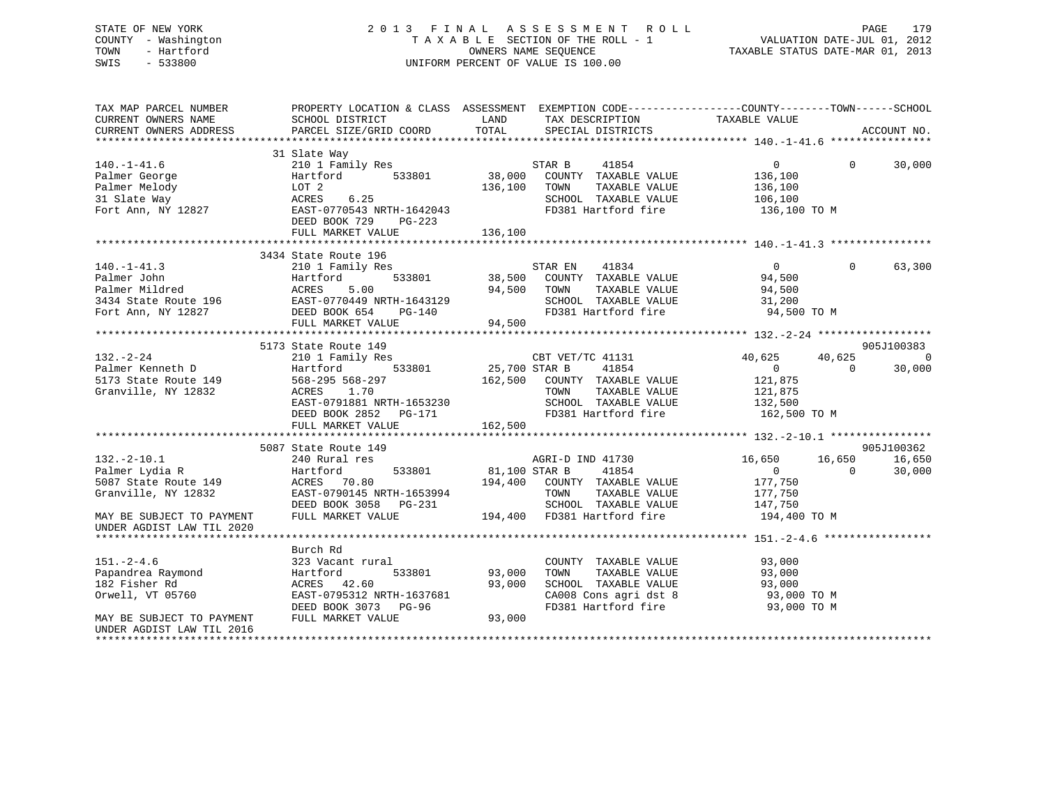STATE OF NEW YORK
COUNTY - Washington
TOWN - Hartford
SWIS - 533800

2 0 1 3 F I N A L A S S E S S M E N T R O L L
T A X A B L E SECTION OF THE ROLL - 1
OWNERS NAME SEQUENCE
UNIFORM PERCENT OF VALUE IS 100.00

VALUATION DATE-JUL 01, 2012
TAXABLE STATUS DATE-MAR 01, 2013

```
TAX MAP PARCEL NUMBER          PROPERTY LOCATION & CLASS  ASSESSMENT  EXEMPTION CODE------------------COUNTY--------TOWN------SCHOOL
CURRENT OWNERS NAME            SCHOOL DISTRICT             LAND       TAX DESCRIPTION            TAXABLE VALUE
CURRENT OWNERS ADDRESS         PARCEL SIZE/GRID COORD      TOTAL      SPECIAL DISTRICTS                                     ACCOUNT NO.
******************************************************************************************************* 140.-1-41.6 ****************
                               31 Slate Way
140.-1-41.6                    210 1 Family Res                         STAR B     41854                0          0      30,000
Palmer George                  Hartford         533801      38,000    COUNTY  TAXABLE VALUE          136,100
Palmer Melody                  LOT 2                        136,100   TOWN    TAXABLE VALUE          136,100
31 Slate Way                   ACRES    6.25                            SCHOOL  TAXABLE VALUE          106,100
Fort Ann, NY 12827             EAST-0770543 NRTH-1642043                FD381 Hartford fire             136,100 TO M
                               DEED BOOK 729    PG-223
                               FULL MARKET VALUE            136,100
******************************************************************************************************* 140.-1-41.3 ****************
                               3434 State Route 196
140.-1-41.3                    210 1 Family Res                         STAR EN    41834                0          0      63,300
Palmer John                    Hartford         533801      38,500    COUNTY  TAXABLE VALUE           94,500
Palmer Mildred                 ACRES    5.00                 94,500   TOWN    TAXABLE VALUE           94,500
3434 State Route 196           EAST-0770449 NRTH-1643129                SCHOOL  TAXABLE VALUE           31,200
Fort Ann, NY 12827             DEED BOOK 654    PG-140                  FD381 Hartford fire              94,500 TO M
                               FULL MARKET VALUE             94,500
******************************************************************************************************* 132.-2-24 ******************
                               5173 State Route 149                                                                       905J100383
132.-2-24                      210 1 Family Res                         CBT VET/TC 41131            40,625     40,625           0
Palmer Kenneth D               Hartford         533801      25,700 STAR B     41854                    0          0      30,000
5173 State Route 149           568-295 568-297              162,500   COUNTY  TAXABLE VALUE          121,875
Granville, NY 12832            ACRES    1.70                            TOWN    TAXABLE VALUE          121,875
                               EAST-0791881 NRTH-1653230                SCHOOL  TAXABLE VALUE          132,500
                               DEED BOOK 2852   PG-171                  FD381 Hartford fire             162,500 TO M
                               FULL MARKET VALUE            162,500
******************************************************************************************************* 132.-2-10.1 ****************
                               5087 State Route 149                                                                       905J100362
132.-2-10.1                    240 Rural res                            AGRI-D IND 41730            16,650     16,650      16,650
Palmer Lydia R                 Hartford         533801      81,100 STAR B     41854                    0          0      30,000
5087 State Route 149           ACRES   70.80                194,400   COUNTY  TAXABLE VALUE          177,750
Granville, NY 12832            EAST-0790145 NRTH-1653994                TOWN    TAXABLE VALUE          177,750
                               DEED BOOK 3058   PG-231                  SCHOOL  TAXABLE VALUE          147,750
MAY BE SUBJECT TO PAYMENT      FULL MARKET VALUE            194,400   FD381 Hartford fire             194,400 TO M
UNDER AGDIST LAW TIL 2020
******************************************************************************************************* 151.-2-4.6 *****************
                               Burch Rd
151.-2-4.6                     323 Vacant rural                         COUNTY  TAXABLE VALUE           93,000
Papandrea Raymond              Hartford         533801      93,000    TOWN    TAXABLE VALUE           93,000
182 Fisher Rd                  ACRES   42.60                 93,000   SCHOOL  TAXABLE VALUE           93,000
Orwell, VT 05760               EAST-0795312 NRTH-1637681                CA008 Cons agri dst 8            93,000 TO M
                               DEED BOOK 3073   PG-96                   FD381 Hartford fire              93,000 TO M
MAY BE SUBJECT TO PAYMENT      FULL MARKET VALUE             93,000
UNDER AGDIST LAW TIL 2016
************************************************************************************************************************************
```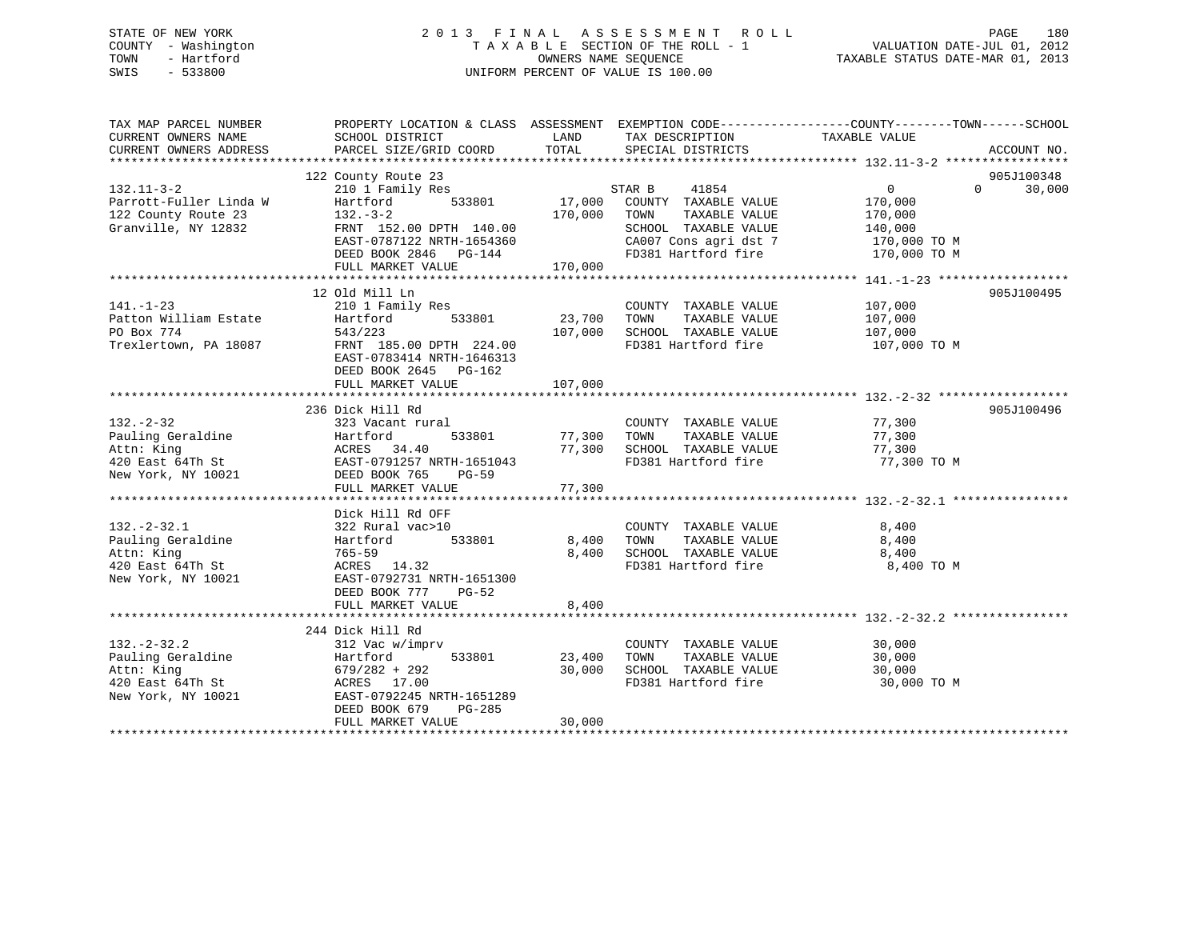STATE OF NEW YORK
COUNTY - Washington
TOWN - Hartford
SWIS - 533800

# 2013 FINAL ASSESSMENT ROLL

TAXABLE SECTION OF THE ROLL - 1
OWNERS NAME SEQUENCE
UNIFORM PERCENT OF VALUE IS 100.00

VALUATION DATE-JUL 01, 2012
TAXABLE STATUS DATE-MAR 01, 2013

| TAX MAP PARCEL NUMBER / CURRENT OWNERS NAME / CURRENT OWNERS ADDRESS | PROPERTY LOCATION & CLASS / SCHOOL DISTRICT / PARCEL SIZE/GRID COORD | ASSESSMENT LAND | TOTAL | EXEMPTION CODE / TAX DESCRIPTION / SPECIAL DISTRICTS | COUNTY / TOWN / SCHOOL TAXABLE VALUE | ACCOUNT NO. |
|---|---|---|---|---|---|---|
| 132.11-3-2 | 122 County Route 23 | | | | | 905J100348 |
| Parrott-Fuller Linda W | 210 1 Family Res | | | STAR B 41854 | 0 0 30,000 | |
| 122 County Route 23 | Hartford 533801 | 17,000 | | COUNTY TAXABLE VALUE | 170,000 | |
| Granville, NY 12832 | 132.-3-2 | | 170,000 | TOWN TAXABLE VALUE | 170,000 | |
| | FRNT 152.00 DPTH 140.00 | | | SCHOOL TAXABLE VALUE | 140,000 | |
| | EAST-0787122 NRTH-1654360 | | | CA007 Cons agri dst 7 | 170,000 TO M | |
| | DEED BOOK 2846 PG-144 | | | FD381 Hartford fire | 170,000 TO M | |
| | FULL MARKET VALUE | | 170,000 | | | |
| 141.-1-23 | 12 Old Mill Ln | | | | | 905J100495 |
| Patton William Estate | 210 1 Family Res | | | COUNTY TAXABLE VALUE | 107,000 | |
| PO Box 774 | Hartford 533801 | 23,700 | | TOWN TAXABLE VALUE | 107,000 | |
| Trexlertown, PA 18087 | 543/223 | | 107,000 | SCHOOL TAXABLE VALUE | 107,000 | |
| | FRNT 185.00 DPTH 224.00 | | | FD381 Hartford fire | 107,000 TO M | |
| | EAST-0783414 NRTH-1646313 | | | | | |
| | DEED BOOK 2645 PG-162 | | | | | |
| | FULL MARKET VALUE | | 107,000 | | | |
| 132.-2-32 | 236 Dick Hill Rd | | | | | 905J100496 |
| Pauling Geraldine | 323 Vacant rural | | | COUNTY TAXABLE VALUE | 77,300 | |
| Attn: King | Hartford 533801 | 77,300 | | TOWN TAXABLE VALUE | 77,300 | |
| 420 East 64Th St | ACRES 34.40 | | 77,300 | SCHOOL TAXABLE VALUE | 77,300 | |
| New York, NY 10021 | EAST-0791257 NRTH-1651043 | | | FD381 Hartford fire | 77,300 TO M | |
| | DEED BOOK 765 PG-59 | | | | | |
| | FULL MARKET VALUE | | 77,300 | | | |
| 132.-2-32.1 | Dick Hill Rd OFF | | | | | |
| Pauling Geraldine | 322 Rural vac>10 | | | COUNTY TAXABLE VALUE | 8,400 | |
| Attn: King | Hartford 533801 | 8,400 | | TOWN TAXABLE VALUE | 8,400 | |
| 420 East 64Th St | 765-59 | | 8,400 | SCHOOL TAXABLE VALUE | 8,400 | |
| New York, NY 10021 | ACRES 14.32 | | | FD381 Hartford fire | 8,400 TO M | |
| | EAST-0792731 NRTH-1651300 | | | | | |
| | DEED BOOK 777 PG-52 | | | | | |
| | FULL MARKET VALUE | | 8,400 | | | |
| 132.-2-32.2 | 244 Dick Hill Rd | | | | | |
| Pauling Geraldine | 312 Vac w/imprv | | | COUNTY TAXABLE VALUE | 30,000 | |
| Attn: King | Hartford 533801 | 23,400 | | TOWN TAXABLE VALUE | 30,000 | |
| 420 East 64Th St | 679/282 + 292 | | 30,000 | SCHOOL TAXABLE VALUE | 30,000 | |
| New York, NY 10021 | ACRES 17.00 | | | FD381 Hartford fire | 30,000 TO M | |
| | EAST-0792245 NRTH-1651289 | | | | | |
| | DEED BOOK 679 PG-285 | | | | | |
| | FULL MARKET VALUE | | 30,000 | | | |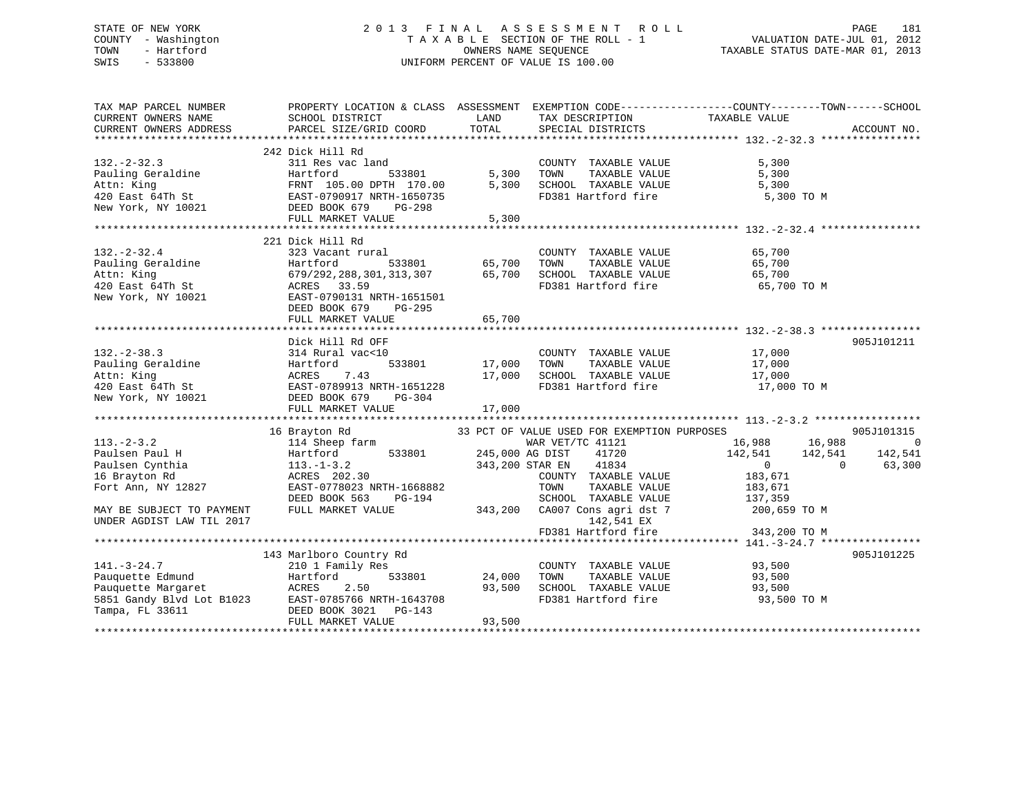STATE OF NEW YORK
COUNTY - Washington
TOWN - Hartford
SWIS - 533800

2013 FINAL ASSESSMENT ROLL
TAXABLE SECTION OF THE ROLL - 1
OWNERS NAME SEQUENCE
UNIFORM PERCENT OF VALUE IS 100.00

VALUATION DATE-JUL 01, 2012
TAXABLE STATUS DATE-MAR 01, 2013

```
TAX MAP PARCEL NUMBER          PROPERTY LOCATION & CLASS  ASSESSMENT  EXEMPTION CODE------------------COUNTY--------TOWN------SCHOOL
CURRENT OWNERS NAME            SCHOOL DISTRICT              LAND      TAX DESCRIPTION              TAXABLE VALUE
CURRENT OWNERS ADDRESS         PARCEL SIZE/GRID COORD       TOTAL     SPECIAL DISTRICTS                                   ACCOUNT NO.
******************************************************************************************************* 132.-2-32.3 ****************
                               242 Dick Hill Rd
132.-2-32.3                    311 Res vac land                       COUNTY  TAXABLE VALUE              5,300
Pauling Geraldine              Hartford        533801        5,300    TOWN    TAXABLE VALUE              5,300
Attn: King                     FRNT 105.00 DPTH 170.00       5,300    SCHOOL  TAXABLE VALUE              5,300
420 East 64Th St               EAST-0790917 NRTH-1650735              FD381 Hartford fire                 5,300 TO M
New York, NY 10021             DEED BOOK 679    PG-298
                               FULL MARKET VALUE             5,300
******************************************************************************************************* 132.-2-32.4 ****************
                               221 Dick Hill Rd
132.-2-32.4                    323 Vacant rural                       COUNTY  TAXABLE VALUE             65,700
Pauling Geraldine              Hartford        533801       65,700    TOWN    TAXABLE VALUE             65,700
Attn: King                     679/292,288,301,313,307      65,700    SCHOOL  TAXABLE VALUE             65,700
420 East 64Th St               ACRES  33.59                           FD381 Hartford fire                65,700 TO M
New York, NY 10021             EAST-0790131 NRTH-1651501
                               DEED BOOK 679    PG-295
                               FULL MARKET VALUE            65,700
******************************************************************************************************* 132.-2-38.3 ****************
                               Dick Hill Rd OFF                                                                          905J101211
132.-2-38.3                    314 Rural vac<10                       COUNTY  TAXABLE VALUE             17,000
Pauling Geraldine              Hartford        533801       17,000    TOWN    TAXABLE VALUE             17,000
Attn: King                     ACRES   7.43                 17,000    SCHOOL  TAXABLE VALUE             17,000
420 East 64Th St               EAST-0789913 NRTH-1651228              FD381 Hartford fire                17,000 TO M
New York, NY 10021             DEED BOOK 679    PG-304
                               FULL MARKET VALUE            17,000
******************************************************************************************************* 113.-2-3.2 *****************
                               16 Brayton Rd                  33 PCT OF VALUE USED FOR EXEMPTION PURPOSES                905J101315
113.-2-3.2                     114 Sheep farm                         WAR VET/TC 41121           16,988       16,988            0
Paulsen Paul H                 Hartford        533801      245,000 AG DIST     41720            142,541      142,541      142,541
Paulsen Cynthia                113.-1-3.2                  343,200 STAR EN     41834                  0            0       63,300
16 Brayton Rd                  ACRES 202.30                           COUNTY  TAXABLE VALUE            183,671
Fort Ann, NY 12827             EAST-0778023 NRTH-1668882              TOWN    TAXABLE VALUE            183,671
                               DEED BOOK 563    PG-194                SCHOOL  TAXABLE VALUE            137,359
MAY BE SUBJECT TO PAYMENT      FULL MARKET VALUE           343,200    CA007 Cons agri dst 7             200,659 TO M
UNDER AGDIST LAW TIL 2017                                                   142,541 EX
                                                                      FD381 Hartford fire               343,200 TO M
******************************************************************************************************* 141.-3-24.7 ****************
                               143 Marlboro Country Rd                                                                   905J101225
141.-3-24.7                    210 1 Family Res                       COUNTY  TAXABLE VALUE             93,500
Pauquette Edmund               Hartford        533801       24,000    TOWN    TAXABLE VALUE             93,500
Pauquette Margaret             ACRES   2.50                 93,500    SCHOOL  TAXABLE VALUE             93,500
5851 Gandy Blvd Lot B1023      EAST-0785766 NRTH-1643708              FD381 Hartford fire                93,500 TO M
Tampa, FL 33611                DEED BOOK 3021   PG-143
                               FULL MARKET VALUE            93,500
************************************************************************************************************************************
```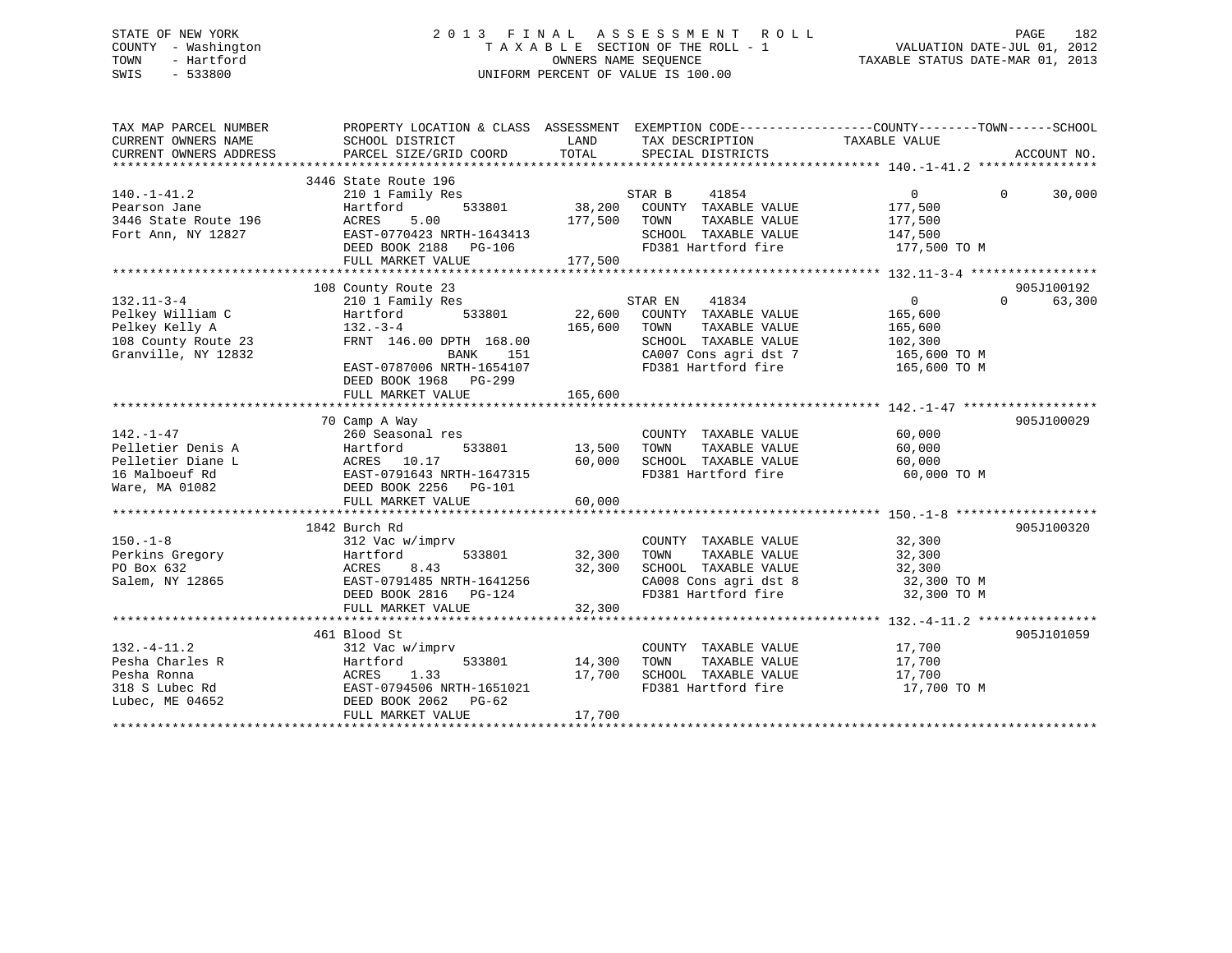STATE OF NEW YORK
COUNTY - Washington
TOWN - Hartford
SWIS - 533800

# 2013 FINAL ASSESSMENT ROLL
TAXABLE SECTION OF THE ROLL - 1
OWNERS NAME SEQUENCE
UNIFORM PERCENT OF VALUE IS 100.00

VALUATION DATE-JUL 01, 2012
TAXABLE STATUS DATE-MAR 01, 2013

| TAX MAP PARCEL NUMBER / CURRENT OWNERS NAME / CURRENT OWNERS ADDRESS | PROPERTY LOCATION & CLASS / SCHOOL DISTRICT / PARCEL SIZE/GRID COORD | ASSESSMENT LAND / TOTAL | EXEMPTION CODE / TAX DESCRIPTION / SPECIAL DISTRICTS | COUNTY TAXABLE VALUE | TOWN | SCHOOL | ACCOUNT NO. |
|---|---|---|---|---|---|---|---|
| 140.-1-41.2 | 3446 State Route 196 | | | | | | |
| | 210 1 Family Res | | STAR B 41854 | 0 | 0 | 30,000 | |
| Pearson Jane | Hartford 533801 | 38,200 | COUNTY TAXABLE VALUE | 177,500 | | | |
| 3446 State Route 196 | ACRES 5.00 | 177,500 | TOWN TAXABLE VALUE | 177,500 | | | |
| Fort Ann, NY 12827 | EAST-0770423 NRTH-1643413 | | SCHOOL TAXABLE VALUE | 147,500 | | | |
| | DEED BOOK 2188 PG-106 | | FD381 Hartford fire | 177,500 TO M | | | |
| | FULL MARKET VALUE | 177,500 | | | | | |
| 132.11-3-4 | 108 County Route 23 | | | | | | 905J100192 |
| | 210 1 Family Res | | STAR EN 41834 | 0 | 0 | 63,300 | |
| Pelkey William C | Hartford 533801 | 22,600 | COUNTY TAXABLE VALUE | 165,600 | | | |
| Pelkey Kelly A | 132.-3-4 | 165,600 | TOWN TAXABLE VALUE | 165,600 | | | |
| 108 County Route 23 | FRNT 146.00 DPTH 168.00 | | SCHOOL TAXABLE VALUE | 102,300 | | | |
| Granville, NY 12832 | BANK 151 | | CA007 Cons agri dst 7 | 165,600 TO M | | | |
| | EAST-0787006 NRTH-1654107 | | FD381 Hartford fire | 165,600 TO M | | | |
| | DEED BOOK 1968 PG-299 | | | | | | |
| | FULL MARKET VALUE | 165,600 | | | | | |
| 142.-1-47 | 70 Camp A Way | | | | | | 905J100029 |
| | 260 Seasonal res | | COUNTY TAXABLE VALUE | 60,000 | | | |
| Pelletier Denis A | Hartford 533801 | 13,500 | TOWN TAXABLE VALUE | 60,000 | | | |
| Pelletier Diane L | ACRES 10.17 | 60,000 | SCHOOL TAXABLE VALUE | 60,000 | | | |
| 16 Malboeuf Rd | EAST-0791643 NRTH-1647315 | | FD381 Hartford fire | 60,000 TO M | | | |
| Ware, MA 01082 | DEED BOOK 2256 PG-101 | | | | | | |
| | FULL MARKET VALUE | 60,000 | | | | | |
| 150.-1-8 | 1842 Burch Rd | | | | | | 905J100320 |
| | 312 Vac w/imprv | | COUNTY TAXABLE VALUE | 32,300 | | | |
| Perkins Gregory | Hartford 533801 | 32,300 | TOWN TAXABLE VALUE | 32,300 | | | |
| PO Box 632 | ACRES 8.43 | 32,300 | SCHOOL TAXABLE VALUE | 32,300 | | | |
| Salem, NY 12865 | EAST-0791485 NRTH-1641256 | | CA008 Cons agri dst 8 | 32,300 TO M | | | |
| | DEED BOOK 2816 PG-124 | | FD381 Hartford fire | 32,300 TO M | | | |
| | FULL MARKET VALUE | 32,300 | | | | | |
| 132.-4-11.2 | 461 Blood St | | | | | | 905J101059 |
| | 312 Vac w/imprv | | COUNTY TAXABLE VALUE | 17,700 | | | |
| Pesha Charles R | Hartford 533801 | 14,300 | TOWN TAXABLE VALUE | 17,700 | | | |
| Pesha Ronna | ACRES 1.33 | 17,700 | SCHOOL TAXABLE VALUE | 17,700 | | | |
| 318 S Lubec Rd | EAST-0794506 NRTH-1651021 | | FD381 Hartford fire | 17,700 TO M | | | |
| Lubec, ME 04652 | DEED BOOK 2062 PG-62 | | | | | | |
| | FULL MARKET VALUE | 17,700 | | | | | |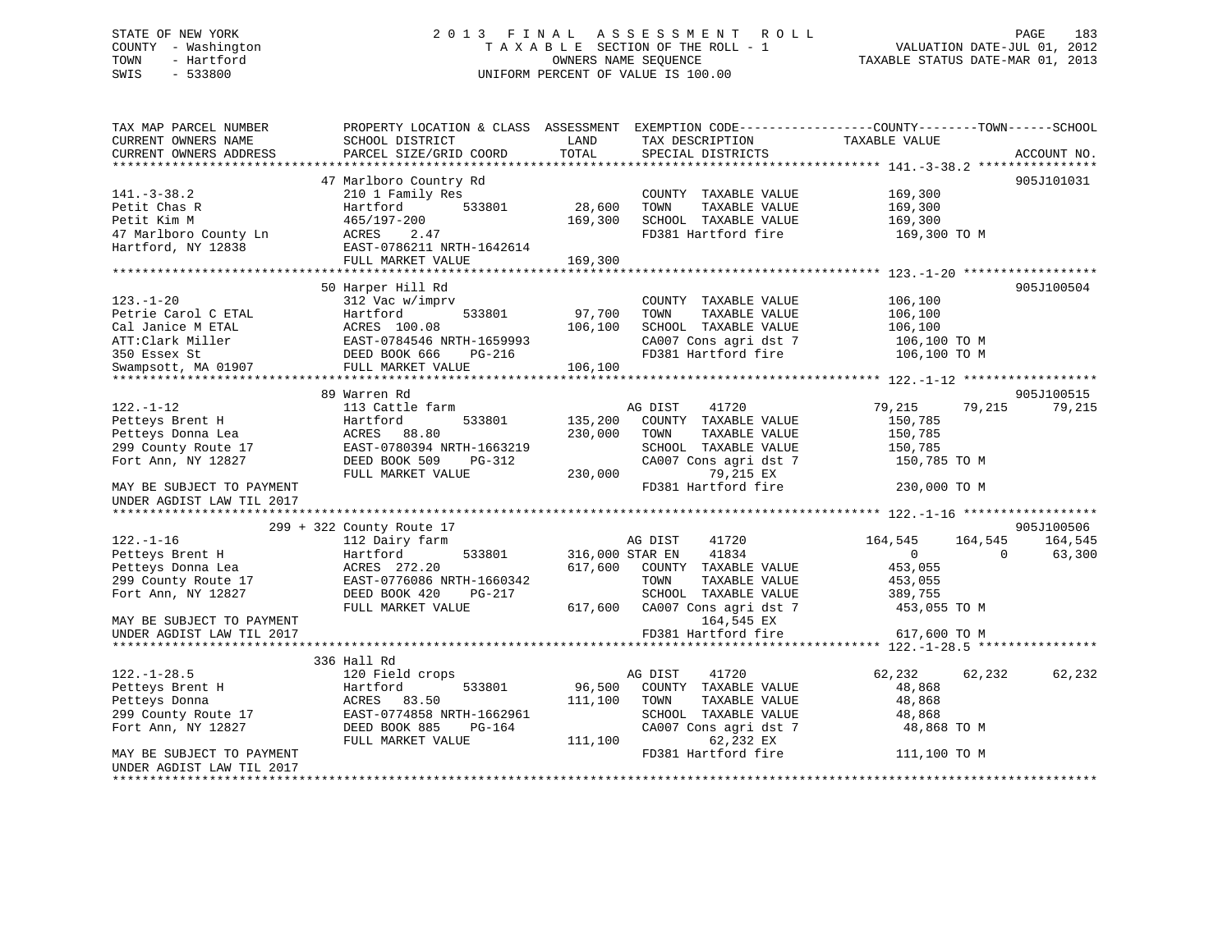STATE OF NEW YORK
COUNTY - Washington
TOWN - Hartford
SWIS - 533800

2013 FINAL ASSESSMENT ROLL
TAXABLE SECTION OF THE ROLL - 1
OWNERS NAME SEQUENCE
UNIFORM PERCENT OF VALUE IS 100.00

VALUATION DATE-JUL 01, 2012
TAXABLE STATUS DATE-MAR 01, 2013

```
TAX MAP PARCEL NUMBER          PROPERTY LOCATION & CLASS  ASSESSMENT  EXEMPTION CODE-----------------COUNTY--------TOWN------SCHOOL
CURRENT OWNERS NAME            SCHOOL DISTRICT              LAND      TAX DESCRIPTION             TAXABLE VALUE
CURRENT OWNERS ADDRESS         PARCEL SIZE/GRID COORD       TOTAL     SPECIAL DISTRICTS                                    ACCOUNT NO.
******************************************************************************************************* 141.-3-38.2 ****************
                               47 Marlboro Country Rd                                                                       905J101031
141.-3-38.2                    210 1 Family Res                       COUNTY  TAXABLE VALUE          169,300
Petit Chas R                   Hartford        533801       28,600    TOWN    TAXABLE VALUE          169,300
Petit Kim M                    465/197-200                 169,300    SCHOOL  TAXABLE VALUE          169,300
47 Marlboro County Ln          ACRES    2.47                          FD381 Hartford fire             169,300 TO M
Hartford, NY 12838             EAST-0786211 NRTH-1642614
                               FULL MARKET VALUE           169,300
******************************************************************************************************* 123.-1-20 ******************
                               50 Harper Hill Rd                                                                            905J100504
123.-1-20                      312 Vac w/imprv                        COUNTY  TAXABLE VALUE          106,100
Petrie Carol C ETAL            Hartford        533801       97,700    TOWN    TAXABLE VALUE          106,100
Cal Janice M ETAL              ACRES  100.08               106,100    SCHOOL  TAXABLE VALUE          106,100
ATT:Clark Miller               EAST-0784546 NRTH-1659993              CA007 Cons agri dst 7           106,100 TO M
350 Essex St                   DEED BOOK 666    PG-216                FD381 Hartford fire             106,100 TO M
Swampsott, MA 01907            FULL MARKET VALUE           106,100
******************************************************************************************************* 122.-1-12 ******************
                               89 Warren Rd                                                                                 905J100515
122.-1-12                      113 Cattle farm                        AG DIST     41720           79,215      79,215      79,215
Petteys Brent H                Hartford        533801      135,200    COUNTY  TAXABLE VALUE          150,785
Petteys Donna Lea              ACRES   88.80               230,000    TOWN    TAXABLE VALUE          150,785
299 County Route 17            EAST-0780394 NRTH-1663219              SCHOOL  TAXABLE VALUE          150,785
Fort Ann, NY 12827             DEED BOOK 509    PG-312                CA007 Cons agri dst 7           150,785 TO M
                               FULL MARKET VALUE           230,000          79,215 EX
MAY BE SUBJECT TO PAYMENT                                             FD381 Hartford fire             230,000 TO M
UNDER AGDIST LAW TIL 2017
******************************************************************************************************* 122.-1-16 ******************
                         299 + 322 County Route 17                                                                          905J100506
122.-1-16                      112 Dairy farm                         AG DIST     41720          164,545     164,545     164,545
Petteys Brent H                Hartford        533801      316,000 STAR EN    41834                0           0      63,300
Petteys Donna Lea              ACRES  272.20               617,600    COUNTY  TAXABLE VALUE          453,055
299 County Route 17            EAST-0776086 NRTH-1660342              TOWN    TAXABLE VALUE          453,055
Fort Ann, NY 12827             DEED BOOK 420    PG-217                SCHOOL  TAXABLE VALUE          389,755
                               FULL MARKET VALUE           617,600    CA007 Cons agri dst 7           453,055 TO M
MAY BE SUBJECT TO PAYMENT                                                   164,545 EX
UNDER AGDIST LAW TIL 2017                                             FD381 Hartford fire             617,600 TO M
******************************************************************************************************* 122.-1-28.5 ****************
                               336 Hall Rd
122.-1-28.5                    120 Field crops                        AG DIST     41720           62,232      62,232      62,232
Petteys Brent H                Hartford        533801       96,500    COUNTY  TAXABLE VALUE           48,868
Petteys Donna                  ACRES   83.50               111,100    TOWN    TAXABLE VALUE           48,868
299 County Route 17            EAST-0774858 NRTH-1662961              SCHOOL  TAXABLE VALUE           48,868
Fort Ann, NY 12827             DEED BOOK 885    PG-164                CA007 Cons agri dst 7            48,868 TO M
                               FULL MARKET VALUE           111,100          62,232 EX
MAY BE SUBJECT TO PAYMENT                                             FD381 Hartford fire             111,100 TO M
UNDER AGDIST LAW TIL 2017
************************************************************************************************************************************
```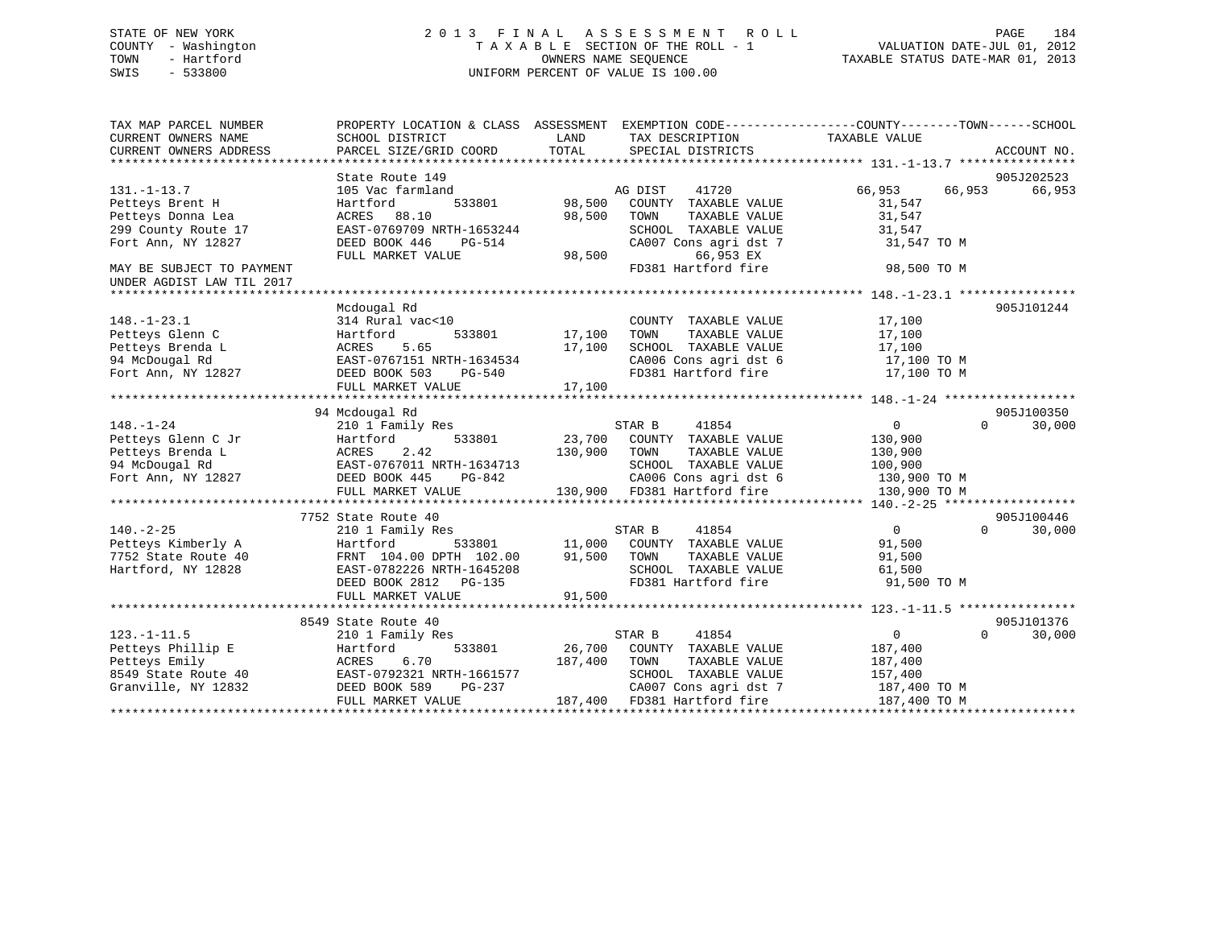STATE OF NEW YORK
COUNTY - Washington
TOWN - Hartford
SWIS - 533800

# 2013 FINAL ASSESSMENT ROLL

TAXABLE SECTION OF THE ROLL - 1
OWNERS NAME SEQUENCE
UNIFORM PERCENT OF VALUE IS 100.00

VALUATION DATE-JUL 01, 2012
TAXABLE STATUS DATE-MAR 01, 2013

| TAX MAP PARCEL NUMBER / CURRENT OWNERS NAME / CURRENT OWNERS ADDRESS | PROPERTY LOCATION & CLASS / SCHOOL DISTRICT / PARCEL SIZE/GRID COORD | ASSESSMENT LAND / TOTAL | EXEMPTION CODE / TAX DESCRIPTION / SPECIAL DISTRICTS | COUNTY | TOWN | SCHOOL / TAXABLE VALUE | ACCOUNT NO. |
|---|---|---|---|---|---|---|---|
| 131.-1-13.7 | State Route 149 | | | | | | 905J202523 |
| | 105 Vac farmland | | AG DIST 41720 | 66,953 | 66,953 | 66,953 | |
| Petteys Brent H | Hartford 533801 | 98,500 | COUNTY TAXABLE VALUE | 31,547 | | | |
| Petteys Donna Lea | ACRES 88.10 | 98,500 | TOWN TAXABLE VALUE | 31,547 | | | |
| 299 County Route 17 | EAST-0769709 NRTH-1653244 | | SCHOOL TAXABLE VALUE | 31,547 | | | |
| Fort Ann, NY 12827 | DEED BOOK 446 PG-514 | | CA007 Cons agri dst 7 | 31,547 TO M | | | |
| | FULL MARKET VALUE | 98,500 | 66,953 EX | | | | |
| MAY BE SUBJECT TO PAYMENT UNDER AGDIST LAW TIL 2017 | | | FD381 Hartford fire | 98,500 TO M | | | |
| 148.-1-23.1 | Mcdougal Rd | | | | | | 905J101244 |
| | 314 Rural vac<10 | | COUNTY TAXABLE VALUE | 17,100 | | | |
| Petteys Glenn C | Hartford 533801 | 17,100 | TOWN TAXABLE VALUE | 17,100 | | | |
| Petteys Brenda L | ACRES 5.65 | 17,100 | SCHOOL TAXABLE VALUE | 17,100 | | | |
| 94 McDougal Rd | EAST-0767151 NRTH-1634534 | | CA006 Cons agri dst 6 | 17,100 TO M | | | |
| Fort Ann, NY 12827 | DEED BOOK 503 PG-540 | | FD381 Hartford fire | 17,100 TO M | | | |
| | FULL MARKET VALUE | 17,100 | | | | | |
| 148.-1-24 | 94 Mcdougal Rd | | | | | | 905J100350 |
| | 210 1 Family Res | | STAR B 41854 | 0 | 0 | 30,000 | |
| Petteys Glenn C Jr | Hartford 533801 | 23,700 | COUNTY TAXABLE VALUE | 130,900 | | | |
| Petteys Brenda L | ACRES 2.42 | 130,900 | TOWN TAXABLE VALUE | 130,900 | | | |
| 94 McDougal Rd | EAST-0767011 NRTH-1634713 | | SCHOOL TAXABLE VALUE | 100,900 | | | |
| Fort Ann, NY 12827 | DEED BOOK 445 PG-842 | | CA006 Cons agri dst 6 | 130,900 TO M | | | |
| | FULL MARKET VALUE | 130,900 | FD381 Hartford fire | 130,900 TO M | | | |
| 140.-2-25 | 7752 State Route 40 | | | | | | 905J100446 |
| | 210 1 Family Res | | STAR B 41854 | 0 | 0 | 30,000 | |
| Petteys Kimberly A | Hartford 533801 | 11,000 | COUNTY TAXABLE VALUE | 91,500 | | | |
| 7752 State Route 40 | FRNT 104.00 DPTH 102.00 | 91,500 | TOWN TAXABLE VALUE | 91,500 | | | |
| Hartford, NY 12828 | EAST-0782226 NRTH-1645208 | | SCHOOL TAXABLE VALUE | 61,500 | | | |
| | DEED BOOK 2812 PG-135 | | FD381 Hartford fire | 91,500 TO M | | | |
| | FULL MARKET VALUE | 91,500 | | | | | |
| 123.-1-11.5 | 8549 State Route 40 | | | | | | 905J101376 |
| | 210 1 Family Res | | STAR B 41854 | 0 | 0 | 30,000 | |
| Petteys Phillip E | Hartford 533801 | 26,700 | COUNTY TAXABLE VALUE | 187,400 | | | |
| Petteys Emily | ACRES 6.70 | 187,400 | TOWN TAXABLE VALUE | 187,400 | | | |
| 8549 State Route 40 | EAST-0792321 NRTH-1661577 | | SCHOOL TAXABLE VALUE | 157,400 | | | |
| Granville, NY 12832 | DEED BOOK 589 PG-237 | | CA007 Cons agri dst 7 | 187,400 TO M | | | |
| | FULL MARKET VALUE | 187,400 | FD381 Hartford fire | 187,400 TO M | | | |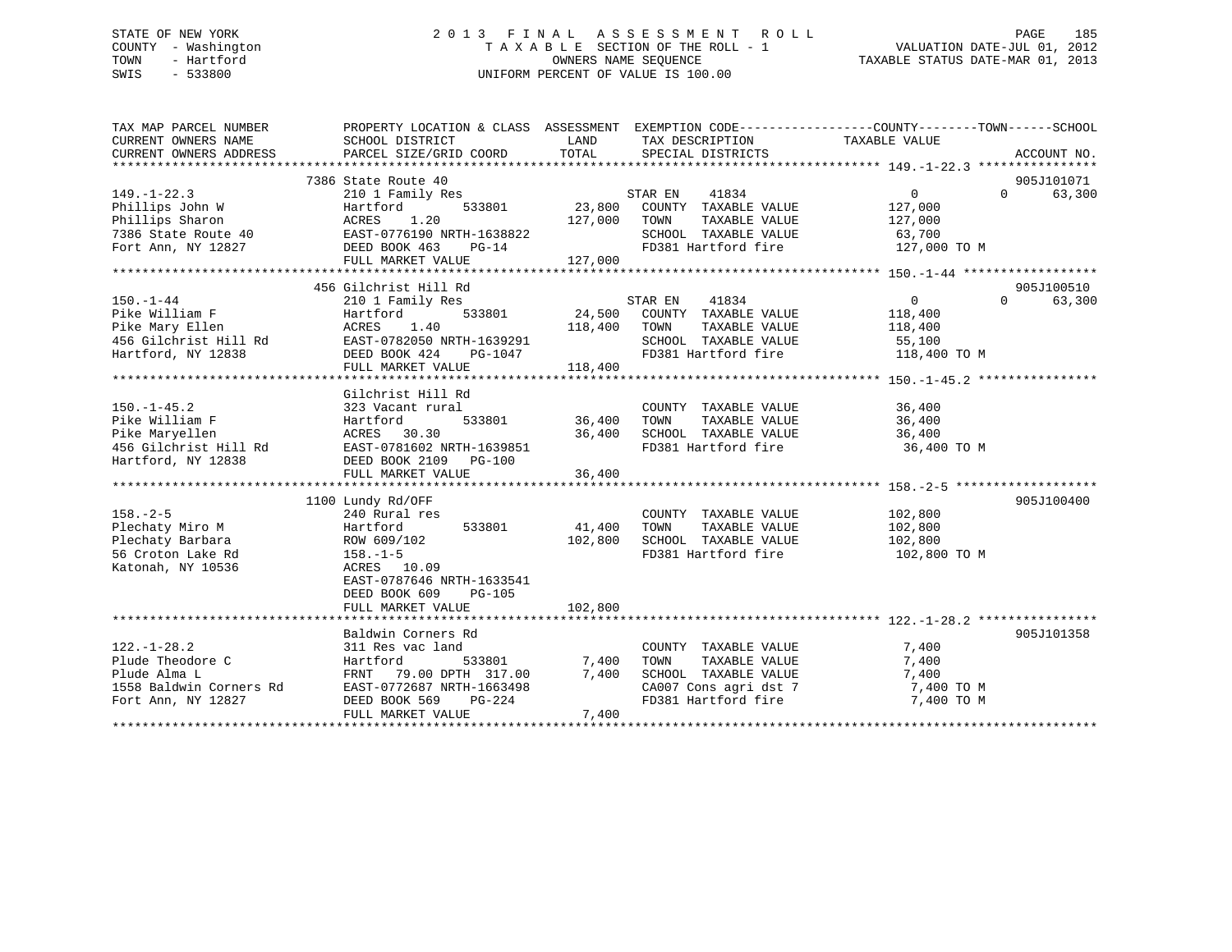STATE OF NEW YORK
COUNTY - Washington
TOWN - Hartford
SWIS - 533800

# 2013 FINAL ASSESSMENT ROLL

TAXABLE SECTION OF THE ROLL - 1
OWNERS NAME SEQUENCE
UNIFORM PERCENT OF VALUE IS 100.00

VALUATION DATE-JUL 01, 2012
TAXABLE STATUS DATE-MAR 01, 2013

| TAX MAP PARCEL NUMBER / CURRENT OWNERS NAME / CURRENT OWNERS ADDRESS | PROPERTY LOCATION & CLASS / SCHOOL DISTRICT / PARCEL SIZE/GRID COORD | ASSESSMENT LAND | TOTAL | EXEMPTION CODE / TAX DESCRIPTION / SPECIAL DISTRICTS | COUNTY | TOWN | SCHOOL / TAXABLE VALUE | ACCOUNT NO. |
|---|---|---|---|---|---|---|---|---|
| 149.-1-22.3 | 7386 State Route 40 | | | | | | | 905J101071 |
| Phillips John W | 210 1 Family Res | | | STAR EN 41834 | 0 | 0 | 63,300 | |
| Phillips Sharon | Hartford 533801 | 23,800 | | COUNTY TAXABLE VALUE | 127,000 | | | |
| 7386 State Route 40 | ACRES 1.20 | | 127,000 | TOWN TAXABLE VALUE | | 127,000 | | |
| Fort Ann, NY 12827 | EAST-0776190 NRTH-1638822 | | | SCHOOL TAXABLE VALUE | | | 63,700 | |
| | DEED BOOK 463 PG-14 | | | FD381 Hartford fire | 127,000 TO M | | | |
| | FULL MARKET VALUE | | 127,000 | | | | | |
| 150.-1-44 | 456 Gilchrist Hill Rd | | | | | | | 905J100510 |
| Pike William F | 210 1 Family Res | | | STAR EN 41834 | 0 | 0 | 63,300 | |
| Pike Mary Ellen | Hartford 533801 | 24,500 | | COUNTY TAXABLE VALUE | 118,400 | | | |
| 456 Gilchrist Hill Rd | ACRES 1.40 | | 118,400 | TOWN TAXABLE VALUE | | 118,400 | | |
| Hartford, NY 12838 | EAST-0782050 NRTH-1639291 | | | SCHOOL TAXABLE VALUE | | | 55,100 | |
| | DEED BOOK 424 PG-1047 | | | FD381 Hartford fire | 118,400 TO M | | | |
| | FULL MARKET VALUE | | 118,400 | | | | | |
| 150.-1-45.2 | Gilchrist Hill Rd | | | | | | | |
| Pike William F | 323 Vacant rural | | | COUNTY TAXABLE VALUE | 36,400 | | | |
| Pike Maryellen | Hartford 533801 | 36,400 | | TOWN TAXABLE VALUE | | 36,400 | | |
| 456 Gilchrist Hill Rd | ACRES 30.30 | | 36,400 | SCHOOL TAXABLE VALUE | | | 36,400 | |
| Hartford, NY 12838 | EAST-0781602 NRTH-1639851 | | | FD381 Hartford fire | 36,400 TO M | | | |
| | DEED BOOK 2109 PG-100 | | | | | | | |
| | FULL MARKET VALUE | | 36,400 | | | | | |
| 158.-2-5 | 1100 Lundy Rd/OFF | | | | | | | 905J100400 |
| Plechaty Miro M | 240 Rural res | | | COUNTY TAXABLE VALUE | 102,800 | | | |
| Plechaty Barbara | Hartford 533801 | 41,400 | | TOWN TAXABLE VALUE | | 102,800 | | |
| 56 Croton Lake Rd | ROW 609/102 | | 102,800 | SCHOOL TAXABLE VALUE | | | 102,800 | |
| Katonah, NY 10536 | 158.-1-5 | | | FD381 Hartford fire | 102,800 TO M | | | |
| | ACRES 10.09 | | | | | | | |
| | EAST-0787646 NRTH-1633541 | | | | | | | |
| | DEED BOOK 609 PG-105 | | | | | | | |
| | FULL MARKET VALUE | | 102,800 | | | | | |
| 122.-1-28.2 | Baldwin Corners Rd | | | | | | | 905J101358 |
| Plude Theodore C | 311 Res vac land | | | COUNTY TAXABLE VALUE | 7,400 | | | |
| Plude Alma L | Hartford 533801 | 7,400 | | TOWN TAXABLE VALUE | | 7,400 | | |
| 1558 Baldwin Corners Rd | FRNT 79.00 DPTH 317.00 | | 7,400 | SCHOOL TAXABLE VALUE | | | 7,400 | |
| Fort Ann, NY 12827 | EAST-0772687 NRTH-1663498 | | | CA007 Cons agri dst 7 | 7,400 TO M | | | |
| | DEED BOOK 569 PG-224 | | | FD381 Hartford fire | 7,400 TO M | | | |
| | FULL MARKET VALUE | | 7,400 | | | | | |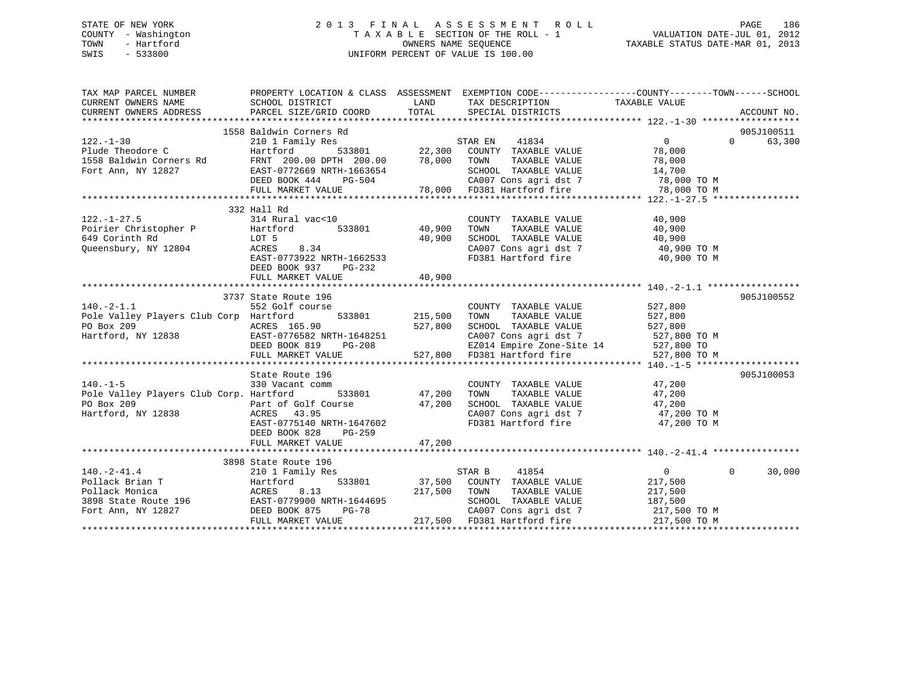STATE OF NEW YORK
COUNTY - Washington
TOWN - Hartford
SWIS - 533800

2013 FINAL ASSESSMENT ROLL
TAXABLE SECTION OF THE ROLL - 1
OWNERS NAME SEQUENCE
UNIFORM PERCENT OF VALUE IS 100.00

VALUATION DATE-JUL 01, 2012
TAXABLE STATUS DATE-MAR 01, 2013

```
TAX MAP PARCEL NUMBER          PROPERTY LOCATION & CLASS  ASSESSMENT  EXEMPTION CODE------------------COUNTY--------TOWN------SCHOOL
CURRENT OWNERS NAME            SCHOOL DISTRICT              LAND      TAX DESCRIPTION              TAXABLE VALUE
CURRENT OWNERS ADDRESS         PARCEL SIZE/GRID COORD       TOTAL     SPECIAL DISTRICTS                                      ACCOUNT NO.
******************************************************************************************************* 122.-1-30 ******************
                    1558 Baldwin Corners Rd                                                                              905J100511
122.-1-30                      210 1 Family Res                       STAR EN    41834                  0           0     63,300
Plude Theodore C               Hartford        533801       22,300    COUNTY  TAXABLE VALUE            78,000
1558 Baldwin Corners Rd        FRNT 200.00 DPTH 200.00      78,000    TOWN    TAXABLE VALUE            78,000
Fort Ann, NY 12827             EAST-0772669 NRTH-1663654              SCHOOL  TAXABLE VALUE            14,700
                               DEED BOOK 444    PG-504                CA007 Cons agri dst 7             78,000 TO M
                               FULL MARKET VALUE            78,000    FD381 Hartford fire               78,000 TO M
******************************************************************************************************* 122.-1-27.5 ****************
                    332 Hall Rd
122.-1-27.5                    314 Rural vac<10                       COUNTY  TAXABLE VALUE            40,900
Poirier Christopher P          Hartford        533801       40,900    TOWN    TAXABLE VALUE            40,900
649 Corinth Rd                 LOT 5                        40,900    SCHOOL  TAXABLE VALUE            40,900
Queensbury, NY 12804           ACRES    8.34                          CA007 Cons agri dst 7             40,900 TO M
                               EAST-0773922 NRTH-1662533              FD381 Hartford fire               40,900 TO M
                               DEED BOOK 937    PG-232
                               FULL MARKET VALUE            40,900
******************************************************************************************************* 140.-2-1.1 *****************
                    3737 State Route 196                                                                                 905J100552
140.-2-1.1                     552 Golf course                        COUNTY  TAXABLE VALUE           527,800
Pole Valley Players Club Corp  Hartford        533801      215,500    TOWN    TAXABLE VALUE           527,800
PO Box 209                     ACRES  165.90               527,800    SCHOOL  TAXABLE VALUE           527,800
Hartford, NY 12838             EAST-0776582 NRTH-1648251              CA007 Cons agri dst 7            527,800 TO M
                               DEED BOOK 819    PG-208                EZ014 Empire Zone-Site 14        527,800 TO
                               FULL MARKET VALUE           527,800    FD381 Hartford fire              527,800 TO M
******************************************************************************************************* 140.-1-5 *******************
                    State Route 196                                                                                      905J100053
140.-1-5                       330 Vacant comm                        COUNTY  TAXABLE VALUE            47,200
Pole Valley Players Club Corp. Hartford        533801       47,200    TOWN    TAXABLE VALUE            47,200
PO Box 209                     Part of Golf Course          47,200    SCHOOL  TAXABLE VALUE            47,200
Hartford, NY 12838             ACRES   43.95                          CA007 Cons agri dst 7             47,200 TO M
                               EAST-0775140 NRTH-1647602              FD381 Hartford fire               47,200 TO M
                               DEED BOOK 828    PG-259
                               FULL MARKET VALUE            47,200
******************************************************************************************************* 140.-2-41.4 ****************
                    3898 State Route 196
140.-2-41.4                    210 1 Family Res                       STAR B     41854                  0           0     30,000
Pollack Brian T                Hartford        533801       37,500    COUNTY  TAXABLE VALUE           217,500
Pollack Monica                 ACRES    8.13               217,500    TOWN    TAXABLE VALUE           217,500
3898 State Route 196           EAST-0779900 NRTH-1644695              SCHOOL  TAXABLE VALUE           187,500
Fort Ann, NY 12827             DEED BOOK 875    PG-78                 CA007 Cons agri dst 7            217,500 TO M
                               FULL MARKET VALUE           217,500    FD381 Hartford fire              217,500 TO M
************************************************************************************************************************************
```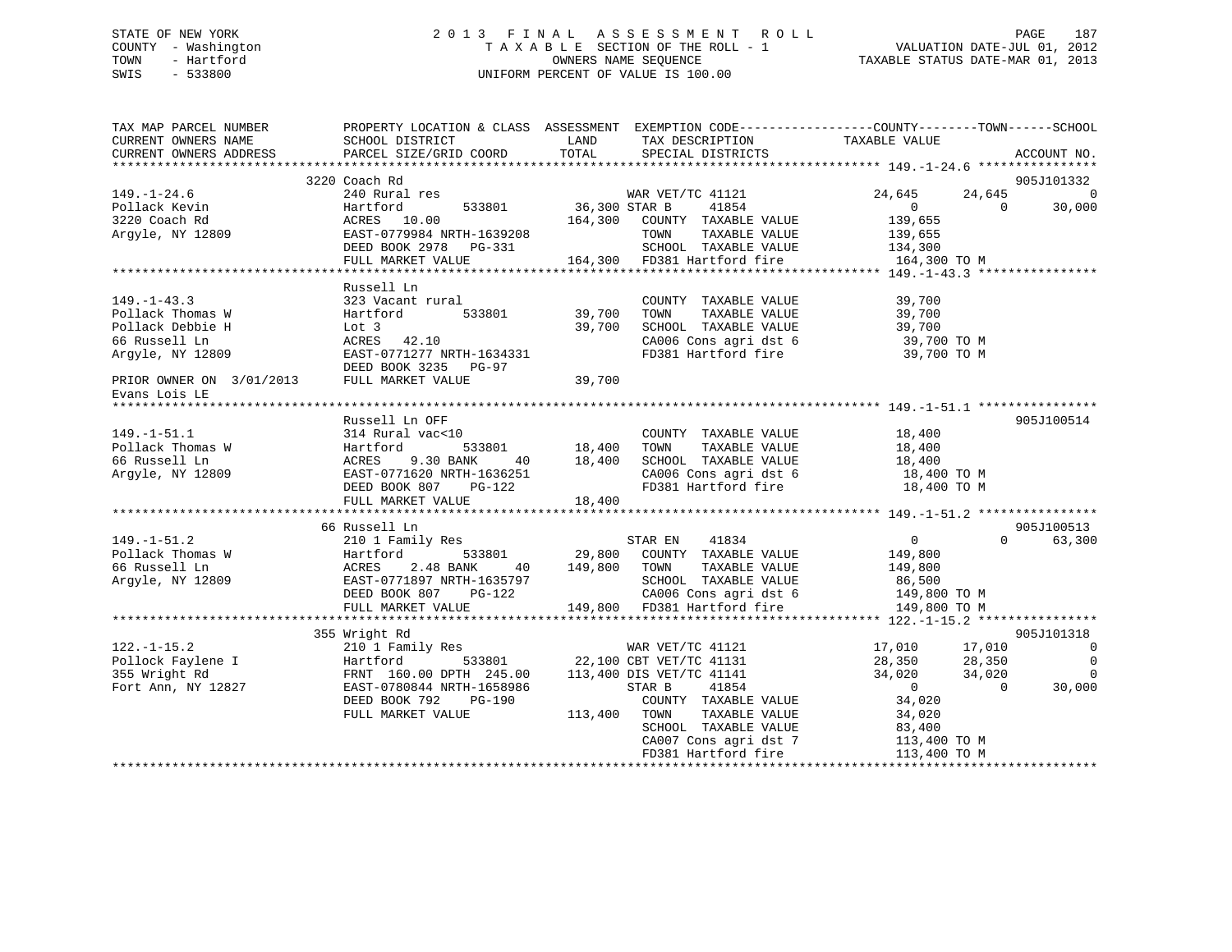STATE OF NEW YORK
COUNTY - Washington
TOWN - Hartford
SWIS - 533800

# 2013 FINAL ASSESSMENT ROLL
TAXABLE SECTION OF THE ROLL - 1
OWNERS NAME SEQUENCE
UNIFORM PERCENT OF VALUE IS 100.00

VALUATION DATE-JUL 01, 2012
TAXABLE STATUS DATE-MAR 01, 2013

```
TAX MAP PARCEL NUMBER          PROPERTY LOCATION & CLASS  ASSESSMENT  EXEMPTION CODE-----------------COUNTY--------TOWN------SCHOOL
CURRENT OWNERS NAME            SCHOOL DISTRICT             LAND       TAX DESCRIPTION            TAXABLE VALUE
CURRENT OWNERS ADDRESS         PARCEL SIZE/GRID COORD      TOTAL      SPECIAL DISTRICTS                                       ACCOUNT NO.
******************************************************************************************************* 149.-1-24.6 ****************
                               3220 Coach Rd                                                                               905J101332
149.-1-24.6                    240 Rural res                          WAR VET/TC 41121            24,645       24,645            0
Pollack Kevin                  Hartford        533801      36,300 STAR B      41854                    0            0       30,000
3220 Coach Rd                  ACRES   10.00              164,300    COUNTY  TAXABLE VALUE        139,655
Argyle, NY 12809               EAST-0779984 NRTH-1639208             TOWN    TAXABLE VALUE        139,655
                               DEED BOOK 2978   PG-331               SCHOOL  TAXABLE VALUE        134,300
                               FULL MARKET VALUE          164,300    FD381 Hartford fire           164,300 TO M
******************************************************************************************************* 149.-1-43.3 ****************
                               Russell Ln
149.-1-43.3                    323 Vacant rural                      COUNTY  TAXABLE VALUE         39,700
Pollack Thomas W               Hartford        533801      39,700    TOWN    TAXABLE VALUE         39,700
Pollack Debbie H               Lot 3                       39,700    SCHOOL  TAXABLE VALUE         39,700
66 Russell Ln                  ACRES   42.10                         CA006 Cons agri dst 6          39,700 TO M
Argyle, NY 12809               EAST-0771277 NRTH-1634331             FD381 Hartford fire            39,700 TO M
                               DEED BOOK 3235   PG-97
PRIOR OWNER ON 3/01/2013       FULL MARKET VALUE           39,700
Evans Lois LE
******************************************************************************************************* 149.-1-51.1 ****************
                               Russell Ln OFF                                                                              905J100514
149.-1-51.1                    314 Rural vac<10                      COUNTY  TAXABLE VALUE         18,400
Pollack Thomas W               Hartford        533801      18,400    TOWN    TAXABLE VALUE         18,400
66 Russell Ln                  ACRES    9.30 BANK     40   18,400    SCHOOL  TAXABLE VALUE         18,400
Argyle, NY 12809               EAST-0771620 NRTH-1636251             CA006 Cons agri dst 6          18,400 TO M
                               DEED BOOK 807    PG-122               FD381 Hartford fire            18,400 TO M
                               FULL MARKET VALUE           18,400
******************************************************************************************************* 149.-1-51.2 ****************
                               66 Russell Ln                                                                               905J100513
149.-1-51.2                    210 1 Family Res                      STAR EN     41834                 0            0       63,300
Pollack Thomas W               Hartford        533801      29,800    COUNTY  TAXABLE VALUE        149,800
66 Russell Ln                  ACRES    2.48 BANK     40  149,800    TOWN    TAXABLE VALUE        149,800
Argyle, NY 12809               EAST-0771897 NRTH-1635797             SCHOOL  TAXABLE VALUE         86,500
                               DEED BOOK 807    PG-122               CA006 Cons agri dst 6         149,800 TO M
                               FULL MARKET VALUE          149,800    FD381 Hartford fire           149,800 TO M
******************************************************************************************************* 122.-1-15.2 ****************
                               355 Wright Rd                                                                               905J101318
122.-1-15.2                    210 1 Family Res                      WAR VET/TC 41121            17,010       17,010            0
Pollock Faylene I              Hartford        533801      22,100 CBT VET/TC 41131               28,350       28,350            0
355 Wright Rd                  FRNT 160.00 DPTH 245.00    113,400 DIS VET/TC 41141               34,020       34,020            0
Fort Ann, NY 12827             EAST-0780844 NRTH-1658986             STAR B      41854                 0            0       30,000
                               DEED BOOK 792    PG-190               COUNTY  TAXABLE VALUE         34,020
                               FULL MARKET VALUE          113,400    TOWN    TAXABLE VALUE         34,020
                                                                     SCHOOL  TAXABLE VALUE         83,400
                                                                     CA007 Cons agri dst 7         113,400 TO M
                                                                     FD381 Hartford fire           113,400 TO M
************************************************************************************************************************************
```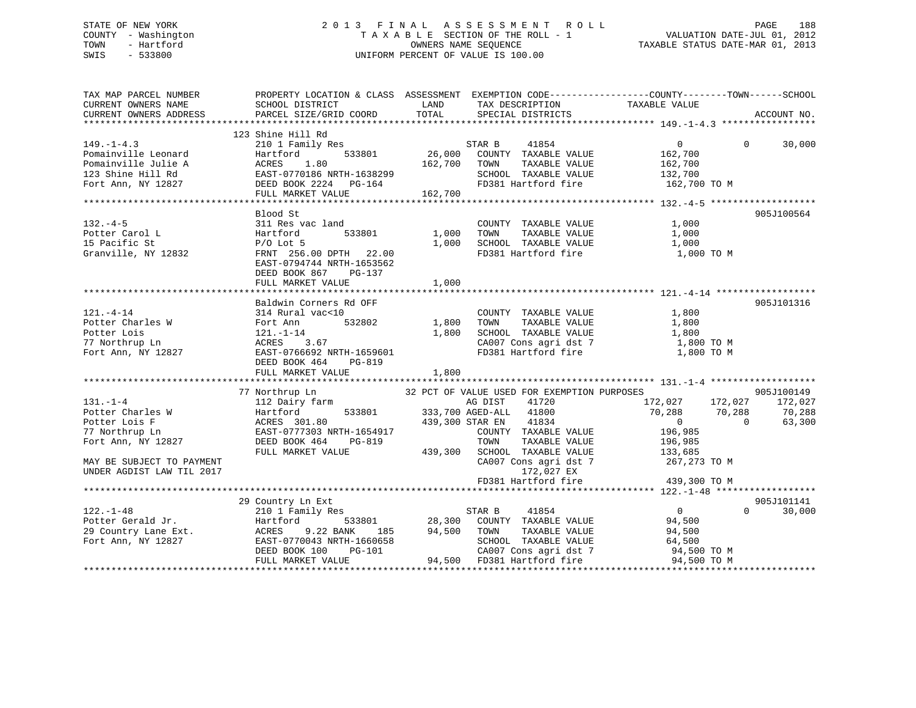STATE OF NEW YORK
COUNTY - Washington
TOWN - Hartford
SWIS - 533800

2 0 1 3 F I N A L A S S E S S M E N T R O L L
T A X A B L E SECTION OF THE ROLL - 1
OWNERS NAME SEQUENCE
UNIFORM PERCENT OF VALUE IS 100.00

VALUATION DATE-JUL 01, 2012
TAXABLE STATUS DATE-MAR 01, 2013

```
TAX MAP PARCEL NUMBER          PROPERTY LOCATION & CLASS  ASSESSMENT  EXEMPTION CODE------------------COUNTY--------TOWN------SCHOOL
CURRENT OWNERS NAME            SCHOOL DISTRICT               LAND      TAX DESCRIPTION              TAXABLE VALUE
CURRENT OWNERS ADDRESS         PARCEL SIZE/GRID COORD        TOTAL     SPECIAL DISTRICTS                                       ACCOUNT NO.
******************************************************************************************************* 149.-1-4.3 *****************
                               123 Shine Hill Rd
149.-1-4.3                     210 1 Family Res                          STAR B     41854                  0          0      30,000
Pomainville Leonard            Hartford          533801        26,000    COUNTY  TAXABLE VALUE         162,700
Pomainville Julie A            ACRES    1.80                  162,700    TOWN    TAXABLE VALUE         162,700
123 Shine Hill Rd              EAST-0770186 NRTH-1638299                 SCHOOL  TAXABLE VALUE         132,700
Fort Ann, NY 12827             DEED BOOK 2224   PG-164                   FD381 Hartford fire           162,700 TO M
                               FULL MARKET VALUE             162,700
******************************************************************************************************* 132.-4-5 *******************
                               Blood St                                                                                905J100564
132.-4-5                       311 Res vac land                          COUNTY  TAXABLE VALUE           1,000
Potter Carol L                 Hartford          533801         1,000    TOWN    TAXABLE VALUE           1,000
15 Pacific St                  P/O Lot 5                        1,000    SCHOOL  TAXABLE VALUE           1,000
Granville, NY 12832            FRNT 256.00 DPTH  22.00                   FD381 Hartford fire             1,000 TO M
                               EAST-0794744 NRTH-1653562
                               DEED BOOK 867    PG-137
                               FULL MARKET VALUE               1,000
******************************************************************************************************* 121.-4-14 ******************
                               Baldwin Corners Rd OFF                                                                  905J101316
121.-4-14                      314 Rural vac<10                          COUNTY  TAXABLE VALUE           1,800
Potter Charles W               Fort Ann          532802         1,800    TOWN    TAXABLE VALUE           1,800
Potter Lois                    121.-1-14                        1,800    SCHOOL  TAXABLE VALUE           1,800
77 Northrup Ln                 ACRES    3.67                             CA007 Cons agri dst 7           1,800 TO M
Fort Ann, NY 12827             EAST-0766692 NRTH-1659601                 FD381 Hartford fire             1,800 TO M
                               DEED BOOK 464    PG-819
                               FULL MARKET VALUE               1,800
******************************************************************************************************* 131.-1-4 *******************
                               77 Northrup Ln               32 PCT OF VALUE USED FOR EXEMPTION PURPOSES                        905J100149
131.-1-4                       112 Dairy farm                            AG DIST    41720            172,027    172,027     172,027
Potter Charles W               Hartford          533801       333,700 AGED-ALL  41800                 70,288     70,288      70,288
Potter Lois F                  ACRES  301.80                  439,300 STAR EN    41834                     0          0      63,300
77 Northrup Ln                 EAST-0777303 NRTH-1654917                 COUNTY  TAXABLE VALUE         196,985
Fort Ann, NY 12827             DEED BOOK 464    PG-819                   TOWN    TAXABLE VALUE         196,985
                               FULL MARKET VALUE             439,300    SCHOOL  TAXABLE VALUE         133,685
MAY BE SUBJECT TO PAYMENT                                                CA007 Cons agri dst 7         267,273 TO M
UNDER AGDIST LAW TIL 2017                                                      172,027 EX
                                                                         FD381 Hartford fire           439,300 TO M
******************************************************************************************************* 122.-1-48 ******************
                               29 Country Ln Ext                                                                       905J101141
122.-1-48                      210 1 Family Res                          STAR B     41854                  0          0      30,000
Potter Gerald Jr.              Hartford          533801        28,300    COUNTY  TAXABLE VALUE          94,500
29 Country Lane Ext.           ACRES    9.22 BANK     185      94,500    TOWN    TAXABLE VALUE          94,500
Fort Ann, NY 12827             EAST-0770043 NRTH-1660658                 SCHOOL  TAXABLE VALUE          64,500
                               DEED BOOK 100    PG-101                   CA007 Cons agri dst 7          94,500 TO M
                               FULL MARKET VALUE              94,500    FD381 Hartford fire            94,500 TO M
************************************************************************************************************************************
```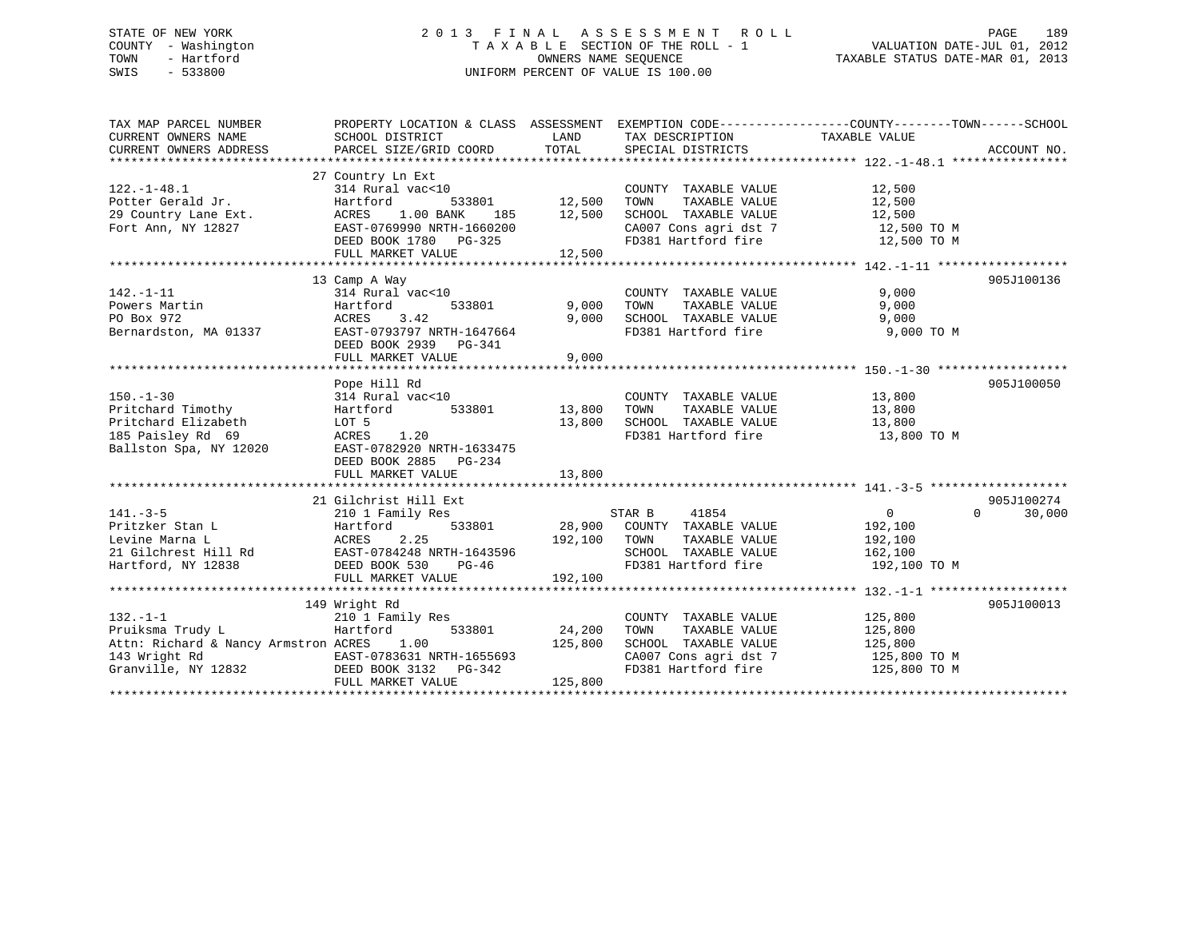STATE OF NEW YORK
COUNTY - Washington
TOWN - Hartford
SWIS - 533800

2 0 1 3 F I N A L A S S E S S M E N T R O L L
T A X A B L E SECTION OF THE ROLL - 1
OWNERS NAME SEQUENCE
UNIFORM PERCENT OF VALUE IS 100.00

VALUATION DATE-JUL 01, 2012
TAXABLE STATUS DATE-MAR 01, 2013

| TAX MAP PARCEL NUMBER / CURRENT OWNERS NAME / CURRENT OWNERS ADDRESS | PROPERTY LOCATION & CLASS / SCHOOL DISTRICT / PARCEL SIZE/GRID COORD | ASSESSMENT LAND | TOTAL | EXEMPTION CODE / TAX DESCRIPTION / SPECIAL DISTRICTS | COUNTY / TOWN / SCHOOL TAXABLE VALUE | ACCOUNT NO. |
|---|---|---|---|---|---|---|
| **122.-1-48.1** | 27 Country Ln Ext | | | | | |
| 122.-1-48.1 | 314 Rural vac<10 | | | COUNTY TAXABLE VALUE | 12,500 | |
| Potter Gerald Jr. | Hartford 533801 | 12,500 | | TOWN TAXABLE VALUE | 12,500 | |
| 29 Country Lane Ext. | ACRES 1.00 BANK 185 | | 12,500 | SCHOOL TAXABLE VALUE | 12,500 | |
| Fort Ann, NY 12827 | EAST-0769990 NRTH-1660200 | | | CA007 Cons agri dst 7 | 12,500 TO M | |
| | DEED BOOK 1780 PG-325 | | | FD381 Hartford fire | 12,500 TO M | |
| | FULL MARKET VALUE | | 12,500 | | | |
| **142.-1-11** | 13 Camp A Way | | | | | 905J100136 |
| 142.-1-11 | 314 Rural vac<10 | | | COUNTY TAXABLE VALUE | 9,000 | |
| Powers Martin | Hartford 533801 | 9,000 | | TOWN TAXABLE VALUE | 9,000 | |
| PO Box 972 | ACRES 3.42 | | 9,000 | SCHOOL TAXABLE VALUE | 9,000 | |
| Bernardston, MA 01337 | EAST-0793797 NRTH-1647664 | | | FD381 Hartford fire | 9,000 TO M | |
| | DEED BOOK 2939 PG-341 | | | | | |
| | FULL MARKET VALUE | | 9,000 | | | |
| **150.-1-30** | Pope Hill Rd | | | | | 905J100050 |
| 150.-1-30 | 314 Rural vac<10 | | | COUNTY TAXABLE VALUE | 13,800 | |
| Pritchard Timothy | Hartford 533801 | 13,800 | | TOWN TAXABLE VALUE | 13,800 | |
| Pritchard Elizabeth | LOT 5 | | 13,800 | SCHOOL TAXABLE VALUE | 13,800 | |
| 185 Paisley Rd 69 | ACRES 1.20 | | | FD381 Hartford fire | 13,800 TO M | |
| Ballston Spa, NY 12020 | EAST-0782920 NRTH-1633475 | | | | | |
| | DEED BOOK 2885 PG-234 | | | | | |
| | FULL MARKET VALUE | | 13,800 | | | |
| **141.-3-5** | 21 Gilchrist Hill Ext | | | | | 905J100274 |
| 141.-3-5 | 210 1 Family Res | | | STAR B 41854 | 0 0 30,000 | |
| Pritzker Stan L | Hartford 533801 | 28,900 | | COUNTY TAXABLE VALUE | 192,100 | |
| Levine Marna L | ACRES 2.25 | | 192,100 | TOWN TAXABLE VALUE | 192,100 | |
| 21 Gilchrest Hill Rd | EAST-0784248 NRTH-1643596 | | | SCHOOL TAXABLE VALUE | 162,100 | |
| Hartford, NY 12838 | DEED BOOK 530 PG-46 | | | FD381 Hartford fire | 192,100 TO M | |
| | FULL MARKET VALUE | | 192,100 | | | |
| **132.-1-1** | 149 Wright Rd | | | | | 905J100013 |
| 132.-1-1 | 210 1 Family Res | | | COUNTY TAXABLE VALUE | 125,800 | |
| Pruiksma Trudy L | Hartford 533801 | 24,200 | | TOWN TAXABLE VALUE | 125,800 | |
| Attn: Richard & Nancy Armstron | ACRES 1.00 | | 125,800 | SCHOOL TAXABLE VALUE | 125,800 | |
| 143 Wright Rd | EAST-0783631 NRTH-1655693 | | | CA007 Cons agri dst 7 | 125,800 TO M | |
| Granville, NY 12832 | DEED BOOK 3132 PG-342 | | | FD381 Hartford fire | 125,800 TO M | |
| | FULL MARKET VALUE | | 125,800 | | | |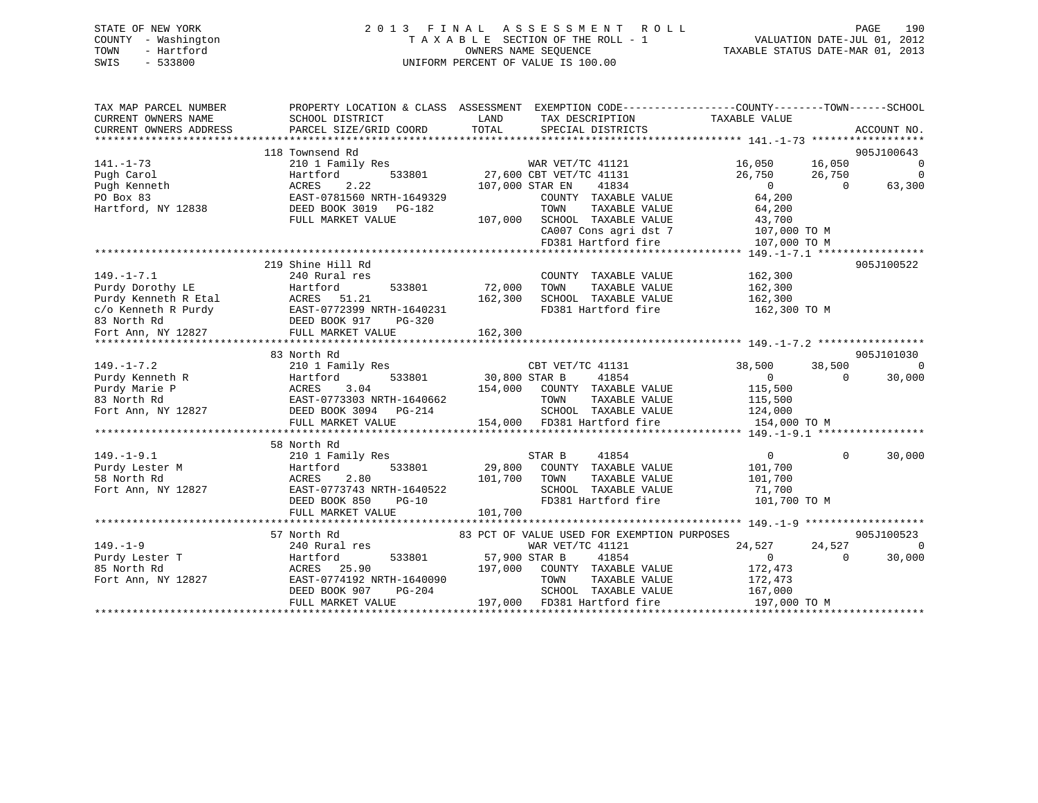STATE OF NEW YORK
COUNTY - Washington
TOWN - Hartford
SWIS - 533800

# 2013 FINAL ASSESSMENT ROLL

TAXABLE SECTION OF THE ROLL - 1
OWNERS NAME SEQUENCE
UNIFORM PERCENT OF VALUE IS 100.00

VALUATION DATE-JUL 01, 2012
TAXABLE STATUS DATE-MAR 01, 2013

```
TAX MAP PARCEL NUMBER          PROPERTY LOCATION & CLASS  ASSESSMENT  EXEMPTION CODE-----------------COUNTY--------TOWN------SCHOOL
CURRENT OWNERS NAME            SCHOOL DISTRICT               LAND      TAX DESCRIPTION            TAXABLE VALUE
CURRENT OWNERS ADDRESS         PARCEL SIZE/GRID COORD        TOTAL     SPECIAL DISTRICTS                                  ACCOUNT NO.
******************************************************************************************************* 141.-1-73 ******************
                               118 Townsend Rd                                                                      905J100643
141.-1-73                      210 1 Family Res                        WAR VET/TC 41121              16,050     16,050          0
Pugh Carol                     Hartford        533801        27,600 CBT VET/TC 41131                 26,750     26,750          0
Pugh Kenneth                   ACRES    2.22                107,000 STAR EN    41834                      0          0     63,300
PO Box 83                      EAST-0781560 NRTH-1649329               COUNTY  TAXABLE VALUE          64,200
Hartford, NY 12838             DEED BOOK 3019   PG-182                 TOWN    TAXABLE VALUE          64,200
                               FULL MARKET VALUE            107,000    SCHOOL  TAXABLE VALUE          43,700
                                                                       CA007 Cons agri dst 7         107,000 TO M
                                                                       FD381 Hartford fire           107,000 TO M
******************************************************************************************************* 149.-1-7.1 *****************
                               219 Shine Hill Rd                                                                    905J100522
149.-1-7.1                     240 Rural res                           COUNTY  TAXABLE VALUE         162,300
Purdy Dorothy LE               Hartford        533801        72,000    TOWN    TAXABLE VALUE         162,300
Purdy Kenneth R Etal           ACRES   51.21                162,300    SCHOOL  TAXABLE VALUE         162,300
c/o Kenneth R Purdy            EAST-0772399 NRTH-1640231               FD381 Hartford fire           162,300 TO M
83 North Rd                    DEED BOOK 917    PG-320
Fort Ann, NY 12827             FULL MARKET VALUE            162,300
******************************************************************************************************* 149.-1-7.2 *****************
                               83 North Rd                                                                          905J101030
149.-1-7.2                     210 1 Family Res                        CBT VET/TC 41131              38,500     38,500          0
Purdy Kenneth R                Hartford        533801        30,800 STAR B     41854                      0          0     30,000
Purdy Marie P                  ACRES    3.04                154,000    COUNTY  TAXABLE VALUE         115,500
83 North Rd                    EAST-0773303 NRTH-1640662               TOWN    TAXABLE VALUE         115,500
Fort Ann, NY 12827             DEED BOOK 3094   PG-214                 SCHOOL  TAXABLE VALUE         124,000
                               FULL MARKET VALUE            154,000    FD381 Hartford fire           154,000 TO M
******************************************************************************************************* 149.-1-9.1 *****************
                               58 North Rd
149.-1-9.1                     210 1 Family Res                        STAR B     41854                   0          0     30,000
Purdy Lester M                 Hartford        533801        29,800    COUNTY  TAXABLE VALUE         101,700
58 North Rd                    ACRES    2.80                101,700    TOWN    TAXABLE VALUE         101,700
Fort Ann, NY 12827             EAST-0773743 NRTH-1640522               SCHOOL  TAXABLE VALUE          71,700
                               DEED BOOK 850    PG-10                  FD381 Hartford fire           101,700 TO M
                               FULL MARKET VALUE            101,700
******************************************************************************************************* 149.-1-9 *******************
                               57 North Rd                  83 PCT OF VALUE USED FOR EXEMPTION PURPOSES                     905J100523
149.-1-9                       240 Rural res                           WAR VET/TC 41121              24,527     24,527          0
Purdy Lester T                 Hartford        533801        57,900 STAR B     41854                      0          0     30,000
85 North Rd                    ACRES   25.90                197,000    COUNTY  TAXABLE VALUE         172,473
Fort Ann, NY 12827             EAST-0774192 NRTH-1640090               TOWN    TAXABLE VALUE         172,473
                               DEED BOOK 907    PG-204                 SCHOOL  TAXABLE VALUE         167,000
                               FULL MARKET VALUE            197,000    FD381 Hartford fire           197,000 TO M
************************************************************************************************************************************
```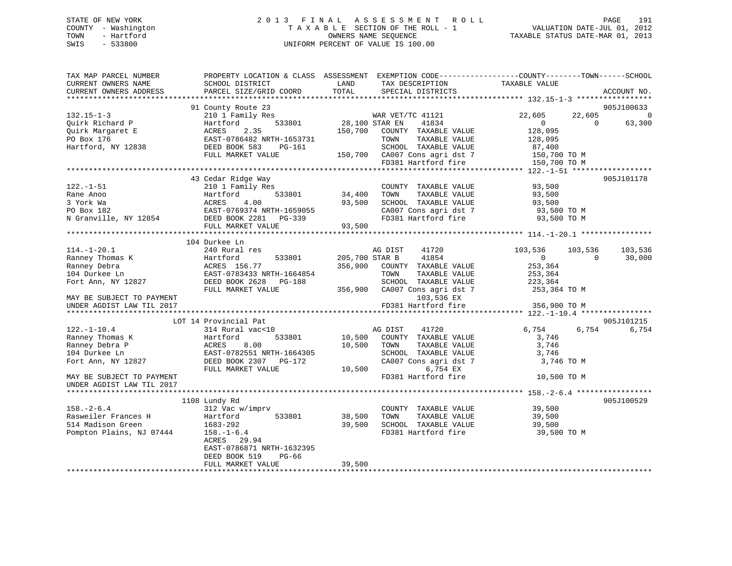STATE OF NEW YORK
COUNTY - Washington
TOWN - Hartford
SWIS - 533800

2 0 1 3 F I N A L A S S E S S M E N T R O L L
T A X A B L E SECTION OF THE ROLL - 1
OWNERS NAME SEQUENCE
UNIFORM PERCENT OF VALUE IS 100.00

VALUATION DATE-JUL 01, 2012
TAXABLE STATUS DATE-MAR 01, 2013

```
TAX MAP PARCEL NUMBER          PROPERTY LOCATION & CLASS  ASSESSMENT  EXEMPTION CODE------------------COUNTY--------TOWN------SCHOOL
CURRENT OWNERS NAME            SCHOOL DISTRICT               LAND      TAX DESCRIPTION               TAXABLE VALUE
CURRENT OWNERS ADDRESS         PARCEL SIZE/GRID COORD        TOTAL     SPECIAL DISTRICTS                                            ACCOUNT NO.
******************************************************************************************************* 132.15-1-3 *****************
                              91 County Route 23                                                                            905J100633
132.15-1-3                     210 1 Family Res                     WAR VET/TC 41121              22,605       22,605             0
Quirk Richard P                Hartford          533801      28,100 STAR EN     41834                   0            0        63,300
Quirk Margaret E               ACRES     2.35              150,700   COUNTY  TAXABLE VALUE          128,095
PO Box 176                     EAST-0786482 NRTH-1653731             TOWN    TAXABLE VALUE          128,095
Hartford, NY 12838             DEED BOOK 583     PG-161              SCHOOL  TAXABLE VALUE           87,400
                               FULL MARKET VALUE           150,700   CA007 Cons agri dst 7          150,700 TO M
                                                                     FD381 Hartford fire            150,700 TO M
******************************************************************************************************* 122.-1-51 ******************
                              43 Cedar Ridge Way                                                                            905J101178
122.-1-51                      210 1 Family Res                      COUNTY  TAXABLE VALUE           93,500
Rane Anoo                      Hartford          533801      34,400  TOWN    TAXABLE VALUE           93,500
3 York Wa                      ACRES     4.00               93,500   SCHOOL  TAXABLE VALUE           93,500
PO Box 182                     EAST-0769374 NRTH-1659055             CA007 Cons agri dst 7            93,500 TO M
N Granville, NY 12854          DEED BOOK 2281    PG-339              FD381 Hartford fire             93,500 TO M
                               FULL MARKET VALUE            93,500
******************************************************************************************************* 114.-1-20.1 ****************
                              104 Durkee Ln
114.-1-20.1                    240 Rural res                         AG DIST     41720           103,536      103,536       103,536
Ranney Thomas K                Hartford          533801     205,700 STAR B      41854                   0            0        30,000
Ranney Debra                   ACRES   156.77              356,900   COUNTY  TAXABLE VALUE          253,364
104 Durkee Ln                  EAST-0783433 NRTH-1664854             TOWN    TAXABLE VALUE          253,364
Fort Ann, NY 12827             DEED BOOK 2628    PG-188              SCHOOL  TAXABLE VALUE          223,364
                               FULL MARKET VALUE           356,900   CA007 Cons agri dst 7          253,364 TO M
MAY BE SUBJECT TO PAYMENT                                                 103,536 EX
UNDER AGDIST LAW TIL 2017                                            FD381 Hartford fire            356,900 TO M
******************************************************************************************************* 122.-1-10.4 ****************
                              LOT 14 Provincial Pat                                                                         905J101215
122.-1-10.4                    314 Rural vac<10                      AG DIST     41720             6,754        6,754         6,754
Ranney Thomas K                Hartford          533801      10,500  COUNTY  TAXABLE VALUE            3,746
Ranney Debra P                 ACRES     8.00               10,500   TOWN    TAXABLE VALUE            3,746
104 Durkee Ln                  EAST-0782551 NRTH-1664305             SCHOOL  TAXABLE VALUE            3,746
Fort Ann, NY 12827             DEED BOOK 2307    PG-172              CA007 Cons agri dst 7            3,746 TO M
                               FULL MARKET VALUE            10,500         6,754 EX
MAY BE SUBJECT TO PAYMENT                                            FD381 Hartford fire             10,500 TO M
UNDER AGDIST LAW TIL 2017
******************************************************************************************************* 158.-2-6.4 *****************
                              1108 Lundy Rd                                                                                 905J100529
158.-2-6.4                     312 Vac w/imprv                       COUNTY  TAXABLE VALUE           39,500
Rasweiler Frances H            Hartford          533801      38,500  TOWN    TAXABLE VALUE           39,500
514 Madison Green              1683-292                     39,500   SCHOOL  TAXABLE VALUE           39,500
Pompton Plains, NJ 07444       158.-1-6.4                            FD381 Hartford fire             39,500 TO M
                               ACRES    29.94
                               EAST-0786871 NRTH-1632395
                               DEED BOOK 519     PG-66
                               FULL MARKET VALUE            39,500
************************************************************************************************************************************
```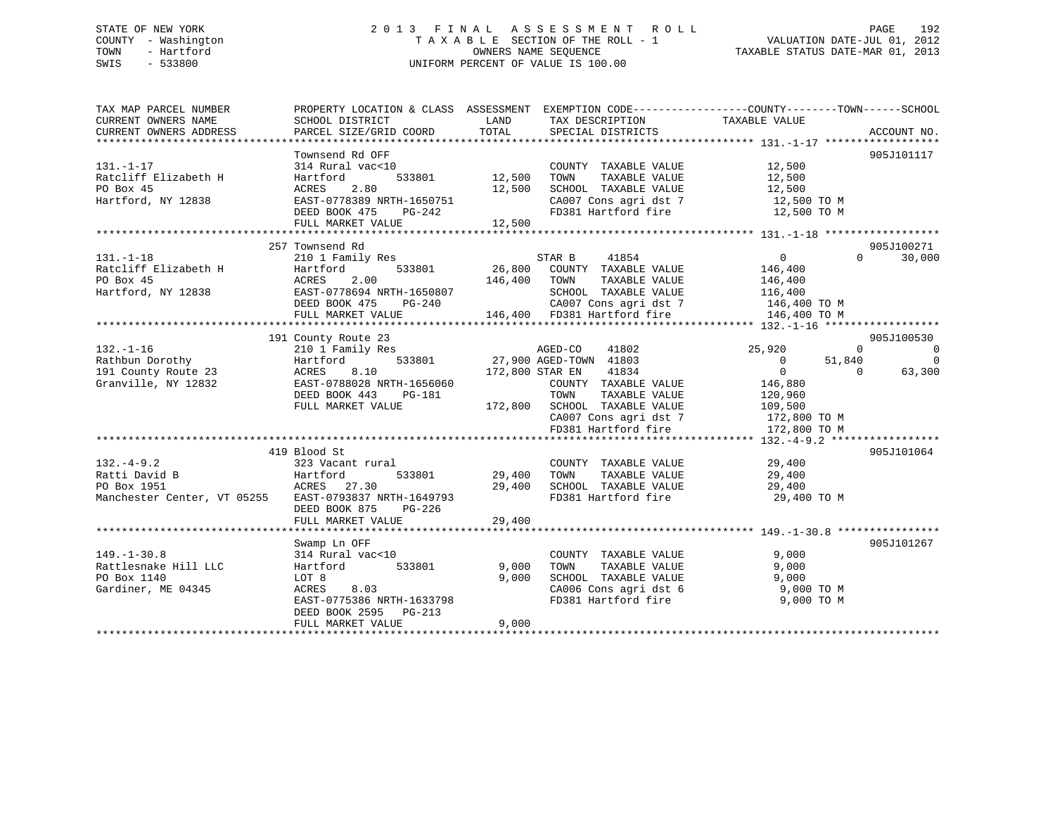STATE OF NEW YORK
COUNTY - Washington
TOWN - Hartford
SWIS - 533800

# 2013 FINAL ASSESSMENT ROLL

TAXABLE SECTION OF THE ROLL - 1
OWNERS NAME SEQUENCE
UNIFORM PERCENT OF VALUE IS 100.00

VALUATION DATE-JUL 01, 2012
TAXABLE STATUS DATE-MAR 01, 2013

```
TAX MAP PARCEL NUMBER          PROPERTY LOCATION & CLASS  ASSESSMENT  EXEMPTION CODE-----------------COUNTY--------TOWN------SCHOOL
CURRENT OWNERS NAME            SCHOOL DISTRICT               LAND      TAX DESCRIPTION            TAXABLE VALUE
CURRENT OWNERS ADDRESS         PARCEL SIZE/GRID COORD        TOTAL     SPECIAL DISTRICTS                                  ACCOUNT NO.
******************************************************************************************************* 131.-1-17 ******************
                               Townsend Rd OFF                                                                             905J101117
131.-1-17                      314 Rural vac<10                        COUNTY  TAXABLE VALUE           12,500
Ratcliff Elizabeth H           Hartford       533801      12,500       TOWN    TAXABLE VALUE           12,500
PO Box 45                      ACRES    2.80              12,500       SCHOOL  TAXABLE VALUE           12,500
Hartford, NY 12838             EAST-0778389 NRTH-1650751               CA007 Cons agri dst 7            12,500 TO M
                               DEED BOOK 475    PG-242                 FD381 Hartford fire              12,500 TO M
                               FULL MARKET VALUE          12,500
******************************************************************************************************* 131.-1-18 ******************
                               257 Townsend Rd                                                                             905J100271
131.-1-18                      210 1 Family Res                        STAR B     41854                 0          0       30,000
Ratcliff Elizabeth H           Hartford       533801      26,800       COUNTY  TAXABLE VALUE          146,400
PO Box 45                      ACRES    2.00             146,400       TOWN    TAXABLE VALUE          146,400
Hartford, NY 12838             EAST-0778694 NRTH-1650807               SCHOOL  TAXABLE VALUE          116,400
                               DEED BOOK 475    PG-240                 CA007 Cons agri dst 7           146,400 TO M
                               FULL MARKET VALUE         146,400       FD381 Hartford fire             146,400 TO M
******************************************************************************************************* 132.-1-16 ******************
                               191 County Route 23                                                                         905J100530
132.-1-16                      210 1 Family Res                        AGED-CO    41802            25,920          0            0
Rathbun Dorothy                Hartford       533801      27,900 AGED-TOWN  41803                   0     51,840            0
191 County Route 23            ACRES    8.10             172,800 STAR EN    41834                   0          0       63,300
Granville, NY 12832            EAST-0788028 NRTH-1656060               COUNTY  TAXABLE VALUE          146,880
                               DEED BOOK 443    PG-181                 TOWN    TAXABLE VALUE          120,960
                               FULL MARKET VALUE         172,800       SCHOOL  TAXABLE VALUE          109,500
                                                                       CA007 Cons agri dst 7           172,800 TO M
                                                                       FD381 Hartford fire             172,800 TO M
******************************************************************************************************* 132.-4-9.2 *****************
                               419 Blood St                                                                                905J101064
132.-4-9.2                     323 Vacant rural                        COUNTY  TAXABLE VALUE           29,400
Ratti David B                  Hartford       533801      29,400       TOWN    TAXABLE VALUE           29,400
PO Box 1951                    ACRES   27.30              29,400       SCHOOL  TAXABLE VALUE           29,400
Manchester Center, VT 05255    EAST-0793837 NRTH-1649793               FD381 Hartford fire              29,400 TO M
                               DEED BOOK 875    PG-226
                               FULL MARKET VALUE          29,400
******************************************************************************************************* 149.-1-30.8 ****************
                               Swamp Ln OFF                                                                                905J101267
149.-1-30.8                    314 Rural vac<10                        COUNTY  TAXABLE VALUE            9,000
Rattlesnake Hill LLC           Hartford       533801       9,000       TOWN    TAXABLE VALUE            9,000
PO Box 1140                    LOT 8                       9,000       SCHOOL  TAXABLE VALUE            9,000
Gardiner, ME 04345             ACRES    8.03                           CA006 Cons agri dst 6             9,000 TO M
                               EAST-0775386 NRTH-1633798               FD381 Hartford fire               9,000 TO M
                               DEED BOOK 2595   PG-213
                               FULL MARKET VALUE           9,000
************************************************************************************************************************************
```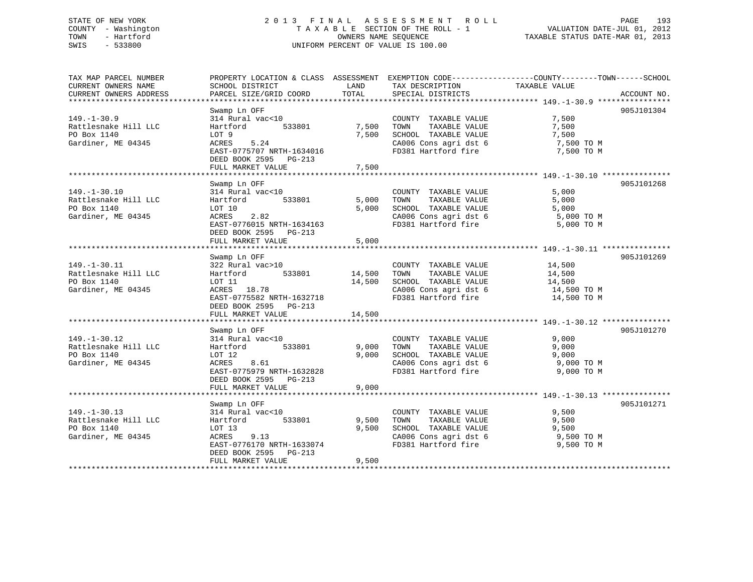STATE OF NEW YORK
COUNTY - Washington
TOWN - Hartford
SWIS - 533800

2 0 1 3 F I N A L A S S E S S M E N T R O L L
T A X A B L E SECTION OF THE ROLL - 1
OWNERS NAME SEQUENCE
UNIFORM PERCENT OF VALUE IS 100.00

VALUATION DATE-JUL 01, 2012
TAXABLE STATUS DATE-MAR 01, 2013

| TAX MAP PARCEL NUMBER<br>CURRENT OWNERS NAME<br>CURRENT OWNERS ADDRESS | PROPERTY LOCATION & CLASS<br>SCHOOL DISTRICT<br>PARCEL SIZE/GRID COORD | ASSESSMENT<br>LAND<br>TOTAL | EXEMPTION CODE-----COUNTY-----TOWN-----SCHOOL<br>TAX DESCRIPTION<br>SPECIAL DISTRICTS | TAXABLE VALUE | ACCOUNT NO. |
|---|---|---|---|---|---|
| 149.-1-30.9 | Swamp Ln OFF | | | | 905J101304 |
| 149.-1-30.9 | 314 Rural vac<10 | | COUNTY TAXABLE VALUE | 7,500 | |
| Rattlesnake Hill LLC | Hartford 533801 | 7,500 | TOWN TAXABLE VALUE | 7,500 | |
| PO Box 1140 | LOT 9 | 7,500 | SCHOOL TAXABLE VALUE | 7,500 | |
| Gardiner, ME 04345 | ACRES 5.24 | | CA006 Cons agri dst 6 | 7,500 TO M | |
| | EAST-0775707 NRTH-1634016 | | FD381 Hartford fire | 7,500 TO M | |
| | DEED BOOK 2595 PG-213 | | | | |
| | FULL MARKET VALUE | 7,500 | | | |
| 149.-1-30.10 | Swamp Ln OFF | | | | 905J101268 |
| 149.-1-30.10 | 314 Rural vac<10 | | COUNTY TAXABLE VALUE | 5,000 | |
| Rattlesnake Hill LLC | Hartford 533801 | 5,000 | TOWN TAXABLE VALUE | 5,000 | |
| PO Box 1140 | LOT 10 | 5,000 | SCHOOL TAXABLE VALUE | 5,000 | |
| Gardiner, ME 04345 | ACRES 2.82 | | CA006 Cons agri dst 6 | 5,000 TO M | |
| | EAST-0776015 NRTH-1634163 | | FD381 Hartford fire | 5,000 TO M | |
| | DEED BOOK 2595 PG-213 | | | | |
| | FULL MARKET VALUE | 5,000 | | | |
| 149.-1-30.11 | Swamp Ln OFF | | | | 905J101269 |
| 149.-1-30.11 | 322 Rural vac>10 | | COUNTY TAXABLE VALUE | 14,500 | |
| Rattlesnake Hill LLC | Hartford 533801 | 14,500 | TOWN TAXABLE VALUE | 14,500 | |
| PO Box 1140 | LOT 11 | 14,500 | SCHOOL TAXABLE VALUE | 14,500 | |
| Gardiner, ME 04345 | ACRES 18.78 | | CA006 Cons agri dst 6 | 14,500 TO M | |
| | EAST-0775582 NRTH-1632718 | | FD381 Hartford fire | 14,500 TO M | |
| | DEED BOOK 2595 PG-213 | | | | |
| | FULL MARKET VALUE | 14,500 | | | |
| 149.-1-30.12 | Swamp Ln OFF | | | | 905J101270 |
| 149.-1-30.12 | 314 Rural vac<10 | | COUNTY TAXABLE VALUE | 9,000 | |
| Rattlesnake Hill LLC | Hartford 533801 | 9,000 | TOWN TAXABLE VALUE | 9,000 | |
| PO Box 1140 | LOT 12 | 9,000 | SCHOOL TAXABLE VALUE | 9,000 | |
| Gardiner, ME 04345 | ACRES 8.61 | | CA006 Cons agri dst 6 | 9,000 TO M | |
| | EAST-0775979 NRTH-1632828 | | FD381 Hartford fire | 9,000 TO M | |
| | DEED BOOK 2595 PG-213 | | | | |
| | FULL MARKET VALUE | 9,000 | | | |
| 149.-1-30.13 | Swamp Ln OFF | | | | 905J101271 |
| 149.-1-30.13 | 314 Rural vac<10 | | COUNTY TAXABLE VALUE | 9,500 | |
| Rattlesnake Hill LLC | Hartford 533801 | 9,500 | TOWN TAXABLE VALUE | 9,500 | |
| PO Box 1140 | LOT 13 | 9,500 | SCHOOL TAXABLE VALUE | 9,500 | |
| Gardiner, ME 04345 | ACRES 9.13 | | CA006 Cons agri dst 6 | 9,500 TO M | |
| | EAST-0776170 NRTH-1633074 | | FD381 Hartford fire | 9,500 TO M | |
| | DEED BOOK 2595 PG-213 | | | | |
| | FULL MARKET VALUE | 9,500 | | | |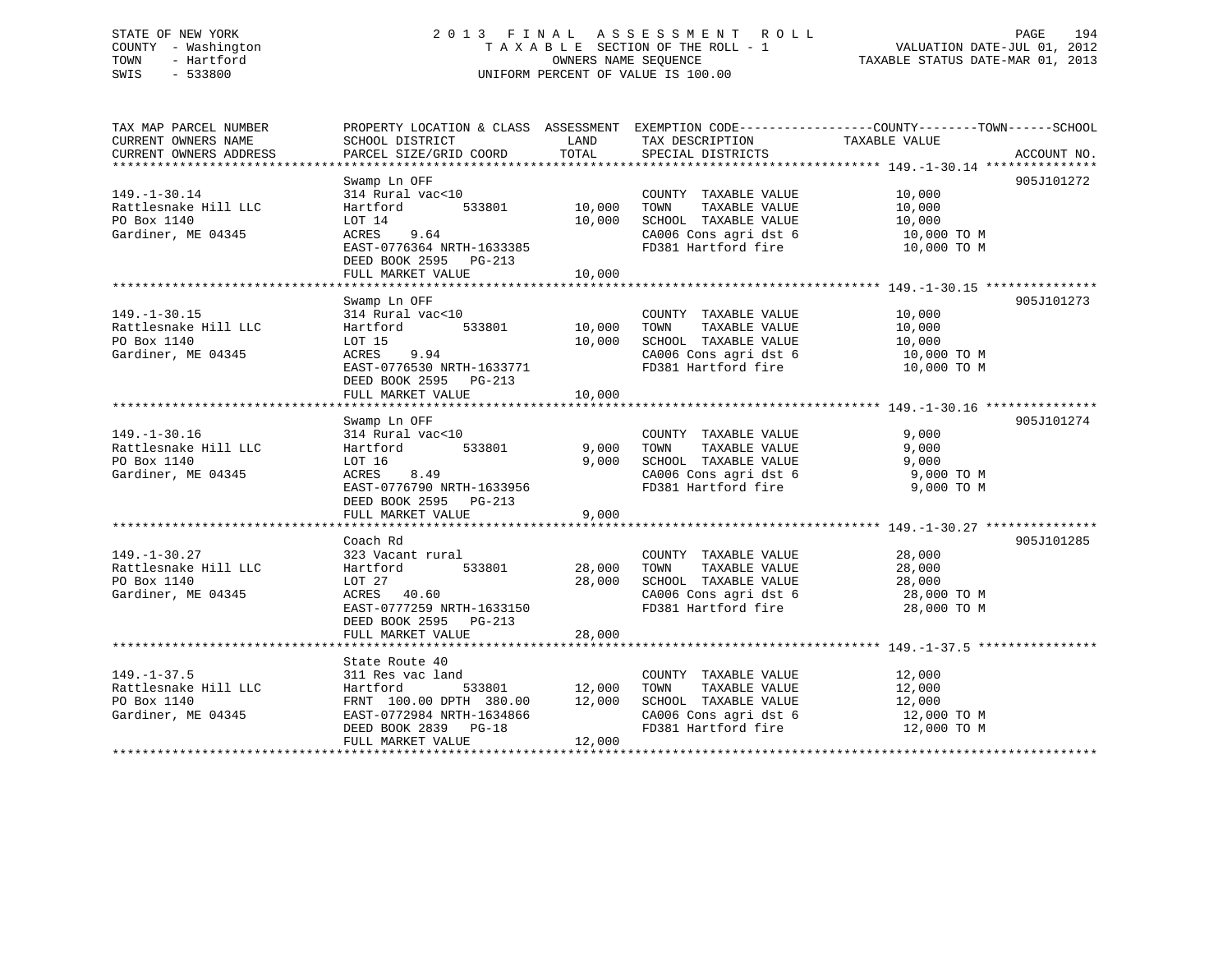STATE OF NEW YORK
COUNTY - Washington
TOWN - Hartford
SWIS - 533800

# 2013 FINAL ASSESSMENT ROLL

TAXABLE SECTION OF THE ROLL - 1
OWNERS NAME SEQUENCE
UNIFORM PERCENT OF VALUE IS 100.00

VALUATION DATE-JUL 01, 2012
TAXABLE STATUS DATE-MAR 01, 2013

| TAX MAP PARCEL NUMBER / CURRENT OWNERS NAME / CURRENT OWNERS ADDRESS | PROPERTY LOCATION & CLASS / SCHOOL DISTRICT / PARCEL SIZE/GRID COORD | ASSESSMENT LAND | TOTAL | EXEMPTION CODE / TAX DESCRIPTION / SPECIAL DISTRICTS | TAXABLE VALUE (COUNTY / TOWN / SCHOOL) | ACCOUNT NO. |
|---|---|---|---|---|---|---|
| 149.-1-30.14 | Swamp Ln OFF | | | | | 905J101272 |
| Rattlesnake Hill LLC | 314 Rural vac<10 | | | COUNTY TAXABLE VALUE | 10,000 | |
| PO Box 1140 | Hartford 533801 | 10,000 | | TOWN TAXABLE VALUE | 10,000 | |
| Gardiner, ME 04345 | LOT 14 | | 10,000 | SCHOOL TAXABLE VALUE | 10,000 | |
| | ACRES 9.64 | | | CA006 Cons agri dst 6 | 10,000 TO M | |
| | EAST-0776364 NRTH-1633385 | | | FD381 Hartford fire | 10,000 TO M | |
| | DEED BOOK 2595 PG-213 | | | | | |
| | FULL MARKET VALUE | | 10,000 | | | |
| 149.-1-30.15 | Swamp Ln OFF | | | | | 905J101273 |
| Rattlesnake Hill LLC | 314 Rural vac<10 | | | COUNTY TAXABLE VALUE | 10,000 | |
| PO Box 1140 | Hartford 533801 | 10,000 | | TOWN TAXABLE VALUE | 10,000 | |
| Gardiner, ME 04345 | LOT 15 | | 10,000 | SCHOOL TAXABLE VALUE | 10,000 | |
| | ACRES 9.94 | | | CA006 Cons agri dst 6 | 10,000 TO M | |
| | EAST-0776530 NRTH-1633771 | | | FD381 Hartford fire | 10,000 TO M | |
| | DEED BOOK 2595 PG-213 | | | | | |
| | FULL MARKET VALUE | | 10,000 | | | |
| 149.-1-30.16 | Swamp Ln OFF | | | | | 905J101274 |
| Rattlesnake Hill LLC | 314 Rural vac<10 | | | COUNTY TAXABLE VALUE | 9,000 | |
| PO Box 1140 | Hartford 533801 | 9,000 | | TOWN TAXABLE VALUE | 9,000 | |
| Gardiner, ME 04345 | LOT 16 | | 9,000 | SCHOOL TAXABLE VALUE | 9,000 | |
| | ACRES 8.49 | | | CA006 Cons agri dst 6 | 9,000 TO M | |
| | EAST-0776790 NRTH-1633956 | | | FD381 Hartford fire | 9,000 TO M | |
| | DEED BOOK 2595 PG-213 | | | | | |
| | FULL MARKET VALUE | | 9,000 | | | |
| 149.-1-30.27 | Coach Rd | | | | | 905J101285 |
| Rattlesnake Hill LLC | 323 Vacant rural | | | COUNTY TAXABLE VALUE | 28,000 | |
| PO Box 1140 | Hartford 533801 | 28,000 | | TOWN TAXABLE VALUE | 28,000 | |
| Gardiner, ME 04345 | LOT 27 | | 28,000 | SCHOOL TAXABLE VALUE | 28,000 | |
| | ACRES 40.60 | | | CA006 Cons agri dst 6 | 28,000 TO M | |
| | EAST-0777259 NRTH-1633150 | | | FD381 Hartford fire | 28,000 TO M | |
| | DEED BOOK 2595 PG-213 | | | | | |
| | FULL MARKET VALUE | | 28,000 | | | |
| 149.-1-37.5 | State Route 40 | | | | | |
| Rattlesnake Hill LLC | 311 Res vac land | | | COUNTY TAXABLE VALUE | 12,000 | |
| PO Box 1140 | Hartford 533801 | 12,000 | | TOWN TAXABLE VALUE | 12,000 | |
| Gardiner, ME 04345 | FRNT 100.00 DPTH 380.00 | | 12,000 | SCHOOL TAXABLE VALUE | 12,000 | |
| | EAST-0772984 NRTH-1634866 | | | CA006 Cons agri dst 6 | 12,000 TO M | |
| | DEED BOOK 2839 PG-18 | | | FD381 Hartford fire | 12,000 TO M | |
| | FULL MARKET VALUE | | 12,000 | | | |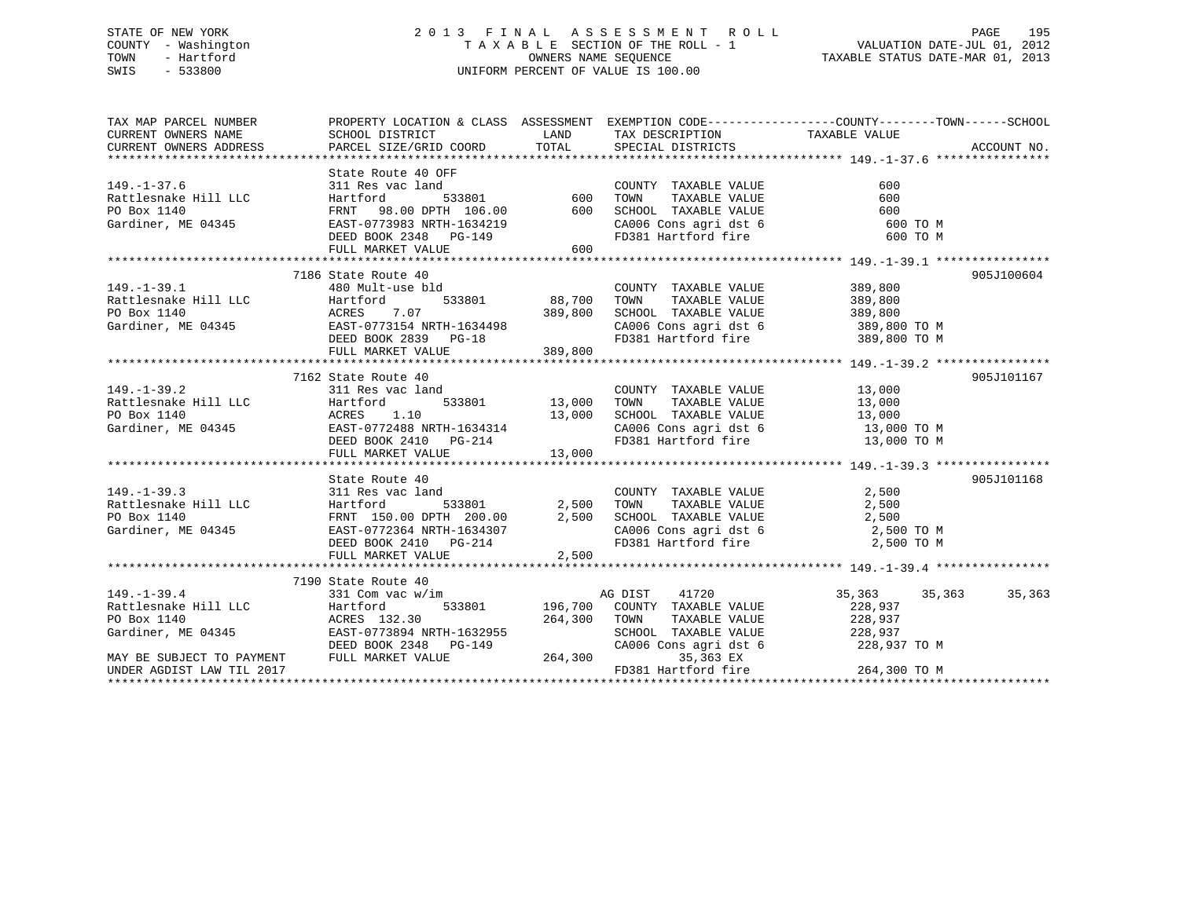STATE OF NEW YORK
COUNTY - Washington
TOWN - Hartford
SWIS - 533800

# 2013 FINAL ASSESSMENT ROLL
TAXABLE SECTION OF THE ROLL - 1
OWNERS NAME SEQUENCE
UNIFORM PERCENT OF VALUE IS 100.00

VALUATION DATE-JUL 01, 2012
TAXABLE STATUS DATE-MAR 01, 2013

| TAX MAP PARCEL NUMBER / CURRENT OWNERS NAME / CURRENT OWNERS ADDRESS | PROPERTY LOCATION & CLASS / SCHOOL DISTRICT / PARCEL SIZE/GRID COORD | ASSESSMENT LAND | TOTAL | EXEMPTION CODE / TAX DESCRIPTION / SPECIAL DISTRICTS | COUNTY TAXABLE VALUE | TOWN | SCHOOL | ACCOUNT NO. |
|---|---|---|---|---|---|---|---|---|
| **149.-1-37.6** | State Route 40 OFF | | | | | | | |
| 149.-1-37.6 | 311 Res vac land | | | COUNTY TAXABLE VALUE | 600 | | | |
| Rattlesnake Hill LLC | Hartford 533801 | 600 | | TOWN TAXABLE VALUE | 600 | | | |
| PO Box 1140 | FRNT 98.00 DPTH 106.00 | | 600 | SCHOOL TAXABLE VALUE | 600 | | | |
| Gardiner, ME 04345 | EAST-0773983 NRTH-1634219 | | | CA006 Cons agri dst 6 | 600 TO M | | | |
| | DEED BOOK 2348 PG-149 | | | FD381 Hartford fire | 600 TO M | | | |
| | FULL MARKET VALUE | | 600 | | | | | |
| **149.-1-39.1** | 7186 State Route 40 | | | | | | | 905J100604 |
| 149.-1-39.1 | 480 Mult-use bld | | | COUNTY TAXABLE VALUE | 389,800 | | | |
| Rattlesnake Hill LLC | Hartford 533801 | 88,700 | | TOWN TAXABLE VALUE | 389,800 | | | |
| PO Box 1140 | ACRES 7.07 | | 389,800 | SCHOOL TAXABLE VALUE | 389,800 | | | |
| Gardiner, ME 04345 | EAST-0773154 NRTH-1634498 | | | CA006 Cons agri dst 6 | 389,800 TO M | | | |
| | DEED BOOK 2839 PG-18 | | | FD381 Hartford fire | 389,800 TO M | | | |
| | FULL MARKET VALUE | | 389,800 | | | | | |
| **149.-1-39.2** | 7162 State Route 40 | | | | | | | 905J101167 |
| 149.-1-39.2 | 311 Res vac land | | | COUNTY TAXABLE VALUE | 13,000 | | | |
| Rattlesnake Hill LLC | Hartford 533801 | 13,000 | | TOWN TAXABLE VALUE | 13,000 | | | |
| PO Box 1140 | ACRES 1.10 | | 13,000 | SCHOOL TAXABLE VALUE | 13,000 | | | |
| Gardiner, ME 04345 | EAST-0772488 NRTH-1634314 | | | CA006 Cons agri dst 6 | 13,000 TO M | | | |
| | DEED BOOK 2410 PG-214 | | | FD381 Hartford fire | 13,000 TO M | | | |
| | FULL MARKET VALUE | | 13,000 | | | | | |
| **149.-1-39.3** | State Route 40 | | | | | | | 905J101168 |
| 149.-1-39.3 | 311 Res vac land | | | COUNTY TAXABLE VALUE | 2,500 | | | |
| Rattlesnake Hill LLC | Hartford 533801 | 2,500 | | TOWN TAXABLE VALUE | 2,500 | | | |
| PO Box 1140 | FRNT 150.00 DPTH 200.00 | | 2,500 | SCHOOL TAXABLE VALUE | 2,500 | | | |
| Gardiner, ME 04345 | EAST-0772364 NRTH-1634307 | | | CA006 Cons agri dst 6 | 2,500 TO M | | | |
| | DEED BOOK 2410 PG-214 | | | FD381 Hartford fire | 2,500 TO M | | | |
| | FULL MARKET VALUE | | 2,500 | | | | | |
| **149.-1-39.4** | 7190 State Route 40 | | | | | | | |
| 149.-1-39.4 | 331 Com vac w/im | | | AG DIST 41720 | 35,363 | 35,363 | 35,363 | |
| Rattlesnake Hill LLC | Hartford 533801 | 196,700 | | COUNTY TAXABLE VALUE | 228,937 | | | |
| PO Box 1140 | ACRES 132.30 | | 264,300 | TOWN TAXABLE VALUE | 228,937 | | | |
| Gardiner, ME 04345 | EAST-0773894 NRTH-1632955 | | | SCHOOL TAXABLE VALUE | 228,937 | | | |
| | DEED BOOK 2348 PG-149 | | | CA006 Cons agri dst 6 | 228,937 TO M | | | |
| MAY BE SUBJECT TO PAYMENT | FULL MARKET VALUE | | 264,300 | 35,363 EX | | | | |
| UNDER AGDIST LAW TIL 2017 | | | | FD381 Hartford fire | 264,300 TO M | | | |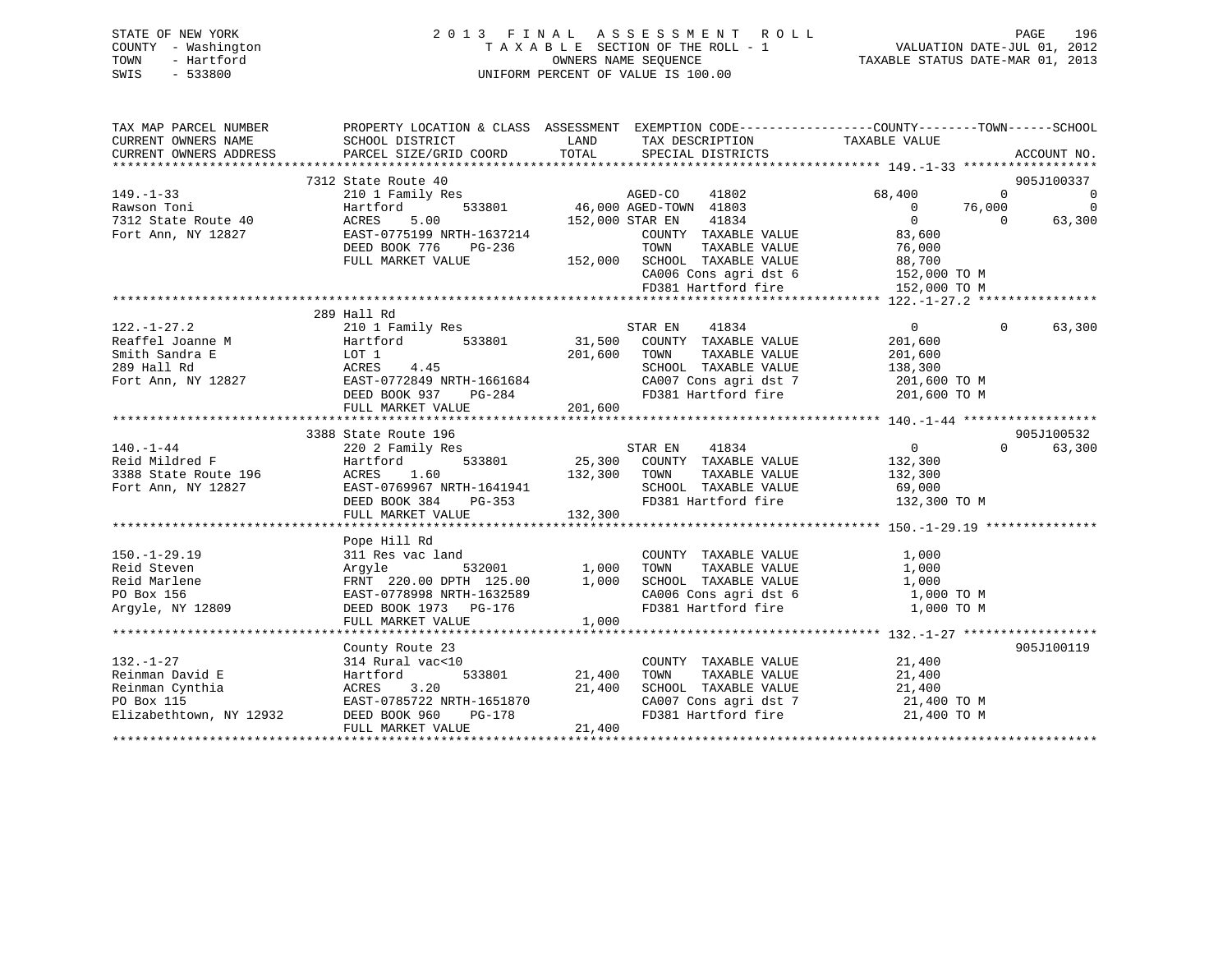STATE OF NEW YORK
COUNTY - Washington
TOWN - Hartford
SWIS - 533800

2 0 1 3 F I N A L A S S E S S M E N T R O L L
T A X A B L E SECTION OF THE ROLL - 1
OWNERS NAME SEQUENCE
UNIFORM PERCENT OF VALUE IS 100.00

VALUATION DATE-JUL 01, 2012
TAXABLE STATUS DATE-MAR 01, 2013

```
TAX MAP PARCEL NUMBER          PROPERTY LOCATION & CLASS  ASSESSMENT  EXEMPTION CODE------------------COUNTY--------TOWN------SCHOOL
CURRENT OWNERS NAME            SCHOOL DISTRICT              LAND      TAX DESCRIPTION              TAXABLE VALUE
CURRENT OWNERS ADDRESS         PARCEL SIZE/GRID COORD       TOTAL     SPECIAL DISTRICTS                                   ACCOUNT NO.
******************************************************************************************************* 149.-1-33 *****************
                            7312 State Route 40                                                                         905J100337
149.-1-33                    210 1 Family Res                        AGED-CO     41802          68,400          0              0
Rawson Toni                  Hartford        533801        46,000 AGED-TOWN  41803               0      76,000              0
7312 State Route 40          ACRES    5.00                152,000 STAR EN     41834               0           0         63,300
Fort Ann, NY 12827           EAST-0775199 NRTH-1637214               COUNTY  TAXABLE VALUE          83,600
                             DEED BOOK 776    PG-236                 TOWN    TAXABLE VALUE          76,000
                             FULL MARKET VALUE            152,000   SCHOOL  TAXABLE VALUE          88,700
                                                                     CA006 Cons agri dst 6         152,000 TO M
                                                                     FD381 Hartford fire           152,000 TO M
******************************************************************************************************* 122.-1-27.2 ***************
                            289 Hall Rd
122.-1-27.2                  210 1 Family Res                        STAR EN     41834               0           0         63,300
Reaffel Joanne M             Hartford        533801        31,500   COUNTY  TAXABLE VALUE         201,600
Smith Sandra E               LOT 1                        201,600   TOWN    TAXABLE VALUE         201,600
289 Hall Rd                  ACRES    4.45                           SCHOOL  TAXABLE VALUE         138,300
Fort Ann, NY 12827           EAST-0772849 NRTH-1661684               CA007 Cons agri dst 7         201,600 TO M
                             DEED BOOK 937    PG-284                 FD381 Hartford fire           201,600 TO M
                             FULL MARKET VALUE            201,600
******************************************************************************************************* 140.-1-44 *****************
                            3388 State Route 196                                                                        905J100532
140.-1-44                    220 2 Family Res                        STAR EN     41834               0           0         63,300
Reid Mildred F               Hartford        533801        25,300   COUNTY  TAXABLE VALUE         132,300
3388 State Route 196         ACRES    1.60                132,300   TOWN    TAXABLE VALUE         132,300
Fort Ann, NY 12827           EAST-0769967 NRTH-1641941               SCHOOL  TAXABLE VALUE          69,000
                             DEED BOOK 384    PG-353                 FD381 Hartford fire           132,300 TO M
                             FULL MARKET VALUE            132,300
******************************************************************************************************* 150.-1-29.19 **************
                            Pope Hill Rd
150.-1-29.19                 311 Res vac land                        COUNTY  TAXABLE VALUE           1,000
Reid Steven                  Argyle          532001         1,000   TOWN    TAXABLE VALUE           1,000
Reid Marlene                 FRNT 220.00 DPTH 125.00        1,000   SCHOOL  TAXABLE VALUE           1,000
PO Box 156                   EAST-0778998 NRTH-1632589               CA006 Cons agri dst 6           1,000 TO M
Argyle, NY 12809             DEED BOOK 1973   PG-176                 FD381 Hartford fire             1,000 TO M
                             FULL MARKET VALUE              1,000
******************************************************************************************************* 132.-1-27 *****************
                            County Route 23                                                                             905J100119
132.-1-27                    314 Rural vac<10                        COUNTY  TAXABLE VALUE          21,400
Reinman David E              Hartford        533801        21,400   TOWN    TAXABLE VALUE          21,400
Reinman Cynthia              ACRES    3.20                 21,400   SCHOOL  TAXABLE VALUE          21,400
PO Box 115                   EAST-0785722 NRTH-1651870               CA007 Cons agri dst 7          21,400 TO M
Elizabethtown, NY 12932      DEED BOOK 960    PG-178                 FD381 Hartford fire            21,400 TO M
                             FULL MARKET VALUE             21,400
************************************************************************************************************************************
```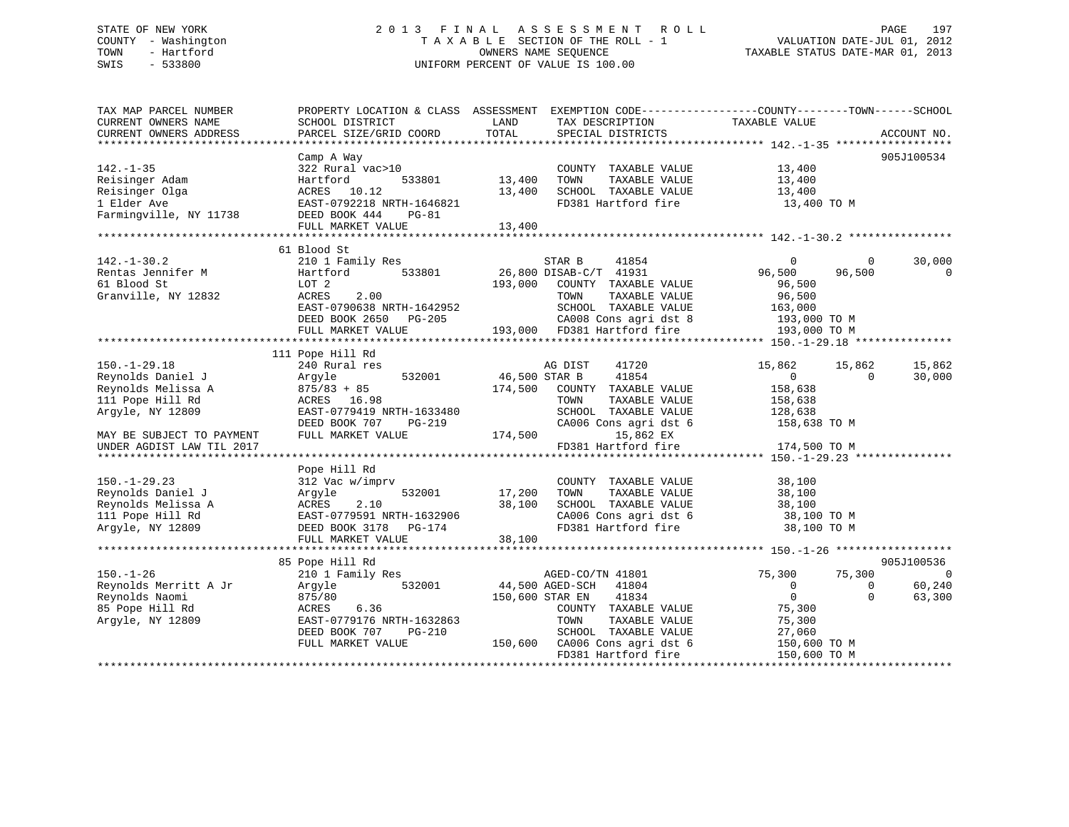STATE OF NEW YORK
COUNTY - Washington
TOWN - Hartford
SWIS - 533800

# 2013 FINAL ASSESSMENT ROLL
TAXABLE SECTION OF THE ROLL - 1
OWNERS NAME SEQUENCE
UNIFORM PERCENT OF VALUE IS 100.00

VALUATION DATE-JUL 01, 2012
TAXABLE STATUS DATE-MAR 01, 2013

```
TAX MAP PARCEL NUMBER          PROPERTY LOCATION & CLASS  ASSESSMENT  EXEMPTION CODE-----------------COUNTY--------TOWN------SCHOOL
CURRENT OWNERS NAME            SCHOOL DISTRICT              LAND       TAX DESCRIPTION             TAXABLE VALUE
CURRENT OWNERS ADDRESS         PARCEL SIZE/GRID COORD       TOTAL      SPECIAL DISTRICTS                                         ACCOUNT NO.
*********************************************************************************************** 142.-1-35 ******************
                               Camp A Way                                                                               905J100534
142.-1-35                      322 Rural vac>10                         COUNTY  TAXABLE VALUE          13,400
Reisinger Adam                 Hartford        533801        13,400     TOWN    TAXABLE VALUE          13,400
Reisinger Olga                 ACRES   10.12                 13,400     SCHOOL  TAXABLE VALUE          13,400
1 Elder Ave                    EAST-0792218 NRTH-1646821                FD381 Hartford fire              13,400 TO M
Farmingville, NY 11738         DEED BOOK 444    PG-81
                               FULL MARKET VALUE             13,400
*********************************************************************************************** 142.-1-30.2 ****************
                               61 Blood St
142.-1-30.2                    210 1 Family Res                         STAR B     41854                    0          0      30,000
Rentas Jennifer M              Hartford        533801        26,800 DISAB-C/T  41931               96,500     96,500           0
61 Blood St                    LOT 2                        193,000     COUNTY  TAXABLE VALUE          96,500
Granville, NY 12832            ACRES    2.00                            TOWN    TAXABLE VALUE          96,500
                               EAST-0790638 NRTH-1642952                SCHOOL  TAXABLE VALUE         163,000
                               DEED BOOK 2650   PG-205                  CA008 Cons agri dst 8           193,000 TO M
                               FULL MARKET VALUE            193,000     FD381 Hartford fire             193,000 TO M
*********************************************************************************************** 150.-1-29.18 ***************
                               111 Pope Hill Rd
150.-1-29.18                   240 Rural res                            AG DIST    41720               15,862     15,862      15,862
Reynolds Daniel J              Argyle          532001        46,500 STAR B     41854                    0          0      30,000
Reynolds Melissa A             875/83 + 85                  174,500     COUNTY  TAXABLE VALUE         158,638
111 Pope Hill Rd               ACRES   16.98                            TOWN    TAXABLE VALUE         158,638
Argyle, NY 12809               EAST-0779419 NRTH-1633480                SCHOOL  TAXABLE VALUE         128,638
                               DEED BOOK 707    PG-219                  CA006 Cons agri dst 6           158,638 TO M
MAY BE SUBJECT TO PAYMENT      FULL MARKET VALUE            174,500               15,862 EX
UNDER AGDIST LAW TIL 2017                                               FD381 Hartford fire             174,500 TO M
*********************************************************************************************** 150.-1-29.23 ***************
                               Pope Hill Rd
150.-1-29.23                   312 Vac w/imprv                          COUNTY  TAXABLE VALUE          38,100
Reynolds Daniel J              Argyle          532001        17,200     TOWN    TAXABLE VALUE          38,100
Reynolds Melissa A             ACRES    2.10                 38,100     SCHOOL  TAXABLE VALUE          38,100
111 Pope Hill Rd               EAST-0779591 NRTH-1632906                CA006 Cons agri dst 6            38,100 TO M
Argyle, NY 12809               DEED BOOK 3178   PG-174                  FD381 Hartford fire              38,100 TO M
                               FULL MARKET VALUE             38,100
*********************************************************************************************** 150.-1-26 ******************
                               85 Pope Hill Rd                                                                          905J100536
150.-1-26                      210 1 Family Res                         AGED-CO/TN 41801               75,300     75,300           0
Reynolds Merritt A Jr          Argyle          532001        44,500 AGED-SCH   41804                    0          0      60,240
Reynolds Naomi                 875/80                       150,600 STAR EN    41834                    0          0      63,300
85 Pope Hill Rd                ACRES    6.36                            COUNTY  TAXABLE VALUE          75,300
Argyle, NY 12809               EAST-0779176 NRTH-1632863                TOWN    TAXABLE VALUE          75,300
                               DEED BOOK 707    PG-210                  SCHOOL  TAXABLE VALUE          27,060
                               FULL MARKET VALUE            150,600     CA006 Cons agri dst 6           150,600 TO M
                                                                        FD381 Hartford fire             150,600 TO M
****************************************************************************************************************************
```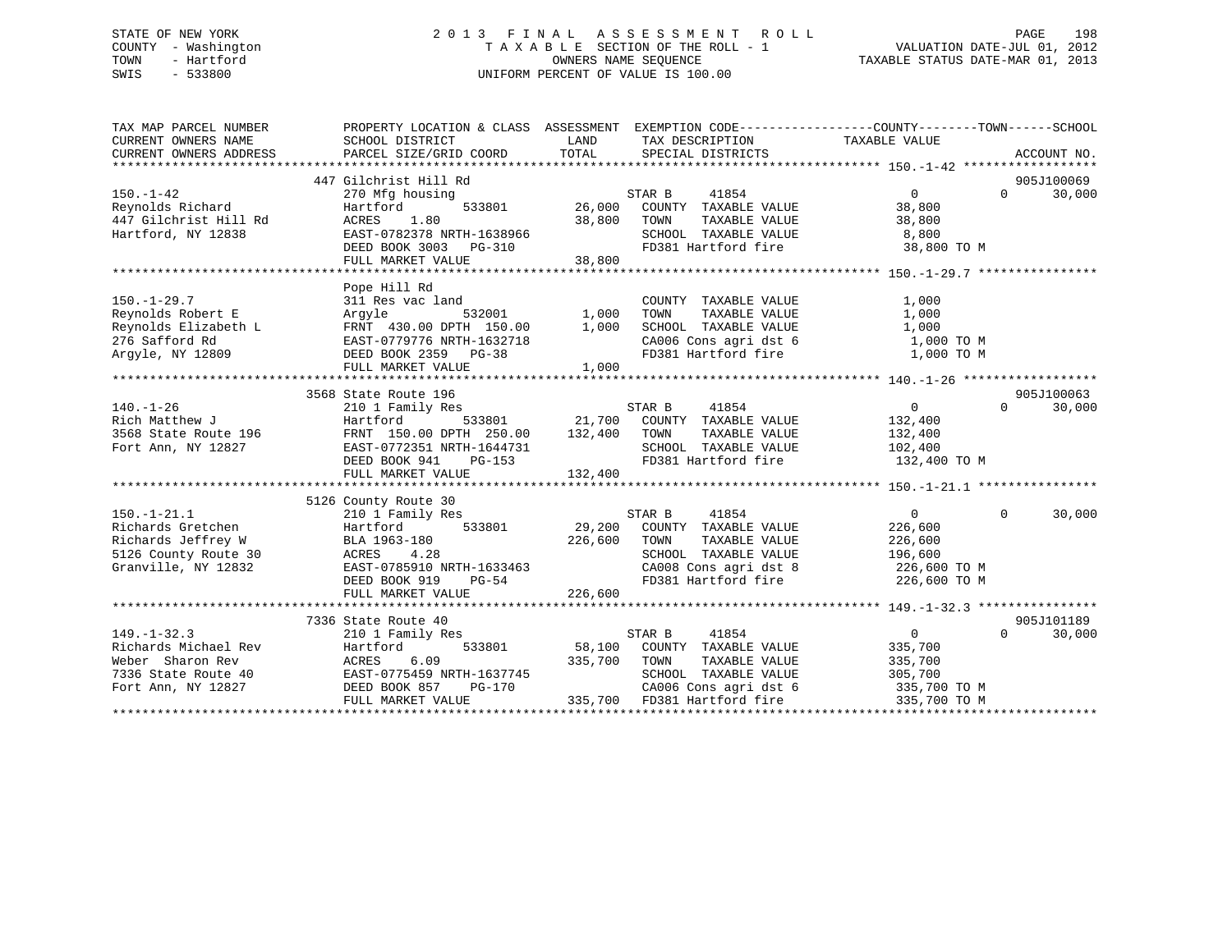STATE OF NEW YORK
COUNTY - Washington
TOWN - Hartford
SWIS - 533800

# 2013 FINAL ASSESSMENT ROLL
TAXABLE SECTION OF THE ROLL - 1
OWNERS NAME SEQUENCE
UNIFORM PERCENT OF VALUE IS 100.00

VALUATION DATE-JUL 01, 2012
TAXABLE STATUS DATE-MAR 01, 2013

| TAX MAP PARCEL NUMBER / CURRENT OWNERS NAME / CURRENT OWNERS ADDRESS | PROPERTY LOCATION & CLASS / SCHOOL DISTRICT / PARCEL SIZE/GRID COORD | ASSESSMENT LAND | TOTAL | EXEMPTION CODE / TAX DESCRIPTION / SPECIAL DISTRICTS | COUNTY / TOWN TAXABLE VALUE | SCHOOL | ACCOUNT NO. |
|---|---|---|---|---|---|---|---|
| 150.-1-42 | 447 Gilchrist Hill Rd | | | | | | 905J100069 |
| Reynolds Richard | 270 Mfg housing | | | STAR B 41854 | 0 | 0 30,000 | |
| 447 Gilchrist Hill Rd | Hartford 533801 | 26,000 | | COUNTY TAXABLE VALUE | 38,800 | | |
| Hartford, NY 12838 | ACRES 1.80 | | 38,800 | TOWN TAXABLE VALUE | 38,800 | | |
| | EAST-0782378 NRTH-1638966 | | | SCHOOL TAXABLE VALUE | 8,800 | | |
| | DEED BOOK 3003 PG-310 | | | FD381 Hartford fire | 38,800 TO M | | |
| | FULL MARKET VALUE | | 38,800 | | | | |
| 150.-1-29.7 | Pope Hill Rd | | | | | | |
| Reynolds Robert E | 311 Res vac land | | | COUNTY TAXABLE VALUE | 1,000 | | |
| Reynolds Elizabeth L | Argyle 532001 | 1,000 | | TOWN TAXABLE VALUE | 1,000 | | |
| 276 Safford Rd | FRNT 430.00 DPTH 150.00 | | 1,000 | SCHOOL TAXABLE VALUE | 1,000 | | |
| Argyle, NY 12809 | EAST-0779776 NRTH-1632718 | | | CA006 Cons agri dst 6 | 1,000 TO M | | |
| | DEED BOOK 2359 PG-38 | | | FD381 Hartford fire | 1,000 TO M | | |
| | FULL MARKET VALUE | | 1,000 | | | | |
| 140.-1-26 | 3568 State Route 196 | | | | | | 905J100063 |
| Rich Matthew J | 210 1 Family Res | | | STAR B 41854 | 0 | 0 30,000 | |
| 3568 State Route 196 | Hartford 533801 | 21,700 | | COUNTY TAXABLE VALUE | 132,400 | | |
| Fort Ann, NY 12827 | FRNT 150.00 DPTH 250.00 | | 132,400 | TOWN TAXABLE VALUE | 132,400 | | |
| | EAST-0772351 NRTH-1644731 | | | SCHOOL TAXABLE VALUE | 102,400 | | |
| | DEED BOOK 941 PG-153 | | | FD381 Hartford fire | 132,400 TO M | | |
| | FULL MARKET VALUE | | 132,400 | | | | |
| 150.-1-21.1 | 5126 County Route 30 | | | | | | |
| Richards Gretchen | 210 1 Family Res | | | STAR B 41854 | 0 | 0 30,000 | |
| Richards Jeffrey W | Hartford 533801 | 29,200 | | COUNTY TAXABLE VALUE | 226,600 | | |
| 5126 County Route 30 | BLA 1963-180 | | 226,600 | TOWN TAXABLE VALUE | 226,600 | | |
| Granville, NY 12832 | ACRES 4.28 | | | SCHOOL TAXABLE VALUE | 196,600 | | |
| | EAST-0785910 NRTH-1633463 | | | CA008 Cons agri dst 8 | 226,600 TO M | | |
| | DEED BOOK 919 PG-54 | | | FD381 Hartford fire | 226,600 TO M | | |
| | FULL MARKET VALUE | | 226,600 | | | | |
| 149.-1-32.3 | 7336 State Route 40 | | | | | | 905J101189 |
| Richards Michael Rev | 210 1 Family Res | | | STAR B 41854 | 0 | 0 30,000 | |
| Weber Sharon Rev | Hartford 533801 | 58,100 | | COUNTY TAXABLE VALUE | 335,700 | | |
| 7336 State Route 40 | ACRES 6.09 | | 335,700 | TOWN TAXABLE VALUE | 335,700 | | |
| Fort Ann, NY 12827 | EAST-0775459 NRTH-1637745 | | | SCHOOL TAXABLE VALUE | 305,700 | | |
| | DEED BOOK 857 PG-170 | | | CA006 Cons agri dst 6 | 335,700 TO M | | |
| | FULL MARKET VALUE | | 335,700 | FD381 Hartford fire | 335,700 TO M | | |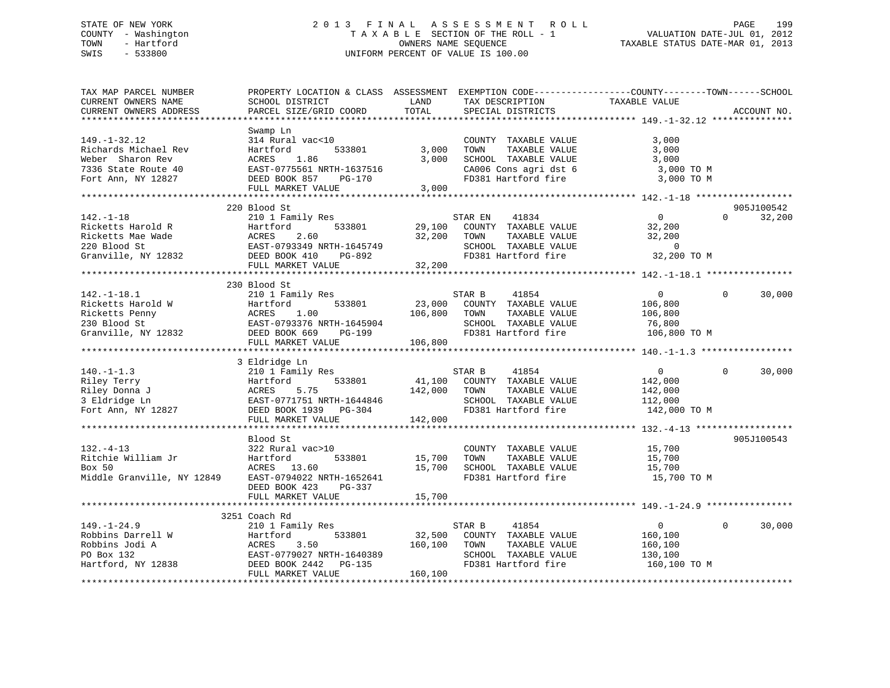STATE OF NEW YORK
COUNTY - Washington
TOWN - Hartford
SWIS - 533800

# 2013 FINAL ASSESSMENT ROLL
TAXABLE SECTION OF THE ROLL - 1
OWNERS NAME SEQUENCE
UNIFORM PERCENT OF VALUE IS 100.00

VALUATION DATE-JUL 01, 2012
TAXABLE STATUS DATE-MAR 01, 2013

```
TAX MAP PARCEL NUMBER          PROPERTY LOCATION & CLASS  ASSESSMENT  EXEMPTION CODE------------------COUNTY--------TOWN------SCHOOL
CURRENT OWNERS NAME            SCHOOL DISTRICT               LAND      TAX DESCRIPTION              TAXABLE VALUE
CURRENT OWNERS ADDRESS         PARCEL SIZE/GRID COORD        TOTAL     SPECIAL DISTRICTS                                        ACCOUNT NO.
*********************************************************************************************** 149.-1-32.12 ***************
                               Swamp Ln
149.-1-32.12                   314 Rural vac<10                         COUNTY  TAXABLE VALUE            3,000
Richards Michael Rev           Hartford         533801         3,000    TOWN    TAXABLE VALUE            3,000
Weber  Sharon Rev              ACRES    1.86                   3,000    SCHOOL  TAXABLE VALUE            3,000
7336 State Route 40            EAST-0775561 NRTH-1637516                CA006 Cons agri dst 6            3,000 TO M
Fort Ann, NY 12827             DEED BOOK 857    PG-170                  FD381 Hartford fire              3,000 TO M
                               FULL MARKET VALUE              3,000
*********************************************************************************************** 142.-1-18 ******************
                               220 Blood St                                                                         905J100542
142.-1-18                      210 1 Family Res                         STAR EN     41834                0          0      32,200
Ricketts Harold R              Hartford         533801        29,100    COUNTY  TAXABLE VALUE           32,200
Ricketts Mae Wade              ACRES    2.60                  32,200    TOWN    TAXABLE VALUE           32,200
220 Blood St                   EAST-0793349 NRTH-1645749                SCHOOL  TAXABLE VALUE                0
Granville, NY 12832            DEED BOOK 410    PG-892                  FD381 Hartford fire             32,200 TO M
                               FULL MARKET VALUE             32,200
*********************************************************************************************** 142.-1-18.1 ****************
                               230 Blood St
142.-1-18.1                    210 1 Family Res                         STAR B      41854                0          0      30,000
Ricketts Harold W              Hartford         533801        23,000    COUNTY  TAXABLE VALUE          106,800
Ricketts Penny                 ACRES    1.00                 106,800    TOWN    TAXABLE VALUE          106,800
230 Blood St                   EAST-0793376 NRTH-1645904                SCHOOL  TAXABLE VALUE           76,800
Granville, NY 12832            DEED BOOK 669    PG-199                  FD381 Hartford fire            106,800 TO M
                               FULL MARKET VALUE            106,800
*********************************************************************************************** 140.-1-1.3 *****************
                               3 Eldridge Ln
140.-1-1.3                     210 1 Family Res                         STAR B      41854                0          0      30,000
Riley Terry                    Hartford         533801        41,100    COUNTY  TAXABLE VALUE          142,000
Riley Donna J                  ACRES    5.75                 142,000    TOWN    TAXABLE VALUE          142,000
3 Eldridge Ln                  EAST-0771751 NRTH-1644846                SCHOOL  TAXABLE VALUE          112,000
Fort Ann, NY 12827             DEED BOOK 1939   PG-304                  FD381 Hartford fire            142,000 TO M
                               FULL MARKET VALUE            142,000
*********************************************************************************************** 132.-4-13 ******************
                               Blood St                                                                             905J100543
132.-4-13                      322 Rural vac>10                         COUNTY  TAXABLE VALUE           15,700
Ritchie William Jr             Hartford         533801        15,700    TOWN    TAXABLE VALUE           15,700
Box 50                         ACRES   13.60                  15,700    SCHOOL  TAXABLE VALUE           15,700
Middle Granville, NY 12849     EAST-0794022 NRTH-1652641                FD381 Hartford fire             15,700 TO M
                               DEED BOOK 423    PG-337
                               FULL MARKET VALUE             15,700
*********************************************************************************************** 149.-1-24.9 ****************
                               3251 Coach Rd
149.-1-24.9                    210 1 Family Res                         STAR B      41854                0          0      30,000
Robbins Darrell W              Hartford         533801        32,500    COUNTY  TAXABLE VALUE          160,100
Robbins Jodi A                 ACRES    3.50                 160,100    TOWN    TAXABLE VALUE          160,100
PO Box 132                     EAST-0779027 NRTH-1640389                SCHOOL  TAXABLE VALUE          130,100
Hartford, NY 12838             DEED BOOK 2442   PG-135                  FD381 Hartford fire            160,100 TO M
                               FULL MARKET VALUE            160,100
****************************************************************************************************************************
```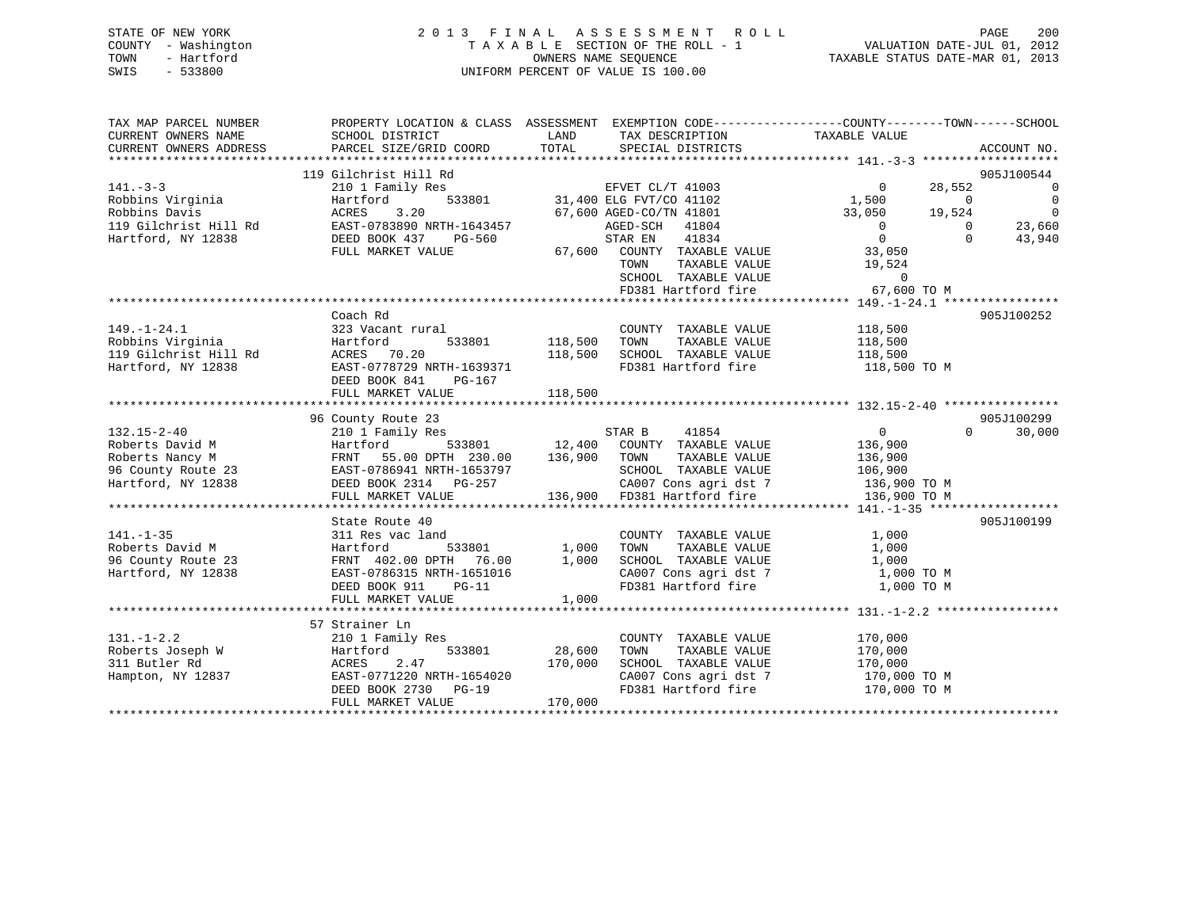STATE OF NEW YORK
COUNTY - Washington
TOWN - Hartford
SWIS - 533800

2 0 1 3 F I N A L A S S E S S M E N T R O L L
T A X A B L E SECTION OF THE ROLL - 1
OWNERS NAME SEQUENCE
UNIFORM PERCENT OF VALUE IS 100.00

VALUATION DATE-JUL 01, 2012
TAXABLE STATUS DATE-MAR 01, 2013

```
TAX MAP PARCEL NUMBER          PROPERTY LOCATION & CLASS  ASSESSMENT  EXEMPTION CODE------------------COUNTY--------TOWN------SCHOOL
CURRENT OWNERS NAME            SCHOOL DISTRICT              LAND       TAX DESCRIPTION             TAXABLE VALUE
CURRENT OWNERS ADDRESS         PARCEL SIZE/GRID COORD       TOTAL      SPECIAL DISTRICTS                                        ACCOUNT NO.
******************************************************************************************************* 141.-3-3 *******************
                               119 Gilchrist Hill Rd                                                                          905J100544
141.-3-3                       210 1 Family Res                        EFVET CL/T 41003                  0       28,552             0
Robbins Virginia               Hartford        533801      31,400 ELG FVT/CO 41102                  1,500            0             0
Robbins Davis                  ACRES    3.20               67,600 AGED-CO/TN 41801                 33,050       19,524             0
119 Gilchrist Hill Rd          EAST-0783890 NRTH-1643457              AGED-SCH   41804                  0            0        23,660
Hartford, NY 12838             DEED BOOK 437    PG-560                STAR EN    41834                  0            0        43,940
                               FULL MARKET VALUE           67,600   COUNTY  TAXABLE VALUE             33,050
                                                                    TOWN    TAXABLE VALUE             19,524
                                                                    SCHOOL  TAXABLE VALUE                  0
                                                                    FD381 Hartford fire               67,600 TO M
******************************************************************************************************* 149.-1-24.1 ****************
                               Coach Rd                                                                                       905J100252
149.-1-24.1                    323 Vacant rural                        COUNTY  TAXABLE VALUE            118,500
Robbins Virginia               Hartford        533801     118,500   TOWN    TAXABLE VALUE            118,500
119 Gilchrist Hill Rd          ACRES   70.20              118,500   SCHOOL  TAXABLE VALUE            118,500
Hartford, NY 12838             EAST-0778729 NRTH-1639371              FD381 Hartford fire              118,500 TO M
                               DEED BOOK 841    PG-167
                               FULL MARKET VALUE          118,500
******************************************************************************************************* 132.15-2-40 ****************
                               96 County Route 23                                                                             905J100299
132.15-2-40                    210 1 Family Res                        STAR B     41854                  0            0        30,000
Roberts David M                Hartford        533801      12,400   COUNTY  TAXABLE VALUE            136,900
Roberts Nancy M                FRNT   55.00 DPTH 230.00   136,900   TOWN    TAXABLE VALUE            136,900
96 County Route 23             EAST-0786941 NRTH-1653797              SCHOOL  TAXABLE VALUE            106,900
Hartford, NY 12838             DEED BOOK 2314   PG-257                CA007 Cons agri dst 7            136,900 TO M
                               FULL MARKET VALUE          136,900   FD381 Hartford fire              136,900 TO M
******************************************************************************************************* 141.-1-35 ******************
                               State Route 40                                                                                 905J100199
141.-1-35                      311 Res vac land                        COUNTY  TAXABLE VALUE              1,000
Roberts David M                Hartford        533801       1,000   TOWN    TAXABLE VALUE              1,000
96 County Route 23             FRNT  402.00 DPTH  76.00     1,000   SCHOOL  TAXABLE VALUE              1,000
Hartford, NY 12838             EAST-0786315 NRTH-1651016              CA007 Cons agri dst 7              1,000 TO M
                               DEED BOOK 911    PG-11                 FD381 Hartford fire                1,000 TO M
                               FULL MARKET VALUE            1,000
******************************************************************************************************* 131.-1-2.2 *****************
                               57 Strainer Ln
131.-1-2.2                     210 1 Family Res                        COUNTY  TAXABLE VALUE            170,000
Roberts Joseph W               Hartford        533801      28,600   TOWN    TAXABLE VALUE            170,000
311 Butler Rd                  ACRES    2.47              170,000   SCHOOL  TAXABLE VALUE            170,000
Hampton, NY 12837              EAST-0771220 NRTH-1654020              CA007 Cons agri dst 7            170,000 TO M
                               DEED BOOK 2730   PG-19                 FD381 Hartford fire              170,000 TO M
                               FULL MARKET VALUE          170,000
************************************************************************************************************************************
```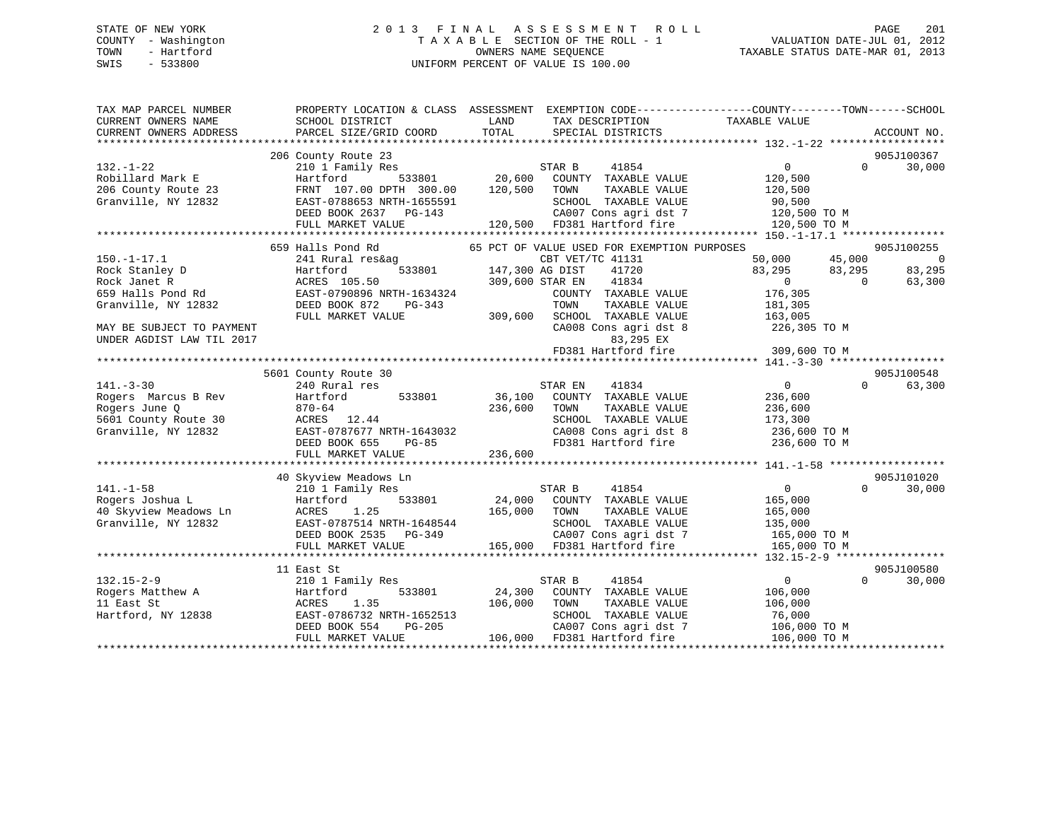STATE OF NEW YORK
COUNTY - Washington
TOWN - Hartford
SWIS - 533800

# 2013 FINAL ASSESSMENT ROLL
TAXABLE SECTION OF THE ROLL - 1
OWNERS NAME SEQUENCE
UNIFORM PERCENT OF VALUE IS 100.00

VALUATION DATE-JUL 01, 2012
TAXABLE STATUS DATE-MAR 01, 2013

```
TAX MAP PARCEL NUMBER          PROPERTY LOCATION & CLASS  ASSESSMENT  EXEMPTION CODE------------------COUNTY--------TOWN------SCHOOL
CURRENT OWNERS NAME            SCHOOL DISTRICT             LAND       TAX DESCRIPTION            TAXABLE VALUE
CURRENT OWNERS ADDRESS         PARCEL SIZE/GRID COORD      TOTAL      SPECIAL DISTRICTS                                      ACCOUNT NO.
*********************************************************************************************** 132.-1-22 ******************
                               206 County Route 23                                                                         905J100367
132.-1-22                      210 1 Family Res                       STAR B      41854              0            0       30,000
Robillard Mark E               Hartford        533801      20,600     COUNTY  TAXABLE VALUE        120,500
206 County Route 23            FRNT 107.00 DPTH 300.00    120,500     TOWN    TAXABLE VALUE        120,500
Granville, NY 12832            EAST-0788653 NRTH-1655591              SCHOOL  TAXABLE VALUE         90,500
                               DEED BOOK 2637   PG-143                CA007 Cons agri dst 7        120,500 TO M
                               FULL MARKET VALUE          120,500     FD381 Hartford fire          120,500 TO M
*********************************************************************************************** 150.-1-17.1 ****************
                               659 Halls Pond Rd          65 PCT OF VALUE USED FOR EXEMPTION PURPOSES                      905J100255
150.-1-17.1                    241 Rural res&ag                       CBT VET/TC 41131           50,000       45,000            0
Rock Stanley D                 Hartford        533801     147,300 AG DIST     41720           83,295       83,295       83,295
Rock Janet R                   ACRES 105.50               309,600 STAR EN     41834                0            0       63,300
659 Halls Pond Rd              EAST-0790896 NRTH-1634324              COUNTY  TAXABLE VALUE        176,305
Granville, NY 12832            DEED BOOK 872    PG-343                TOWN    TAXABLE VALUE        181,305
                               FULL MARKET VALUE          309,600     SCHOOL  TAXABLE VALUE        163,005
MAY BE SUBJECT TO PAYMENT                                             CA008 Cons agri dst 8        226,305 TO M
UNDER AGDIST LAW TIL 2017                                                   83,295 EX
                                                                      FD381 Hartford fire          309,600 TO M
*********************************************************************************************** 141.-3-30 ******************
                               5601 County Route 30                                                                        905J100548
141.-3-30                      240 Rural res                          STAR EN     41834              0            0       63,300
Rogers  Marcus B Rev           Hartford        533801      36,100     COUNTY  TAXABLE VALUE        236,600
Rogers June Q                  870-64                     236,600     TOWN    TAXABLE VALUE        236,600
5601 County Route 30           ACRES  12.44                           SCHOOL  TAXABLE VALUE        173,300
Granville, NY 12832            EAST-0787677 NRTH-1643032              CA008 Cons agri dst 8        236,600 TO M
                               DEED BOOK 655    PG-85                 FD381 Hartford fire          236,600 TO M
                               FULL MARKET VALUE          236,600
*********************************************************************************************** 141.-1-58 ******************
                               40 Skyview Meadows Ln                                                                       905J101020
141.-1-58                      210 1 Family Res                       STAR B      41854              0            0       30,000
Rogers Joshua L                Hartford        533801      24,000     COUNTY  TAXABLE VALUE        165,000
40 Skyview Meadows Ln          ACRES    1.25              165,000     TOWN    TAXABLE VALUE        165,000
Granville, NY 12832            EAST-0787514 NRTH-1648544              SCHOOL  TAXABLE VALUE        135,000
                               DEED BOOK 2535   PG-349                CA007 Cons agri dst 7        165,000 TO M
                               FULL MARKET VALUE          165,000     FD381 Hartford fire          165,000 TO M
*********************************************************************************************** 132.15-2-9 *****************
                               11 East St                                                                                  905J100580
132.15-2-9                     210 1 Family Res                       STAR B      41854              0            0       30,000
Rogers Matthew A               Hartford        533801      24,300     COUNTY  TAXABLE VALUE        106,000
11 East St                     ACRES    1.35              106,000     TOWN    TAXABLE VALUE        106,000
Hartford, NY 12838             EAST-0786732 NRTH-1652513              SCHOOL  TAXABLE VALUE         76,000
                               DEED BOOK 554    PG-205                CA007 Cons agri dst 7        106,000 TO M
                               FULL MARKET VALUE          106,000     FD381 Hartford fire          106,000 TO M
******************************************************************************************************************************
```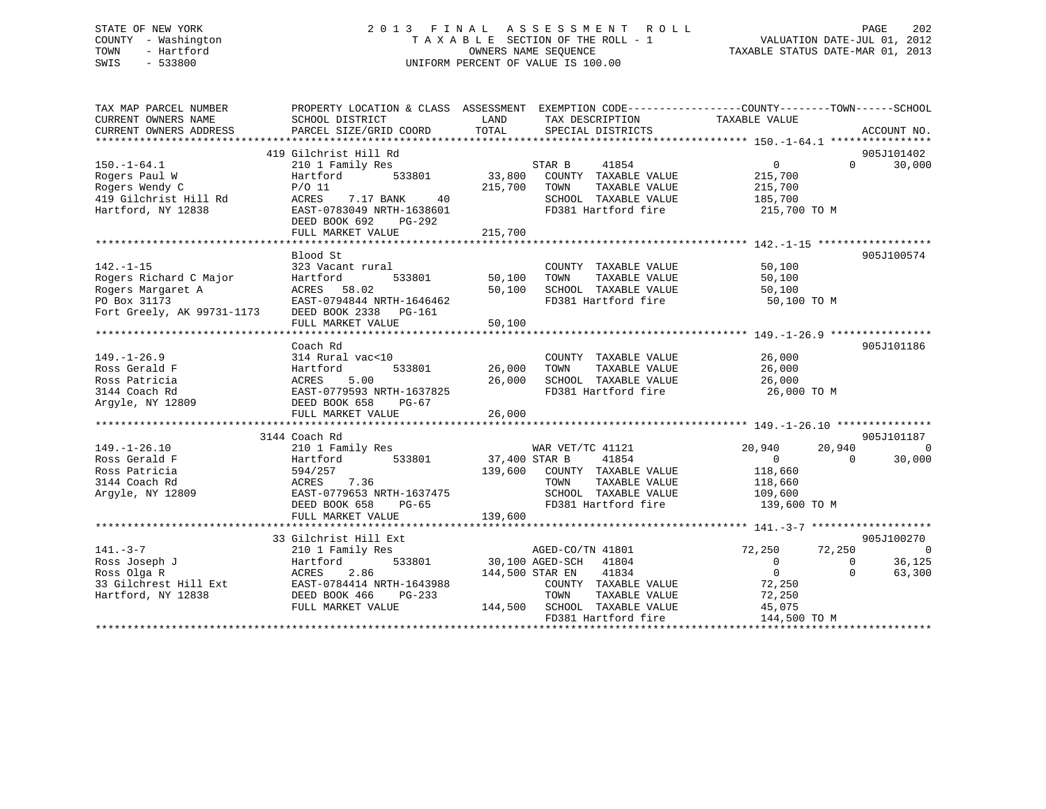STATE OF NEW YORK
COUNTY - Washington
TOWN - Hartford
SWIS - 533800

2 0 1 3 F I N A L A S S E S S M E N T R O L L
T A X A B L E SECTION OF THE ROLL - 1
OWNERS NAME SEQUENCE
UNIFORM PERCENT OF VALUE IS 100.00

VALUATION DATE-JUL 01, 2012
TAXABLE STATUS DATE-MAR 01, 2013

```
TAX MAP PARCEL NUMBER          PROPERTY LOCATION & CLASS  ASSESSMENT  EXEMPTION CODE-----------------COUNTY--------TOWN------SCHOOL
CURRENT OWNERS NAME            SCHOOL DISTRICT               LAND      TAX DESCRIPTION              TAXABLE VALUE
CURRENT OWNERS ADDRESS         PARCEL SIZE/GRID COORD        TOTAL     SPECIAL DISTRICTS                                   ACCOUNT NO.
******************************************************************************************************* 150.-1-64.1 ****************
                               419 Gilchrist Hill Rd                                                                       905J101402
150.-1-64.1                    210 1 Family Res                        STAR B     41854                  0             0        30,000
Rogers Paul W                  Hartford          533801       33,800   COUNTY  TAXABLE VALUE           215,700
Rogers Wendy C                 P/O 11                        215,700   TOWN    TAXABLE VALUE           215,700
419 Gilchrist Hill Rd          ACRES    7.17 BANK     40               SCHOOL  TAXABLE VALUE           185,700
Hartford, NY 12838             EAST-0783049 NRTH-1638601               FD381 Hartford fire              215,700 TO M
                               DEED BOOK 692    PG-292
                               FULL MARKET VALUE             215,700
******************************************************************************************************* 142.-1-15 ******************
                               Blood St                                                                                    905J100574
142.-1-15                      323 Vacant rural                        COUNTY  TAXABLE VALUE            50,100
Rogers Richard C Major         Hartford          533801       50,100   TOWN    TAXABLE VALUE            50,100
Rogers Margaret A              ACRES   58.02                  50,100   SCHOOL  TAXABLE VALUE            50,100
PO Box 31173                   EAST-0794844 NRTH-1646462               FD381 Hartford fire               50,100 TO M
Fort Greely, AK 99731-1173     DEED BOOK 2338   PG-161
                               FULL MARKET VALUE              50,100
******************************************************************************************************* 149.-1-26.9 ****************
                               Coach Rd                                                                                    905J101186
149.-1-26.9                    314 Rural vac<10                        COUNTY  TAXABLE VALUE            26,000
Ross Gerald F                  Hartford          533801       26,000   TOWN    TAXABLE VALUE            26,000
Ross Patricia                  ACRES    5.00                  26,000   SCHOOL  TAXABLE VALUE            26,000
3144 Coach Rd                  EAST-0779593 NRTH-1637825               FD381 Hartford fire               26,000 TO M
Argyle, NY 12809               DEED BOOK 658    PG-67
                               FULL MARKET VALUE              26,000
******************************************************************************************************* 149.-1-26.10 ***************
                               3144 Coach Rd                                                                               905J101187
149.-1-26.10                   210 1 Family Res                        WAR VET/TC 41121             20,940        20,940             0
Ross Gerald F                  Hartford          533801       37,400   STAR B     41854                  0             0        30,000
Ross Patricia                  594/257                       139,600   COUNTY  TAXABLE VALUE           118,660
3144 Coach Rd                  ACRES    7.36                           TOWN    TAXABLE VALUE           118,660
Argyle, NY 12809               EAST-0779653 NRTH-1637475               SCHOOL  TAXABLE VALUE           109,600
                               DEED BOOK 658    PG-65                  FD381 Hartford fire              139,600 TO M
                               FULL MARKET VALUE             139,600
******************************************************************************************************* 141.-3-7 *******************
                               33 Gilchrist Hill Ext                                                                       905J100270
141.-3-7                       210 1 Family Res                        AGED-CO/TN 41801             72,250        72,250             0
Ross Joseph J                  Hartford          533801       30,100   AGED-SCH   41804                  0             0        36,125
Ross Olga R                    ACRES    2.86                 144,500   STAR EN    41834                  0             0        63,300
33 Gilchrest Hill Ext          EAST-0784414 NRTH-1643988               COUNTY  TAXABLE VALUE            72,250
Hartford, NY 12838             DEED BOOK 466    PG-233                 TOWN    TAXABLE VALUE            72,250
                               FULL MARKET VALUE             144,500   SCHOOL  TAXABLE VALUE            45,075
                                                                       FD381 Hartford fire              144,500 TO M
************************************************************************************************************************************
```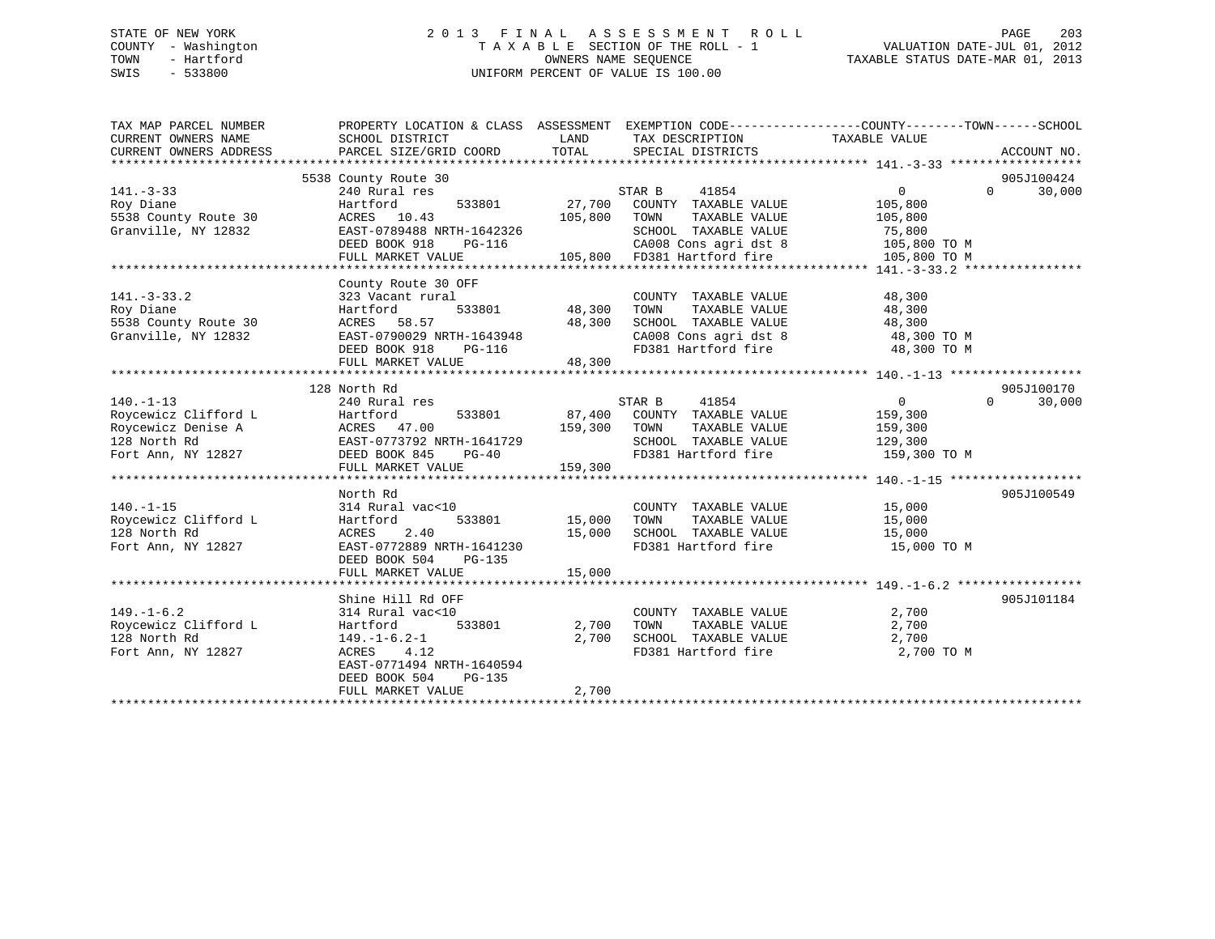STATE OF NEW YORK
COUNTY - Washington
TOWN - Hartford
SWIS - 533800

2013 FINAL ASSESSMENT ROLL
TAXABLE SECTION OF THE ROLL - 1
OWNERS NAME SEQUENCE
UNIFORM PERCENT OF VALUE IS 100.00

VALUATION DATE-JUL 01, 2012
TAXABLE STATUS DATE-MAR 01, 2013

| TAX MAP PARCEL NUMBER / CURRENT OWNERS NAME / CURRENT OWNERS ADDRESS | PROPERTY LOCATION & CLASS / SCHOOL DISTRICT / PARCEL SIZE/GRID COORD | ASSESSMENT LAND | TOTAL | EXEMPTION CODE / TAX DESCRIPTION / SPECIAL DISTRICTS | COUNTY / TOWN / SCHOOL TAXABLE VALUE | ACCOUNT NO. |
|---|---|---|---|---|---|---|
| 141.-3-33 | 5538 County Route 30 | | | | | 905J100424 |
| 141.-3-33 | 240 Rural res | | | STAR B 41854 | 0 0 30,000 | |
| Roy Diane | Hartford 533801 | 27,700 | | COUNTY TAXABLE VALUE | 105,800 | |
| 5538 County Route 30 | ACRES 10.43 | | 105,800 | TOWN TAXABLE VALUE | 105,800 | |
| Granville, NY 12832 | EAST-0789488 NRTH-1642326 | | | SCHOOL TAXABLE VALUE | 75,800 | |
| | DEED BOOK 918 PG-116 | | | CA008 Cons agri dst 8 | 105,800 TO M | |
| | FULL MARKET VALUE | | 105,800 | FD381 Hartford fire | 105,800 TO M | |
| 141.-3-33.2 | County Route 30 OFF | | | | | |
| 141.-3-33.2 | 323 Vacant rural | | | COUNTY TAXABLE VALUE | 48,300 | |
| Roy Diane | Hartford 533801 | 48,300 | | TOWN TAXABLE VALUE | 48,300 | |
| 5538 County Route 30 | ACRES 58.57 | | 48,300 | SCHOOL TAXABLE VALUE | 48,300 | |
| Granville, NY 12832 | EAST-0790029 NRTH-1643948 | | | CA008 Cons agri dst 8 | 48,300 TO M | |
| | DEED BOOK 918 PG-116 | | | FD381 Hartford fire | 48,300 TO M | |
| | FULL MARKET VALUE | | 48,300 | | | |
| 140.-1-13 | 128 North Rd | | | | | 905J100170 |
| 140.-1-13 | 240 Rural res | | | STAR B 41854 | 0 0 30,000 | |
| Roycewicz Clifford L | Hartford 533801 | 87,400 | | COUNTY TAXABLE VALUE | 159,300 | |
| Roycewicz Denise A | ACRES 47.00 | | 159,300 | TOWN TAXABLE VALUE | 159,300 | |
| 128 North Rd | EAST-0773792 NRTH-1641729 | | | SCHOOL TAXABLE VALUE | 129,300 | |
| Fort Ann, NY 12827 | DEED BOOK 845 PG-40 | | | FD381 Hartford fire | 159,300 TO M | |
| | FULL MARKET VALUE | | 159,300 | | | |
| 140.-1-15 | North Rd | | | | | 905J100549 |
| 140.-1-15 | 314 Rural vac<10 | | | COUNTY TAXABLE VALUE | 15,000 | |
| Roycewicz Clifford L | Hartford 533801 | 15,000 | | TOWN TAXABLE VALUE | 15,000 | |
| 128 North Rd | ACRES 2.40 | | 15,000 | SCHOOL TAXABLE VALUE | 15,000 | |
| Fort Ann, NY 12827 | EAST-0772889 NRTH-1641230 | | | FD381 Hartford fire | 15,000 TO M | |
| | DEED BOOK 504 PG-135 | | | | | |
| | FULL MARKET VALUE | | 15,000 | | | |
| 149.-1-6.2 | Shine Hill Rd OFF | | | | | 905J101184 |
| 149.-1-6.2 | 314 Rural vac<10 | | | COUNTY TAXABLE VALUE | 2,700 | |
| Roycewicz Clifford L | Hartford 533801 | 2,700 | | TOWN TAXABLE VALUE | 2,700 | |
| 128 North Rd | 149.-1-6.2-1 | | 2,700 | SCHOOL TAXABLE VALUE | 2,700 | |
| Fort Ann, NY 12827 | ACRES 4.12 | | | FD381 Hartford fire | 2,700 TO M | |
| | EAST-0771494 NRTH-1640594 | | | | | |
| | DEED BOOK 504 PG-135 | | | | | |
| | FULL MARKET VALUE | | 2,700 | | | |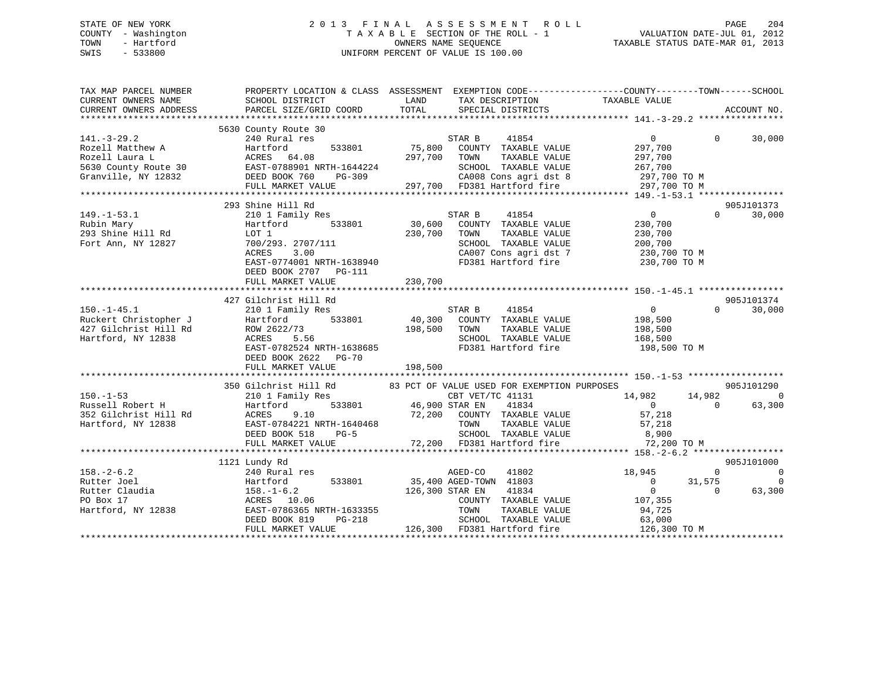STATE OF NEW YORK
COUNTY - Washington
TOWN - Hartford
SWIS - 533800

# 2013 FINAL ASSESSMENT ROLL
TAXABLE SECTION OF THE ROLL - 1
OWNERS NAME SEQUENCE
UNIFORM PERCENT OF VALUE IS 100.00

VALUATION DATE-JUL 01, 2012
TAXABLE STATUS DATE-MAR 01, 2013

```
TAX MAP PARCEL NUMBER          PROPERTY LOCATION & CLASS  ASSESSMENT  EXEMPTION CODE------------------COUNTY--------TOWN------SCHOOL
CURRENT OWNERS NAME            SCHOOL DISTRICT               LAND      TAX DESCRIPTION            TAXABLE VALUE
CURRENT OWNERS ADDRESS         PARCEL SIZE/GRID COORD        TOTAL     SPECIAL DISTRICTS                                    ACCOUNT NO.
*********************************************************************************************** 141.-3-29.2 ****************
                               5630 County Route 30
141.-3-29.2                    240 Rural res                         STAR B    41854               0             0     30,000
Rozell Matthew A               Hartford        533801       75,800   COUNTY  TAXABLE VALUE       297,700
Rozell Laura L                 ACRES  64.08                297,700   TOWN    TAXABLE VALUE       297,700
5630 County Route 30           EAST-0788901 NRTH-1644224             SCHOOL  TAXABLE VALUE       267,700
Granville, NY 12832            DEED BOOK 760    PG-309               CA008 Cons agri dst 8       297,700 TO M
                               FULL MARKET VALUE           297,700   FD381 Hartford fire         297,700 TO M
*********************************************************************************************** 149.-1-53.1 ****************
                               293 Shine Hill Rd                                                                905J101373
149.-1-53.1                    210 1 Family Res                      STAR B    41854               0             0     30,000
Rubin Mary                     Hartford        533801       30,600   COUNTY  TAXABLE VALUE       230,700
293 Shine Hill Rd              LOT 1                       230,700   TOWN    TAXABLE VALUE       230,700
Fort Ann, NY 12827             700/293. 2707/111                     SCHOOL  TAXABLE VALUE       200,700
                               ACRES   3.00                          CA007 Cons agri dst 7       230,700 TO M
                               EAST-0774001 NRTH-1638940             FD381 Hartford fire         230,700 TO M
                               DEED BOOK 2707   PG-111
                               FULL MARKET VALUE           230,700
*********************************************************************************************** 150.-1-45.1 ****************
                               427 Gilchrist Hill Rd                                                            905J101374
150.-1-45.1                    210 1 Family Res                      STAR B    41854               0             0     30,000
Ruckert Christopher J          Hartford        533801       40,300   COUNTY  TAXABLE VALUE       198,500
427 Gilchrist Hill Rd          ROW 2622/73                 198,500   TOWN    TAXABLE VALUE       198,500
Hartford, NY 12838             ACRES   5.56                          SCHOOL  TAXABLE VALUE       168,500
                               EAST-0782524 NRTH-1638685             FD381 Hartford fire         198,500 TO M
                               DEED BOOK 2622   PG-70
                               FULL MARKET VALUE           198,500
*********************************************************************************************** 150.-1-53 ******************
                               350 Gilchrist Hill Rd        83 PCT OF VALUE USED FOR EXEMPTION PURPOSES                 905J101290
150.-1-53                      210 1 Family Res                      CBT VET/TC 41131             14,982        14,982          0
Russell Robert H               Hartford        533801       46,900 STAR EN    41834                0             0     63,300
352 Gilchrist Hill Rd          ACRES   9.10                 72,200   COUNTY  TAXABLE VALUE        57,218
Hartford, NY 12838             EAST-0784221 NRTH-1640468             TOWN    TAXABLE VALUE        57,218
                               DEED BOOK 518    PG-5                 SCHOOL  TAXABLE VALUE         8,900
                               FULL MARKET VALUE            72,200   FD381 Hartford fire          72,200 TO M
*********************************************************************************************** 158.-2-6.2 *****************
                               1121 Lundy Rd                                                                    905J101000
158.-2-6.2                     240 Rural res                         AGED-CO    41802             18,945             0          0
Rutter Joel                    Hartford        533801       35,400 AGED-TOWN  41803                0        31,575          0
Rutter Claudia                 158.-1-6.2                  126,300 STAR EN    41834                0             0     63,300
PO Box 17                      ACRES  10.06                          COUNTY  TAXABLE VALUE       107,355
Hartford, NY 12838             EAST-0786365 NRTH-1633355             TOWN    TAXABLE VALUE        94,725
                               DEED BOOK 819    PG-218               SCHOOL  TAXABLE VALUE        63,000
                               FULL MARKET VALUE           126,300   FD381 Hartford fire         126,300 TO M
****************************************************************************************************************************
```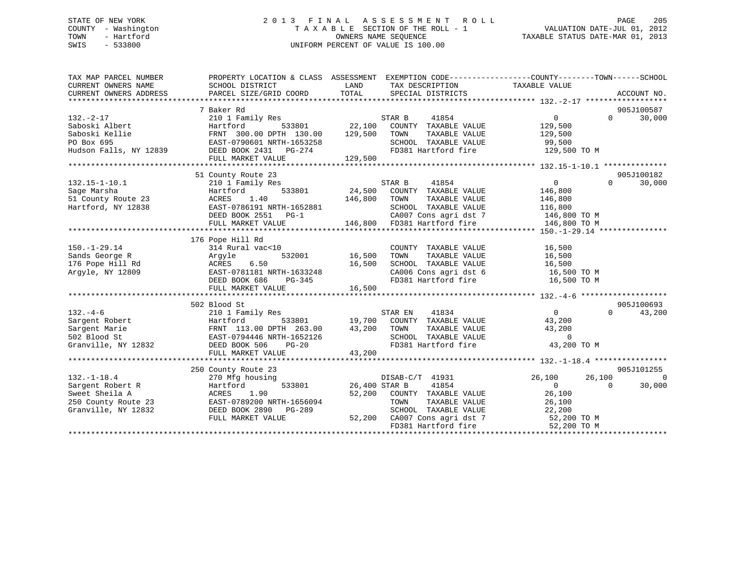STATE OF NEW YORK
COUNTY - Washington
TOWN - Hartford
SWIS - 533800

2 0 1 3 F I N A L A S S E S S M E N T R O L L
T A X A B L E SECTION OF THE ROLL - 1
OWNERS NAME SEQUENCE
UNIFORM PERCENT OF VALUE IS 100.00

VALUATION DATE-JUL 01, 2012
TAXABLE STATUS DATE-MAR 01, 2013

| TAX MAP PARCEL NUMBER / CURRENT OWNERS NAME / CURRENT OWNERS ADDRESS | PROPERTY LOCATION & CLASS / SCHOOL DISTRICT / PARCEL SIZE/GRID COORD | ASSESSMENT LAND | TOTAL | EXEMPTION CODE / TAX DESCRIPTION / SPECIAL DISTRICTS | COUNTY TAXABLE VALUE | TOWN | SCHOOL | ACCOUNT NO. |
|---|---|---|---|---|---|---|---|---|
| **132.-2-17** | 7 Baker Rd | | | | | | | 905J100587 |
| 132.-2-17 | 210 1 Family Res | | | STAR B 41854 | 0 | 0 | 30,000 | |
| Saboski Albert | Hartford 533801 | 22,100 | | COUNTY TAXABLE VALUE | 129,500 | | | |
| Saboski Kellie | FRNT 300.00 DPTH 130.00 | | 129,500 | TOWN TAXABLE VALUE | 129,500 | | | |
| PO Box 695 | EAST-0790601 NRTH-1653258 | | | SCHOOL TAXABLE VALUE | 99,500 | | | |
| Hudson Falls, NY 12839 | DEED BOOK 2431 PG-274 | | | FD381 Hartford fire | 129,500 TO M | | | |
| | FULL MARKET VALUE | | 129,500 | | | | | |
| **132.15-1-10.1** | 51 County Route 23 | | | | | | | 905J100182 |
| 132.15-1-10.1 | 210 1 Family Res | | | STAR B 41854 | 0 | 0 | 30,000 | |
| Sage Marsha | Hartford 533801 | 24,500 | | COUNTY TAXABLE VALUE | 146,800 | | | |
| 51 County Route 23 | ACRES 1.40 | | 146,800 | TOWN TAXABLE VALUE | 146,800 | | | |
| Hartford, NY 12838 | EAST-0786191 NRTH-1652881 | | | SCHOOL TAXABLE VALUE | 116,800 | | | |
| | DEED BOOK 2551 PG-1 | | | CA007 Cons agri dst 7 | 146,800 TO M | | | |
| | FULL MARKET VALUE | | 146,800 | FD381 Hartford fire | 146,800 TO M | | | |
| **150.-1-29.14** | 176 Pope Hill Rd | | | | | | | |
| 150.-1-29.14 | 314 Rural vac<10 | | | COUNTY TAXABLE VALUE | 16,500 | | | |
| Sands George R | Argyle 532001 | 16,500 | | TOWN TAXABLE VALUE | 16,500 | | | |
| 176 Pope Hill Rd | ACRES 6.50 | | 16,500 | SCHOOL TAXABLE VALUE | 16,500 | | | |
| Argyle, NY 12809 | EAST-0781181 NRTH-1633248 | | | CA006 Cons agri dst 6 | 16,500 TO M | | | |
| | DEED BOOK 686 PG-345 | | | FD381 Hartford fire | 16,500 TO M | | | |
| | FULL MARKET VALUE | | 16,500 | | | | | |
| **132.-4-6** | 502 Blood St | | | | | | | 905J100693 |
| 132.-4-6 | 210 1 Family Res | | | STAR EN 41834 | 0 | 0 | 43,200 | |
| Sargent Robert | Hartford 533801 | 19,700 | | COUNTY TAXABLE VALUE | 43,200 | | | |
| Sargent Marie | FRNT 113.00 DPTH 263.00 | | 43,200 | TOWN TAXABLE VALUE | 43,200 | | | |
| 502 Blood St | EAST-0794446 NRTH-1652126 | | | SCHOOL TAXABLE VALUE | 0 | | | |
| Granville, NY 12832 | DEED BOOK 506 PG-20 | | | FD381 Hartford fire | 43,200 TO M | | | |
| | FULL MARKET VALUE | | 43,200 | | | | | |
| **132.-1-18.4** | 250 County Route 23 | | | | | | | 905J101255 |
| 132.-1-18.4 | 270 Mfg housing | | | DISAB-C/T 41931 | 26,100 | 26,100 | 0 | |
| Sargent Robert R | Hartford 533801 | 26,400 | | STAR B 41854 | 0 | 0 | 30,000 | |
| Sweet Sheila A | ACRES 1.90 | | 52,200 | COUNTY TAXABLE VALUE | 26,100 | | | |
| 250 County Route 23 | EAST-0789200 NRTH-1656094 | | | TOWN TAXABLE VALUE | 26,100 | | | |
| Granville, NY 12832 | DEED BOOK 2890 PG-289 | | | SCHOOL TAXABLE VALUE | 22,200 | | | |
| | FULL MARKET VALUE | | 52,200 | CA007 Cons agri dst 7 | 52,200 TO M | | | |
| | | | | FD381 Hartford fire | 52,200 TO M | | | |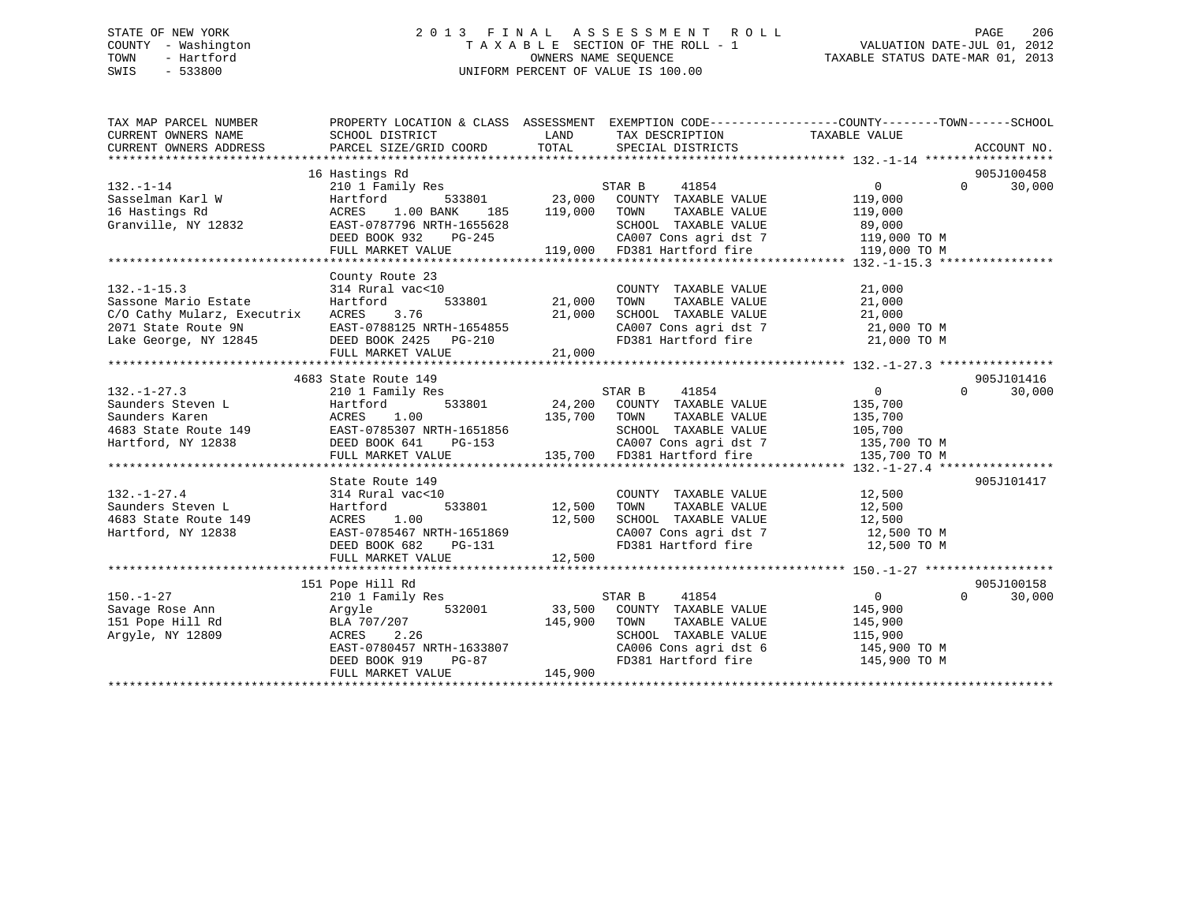STATE OF NEW YORK
COUNTY - Washington
TOWN - Hartford
SWIS - 533800

# 2013 FINAL ASSESSMENT ROLL
TAXABLE SECTION OF THE ROLL - 1
OWNERS NAME SEQUENCE
UNIFORM PERCENT OF VALUE IS 100.00

VALUATION DATE-JUL 01, 2012
TAXABLE STATUS DATE-MAR 01, 2013

| TAX MAP PARCEL NUMBER / CURRENT OWNERS NAME / CURRENT OWNERS ADDRESS | PROPERTY LOCATION & CLASS / SCHOOL DISTRICT / PARCEL SIZE/GRID COORD | ASSESSMENT LAND | TOTAL | EXEMPTION CODE / TAX DESCRIPTION / SPECIAL DISTRICTS | COUNTY TAXABLE VALUE | TOWN | SCHOOL | ACCOUNT NO. |
|---|---|---|---|---|---|---|---|---|
| 132.-1-14 | 16 Hastings Rd | | | | | | | 905J100458 |
| | 210 1 Family Res | | | STAR B 41854 | 0 | 0 | 30,000 | |
| Sasselman Karl W | Hartford 533801 | 23,000 | | COUNTY TAXABLE VALUE | 119,000 | | | |
| 16 Hastings Rd | ACRES 1.00 BANK 185 | | 119,000 | TOWN TAXABLE VALUE | 119,000 | | | |
| Granville, NY 12832 | EAST-0787796 NRTH-1655628 | | | SCHOOL TAXABLE VALUE | 89,000 | | | |
| | DEED BOOK 932 PG-245 | | | CA007 Cons agri dst 7 | 119,000 TO M | | | |
| | FULL MARKET VALUE | | 119,000 | FD381 Hartford fire | 119,000 TO M | | | |
| 132.-1-15.3 | County Route 23 | | | | | | | |
| | 314 Rural vac<10 | | | COUNTY TAXABLE VALUE | 21,000 | | | |
| Sassone Mario Estate | Hartford 533801 | 21,000 | | TOWN TAXABLE VALUE | 21,000 | | | |
| C/O Cathy Mularz, Executrix | ACRES 3.76 | | 21,000 | SCHOOL TAXABLE VALUE | 21,000 | | | |
| 2071 State Route 9N | EAST-0788125 NRTH-1654855 | | | CA007 Cons agri dst 7 | 21,000 TO M | | | |
| Lake George, NY 12845 | DEED BOOK 2425 PG-210 | | | FD381 Hartford fire | 21,000 TO M | | | |
| | FULL MARKET VALUE | | 21,000 | | | | | |
| 132.-1-27.3 | 4683 State Route 149 | | | | | | | 905J101416 |
| | 210 1 Family Res | | | STAR B 41854 | 0 | 0 | 30,000 | |
| Saunders Steven L | Hartford 533801 | 24,200 | | COUNTY TAXABLE VALUE | 135,700 | | | |
| Saunders Karen | ACRES 1.00 | | 135,700 | TOWN TAXABLE VALUE | 135,700 | | | |
| 4683 State Route 149 | EAST-0785307 NRTH-1651856 | | | SCHOOL TAXABLE VALUE | 105,700 | | | |
| Hartford, NY 12838 | DEED BOOK 641 PG-153 | | | CA007 Cons agri dst 7 | 135,700 TO M | | | |
| | FULL MARKET VALUE | | 135,700 | FD381 Hartford fire | 135,700 TO M | | | |
| 132.-1-27.4 | State Route 149 | | | | | | | 905J101417 |
| | 314 Rural vac<10 | | | COUNTY TAXABLE VALUE | 12,500 | | | |
| Saunders Steven L | Hartford 533801 | 12,500 | | TOWN TAXABLE VALUE | 12,500 | | | |
| 4683 State Route 149 | ACRES 1.00 | | 12,500 | SCHOOL TAXABLE VALUE | 12,500 | | | |
| Hartford, NY 12838 | EAST-0785467 NRTH-1651869 | | | CA007 Cons agri dst 7 | 12,500 TO M | | | |
| | DEED BOOK 682 PG-131 | | | FD381 Hartford fire | 12,500 TO M | | | |
| | FULL MARKET VALUE | | 12,500 | | | | | |
| 150.-1-27 | 151 Pope Hill Rd | | | | | | | 905J100158 |
| | 210 1 Family Res | | | STAR B 41854 | 0 | 0 | 30,000 | |
| Savage Rose Ann | Argyle 532001 | 33,500 | | COUNTY TAXABLE VALUE | 145,900 | | | |
| 151 Pope Hill Rd | BLA 707/207 | | 145,900 | TOWN TAXABLE VALUE | 145,900 | | | |
| Argyle, NY 12809 | ACRES 2.26 | | | SCHOOL TAXABLE VALUE | 115,900 | | | |
| | EAST-0780457 NRTH-1633807 | | | CA006 Cons agri dst 6 | 145,900 TO M | | | |
| | DEED BOOK 919 PG-87 | | | FD381 Hartford fire | 145,900 TO M | | | |
| | FULL MARKET VALUE | | 145,900 | | | | | |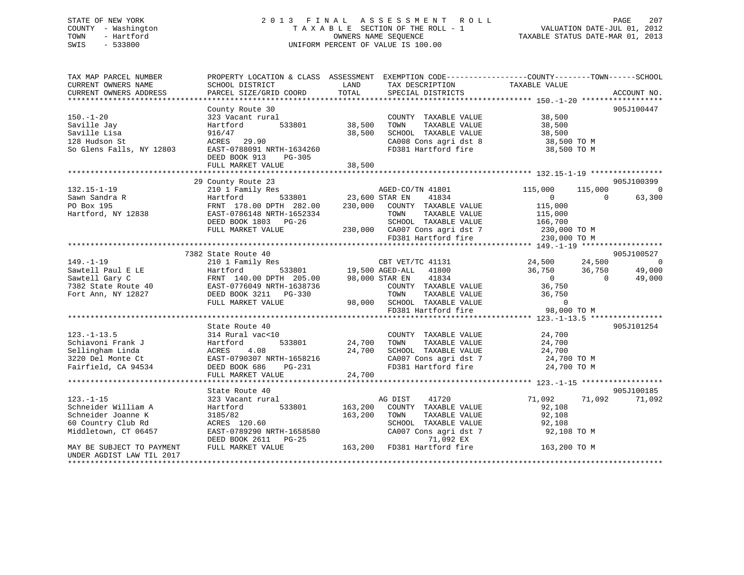STATE OF NEW YORK
COUNTY - Washington
TOWN - Hartford
SWIS - 533800

# 2013 FINAL ASSESSMENT ROLL

TAXABLE SECTION OF THE ROLL - 1
OWNERS NAME SEQUENCE
UNIFORM PERCENT OF VALUE IS 100.00

VALUATION DATE-JUL 01, 2012
TAXABLE STATUS DATE-MAR 01, 2013

```
TAX MAP PARCEL NUMBER          PROPERTY LOCATION & CLASS  ASSESSMENT  EXEMPTION CODE-----------------COUNTY--------TOWN------SCHOOL
CURRENT OWNERS NAME            SCHOOL DISTRICT              LAND      TAX DESCRIPTION            TAXABLE VALUE
CURRENT OWNERS ADDRESS         PARCEL SIZE/GRID COORD       TOTAL     SPECIAL DISTRICTS                                    ACCOUNT NO.
******************************************************************************************************* 150.-1-20 ******************
                               County Route 30                                                                           905J100447
150.-1-20                      323 Vacant rural                        COUNTY  TAXABLE VALUE            38,500
Saville Jay                    Hartford        533801       38,500    TOWN     TAXABLE VALUE            38,500
Saville Lisa                   916/47                       38,500    SCHOOL  TAXABLE VALUE            38,500
128 Hudson St                  ACRES   29.90                          CA008 Cons agri dst 8             38,500 TO M
So Glens Falls, NY 12803       EAST-0788091 NRTH-1634260              FD381 Hartford fire               38,500 TO M
                               DEED BOOK 913    PG-305
                               FULL MARKET VALUE            38,500
******************************************************************************************************* 132.15-1-19 ****************
                            29 County Route 23                                                                           905J100399
132.15-1-19                    210 1 Family Res                        AGED-CO/TN 41801         115,000     115,000          0
Sawn Sandra R                  Hartford        533801       23,600 STAR EN     41834                  0           0     63,300
PO Box 195                     FRNT 178.00 DPTH 282.00     230,000    COUNTY  TAXABLE VALUE           115,000
Hartford, NY 12838             EAST-0786148 NRTH-1652334              TOWN     TAXABLE VALUE           115,000
                               DEED BOOK 1803   PG-26                 SCHOOL  TAXABLE VALUE           166,700
                               FULL MARKET VALUE           230,000    CA007 Cons agri dst 7            230,000 TO M
                                                                      FD381 Hartford fire              230,000 TO M
******************************************************************************************************* 149.-1-19 ******************
                          7382 State Route 40                                                                            905J100527
149.-1-19                      210 1 Family Res                        CBT VET/TC 41131          24,500      24,500          0
Sawtell Paul E LE              Hartford        533801       19,500 AGED-ALL    41800             36,750      36,750     49,000
Sawtell Gary C                 FRNT 140.00 DPTH 205.00      98,000 STAR EN     41834                  0           0     49,000
7382 State Route 40            EAST-0776049 NRTH-1638736              COUNTY  TAXABLE VALUE            36,750
Fort Ann, NY 12827             DEED BOOK 3211   PG-330                TOWN     TAXABLE VALUE            36,750
                               FULL MARKET VALUE            98,000    SCHOOL  TAXABLE VALUE                 0
                                                                      FD381 Hartford fire               98,000 TO M
******************************************************************************************************* 123.-1-13.5 ****************
                               State Route 40                                                                            905J101254
123.-1-13.5                    314 Rural vac<10                        COUNTY  TAXABLE VALUE            24,700
Schiavoni Frank J              Hartford        533801       24,700    TOWN     TAXABLE VALUE            24,700
Sellingham Linda               ACRES    4.08                24,700    SCHOOL  TAXABLE VALUE            24,700
3220 Del Monte Ct              EAST-0790307 NRTH-1658216              CA007 Cons agri dst 7             24,700 TO M
Fairfield, CA 94534            DEED BOOK 686    PG-231                FD381 Hartford fire               24,700 TO M
                               FULL MARKET VALUE            24,700
******************************************************************************************************* 123.-1-15 ******************
                               State Route 40                                                                            905J100185
123.-1-15                      323 Vacant rural                        AG DIST     41720             71,092      71,092     71,092
Schneider William A            Hartford        533801      163,200    COUNTY  TAXABLE VALUE            92,108
Schneider Joanne K             3185/82                     163,200    TOWN     TAXABLE VALUE            92,108
60 Country Club Rd             ACRES  120.60                          SCHOOL  TAXABLE VALUE            92,108
Middletown, CT 06457           EAST-0789290 NRTH-1658580              CA007 Cons agri dst 7             92,108 TO M
                               DEED BOOK 2611   PG-25                          71,092 EX
MAY BE SUBJECT TO PAYMENT      FULL MARKET VALUE           163,200    FD381 Hartford fire              163,200 TO M
UNDER AGDIST LAW TIL 2017
************************************************************************************************************************************
```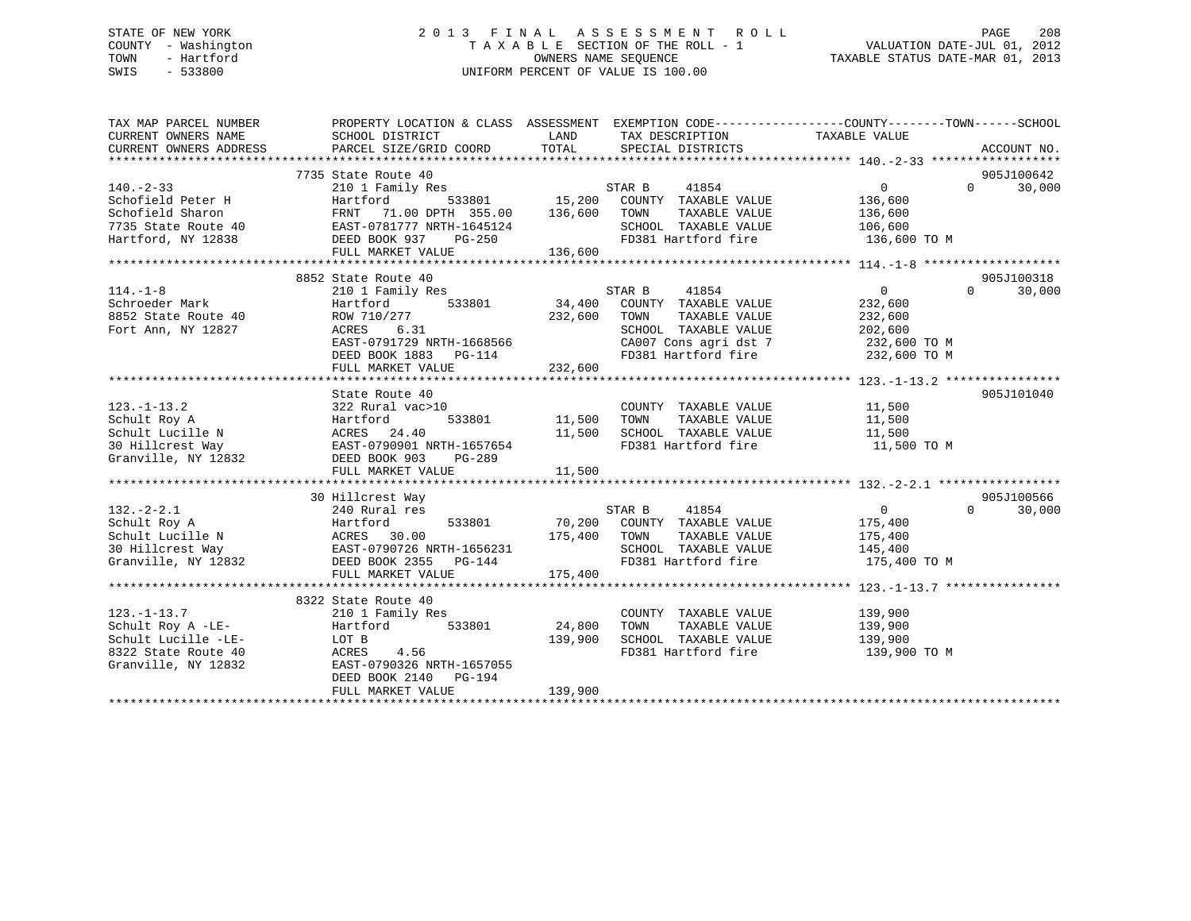STATE OF NEW YORK
COUNTY - Washington
TOWN - Hartford
SWIS - 533800

# 2013 FINAL ASSESSMENT ROLL
TAXABLE SECTION OF THE ROLL - 1
OWNERS NAME SEQUENCE
UNIFORM PERCENT OF VALUE IS 100.00

VALUATION DATE-JUL 01, 2012
TAXABLE STATUS DATE-MAR 01, 2013

| TAX MAP PARCEL NUMBER / CURRENT OWNERS NAME / CURRENT OWNERS ADDRESS | PROPERTY LOCATION & CLASS / SCHOOL DISTRICT / PARCEL SIZE/GRID COORD | ASSESSMENT LAND | TOTAL | EXEMPTION CODE / TAX DESCRIPTION / SPECIAL DISTRICTS | COUNTY TAXABLE VALUE | TOWN | SCHOOL | ACCOUNT NO. |
|---|---|---|---|---|---|---|---|---|
| **140.-2-33** | 7735 State Route 40 | | | | | | | 905J100642 |
| Schofield Peter H | 210 1 Family Res | | | STAR B 41854 | 0 | 0 | 30,000 | |
| Schofield Sharon | Hartford 533801 | 15,200 | | COUNTY TAXABLE VALUE | 136,600 | | | |
| 7735 State Route 40 | FRNT 71.00 DPTH 355.00 | | 136,600 | TOWN TAXABLE VALUE | 136,600 | | | |
| Hartford, NY 12838 | EAST-0781777 NRTH-1645124 | | | SCHOOL TAXABLE VALUE | 106,600 | | | |
| | DEED BOOK 937 PG-250 | | | FD381 Hartford fire | 136,600 TO M | | | |
| | FULL MARKET VALUE | | 136,600 | | | | | |
| **114.-1-8** | 8852 State Route 40 | | | | | | | 905J100318 |
| Schroeder Mark | 210 1 Family Res | | | STAR B 41854 | 0 | 0 | 30,000 | |
| 8852 State Route 40 | Hartford 533801 | 34,400 | | COUNTY TAXABLE VALUE | 232,600 | | | |
| Fort Ann, NY 12827 | ROW 710/277 | | 232,600 | TOWN TAXABLE VALUE | 232,600 | | | |
| | ACRES 6.31 | | | SCHOOL TAXABLE VALUE | 202,600 | | | |
| | EAST-0791729 NRTH-1668566 | | | CA007 Cons agri dst 7 | 232,600 TO M | | | |
| | DEED BOOK 1883 PG-114 | | | FD381 Hartford fire | 232,600 TO M | | | |
| | FULL MARKET VALUE | | 232,600 | | | | | |
| **123.-1-13.2** | State Route 40 | | | | | | | 905J101040 |
| Schult Roy A | 322 Rural vac>10 | | | COUNTY TAXABLE VALUE | 11,500 | | | |
| Schult Lucille N | Hartford 533801 | 11,500 | | TOWN TAXABLE VALUE | 11,500 | | | |
| 30 Hillcrest Way | ACRES 24.40 | | 11,500 | SCHOOL TAXABLE VALUE | 11,500 | | | |
| Granville, NY 12832 | EAST-0790901 NRTH-1657654 | | | FD381 Hartford fire | 11,500 TO M | | | |
| | DEED BOOK 903 PG-289 | | | | | | | |
| | FULL MARKET VALUE | | 11,500 | | | | | |
| **132.-2-2.1** | 30 Hillcrest Way | | | | | | | 905J100566 |
| Schult Roy A | 240 Rural res | | | STAR B 41854 | 0 | 0 | 30,000 | |
| Schult Lucille N | Hartford 533801 | 70,200 | | COUNTY TAXABLE VALUE | 175,400 | | | |
| 30 Hillcrest Way | ACRES 30.00 | | 175,400 | TOWN TAXABLE VALUE | 175,400 | | | |
| Granville, NY 12832 | EAST-0790726 NRTH-1656231 | | | SCHOOL TAXABLE VALUE | 145,400 | | | |
| | DEED BOOK 2355 PG-144 | | | FD381 Hartford fire | 175,400 TO M | | | |
| | FULL MARKET VALUE | | 175,400 | | | | | |
| **123.-1-13.7** | 8322 State Route 40 | | | | | | | |
| Schult Roy A -LE- | 210 1 Family Res | | | COUNTY TAXABLE VALUE | 139,900 | | | |
| Schult Lucille -LE- | Hartford 533801 | 24,800 | | TOWN TAXABLE VALUE | 139,900 | | | |
| 8322 State Route 40 | LOT B | | 139,900 | SCHOOL TAXABLE VALUE | 139,900 | | | |
| Granville, NY 12832 | ACRES 4.56 | | | FD381 Hartford fire | 139,900 TO M | | | |
| | EAST-0790326 NRTH-1657055 | | | | | | | |
| | DEED BOOK 2140 PG-194 | | | | | | | |
| | FULL MARKET VALUE | | 139,900 | | | | | |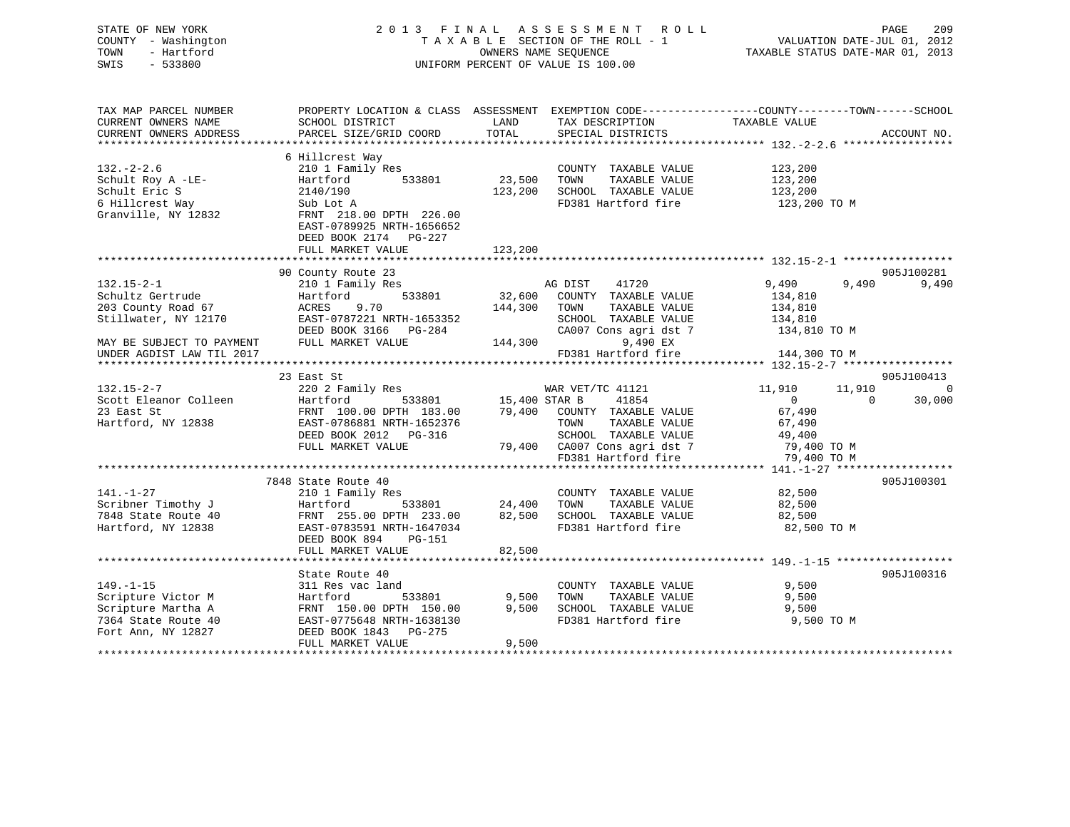STATE OF NEW YORK
COUNTY - Washington
TOWN - Hartford
SWIS - 533800

2 0 1 3 F I N A L A S S E S S M E N T R O L L
T A X A B L E SECTION OF THE ROLL - 1
OWNERS NAME SEQUENCE
UNIFORM PERCENT OF VALUE IS 100.00

VALUATION DATE-JUL 01, 2012
TAXABLE STATUS DATE-MAR 01, 2013

```
TAX MAP PARCEL NUMBER          PROPERTY LOCATION & CLASS  ASSESSMENT  EXEMPTION CODE------------------COUNTY--------TOWN------SCHOOL
CURRENT OWNERS NAME            SCHOOL DISTRICT               LAND      TAX DESCRIPTION            TAXABLE VALUE
CURRENT OWNERS ADDRESS         PARCEL SIZE/GRID COORD        TOTAL     SPECIAL DISTRICTS                                    ACCOUNT NO.
******************************************************************************************************* 132.-2-2.6 *****************
                               6 Hillcrest Way
132.-2-2.6                     210 1 Family Res                         COUNTY  TAXABLE VALUE          123,200
Schult Roy A -LE-              Hartford          533801       23,500    TOWN    TAXABLE VALUE          123,200
Schult Eric S                  2140/190                      123,200    SCHOOL  TAXABLE VALUE          123,200
6 Hillcrest Way                Sub Lot A                                FD381 Hartford fire             123,200 TO M
Granville, NY 12832            FRNT 218.00 DPTH 226.00
                               EAST-0789925 NRTH-1656652
                               DEED BOOK 2174   PG-227
                               FULL MARKET VALUE             123,200
******************************************************************************************************* 132.15-2-1 *****************
                               90 County Route 23                                                                       905J100281
132.15-2-1                     210 1 Family Res                   AG DIST     41720             9,490       9,490        9,490
Schultz Gertrude               Hartford          533801       32,600    COUNTY  TAXABLE VALUE          134,810
203 County Road 67             ACRES    9.70                 144,300    TOWN    TAXABLE VALUE          134,810
Stillwater, NY 12170           EAST-0787221 NRTH-1653352                SCHOOL  TAXABLE VALUE          134,810
                               DEED BOOK 3166   PG-284                  CA007 Cons agri dst 7           134,810 TO M
MAY BE SUBJECT TO PAYMENT      FULL MARKET VALUE             144,300           9,490 EX
UNDER AGDIST LAW TIL 2017                                               FD381 Hartford fire             144,300 TO M
******************************************************************************************************* 132.15-2-7 *****************
                               23 East St                                                                               905J100413
132.15-2-7                     220 2 Family Res                   WAR VET/TC 41121             11,910      11,910            0
Scott Eleanor Colleen          Hartford          533801       15,400 STAR B      41854                 0           0       30,000
23 East St                     FRNT 100.00 DPTH 183.00        79,400    COUNTY  TAXABLE VALUE           67,490
Hartford, NY 12838             EAST-0786881 NRTH-1652376                TOWN    TAXABLE VALUE           67,490
                               DEED BOOK 2012   PG-316                  SCHOOL  TAXABLE VALUE           49,400
                               FULL MARKET VALUE              79,400    CA007 Cons agri dst 7            79,400 TO M
                                                                        FD381 Hartford fire              79,400 TO M
******************************************************************************************************* 141.-1-27 ******************
                               7848 State Route 40                                                                      905J100301
141.-1-27                      210 1 Family Res                         COUNTY  TAXABLE VALUE           82,500
Scribner Timothy J             Hartford          533801       24,400    TOWN    TAXABLE VALUE           82,500
7848 State Route 40            FRNT 255.00 DPTH 233.00        82,500    SCHOOL  TAXABLE VALUE           82,500
Hartford, NY 12838             EAST-0783591 NRTH-1647034                FD381 Hartford fire              82,500 TO M
                               DEED BOOK 894    PG-151
                               FULL MARKET VALUE              82,500
******************************************************************************************************* 149.-1-15 ******************
                               State Route 40                                                                           905J100316
149.-1-15                      311 Res vac land                         COUNTY  TAXABLE VALUE            9,500
Scripture Victor M             Hartford          533801        9,500    TOWN    TAXABLE VALUE            9,500
Scripture Martha A             FRNT 150.00 DPTH 150.00         9,500    SCHOOL  TAXABLE VALUE            9,500
7364 State Route 40            EAST-0775648 NRTH-1638130                FD381 Hartford fire               9,500 TO M
Fort Ann, NY 12827             DEED BOOK 1843   PG-275
                               FULL MARKET VALUE               9,500
************************************************************************************************************************************
```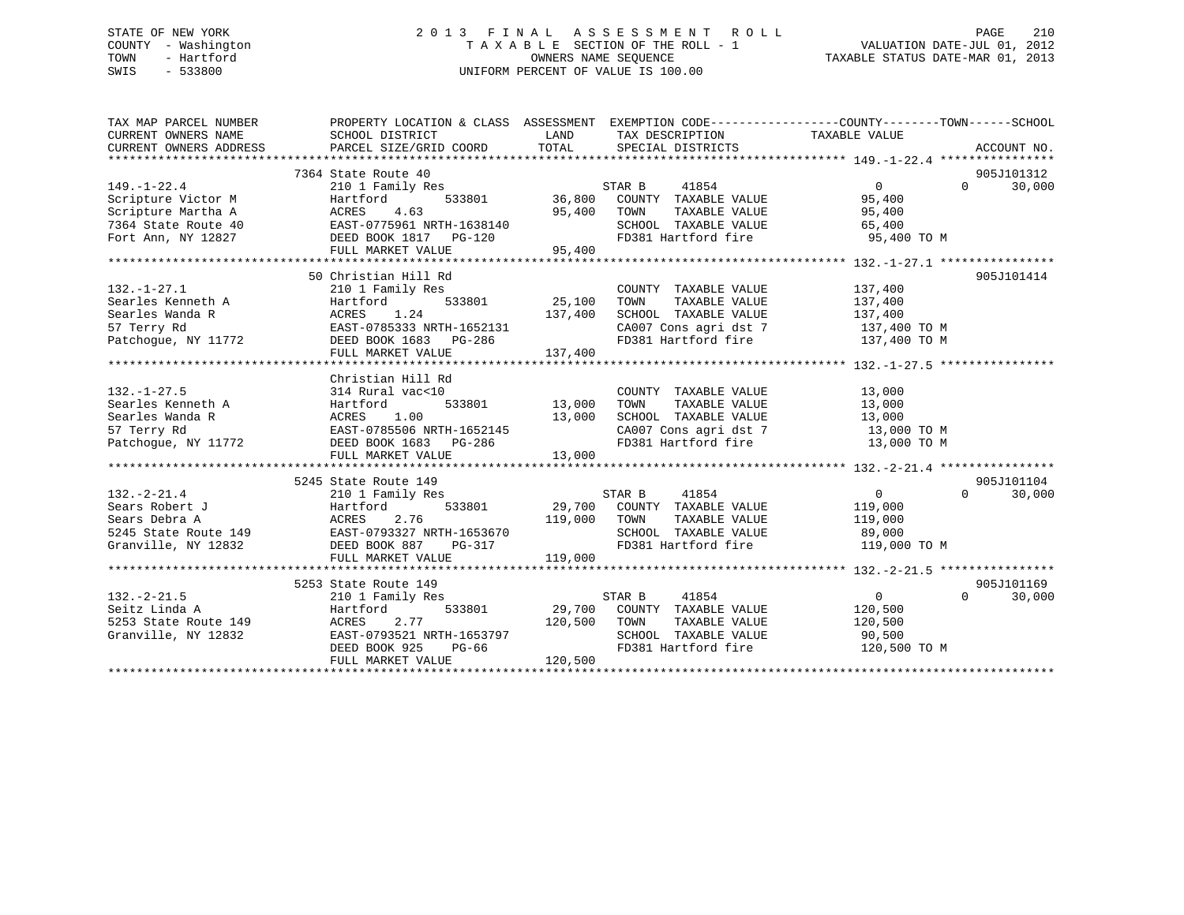STATE OF NEW YORK
COUNTY - Washington
TOWN - Hartford
SWIS - 533800

# 2013 FINAL ASSESSMENT ROLL

TAXABLE SECTION OF THE ROLL - 1
OWNERS NAME SEQUENCE
UNIFORM PERCENT OF VALUE IS 100.00

VALUATION DATE-JUL 01, 2012
TAXABLE STATUS DATE-MAR 01, 2013

| TAX MAP PARCEL NUMBER / CURRENT OWNERS NAME / CURRENT OWNERS ADDRESS | PROPERTY LOCATION & CLASS / SCHOOL DISTRICT / PARCEL SIZE/GRID COORD | ASSESSMENT LAND | TOTAL | EXEMPTION CODE / TAX DESCRIPTION / SPECIAL DISTRICTS | COUNTY TAXABLE VALUE | TOWN | SCHOOL | ACCOUNT NO. |
|---|---|---|---|---|---|---|---|---|
| 149.-1-22.4 | 7364 State Route 40 | | | | | | | 905J101312 |
| Scripture Victor M | 210 1 Family Res | | | STAR B 41854 | 0 | 0 | 30,000 | |
| Scripture Martha A | Hartford 533801 | 36,800 | | COUNTY TAXABLE VALUE | 95,400 | | | |
| 7364 State Route 40 | ACRES 4.63 | | 95,400 | TOWN TAXABLE VALUE | 95,400 | | | |
| Fort Ann, NY 12827 | EAST-0775961 NRTH-1638140 | | | SCHOOL TAXABLE VALUE | 65,400 | | | |
| | DEED BOOK 1817 PG-120 | | | FD381 Hartford fire | 95,400 TO M | | | |
| | FULL MARKET VALUE | | 95,400 | | | | | |
| 132.-1-27.1 | 50 Christian Hill Rd | | | | | | | 905J101414 |
| Searles Kenneth A | 210 1 Family Res | | | COUNTY TAXABLE VALUE | 137,400 | | | |
| Searles Wanda R | Hartford 533801 | 25,100 | | TOWN TAXABLE VALUE | 137,400 | | | |
| 57 Terry Rd | ACRES 1.24 | | 137,400 | SCHOOL TAXABLE VALUE | 137,400 | | | |
| Patchogue, NY 11772 | EAST-0785333 NRTH-1652131 | | | CA007 Cons agri dst 7 | 137,400 TO M | | | |
| | DEED BOOK 1683 PG-286 | | | FD381 Hartford fire | 137,400 TO M | | | |
| | FULL MARKET VALUE | | 137,400 | | | | | |
| 132.-1-27.5 | Christian Hill Rd | | | | | | | |
| Searles Kenneth A | 314 Rural vac<10 | | | COUNTY TAXABLE VALUE | 13,000 | | | |
| Searles Wanda R | Hartford 533801 | 13,000 | | TOWN TAXABLE VALUE | 13,000 | | | |
| 57 Terry Rd | ACRES 1.00 | | 13,000 | SCHOOL TAXABLE VALUE | 13,000 | | | |
| Patchogue, NY 11772 | EAST-0785506 NRTH-1652145 | | | CA007 Cons agri dst 7 | 13,000 TO M | | | |
| | DEED BOOK 1683 PG-286 | | | FD381 Hartford fire | 13,000 TO M | | | |
| | FULL MARKET VALUE | | 13,000 | | | | | |
| 132.-2-21.4 | 5245 State Route 149 | | | | | | | 905J101104 |
| Sears Robert J | 210 1 Family Res | | | STAR B 41854 | 0 | 0 | 30,000 | |
| Sears Debra A | Hartford 533801 | 29,700 | | COUNTY TAXABLE VALUE | 119,000 | | | |
| 5245 State Route 149 | ACRES 2.76 | | 119,000 | TOWN TAXABLE VALUE | 119,000 | | | |
| Granville, NY 12832 | EAST-0793327 NRTH-1653670 | | | SCHOOL TAXABLE VALUE | 89,000 | | | |
| | DEED BOOK 887 PG-317 | | | FD381 Hartford fire | 119,000 TO M | | | |
| | FULL MARKET VALUE | | 119,000 | | | | | |
| 132.-2-21.5 | 5253 State Route 149 | | | | | | | 905J101169 |
| Seitz Linda A | 210 1 Family Res | | | STAR B 41854 | 0 | 0 | 30,000 | |
| 5253 State Route 149 | Hartford 533801 | 29,700 | | COUNTY TAXABLE VALUE | 120,500 | | | |
| Granville, NY 12832 | ACRES 2.77 | | 120,500 | TOWN TAXABLE VALUE | 120,500 | | | |
| | EAST-0793521 NRTH-1653797 | | | SCHOOL TAXABLE VALUE | 90,500 | | | |
| | DEED BOOK 925 PG-66 | | | FD381 Hartford fire | 120,500 TO M | | | |
| | FULL MARKET VALUE | | 120,500 | | | | | |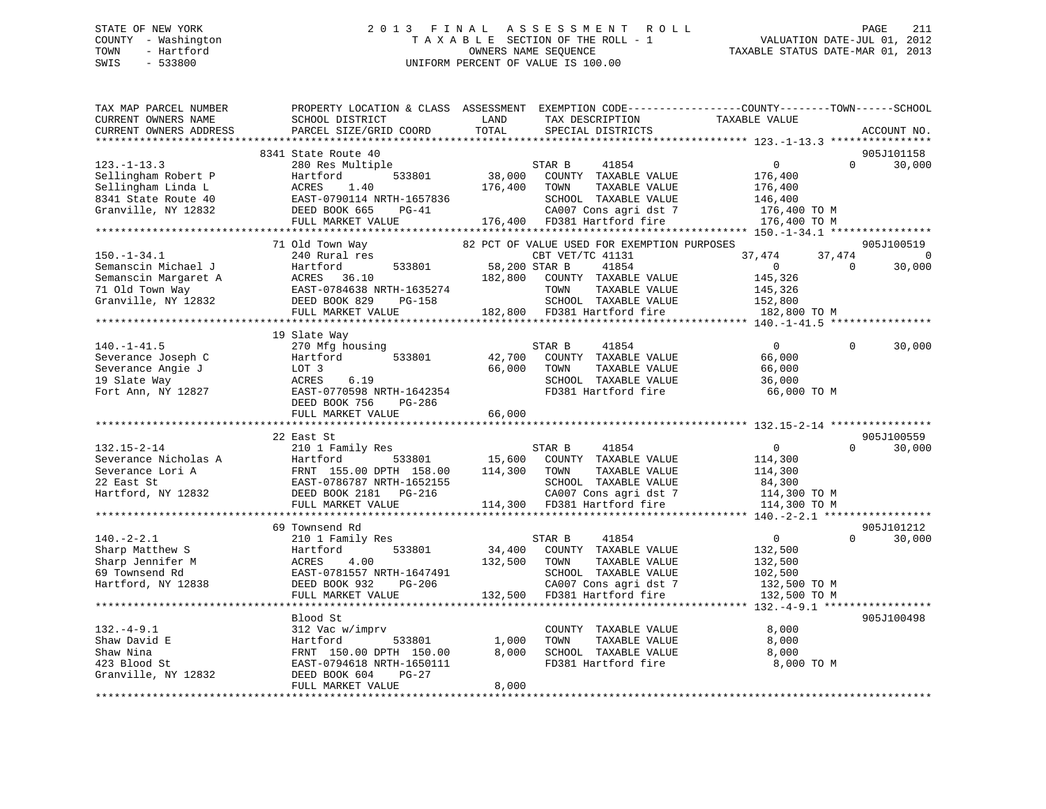STATE OF NEW YORK
COUNTY - Washington
TOWN - Hartford
SWIS - 533800

# 2013 FINAL ASSESSMENT ROLL

TAXABLE SECTION OF THE ROLL - 1
OWNERS NAME SEQUENCE
UNIFORM PERCENT OF VALUE IS 100.00

VALUATION DATE-JUL 01, 2012
TAXABLE STATUS DATE-MAR 01, 2013

```
TAX MAP PARCEL NUMBER          PROPERTY LOCATION & CLASS  ASSESSMENT  EXEMPTION CODE------------------COUNTY--------TOWN------SCHOOL
CURRENT OWNERS NAME            SCHOOL DISTRICT             LAND       TAX DESCRIPTION              TAXABLE VALUE
CURRENT OWNERS ADDRESS         PARCEL SIZE/GRID COORD      TOTAL      SPECIAL DISTRICTS                                        ACCOUNT NO.
******************************************************************************************************* 123.-1-13.3 ****************
                               8341 State Route 40                                                                           905J101158
123.-1-13.3                    280 Res Multiple                       STAR B      41854             0             0       30,000
Sellingham Robert P            Hartford        533801       38,000    COUNTY  TAXABLE VALUE        176,400
Sellingham Linda L             ACRES    1.40               176,400    TOWN    TAXABLE VALUE        176,400
8341 State Route 40            EAST-0790114 NRTH-1657836              SCHOOL  TAXABLE VALUE        146,400
Granville, NY 12832            DEED BOOK 665    PG-41                 CA007 Cons agri dst 7          176,400 TO M
                               FULL MARKET VALUE           176,400    FD381 Hartford fire            176,400 TO M
******************************************************************************************************* 150.-1-34.1 ****************
                               71 Old Town Way              82 PCT OF VALUE USED FOR EXEMPTION PURPOSES                      905J100519
150.-1-34.1                    240 Rural res                          CBT VET/TC 41131          37,474        37,474            0
Semanscin Michael J            Hartford        533801       58,200 STAR B      41854             0             0       30,000
Semanscin Margaret A           ACRES   36.10               182,800    COUNTY  TAXABLE VALUE        145,326
71 Old Town Way                EAST-0784638 NRTH-1635274              TOWN    TAXABLE VALUE        145,326
Granville, NY 12832            DEED BOOK 829    PG-158                SCHOOL  TAXABLE VALUE        152,800
                               FULL MARKET VALUE           182,800    FD381 Hartford fire            182,800 TO M
******************************************************************************************************* 140.-1-41.5 ****************
                               19 Slate Way
140.-1-41.5                    270 Mfg housing                        STAR B      41854             0             0       30,000
Severance Joseph C             Hartford        533801       42,700    COUNTY  TAXABLE VALUE         66,000
Severance Angie J              LOT 3                        66,000    TOWN    TAXABLE VALUE         66,000
19 Slate Way                   ACRES    6.19                          SCHOOL  TAXABLE VALUE         36,000
Fort Ann, NY 12827             EAST-0770598 NRTH-1642354              FD381 Hartford fire             66,000 TO M
                               DEED BOOK 756    PG-286
                               FULL MARKET VALUE            66,000
******************************************************************************************************* 132.15-2-14 ****************
                               22 East St                                                                                    905J100559
132.15-2-14                    210 1 Family Res                       STAR B      41854             0             0       30,000
Severance Nicholas A           Hartford        533801       15,600    COUNTY  TAXABLE VALUE        114,300
Severance Lori A               FRNT 155.00 DPTH 158.00     114,300    TOWN    TAXABLE VALUE        114,300
22 East St                     EAST-0786787 NRTH-1652155              SCHOOL  TAXABLE VALUE         84,300
Hartford, NY 12832             DEED BOOK 2181   PG-216                CA007 Cons agri dst 7          114,300 TO M
                               FULL MARKET VALUE           114,300    FD381 Hartford fire            114,300 TO M
******************************************************************************************************* 140.-2-2.1 *****************
                               69 Townsend Rd                                                                                905J101212
140.-2-2.1                     210 1 Family Res                       STAR B      41854             0             0       30,000
Sharp Matthew S                Hartford        533801       34,400    COUNTY  TAXABLE VALUE        132,500
Sharp Jennifer M               ACRES    4.00               132,500    TOWN    TAXABLE VALUE        132,500
69 Townsend Rd                 EAST-0781557 NRTH-1647491              SCHOOL  TAXABLE VALUE        102,500
Hartford, NY 12838             DEED BOOK 932    PG-206                CA007 Cons agri dst 7          132,500 TO M
                               FULL MARKET VALUE           132,500    FD381 Hartford fire            132,500 TO M
******************************************************************************************************* 132.-4-9.1 *****************
                               Blood St                                                                                      905J100498
132.-4-9.1                     312 Vac w/imprv                        COUNTY  TAXABLE VALUE          8,000
Shaw David E                   Hartford        533801        1,000    TOWN    TAXABLE VALUE          8,000
Shaw Nina                      FRNT 150.00 DPTH 150.00       8,000    SCHOOL  TAXABLE VALUE          8,000
423 Blood St                   EAST-0794618 NRTH-1650111              FD381 Hartford fire              8,000 TO M
Granville, NY 12832            DEED BOOK 604    PG-27
                               FULL MARKET VALUE             8,000
*************************************************************************************************************************************
```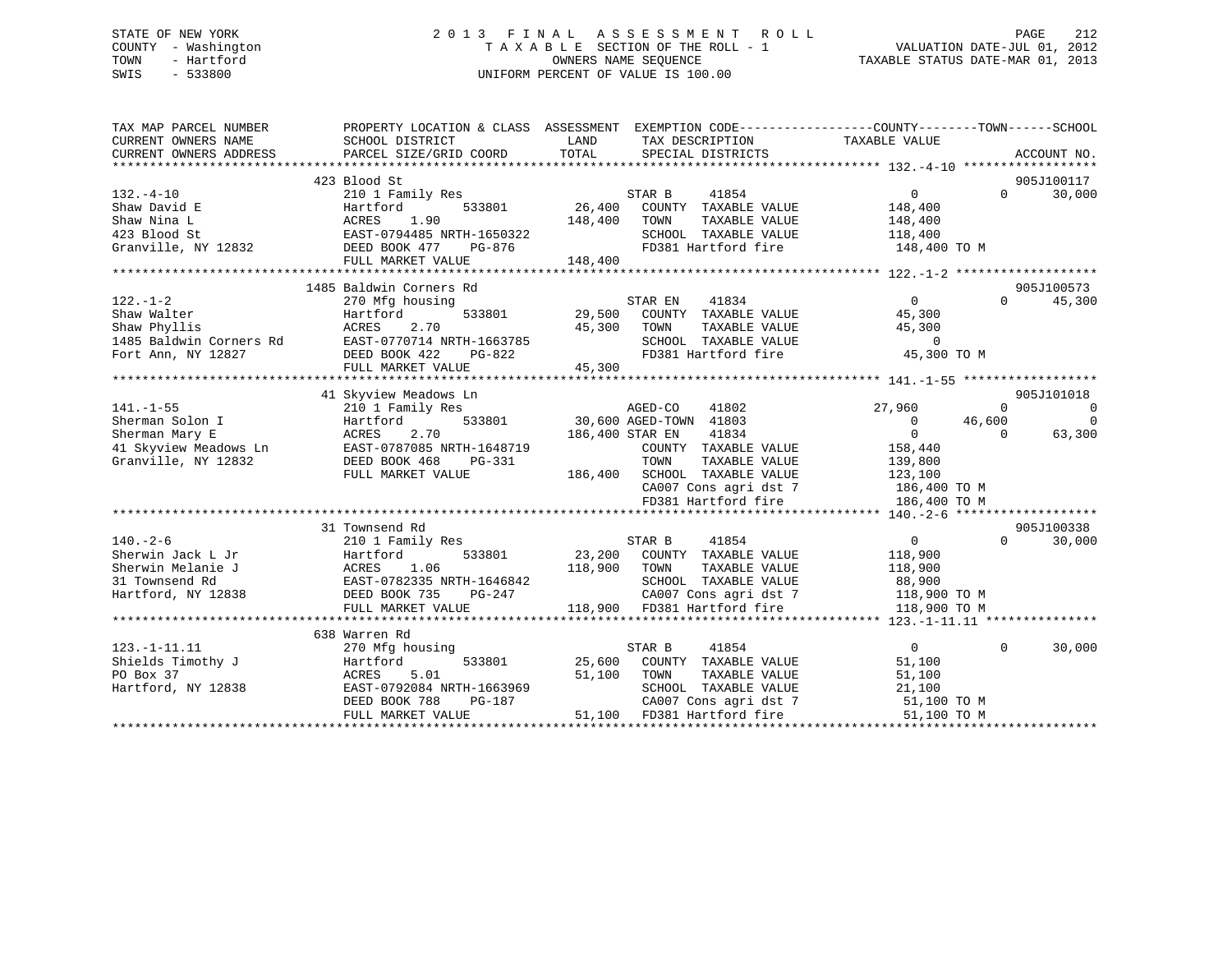STATE OF NEW YORK
COUNTY - Washington
TOWN - Hartford
SWIS - 533800

2 0 1 3 F I N A L A S S E S S M E N T R O L L
T A X A B L E SECTION OF THE ROLL - 1
OWNERS NAME SEQUENCE
UNIFORM PERCENT OF VALUE IS 100.00

VALUATION DATE-JUL 01, 2012
TAXABLE STATUS DATE-MAR 01, 2013

```
TAX MAP PARCEL NUMBER          PROPERTY LOCATION & CLASS  ASSESSMENT  EXEMPTION CODE------------------COUNTY--------TOWN------SCHOOL
CURRENT OWNERS NAME            SCHOOL DISTRICT              LAND      TAX DESCRIPTION              TAXABLE VALUE
CURRENT OWNERS ADDRESS         PARCEL SIZE/GRID COORD       TOTAL     SPECIAL DISTRICTS                                    ACCOUNT NO.
******************************************************************************************************* 132.-4-10 ******************
                               423 Blood St                                                                                905J100117
132.-4-10                      210 1 Family Res                        STAR B      41854              0             0       30,000
Shaw David E                   Hartford          533801        26,400   COUNTY  TAXABLE VALUE        148,400
Shaw Nina L                    ACRES     1.90                 148,400   TOWN    TAXABLE VALUE        148,400
423 Blood St                   EAST-0794485 NRTH-1650322                SCHOOL  TAXABLE VALUE        118,400
Granville, NY 12832            DEED BOOK 477     PG-876                 FD381 Hartford fire           148,400 TO M
                               FULL MARKET VALUE              148,400
******************************************************************************************************* 122.-1-2 *******************
                               1485 Baldwin Corners Rd                                                                     905J100573
122.-1-2                       270 Mfg housing                         STAR EN     41834              0             0       45,300
Shaw Walter                    Hartford          533801        29,500   COUNTY  TAXABLE VALUE         45,300
Shaw Phyllis                   ACRES     2.70                  45,300   TOWN    TAXABLE VALUE         45,300
1485 Baldwin Corners Rd        EAST-0770714 NRTH-1663785                SCHOOL  TAXABLE VALUE              0
Fort Ann, NY 12827             DEED BOOK 422     PG-822                 FD381 Hartford fire            45,300 TO M
                               FULL MARKET VALUE               45,300
******************************************************************************************************* 141.-1-55 ******************
                               41 Skyview Meadows Ln                                                                       905J101018
141.-1-55                      210 1 Family Res                        AGED-CO     41802         27,960             0            0
Sherman Solon I                Hartford          533801        30,600 AGED-TOWN  41803              0        46,600            0
Sherman Mary E                 ACRES     2.70                 186,400 STAR EN     41834              0             0       63,300
41 Skyview Meadows Ln          EAST-0787085 NRTH-1648719                COUNTY  TAXABLE VALUE        158,440
Granville, NY 12832            DEED BOOK 468     PG-331                 TOWN    TAXABLE VALUE        139,800
                               FULL MARKET VALUE              186,400   SCHOOL  TAXABLE VALUE        123,100
                                                                        CA007 Cons agri dst 7         186,400 TO M
                                                                        FD381 Hartford fire           186,400 TO M
******************************************************************************************************* 140.-2-6 *******************
                               31 Townsend Rd                                                                              905J100338
140.-2-6                       210 1 Family Res                        STAR B      41854              0             0       30,000
Sherwin Jack L Jr              Hartford          533801        23,200   COUNTY  TAXABLE VALUE        118,900
Sherwin Melanie J              ACRES     1.06                 118,900   TOWN    TAXABLE VALUE        118,900
31 Townsend Rd                 EAST-0782335 NRTH-1646842                SCHOOL  TAXABLE VALUE         88,900
Hartford, NY 12838             DEED BOOK 735     PG-247                 CA007 Cons agri dst 7         118,900 TO M
                               FULL MARKET VALUE              118,900   FD381 Hartford fire           118,900 TO M
******************************************************************************************************* 123.-1-11.11 ***************
                               638 Warren Rd
123.-1-11.11                   270 Mfg housing                         STAR B      41854              0             0       30,000
Shields Timothy J              Hartford          533801        25,600   COUNTY  TAXABLE VALUE         51,100
PO Box 37                      ACRES     5.01                  51,100   TOWN    TAXABLE VALUE         51,100
Hartford, NY 12838             EAST-0792084 NRTH-1663969                SCHOOL  TAXABLE VALUE         21,100
                               DEED BOOK 788     PG-187                 CA007 Cons agri dst 7          51,100 TO M
                               FULL MARKET VALUE               51,100   FD381 Hartford fire            51,100 TO M
************************************************************************************************************************************
```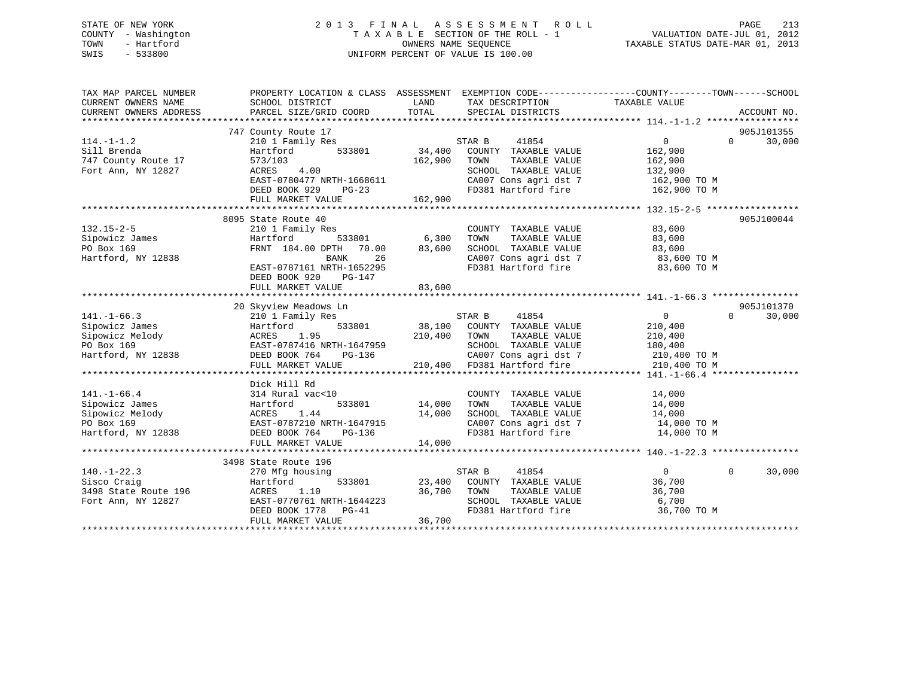STATE OF NEW YORK
COUNTY - Washington
TOWN - Hartford
SWIS - 533800

# 2013 FINAL ASSESSMENT ROLL

TAXABLE SECTION OF THE ROLL - 1
OWNERS NAME SEQUENCE
UNIFORM PERCENT OF VALUE IS 100.00

VALUATION DATE-JUL 01, 2012
TAXABLE STATUS DATE-MAR 01, 2013

```
TAX MAP PARCEL NUMBER      PROPERTY LOCATION & CLASS  ASSESSMENT  EXEMPTION CODE------------------COUNTY--------TOWN------SCHOOL
CURRENT OWNERS NAME        SCHOOL DISTRICT             LAND       TAX DESCRIPTION             TAXABLE VALUE
CURRENT OWNERS ADDRESS     PARCEL SIZE/GRID COORD      TOTAL      SPECIAL DISTRICTS                                        ACCOUNT NO.
******************************************************************************************************* 114.-1-1.2 *****************
                           747 County Route 17                                                                          905J101355
114.-1-1.2                 210 1 Family Res                       STAR B     41854                 0            0       30,000
Sill Brenda                Hartford       533801       34,400     COUNTY  TAXABLE VALUE       162,900
747 County Route 17        573/103                    162,900     TOWN    TAXABLE VALUE       162,900
Fort Ann, NY 12827         ACRES    4.00                          SCHOOL  TAXABLE VALUE       132,900
                           EAST-0780477 NRTH-1668611              CA007 Cons agri dst 7        162,900 TO M
                           DEED BOOK 929    PG-23                 FD381 Hartford fire          162,900 TO M
                           FULL MARKET VALUE          162,900
******************************************************************************************************* 132.15-2-5 *****************
                           8095 State Route 40                                                                          905J100044
132.15-2-5                 210 1 Family Res                       COUNTY  TAXABLE VALUE        83,600
Sipowicz James             Hartford       533801        6,300     TOWN    TAXABLE VALUE        83,600
PO Box 169                 FRNT  184.00 DPTH   70.00   83,600     SCHOOL  TAXABLE VALUE        83,600
Hartford, NY 12838                     BANK     26                CA007 Cons agri dst 7         83,600 TO M
                           EAST-0787161 NRTH-1652295              FD381 Hartford fire           83,600 TO M
                           DEED BOOK 920    PG-147
                           FULL MARKET VALUE           83,600
******************************************************************************************************* 141.-1-66.3 ****************
                           20 Skyview Meadows Ln                                                                        905J101370
141.-1-66.3                210 1 Family Res                       STAR B     41854                 0            0       30,000
Sipowicz James             Hartford       533801       38,100     COUNTY  TAXABLE VALUE       210,400
Sipowicz Melody            ACRES    1.95              210,400     TOWN    TAXABLE VALUE       210,400
PO Box 169                 EAST-0787416 NRTH-1647959              SCHOOL  TAXABLE VALUE       180,400
Hartford, NY 12838         DEED BOOK 764    PG-136                CA007 Cons agri dst 7        210,400 TO M
                           FULL MARKET VALUE          210,400     FD381 Hartford fire          210,400 TO M
******************************************************************************************************* 141.-1-66.4 ****************
                           Dick Hill Rd
141.-1-66.4                314 Rural vac<10                       COUNTY  TAXABLE VALUE        14,000
Sipowicz James             Hartford       533801       14,000     TOWN    TAXABLE VALUE        14,000
Sipowicz Melody            ACRES    1.44               14,000     SCHOOL  TAXABLE VALUE        14,000
PO Box 169                 EAST-0787210 NRTH-1647915              CA007 Cons agri dst 7         14,000 TO M
Hartford, NY 12838         DEED BOOK 764    PG-136                FD381 Hartford fire           14,000 TO M
                           FULL MARKET VALUE           14,000
******************************************************************************************************* 140.-1-22.3 ****************
                           3498 State Route 196
140.-1-22.3                270 Mfg housing                        STAR B     41854                 0            0       30,000
Sisco Craig                Hartford       533801       23,400     COUNTY  TAXABLE VALUE        36,700
3498 State Route 196       ACRES    1.10               36,700     TOWN    TAXABLE VALUE        36,700
Fort Ann, NY 12827         EAST-0770761 NRTH-1644223              SCHOOL  TAXABLE VALUE         6,700
                           DEED BOOK 1778   PG-41                 FD381 Hartford fire           36,700 TO M
                           FULL MARKET VALUE           36,700
************************************************************************************************************************************
```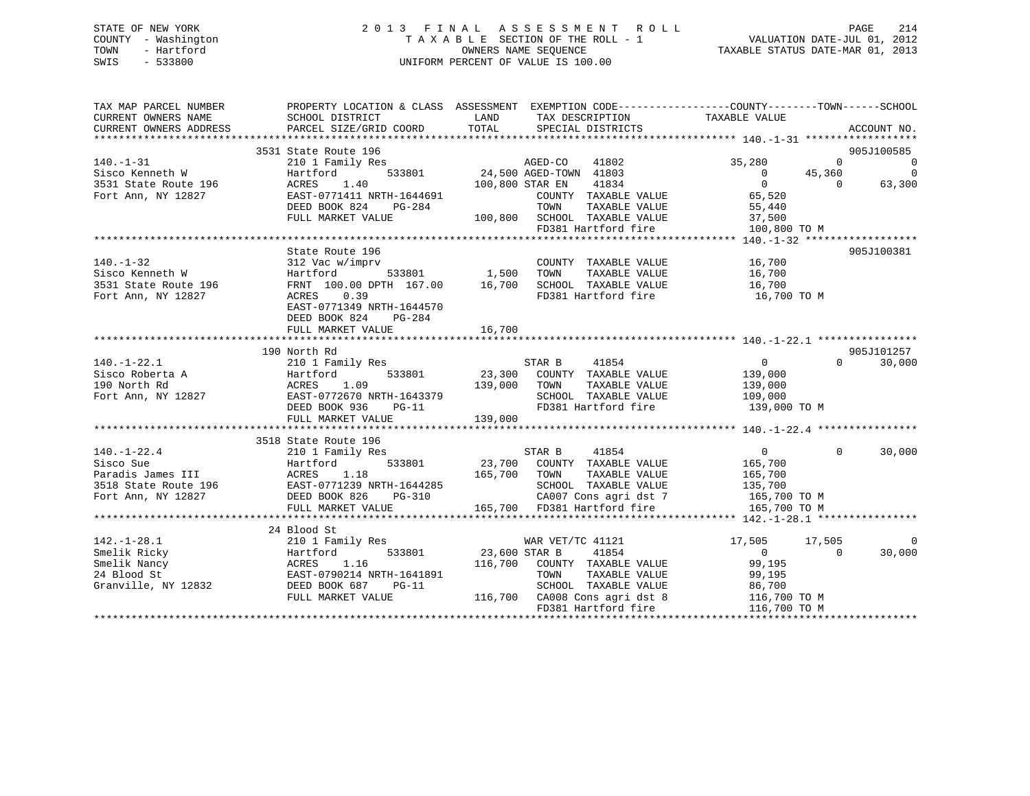STATE OF NEW YORK
COUNTY - Washington
TOWN - Hartford
SWIS - 533800

# 2013 FINAL ASSESSMENT ROLL
TAXABLE SECTION OF THE ROLL - 1
OWNERS NAME SEQUENCE
UNIFORM PERCENT OF VALUE IS 100.00

VALUATION DATE-JUL 01, 2012
TAXABLE STATUS DATE-MAR 01, 2013

| TAX MAP PARCEL NUMBER / CURRENT OWNERS NAME / CURRENT OWNERS ADDRESS | PROPERTY LOCATION & CLASS / SCHOOL DISTRICT / PARCEL SIZE/GRID COORD | ASSESSMENT LAND / TOTAL | EXEMPTION CODE / TAX DESCRIPTION / SPECIAL DISTRICTS | COUNTY TAXABLE VALUE | TOWN | SCHOOL | ACCOUNT NO. |
|---|---|---|---|---|---|---|---|
| **140.-1-31** | 3531 State Route 196 | | | | | | 905J100585 |
| | 210 1 Family Res | | AGED-CO 41802 | 35,280 | 0 | 0 | |
| Sisco Kenneth W | Hartford 533801 | 24,500 | AGED-TOWN 41803 | 0 | 45,360 | 0 | |
| 3531 State Route 196 | ACRES 1.40 | 100,800 | STAR EN 41834 | 0 | 0 | 63,300 | |
| Fort Ann, NY 12827 | EAST-0771411 NRTH-1644691 | | COUNTY TAXABLE VALUE | 65,520 | | | |
| | DEED BOOK 824 PG-284 | | TOWN TAXABLE VALUE | 55,440 | | | |
| | FULL MARKET VALUE | 100,800 | SCHOOL TAXABLE VALUE | 37,500 | | | |
| | | | FD381 Hartford fire | 100,800 TO M | | | |
| **140.-1-32** | State Route 196 | | | | | | 905J100381 |
| | 312 Vac w/imprv | | COUNTY TAXABLE VALUE | 16,700 | | | |
| Sisco Kenneth W | Hartford 533801 | 1,500 | TOWN TAXABLE VALUE | 16,700 | | | |
| 3531 State Route 196 | FRNT 100.00 DPTH 167.00 | 16,700 | SCHOOL TAXABLE VALUE | 16,700 | | | |
| Fort Ann, NY 12827 | ACRES 0.39 | | FD381 Hartford fire | 16,700 TO M | | | |
| | EAST-0771349 NRTH-1644570 | | | | | | |
| | DEED BOOK 824 PG-284 | | | | | | |
| | FULL MARKET VALUE | 16,700 | | | | | |
| **140.-1-22.1** | 190 North Rd | | | | | | 905J101257 |
| | 210 1 Family Res | | STAR B 41854 | 0 | 0 | 30,000 | |
| Sisco Roberta A | Hartford 533801 | 23,300 | COUNTY TAXABLE VALUE | 139,000 | | | |
| 190 North Rd | ACRES 1.09 | 139,000 | TOWN TAXABLE VALUE | 139,000 | | | |
| Fort Ann, NY 12827 | EAST-0772670 NRTH-1643379 | | SCHOOL TAXABLE VALUE | 109,000 | | | |
| | DEED BOOK 936 PG-11 | | FD381 Hartford fire | 139,000 TO M | | | |
| | FULL MARKET VALUE | 139,000 | | | | | |
| **140.-1-22.4** | 3518 State Route 196 | | | | | | |
| | 210 1 Family Res | | STAR B 41854 | 0 | 0 | 30,000 | |
| Sisco Sue | Hartford 533801 | 23,700 | COUNTY TAXABLE VALUE | 165,700 | | | |
| Paradis James III | ACRES 1.18 | 165,700 | TOWN TAXABLE VALUE | 165,700 | | | |
| 3518 State Route 196 | EAST-0771239 NRTH-1644285 | | SCHOOL TAXABLE VALUE | 135,700 | | | |
| Fort Ann, NY 12827 | DEED BOOK 826 PG-310 | | CA007 Cons agri dst 7 | 165,700 TO M | | | |
| | FULL MARKET VALUE | 165,700 | FD381 Hartford fire | 165,700 TO M | | | |
| **142.-1-28.1** | 24 Blood St | | | | | | |
| | 210 1 Family Res | | WAR VET/TC 41121 | 17,505 | 17,505 | 0 | |
| Smelik Ricky | Hartford 533801 | 23,600 | STAR B 41854 | 0 | 0 | 30,000 | |
| Smelik Nancy | ACRES 1.16 | 116,700 | COUNTY TAXABLE VALUE | 99,195 | | | |
| 24 Blood St | EAST-0790214 NRTH-1641891 | | TOWN TAXABLE VALUE | 99,195 | | | |
| Granville, NY 12832 | DEED BOOK 687 PG-11 | | SCHOOL TAXABLE VALUE | 86,700 | | | |
| | FULL MARKET VALUE | 116,700 | CA008 Cons agri dst 8 | 116,700 TO M | | | |
| | | | FD381 Hartford fire | 116,700 TO M | | | |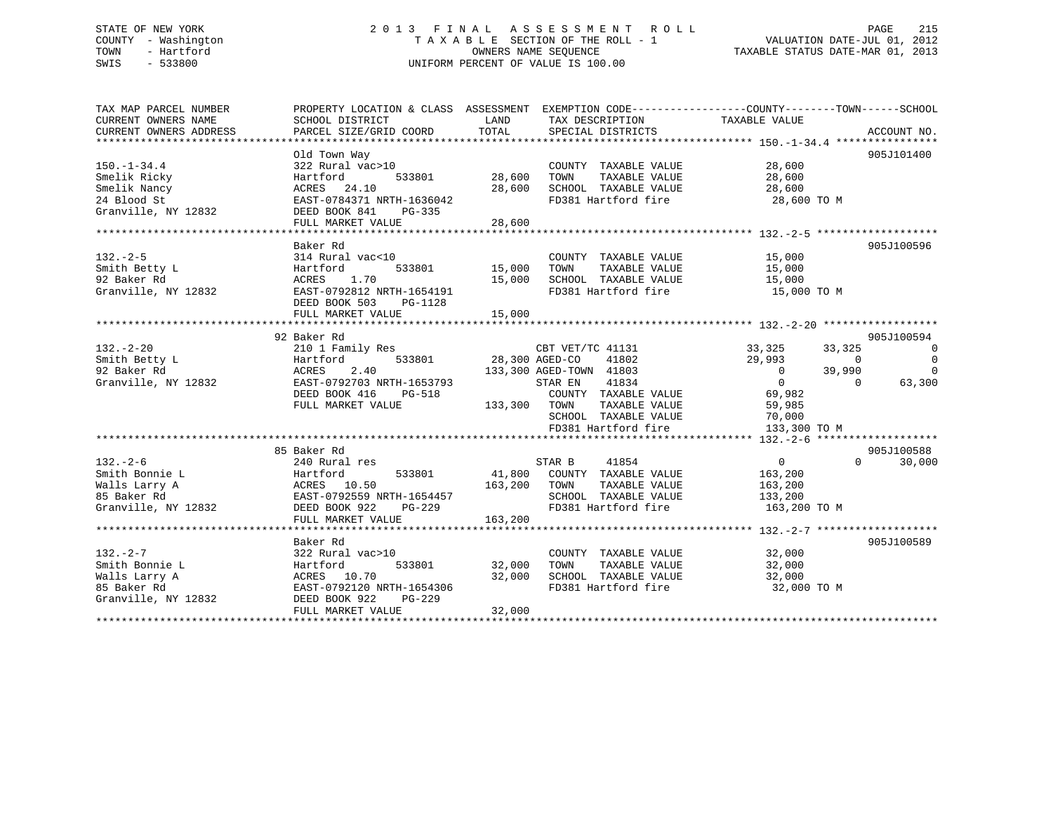STATE OF NEW YORK
COUNTY - Washington
TOWN - Hartford
SWIS - 533800

# 2013 FINAL ASSESSMENT ROLL

TAXABLE SECTION OF THE ROLL - 1
OWNERS NAME SEQUENCE
UNIFORM PERCENT OF VALUE IS 100.00

VALUATION DATE-JUL 01, 2012
TAXABLE STATUS DATE-MAR 01, 2013

| TAX MAP PARCEL NUMBER / CURRENT OWNERS NAME / CURRENT OWNERS ADDRESS | PROPERTY LOCATION & CLASS / SCHOOL DISTRICT / PARCEL SIZE/GRID COORD | ASSESSMENT LAND | TOTAL | EXEMPTION CODE / TAX DESCRIPTION / SPECIAL DISTRICTS | COUNTY TAXABLE VALUE | TOWN | SCHOOL | ACCOUNT NO. |
|---|---|---|---|---|---|---|---|---|
| 150.-1-34.4 | Old Town Way | | | | | | | 905J101400 |
| | 322 Rural vac>10 | | | COUNTY TAXABLE VALUE | 28,600 | | | |
| Smelik Ricky | Hartford 533801 | 28,600 | | TOWN TAXABLE VALUE | 28,600 | | | |
| Smelik Nancy | ACRES 24.10 | | 28,600 | SCHOOL TAXABLE VALUE | 28,600 | | | |
| 24 Blood St | EAST-0784371 NRTH-1636042 | | | FD381 Hartford fire | 28,600 TO M | | | |
| Granville, NY 12832 | DEED BOOK 841 PG-335 | | | | | | | |
| | FULL MARKET VALUE | | 28,600 | | | | | |
| 132.-2-5 | Baker Rd | | | | | | | 905J100596 |
| | 314 Rural vac<10 | | | COUNTY TAXABLE VALUE | 15,000 | | | |
| Smith Betty L | Hartford 533801 | 15,000 | | TOWN TAXABLE VALUE | 15,000 | | | |
| 92 Baker Rd | ACRES 1.70 | | 15,000 | SCHOOL TAXABLE VALUE | 15,000 | | | |
| Granville, NY 12832 | EAST-0792812 NRTH-1654191 | | | FD381 Hartford fire | 15,000 TO M | | | |
| | DEED BOOK 503 PG-1128 | | | | | | | |
| | FULL MARKET VALUE | | 15,000 | | | | | |
| 132.-2-20 | 92 Baker Rd | | | | | | | 905J100594 |
| | 210 1 Family Res | | | CBT VET/TC 41131 | 33,325 | 33,325 | 0 | |
| Smith Betty L | Hartford 533801 | 28,300 | | AGED-CO 41802 | 29,993 | 0 | 0 | |
| 92 Baker Rd | ACRES 2.40 | | 133,300 | AGED-TOWN 41803 | 0 | 39,990 | 0 | |
| Granville, NY 12832 | EAST-0792703 NRTH-1653793 | | | STAR EN 41834 | 0 | 0 | 63,300 | |
| | DEED BOOK 416 PG-518 | | | COUNTY TAXABLE VALUE | 69,982 | | | |
| | FULL MARKET VALUE | | 133,300 | TOWN TAXABLE VALUE | 59,985 | | | |
| | | | | SCHOOL TAXABLE VALUE | 70,000 | | | |
| | | | | FD381 Hartford fire | 133,300 TO M | | | |
| 132.-2-6 | 85 Baker Rd | | | | | | | 905J100588 |
| | 240 Rural res | | | STAR B 41854 | 0 | 0 | 30,000 | |
| Smith Bonnie L | Hartford 533801 | 41,800 | | COUNTY TAXABLE VALUE | 163,200 | | | |
| Walls Larry A | ACRES 10.50 | | 163,200 | TOWN TAXABLE VALUE | 163,200 | | | |
| 85 Baker Rd | EAST-0792559 NRTH-1654457 | | | SCHOOL TAXABLE VALUE | 133,200 | | | |
| Granville, NY 12832 | DEED BOOK 922 PG-229 | | | FD381 Hartford fire | 163,200 TO M | | | |
| | FULL MARKET VALUE | | 163,200 | | | | | |
| 132.-2-7 | Baker Rd | | | | | | | 905J100589 |
| | 322 Rural vac>10 | | | COUNTY TAXABLE VALUE | 32,000 | | | |
| Smith Bonnie L | Hartford 533801 | 32,000 | | TOWN TAXABLE VALUE | 32,000 | | | |
| Walls Larry A | ACRES 10.70 | | 32,000 | SCHOOL TAXABLE VALUE | 32,000 | | | |
| 85 Baker Rd | EAST-0792120 NRTH-1654306 | | | FD381 Hartford fire | 32,000 TO M | | | |
| Granville, NY 12832 | DEED BOOK 922 PG-229 | | | | | | | |
| | FULL MARKET VALUE | | 32,000 | | | | | |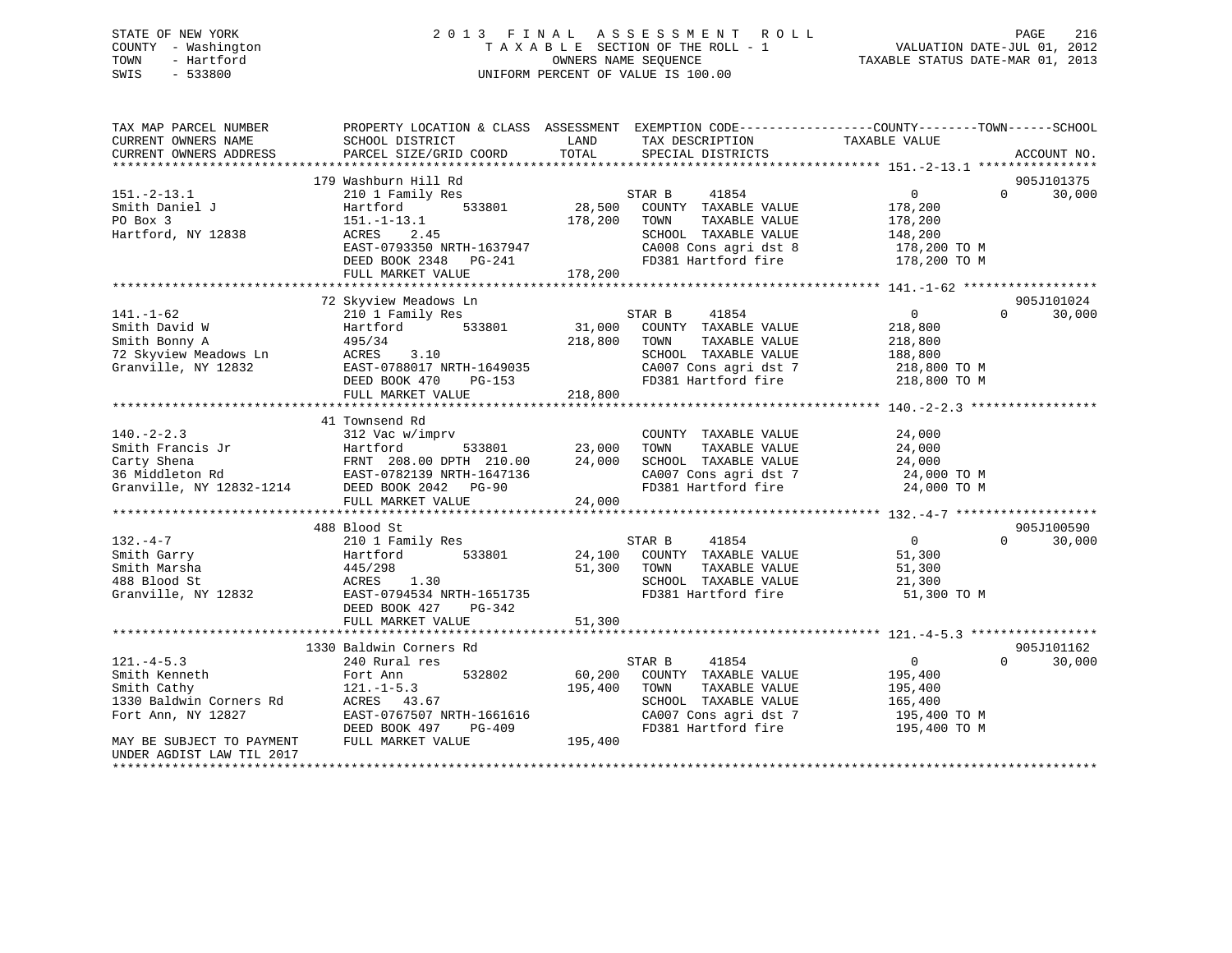STATE OF NEW YORK
COUNTY - Washington
TOWN - Hartford
SWIS - 533800

# 2013 FINAL ASSESSMENT ROLL

TAXABLE SECTION OF THE ROLL - 1
OWNERS NAME SEQUENCE
UNIFORM PERCENT OF VALUE IS 100.00

VALUATION DATE-JUL 01, 2012
TAXABLE STATUS DATE-MAR 01, 2013

```
TAX MAP PARCEL NUMBER          PROPERTY LOCATION & CLASS  ASSESSMENT  EXEMPTION CODE-----------------COUNTY--------TOWN------SCHOOL
CURRENT OWNERS NAME            SCHOOL DISTRICT               LAND      TAX DESCRIPTION            TAXABLE VALUE
CURRENT OWNERS ADDRESS         PARCEL SIZE/GRID COORD        TOTAL     SPECIAL DISTRICTS                                      ACCOUNT NO.
****************************************************************************************************** 151.-2-13.1 ****************
                              179 Washburn Hill Rd                                                                          905J101375
151.-2-13.1                    210 1 Family Res                         STAR B     41854                0            0     30,000
Smith Daniel J                 Hartford        533801       28,500   COUNTY  TAXABLE VALUE            178,200
PO Box 3                       151.-1-13.1                  178,200   TOWN    TAXABLE VALUE            178,200
Hartford, NY 12838             ACRES    2.45                          SCHOOL  TAXABLE VALUE            148,200
                               EAST-0793350 NRTH-1637947              CA008 Cons agri dst 8             178,200 TO M
                               DEED BOOK 2348   PG-241                FD381 Hartford fire               178,200 TO M
                               FULL MARKET VALUE            178,200
****************************************************************************************************** 141.-1-62 ******************
                              72 Skyview Meadows Ln                                                                         905J101024
141.-1-62                      210 1 Family Res                         STAR B     41854                0            0     30,000
Smith David W                  Hartford        533801       31,000   COUNTY  TAXABLE VALUE            218,800
Smith Bonny A                  495/34                       218,800   TOWN    TAXABLE VALUE            218,800
72 Skyview Meadows Ln          ACRES    3.10                          SCHOOL  TAXABLE VALUE            188,800
Granville, NY 12832            EAST-0788017 NRTH-1649035              CA007 Cons agri dst 7             218,800 TO M
                               DEED BOOK 470    PG-153                FD381 Hartford fire               218,800 TO M
                               FULL MARKET VALUE            218,800
****************************************************************************************************** 140.-2-2.3 *****************
                              41 Townsend Rd
140.-2-2.3                     312 Vac w/imprv                          COUNTY  TAXABLE VALUE             24,000
Smith Francis Jr               Hartford        533801       23,000   TOWN    TAXABLE VALUE             24,000
Carty Shena                    FRNT 208.00 DPTH 210.00       24,000   SCHOOL  TAXABLE VALUE             24,000
36 Middleton Rd                EAST-0782139 NRTH-1647136              CA007 Cons agri dst 7              24,000 TO M
Granville, NY 12832-1214       DEED BOOK 2042   PG-90                 FD381 Hartford fire                24,000 TO M
                               FULL MARKET VALUE             24,000
****************************************************************************************************** 132.-4-7 *******************
                              488 Blood St                                                                                  905J100590
132.-4-7                       210 1 Family Res                         STAR B     41854                0            0     30,000
Smith Garry                    Hartford        533801       24,100   COUNTY  TAXABLE VALUE             51,300
Smith Marsha                   445/298                       51,300   TOWN    TAXABLE VALUE             51,300
488 Blood St                   ACRES    1.30                          SCHOOL  TAXABLE VALUE             21,300
Granville, NY 12832            EAST-0794534 NRTH-1651735              FD381 Hartford fire                51,300 TO M
                               DEED BOOK 427    PG-342
                               FULL MARKET VALUE             51,300
****************************************************************************************************** 121.-4-5.3 *****************
                              1330 Baldwin Corners Rd                                                                       905J101162
121.-4-5.3                     240 Rural res                            STAR B     41854                0            0     30,000
Smith Kenneth                  Fort Ann        532802       60,200   COUNTY  TAXABLE VALUE            195,400
Smith Cathy                    121.-1-5.3                   195,400   TOWN    TAXABLE VALUE            195,400
1330 Baldwin Corners Rd        ACRES   43.67                          SCHOOL  TAXABLE VALUE            165,400
Fort Ann, NY 12827             EAST-0767507 NRTH-1661616              CA007 Cons agri dst 7             195,400 TO M
                               DEED BOOK 497    PG-409                FD381 Hartford fire               195,400 TO M
MAY BE SUBJECT TO PAYMENT      FULL MARKET VALUE            195,400
UNDER AGDIST LAW TIL 2017
************************************************************************************************************************************
```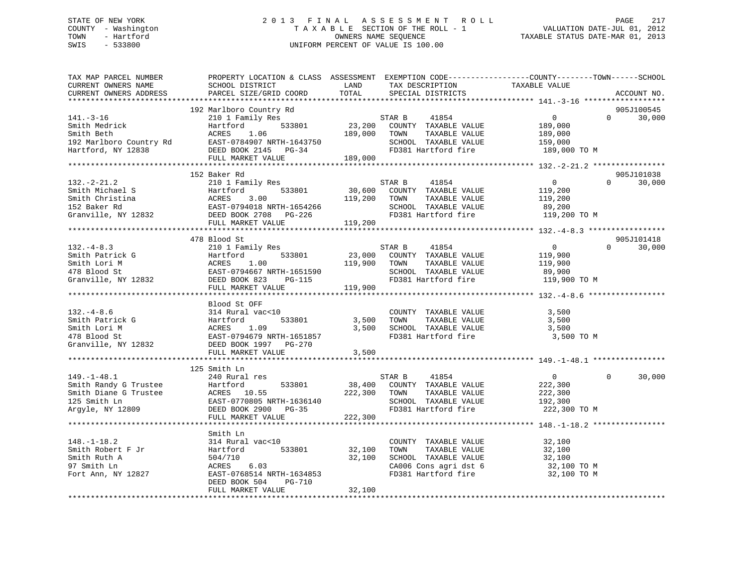STATE OF NEW YORK
COUNTY - Washington
TOWN - Hartford
SWIS - 533800

# 2013 FINAL ASSESSMENT ROLL
TAXABLE SECTION OF THE ROLL - 1
OWNERS NAME SEQUENCE
UNIFORM PERCENT OF VALUE IS 100.00

VALUATION DATE-JUL 01, 2012
TAXABLE STATUS DATE-MAR 01, 2013

```
TAX MAP PARCEL NUMBER          PROPERTY LOCATION & CLASS  ASSESSMENT  EXEMPTION CODE------------------COUNTY--------TOWN------SCHOOL
CURRENT OWNERS NAME            SCHOOL DISTRICT               LAND      TAX DESCRIPTION              TAXABLE VALUE
CURRENT OWNERS ADDRESS         PARCEL SIZE/GRID COORD        TOTAL     SPECIAL DISTRICTS                                  ACCOUNT NO.
******************************************************************************************************* 141.-3-16 ******************
                               192 Marlboro Country Rd                                                                    905J100545
141.-3-16                      210 1 Family Res                        STAR B      41854              0           0     30,000
Smith Medrick                  Hartford          533801       23,200   COUNTY  TAXABLE VALUE        189,000
Smith Beth                     ACRES     1.06                189,000   TOWN    TAXABLE VALUE        189,000
192 Marlboro Country Rd        EAST-0784907 NRTH-1643750               SCHOOL  TAXABLE VALUE        159,000
Hartford, NY 12838             DEED BOOK 2145   PG-34                  FD381 Hartford fire          189,000 TO M
                               FULL MARKET VALUE             189,000
******************************************************************************************************* 132.-2-21.2 ****************
                               152 Baker Rd                                                                               905J101038
132.-2-21.2                    210 1 Family Res                        STAR B      41854              0           0     30,000
Smith Michael S                Hartford          533801       30,600   COUNTY  TAXABLE VALUE        119,200
Smith Christina                ACRES     3.00                119,200   TOWN    TAXABLE VALUE        119,200
152 Baker Rd                   EAST-0794018 NRTH-1654266               SCHOOL  TAXABLE VALUE         89,200
Granville, NY 12832            DEED BOOK 2708   PG-226                 FD381 Hartford fire          119,200 TO M
                               FULL MARKET VALUE             119,200
******************************************************************************************************* 132.-4-8.3 *****************
                               478 Blood St                                                                               905J101418
132.-4-8.3                     210 1 Family Res                        STAR B      41854              0           0     30,000
Smith Patrick G                Hartford          533801       23,000   COUNTY  TAXABLE VALUE        119,900
Smith Lori M                   ACRES     1.00                119,900   TOWN    TAXABLE VALUE        119,900
478 Blood St                   EAST-0794667 NRTH-1651590               SCHOOL  TAXABLE VALUE         89,900
Granville, NY 12832            DEED BOOK 823    PG-115                 FD381 Hartford fire          119,900 TO M
                               FULL MARKET VALUE             119,900
******************************************************************************************************* 132.-4-8.6 *****************
                               Blood St OFF
132.-4-8.6                     314 Rural vac<10                        COUNTY  TAXABLE VALUE          3,500
Smith Patrick G                Hartford          533801        3,500   TOWN    TAXABLE VALUE          3,500
Smith Lori M                   ACRES     1.09                  3,500   SCHOOL  TAXABLE VALUE          3,500
478 Blood St                   EAST-0794679 NRTH-1651857               FD381 Hartford fire            3,500 TO M
Granville, NY 12832            DEED BOOK 1997   PG-270
                               FULL MARKET VALUE               3,500
******************************************************************************************************* 149.-1-48.1 ****************
                               125 Smith Ln
149.-1-48.1                    240 Rural res                           STAR B      41854              0           0     30,000
Smith Randy G Trustee          Hartford          533801       38,400   COUNTY  TAXABLE VALUE        222,300
Smith Diane G Trustee          ACRES    10.55                222,300   TOWN    TAXABLE VALUE        222,300
125 Smith Ln                   EAST-0770805 NRTH-1636140               SCHOOL  TAXABLE VALUE        192,300
Argyle, NY 12809               DEED BOOK 2900   PG-35                  FD381 Hartford fire          222,300 TO M
                               FULL MARKET VALUE             222,300
******************************************************************************************************* 148.-1-18.2 ****************
                               Smith Ln
148.-1-18.2                    314 Rural vac<10                        COUNTY  TAXABLE VALUE         32,100
Smith Robert F Jr              Hartford          533801       32,100   TOWN    TAXABLE VALUE         32,100
Smith Ruth A                   504/710                        32,100   SCHOOL  TAXABLE VALUE         32,100
97 Smith Ln                    ACRES     6.03                          CA006 Cons agri dst 6         32,100 TO M
Fort Ann, NY 12827             EAST-0768514 NRTH-1634853               FD381 Hartford fire           32,100 TO M
                               DEED BOOK 504    PG-710
                               FULL MARKET VALUE              32,100
************************************************************************************************************************************
```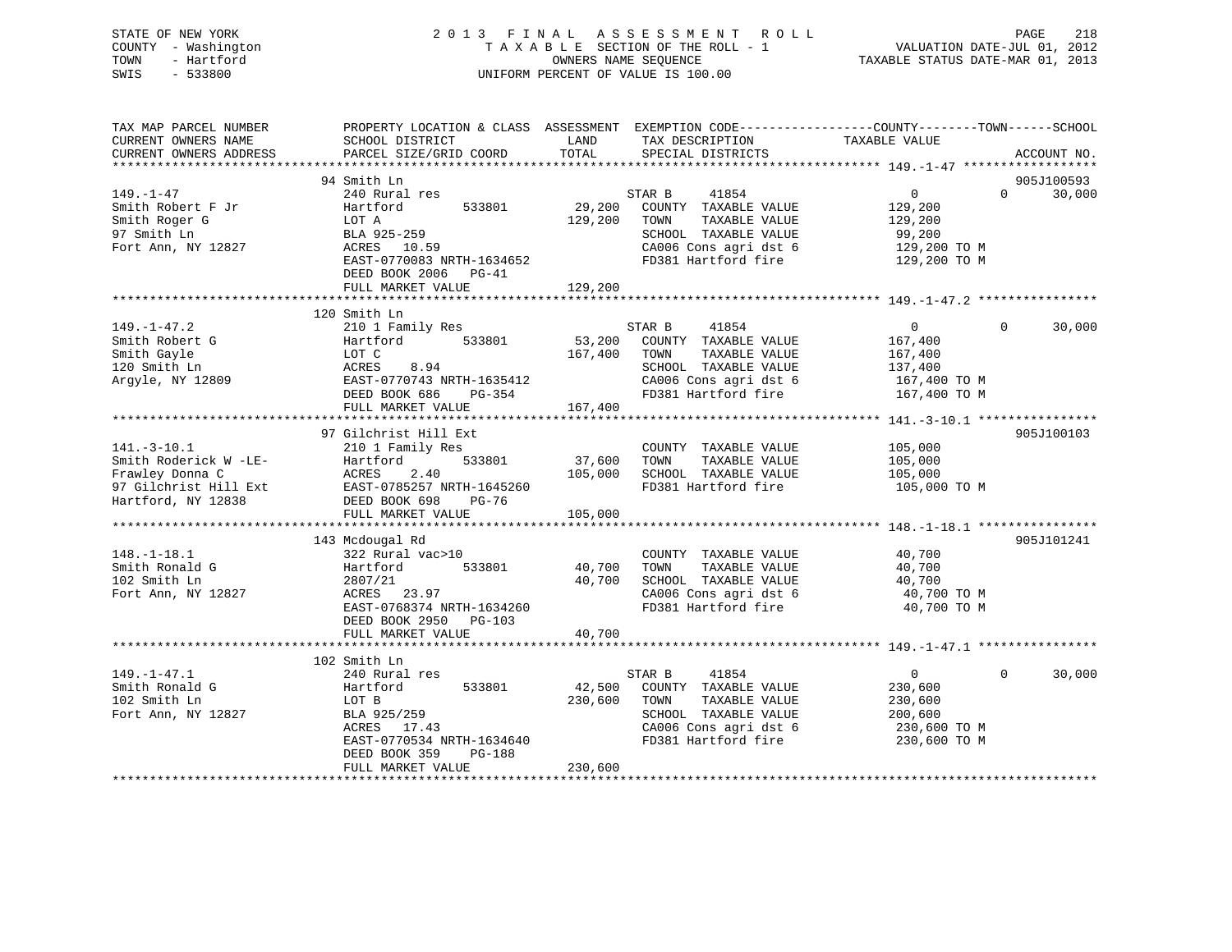STATE OF NEW YORK
COUNTY - Washington
TOWN - Hartford
SWIS - 533800

2 0 1 3 F I N A L A S S E S S M E N T R O L L
T A X A B L E SECTION OF THE ROLL - 1
OWNERS NAME SEQUENCE
UNIFORM PERCENT OF VALUE IS 100.00

VALUATION DATE-JUL 01, 2012
TAXABLE STATUS DATE-MAR 01, 2013

```
TAX MAP PARCEL NUMBER          PROPERTY LOCATION & CLASS  ASSESSMENT  EXEMPTION CODE------------------COUNTY--------TOWN------SCHOOL
CURRENT OWNERS NAME            SCHOOL DISTRICT             LAND       TAX DESCRIPTION             TAXABLE VALUE
CURRENT OWNERS ADDRESS         PARCEL SIZE/GRID COORD      TOTAL      SPECIAL DISTRICTS                                        ACCOUNT NO.
******************************************************************************************************* 149.-1-47 *****************
                               94 Smith Ln                                                                                  905J100593
149.-1-47                      240 Rural res                          STAR B     41854                0            0     30,000
Smith Robert F Jr              Hartford       533801       29,200     COUNTY  TAXABLE VALUE          129,200
Smith Roger G                  LOT A                      129,200     TOWN    TAXABLE VALUE          129,200
97 Smith Ln                    BLA 925-259                            SCHOOL  TAXABLE VALUE           99,200
Fort Ann, NY 12827             ACRES  10.59                           CA006 Cons agri dst 6          129,200 TO M
                               EAST-0770083 NRTH-1634652              FD381 Hartford fire            129,200 TO M
                               DEED BOOK 2006   PG-41
                               FULL MARKET VALUE          129,200
******************************************************************************************************* 149.-1-47.2 ***************
                               120 Smith Ln
149.-1-47.2                    210 1 Family Res                       STAR B     41854                0            0     30,000
Smith Robert G                 Hartford       533801       53,200     COUNTY  TAXABLE VALUE          167,400
Smith Gayle                    LOT C                      167,400     TOWN    TAXABLE VALUE          167,400
120 Smith Ln                   ACRES   8.94                           SCHOOL  TAXABLE VALUE          137,400
Argyle, NY 12809               EAST-0770743 NRTH-1635412              CA006 Cons agri dst 6          167,400 TO M
                               DEED BOOK 686    PG-354                FD381 Hartford fire            167,400 TO M
                               FULL MARKET VALUE          167,400
******************************************************************************************************* 141.-3-10.1 ***************
                               97 Gilchrist Hill Ext                                                                        905J100103
141.-3-10.1                    210 1 Family Res                       COUNTY  TAXABLE VALUE          105,000
Smith Roderick W -LE-          Hartford       533801       37,600     TOWN    TAXABLE VALUE          105,000
Frawley Donna C                ACRES   2.40               105,000     SCHOOL  TAXABLE VALUE          105,000
97 Gilchrist Hill Ext          EAST-0785257 NRTH-1645260              FD381 Hartford fire            105,000 TO M
Hartford, NY 12838             DEED BOOK 698    PG-76
                               FULL MARKET VALUE          105,000
******************************************************************************************************* 148.-1-18.1 ***************
                               143 Mcdougal Rd                                                                              905J101241
148.-1-18.1                    322 Rural vac>10                       COUNTY  TAXABLE VALUE           40,700
Smith Ronald G                 Hartford       533801       40,700     TOWN    TAXABLE VALUE           40,700
102 Smith Ln                   2807/21                     40,700     SCHOOL  TAXABLE VALUE           40,700
Fort Ann, NY 12827             ACRES  23.97                           CA006 Cons agri dst 6           40,700 TO M
                               EAST-0768374 NRTH-1634260              FD381 Hartford fire             40,700 TO M
                               DEED BOOK 2950   PG-103
                               FULL MARKET VALUE           40,700
******************************************************************************************************* 149.-1-47.1 ***************
                               102 Smith Ln
149.-1-47.1                    240 Rural res                          STAR B     41854                0            0     30,000
Smith Ronald G                 Hartford       533801       42,500     COUNTY  TAXABLE VALUE          230,600
102 Smith Ln                   LOT B                      230,600     TOWN    TAXABLE VALUE          230,600
Fort Ann, NY 12827             BLA 925/259                            SCHOOL  TAXABLE VALUE          200,600
                               ACRES  17.43                           CA006 Cons agri dst 6          230,600 TO M
                               EAST-0770534 NRTH-1634640              FD381 Hartford fire            230,600 TO M
                               DEED BOOK 359    PG-188
                               FULL MARKET VALUE          230,600
************************************************************************************************************************************
```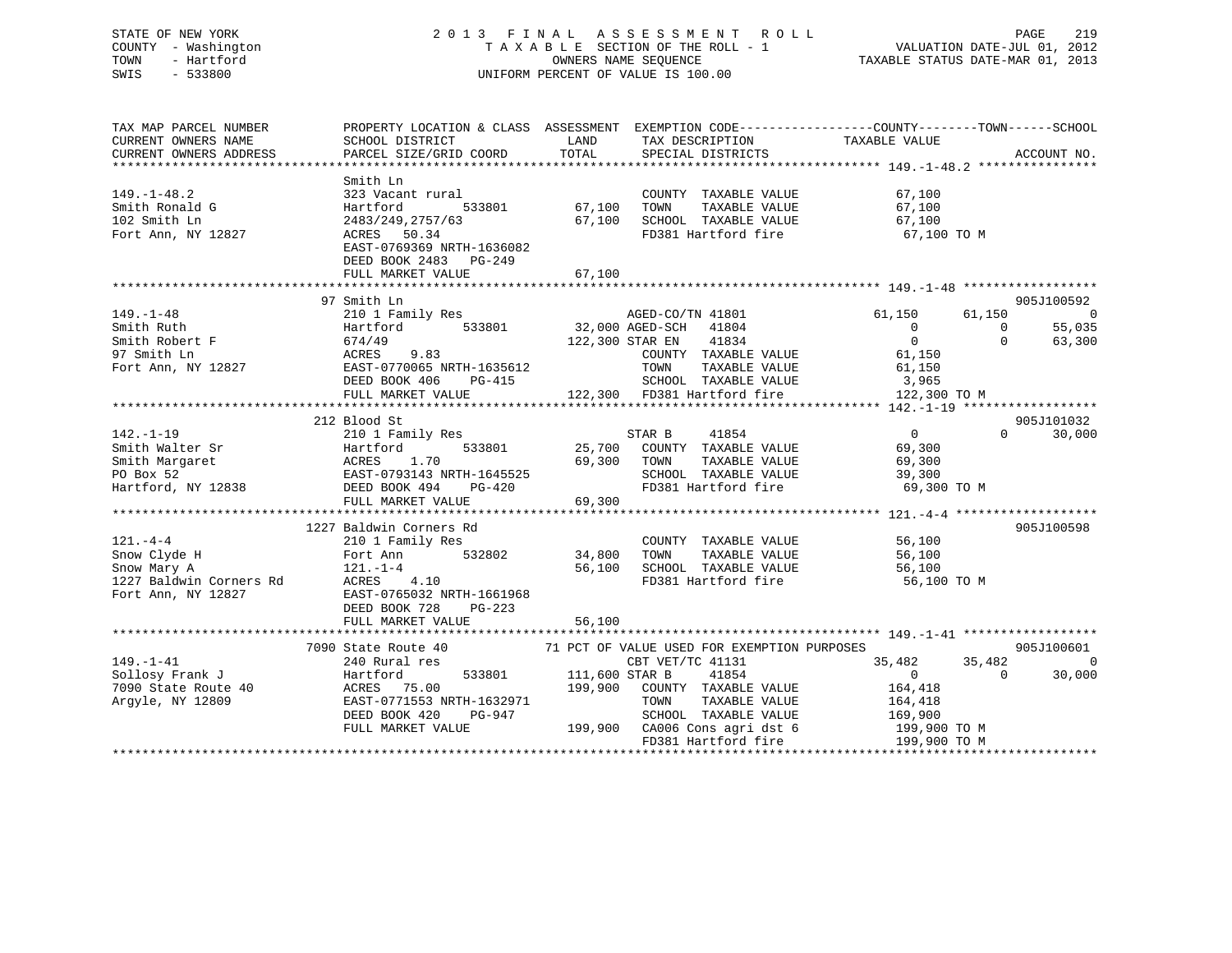STATE OF NEW YORK
COUNTY - Washington
TOWN - Hartford
SWIS - 533800

2 0 1 3 F I N A L A S S E S S M E N T R O L L
T A X A B L E SECTION OF THE ROLL - 1
OWNERS NAME SEQUENCE
UNIFORM PERCENT OF VALUE IS 100.00

VALUATION DATE-JUL 01, 2012
TAXABLE STATUS DATE-MAR 01, 2013

```
TAX MAP PARCEL NUMBER          PROPERTY LOCATION & CLASS  ASSESSMENT  EXEMPTION CODE------------------COUNTY--------TOWN------SCHOOL
CURRENT OWNERS NAME            SCHOOL DISTRICT               LAND      TAX DESCRIPTION             TAXABLE VALUE
CURRENT OWNERS ADDRESS         PARCEL SIZE/GRID COORD        TOTAL     SPECIAL DISTRICTS                                      ACCOUNT NO.
*********************************************************************************************** 149.-1-48.2 ****************
                               Smith Ln
149.-1-48.2                    323 Vacant rural                         COUNTY  TAXABLE VALUE          67,100
Smith Ronald G                 Hartford         533801       67,100     TOWN    TAXABLE VALUE          67,100
102 Smith Ln                   2483/249,2757/63              67,100     SCHOOL  TAXABLE VALUE          67,100
Fort Ann, NY 12827             ACRES   50.34                            FD381 Hartford fire             67,100 TO M
                               EAST-0769369 NRTH-1636082
                               DEED BOOK 2483   PG-249
                               FULL MARKET VALUE             67,100
*********************************************************************************************** 149.-1-48 ******************
                            97 Smith Ln                                                                              905J100592
149.-1-48                      210 1 Family Res                    AGED-CO/TN 41801              61,150      61,150           0
Smith Ruth                     Hartford         533801       32,000 AGED-SCH   41804                   0           0      55,035
Smith Robert F                 674/49                       122,300 STAR EN    41834                   0           0      63,300
97 Smith Ln                    ACRES    9.83                            COUNTY  TAXABLE VALUE          61,150
Fort Ann, NY 12827             EAST-0770065 NRTH-1635612                TOWN    TAXABLE VALUE          61,150
                               DEED BOOK 406    PG-415                  SCHOOL  TAXABLE VALUE           3,965
                               FULL MARKET VALUE            122,300     FD381 Hartford fire            122,300 TO M
*********************************************************************************************** 142.-1-19 ******************
                           212 Blood St                                                                              905J101032
142.-1-19                      210 1 Family Res                    STAR B     41854                    0           0      30,000
Smith Walter Sr                Hartford         533801       25,700     COUNTY  TAXABLE VALUE          69,300
Smith Margaret                 ACRES    1.70                 69,300     TOWN    TAXABLE VALUE          69,300
PO Box 52                      EAST-0793143 NRTH-1645525                SCHOOL  TAXABLE VALUE          39,300
Hartford, NY 12838             DEED BOOK 494    PG-420                  FD381 Hartford fire             69,300 TO M
                               FULL MARKET VALUE             69,300
*********************************************************************************************** 121.-4-4 *******************
                          1227 Baldwin Corners Rd                                                                    905J100598
121.-4-4                       210 1 Family Res                         COUNTY  TAXABLE VALUE          56,100
Snow Clyde H                   Fort Ann         532802       34,800     TOWN    TAXABLE VALUE          56,100
Snow Mary A                    121.-1-4                      56,100     SCHOOL  TAXABLE VALUE          56,100
1227 Baldwin Corners Rd        ACRES    4.10                            FD381 Hartford fire             56,100 TO M
Fort Ann, NY 12827             EAST-0765032 NRTH-1661968
                               DEED BOOK 728    PG-223
                               FULL MARKET VALUE             56,100
*********************************************************************************************** 149.-1-41 ******************
                          7090 State Route 40           71 PCT OF VALUE USED FOR EXEMPTION PURPOSES                  905J100601
149.-1-41                      240 Rural res                       CBT VET/TC 41131              35,482      35,482           0
Sollosy Frank J                Hartford         533801      111,600 STAR B     41854                   0           0      30,000
7090 State Route 40            ACRES   75.00                199,900     COUNTY  TAXABLE VALUE         164,418
Argyle, NY 12809               EAST-0771553 NRTH-1632971                TOWN    TAXABLE VALUE         164,418
                               DEED BOOK 420    PG-947                  SCHOOL  TAXABLE VALUE         169,900
                               FULL MARKET VALUE            199,900     CA006 Cons agri dst 6          199,900 TO M
                                                                        FD381 Hartford fire            199,900 TO M
*****************************************************************************************************************************
```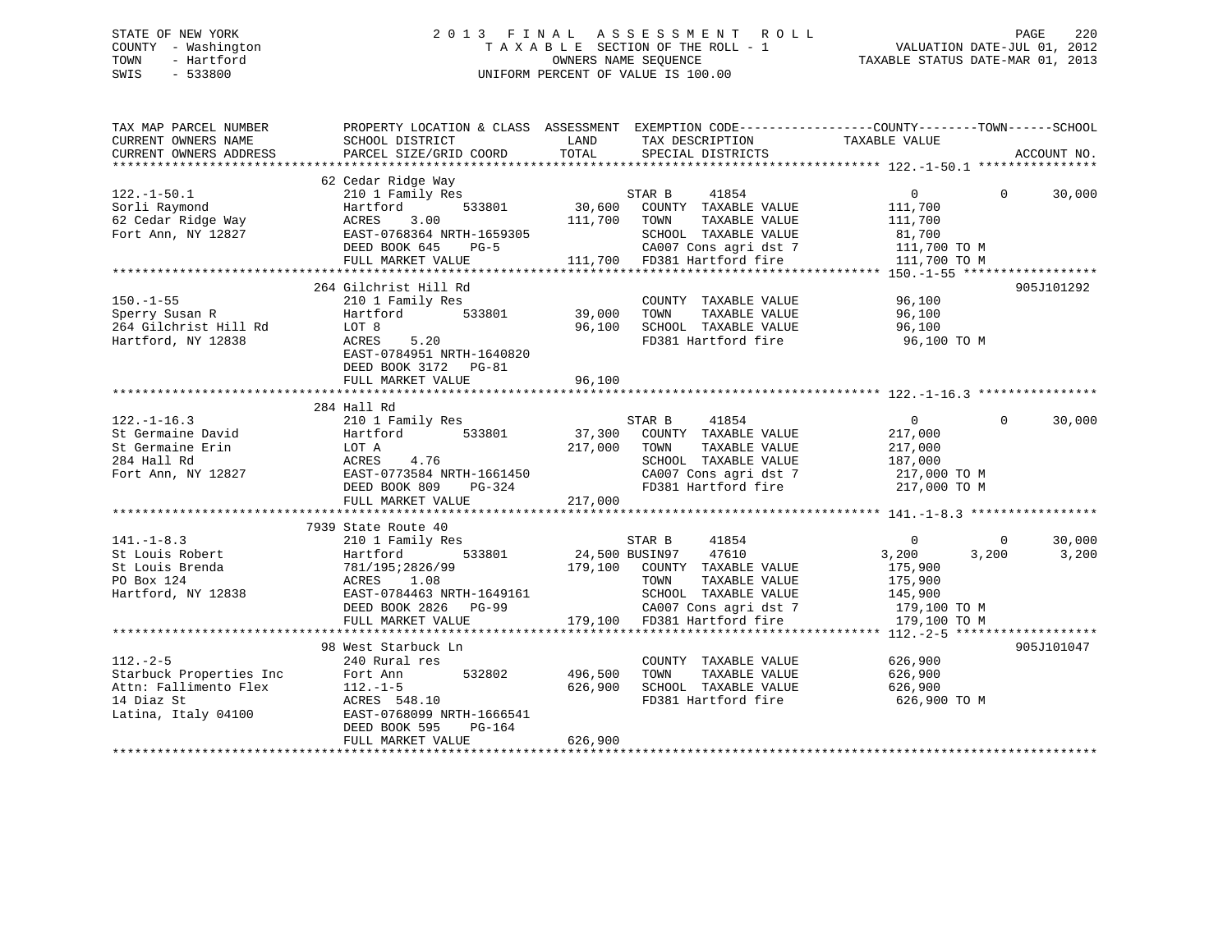STATE OF NEW YORK
COUNTY - Washington
TOWN - Hartford
SWIS - 533800

2 0 1 3 F I N A L A S S E S S M E N T R O L L
T A X A B L E SECTION OF THE ROLL - 1
OWNERS NAME SEQUENCE
UNIFORM PERCENT OF VALUE IS 100.00

VALUATION DATE-JUL 01, 2012
TAXABLE STATUS DATE-MAR 01, 2013

| TAX MAP PARCEL NUMBER / CURRENT OWNERS NAME / CURRENT OWNERS ADDRESS | PROPERTY LOCATION & CLASS / SCHOOL DISTRICT / PARCEL SIZE/GRID COORD | ASSESSMENT LAND | TOTAL | EXEMPTION CODE / TAX DESCRIPTION / SPECIAL DISTRICTS | COUNTY TAXABLE VALUE | TOWN | SCHOOL | ACCOUNT NO. |
|---|---|---|---|---|---|---|---|---|
| **122.-1-50.1** | 62 Cedar Ridge Way | | | | | | | |
| 122.-1-50.1 | 210 1 Family Res | | | STAR B 41854 | 0 | 0 | 30,000 | |
| Sorli Raymond | Hartford 533801 | 30,600 | | COUNTY TAXABLE VALUE | 111,700 | | | |
| 62 Cedar Ridge Way | ACRES 3.00 | | 111,700 | TOWN TAXABLE VALUE | 111,700 | | | |
| Fort Ann, NY 12827 | EAST-0768364 NRTH-1659305 | | | SCHOOL TAXABLE VALUE | 81,700 | | | |
| | DEED BOOK 645 PG-5 | | | CA007 Cons agri dst 7 | 111,700 TO M | | | |
| | FULL MARKET VALUE | | 111,700 | FD381 Hartford fire | 111,700 TO M | | | |
| **150.-1-55** | 264 Gilchrist Hill Rd | | | | | | | 905J101292 |
| 150.-1-55 | 210 1 Family Res | | | COUNTY TAXABLE VALUE | 96,100 | | | |
| Sperry Susan R | Hartford 533801 | 39,000 | | TOWN TAXABLE VALUE | 96,100 | | | |
| 264 Gilchrist Hill Rd | LOT 8 | | 96,100 | SCHOOL TAXABLE VALUE | 96,100 | | | |
| Hartford, NY 12838 | ACRES 5.20 | | | FD381 Hartford fire | 96,100 TO M | | | |
| | EAST-0784951 NRTH-1640820 | | | | | | | |
| | DEED BOOK 3172 PG-81 | | | | | | | |
| | FULL MARKET VALUE | | 96,100 | | | | | |
| **122.-1-16.3** | 284 Hall Rd | | | | | | | |
| 122.-1-16.3 | 210 1 Family Res | | | STAR B 41854 | 0 | 0 | 30,000 | |
| St Germaine David | Hartford 533801 | 37,300 | | COUNTY TAXABLE VALUE | 217,000 | | | |
| St Germaine Erin | LOT A | | 217,000 | TOWN TAXABLE VALUE | 217,000 | | | |
| 284 Hall Rd | ACRES 4.76 | | | SCHOOL TAXABLE VALUE | 187,000 | | | |
| Fort Ann, NY 12827 | EAST-0773584 NRTH-1661450 | | | CA007 Cons agri dst 7 | 217,000 TO M | | | |
| | DEED BOOK 809 PG-324 | | | FD381 Hartford fire | 217,000 TO M | | | |
| | FULL MARKET VALUE | | 217,000 | | | | | |
| **141.-1-8.3** | 7939 State Route 40 | | | | | | | |
| 141.-1-8.3 | 210 1 Family Res | | | STAR B 41854 | 0 | 0 | 30,000 | |
| St Louis Robert | Hartford 533801 | 24,500 | | BUSIN97 47610 | 3,200 | 3,200 | 3,200 | |
| St Louis Brenda | 781/195;2826/99 | | 179,100 | COUNTY TAXABLE VALUE | 175,900 | | | |
| PO Box 124 | ACRES 1.08 | | | TOWN TAXABLE VALUE | 175,900 | | | |
| Hartford, NY 12838 | EAST-0784463 NRTH-1649161 | | | SCHOOL TAXABLE VALUE | 145,900 | | | |
| | DEED BOOK 2826 PG-99 | | | CA007 Cons agri dst 7 | 179,100 TO M | | | |
| | FULL MARKET VALUE | | 179,100 | FD381 Hartford fire | 179,100 TO M | | | |
| **112.-2-5** | 98 West Starbuck Ln | | | | | | | 905J101047 |
| 112.-2-5 | 240 Rural res | | | COUNTY TAXABLE VALUE | 626,900 | | | |
| Starbuck Properties Inc | Fort Ann 532802 | 496,500 | | TOWN TAXABLE VALUE | 626,900 | | | |
| Attn: Fallimento Flex | 112.-1-5 | | 626,900 | SCHOOL TAXABLE VALUE | 626,900 | | | |
| 14 Diaz St | ACRES 548.10 | | | FD381 Hartford fire | 626,900 TO M | | | |
| Latina, Italy 04100 | EAST-0768099 NRTH-1666541 | | | | | | | |
| | DEED BOOK 595 PG-164 | | | | | | | |
| | FULL MARKET VALUE | | 626,900 | | | | | |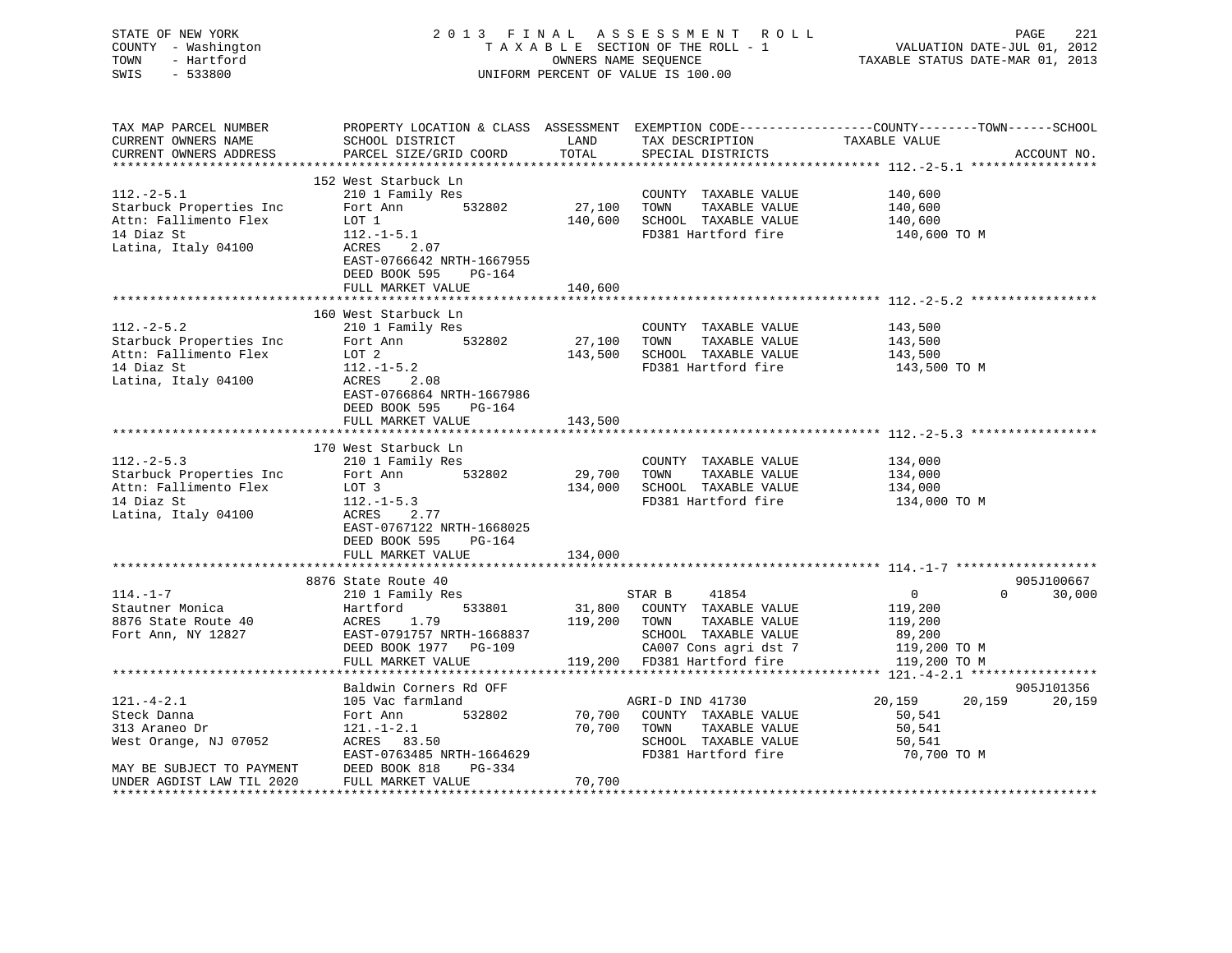STATE OF NEW YORK
COUNTY - Washington
TOWN - Hartford
SWIS - 533800

2 0 1 3 F I N A L A S S E S S M E N T R O L L
T A X A B L E SECTION OF THE ROLL - 1
OWNERS NAME SEQUENCE
UNIFORM PERCENT OF VALUE IS 100.00

VALUATION DATE-JUL 01, 2012
TAXABLE STATUS DATE-MAR 01, 2013

```
TAX MAP PARCEL NUMBER          PROPERTY LOCATION & CLASS  ASSESSMENT  EXEMPTION CODE------------------COUNTY--------TOWN------SCHOOL
CURRENT OWNERS NAME            SCHOOL DISTRICT               LAND      TAX DESCRIPTION             TAXABLE VALUE
CURRENT OWNERS ADDRESS         PARCEL SIZE/GRID COORD        TOTAL     SPECIAL DISTRICTS                                    ACCOUNT NO.
******************************************************************************************************* 112.-2-5.1 *****************
                               152 West Starbuck Ln
112.-2-5.1                     210 1 Family Res                        COUNTY  TAXABLE VALUE           140,600
Starbuck Properties Inc        Fort Ann         532802       27,100    TOWN    TAXABLE VALUE           140,600
Attn: Fallimento Flex          LOT 1                        140,600    SCHOOL  TAXABLE VALUE           140,600
14 Diaz St                     112.-1-5.1                              FD381 Hartford fire              140,600 TO M
Latina, Italy 04100            ACRES    2.07
                               EAST-0766642 NRTH-1667955
                               DEED BOOK 595    PG-164
                               FULL MARKET VALUE            140,600
******************************************************************************************************* 112.-2-5.2 *****************
                               160 West Starbuck Ln
112.-2-5.2                     210 1 Family Res                        COUNTY  TAXABLE VALUE           143,500
Starbuck Properties Inc        Fort Ann         532802       27,100    TOWN    TAXABLE VALUE           143,500
Attn: Fallimento Flex          LOT 2                        143,500    SCHOOL  TAXABLE VALUE           143,500
14 Diaz St                     112.-1-5.2                              FD381 Hartford fire              143,500 TO M
Latina, Italy 04100            ACRES    2.08
                               EAST-0766864 NRTH-1667986
                               DEED BOOK 595    PG-164
                               FULL MARKET VALUE            143,500
******************************************************************************************************* 112.-2-5.3 *****************
                               170 West Starbuck Ln
112.-2-5.3                     210 1 Family Res                        COUNTY  TAXABLE VALUE           134,000
Starbuck Properties Inc        Fort Ann         532802       29,700    TOWN    TAXABLE VALUE           134,000
Attn: Fallimento Flex          LOT 3                        134,000    SCHOOL  TAXABLE VALUE           134,000
14 Diaz St                     112.-1-5.3                              FD381 Hartford fire              134,000 TO M
Latina, Italy 04100            ACRES    2.77
                               EAST-0767122 NRTH-1668025
                               DEED BOOK 595    PG-164
                               FULL MARKET VALUE            134,000
******************************************************************************************************* 114.-1-7 *******************
                               8876 State Route 40                                                                    905J100667
114.-1-7                       210 1 Family Res                        STAR B     41854                  0          0     30,000
Stautner Monica                Hartford         533801       31,800    COUNTY  TAXABLE VALUE           119,200
8876 State Route 40            ACRES    1.79                119,200    TOWN    TAXABLE VALUE           119,200
Fort Ann, NY 12827             EAST-0791757 NRTH-1668837               SCHOOL  TAXABLE VALUE            89,200
                               DEED BOOK 1977   PG-109                 CA007 Cons agri dst 7            119,200 TO M
                               FULL MARKET VALUE            119,200    FD381 Hartford fire              119,200 TO M
******************************************************************************************************* 121.-4-2.1 *****************
                               Baldwin Corners Rd OFF                                                                 905J101356
121.-4-2.1                     105 Vac farmland                        AGRI-D IND 41730             20,159     20,159     20,159
Steck Danna                    Fort Ann         532802       70,700    COUNTY  TAXABLE VALUE            50,541
313 Araneo Dr                  121.-1-2.1                    70,700    TOWN    TAXABLE VALUE            50,541
West Orange, NJ 07052          ACRES   83.50                           SCHOOL  TAXABLE VALUE            50,541
                               EAST-0763485 NRTH-1664629               FD381 Hartford fire               70,700 TO M
MAY BE SUBJECT TO PAYMENT      DEED BOOK 818    PG-334
UNDER AGDIST LAW TIL 2020      FULL MARKET VALUE             70,700
************************************************************************************************************************************
```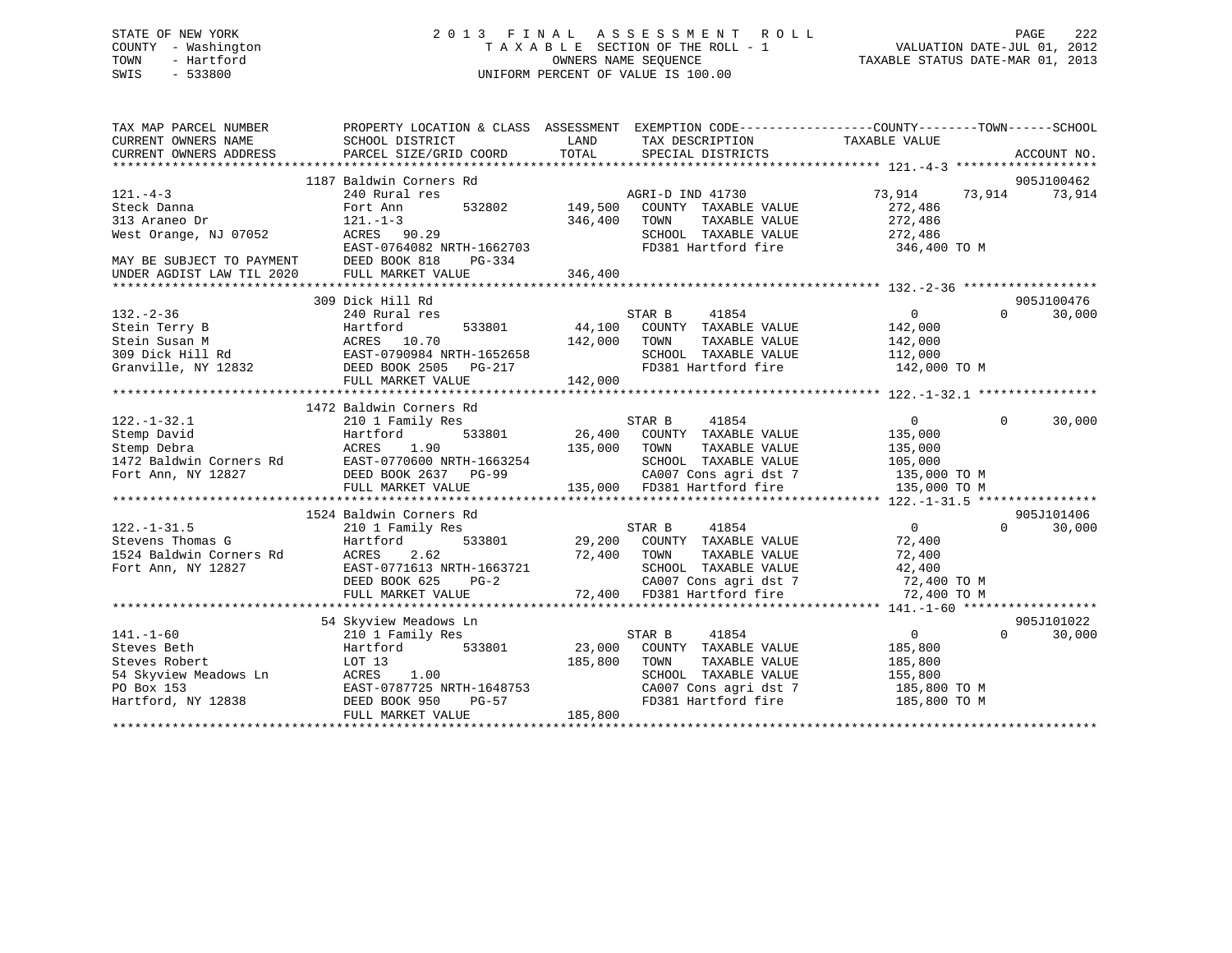STATE OF NEW YORK
COUNTY - Washington
TOWN - Hartford
SWIS - 533800

2013 FINAL ASSESSMENT ROLL
TAXABLE SECTION OF THE ROLL - 1
OWNERS NAME SEQUENCE
UNIFORM PERCENT OF VALUE IS 100.00

VALUATION DATE-JUL 01, 2012
TAXABLE STATUS DATE-MAR 01, 2013

```
TAX MAP PARCEL NUMBER          PROPERTY LOCATION & CLASS  ASSESSMENT  EXEMPTION CODE------------------COUNTY--------TOWN------SCHOOL
CURRENT OWNERS NAME            SCHOOL DISTRICT              LAND      TAX DESCRIPTION               TAXABLE VALUE
CURRENT OWNERS ADDRESS         PARCEL SIZE/GRID COORD       TOTAL     SPECIAL DISTRICTS                                       ACCOUNT NO.
******************************************************************************************************* 121.-4-3 *******************
                             1187 Baldwin Corners Rd                                                                          905J100462
121.-4-3                       240 Rural res                         AGRI-D IND 41730              73,914      73,914      73,914
Steck Danna                    Fort Ann         532802     149,500    COUNTY  TAXABLE VALUE          272,486
313 Araneo Dr                  121.-1-3                    346,400    TOWN    TAXABLE VALUE          272,486
West Orange, NJ 07052          ACRES  90.29                           SCHOOL  TAXABLE VALUE          272,486
                               EAST-0764082 NRTH-1662703              FD381 Hartford fire            346,400 TO M
MAY BE SUBJECT TO PAYMENT      DEED BOOK 818    PG-334
UNDER AGDIST LAW TIL 2020      FULL MARKET VALUE           346,400
******************************************************************************************************* 132.-2-36 ******************
                             309 Dick Hill Rd                                                                                 905J100476
132.-2-36                      240 Rural res                         STAR B     41854                   0           0      30,000
Stein Terry B                  Hartford         533801      44,100    COUNTY  TAXABLE VALUE          142,000
Stein Susan M                  ACRES  10.70                142,000    TOWN    TAXABLE VALUE          142,000
309 Dick Hill Rd               EAST-0790984 NRTH-1652658              SCHOOL  TAXABLE VALUE          112,000
Granville, NY 12832            DEED BOOK 2505   PG-217                FD381 Hartford fire            142,000 TO M
                               FULL MARKET VALUE           142,000
******************************************************************************************************* 122.-1-32.1 ****************
                             1472 Baldwin Corners Rd
122.-1-32.1                    210 1 Family Res                      STAR B     41854                   0           0      30,000
Stemp David                    Hartford         533801      26,400    COUNTY  TAXABLE VALUE          135,000
Stemp Debra                    ACRES   1.90                135,000    TOWN    TAXABLE VALUE          135,000
1472 Baldwin Corners Rd        EAST-0770600 NRTH-1663254              SCHOOL  TAXABLE VALUE          105,000
Fort Ann, NY 12827             DEED BOOK 2637   PG-99                 CA007 Cons agri dst 7          135,000 TO M
                               FULL MARKET VALUE           135,000    FD381 Hartford fire            135,000 TO M
******************************************************************************************************* 122.-1-31.5 ****************
                             1524 Baldwin Corners Rd                                                                          905J101406
122.-1-31.5                    210 1 Family Res                      STAR B     41854                   0           0      30,000
Stevens Thomas G               Hartford         533801      29,200    COUNTY  TAXABLE VALUE           72,400
1524 Baldwin Corners Rd        ACRES   2.62                 72,400    TOWN    TAXABLE VALUE           72,400
Fort Ann, NY 12827             EAST-0771613 NRTH-1663721              SCHOOL  TAXABLE VALUE           42,400
                               DEED BOOK 625    PG-2                  CA007 Cons agri dst 7           72,400 TO M
                               FULL MARKET VALUE            72,400    FD381 Hartford fire             72,400 TO M
******************************************************************************************************* 141.-1-60 ******************
                             54 Skyview Meadows Ln                                                                            905J101022
141.-1-60                      210 1 Family Res                      STAR B     41854                   0           0      30,000
Steves Beth                    Hartford         533801      23,000    COUNTY  TAXABLE VALUE          185,800
Steves Robert                  LOT 13                      185,800    TOWN    TAXABLE VALUE          185,800
54 Skyview Meadows Ln          ACRES   1.00                           SCHOOL  TAXABLE VALUE          155,800
PO Box 153                     EAST-0787725 NRTH-1648753              CA007 Cons agri dst 7          185,800 TO M
Hartford, NY 12838             DEED BOOK 950    PG-57                 FD381 Hartford fire            185,800 TO M
                               FULL MARKET VALUE           185,800
************************************************************************************************************************************
```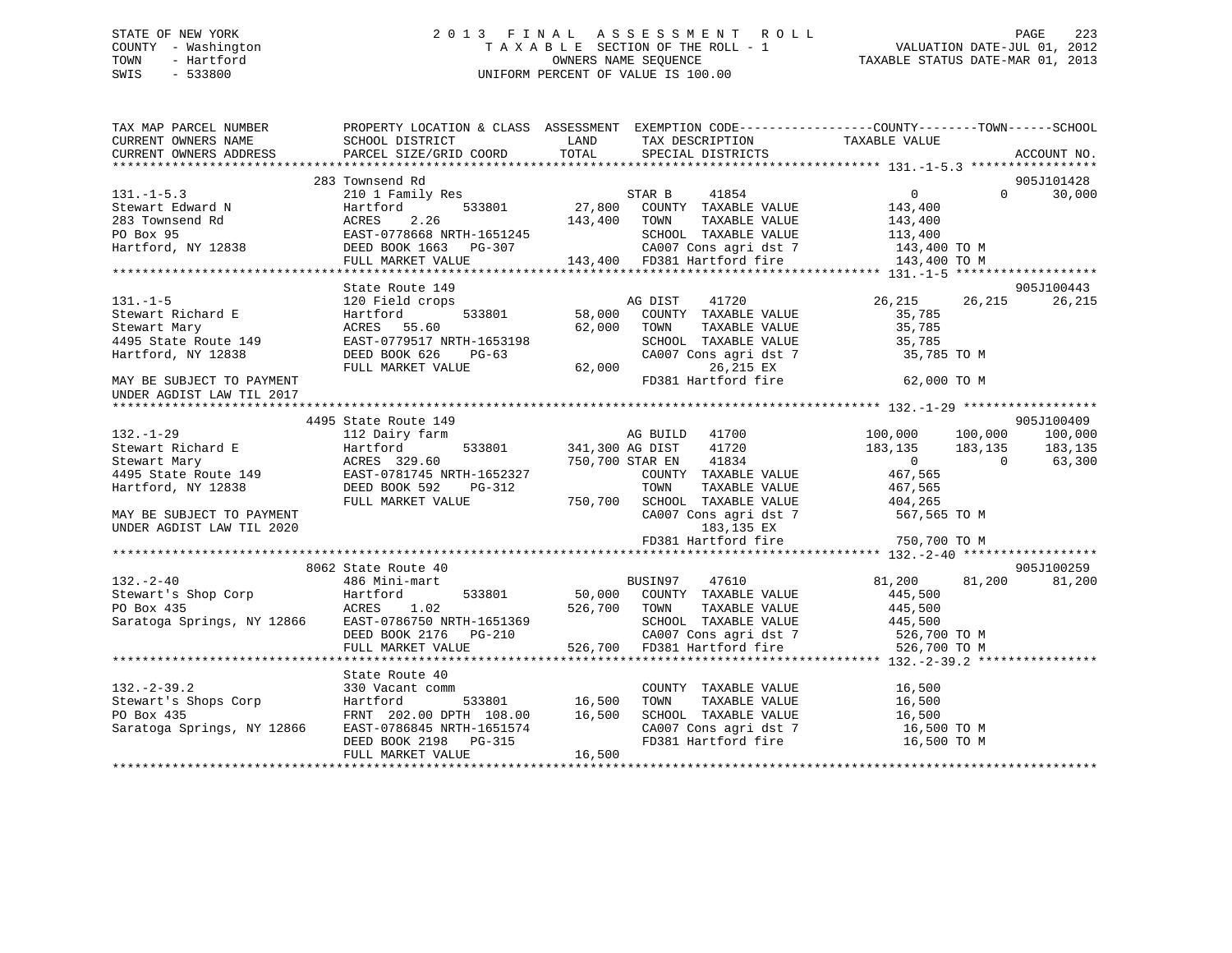STATE OF NEW YORK
COUNTY - Washington
TOWN - Hartford
SWIS - 533800

# 2013 FINAL ASSESSMENT ROLL

TAXABLE SECTION OF THE ROLL - 1
OWNERS NAME SEQUENCE
UNIFORM PERCENT OF VALUE IS 100.00

VALUATION DATE-JUL 01, 2012
TAXABLE STATUS DATE-MAR 01, 2013

```
TAX MAP PARCEL NUMBER          PROPERTY LOCATION & CLASS  ASSESSMENT  EXEMPTION CODE------------------COUNTY--------TOWN------SCHOOL
CURRENT OWNERS NAME            SCHOOL DISTRICT              LAND      TAX DESCRIPTION              TAXABLE VALUE
CURRENT OWNERS ADDRESS         PARCEL SIZE/GRID COORD       TOTAL     SPECIAL DISTRICTS                                        ACCOUNT NO.
*********************************************************************************************** 131.-1-5.3 *****************
                               283 Townsend Rd                                                                             905J101428
131.-1-5.3                     210 1 Family Res                      STAR B     41854                  0           0        30,000
Stewart Edward N               Hartford        533801       27,800   COUNTY  TAXABLE VALUE         143,400
283 Townsend Rd                ACRES    2.26               143,400   TOWN    TAXABLE VALUE         143,400
PO Box 95                      EAST-0778668 NRTH-1651245             SCHOOL  TAXABLE VALUE         113,400
Hartford, NY 12838             DEED BOOK 1663   PG-307               CA007 Cons agri dst 7          143,400 TO M
                               FULL MARKET VALUE           143,400   FD381 Hartford fire            143,400 TO M
*********************************************************************************************** 131.-1-5 *******************
                               State Route 149                                                                             905J100443
131.-1-5                       120 Field crops                       AG DIST    41720             26,215      26,215      26,215
Stewart Richard E              Hartford        533801       58,000   COUNTY  TAXABLE VALUE          35,785
Stewart Mary                   ACRES   55.60                62,000   TOWN    TAXABLE VALUE          35,785
4495 State Route 149           EAST-0779517 NRTH-1653198             SCHOOL  TAXABLE VALUE          35,785
Hartford, NY 12838             DEED BOOK 626    PG-63                CA007 Cons agri dst 7           35,785 TO M
                               FULL MARKET VALUE            62,000         26,215 EX
MAY BE SUBJECT TO PAYMENT                                            FD381 Hartford fire             62,000 TO M
UNDER AGDIST LAW TIL 2017
*********************************************************************************************** 132.-1-29 ******************
                               4495 State Route 149                                                                        905J100409
132.-1-29                      112 Dairy farm                        AG BUILD   41700            100,000     100,000     100,000
Stewart Richard E              Hartford        533801      341,300 AG DIST    41720            183,135     183,135     183,135
Stewart Mary                   ACRES  329.60               750,700 STAR EN    41834                  0           0      63,300
4495 State Route 149           EAST-0781745 NRTH-1652327             COUNTY  TAXABLE VALUE         467,565
Hartford, NY 12838             DEED BOOK 592    PG-312               TOWN    TAXABLE VALUE         467,565
                               FULL MARKET VALUE           750,700   SCHOOL  TAXABLE VALUE         404,265
MAY BE SUBJECT TO PAYMENT                                            CA007 Cons agri dst 7          567,565 TO M
UNDER AGDIST LAW TIL 2020                                                 183,135 EX
                                                                     FD381 Hartford fire            750,700 TO M
*********************************************************************************************** 132.-2-40 ******************
                               8062 State Route 40                                                                         905J100259
132.-2-40                      486 Mini-mart                         BUSIN97    47610             81,200      81,200      81,200
Stewart's Shop Corp            Hartford        533801       50,000   COUNTY  TAXABLE VALUE         445,500
PO Box 435                     ACRES    1.02               526,700   TOWN    TAXABLE VALUE         445,500
Saratoga Springs, NY 12866     EAST-0786750 NRTH-1651369             SCHOOL  TAXABLE VALUE         445,500
                               DEED BOOK 2176   PG-210               CA007 Cons agri dst 7          526,700 TO M
                               FULL MARKET VALUE           526,700   FD381 Hartford fire            526,700 TO M
*********************************************************************************************** 132.-2-39.2 ****************
                               State Route 40
132.-2-39.2                    330 Vacant comm                       COUNTY  TAXABLE VALUE          16,500
Stewart's Shops Corp           Hartford        533801       16,500   TOWN    TAXABLE VALUE          16,500
PO Box 435                     FRNT 202.00 DPTH 108.00      16,500   SCHOOL  TAXABLE VALUE          16,500
Saratoga Springs, NY 12866     EAST-0786845 NRTH-1651574             CA007 Cons agri dst 7           16,500 TO M
                               DEED BOOK 2198   PG-315               FD381 Hartford fire             16,500 TO M
                               FULL MARKET VALUE            16,500
******************************************************************************************************************************
```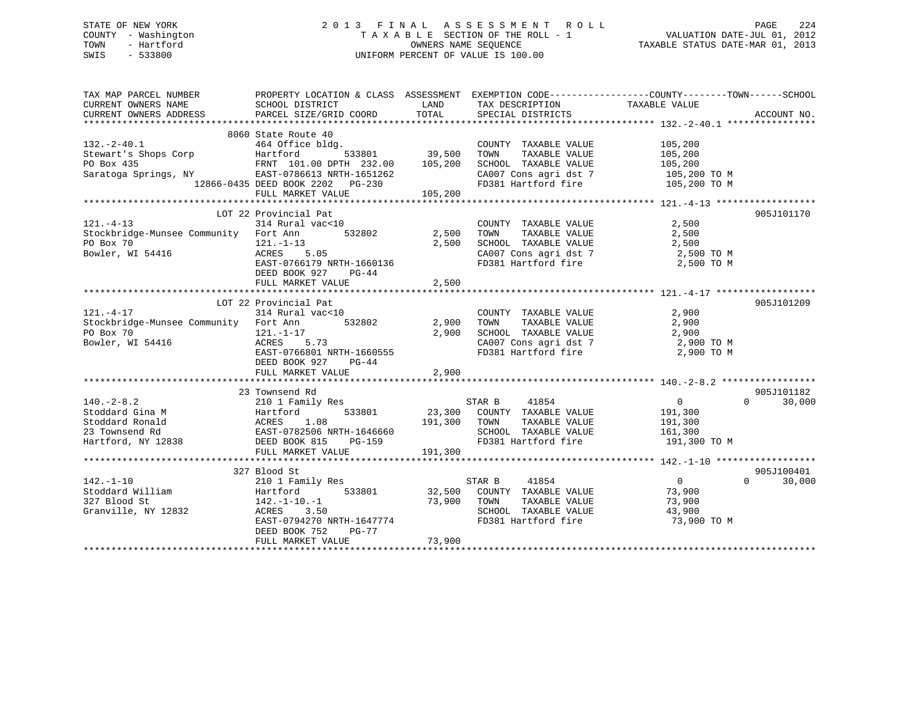STATE OF NEW YORK
COUNTY - Washington
TOWN - Hartford
SWIS - 533800

2 0 1 3 F I N A L A S S E S S M E N T R O L L
T A X A B L E SECTION OF THE ROLL - 1
OWNERS NAME SEQUENCE
UNIFORM PERCENT OF VALUE IS 100.00

VALUATION DATE-JUL 01, 2012
TAXABLE STATUS DATE-MAR 01, 2013

```
TAX MAP PARCEL NUMBER          PROPERTY LOCATION & CLASS  ASSESSMENT  EXEMPTION CODE------------------COUNTY--------TOWN------SCHOOL
CURRENT OWNERS NAME            SCHOOL DISTRICT               LAND      TAX DESCRIPTION              TAXABLE VALUE
CURRENT OWNERS ADDRESS         PARCEL SIZE/GRID COORD        TOTAL     SPECIAL DISTRICTS                                   ACCOUNT NO.
******************************************************************************************************* 132.-2-40.1 ****************
                               8060 State Route 40
132.-2-40.1                    464 Office bldg.                         COUNTY  TAXABLE VALUE          105,200
Stewart's Shops Corp           Hartford       533801        39,500     TOWN    TAXABLE VALUE          105,200
PO Box 435                     FRNT 101.00 DPTH 232.00     105,200     SCHOOL  TAXABLE VALUE          105,200
Saratoga Springs, NY           EAST-0786613 NRTH-1651262               CA007 Cons agri dst 7          105,200 TO M
                    12866-0435 DEED BOOK 2202   PG-230                 FD381 Hartford fire            105,200 TO M
                               FULL MARKET VALUE           105,200
******************************************************************************************************* 121.-4-13 ******************
                               LOT 22 Provincial Pat                                                                905J101170
121.-4-13                      314 Rural vac<10                         COUNTY  TAXABLE VALUE            2,500
Stockbridge-Munsee Community   Fort Ann       532802         2,500     TOWN    TAXABLE VALUE            2,500
PO Box 70                      121.-1-13                     2,500     SCHOOL  TAXABLE VALUE            2,500
Bowler, WI 54416               ACRES    5.05                           CA007 Cons agri dst 7            2,500 TO M
                               EAST-0766179 NRTH-1660136               FD381 Hartford fire              2,500 TO M
                               DEED BOOK 927    PG-44
                               FULL MARKET VALUE             2,500
******************************************************************************************************* 121.-4-17 ******************
                               LOT 22 Provincial Pat                                                                905J101209
121.-4-17                      314 Rural vac<10                         COUNTY  TAXABLE VALUE            2,900
Stockbridge-Munsee Community   Fort Ann       532802         2,900     TOWN    TAXABLE VALUE            2,900
PO Box 70                      121.-1-17                     2,900     SCHOOL  TAXABLE VALUE            2,900
Bowler, WI 54416               ACRES    5.73                           CA007 Cons agri dst 7            2,900 TO M
                               EAST-0766801 NRTH-1660555               FD381 Hartford fire              2,900 TO M
                               DEED BOOK 927    PG-44
                               FULL MARKET VALUE             2,900
******************************************************************************************************* 140.-2-8.2 *****************
                               23 Townsend Rd                                                                       905J101182
140.-2-8.2                     210 1 Family Res                    STAR B     41854                 0           0      30,000
Stoddard Gina M                Hartford       533801        23,300     COUNTY  TAXABLE VALUE          191,300
Stoddard Ronald                ACRES    1.08               191,300     TOWN    TAXABLE VALUE          191,300
23 Townsend Rd                 EAST-0782506 NRTH-1646660               SCHOOL  TAXABLE VALUE          161,300
Hartford, NY 12838             DEED BOOK 815    PG-159                 FD381 Hartford fire            191,300 TO M
                               FULL MARKET VALUE           191,300
******************************************************************************************************* 142.-1-10 ******************
                               327 Blood St                                                                         905J100401
142.-1-10                      210 1 Family Res                    STAR B     41854                 0           0      30,000
Stoddard William               Hartford       533801        32,500     COUNTY  TAXABLE VALUE           73,900
327 Blood St                   142.-1-10.-1                 73,900     TOWN    TAXABLE VALUE           73,900
Granville, NY 12832            ACRES    3.50                           SCHOOL  TAXABLE VALUE           43,900
                               EAST-0794270 NRTH-1647774               FD381 Hartford fire             73,900 TO M
                               DEED BOOK 752    PG-77
                               FULL MARKET VALUE            73,900
************************************************************************************************************************************
```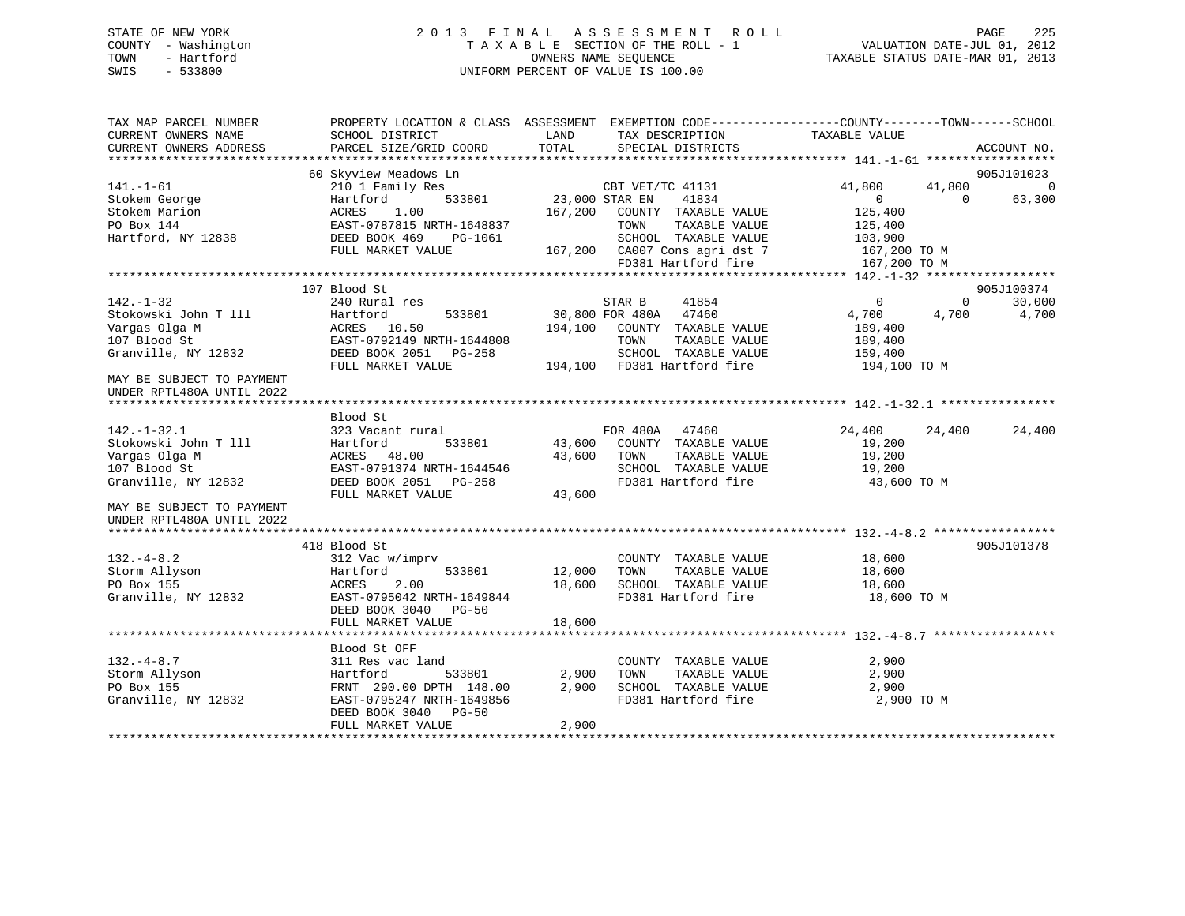STATE OF NEW YORK
COUNTY - Washington
TOWN - Hartford
SWIS - 533800

# 2013 FINAL ASSESSMENT ROLL
TAXABLE SECTION OF THE ROLL - 1
OWNERS NAME SEQUENCE
UNIFORM PERCENT OF VALUE IS 100.00

VALUATION DATE-JUL 01, 2012
TAXABLE STATUS DATE-MAR 01, 2013

```
TAX MAP PARCEL NUMBER          PROPERTY LOCATION & CLASS  ASSESSMENT  EXEMPTION CODE-----------------COUNTY--------TOWN------SCHOOL
CURRENT OWNERS NAME            SCHOOL DISTRICT              LAND       TAX DESCRIPTION            TAXABLE VALUE
CURRENT OWNERS ADDRESS         PARCEL SIZE/GRID COORD       TOTAL      SPECIAL DISTRICTS                                       ACCOUNT NO.
******************************************************************************************************* 141.-1-61 ******************
                               60 Skyview Meadows Ln                                                                          905J101023
141.-1-61                      210 1 Family Res                        CBT VET/TC 41131             41,800       41,800             0
Stokem George                  Hartford          533801      23,000 STAR EN     41834                    0            0        63,300
Stokem Marion                  ACRES     1.00               167,200    COUNTY  TAXABLE VALUE         125,400
PO Box 144                     EAST-0787815 NRTH-1648837               TOWN    TAXABLE VALUE         125,400
Hartford, NY 12838             DEED BOOK 469     PG-1061               SCHOOL  TAXABLE VALUE         103,900
                               FULL MARKET VALUE            167,200    CA007 Cons agri dst 7          167,200 TO M
                                                                       FD381 Hartford fire            167,200 TO M
******************************************************************************************************* 142.-1-32 ******************
                               107 Blood St                                                                                   905J100374
142.-1-32                      240 Rural res                           STAR B      41854                    0            0        30,000
Stokowski John T lll           Hartford          533801      30,800 FOR 480A    47460                4,700        4,700         4,700
Vargas Olga M                  ACRES    10.50               194,100    COUNTY  TAXABLE VALUE         189,400
107 Blood St                   EAST-0792149 NRTH-1644808               TOWN    TAXABLE VALUE         189,400
Granville, NY 12832            DEED BOOK 2051    PG-258                SCHOOL  TAXABLE VALUE         159,400
                               FULL MARKET VALUE            194,100    FD381 Hartford fire            194,100 TO M
MAY BE SUBJECT TO PAYMENT
UNDER RPTL480A UNTIL 2022
******************************************************************************************************* 142.-1-32.1 ****************
                               Blood St
142.-1-32.1                    323 Vacant rural                        FOR 480A    47460               24,400       24,400        24,400
Stokowski John T lll           Hartford          533801      43,600    COUNTY  TAXABLE VALUE          19,200
Vargas Olga M                  ACRES    48.00                43,600    TOWN    TAXABLE VALUE          19,200
107 Blood St                   EAST-0791374 NRTH-1644546               SCHOOL  TAXABLE VALUE          19,200
Granville, NY 12832            DEED BOOK 2051    PG-258                FD381 Hartford fire             43,600 TO M
                               FULL MARKET VALUE             43,600
MAY BE SUBJECT TO PAYMENT
UNDER RPTL480A UNTIL 2022
******************************************************************************************************* 132.-4-8.2 *****************
                               418 Blood St                                                                                   905J101378
132.-4-8.2                     312 Vac w/imprv                         COUNTY  TAXABLE VALUE          18,600
Storm Allyson                  Hartford          533801      12,000    TOWN    TAXABLE VALUE          18,600
PO Box 155                     ACRES     2.00                18,600    SCHOOL  TAXABLE VALUE          18,600
Granville, NY 12832            EAST-0795042 NRTH-1649844               FD381 Hartford fire             18,600 TO M
                               DEED BOOK 3040    PG-50
                               FULL MARKET VALUE             18,600
******************************************************************************************************* 132.-4-8.7 *****************
                               Blood St OFF
132.-4-8.7                     311 Res vac land                        COUNTY  TAXABLE VALUE           2,900
Storm Allyson                  Hartford          533801       2,900    TOWN    TAXABLE VALUE           2,900
PO Box 155                     FRNT 290.00 DPTH 148.00        2,900    SCHOOL  TAXABLE VALUE           2,900
Granville, NY 12832            EAST-0795247 NRTH-1649856               FD381 Hartford fire              2,900 TO M
                               DEED BOOK 3040    PG-50
                               FULL MARKET VALUE              2,900
************************************************************************************************************************************
```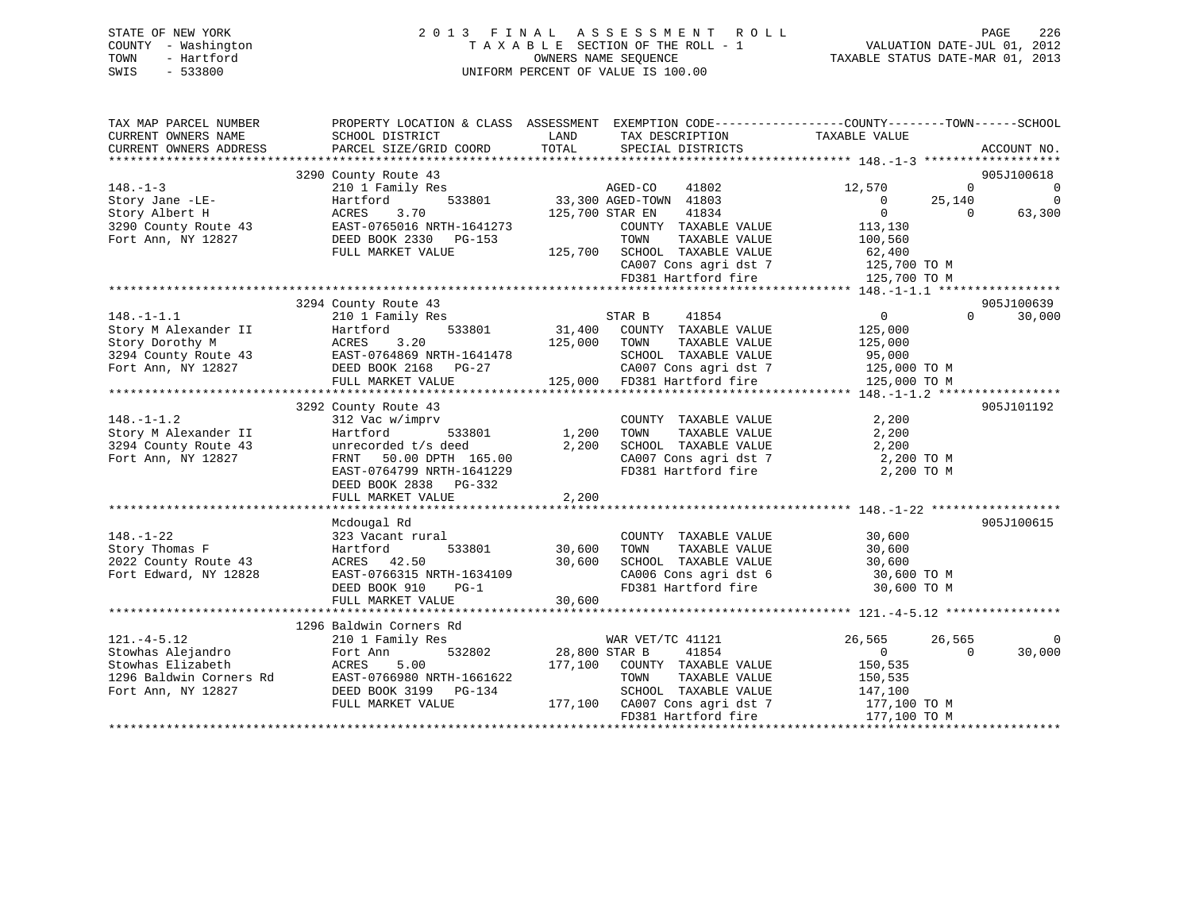STATE OF NEW YORK
COUNTY - Washington
TOWN - Hartford
SWIS - 533800

# 2013 FINAL ASSESSMENT ROLL
TAXABLE SECTION OF THE ROLL - 1
OWNERS NAME SEQUENCE
UNIFORM PERCENT OF VALUE IS 100.00

VALUATION DATE-JUL 01, 2012
TAXABLE STATUS DATE-MAR 01, 2013

```
TAX MAP PARCEL NUMBER          PROPERTY LOCATION & CLASS  ASSESSMENT  EXEMPTION CODE------------------COUNTY--------TOWN------SCHOOL
CURRENT OWNERS NAME            SCHOOL DISTRICT               LAND      TAX DESCRIPTION              TAXABLE VALUE
CURRENT OWNERS ADDRESS         PARCEL SIZE/GRID COORD        TOTAL     SPECIAL DISTRICTS                                        ACCOUNT NO.
******************************************************************************************************* 148.-1-3 *******************
                               3290 County Route 43                                                                          905J100618
148.-1-3                       210 1 Family Res                     AGED-CO     41802            12,570           0            0
Story Jane -LE-                Hartford         533801       33,300 AGED-TOWN  41803                 0      25,140            0
Story Albert H                 ACRES     3.70               125,700 STAR EN    41834                 0           0       63,300
3290 County Route 43           EAST-0765016 NRTH-1641273             COUNTY  TAXABLE VALUE          113,130
Fort Ann, NY 12827             DEED BOOK 2330   PG-153               TOWN    TAXABLE VALUE          100,560
                               FULL MARKET VALUE            125,700  SCHOOL  TAXABLE VALUE           62,400
                                                                     CA007 Cons agri dst 7          125,700 TO M
                                                                     FD381 Hartford fire            125,700 TO M
******************************************************************************************************* 148.-1-1.1 *****************
                               3294 County Route 43                                                                          905J100639
148.-1-1.1                     210 1 Family Res                     STAR B      41854                 0           0       30,000
Story M Alexander II           Hartford         533801       31,400  COUNTY  TAXABLE VALUE          125,000
Story Dorothy M                ACRES     3.20               125,000  TOWN    TAXABLE VALUE          125,000
3294 County Route 43           EAST-0764869 NRTH-1641478             SCHOOL  TAXABLE VALUE           95,000
Fort Ann, NY 12827             DEED BOOK 2168   PG-27                CA007 Cons agri dst 7          125,000 TO M
                               FULL MARKET VALUE            125,000  FD381 Hartford fire            125,000 TO M
******************************************************************************************************* 148.-1-1.2 *****************
                               3292 County Route 43                                                                          905J101192
148.-1-1.2                     312 Vac w/imprv                       COUNTY  TAXABLE VALUE            2,200
Story M Alexander II           Hartford         533801        1,200  TOWN    TAXABLE VALUE            2,200
3294 County Route 43           unrecorded t/s deed            2,200  SCHOOL  TAXABLE VALUE            2,200
Fort Ann, NY 12827             FRNT    50.00 DPTH 165.00             CA007 Cons agri dst 7            2,200 TO M
                               EAST-0764799 NRTH-1641229             FD381 Hartford fire              2,200 TO M
                               DEED BOOK 2838   PG-332
                               FULL MARKET VALUE              2,200
******************************************************************************************************* 148.-1-22 ******************
                               Mcdougal Rd                                                                                   905J100615
148.-1-22                      323 Vacant rural                      COUNTY  TAXABLE VALUE           30,600
Story Thomas F                 Hartford         533801       30,600  TOWN    TAXABLE VALUE           30,600
2022 County Route 43           ACRES    42.50                30,600  SCHOOL  TAXABLE VALUE           30,600
Fort Edward, NY 12828          EAST-0766315 NRTH-1634109             CA006 Cons agri dst 6           30,600 TO M
                               DEED BOOK 910    PG-1                 FD381 Hartford fire             30,600 TO M
                               FULL MARKET VALUE             30,600
******************************************************************************************************* 121.-4-5.12 ****************
                               1296 Baldwin Corners Rd
121.-4-5.12                    210 1 Family Res                     WAR VET/TC 41121            26,565      26,565            0
Stowhas Alejandro              Fort Ann         532802       28,800 STAR B      41854                 0           0       30,000
Stowhas Elizabeth              ACRES     5.00               177,100  COUNTY  TAXABLE VALUE          150,535
1296 Baldwin Corners Rd        EAST-0766980 NRTH-1661622             TOWN    TAXABLE VALUE          150,535
Fort Ann, NY 12827             DEED BOOK 3199   PG-134               SCHOOL  TAXABLE VALUE          147,100
                               FULL MARKET VALUE            177,100  CA007 Cons agri dst 7          177,100 TO M
                                                                     FD381 Hartford fire            177,100 TO M
************************************************************************************************************************************
```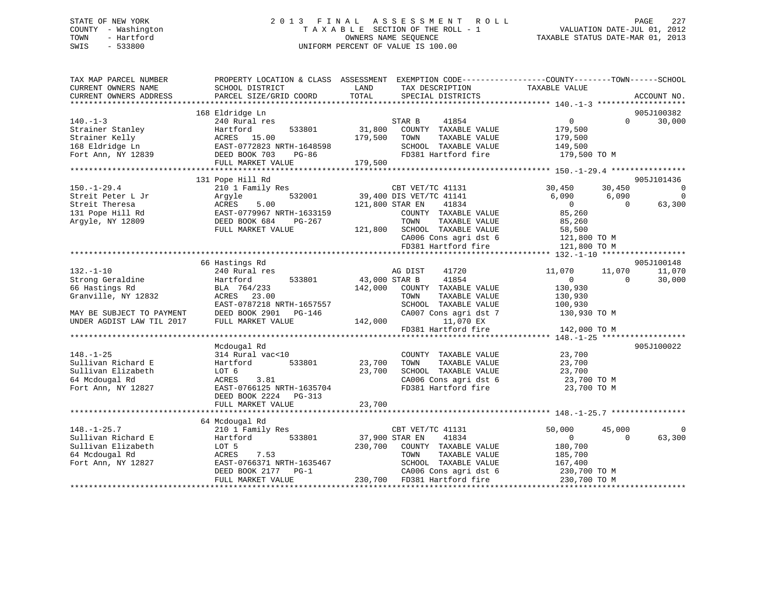STATE OF NEW YORK
COUNTY - Washington
TOWN - Hartford
SWIS - 533800

2013 FINAL ASSESSMENT ROLL
TAXABLE SECTION OF THE ROLL - 1
OWNERS NAME SEQUENCE
UNIFORM PERCENT OF VALUE IS 100.00

VALUATION DATE-JUL 01, 2012
TAXABLE STATUS DATE-MAR 01, 2013

```
TAX MAP PARCEL NUMBER          PROPERTY LOCATION & CLASS  ASSESSMENT  EXEMPTION CODE------------------COUNTY--------TOWN------SCHOOL
CURRENT OWNERS NAME            SCHOOL DISTRICT               LAND      TAX DESCRIPTION            TAXABLE VALUE
CURRENT OWNERS ADDRESS         PARCEL SIZE/GRID COORD       TOTAL      SPECIAL DISTRICTS                                      ACCOUNT NO.
******************************************************************************************************* 140.-1-3 *******************
                               168 Eldridge Ln                                                                                905J100382
140.-1-3                       240 Rural res                       STAR B      41854                  0           0       30,000
Strainer Stanley               Hartford          533801     31,800   COUNTY  TAXABLE VALUE         179,500
Strainer Kelly                 ACRES  15.00                179,500   TOWN    TAXABLE VALUE         179,500
168 Eldridge Ln                EAST-0772823 NRTH-1648598              SCHOOL  TAXABLE VALUE         149,500
Fort Ann, NY 12839             DEED BOOK 703    PG-86                 FD381 Hartford fire            179,500 TO M
                               FULL MARKET VALUE           179,500
******************************************************************************************************* 150.-1-29.4 ****************
                               131 Pope Hill Rd                                                                               905J101436
150.-1-29.4                    210 1 Family Res                    CBT VET/TC 41131            30,450      30,450            0
Streit Peter L Jr              Argyle            532001     39,400 DIS VET/TC 41141             6,090       6,090            0
Streit Theresa                 ACRES   5.00                121,800 STAR EN     41834                  0           0       63,300
131 Pope Hill Rd               EAST-0779967 NRTH-1633159              COUNTY  TAXABLE VALUE          85,260
Argyle, NY 12809               DEED BOOK 684    PG-267                TOWN    TAXABLE VALUE          85,260
                               FULL MARKET VALUE           121,800   SCHOOL  TAXABLE VALUE          58,500
                                                                     CA006 Cons agri dst 6          121,800 TO M
                                                                     FD381 Hartford fire            121,800 TO M
******************************************************************************************************* 132.-1-10 ******************
                               66 Hastings Rd                                                                                 905J100148
132.-1-10                      240 Rural res                       AG DIST     41720            11,070      11,070       11,070
Strong Geraldine               Hartford          533801     43,000 STAR B      41854                  0           0       30,000
66 Hastings Rd                 BLA 764/233                 142,000   COUNTY  TAXABLE VALUE         130,930
Granville, NY 12832            ACRES  23.00                           TOWN    TAXABLE VALUE         130,930
                               EAST-0787218 NRTH-1657557              SCHOOL  TAXABLE VALUE         100,930
MAY BE SUBJECT TO PAYMENT      DEED BOOK 2901   PG-146                CA007 Cons agri dst 7          130,930 TO M
UNDER AGDIST LAW TIL 2017      FULL MARKET VALUE           142,000          11,070 EX
                                                                     FD381 Hartford fire            142,000 TO M
******************************************************************************************************* 148.-1-25 ******************
                               Mcdougal Rd                                                                                    905J100022
148.-1-25                      314 Rural vac<10                       COUNTY  TAXABLE VALUE          23,700
Sullivan Richard E             Hartford          533801     23,700   TOWN    TAXABLE VALUE          23,700
Sullivan Elizabeth             LOT 6                        23,700   SCHOOL  TAXABLE VALUE          23,700
64 Mcdougal Rd                 ACRES   3.81                           CA006 Cons agri dst 6           23,700 TO M
Fort Ann, NY 12827             EAST-0766125 NRTH-1635704              FD381 Hartford fire             23,700 TO M
                               DEED BOOK 2224   PG-313
                               FULL MARKET VALUE            23,700
******************************************************************************************************* 148.-1-25.7 ****************
                               64 Mcdougal Rd
148.-1-25.7                    210 1 Family Res                    CBT VET/TC 41131            50,000      45,000            0
Sullivan Richard E             Hartford          533801     37,900 STAR EN     41834                  0           0       63,300
Sullivan Elizabeth             LOT 5                       230,700   COUNTY  TAXABLE VALUE         180,700
64 Mcdougal Rd                 ACRES   7.53                           TOWN    TAXABLE VALUE         185,700
Fort Ann, NY 12827             EAST-0766371 NRTH-1635467              SCHOOL  TAXABLE VALUE         167,400
                               DEED BOOK 2177   PG-1                  CA006 Cons agri dst 6          230,700 TO M
                               FULL MARKET VALUE           230,700   FD381 Hartford fire            230,700 TO M
************************************************************************************************************************************
```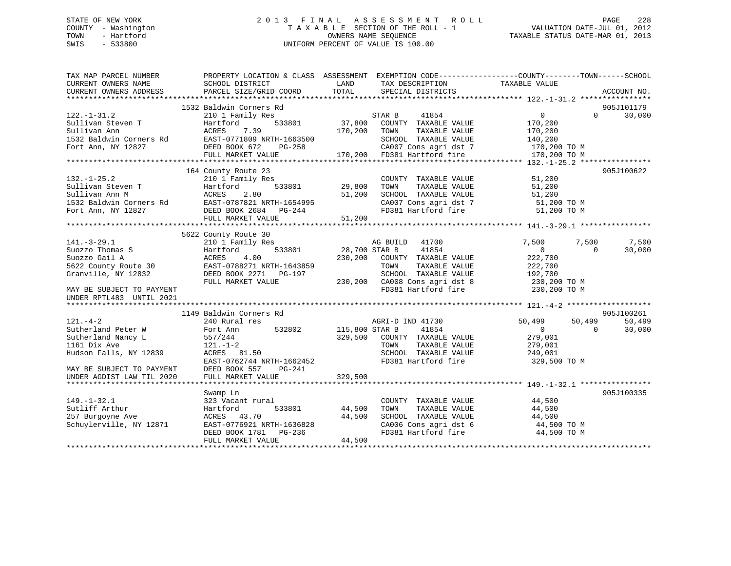STATE OF NEW YORK
COUNTY - Washington
TOWN - Hartford
SWIS - 533800

# 2013 FINAL ASSESSMENT ROLL
TAXABLE SECTION OF THE ROLL - 1
OWNERS NAME SEQUENCE
UNIFORM PERCENT OF VALUE IS 100.00

VALUATION DATE-JUL 01, 2012
TAXABLE STATUS DATE-MAR 01, 2013

```
TAX MAP PARCEL NUMBER          PROPERTY LOCATION & CLASS  ASSESSMENT  EXEMPTION CODE------------------COUNTY--------TOWN------SCHOOL
CURRENT OWNERS NAME            SCHOOL DISTRICT               LAND      TAX DESCRIPTION             TAXABLE VALUE
CURRENT OWNERS ADDRESS         PARCEL SIZE/GRID COORD        TOTAL     SPECIAL DISTRICTS                                        ACCOUNT NO.
******************************************************************************************************** 122.-1-31.2 ****************
                              1532 Baldwin Corners Rd                                                                      905J101179
122.-1-31.2                   210 1 Family Res                        STAR B     41854              0            0      30,000
Sullivan Steven T             Hartford        533801       37,800    COUNTY  TAXABLE VALUE         170,200
Sullivan Ann                  ACRES    7.39               170,200    TOWN    TAXABLE VALUE         170,200
1532 Baldwin Corners Rd       EAST-0771809 NRTH-1663500              SCHOOL  TAXABLE VALUE         140,200
Fort Ann, NY 12827            DEED BOOK 672    PG-258                CA007 Cons agri dst 7          170,200 TO M
                              FULL MARKET VALUE           170,200    FD381 Hartford fire            170,200 TO M
******************************************************************************************************** 132.-1-25.2 ****************
                              164 County Route 23                                                                          905J100622
132.-1-25.2                   210 1 Family Res                        COUNTY  TAXABLE VALUE          51,200
Sullivan Steven T             Hartford        533801       29,800    TOWN    TAXABLE VALUE          51,200
Sullivan Ann M                ACRES    2.80                51,200    SCHOOL  TAXABLE VALUE          51,200
1532 Baldwin Corners Rd       EAST-0787821 NRTH-1654995              CA007 Cons agri dst 7           51,200 TO M
Fort Ann, NY 12827            DEED BOOK 2684   PG-244                FD381 Hartford fire             51,200 TO M
                              FULL MARKET VALUE            51,200
******************************************************************************************************** 141.-3-29.1 ****************
                              5622 County Route 30
141.-3-29.1                   210 1 Family Res                        AG BUILD   41700          7,500        7,500       7,500
Suozzo Thomas S               Hartford        533801       28,700 STAR B     41854              0            0      30,000
Suozzo Gail A                 ACRES    4.00               230,200    COUNTY  TAXABLE VALUE         222,700
5622 County Route 30          EAST-0788271 NRTH-1643859              TOWN    TAXABLE VALUE         222,700
Granville, NY 12832           DEED BOOK 2271   PG-197                SCHOOL  TAXABLE VALUE         192,700
                              FULL MARKET VALUE           230,200    CA008 Cons agri dst 8          230,200 TO M
MAY BE SUBJECT TO PAYMENT                                            FD381 Hartford fire            230,200 TO M
UNDER RPTL483  UNTIL 2021
******************************************************************************************************** 121.-4-2 *******************
                              1149 Baldwin Corners Rd                                                                      905J100261
121.-4-2                      240 Rural res                           AGRI-D IND 41730         50,499       50,499      50,499
Sutherland Peter W            Fort Ann        532802      115,800 STAR B     41854              0            0      30,000
Sutherland Nancy L            557/244                     329,500    COUNTY  TAXABLE VALUE         279,001
1161 Dix Ave                  121.-1-2                               TOWN    TAXABLE VALUE         279,001
Hudson Falls, NY 12839        ACRES   81.50                          SCHOOL  TAXABLE VALUE         249,001
                              EAST-0762744 NRTH-1662452              FD381 Hartford fire            329,500 TO M
MAY BE SUBJECT TO PAYMENT     DEED BOOK 557    PG-241
UNDER AGDIST LAW TIL 2020     FULL MARKET VALUE           329,500
******************************************************************************************************** 149.-1-32.1 ****************
                              Swamp Ln                                                                                     905J100335
149.-1-32.1                   323 Vacant rural                        COUNTY  TAXABLE VALUE          44,500
Sutliff Arthur                Hartford        533801       44,500    TOWN    TAXABLE VALUE          44,500
257 Burgoyne Ave              ACRES   43.70                44,500    SCHOOL  TAXABLE VALUE          44,500
Schuylerville, NY 12871       EAST-0776921 NRTH-1636828              CA006 Cons agri dst 6           44,500 TO M
                              DEED BOOK 1781   PG-236                FD381 Hartford fire             44,500 TO M
                              FULL MARKET VALUE            44,500
************************************************************************************************************************************
```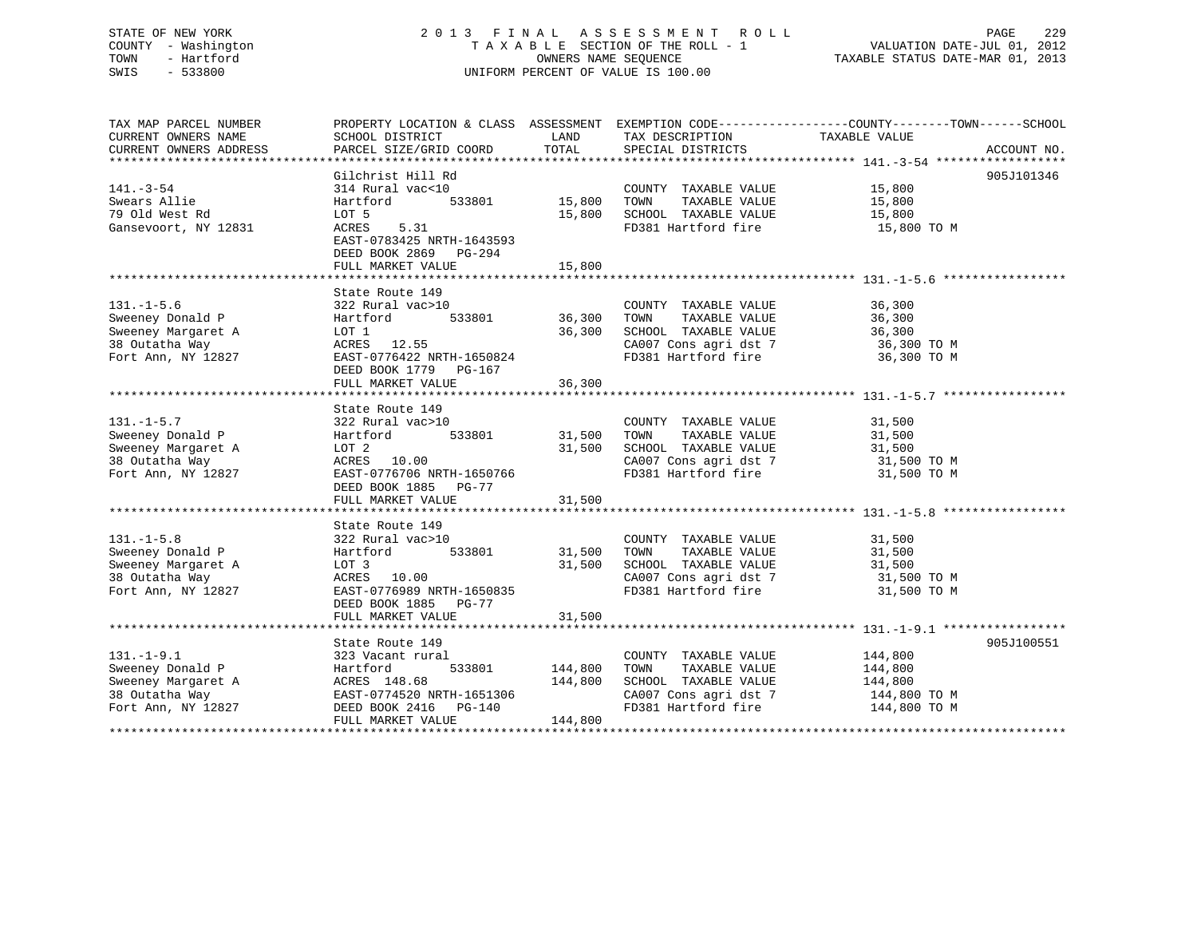STATE OF NEW YORK
COUNTY - Washington
TOWN - Hartford
SWIS - 533800

# 2013 FINAL ASSESSMENT ROLL

TAXABLE SECTION OF THE ROLL - 1
OWNERS NAME SEQUENCE
UNIFORM PERCENT OF VALUE IS 100.00

VALUATION DATE-JUL 01, 2012
TAXABLE STATUS DATE-MAR 01, 2013

| TAX MAP PARCEL NUMBER / CURRENT OWNERS NAME / CURRENT OWNERS ADDRESS | PROPERTY LOCATION & CLASS / SCHOOL DISTRICT / PARCEL SIZE/GRID COORD | ASSESSMENT LAND | TOTAL | EXEMPTION CODE / TAX DESCRIPTION / SPECIAL DISTRICTS | TAXABLE VALUE (COUNTY--TOWN--SCHOOL) | ACCOUNT NO. |
|---|---|---|---|---|---|---|
| 141.-3-54 | Gilchrist Hill Rd | | | | | 905J101346 |
| | 314 Rural vac<10 | | | COUNTY TAXABLE VALUE | 15,800 | |
| Swears Allie | Hartford 533801 | 15,800 | | TOWN TAXABLE VALUE | 15,800 | |
| 79 Old West Rd | LOT 5 | | 15,800 | SCHOOL TAXABLE VALUE | 15,800 | |
| Gansevoort, NY 12831 | ACRES 5.31 | | | FD381 Hartford fire | 15,800 TO M | |
| | EAST-0783425 NRTH-1643593 | | | | | |
| | DEED BOOK 2869 PG-294 | | | | | |
| | FULL MARKET VALUE | | 15,800 | | | |
| 131.-1-5.6 | State Route 149 | | | | | |
| | 322 Rural vac>10 | | | COUNTY TAXABLE VALUE | 36,300 | |
| Sweeney Donald P | Hartford 533801 | 36,300 | | TOWN TAXABLE VALUE | 36,300 | |
| Sweeney Margaret A | LOT 1 | | 36,300 | SCHOOL TAXABLE VALUE | 36,300 | |
| 38 Outatha Way | ACRES 12.55 | | | CA007 Cons agri dst 7 | 36,300 TO M | |
| Fort Ann, NY 12827 | EAST-0776422 NRTH-1650824 | | | FD381 Hartford fire | 36,300 TO M | |
| | DEED BOOK 1779 PG-167 | | | | | |
| | FULL MARKET VALUE | | 36,300 | | | |
| 131.-1-5.7 | State Route 149 | | | | | |
| | 322 Rural vac>10 | | | COUNTY TAXABLE VALUE | 31,500 | |
| Sweeney Donald P | Hartford 533801 | 31,500 | | TOWN TAXABLE VALUE | 31,500 | |
| Sweeney Margaret A | LOT 2 | | 31,500 | SCHOOL TAXABLE VALUE | 31,500 | |
| 38 Outatha Way | ACRES 10.00 | | | CA007 Cons agri dst 7 | 31,500 TO M | |
| Fort Ann, NY 12827 | EAST-0776706 NRTH-1650766 | | | FD381 Hartford fire | 31,500 TO M | |
| | DEED BOOK 1885 PG-77 | | | | | |
| | FULL MARKET VALUE | | 31,500 | | | |
| 131.-1-5.8 | State Route 149 | | | | | |
| | 322 Rural vac>10 | | | COUNTY TAXABLE VALUE | 31,500 | |
| Sweeney Donald P | Hartford 533801 | 31,500 | | TOWN TAXABLE VALUE | 31,500 | |
| Sweeney Margaret A | LOT 3 | | 31,500 | SCHOOL TAXABLE VALUE | 31,500 | |
| 38 Outatha Way | ACRES 10.00 | | | CA007 Cons agri dst 7 | 31,500 TO M | |
| Fort Ann, NY 12827 | EAST-0776989 NRTH-1650835 | | | FD381 Hartford fire | 31,500 TO M | |
| | DEED BOOK 1885 PG-77 | | | | | |
| | FULL MARKET VALUE | | 31,500 | | | |
| 131.-1-9.1 | State Route 149 | | | | | 905J100551 |
| | 323 Vacant rural | | | COUNTY TAXABLE VALUE | 144,800 | |
| Sweeney Donald P | Hartford 533801 | 144,800 | | TOWN TAXABLE VALUE | 144,800 | |
| Sweeney Margaret A | ACRES 148.68 | | 144,800 | SCHOOL TAXABLE VALUE | 144,800 | |
| 38 Outatha Way | EAST-0774520 NRTH-1651306 | | | CA007 Cons agri dst 7 | 144,800 TO M | |
| Fort Ann, NY 12827 | DEED BOOK 2416 PG-140 | | | FD381 Hartford fire | 144,800 TO M | |
| | FULL MARKET VALUE | | 144,800 | | | |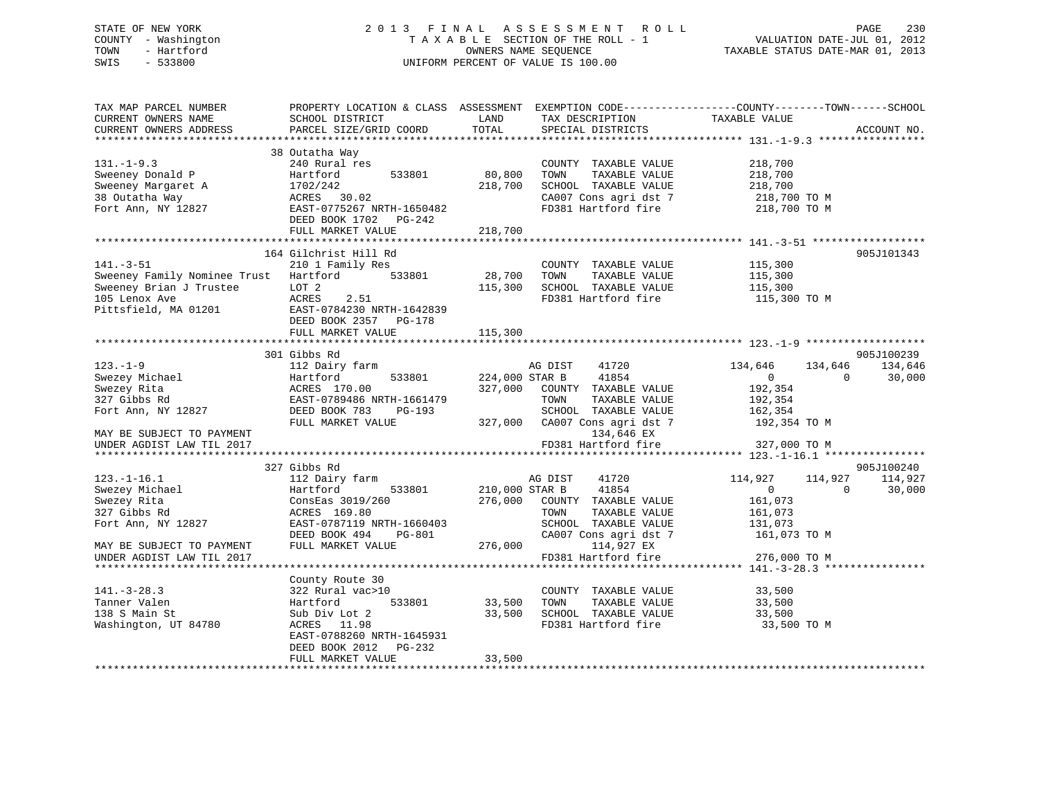STATE OF NEW YORK
COUNTY - Washington
TOWN - Hartford
SWIS - 533800

2013 FINAL ASSESSMENT ROLL
TAXABLE SECTION OF THE ROLL - 1
OWNERS NAME SEQUENCE
UNIFORM PERCENT OF VALUE IS 100.00

VALUATION DATE-JUL 01, 2012
TAXABLE STATUS DATE-MAR 01, 2013

```
TAX MAP PARCEL NUMBER          PROPERTY LOCATION & CLASS  ASSESSMENT  EXEMPTION CODE------------------COUNTY--------TOWN------SCHOOL
CURRENT OWNERS NAME            SCHOOL DISTRICT              LAND       TAX DESCRIPTION              TAXABLE VALUE
CURRENT OWNERS ADDRESS         PARCEL SIZE/GRID COORD       TOTAL      SPECIAL DISTRICTS                                     ACCOUNT NO.
******************************************************************************************************* 131.-1-9.3 *****************
                               38 Outatha Way
131.-1-9.3                     240 Rural res                           COUNTY  TAXABLE VALUE           218,700
Sweeney Donald P               Hartford        533801        80,800    TOWN    TAXABLE VALUE           218,700
Sweeney Margaret A             1702/242                     218,700    SCHOOL  TAXABLE VALUE           218,700
38 Outatha Way                 ACRES   30.02                           CA007 Cons agri dst 7            218,700 TO M
Fort Ann, NY 12827             EAST-0775267 NRTH-1650482               FD381 Hartford fire              218,700 TO M
                               DEED BOOK 1702   PG-242
                               FULL MARKET VALUE            218,700
******************************************************************************************************* 141.-3-51 ******************
                               164 Gilchrist Hill Rd                                                                      905J101343
141.-3-51                      210 1 Family Res                        COUNTY  TAXABLE VALUE           115,300
Sweeney Family Nominee Trust   Hartford        533801        28,700    TOWN    TAXABLE VALUE           115,300
Sweeney Brian J Trustee        LOT 2                        115,300    SCHOOL  TAXABLE VALUE           115,300
105 Lenox Ave                  ACRES    2.51                           FD381 Hartford fire              115,300 TO M
Pittsfield, MA 01201           EAST-0784230 NRTH-1642839
                               DEED BOOK 2357   PG-178
                               FULL MARKET VALUE            115,300
******************************************************************************************************* 123.-1-9 *******************
                               301 Gibbs Rd                                                                               905J100239
123.-1-9                       112 Dairy farm                          AG DIST    41720           134,646     134,646     134,646
Swezey Michael                 Hartford        533801       224,000 STAR B     41854                 0           0      30,000
Swezey Rita                    ACRES  170.00                327,000    COUNTY  TAXABLE VALUE           192,354
327 Gibbs Rd                   EAST-0789486 NRTH-1661479               TOWN    TAXABLE VALUE           192,354
Fort Ann, NY 12827             DEED BOOK 783    PG-193                 SCHOOL  TAXABLE VALUE           162,354
                               FULL MARKET VALUE            327,000    CA007 Cons agri dst 7            192,354 TO M
MAY BE SUBJECT TO PAYMENT                                                       134,646 EX
UNDER AGDIST LAW TIL 2017                                              FD381 Hartford fire              327,000 TO M
******************************************************************************************************* 123.-1-16.1 ****************
                               327 Gibbs Rd                                                                               905J100240
123.-1-16.1                    112 Dairy farm                          AG DIST    41720           114,927     114,927     114,927
Swezey Michael                 Hartford        533801       210,000 STAR B     41854                 0           0      30,000
Swezey Rita                    ConsEas 3019/260             276,000    COUNTY  TAXABLE VALUE           161,073
327 Gibbs Rd                   ACRES  169.80                           TOWN    TAXABLE VALUE           161,073
Fort Ann, NY 12827             EAST-0787119 NRTH-1660403               SCHOOL  TAXABLE VALUE           131,073
                               DEED BOOK 494    PG-801                 CA007 Cons agri dst 7            161,073 TO M
MAY BE SUBJECT TO PAYMENT      FULL MARKET VALUE            276,000            114,927 EX
UNDER AGDIST LAW TIL 2017                                              FD381 Hartford fire              276,000 TO M
******************************************************************************************************* 141.-3-28.3 ****************
                               County Route 30
141.-3-28.3                    322 Rural vac>10                        COUNTY  TAXABLE VALUE            33,500
Tanner Valen                   Hartford        533801        33,500    TOWN    TAXABLE VALUE            33,500
138 S Main St                  Sub Div Lot 2                 33,500    SCHOOL  TAXABLE VALUE            33,500
Washington, UT 84780           ACRES   11.98                           FD381 Hartford fire               33,500 TO M
                               EAST-0788260 NRTH-1645931
                               DEED BOOK 2012   PG-232
                               FULL MARKET VALUE             33,500
************************************************************************************************************************************
```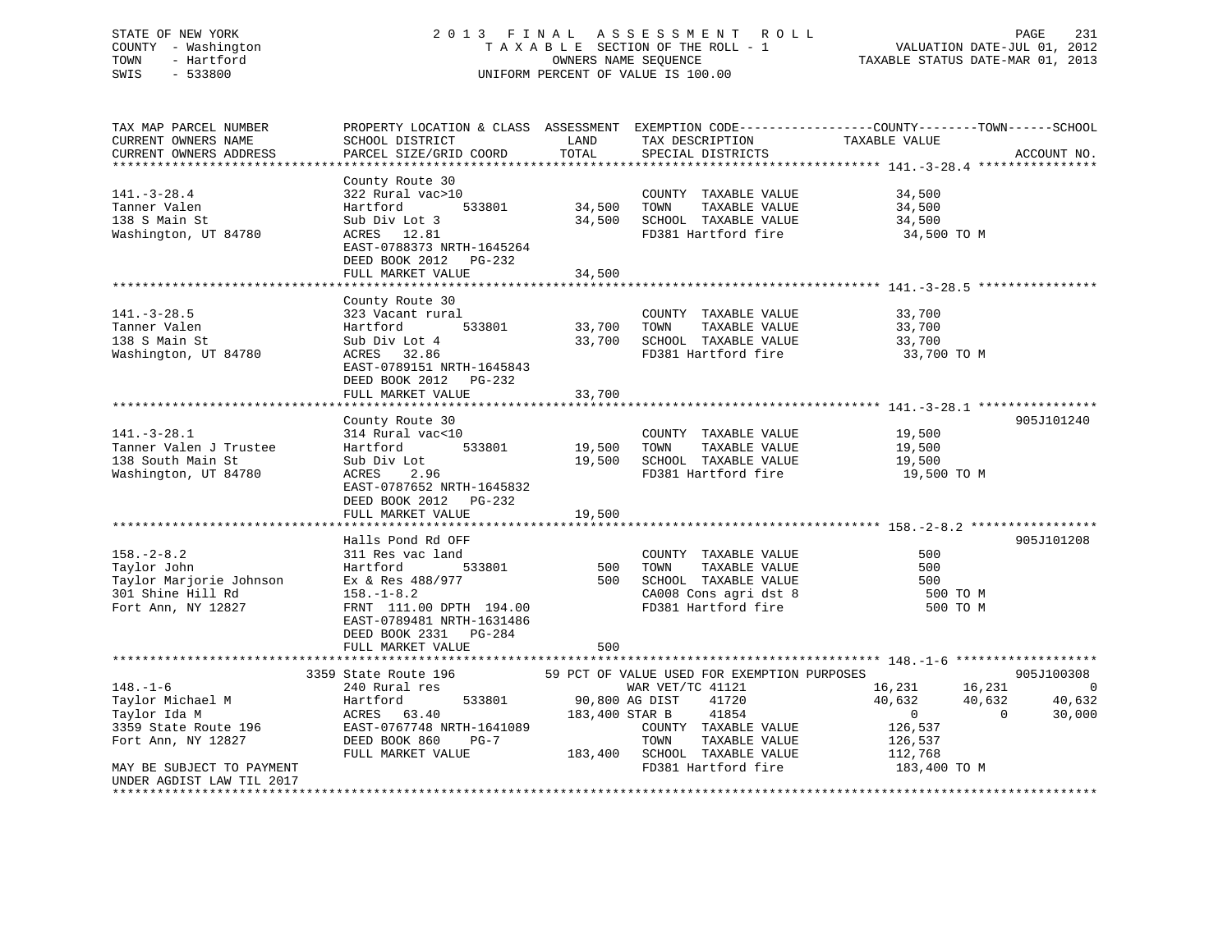STATE OF NEW YORK
COUNTY - Washington
TOWN - Hartford
SWIS - 533800

2013 FINAL ASSESSMENT ROLL
TAXABLE SECTION OF THE ROLL - 1
OWNERS NAME SEQUENCE
UNIFORM PERCENT OF VALUE IS 100.00

VALUATION DATE-JUL 01, 2012
TAXABLE STATUS DATE-MAR 01, 2013

| TAX MAP PARCEL NUMBER / CURRENT OWNERS NAME / CURRENT OWNERS ADDRESS | PROPERTY LOCATION & CLASS / SCHOOL DISTRICT / PARCEL SIZE/GRID COORD | ASSESSMENT LAND / TOTAL | EXEMPTION CODE / TAX DESCRIPTION / SPECIAL DISTRICTS | COUNTY TAXABLE VALUE | TOWN | SCHOOL | ACCOUNT NO. |
|---|---|---|---|---|---|---|---|
| **141.-3-28.4** | County Route 30 | | | | | | |
| 141.-3-28.4 | 322 Rural vac>10 | | COUNTY TAXABLE VALUE | 34,500 | | | |
| Tanner Valen | Hartford 533801 | 34,500 | TOWN TAXABLE VALUE | 34,500 | | | |
| 138 S Main St | Sub Div Lot 3 | 34,500 | SCHOOL TAXABLE VALUE | 34,500 | | | |
| Washington, UT 84780 | ACRES 12.81 | | FD381 Hartford fire | 34,500 TO M | | | |
| | EAST-0788373 NRTH-1645264 | | | | | | |
| | DEED BOOK 2012 PG-232 | | | | | | |
| | FULL MARKET VALUE | 34,500 | | | | | |
| **141.-3-28.5** | County Route 30 | | | | | | |
| 141.-3-28.5 | 323 Vacant rural | | COUNTY TAXABLE VALUE | 33,700 | | | |
| Tanner Valen | Hartford 533801 | 33,700 | TOWN TAXABLE VALUE | 33,700 | | | |
| 138 S Main St | Sub Div Lot 4 | 33,700 | SCHOOL TAXABLE VALUE | 33,700 | | | |
| Washington, UT 84780 | ACRES 32.86 | | FD381 Hartford fire | 33,700 TO M | | | |
| | EAST-0789151 NRTH-1645843 | | | | | | |
| | DEED BOOK 2012 PG-232 | | | | | | |
| | FULL MARKET VALUE | 33,700 | | | | | |
| **141.-3-28.1** | County Route 30 | | | | | | 905J101240 |
| 141.-3-28.1 | 314 Rural vac<10 | | COUNTY TAXABLE VALUE | 19,500 | | | |
| Tanner Valen J Trustee | Hartford 533801 | 19,500 | TOWN TAXABLE VALUE | 19,500 | | | |
| 138 South Main St | Sub Div Lot | 19,500 | SCHOOL TAXABLE VALUE | 19,500 | | | |
| Washington, UT 84780 | ACRES 2.96 | | FD381 Hartford fire | 19,500 TO M | | | |
| | EAST-0787652 NRTH-1645832 | | | | | | |
| | DEED BOOK 2012 PG-232 | | | | | | |
| | FULL MARKET VALUE | 19,500 | | | | | |
| **158.-2-8.2** | Halls Pond Rd OFF | | | | | | 905J101208 |
| 158.-2-8.2 | 311 Res vac land | | COUNTY TAXABLE VALUE | 500 | | | |
| Taylor John | Hartford 533801 | 500 | TOWN TAXABLE VALUE | 500 | | | |
| Taylor Marjorie Johnson | Ex & Res 488/977 | 500 | SCHOOL TAXABLE VALUE | 500 | | | |
| 301 Shine Hill Rd | 158.-1-8.2 | | CA008 Cons agri dst 8 | 500 TO M | | | |
| Fort Ann, NY 12827 | FRNT 111.00 DPTH 194.00 | | FD381 Hartford fire | 500 TO M | | | |
| | EAST-0789481 NRTH-1631486 | | | | | | |
| | DEED BOOK 2331 PG-284 | | | | | | |
| | FULL MARKET VALUE | 500 | | | | | |
| **148.-1-6** | 3359 State Route 196 | | 59 PCT OF VALUE USED FOR EXEMPTION PURPOSES | | | | 905J100308 |
| 148.-1-6 | 240 Rural res | | WAR VET/TC 41121 | 16,231 | 16,231 | 0 | |
| Taylor Michael M | Hartford 533801 | 90,800 | AG DIST 41720 | 40,632 | 40,632 | 40,632 | |
| Taylor Ida M | ACRES 63.40 | 183,400 | STAR B 41854 | 0 | 0 | 30,000 | |
| 3359 State Route 196 | EAST-0767748 NRTH-1641089 | | COUNTY TAXABLE VALUE | 126,537 | | | |
| Fort Ann, NY 12827 | DEED BOOK 860 PG-7 | | TOWN TAXABLE VALUE | 126,537 | | | |
| | FULL MARKET VALUE | 183,400 | SCHOOL TAXABLE VALUE | 112,768 | | | |
| MAY BE SUBJECT TO PAYMENT | | | FD381 Hartford fire | 183,400 TO M | | | |
| UNDER AGDIST LAW TIL 2017 | | | | | | | |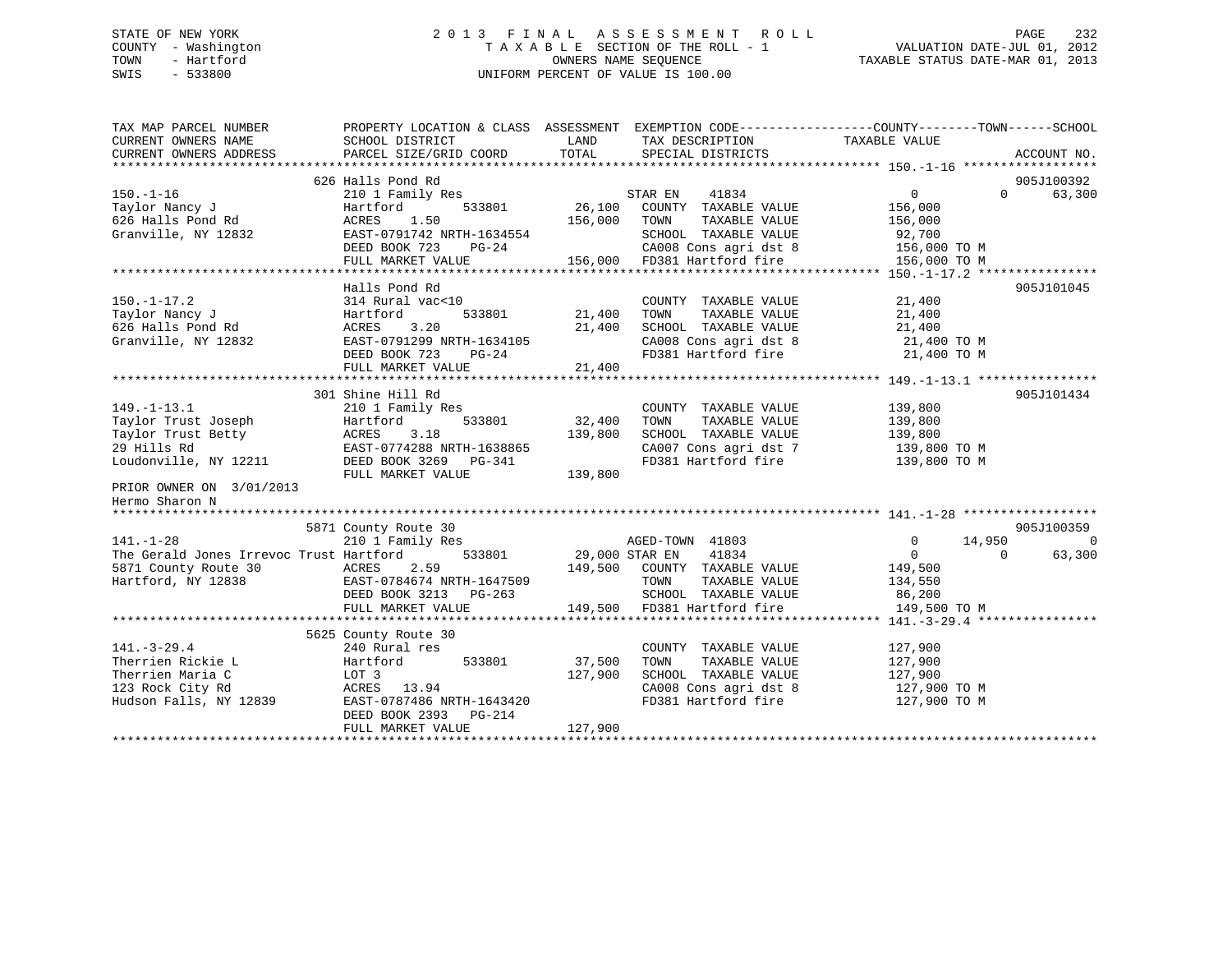STATE OF NEW YORK
COUNTY - Washington
TOWN - Hartford
SWIS - 533800

# 2013 FINAL ASSESSMENT ROLL

TAXABLE SECTION OF THE ROLL - 1
OWNERS NAME SEQUENCE
UNIFORM PERCENT OF VALUE IS 100.00

VALUATION DATE-JUL 01, 2012
TAXABLE STATUS DATE-MAR 01, 2013

```
TAX MAP PARCEL NUMBER          PROPERTY LOCATION & CLASS  ASSESSMENT  EXEMPTION CODE------------------COUNTY--------TOWN------SCHOOL
CURRENT OWNERS NAME            SCHOOL DISTRICT             LAND       TAX DESCRIPTION             TAXABLE VALUE
CURRENT OWNERS ADDRESS         PARCEL SIZE/GRID COORD      TOTAL      SPECIAL DISTRICTS                                      ACCOUNT NO.
******************************************************************************************************* 150.-1-16 ******************
                      626 Halls Pond Rd                                                                                905J100392
150.-1-16                      210 1 Family Res                       STAR EN    41834              0            0      63,300
Taylor Nancy J                 Hartford         533801       26,100   COUNTY  TAXABLE VALUE          156,000
626 Halls Pond Rd              ACRES    1.50                156,000   TOWN    TAXABLE VALUE          156,000
Granville, NY 12832            EAST-0791742 NRTH-1634554              SCHOOL  TAXABLE VALUE           92,700
                               DEED BOOK 723    PG-24                 CA008 Cons agri dst 8          156,000 TO M
                               FULL MARKET VALUE           156,000   FD381 Hartford fire            156,000 TO M
******************************************************************************************************* 150.-1-17.2 ****************
                               Halls Pond Rd                                                                           905J101045
150.-1-17.2                    314 Rural vac<10                       COUNTY  TAXABLE VALUE           21,400
Taylor Nancy J                 Hartford         533801       21,400   TOWN    TAXABLE VALUE           21,400
626 Halls Pond Rd              ACRES    3.20                 21,400   SCHOOL  TAXABLE VALUE           21,400
Granville, NY 12832            EAST-0791299 NRTH-1634105              CA008 Cons agri dst 8           21,400 TO M
                               DEED BOOK 723    PG-24                 FD381 Hartford fire             21,400 TO M
                               FULL MARKET VALUE            21,400
******************************************************************************************************* 149.-1-13.1 ****************
                      301 Shine Hill Rd                                                                                905J101434
149.-1-13.1                    210 1 Family Res                       COUNTY  TAXABLE VALUE          139,800
Taylor Trust Joseph            Hartford         533801       32,400   TOWN    TAXABLE VALUE          139,800
Taylor Trust Betty             ACRES    3.18                139,800   SCHOOL  TAXABLE VALUE          139,800
29 Hills Rd                    EAST-0774288 NRTH-1638865              CA007 Cons agri dst 7          139,800 TO M
Loudonville, NY 12211          DEED BOOK 3269   PG-341                FD381 Hartford fire            139,800 TO M
                               FULL MARKET VALUE           139,800
PRIOR OWNER ON 3/01/2013
Hermo Sharon N
******************************************************************************************************* 141.-1-28 ******************
                      5871 County Route 30                                                                             905J100359
141.-1-28                      210 1 Family Res                       AGED-TOWN  41803              0       14,950            0
The Gerald Jones Irrevoc Trust Hartford         533801       29,000 STAR EN    41834              0            0       63,300
5871 County Route 30           ACRES    2.59                149,500   COUNTY  TAXABLE VALUE          149,500
Hartford, NY 12838             EAST-0784674 NRTH-1647509              TOWN    TAXABLE VALUE          134,550
                               DEED BOOK 3213   PG-263                SCHOOL  TAXABLE VALUE           86,200
                               FULL MARKET VALUE           149,500   FD381 Hartford fire            149,500 TO M
******************************************************************************************************* 141.-3-29.4 ****************
                      5625 County Route 30
141.-3-29.4                    240 Rural res                          COUNTY  TAXABLE VALUE          127,900
Therrien Rickie L              Hartford         533801       37,500   TOWN    TAXABLE VALUE          127,900
Therrien Maria C               LOT 3                        127,900   SCHOOL  TAXABLE VALUE          127,900
123 Rock City Rd               ACRES   13.94                          CA008 Cons agri dst 8          127,900 TO M
Hudson Falls, NY 12839         EAST-0787486 NRTH-1643420              FD381 Hartford fire            127,900 TO M
                               DEED BOOK 2393   PG-214
                               FULL MARKET VALUE           127,900
************************************************************************************************************************************
```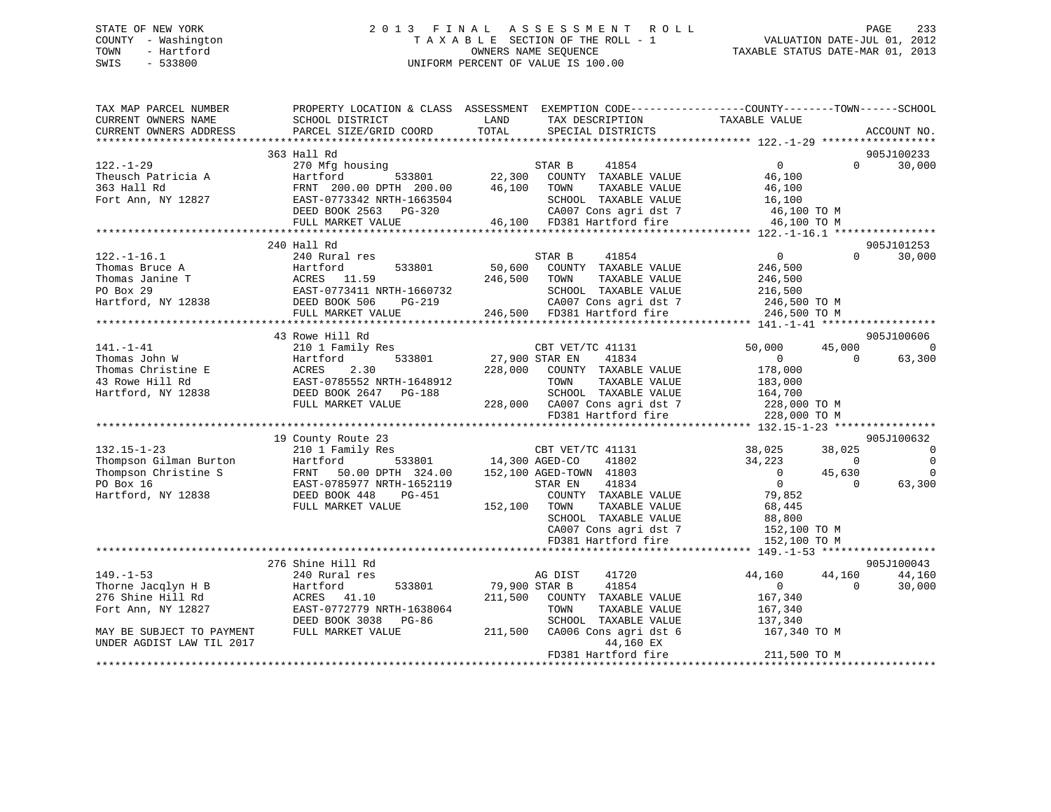STATE OF NEW YORK
COUNTY - Washington
TOWN - Hartford
SWIS - 533800

2013 FINAL ASSESSMENT ROLL
TAXABLE SECTION OF THE ROLL - 1
OWNERS NAME SEQUENCE
UNIFORM PERCENT OF VALUE IS 100.00

VALUATION DATE-JUL 01, 2012
TAXABLE STATUS DATE-MAR 01, 2013

```
TAX MAP PARCEL NUMBER          PROPERTY LOCATION & CLASS  ASSESSMENT  EXEMPTION CODE------------------COUNTY--------TOWN------SCHOOL
CURRENT OWNERS NAME            SCHOOL DISTRICT              LAND      TAX DESCRIPTION              TAXABLE VALUE
CURRENT OWNERS ADDRESS         PARCEL SIZE/GRID COORD       TOTAL     SPECIAL DISTRICTS                                          ACCOUNT NO.
******************************************************************************************************* 122.-1-29 ******************
                               363 Hall Rd                                                                                   905J100233
122.-1-29                      270 Mfg housing                        STAR B      41854                 0              0       30,000
Theusch Patricia A             Hartford         533801      22,300    COUNTY  TAXABLE VALUE          46,100
363 Hall Rd                    FRNT 200.00 DPTH 200.00      46,100    TOWN    TAXABLE VALUE          46,100
Fort Ann, NY 12827             EAST-0773342 NRTH-1663504              SCHOOL  TAXABLE VALUE          16,100
                               DEED BOOK 2563   PG-320                CA007 Cons agri dst 7           46,100 TO M
                               FULL MARKET VALUE            46,100    FD381 Hartford fire             46,100 TO M
******************************************************************************************************* 122.-1-16.1 ****************
                               240 Hall Rd                                                                                   905J101253
122.-1-16.1                    240 Rural res                          STAR B      41854                 0              0       30,000
Thomas Bruce A                 Hartford         533801      50,600    COUNTY  TAXABLE VALUE         246,500
Thomas Janine T                ACRES  11.59                246,500    TOWN    TAXABLE VALUE         246,500
PO Box 29                      EAST-0773411 NRTH-1660732              SCHOOL  TAXABLE VALUE         216,500
Hartford, NY 12838             DEED BOOK 506    PG-219                CA007 Cons agri dst 7          246,500 TO M
                               FULL MARKET VALUE           246,500    FD381 Hartford fire            246,500 TO M
******************************************************************************************************* 141.-1-41 ******************
                               43 Rowe Hill Rd                                                                               905J100606
141.-1-41                      210 1 Family Res                       CBT VET/TC 41131             50,000         45,000            0
Thomas John W                  Hartford         533801      27,900 STAR EN     41834                 0              0       63,300
Thomas Christine E             ACRES   2.30                228,000    COUNTY  TAXABLE VALUE         178,000
43 Rowe Hill Rd                EAST-0785552 NRTH-1648912              TOWN    TAXABLE VALUE         183,000
Hartford, NY 12838             DEED BOOK 2647   PG-188                SCHOOL  TAXABLE VALUE         164,700
                               FULL MARKET VALUE           228,000    CA007 Cons agri dst 7          228,000 TO M
                                                                      FD381 Hartford fire            228,000 TO M
******************************************************************************************************* 132.15-1-23 ****************
                               19 County Route 23                                                                            905J100632
132.15-1-23                    210 1 Family Res                       CBT VET/TC 41131             38,025         38,025            0
Thompson Gilman Burton         Hartford         533801      14,300 AGED-CO     41802             34,223              0            0
Thompson Christine S           FRNT  50.00 DPTH 324.00     152,100 AGED-TOWN  41803                  0         45,630            0
PO Box 16                      EAST-0785977 NRTH-1652119              STAR EN     41834                 0              0       63,300
Hartford, NY 12838             DEED BOOK 448    PG-451                COUNTY  TAXABLE VALUE          79,852
                               FULL MARKET VALUE           152,100    TOWN    TAXABLE VALUE          68,445
                                                                      SCHOOL  TAXABLE VALUE          88,800
                                                                      CA007 Cons agri dst 7          152,100 TO M
                                                                      FD381 Hartford fire            152,100 TO M
******************************************************************************************************* 149.-1-53 ******************
                               276 Shine Hill Rd                                                                             905J100043
149.-1-53                      240 Rural res                          AG DIST     41720             44,160         44,160       44,160
Thorne Jacqlyn H B             Hartford         533801      79,900 STAR B      41854                 0              0       30,000
276 Shine Hill Rd              ACRES  41.10                211,500    COUNTY  TAXABLE VALUE         167,340
Fort Ann, NY 12827             EAST-0772779 NRTH-1638064              TOWN    TAXABLE VALUE         167,340
                               DEED BOOK 3038   PG-86                 SCHOOL  TAXABLE VALUE         137,340
MAY BE SUBJECT TO PAYMENT      FULL MARKET VALUE           211,500    CA006 Cons agri dst 6          167,340 TO M
UNDER AGDIST LAW TIL 2017                                                  44,160 EX
                                                                      FD381 Hartford fire            211,500 TO M
************************************************************************************************************************************
```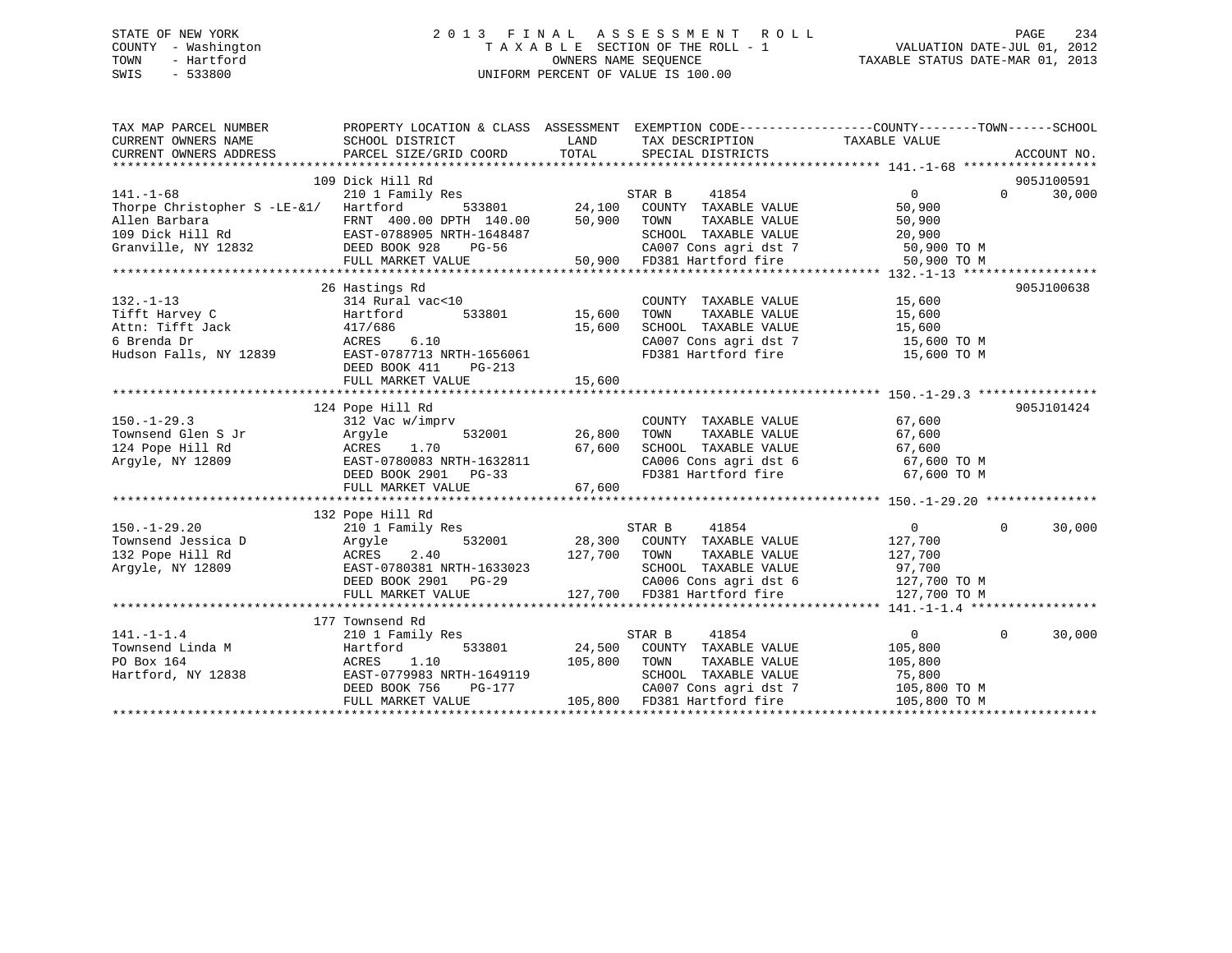STATE OF NEW YORK
COUNTY - Washington
TOWN - Hartford
SWIS - 533800

2 0 1 3 F I N A L A S S E S S M E N T R O L L
T A X A B L E SECTION OF THE ROLL - 1
OWNERS NAME SEQUENCE
UNIFORM PERCENT OF VALUE IS 100.00

VALUATION DATE-JUL 01, 2012
TAXABLE STATUS DATE-MAR 01, 2013

```
TAX MAP PARCEL NUMBER          PROPERTY LOCATION & CLASS  ASSESSMENT  EXEMPTION CODE------------------COUNTY--------TOWN------SCHOOL
CURRENT OWNERS NAME            SCHOOL DISTRICT               LAND      TAX DESCRIPTION             TAXABLE VALUE
CURRENT OWNERS ADDRESS         PARCEL SIZE/GRID COORD       TOTAL      SPECIAL DISTRICTS                                  ACCOUNT NO.
*********************************************************************************************** 141.-1-68 ******************
                               109 Dick Hill Rd                                                                        905J100591
141.-1-68                      210 1 Family Res                        STAR B     41854                  0             0     30,000
Thorpe Christopher S -LE-&1/   Hartford          533801       24,100   COUNTY  TAXABLE VALUE           50,900
Allen Barbara                  FRNT 400.00 DPTH 140.00        50,900   TOWN    TAXABLE VALUE           50,900
109 Dick Hill Rd               EAST-0788905 NRTH-1648487               SCHOOL  TAXABLE VALUE           20,900
Granville, NY 12832            DEED BOOK 928    PG-56                  CA007 Cons agri dst 7            50,900 TO M
                               FULL MARKET VALUE              50,900   FD381 Hartford fire              50,900 TO M
*********************************************************************************************** 132.-1-13 ******************
                               26 Hastings Rd                                                                          905J100638
132.-1-13                      314 Rural vac<10                        COUNTY  TAXABLE VALUE           15,600
Tifft Harvey C                 Hartford          533801       15,600   TOWN    TAXABLE VALUE           15,600
Attn: Tifft Jack               417/686                        15,600   SCHOOL  TAXABLE VALUE           15,600
6 Brenda Dr                    ACRES    6.10                           CA007 Cons agri dst 7            15,600 TO M
Hudson Falls, NY 12839         EAST-0787713 NRTH-1656061               FD381 Hartford fire              15,600 TO M
                               DEED BOOK 411    PG-213
                               FULL MARKET VALUE              15,600
*********************************************************************************************** 150.-1-29.3 ****************
                               124 Pope Hill Rd                                                                        905J101424
150.-1-29.3                    312 Vac w/imprv                         COUNTY  TAXABLE VALUE           67,600
Townsend Glen S Jr             Argyle            532001       26,800   TOWN    TAXABLE VALUE           67,600
124 Pope Hill Rd               ACRES    1.70                  67,600   SCHOOL  TAXABLE VALUE           67,600
Argyle, NY 12809               EAST-0780083 NRTH-1632811               CA006 Cons agri dst 6            67,600 TO M
                               DEED BOOK 2901   PG-33                  FD381 Hartford fire              67,600 TO M
                               FULL MARKET VALUE              67,600
*********************************************************************************************** 150.-1-29.20 ***************
                               132 Pope Hill Rd
150.-1-29.20                   210 1 Family Res                        STAR B     41854                  0             0     30,000
Townsend Jessica D             Argyle            532001       28,300   COUNTY  TAXABLE VALUE          127,700
132 Pope Hill Rd               ACRES    2.40                 127,700   TOWN    TAXABLE VALUE          127,700
Argyle, NY 12809               EAST-0780381 NRTH-1633023               SCHOOL  TAXABLE VALUE           97,700
                               DEED BOOK 2901   PG-29                  CA006 Cons agri dst 6           127,700 TO M
                               FULL MARKET VALUE             127,700   FD381 Hartford fire             127,700 TO M
*********************************************************************************************** 141.-1-1.4 *****************
                               177 Townsend Rd
141.-1-1.4                     210 1 Family Res                        STAR B     41854                  0             0     30,000
Townsend Linda M               Hartford          533801       24,500   COUNTY  TAXABLE VALUE          105,800
PO Box 164                     ACRES    1.10                 105,800   TOWN    TAXABLE VALUE          105,800
Hartford, NY 12838             EAST-0779983 NRTH-1649119               SCHOOL  TAXABLE VALUE           75,800
                               DEED BOOK 756    PG-177                 CA007 Cons agri dst 7           105,800 TO M
                               FULL MARKET VALUE             105,800   FD381 Hartford fire             105,800 TO M
****************************************************************************************************************************
```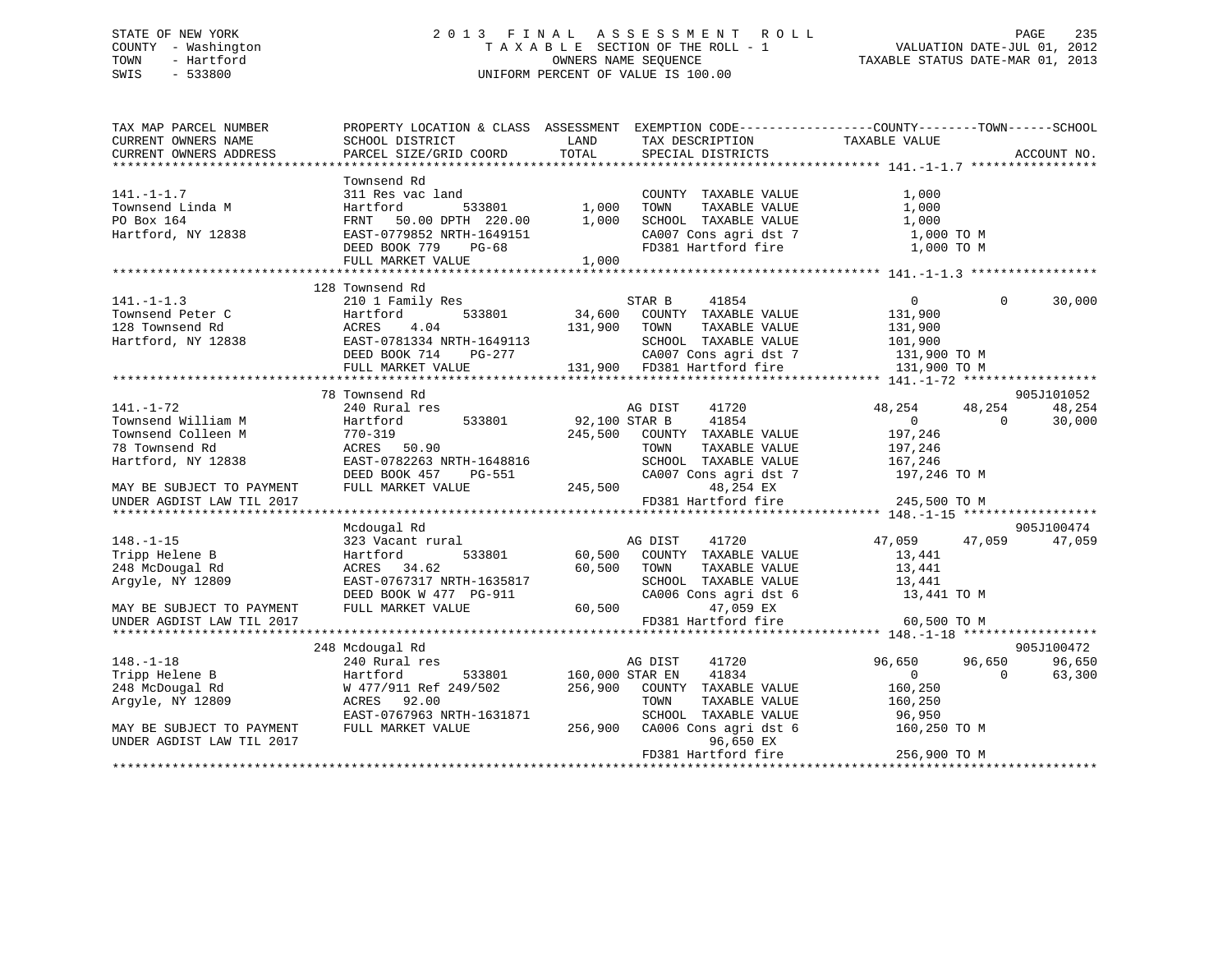STATE OF NEW YORK
COUNTY - Washington
TOWN - Hartford
SWIS - 533800

# 2013 FINAL ASSESSMENT ROLL

TAXABLE SECTION OF THE ROLL - 1
OWNERS NAME SEQUENCE
UNIFORM PERCENT OF VALUE IS 100.00

VALUATION DATE-JUL 01, 2012
TAXABLE STATUS DATE-MAR 01, 2013

| TAX MAP PARCEL NUMBER / CURRENT OWNERS NAME / CURRENT OWNERS ADDRESS | PROPERTY LOCATION & CLASS / SCHOOL DISTRICT / PARCEL SIZE/GRID COORD | ASSESSMENT LAND | TOTAL | EXEMPTION CODE / TAX DESCRIPTION / SPECIAL DISTRICTS | COUNTY TAXABLE VALUE | TOWN | SCHOOL | ACCOUNT NO. |
|---|---|---|---|---|---|---|---|---|
| **141.-1-1.7** | Townsend Rd | | | | | | | |
| 141.-1-1.7 | 311 Res vac land | | | COUNTY TAXABLE VALUE | 1,000 | | | |
| Townsend Linda M | Hartford 533801 | 1,000 | | TOWN TAXABLE VALUE | 1,000 | | | |
| PO Box 164 | FRNT 50.00 DPTH 220.00 | | 1,000 | SCHOOL TAXABLE VALUE | 1,000 | | | |
| Hartford, NY 12838 | EAST-0779852 NRTH-1649151 | | | CA007 Cons agri dst 7 | 1,000 TO M | | | |
| | DEED BOOK 779 PG-68 | | | FD381 Hartford fire | 1,000 TO M | | | |
| | FULL MARKET VALUE | | 1,000 | | | | | |
| **141.-1-1.3** | 128 Townsend Rd | | | | | | | |
| 141.-1-1.3 | 210 1 Family Res | | | STAR B 41854 | 0 | 0 | 30,000 | |
| Townsend Peter C | Hartford 533801 | 34,600 | | COUNTY TAXABLE VALUE | 131,900 | | | |
| 128 Townsend Rd | ACRES 4.04 | | 131,900 | TOWN TAXABLE VALUE | 131,900 | | | |
| Hartford, NY 12838 | EAST-0781334 NRTH-1649113 | | | SCHOOL TAXABLE VALUE | 101,900 | | | |
| | DEED BOOK 714 PG-277 | | | CA007 Cons agri dst 7 | 131,900 TO M | | | |
| | FULL MARKET VALUE | | 131,900 | FD381 Hartford fire | 131,900 TO M | | | |
| **141.-1-72** | 78 Townsend Rd | | | | | | | 905J101052 |
| 141.-1-72 | 240 Rural res | | | AG DIST 41720 | 48,254 | 48,254 | 48,254 | |
| Townsend William M | Hartford 533801 | 92,100 | | STAR B 41854 | 0 | 0 | 30,000 | |
| Townsend Colleen M | 770-319 | | 245,500 | COUNTY TAXABLE VALUE | 197,246 | | | |
| 78 Townsend Rd | ACRES 50.90 | | | TOWN TAXABLE VALUE | 197,246 | | | |
| Hartford, NY 12838 | EAST-0782263 NRTH-1648816 | | | SCHOOL TAXABLE VALUE | 167,246 | | | |
| | DEED BOOK 457 PG-551 | | | CA007 Cons agri dst 7 | 197,246 TO M | | | |
| MAY BE SUBJECT TO PAYMENT | FULL MARKET VALUE | | 245,500 | 48,254 EX | | | | |
| UNDER AGDIST LAW TIL 2017 | | | | FD381 Hartford fire | 245,500 TO M | | | |
| **148.-1-15** | Mcdougal Rd | | | | | | | 905J100474 |
| 148.-1-15 | 323 Vacant rural | | | AG DIST 41720 | 47,059 | 47,059 | 47,059 | |
| Tripp Helene B | Hartford 533801 | 60,500 | | COUNTY TAXABLE VALUE | 13,441 | | | |
| 248 McDougal Rd | ACRES 34.62 | | 60,500 | TOWN TAXABLE VALUE | 13,441 | | | |
| Argyle, NY 12809 | EAST-0767317 NRTH-1635817 | | | SCHOOL TAXABLE VALUE | 13,441 | | | |
| | DEED BOOK W 477 PG-911 | | | CA006 Cons agri dst 6 | 13,441 TO M | | | |
| MAY BE SUBJECT TO PAYMENT | FULL MARKET VALUE | | 60,500 | 47,059 EX | | | | |
| UNDER AGDIST LAW TIL 2017 | | | | FD381 Hartford fire | 60,500 TO M | | | |
| **148.-1-18** | 248 Mcdougal Rd | | | | | | | 905J100472 |
| 148.-1-18 | 240 Rural res | | | AG DIST 41720 | 96,650 | 96,650 | 96,650 | |
| Tripp Helene B | Hartford 533801 | 160,000 | | STAR EN 41834 | 0 | 0 | 63,300 | |
| 248 McDougal Rd | W 477/911 Ref 249/502 | | 256,900 | COUNTY TAXABLE VALUE | 160,250 | | | |
| Argyle, NY 12809 | ACRES 92.00 | | | TOWN TAXABLE VALUE | 160,250 | | | |
| | EAST-0767963 NRTH-1631871 | | | SCHOOL TAXABLE VALUE | 96,950 | | | |
| MAY BE SUBJECT TO PAYMENT | FULL MARKET VALUE | | 256,900 | CA006 Cons agri dst 6 | 160,250 TO M | | | |
| UNDER AGDIST LAW TIL 2017 | | | | 96,650 EX | | | | |
| | | | | FD381 Hartford fire | 256,900 TO M | | | |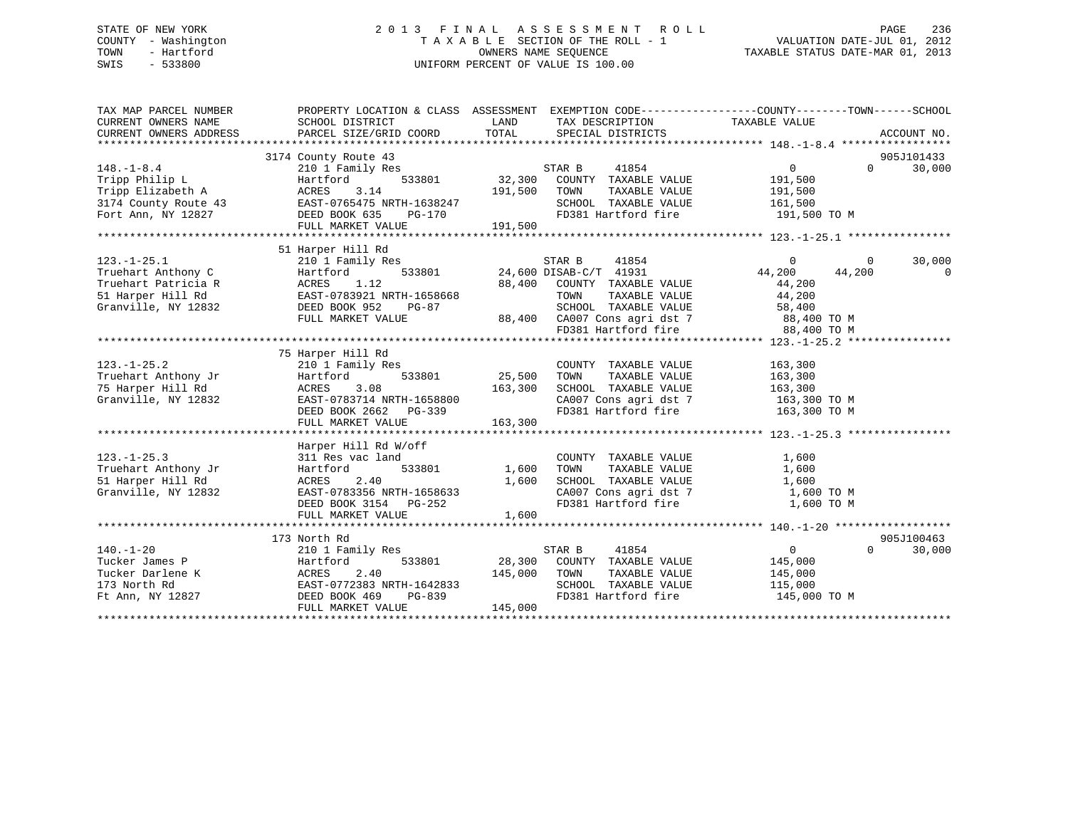STATE OF NEW YORK
COUNTY - Washington
TOWN - Hartford
SWIS - 533800

2 0 1 3 F I N A L A S S E S S M E N T R O L L
T A X A B L E SECTION OF THE ROLL - 1
OWNERS NAME SEQUENCE
UNIFORM PERCENT OF VALUE IS 100.00

VALUATION DATE-JUL 01, 2012
TAXABLE STATUS DATE-MAR 01, 2013

```
TAX MAP PARCEL NUMBER          PROPERTY LOCATION & CLASS  ASSESSMENT  EXEMPTION CODE------------------COUNTY--------TOWN------SCHOOL
CURRENT OWNERS NAME            SCHOOL DISTRICT            LAND        TAX DESCRIPTION              TAXABLE VALUE
CURRENT OWNERS ADDRESS         PARCEL SIZE/GRID COORD     TOTAL       SPECIAL DISTRICTS                                    ACCOUNT NO.
******************************************************************************************************* 148.-1-8.4 *****************
                               3174 County Route 43                                                                      905J101433
148.-1-8.4                     210 1 Family Res                       STAR B    41854                 0            0      30,000
Tripp Philip L                 Hartford        533801       32,300    COUNTY  TAXABLE VALUE          191,500
Tripp Elizabeth A              ACRES     3.14              191,500    TOWN    TAXABLE VALUE          191,500
3174 County Route 43           EAST-0765475 NRTH-1638247              SCHOOL  TAXABLE VALUE          161,500
Fort Ann, NY 12827             DEED BOOK 635    PG-170                FD381 Hartford fire             191,500 TO M
                               FULL MARKET VALUE           191,500
******************************************************************************************************* 123.-1-25.1 ****************
                               51 Harper Hill Rd
123.-1-25.1                    210 1 Family Res                       STAR B    41854                 0            0      30,000
Truehart Anthony C             Hartford        533801       24,600 DISAB-C/T  41931              44,200       44,200           0
Truehart Patricia R            ACRES     1.12               88,400    COUNTY  TAXABLE VALUE           44,200
51 Harper Hill Rd              EAST-0783921 NRTH-1658668              TOWN    TAXABLE VALUE           44,200
Granville, NY 12832            DEED BOOK 952    PG-87                 SCHOOL  TAXABLE VALUE           58,400
                               FULL MARKET VALUE            88,400    CA007 Cons agri dst 7            88,400 TO M
                                                                      FD381 Hartford fire              88,400 TO M
******************************************************************************************************* 123.-1-25.2 ****************
                               75 Harper Hill Rd
123.-1-25.2                    210 1 Family Res                       COUNTY  TAXABLE VALUE          163,300
Truehart Anthony Jr            Hartford        533801       25,500    TOWN    TAXABLE VALUE          163,300
75 Harper Hill Rd              ACRES     3.08              163,300    SCHOOL  TAXABLE VALUE          163,300
Granville, NY 12832            EAST-0783714 NRTH-1658800              CA007 Cons agri dst 7           163,300 TO M
                               DEED BOOK 2662   PG-339                FD381 Hartford fire             163,300 TO M
                               FULL MARKET VALUE           163,300
******************************************************************************************************* 123.-1-25.3 ****************
                               Harper Hill Rd W/off
123.-1-25.3                    311 Res vac land                       COUNTY  TAXABLE VALUE            1,600
Truehart Anthony Jr            Hartford        533801        1,600    TOWN    TAXABLE VALUE            1,600
51 Harper Hill Rd              ACRES     2.40                1,600    SCHOOL  TAXABLE VALUE            1,600
Granville, NY 12832            EAST-0783356 NRTH-1658633              CA007 Cons agri dst 7             1,600 TO M
                               DEED BOOK 3154   PG-252                FD381 Hartford fire               1,600 TO M
                               FULL MARKET VALUE             1,600
******************************************************************************************************* 140.-1-20 ******************
                               173 North Rd                                                                              905J100463
140.-1-20                      210 1 Family Res                       STAR B    41854                 0            0      30,000
Tucker James P                 Hartford        533801       28,300    COUNTY  TAXABLE VALUE          145,000
Tucker Darlene K               ACRES     2.40              145,000    TOWN    TAXABLE VALUE          145,000
173 North Rd                   EAST-0772383 NRTH-1642833              SCHOOL  TAXABLE VALUE          115,000
Ft Ann, NY 12827               DEED BOOK 469    PG-839                FD381 Hartford fire             145,000 TO M
                               FULL MARKET VALUE           145,000
************************************************************************************************************************************
```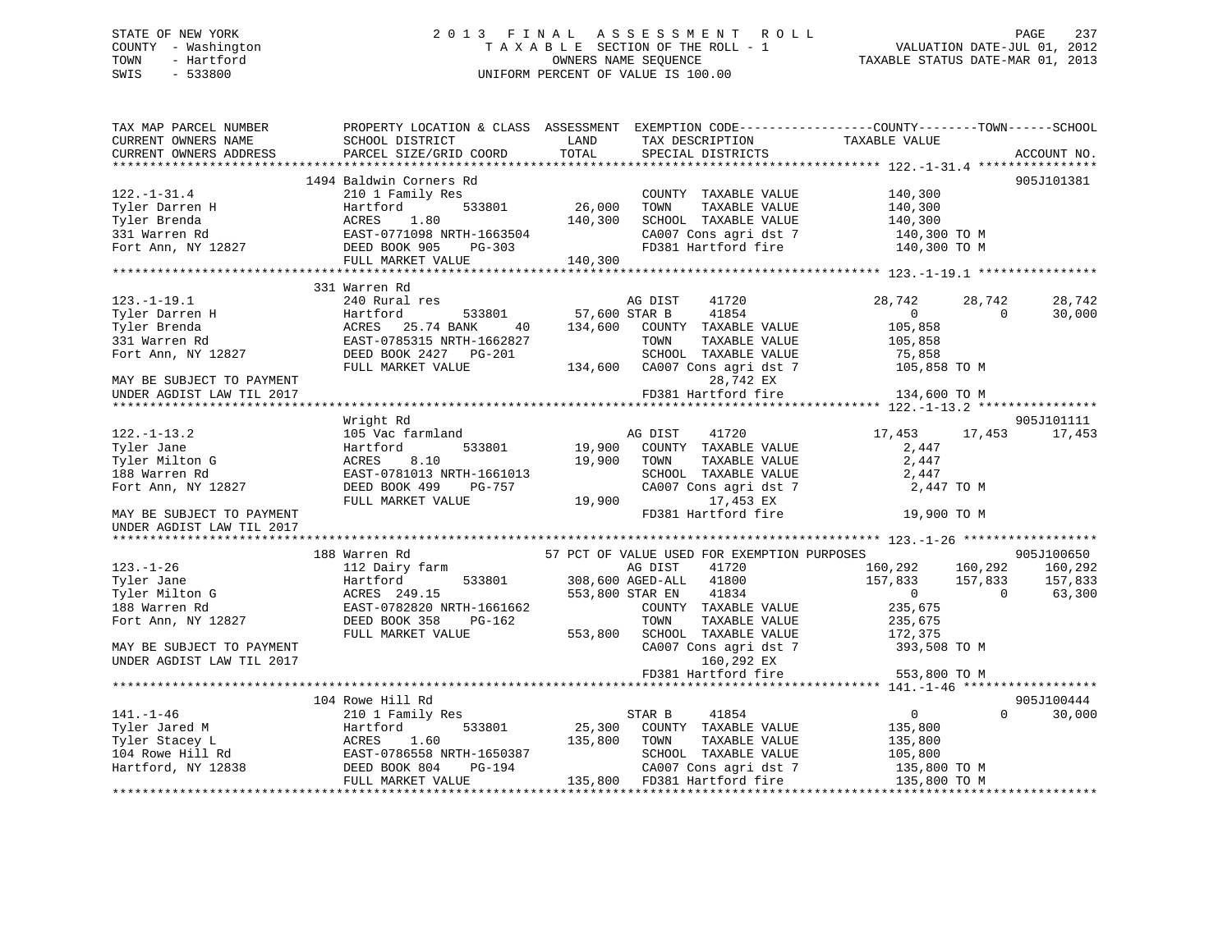STATE OF NEW YORK
COUNTY - Washington
TOWN - Hartford
SWIS - 533800

2 0 1 3 F I N A L A S S E S S M E N T R O L L
T A X A B L E SECTION OF THE ROLL - 1
OWNERS NAME SEQUENCE
UNIFORM PERCENT OF VALUE IS 100.00

VALUATION DATE-JUL 01, 2012
TAXABLE STATUS DATE-MAR 01, 2013

```
TAX MAP PARCEL NUMBER          PROPERTY LOCATION & CLASS  ASSESSMENT  EXEMPTION CODE-----------------COUNTY--------TOWN------SCHOOL
CURRENT OWNERS NAME            SCHOOL DISTRICT            LAND        TAX DESCRIPTION              TAXABLE VALUE
CURRENT OWNERS ADDRESS         PARCEL SIZE/GRID COORD     TOTAL       SPECIAL DISTRICTS                                    ACCOUNT NO.
*********************************************************************************************** 122.-1-31.4 ****************
                          1494 Baldwin Corners Rd                                                                          905J101381
122.-1-31.4                    210 1 Family Res                        COUNTY  TAXABLE VALUE          140,300
Tyler Darren H                 Hartford         533801       26,000    TOWN    TAXABLE VALUE          140,300
Tyler Brenda                   ACRES    1.80                140,300    SCHOOL  TAXABLE VALUE          140,300
331 Warren Rd                  EAST-0771098 NRTH-1663504               CA007 Cons agri dst 7          140,300 TO M
Fort Ann, NY 12827             DEED BOOK 905    PG-303                 FD381 Hartford fire            140,300 TO M
                               FULL MARKET VALUE            140,300
*********************************************************************************************** 123.-1-19.1 ****************
                           331 Warren Rd
123.-1-19.1                    240 Rural res                          AG DIST    41720             28,742      28,742      28,742
Tyler Darren H                 Hartford         533801       57,600 STAR B      41854                  0           0       30,000
Tyler Brenda                   ACRES   25.74 BANK     40    134,600    COUNTY  TAXABLE VALUE          105,858
331 Warren Rd                  EAST-0785315 NRTH-1662827               TOWN    TAXABLE VALUE          105,858
Fort Ann, NY 12827             DEED BOOK 2427   PG-201                 SCHOOL  TAXABLE VALUE           75,858
                               FULL MARKET VALUE            134,600    CA007 Cons agri dst 7          105,858 TO M
MAY BE SUBJECT TO PAYMENT                                                    28,742 EX
UNDER AGDIST LAW TIL 2017                                              FD381 Hartford fire            134,600 TO M
*********************************************************************************************** 122.-1-13.2 ****************
                               Wright Rd                                                                                   905J101111
122.-1-13.2                    105 Vac farmland                        AG DIST    41720             17,453      17,453      17,453
Tyler Jane                     Hartford         533801       19,900    COUNTY  TAXABLE VALUE            2,447
Tyler Milton G                 ACRES    8.10                 19,900    TOWN    TAXABLE VALUE            2,447
188 Warren Rd                  EAST-0781013 NRTH-1661013               SCHOOL  TAXABLE VALUE            2,447
Fort Ann, NY 12827             DEED BOOK 499    PG-757                 CA007 Cons agri dst 7            2,447 TO M
                               FULL MARKET VALUE             19,900          17,453 EX
MAY BE SUBJECT TO PAYMENT                                              FD381 Hartford fire             19,900 TO M
UNDER AGDIST LAW TIL 2017
*********************************************************************************************** 123.-1-26 ******************
                           188 Warren Rd                  57 PCT OF VALUE USED FOR EXEMPTION PURPOSES                      905J100650
123.-1-26                      112 Dairy farm                          AG DIST    41720            160,292     160,292     160,292
Tyler Jane                     Hartford         533801      308,600 AGED-ALL   41800            157,833     157,833     157,833
Tyler Milton G                 ACRES  249.15                553,800 STAR EN    41834                  0           0       63,300
188 Warren Rd                  EAST-0782820 NRTH-1661662               COUNTY  TAXABLE VALUE          235,675
Fort Ann, NY 12827             DEED BOOK 358    PG-162                 TOWN    TAXABLE VALUE          235,675
                               FULL MARKET VALUE            553,800    SCHOOL  TAXABLE VALUE          172,375
MAY BE SUBJECT TO PAYMENT                                              CA007 Cons agri dst 7          393,508 TO M
UNDER AGDIST LAW TIL 2017                                                    160,292 EX
                                                                       FD381 Hartford fire            553,800 TO M
*********************************************************************************************** 141.-1-46 ******************
                           104 Rowe Hill Rd                                                                                905J100444
141.-1-46                      210 1 Family Res                        STAR B     41854                  0           0       30,000
Tyler Jared M                  Hartford         533801       25,300    COUNTY  TAXABLE VALUE          135,800
Tyler Stacey L                 ACRES    1.60                135,800    TOWN    TAXABLE VALUE          135,800
104 Rowe Hill Rd               EAST-0786558 NRTH-1650387               SCHOOL  TAXABLE VALUE          105,800
Hartford, NY 12838             DEED BOOK 804    PG-194                 CA007 Cons agri dst 7          135,800 TO M
                               FULL MARKET VALUE            135,800    FD381 Hartford fire            135,800 TO M
****************************************************************************************************************************
```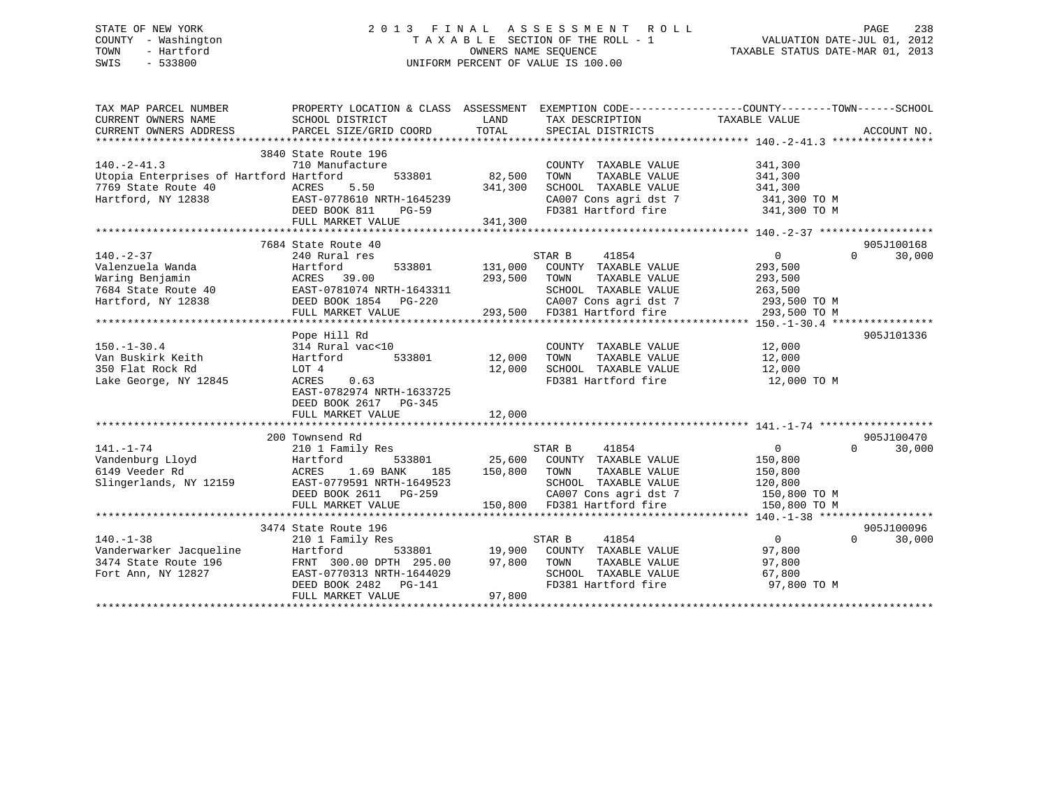STATE OF NEW YORK
COUNTY - Washington
TOWN - Hartford
SWIS - 533800

2 0 1 3 F I N A L A S S E S S M E N T R O L L
T A X A B L E SECTION OF THE ROLL - 1
OWNERS NAME SEQUENCE
UNIFORM PERCENT OF VALUE IS 100.00

VALUATION DATE-JUL 01, 2012
TAXABLE STATUS DATE-MAR 01, 2013

| TAX MAP PARCEL NUMBER / CURRENT OWNERS NAME / CURRENT OWNERS ADDRESS | PROPERTY LOCATION & CLASS / SCHOOL DISTRICT / PARCEL SIZE/GRID COORD | ASSESSMENT LAND / TOTAL | EXEMPTION CODE / TAX DESCRIPTION / SPECIAL DISTRICTS | COUNTY / TAXABLE VALUE | TOWN | SCHOOL / ACCOUNT NO. |
|---|---|---|---|---|---|---|
| **140.-2-41.3** | 3840 State Route 196 | | | | | |
| 140.-2-41.3 | 710 Manufacture | | COUNTY TAXABLE VALUE | 341,300 | | |
| Utopia Enterprises of Hartford | Hartford 533801 | 82,500 | TOWN TAXABLE VALUE | 341,300 | | |
| 7769 State Route 40 | ACRES 5.50 | 341,300 | SCHOOL TAXABLE VALUE | 341,300 | | |
| Hartford, NY 12838 | EAST-0778610 NRTH-1645239 | | CA007 Cons agri dst 7 | 341,300 TO M | | |
| | DEED BOOK 811 PG-59 | | FD381 Hartford fire | 341,300 TO M | | |
| | FULL MARKET VALUE | 341,300 | | | | |
| **140.-2-37** | 7684 State Route 40 | | | | | 905J100168 |
| 140.-2-37 | 240 Rural res | | STAR B 41854 | 0 | 0 | 30,000 |
| Valenzuela Wanda | Hartford 533801 | 131,000 | COUNTY TAXABLE VALUE | 293,500 | | |
| Waring Benjamin | ACRES 39.00 | 293,500 | TOWN TAXABLE VALUE | 293,500 | | |
| 7684 State Route 40 | EAST-0781074 NRTH-1643311 | | SCHOOL TAXABLE VALUE | 263,500 | | |
| Hartford, NY 12838 | DEED BOOK 1854 PG-220 | | CA007 Cons agri dst 7 | 293,500 TO M | | |
| | FULL MARKET VALUE | 293,500 | FD381 Hartford fire | 293,500 TO M | | |
| **150.-1-30.4** | Pope Hill Rd | | | | | 905J101336 |
| 150.-1-30.4 | 314 Rural vac<10 | | COUNTY TAXABLE VALUE | 12,000 | | |
| Van Buskirk Keith | Hartford 533801 | 12,000 | TOWN TAXABLE VALUE | 12,000 | | |
| 350 Flat Rock Rd | LOT 4 | 12,000 | SCHOOL TAXABLE VALUE | 12,000 | | |
| Lake George, NY 12845 | ACRES 0.63 | | FD381 Hartford fire | 12,000 TO M | | |
| | EAST-0782974 NRTH-1633725 | | | | | |
| | DEED BOOK 2617 PG-345 | | | | | |
| | FULL MARKET VALUE | 12,000 | | | | |
| **141.-1-74** | 200 Townsend Rd | | | | | 905J100470 |
| 141.-1-74 | 210 1 Family Res | | STAR B 41854 | 0 | 0 | 30,000 |
| Vandenburg Lloyd | Hartford 533801 | 25,600 | COUNTY TAXABLE VALUE | 150,800 | | |
| 6149 Veeder Rd | ACRES 1.69 BANK 185 | 150,800 | TOWN TAXABLE VALUE | 150,800 | | |
| Slingerlands, NY 12159 | EAST-0779591 NRTH-1649523 | | SCHOOL TAXABLE VALUE | 120,800 | | |
| | DEED BOOK 2611 PG-259 | | CA007 Cons agri dst 7 | 150,800 TO M | | |
| | FULL MARKET VALUE | 150,800 | FD381 Hartford fire | 150,800 TO M | | |
| **140.-1-38** | 3474 State Route 196 | | | | | 905J100096 |
| 140.-1-38 | 210 1 Family Res | | STAR B 41854 | 0 | 0 | 30,000 |
| Vanderwarker Jacqueline | Hartford 533801 | 19,900 | COUNTY TAXABLE VALUE | 97,800 | | |
| 3474 State Route 196 | FRNT 300.00 DPTH 295.00 | 97,800 | TOWN TAXABLE VALUE | 97,800 | | |
| Fort Ann, NY 12827 | EAST-0770313 NRTH-1644029 | | SCHOOL TAXABLE VALUE | 67,800 | | |
| | DEED BOOK 2482 PG-141 | | FD381 Hartford fire | 97,800 TO M | | |
| | FULL MARKET VALUE | 97,800 | | | | |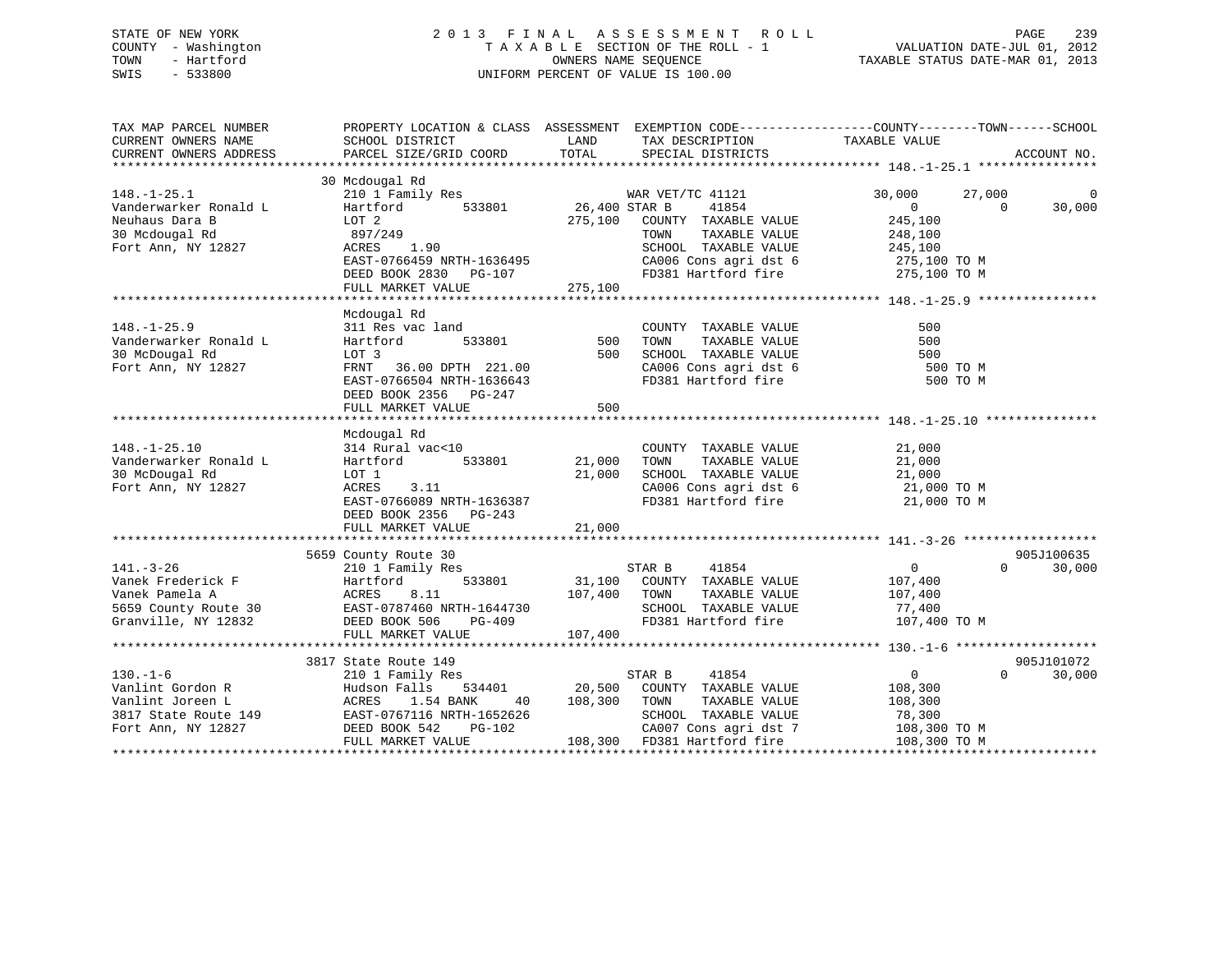STATE OF NEW YORK
COUNTY - Washington
TOWN - Hartford
SWIS - 533800

2 0 1 3 F I N A L A S S E S S M E N T R O L L
T A X A B L E SECTION OF THE ROLL - 1
OWNERS NAME SEQUENCE
UNIFORM PERCENT OF VALUE IS 100.00

VALUATION DATE-JUL 01, 2012
TAXABLE STATUS DATE-MAR 01, 2013

| TAX MAP PARCEL NUMBER / CURRENT OWNERS NAME / CURRENT OWNERS ADDRESS | PROPERTY LOCATION & CLASS / SCHOOL DISTRICT / PARCEL SIZE/GRID COORD | ASSESSMENT LAND / TOTAL | EXEMPTION CODE / TAX DESCRIPTION / SPECIAL DISTRICTS | COUNTY TAXABLE VALUE | TOWN | SCHOOL | ACCOUNT NO. |
|---|---|---|---|---|---|---|---|
| **148.-1-25.1** | 30 Mcdougal Rd | | | | | | |
| 148.-1-25.1 | 210 1 Family Res | | WAR VET/TC 41121 | 30,000 | 27,000 | 0 | |
| Vanderwarker Ronald L | Hartford 533801 | 26,400 | STAR B 41854 | 0 | 0 | 30,000 | |
| Neuhaus Dara B | LOT 2 | 275,100 | COUNTY TAXABLE VALUE | 245,100 | | | |
| 30 Mcdougal Rd | 897/249 | | TOWN TAXABLE VALUE | 248,100 | | | |
| Fort Ann, NY 12827 | ACRES 1.90 | | SCHOOL TAXABLE VALUE | 245,100 | | | |
| | EAST-0766459 NRTH-1636495 | | CA006 Cons agri dst 6 | 275,100 TO M | | | |
| | DEED BOOK 2830 PG-107 | | FD381 Hartford fire | 275,100 TO M | | | |
| | FULL MARKET VALUE | 275,100 | | | | | |
| **148.-1-25.9** | Mcdougal Rd | | | | | | |
| 148.-1-25.9 | 311 Res vac land | | COUNTY TAXABLE VALUE | 500 | | | |
| Vanderwarker Ronald L | Hartford 533801 | 500 | TOWN TAXABLE VALUE | 500 | | | |
| 30 McDougal Rd | LOT 3 | 500 | SCHOOL TAXABLE VALUE | 500 | | | |
| Fort Ann, NY 12827 | FRNT 36.00 DPTH 221.00 | | CA006 Cons agri dst 6 | 500 TO M | | | |
| | EAST-0766504 NRTH-1636643 | | FD381 Hartford fire | 500 TO M | | | |
| | DEED BOOK 2356 PG-247 | | | | | | |
| | FULL MARKET VALUE | 500 | | | | | |
| **148.-1-25.10** | Mcdougal Rd | | | | | | |
| 148.-1-25.10 | 314 Rural vac<10 | | COUNTY TAXABLE VALUE | 21,000 | | | |
| Vanderwarker Ronald L | Hartford 533801 | 21,000 | TOWN TAXABLE VALUE | 21,000 | | | |
| 30 McDougal Rd | LOT 1 | 21,000 | SCHOOL TAXABLE VALUE | 21,000 | | | |
| Fort Ann, NY 12827 | ACRES 3.11 | | CA006 Cons agri dst 6 | 21,000 TO M | | | |
| | EAST-0766089 NRTH-1636387 | | FD381 Hartford fire | 21,000 TO M | | | |
| | DEED BOOK 2356 PG-243 | | | | | | |
| | FULL MARKET VALUE | 21,000 | | | | | |
| **141.-3-26** | 5659 County Route 30 | | | | | | 905J100635 |
| 141.-3-26 | 210 1 Family Res | | STAR B 41854 | 0 | 0 | 30,000 | |
| Vanek Frederick F | Hartford 533801 | 31,100 | COUNTY TAXABLE VALUE | 107,400 | | | |
| Vanek Pamela A | ACRES 8.11 | 107,400 | TOWN TAXABLE VALUE | 107,400 | | | |
| 5659 County Route 30 | EAST-0787460 NRTH-1644730 | | SCHOOL TAXABLE VALUE | 77,400 | | | |
| Granville, NY 12832 | DEED BOOK 506 PG-409 | | FD381 Hartford fire | 107,400 TO M | | | |
| | FULL MARKET VALUE | 107,400 | | | | | |
| **130.-1-6** | 3817 State Route 149 | | | | | | 905J101072 |
| 130.-1-6 | 210 1 Family Res | | STAR B 41854 | 0 | 0 | 30,000 | |
| Vanlint Gordon R | Hudson Falls 534401 | 20,500 | COUNTY TAXABLE VALUE | 108,300 | | | |
| Vanlint Joreen L | ACRES 1.54 BANK 40 | 108,300 | TOWN TAXABLE VALUE | 108,300 | | | |
| 3817 State Route 149 | EAST-0767116 NRTH-1652626 | | SCHOOL TAXABLE VALUE | 78,300 | | | |
| Fort Ann, NY 12827 | DEED BOOK 542 PG-102 | | CA007 Cons agri dst 7 | 108,300 TO M | | | |
| | FULL MARKET VALUE | 108,300 | FD381 Hartford fire | 108,300 TO M | | | |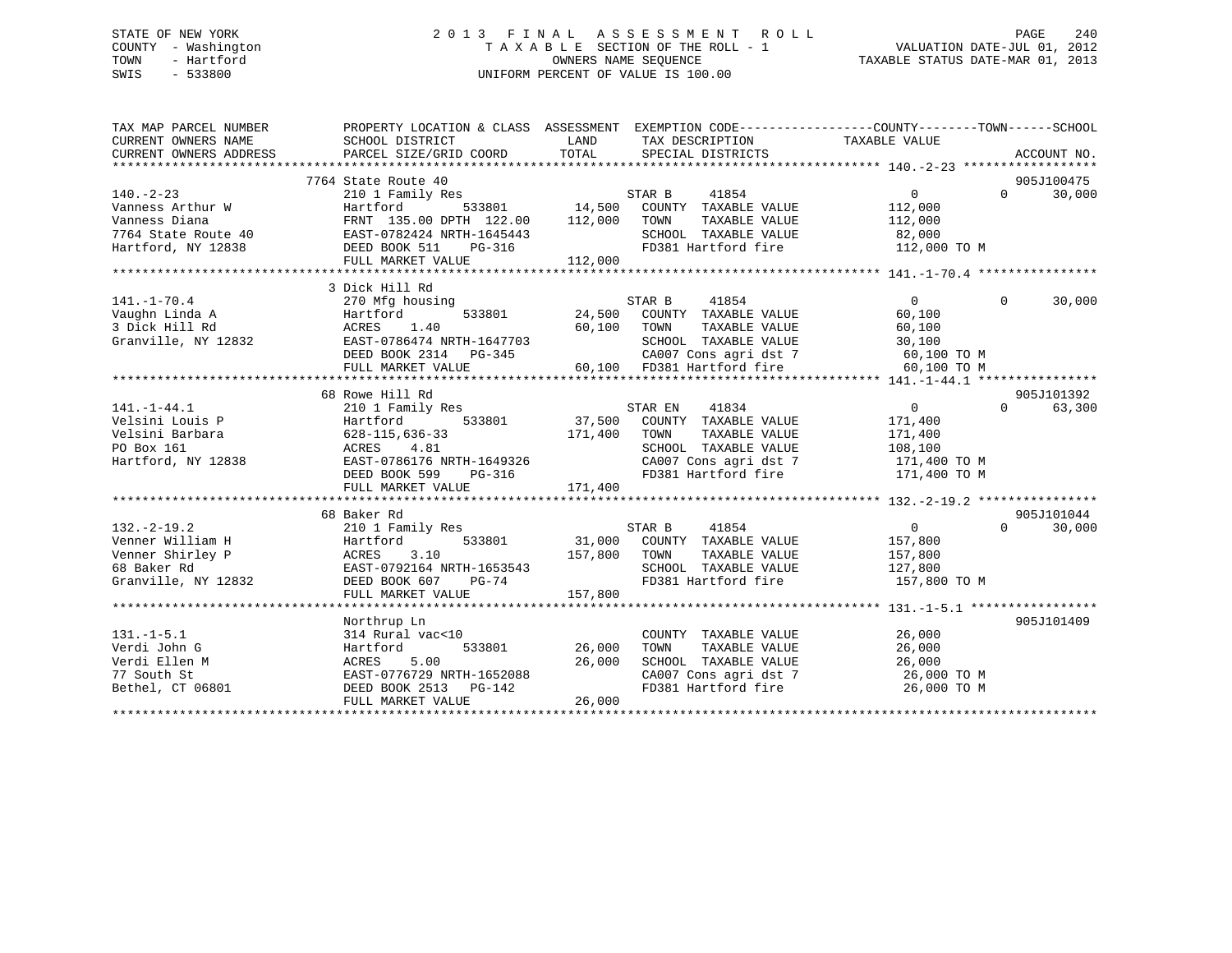STATE OF NEW YORK
COUNTY - Washington
TOWN - Hartford
SWIS - 533800

2013 FINAL ASSESSMENT ROLL
TAXABLE SECTION OF THE ROLL - 1
OWNERS NAME SEQUENCE
UNIFORM PERCENT OF VALUE IS 100.00

VALUATION DATE-JUL 01, 2012
TAXABLE STATUS DATE-MAR 01, 2013

| TAX MAP PARCEL NUMBER / CURRENT OWNERS NAME / CURRENT OWNERS ADDRESS | PROPERTY LOCATION & CLASS / SCHOOL DISTRICT / PARCEL SIZE/GRID COORD | ASSESSMENT LAND / TOTAL | EXEMPTION CODE / TAX DESCRIPTION / SPECIAL DISTRICTS | COUNTY | TOWN | SCHOOL | ACCOUNT NO. |
|---|---|---|---|---|---|---|---|
| **140.-2-23** | 7764 State Route 40 | | | | | | 905J100475 |
| Vanness Arthur W | 210 1 Family Res | | STAR B 41854 | 0 | 0 | 30,000 | |
| Vanness Diana | Hartford 533801 | 14,500 | COUNTY TAXABLE VALUE | 112,000 | | | |
| 7764 State Route 40 | FRNT 135.00 DPTH 122.00 | 112,000 | TOWN TAXABLE VALUE | | 112,000 | | |
| Hartford, NY 12838 | EAST-0782424 NRTH-1645443 | | SCHOOL TAXABLE VALUE | | | 82,000 | |
| | DEED BOOK 511 PG-316 | | FD381 Hartford fire | 112,000 TO M | | | |
| | FULL MARKET VALUE | 112,000 | | | | | |
| **141.-1-70.4** | 3 Dick Hill Rd | | | | | | |
| Vaughn Linda A | 270 Mfg housing | | STAR B 41854 | 0 | 0 | 30,000 | |
| 3 Dick Hill Rd | Hartford 533801 | 24,500 | COUNTY TAXABLE VALUE | 60,100 | | | |
| Granville, NY 12832 | ACRES 1.40 | 60,100 | TOWN TAXABLE VALUE | | 60,100 | | |
| | EAST-0786474 NRTH-1647703 | | SCHOOL TAXABLE VALUE | | | 30,100 | |
| | DEED BOOK 2314 PG-345 | | CA007 Cons agri dst 7 | 60,100 TO M | | | |
| | FULL MARKET VALUE | 60,100 | FD381 Hartford fire | 60,100 TO M | | | |
| **141.-1-44.1** | 68 Rowe Hill Rd | | | | | | 905J101392 |
| Velsini Louis P | 210 1 Family Res | | STAR EN 41834 | 0 | 0 | 63,300 | |
| Velsini Barbara | Hartford 533801 | 37,500 | COUNTY TAXABLE VALUE | 171,400 | | | |
| PO Box 161 | 628-115,636-33 | 171,400 | TOWN TAXABLE VALUE | | 171,400 | | |
| Hartford, NY 12838 | ACRES 4.81 | | SCHOOL TAXABLE VALUE | | | 108,100 | |
| | EAST-0786176 NRTH-1649326 | | CA007 Cons agri dst 7 | 171,400 TO M | | | |
| | DEED BOOK 599 PG-316 | | FD381 Hartford fire | 171,400 TO M | | | |
| | FULL MARKET VALUE | 171,400 | | | | | |
| **132.-2-19.2** | 68 Baker Rd | | | | | | 905J101044 |
| Venner William H | 210 1 Family Res | | STAR B 41854 | 0 | 0 | 30,000 | |
| Venner Shirley P | Hartford 533801 | 31,000 | COUNTY TAXABLE VALUE | 157,800 | | | |
| 68 Baker Rd | ACRES 3.10 | 157,800 | TOWN TAXABLE VALUE | | 157,800 | | |
| Granville, NY 12832 | EAST-0792164 NRTH-1653543 | | SCHOOL TAXABLE VALUE | | | 127,800 | |
| | DEED BOOK 607 PG-74 | | FD381 Hartford fire | 157,800 TO M | | | |
| | FULL MARKET VALUE | 157,800 | | | | | |
| **131.-1-5.1** | Northrup Ln | | | | | | 905J101409 |
| Verdi John G | 314 Rural vac<10 | | COUNTY TAXABLE VALUE | 26,000 | | | |
| Verdi Ellen M | Hartford 533801 | 26,000 | TOWN TAXABLE VALUE | | 26,000 | | |
| 77 South St | ACRES 5.00 | 26,000 | SCHOOL TAXABLE VALUE | | | 26,000 | |
| Bethel, CT 06801 | EAST-0776729 NRTH-1652088 | | CA007 Cons agri dst 7 | 26,000 TO M | | | |
| | DEED BOOK 2513 PG-142 | | FD381 Hartford fire | 26,000 TO M | | | |
| | FULL MARKET VALUE | 26,000 | | | | | |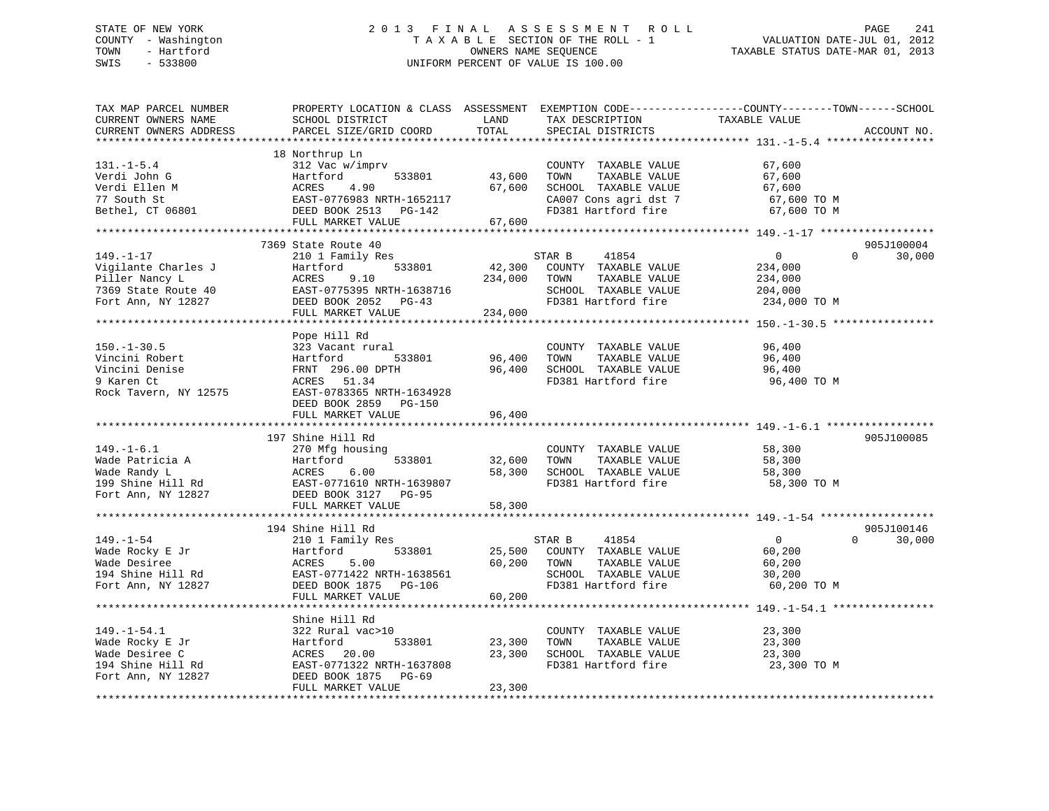STATE OF NEW YORK
COUNTY - Washington
TOWN - Hartford
SWIS - 533800

2013 FINAL ASSESSMENT ROLL
TAXABLE SECTION OF THE ROLL - 1
OWNERS NAME SEQUENCE
UNIFORM PERCENT OF VALUE IS 100.00

VALUATION DATE-JUL 01, 2012
TAXABLE STATUS DATE-MAR 01, 2013

| TAX MAP PARCEL NUMBER / CURRENT OWNERS NAME / CURRENT OWNERS ADDRESS | PROPERTY LOCATION & CLASS / SCHOOL DISTRICT / PARCEL SIZE/GRID COORD | ASSESSMENT LAND | TOTAL | EXEMPTION CODE / TAX DESCRIPTION / SPECIAL DISTRICTS | COUNTY / TOWN TAXABLE VALUE | SCHOOL | ACCOUNT NO. |
|---|---|---|---|---|---|---|---|
| 131.-1-5.4 | 18 Northrup Ln | | | | | | |
| | 312 Vac w/imprv | | | COUNTY TAXABLE VALUE | 67,600 | | |
| Verdi John G | Hartford 533801 | 43,600 | | TOWN TAXABLE VALUE | 67,600 | | |
| Verdi Ellen M | ACRES 4.90 | | 67,600 | SCHOOL TAXABLE VALUE | 67,600 | | |
| 77 South St | EAST-0776983 NRTH-1652117 | | | CA007 Cons agri dst 7 | 67,600 TO M | | |
| Bethel, CT 06801 | DEED BOOK 2513 PG-142 | | | FD381 Hartford fire | 67,600 TO M | | |
| | FULL MARKET VALUE | | 67,600 | | | | |
| 149.-1-17 | 7369 State Route 40 | | | | | | 905J100004 |
| | 210 1 Family Res | | | STAR B 41854 | 0 / 0 | 30,000 | |
| Vigilante Charles J | Hartford 533801 | 42,300 | | COUNTY TAXABLE VALUE | 234,000 | | |
| Piller Nancy L | ACRES 9.10 | | 234,000 | TOWN TAXABLE VALUE | 234,000 | | |
| 7369 State Route 40 | EAST-0775395 NRTH-1638716 | | | SCHOOL TAXABLE VALUE | 204,000 | | |
| Fort Ann, NY 12827 | DEED BOOK 2052 PG-43 | | | FD381 Hartford fire | 234,000 TO M | | |
| | FULL MARKET VALUE | | 234,000 | | | | |
| 150.-1-30.5 | Pope Hill Rd | | | | | | |
| | 323 Vacant rural | | | COUNTY TAXABLE VALUE | 96,400 | | |
| Vincini Robert | Hartford 533801 | 96,400 | | TOWN TAXABLE VALUE | 96,400 | | |
| Vincini Denise | FRNT 296.00 DPTH | | 96,400 | SCHOOL TAXABLE VALUE | 96,400 | | |
| 9 Karen Ct | ACRES 51.34 | | | FD381 Hartford fire | 96,400 TO M | | |
| Rock Tavern, NY 12575 | EAST-0783365 NRTH-1634928 | | | | | | |
| | DEED BOOK 2859 PG-150 | | | | | | |
| | FULL MARKET VALUE | | 96,400 | | | | |
| 149.-1-6.1 | 197 Shine Hill Rd | | | | | | 905J100085 |
| | 270 Mfg housing | | | COUNTY TAXABLE VALUE | 58,300 | | |
| Wade Patricia A | Hartford 533801 | 32,600 | | TOWN TAXABLE VALUE | 58,300 | | |
| Wade Randy L | ACRES 6.00 | | 58,300 | SCHOOL TAXABLE VALUE | 58,300 | | |
| 199 Shine Hill Rd | EAST-0771610 NRTH-1639807 | | | FD381 Hartford fire | 58,300 TO M | | |
| Fort Ann, NY 12827 | DEED BOOK 3127 PG-95 | | | | | | |
| | FULL MARKET VALUE | | 58,300 | | | | |
| 149.-1-54 | 194 Shine Hill Rd | | | | | | 905J100146 |
| | 210 1 Family Res | | | STAR B 41854 | 0 / 0 | 30,000 | |
| Wade Rocky E Jr | Hartford 533801 | 25,500 | | COUNTY TAXABLE VALUE | 60,200 | | |
| Wade Desiree | ACRES 5.00 | | 60,200 | TOWN TAXABLE VALUE | 60,200 | | |
| 194 Shine Hill Rd | EAST-0771422 NRTH-1638561 | | | SCHOOL TAXABLE VALUE | 30,200 | | |
| Fort Ann, NY 12827 | DEED BOOK 1875 PG-106 | | | FD381 Hartford fire | 60,200 TO M | | |
| | FULL MARKET VALUE | | 60,200 | | | | |
| 149.-1-54.1 | Shine Hill Rd | | | | | | |
| | 322 Rural vac>10 | | | COUNTY TAXABLE VALUE | 23,300 | | |
| Wade Rocky E Jr | Hartford 533801 | 23,300 | | TOWN TAXABLE VALUE | 23,300 | | |
| Wade Desiree C | ACRES 20.00 | | 23,300 | SCHOOL TAXABLE VALUE | 23,300 | | |
| 194 Shine Hill Rd | EAST-0771322 NRTH-1637808 | | | FD381 Hartford fire | 23,300 TO M | | |
| Fort Ann, NY 12827 | DEED BOOK 1875 PG-69 | | | | | | |
| | FULL MARKET VALUE | | 23,300 | | | | |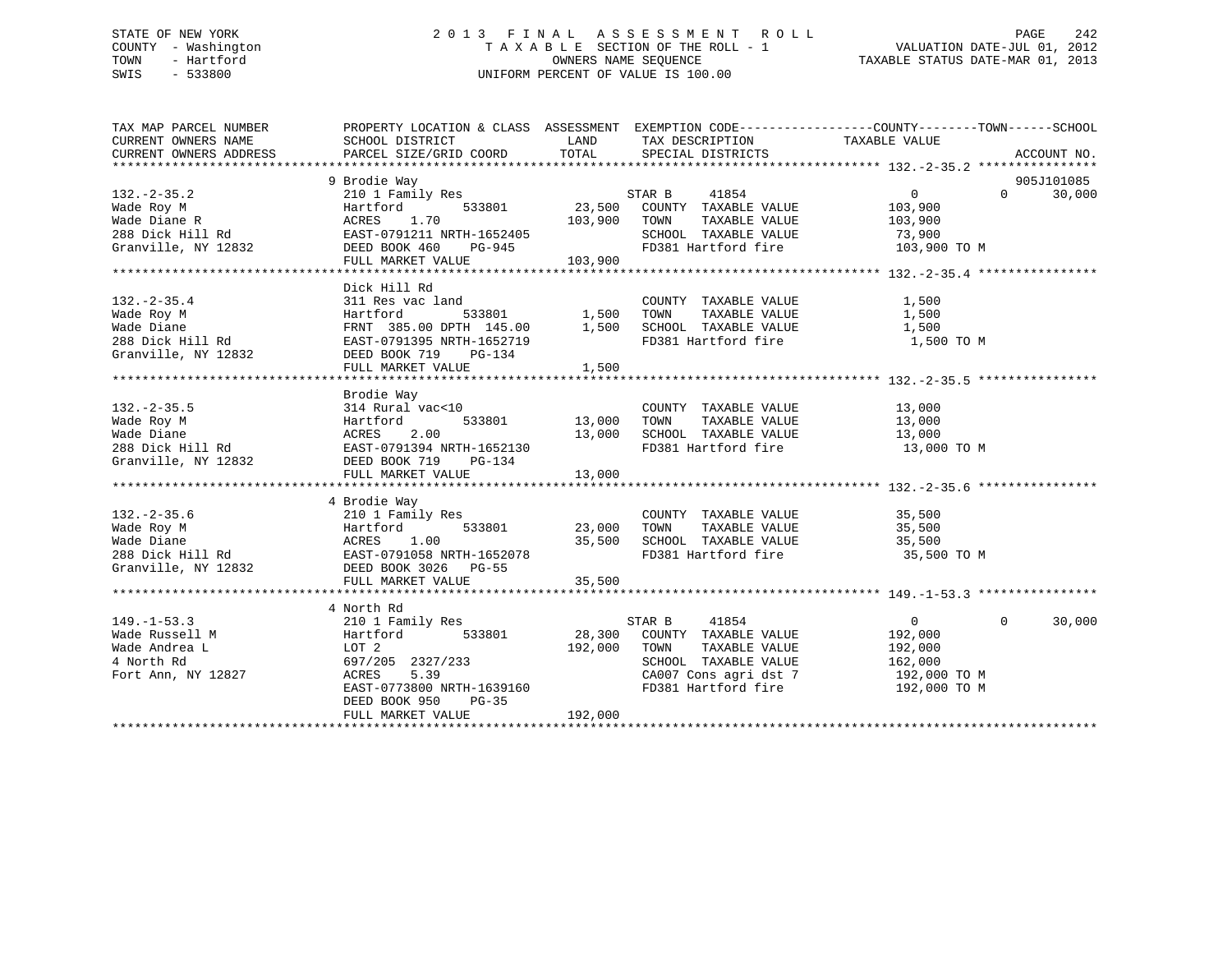STATE OF NEW YORK
COUNTY - Washington
TOWN - Hartford
SWIS - 533800

2 0 1 3 F I N A L A S S E S S M E N T R O L L
T A X A B L E SECTION OF THE ROLL - 1
OWNERS NAME SEQUENCE
UNIFORM PERCENT OF VALUE IS 100.00

VALUATION DATE-JUL 01, 2012
TAXABLE STATUS DATE-MAR 01, 2013

| TAX MAP PARCEL NUMBER / CURRENT OWNERS NAME / CURRENT OWNERS ADDRESS | PROPERTY LOCATION & CLASS / SCHOOL DISTRICT / PARCEL SIZE/GRID COORD | ASSESSMENT LAND / TOTAL | EXEMPTION CODE / TAX DESCRIPTION / SPECIAL DISTRICTS | COUNTY / TAXABLE VALUE | TOWN | SCHOOL / ACCOUNT NO. |
|---|---|---|---|---|---|---|
| **132.-2-35.2** | 9 Brodie Way | | | | | 905J101085 |
| 132.-2-35.2 | 210 1 Family Res | | STAR B 41854 | 0 | 0 | 30,000 |
| Wade Roy M | Hartford 533801 | 23,500 | COUNTY TAXABLE VALUE | 103,900 | | |
| Wade Diane R | ACRES 1.70 | 103,900 | TOWN TAXABLE VALUE | 103,900 | | |
| 288 Dick Hill Rd | EAST-0791211 NRTH-1652405 | | SCHOOL TAXABLE VALUE | 73,900 | | |
| Granville, NY 12832 | DEED BOOK 460 PG-945 | | FD381 Hartford fire | 103,900 TO M | | |
| | FULL MARKET VALUE | 103,900 | | | | |
| **132.-2-35.4** | Dick Hill Rd | | | | | |
| 132.-2-35.4 | 311 Res vac land | | COUNTY TAXABLE VALUE | 1,500 | | |
| Wade Roy M | Hartford 533801 | 1,500 | TOWN TAXABLE VALUE | 1,500 | | |
| Wade Diane | FRNT 385.00 DPTH 145.00 | 1,500 | SCHOOL TAXABLE VALUE | 1,500 | | |
| 288 Dick Hill Rd | EAST-0791395 NRTH-1652719 | | FD381 Hartford fire | 1,500 TO M | | |
| Granville, NY 12832 | DEED BOOK 719 PG-134 | | | | | |
| | FULL MARKET VALUE | 1,500 | | | | |
| **132.-2-35.5** | Brodie Way | | | | | |
| 132.-2-35.5 | 314 Rural vac<10 | | COUNTY TAXABLE VALUE | 13,000 | | |
| Wade Roy M | Hartford 533801 | 13,000 | TOWN TAXABLE VALUE | 13,000 | | |
| Wade Diane | ACRES 2.00 | 13,000 | SCHOOL TAXABLE VALUE | 13,000 | | |
| 288 Dick Hill Rd | EAST-0791394 NRTH-1652130 | | FD381 Hartford fire | 13,000 TO M | | |
| Granville, NY 12832 | DEED BOOK 719 PG-134 | | | | | |
| | FULL MARKET VALUE | 13,000 | | | | |
| **132.-2-35.6** | 4 Brodie Way | | | | | |
| 132.-2-35.6 | 210 1 Family Res | | COUNTY TAXABLE VALUE | 35,500 | | |
| Wade Roy M | Hartford 533801 | 23,000 | TOWN TAXABLE VALUE | 35,500 | | |
| Wade Diane | ACRES 1.00 | 35,500 | SCHOOL TAXABLE VALUE | 35,500 | | |
| 288 Dick Hill Rd | EAST-0791058 NRTH-1652078 | | FD381 Hartford fire | 35,500 TO M | | |
| Granville, NY 12832 | DEED BOOK 3026 PG-55 | | | | | |
| | FULL MARKET VALUE | 35,500 | | | | |
| **149.-1-53.3** | 4 North Rd | | | | | |
| 149.-1-53.3 | 210 1 Family Res | | STAR B 41854 | 0 | 0 | 30,000 |
| Wade Russell M | Hartford 533801 | 28,300 | COUNTY TAXABLE VALUE | 192,000 | | |
| Wade Andrea L | LOT 2 | 192,000 | TOWN TAXABLE VALUE | 192,000 | | |
| 4 North Rd | 697/205 2327/233 | | SCHOOL TAXABLE VALUE | 162,000 | | |
| Fort Ann, NY 12827 | ACRES 5.39 | | CA007 Cons agri dst 7 | 192,000 TO M | | |
| | EAST-0773800 NRTH-1639160 | | FD381 Hartford fire | 192,000 TO M | | |
| | DEED BOOK 950 PG-35 | | | | | |
| | FULL MARKET VALUE | 192,000 | | | | |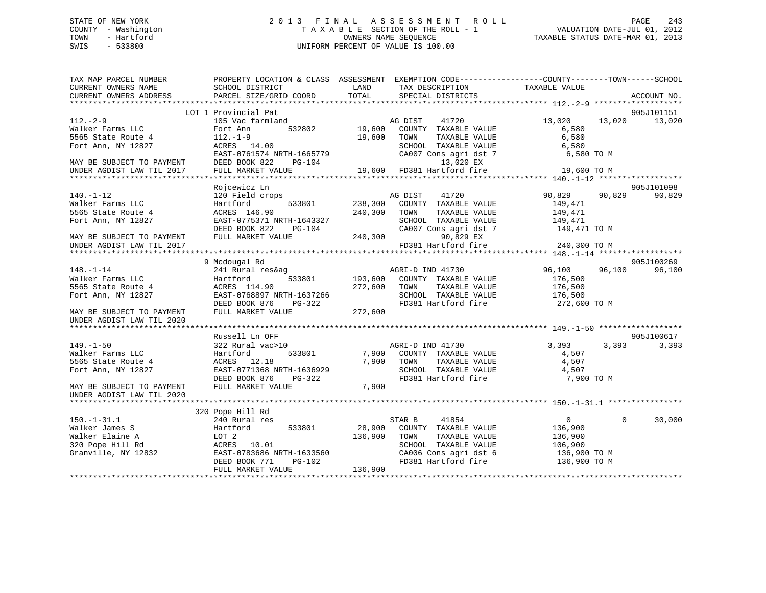STATE OF NEW YORK
COUNTY - Washington
TOWN - Hartford
SWIS - 533800

# 2013 FINAL ASSESSMENT ROLL

TAXABLE SECTION OF THE ROLL - 1
OWNERS NAME SEQUENCE
UNIFORM PERCENT OF VALUE IS 100.00

VALUATION DATE-JUL 01, 2012
TAXABLE STATUS DATE-MAR 01, 2013

```
TAX MAP PARCEL NUMBER          PROPERTY LOCATION & CLASS  ASSESSMENT  EXEMPTION CODE------------------COUNTY--------TOWN------SCHOOL
CURRENT OWNERS NAME            SCHOOL DISTRICT               LAND      TAX DESCRIPTION             TAXABLE VALUE
CURRENT OWNERS ADDRESS         PARCEL SIZE/GRID COORD        TOTAL     SPECIAL DISTRICTS                                    ACCOUNT NO.
******************************************************************************************************* 112.-2-9 *******************
                        LOT 1 Provincial Pat                                                                             905J101151
112.-2-9                       105 Vac farmland                    AG DIST     41720              13,020     13,020     13,020
Walker Farms LLC               Fort Ann         532802      19,600   COUNTY  TAXABLE VALUE              6,580
5565 State Route 4             112.-1-9                     19,600   TOWN    TAXABLE VALUE              6,580
Fort Ann, NY 12827             ACRES  14.00                          SCHOOL  TAXABLE VALUE              6,580
                               EAST-0761574 NRTH-1665779             CA007 Cons agri dst 7              6,580 TO M
MAY BE SUBJECT TO PAYMENT      DEED BOOK 822    PG-104                   13,020 EX
UNDER AGDIST LAW TIL 2017      FULL MARKET VALUE            19,600   FD381 Hartford fire               19,600 TO M
******************************************************************************************************* 140.-1-12 ******************
                        Rojcewicz Ln                                                                                     905J101098
140.-1-12                      120 Field crops                     AG DIST     41720              90,829     90,829     90,829
Walker Farms LLC               Hartford         533801     238,300   COUNTY  TAXABLE VALUE            149,471
5565 State Route 4             ACRES 146.90                240,300   TOWN    TAXABLE VALUE            149,471
Fort Ann, NY 12827             EAST-0775371 NRTH-1643327             SCHOOL  TAXABLE VALUE            149,471
                               DEED BOOK 822    PG-104               CA007 Cons agri dst 7            149,471 TO M
MAY BE SUBJECT TO PAYMENT      FULL MARKET VALUE           240,300        90,829 EX
UNDER AGDIST LAW TIL 2017                                            FD381 Hartford fire              240,300 TO M
******************************************************************************************************* 148.-1-14 ******************
                        9 Mcdougal Rd                                                                                    905J100269
148.-1-14                      241 Rural res&ag                    AGRI-D IND 41730               96,100     96,100     96,100
Walker Farms LLC               Hartford         533801     193,600   COUNTY  TAXABLE VALUE            176,500
5565 State Route 4             ACRES 114.90                272,600   TOWN    TAXABLE VALUE            176,500
Fort Ann, NY 12827             EAST-0768897 NRTH-1637266             SCHOOL  TAXABLE VALUE            176,500
                               DEED BOOK 876    PG-322               FD381 Hartford fire              272,600 TO M
MAY BE SUBJECT TO PAYMENT      FULL MARKET VALUE           272,600
UNDER AGDIST LAW TIL 2020
******************************************************************************************************* 149.-1-50 ******************
                        Russell Ln OFF                                                                                   905J100617
149.-1-50                      322 Rural vac>10                    AGRI-D IND 41730                3,393      3,393      3,393
Walker Farms LLC               Hartford         533801       7,900   COUNTY  TAXABLE VALUE              4,507
5565 State Route 4             ACRES  12.18                  7,900   TOWN    TAXABLE VALUE              4,507
Fort Ann, NY 12827             EAST-0771368 NRTH-1636929             SCHOOL  TAXABLE VALUE              4,507
                               DEED BOOK 876    PG-322               FD381 Hartford fire                7,900 TO M
MAY BE SUBJECT TO PAYMENT      FULL MARKET VALUE             7,900
UNDER AGDIST LAW TIL 2020
******************************************************************************************************* 150.-1-31.1 ****************
                        320 Pope Hill Rd
150.-1-31.1                    240 Rural res                       STAR B      41854                   0          0     30,000
Walker James S                 Hartford         533801      28,900   COUNTY  TAXABLE VALUE            136,900
Walker Elaine A                LOT 2                       136,900   TOWN    TAXABLE VALUE            136,900
320 Pope Hill Rd               ACRES  10.01                          SCHOOL  TAXABLE VALUE            106,900
Granville, NY 12832            EAST-0783686 NRTH-1633560             CA006 Cons agri dst 6            136,900 TO M
                               DEED BOOK 771    PG-102               FD381 Hartford fire              136,900 TO M
                               FULL MARKET VALUE           136,900
************************************************************************************************************************************
```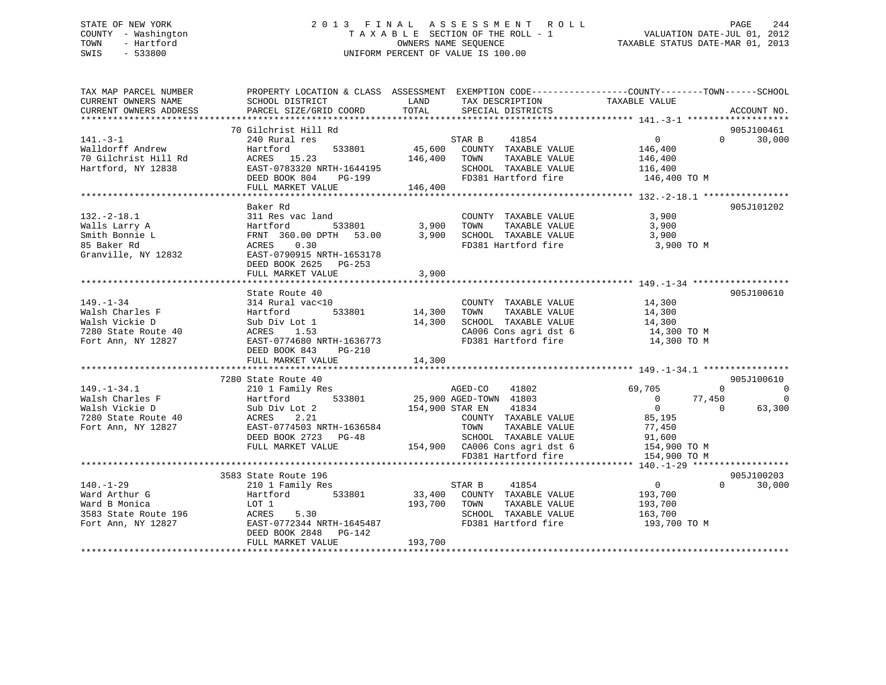STATE OF NEW YORK
COUNTY - Washington
TOWN - Hartford
SWIS - 533800

# 2013 FINAL ASSESSMENT ROLL

TAXABLE SECTION OF THE ROLL - 1
OWNERS NAME SEQUENCE
UNIFORM PERCENT OF VALUE IS 100.00

VALUATION DATE-JUL 01, 2012
TAXABLE STATUS DATE-MAR 01, 2013

| TAX MAP PARCEL NUMBER / CURRENT OWNERS NAME / CURRENT OWNERS ADDRESS | PROPERTY LOCATION & CLASS / SCHOOL DISTRICT / PARCEL SIZE/GRID COORD | ASSESSMENT LAND | TOTAL | EXEMPTION CODE / TAX DESCRIPTION / SPECIAL DISTRICTS | COUNTY TAXABLE VALUE | TOWN | SCHOOL | ACCOUNT NO. |
|---|---|---|---|---|---|---|---|---|
| 141.-3-1 | 70 Gilchrist Hill Rd | | | | | | | 905J100461 |
| Walldorff Andrew | 240 Rural res | | | STAR B 41854 | 0 | 0 | 30,000 | |
| 70 Gilchrist Hill Rd | Hartford 533801 | 45,600 | | COUNTY TAXABLE VALUE | 146,400 | | | |
| Hartford, NY 12838 | ACRES 15.23 | | 146,400 | TOWN TAXABLE VALUE | 146,400 | | | |
| | EAST-0783320 NRTH-1644195 | | | SCHOOL TAXABLE VALUE | 116,400 | | | |
| | DEED BOOK 804 PG-199 | | | FD381 Hartford fire | 146,400 TO M | | | |
| | FULL MARKET VALUE | | 146,400 | | | | | |
| 132.-2-18.1 | Baker Rd | | | | | | | 905J101202 |
| Walls Larry A | 311 Res vac land | | | COUNTY TAXABLE VALUE | 3,900 | | | |
| Smith Bonnie L | Hartford 533801 | 3,900 | | TOWN TAXABLE VALUE | 3,900 | | | |
| 85 Baker Rd | FRNT 360.00 DPTH 53.00 | | 3,900 | SCHOOL TAXABLE VALUE | 3,900 | | | |
| Granville, NY 12832 | ACRES 0.30 | | | FD381 Hartford fire | 3,900 TO M | | | |
| | EAST-0790915 NRTH-1653178 | | | | | | | |
| | DEED BOOK 2625 PG-253 | | | | | | | |
| | FULL MARKET VALUE | | 3,900 | | | | | |
| 149.-1-34 | State Route 40 | | | | | | | 905J100610 |
| Walsh Charles F | 314 Rural vac<10 | | | COUNTY TAXABLE VALUE | 14,300 | | | |
| Walsh Vickie D | Hartford 533801 | 14,300 | | TOWN TAXABLE VALUE | 14,300 | | | |
| 7280 State Route 40 | Sub Div Lot 1 | | 14,300 | SCHOOL TAXABLE VALUE | 14,300 | | | |
| Fort Ann, NY 12827 | ACRES 1.53 | | | CA006 Cons agri dst 6 | 14,300 TO M | | | |
| | EAST-0774680 NRTH-1636773 | | | FD381 Hartford fire | 14,300 TO M | | | |
| | DEED BOOK 843 PG-210 | | | | | | | |
| | FULL MARKET VALUE | | 14,300 | | | | | |
| 149.-1-34.1 | 7280 State Route 40 | | | | | | | 905J100610 |
| Walsh Charles F | 210 1 Family Res | | | AGED-CO 41802 | 69,705 | 0 | 0 | |
| Walsh Vickie D | Hartford 533801 | 25,900 | | AGED-TOWN 41803 | 0 | 77,450 | 0 | |
| 7280 State Route 40 | Sub Div Lot 2 | | 154,900 | STAR EN 41834 | 0 | 0 | 63,300 | |
| Fort Ann, NY 12827 | ACRES 2.21 | | | COUNTY TAXABLE VALUE | 85,195 | | | |
| | EAST-0774503 NRTH-1636584 | | | TOWN TAXABLE VALUE | 77,450 | | | |
| | DEED BOOK 2723 PG-48 | | | SCHOOL TAXABLE VALUE | 91,600 | | | |
| | FULL MARKET VALUE | | 154,900 | CA006 Cons agri dst 6 | 154,900 TO M | | | |
| | | | | FD381 Hartford fire | 154,900 TO M | | | |
| 140.-1-29 | 3583 State Route 196 | | | | | | | 905J100203 |
| Ward Arthur G | 210 1 Family Res | | | STAR B 41854 | 0 | 0 | 30,000 | |
| Ward B Monica | Hartford 533801 | 33,400 | | COUNTY TAXABLE VALUE | 193,700 | | | |
| 3583 State Route 196 | LOT 1 | | 193,700 | TOWN TAXABLE VALUE | 193,700 | | | |
| Fort Ann, NY 12827 | ACRES 5.30 | | | SCHOOL TAXABLE VALUE | 163,700 | | | |
| | EAST-0772344 NRTH-1645487 | | | FD381 Hartford fire | 193,700 TO M | | | |
| | DEED BOOK 2848 PG-142 | | | | | | | |
| | FULL MARKET VALUE | | 193,700 | | | | | |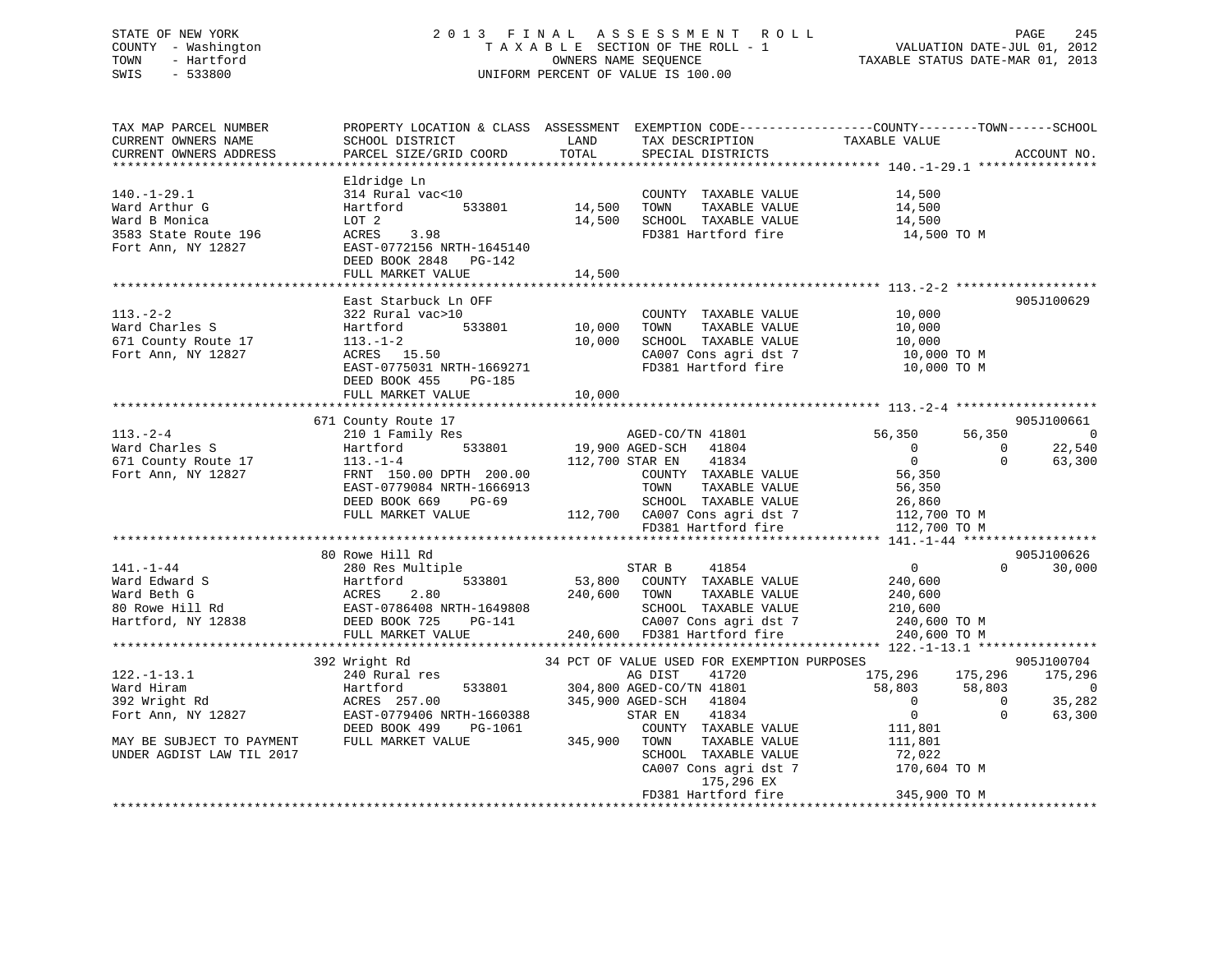STATE OF NEW YORK
COUNTY - Washington
TOWN - Hartford
SWIS - 533800

2013 FINAL ASSESSMENT ROLL
TAXABLE SECTION OF THE ROLL - 1
OWNERS NAME SEQUENCE
UNIFORM PERCENT OF VALUE IS 100.00

VALUATION DATE-JUL 01, 2012
TAXABLE STATUS DATE-MAR 01, 2013

```
TAX MAP PARCEL NUMBER          PROPERTY LOCATION & CLASS  ASSESSMENT  EXEMPTION CODE------------------COUNTY--------TOWN------SCHOOL
CURRENT OWNERS NAME            SCHOOL DISTRICT               LAND      TAX DESCRIPTION            TAXABLE VALUE
CURRENT OWNERS ADDRESS         PARCEL SIZE/GRID COORD        TOTAL     SPECIAL DISTRICTS                                    ACCOUNT NO.
******************************************************************************************************* 140.-1-29.1 ****************
                               Eldridge Ln
140.-1-29.1                    314 Rural vac<10                        COUNTY  TAXABLE VALUE           14,500
Ward Arthur G                  Hartford        533801       14,500     TOWN    TAXABLE VALUE           14,500
Ward B Monica                  LOT 2                        14,500     SCHOOL  TAXABLE VALUE           14,500
3583 State Route 196           ACRES    3.98                           FD381 Hartford fire              14,500 TO M
Fort Ann, NY 12827             EAST-0772156 NRTH-1645140
                               DEED BOOK 2848   PG-142
                               FULL MARKET VALUE            14,500
******************************************************************************************************* 113.-2-2 *******************
                               East Starbuck Ln OFF                                                                 905J100629
113.-2-2                       322 Rural vac>10                        COUNTY  TAXABLE VALUE           10,000
Ward Charles S                 Hartford        533801       10,000     TOWN    TAXABLE VALUE           10,000
671 County Route 17            113.-1-2                     10,000     SCHOOL  TAXABLE VALUE           10,000
Fort Ann, NY 12827             ACRES   15.50                           CA007 Cons agri dst 7            10,000 TO M
                               EAST-0775031 NRTH-1669271               FD381 Hartford fire              10,000 TO M
                               DEED BOOK 455    PG-185
                               FULL MARKET VALUE            10,000
******************************************************************************************************* 113.-2-4 *******************
                               671 County Route 17                                                                  905J100661
113.-2-4                       210 1 Family Res                        AGED-CO/TN 41801            56,350      56,350           0
Ward Charles S                 Hartford        533801       19,900 AGED-SCH    41804                0           0      22,540
671 County Route 17            113.-1-4                    112,700 STAR EN     41834                0           0      63,300
Fort Ann, NY 12827             FRNT 150.00 DPTH 200.00                 COUNTY  TAXABLE VALUE           56,350
                               EAST-0779084 NRTH-1666913               TOWN    TAXABLE VALUE           56,350
                               DEED BOOK 669    PG-69                  SCHOOL  TAXABLE VALUE           26,860
                               FULL MARKET VALUE           112,700     CA007 Cons agri dst 7           112,700 TO M
                                                                       FD381 Hartford fire             112,700 TO M
******************************************************************************************************* 141.-1-44 ******************
                               80 Rowe Hill Rd                                                                      905J100626
141.-1-44                      280 Res Multiple                        STAR B      41854                0           0      30,000
Ward Edward S                  Hartford        533801       53,800     COUNTY  TAXABLE VALUE          240,600
Ward Beth G                    ACRES    2.80               240,600     TOWN    TAXABLE VALUE          240,600
80 Rowe Hill Rd                EAST-0786408 NRTH-1649808               SCHOOL  TAXABLE VALUE          210,600
Hartford, NY 12838             DEED BOOK 725    PG-141                 CA007 Cons agri dst 7           240,600 TO M
                               FULL MARKET VALUE           240,600     FD381 Hartford fire             240,600 TO M
******************************************************************************************************* 122.-1-13.1 ****************
                               392 Wright Rd                    34 PCT OF VALUE USED FOR EXEMPTION PURPOSES                 905J100704
122.-1-13.1                    240 Rural res                           AG DIST     41720           175,296     175,296     175,296
Ward Hiram                     Hartford        533801      304,800 AGED-CO/TN 41801            58,803      58,803           0
392 Wright Rd                  ACRES  257.00               345,900 AGED-SCH    41804                0           0      35,282
Fort Ann, NY 12827             EAST-0779406 NRTH-1660388               STAR EN     41834                0           0      63,300
                               DEED BOOK 499    PG-1061                COUNTY  TAXABLE VALUE          111,801
MAY BE SUBJECT TO PAYMENT      FULL MARKET VALUE           345,900     TOWN    TAXABLE VALUE          111,801
UNDER AGDIST LAW TIL 2017                                              SCHOOL  TAXABLE VALUE           72,022
                                                                       CA007 Cons agri dst 7           170,604 TO M
                                                                            175,296 EX
                                                                       FD381 Hartford fire             345,900 TO M
************************************************************************************************************************************
```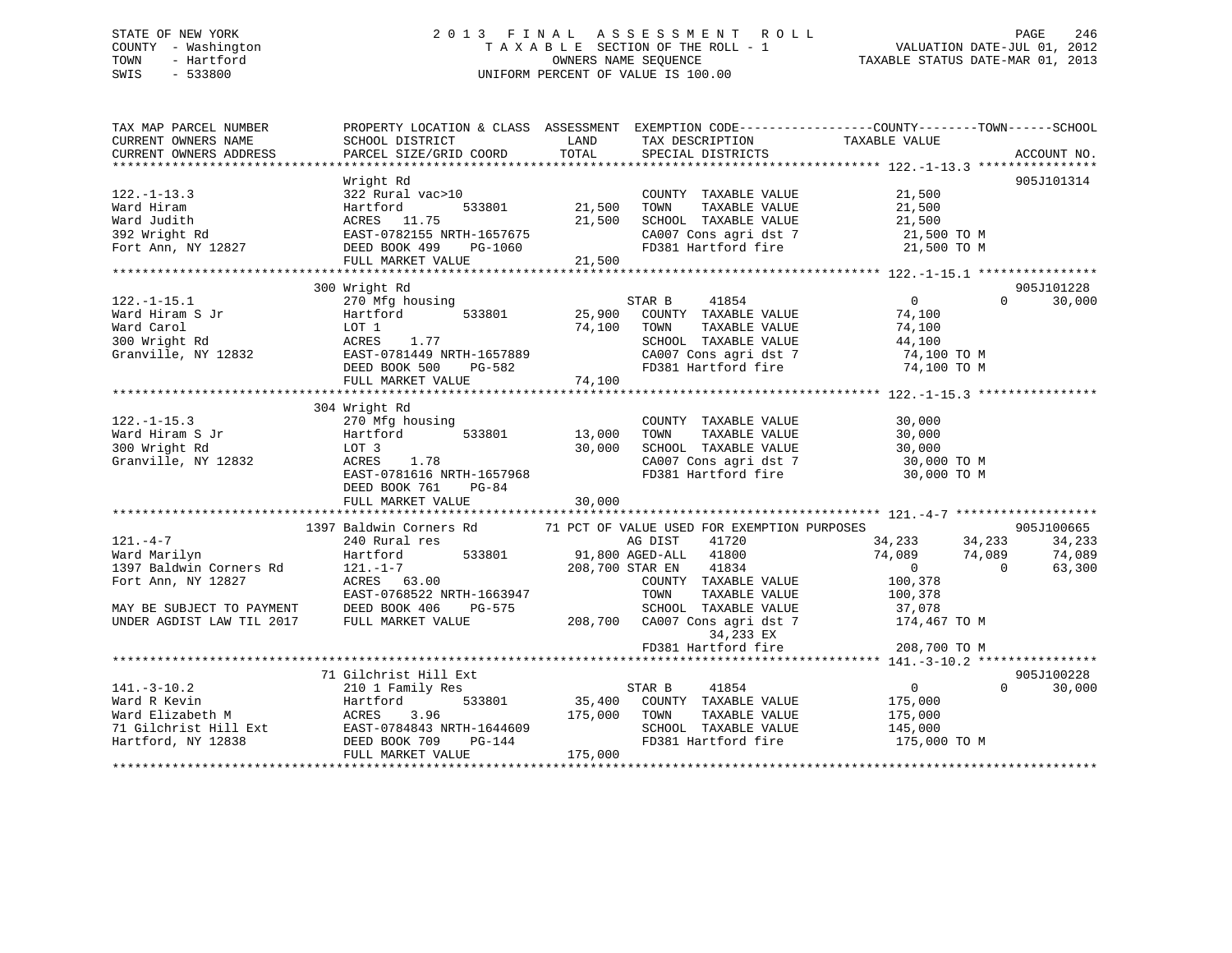STATE OF NEW YORK
COUNTY - Washington
TOWN - Hartford
SWIS - 533800

2 0 1 3 F I N A L A S S E S S M E N T R O L L
T A X A B L E SECTION OF THE ROLL - 1
OWNERS NAME SEQUENCE
UNIFORM PERCENT OF VALUE IS 100.00

VALUATION DATE-JUL 01, 2012
TAXABLE STATUS DATE-MAR 01, 2013

```
TAX MAP PARCEL NUMBER          PROPERTY LOCATION & CLASS  ASSESSMENT  EXEMPTION CODE------------------COUNTY--------TOWN------SCHOOL
CURRENT OWNERS NAME            SCHOOL DISTRICT               LAND      TAX DESCRIPTION             TAXABLE VALUE
CURRENT OWNERS ADDRESS         PARCEL SIZE/GRID COORD       TOTAL      SPECIAL DISTRICTS                                     ACCOUNT NO.
******************************************************************************************************* 122.-1-13.3 ****************
                               Wright Rd                                                                               905J101314
122.-1-13.3                    322 Rural vac>10                        COUNTY  TAXABLE VALUE          21,500
Ward Hiram                     Hartford         533801      21,500     TOWN    TAXABLE VALUE          21,500
Ward Judith                    ACRES  11.75                 21,500     SCHOOL  TAXABLE VALUE          21,500
392 Wright Rd                  EAST-0782155 NRTH-1657675               CA007 Cons agri dst 7           21,500 TO M
Fort Ann, NY 12827             DEED BOOK 499    PG-1060                FD381 Hartford fire             21,500 TO M
                               FULL MARKET VALUE            21,500
******************************************************************************************************* 122.-1-15.1 ****************
                               300 Wright Rd                                                                           905J101228
122.-1-15.1                    270 Mfg housing                         STAR B     41854               0            0      30,000
Ward Hiram S Jr                Hartford         533801      25,900     COUNTY  TAXABLE VALUE          74,100
Ward Carol                     LOT 1                        74,100     TOWN    TAXABLE VALUE          74,100
300 Wright Rd                  ACRES   1.77                            SCHOOL  TAXABLE VALUE          44,100
Granville, NY 12832            EAST-0781449 NRTH-1657889               CA007 Cons agri dst 7           74,100 TO M
                               DEED BOOK 500    PG-582                 FD381 Hartford fire             74,100 TO M
                               FULL MARKET VALUE            74,100
******************************************************************************************************* 122.-1-15.3 ****************
                               304 Wright Rd
122.-1-15.3                    270 Mfg housing                         COUNTY  TAXABLE VALUE          30,000
Ward Hiram S Jr                Hartford         533801      13,000     TOWN    TAXABLE VALUE          30,000
300 Wright Rd                  LOT 3                        30,000     SCHOOL  TAXABLE VALUE          30,000
Granville, NY 12832            ACRES   1.78                            CA007 Cons agri dst 7           30,000 TO M
                               EAST-0781616 NRTH-1657968               FD381 Hartford fire             30,000 TO M
                               DEED BOOK 761    PG-84
                               FULL MARKET VALUE            30,000
******************************************************************************************************* 121.-4-7 *******************
                               1397 Baldwin Corners Rd          71 PCT OF VALUE USED FOR EXEMPTION PURPOSES                    905J100665
121.-4-7                       240 Rural res                           AG DIST    41720          34,233       34,233      34,233
Ward Marilyn                   Hartford         533801      91,800 AGED-ALL   41800          74,089       74,089      74,089
1397 Baldwin Corners Rd        121.-1-7                    208,700 STAR EN    41834               0            0      63,300
Fort Ann, NY 12827             ACRES  63.00                            COUNTY  TAXABLE VALUE         100,378
                               EAST-0768522 NRTH-1663947               TOWN    TAXABLE VALUE         100,378
MAY BE SUBJECT TO PAYMENT      DEED BOOK 406    PG-575                 SCHOOL  TAXABLE VALUE          37,078
UNDER AGDIST LAW TIL 2017      FULL MARKET VALUE           208,700     CA007 Cons agri dst 7          174,467 TO M
                                                                            34,233 EX
                                                                       FD381 Hartford fire            208,700 TO M
******************************************************************************************************* 141.-3-10.2 ****************
                               71 Gilchrist Hill Ext                                                                   905J100228
141.-3-10.2                    210 1 Family Res                        STAR B     41854               0            0      30,000
Ward R Kevin                   Hartford         533801      35,400     COUNTY  TAXABLE VALUE         175,000
Ward Elizabeth M               ACRES   3.96                175,000     TOWN    TAXABLE VALUE         175,000
71 Gilchrist Hill Ext          EAST-0784843 NRTH-1644609               SCHOOL  TAXABLE VALUE         145,000
Hartford, NY 12838             DEED BOOK 709    PG-144                 FD381 Hartford fire            175,000 TO M
                               FULL MARKET VALUE           175,000
************************************************************************************************************************************
```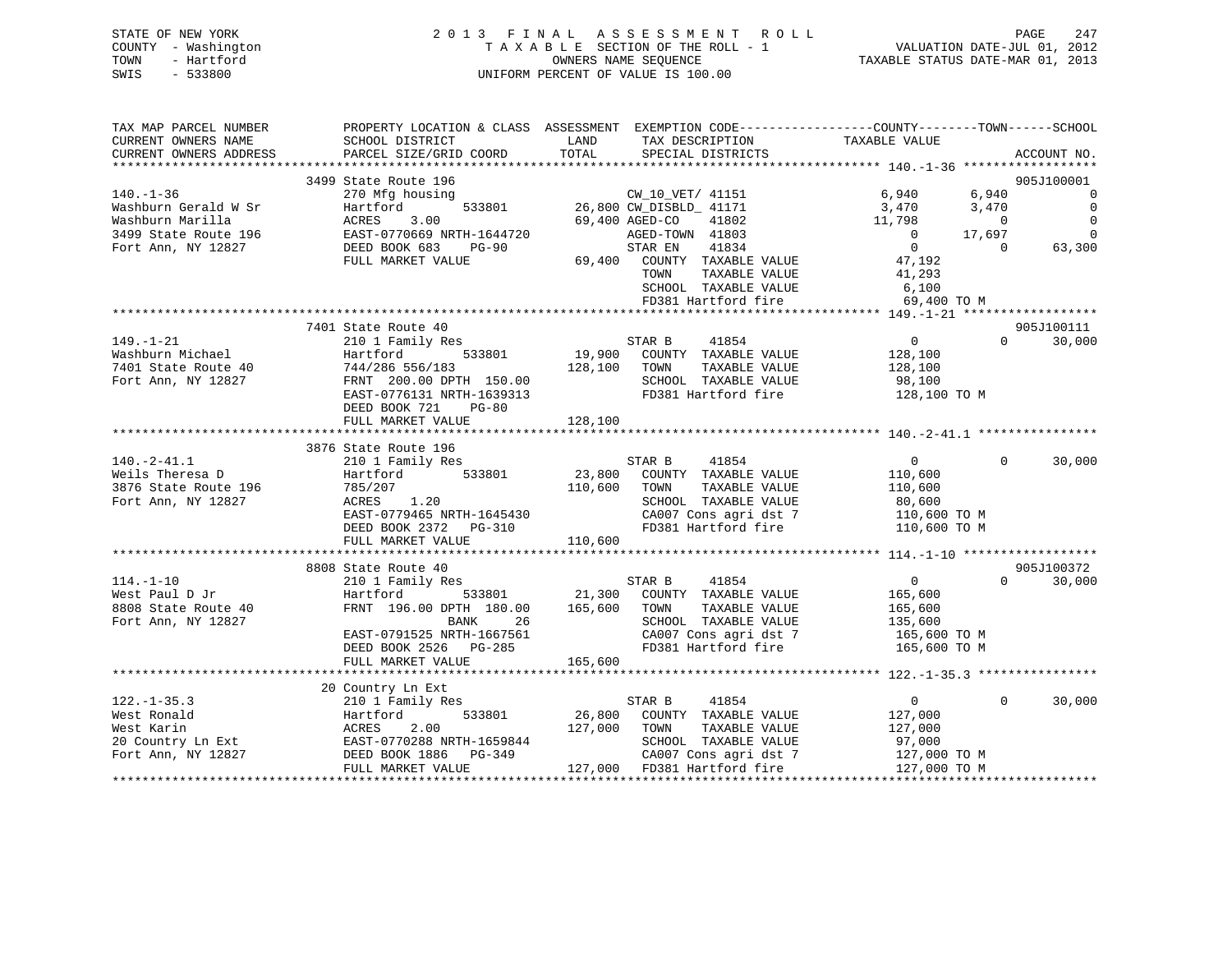STATE OF NEW YORK
COUNTY - Washington
TOWN - Hartford
SWIS - 533800

# 2013 FINAL ASSESSMENT ROLL

TAXABLE SECTION OF THE ROLL - 1
OWNERS NAME SEQUENCE
UNIFORM PERCENT OF VALUE IS 100.00

VALUATION DATE-JUL 01, 2012
TAXABLE STATUS DATE-MAR 01, 2013

| TAX MAP PARCEL NUMBER / CURRENT OWNERS NAME / CURRENT OWNERS ADDRESS | PROPERTY LOCATION & CLASS / SCHOOL DISTRICT / PARCEL SIZE/GRID COORD | ASSESSMENT LAND / TOTAL | EXEMPTION CODE / TAX DESCRIPTION / SPECIAL DISTRICTS | COUNTY TAXABLE VALUE | TOWN | SCHOOL | ACCOUNT NO. |
|---|---|---|---|---|---|---|---|
| **140.-1-36** | 3499 State Route 196 | | | | | | 905J100001 |
| Washburn Gerald W Sr | 270 Mfg housing | | CW_10_VET/ 41151 | 6,940 | 6,940 | 0 | |
| Washburn Marilla | Hartford 533801 | 26,800 | CW_DISBLD_ 41171 | 3,470 | 3,470 | 0 | |
| 3499 State Route 196 | ACRES 3.00 | 69,400 | AGED-CO 41802 | 11,798 | 0 | 0 | |
| Fort Ann, NY 12827 | EAST-0770669 NRTH-1644720 | | AGED-TOWN 41803 | 0 | 17,697 | 0 | |
| | DEED BOOK 683 PG-90 | | STAR EN 41834 | 0 | 0 | 63,300 | |
| | FULL MARKET VALUE | 69,400 | COUNTY TAXABLE VALUE | 47,192 | | | |
| | | | TOWN TAXABLE VALUE | 41,293 | | | |
| | | | SCHOOL TAXABLE VALUE | 6,100 | | | |
| | | | FD381 Hartford fire | 69,400 TO M | | | |
| **149.-1-21** | 7401 State Route 40 | | | | | | 905J100111 |
| Washburn Michael | 210 1 Family Res | | STAR B 41854 | 0 | 0 | 30,000 | |
| 7401 State Route 40 | Hartford 533801 | 19,900 | COUNTY TAXABLE VALUE | 128,100 | | | |
| Fort Ann, NY 12827 | 744/286 556/183 | 128,100 | TOWN TAXABLE VALUE | 128,100 | | | |
| | FRNT 200.00 DPTH 150.00 | | SCHOOL TAXABLE VALUE | 98,100 | | | |
| | EAST-0776131 NRTH-1639313 | | FD381 Hartford fire | 128,100 TO M | | | |
| | DEED BOOK 721 PG-80 | | | | | | |
| | FULL MARKET VALUE | 128,100 | | | | | |
| **140.-2-41.1** | 3876 State Route 196 | | | | | | |
| Weils Theresa D | 210 1 Family Res | | STAR B 41854 | 0 | 0 | 30,000 | |
| 3876 State Route 196 | Hartford 533801 | 23,800 | COUNTY TAXABLE VALUE | 110,600 | | | |
| Fort Ann, NY 12827 | 785/207 | 110,600 | TOWN TAXABLE VALUE | 110,600 | | | |
| | ACRES 1.20 | | SCHOOL TAXABLE VALUE | 80,600 | | | |
| | EAST-0779465 NRTH-1645430 | | CA007 Cons agri dst 7 | 110,600 TO M | | | |
| | DEED BOOK 2372 PG-310 | | FD381 Hartford fire | 110,600 TO M | | | |
| | FULL MARKET VALUE | 110,600 | | | | | |
| **114.-1-10** | 8808 State Route 40 | | | | | | 905J100372 |
| West Paul D Jr | 210 1 Family Res | | STAR B 41854 | 0 | 0 | 30,000 | |
| 8808 State Route 40 | Hartford 533801 | 21,300 | COUNTY TAXABLE VALUE | 165,600 | | | |
| Fort Ann, NY 12827 | FRNT 196.00 DPTH 180.00 | 165,600 | TOWN TAXABLE VALUE | 165,600 | | | |
| | BANK 26 | | SCHOOL TAXABLE VALUE | 135,600 | | | |
| | EAST-0791525 NRTH-1667561 | | CA007 Cons agri dst 7 | 165,600 TO M | | | |
| | DEED BOOK 2526 PG-285 | | FD381 Hartford fire | 165,600 TO M | | | |
| | FULL MARKET VALUE | 165,600 | | | | | |
| **122.-1-35.3** | 20 Country Ln Ext | | | | | | |
| West Ronald | 210 1 Family Res | | STAR B 41854 | 0 | 0 | 30,000 | |
| West Karin | Hartford 533801 | 26,800 | COUNTY TAXABLE VALUE | 127,000 | | | |
| 20 Country Ln Ext | ACRES 2.00 | 127,000 | TOWN TAXABLE VALUE | 127,000 | | | |
| Fort Ann, NY 12827 | EAST-0770288 NRTH-1659844 | | SCHOOL TAXABLE VALUE | 97,000 | | | |
| | DEED BOOK 1886 PG-349 | | CA007 Cons agri dst 7 | 127,000 TO M | | | |
| | FULL MARKET VALUE | 127,000 | FD381 Hartford fire | 127,000 TO M | | | |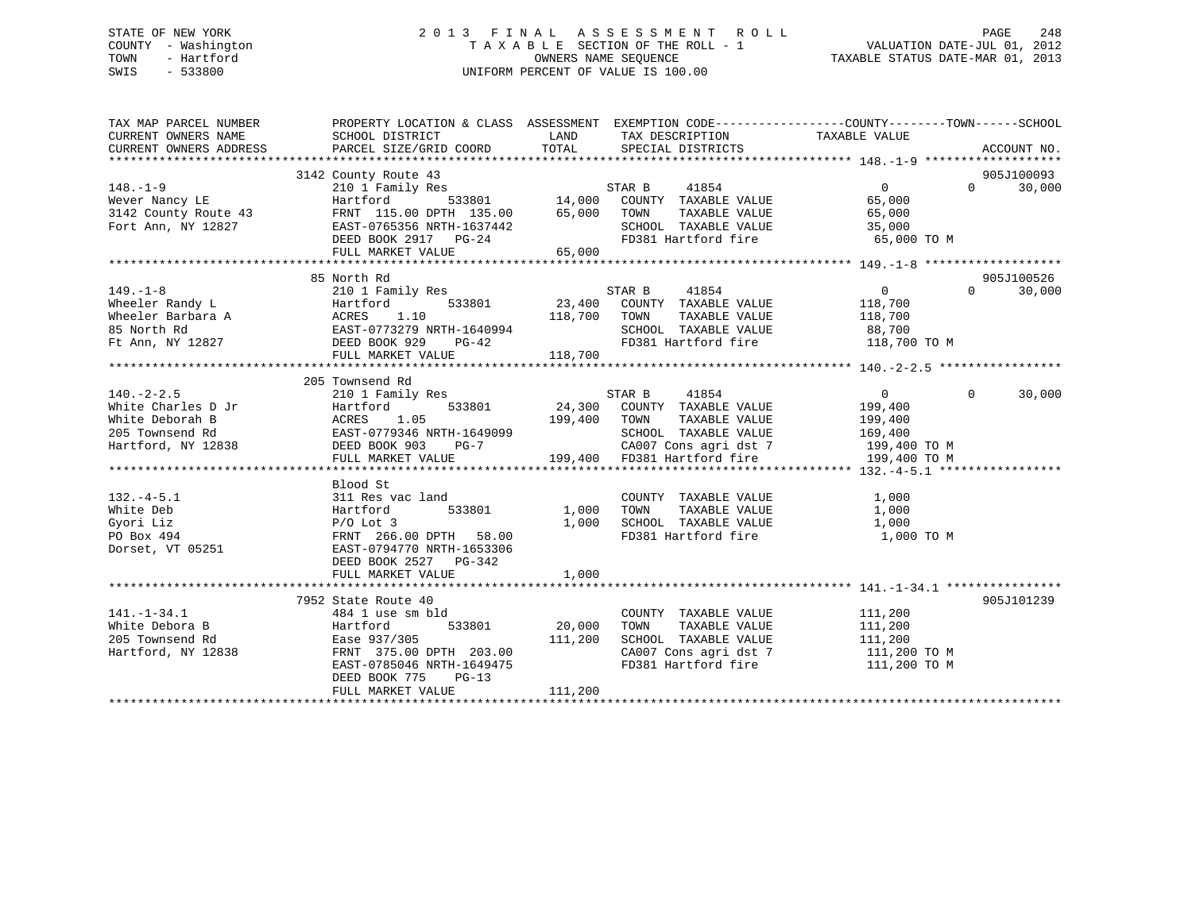STATE OF NEW YORK
COUNTY - Washington
TOWN - Hartford
SWIS - 533800

2013 FINAL ASSESSMENT ROLL
TAXABLE SECTION OF THE ROLL - 1
OWNERS NAME SEQUENCE
UNIFORM PERCENT OF VALUE IS 100.00

VALUATION DATE-JUL 01, 2012
TAXABLE STATUS DATE-MAR 01, 2013

| TAX MAP PARCEL NUMBER / CURRENT OWNERS NAME / CURRENT OWNERS ADDRESS | PROPERTY LOCATION & CLASS / SCHOOL DISTRICT / PARCEL SIZE/GRID COORD | ASSESSMENT LAND / TOTAL | EXEMPTION CODE / TAX DESCRIPTION / SPECIAL DISTRICTS | COUNTY / TOWN / SCHOOL TAXABLE VALUE | ACCOUNT NO. |
|---|---|---|---|---|---|
| **148.-1-9** | 3142 County Route 43 | | | | 905J100093 |
| | 210 1 Family Res | | STAR B 41854 | 0 0 30,000 | |
| Wever Nancy LE | Hartford 533801 | 14,000 | COUNTY TAXABLE VALUE | 65,000 | |
| 3142 County Route 43 | FRNT 115.00 DPTH 135.00 | 65,000 | TOWN TAXABLE VALUE | 65,000 | |
| Fort Ann, NY 12827 | EAST-0765356 NRTH-1637442 | | SCHOOL TAXABLE VALUE | 35,000 | |
| | DEED BOOK 2917 PG-24 | | FD381 Hartford fire | 65,000 TO M | |
| | FULL MARKET VALUE | 65,000 | | | |
| **149.-1-8** | 85 North Rd | | | | 905J100526 |
| | 210 1 Family Res | | STAR B 41854 | 0 0 30,000 | |
| Wheeler Randy L | Hartford 533801 | 23,400 | COUNTY TAXABLE VALUE | 118,700 | |
| Wheeler Barbara A | ACRES 1.10 | 118,700 | TOWN TAXABLE VALUE | 118,700 | |
| 85 North Rd | EAST-0773279 NRTH-1640994 | | SCHOOL TAXABLE VALUE | 88,700 | |
| Ft Ann, NY 12827 | DEED BOOK 929 PG-42 | | FD381 Hartford fire | 118,700 TO M | |
| | FULL MARKET VALUE | 118,700 | | | |
| **140.-2-2.5** | 205 Townsend Rd | | | | |
| | 210 1 Family Res | | STAR B 41854 | 0 0 30,000 | |
| White Charles D Jr | Hartford 533801 | 24,300 | COUNTY TAXABLE VALUE | 199,400 | |
| White Deborah B | ACRES 1.05 | 199,400 | TOWN TAXABLE VALUE | 199,400 | |
| 205 Townsend Rd | EAST-0779346 NRTH-1649099 | | SCHOOL TAXABLE VALUE | 169,400 | |
| Hartford, NY 12838 | DEED BOOK 903 PG-7 | | CA007 Cons agri dst 7 | 199,400 TO M | |
| | FULL MARKET VALUE | 199,400 | FD381 Hartford fire | 199,400 TO M | |
| **132.-4-5.1** | Blood St | | | | |
| | 311 Res vac land | | COUNTY TAXABLE VALUE | 1,000 | |
| White Deb | Hartford 533801 | 1,000 | TOWN TAXABLE VALUE | 1,000 | |
| Gyori Liz | P/O Lot 3 | 1,000 | SCHOOL TAXABLE VALUE | 1,000 | |
| PO Box 494 | FRNT 266.00 DPTH 58.00 | | FD381 Hartford fire | 1,000 TO M | |
| Dorset, VT 05251 | EAST-0794770 NRTH-1653306 | | | | |
| | DEED BOOK 2527 PG-342 | | | | |
| | FULL MARKET VALUE | 1,000 | | | |
| **141.-1-34.1** | 7952 State Route 40 | | | | 905J101239 |
| | 484 1 use sm bld | | COUNTY TAXABLE VALUE | 111,200 | |
| White Debora B | Hartford 533801 | 20,000 | TOWN TAXABLE VALUE | 111,200 | |
| 205 Townsend Rd | Ease 937/305 | 111,200 | SCHOOL TAXABLE VALUE | 111,200 | |
| Hartford, NY 12838 | FRNT 375.00 DPTH 203.00 | | CA007 Cons agri dst 7 | 111,200 TO M | |
| | EAST-0785046 NRTH-1649475 | | FD381 Hartford fire | 111,200 TO M | |
| | DEED BOOK 775 PG-13 | | | | |
| | FULL MARKET VALUE | 111,200 | | | |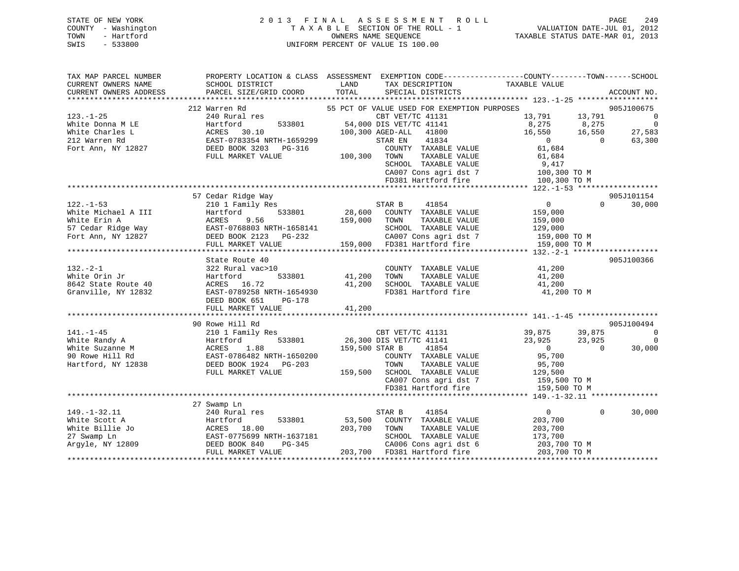STATE OF NEW YORK
COUNTY - Washington
TOWN - Hartford
SWIS - 533800

2013 FINAL ASSESSMENT ROLL
TAXABLE SECTION OF THE ROLL - 1
OWNERS NAME SEQUENCE
UNIFORM PERCENT OF VALUE IS 100.00

VALUATION DATE-JUL 01, 2012
TAXABLE STATUS DATE-MAR 01, 2013

```
TAX MAP PARCEL NUMBER          PROPERTY LOCATION & CLASS  ASSESSMENT  EXEMPTION CODE------------------COUNTY--------TOWN------SCHOOL
CURRENT OWNERS NAME            SCHOOL DISTRICT             LAND       TAX DESCRIPTION              TAXABLE VALUE
CURRENT OWNERS ADDRESS         PARCEL SIZE/GRID COORD      TOTAL      SPECIAL DISTRICTS                                        ACCOUNT NO.
******************************************************************************************************* 123.-1-25 ******************
                 212 Warren Rd                        55 PCT OF VALUE USED FOR EXEMPTION PURPOSES                              905J100675
123.-1-25                      240 Rural res                          CBT VET/TC 41131              13,791      13,791           0
White Donna M LE               Hartford        533801      54,000 DIS VET/TC 41141                   8,275       8,275           0
White Charles L                ACRES   30.10              100,300 AGED-ALL   41800                  16,550      16,550      27,583
212 Warren Rd                  EAST-0783354 NRTH-1659299          STAR EN    41834                       0           0      63,300
Fort Ann, NY 12827             DEED BOOK 3203   PG-316             COUNTY  TAXABLE VALUE            61,684
                               FULL MARKET VALUE          100,300  TOWN    TAXABLE VALUE            61,684
                                                                   SCHOOL  TAXABLE VALUE             9,417
                                                                   CA007 Cons agri dst 7           100,300 TO M
                                                                   FD381 Hartford fire             100,300 TO M
******************************************************************************************************* 122.-1-53 ******************
                 57 Cedar Ridge Way                                                                                         905J101154
122.-1-53                      210 1 Family Res                    STAR B     41854                      0           0      30,000
White Michael A III            Hartford        533801      28,600  COUNTY  TAXABLE VALUE           159,000
White Erin A                   ACRES    9.56              159,000  TOWN    TAXABLE VALUE           159,000
57 Cedar Ridge Way             EAST-0768803 NRTH-1658141           SCHOOL  TAXABLE VALUE           129,000
Fort Ann, NY 12827             DEED BOOK 2123   PG-232             CA007 Cons agri dst 7           159,000 TO M
                               FULL MARKET VALUE          159,000  FD381 Hartford fire             159,000 TO M
******************************************************************************************************* 132.-2-1 *******************
                 State Route 40                                                                                             905J100366
132.-2-1                       322 Rural vac>10                    COUNTY  TAXABLE VALUE            41,200
White Orin Jr                  Hartford        533801      41,200  TOWN    TAXABLE VALUE            41,200
8642 State Route 40            ACRES   16.72               41,200  SCHOOL  TAXABLE VALUE            41,200
Granville, NY 12832            EAST-0789258 NRTH-1654930           FD381 Hartford fire              41,200 TO M
                               DEED BOOK 651    PG-178
                               FULL MARKET VALUE           41,200
******************************************************************************************************* 141.-1-45 ******************
                 90 Rowe Hill Rd                                                                                            905J100494
141.-1-45                      210 1 Family Res                    CBT VET/TC 41131              39,875      39,875           0
White Randy A                  Hartford        533801      26,300 DIS VET/TC 41141              23,925      23,925           0
White Suzanne M                ACRES    1.88              159,500 STAR B     41854                      0           0      30,000
90 Rowe Hill Rd                EAST-0786482 NRTH-1650200           COUNTY  TAXABLE VALUE            95,700
Hartford, NY 12838             DEED BOOK 1924   PG-203             TOWN    TAXABLE VALUE            95,700
                               FULL MARKET VALUE          159,500  SCHOOL  TAXABLE VALUE           129,500
                                                                   CA007 Cons agri dst 7           159,500 TO M
                                                                   FD381 Hartford fire             159,500 TO M
******************************************************************************************************* 149.-1-32.11 ***************
                 27 Swamp Ln
149.-1-32.11                   240 Rural res                       STAR B     41854                      0           0      30,000
White Scott A                  Hartford        533801      53,500  COUNTY  TAXABLE VALUE           203,700
White Billie Jo                ACRES   18.00              203,700  TOWN    TAXABLE VALUE           203,700
27 Swamp Ln                    EAST-0775699 NRTH-1637181           SCHOOL  TAXABLE VALUE           173,700
Argyle, NY 12809               DEED BOOK 840    PG-345             CA006 Cons agri dst 6           203,700 TO M
                               FULL MARKET VALUE          203,700  FD381 Hartford fire             203,700 TO M
************************************************************************************************************************************
```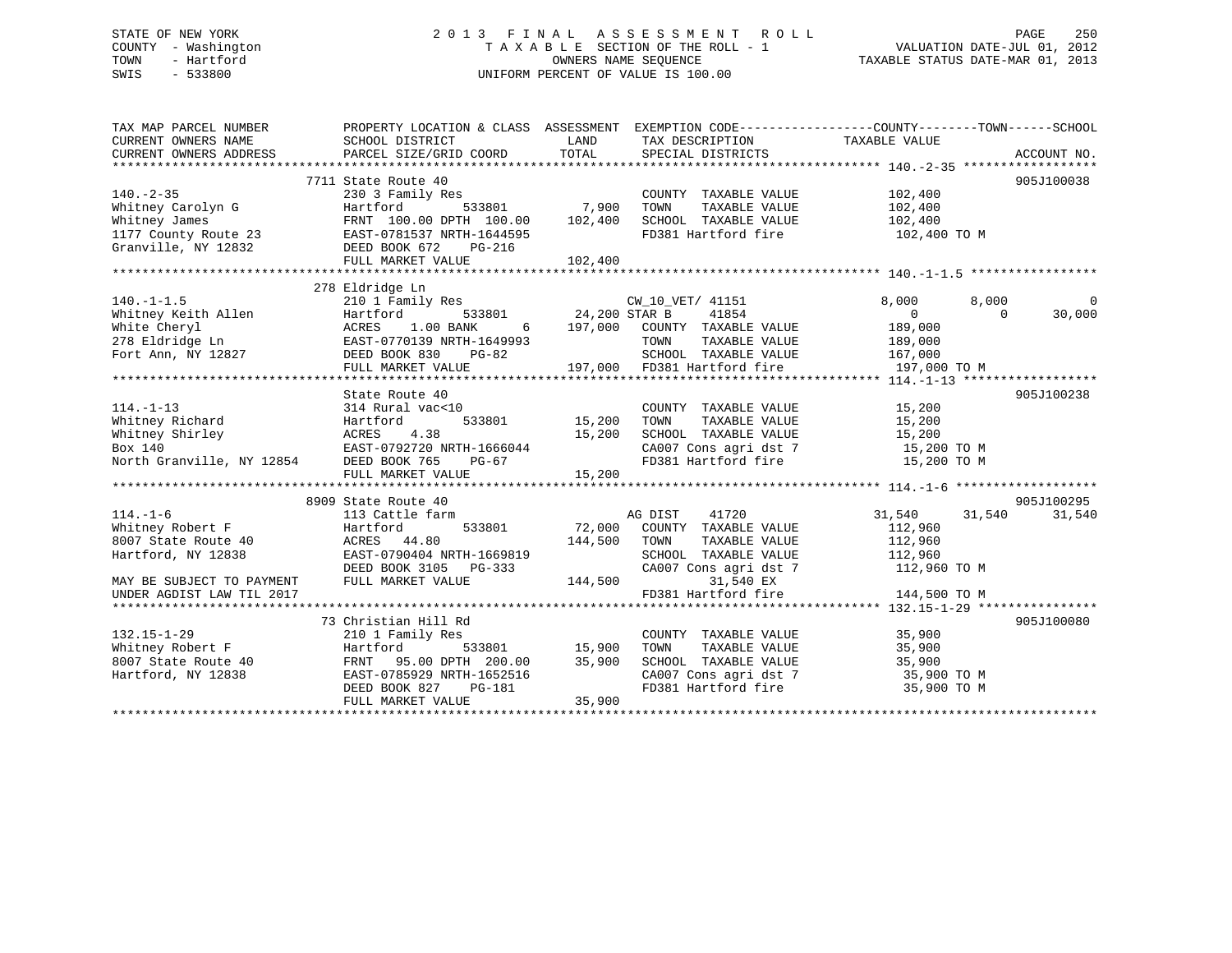STATE OF NEW YORK
COUNTY - Washington
TOWN - Hartford
SWIS - 533800

2013 FINAL ASSESSMENT ROLL
TAXABLE SECTION OF THE ROLL - 1
OWNERS NAME SEQUENCE
UNIFORM PERCENT OF VALUE IS 100.00

VALUATION DATE-JUL 01, 2012
TAXABLE STATUS DATE-MAR 01, 2013

```
TAX MAP PARCEL NUMBER          PROPERTY LOCATION & CLASS  ASSESSMENT  EXEMPTION CODE-----------------COUNTY--------TOWN------SCHOOL
CURRENT OWNERS NAME            SCHOOL DISTRICT            LAND        TAX DESCRIPTION             TAXABLE VALUE
CURRENT OWNERS ADDRESS         PARCEL SIZE/GRID COORD     TOTAL       SPECIAL DISTRICTS                                     ACCOUNT NO.
*********************************************************************************************** 140.-2-35 ******************
                    7711 State Route 40                                                                                  905J100038
140.-2-35                      230 3 Family Res                        COUNTY  TAXABLE VALUE        102,400
Whitney Carolyn G              Hartford          533801       7,900    TOWN    TAXABLE VALUE        102,400
Whitney James                  FRNT 100.00 DPTH 100.00      102,400    SCHOOL  TAXABLE VALUE        102,400
1177 County Route 23           EAST-0781537 NRTH-1644595               FD381 Hartford fire            102,400 TO M
Granville, NY 12832            DEED BOOK 672    PG-216
                               FULL MARKET VALUE            102,400
*********************************************************************************************** 140.-1-1.5 *****************
                    278 Eldridge Ln
140.-1-1.5                     210 1 Family Res                        CW_10_VET/ 41151             8,000        8,000          0
Whitney Keith Allen            Hartford          533801      24,200 STAR B      41854                 0            0     30,000
White Cheryl                   ACRES    1.00 BANK     6     197,000    COUNTY  TAXABLE VALUE        189,000
278 Eldridge Ln                EAST-0770139 NRTH-1649993               TOWN    TAXABLE VALUE        189,000
Fort Ann, NY 12827             DEED BOOK 830    PG-82                  SCHOOL  TAXABLE VALUE        167,000
                               FULL MARKET VALUE            197,000    FD381 Hartford fire            197,000 TO M
*********************************************************************************************** 114.-1-13 ******************
                    State Route 40                                                                                       905J100238
114.-1-13                      314 Rural vac<10                        COUNTY  TAXABLE VALUE         15,200
Whitney Richard                Hartford          533801      15,200    TOWN    TAXABLE VALUE         15,200
Whitney Shirley                ACRES    4.38                 15,200    SCHOOL  TAXABLE VALUE         15,200
Box 140                        EAST-0792720 NRTH-1666044               CA007 Cons agri dst 7           15,200 TO M
North Granville, NY 12854      DEED BOOK 765    PG-67                  FD381 Hartford fire             15,200 TO M
                               FULL MARKET VALUE             15,200
*********************************************************************************************** 114.-1-6 *******************
                    8909 State Route 40                                                                                  905J100295
114.-1-6                       113 Cattle farm                         AG DIST     41720           31,540       31,540     31,540
Whitney Robert F               Hartford          533801      72,000    COUNTY  TAXABLE VALUE        112,960
8007 State Route 40            ACRES   44.80                144,500    TOWN    TAXABLE VALUE        112,960
Hartford, NY 12838             EAST-0790404 NRTH-1669819               SCHOOL  TAXABLE VALUE        112,960
                               DEED BOOK 3105   PG-333                 CA007 Cons agri dst 7          112,960 TO M
MAY BE SUBJECT TO PAYMENT      FULL MARKET VALUE            144,500         31,540 EX
UNDER AGDIST LAW TIL 2017                                              FD381 Hartford fire            144,500 TO M
*********************************************************************************************** 132.15-1-29 ****************
                    73 Christian Hill Rd                                                                                 905J100080
132.15-1-29                    210 1 Family Res                        COUNTY  TAXABLE VALUE         35,900
Whitney Robert F               Hartford          533801      15,900    TOWN    TAXABLE VALUE         35,900
8007 State Route 40            FRNT  95.00 DPTH 200.00       35,900    SCHOOL  TAXABLE VALUE         35,900
Hartford, NY 12838             EAST-0785929 NRTH-1652516               CA007 Cons agri dst 7           35,900 TO M
                               DEED BOOK 827    PG-181                 FD381 Hartford fire             35,900 TO M
                               FULL MARKET VALUE             35,900
****************************************************************************************************************************
```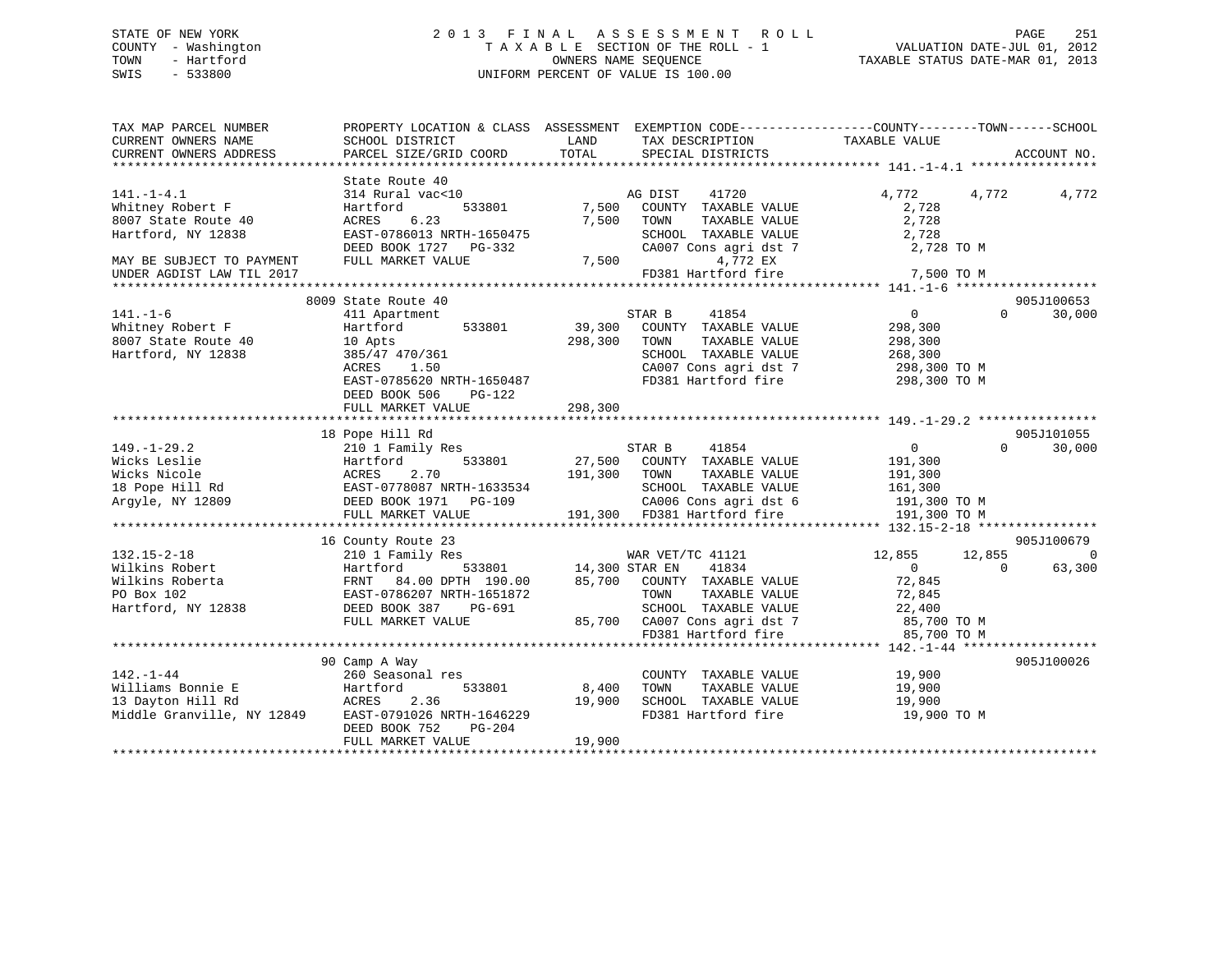STATE OF NEW YORK
COUNTY - Washington
TOWN - Hartford
SWIS - 533800

# 2013 FINAL ASSESSMENT ROLL

TAXABLE SECTION OF THE ROLL - 1
OWNERS NAME SEQUENCE
UNIFORM PERCENT OF VALUE IS 100.00

VALUATION DATE-JUL 01, 2012
TAXABLE STATUS DATE-MAR 01, 2013

```
TAX MAP PARCEL NUMBER          PROPERTY LOCATION & CLASS  ASSESSMENT  EXEMPTION CODE-----------------COUNTY--------TOWN------SCHOOL
CURRENT OWNERS NAME            SCHOOL DISTRICT               LAND      TAX DESCRIPTION            TAXABLE VALUE
CURRENT OWNERS ADDRESS         PARCEL SIZE/GRID COORD        TOTAL     SPECIAL DISTRICTS                                     ACCOUNT NO.
******************************************************************************************************* 141.-1-4.1 *****************
                               State Route 40
141.-1-4.1                     314 Rural vac<10                        AG DIST     41720             4,772      4,772       4,772
Whitney Robert F               Hartford         533801          7,500    COUNTY  TAXABLE VALUE          2,728
8007 State Route 40            ACRES    6.23                    7,500    TOWN    TAXABLE VALUE          2,728
Hartford, NY 12838             EAST-0786013 NRTH-1650475                 SCHOOL  TAXABLE VALUE          2,728
                               DEED BOOK 1727   PG-332                   CA007 Cons agri dst 7           2,728 TO M
MAY BE SUBJECT TO PAYMENT      FULL MARKET VALUE                7,500             4,772 EX
UNDER AGDIST LAW TIL 2017                                                FD381 Hartford fire             7,500 TO M
******************************************************************************************************* 141.-1-6 *******************
                               8009 State Route 40                                                                    905J100653
141.-1-6                       411 Apartment                           STAR B      41854                 0          0      30,000
Whitney Robert F               Hartford         533801         39,300    COUNTY  TAXABLE VALUE        298,300
8007 State Route 40            10 Apts                        298,300    TOWN    TAXABLE VALUE        298,300
Hartford, NY 12838             385/47 470/361                            SCHOOL  TAXABLE VALUE        268,300
                               ACRES    1.50                             CA007 Cons agri dst 7         298,300 TO M
                               EAST-0785620 NRTH-1650487                 FD381 Hartford fire           298,300 TO M
                               DEED BOOK 506    PG-122
                               FULL MARKET VALUE              298,300
******************************************************************************************************* 149.-1-29.2 ****************
                               18 Pope Hill Rd                                                                        905J101055
149.-1-29.2                    210 1 Family Res                        STAR B      41854                 0          0      30,000
Wicks Leslie                   Hartford         533801         27,500    COUNTY  TAXABLE VALUE        191,300
Wicks Nicole                   ACRES    2.70                  191,300    TOWN    TAXABLE VALUE        191,300
18 Pope Hill Rd                EAST-0778087 NRTH-1633534                 SCHOOL  TAXABLE VALUE        161,300
Argyle, NY 12809               DEED BOOK 1971   PG-109                   CA006 Cons agri dst 6         191,300 TO M
                               FULL MARKET VALUE              191,300    FD381 Hartford fire           191,300 TO M
******************************************************************************************************* 132.15-2-18 ****************
                               16 County Route 23                                                                     905J100679
132.15-2-18                    210 1 Family Res                        WAR VET/TC 41121             12,855     12,855           0
Wilkins Robert                 Hartford         533801         14,300 STAR EN     41834                 0          0      63,300
Wilkins Roberta                FRNT   84.00 DPTH 190.00        85,700    COUNTY  TAXABLE VALUE         72,845
PO Box 102                     EAST-0786207 NRTH-1651872                 TOWN    TAXABLE VALUE         72,845
Hartford, NY 12838             DEED BOOK 387    PG-691                   SCHOOL  TAXABLE VALUE         22,400
                               FULL MARKET VALUE               85,700    CA007 Cons agri dst 7          85,700 TO M
                                                                         FD381 Hartford fire            85,700 TO M
******************************************************************************************************* 142.-1-44 ******************
                               90 Camp A Way                                                                          905J100026
142.-1-44                      260 Seasonal res                          COUNTY  TAXABLE VALUE         19,900
Williams Bonnie E              Hartford         533801          8,400    TOWN    TAXABLE VALUE         19,900
13 Dayton Hill Rd              ACRES    2.36                   19,900    SCHOOL  TAXABLE VALUE         19,900
Middle Granville, NY 12849     EAST-0791026 NRTH-1646229                 FD381 Hartford fire            19,900 TO M
                               DEED BOOK 752    PG-204
                               FULL MARKET VALUE               19,900
************************************************************************************************************************************
```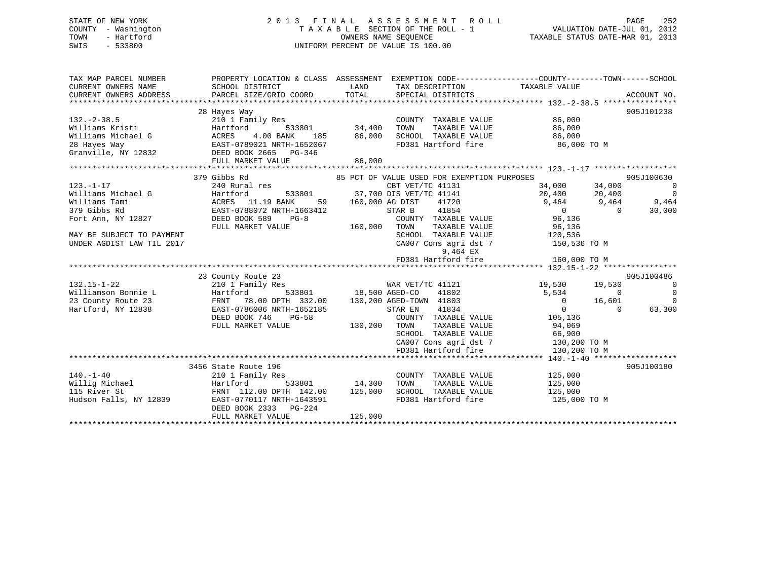STATE OF NEW YORK
COUNTY - Washington
TOWN - Hartford
SWIS - 533800

2 0 1 3 F I N A L A S S E S S M E N T R O L L
T A X A B L E SECTION OF THE ROLL - 1
OWNERS NAME SEQUENCE
UNIFORM PERCENT OF VALUE IS 100.00

VALUATION DATE-JUL 01, 2012
TAXABLE STATUS DATE-MAR 01, 2013

```
TAX MAP PARCEL NUMBER          PROPERTY LOCATION & CLASS  ASSESSMENT  EXEMPTION CODE------------------COUNTY--------TOWN------SCHOOL
CURRENT OWNERS NAME            SCHOOL DISTRICT             LAND       TAX DESCRIPTION            TAXABLE VALUE
CURRENT OWNERS ADDRESS         PARCEL SIZE/GRID COORD      TOTAL      SPECIAL DISTRICTS                                   ACCOUNT NO.
******************************************************************************************************* 132.-2-38.5 ****************
                               28 Hayes Way                                                                              905J101238
132.-2-38.5                    210 1 Family Res                       COUNTY  TAXABLE VALUE          86,000
Williams Kristi                Hartford         533801      34,400    TOWN    TAXABLE VALUE          86,000
Williams Michael G             ACRES    4.00 BANK    185    86,000    SCHOOL  TAXABLE VALUE          86,000
28 Hayes Way                   EAST-0789021 NRTH-1652067              FD381 Hartford fire             86,000 TO M
Granville, NY 12832            DEED BOOK 2665   PG-346
                               FULL MARKET VALUE             86,000
******************************************************************************************************* 123.-1-17 ******************
                               379 Gibbs Rd                85 PCT OF VALUE USED FOR EXEMPTION PURPOSES                   905J100630
123.-1-17                      240 Rural res                          CBT VET/TC 41131              34,000      34,000           0
Williams Michael G             Hartford         533801      37,700 DIS VET/TC 41141              20,400      20,400           0
Williams Tami                  ACRES   11.19 BANK     59   160,000 AG DIST    41720               9,464       9,464       9,464
379 Gibbs Rd                   EAST-0788072 NRTH-1663412              STAR B     41854                   0           0      30,000
Fort Ann, NY 12827             DEED BOOK 589    PG-8                  COUNTY  TAXABLE VALUE          96,136
                               FULL MARKET VALUE            160,000   TOWN    TAXABLE VALUE          96,136
MAY BE SUBJECT TO PAYMENT                                             SCHOOL  TAXABLE VALUE         120,536
UNDER AGDIST LAW TIL 2017                                             CA007 Cons agri dst 7          150,536 TO M
                                                                          9,464 EX
                                                                      FD381 Hartford fire            160,000 TO M
******************************************************************************************************* 132.15-1-22 ****************
                               23 County Route 23                                                                        905J100486
132.15-1-22                    210 1 Family Res                       WAR VET/TC 41121              19,530      19,530           0
Williamson Bonnie L            Hartford         533801      18,500 AGED-CO    41802               5,534           0           0
23 County Route 23             FRNT   78.00 DPTH 332.00    130,200 AGED-TOWN  41803                   0      16,601           0
Hartford, NY 12838             EAST-0786006 NRTH-1652185              STAR EN    41834                   0           0      63,300
                               DEED BOOK 746    PG-58                 COUNTY  TAXABLE VALUE         105,136
                               FULL MARKET VALUE            130,200   TOWN    TAXABLE VALUE          94,069
                                                                      SCHOOL  TAXABLE VALUE          66,900
                                                                      CA007 Cons agri dst 7          130,200 TO M
                                                                      FD381 Hartford fire            130,200 TO M
******************************************************************************************************* 140.-1-40 ******************
                               3456 State Route 196                                                                      905J100180
140.-1-40                      210 1 Family Res                       COUNTY  TAXABLE VALUE         125,000
Willig Michael                 Hartford         533801      14,300    TOWN    TAXABLE VALUE         125,000
115 River St                   FRNT  112.00 DPTH 142.00    125,000    SCHOOL  TAXABLE VALUE         125,000
Hudson Falls, NY 12839         EAST-0770117 NRTH-1643591              FD381 Hartford fire            125,000 TO M
                               DEED BOOK 2333   PG-224
                               FULL MARKET VALUE            125,000
************************************************************************************************************************************
```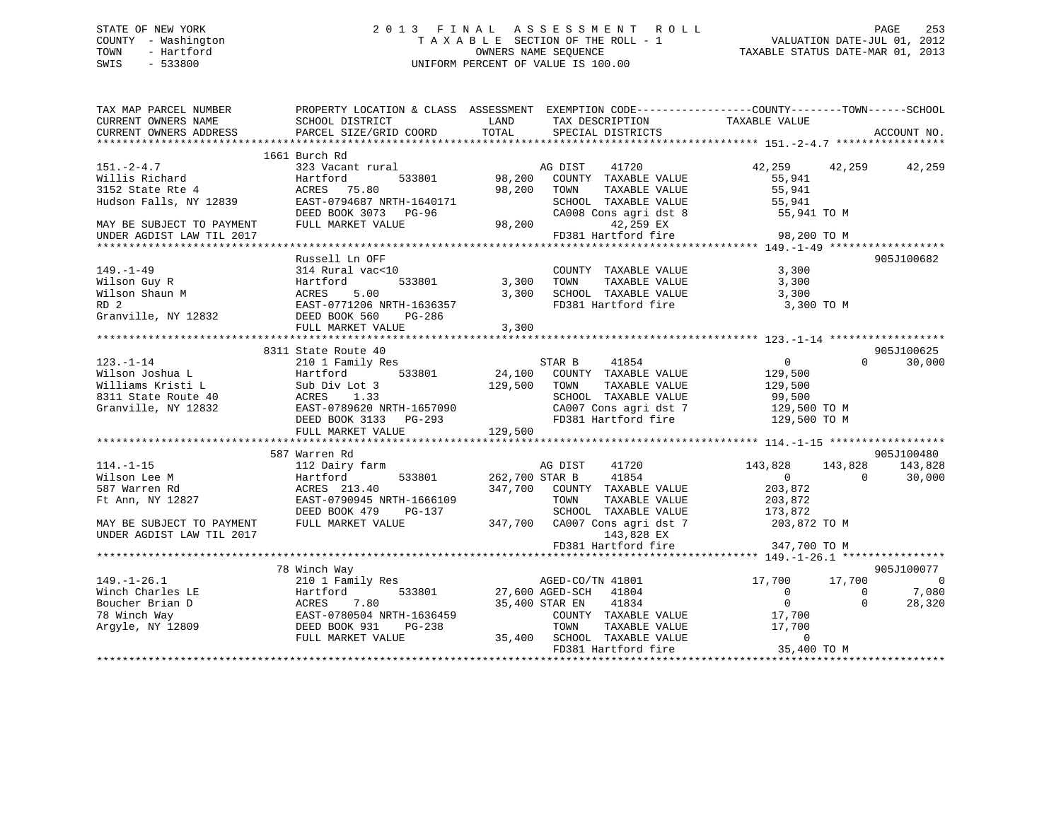STATE OF NEW YORK
COUNTY - Washington
TOWN - Hartford
SWIS - 533800

2013 FINAL ASSESSMENT ROLL
TAXABLE SECTION OF THE ROLL - 1
OWNERS NAME SEQUENCE
UNIFORM PERCENT OF VALUE IS 100.00

VALUATION DATE-JUL 01, 2012
TAXABLE STATUS DATE-MAR 01, 2013

```
TAX MAP PARCEL NUMBER          PROPERTY LOCATION & CLASS  ASSESSMENT  EXEMPTION CODE------------------COUNTY--------TOWN------SCHOOL
CURRENT OWNERS NAME            SCHOOL DISTRICT               LAND      TAX DESCRIPTION              TAXABLE VALUE
CURRENT OWNERS ADDRESS         PARCEL SIZE/GRID COORD        TOTAL     SPECIAL DISTRICTS                                    ACCOUNT NO.
******************************************************************************************************* 151.-2-4.7 *****************
                    1661 Burch Rd
151.-2-4.7                     323 Vacant rural                        AG DIST     41720              42,259      42,259      42,259
Willis Richard                 Hartford        533801        98,200    COUNTY  TAXABLE VALUE               55,941
3152 State Rte 4               ACRES  75.80                  98,200    TOWN    TAXABLE VALUE               55,941
Hudson Falls, NY 12839         EAST-0794687 NRTH-1640171               SCHOOL  TAXABLE VALUE               55,941
                               DEED BOOK 3073   PG-96                  CA008 Cons agri dst 8               55,941 TO M
MAY BE SUBJECT TO PAYMENT      FULL MARKET VALUE             98,200             42,259 EX
UNDER AGDIST LAW TIL 2017                                              FD381 Hartford fire                 98,200 TO M
******************************************************************************************************* 149.-1-49 ******************
                    Russell Ln OFF                                                                                   905J100682
149.-1-49                      314 Rural vac<10                        COUNTY  TAXABLE VALUE                3,300
Wilson Guy R                   Hartford        533801         3,300    TOWN    TAXABLE VALUE                3,300
Wilson Shaun M                 ACRES   5.00                   3,300    SCHOOL  TAXABLE VALUE                3,300
RD 2                           EAST-0771206 NRTH-1636357               FD381 Hartford fire                  3,300 TO M
Granville, NY 12832            DEED BOOK 560    PG-286
                               FULL MARKET VALUE              3,300
******************************************************************************************************* 123.-1-14 ******************
                    8311 State Route 40                                                                              905J100625
123.-1-14                      210 1 Family Res                        STAR B      41854                   0           0      30,000
Wilson Joshua L                Hartford        533801        24,100    COUNTY  TAXABLE VALUE              129,500
Williams Kristi L              Sub Div Lot 3                129,500    TOWN    TAXABLE VALUE              129,500
8311 State Route 40            ACRES   1.33                            SCHOOL  TAXABLE VALUE               99,500
Granville, NY 12832            EAST-0789620 NRTH-1657090               CA007 Cons agri dst 7              129,500 TO M
                               DEED BOOK 3133   PG-293                 FD381 Hartford fire                129,500 TO M
                               FULL MARKET VALUE            129,500
******************************************************************************************************* 114.-1-15 ******************
                    587 Warren Rd                                                                                    905J100480
114.-1-15                      112 Dairy farm                          AG DIST     41720             143,828     143,828     143,828
Wilson Lee M                   Hartford        533801       262,700 STAR B      41854                   0           0      30,000
587 Warren Rd                  ACRES 213.40                 347,700    COUNTY  TAXABLE VALUE              203,872
Ft Ann, NY 12827               EAST-0790945 NRTH-1666109               TOWN    TAXABLE VALUE              203,872
                               DEED BOOK 479    PG-137                 SCHOOL  TAXABLE VALUE              173,872
MAY BE SUBJECT TO PAYMENT      FULL MARKET VALUE            347,700    CA007 Cons agri dst 7              203,872 TO M
UNDER AGDIST LAW TIL 2017                                                       143,828 EX
                                                                       FD381 Hartford fire                347,700 TO M
******************************************************************************************************* 149.-1-26.1 ****************
                    78 Winch Way                                                                                     905J100077
149.-1-26.1                    210 1 Family Res                        AGED-CO/TN 41801               17,700      17,700           0
Winch Charles LE               Hartford        533801        27,600 AGED-SCH   41804                   0           0       7,080
Boucher Brian D                ACRES   7.80                  35,400 STAR EN    41834                   0           0      28,320
78 Winch Way                   EAST-0780504 NRTH-1636459               COUNTY  TAXABLE VALUE               17,700
Argyle, NY 12809               DEED BOOK 931    PG-238                 TOWN    TAXABLE VALUE               17,700
                               FULL MARKET VALUE             35,400    SCHOOL  TAXABLE VALUE                    0
                                                                       FD381 Hartford fire                 35,400 TO M
************************************************************************************************************************************
```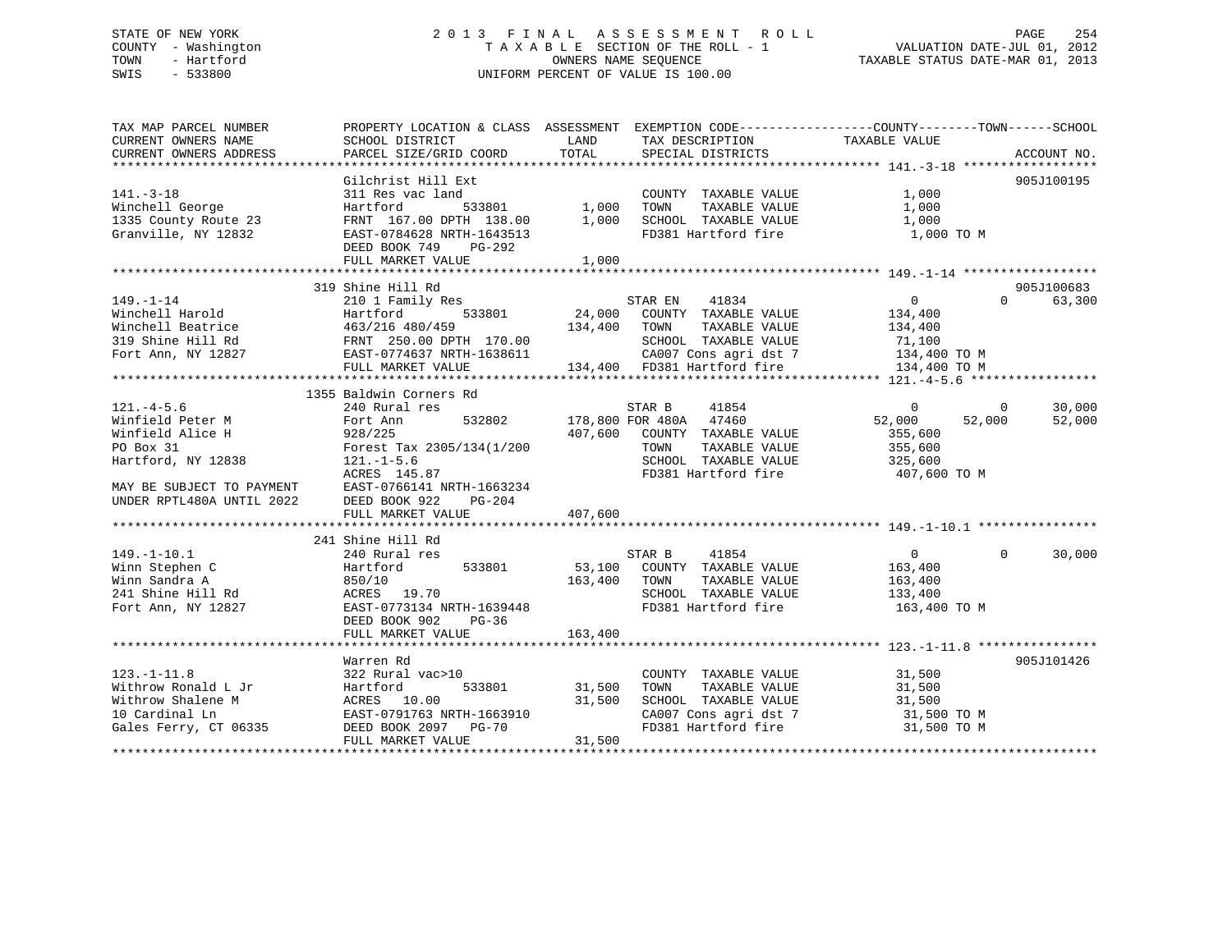STATE OF NEW YORK
COUNTY - Washington
TOWN - Hartford
SWIS - 533800

2013 FINAL ASSESSMENT ROLL
TAXABLE SECTION OF THE ROLL - 1
OWNERS NAME SEQUENCE
UNIFORM PERCENT OF VALUE IS 100.00

VALUATION DATE-JUL 01, 2012
TAXABLE STATUS DATE-MAR 01, 2013

```
TAX MAP PARCEL NUMBER          PROPERTY LOCATION & CLASS  ASSESSMENT  EXEMPTION CODE------------------COUNTY--------TOWN------SCHOOL
CURRENT OWNERS NAME            SCHOOL DISTRICT              LAND      TAX DESCRIPTION              TAXABLE VALUE
CURRENT OWNERS ADDRESS         PARCEL SIZE/GRID COORD       TOTAL     SPECIAL DISTRICTS                                     ACCOUNT NO.
******************************************************************************************************* 141.-3-18 ******************
                               Gilchrist Hill Ext                                                                           905J100195
141.-3-18                      311 Res vac land                        COUNTY  TAXABLE VALUE             1,000
Winchell George                Hartford          533801        1,000   TOWN    TAXABLE VALUE             1,000
1335 County Route 23           FRNT 167.00 DPTH 138.00         1,000   SCHOOL  TAXABLE VALUE             1,000
Granville, NY 12832            EAST-0784628 NRTH-1643513               FD381 Hartford fire               1,000 TO M
                               DEED BOOK 749    PG-292
                               FULL MARKET VALUE               1,000
******************************************************************************************************* 149.-1-14 ******************
                               319 Shine Hill Rd                                                                            905J100683
149.-1-14                      210 1 Family Res                        STAR EN    41834                      0           0    63,300
Winchell Harold                Hartford          533801       24,000   COUNTY  TAXABLE VALUE           134,400
Winchell Beatrice              463/216 480/459               134,400   TOWN    TAXABLE VALUE           134,400
319 Shine Hill Rd              FRNT 250.00 DPTH 170.00                 SCHOOL  TAXABLE VALUE            71,100
Fort Ann, NY 12827             EAST-0774637 NRTH-1638611               CA007 Cons agri dst 7           134,400 TO M
                               FULL MARKET VALUE             134,400   FD381 Hartford fire             134,400 TO M
******************************************************************************************************* 121.-4-5.6 *****************
                               1355 Baldwin Corners Rd
121.-4-5.6                     240 Rural res                           STAR B     41854                      0           0    30,000
Winfield Peter M               Fort Ann          532802      178,800 FOR 480A   47460                   52,000      52,000    52,000
Winfield Alice H               928/225                       407,600   COUNTY  TAXABLE VALUE           355,600
PO Box 31                      Forest Tax 2305/134(1/200               TOWN    TAXABLE VALUE           355,600
Hartford, NY 12838             121.-1-5.6                              SCHOOL  TAXABLE VALUE           325,600
                               ACRES 145.87                            FD381 Hartford fire             407,600 TO M
MAY BE SUBJECT TO PAYMENT      EAST-0766141 NRTH-1663234
UNDER RPTL480A UNTIL 2022      DEED BOOK 922    PG-204
                               FULL MARKET VALUE             407,600
******************************************************************************************************* 149.-1-10.1 ****************
                               241 Shine Hill Rd
149.-1-10.1                    240 Rural res                           STAR B     41854                      0           0    30,000
Winn Stephen C                 Hartford          533801       53,100   COUNTY  TAXABLE VALUE           163,400
Winn Sandra A                  850/10                        163,400   TOWN    TAXABLE VALUE           163,400
241 Shine Hill Rd              ACRES  19.70                            SCHOOL  TAXABLE VALUE           133,400
Fort Ann, NY 12827             EAST-0773134 NRTH-1639448               FD381 Hartford fire             163,400 TO M
                               DEED BOOK 902    PG-36
                               FULL MARKET VALUE             163,400
******************************************************************************************************* 123.-1-11.8 ****************
                               Warren Rd                                                                                    905J101426
123.-1-11.8                    322 Rural vac>10                        COUNTY  TAXABLE VALUE            31,500
Withrow Ronald L Jr            Hartford          533801       31,500   TOWN    TAXABLE VALUE            31,500
Withrow Shalene M              ACRES  10.00                   31,500   SCHOOL  TAXABLE VALUE            31,500
10 Cardinal Ln                 EAST-0791763 NRTH-1663910               CA007 Cons agri dst 7            31,500 TO M
Gales Ferry, CT 06335          DEED BOOK 2097   PG-70                  FD381 Hartford fire              31,500 TO M
                               FULL MARKET VALUE              31,500
************************************************************************************************************************************
```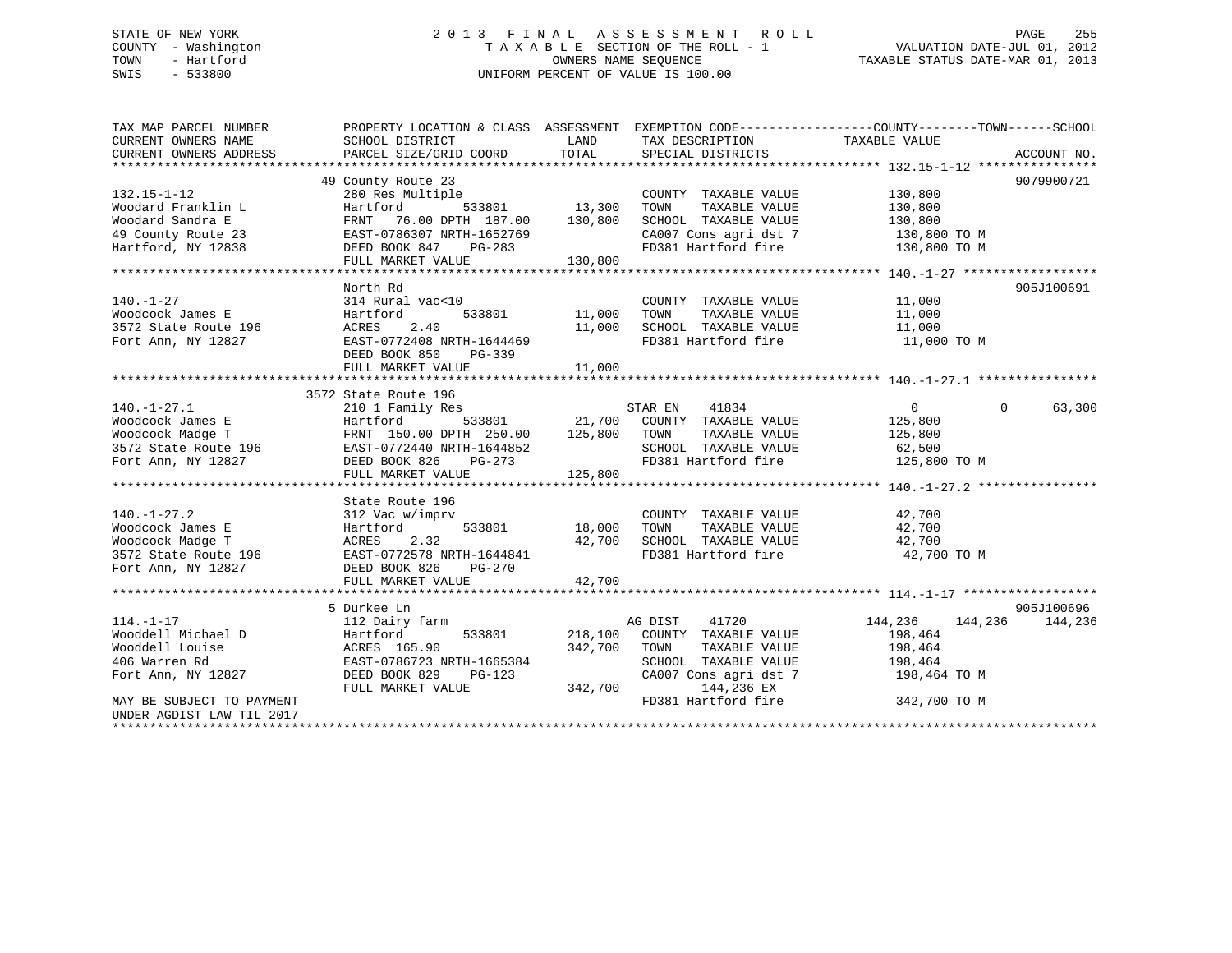STATE OF NEW YORK
COUNTY - Washington
TOWN - Hartford
SWIS - 533800

2 0 1 3 F I N A L A S S E S S M E N T R O L L
T A X A B L E SECTION OF THE ROLL - 1
OWNERS NAME SEQUENCE
UNIFORM PERCENT OF VALUE IS 100.00

VALUATION DATE-JUL 01, 2012
TAXABLE STATUS DATE-MAR 01, 2013

```
TAX MAP PARCEL NUMBER          PROPERTY LOCATION & CLASS  ASSESSMENT  EXEMPTION CODE-----------------COUNTY--------TOWN------SCHOOL
CURRENT OWNERS NAME            SCHOOL DISTRICT               LAND      TAX DESCRIPTION              TAXABLE VALUE
CURRENT OWNERS ADDRESS         PARCEL SIZE/GRID COORD        TOTAL     SPECIAL DISTRICTS                                    ACCOUNT NO.
******************************************************************************************************* 132.15-1-12 ****************
                               49 County Route 23                                                                        9079900721
132.15-1-12                    280 Res Multiple                         COUNTY  TAXABLE VALUE           130,800
Woodard Franklin L             Hartford        533801        13,300     TOWN    TAXABLE VALUE           130,800
Woodard Sandra E               FRNT  76.00 DPTH 187.00      130,800     SCHOOL  TAXABLE VALUE           130,800
49 County Route 23             EAST-0786307 NRTH-1652769                CA007 Cons agri dst 7            130,800 TO M
Hartford, NY 12838             DEED BOOK 847    PG-283                  FD381 Hartford fire              130,800 TO M
                               FULL MARKET VALUE            130,800
******************************************************************************************************* 140.-1-27 ******************
                               North Rd                                                                                  905J100691
140.-1-27                      314 Rural vac<10                         COUNTY  TAXABLE VALUE            11,000
Woodcock James E               Hartford        533801        11,000     TOWN    TAXABLE VALUE            11,000
3572 State Route 196           ACRES    2.40                 11,000     SCHOOL  TAXABLE VALUE            11,000
Fort Ann, NY 12827             EAST-0772408 NRTH-1644469                FD381 Hartford fire               11,000 TO M
                               DEED BOOK 850    PG-339
                               FULL MARKET VALUE             11,000
******************************************************************************************************* 140.-1-27.1 ****************
                               3572 State Route 196
140.-1-27.1                    210 1 Family Res                    STAR EN    41834                   0             0        63,300
Woodcock James E               Hartford        533801        21,700     COUNTY  TAXABLE VALUE           125,800
Woodcock Madge T               FRNT 150.00 DPTH 250.00      125,800     TOWN    TAXABLE VALUE           125,800
3572 State Route 196           EAST-0772440 NRTH-1644852                SCHOOL  TAXABLE VALUE            62,500
Fort Ann, NY 12827             DEED BOOK 826    PG-273                  FD381 Hartford fire              125,800 TO M
                               FULL MARKET VALUE            125,800
******************************************************************************************************* 140.-1-27.2 ****************
                               State Route 196
140.-1-27.2                    312 Vac w/imprv                          COUNTY  TAXABLE VALUE            42,700
Woodcock James E               Hartford        533801        18,000     TOWN    TAXABLE VALUE            42,700
Woodcock Madge T               ACRES    2.32                 42,700     SCHOOL  TAXABLE VALUE            42,700
3572 State Route 196           EAST-0772578 NRTH-1644841                FD381 Hartford fire               42,700 TO M
Fort Ann, NY 12827             DEED BOOK 826    PG-270
                               FULL MARKET VALUE             42,700
******************************************************************************************************* 114.-1-17 ******************
                               5 Durkee Ln                                                                               905J100696
114.-1-17                      112 Dairy farm                      AG DIST    41720             144,236       144,236       144,236
Wooddell Michael D             Hartford        533801       218,100     COUNTY  TAXABLE VALUE           198,464
Wooddell Louise                ACRES 165.90                 342,700     TOWN    TAXABLE VALUE           198,464
406 Warren Rd                  EAST-0786723 NRTH-1665384                SCHOOL  TAXABLE VALUE           198,464
Fort Ann, NY 12827             DEED BOOK 829    PG-123                  CA007 Cons agri dst 7            198,464 TO M
                               FULL MARKET VALUE            342,700          144,236 EX
MAY BE SUBJECT TO PAYMENT                                               FD381 Hartford fire              342,700 TO M
UNDER AGDIST LAW TIL 2017
************************************************************************************************************************************
```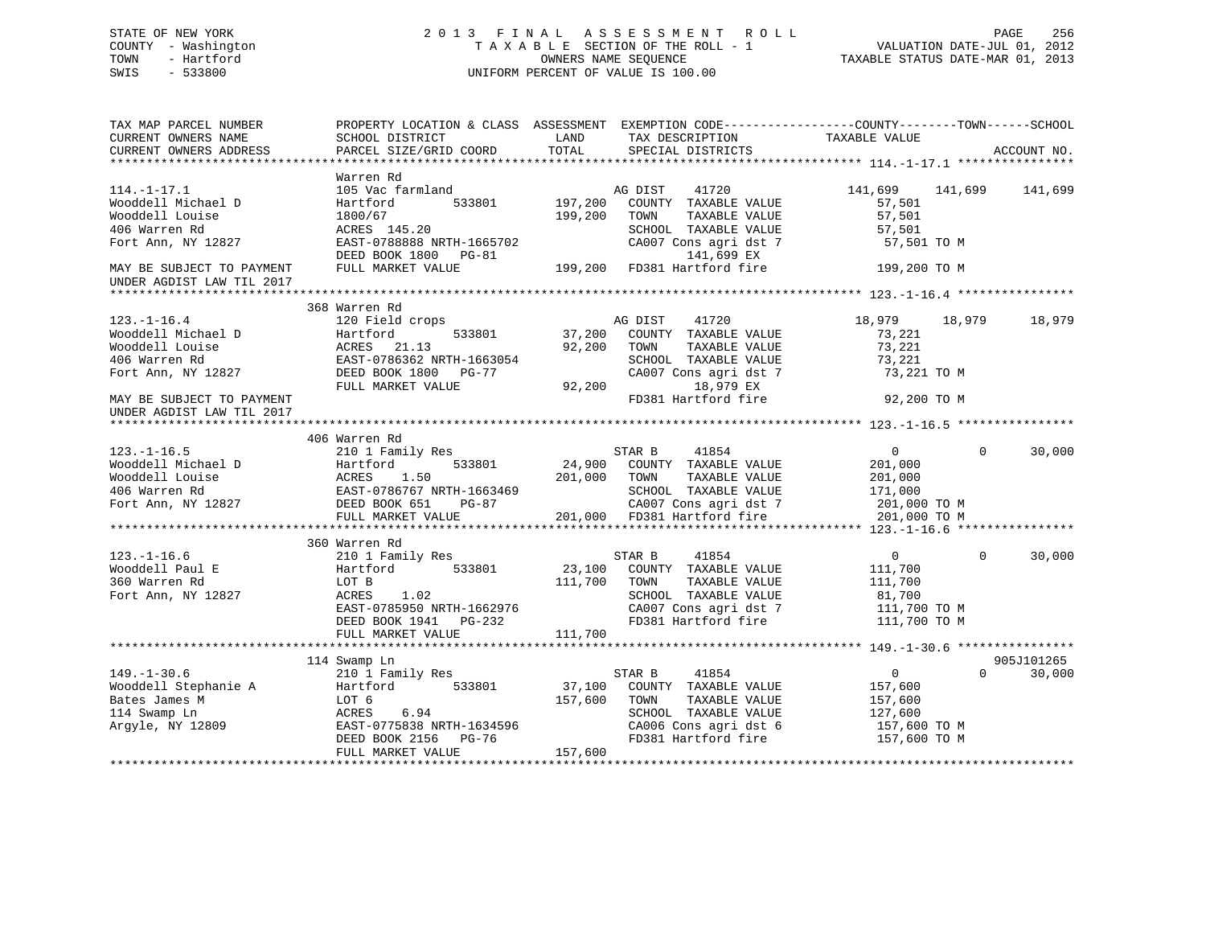STATE OF NEW YORK
COUNTY - Washington
TOWN - Hartford
SWIS - 533800

2 0 1 3 F I N A L A S S E S S M E N T R O L L
T A X A B L E SECTION OF THE ROLL - 1
OWNERS NAME SEQUENCE
UNIFORM PERCENT OF VALUE IS 100.00

VALUATION DATE-JUL 01, 2012
TAXABLE STATUS DATE-MAR 01, 2013

```
TAX MAP PARCEL NUMBER          PROPERTY LOCATION & CLASS  ASSESSMENT  EXEMPTION CODE-----------------COUNTY--------TOWN------SCHOOL
CURRENT OWNERS NAME            SCHOOL DISTRICT               LAND      TAX DESCRIPTION             TAXABLE VALUE
CURRENT OWNERS ADDRESS         PARCEL SIZE/GRID COORD        TOTAL     SPECIAL DISTRICTS                                    ACCOUNT NO.
******************************************************************************************************* 114.-1-17.1 ****************
                               Warren Rd
114.-1-17.1                    105 Vac farmland                      AG DIST     41720            141,699    141,699    141,699
Wooddell Michael D             Hartford        533801       197,200  COUNTY  TAXABLE VALUE         57,501
Wooddell Louise                1800/67                      199,200  TOWN    TAXABLE VALUE         57,501
406 Warren Rd                  ACRES 145.20                          SCHOOL  TAXABLE VALUE         57,501
Fort Ann, NY 12827             EAST-0788888 NRTH-1665702             CA007 Cons agri dst 7           57,501 TO M
                               DEED BOOK 1800   PG-81                       141,699 EX
MAY BE SUBJECT TO PAYMENT      FULL MARKET VALUE            199,200  FD381 Hartford fire            199,200 TO M
UNDER AGDIST LAW TIL 2017
******************************************************************************************************* 123.-1-16.4 ****************
                               368 Warren Rd
123.-1-16.4                    120 Field crops                       AG DIST     41720             18,979     18,979     18,979
Wooddell Michael D             Hartford        533801        37,200  COUNTY  TAXABLE VALUE         73,221
Wooddell Louise                ACRES   21.13                 92,200  TOWN    TAXABLE VALUE         73,221
406 Warren Rd                  EAST-0786362 NRTH-1663054             SCHOOL  TAXABLE VALUE         73,221
Fort Ann, NY 12827             DEED BOOK 1800   PG-77                CA007 Cons agri dst 7           73,221 TO M
                               FULL MARKET VALUE             92,200         18,979 EX
MAY BE SUBJECT TO PAYMENT                                            FD381 Hartford fire             92,200 TO M
UNDER AGDIST LAW TIL 2017
******************************************************************************************************* 123.-1-16.5 ****************
                               406 Warren Rd
123.-1-16.5                    210 1 Family Res                      STAR B      41854                  0          0     30,000
Wooddell Michael D             Hartford        533801        24,900  COUNTY  TAXABLE VALUE        201,000
Wooddell Louise                ACRES    1.50                201,000  TOWN    TAXABLE VALUE        201,000
406 Warren Rd                  EAST-0786767 NRTH-1663469             SCHOOL  TAXABLE VALUE        171,000
Fort Ann, NY 12827             DEED BOOK 651    PG-87                CA007 Cons agri dst 7          201,000 TO M
                               FULL MARKET VALUE            201,000  FD381 Hartford fire            201,000 TO M
******************************************************************************************************* 123.-1-16.6 ****************
                               360 Warren Rd
123.-1-16.6                    210 1 Family Res                      STAR B      41854                  0          0     30,000
Wooddell Paul E                Hartford        533801        23,100  COUNTY  TAXABLE VALUE        111,700
360 Warren Rd                  LOT B                        111,700  TOWN    TAXABLE VALUE        111,700
Fort Ann, NY 12827             ACRES    1.02                         SCHOOL  TAXABLE VALUE         81,700
                               EAST-0785950 NRTH-1662976             CA007 Cons agri dst 7          111,700 TO M
                               DEED BOOK 1941   PG-232               FD381 Hartford fire            111,700 TO M
                               FULL MARKET VALUE            111,700
******************************************************************************************************* 149.-1-30.6 ****************
                               114 Swamp Ln                                                                          905J101265
149.-1-30.6                    210 1 Family Res                      STAR B      41854                  0          0     30,000
Wooddell Stephanie A           Hartford        533801        37,100  COUNTY  TAXABLE VALUE        157,600
Bates James M                  LOT 6                        157,600  TOWN    TAXABLE VALUE        157,600
114 Swamp Ln                   ACRES    6.94                         SCHOOL  TAXABLE VALUE        127,600
Argyle, NY 12809               EAST-0775838 NRTH-1634596             CA006 Cons agri dst 6          157,600 TO M
                               DEED BOOK 2156   PG-76                FD381 Hartford fire            157,600 TO M
                               FULL MARKET VALUE            157,600
************************************************************************************************************************************
```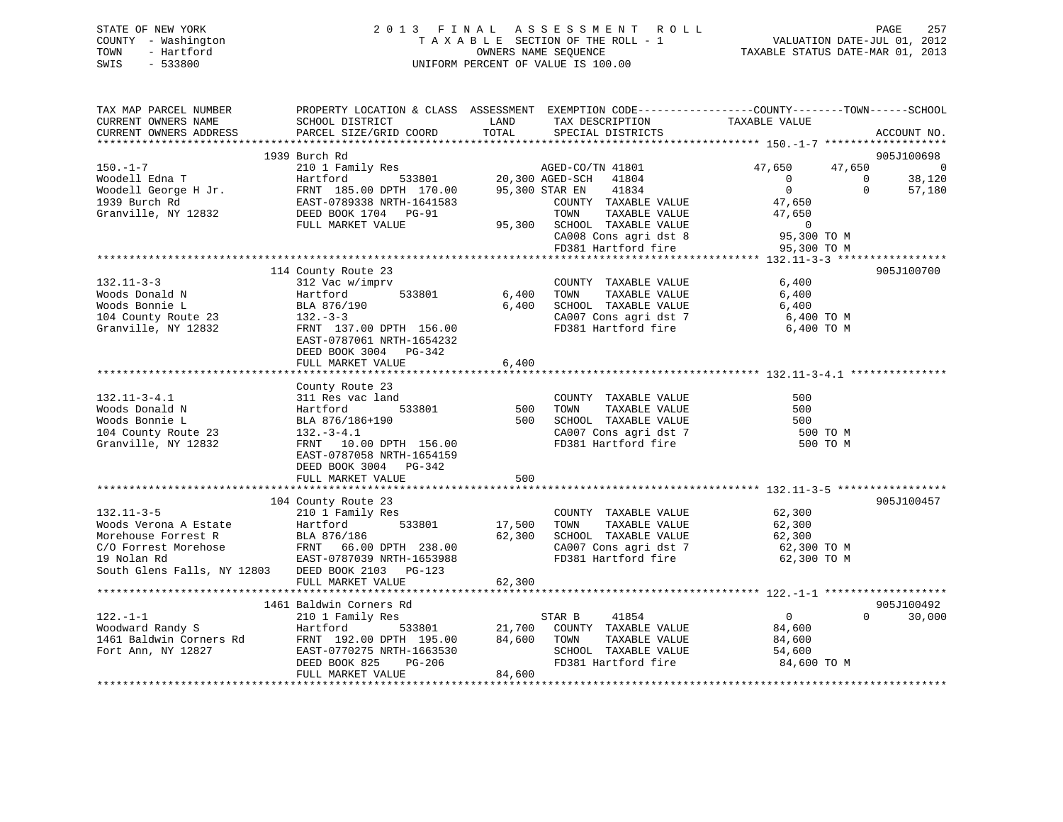STATE OF NEW YORK
COUNTY - Washington
TOWN - Hartford
SWIS - 533800

2 0 1 3 F I N A L A S S E S S M E N T R O L L
T A X A B L E SECTION OF THE ROLL - 1
OWNERS NAME SEQUENCE
UNIFORM PERCENT OF VALUE IS 100.00

VALUATION DATE-JUL 01, 2012
TAXABLE STATUS DATE-MAR 01, 2013

```
TAX MAP PARCEL NUMBER          PROPERTY LOCATION & CLASS  ASSESSMENT  EXEMPTION CODE------------------COUNTY--------TOWN------SCHOOL
CURRENT OWNERS NAME            SCHOOL DISTRICT               LAND      TAX DESCRIPTION            TAXABLE VALUE
CURRENT OWNERS ADDRESS         PARCEL SIZE/GRID COORD        TOTAL     SPECIAL DISTRICTS                                    ACCOUNT NO.
******************************************************************************************************* 150.-1-7 *******************
                       1939 Burch Rd                                                                                      905J100698
150.-1-7                       210 1 Family Res                   AGED-CO/TN 41801              47,650      47,650             0
Woodell Edna T                 Hartford          533801       20,300 AGED-SCH   41804                  0           0        38,120
Woodell George H Jr.           FRNT 185.00 DPTH 170.00        95,300 STAR EN    41834                  0           0        57,180
1939 Burch Rd                  EAST-0789338 NRTH-1641583               COUNTY  TAXABLE VALUE         47,650
Granville, NY 12832            DEED BOOK 1704   PG-91                  TOWN    TAXABLE VALUE         47,650
                               FULL MARKET VALUE              95,300   SCHOOL  TAXABLE VALUE              0
                                                                       CA008 Cons agri dst 8           95,300 TO M
                                                                       FD381 Hartford fire             95,300 TO M
******************************************************************************************************* 132.11-3-3 *****************
                       114 County Route 23                                                                                905J100700
132.11-3-3                     312 Vac w/imprv                         COUNTY  TAXABLE VALUE          6,400
Woods Donald N                 Hartford          533801        6,400   TOWN    TAXABLE VALUE          6,400
Woods Bonnie L                 BLA 876/190                     6,400   SCHOOL  TAXABLE VALUE          6,400
104 County Route 23            132.-3-3                                CA007 Cons agri dst 7            6,400 TO M
Granville, NY 12832            FRNT 137.00 DPTH 156.00                 FD381 Hartford fire              6,400 TO M
                               EAST-0787061 NRTH-1654232
                               DEED BOOK 3004   PG-342
                               FULL MARKET VALUE               6,400
******************************************************************************************************* 132.11-3-4.1 ***************
                               County Route 23
132.11-3-4.1                   311 Res vac land                        COUNTY  TAXABLE VALUE            500
Woods Donald N                 Hartford          533801          500   TOWN    TAXABLE VALUE            500
Woods Bonnie L                 BLA 876/186+190                   500   SCHOOL  TAXABLE VALUE            500
104 County Route 23            132.-3-4.1                              CA007 Cons agri dst 7              500 TO M
Granville, NY 12832            FRNT  10.00 DPTH 156.00                 FD381 Hartford fire                500 TO M
                               EAST-0787058 NRTH-1654159
                               DEED BOOK 3004   PG-342
                               FULL MARKET VALUE                 500
******************************************************************************************************* 132.11-3-5 *****************
                       104 County Route 23                                                                                905J100457
132.11-3-5                     210 1 Family Res                        COUNTY  TAXABLE VALUE         62,300
Woods Verona A Estate          Hartford          533801       17,500   TOWN    TAXABLE VALUE         62,300
Morehouse Forrest R            BLA 876/186                    62,300   SCHOOL  TAXABLE VALUE         62,300
C/O Forrest Morehose           FRNT  66.00 DPTH 238.00                 CA007 Cons agri dst 7           62,300 TO M
19 Nolan Rd                    EAST-0787039 NRTH-1653988               FD381 Hartford fire             62,300 TO M
South Glens Falls, NY 12803    DEED BOOK 2103   PG-123
                               FULL MARKET VALUE              62,300
******************************************************************************************************* 122.-1-1 *******************
                       1461 Baldwin Corners Rd                                                                            905J100492
122.-1-1                       210 1 Family Res                   STAR B     41854                  0           0        30,000
Woodward Randy S               Hartford          533801       21,700   COUNTY  TAXABLE VALUE         84,600
1461 Baldwin Corners Rd        FRNT 192.00 DPTH 195.00        84,600   TOWN    TAXABLE VALUE         84,600
Fort Ann, NY 12827             EAST-0770275 NRTH-1663530               SCHOOL  TAXABLE VALUE         54,600
                               DEED BOOK 825    PG-206                 FD381 Hartford fire             84,600 TO M
                               FULL MARKET VALUE              84,600
************************************************************************************************************************************
```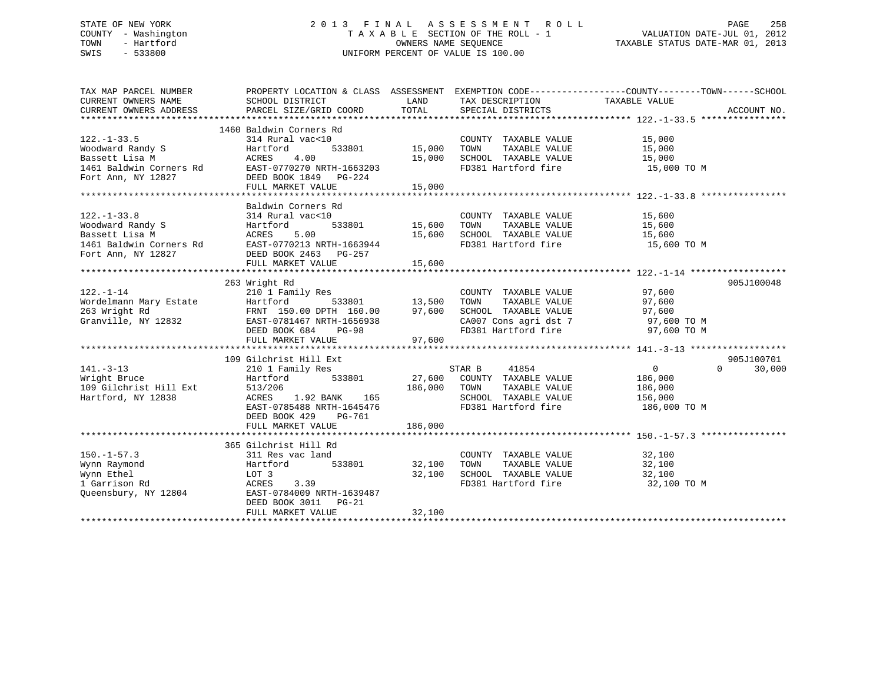STATE OF NEW YORK
COUNTY - Washington
TOWN - Hartford
SWIS - 533800

# 2013 FINAL ASSESSMENT ROLL
TAXABLE SECTION OF THE ROLL - 1
OWNERS NAME SEQUENCE
UNIFORM PERCENT OF VALUE IS 100.00

VALUATION DATE-JUL 01, 2012
TAXABLE STATUS DATE-MAR 01, 2013

| TAX MAP PARCEL NUMBER / CURRENT OWNERS NAME / CURRENT OWNERS ADDRESS | PROPERTY LOCATION & CLASS / SCHOOL DISTRICT / PARCEL SIZE/GRID COORD | ASSESSMENT LAND | TOTAL | EXEMPTION CODE / TAX DESCRIPTION / SPECIAL DISTRICTS | COUNTY TAXABLE VALUE | TOWN | SCHOOL | ACCOUNT NO. |
|---|---|---|---|---|---|---|---|---|
| **122.-1-33.5** | 1460 Baldwin Corners Rd | | | | | | | |
| 122.-1-33.5 | 314 Rural vac<10 | | | COUNTY TAXABLE VALUE | 15,000 | | | |
| Woodward Randy S | Hartford 533801 | 15,000 | | TOWN TAXABLE VALUE | 15,000 | | | |
| Bassett Lisa M | ACRES 4.00 | | 15,000 | SCHOOL TAXABLE VALUE | 15,000 | | | |
| 1461 Baldwin Corners Rd | EAST-0770270 NRTH-1663203 | | | FD381 Hartford fire | 15,000 TO M | | | |
| Fort Ann, NY 12827 | DEED BOOK 1849 PG-224 | | | | | | | |
| | FULL MARKET VALUE | | 15,000 | | | | | |
| **122.-1-33.8** | Baldwin Corners Rd | | | | | | | |
| 122.-1-33.8 | 314 Rural vac<10 | | | COUNTY TAXABLE VALUE | 15,600 | | | |
| Woodward Randy S | Hartford 533801 | 15,600 | | TOWN TAXABLE VALUE | 15,600 | | | |
| Bassett Lisa M | ACRES 5.00 | | 15,600 | SCHOOL TAXABLE VALUE | 15,600 | | | |
| 1461 Baldwin Corners Rd | EAST-0770213 NRTH-1663944 | | | FD381 Hartford fire | 15,600 TO M | | | |
| Fort Ann, NY 12827 | DEED BOOK 2463 PG-257 | | | | | | | |
| | FULL MARKET VALUE | | 15,600 | | | | | |
| **122.-1-14** | 263 Wright Rd | | | | | | | 905J100048 |
| 122.-1-14 | 210 1 Family Res | | | COUNTY TAXABLE VALUE | 97,600 | | | |
| Wordelmann Mary Estate | Hartford 533801 | 13,500 | | TOWN TAXABLE VALUE | 97,600 | | | |
| 263 Wright Rd | FRNT 150.00 DPTH 160.00 | | 97,600 | SCHOOL TAXABLE VALUE | 97,600 | | | |
| Granville, NY 12832 | EAST-0781467 NRTH-1656938 | | | CA007 Cons agri dst 7 | 97,600 TO M | | | |
| | DEED BOOK 684 PG-98 | | | FD381 Hartford fire | 97,600 TO M | | | |
| | FULL MARKET VALUE | | 97,600 | | | | | |
| **141.-3-13** | 109 Gilchrist Hill Ext | | | | | | | 905J100701 |
| 141.-3-13 | 210 1 Family Res | | | STAR B 41854 | 0 | 0 | 30,000 | |
| Wright Bruce | Hartford 533801 | 27,600 | | COUNTY TAXABLE VALUE | 186,000 | | | |
| 109 Gilchrist Hill Ext | 513/206 | | 186,000 | TOWN TAXABLE VALUE | 186,000 | | | |
| Hartford, NY 12838 | ACRES 1.92 BANK 165 | | | SCHOOL TAXABLE VALUE | 156,000 | | | |
| | EAST-0785488 NRTH-1645476 | | | FD381 Hartford fire | 186,000 TO M | | | |
| | DEED BOOK 429 PG-761 | | | | | | | |
| | FULL MARKET VALUE | | 186,000 | | | | | |
| **150.-1-57.3** | 365 Gilchrist Hill Rd | | | | | | | |
| 150.-1-57.3 | 311 Res vac land | | | COUNTY TAXABLE VALUE | 32,100 | | | |
| Wynn Raymond | Hartford 533801 | 32,100 | | TOWN TAXABLE VALUE | 32,100 | | | |
| Wynn Ethel | LOT 3 | | 32,100 | SCHOOL TAXABLE VALUE | 32,100 | | | |
| 1 Garrison Rd | ACRES 3.39 | | | FD381 Hartford fire | 32,100 TO M | | | |
| Queensbury, NY 12804 | EAST-0784009 NRTH-1639487 | | | | | | | |
| | DEED BOOK 3011 PG-21 | | | | | | | |
| | FULL MARKET VALUE | | 32,100 | | | | | |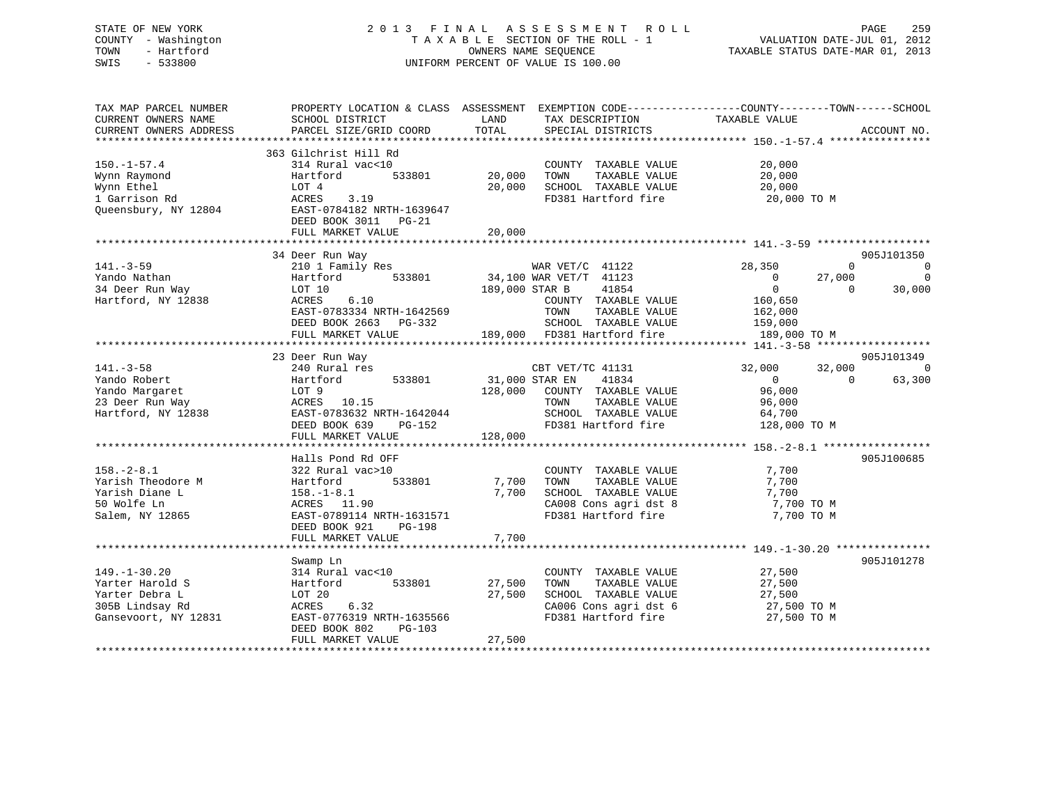STATE OF NEW YORK
COUNTY - Washington
TOWN - Hartford
SWIS - 533800

# 2013 FINAL ASSESSMENT ROLL
TAXABLE SECTION OF THE ROLL - 1
OWNERS NAME SEQUENCE
UNIFORM PERCENT OF VALUE IS 100.00

VALUATION DATE-JUL 01, 2012
TAXABLE STATUS DATE-MAR 01, 2013

```
TAX MAP PARCEL NUMBER          PROPERTY LOCATION & CLASS  ASSESSMENT  EXEMPTION CODE------------------COUNTY--------TOWN------SCHOOL
CURRENT OWNERS NAME            SCHOOL DISTRICT               LAND      TAX DESCRIPTION             TAXABLE VALUE
CURRENT OWNERS ADDRESS         PARCEL SIZE/GRID COORD        TOTAL     SPECIAL DISTRICTS                                   ACCOUNT NO.
******************************************************************************************************* 150.-1-57.4 ****************
                               363 Gilchrist Hill Rd
150.-1-57.4                    314 Rural vac<10                         COUNTY  TAXABLE VALUE          20,000
Wynn Raymond                   Hartford       533801         20,000     TOWN    TAXABLE VALUE          20,000
Wynn Ethel                     LOT 4                         20,000     SCHOOL  TAXABLE VALUE          20,000
1 Garrison Rd                  ACRES    3.19                            FD381 Hartford fire             20,000 TO M
Queensbury, NY 12804           EAST-0784182 NRTH-1639647
                               DEED BOOK 3011   PG-21
                               FULL MARKET VALUE             20,000
******************************************************************************************************* 141.-3-59 ******************
                               34 Deer Run Way                                                                          905J101350
141.-3-59                      210 1 Family Res                  WAR VET/C  41122             28,350          0            0
Yando Nathan                   Hartford       533801         34,100 WAR VET/T  41123                  0     27,000            0
34 Deer Run Way                LOT 10                       189,000 STAR B     41854                  0          0       30,000
Hartford, NY 12838             ACRES    6.10                            COUNTY  TAXABLE VALUE         160,650
                               EAST-0783334 NRTH-1642569                TOWN    TAXABLE VALUE         162,000
                               DEED BOOK 2663   PG-332                  SCHOOL  TAXABLE VALUE         159,000
                               FULL MARKET VALUE            189,000     FD381 Hartford fire            189,000 TO M
******************************************************************************************************* 141.-3-58 ******************
                               23 Deer Run Way                                                                          905J101349
141.-3-58                      240 Rural res                     CBT VET/TC 41131             32,000     32,000            0
Yando Robert                   Hartford       533801         31,000 STAR EN    41834                  0          0       63,300
Yando Margaret                 LOT 9                        128,000     COUNTY  TAXABLE VALUE          96,000
23 Deer Run Way                ACRES   10.15                            TOWN    TAXABLE VALUE          96,000
Hartford, NY 12838             EAST-0783632 NRTH-1642044                SCHOOL  TAXABLE VALUE          64,700
                               DEED BOOK 639    PG-152                  FD381 Hartford fire            128,000 TO M
                               FULL MARKET VALUE            128,000
******************************************************************************************************* 158.-2-8.1 *****************
                               Halls Pond Rd OFF                                                                        905J100685
158.-2-8.1                     322 Rural vac>10                         COUNTY  TAXABLE VALUE           7,700
Yarish Theodore M              Hartford       533801          7,700     TOWN    TAXABLE VALUE           7,700
Yarish Diane L                 158.-1-8.1                     7,700     SCHOOL  TAXABLE VALUE           7,700
50 Wolfe Ln                    ACRES   11.90                            CA008 Cons agri dst 8            7,700 TO M
Salem, NY 12865                EAST-0789114 NRTH-1631571                FD381 Hartford fire              7,700 TO M
                               DEED BOOK 921    PG-198
                               FULL MARKET VALUE              7,700
******************************************************************************************************* 149.-1-30.20 ***************
                               Swamp Ln                                                                                 905J101278
149.-1-30.20                   314 Rural vac<10                         COUNTY  TAXABLE VALUE          27,500
Yarter Harold S                Hartford       533801         27,500     TOWN    TAXABLE VALUE          27,500
Yarter Debra L                 LOT 20                        27,500     SCHOOL  TAXABLE VALUE          27,500
305B Lindsay Rd                ACRES    6.32                            CA006 Cons agri dst 6           27,500 TO M
Gansevoort, NY 12831           EAST-0776319 NRTH-1635566                FD381 Hartford fire             27,500 TO M
                               DEED BOOK 802    PG-103
                               FULL MARKET VALUE             27,500
************************************************************************************************************************************
```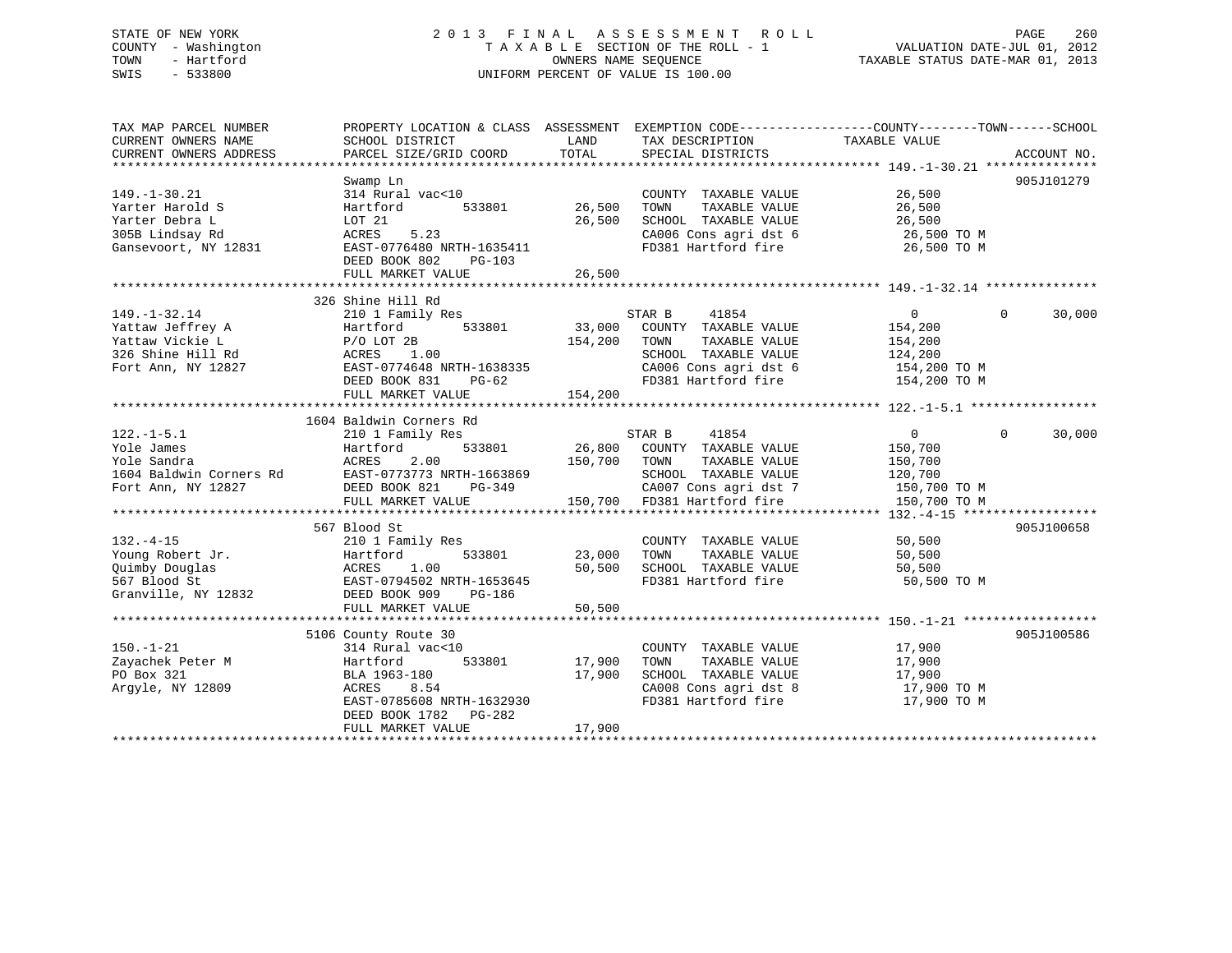STATE OF NEW YORK
COUNTY - Washington
TOWN - Hartford
SWIS - 533800

# 2013 FINAL ASSESSMENT ROLL
TAXABLE SECTION OF THE ROLL - 1
OWNERS NAME SEQUENCE
UNIFORM PERCENT OF VALUE IS 100.00

VALUATION DATE-JUL 01, 2012
TAXABLE STATUS DATE-MAR 01, 2013

| TAX MAP PARCEL NUMBER / CURRENT OWNERS NAME / CURRENT OWNERS ADDRESS | PROPERTY LOCATION & CLASS / SCHOOL DISTRICT / PARCEL SIZE/GRID COORD | ASSESSMENT LAND | TOTAL | EXEMPTION CODE / TAX DESCRIPTION / SPECIAL DISTRICTS | COUNTY TAXABLE VALUE | TOWN | SCHOOL | ACCOUNT NO. |
|---|---|---|---|---|---|---|---|---|
| **149.-1-30.21** | Swamp Ln | | | | | | | 905J101279 |
| 149.-1-30.21 | 314 Rural vac<10 | | | COUNTY TAXABLE VALUE | 26,500 | | | |
| Yarter Harold S | Hartford 533801 | 26,500 | | TOWN TAXABLE VALUE | 26,500 | | | |
| Yarter Debra L | LOT 21 | | 26,500 | SCHOOL TAXABLE VALUE | 26,500 | | | |
| 305B Lindsay Rd | ACRES 5.23 | | | CA006 Cons agri dst 6 | 26,500 TO M | | | |
| Gansevoort, NY 12831 | EAST-0776480 NRTH-1635411 | | | FD381 Hartford fire | 26,500 TO M | | | |
| | DEED BOOK 802 PG-103 | | | | | | | |
| | FULL MARKET VALUE | | 26,500 | | | | | |
| **149.-1-32.14** | 326 Shine Hill Rd | | | | | | | |
| 149.-1-32.14 | 210 1 Family Res | | | STAR B 41854 | 0 | 0 | 30,000 | |
| Yattaw Jeffrey A | Hartford 533801 | 33,000 | | COUNTY TAXABLE VALUE | 154,200 | | | |
| Yattaw Vickie L | P/O LOT 2B | | 154,200 | TOWN TAXABLE VALUE | 154,200 | | | |
| 326 Shine Hill Rd | ACRES 1.00 | | | SCHOOL TAXABLE VALUE | 124,200 | | | |
| Fort Ann, NY 12827 | EAST-0774648 NRTH-1638335 | | | CA006 Cons agri dst 6 | 154,200 TO M | | | |
| | DEED BOOK 831 PG-62 | | | FD381 Hartford fire | 154,200 TO M | | | |
| | FULL MARKET VALUE | | 154,200 | | | | | |
| **122.-1-5.1** | 1604 Baldwin Corners Rd | | | | | | | |
| 122.-1-5.1 | 210 1 Family Res | | | STAR B 41854 | 0 | 0 | 30,000 | |
| Yole James | Hartford 533801 | 26,800 | | COUNTY TAXABLE VALUE | 150,700 | | | |
| Yole Sandra | ACRES 2.00 | | 150,700 | TOWN TAXABLE VALUE | 150,700 | | | |
| 1604 Baldwin Corners Rd | EAST-0773773 NRTH-1663869 | | | SCHOOL TAXABLE VALUE | 120,700 | | | |
| Fort Ann, NY 12827 | DEED BOOK 821 PG-349 | | | CA007 Cons agri dst 7 | 150,700 TO M | | | |
| | FULL MARKET VALUE | | 150,700 | FD381 Hartford fire | 150,700 TO M | | | |
| **132.-4-15** | 567 Blood St | | | | | | | 905J100658 |
| 132.-4-15 | 210 1 Family Res | | | COUNTY TAXABLE VALUE | 50,500 | | | |
| Young Robert Jr. | Hartford 533801 | 23,000 | | TOWN TAXABLE VALUE | 50,500 | | | |
| Quimby Douglas | ACRES 1.00 | | 50,500 | SCHOOL TAXABLE VALUE | 50,500 | | | |
| 567 Blood St | EAST-0794502 NRTH-1653645 | | | FD381 Hartford fire | 50,500 TO M | | | |
| Granville, NY 12832 | DEED BOOK 909 PG-186 | | | | | | | |
| | FULL MARKET VALUE | | 50,500 | | | | | |
| **150.-1-21** | 5106 County Route 30 | | | | | | | 905J100586 |
| 150.-1-21 | 314 Rural vac<10 | | | COUNTY TAXABLE VALUE | 17,900 | | | |
| Zayachek Peter M | Hartford 533801 | 17,900 | | TOWN TAXABLE VALUE | 17,900 | | | |
| PO Box 321 | BLA 1963-180 | | 17,900 | SCHOOL TAXABLE VALUE | 17,900 | | | |
| Argyle, NY 12809 | ACRES 8.54 | | | CA008 Cons agri dst 8 | 17,900 TO M | | | |
| | EAST-0785608 NRTH-1632930 | | | FD381 Hartford fire | 17,900 TO M | | | |
| | DEED BOOK 1782 PG-282 | | | | | | | |
| | FULL MARKET VALUE | | 17,900 | | | | | |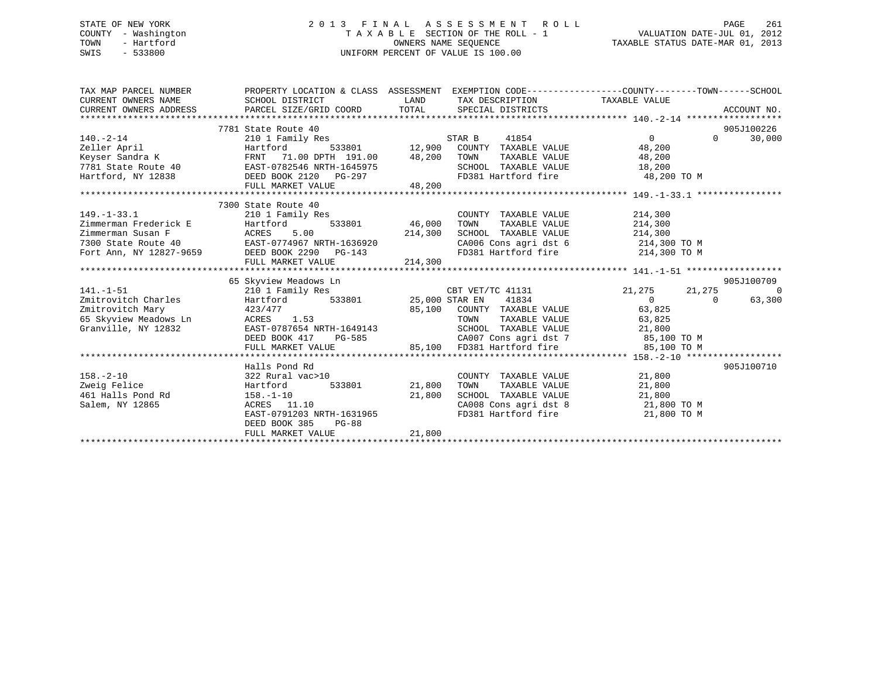STATE OF NEW YORK
COUNTY - Washington
TOWN - Hartford
SWIS - 533800

# 2013 FINAL ASSESSMENT ROLL

TAXABLE SECTION OF THE ROLL - 1
OWNERS NAME SEQUENCE
UNIFORM PERCENT OF VALUE IS 100.00

VALUATION DATE-JUL 01, 2012
TAXABLE STATUS DATE-MAR 01, 2013

```
TAX MAP PARCEL NUMBER          PROPERTY LOCATION & CLASS  ASSESSMENT  EXEMPTION CODE-----------------COUNTY--------TOWN------SCHOOL
CURRENT OWNERS NAME            SCHOOL DISTRICT               LAND      TAX DESCRIPTION            TAXABLE VALUE
CURRENT OWNERS ADDRESS         PARCEL SIZE/GRID COORD        TOTAL     SPECIAL DISTRICTS                                    ACCOUNT NO.
******************************************************************************************** 140.-2-14 ******************
                               7781 State Route 40                                                                          905J100226
140.-2-14                      210 1 Family Res                        STAR B     41854                 0          0      30,000
Zeller April                   Hartford          533801      12,900    COUNTY  TAXABLE VALUE          48,200
Keyser Sandra K                FRNT  71.00 DPTH 191.00       48,200    TOWN    TAXABLE VALUE          48,200
7781 State Route 40            EAST-0782546 NRTH-1645975               SCHOOL  TAXABLE VALUE          18,200
Hartford, NY 12838             DEED BOOK 2120   PG-297                 FD381 Hartford fire             48,200 TO M
                               FULL MARKET VALUE             48,200
******************************************************************************************** 149.-1-33.1 ****************
                               7300 State Route 40
149.-1-33.1                    210 1 Family Res                        COUNTY  TAXABLE VALUE         214,300
Zimmerman Frederick E          Hartford          533801      46,000    TOWN    TAXABLE VALUE         214,300
Zimmerman Susan F              ACRES    5.00                214,300    SCHOOL  TAXABLE VALUE         214,300
7300 State Route 40            EAST-0774967 NRTH-1636920               CA006 Cons agri dst 6          214,300 TO M
Fort Ann, NY 12827-9659        DEED BOOK 2290   PG-143                 FD381 Hartford fire            214,300 TO M
                               FULL MARKET VALUE            214,300
******************************************************************************************** 141.-1-51 ******************
                               65 Skyview Meadows Ln                                                                        905J100709
141.-1-51                      210 1 Family Res                        CBT VET/TC 41131            21,275     21,275          0
Zmitrovitch Charles            Hartford          533801      25,000    STAR EN    41834                 0          0      63,300
Zmitrovitch Mary               423/477                       85,100    COUNTY  TAXABLE VALUE          63,825
65 Skyview Meadows Ln          ACRES    1.53                           TOWN    TAXABLE VALUE          63,825
Granville, NY 12832            EAST-0787654 NRTH-1649143               SCHOOL  TAXABLE VALUE          21,800
                               DEED BOOK 417    PG-585                 CA007 Cons agri dst 7           85,100 TO M
                               FULL MARKET VALUE             85,100    FD381 Hartford fire             85,100 TO M
******************************************************************************************** 158.-2-10 ******************
                               Halls Pond Rd                                                                                905J100710
158.-2-10                      322 Rural vac>10                        COUNTY  TAXABLE VALUE          21,800
Zweig Felice                   Hartford          533801      21,800    TOWN    TAXABLE VALUE          21,800
461 Halls Pond Rd              158.-1-10                     21,800    SCHOOL  TAXABLE VALUE          21,800
Salem, NY 12865                ACRES   11.10                           CA008 Cons agri dst 8           21,800 TO M
                               EAST-0791203 NRTH-1631965               FD381 Hartford fire             21,800 TO M
                               DEED BOOK 385    PG-88
                               FULL MARKET VALUE             21,800
****************************************************************************************************************************
```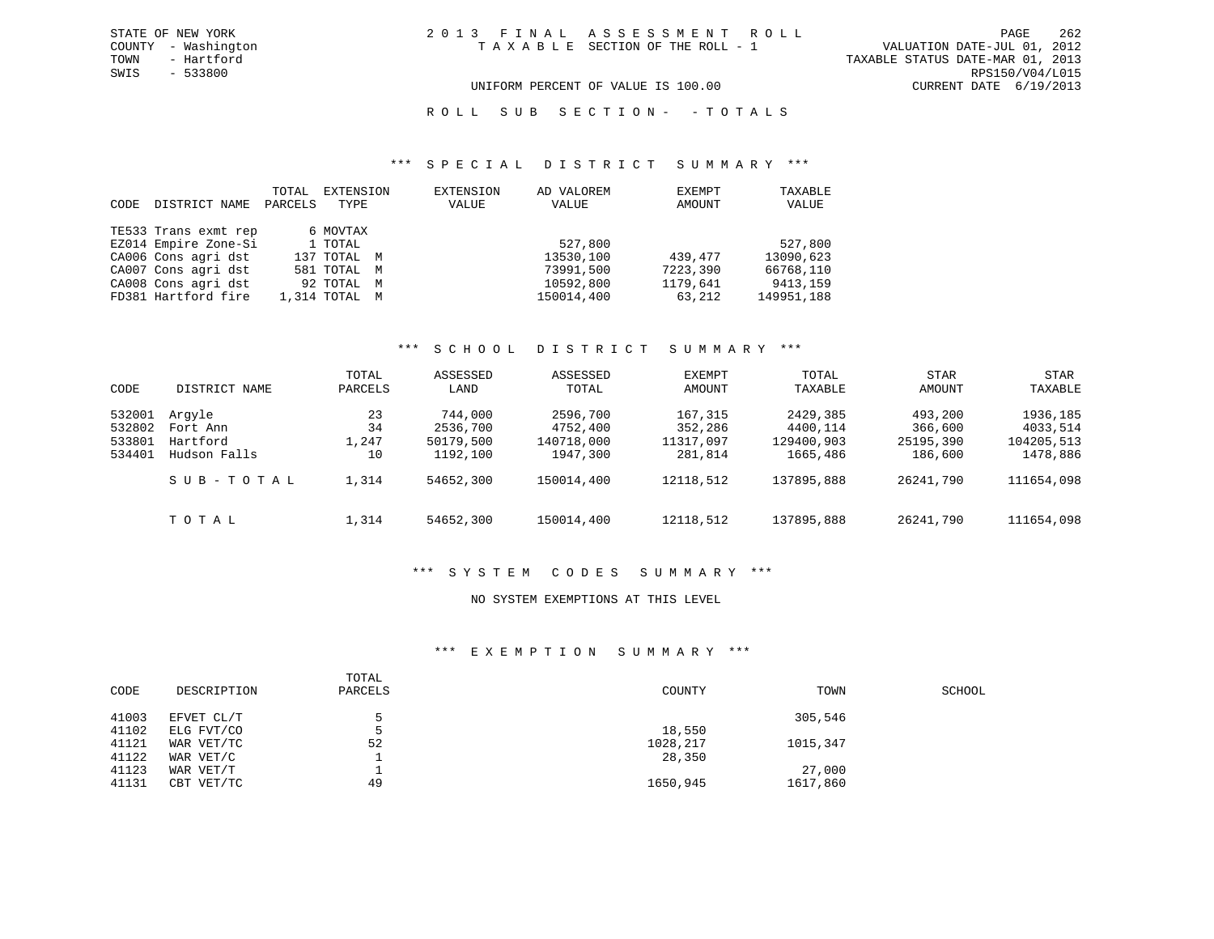STATE OF NEW YORK
COUNTY - Washington
TOWN - Hartford
SWIS - 533800

2013 FINAL ASSESSMENT ROLL
TAXABLE SECTION OF THE ROLL - 1

VALUATION DATE-JUL 01, 2012
TAXABLE STATUS DATE-MAR 01, 2013
RPS150/V04/L015
CURRENT DATE 6/19/2013

UNIFORM PERCENT OF VALUE IS 100.00

ROLL SUB SECTION- - TOTALS

### *** SPECIAL DISTRICT SUMMARY ***

| CODE | DISTRICT NAME | TOTAL PARCELS | EXTENSION TYPE | EXTENSION VALUE | AD VALOREM VALUE | EXEMPT AMOUNT | TAXABLE VALUE |
|---|---|---|---|---|---|---|---|
| TE533 | Trans exmt rep | 6 | MOVTAX | | | | |
| EZ014 | Empire Zone-Si | 1 | TOTAL | | 527,800 | | 527,800 |
| CA006 | Cons agri dst | 137 | TOTAL M | | 13530,100 | 439,477 | 13090,623 |
| CA007 | Cons agri dst | 581 | TOTAL M | | 73991,500 | 7223,390 | 66768,110 |
| CA008 | Cons agri dst | 92 | TOTAL M | | 10592,800 | 1179,641 | 9413,159 |
| FD381 | Hartford fire | 1,314 | TOTAL M | | 150014,400 | 63,212 | 149951,188 |

### *** SCHOOL DISTRICT SUMMARY ***

| CODE | DISTRICT NAME | TOTAL PARCELS | ASSESSED LAND | ASSESSED TOTAL | EXEMPT AMOUNT | TOTAL TAXABLE | STAR AMOUNT | STAR TAXABLE |
|---|---|---|---|---|---|---|---|---|
| 532001 | Argyle | 23 | 744,000 | 2596,700 | 167,315 | 2429,385 | 493,200 | 1936,185 |
| 532802 | Fort Ann | 34 | 2536,700 | 4752,400 | 352,286 | 4400,114 | 366,600 | 4033,514 |
| 533801 | Hartford | 1,247 | 50179,500 | 140718,000 | 11317,097 | 129400,903 | 25195,390 | 104205,513 |
| 534401 | Hudson Falls | 10 | 1192,100 | 1947,300 | 281,814 | 1665,486 | 186,600 | 1478,886 |
| | SUB-TOTAL | 1,314 | 54652,300 | 150014,400 | 12118,512 | 137895,888 | 26241,790 | 111654,098 |
| | TOTAL | 1,314 | 54652,300 | 150014,400 | 12118,512 | 137895,888 | 26241,790 | 111654,098 |

### *** SYSTEM CODES SUMMARY ***

NO SYSTEM EXEMPTIONS AT THIS LEVEL

### *** EXEMPTION SUMMARY ***

| CODE | DESCRIPTION | TOTAL PARCELS | COUNTY | TOWN | SCHOOL |
|---|---|---|---|---|---|
| 41003 | EFVET CL/T | 5 | | 305,546 | |
| 41102 | ELG FVT/CO | 5 | 18,550 | | |
| 41121 | WAR VET/TC | 52 | 1028,217 | 1015,347 | |
| 41122 | WAR VET/C | 1 | 28,350 | | |
| 41123 | WAR VET/T | 1 | | 27,000 | |
| 41131 | CBT VET/TC | 49 | 1650,945 | 1617,860 | |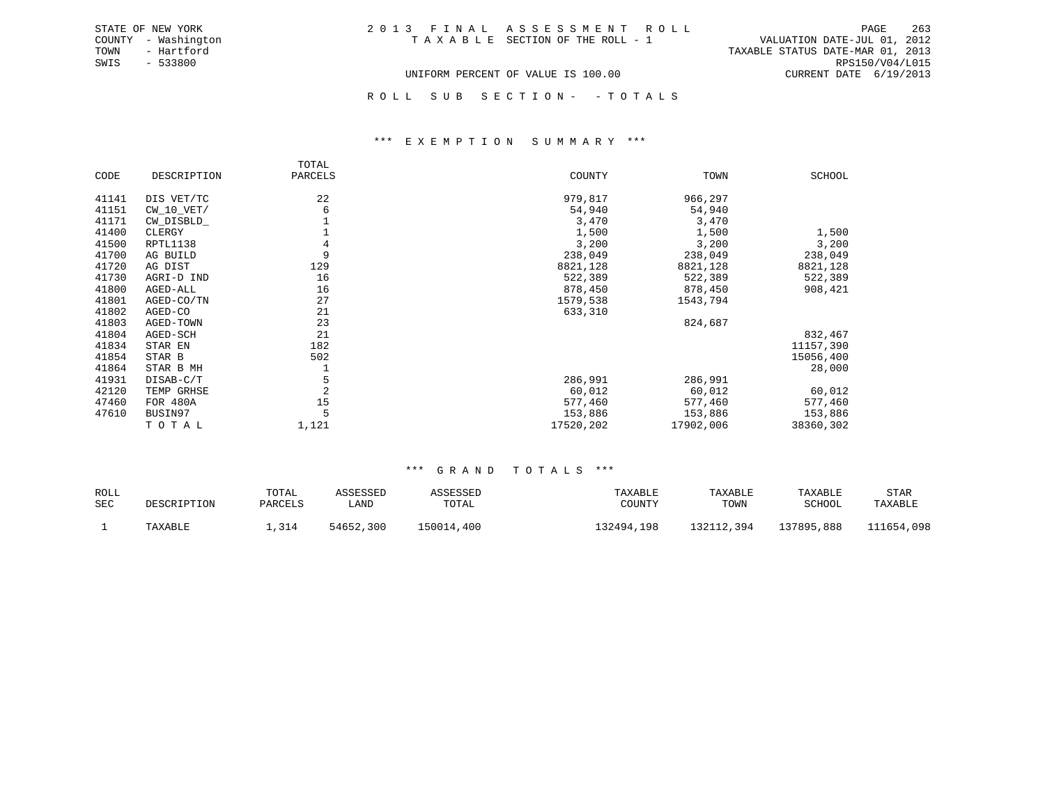STATE OF NEW YORK
COUNTY - Washington
TOWN - Hartford
SWIS - 533800

2 0 1 3 F I N A L A S S E S S M E N T R O L L
T A X A B L E SECTION OF THE ROLL - 1

VALUATION DATE-JUL 01, 2012
TAXABLE STATUS DATE-MAR 01, 2013
RPS150/V04/L015
CURRENT DATE 6/19/2013

UNIFORM PERCENT OF VALUE IS 100.00

R O L L S U B S E C T I O N - - T O T A L S

### *** E X E M P T I O N S U M M A R Y ***

| CODE | DESCRIPTION | TOTAL PARCELS | COUNTY | TOWN | SCHOOL |
|---|---|---|---|---|---|
| 41141 | DIS VET/TC | 22 | 979,817 | 966,297 | |
| 41151 | CW_10_VET/ | 6 | 54,940 | 54,940 | |
| 41171 | CW_DISBLD_ | 1 | 3,470 | 3,470 | |
| 41400 | CLERGY | 1 | 1,500 | 1,500 | 1,500 |
| 41500 | RPTL1138 | 4 | 3,200 | 3,200 | 3,200 |
| 41700 | AG BUILD | 9 | 238,049 | 238,049 | 238,049 |
| 41720 | AG DIST | 129 | 8821,128 | 8821,128 | 8821,128 |
| 41730 | AGRI-D IND | 16 | 522,389 | 522,389 | 522,389 |
| 41800 | AGED-ALL | 16 | 878,450 | 878,450 | 908,421 |
| 41801 | AGED-CO/TN | 27 | 1579,538 | 1543,794 | |
| 41802 | AGED-CO | 21 | 633,310 | | |
| 41803 | AGED-TOWN | 23 | | 824,687 | |
| 41804 | AGED-SCH | 21 | | | 832,467 |
| 41834 | STAR EN | 182 | | | 11157,390 |
| 41854 | STAR B | 502 | | | 15056,400 |
| 41864 | STAR B MH | 1 | | | 28,000 |
| 41931 | DISAB-C/T | 5 | 286,991 | 286,991 | |
| 42120 | TEMP GRHSE | 2 | 60,012 | 60,012 | 60,012 |
| 47460 | FOR 480A | 15 | 577,460 | 577,460 | 577,460 |
| 47610 | BUSIN97 | 5 | 153,886 | 153,886 | 153,886 |
| | T O T A L | 1,121 | 17520,202 | 17902,006 | 38360,302 |

### *** G R A N D T O T A L S ***

| ROLL SEC | DESCRIPTION | TOTAL PARCELS | ASSESSED LAND | ASSESSED TOTAL | TAXABLE COUNTY | TAXABLE TOWN | TAXABLE SCHOOL | STAR TAXABLE |
|---|---|---|---|---|---|---|---|---|
| 1 | TAXABLE | 1,314 | 54652,300 | 150014,400 | 132494,198 | 132112,394 | 137895,888 | 111654,098 |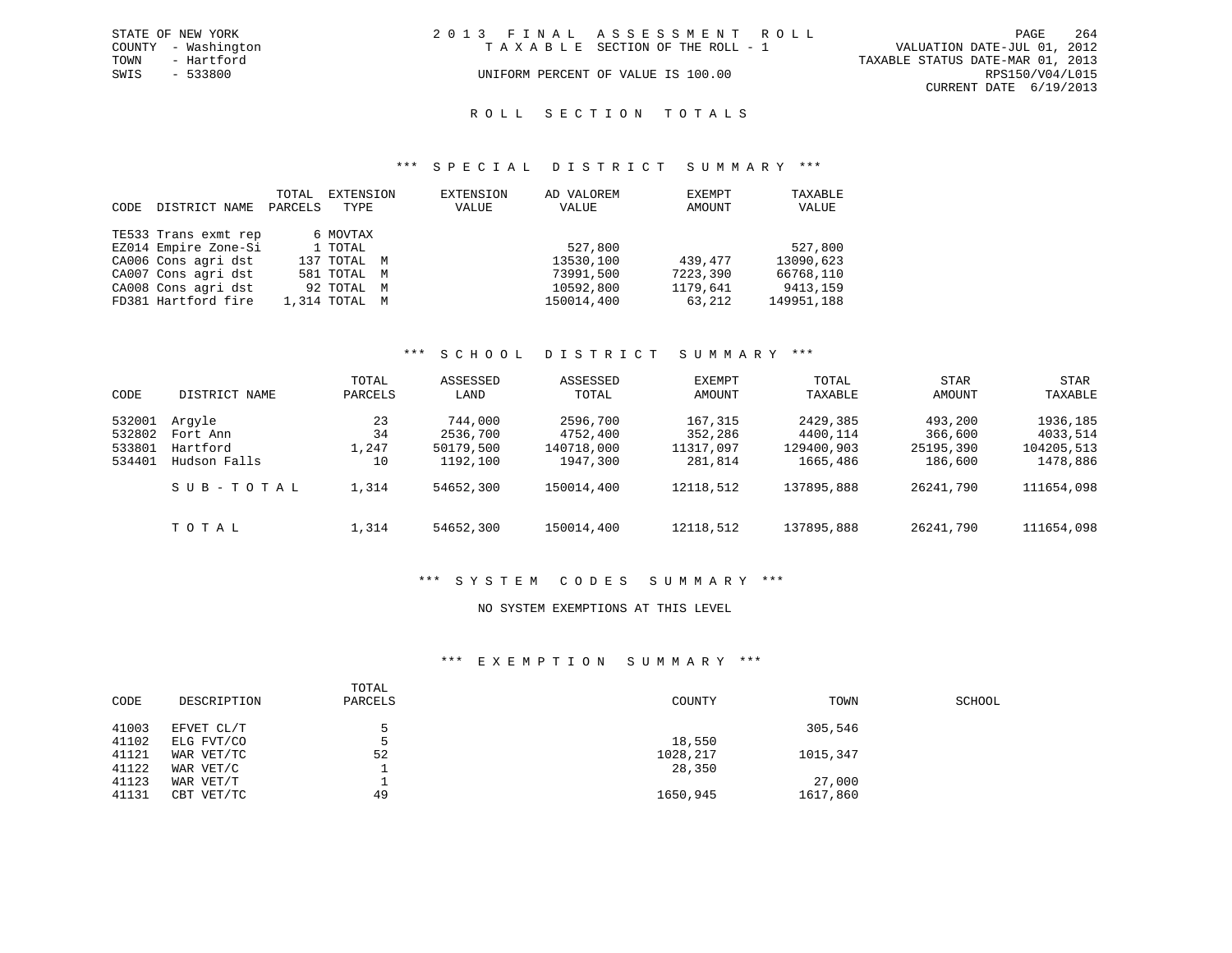STATE OF NEW YORK
COUNTY - Washington
TOWN - Hartford
SWIS - 533800

2013 FINAL ASSESSMENT ROLL
TAXABLE SECTION OF THE ROLL - 1
UNIFORM PERCENT OF VALUE IS 100.00

VALUATION DATE-JUL 01, 2012
TAXABLE STATUS DATE-MAR 01, 2013
RPS150/V04/L015
CURRENT DATE 6/19/2013

## ROLL SECTION TOTALS

### *** SPECIAL DISTRICT SUMMARY ***

| CODE | DISTRICT NAME | TOTAL PARCELS | EXTENSION TYPE | EXTENSION VALUE | AD VALOREM VALUE | EXEMPT AMOUNT | TAXABLE VALUE |
|---|---|---|---|---|---|---|---|
| TE533 | Trans exmt rep | 6 | MOVTAX | | | | |
| EZ014 | Empire Zone-Si | 1 | TOTAL | | 527,800 | | 527,800 |
| CA006 | Cons agri dst | 137 | TOTAL M | | 13530,100 | 439,477 | 13090,623 |
| CA007 | Cons agri dst | 581 | TOTAL M | | 73991,500 | 7223,390 | 66768,110 |
| CA008 | Cons agri dst | 92 | TOTAL M | | 10592,800 | 1179,641 | 9413,159 |
| FD381 | Hartford fire | 1,314 | TOTAL M | | 150014,400 | 63,212 | 149951,188 |

### *** SCHOOL DISTRICT SUMMARY ***

| CODE | DISTRICT NAME | TOTAL PARCELS | ASSESSED LAND | ASSESSED TOTAL | EXEMPT AMOUNT | TOTAL TAXABLE | STAR AMOUNT | STAR TAXABLE |
|---|---|---|---|---|---|---|---|---|
| 532001 | Argyle | 23 | 744,000 | 2596,700 | 167,315 | 2429,385 | 493,200 | 1936,185 |
| 532802 | Fort Ann | 34 | 2536,700 | 4752,400 | 352,286 | 4400,114 | 366,600 | 4033,514 |
| 533801 | Hartford | 1,247 | 50179,500 | 140718,000 | 11317,097 | 129400,903 | 25195,390 | 104205,513 |
| 534401 | Hudson Falls | 10 | 1192,100 | 1947,300 | 281,814 | 1665,486 | 186,600 | 1478,886 |
| | SUB-TOTAL | 1,314 | 54652,300 | 150014,400 | 12118,512 | 137895,888 | 26241,790 | 111654,098 |
| | TOTAL | 1,314 | 54652,300 | 150014,400 | 12118,512 | 137895,888 | 26241,790 | 111654,098 |

### *** SYSTEM CODES SUMMARY ***

NO SYSTEM EXEMPTIONS AT THIS LEVEL

### *** EXEMPTION SUMMARY ***

| CODE | DESCRIPTION | TOTAL PARCELS | COUNTY | TOWN | SCHOOL |
|---|---|---|---|---|---|
| 41003 | EFVET CL/T | 5 | | 305,546 | |
| 41102 | ELG FVT/CO | 5 | 18,550 | | |
| 41121 | WAR VET/TC | 52 | 1028,217 | 1015,347 | |
| 41122 | WAR VET/C | 1 | 28,350 | | |
| 41123 | WAR VET/T | 1 | | 27,000 | |
| 41131 | CBT VET/TC | 49 | 1650,945 | 1617,860 | |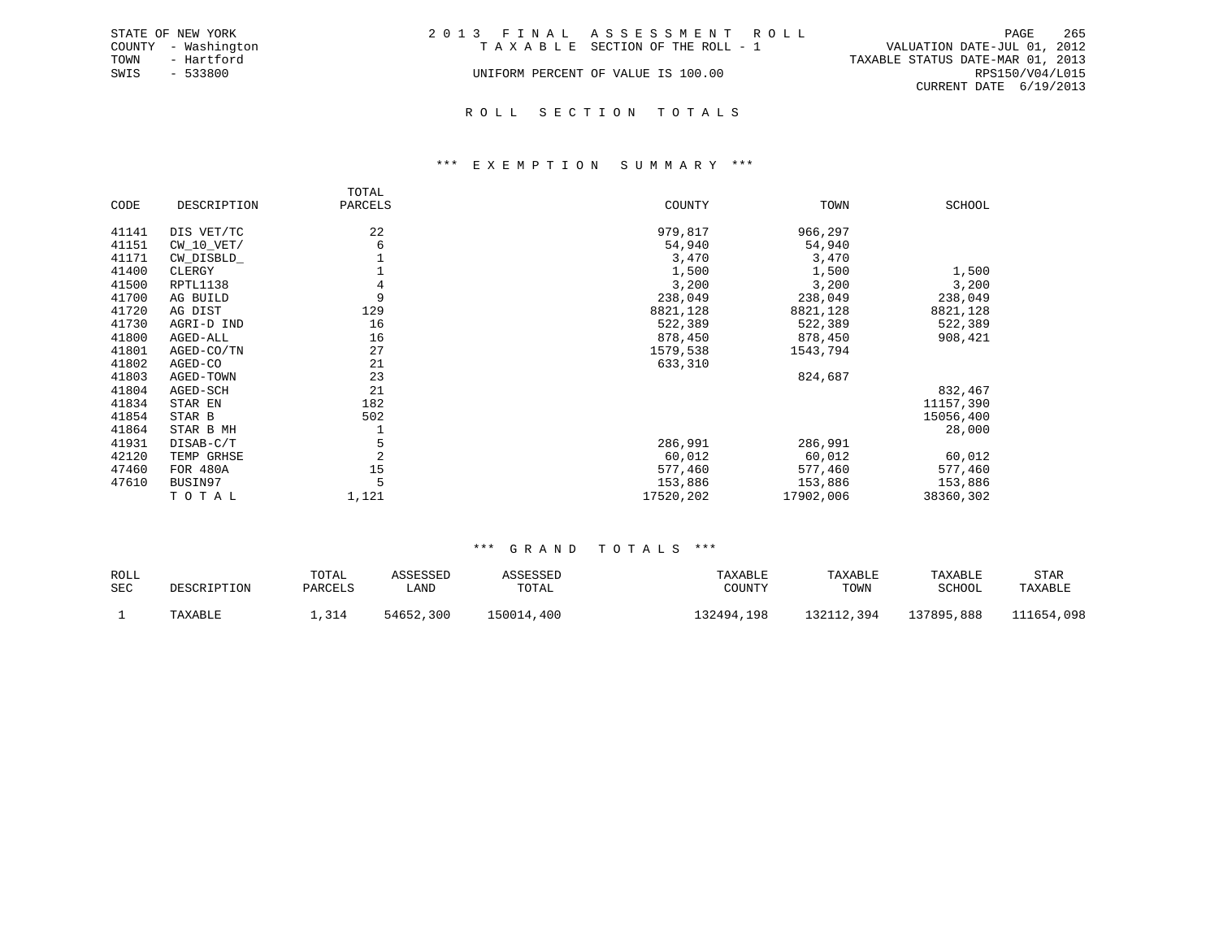STATE OF NEW YORK
COUNTY - Washington
TOWN - Hartford
SWIS - 533800

2 0 1 3 F I N A L A S S E S S M E N T R O L L
T A X A B L E SECTION OF THE ROLL - 1
UNIFORM PERCENT OF VALUE IS 100.00

VALUATION DATE-JUL 01, 2012
TAXABLE STATUS DATE-MAR 01, 2013
RPS150/V04/L015
CURRENT DATE 6/19/2013

## R O L L S E C T I O N T O T A L S

### *** E X E M P T I O N S U M M A R Y ***

| CODE | DESCRIPTION | TOTAL PARCELS | COUNTY | TOWN | SCHOOL |
|---|---|---|---|---|---|
| 41141 | DIS VET/TC | 22 | 979,817 | 966,297 | |
| 41151 | CW_10_VET/ | 6 | 54,940 | 54,940 | |
| 41171 | CW_DISBLD_ | 1 | 3,470 | 3,470 | |
| 41400 | CLERGY | 1 | 1,500 | 1,500 | 1,500 |
| 41500 | RPTL1138 | 4 | 3,200 | 3,200 | 3,200 |
| 41700 | AG BUILD | 9 | 238,049 | 238,049 | 238,049 |
| 41720 | AG DIST | 129 | 8821,128 | 8821,128 | 8821,128 |
| 41730 | AGRI-D IND | 16 | 522,389 | 522,389 | 522,389 |
| 41800 | AGED-ALL | 16 | 878,450 | 878,450 | 908,421 |
| 41801 | AGED-CO/TN | 27 | 1579,538 | 1543,794 | |
| 41802 | AGED-CO | 21 | 633,310 | | |
| 41803 | AGED-TOWN | 23 | | 824,687 | |
| 41804 | AGED-SCH | 21 | | | 832,467 |
| 41834 | STAR EN | 182 | | | 11157,390 |
| 41854 | STAR B | 502 | | | 15056,400 |
| 41864 | STAR B MH | 1 | | | 28,000 |
| 41931 | DISAB-C/T | 5 | 286,991 | 286,991 | |
| 42120 | TEMP GRHSE | 2 | 60,012 | 60,012 | 60,012 |
| 47460 | FOR 480A | 15 | 577,460 | 577,460 | 577,460 |
| 47610 | BUSIN97 | 5 | 153,886 | 153,886 | 153,886 |
| | T O T A L | 1,121 | 17520,202 | 17902,006 | 38360,302 |

### *** G R A N D T O T A L S ***

| ROLL SEC | DESCRIPTION | TOTAL PARCELS | ASSESSED LAND | ASSESSED TOTAL | TAXABLE COUNTY | TAXABLE TOWN | TAXABLE SCHOOL | STAR TAXABLE |
|---|---|---|---|---|---|---|---|---|
| 1 | TAXABLE | 1,314 | 54652,300 | 150014,400 | 132494,198 | 132112,394 | 137895,888 | 111654,098 |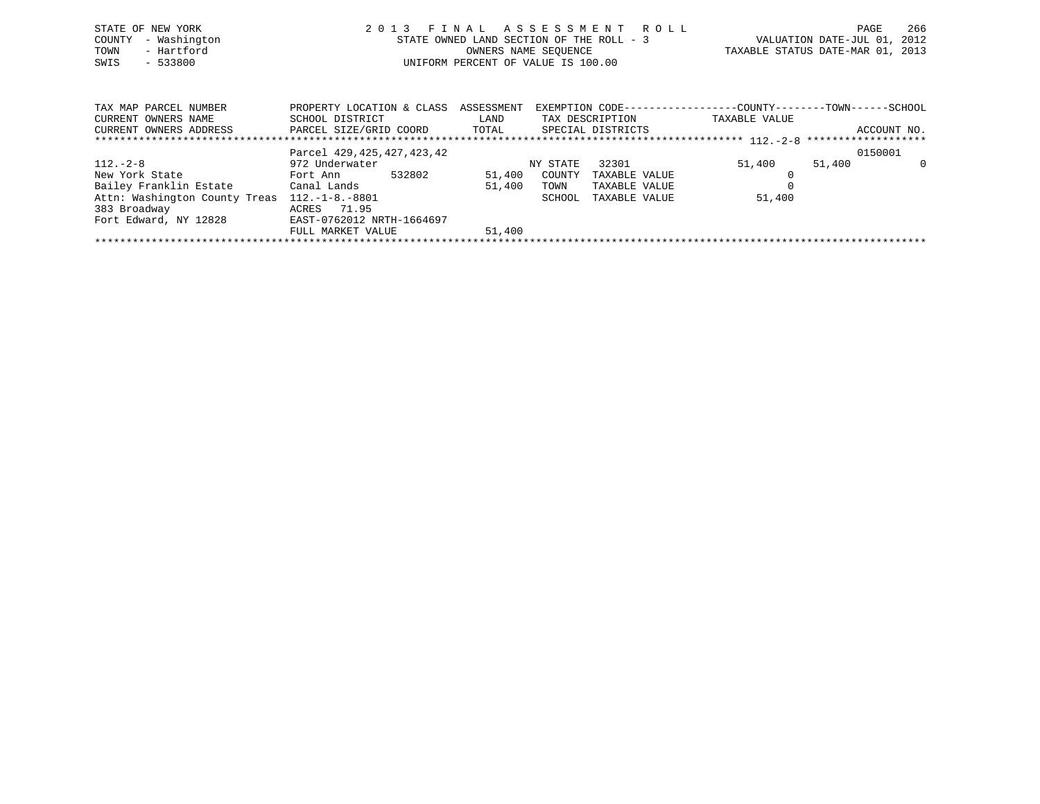STATE OF NEW YORK
COUNTY - Washington
TOWN - Hartford
SWIS - 533800

2 0 1 3 F I N A L A S S E S S M E N T R O L L
STATE OWNED LAND SECTION OF THE ROLL - 3
OWNERS NAME SEQUENCE
UNIFORM PERCENT OF VALUE IS 100.00

VALUATION DATE-JUL 01, 2012
TAXABLE STATUS DATE-MAR 01, 2013

| TAX MAP PARCEL NUMBER / CURRENT OWNERS NAME / CURRENT OWNERS ADDRESS | PROPERTY LOCATION & CLASS / SCHOOL DISTRICT / PARCEL SIZE/GRID COORD | ASSESSMENT LAND / TOTAL | EXEMPTION CODE / TAX DESCRIPTION / SPECIAL DISTRICTS | COUNTY TAXABLE VALUE | TOWN | SCHOOL / ACCOUNT NO. |
|---|---|---|---|---|---|---|
| 112.-2-8 | Parcel 429,425,427,423,42 | | | | | 0150001 |
| 112.-2-8 | 972 Underwater | | NY STATE 32301 | 51,400 | 51,400 | 0 |
| New York State | Fort Ann 532802 | 51,400 | COUNTY TAXABLE VALUE | 0 | | |
| Bailey Franklin Estate | Canal Lands | 51,400 | TOWN TAXABLE VALUE | 0 | | |
| Attn: Washington County Treas | 112.-1-8.-8801 | | SCHOOL TAXABLE VALUE | 51,400 | | |
| 383 Broadway | ACRES 71.95 | | | | | |
| Fort Edward, NY 12828 | EAST-0762012 NRTH-1664697 | | | | | |
| | FULL MARKET VALUE | 51,400 | | | | |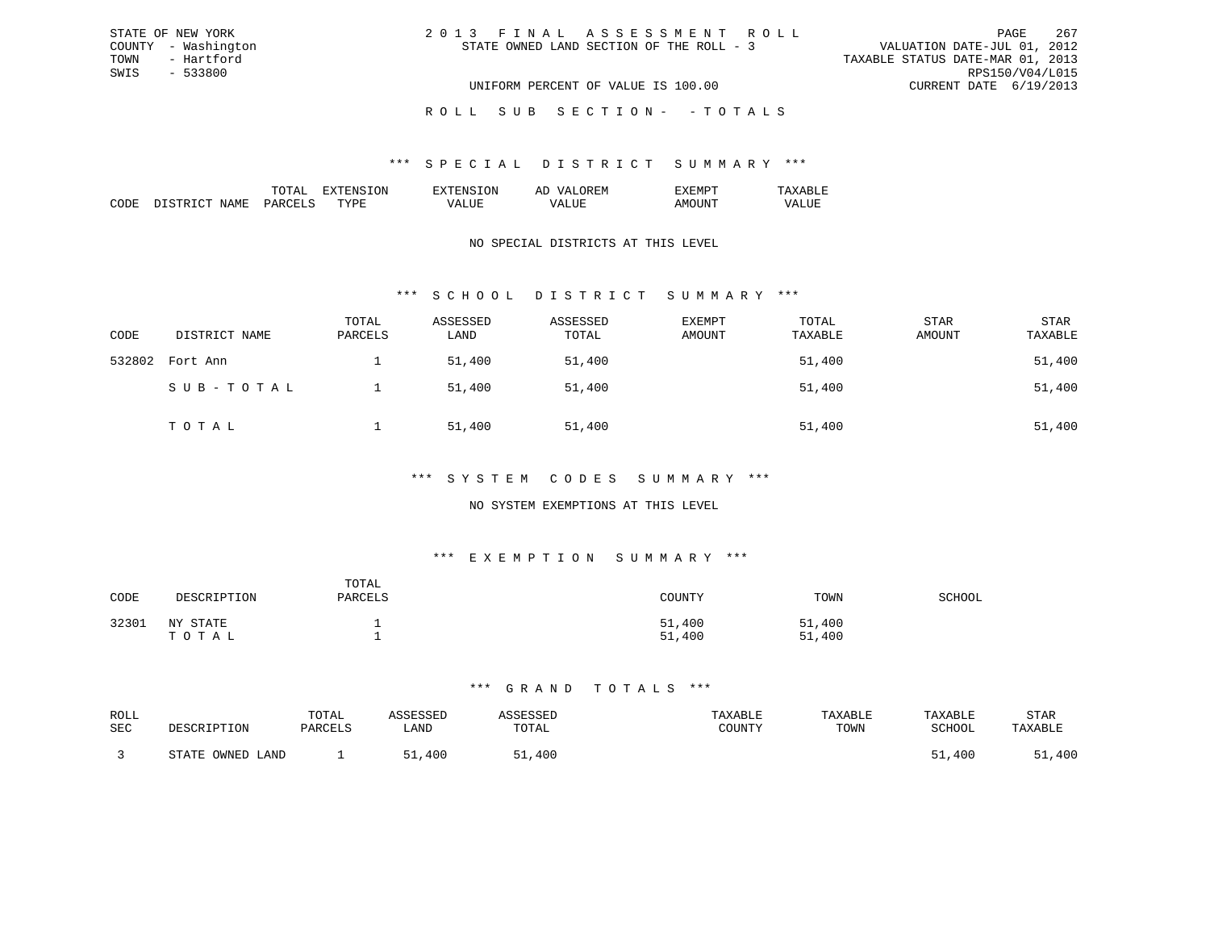STATE OF NEW YORK
COUNTY - Washington
TOWN - Hartford
SWIS - 533800

2013 FINAL ASSESSMENT ROLL
STATE OWNED LAND SECTION OF THE ROLL - 3

VALUATION DATE-JUL 01, 2012
TAXABLE STATUS DATE-MAR 01, 2013
RPS150/V04/L015
CURRENT DATE 6/19/2013

UNIFORM PERCENT OF VALUE IS 100.00

ROLL SUB SECTION- - TOTALS

### *** SPECIAL DISTRICT SUMMARY ***

| CODE | DISTRICT NAME | TOTAL PARCELS | EXTENSION TYPE | EXTENSION VALUE | AD VALOREM VALUE | EXEMPT AMOUNT | TAXABLE VALUE |
|---|---|---|---|---|---|---|---|

NO SPECIAL DISTRICTS AT THIS LEVEL

### *** SCHOOL DISTRICT SUMMARY ***

| CODE | DISTRICT NAME | TOTAL PARCELS | ASSESSED LAND | ASSESSED TOTAL | EXEMPT AMOUNT | TOTAL TAXABLE | STAR AMOUNT | STAR TAXABLE |
|---|---|---|---|---|---|---|---|---|
| 532802 | Fort Ann | 1 | 51,400 | 51,400 | | 51,400 | | 51,400 |
| | SUB-TOTAL | 1 | 51,400 | 51,400 | | 51,400 | | 51,400 |
| | TOTAL | 1 | 51,400 | 51,400 | | 51,400 | | 51,400 |

### *** SYSTEM CODES SUMMARY ***

NO SYSTEM EXEMPTIONS AT THIS LEVEL

### *** EXEMPTION SUMMARY ***

| CODE | DESCRIPTION | TOTAL PARCELS | COUNTY | TOWN | SCHOOL |
|---|---|---|---|---|---|
| 32301 | NY STATE | 1 | 51,400 | 51,400 | |
| | TOTAL | 1 | 51,400 | 51,400 | |

### *** GRAND TOTALS ***

| ROLL SEC | DESCRIPTION | TOTAL PARCELS | ASSESSED LAND | ASSESSED TOTAL | TAXABLE COUNTY | TAXABLE TOWN | TAXABLE SCHOOL | STAR TAXABLE |
|---|---|---|---|---|---|---|---|---|
| 3 | STATE OWNED LAND | 1 | 51,400 | 51,400 | | | 51,400 | 51,400 |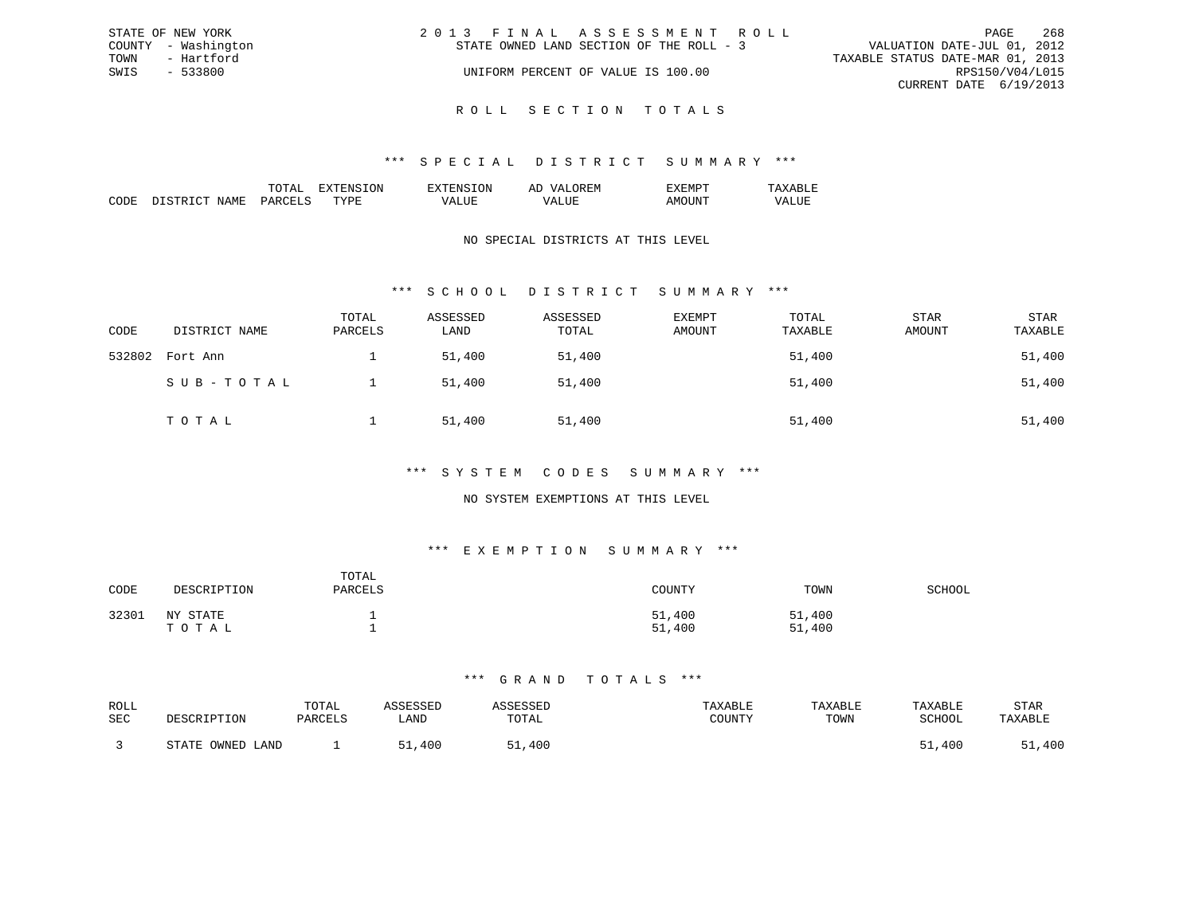STATE OF NEW YORK
COUNTY - Washington
TOWN - Hartford
SWIS - 533800

2 0 1 3 F I N A L A S S E S S M E N T R O L L
STATE OWNED LAND SECTION OF THE ROLL - 3
UNIFORM PERCENT OF VALUE IS 100.00

VALUATION DATE-JUL 01, 2012
TAXABLE STATUS DATE-MAR 01, 2013
RPS150/V04/L015
CURRENT DATE 6/19/2013

## R O L L S E C T I O N T O T A L S

### *** S P E C I A L D I S T R I C T S U M M A R Y ***

| CODE | DISTRICT NAME | TOTAL PARCELS | EXTENSION TYPE | EXTENSION VALUE | AD VALOREM VALUE | EXEMPT AMOUNT | TAXABLE VALUE |
|---|---|---|---|---|---|---|---|

NO SPECIAL DISTRICTS AT THIS LEVEL

### *** S C H O O L D I S T R I C T S U M M A R Y ***

| CODE | DISTRICT NAME | TOTAL PARCELS | ASSESSED LAND | ASSESSED TOTAL | EXEMPT AMOUNT | TOTAL TAXABLE | STAR AMOUNT | STAR TAXABLE |
|---|---|---|---|---|---|---|---|---|
| 532802 | Fort Ann | 1 | 51,400 | 51,400 | | 51,400 | | 51,400 |
| | S U B - T O T A L | 1 | 51,400 | 51,400 | | 51,400 | | 51,400 |
| | T O T A L | 1 | 51,400 | 51,400 | | 51,400 | | 51,400 |

### *** S Y S T E M C O D E S S U M M A R Y ***

NO SYSTEM EXEMPTIONS AT THIS LEVEL

### *** E X E M P T I O N S U M M A R Y ***

| CODE | DESCRIPTION | TOTAL PARCELS | COUNTY | TOWN | SCHOOL |
|---|---|---|---|---|---|
| 32301 | NY STATE | 1 | 51,400 | 51,400 | |
| | T O T A L | 1 | 51,400 | 51,400 | |

### *** G R A N D T O T A L S ***

| ROLL SEC | DESCRIPTION | TOTAL PARCELS | ASSESSED LAND | ASSESSED TOTAL | TAXABLE COUNTY | TAXABLE TOWN | TAXABLE SCHOOL | STAR TAXABLE |
|---|---|---|---|---|---|---|---|---|
| 3 | STATE OWNED LAND | 1 | 51,400 | 51,400 | | | 51,400 | 51,400 |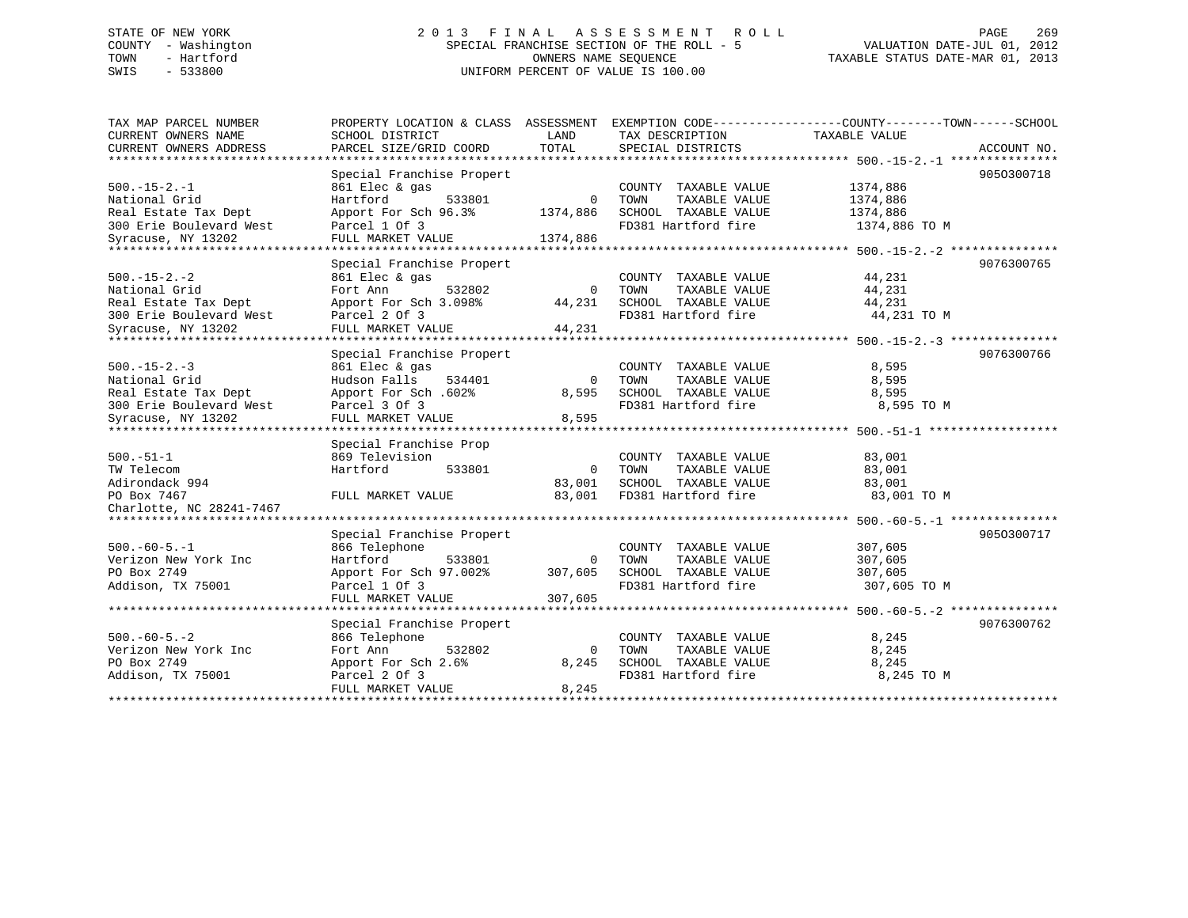STATE OF NEW YORK
COUNTY - Washington
TOWN - Hartford
SWIS - 533800

# 2013 FINAL ASSESSMENT ROLL
SPECIAL FRANCHISE SECTION OF THE ROLL - 5
OWNERS NAME SEQUENCE
UNIFORM PERCENT OF VALUE IS 100.00

VALUATION DATE-JUL 01, 2012
TAXABLE STATUS DATE-MAR 01, 2013

| TAX MAP PARCEL NUMBER / CURRENT OWNERS NAME / CURRENT OWNERS ADDRESS | PROPERTY LOCATION & CLASS / SCHOOL DISTRICT / PARCEL SIZE/GRID COORD | ASSESSMENT LAND | TOTAL | EXEMPTION CODE / TAX DESCRIPTION / SPECIAL DISTRICTS | TAXABLE VALUE (COUNTY / TOWN / SCHOOL) | ACCOUNT NO. |
|---|---|---|---|---|---|---|
| 500.-15-2.-1 | Special Franchise Propert | | | | | 9050300718 |
| National Grid | 861 Elec & gas | | | COUNTY TAXABLE VALUE | 1374,886 | |
| Real Estate Tax Dept | Hartford 533801 | 0 | | TOWN TAXABLE VALUE | 1374,886 | |
| 300 Erie Boulevard West | Apport For Sch 96.3% | | 1374,886 | SCHOOL TAXABLE VALUE | 1374,886 | |
| Syracuse, NY 13202 | Parcel 1 Of 3 | | | FD381 Hartford fire | 1374,886 TO M | |
| | FULL MARKET VALUE | | 1374,886 | | | |
| 500.-15-2.-2 | Special Franchise Propert | | | | | 9076300765 |
| National Grid | 861 Elec & gas | | | COUNTY TAXABLE VALUE | 44,231 | |
| Real Estate Tax Dept | Fort Ann 532802 | 0 | | TOWN TAXABLE VALUE | 44,231 | |
| 300 Erie Boulevard West | Apport For Sch 3.098% | | 44,231 | SCHOOL TAXABLE VALUE | 44,231 | |
| Syracuse, NY 13202 | Parcel 2 Of 3 | | | FD381 Hartford fire | 44,231 TO M | |
| | FULL MARKET VALUE | | 44,231 | | | |
| 500.-15-2.-3 | Special Franchise Propert | | | | | 9076300766 |
| National Grid | 861 Elec & gas | | | COUNTY TAXABLE VALUE | 8,595 | |
| Real Estate Tax Dept | Hudson Falls 534401 | 0 | | TOWN TAXABLE VALUE | 8,595 | |
| 300 Erie Boulevard West | Apport For Sch .602% | | 8,595 | SCHOOL TAXABLE VALUE | 8,595 | |
| Syracuse, NY 13202 | Parcel 3 Of 3 | | | FD381 Hartford fire | 8,595 TO M | |
| | FULL MARKET VALUE | | 8,595 | | | |
| 500.-51-1 | Special Franchise Prop | | | | | |
| TW Telecom | 869 Television | | | COUNTY TAXABLE VALUE | 83,001 | |
| Adirondack 994 | Hartford 533801 | 0 | | TOWN TAXABLE VALUE | 83,001 | |
| PO Box 7467 | | | 83,001 | SCHOOL TAXABLE VALUE | 83,001 | |
| Charlotte, NC 28241-7467 | FULL MARKET VALUE | | 83,001 | FD381 Hartford fire | 83,001 TO M | |
| 500.-60-5.-1 | Special Franchise Propert | | | | | 9050300717 |
| Verizon New York Inc | 866 Telephone | | | COUNTY TAXABLE VALUE | 307,605 | |
| PO Box 2749 | Hartford 533801 | 0 | | TOWN TAXABLE VALUE | 307,605 | |
| Addison, TX 75001 | Apport For Sch 97.002% | | 307,605 | SCHOOL TAXABLE VALUE | 307,605 | |
| | Parcel 1 Of 3 | | | FD381 Hartford fire | 307,605 TO M | |
| | FULL MARKET VALUE | | 307,605 | | | |
| 500.-60-5.-2 | Special Franchise Propert | | | | | 9076300762 |
| Verizon New York Inc | 866 Telephone | | | COUNTY TAXABLE VALUE | 8,245 | |
| PO Box 2749 | Fort Ann 532802 | 0 | | TOWN TAXABLE VALUE | 8,245 | |
| Addison, TX 75001 | Apport For Sch 2.6% | | 8,245 | SCHOOL TAXABLE VALUE | 8,245 | |
| | Parcel 2 Of 3 | | | FD381 Hartford fire | 8,245 TO M | |
| | FULL MARKET VALUE | | 8,245 | | | |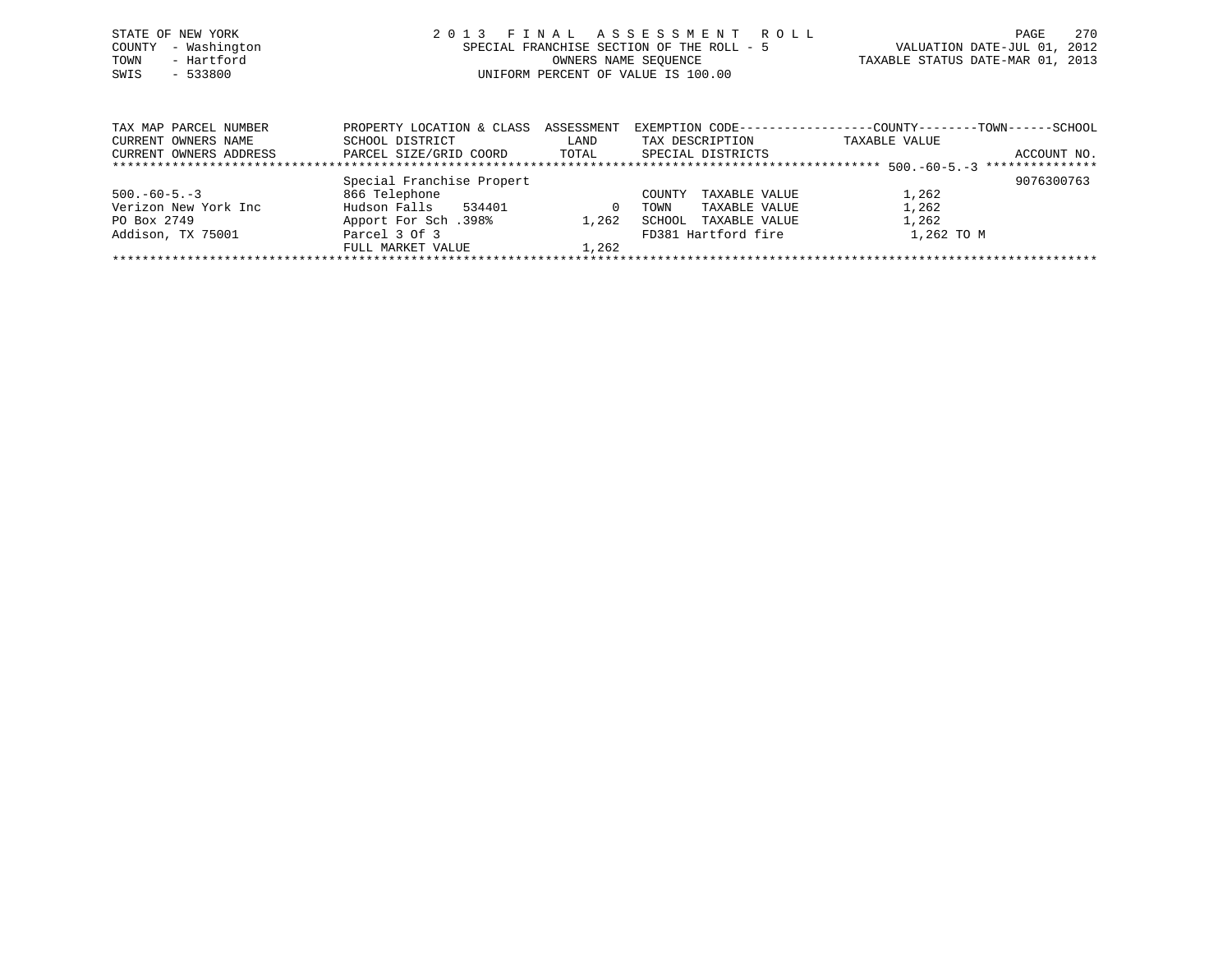STATE OF NEW YORK
COUNTY - Washington
TOWN - Hartford
SWIS - 533800

2 0 1 3 F I N A L A S S E S S M E N T R O L L
SPECIAL FRANCHISE SECTION OF THE ROLL - 5
OWNERS NAME SEQUENCE
UNIFORM PERCENT OF VALUE IS 100.00

VALUATION DATE-JUL 01, 2012
TAXABLE STATUS DATE-MAR 01, 2013

| TAX MAP PARCEL NUMBER / CURRENT OWNERS NAME / CURRENT OWNERS ADDRESS | PROPERTY LOCATION & CLASS / SCHOOL DISTRICT / PARCEL SIZE/GRID COORD | ASSESSMENT LAND / TOTAL | EXEMPTION CODE / TAX DESCRIPTION / SPECIAL DISTRICTS | COUNTY--------TOWN------SCHOOL TAXABLE VALUE | ACCOUNT NO. |
|---|---|---|---|---|---|
| 500.-60-5.-3 | Special Franchise Propert | | | | 9076300763 |
| 500.-60-5.-3 | 866 Telephone | | COUNTY TAXABLE VALUE | 1,262 | |
| Verizon New York Inc | Hudson Falls 534401 | 0 | TOWN TAXABLE VALUE | 1,262 | |
| PO Box 2749 | Apport For Sch .398% | 1,262 | SCHOOL TAXABLE VALUE | 1,262 | |
| Addison, TX 75001 | Parcel 3 Of 3 | | FD381 Hartford fire | 1,262 TO M | |
| | FULL MARKET VALUE | 1,262 | | | |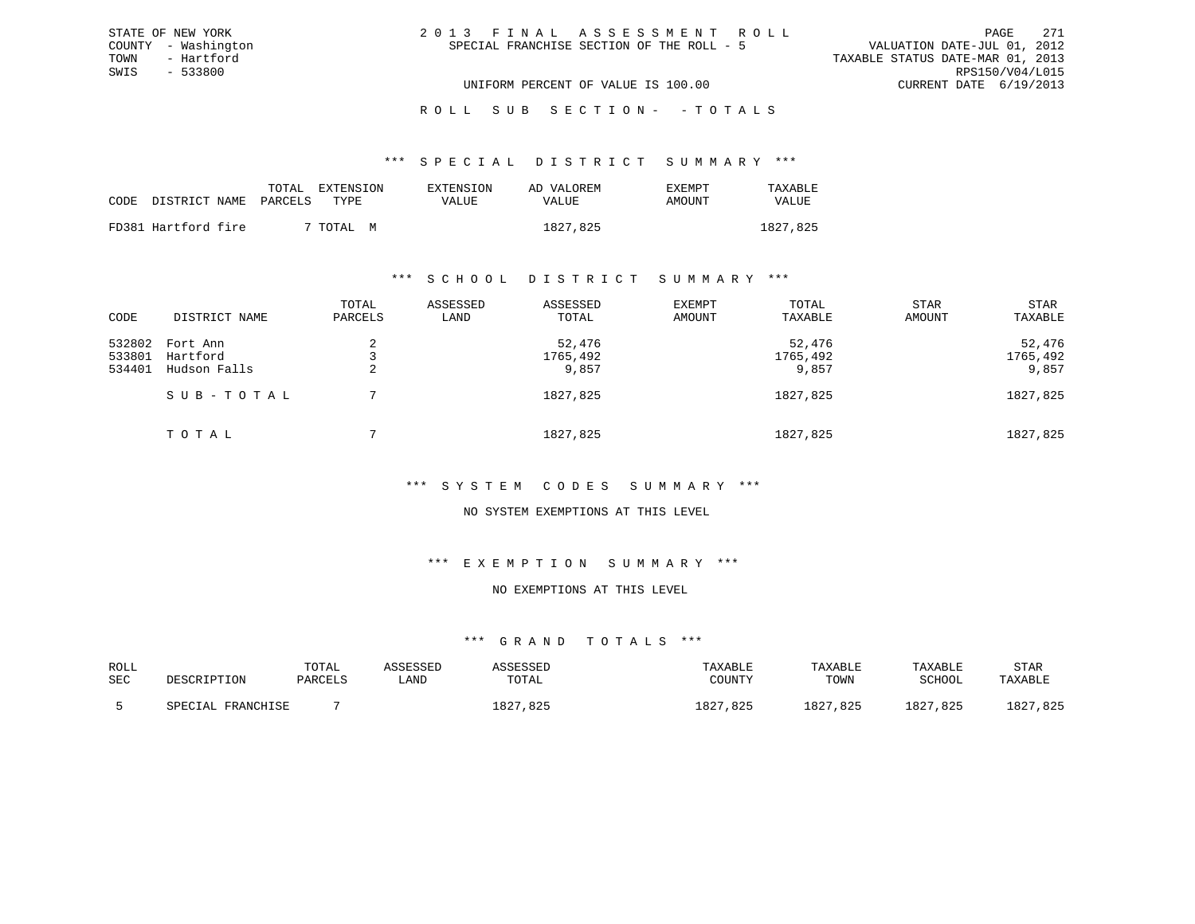STATE OF NEW YORK
COUNTY - Washington
TOWN - Hartford
SWIS - 533800

2 0 1 3 F I N A L A S S E S S M E N T R O L L
SPECIAL FRANCHISE SECTION OF THE ROLL - 5

VALUATION DATE-JUL 01, 2012
TAXABLE STATUS DATE-MAR 01, 2013
RPS150/V04/L015
CURRENT DATE 6/19/2013

UNIFORM PERCENT OF VALUE IS 100.00

R O L L S U B S E C T I O N - - T O T A L S

*** S P E C I A L D I S T R I C T S U M M A R Y ***

| CODE | DISTRICT NAME | TOTAL PARCELS | EXTENSION TYPE | EXTENSION VALUE | AD VALOREM VALUE | EXEMPT AMOUNT | TAXABLE VALUE |
|---|---|---|---|---|---|---|---|
| FD381 | Hartford fire | 7 | TOTAL M | | 1827,825 | | 1827,825 |

*** S C H O O L D I S T R I C T S U M M A R Y ***

| CODE | DISTRICT NAME | TOTAL PARCELS | ASSESSED LAND | ASSESSED TOTAL | EXEMPT AMOUNT | TOTAL TAXABLE | STAR AMOUNT | STAR TAXABLE |
|---|---|---|---|---|---|---|---|---|
| 532802 | Fort Ann | 2 | | 52,476 | | 52,476 | | 52,476 |
| 533801 | Hartford | 3 | | 1765,492 | | 1765,492 | | 1765,492 |
| 534401 | Hudson Falls | 2 | | 9,857 | | 9,857 | | 9,857 |
| | S U B - T O T A L | 7 | | 1827,825 | | 1827,825 | | 1827,825 |
| | T O T A L | 7 | | 1827,825 | | 1827,825 | | 1827,825 |

*** S Y S T E M C O D E S S U M M A R Y ***

NO SYSTEM EXEMPTIONS AT THIS LEVEL

*** E X E M P T I O N S U M M A R Y ***

NO EXEMPTIONS AT THIS LEVEL

*** G R A N D T O T A L S ***

| ROLL SEC | DESCRIPTION | TOTAL PARCELS | ASSESSED LAND | ASSESSED TOTAL | TAXABLE COUNTY | TAXABLE TOWN | TAXABLE SCHOOL | STAR TAXABLE |
|---|---|---|---|---|---|---|---|---|
| 5 | SPECIAL FRANCHISE | 7 | | 1827,825 | 1827,825 | 1827,825 | 1827,825 | 1827,825 |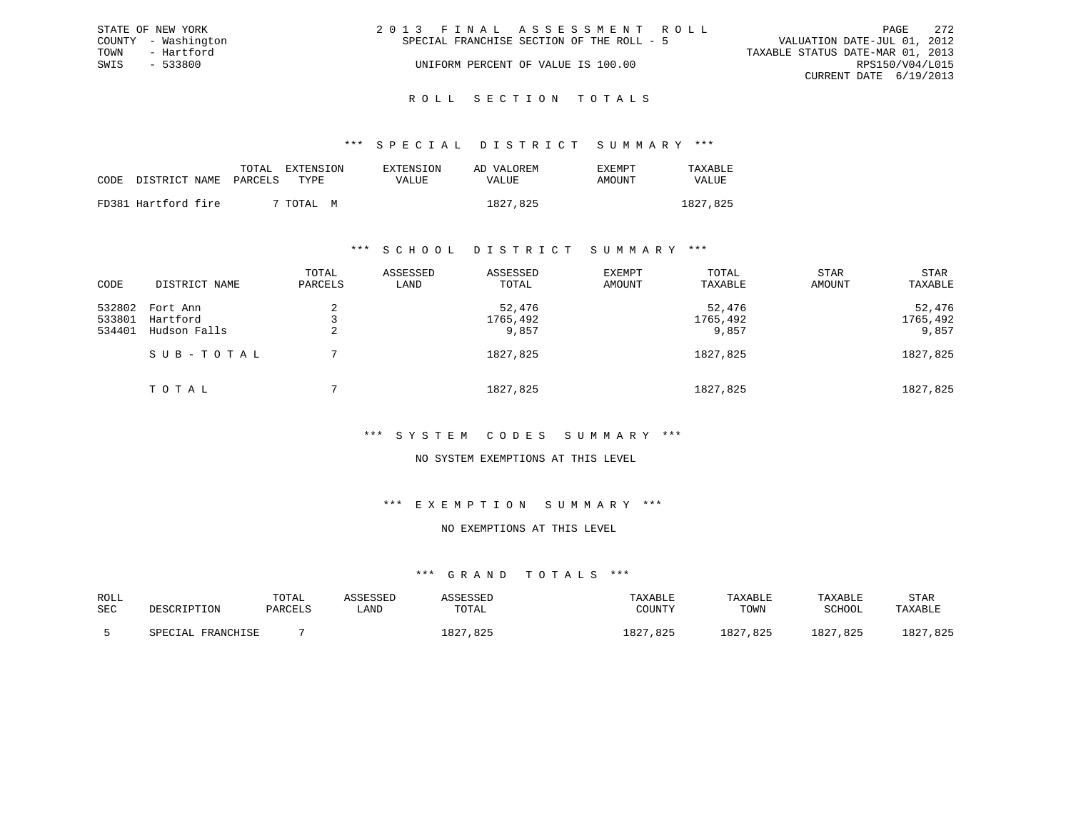STATE OF NEW YORK
COUNTY - Washington
TOWN - Hartford
SWIS - 533800

# 2013 FINAL ASSESSMENT ROLL
SPECIAL FRANCHISE SECTION OF THE ROLL - 5

UNIFORM PERCENT OF VALUE IS 100.00

VALUATION DATE-JUL 01, 2012
TAXABLE STATUS DATE-MAR 01, 2013
RPS150/V04/L015
CURRENT DATE 6/19/2013

## ROLL SECTION TOTALS

### *** SPECIAL DISTRICT SUMMARY ***

| CODE | DISTRICT NAME | TOTAL PARCELS | EXTENSION TYPE | EXTENSION VALUE | AD VALOREM VALUE | EXEMPT AMOUNT | TAXABLE VALUE |
|---|---|---|---|---|---|---|---|
| FD381 | Hartford fire | 7 | TOTAL M | | 1827,825 | | 1827,825 |

### *** SCHOOL DISTRICT SUMMARY ***

| CODE | DISTRICT NAME | TOTAL PARCELS | ASSESSED LAND | ASSESSED TOTAL | EXEMPT AMOUNT | TOTAL TAXABLE | STAR AMOUNT | STAR TAXABLE |
|---|---|---|---|---|---|---|---|---|
| 532802 | Fort Ann | 2 | | 52,476 | | 52,476 | | 52,476 |
| 533801 | Hartford | 3 | | 1765,492 | | 1765,492 | | 1765,492 |
| 534401 | Hudson Falls | 2 | | 9,857 | | 9,857 | | 9,857 |
| | SUB-TOTAL | 7 | | 1827,825 | | 1827,825 | | 1827,825 |
| | TOTAL | 7 | | 1827,825 | | 1827,825 | | 1827,825 |

### *** SYSTEM CODES SUMMARY ***

NO SYSTEM EXEMPTIONS AT THIS LEVEL

### *** EXEMPTION SUMMARY ***

NO EXEMPTIONS AT THIS LEVEL

### *** GRAND TOTALS ***

| ROLL SEC | DESCRIPTION | TOTAL PARCELS | ASSESSED LAND | ASSESSED TOTAL | TAXABLE COUNTY | TAXABLE TOWN | TAXABLE SCHOOL | STAR TAXABLE |
|---|---|---|---|---|---|---|---|---|
| 5 | SPECIAL FRANCHISE | 7 | | 1827,825 | 1827,825 | 1827,825 | 1827,825 | 1827,825 |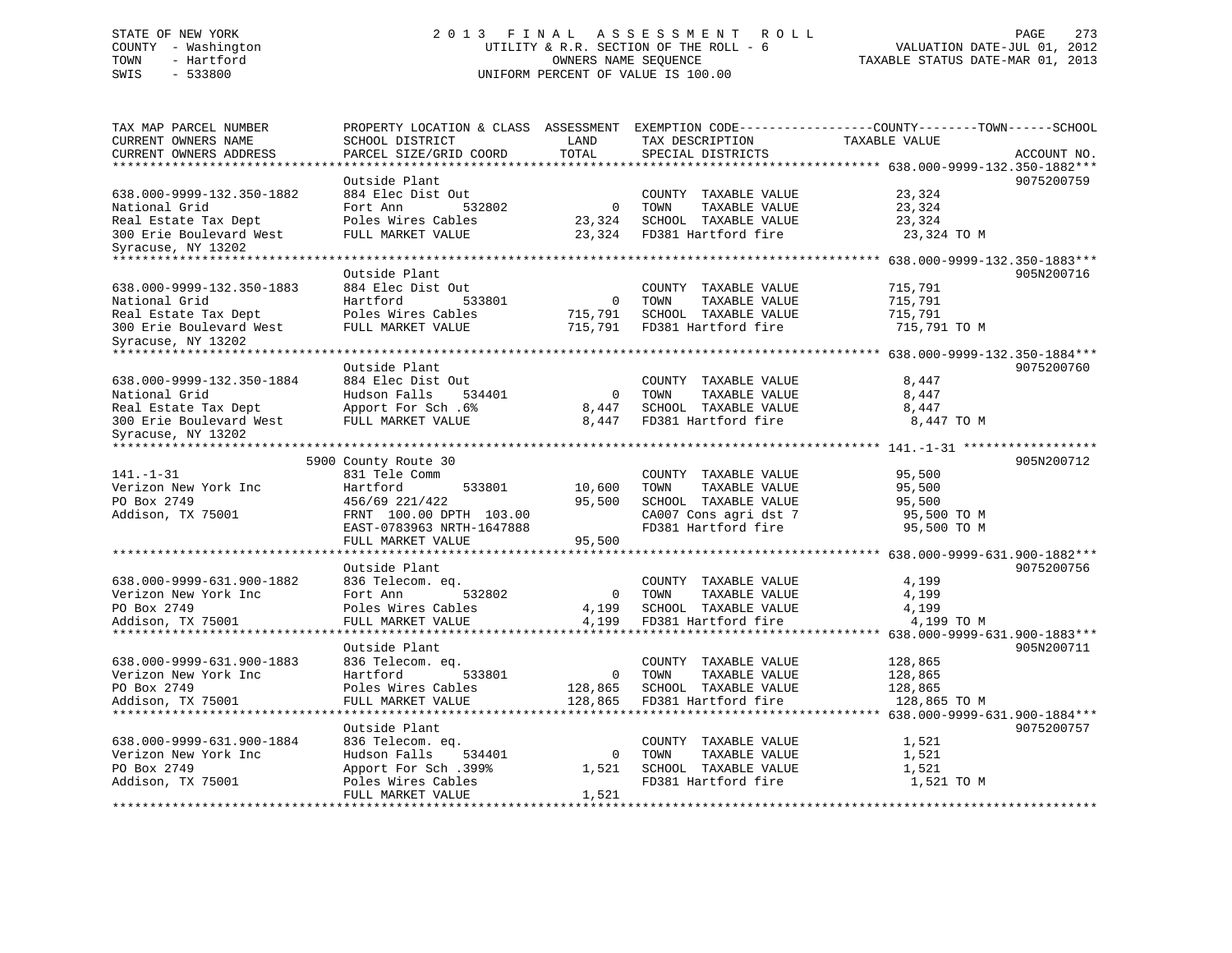STATE OF NEW YORK
COUNTY - Washington
TOWN - Hartford
SWIS - 533800

2 0 1 3 F I N A L A S S E S S M E N T R O L L
UTILITY & R.R. SECTION OF THE ROLL - 6
OWNERS NAME SEQUENCE
UNIFORM PERCENT OF VALUE IS 100.00

VALUATION DATE-JUL 01, 2012
TAXABLE STATUS DATE-MAR 01, 2013

| TAX MAP PARCEL NUMBER / CURRENT OWNERS NAME / CURRENT OWNERS ADDRESS | PROPERTY LOCATION & CLASS / SCHOOL DISTRICT / PARCEL SIZE/GRID COORD | ASSESSMENT LAND / TOTAL | EXEMPTION CODE / TAX DESCRIPTION / SPECIAL DISTRICTS | COUNTY--------TOWN------SCHOOL TAXABLE VALUE | ACCOUNT NO. |
|---|---|---|---|---|---|
| **638.000-9999-132.350-1882** | | | | | |
| | Outside Plant | | | | 9075200759 |
| 638.000-9999-132.350-1882 | 884 Elec Dist Out | | COUNTY TAXABLE VALUE | 23,324 | |
| National Grid | Fort Ann 532802 | 0 | TOWN TAXABLE VALUE | 23,324 | |
| Real Estate Tax Dept | Poles Wires Cables | 23,324 | SCHOOL TAXABLE VALUE | 23,324 | |
| 300 Erie Boulevard West | FULL MARKET VALUE | 23,324 | FD381 Hartford fire | 23,324 TO M | |
| Syracuse, NY 13202 | | | | | |
| **638.000-9999-132.350-1883** | | | | | |
| | Outside Plant | | | | 905N200716 |
| 638.000-9999-132.350-1883 | 884 Elec Dist Out | | COUNTY TAXABLE VALUE | 715,791 | |
| National Grid | Hartford 533801 | 0 | TOWN TAXABLE VALUE | 715,791 | |
| Real Estate Tax Dept | Poles Wires Cables | 715,791 | SCHOOL TAXABLE VALUE | 715,791 | |
| 300 Erie Boulevard West | FULL MARKET VALUE | 715,791 | FD381 Hartford fire | 715,791 TO M | |
| Syracuse, NY 13202 | | | | | |
| **638.000-9999-132.350-1884** | | | | | |
| | Outside Plant | | | | 9075200760 |
| 638.000-9999-132.350-1884 | 884 Elec Dist Out | | COUNTY TAXABLE VALUE | 8,447 | |
| National Grid | Hudson Falls 534401 | 0 | TOWN TAXABLE VALUE | 8,447 | |
| Real Estate Tax Dept | Apport For Sch .6% | 8,447 | SCHOOL TAXABLE VALUE | 8,447 | |
| 300 Erie Boulevard West | FULL MARKET VALUE | 8,447 | FD381 Hartford fire | 8,447 TO M | |
| Syracuse, NY 13202 | | | | | |
| **141.-1-31** | | | | | |
| | 5900 County Route 30 | | | | 905N200712 |
| 141.-1-31 | 831 Tele Comm | | COUNTY TAXABLE VALUE | 95,500 | |
| Verizon New York Inc | Hartford 533801 | 10,600 | TOWN TAXABLE VALUE | 95,500 | |
| PO Box 2749 | 456/69 221/422 | 95,500 | SCHOOL TAXABLE VALUE | 95,500 | |
| Addison, TX 75001 | FRNT 100.00 DPTH 103.00 | | CA007 Cons agri dst 7 | 95,500 TO M | |
| | EAST-0783963 NRTH-1647888 | | FD381 Hartford fire | 95,500 TO M | |
| | FULL MARKET VALUE | 95,500 | | | |
| **638.000-9999-631.900-1882** | | | | | |
| | Outside Plant | | | | 9075200756 |
| 638.000-9999-631.900-1882 | 836 Telecom. eq. | | COUNTY TAXABLE VALUE | 4,199 | |
| Verizon New York Inc | Fort Ann 532802 | 0 | TOWN TAXABLE VALUE | 4,199 | |
| PO Box 2749 | Poles Wires Cables | 4,199 | SCHOOL TAXABLE VALUE | 4,199 | |
| Addison, TX 75001 | FULL MARKET VALUE | 4,199 | FD381 Hartford fire | 4,199 TO M | |
| **638.000-9999-631.900-1883** | | | | | |
| | Outside Plant | | | | 905N200711 |
| 638.000-9999-631.900-1883 | 836 Telecom. eq. | | COUNTY TAXABLE VALUE | 128,865 | |
| Verizon New York Inc | Hartford 533801 | 0 | TOWN TAXABLE VALUE | 128,865 | |
| PO Box 2749 | Poles Wires Cables | 128,865 | SCHOOL TAXABLE VALUE | 128,865 | |
| Addison, TX 75001 | FULL MARKET VALUE | 128,865 | FD381 Hartford fire | 128,865 TO M | |
| **638.000-9999-631.900-1884** | | | | | |
| | Outside Plant | | | | 9075200757 |
| 638.000-9999-631.900-1884 | 836 Telecom. eq. | | COUNTY TAXABLE VALUE | 1,521 | |
| Verizon New York Inc | Hudson Falls 534401 | 0 | TOWN TAXABLE VALUE | 1,521 | |
| PO Box 2749 | Apport For Sch .399% | 1,521 | SCHOOL TAXABLE VALUE | 1,521 | |
| Addison, TX 75001 | Poles Wires Cables | | FD381 Hartford fire | 1,521 TO M | |
| | FULL MARKET VALUE | 1,521 | | | |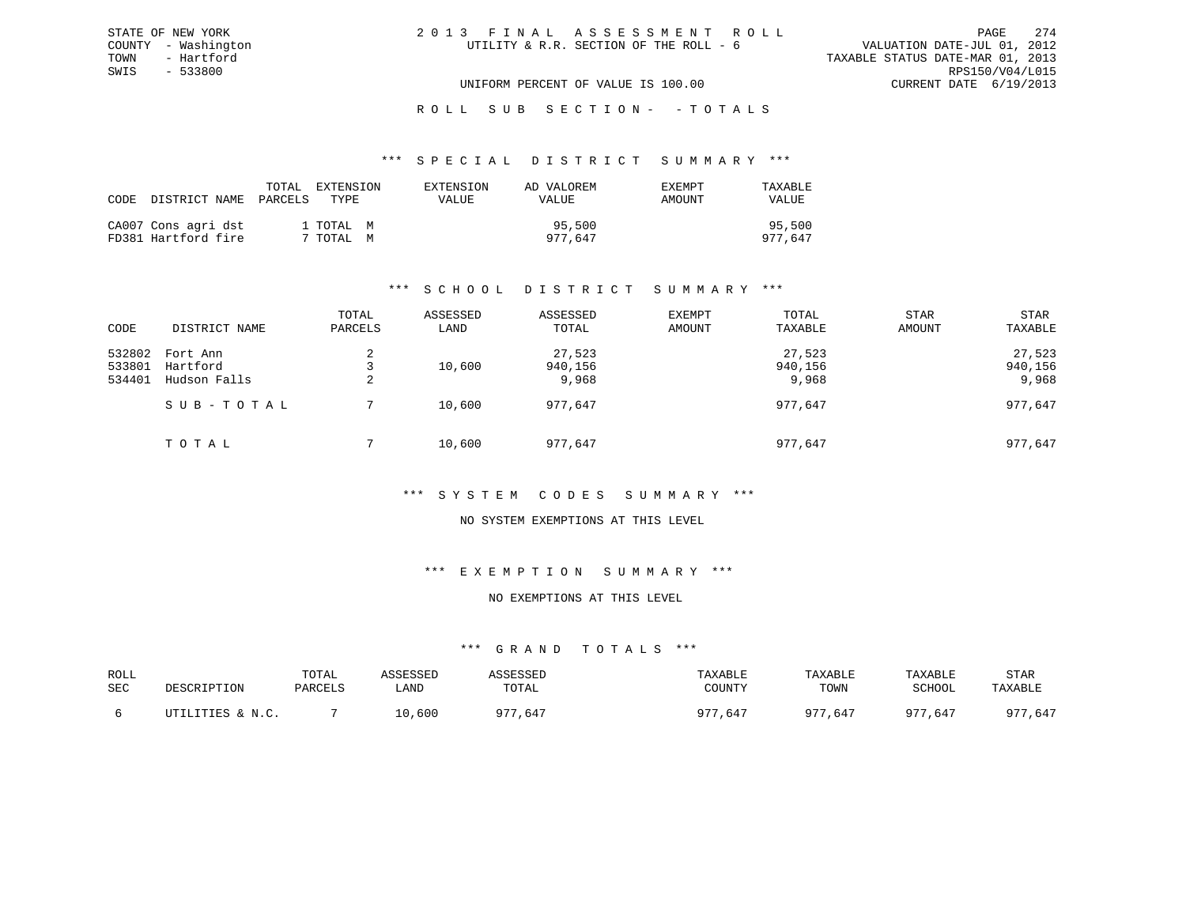STATE OF NEW YORK
COUNTY - Washington
TOWN - Hartford
SWIS - 533800

2 0 1 3 F I N A L A S S E S S M E N T R O L L
UTILITY & R.R. SECTION OF THE ROLL - 6

VALUATION DATE-JUL 01, 2012
TAXABLE STATUS DATE-MAR 01, 2013
RPS150/V04/L015
CURRENT DATE 6/19/2013

UNIFORM PERCENT OF VALUE IS 100.00

R O L L S U B S E C T I O N - - T O T A L S

*** S P E C I A L D I S T R I C T S U M M A R Y ***

| CODE | DISTRICT NAME | TOTAL PARCELS | EXTENSION TYPE | EXTENSION VALUE | AD VALOREM VALUE | EXEMPT AMOUNT | TAXABLE VALUE |
|---|---|---|---|---|---|---|---|
| CA007 | Cons agri dst | 1 | TOTAL M | | 95,500 | | 95,500 |
| FD381 | Hartford fire | 7 | TOTAL M | | 977,647 | | 977,647 |

*** S C H O O L D I S T R I C T S U M M A R Y ***

| CODE | DISTRICT NAME | TOTAL PARCELS | ASSESSED LAND | ASSESSED TOTAL | EXEMPT AMOUNT | TOTAL TAXABLE | STAR AMOUNT | STAR TAXABLE |
|---|---|---|---|---|---|---|---|---|
| 532802 | Fort Ann | 2 | | 27,523 | | 27,523 | | 27,523 |
| 533801 | Hartford | 3 | 10,600 | 940,156 | | 940,156 | | 940,156 |
| 534401 | Hudson Falls | 2 | | 9,968 | | 9,968 | | 9,968 |
| | S U B - T O T A L | 7 | 10,600 | 977,647 | | 977,647 | | 977,647 |
| | T O T A L | 7 | 10,600 | 977,647 | | 977,647 | | 977,647 |

*** S Y S T E M C O D E S S U M M A R Y ***

NO SYSTEM EXEMPTIONS AT THIS LEVEL

*** E X E M P T I O N S U M M A R Y ***

NO EXEMPTIONS AT THIS LEVEL

*** G R A N D T O T A L S ***

| ROLL SEC | DESCRIPTION | TOTAL PARCELS | ASSESSED LAND | ASSESSED TOTAL | TAXABLE COUNTY | TAXABLE TOWN | TAXABLE SCHOOL | STAR TAXABLE |
|---|---|---|---|---|---|---|---|---|
| 6 | UTILITIES & N.C. | 7 | 10,600 | 977,647 | 977,647 | 977,647 | 977,647 | 977,647 |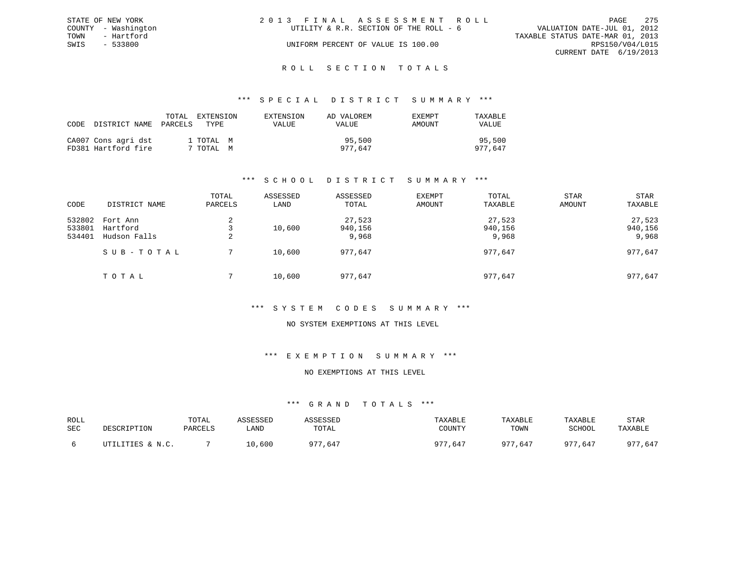STATE OF NEW YORK
COUNTY - Washington
TOWN - Hartford
SWIS - 533800

2013 FINAL ASSESSMENT ROLL
UTILITY & R.R. SECTION OF THE ROLL - 6
UNIFORM PERCENT OF VALUE IS 100.00

VALUATION DATE-JUL 01, 2012
TAXABLE STATUS DATE-MAR 01, 2013
RPS150/V04/L015
CURRENT DATE 6/19/2013

## ROLL SECTION TOTALS

### *** SPECIAL DISTRICT SUMMARY ***

| CODE | DISTRICT NAME | TOTAL PARCELS | EXTENSION TYPE | EXTENSION VALUE | AD VALOREM VALUE | EXEMPT AMOUNT | TAXABLE VALUE |
|---|---|---|---|---|---|---|---|
| CA007 | Cons agri dst | 1 | TOTAL M | | 95,500 | | 95,500 |
| FD381 | Hartford fire | 7 | TOTAL M | | 977,647 | | 977,647 |

### *** SCHOOL DISTRICT SUMMARY ***

| CODE | DISTRICT NAME | TOTAL PARCELS | ASSESSED LAND | ASSESSED TOTAL | EXEMPT AMOUNT | TOTAL TAXABLE | STAR AMOUNT | STAR TAXABLE |
|---|---|---|---|---|---|---|---|---|
| 532802 | Fort Ann | 2 | | 27,523 | | 27,523 | | 27,523 |
| 533801 | Hartford | 3 | 10,600 | 940,156 | | 940,156 | | 940,156 |
| 534401 | Hudson Falls | 2 | | 9,968 | | 9,968 | | 9,968 |
| | SUB-TOTAL | 7 | 10,600 | 977,647 | | 977,647 | | 977,647 |
| | TOTAL | 7 | 10,600 | 977,647 | | 977,647 | | 977,647 |

### *** SYSTEM CODES SUMMARY ***

NO SYSTEM EXEMPTIONS AT THIS LEVEL

### *** EXEMPTION SUMMARY ***

NO EXEMPTIONS AT THIS LEVEL

### *** GRAND TOTALS ***

| ROLL SEC | DESCRIPTION | TOTAL PARCELS | ASSESSED LAND | ASSESSED TOTAL | TAXABLE COUNTY | TAXABLE TOWN | TAXABLE SCHOOL | STAR TAXABLE |
|---|---|---|---|---|---|---|---|---|
| 6 | UTILITIES & N.C. | 7 | 10,600 | 977,647 | 977,647 | 977,647 | 977,647 | 977,647 |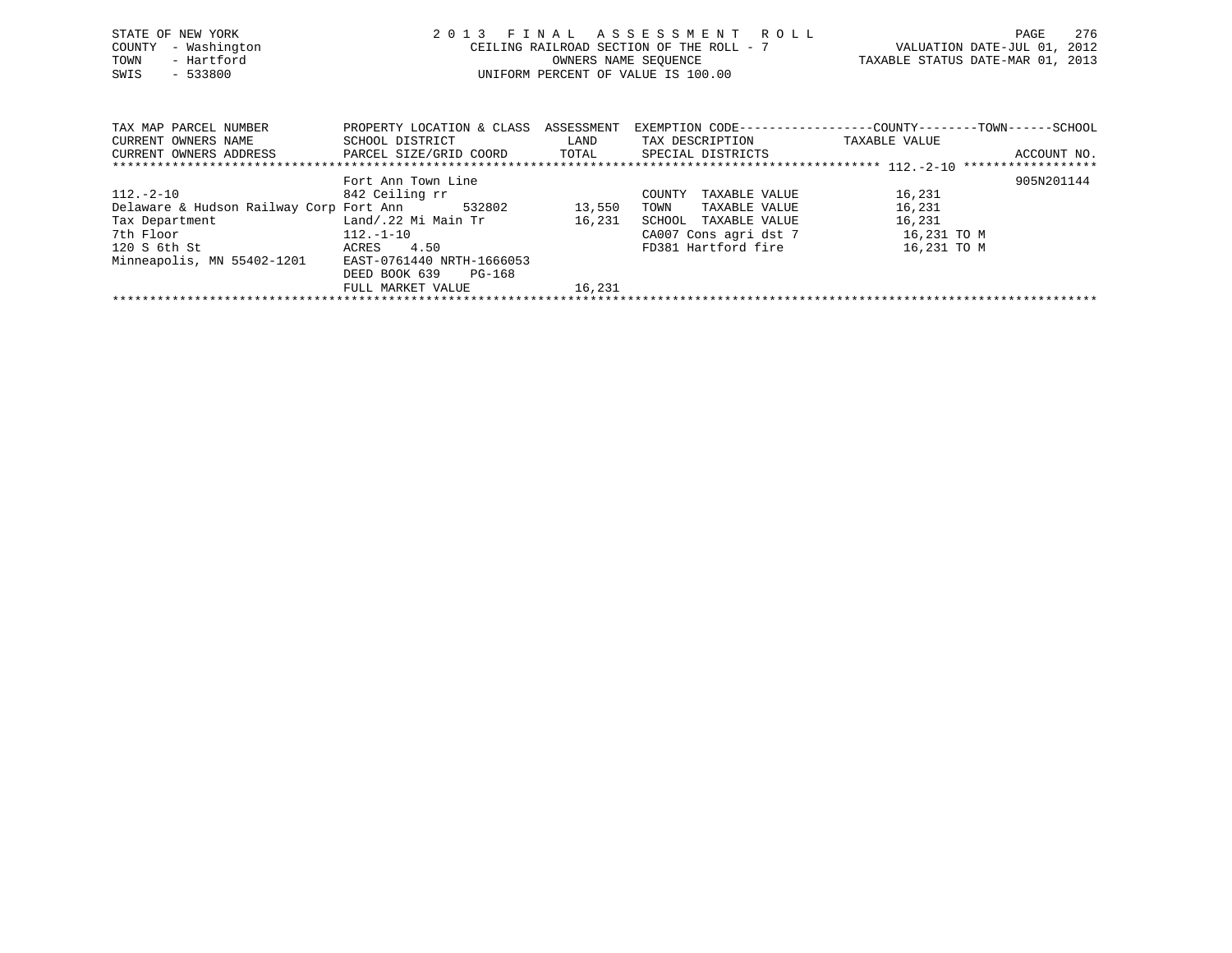STATE OF NEW YORK
COUNTY - Washington
TOWN - Hartford
SWIS - 533800

# 2013 FINAL ASSESSMENT ROLL
CEILING RAILROAD SECTION OF THE ROLL - 7
OWNERS NAME SEQUENCE
UNIFORM PERCENT OF VALUE IS 100.00

VALUATION DATE-JUL 01, 2012
TAXABLE STATUS DATE-MAR 01, 2013

| TAX MAP PARCEL NUMBER / CURRENT OWNERS NAME / CURRENT OWNERS ADDRESS | PROPERTY LOCATION & CLASS / SCHOOL DISTRICT / PARCEL SIZE/GRID COORD | ASSESSMENT LAND / TOTAL | EXEMPTION CODE / TAX DESCRIPTION / SPECIAL DISTRICTS | TAXABLE VALUE (COUNTY--TOWN--SCHOOL) | ACCOUNT NO. |
|---|---|---|---|---|---|
| 112.-2-10 | | | | | |
| | Fort Ann Town Line | | | | 905N201144 |
| 112.-2-10 | 842 Ceiling rr | | COUNTY TAXABLE VALUE | 16,231 | |
| Delaware & Hudson Railway Corp | Fort Ann 532802 | 13,550 | TOWN TAXABLE VALUE | 16,231 | |
| Tax Department | Land/.22 Mi Main Tr | 16,231 | SCHOOL TAXABLE VALUE | 16,231 | |
| 7th Floor | 112.-1-10 | | CA007 Cons agri dst 7 | 16,231 TO M | |
| 120 S 6th St | ACRES 4.50 | | FD381 Hartford fire | 16,231 TO M | |
| Minneapolis, MN 55402-1201 | EAST-0761440 NRTH-1666053 | | | | |
| | DEED BOOK 639 PG-168 | | | | |
| | FULL MARKET VALUE | 16,231 | | | |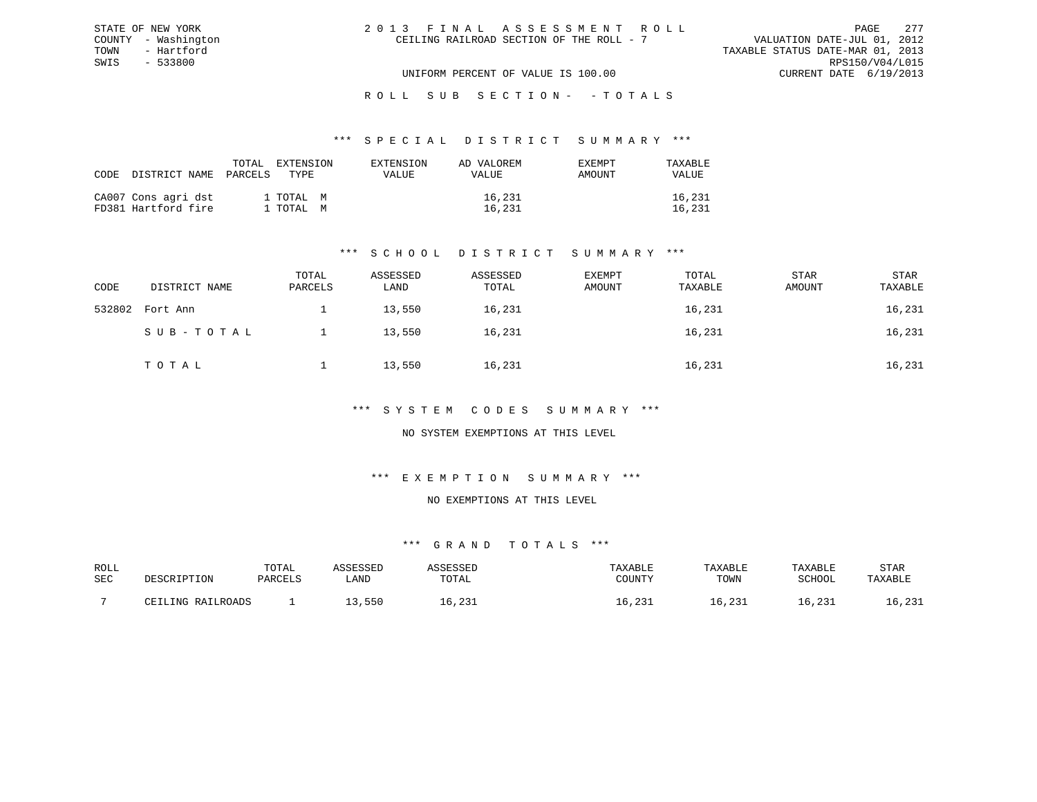STATE OF NEW YORK
COUNTY - Washington
TOWN - Hartford
SWIS - 533800

# 2013 FINAL ASSESSMENT ROLL
CEILING RAILROAD SECTION OF THE ROLL - 7

VALUATION DATE-JUL 01, 2012
TAXABLE STATUS DATE-MAR 01, 2013
RPS150/V04/L015
CURRENT DATE 6/19/2013

UNIFORM PERCENT OF VALUE IS 100.00

## ROLL SUB SECTION- - TOTALS

### *** SPECIAL DISTRICT SUMMARY ***

| CODE | DISTRICT NAME | TOTAL PARCELS | EXTENSION TYPE | EXTENSION VALUE | AD VALOREM VALUE | EXEMPT AMOUNT | TAXABLE VALUE |
|---|---|---|---|---|---|---|---|
| CA007 | Cons agri dst | 1 | TOTAL M | | 16,231 | | 16,231 |
| FD381 | Hartford fire | 1 | TOTAL M | | 16,231 | | 16,231 |

### *** SCHOOL DISTRICT SUMMARY ***

| CODE | DISTRICT NAME | TOTAL PARCELS | ASSESSED LAND | ASSESSED TOTAL | EXEMPT AMOUNT | TOTAL TAXABLE | STAR AMOUNT | STAR TAXABLE |
|---|---|---|---|---|---|---|---|---|
| 532802 | Fort Ann | 1 | 13,550 | 16,231 | | 16,231 | | 16,231 |
| | SUB-TOTAL | 1 | 13,550 | 16,231 | | 16,231 | | 16,231 |
| | TOTAL | 1 | 13,550 | 16,231 | | 16,231 | | 16,231 |

### *** SYSTEM CODES SUMMARY ***

NO SYSTEM EXEMPTIONS AT THIS LEVEL

### *** EXEMPTION SUMMARY ***

NO EXEMPTIONS AT THIS LEVEL

### *** GRAND TOTALS ***

| ROLL SEC | DESCRIPTION | TOTAL PARCELS | ASSESSED LAND | ASSESSED TOTAL | TAXABLE COUNTY | TAXABLE TOWN | TAXABLE SCHOOL | STAR TAXABLE |
|---|---|---|---|---|---|---|---|---|
| 7 | CEILING RAILROADS | 1 | 13,550 | 16,231 | 16,231 | 16,231 | 16,231 | 16,231 |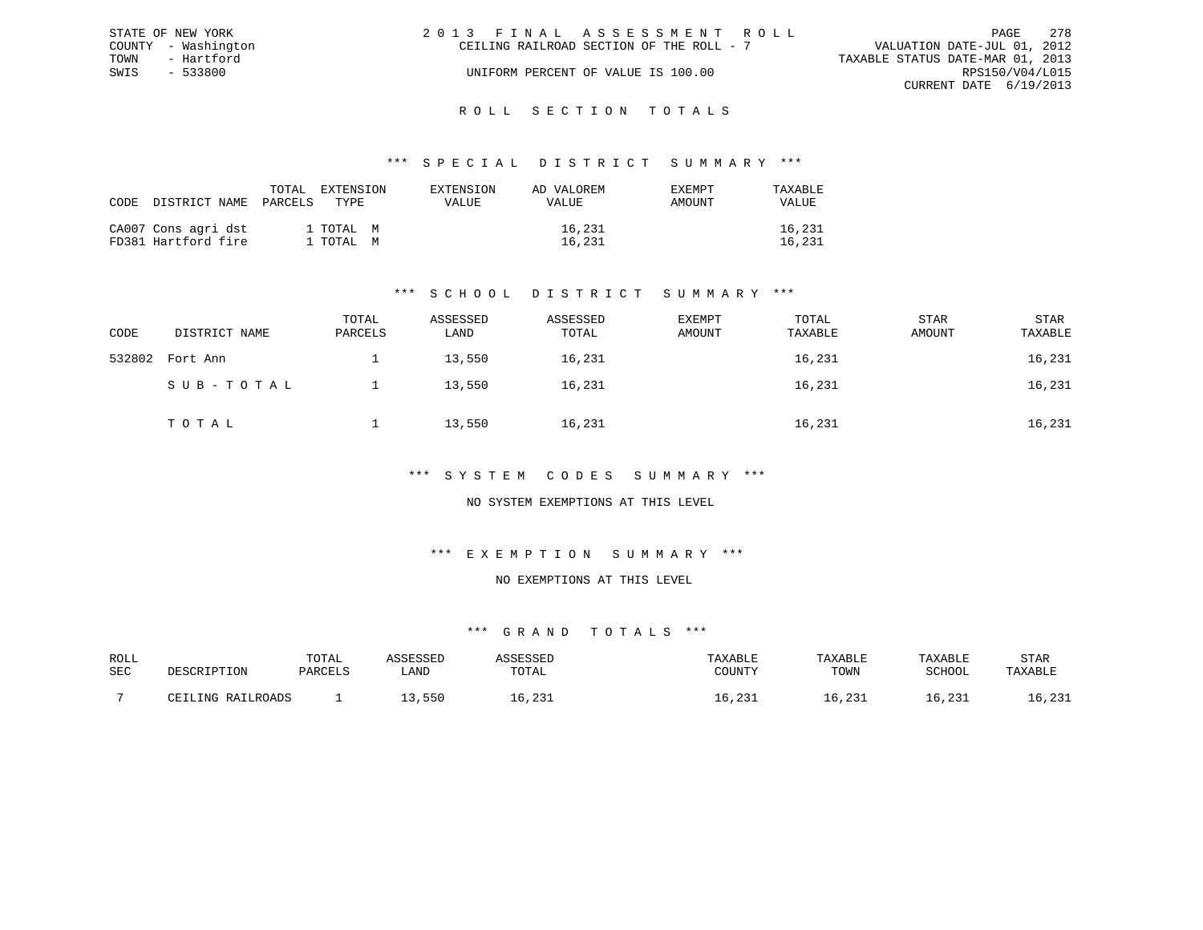STATE OF NEW YORK
COUNTY - Washington
TOWN - Hartford
SWIS - 533800

2013 FINAL ASSESSMENT ROLL
CEILING RAILROAD SECTION OF THE ROLL - 7
UNIFORM PERCENT OF VALUE IS 100.00

VALUATION DATE-JUL 01, 2012
TAXABLE STATUS DATE-MAR 01, 2013
RPS150/V04/L015
CURRENT DATE 6/19/2013

## ROLL SECTION TOTALS

### *** SPECIAL DISTRICT SUMMARY ***

| CODE | DISTRICT NAME | TOTAL PARCELS | EXTENSION TYPE | EXTENSION VALUE | AD VALOREM VALUE | EXEMPT AMOUNT | TAXABLE VALUE |
|---|---|---|---|---|---|---|---|
| CA007 | Cons agri dst | 1 | TOTAL M | | 16,231 | | 16,231 |
| FD381 | Hartford fire | 1 | TOTAL M | | 16,231 | | 16,231 |

### *** SCHOOL DISTRICT SUMMARY ***

| CODE | DISTRICT NAME | TOTAL PARCELS | ASSESSED LAND | ASSESSED TOTAL | EXEMPT AMOUNT | TOTAL TAXABLE | STAR AMOUNT | STAR TAXABLE |
|---|---|---|---|---|---|---|---|---|
| 532802 | Fort Ann | 1 | 13,550 | 16,231 | | 16,231 | | 16,231 |
| | SUB-TOTAL | 1 | 13,550 | 16,231 | | 16,231 | | 16,231 |
| | TOTAL | 1 | 13,550 | 16,231 | | 16,231 | | 16,231 |

### *** SYSTEM CODES SUMMARY ***

NO SYSTEM EXEMPTIONS AT THIS LEVEL

### *** EXEMPTION SUMMARY ***

NO EXEMPTIONS AT THIS LEVEL

### *** GRAND TOTALS ***

| ROLL SEC | DESCRIPTION | TOTAL PARCELS | ASSESSED LAND | ASSESSED TOTAL | TAXABLE COUNTY | TAXABLE TOWN | TAXABLE SCHOOL | STAR TAXABLE |
|---|---|---|---|---|---|---|---|---|
| 7 | CEILING RAILROADS | 1 | 13,550 | 16,231 | 16,231 | 16,231 | 16,231 | 16,231 |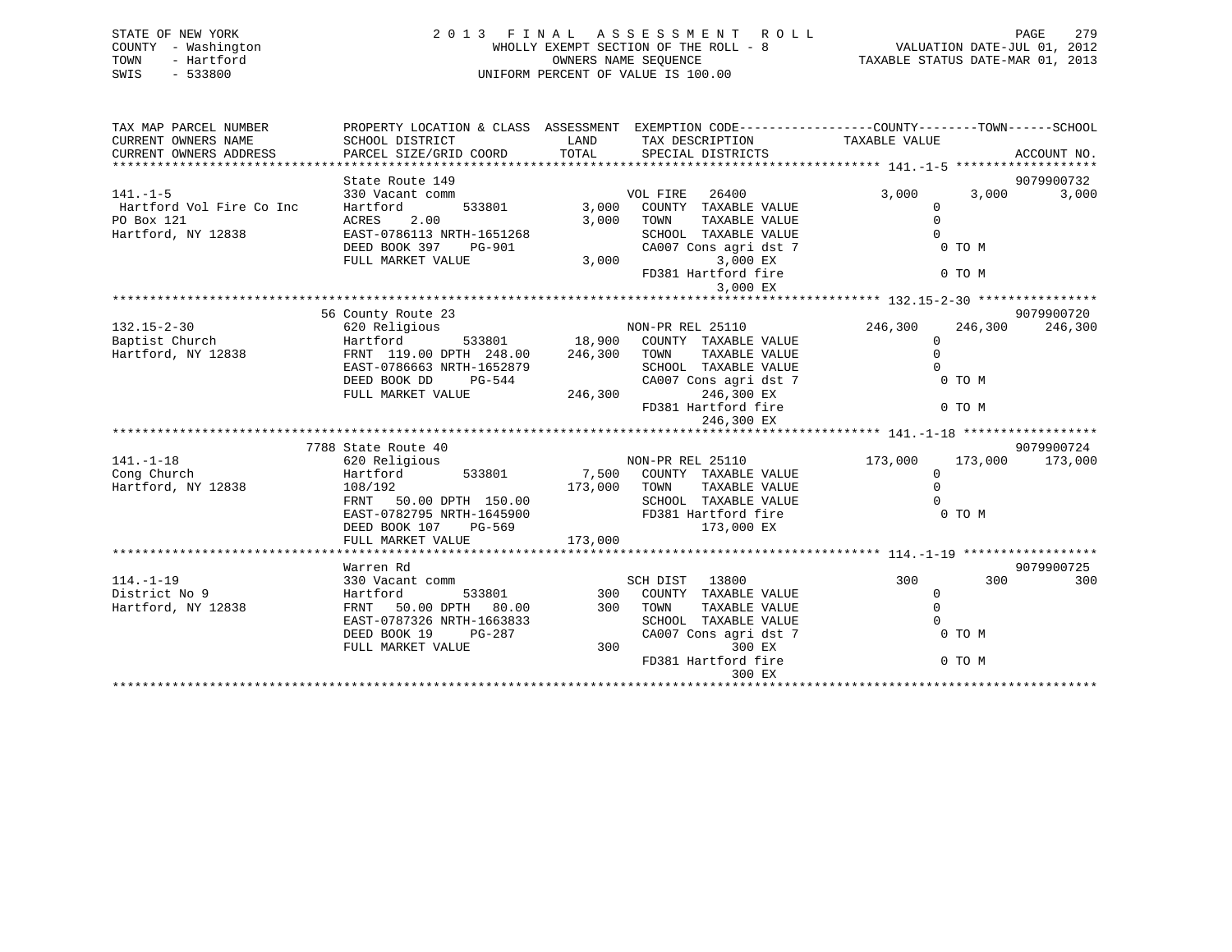STATE OF NEW YORK
COUNTY - Washington
TOWN - Hartford
SWIS - 533800

2 0 1 3 F I N A L A S S E S S M E N T R O L L
WHOLLY EXEMPT SECTION OF THE ROLL - 8
OWNERS NAME SEQUENCE
UNIFORM PERCENT OF VALUE IS 100.00

VALUATION DATE-JUL 01, 2012
TAXABLE STATUS DATE-MAR 01, 2013

```
TAX MAP PARCEL NUMBER          PROPERTY LOCATION & CLASS  ASSESSMENT  EXEMPTION CODE------------------COUNTY--------TOWN------SCHOOL
CURRENT OWNERS NAME            SCHOOL DISTRICT               LAND      TAX DESCRIPTION            TAXABLE VALUE
CURRENT OWNERS ADDRESS         PARCEL SIZE/GRID COORD        TOTAL     SPECIAL DISTRICTS                                   ACCOUNT NO.
******************************************************************************************* 141.-1-5 *******************
                               State Route 149                                                                        9079900732
141.-1-5                       330 Vacant comm                          VOL FIRE   26400            3,000       3,000      3,000
 Hartford Vol Fire Co Inc      Hartford        533801          3,000    COUNTY  TAXABLE VALUE           0
PO Box 121                     ACRES    2.00                   3,000    TOWN    TAXABLE VALUE           0
Hartford, NY 12838             EAST-0786113 NRTH-1651268                SCHOOL  TAXABLE VALUE           0
                               DEED BOOK 397    PG-901                  CA007 Cons agri dst 7             0 TO M
                               FULL MARKET VALUE               3,000            3,000 EX
                                                                        FD381 Hartford fire               0 TO M
                                                                                3,000 EX
******************************************************************************************* 132.15-2-30 ****************
                            56 County Route 23                                                                        9079900720
132.15-2-30                    620 Religious                            NON-PR REL 25110          246,300     246,300    246,300
Baptist Church                 Hartford        533801         18,900    COUNTY  TAXABLE VALUE           0
Hartford, NY 12838             FRNT 119.00 DPTH 248.00       246,300    TOWN    TAXABLE VALUE           0
                               EAST-0786663 NRTH-1652879                SCHOOL  TAXABLE VALUE           0
                               DEED BOOK DD     PG-544                  CA007 Cons agri dst 7             0 TO M
                               FULL MARKET VALUE             246,300          246,300 EX
                                                                        FD381 Hartford fire               0 TO M
                                                                              246,300 EX
******************************************************************************************* 141.-1-18 ******************
                          7788 State Route 40                                                                         9079900724
141.-1-18                      620 Religious                            NON-PR REL 25110          173,000     173,000    173,000
Cong Church                    Hartford        533801          7,500    COUNTY  TAXABLE VALUE           0
Hartford, NY 12838             108/192                       173,000    TOWN    TAXABLE VALUE           0
                               FRNT  50.00 DPTH 150.00                  SCHOOL  TAXABLE VALUE           0
                               EAST-0782795 NRTH-1645900                FD381 Hartford fire               0 TO M
                               DEED BOOK 107    PG-569                        173,000 EX
                               FULL MARKET VALUE             173,000
******************************************************************************************* 114.-1-19 ******************
                               Warren Rd                                                                              9079900725
114.-1-19                      330 Vacant comm                          SCH DIST   13800              300         300        300
District No 9                  Hartford        533801            300    COUNTY  TAXABLE VALUE           0
Hartford, NY 12838             FRNT  50.00 DPTH  80.00           300    TOWN    TAXABLE VALUE           0
                               EAST-0787326 NRTH-1663833                SCHOOL  TAXABLE VALUE           0
                               DEED BOOK 19     PG-287                  CA007 Cons agri dst 7             0 TO M
                               FULL MARKET VALUE                 300              300 EX
                                                                        FD381 Hartford fire               0 TO M
                                                                                  300 EX
**************************************************************************************************************************
```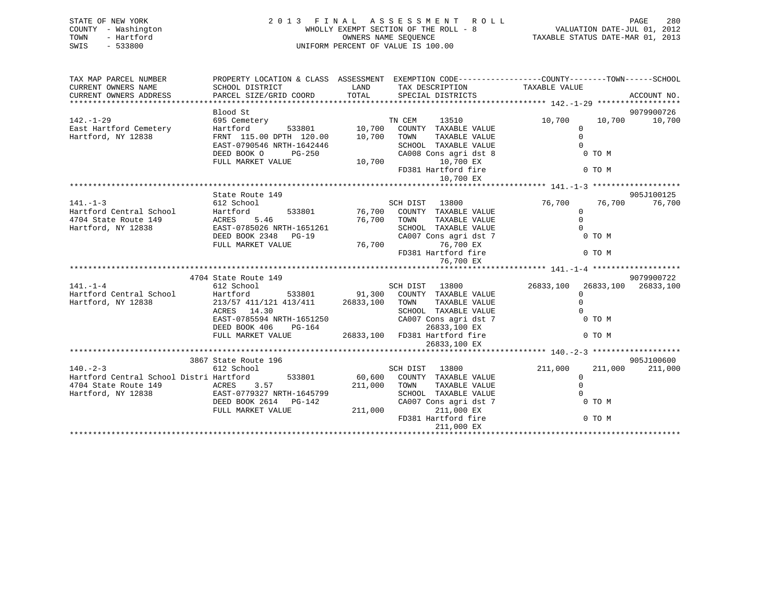STATE OF NEW YORK
COUNTY - Washington
TOWN - Hartford
SWIS - 533800

# 2013 FINAL ASSESSMENT ROLL

WHOLLY EXEMPT SECTION OF THE ROLL - 8
OWNERS NAME SEQUENCE
UNIFORM PERCENT OF VALUE IS 100.00

VALUATION DATE-JUL 01, 2012
TAXABLE STATUS DATE-MAR 01, 2013

| TAX MAP PARCEL NUMBER / CURRENT OWNERS NAME / CURRENT OWNERS ADDRESS | PROPERTY LOCATION & CLASS / SCHOOL DISTRICT / PARCEL SIZE/GRID COORD | ASSESSMENT LAND | ASSESSMENT TOTAL | EXEMPTION CODE / TAX DESCRIPTION / SPECIAL DISTRICTS | COUNTY TAXABLE VALUE | TOWN | SCHOOL | ACCOUNT NO. |
|---|---|---|---|---|---|---|---|---|
| 142.-1-29 | Blood St | | | | | | | 9079900726 |
| | 695 Cemetery | | | TN CEM 13510 | 10,700 | 10,700 | 10,700 | |
| East Hartford Cemetery | Hartford 533801 | 10,700 | | COUNTY TAXABLE VALUE | 0 | | | |
| Hartford, NY 12838 | FRNT 115.00 DPTH 120.00 | | 10,700 | TOWN TAXABLE VALUE | 0 | | | |
| | EAST-0790546 NRTH-1642446 | | | SCHOOL TAXABLE VALUE | 0 | | | |
| | DEED BOOK O PG-250 | | | CA008 Cons agri dst 8 | 0 TO M | | | |
| | FULL MARKET VALUE | | 10,700 | 10,700 EX | | | | |
| | | | | FD381 Hartford fire | 0 TO M | | | |
| | | | | 10,700 EX | | | | |
| 141.-1-3 | State Route 149 | | | | | | | 905J100125 |
| | 612 School | | | SCH DIST 13800 | 76,700 | 76,700 | 76,700 | |
| Hartford Central School | Hartford 533801 | 76,700 | | COUNTY TAXABLE VALUE | 0 | | | |
| 4704 State Route 149 | ACRES 5.46 | | 76,700 | TOWN TAXABLE VALUE | 0 | | | |
| Hartford, NY 12838 | EAST-0785026 NRTH-1651261 | | | SCHOOL TAXABLE VALUE | 0 | | | |
| | DEED BOOK 2348 PG-19 | | | CA007 Cons agri dst 7 | 0 TO M | | | |
| | FULL MARKET VALUE | | 76,700 | 76,700 EX | | | | |
| | | | | FD381 Hartford fire | 0 TO M | | | |
| | | | | 76,700 EX | | | | |
| 141.-1-4 | 4704 State Route 149 | | | | | | | 9079900722 |
| | 612 School | | | SCH DIST 13800 | 26833,100 | 26833,100 | 26833,100 | |
| Hartford Central School | Hartford 533801 | 91,300 | | COUNTY TAXABLE VALUE | 0 | | | |
| Hartford, NY 12838 | 213/57 411/121 413/411 | | 26833,100 | TOWN TAXABLE VALUE | 0 | | | |
| | ACRES 14.30 | | | SCHOOL TAXABLE VALUE | 0 | | | |
| | EAST-0785594 NRTH-1651250 | | | CA007 Cons agri dst 7 | 0 TO M | | | |
| | DEED BOOK 406 PG-164 | | | 26833,100 EX | | | | |
| | FULL MARKET VALUE | | 26833,100 | FD381 Hartford fire | 0 TO M | | | |
| | | | | 26833,100 EX | | | | |
| 140.-2-3 | 3867 State Route 196 | | | | | | | 905J100600 |
| | 612 School | | | SCH DIST 13800 | 211,000 | 211,000 | 211,000 | |
| Hartford Central School Distri | Hartford 533801 | 60,600 | | COUNTY TAXABLE VALUE | 0 | | | |
| 4704 State Route 149 | ACRES 3.57 | | 211,000 | TOWN TAXABLE VALUE | 0 | | | |
| Hartford, NY 12838 | EAST-0779327 NRTH-1645799 | | | SCHOOL TAXABLE VALUE | 0 | | | |
| | DEED BOOK 2614 PG-142 | | | CA007 Cons agri dst 7 | 0 TO M | | | |
| | FULL MARKET VALUE | | 211,000 | 211,000 EX | | | | |
| | | | | FD381 Hartford fire | 0 TO M | | | |
| | | | | 211,000 EX | | | | |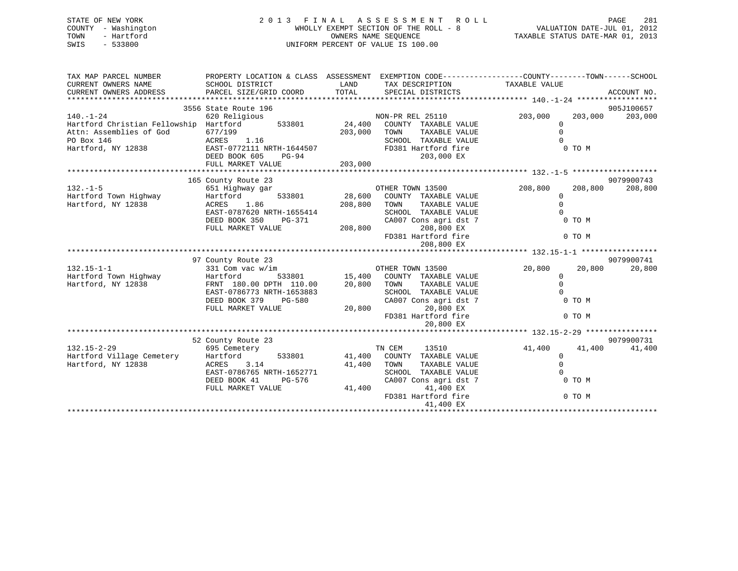STATE OF NEW YORK
COUNTY - Washington
TOWN - Hartford
SWIS - 533800

# 2013 FINAL ASSESSMENT ROLL
WHOLLY EXEMPT SECTION OF THE ROLL - 8
OWNERS NAME SEQUENCE
UNIFORM PERCENT OF VALUE IS 100.00

VALUATION DATE-JUL 01, 2012
TAXABLE STATUS DATE-MAR 01, 2013

```
TAX MAP PARCEL NUMBER          PROPERTY LOCATION & CLASS  ASSESSMENT  EXEMPTION CODE------------------COUNTY--------TOWN------SCHOOL
CURRENT OWNERS NAME            SCHOOL DISTRICT             LAND       TAX DESCRIPTION              TAXABLE VALUE
CURRENT OWNERS ADDRESS         PARCEL SIZE/GRID COORD      TOTAL      SPECIAL DISTRICTS                                   ACCOUNT NO.
******************************************************************************************** 140.-1-24 ******************
                    3556 State Route 196                                                                        905J100657
140.-1-24                      620 Religious                          NON-PR REL 25110           203,000     203,000     203,000
Hartford Christian Fellowship  Hartford        533801      24,400    COUNTY  TAXABLE VALUE             0
Attn: Assemblies of God        677/199                     203,000   TOWN    TAXABLE VALUE             0
PO Box 146                     ACRES    1.16                          SCHOOL  TAXABLE VALUE             0
Hartford, NY 12838             EAST-0772111 NRTH-1644507              FD381 Hartford fire                0 TO M
                               DEED BOOK 605    PG-94                        203,000 EX
                               FULL MARKET VALUE           203,000
******************************************************************************************** 132.-1-5 *******************
                    165 County Route 23                                                                         9079900743
132.-1-5                       651 Highway gar                        OTHER TOWN 13500           208,800     208,800     208,800
Hartford Town Highway          Hartford        533801      28,600    COUNTY  TAXABLE VALUE             0
Hartford, NY 12838             ACRES    1.86               208,800   TOWN    TAXABLE VALUE             0
                               EAST-0787620 NRTH-1655414              SCHOOL  TAXABLE VALUE             0
                               DEED BOOK 350    PG-371                CA007 Cons agri dst 7              0 TO M
                               FULL MARKET VALUE           208,800           208,800 EX
                                                                      FD381 Hartford fire                0 TO M
                                                                             208,800 EX
******************************************************************************************** 132.15-1-1 *****************
                    97 County Route 23                                                                          9079900741
132.15-1-1                     331 Com vac w/im                       OTHER TOWN 13500            20,800      20,800      20,800
Hartford Town Highway          Hartford        533801      15,400    COUNTY  TAXABLE VALUE             0
Hartford, NY 12838             FRNT 180.00 DPTH 110.00     20,800    TOWN    TAXABLE VALUE             0
                               EAST-0786773 NRTH-1653883              SCHOOL  TAXABLE VALUE             0
                               DEED BOOK 379    PG-580                CA007 Cons agri dst 7              0 TO M
                               FULL MARKET VALUE            20,800            20,800 EX
                                                                      FD381 Hartford fire                0 TO M
                                                                              20,800 EX
******************************************************************************************** 132.15-2-29 ****************
                    52 County Route 23                                                                          9079900731
132.15-2-29                    695 Cemetery                           TN CEM     13510            41,400      41,400      41,400
Hartford Village Cemetery      Hartford        533801      41,400    COUNTY  TAXABLE VALUE             0
Hartford, NY 12838             ACRES    3.14                41,400   TOWN    TAXABLE VALUE             0
                               EAST-0786765 NRTH-1652771              SCHOOL  TAXABLE VALUE             0
                               DEED BOOK 41     PG-576                CA007 Cons agri dst 7              0 TO M
                               FULL MARKET VALUE            41,400            41,400 EX
                                                                      FD381 Hartford fire                0 TO M
                                                                              41,400 EX
******************************************************************************************************************************
```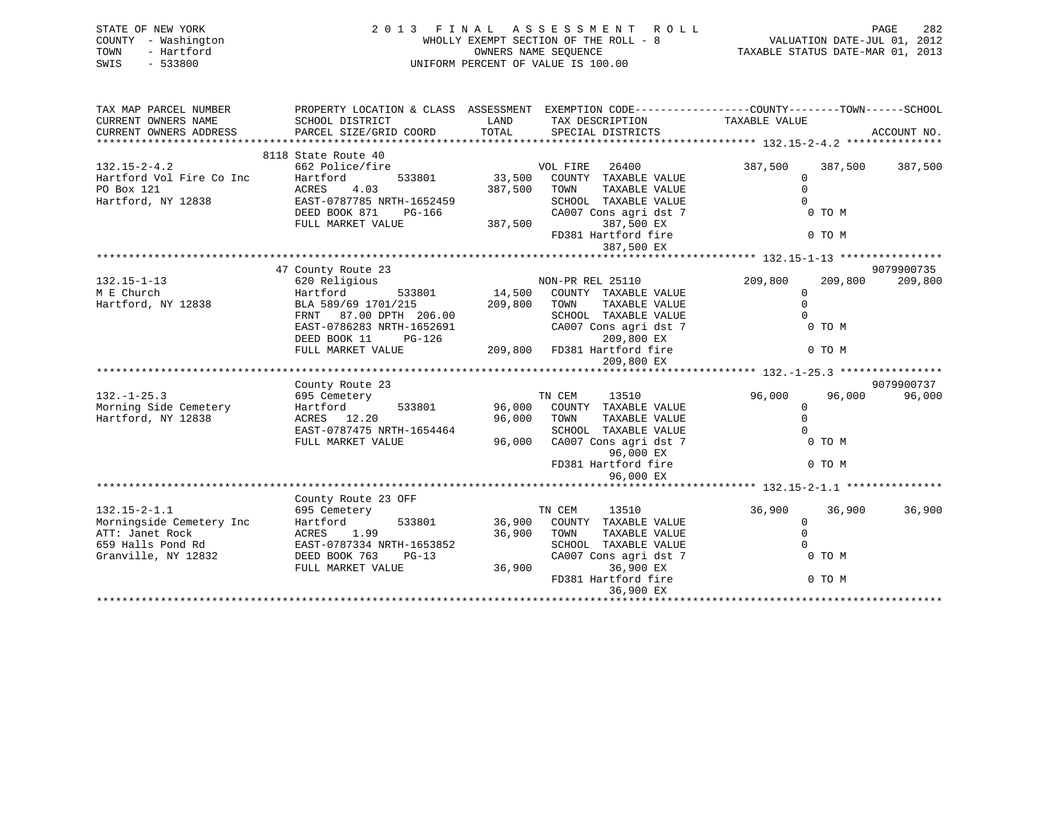STATE OF NEW YORK
COUNTY - Washington
TOWN - Hartford
SWIS - 533800

2 0 1 3 F I N A L A S S E S S M E N T R O L L
WHOLLY EXEMPT SECTION OF THE ROLL - 8
OWNERS NAME SEQUENCE
UNIFORM PERCENT OF VALUE IS 100.00

VALUATION DATE-JUL 01, 2012
TAXABLE STATUS DATE-MAR 01, 2013

```
TAX MAP PARCEL NUMBER          PROPERTY LOCATION & CLASS  ASSESSMENT  EXEMPTION CODE------------------COUNTY--------TOWN------SCHOOL
CURRENT OWNERS NAME            SCHOOL DISTRICT               LAND      TAX DESCRIPTION           TAXABLE VALUE
CURRENT OWNERS ADDRESS         PARCEL SIZE/GRID COORD       TOTAL      SPECIAL DISTRICTS                                    ACCOUNT NO.
****************************************************************************************** 132.15-2-4.2 ***************
                               8118 State Route 40
132.15-2-4.2                   662 Police/fire                          VOL FIRE   26400           387,500    387,500    387,500
Hartford Vol Fire Co Inc       Hartford         533801      33,500   COUNTY  TAXABLE VALUE             0
PO Box 121                     ACRES    4.03               387,500   TOWN    TAXABLE VALUE             0
Hartford, NY 12838             EAST-0787785 NRTH-1652459             SCHOOL  TAXABLE VALUE             0
                               DEED BOOK 871    PG-166               CA007 Cons agri dst 7              0 TO M
                               FULL MARKET VALUE           387,500          387,500 EX
                                                                     FD381 Hartford fire                0 TO M
                                                                            387,500 EX
****************************************************************************************** 132.15-1-13 ****************
                               47 County Route 23                                                                     9079900735
132.15-1-13                    620 Religious                            NON-PR REL 25110           209,800    209,800    209,800
M E Church                     Hartford         533801      14,500   COUNTY  TAXABLE VALUE             0
Hartford, NY 12838             BLA 589/69 1701/215         209,800   TOWN    TAXABLE VALUE             0
                               FRNT   87.00 DPTH 206.00              SCHOOL  TAXABLE VALUE             0
                               EAST-0786283 NRTH-1652691             CA007 Cons agri dst 7              0 TO M
                               DEED BOOK 11     PG-126                      209,800 EX
                               FULL MARKET VALUE           209,800   FD381 Hartford fire                0 TO M
                                                                            209,800 EX
****************************************************************************************** 132.-1-25.3 ****************
                               County Route 23                                                                        9079900737
132.-1-25.3                    695 Cemetery                             TN CEM     13510            96,000     96,000     96,000
Morning Side Cemetery          Hartford         533801      96,000   COUNTY  TAXABLE VALUE             0
Hartford, NY 12838             ACRES   12.20                96,000   TOWN    TAXABLE VALUE             0
                               EAST-0787475 NRTH-1654464             SCHOOL  TAXABLE VALUE             0
                               FULL MARKET VALUE            96,000   CA007 Cons agri dst 7              0 TO M
                                                                             96,000 EX
                                                                     FD381 Hartford fire                0 TO M
                                                                             96,000 EX
****************************************************************************************** 132.15-2-1.1 ***************
                               County Route 23 OFF
132.15-2-1.1                   695 Cemetery                             TN CEM     13510            36,900     36,900     36,900
Morningside Cemetery Inc       Hartford         533801      36,900   COUNTY  TAXABLE VALUE             0
ATT: Janet Rock                ACRES    1.99                36,900   TOWN    TAXABLE VALUE             0
659 Halls Pond Rd              EAST-0787334 NRTH-1653852             SCHOOL  TAXABLE VALUE             0
Granville, NY 12832            DEED BOOK 763    PG-13                CA007 Cons agri dst 7              0 TO M
                               FULL MARKET VALUE            36,900           36,900 EX
                                                                     FD381 Hartford fire                0 TO M
                                                                             36,900 EX
************************************************************************************************************************
```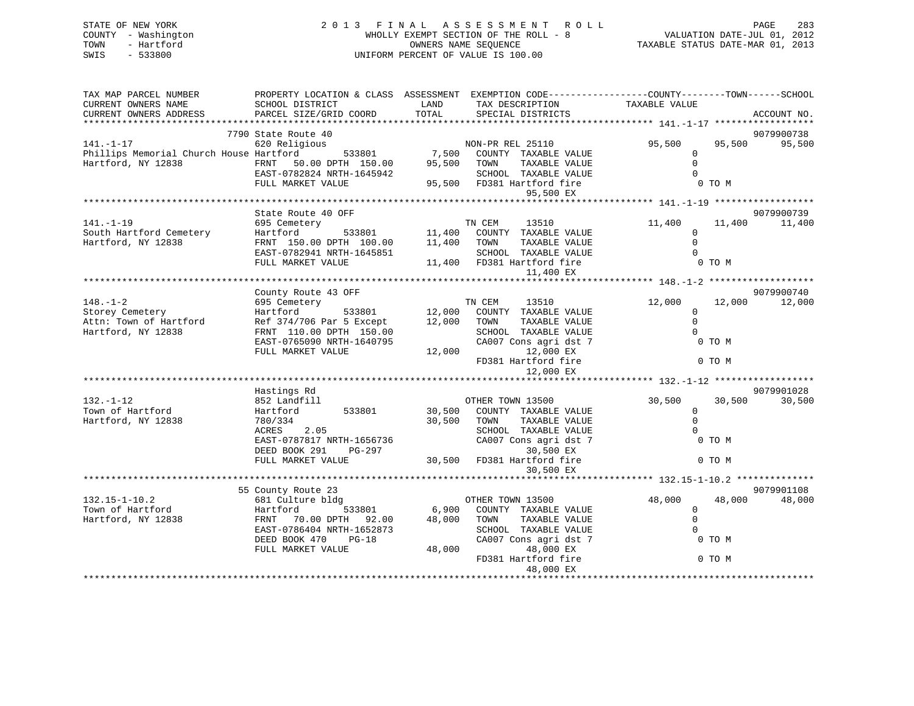STATE OF NEW YORK
COUNTY - Washington
TOWN - Hartford
SWIS - 533800

2 0 1 3 F I N A L A S S E S S M E N T R O L L
WHOLLY EXEMPT SECTION OF THE ROLL - 8
OWNERS NAME SEQUENCE
UNIFORM PERCENT OF VALUE IS 100.00

VALUATION DATE-JUL 01, 2012
TAXABLE STATUS DATE-MAR 01, 2013

```
TAX MAP PARCEL NUMBER          PROPERTY LOCATION & CLASS  ASSESSMENT  EXEMPTION CODE-----------------COUNTY--------TOWN------SCHOOL
CURRENT OWNERS NAME            SCHOOL DISTRICT               LAND      TAX DESCRIPTION            TAXABLE VALUE
CURRENT OWNERS ADDRESS         PARCEL SIZE/GRID COORD       TOTAL      SPECIAL DISTRICTS                                    ACCOUNT NO.
*********************************************************************************************** 141.-1-17 ******************
                               7790 State Route 40                                                                       9079900738
141.-1-17                      620 Religious                           NON-PR REL 25110           95,500     95,500     95,500
Phillips Memorial Church House Hartford       533801         7,500     COUNTY  TAXABLE VALUE            0
Hartford, NY 12838             FRNT  50.00 DPTH 150.00      95,500     TOWN    TAXABLE VALUE            0
                               EAST-0782824 NRTH-1645942               SCHOOL  TAXABLE VALUE            0
                               FULL MARKET VALUE            95,500     FD381 Hartford fire               0 TO M
                                                                            95,500 EX
*********************************************************************************************** 141.-1-19 ******************
                               State Route 40 OFF                                                                        9079900739
141.-1-19                      695 Cemetery                            TN CEM       13510         11,400     11,400     11,400
South Hartford Cemetery        Hartford       533801        11,400     COUNTY  TAXABLE VALUE            0
Hartford, NY 12838             FRNT 150.00 DPTH 100.00      11,400     TOWN    TAXABLE VALUE            0
                               EAST-0782941 NRTH-1645851               SCHOOL  TAXABLE VALUE            0
                               FULL MARKET VALUE            11,400     FD381 Hartford fire               0 TO M
                                                                            11,400 EX
*********************************************************************************************** 148.-1-2 *******************
                               County Route 43 OFF                                                                       9079900740
148.-1-2                       695 Cemetery                            TN CEM       13510         12,000     12,000     12,000
Storey Cemetery                Hartford       533801        12,000     COUNTY  TAXABLE VALUE            0
Attn: Town of Hartford         Ref 374/706 Par 5 Except     12,000     TOWN    TAXABLE VALUE            0
Hartford, NY 12838             FRNT 110.00 DPTH 150.00                 SCHOOL  TAXABLE VALUE            0
                               EAST-0765090 NRTH-1640795               CA007 Cons agri dst 7             0 TO M
                               FULL MARKET VALUE            12,000          12,000 EX
                                                                       FD381 Hartford fire               0 TO M
                                                                            12,000 EX
*********************************************************************************************** 132.-1-12 ******************
                               Hastings Rd                                                                               9079901028
132.-1-12                      852 Landfill                            OTHER TOWN 13500           30,500     30,500     30,500
Town of Hartford               Hartford       533801        30,500     COUNTY  TAXABLE VALUE            0
Hartford, NY 12838             780/334                      30,500     TOWN    TAXABLE VALUE            0
                               ACRES    2.05                           SCHOOL  TAXABLE VALUE            0
                               EAST-0787817 NRTH-1656736               CA007 Cons agri dst 7             0 TO M
                               DEED BOOK 291    PG-297                      30,500 EX
                               FULL MARKET VALUE            30,500     FD381 Hartford fire               0 TO M
                                                                            30,500 EX
*********************************************************************************************** 132.15-1-10.2 **************
                               55 County Route 23                                                                        9079901108
132.15-1-10.2                  681 Culture bldg                        OTHER TOWN 13500           48,000     48,000     48,000
Town of Hartford               Hartford       533801         6,900     COUNTY  TAXABLE VALUE            0
Hartford, NY 12838             FRNT  70.00 DPTH  92.00      48,000     TOWN    TAXABLE VALUE            0
                               EAST-0786404 NRTH-1652873               SCHOOL  TAXABLE VALUE            0
                               DEED BOOK 470    PG-18                  CA007 Cons agri dst 7             0 TO M
                               FULL MARKET VALUE            48,000          48,000 EX
                                                                       FD381 Hartford fire               0 TO M
                                                                            48,000 EX
****************************************************************************************************************************
```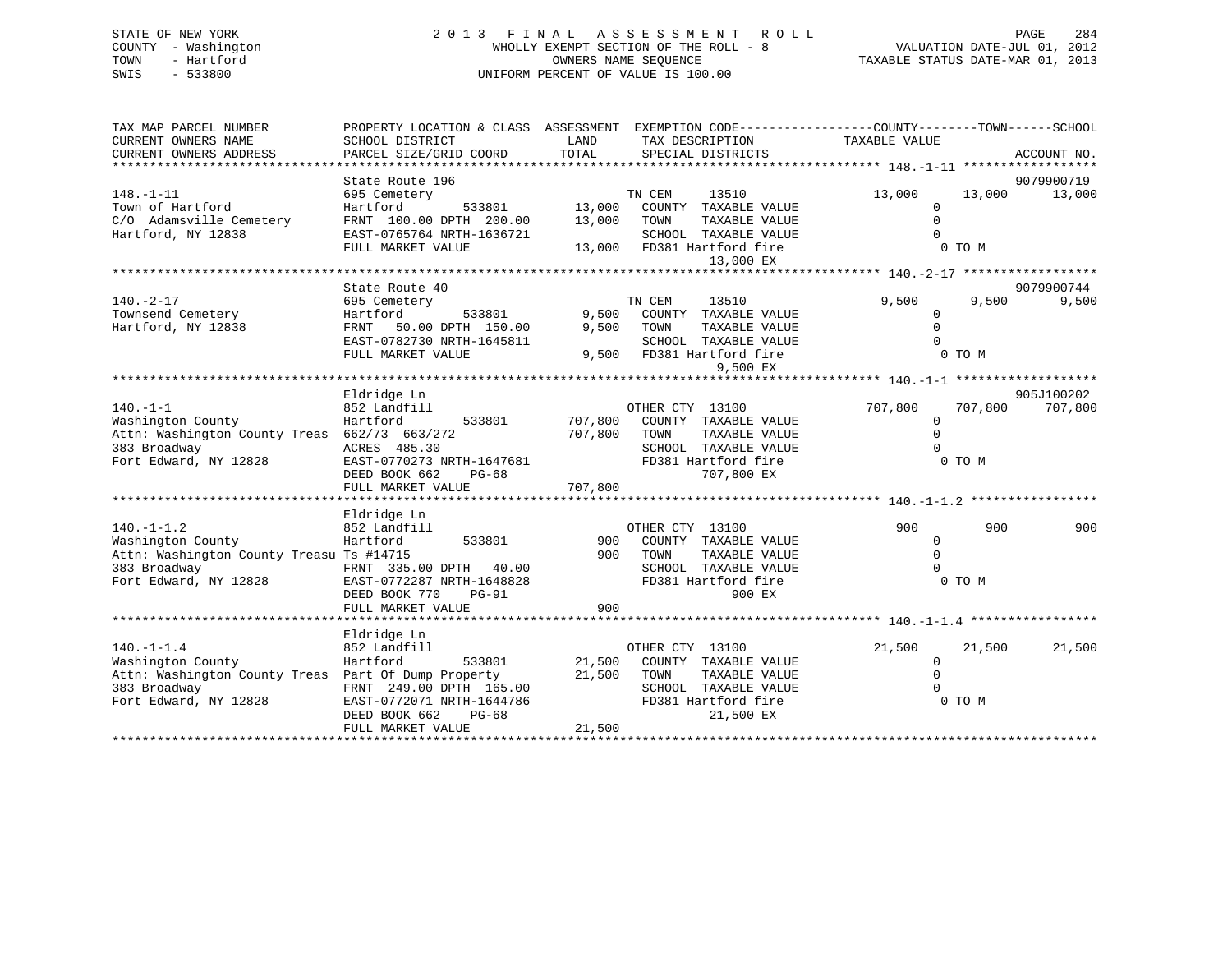STATE OF NEW YORK
COUNTY - Washington
TOWN - Hartford
SWIS - 533800

2013 FINAL ASSESSMENT ROLL
WHOLLY EXEMPT SECTION OF THE ROLL - 8
OWNERS NAME SEQUENCE
UNIFORM PERCENT OF VALUE IS 100.00

VALUATION DATE-JUL 01, 2012
TAXABLE STATUS DATE-MAR 01, 2013

```
TAX MAP PARCEL NUMBER          PROPERTY LOCATION & CLASS  ASSESSMENT  EXEMPTION CODE------------------COUNTY--------TOWN------SCHOOL
CURRENT OWNERS NAME            SCHOOL DISTRICT               LAND      TAX DESCRIPTION            TAXABLE VALUE
CURRENT OWNERS ADDRESS         PARCEL SIZE/GRID COORD        TOTAL     SPECIAL DISTRICTS                                       ACCOUNT NO.
******************************************************************************************************* 148.-1-11 ******************
                               State Route 196                                                                               9079900719
148.-1-11                      695 Cemetery                          TN CEM      13510            13,000      13,000      13,000
Town of Hartford               Hartford        533801       13,000   COUNTY  TAXABLE VALUE             0
C/O  Adamsville Cemetery       FRNT 100.00 DPTH 200.00      13,000   TOWN    TAXABLE VALUE             0
Hartford, NY 12838             EAST-0765764 NRTH-1636721             SCHOOL  TAXABLE VALUE             0
                               FULL MARKET VALUE            13,000   FD381 Hartford fire                0 TO M
                                                                           13,000 EX
******************************************************************************************************* 140.-2-17 ******************
                               State Route 40                                                                                9079900744
140.-2-17                      695 Cemetery                          TN CEM      13510             9,500       9,500       9,500
Townsend Cemetery              Hartford        533801        9,500   COUNTY  TAXABLE VALUE             0
Hartford, NY 12838             FRNT  50.00 DPTH 150.00       9,500   TOWN    TAXABLE VALUE             0
                               EAST-0782730 NRTH-1645811             SCHOOL  TAXABLE VALUE             0
                               FULL MARKET VALUE             9,500   FD381 Hartford fire                0 TO M
                                                                            9,500 EX
******************************************************************************************************* 140.-1-1 *******************
                               Eldridge Ln                                                                                   905J100202
140.-1-1                       852 Landfill                          OTHER CTY  13100            707,800     707,800     707,800
Washington County              Hartford        533801      707,800   COUNTY  TAXABLE VALUE             0
Attn: Washington County Treas  662/73 663/272              707,800   TOWN    TAXABLE VALUE             0
383 Broadway                   ACRES 485.30                          SCHOOL  TAXABLE VALUE             0
Fort Edward, NY 12828          EAST-0770273 NRTH-1647681             FD381 Hartford fire                0 TO M
                               DEED BOOK 662    PG-68                      707,800 EX
                               FULL MARKET VALUE           707,800
******************************************************************************************************* 140.-1-1.2 *****************
                               Eldridge Ln
140.-1-1.2                     852 Landfill                          OTHER CTY  13100                900         900         900
Washington County              Hartford        533801          900   COUNTY  TAXABLE VALUE             0
Attn: Washington County Treasu Ts #14715                       900   TOWN    TAXABLE VALUE             0
383 Broadway                   FRNT 335.00 DPTH  40.00               SCHOOL  TAXABLE VALUE             0
Fort Edward, NY 12828          EAST-0772287 NRTH-1648828             FD381 Hartford fire                0 TO M
                               DEED BOOK 770    PG-91                          900 EX
                               FULL MARKET VALUE               900
******************************************************************************************************* 140.-1-1.4 *****************
                               Eldridge Ln
140.-1-1.4                     852 Landfill                          OTHER CTY  13100             21,500      21,500      21,500
Washington County              Hartford        533801       21,500   COUNTY  TAXABLE VALUE             0
Attn: Washington County Treas  Part Of Dump Property        21,500   TOWN    TAXABLE VALUE             0
383 Broadway                   FRNT 249.00 DPTH 165.00               SCHOOL  TAXABLE VALUE             0
Fort Edward, NY 12828          EAST-0772071 NRTH-1644786             FD381 Hartford fire                0 TO M
                               DEED BOOK 662    PG-68                       21,500 EX
                               FULL MARKET VALUE            21,500
************************************************************************************************************************************
```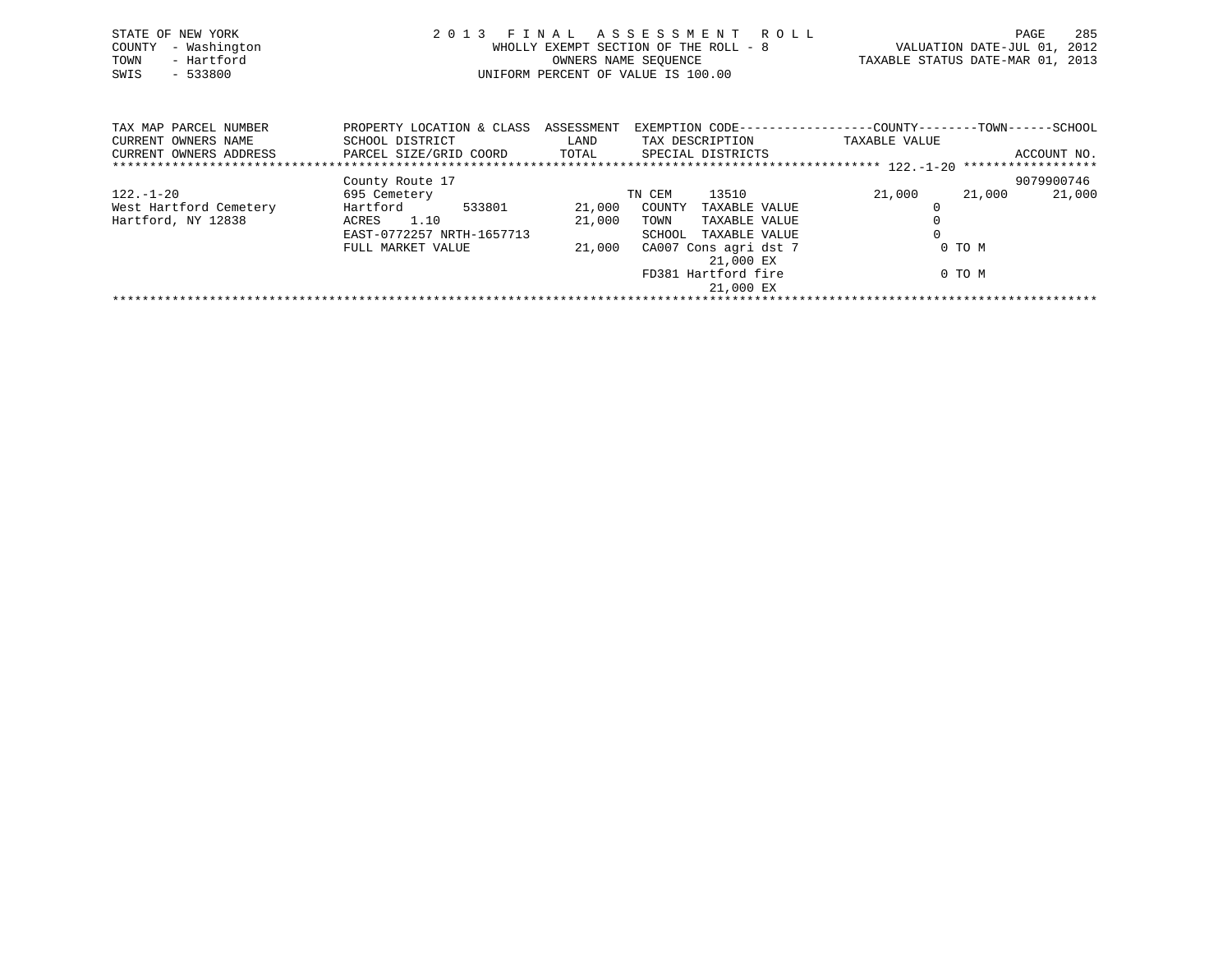STATE OF NEW YORK
COUNTY - Washington
TOWN - Hartford
SWIS - 533800

2013 FINAL ASSESSMENT ROLL
WHOLLY EXEMPT SECTION OF THE ROLL - 8
OWNERS NAME SEQUENCE
UNIFORM PERCENT OF VALUE IS 100.00

VALUATION DATE-JUL 01, 2012
TAXABLE STATUS DATE-MAR 01, 2013

| TAX MAP PARCEL NUMBER / CURRENT OWNERS NAME / CURRENT OWNERS ADDRESS | PROPERTY LOCATION & CLASS / SCHOOL DISTRICT / PARCEL SIZE/GRID COORD | ASSESSMENT LAND / TOTAL | EXEMPTION CODE / TAX DESCRIPTION / SPECIAL DISTRICTS | COUNTY | TOWN | SCHOOL / ACCOUNT NO. |
|---|---|---|---|---|---|---|
| ****** 122.-1-20 ****** | | | | | | |
| | County Route 17 | | | | | 9079900746 |
| 122.-1-20 | 695 Cemetery | | TN CEM 13510 | 21,000 | 21,000 | 21,000 |
| West Hartford Cemetery | Hartford 533801 | 21,000 | COUNTY TAXABLE VALUE | 0 | | |
| Hartford, NY 12838 | ACRES 1.10 | 21,000 | TOWN TAXABLE VALUE | 0 | | |
| | EAST-0772257 NRTH-1657713 | | SCHOOL TAXABLE VALUE | 0 | | |
| | FULL MARKET VALUE | 21,000 | CA007 Cons agri dst 7 | 0 TO M | | |
| | | | 21,000 EX | | | |
| | | | FD381 Hartford fire | 0 TO M | | |
| | | | 21,000 EX | | | |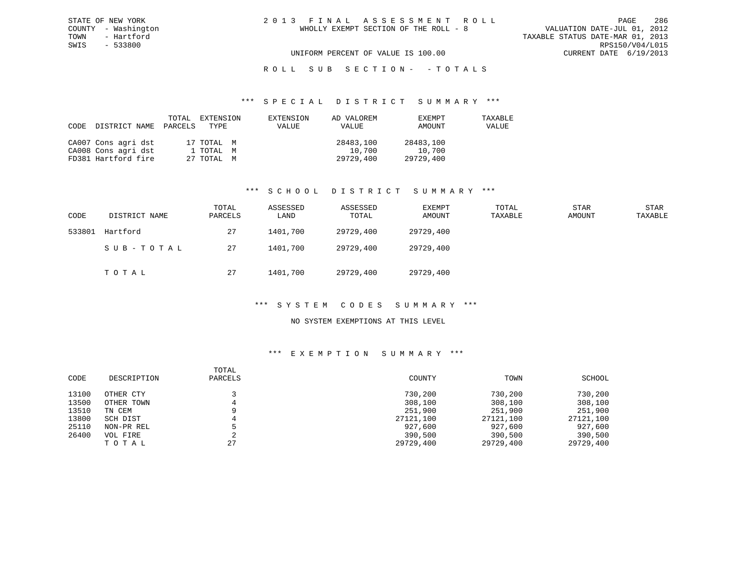STATE OF NEW YORK
COUNTY - Washington
TOWN - Hartford
SWIS - 533800

2 0 1 3 F I N A L A S S E S S M E N T R O L L
WHOLLY EXEMPT SECTION OF THE ROLL - 8

VALUATION DATE-JUL 01, 2012
TAXABLE STATUS DATE-MAR 01, 2013
RPS150/V04/L015
CURRENT DATE 6/19/2013

UNIFORM PERCENT OF VALUE IS 100.00

R O L L S U B S E C T I O N - - T O T A L S

## *** S P E C I A L D I S T R I C T S U M M A R Y ***

| CODE | DISTRICT NAME | TOTAL PARCELS | EXTENSION TYPE | EXTENSION VALUE | AD VALOREM VALUE | EXEMPT AMOUNT | TAXABLE VALUE |
|---|---|---|---|---|---|---|---|
| CA007 | Cons agri dst | 17 | TOTAL M | | 28483,100 | 28483,100 | |
| CA008 | Cons agri dst | 1 | TOTAL M | | 10,700 | 10,700 | |
| FD381 | Hartford fire | 27 | TOTAL M | | 29729,400 | 29729,400 | |

## *** S C H O O L D I S T R I C T S U M M A R Y ***

| CODE | DISTRICT NAME | TOTAL PARCELS | ASSESSED LAND | ASSESSED TOTAL | EXEMPT AMOUNT | TOTAL TAXABLE | STAR AMOUNT | STAR TAXABLE |
|---|---|---|---|---|---|---|---|---|
| 533801 | Hartford | 27 | 1401,700 | 29729,400 | 29729,400 | | | |
| | S U B - T O T A L | 27 | 1401,700 | 29729,400 | 29729,400 | | | |
| | T O T A L | 27 | 1401,700 | 29729,400 | 29729,400 | | | |

## *** S Y S T E M C O D E S S U M M A R Y ***

NO SYSTEM EXEMPTIONS AT THIS LEVEL

## *** E X E M P T I O N S U M M A R Y ***

| CODE | DESCRIPTION | TOTAL PARCELS | COUNTY | TOWN | SCHOOL |
|---|---|---|---|---|---|
| 13100 | OTHER CTY | 3 | 730,200 | 730,200 | 730,200 |
| 13500 | OTHER TOWN | 4 | 308,100 | 308,100 | 308,100 |
| 13510 | TN CEM | 9 | 251,900 | 251,900 | 251,900 |
| 13800 | SCH DIST | 4 | 27121,100 | 27121,100 | 27121,100 |
| 25110 | NON-PR REL | 5 | 927,600 | 927,600 | 927,600 |
| 26400 | VOL FIRE | 2 | 390,500 | 390,500 | 390,500 |
| | T O T A L | 27 | 29729,400 | 29729,400 | 29729,400 |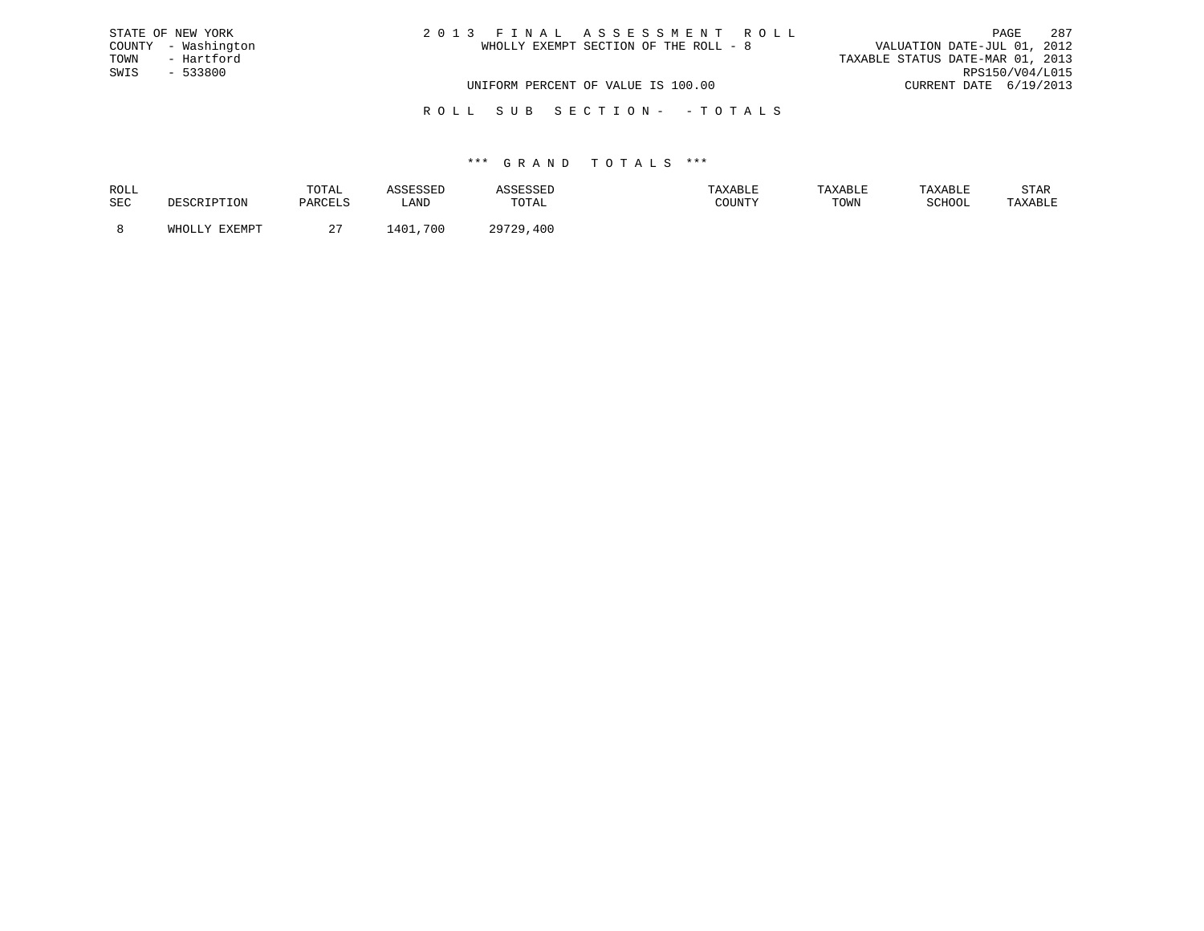STATE OF NEW YORK
COUNTY - Washington
TOWN - Hartford
SWIS - 533800

2 0 1 3 F I N A L A S S E S S M E N T R O L L
WHOLLY EXEMPT SECTION OF THE ROLL - 8

VALUATION DATE-JUL 01, 2012
TAXABLE STATUS DATE-MAR 01, 2013
RPS150/V04/L015
CURRENT DATE 6/19/2013

UNIFORM PERCENT OF VALUE IS 100.00

R O L L S U B S E C T I O N - - T O T A L S

\*\*\* G R A N D T O T A L S \*\*\*

| ROLL SEC | DESCRIPTION | TOTAL PARCELS | ASSESSED LAND | ASSESSED TOTAL | TAXABLE COUNTY | TAXABLE TOWN | TAXABLE SCHOOL | STAR TAXABLE |
|---|---|---|---|---|---|---|---|---|
| 8 | WHOLLY EXEMPT | 27 | 1401,700 | 29729,400 | | | | |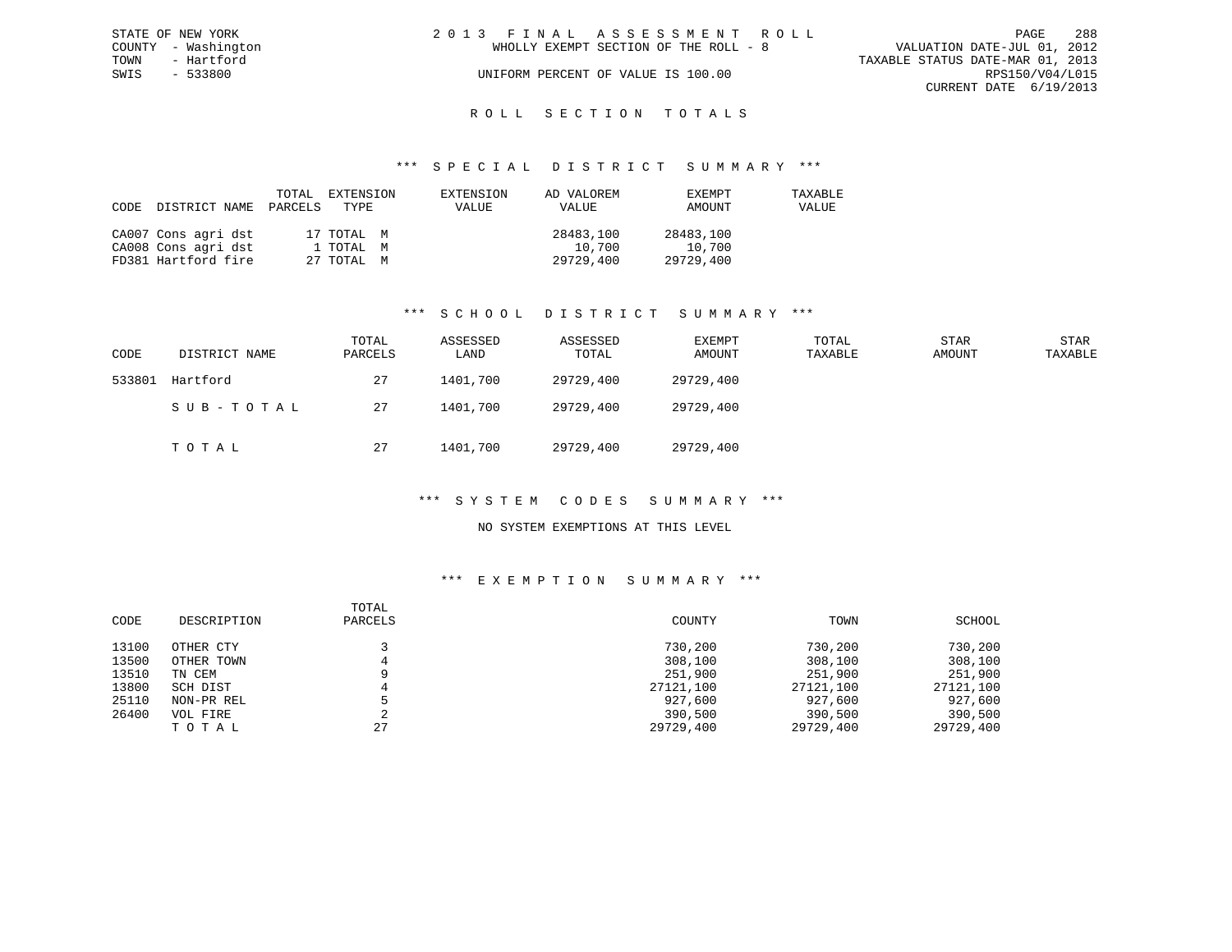STATE OF NEW YORK
COUNTY - Washington
TOWN - Hartford
SWIS - 533800

2 0 1 3 F I N A L A S S E S S M E N T R O L L
WHOLLY EXEMPT SECTION OF THE ROLL - 8
UNIFORM PERCENT OF VALUE IS 100.00

VALUATION DATE-JUL 01, 2012
TAXABLE STATUS DATE-MAR 01, 2013
RPS150/V04/L015
CURRENT DATE 6/19/2013

## R O L L S E C T I O N T O T A L S

### *** S P E C I A L D I S T R I C T S U M M A R Y ***

| CODE | DISTRICT NAME | TOTAL PARCELS | EXTENSION TYPE | EXTENSION VALUE | AD VALOREM VALUE | EXEMPT AMOUNT | TAXABLE VALUE |
|---|---|---|---|---|---|---|---|
| CA007 | Cons agri dst | 17 | TOTAL M | | 28483,100 | 28483,100 | |
| CA008 | Cons agri dst | 1 | TOTAL M | | 10,700 | 10,700 | |
| FD381 | Hartford fire | 27 | TOTAL M | | 29729,400 | 29729,400 | |

### *** S C H O O L D I S T R I C T S U M M A R Y ***

| CODE | DISTRICT NAME | TOTAL PARCELS | ASSESSED LAND | ASSESSED TOTAL | EXEMPT AMOUNT | TOTAL TAXABLE | STAR AMOUNT | STAR TAXABLE |
|---|---|---|---|---|---|---|---|---|
| 533801 | Hartford | 27 | 1401,700 | 29729,400 | 29729,400 | | | |
| | S U B - T O T A L | 27 | 1401,700 | 29729,400 | 29729,400 | | | |
| | T O T A L | 27 | 1401,700 | 29729,400 | 29729,400 | | | |

### *** S Y S T E M C O D E S S U M M A R Y ***

NO SYSTEM EXEMPTIONS AT THIS LEVEL

### *** E X E M P T I O N S U M M A R Y ***

| CODE | DESCRIPTION | TOTAL PARCELS | COUNTY | TOWN | SCHOOL |
|---|---|---|---|---|---|
| 13100 | OTHER CTY | 3 | 730,200 | 730,200 | 730,200 |
| 13500 | OTHER TOWN | 4 | 308,100 | 308,100 | 308,100 |
| 13510 | TN CEM | 9 | 251,900 | 251,900 | 251,900 |
| 13800 | SCH DIST | 4 | 27121,100 | 27121,100 | 27121,100 |
| 25110 | NON-PR REL | 5 | 927,600 | 927,600 | 927,600 |
| 26400 | VOL FIRE | 2 | 390,500 | 390,500 | 390,500 |
| | T O T A L | 27 | 29729,400 | 29729,400 | 29729,400 |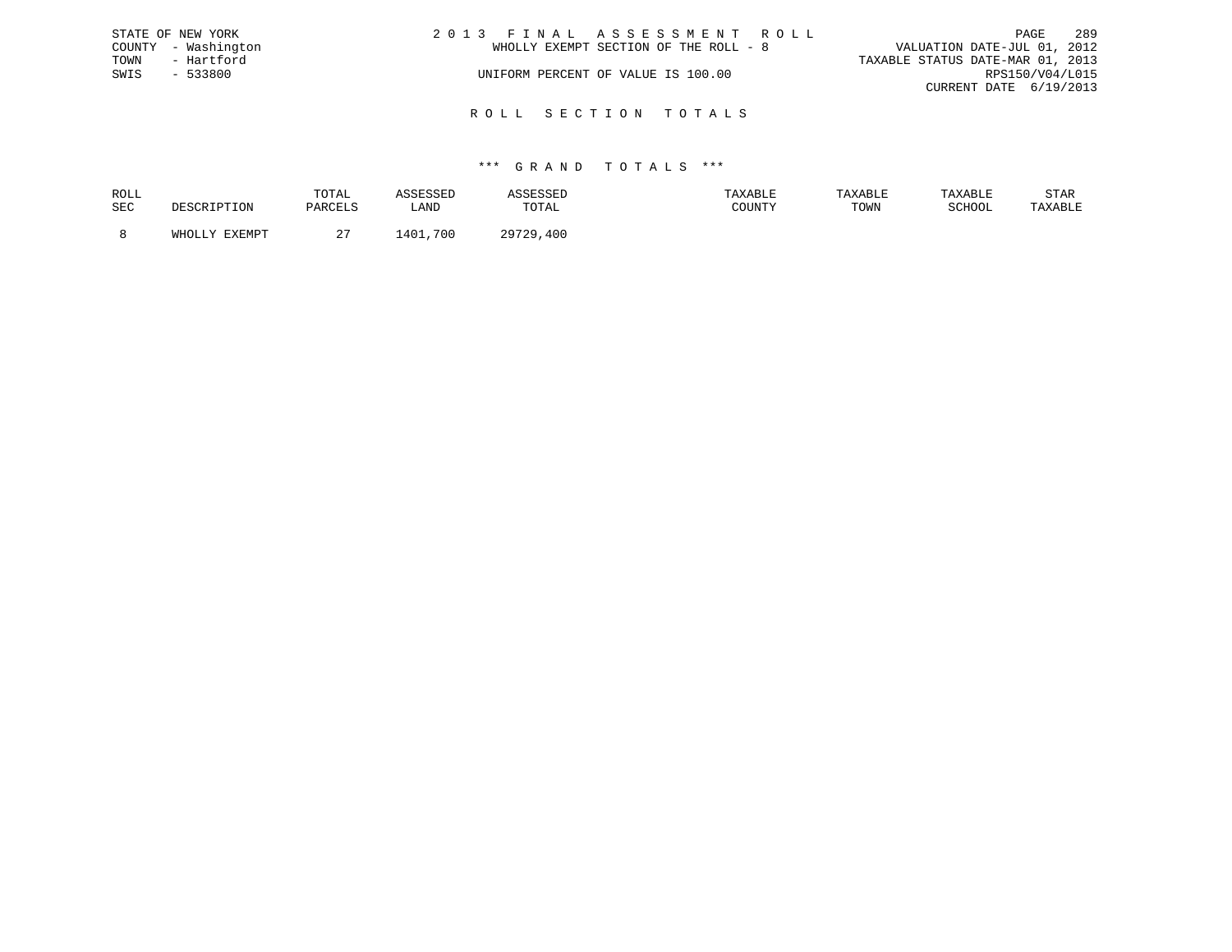STATE OF NEW YORK
COUNTY - Washington
TOWN - Hartford
SWIS - 533800

2 0 1 3 F I N A L A S S E S S M E N T R O L L
WHOLLY EXEMPT SECTION OF THE ROLL - 8
UNIFORM PERCENT OF VALUE IS 100.00

VALUATION DATE-JUL 01, 2012
TAXABLE STATUS DATE-MAR 01, 2013
RPS150/V04/L015
CURRENT DATE 6/19/2013

## R O L L S E C T I O N T O T A L S

### *** G R A N D T O T A L S ***

| ROLL SEC | DESCRIPTION | TOTAL PARCELS | ASSESSED LAND | ASSESSED TOTAL | TAXABLE COUNTY | TAXABLE TOWN | TAXABLE SCHOOL | STAR TAXABLE |
|---|---|---|---|---|---|---|---|---|
| 8 | WHOLLY EXEMPT | 27 | 1401,700 | 29729,400 | | | | |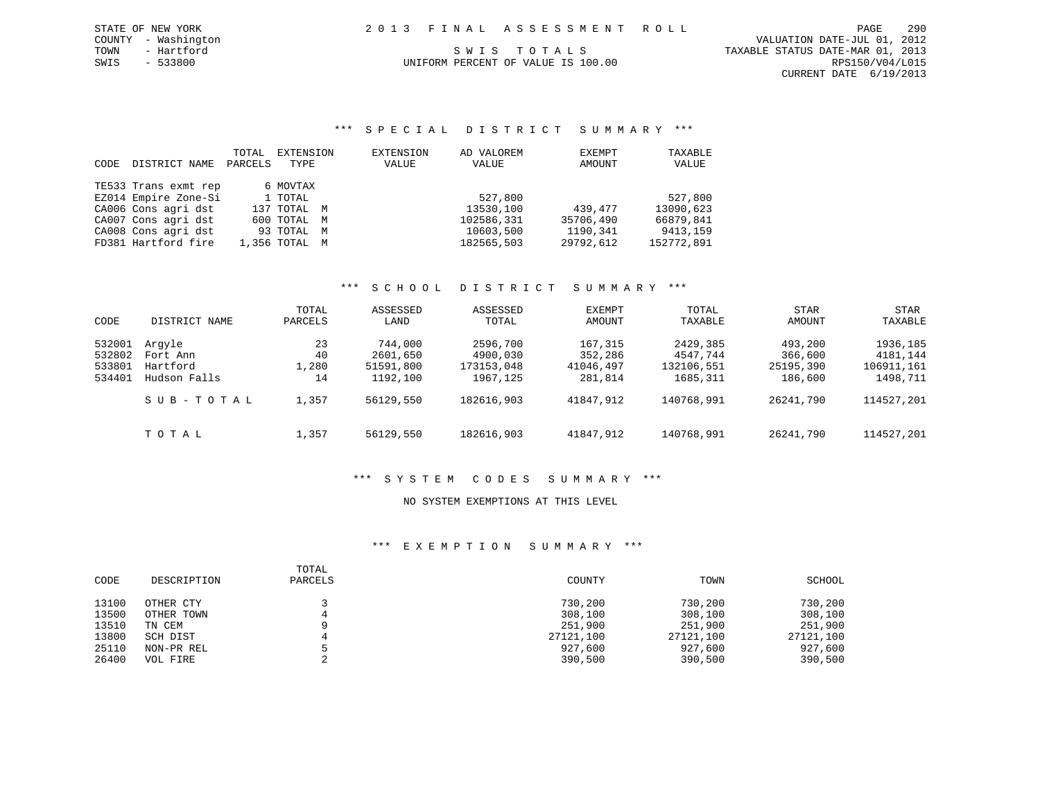STATE OF NEW YORK
COUNTY - Washington
TOWN - Hartford
SWIS - 533800

2 0 1 3 F I N A L A S S E S S M E N T R O L L

S W I S T O T A L S

UNIFORM PERCENT OF VALUE IS 100.00

VALUATION DATE-JUL 01, 2012
TAXABLE STATUS DATE-MAR 01, 2013
RPS150/V04/L015
CURRENT DATE 6/19/2013

## \*\*\* S P E C I A L D I S T R I C T S U M M A R Y \*\*\*

| CODE DISTRICT NAME | TOTAL PARCELS | EXTENSION TYPE | EXTENSION VALUE | AD VALOREM VALUE | EXEMPT AMOUNT | TAXABLE VALUE |
|---|---|---|---|---|---|---|
| TE533 Trans exmt rep | 6 | MOVTAX | | | | |
| EZ014 Empire Zone-Si | 1 | TOTAL | | 527,800 | | 527,800 |
| CA006 Cons agri dst | 137 | TOTAL M | | 13530,100 | 439,477 | 13090,623 |
| CA007 Cons agri dst | 600 | TOTAL M | | 102586,331 | 35706,490 | 66879,841 |
| CA008 Cons agri dst | 93 | TOTAL M | | 10603,500 | 1190,341 | 9413,159 |
| FD381 Hartford fire | 1,356 | TOTAL M | | 182565,503 | 29792,612 | 152772,891 |

## \*\*\* S C H O O L D I S T R I C T S U M M A R Y \*\*\*

| CODE | DISTRICT NAME | TOTAL PARCELS | ASSESSED LAND | ASSESSED TOTAL | EXEMPT AMOUNT | TOTAL TAXABLE | STAR AMOUNT | STAR TAXABLE |
|---|---|---|---|---|---|---|---|---|
| 532001 | Argyle | 23 | 744,000 | 2596,700 | 167,315 | 2429,385 | 493,200 | 1936,185 |
| 532802 | Fort Ann | 40 | 2601,650 | 4900,030 | 352,286 | 4547,744 | 366,600 | 4181,144 |
| 533801 | Hartford | 1,280 | 51591,800 | 173153,048 | 41046,497 | 132106,551 | 25195,390 | 106911,161 |
| 534401 | Hudson Falls | 14 | 1192,100 | 1967,125 | 281,814 | 1685,311 | 186,600 | 1498,711 |
| | S U B - T O T A L | 1,357 | 56129,550 | 182616,903 | 41847,912 | 140768,991 | 26241,790 | 114527,201 |
| | T O T A L | 1,357 | 56129,550 | 182616,903 | 41847,912 | 140768,991 | 26241,790 | 114527,201 |

## \*\*\* S Y S T E M C O D E S S U M M A R Y \*\*\*

NO SYSTEM EXEMPTIONS AT THIS LEVEL

## \*\*\* E X E M P T I O N S U M M A R Y \*\*\*

| CODE | DESCRIPTION | TOTAL PARCELS | COUNTY | TOWN | SCHOOL |
|---|---|---|---|---|---|
| 13100 | OTHER CTY | 3 | 730,200 | 730,200 | 730,200 |
| 13500 | OTHER TOWN | 4 | 308,100 | 308,100 | 308,100 |
| 13510 | TN CEM | 9 | 251,900 | 251,900 | 251,900 |
| 13800 | SCH DIST | 4 | 27121,100 | 27121,100 | 27121,100 |
| 25110 | NON-PR REL | 5 | 927,600 | 927,600 | 927,600 |
| 26400 | VOL FIRE | 2 | 390,500 | 390,500 | 390,500 |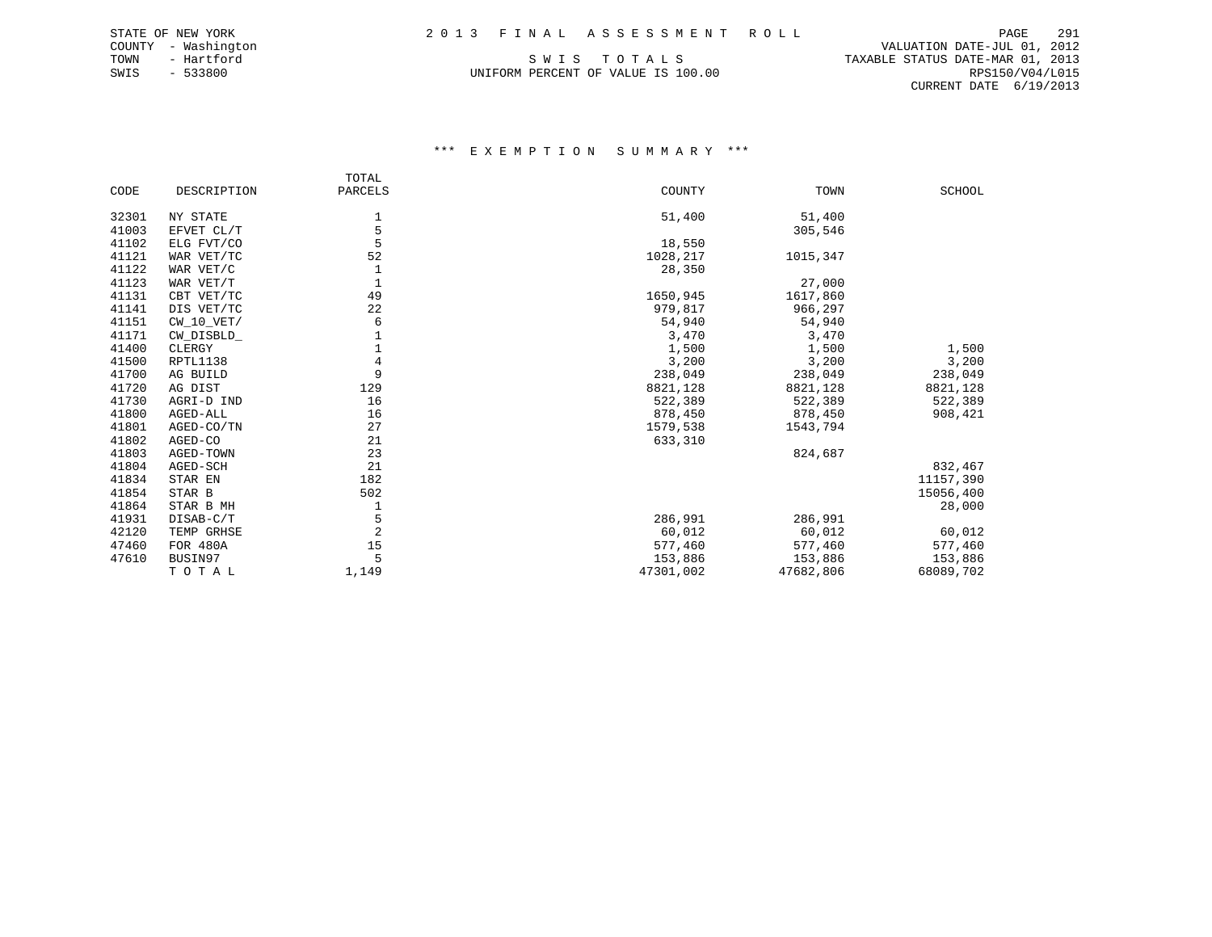STATE OF NEW YORK
COUNTY - Washington
TOWN - Hartford
SWIS - 533800

2013 FINAL ASSESSMENT ROLL

SWIS TOTALS

UNIFORM PERCENT OF VALUE IS 100.00

VALUATION DATE-JUL 01, 2012
TAXABLE STATUS DATE-MAR 01, 2013
RPS150/V04/L015
CURRENT DATE 6/19/2013

## *** EXEMPTION SUMMARY ***

| CODE | DESCRIPTION | TOTAL PARCELS | COUNTY | TOWN | SCHOOL |
|---|---|---|---|---|---|
| 32301 | NY STATE | 1 | 51,400 | 51,400 | |
| 41003 | EFVET CL/T | 5 | | 305,546 | |
| 41102 | ELG FVT/CO | 5 | 18,550 | | |
| 41121 | WAR VET/TC | 52 | 1028,217 | 1015,347 | |
| 41122 | WAR VET/C | 1 | 28,350 | | |
| 41123 | WAR VET/T | 1 | | 27,000 | |
| 41131 | CBT VET/TC | 49 | 1650,945 | 1617,860 | |
| 41141 | DIS VET/TC | 22 | 979,817 | 966,297 | |
| 41151 | CW_10_VET/ | 6 | 54,940 | 54,940 | |
| 41171 | CW_DISBLD_ | 1 | 3,470 | 3,470 | |
| 41400 | CLERGY | 1 | 1,500 | 1,500 | 1,500 |
| 41500 | RPTL1138 | 4 | 3,200 | 3,200 | 3,200 |
| 41700 | AG BUILD | 9 | 238,049 | 238,049 | 238,049 |
| 41720 | AG DIST | 129 | 8821,128 | 8821,128 | 8821,128 |
| 41730 | AGRI-D IND | 16 | 522,389 | 522,389 | 522,389 |
| 41800 | AGED-ALL | 16 | 878,450 | 878,450 | 908,421 |
| 41801 | AGED-CO/TN | 27 | 1579,538 | 1543,794 | |
| 41802 | AGED-CO | 21 | 633,310 | | |
| 41803 | AGED-TOWN | 23 | | 824,687 | |
| 41804 | AGED-SCH | 21 | | | 832,467 |
| 41834 | STAR EN | 182 | | | 11157,390 |
| 41854 | STAR B | 502 | | | 15056,400 |
| 41864 | STAR B MH | 1 | | | 28,000 |
| 41931 | DISAB-C/T | 5 | 286,991 | 286,991 | |
| 42120 | TEMP GRHSE | 2 | 60,012 | 60,012 | 60,012 |
| 47460 | FOR 480A | 15 | 577,460 | 577,460 | 577,460 |
| 47610 | BUSIN97 | 5 | 153,886 | 153,886 | 153,886 |
| | T O T A L | 1,149 | 47301,002 | 47682,806 | 68089,702 |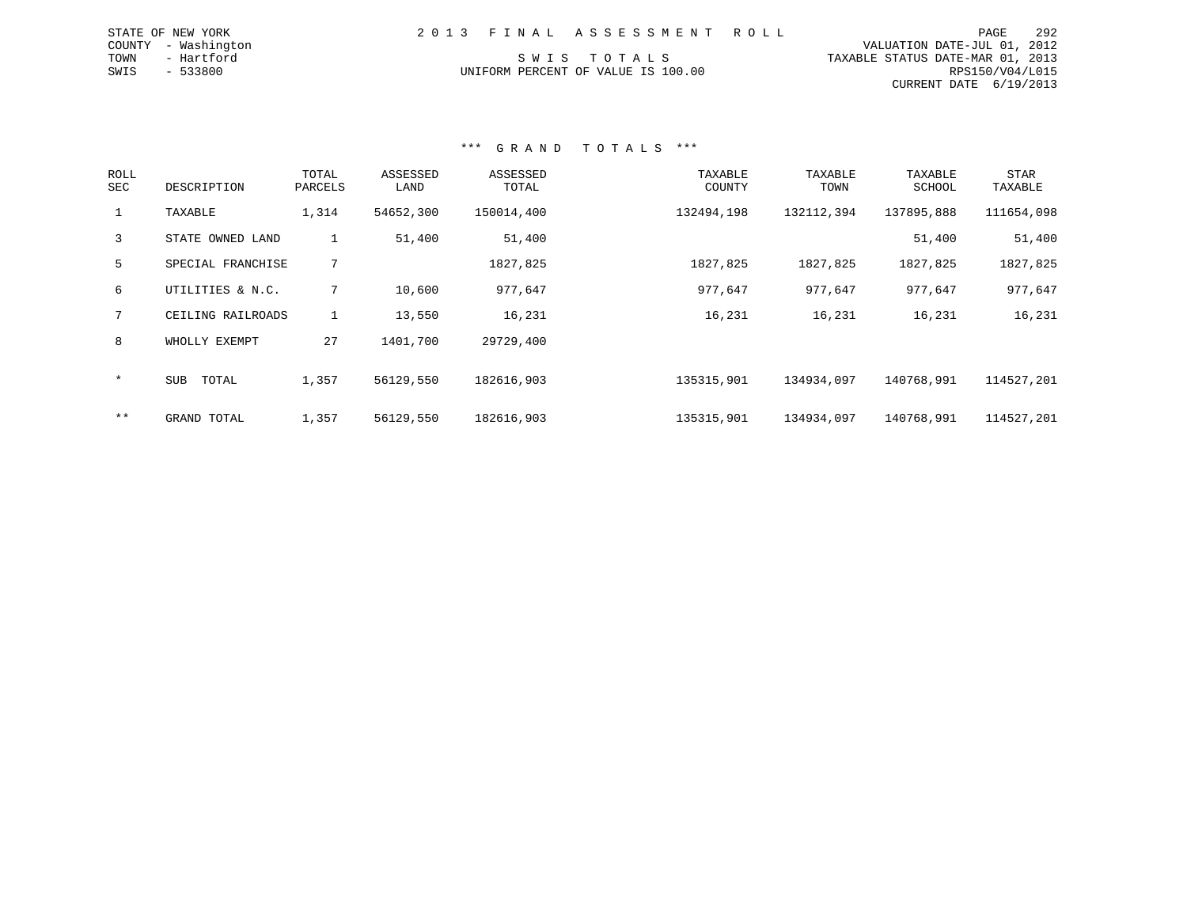STATE OF NEW YORK
COUNTY - Washington
TOWN - Hartford
SWIS - 533800

2 0 1 3 F I N A L A S S E S S M E N T R O L L

S W I S T O T A L S
UNIFORM PERCENT OF VALUE IS 100.00

VALUATION DATE-JUL 01, 2012
TAXABLE STATUS DATE-MAR 01, 2013
RPS150/V04/L015
CURRENT DATE 6/19/2013

*** G R A N D T O T A L S ***

| ROLL SEC | DESCRIPTION | TOTAL PARCELS | ASSESSED LAND | ASSESSED TOTAL | TAXABLE COUNTY | TAXABLE TOWN | TAXABLE SCHOOL | STAR TAXABLE |
|---|---|---|---|---|---|---|---|---|
| 1 | TAXABLE | 1,314 | 54652,300 | 150014,400 | 132494,198 | 132112,394 | 137895,888 | 111654,098 |
| 3 | STATE OWNED LAND | 1 | 51,400 | 51,400 | | | 51,400 | 51,400 |
| 5 | SPECIAL FRANCHISE | 7 | | 1827,825 | 1827,825 | 1827,825 | 1827,825 | 1827,825 |
| 6 | UTILITIES & N.C. | 7 | 10,600 | 977,647 | 977,647 | 977,647 | 977,647 | 977,647 |
| 7 | CEILING RAILROADS | 1 | 13,550 | 16,231 | 16,231 | 16,231 | 16,231 | 16,231 |
| 8 | WHOLLY EXEMPT | 27 | 1401,700 | 29729,400 | | | | |
| * | SUB TOTAL | 1,357 | 56129,550 | 182616,903 | 135315,901 | 134934,097 | 140768,991 | 114527,201 |
| ** | GRAND TOTAL | 1,357 | 56129,550 | 182616,903 | 135315,901 | 134934,097 | 140768,991 | 114527,201 |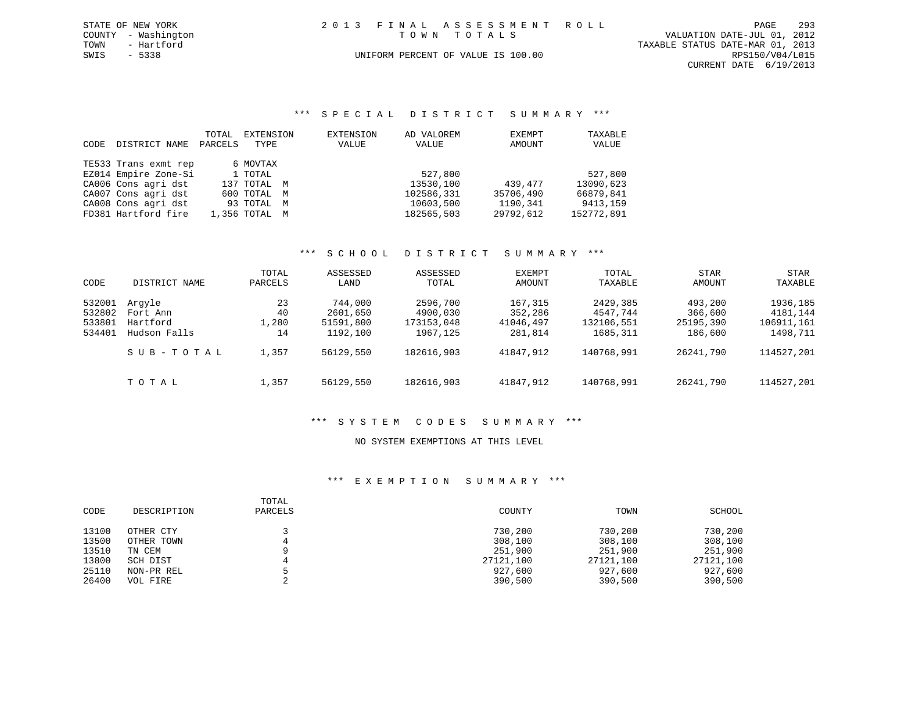STATE OF NEW YORK
COUNTY - Washington
TOWN - Hartford
SWIS - 5338

2 0 1 3 F I N A L A S S E S S M E N T R O L L
T O W N T O T A L S

UNIFORM PERCENT OF VALUE IS 100.00

VALUATION DATE-JUL 01, 2012
TAXABLE STATUS DATE-MAR 01, 2013
RPS150/V04/L015
CURRENT DATE 6/19/2013

## *** SPECIAL DISTRICT SUMMARY ***

| CODE | DISTRICT NAME | TOTAL PARCELS | EXTENSION TYPE | EXTENSION VALUE | AD VALOREM VALUE | EXEMPT AMOUNT | TAXABLE VALUE |
|---|---|---|---|---|---|---|---|
| TE533 | Trans exmt rep | 6 | MOVTAX | | | | |
| EZ014 | Empire Zone-Si | 1 | TOTAL | | 527,800 | | 527,800 |
| CA006 | Cons agri dst | 137 | TOTAL M | | 13530,100 | 439,477 | 13090,623 |
| CA007 | Cons agri dst | 600 | TOTAL M | | 102586,331 | 35706,490 | 66879,841 |
| CA008 | Cons agri dst | 93 | TOTAL M | | 10603,500 | 1190,341 | 9413,159 |
| FD381 | Hartford fire | 1,356 | TOTAL M | | 182565,503 | 29792,612 | 152772,891 |

## *** SCHOOL DISTRICT SUMMARY ***

| CODE | DISTRICT NAME | TOTAL PARCELS | ASSESSED LAND | ASSESSED TOTAL | EXEMPT AMOUNT | TOTAL TAXABLE | STAR AMOUNT | STAR TAXABLE |
|---|---|---|---|---|---|---|---|---|
| 532001 | Argyle | 23 | 744,000 | 2596,700 | 167,315 | 2429,385 | 493,200 | 1936,185 |
| 532802 | Fort Ann | 40 | 2601,650 | 4900,030 | 352,286 | 4547,744 | 366,600 | 4181,144 |
| 533801 | Hartford | 1,280 | 51591,800 | 173153,048 | 41046,497 | 132106,551 | 25195,390 | 106911,161 |
| 534401 | Hudson Falls | 14 | 1192,100 | 1967,125 | 281,814 | 1685,311 | 186,600 | 1498,711 |
| | S U B - T O T A L | 1,357 | 56129,550 | 182616,903 | 41847,912 | 140768,991 | 26241,790 | 114527,201 |
| | T O T A L | 1,357 | 56129,550 | 182616,903 | 41847,912 | 140768,991 | 26241,790 | 114527,201 |

## *** SYSTEM CODES SUMMARY ***

NO SYSTEM EXEMPTIONS AT THIS LEVEL

## *** EXEMPTION SUMMARY ***

| CODE | DESCRIPTION | TOTAL PARCELS | COUNTY | TOWN | SCHOOL |
|---|---|---|---|---|---|
| 13100 | OTHER CTY | 3 | 730,200 | 730,200 | 730,200 |
| 13500 | OTHER TOWN | 4 | 308,100 | 308,100 | 308,100 |
| 13510 | TN CEM | 9 | 251,900 | 251,900 | 251,900 |
| 13800 | SCH DIST | 4 | 27121,100 | 27121,100 | 27121,100 |
| 25110 | NON-PR REL | 5 | 927,600 | 927,600 | 927,600 |
| 26400 | VOL FIRE | 2 | 390,500 | 390,500 | 390,500 |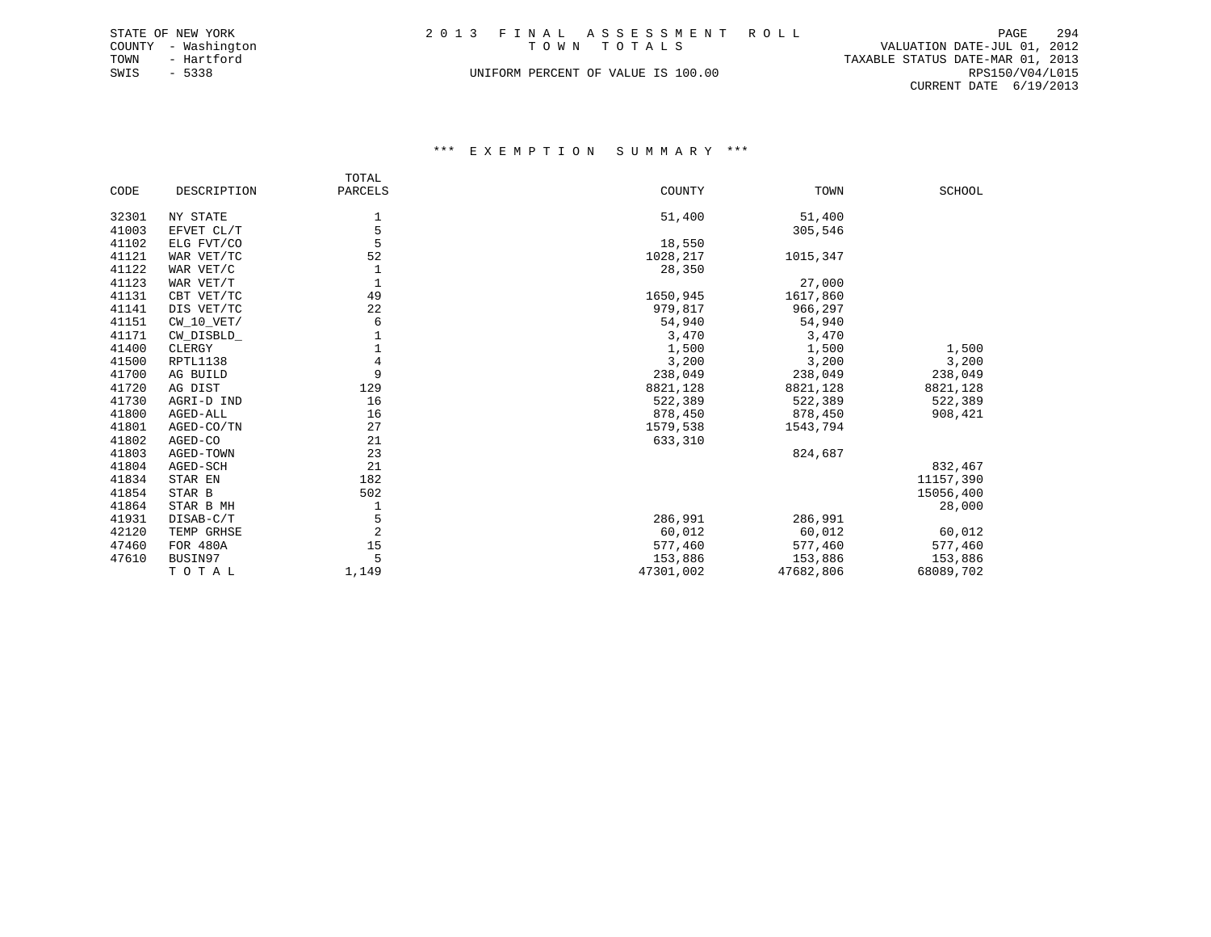STATE OF NEW YORK
COUNTY - Washington
TOWN - Hartford
SWIS - 5338

2 0 1 3 F I N A L A S S E S S M E N T R O L L
T O W N T O T A L S
UNIFORM PERCENT OF VALUE IS 100.00

VALUATION DATE-JUL 01, 2012
TAXABLE STATUS DATE-MAR 01, 2013
RPS150/V04/L015
CURRENT DATE 6/19/2013

### \*\*\* E X E M P T I O N S U M M A R Y \*\*\*

| CODE | DESCRIPTION | TOTAL PARCELS | COUNTY | TOWN | SCHOOL |
|---|---|---|---|---|---|
| 32301 | NY STATE | 1 | 51,400 | 51,400 | |
| 41003 | EFVET CL/T | 5 | | 305,546 | |
| 41102 | ELG FVT/CO | 5 | 18,550 | | |
| 41121 | WAR VET/TC | 52 | 1028,217 | 1015,347 | |
| 41122 | WAR VET/C | 1 | 28,350 | | |
| 41123 | WAR VET/T | 1 | | 27,000 | |
| 41131 | CBT VET/TC | 49 | 1650,945 | 1617,860 | |
| 41141 | DIS VET/TC | 22 | 979,817 | 966,297 | |
| 41151 | CW_10_VET/ | 6 | 54,940 | 54,940 | |
| 41171 | CW_DISBLD_ | 1 | 3,470 | 3,470 | |
| 41400 | CLERGY | 1 | 1,500 | 1,500 | 1,500 |
| 41500 | RPTL1138 | 4 | 3,200 | 3,200 | 3,200 |
| 41700 | AG BUILD | 9 | 238,049 | 238,049 | 238,049 |
| 41720 | AG DIST | 129 | 8821,128 | 8821,128 | 8821,128 |
| 41730 | AGRI-D IND | 16 | 522,389 | 522,389 | 522,389 |
| 41800 | AGED-ALL | 16 | 878,450 | 878,450 | 908,421 |
| 41801 | AGED-CO/TN | 27 | 1579,538 | 1543,794 | |
| 41802 | AGED-CO | 21 | 633,310 | | |
| 41803 | AGED-TOWN | 23 | | 824,687 | |
| 41804 | AGED-SCH | 21 | | | 832,467 |
| 41834 | STAR EN | 182 | | | 11157,390 |
| 41854 | STAR B | 502 | | | 15056,400 |
| 41864 | STAR B MH | 1 | | | 28,000 |
| 41931 | DISAB-C/T | 5 | 286,991 | 286,991 | |
| 42120 | TEMP GRHSE | 2 | 60,012 | 60,012 | 60,012 |
| 47460 | FOR 480A | 15 | 577,460 | 577,460 | 577,460 |
| 47610 | BUSIN97 | 5 | 153,886 | 153,886 | 153,886 |
| | T O T A L | 1,149 | 47301,002 | 47682,806 | 68089,702 |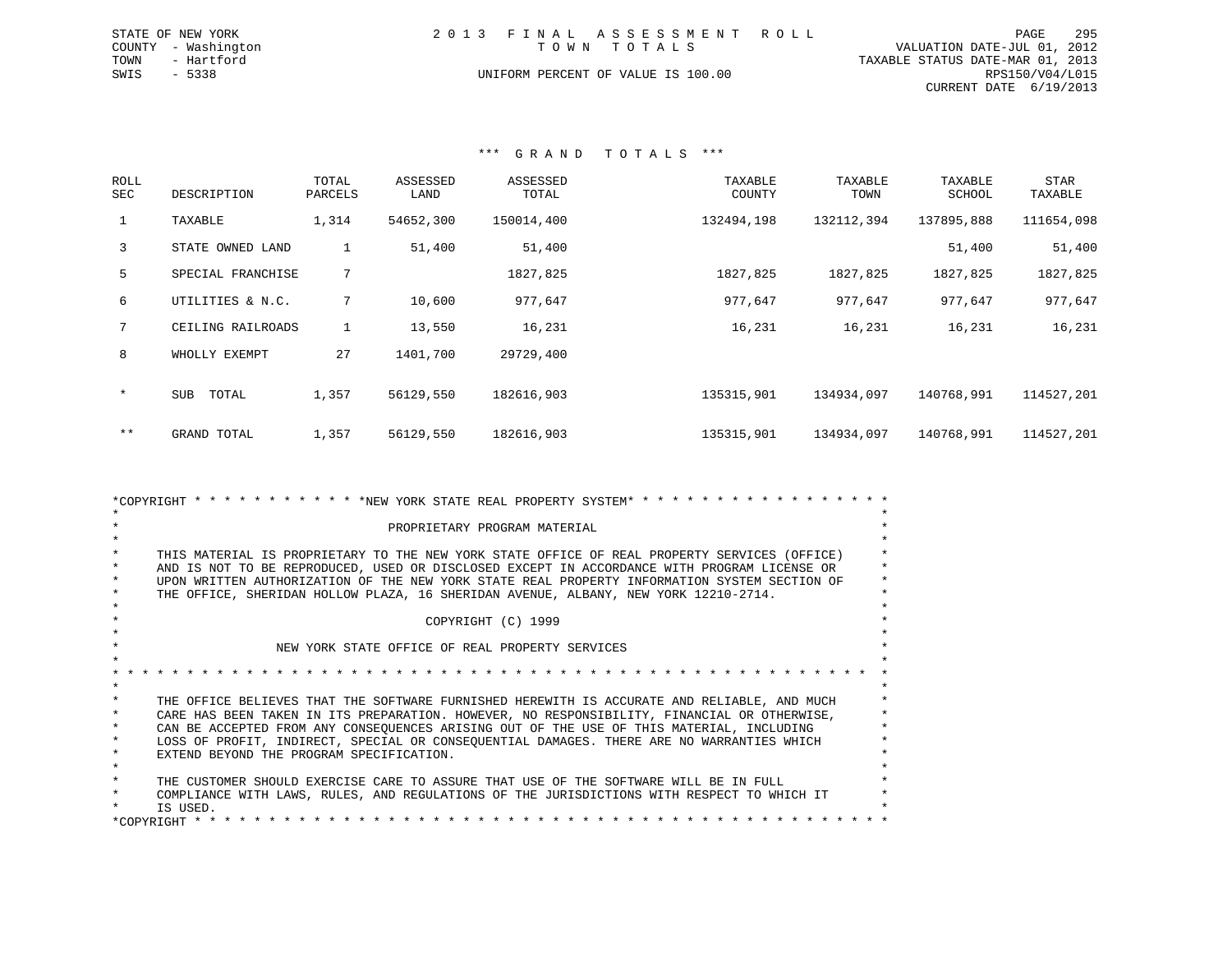STATE OF NEW YORK
COUNTY - Washington
TOWN - Hartford
SWIS - 5338

2 0 1 3  F I N A L  A S S E S S M E N T  R O L L
T O W N  T O T A L S
UNIFORM PERCENT OF VALUE IS 100.00

VALUATION DATE-JUL 01, 2012
TAXABLE STATUS DATE-MAR 01, 2013
RPS150/V04/L015
CURRENT DATE 6/19/2013

## *** G R A N D  T O T A L S ***

| ROLL SEC | DESCRIPTION | TOTAL PARCELS | ASSESSED LAND | ASSESSED TOTAL | TAXABLE COUNTY | TAXABLE TOWN | TAXABLE SCHOOL | STAR TAXABLE |
|---|---|---|---|---|---|---|---|---|
| 1 | TAXABLE | 1,314 | 54652,300 | 150014,400 | 132494,198 | 132112,394 | 137895,888 | 111654,098 |
| 3 | STATE OWNED LAND | 1 | 51,400 | 51,400 | | | 51,400 | 51,400 |
| 5 | SPECIAL FRANCHISE | 7 | | 1827,825 | 1827,825 | 1827,825 | 1827,825 | 1827,825 |
| 6 | UTILITIES & N.C. | 7 | 10,600 | 977,647 | 977,647 | 977,647 | 977,647 | 977,647 |
| 7 | CEILING RAILROADS | 1 | 13,550 | 16,231 | 16,231 | 16,231 | 16,231 | 16,231 |
| 8 | WHOLLY EXEMPT | 27 | 1401,700 | 29729,400 | | | | |
| * | SUB TOTAL | 1,357 | 56129,550 | 182616,903 | 135315,901 | 134934,097 | 140768,991 | 114527,201 |
| ** | GRAND TOTAL | 1,357 | 56129,550 | 182616,903 | 135315,901 | 134934,097 | 140768,991 | 114527,201 |

*COPYRIGHT * * * * * * * * * * * *NEW YORK STATE REAL PROPERTY SYSTEM* * * * * * * * * * * * * * * * * *

PROPRIETARY PROGRAM MATERIAL

THIS MATERIAL IS PROPRIETARY TO THE NEW YORK STATE OFFICE OF REAL PROPERTY SERVICES (OFFICE) AND IS NOT TO BE REPRODUCED, USED OR DISCLOSED EXCEPT IN ACCORDANCE WITH PROGRAM LICENSE OR UPON WRITTEN AUTHORIZATION OF THE NEW YORK STATE REAL PROPERTY INFORMATION SYSTEM SECTION OF THE OFFICE, SHERIDAN HOLLOW PLAZA, 16 SHERIDAN AVENUE, ALBANY, NEW YORK 12210-2714.

COPYRIGHT (C) 1999

NEW YORK STATE OFFICE OF REAL PROPERTY SERVICES

THE OFFICE BELIEVES THAT THE SOFTWARE FURNISHED HEREWITH IS ACCURATE AND RELIABLE, AND MUCH CARE HAS BEEN TAKEN IN ITS PREPARATION. HOWEVER, NO RESPONSIBILITY, FINANCIAL OR OTHERWISE, CAN BE ACCEPTED FROM ANY CONSEQUENCES ARISING OUT OF THE USE OF THIS MATERIAL, INCLUDING LOSS OF PROFIT, INDIRECT, SPECIAL OR CONSEQUENTIAL DAMAGES. THERE ARE NO WARRANTIES WHICH EXTEND BEYOND THE PROGRAM SPECIFICATION.

THE CUSTOMER SHOULD EXERCISE CARE TO ASSURE THAT USE OF THE SOFTWARE WILL BE IN FULL COMPLIANCE WITH LAWS, RULES, AND REGULATIONS OF THE JURISDICTIONS WITH RESPECT TO WHICH IT IS USED.

*COPYRIGHT * * * * * * * * * * * * * * * * * * * * * * * * * * * * * * * * * * * * * * * * * * * * * * *